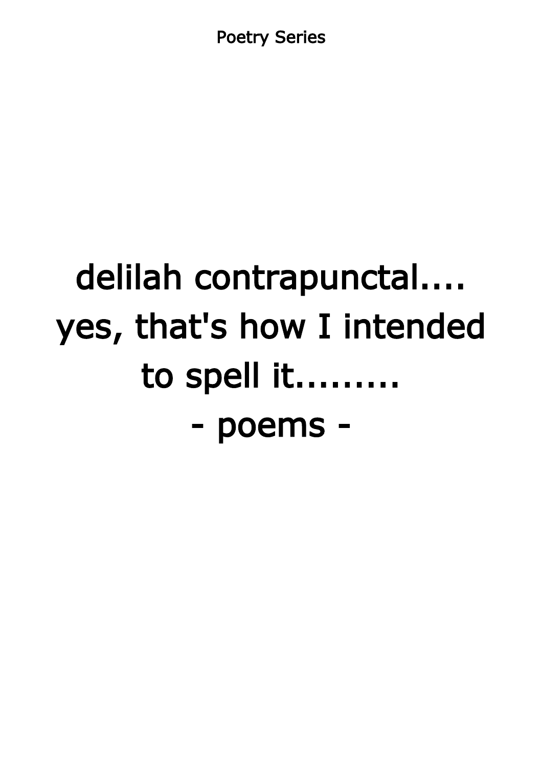Poetry Series

# delilah contrapunctal.... yes, that's how I intended to spell it......... - poems -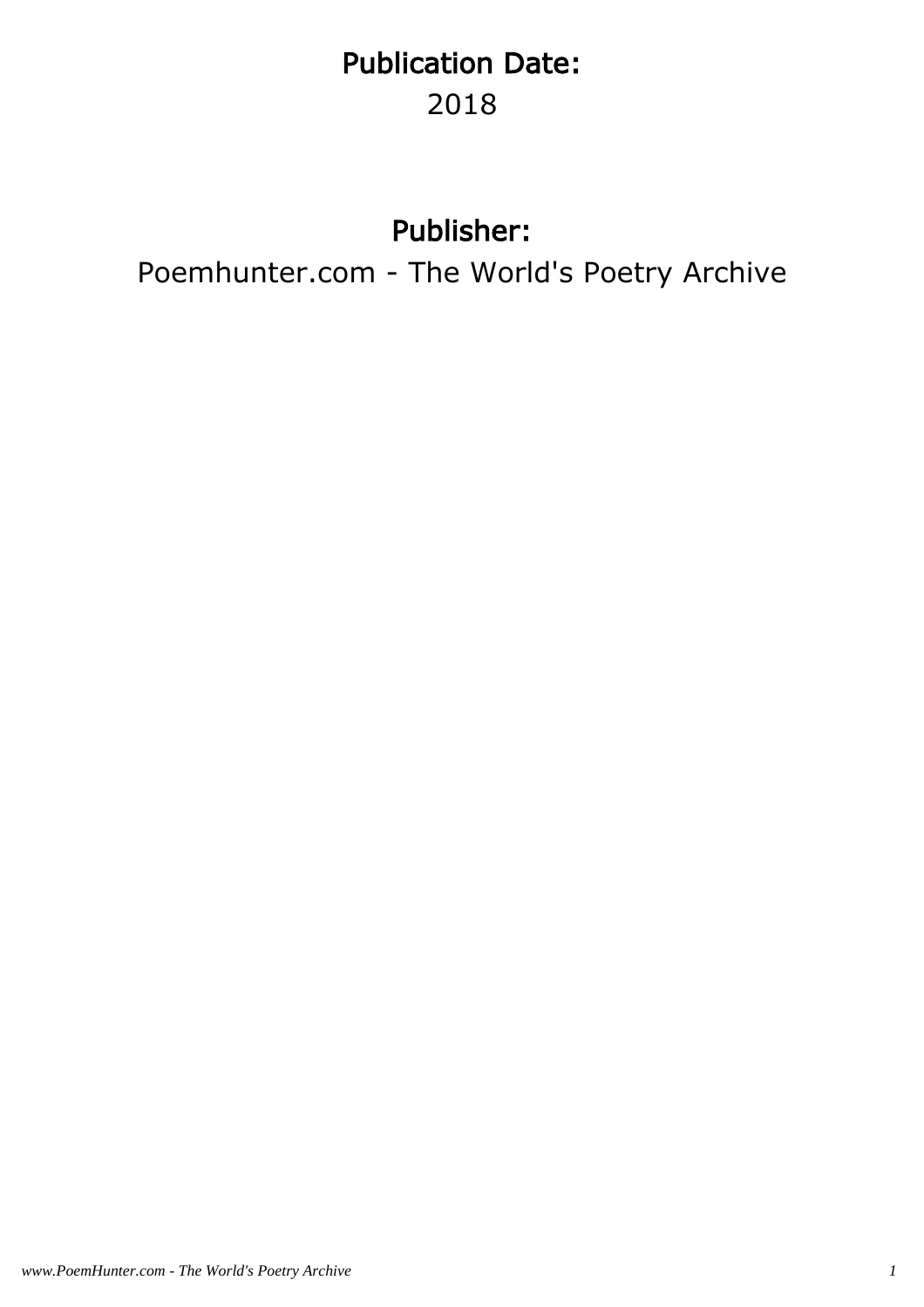## Publication Date:

2018

## Publisher:

Poemhunter.com - The World's Poetry Archive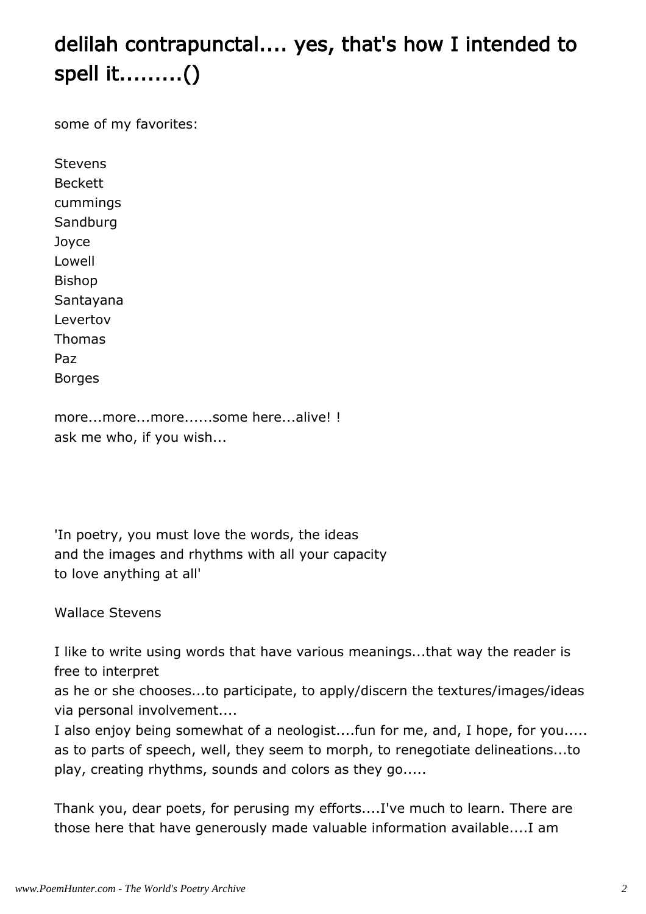# delilah contrapunctal.... yes, that's how I intended to spell it.........()

some of my favorites:

Stevens
Beckett
cummings
Sandburg
Joyce
Lowell
Bishop
Santayana
Levertov
Thomas
Paz
Borges

more...more...more......some here...alive! !
ask me who, if you wish...

'In poetry, you must love the words, the ideas
and the images and rhythms with all your capacity
to love anything at all'

Wallace Stevens

I like to write using words that have various meanings...that way the reader is free to interpret
as he or she chooses...to participate, to apply/discern the textures/images/ideas via personal involvement....
I also enjoy being somewhat of a neologist....fun for me, and, I hope, for you.....
as to parts of speech, well, they seem to morph, to renegotiate delineations...to play, creating rhythms, sounds and colors as they go.....

Thank you, dear poets, for perusing my efforts....I've much to learn. There are those here that have generously made valuable information available....I am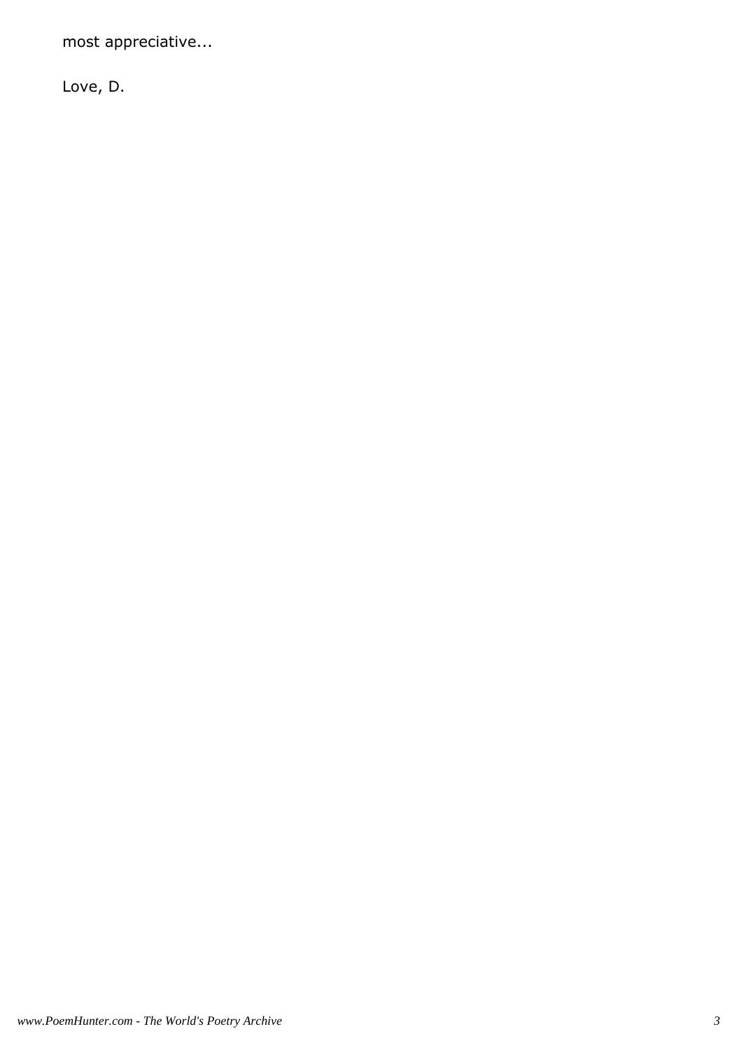most appreciative...

Love, D.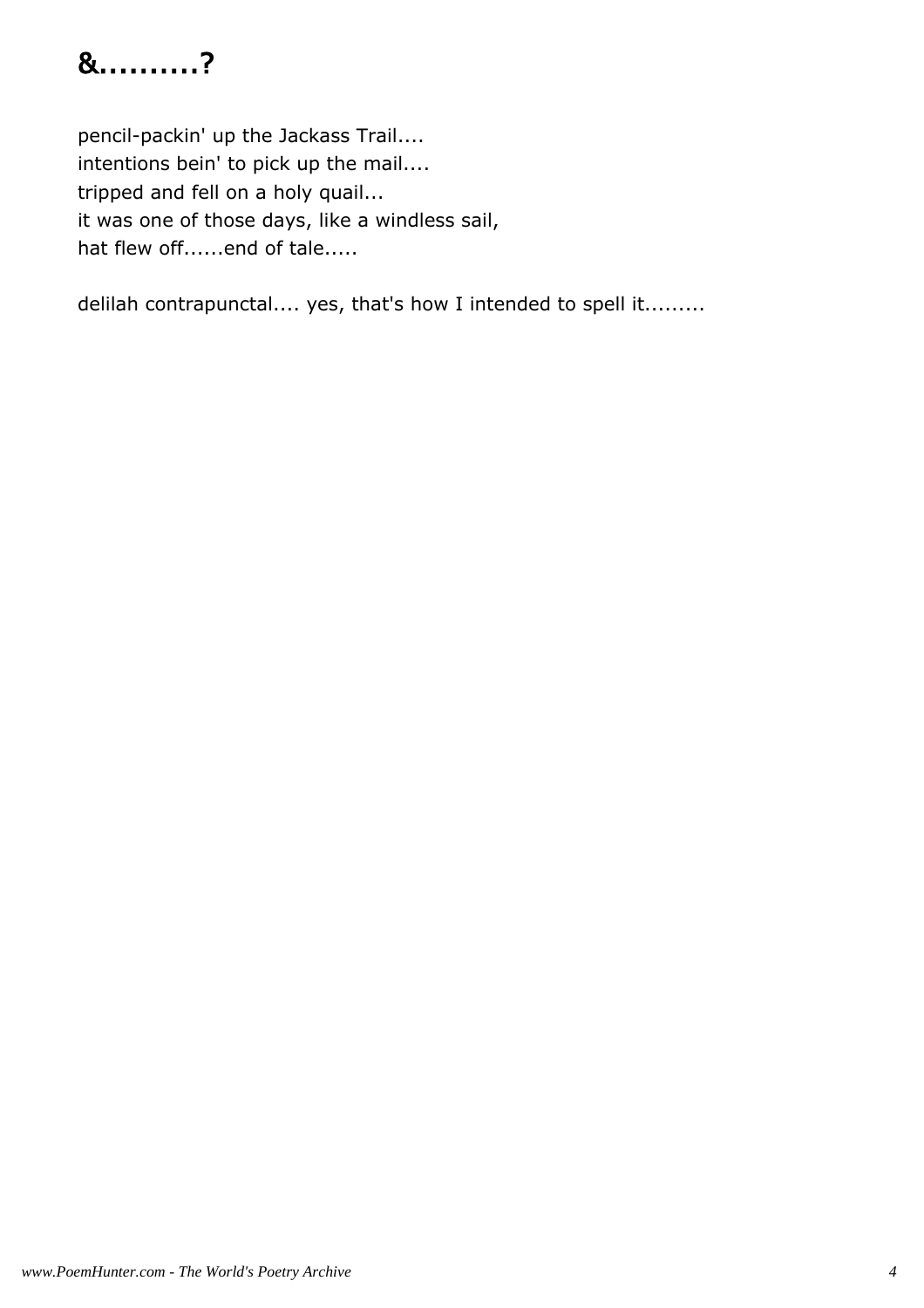## &.........?

pencil-packin' up the Jackass Trail....
intentions bein' to pick up the mail....
tripped and fell on a holy quail...
it was one of those days, like a windless sail,
hat flew off......end of tale.....

delilah contrapunctal.... yes, that's how I intended to spell it.........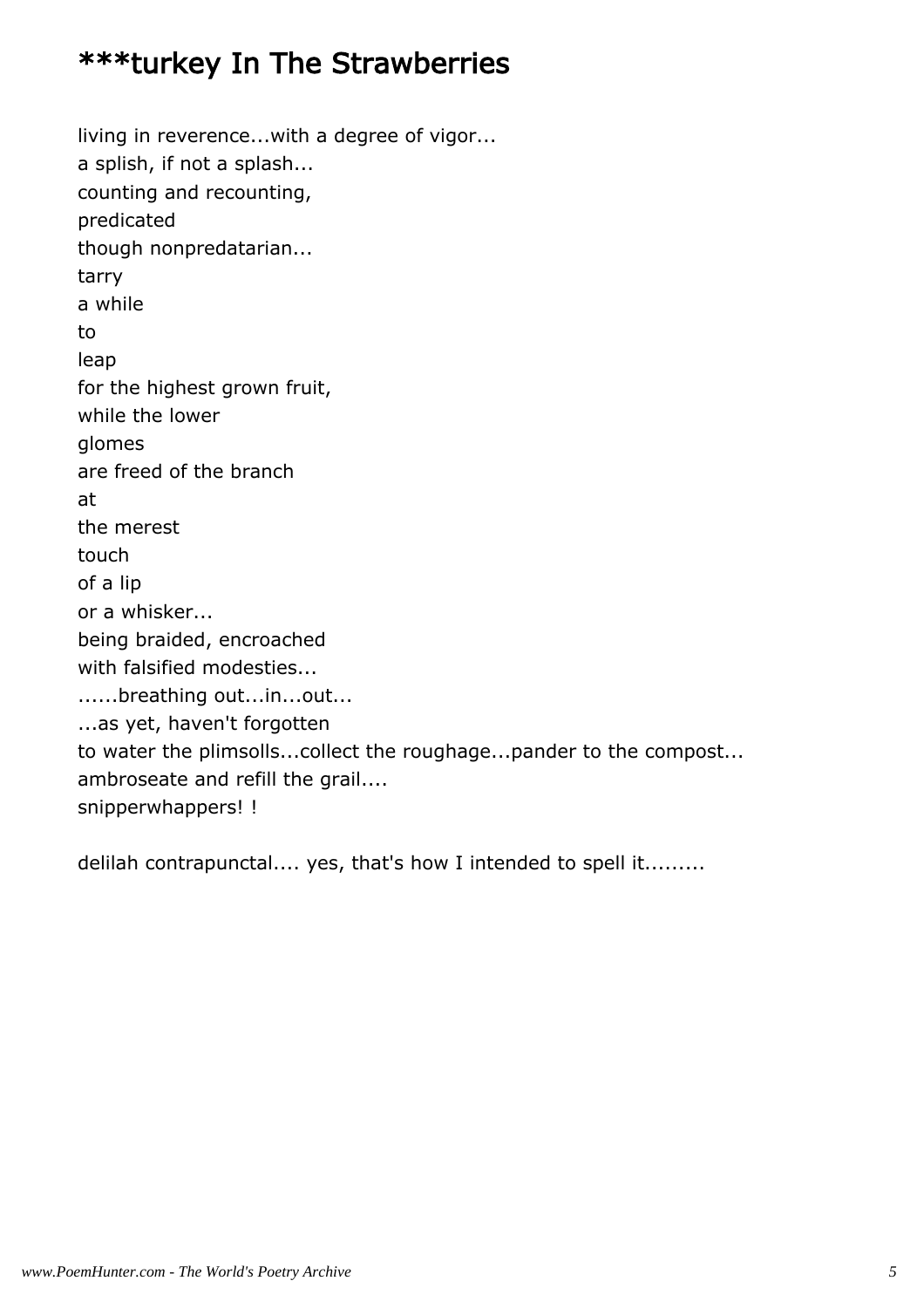# ***turkey In The Strawberries

living in reverence...with a degree of vigor...
a splish, if not a splash...
counting and recounting,
predicated
though nonpredatarian...
tarry
a while
to
leap
for the highest grown fruit,
while the lower
glomes
are freed of the branch
at
the merest
touch
of a lip
or a whisker...
being braided, encroached
with falsified modesties...
......breathing out...in...out...
...as yet, haven't forgotten
to water the plimsolls...collect the roughage...pander to the compost...
ambroseate and refill the grail....
snipperwhappers! !

delilah contrapunctal.... yes, that's how I intended to spell it.........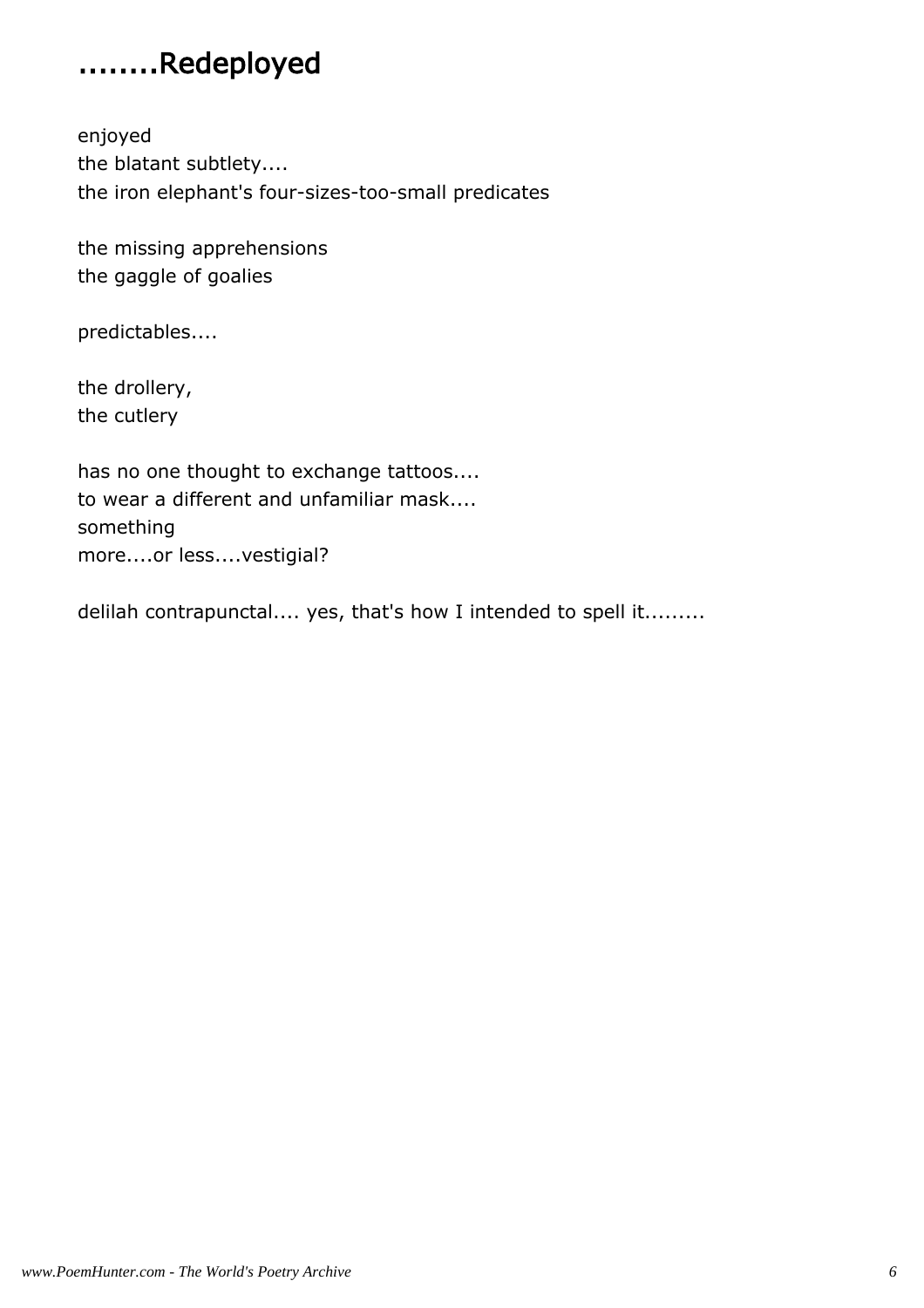## ........Redeployed

enjoyed  
the blatant subtlety....  
the iron elephant's four-sizes-too-small predicates

the missing apprehensions  
the gaggle of goalies

predictables....

the drollery,  
the cutlery

has no one thought to exchange tattoos....  
to wear a different and unfamiliar mask....  
something  
more....or less....vestigial?

delilah contrapunctal.... yes, that's how I intended to spell it.........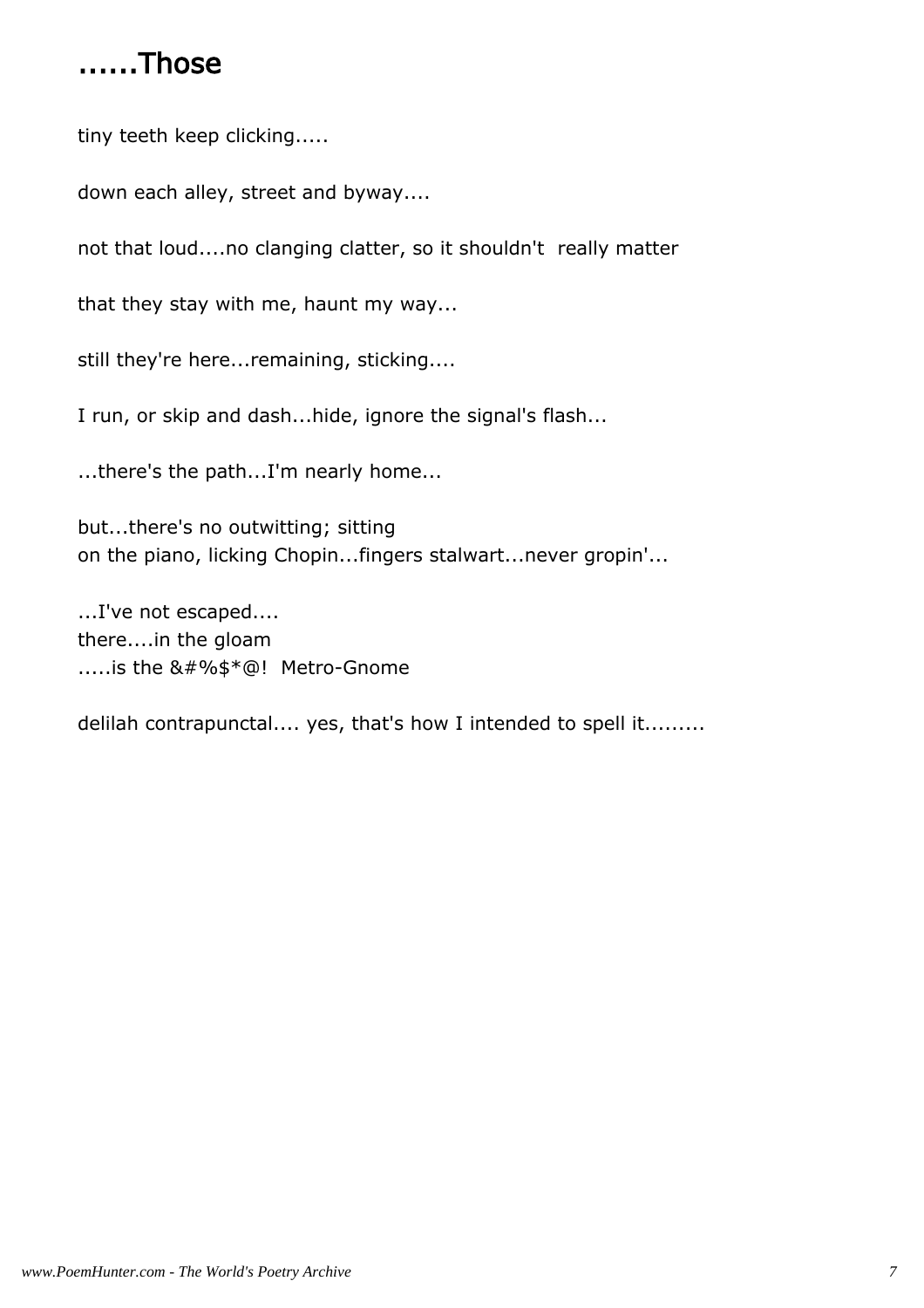## ......Those

tiny teeth keep clicking.....

down each alley, street and byway....

not that loud....no clanging clatter, so it shouldn't  really matter

that they stay with me, haunt my way...

still they're here...remaining, sticking....

I run, or skip and dash...hide, ignore the signal's flash...

...there's the path...I'm nearly home...

but...there's no outwitting; sitting  
on the piano, licking Chopin...fingers stalwart...never gropin'...

...I've not escaped....  
there....in the gloam  
.....is the &#%$*@!  Metro-Gnome

delilah contrapunctal.... yes, that's how I intended to spell it.........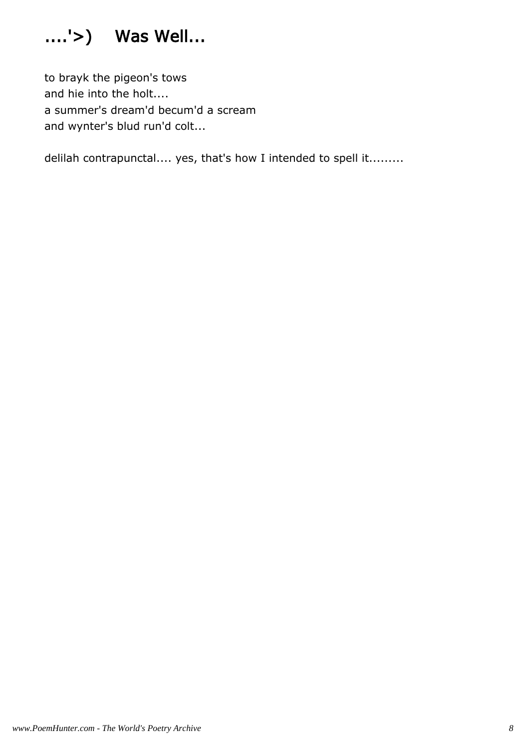# ....'>) Was Well...

to brayk the pigeon's tows  
and hie into the holt....  
a summer's dream'd becum'd a scream  
and wynter's blud run'd colt...

delilah contrapunctal.... yes, that's how I intended to spell it.........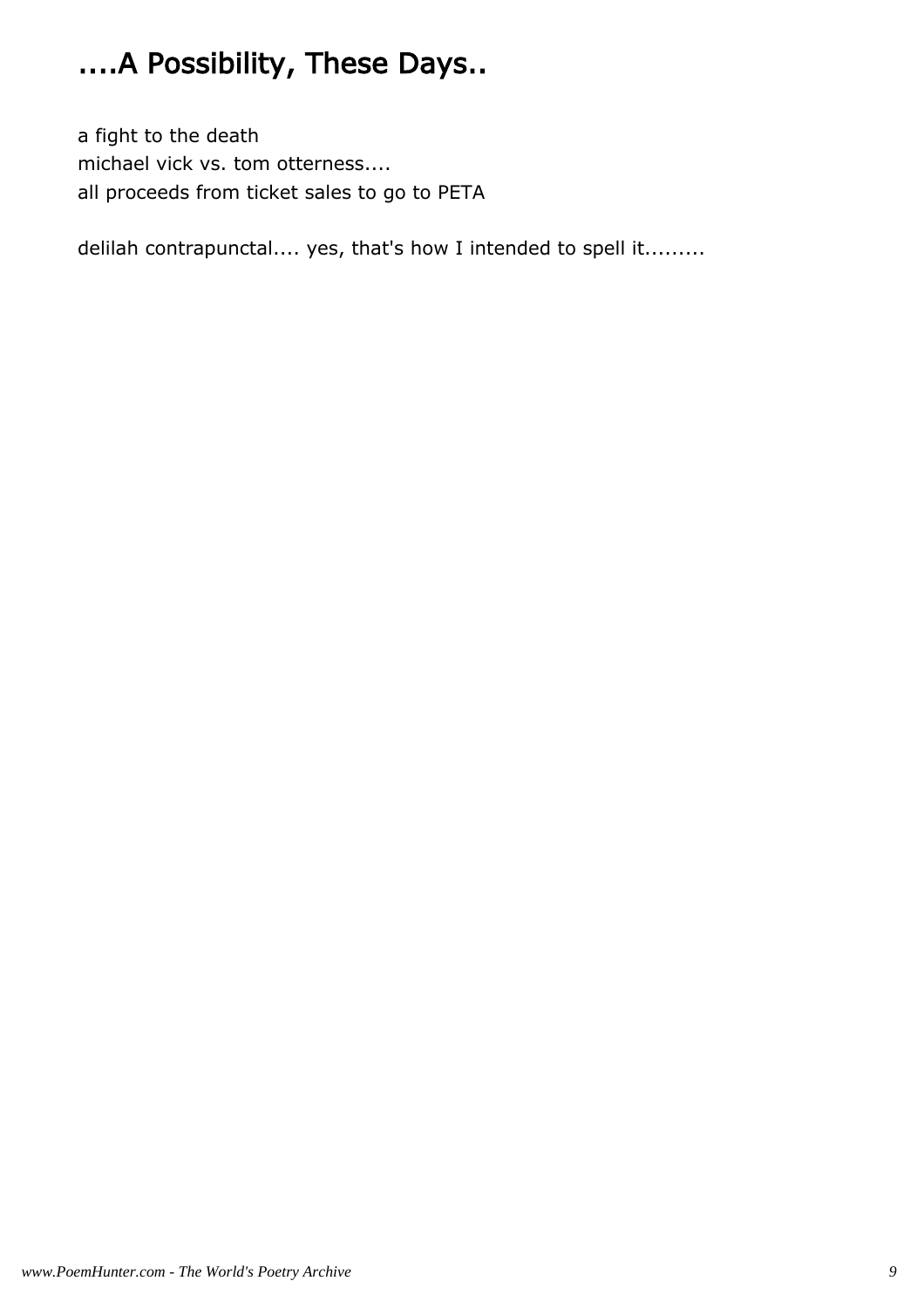# ....A Possibility, These Days..

a fight to the death  
michael vick vs. tom otterness....  
all proceeds from ticket sales to go to PETA

delilah contrapunctal.... yes, that's how I intended to spell it.........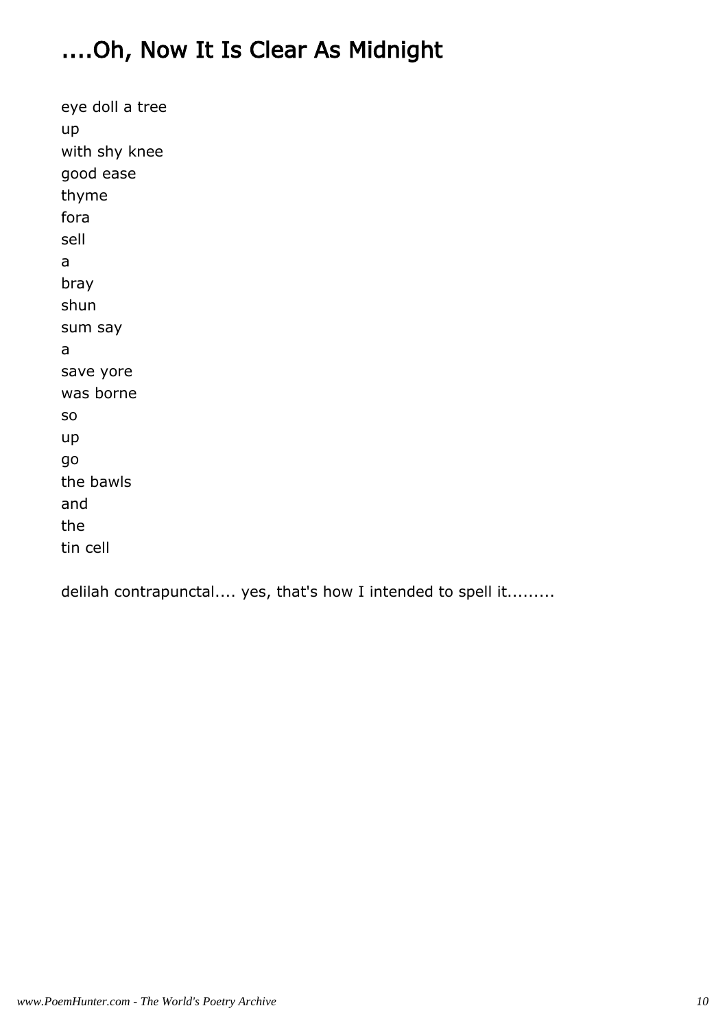# ....Oh, Now It Is Clear As Midnight

eye doll a tree  
up  
with shy knee  
good ease  
thyme  
fora  
sell  
a  
bray  
shun  
sum say  
a  
save yore  
was borne  
so  
up  
go  
the bawls  
and  
the  
tin cell

delilah contrapunctal.... yes, that's how I intended to spell it.........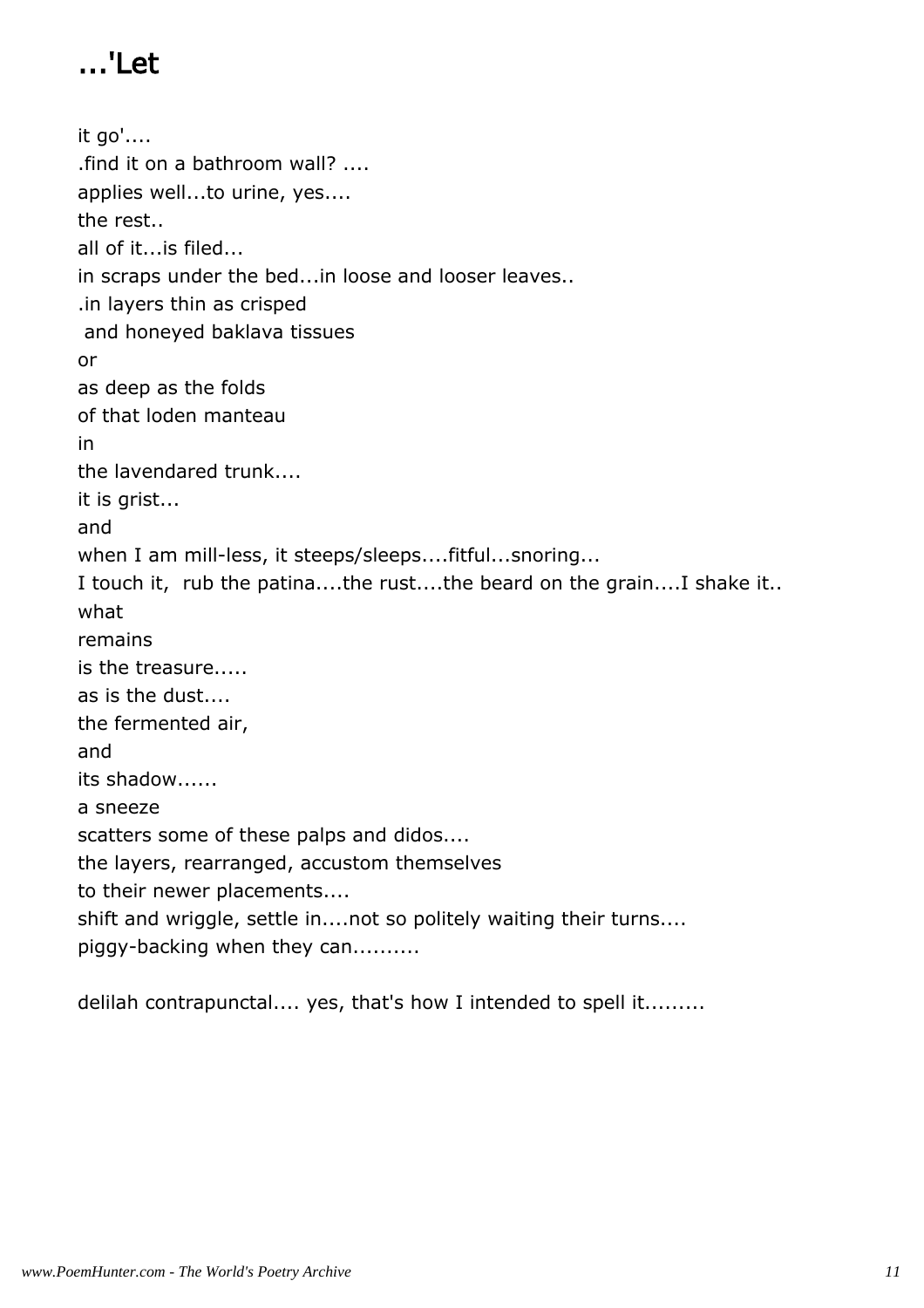# ...'Let

it go'....  
.find it on a bathroom wall? ....  
applies well...to urine, yes....  
the rest..  
all of it...is filed...  
in scraps under the bed...in loose and looser leaves..  
.in layers thin as crisped  
 and honeyed baklava tissues  
or  
as deep as the folds  
of that loden manteau  
in  
the lavendared trunk....  
it is grist...  
and  
when I am mill-less, it steeps/sleeps....fitful...snoring...  
I touch it,  rub the patina....the rust....the beard on the grain....I shake it..  
what  
remains  
is the treasure.....  
as is the dust....  
the fermented air,  
and  
its shadow......  
a sneeze  
scatters some of these palps and didos....  
the layers, rearranged, accustom themselves  
to their newer placements....  
shift and wriggle, settle in....not so politely waiting their turns....  
piggy-backing when they can..........

delilah contrapunctal.... yes, that's how I intended to spell it.........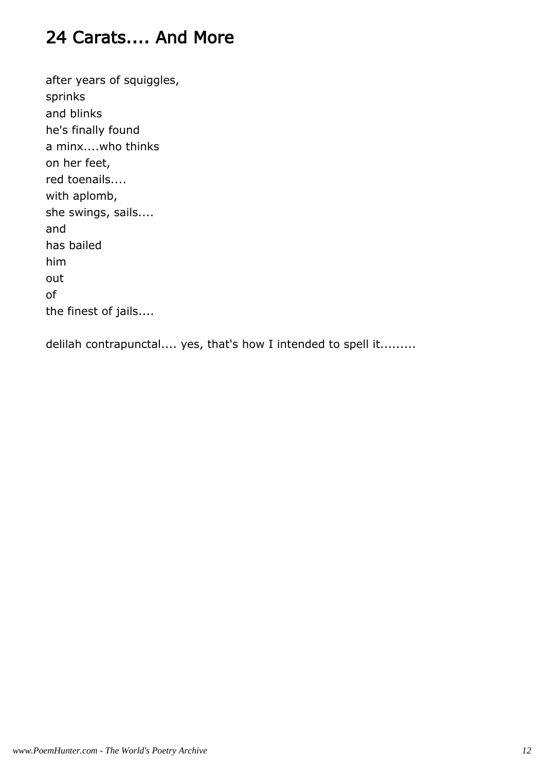## 24 Carats.... And More

after years of squiggles,  
sprinks  
and blinks  
he's finally found  
a minx....who thinks  
on her feet,  
red toenails....  
with aplomb,  
she swings, sails....  
and  
has bailed  
him  
out  
of  
the finest of jails....

delilah contrapunctal.... yes, that's how I intended to spell it.........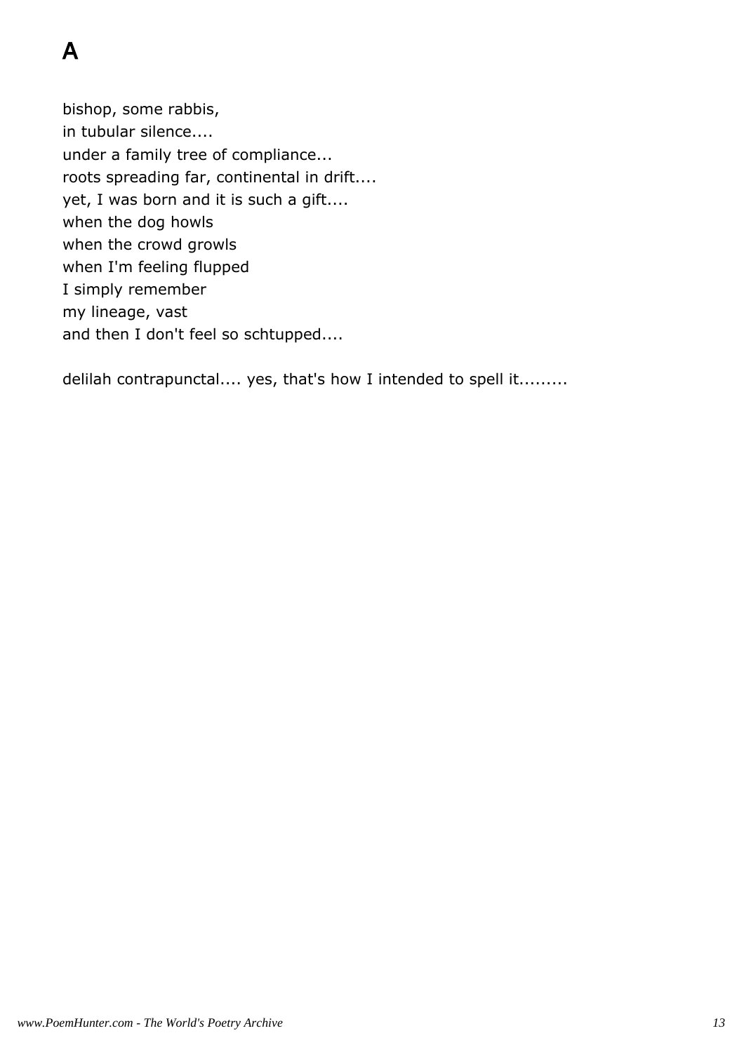# A

bishop, some rabbis,
in tubular silence....
under a family tree of compliance...
roots spreading far, continental in drift....
yet, I was born and it is such a gift....
when the dog howls
when the crowd growls
when I'm feeling flupped
I simply remember
my lineage, vast
and then I don't feel so schtupped....

delilah contrapunctal.... yes, that's how I intended to spell it.........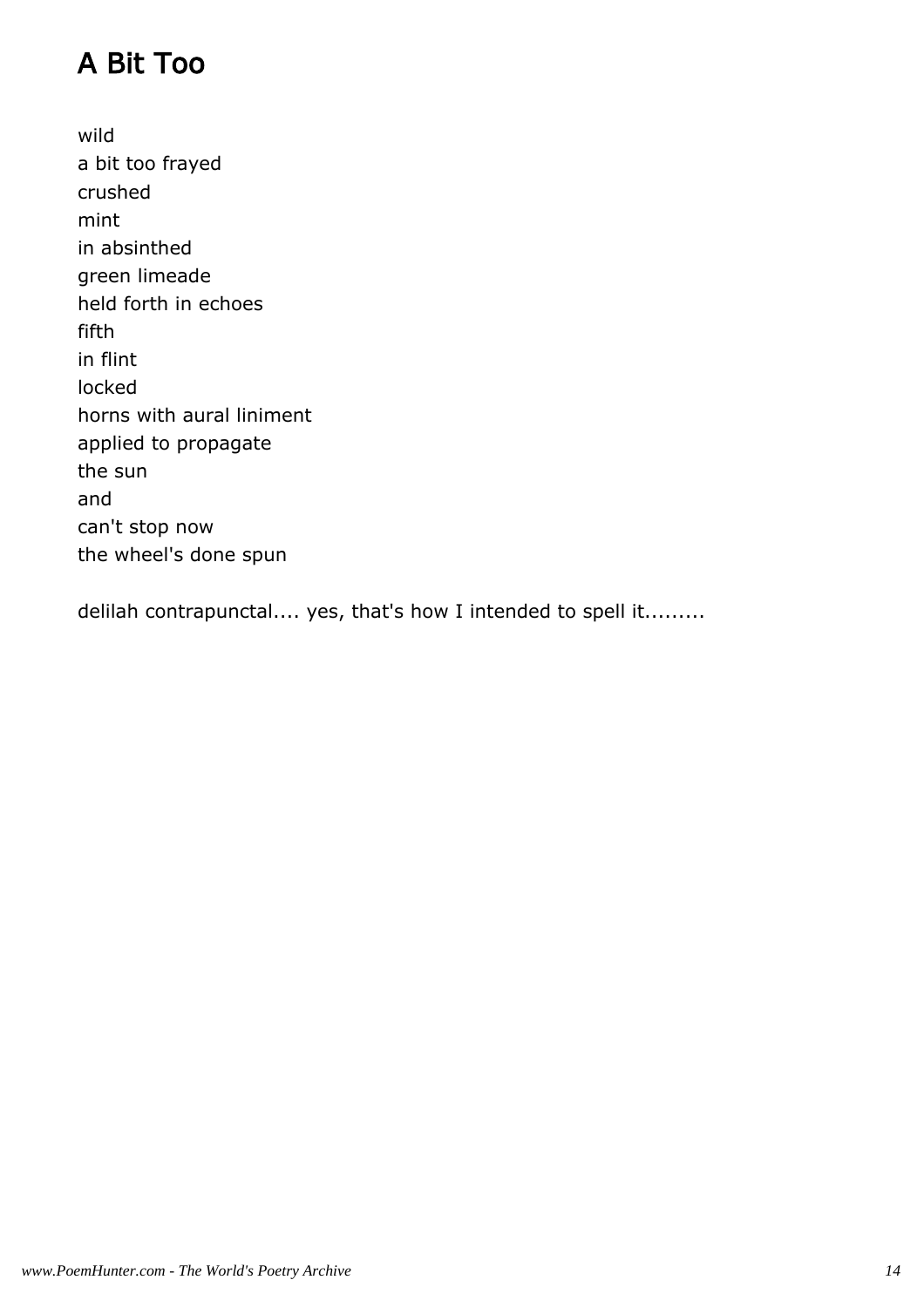# A Bit Too

wild  
a bit too frayed  
crushed  
mint  
in absinthed  
green limeade  
held forth in echoes  
fifth  
in flint  
locked  
horns with aural liniment  
applied to propagate  
the sun  
and  
can't stop now  
the wheel's done spun

delilah contrapunctal.... yes, that's how I intended to spell it.........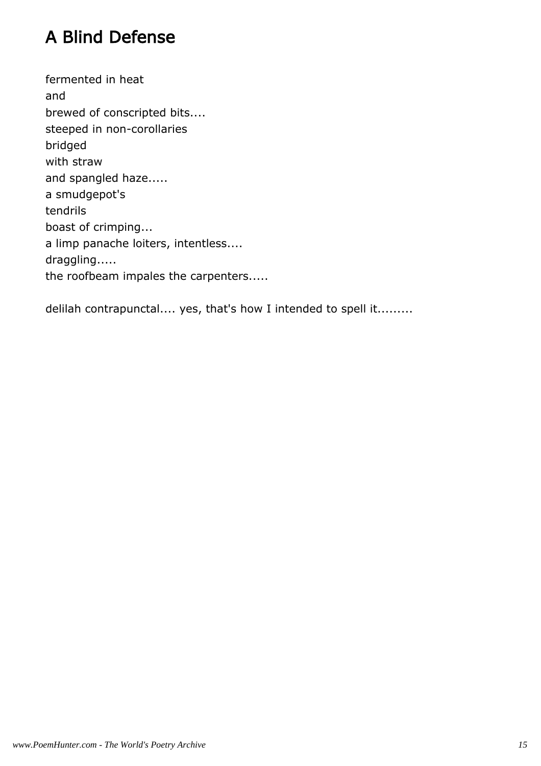# A Blind Defense

fermented in heat
and
brewed of conscripted bits....
steeped in non-corollaries
bridged
with straw
and spangled haze.....
a smudgepot's
tendrils
boast of crimping...
a limp panache loiters, intentless....
draggling.....
the roofbeam impales the carpenters.....

delilah contrapunctal.... yes, that's how I intended to spell it.........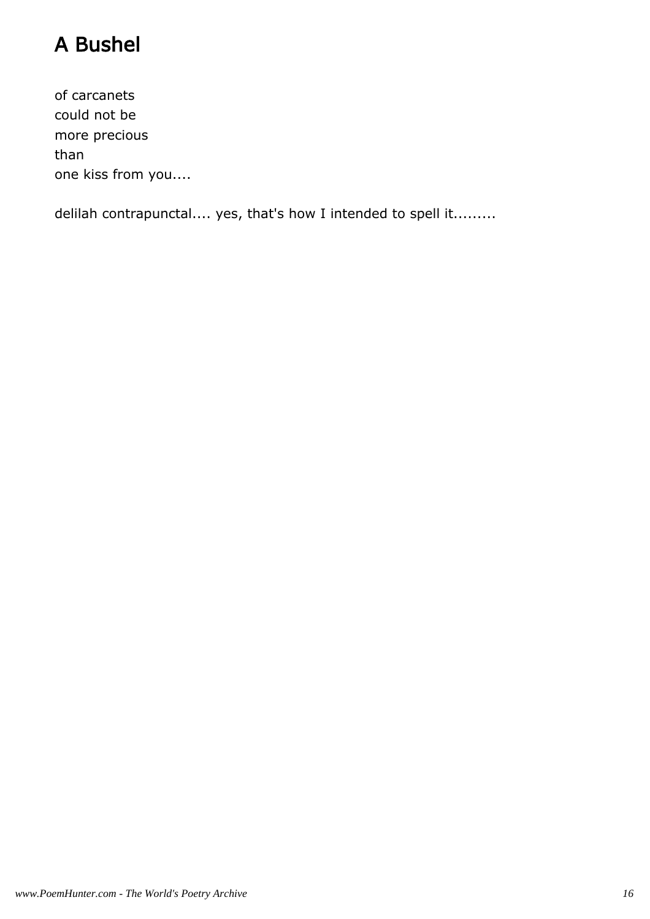# A Bushel

of carcanets
could not be
more precious
than
one kiss from you....

delilah contrapunctal.... yes, that's how I intended to spell it.........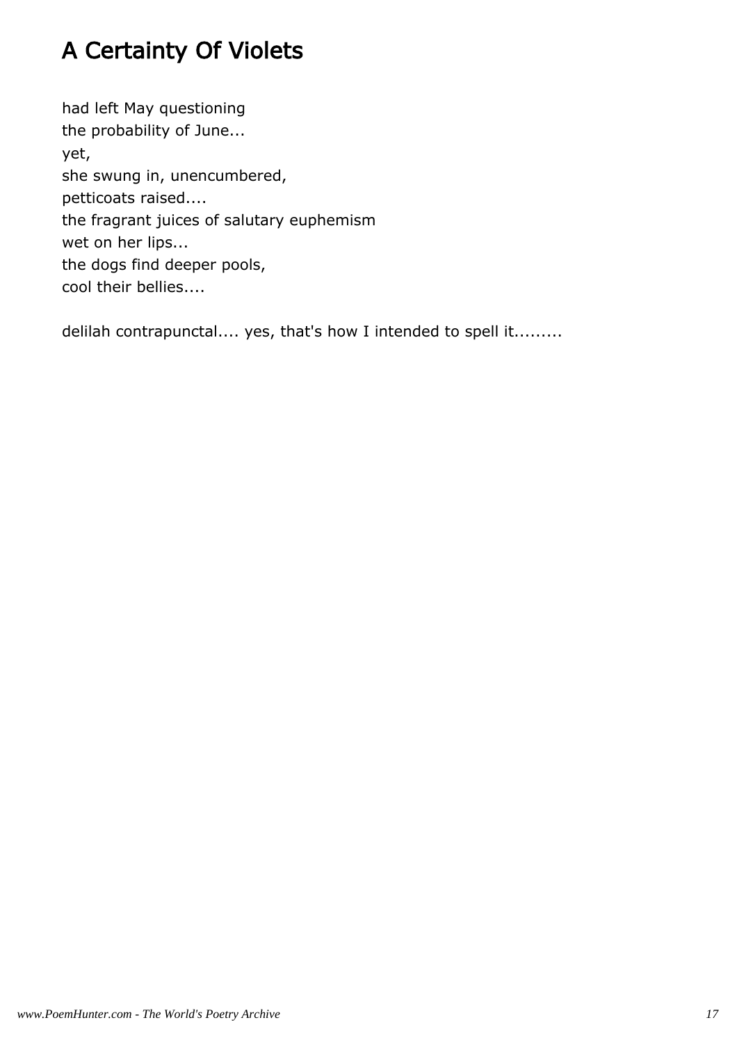# A Certainty Of Violets

had left May questioning
the probability of June...
yet,
she swung in, unencumbered,
petticoats raised....
the fragrant juices of salutary euphemism
wet on her lips...
the dogs find deeper pools,
cool their bellies....

delilah contrapunctal.... yes, that's how I intended to spell it.........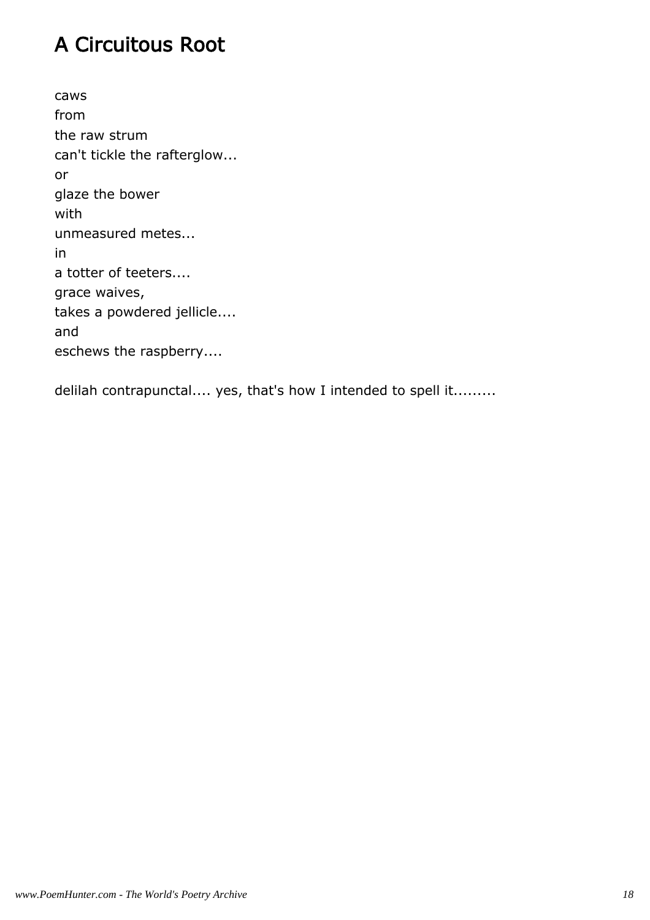# A Circuitous Root

caws
from
the raw strum
can't tickle the rafterglow...
or
glaze the bower
with
unmeasured metes...
in
a totter of teeters....
grace waives,
takes a powdered jellicle....
and
eschews the raspberry....

delilah contrapunctal.... yes, that's how I intended to spell it.........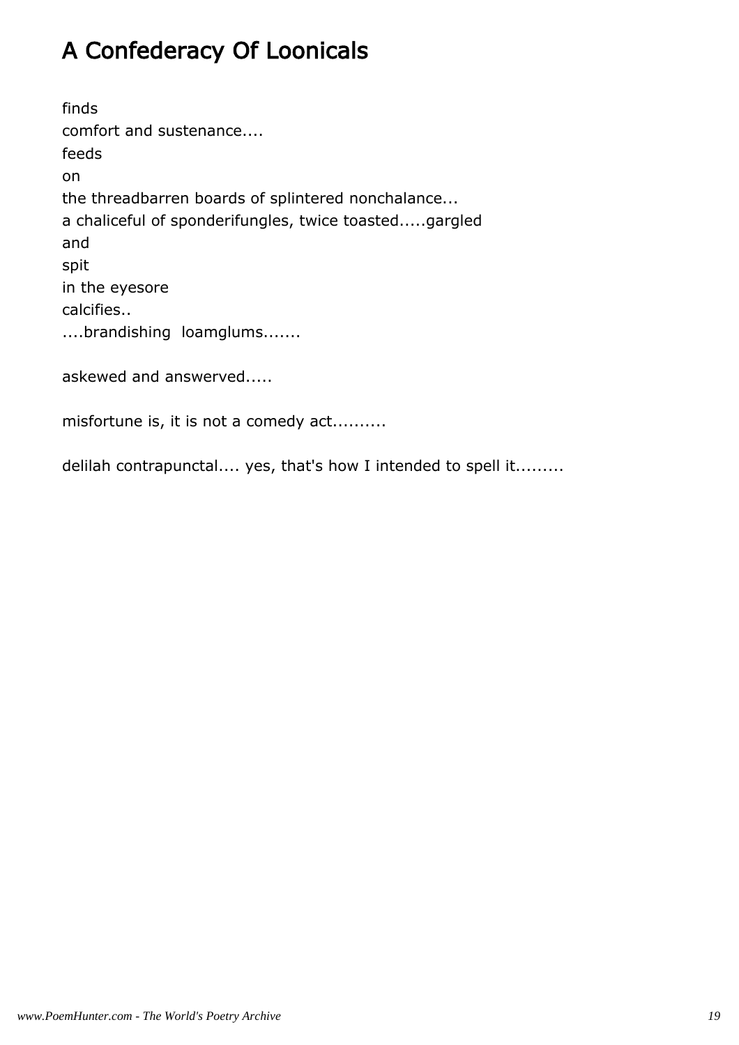# A Confederacy Of Loonicals

finds
comfort and sustenance....
feeds
on
the threadbarren boards of splintered nonchalance...
a chaliceful of sponderifungles, twice toasted.....gargled
and
spit
in the eyesore
calcifies..
....brandishing  loamglums.......

askewed and answerved.....

misfortune is, it is not a comedy act..........

delilah contrapunctal.... yes, that's how I intended to spell it.........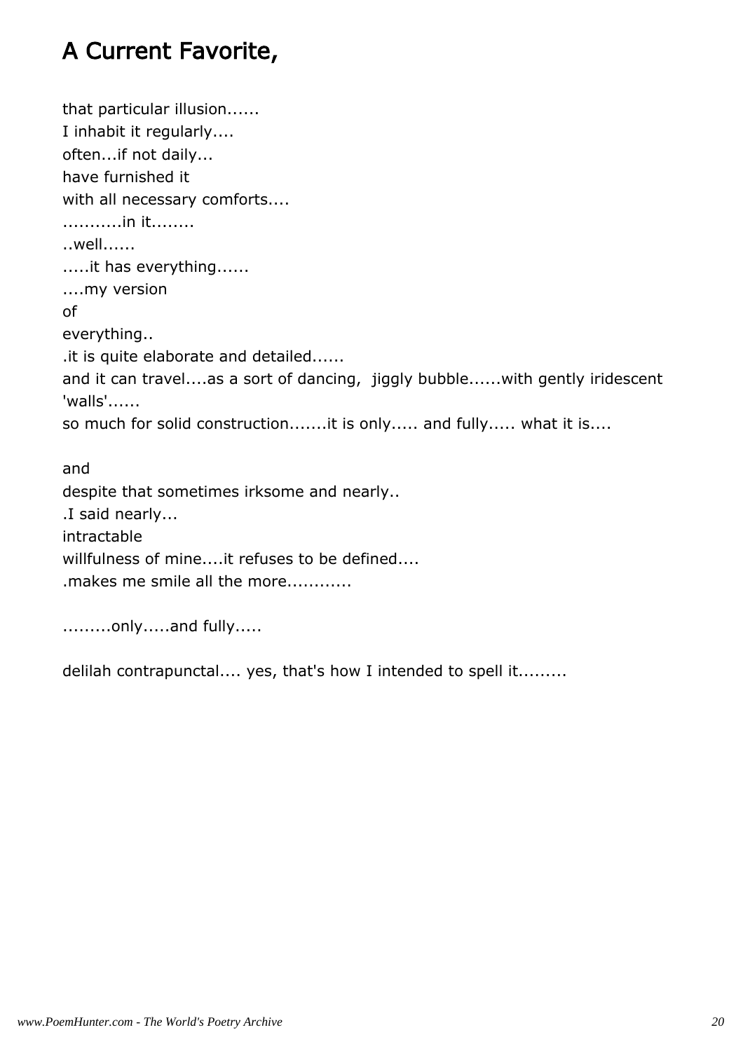# A Current Favorite,

that particular illusion......
I inhabit it regularly....
often...if not daily...
have furnished it
with all necessary comforts....
...........in it........
..well......
.....it has everything......
....my version
of
everything..
.it is quite elaborate and detailed......
and it can travel....as a sort of dancing,  jiggly bubble......with gently iridescent 'walls'......
so much for solid construction.......it is only..... and fully..... what it is....

and
despite that sometimes irksome and nearly..
.I said nearly...
intractable
willfulness of mine....it refuses to be defined....
.makes me smile all the more............

.........only.....and fully.....

delilah contrapunctal.... yes, that's how I intended to spell it.........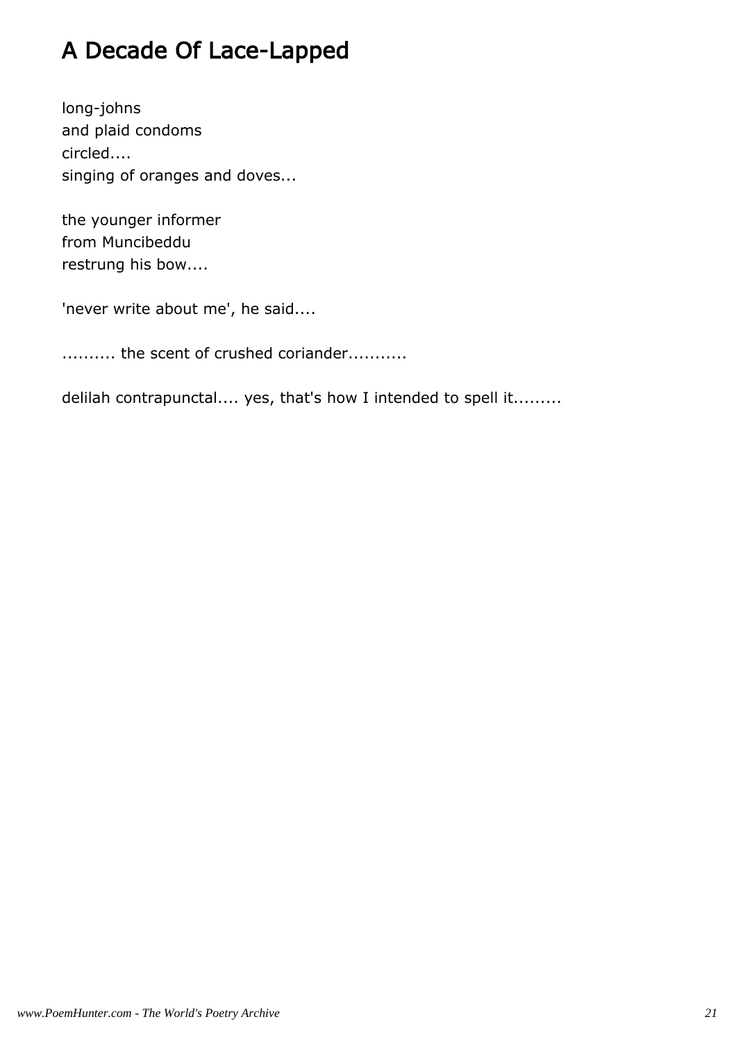# A Decade Of Lace-Lapped

long-johns
and plaid condoms
circled....
singing of oranges and doves...

the younger informer
from Muncibeddu
restrung his bow....

'never write about me', he said....

.......... the scent of crushed coriander...........

delilah contrapunctal.... yes, that's how I intended to spell it.........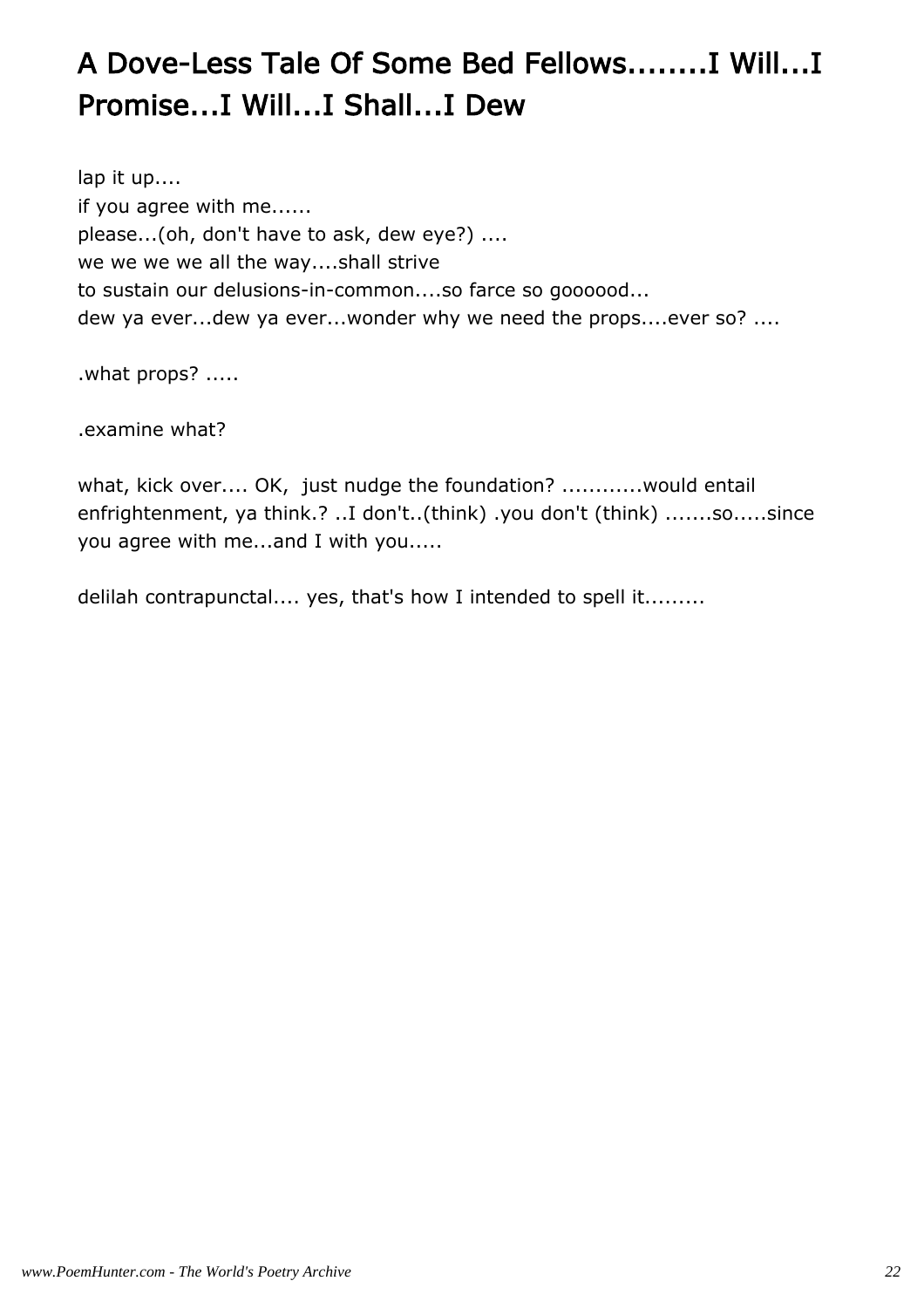# A Dove-Less Tale Of Some Bed Fellows........I Will...I Promise...I Will...I Shall...I Dew

lap it up....
if you agree with me......
please...(oh, don't have to ask, dew eye?) ....
we we we we all the way....shall strive
to sustain our delusions-in-common....so farce so goooood...
dew ya ever...dew ya ever...wonder why we need the props....ever so? ....

.what props? .....

.examine what?

what, kick over.... OK, just nudge the foundation? ............would entail enfrightenment, ya think.? ..I don't..(think) .you don't (think) .......so.....since you agree with me...and I with you.....

delilah contrapunctal.... yes, that's how I intended to spell it.........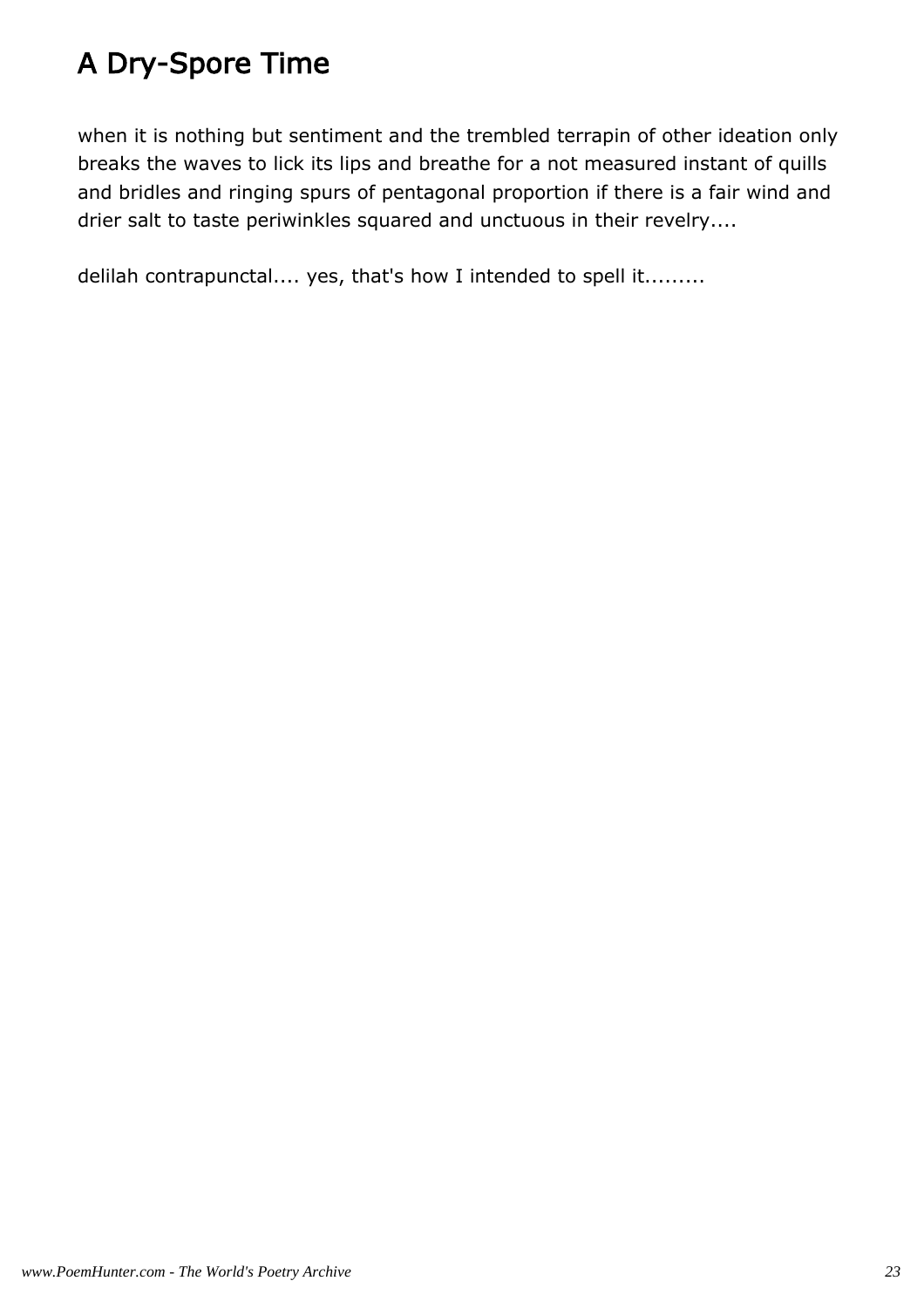# A Dry-Spore Time

when it is nothing but sentiment and the trembled terrapin of other ideation only breaks the waves to lick its lips and breathe for a not measured instant of quills and bridles and ringing spurs of pentagonal proportion if there is a fair wind and drier salt to taste periwinkles squared and unctuous in their revelry....

delilah contrapunctal.... yes, that's how I intended to spell it.........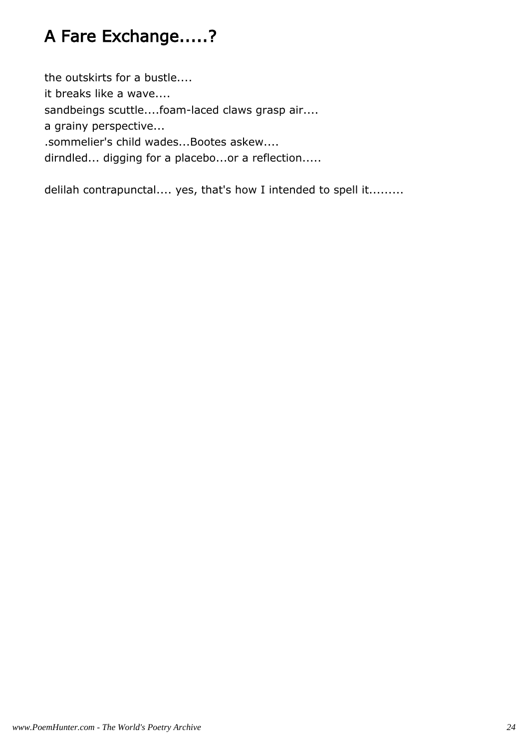# A Fare Exchange.....?

the outskirts for a bustle....
it breaks like a wave....
sandbeings scuttle....foam-laced claws grasp air....
a grainy perspective...
.sommelier's child wades...Bootes askew....
dirndled... digging for a placebo...or a reflection.....

delilah contrapunctal.... yes, that's how I intended to spell it.........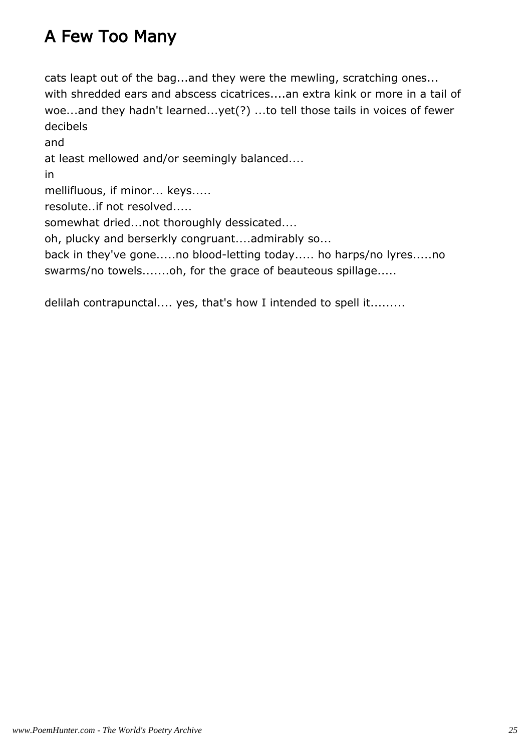# A Few Too Many

cats leapt out of the bag...and they were the mewling, scratching ones...
with shredded ears and abscess cicatrices....an extra kink or more in a tail of woe...and they hadn't learned...yet(?) ...to tell those tails in voices of fewer decibels
and
at least mellowed and/or seemingly balanced....
in
mellifluous, if minor... keys.....
resolute..if not resolved.....
somewhat dried...not thoroughly dessicated....
oh, plucky and berserkly congruant....admirably so...
back in they've gone.....no blood-letting today..... ho harps/no lyres.....no swarms/no towels.......oh, for the grace of beauteous spillage.....

delilah contrapunctal.... yes, that's how I intended to spell it.........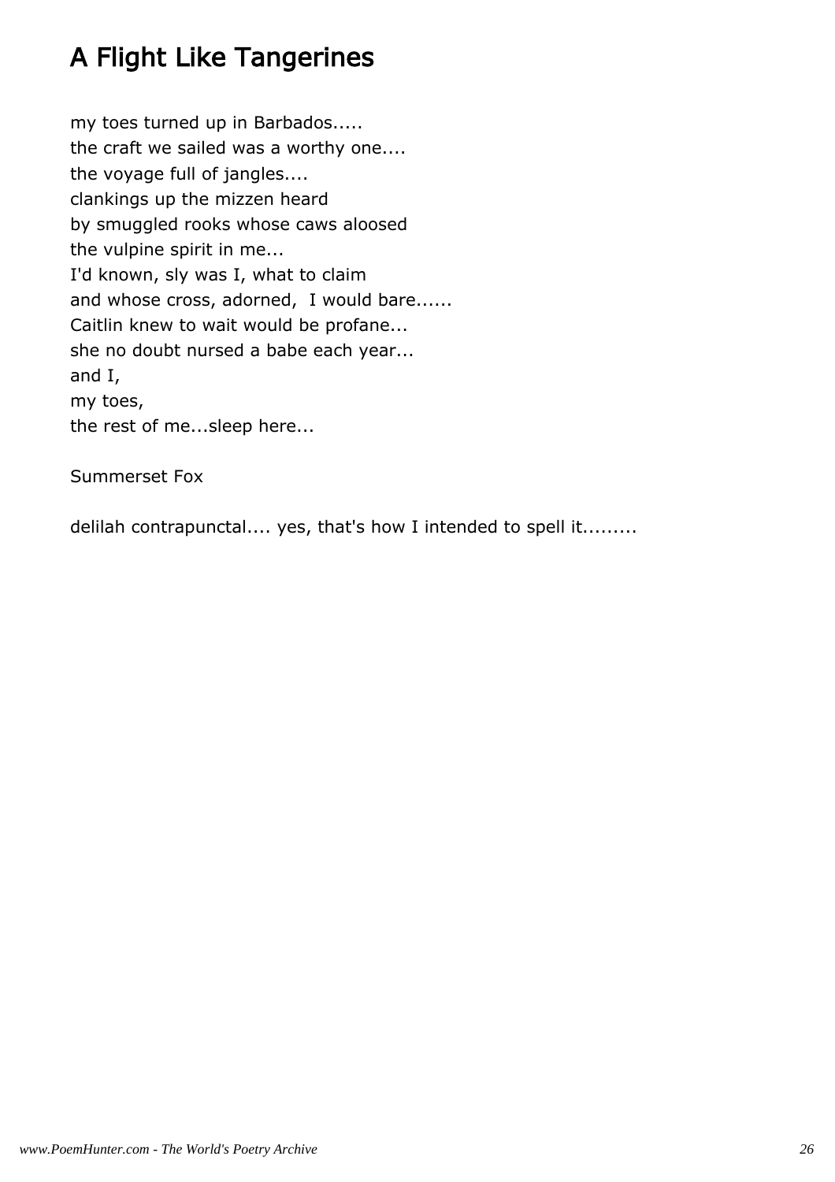# A Flight Like Tangerines

my toes turned up in Barbados.....  
the craft we sailed was a worthy one....  
the voyage full of jangles....  
clankings up the mizzen heard  
by smuggled rooks whose caws aloosed  
the vulpine spirit in me...  
I'd known, sly was I, what to claim  
and whose cross, adorned,  I would bare......  
Caitlin knew to wait would be profane...  
she no doubt nursed a babe each year...  
and I,  
my toes,  
the rest of me...sleep here...

Summerset Fox

delilah contrapunctal.... yes, that's how I intended to spell it.........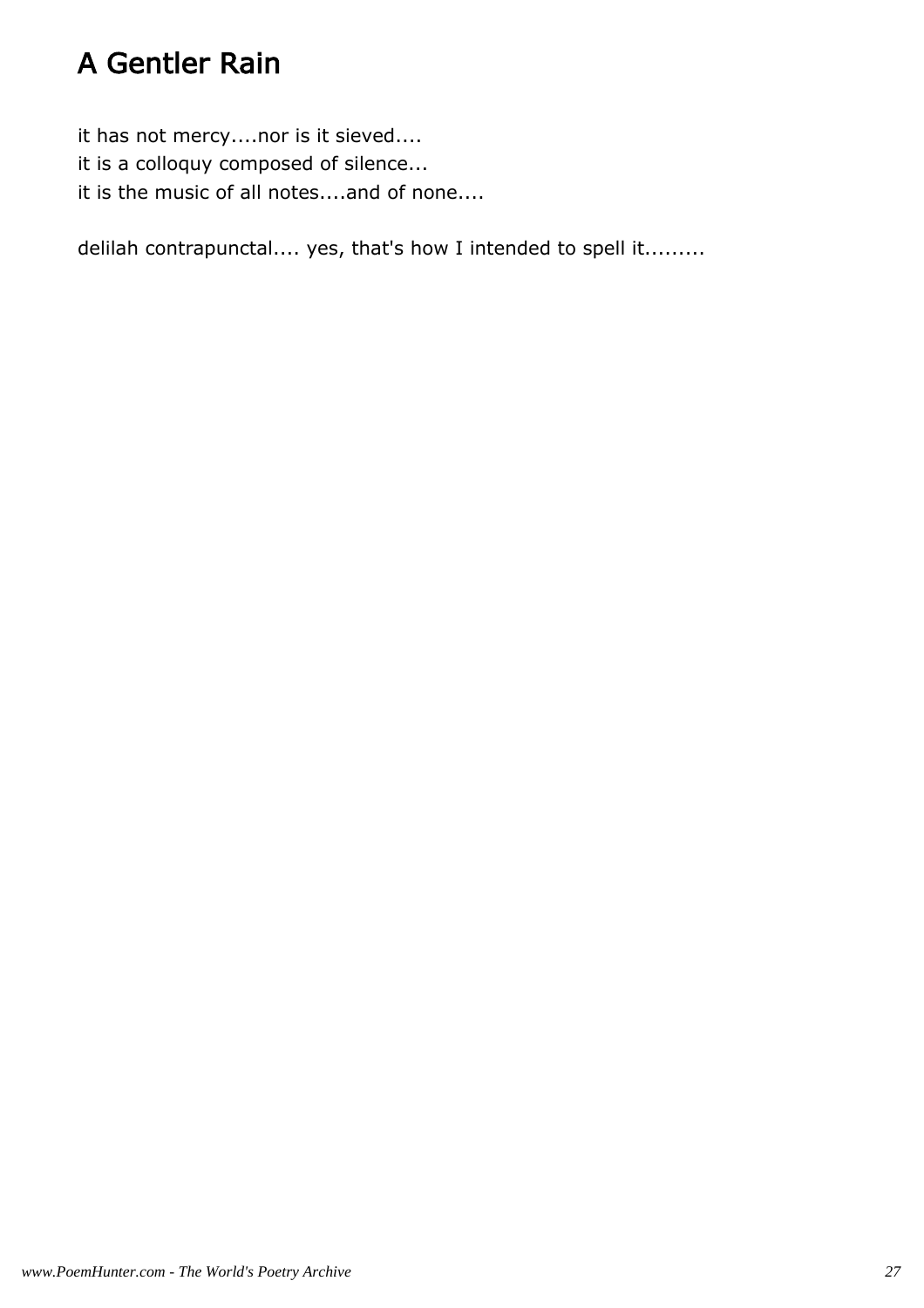# A Gentler Rain

it has not mercy....nor is it sieved....  
it is a colloquy composed of silence...  
it is the music of all notes....and of none....

delilah contrapunctal.... yes, that's how I intended to spell it.........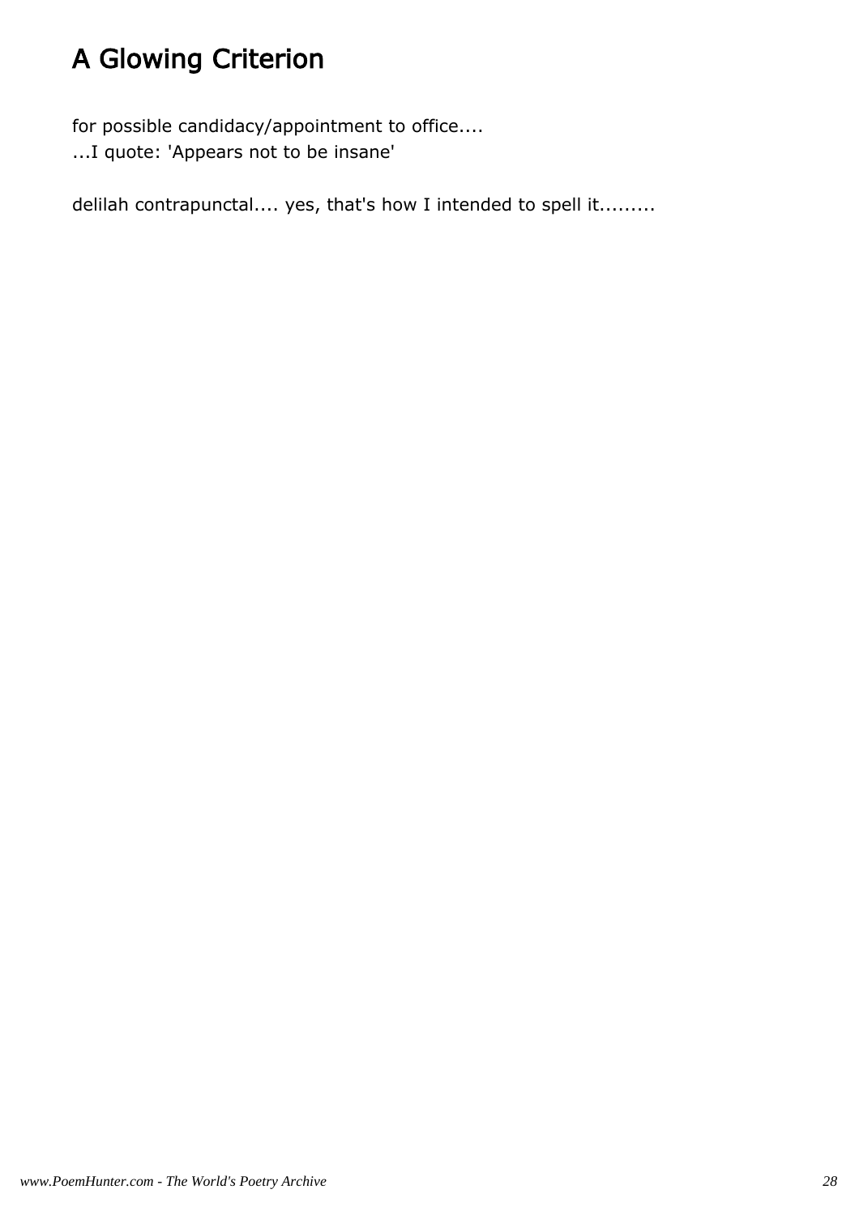# A Glowing Criterion

for possible candidacy/appointment to office....
...I quote: 'Appears not to be insane'

delilah contrapunctal.... yes, that's how I intended to spell it.........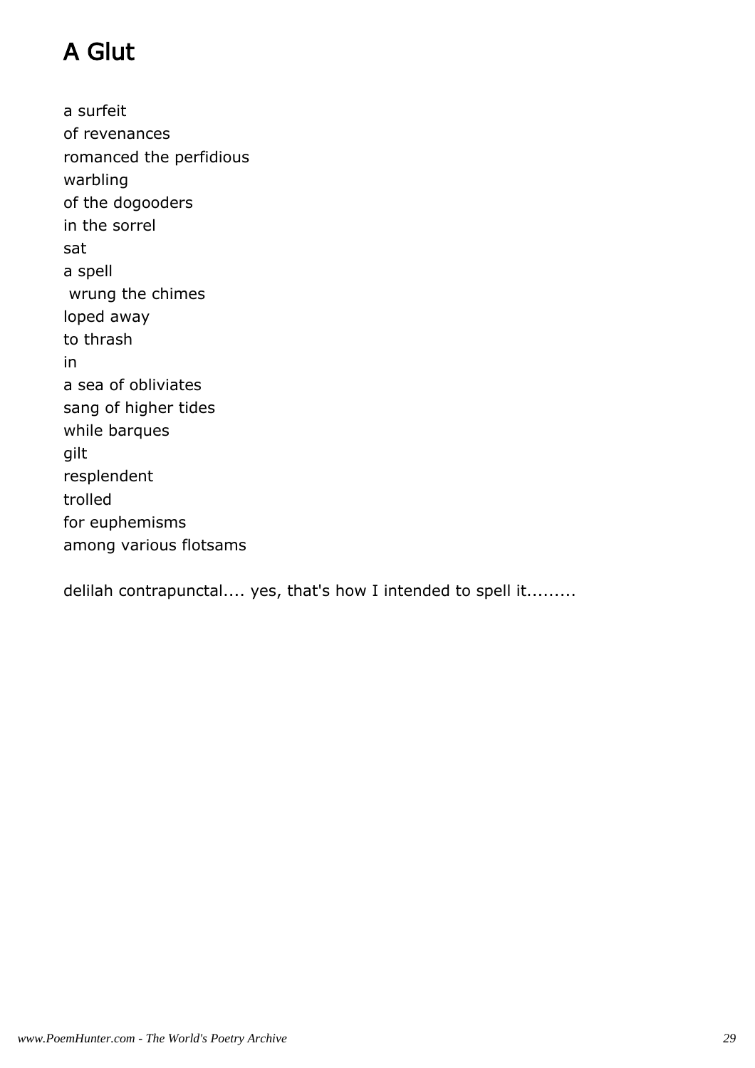# A Glut

a surfeit
of revenances
romanced the perfidious
warbling
of the dogooders
in the sorrel
sat
a spell
 wrung the chimes
loped away
to thrash
in
a sea of obliviates
sang of higher tides
while barques
gilt
resplendent
trolled
for euphemisms
among various flotsams

delilah contrapunctal.... yes, that's how I intended to spell it.........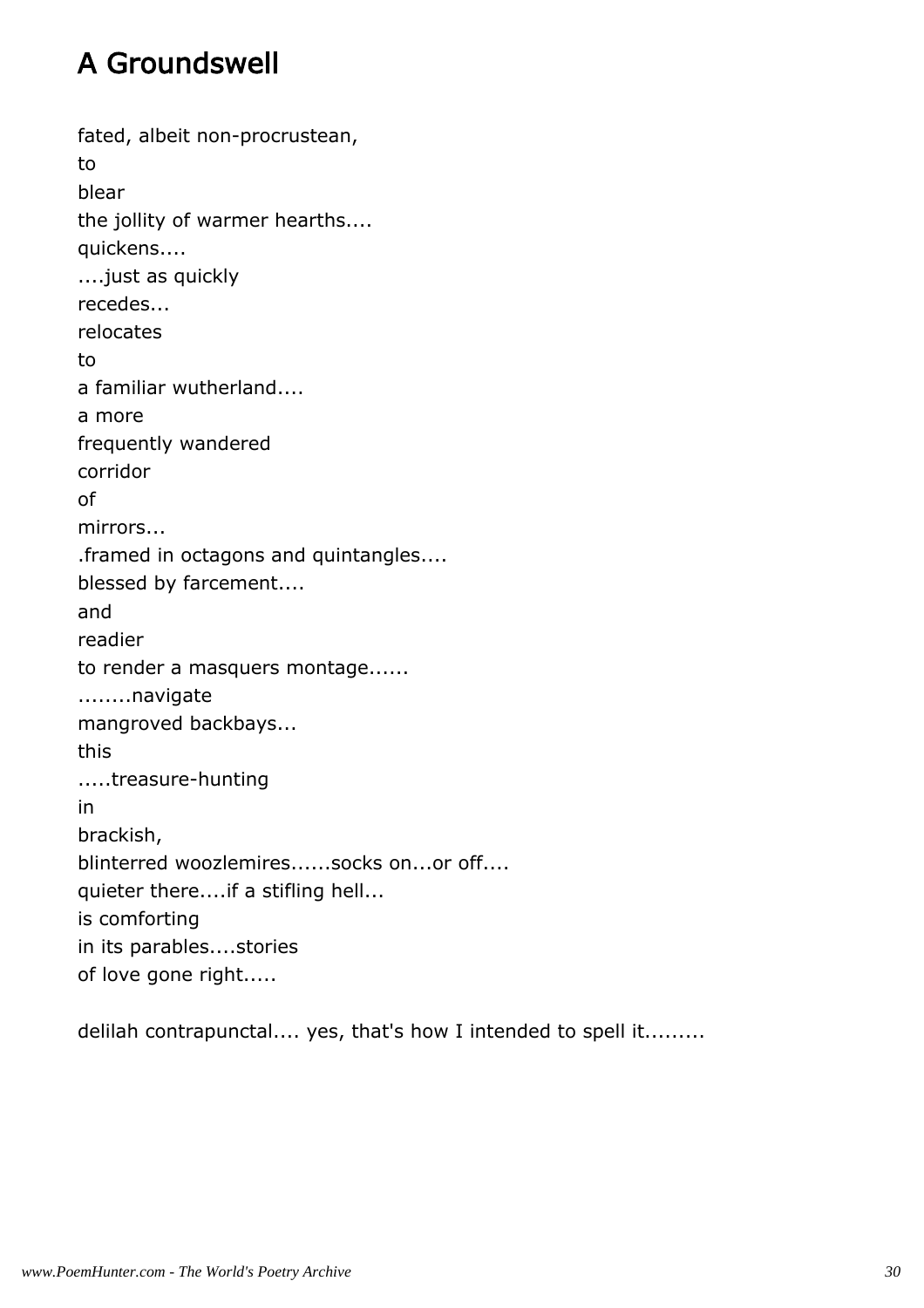# A Groundswell

fated, albeit non-procrustean,
to
blear
the jollity of warmer hearths....
quickens....
....just as quickly
recedes...
relocates
to
a familiar wutherland....
a more
frequently wandered
corridor
of
mirrors...
.framed in octagons and quintangles....
blessed by farcement....
and
readier
to render a masquers montage......
........navigate
mangroved backbays...
this
.....treasure-hunting
in
brackish,
blinterred woozlemires......socks on...or off....
quieter there....if a stifling hell...
is comforting
in its parables....stories
of love gone right.....

delilah contrapunctal.... yes, that's how I intended to spell it.........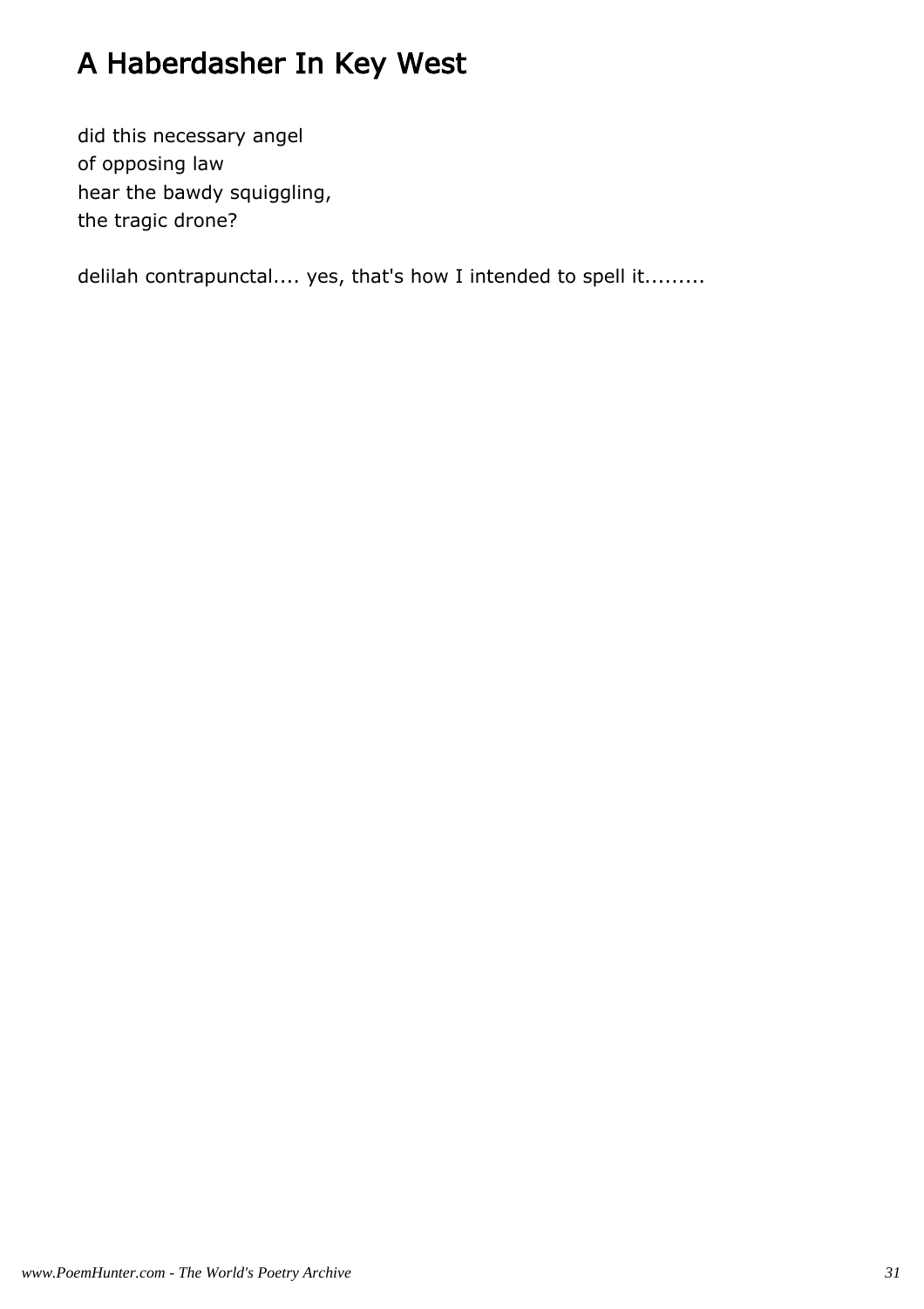# A Haberdasher In Key West

did this necessary angel  
of opposing law  
hear the bawdy squiggling,  
the tragic drone?

delilah contrapunctal.... yes, that's how I intended to spell it.........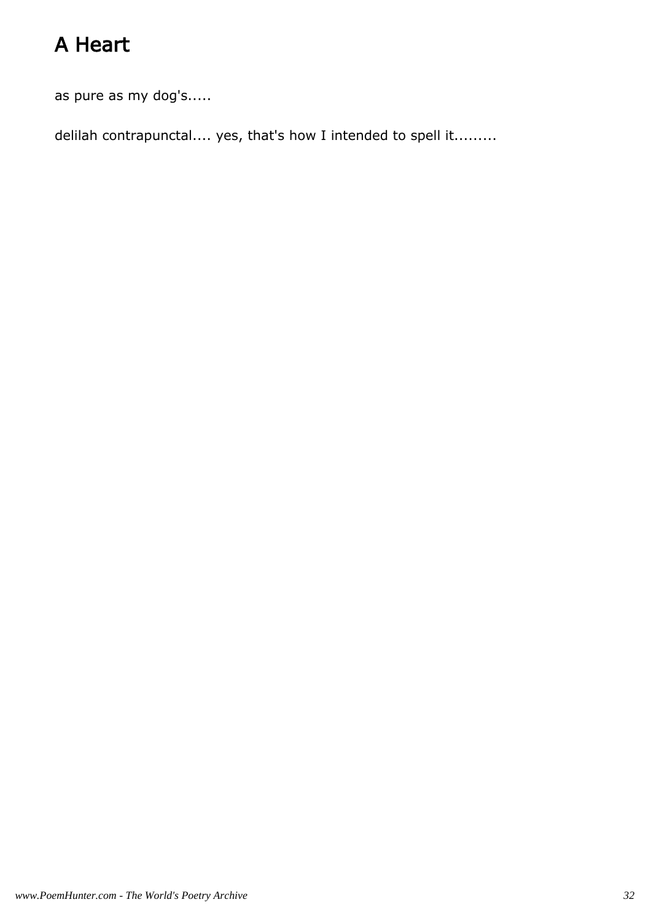# A Heart

as pure as my dog's.....

delilah contrapunctal.... yes, that's how I intended to spell it.........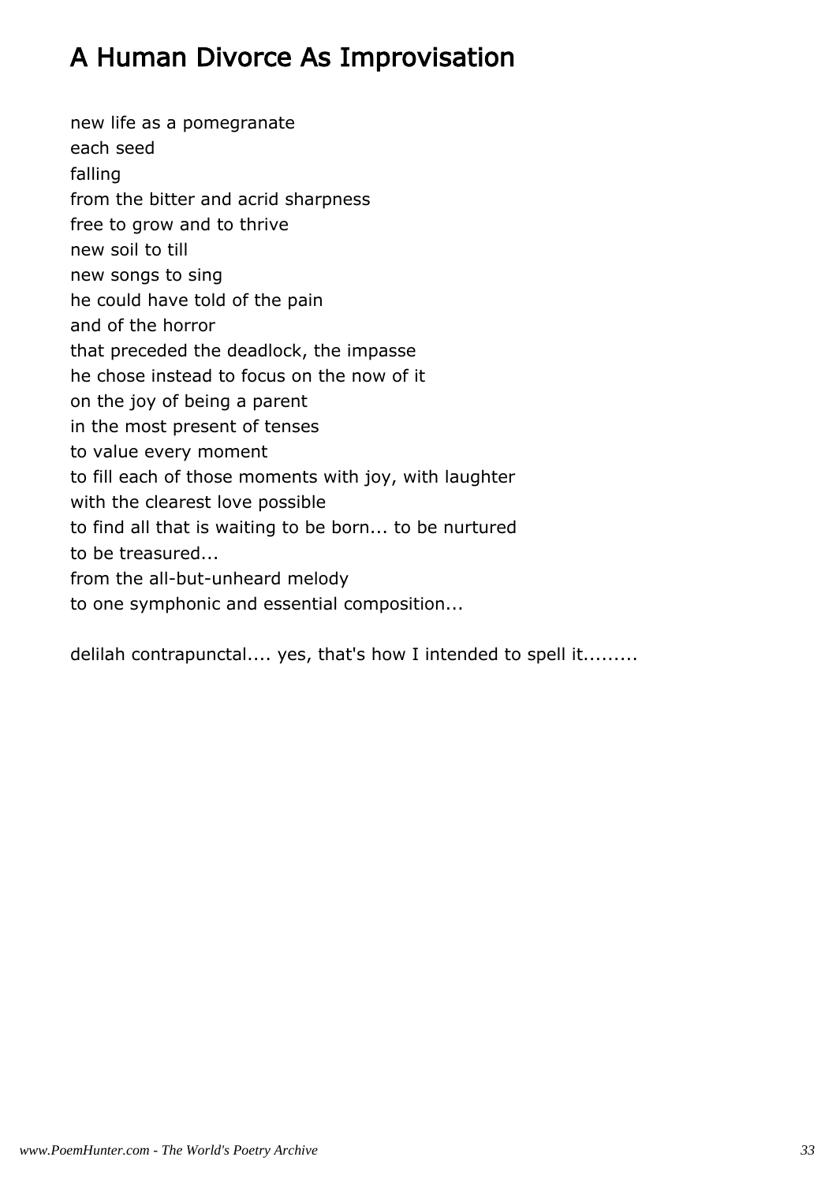# A Human Divorce As Improvisation

new life as a pomegranate  
each seed  
falling  
from the bitter and acrid sharpness  
free to grow and to thrive  
new soil to till  
new songs to sing  
he could have told of the pain  
and of the horror  
that preceded the deadlock, the impasse  
he chose instead to focus on the now of it  
on the joy of being a parent  
in the most present of tenses  
to value every moment  
to fill each of those moments with joy, with laughter  
with the clearest love possible  
to find all that is waiting to be born... to be nurtured  
to be treasured...  
from the all-but-unheard melody  
to one symphonic and essential composition...

delilah contrapunctal.... yes, that's how I intended to spell it.........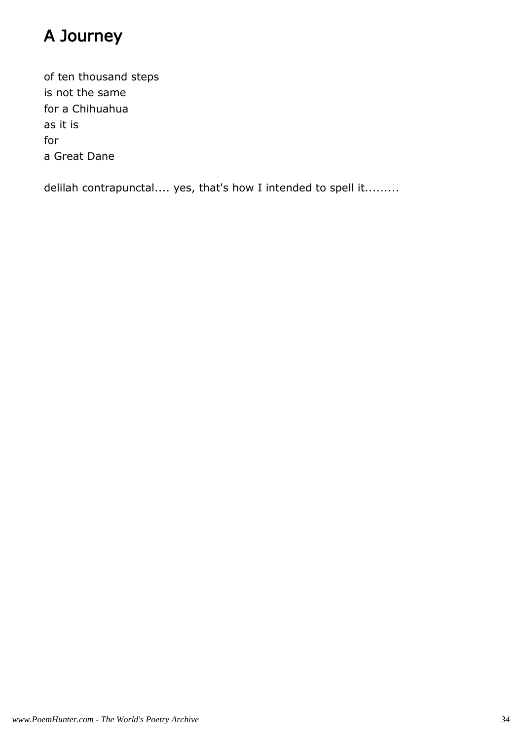# A Journey

of ten thousand steps
is not the same
for a Chihuahua
as it is
for
a Great Dane

delilah contrapunctal.... yes, that's how I intended to spell it.........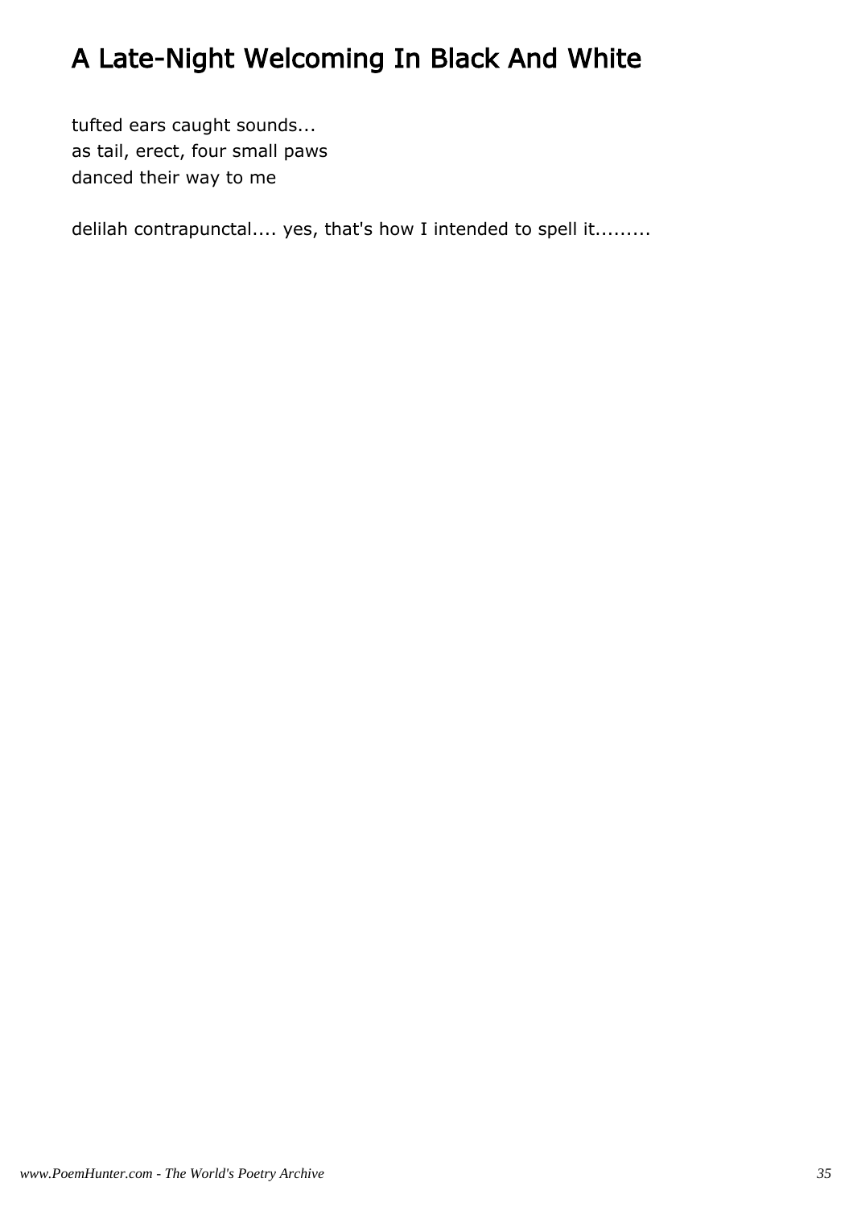# A Late-Night Welcoming In Black And White

tufted ears caught sounds...  
as tail, erect, four small paws  
danced their way to me

delilah contrapunctal.... yes, that's how I intended to spell it.........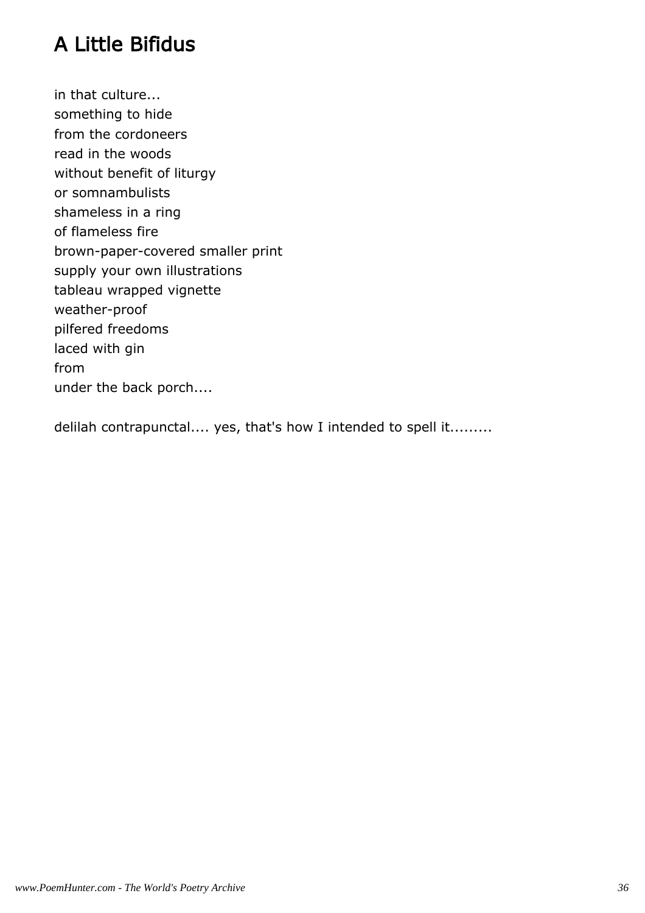## A Little Bifidus

in that culture...
something to hide
from the cordoneers
read in the woods
without benefit of liturgy
or somnambulists
shameless in a ring
of flameless fire
brown-paper-covered smaller print
supply your own illustrations
tableau wrapped vignette
weather-proof
pilfered freedoms
laced with gin
from
under the back porch....

delilah contrapunctal.... yes, that's how I intended to spell it.........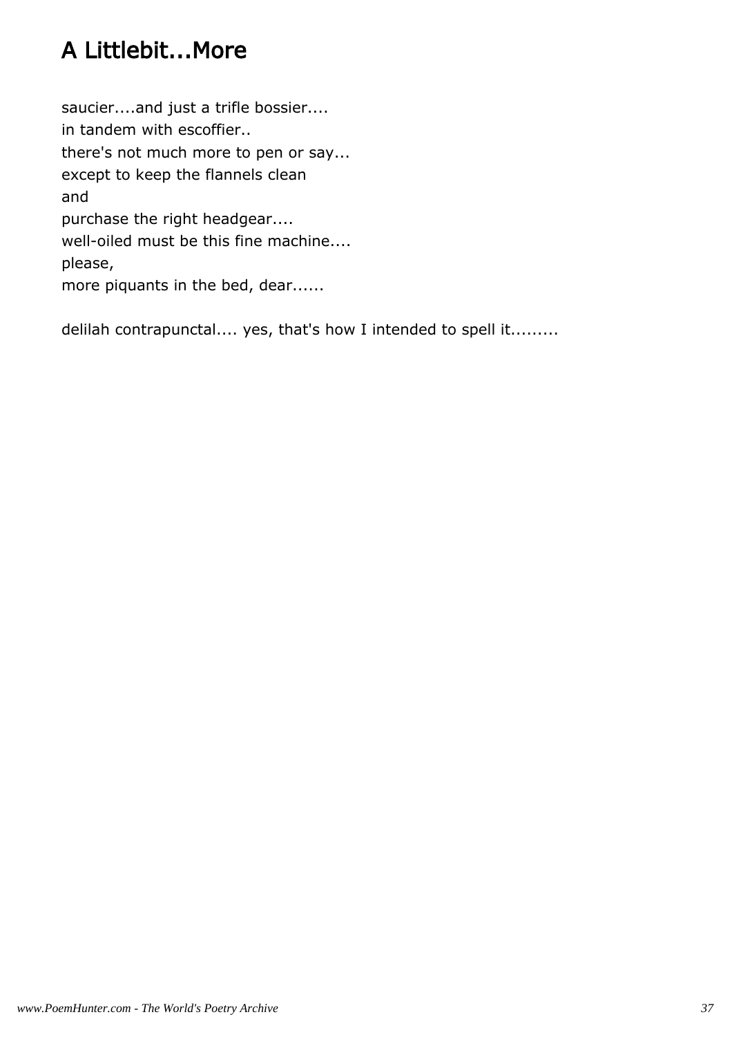# A Littlebit...More

saucier....and just a trifle bossier....
in tandem with escoffier..
there's not much more to pen or say...
except to keep the flannels clean
and
purchase the right headgear....
well-oiled must be this fine machine....
please,
more piquants in the bed, dear......

delilah contrapunctal.... yes, that's how I intended to spell it.........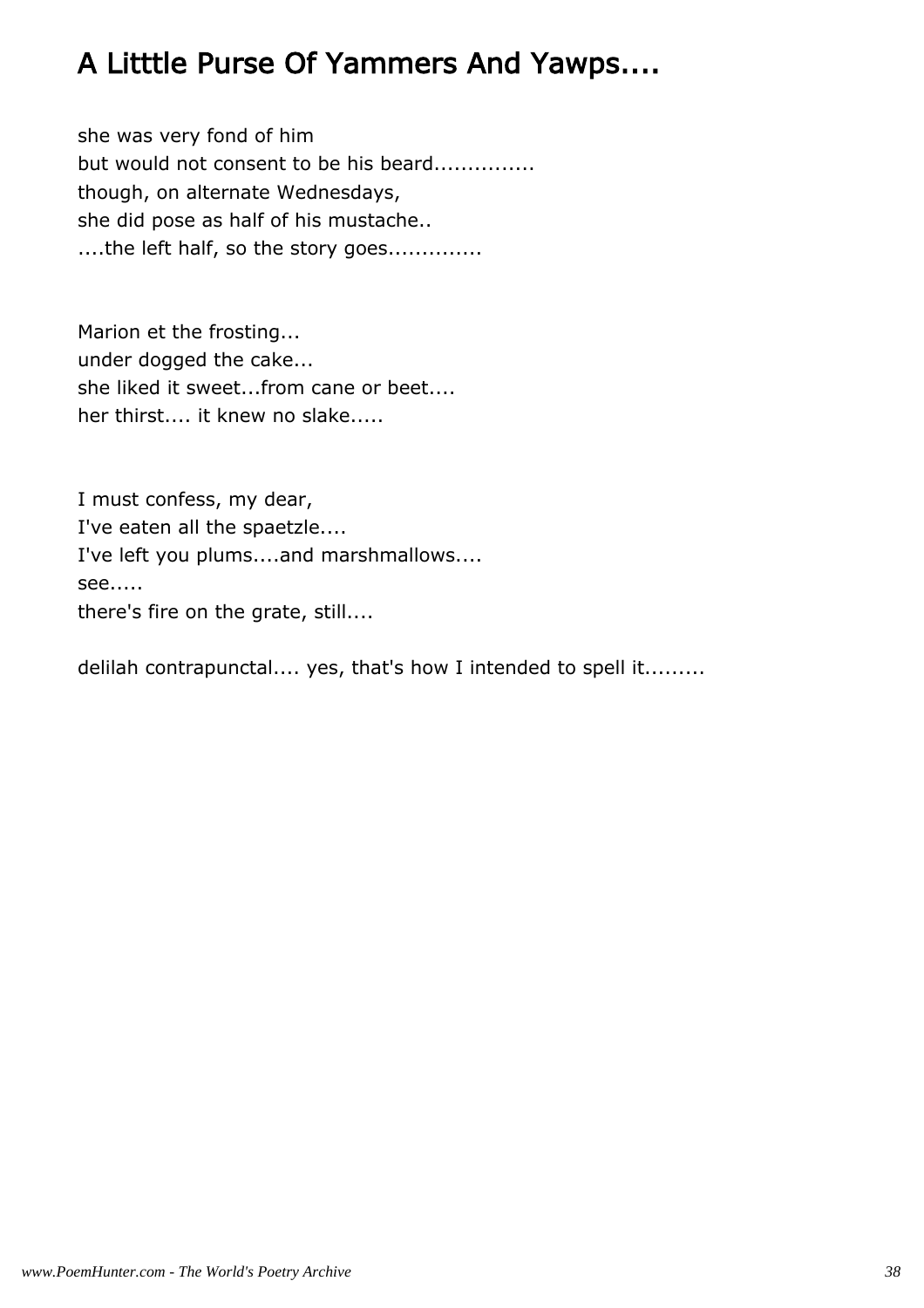# A Litttle Purse Of Yammers And Yawps....

she was very fond of him  
but would not consent to be his beard..............  
though, on alternate Wednesdays,  
she did pose as half of his mustache..  
....the left half, so the story goes.............

Marion et the frosting...  
under dogged the cake...  
she liked it sweet...from cane or beet....  
her thirst.... it knew no slake.....

I must confess, my dear,  
I've eaten all the spaetzle....  
I've left you plums....and marshmallows....  
see.....  
there's fire on the grate, still....

delilah contrapunctal.... yes, that's how I intended to spell it.........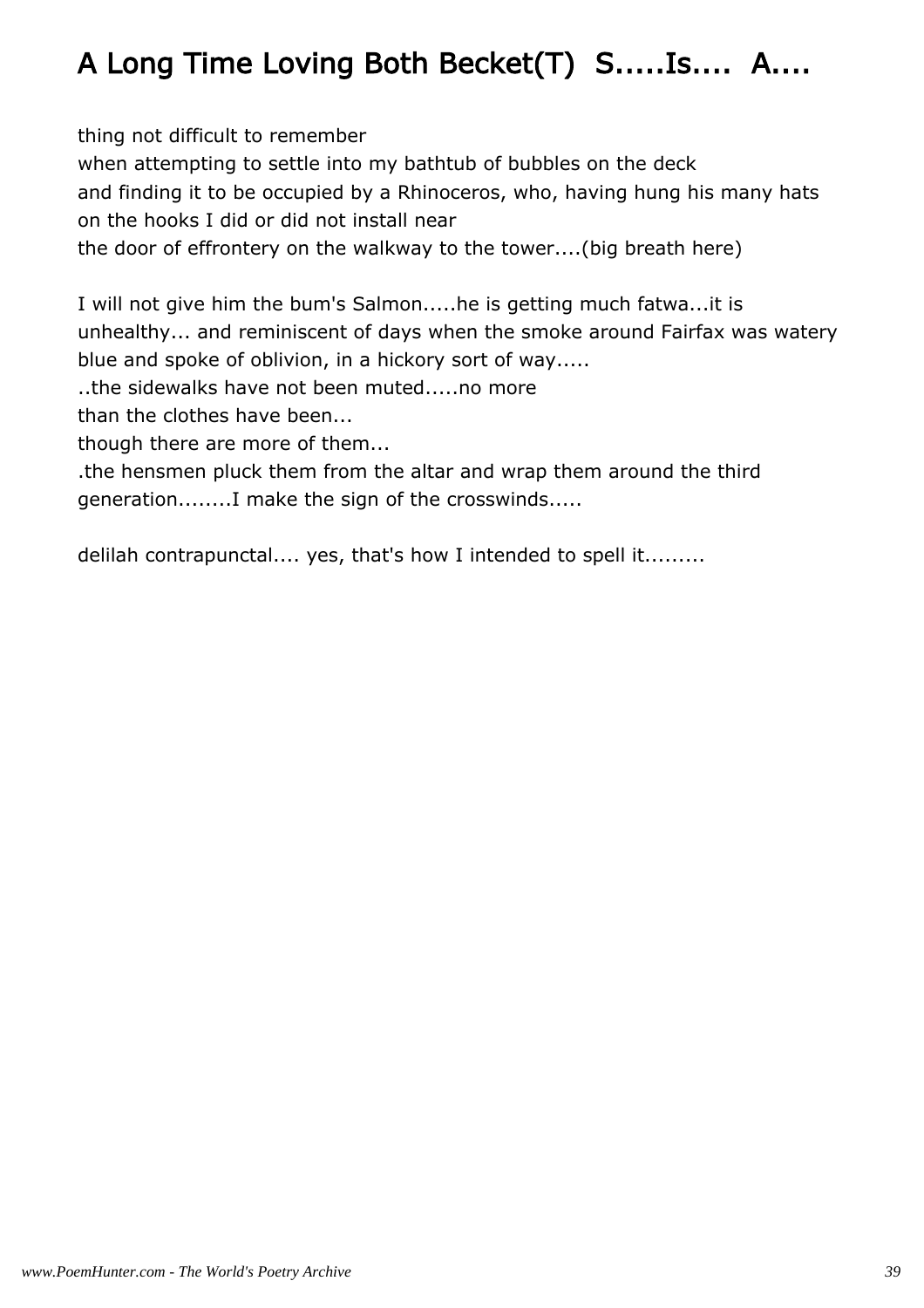# A Long Time Loving Both Becket(T) S.....Is.... A....

thing not difficult to remember
when attempting to settle into my bathtub of bubbles on the deck
and finding it to be occupied by a Rhinoceros, who, having hung his many hats
on the hooks I did or did not install near
the door of effrontery on the walkway to the tower....(big breath here)

I will not give him the bum's Salmon.....he is getting much fatwa...it is
unhealthy... and reminiscent of days when the smoke around Fairfax was watery
blue and spoke of oblivion, in a hickory sort of way.....
..the sidewalks have not been muted.....no more
than the clothes have been...
though there are more of them...
.the hensmen pluck them from the altar and wrap them around the third
generation........I make the sign of the crosswinds.....

delilah contrapunctal.... yes, that's how I intended to spell it.........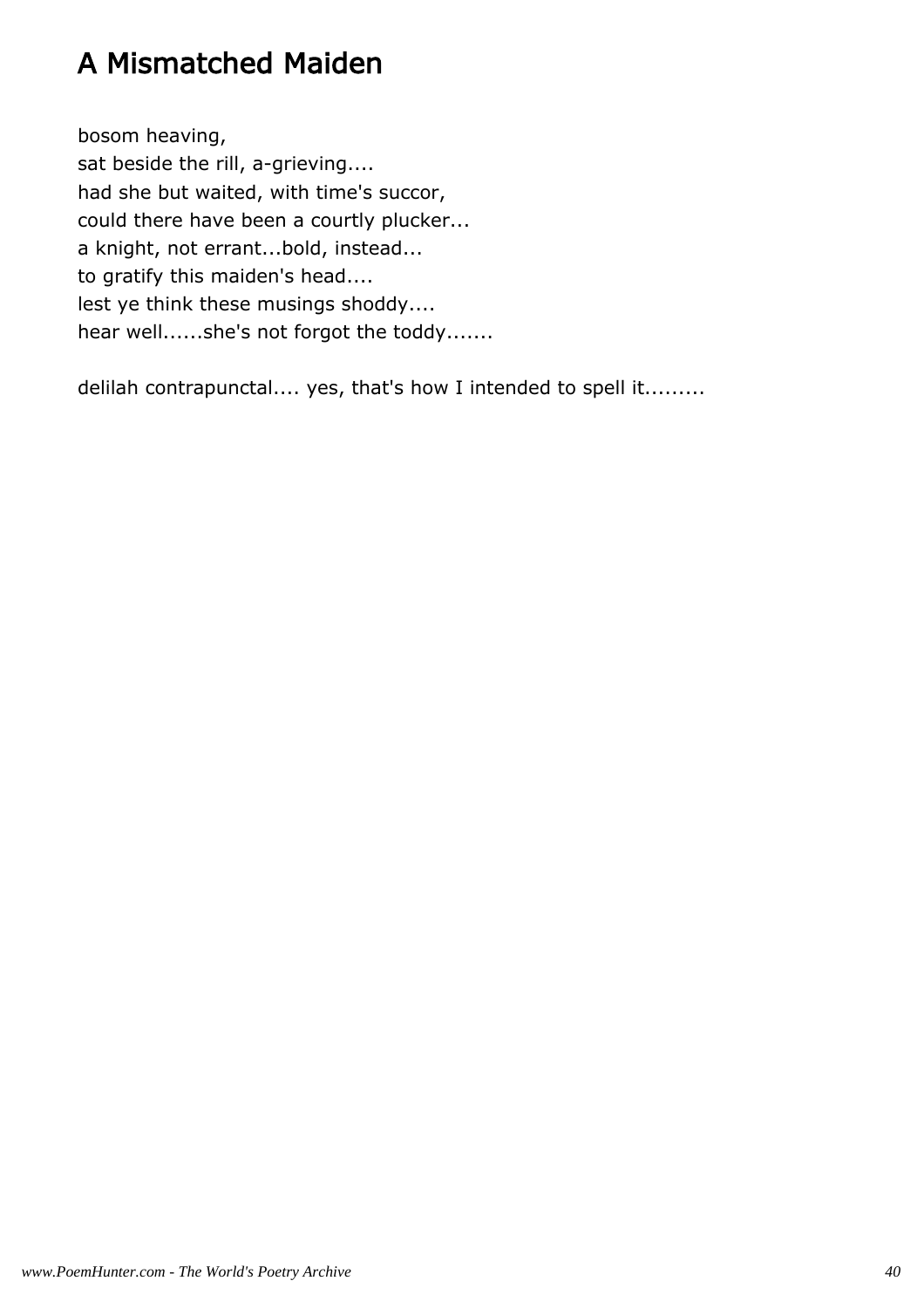# A Mismatched Maiden

bosom heaving,  
sat beside the rill, a-grieving....  
had she but waited, with time's succor,  
could there have been a courtly plucker...  
a knight, not errant...bold, instead...  
to gratify this maiden's head....  
lest ye think these musings shoddy....  
hear well......she's not forgot the toddy.......

delilah contrapunctal.... yes, that's how I intended to spell it.........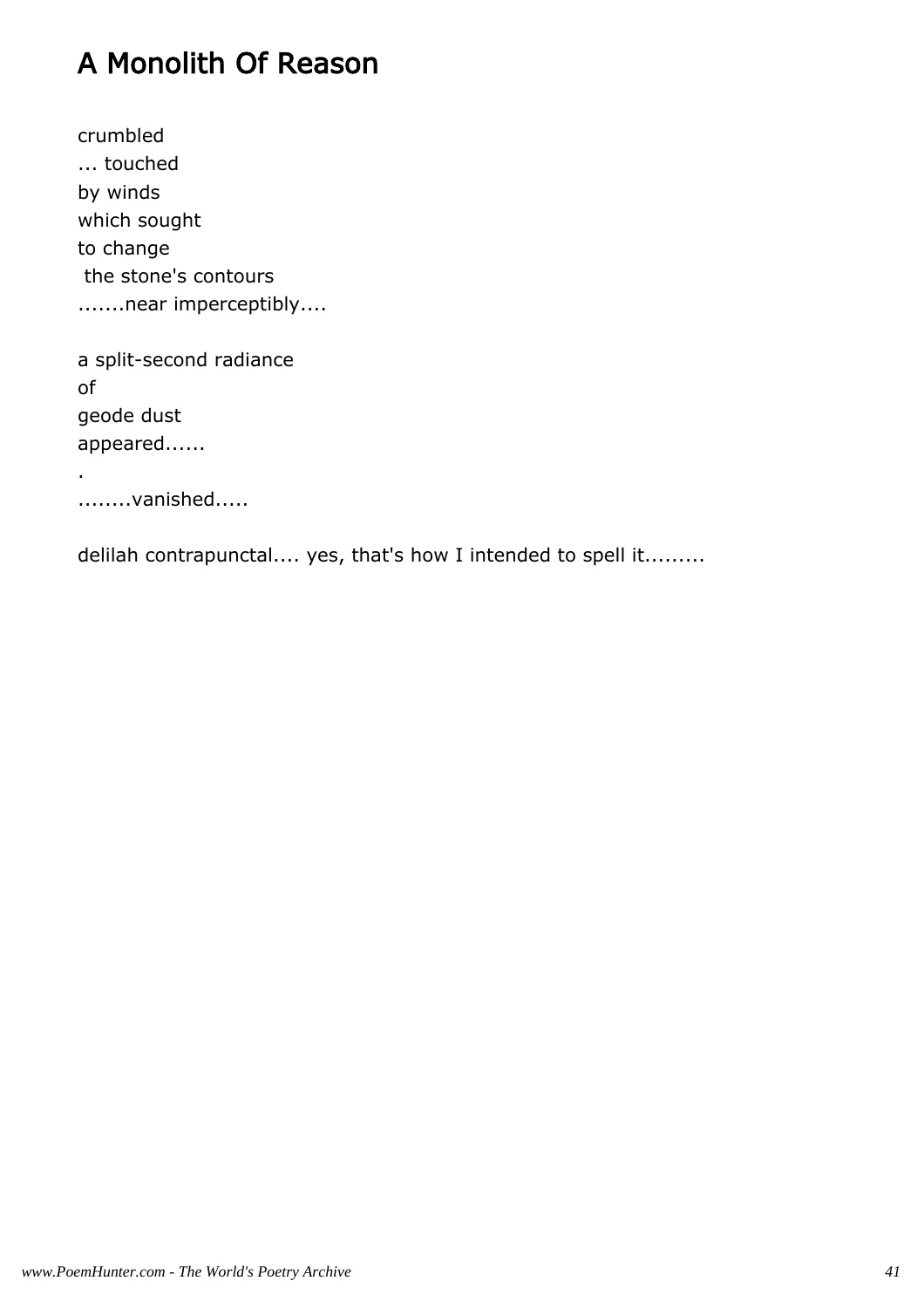# A Monolith Of Reason

crumbled
... touched
by winds
which sought
to change
 the stone's contours
.......near imperceptibly....

a split-second radiance
of
geode dust
appeared......
.
........vanished.....

delilah contrapunctal.... yes, that's how I intended to spell it.........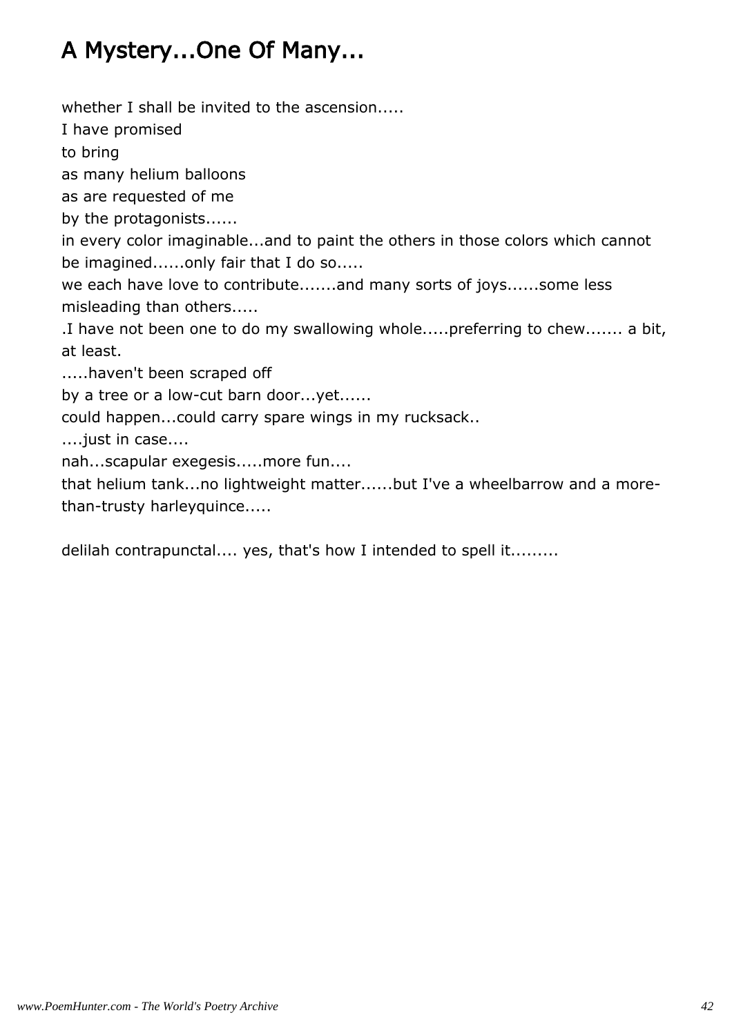# A Mystery...One Of Many...

whether I shall be invited to the ascension.....  
I have promised  
to bring  
as many helium balloons  
as are requested of me  
by the protagonists......  
in every color imaginable...and to paint the others in those colors which cannot be imagined......only fair that I do so.....  
we each have love to contribute.......and many sorts of joys......some less misleading than others.....  
.I have not been one to do my swallowing whole.....preferring to chew....... a bit, at least.  
.....haven't been scraped off  
by a tree or a low-cut barn door...yet......  
could happen...could carry spare wings in my rucksack..  
....just in case....  
nah...scapular exegesis.....more fun....  
that helium tank...no lightweight matter......but I've a wheelbarrow and a more-than-trusty harleyquince.....

delilah contrapunctal.... yes, that's how I intended to spell it.........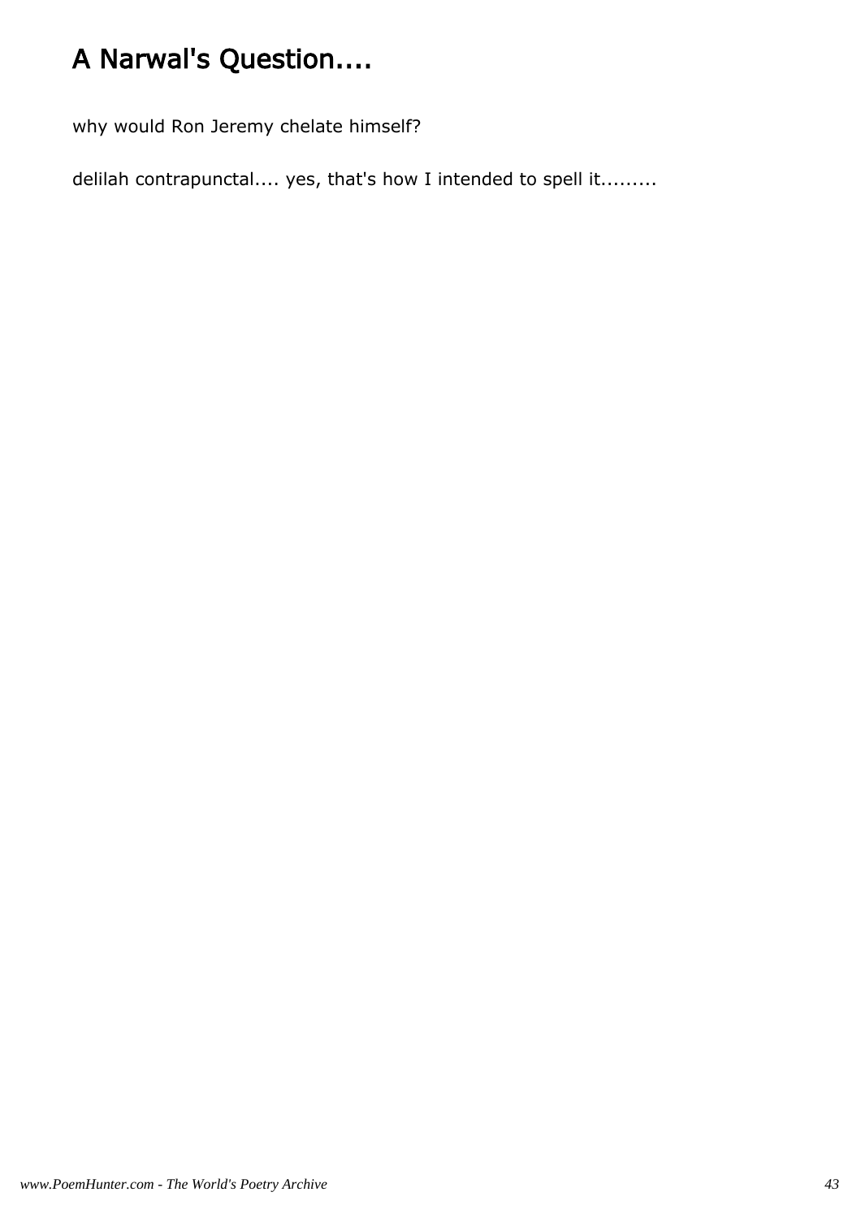# A Narwal's Question....

why would Ron Jeremy chelate himself?

delilah contrapunctal.... yes, that's how I intended to spell it.........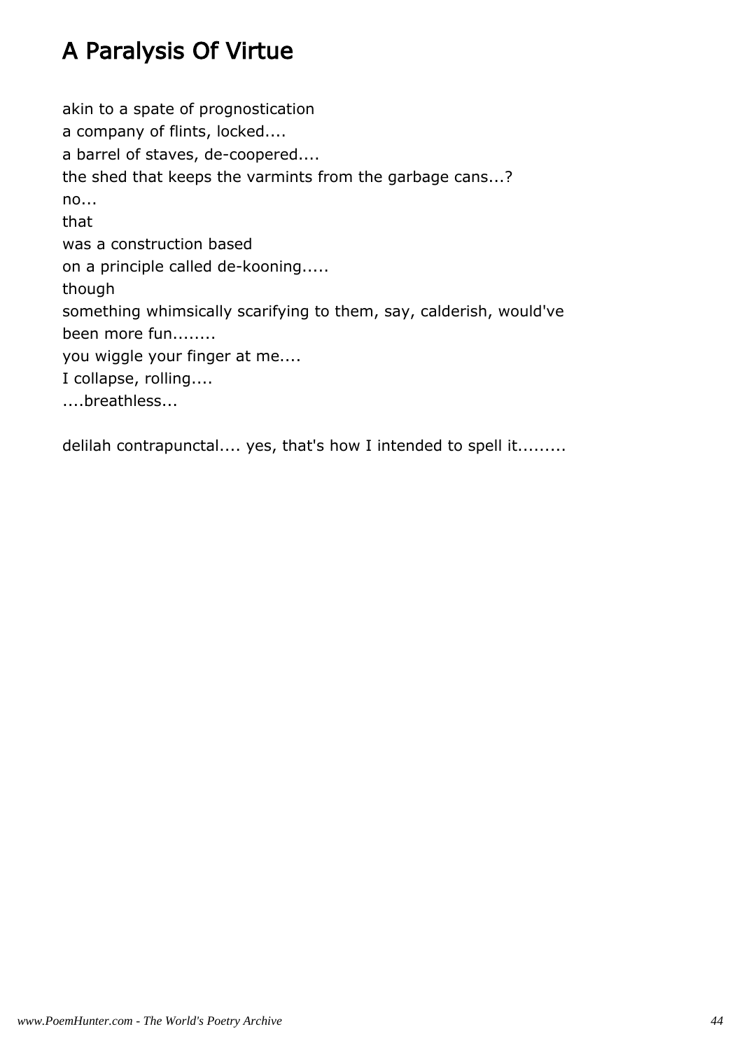## A Paralysis Of Virtue

akin to a spate of prognostication  
a company of flints, locked....  
a barrel of staves, de-coopered....  
the shed that keeps the varmints from the garbage cans...?  
no...  
that  
was a construction based  
on a principle called de-kooning.....  
though  
something whimsically scarifying to them, say, calderish, would've  
been more fun........  
you wiggle your finger at me....  
I collapse, rolling....  
....breathless...

delilah contrapunctal.... yes, that's how I intended to spell it.........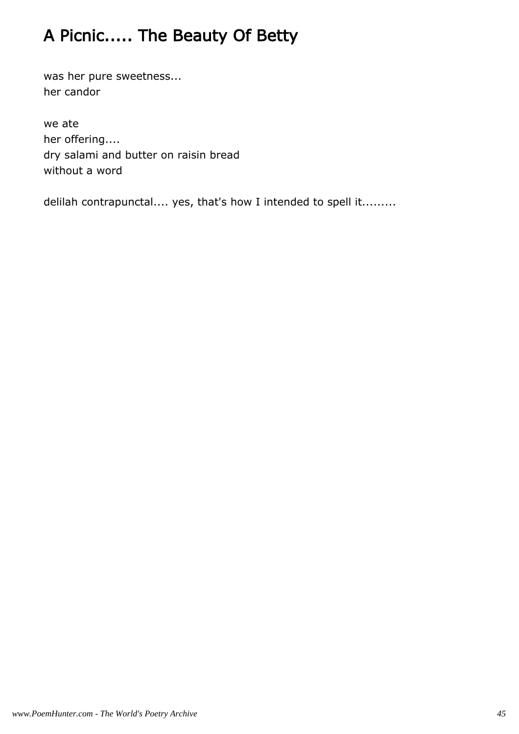# A Picnic..... The Beauty Of Betty

was her pure sweetness...
her candor

we ate
her offering....
dry salami and butter on raisin bread
without a word

delilah contrapunctal.... yes, that's how I intended to spell it.........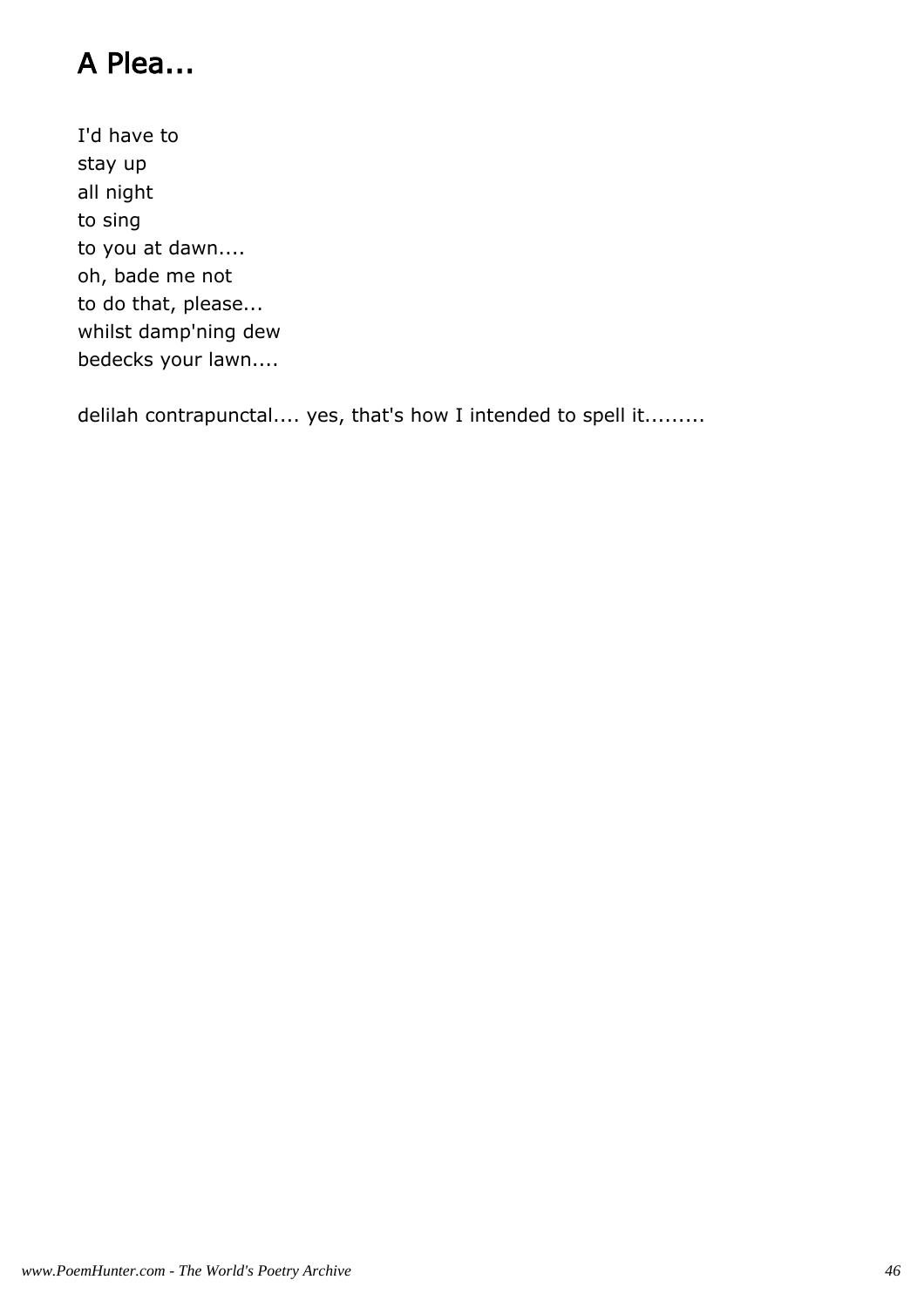# A Plea...

I'd have to
stay up
all night
to sing
to you at dawn....
oh, bade me not
to do that, please...
whilst damp'ning dew
bedecks your lawn....

delilah contrapunctal.... yes, that's how I intended to spell it.........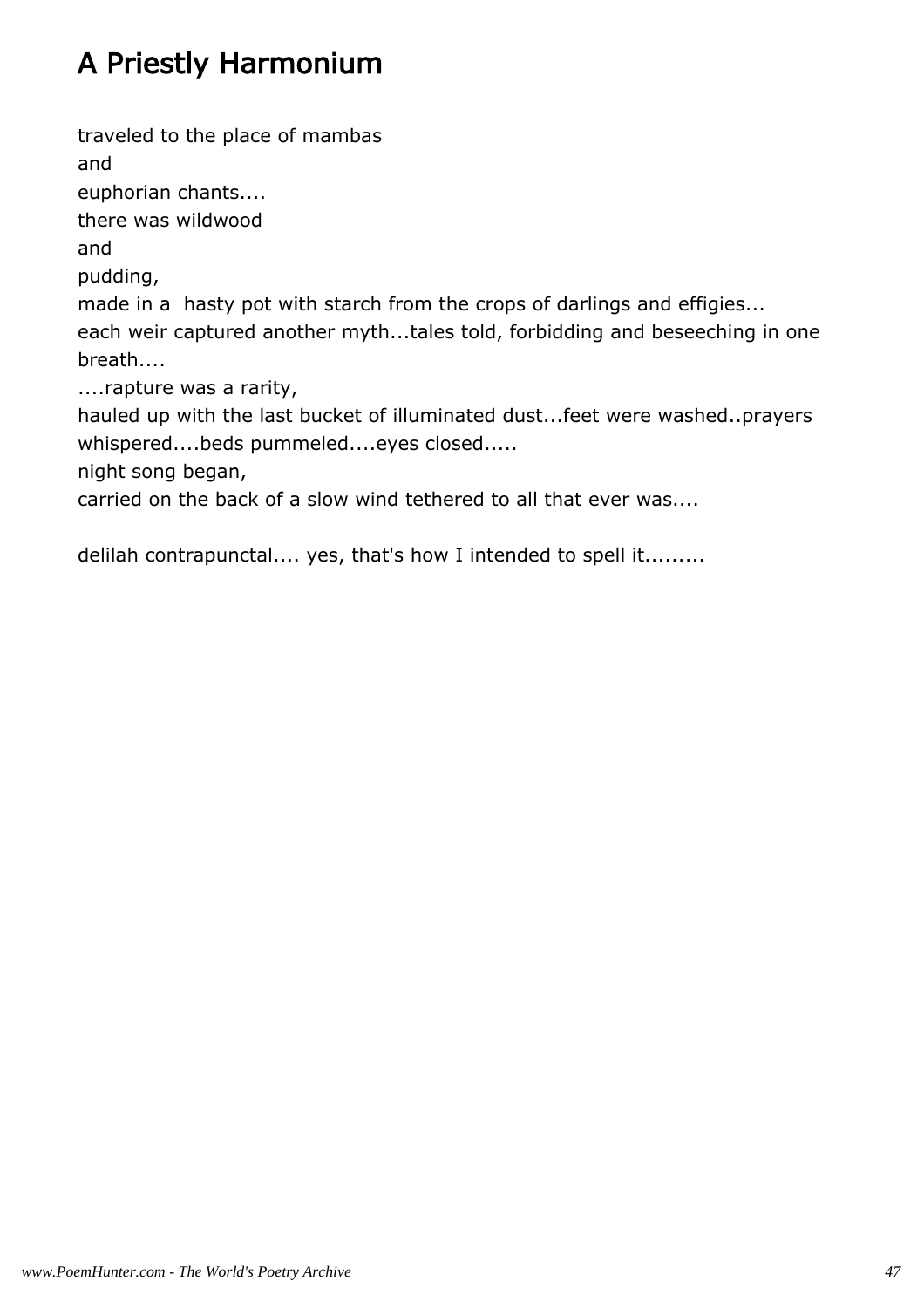# A Priestly Harmonium

traveled to the place of mambas  
and  
euphorian chants....  
there was wildwood  
and  
pudding,  
made in a  hasty pot with starch from the crops of darlings and effigies...  
each weir captured another myth...tales told, forbidding and beseeching in one breath....  
....rapture was a rarity,  
hauled up with the last bucket of illuminated dust...feet were washed..prayers whispered....beds pummeled....eyes closed.....  
night song began,  
carried on the back of a slow wind tethered to all that ever was....

delilah contrapunctal.... yes, that's how I intended to spell it.........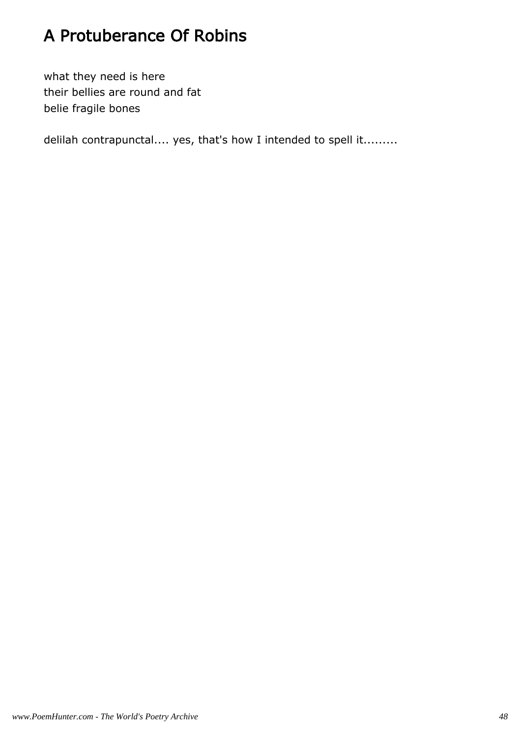# A Protuberance Of Robins

what they need is here
their bellies are round and fat
belie fragile bones

delilah contrapunctal.... yes, that's how I intended to spell it.........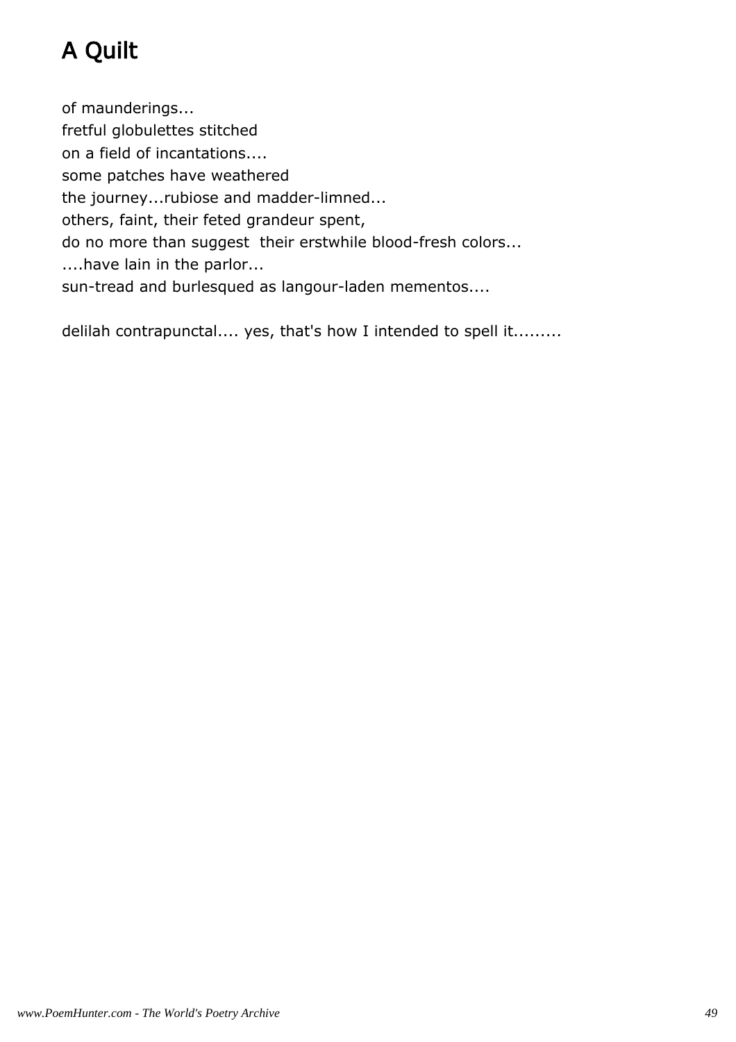# A Quilt

of maunderings...
fretful globulettes stitched
on a field of incantations....
some patches have weathered
the journey...rubiose and madder-limned...
others, faint, their feted grandeur spent,
do no more than suggest  their erstwhile blood-fresh colors...
....have lain in the parlor...
sun-tread and burlesqued as langour-laden mementos....

delilah contrapunctal.... yes, that's how I intended to spell it.........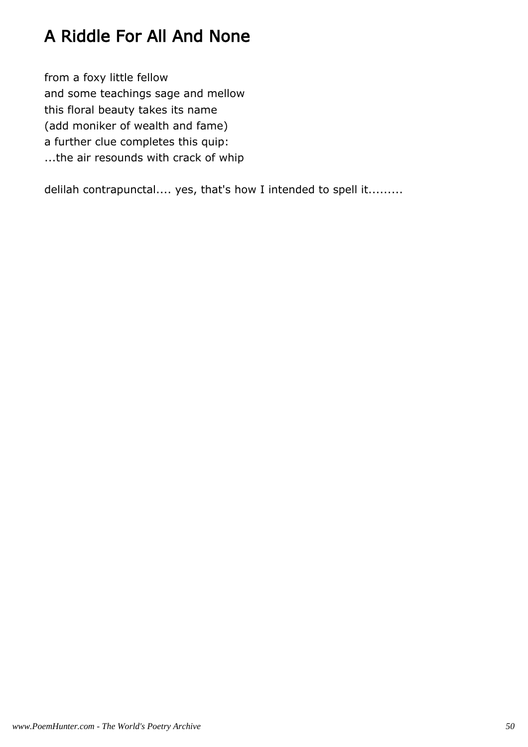# A Riddle For All And None

from a foxy little fellow
and some teachings sage and mellow
this floral beauty takes its name
(add moniker of wealth and fame)
a further clue completes this quip:
...the air resounds with crack of whip

delilah contrapunctal.... yes, that's how I intended to spell it.........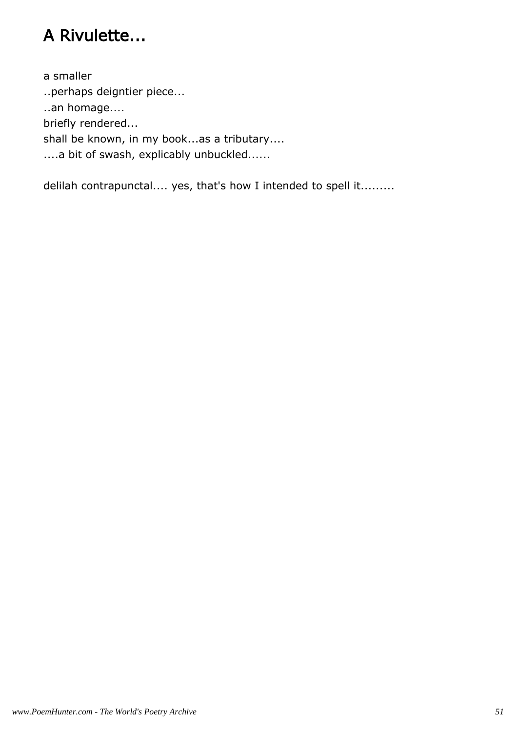# A Rivulette...

a smaller
..perhaps deigntier piece...
..an homage....
briefly rendered...
shall be known, in my book...as a tributary....
....a bit of swash, explicably unbuckled......

delilah contrapunctal.... yes, that's how I intended to spell it.........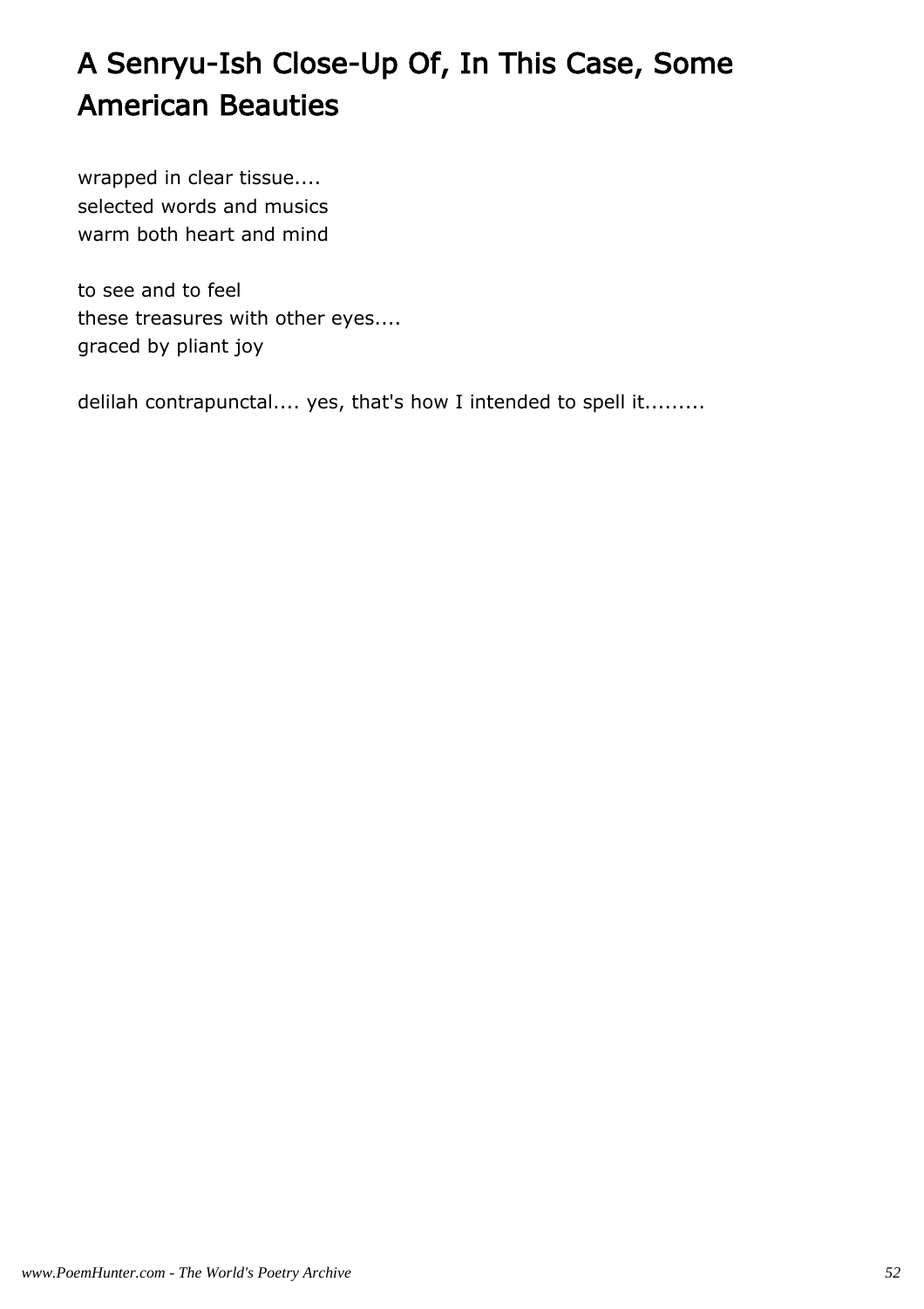# A Senryu-Ish Close-Up Of, In This Case, Some American Beauties

wrapped in clear tissue....
selected words and musics
warm both heart and mind

to see and to feel
these treasures with other eyes....
graced by pliant joy

delilah contrapunctal.... yes, that's how I intended to spell it.........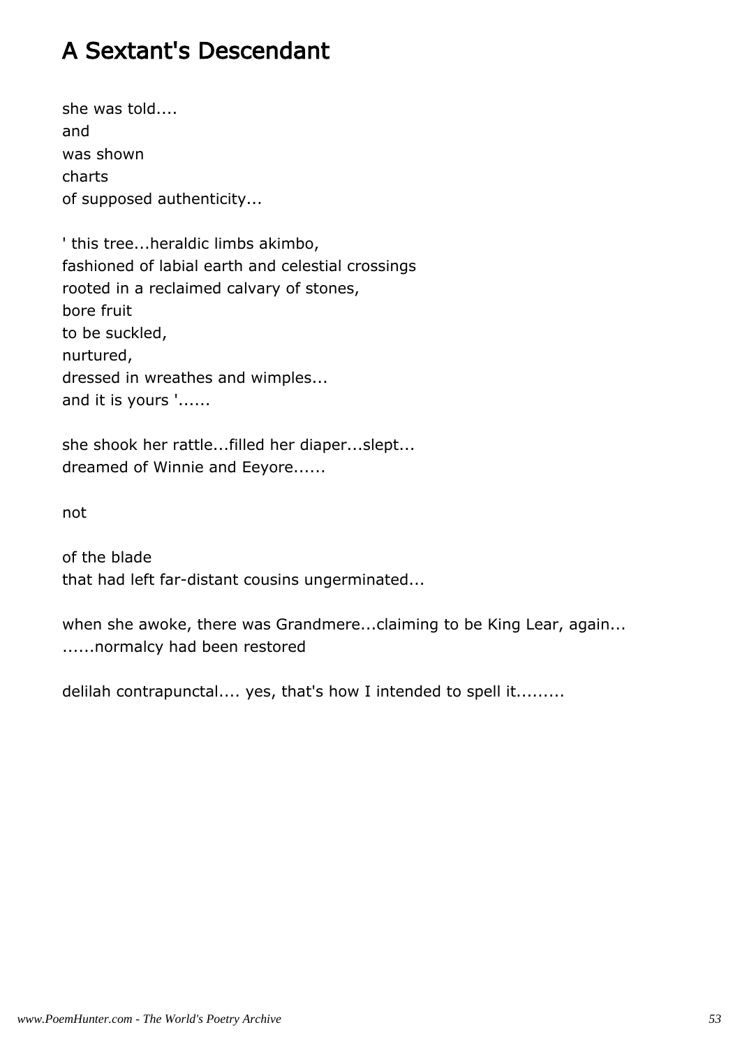# A Sextant's Descendant

she was told....
and
was shown
charts
of supposed authenticity...

' this tree...heraldic limbs akimbo,
fashioned of labial earth and celestial crossings
rooted in a reclaimed calvary of stones,
bore fruit
to be suckled,
nurtured,
dressed in wreathes and wimples...
and it is yours '......

she shook her rattle...filled her diaper...slept...
dreamed of Winnie and Eeyore......

not

of the blade
that had left far-distant cousins ungerminated...

when she awoke, there was Grandmere...claiming to be King Lear, again...
......normalcy had been restored

delilah contrapunctal.... yes, that's how I intended to spell it.........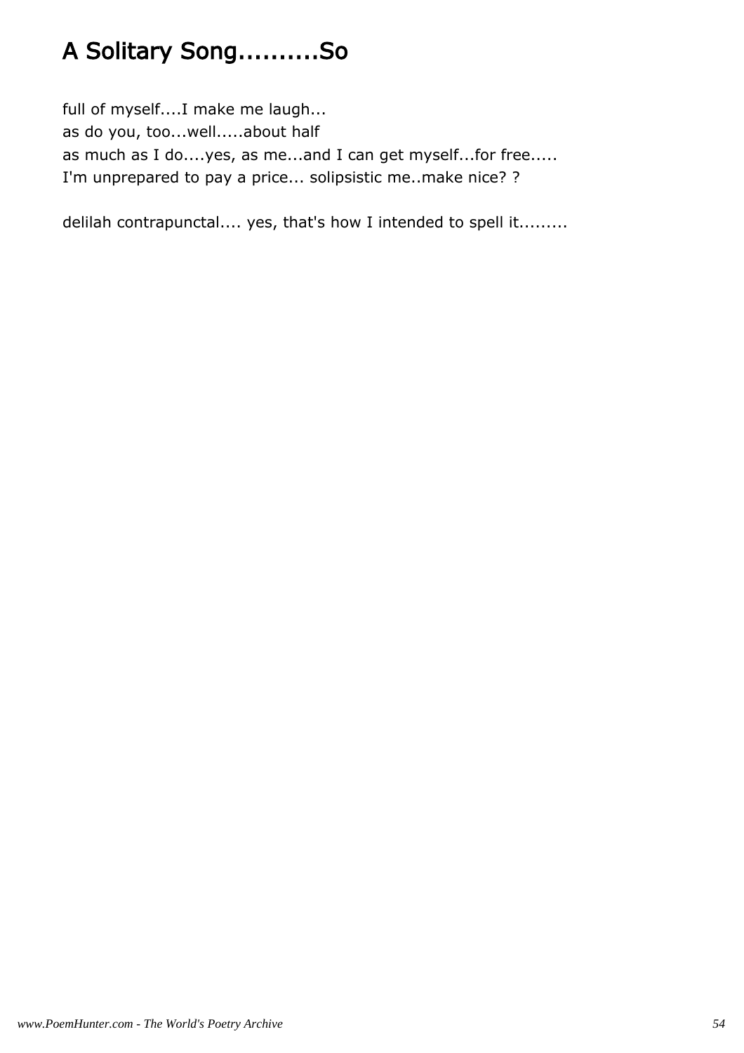# A Solitary Song..........So

full of myself....I make me laugh...
as do you, too...well.....about half
as much as I do....yes, as me...and I can get myself...for free.....
I'm unprepared to pay a price... solipsistic me..make nice? ?

delilah contrapunctal.... yes, that's how I intended to spell it.........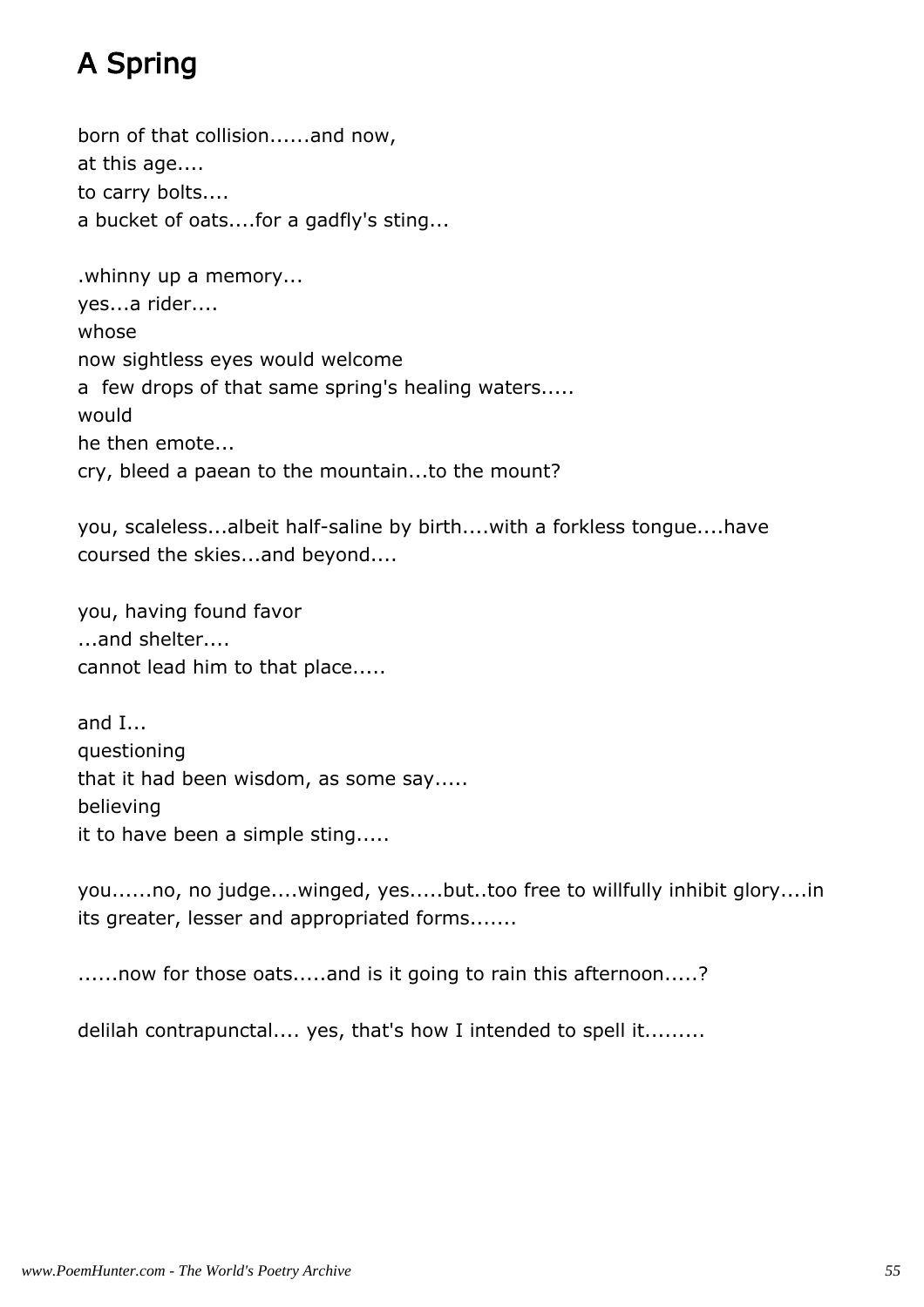# A Spring

born of that collision......and now,
at this age....
to carry bolts....
a bucket of oats....for a gadfly's sting...

.whinny up a memory...
yes...a rider....
whose
now sightless eyes would welcome
a  few drops of that same spring's healing waters.....
would
he then emote...
cry, bleed a paean to the mountain...to the mount?

you, scaleless...albeit half-saline by birth....with a forkless tongue....have coursed the skies...and beyond....

you, having found favor
...and shelter....
cannot lead him to that place.....

and I...
questioning
that it had been wisdom, as some say.....
believing
it to have been a simple sting.....

you......no, no judge....winged, yes.....but..too free to willfully inhibit glory....in its greater, lesser and appropriated forms.......

......now for those oats.....and is it going to rain this afternoon.....?

delilah contrapunctal.... yes, that's how I intended to spell it.........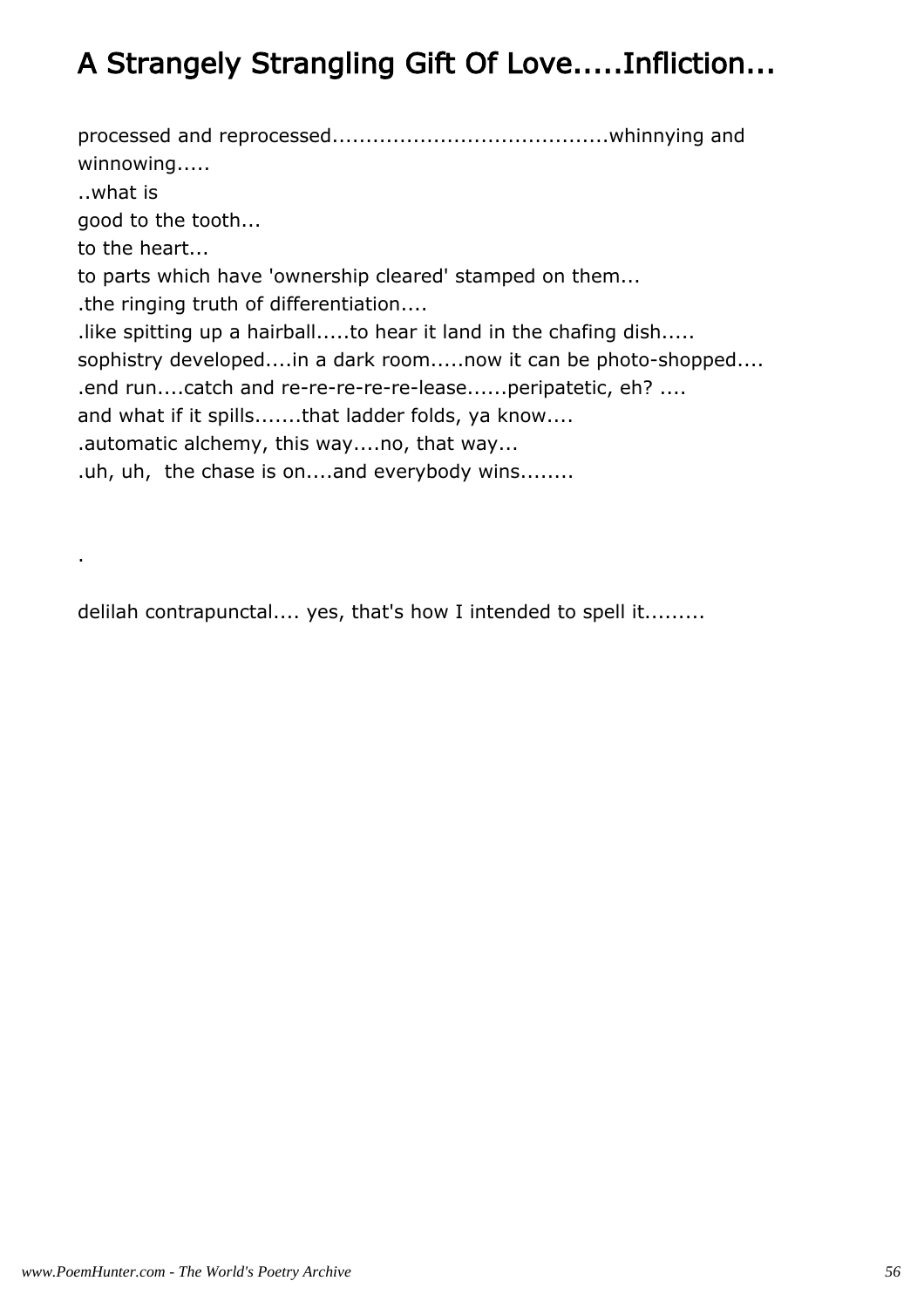# A Strangely Strangling Gift Of Love.....Infliction...

processed and reprocessed........................................whinnying and winnowing.....
..what is
good to the tooth...
to the heart...
to parts which have 'ownership cleared' stamped on them...
.the ringing truth of differentiation....
.like spitting up a hairball.....to hear it land in the chafing dish.....
sophistry developed....in a dark room.....now it can be photo-shopped....
.end run....catch and re-re-re-re-re-lease......peripatetic, eh? ....
and what if it spills.......that ladder folds, ya know....
.automatic alchemy, this way....no, that way...
.uh, uh,  the chase is on....and everybody wins........

.

delilah contrapunctal.... yes, that's how I intended to spell it.........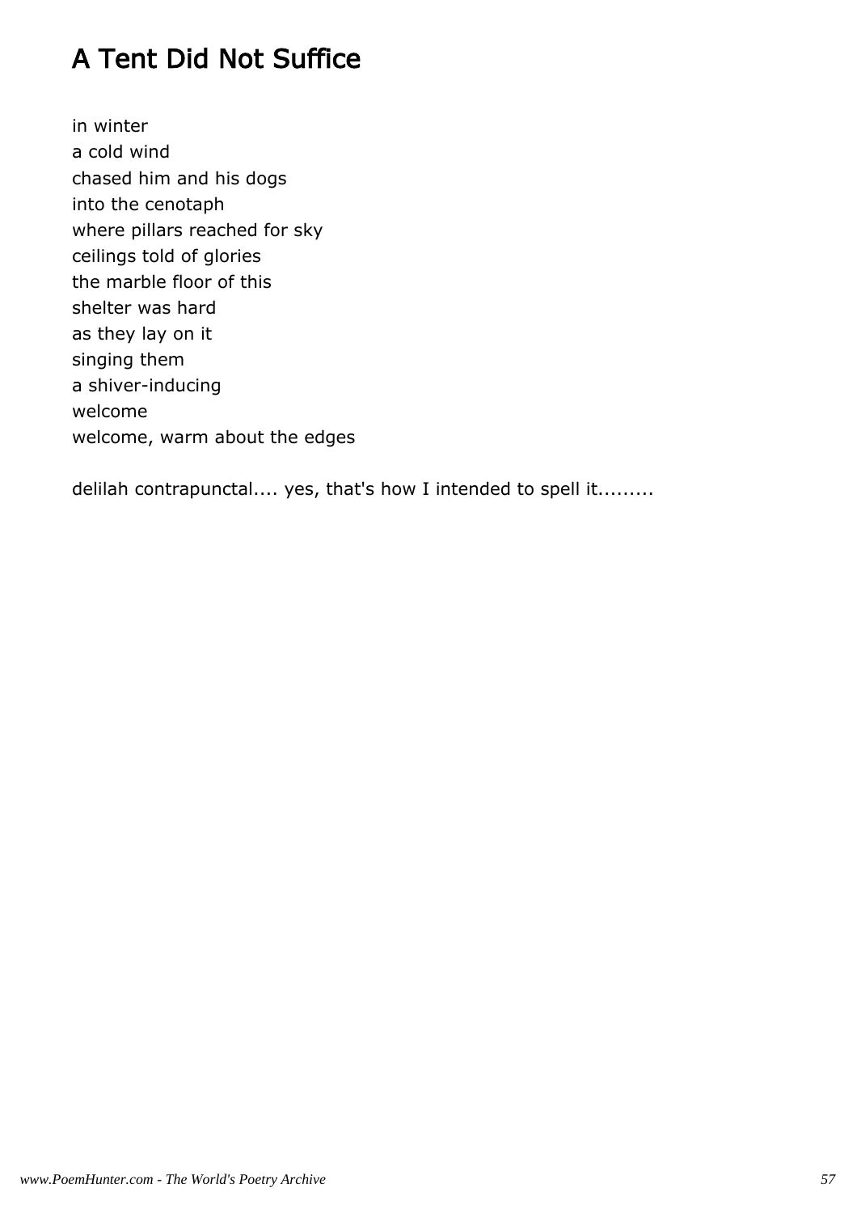# A Tent Did Not Suffice

in winter
a cold wind
chased him and his dogs
into the cenotaph
where pillars reached for sky
ceilings told of glories
the marble floor of this
shelter was hard
as they lay on it
singing them
a shiver-inducing
welcome
welcome, warm about the edges

delilah contrapunctal.... yes, that's how I intended to spell it.........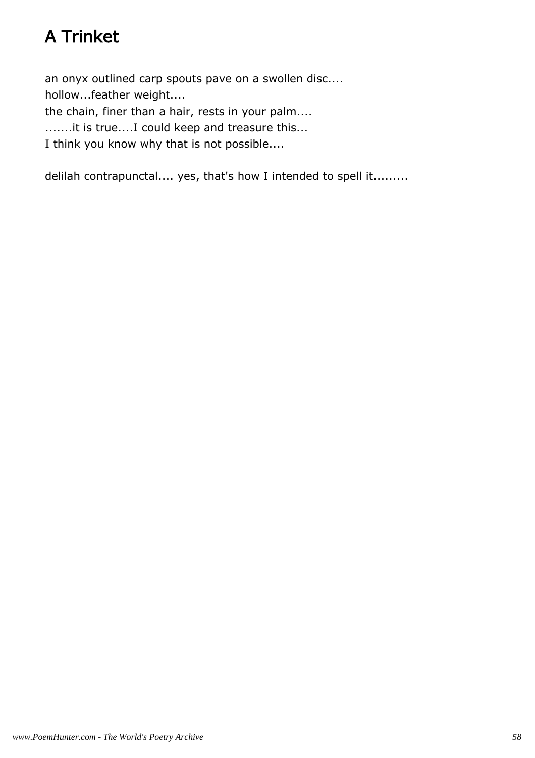# A Trinket

an onyx outlined carp spouts pave on a swollen disc....  
hollow...feather weight....  
the chain, finer than a hair, rests in your palm....  
.......it is true....I could keep and treasure this...  
I think you know why that is not possible....

delilah contrapunctal.... yes, that's how I intended to spell it.........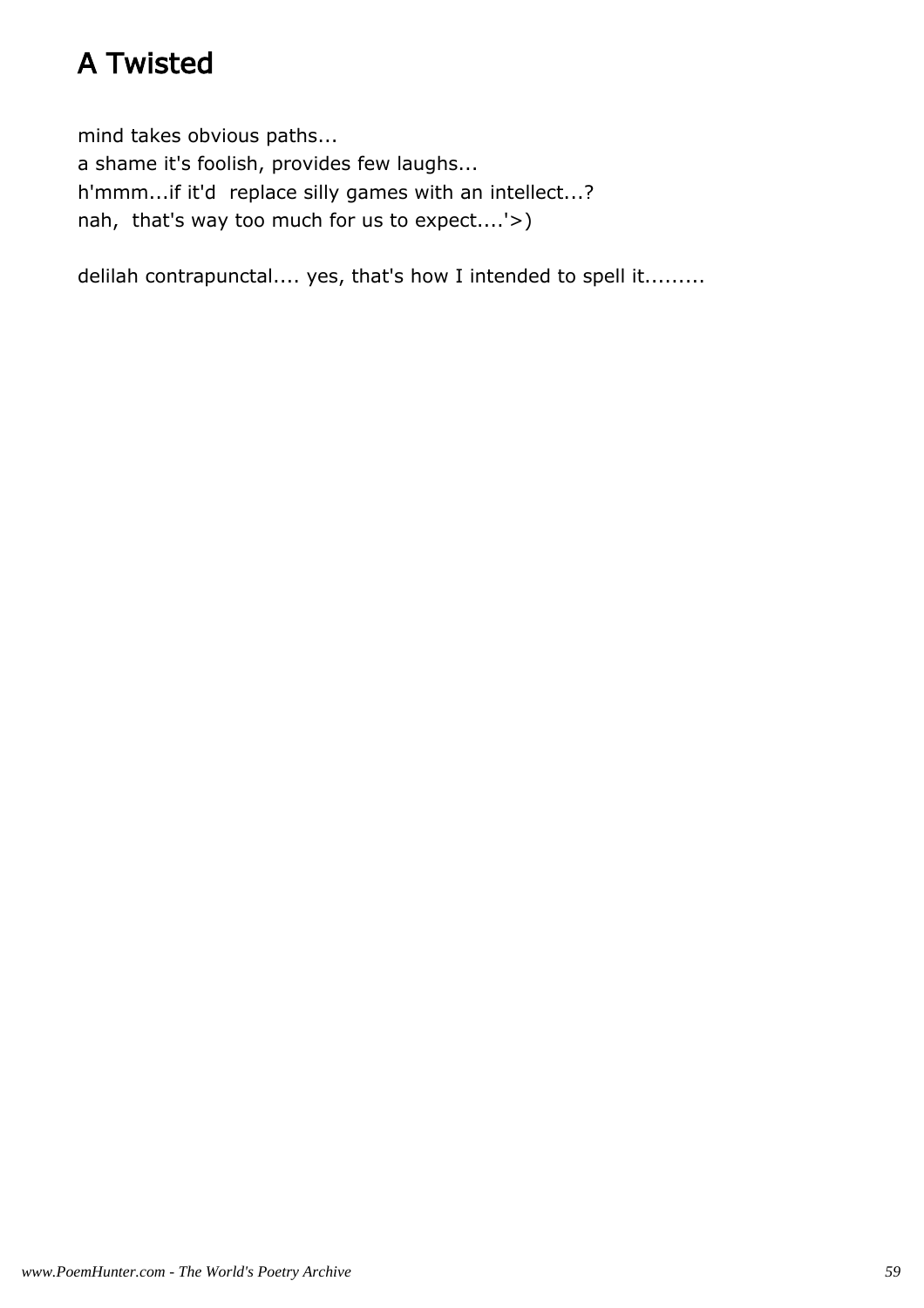# A Twisted

mind takes obvious paths...
a shame it's foolish, provides few laughs...
h'mmm...if it'd replace silly games with an intellect...?
nah, that's way too much for us to expect....'>)

delilah contrapunctal.... yes, that's how I intended to spell it.........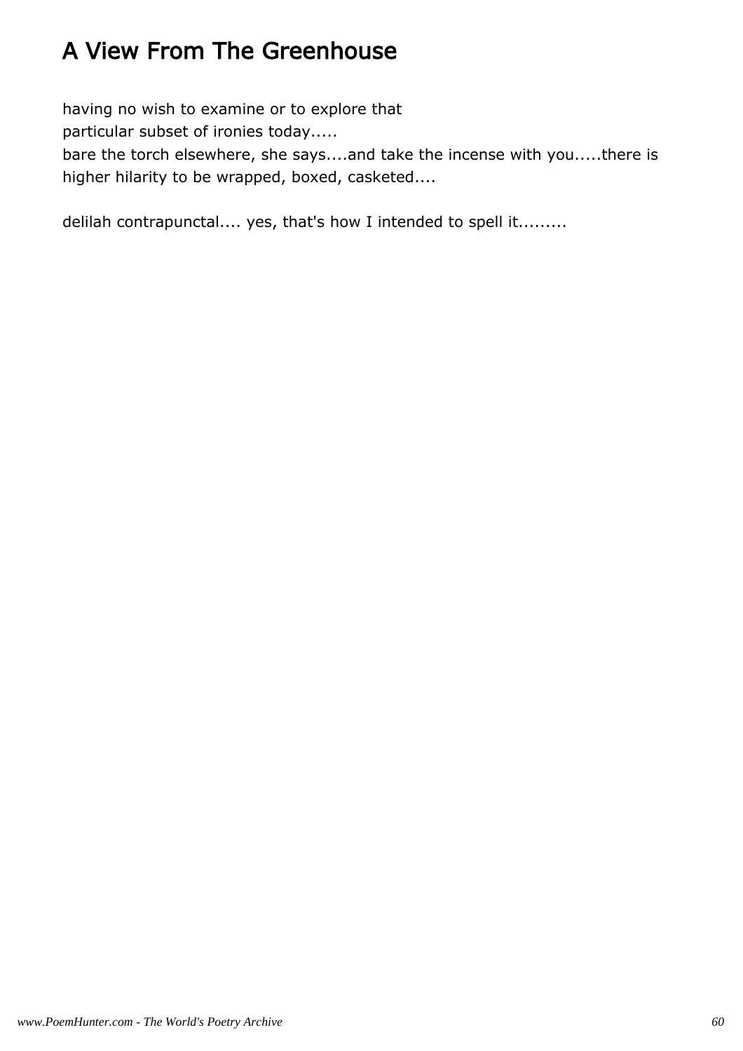# A View From The Greenhouse

having no wish to examine or to explore that
particular subset of ironies today.....
bare the torch elsewhere, she says....and take the incense with you.....there is
higher hilarity to be wrapped, boxed, casketed....

delilah contrapunctal.... yes, that's how I intended to spell it.........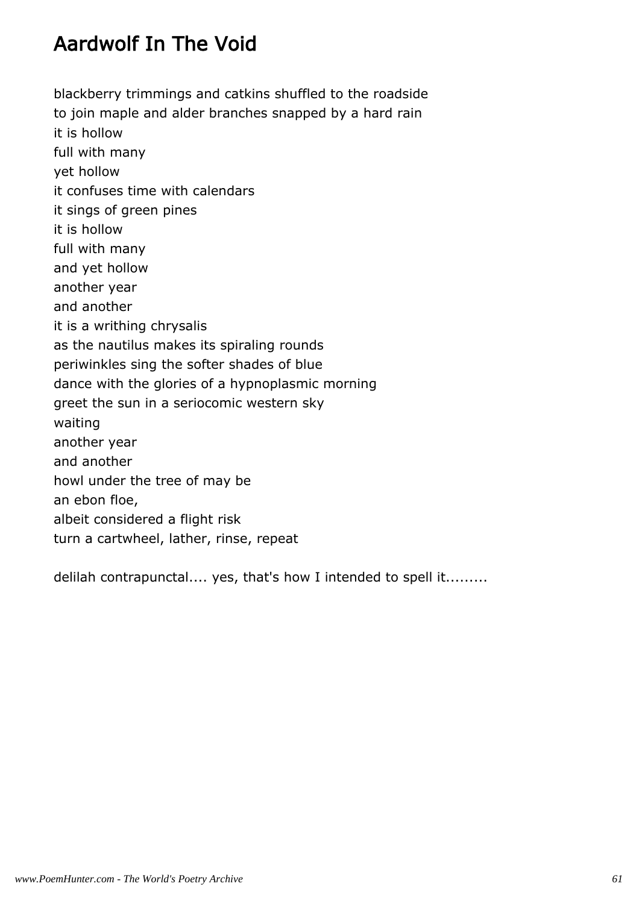# Aardwolf In The Void

blackberry trimmings and catkins shuffled to the roadside
to join maple and alder branches snapped by a hard rain
it is hollow
full with many
yet hollow
it confuses time with calendars
it sings of green pines
it is hollow
full with many
and yet hollow
another year
and another
it is a writhing chrysalis
as the nautilus makes its spiraling rounds
periwinkles sing the softer shades of blue
dance with the glories of a hypnoplasmic morning
greet the sun in a seriocomic western sky
waiting
another year
and another
howl under the tree of may be
an ebon floe,
albeit considered a flight risk
turn a cartwheel, lather, rinse, repeat

delilah contrapunctal.... yes, that's how I intended to spell it.........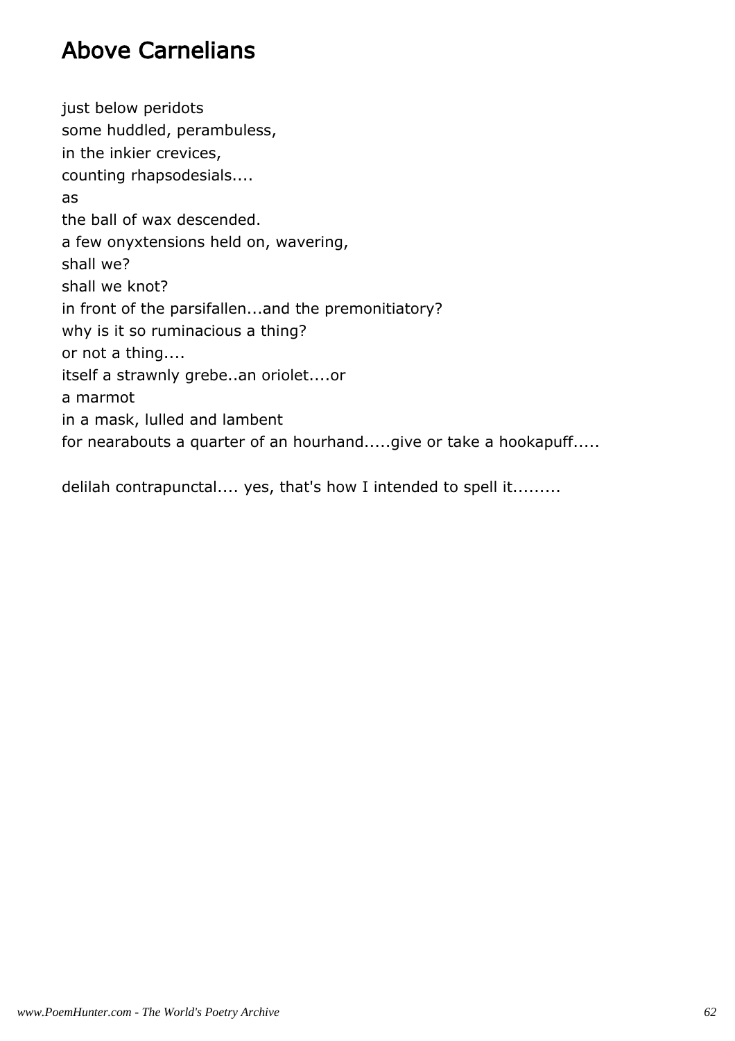# Above Carnelians

just below peridots
some huddled, perambuless,
in the inkier crevices,
counting rhapsodesials....
as
the ball of wax descended.
a few onyxtensions held on, wavering,
shall we?
shall we knot?
in front of the parsifallen...and the premonitiatory?
why is it so ruminacious a thing?
or not a thing....
itself a strawnly grebe..an oriolet....or
a marmot
in a mask, lulled and lambent
for nearabouts a quarter of an hourhand.....give or take a hookapuff.....

delilah contrapunctal.... yes, that's how I intended to spell it.........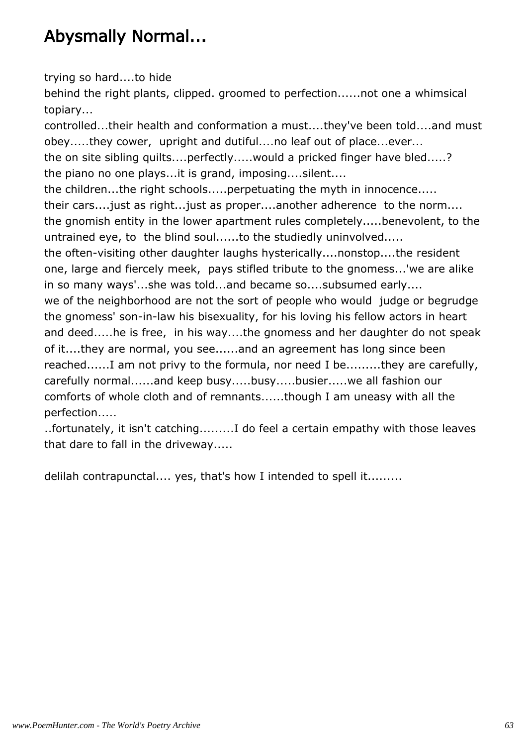# Abysmally Normal...

trying so hard....to hide
behind the right plants, clipped. groomed to perfection......not one a whimsical topiary...
controlled...their health and conformation a must....they've been told....and must obey.....they cower, upright and dutiful....no leaf out of place...ever...
the on site sibling quilts....perfectly.....would a pricked finger have bled.....?
the piano no one plays...it is grand, imposing....silent....
the children...the right schools.....perpetuating the myth in innocence.....
their cars....just as right...just as proper....another adherence to the norm....
the gnomish entity in the lower apartment rules completely.....benevolent, to the untrained eye, to the blind soul......to the studiedly uninvolved.....
the often-visiting other daughter laughs hysterically....nonstop....the resident one, large and fiercely meek, pays stifled tribute to the gnomess...'we are alike in so many ways'...she was told...and became so....subsumed early....
we of the neighborhood are not the sort of people who would judge or begrudge the gnomess' son-in-law his bisexuality, for his loving his fellow actors in heart and deed.....he is free, in his way....the gnomess and her daughter do not speak of it....they are normal, you see......and an agreement has long since been reached......I am not privy to the formula, nor need I be.........they are carefully, carefully normal......and keep busy.....busy.....busier.....we all fashion our comforts of whole cloth and of remnants......though I am uneasy with all the perfection.....
..fortunately, it isn't catching.........I do feel a certain empathy with those leaves that dare to fall in the driveway.....

delilah contrapunctal.... yes, that's how I intended to spell it.........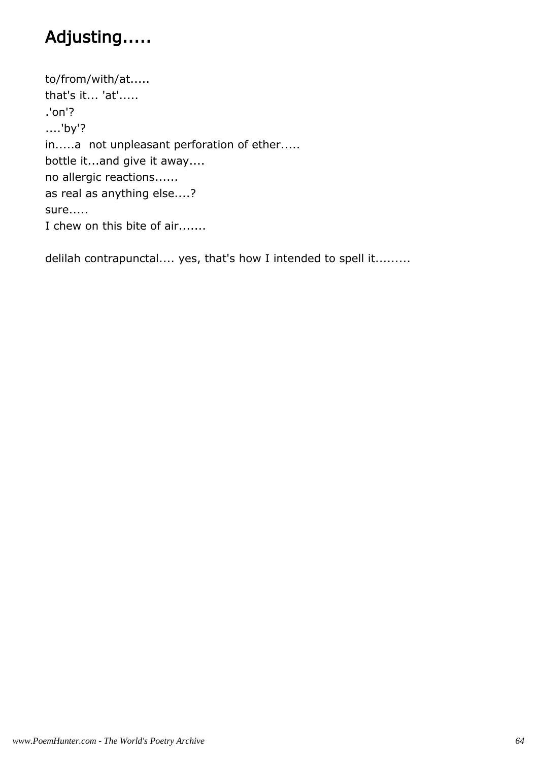# Adjusting.....

to/from/with/at.....  
that's it... 'at'.....  
.'on'?  
....'by'?  
in.....a  not unpleasant perforation of ether.....  
bottle it...and give it away....  
no allergic reactions......  
as real as anything else....?  
sure.....  
I chew on this bite of air.......

delilah contrapunctal.... yes, that's how I intended to spell it.........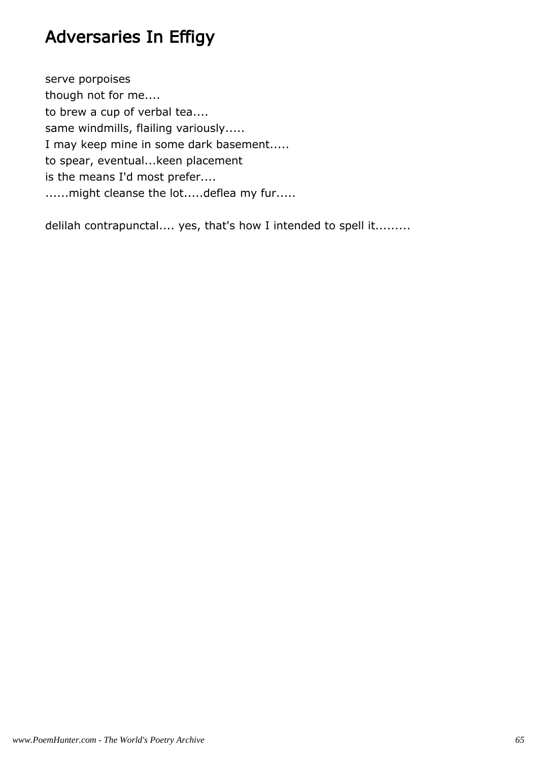# Adversaries In Effigy

serve porpoises  
though not for me....  
to brew a cup of verbal tea....  
same windmills, flailing variously.....  
I may keep mine in some dark basement.....  
to spear, eventual...keen placement  
is the means I'd most prefer....  
......might cleanse the lot.....deflea my fur.....

delilah contrapunctal.... yes, that's how I intended to spell it.........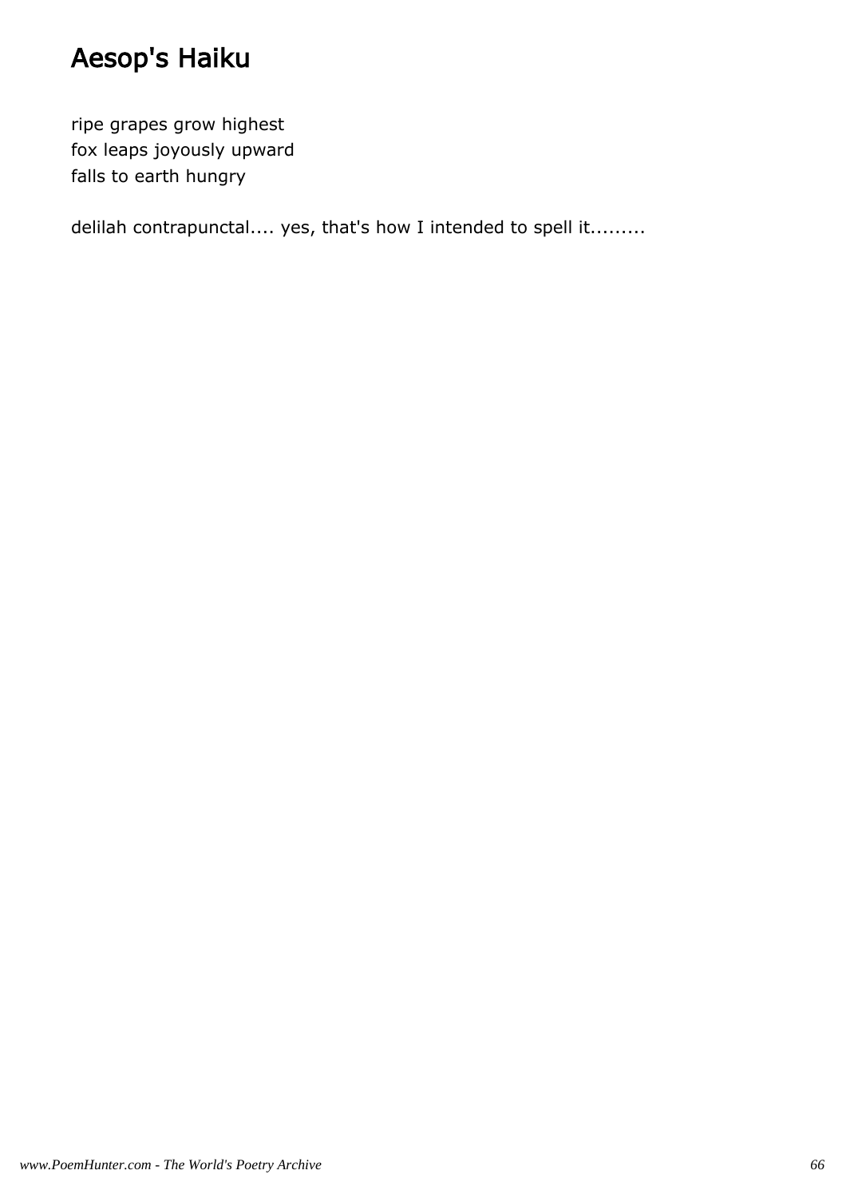# Aesop's Haiku

ripe grapes grow highest  
fox leaps joyously upward  
falls to earth hungry

delilah contrapunctal.... yes, that's how I intended to spell it.........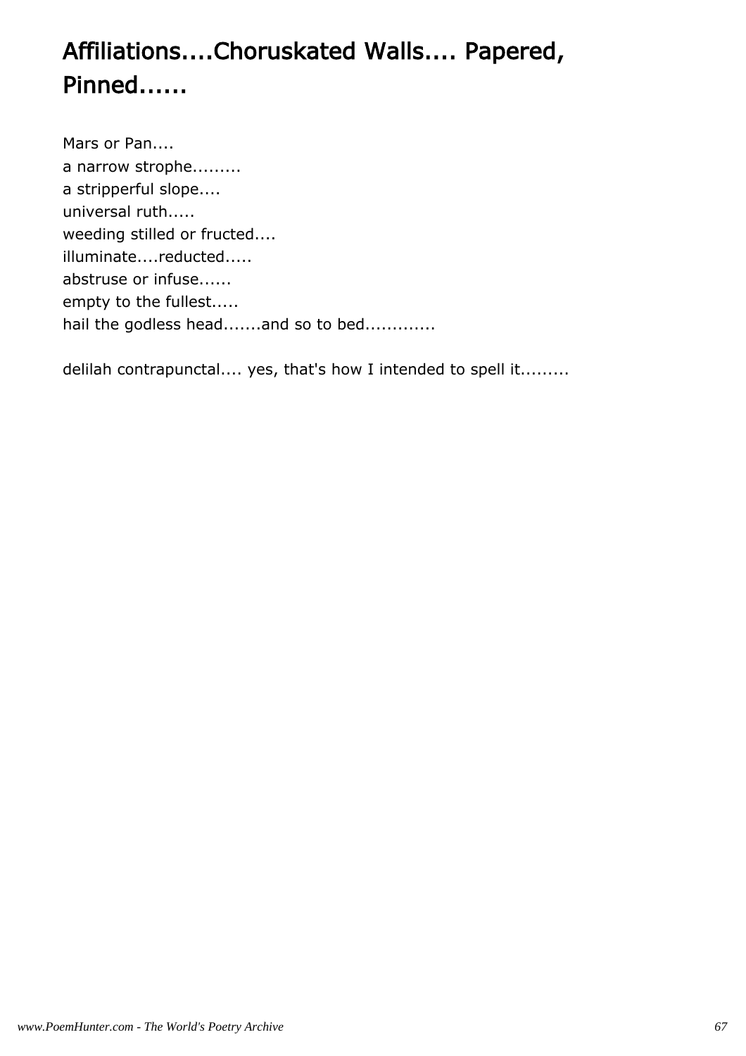# Affiliations....Choruskated Walls.... Papered, Pinned......

Mars or Pan....  
a narrow strophe.........  
a stripperful slope....  
universal ruth.....  
weeding stilled or fructed....  
illuminate....reducted.....  
abstruse or infuse......  
empty to the fullest.....  
hail the godless head.......and so to bed.............

delilah contrapunctal.... yes, that's how I intended to spell it.........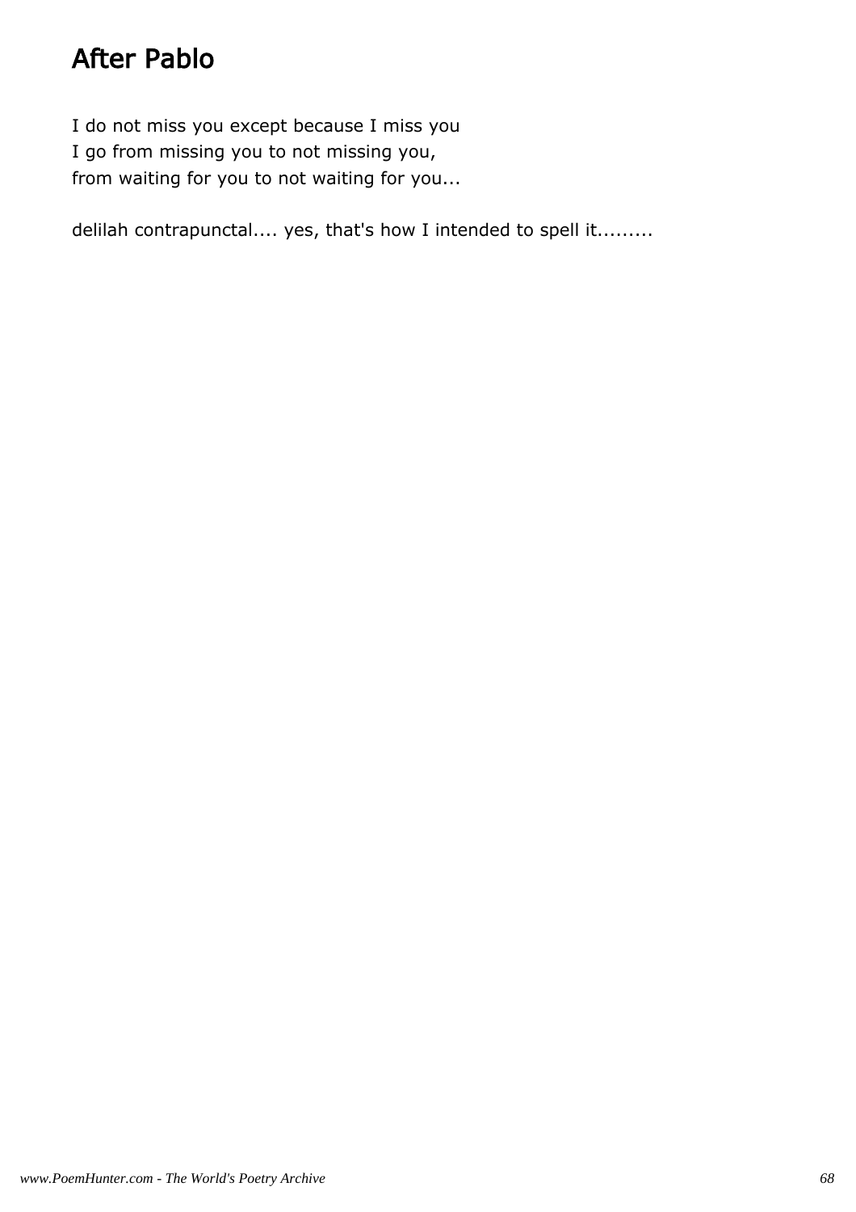# After Pablo

I do not miss you except because I miss you  
I go from missing you to not missing you,  
from waiting for you to not waiting for you...

delilah contrapunctal.... yes, that's how I intended to spell it.........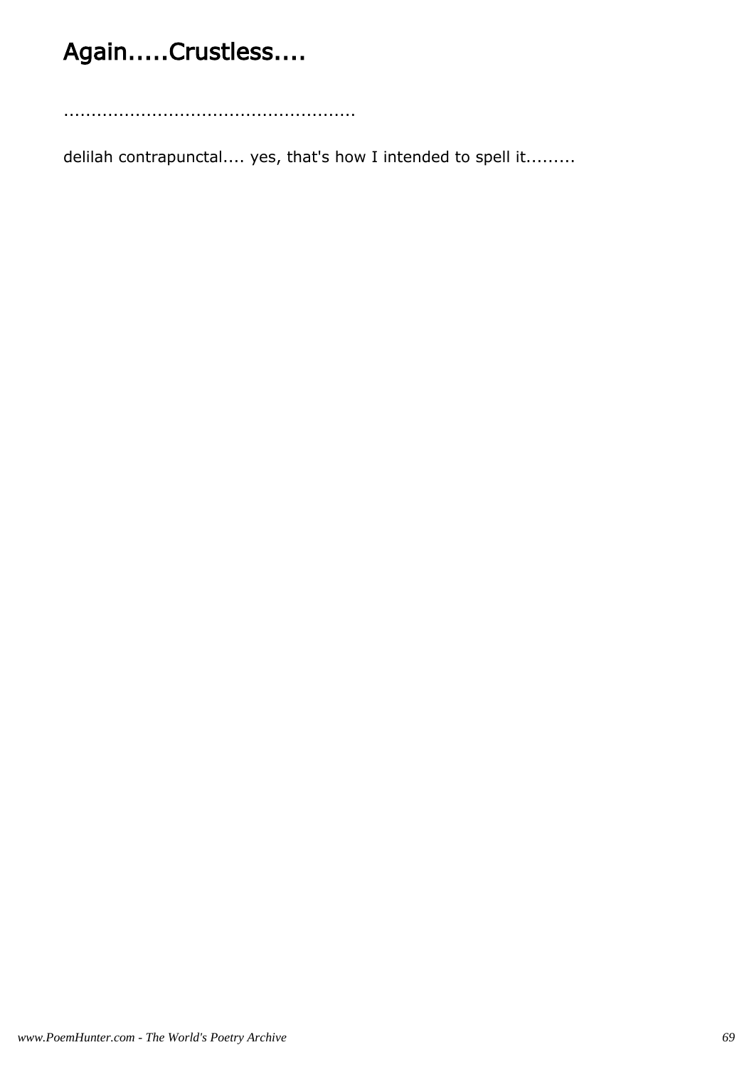# Again.....Crustless....

...................................................

delilah contrapunctal.... yes, that's how I intended to spell it.........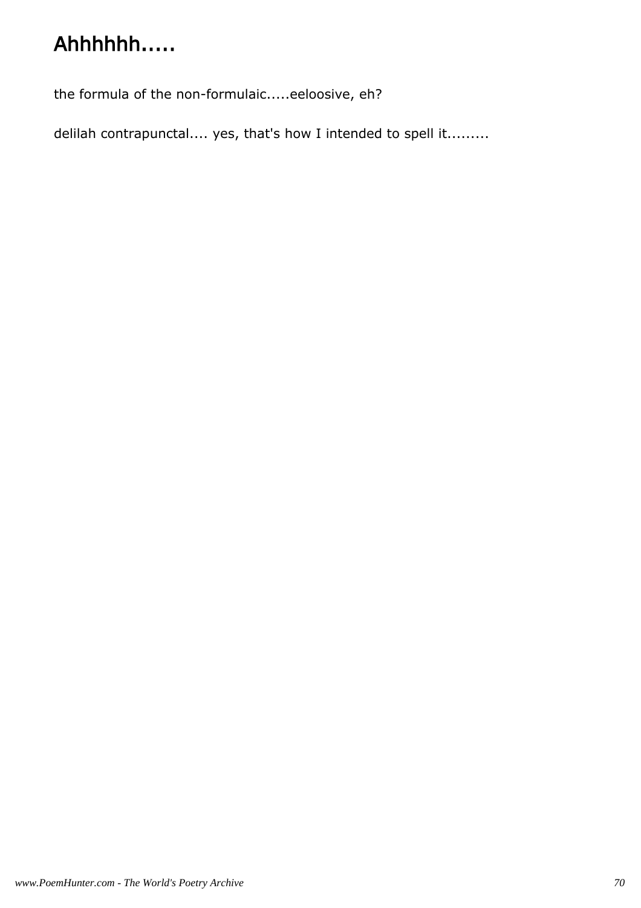# Ahhhhhh.....

the formula of the non-formulaic.....eeloosive, eh?

delilah contrapunctal.... yes, that's how I intended to spell it.........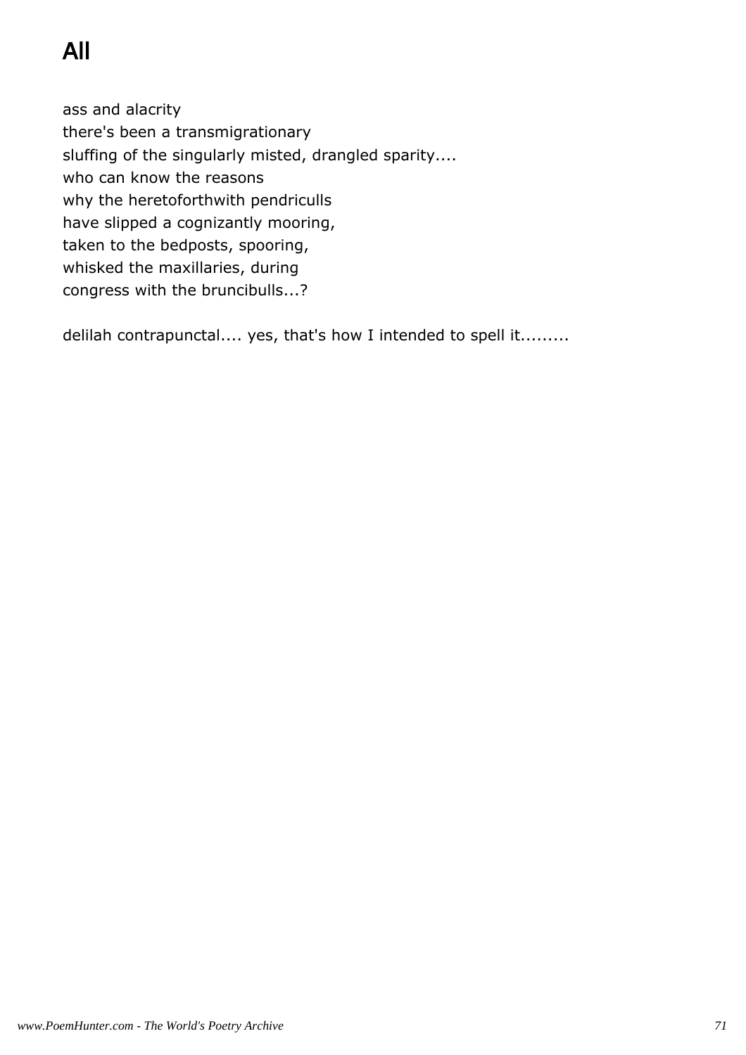# All

ass and alacrity
there's been a transmigrationary
sluffing of the singularly misted, drangled sparity....
who can know the reasons
why the heretoforthwith pendriculls
have slipped a cognizantly mooring,
taken to the bedposts, spooring,
whisked the maxillaries, during
congress with the bruncibulls...?

delilah contrapunctal.... yes, that's how I intended to spell it.........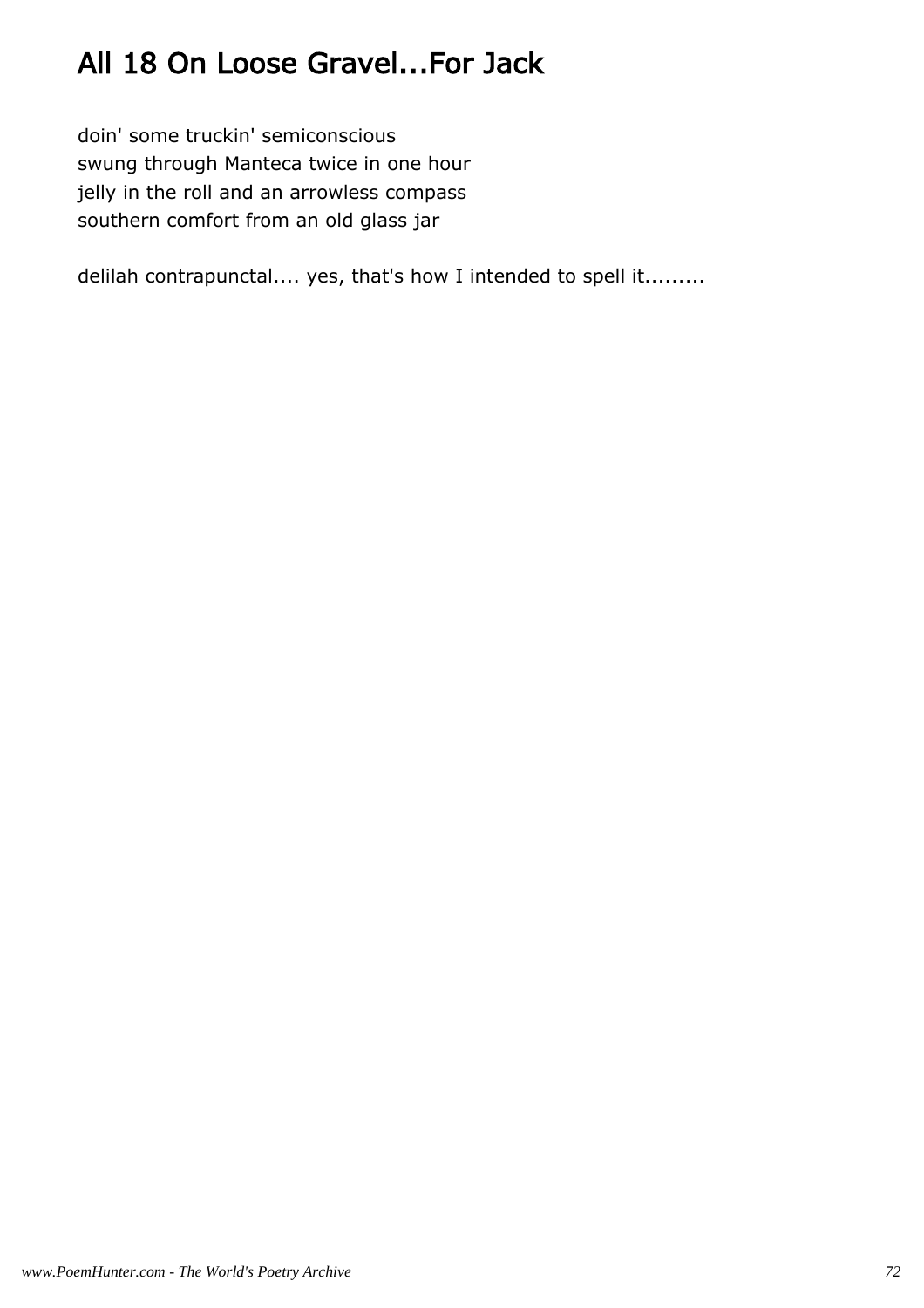## All 18 On Loose Gravel...For Jack

doin' some truckin' semiconscious
swung through Manteca twice in one hour
jelly in the roll and an arrowless compass
southern comfort from an old glass jar

delilah contrapunctal.... yes, that's how I intended to spell it.........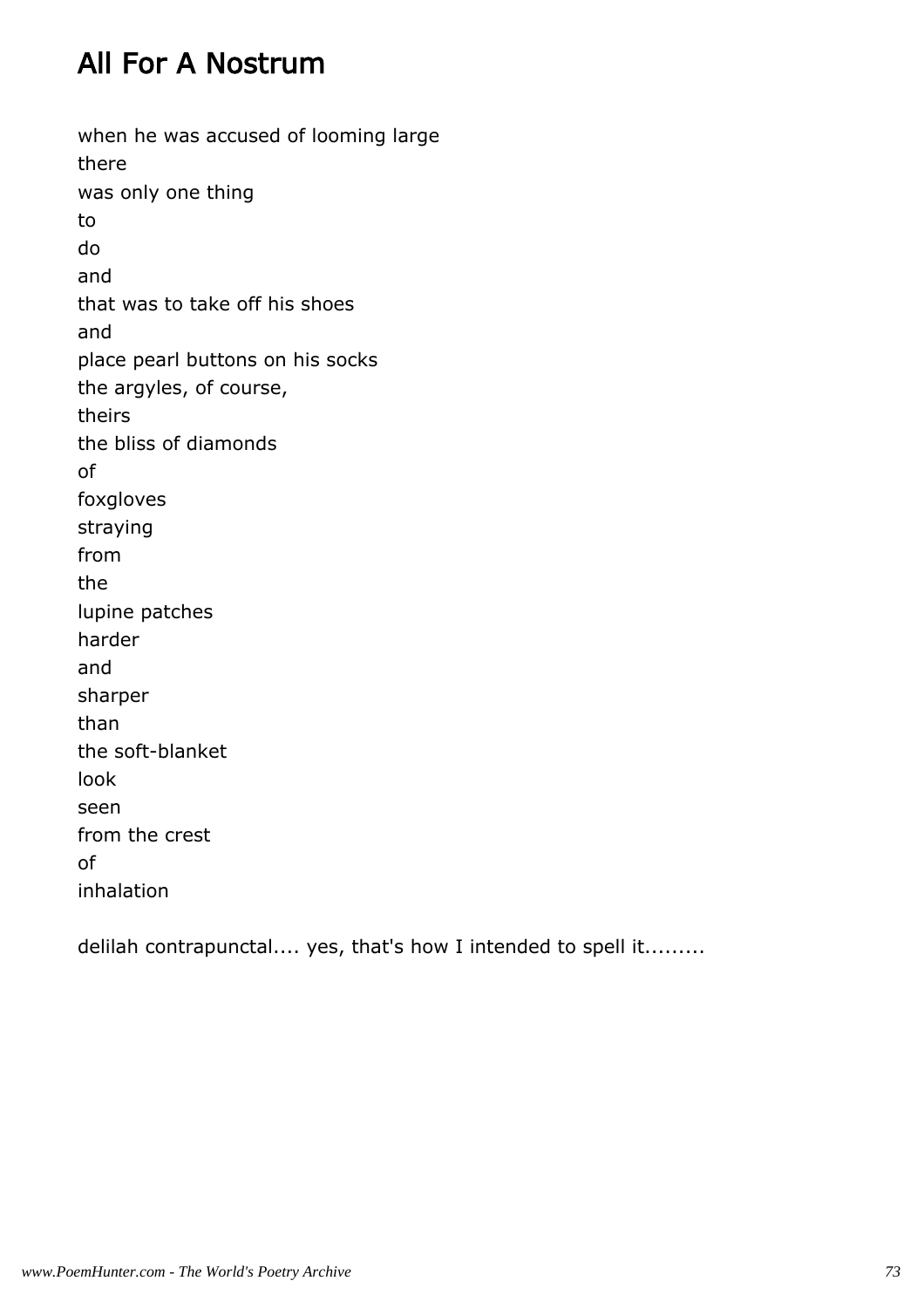## All For A Nostrum

when he was accused of looming large
there
was only one thing
to
do
and
that was to take off his shoes
and
place pearl buttons on his socks
the argyles, of course,
theirs
the bliss of diamonds
of
foxgloves
straying
from
the
lupine patches
harder
and
sharper
than
the soft-blanket
look
seen
from the crest
of
inhalation

delilah contrapunctal.... yes, that's how I intended to spell it.........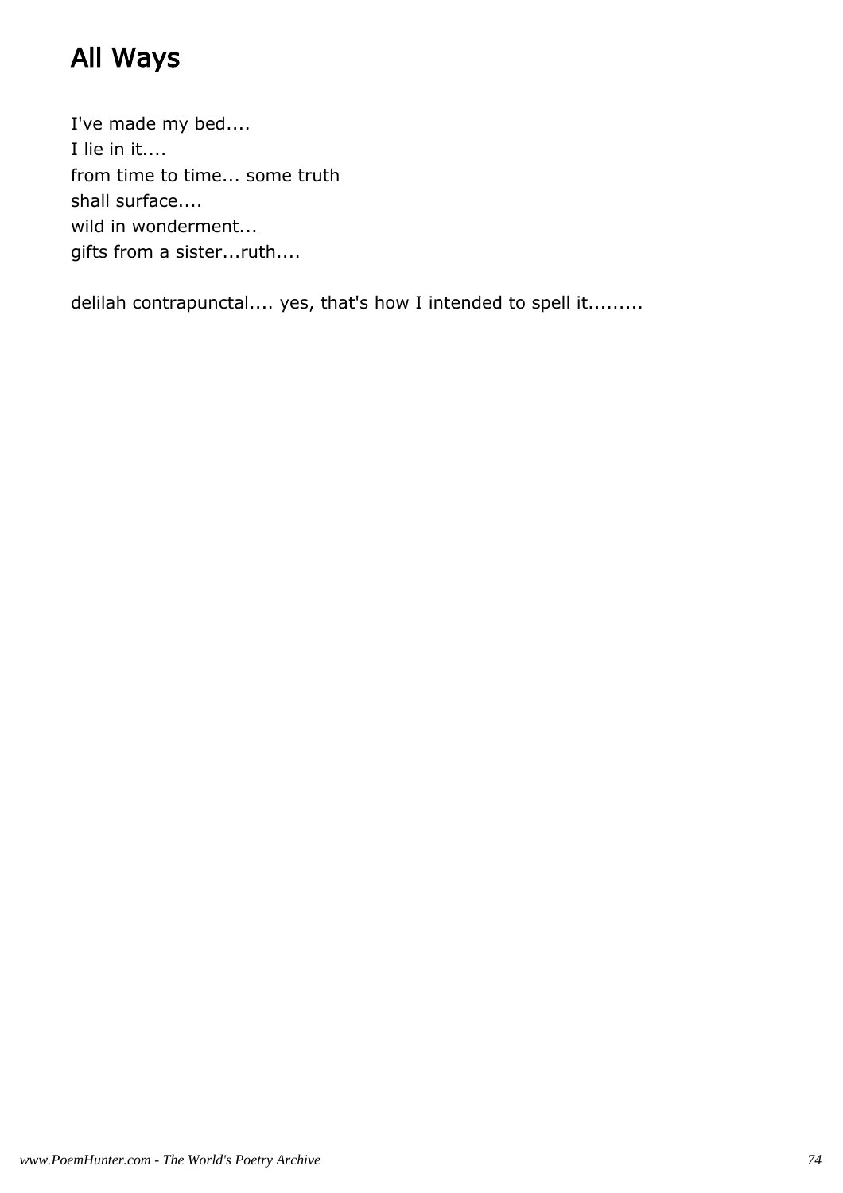# All Ways

I've made my bed....
I lie in it....
from time to time... some truth
shall surface....
wild in wonderment...
gifts from a sister...ruth....

delilah contrapunctal.... yes, that's how I intended to spell it.........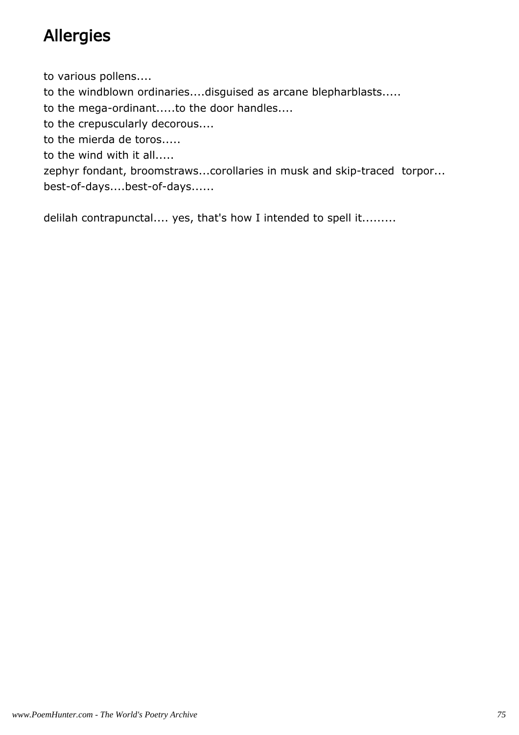# Allergies

to various pollens....
to the windblown ordinaries....disguised as arcane blepharblasts.....
to the mega-ordinant.....to the door handles....
to the crepuscularly decorous....
to the mierda de toros.....
to the wind with it all.....
zephyr fondant, broomstraws...corollaries in musk and skip-traced torpor...
best-of-days....best-of-days......

delilah contrapunctal.... yes, that's how I intended to spell it.........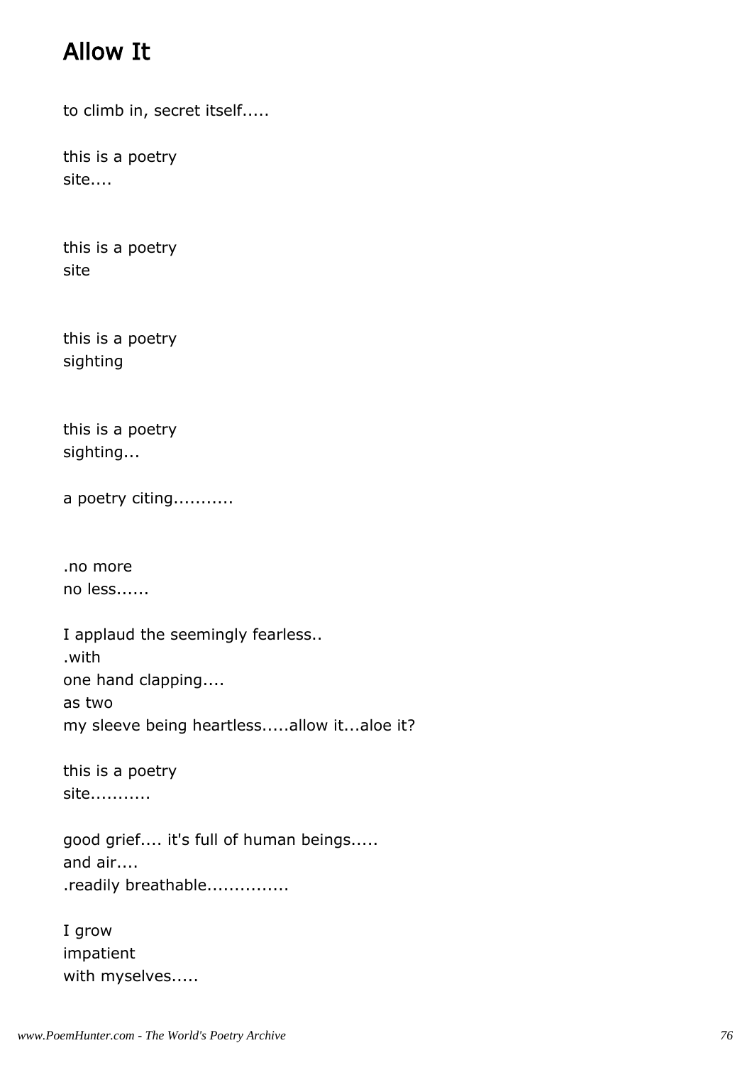## Allow It

to climb in, secret itself.....

this is a poetry  
site....

this is a poetry  
site

this is a poetry  
sighting

this is a poetry  
sighting...

a poetry citing...........

.no more  
no less......

I applaud the seemingly fearless..  
.with  
one hand clapping....  
as two  
my sleeve being heartless.....allow it...aloe it?

this is a poetry  
site...........

good grief.... it's full of human beings.....  
and air....  
.readily breathable...............

I grow  
impatient  
with myselves.....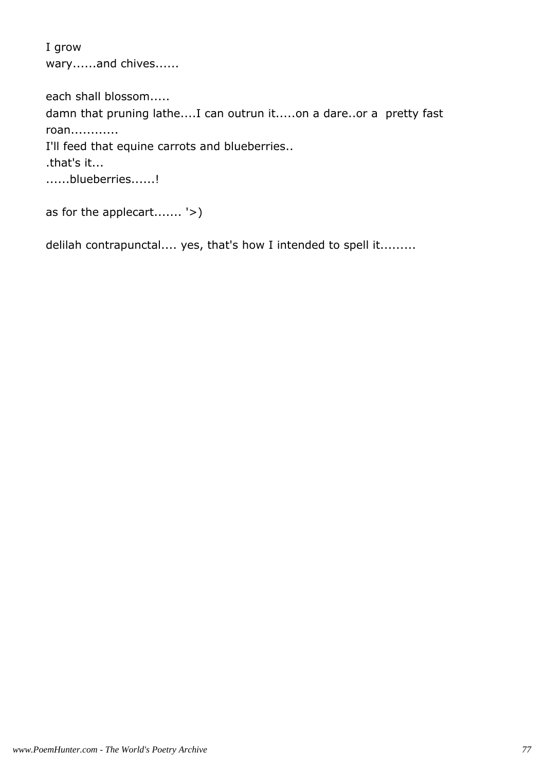I grow
wary......and chives......

each shall blossom.....
damn that pruning lathe....I can outrun it.....on a dare..or a  pretty fast
roan...........
I'll feed that equine carrots and blueberries..
.that's it...
......blueberries......!

as for the applecart....... '>)

delilah contrapunctal.... yes, that's how I intended to spell it.........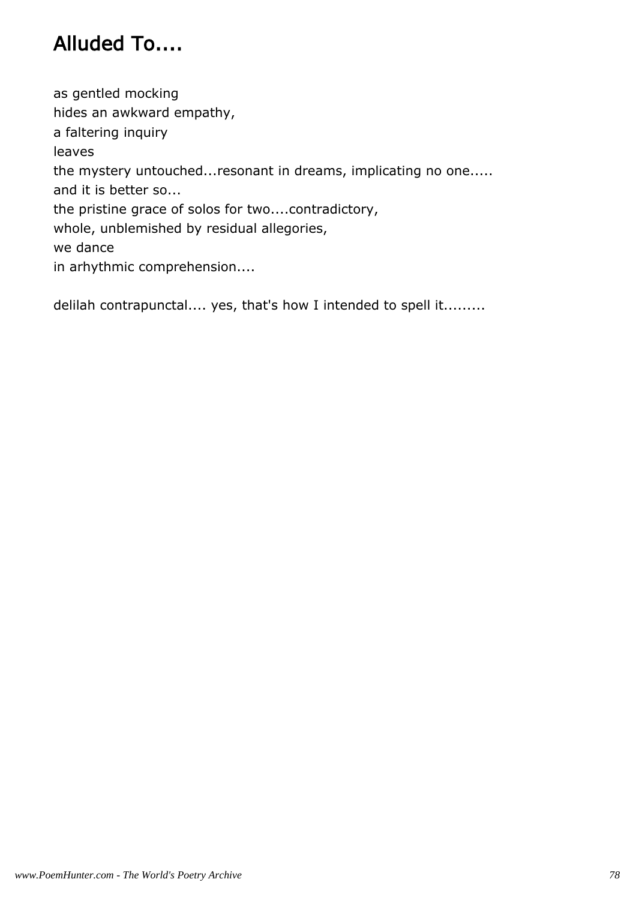# Alluded To....

as gentled mocking
hides an awkward empathy,
a faltering inquiry
leaves
the mystery untouched...resonant in dreams, implicating no one.....
and it is better so...
the pristine grace of solos for two....contradictory,
whole, unblemished by residual allegories,
we dance
in arhythmic comprehension....

delilah contrapunctal.... yes, that's how I intended to spell it.........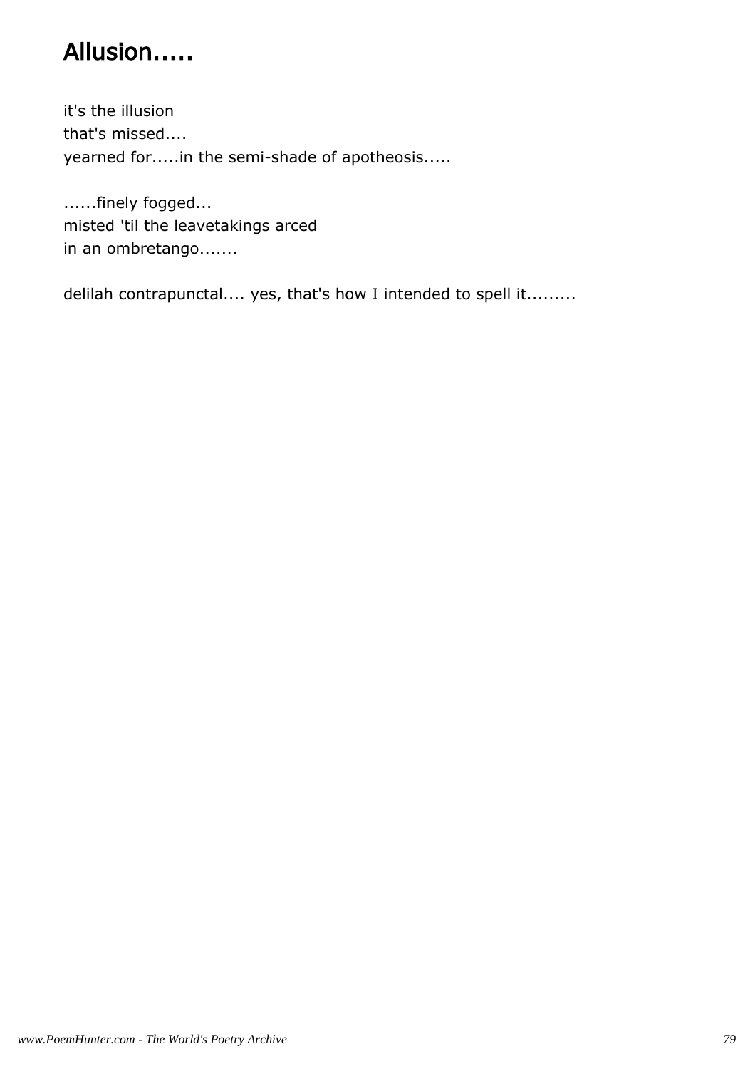# Allusion.....

it's the illusion
that's missed....
yearned for.....in the semi-shade of apotheosis.....

......finely fogged...
misted 'til the leavetakings arced
in an ombretango.......

delilah contrapunctal.... yes, that's how I intended to spell it.........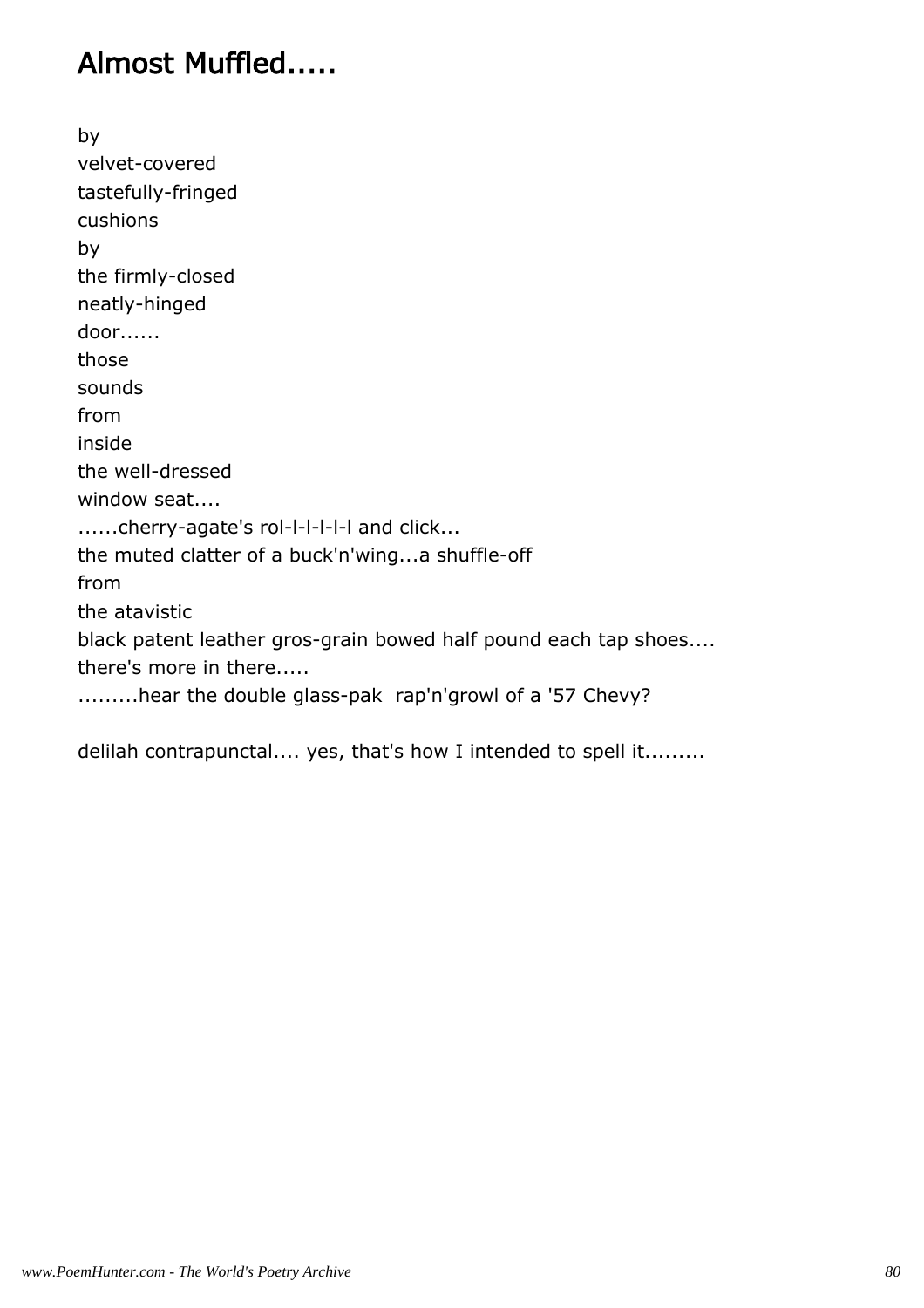## Almost Muffled.....

by
velvet-covered
tastefully-fringed
cushions
by
the firmly-closed
neatly-hinged
door......
those
sounds
from
inside
the well-dressed
window seat....
......cherry-agate's rol-l-l-l-l-l and click...
the muted clatter of a buck'n'wing...a shuffle-off
from
the atavistic
black patent leather gros-grain bowed half pound each tap shoes....
there's more in there.....
.........hear the double glass-pak  rap'n'growl of a '57 Chevy?

delilah contrapunctal.... yes, that's how I intended to spell it.........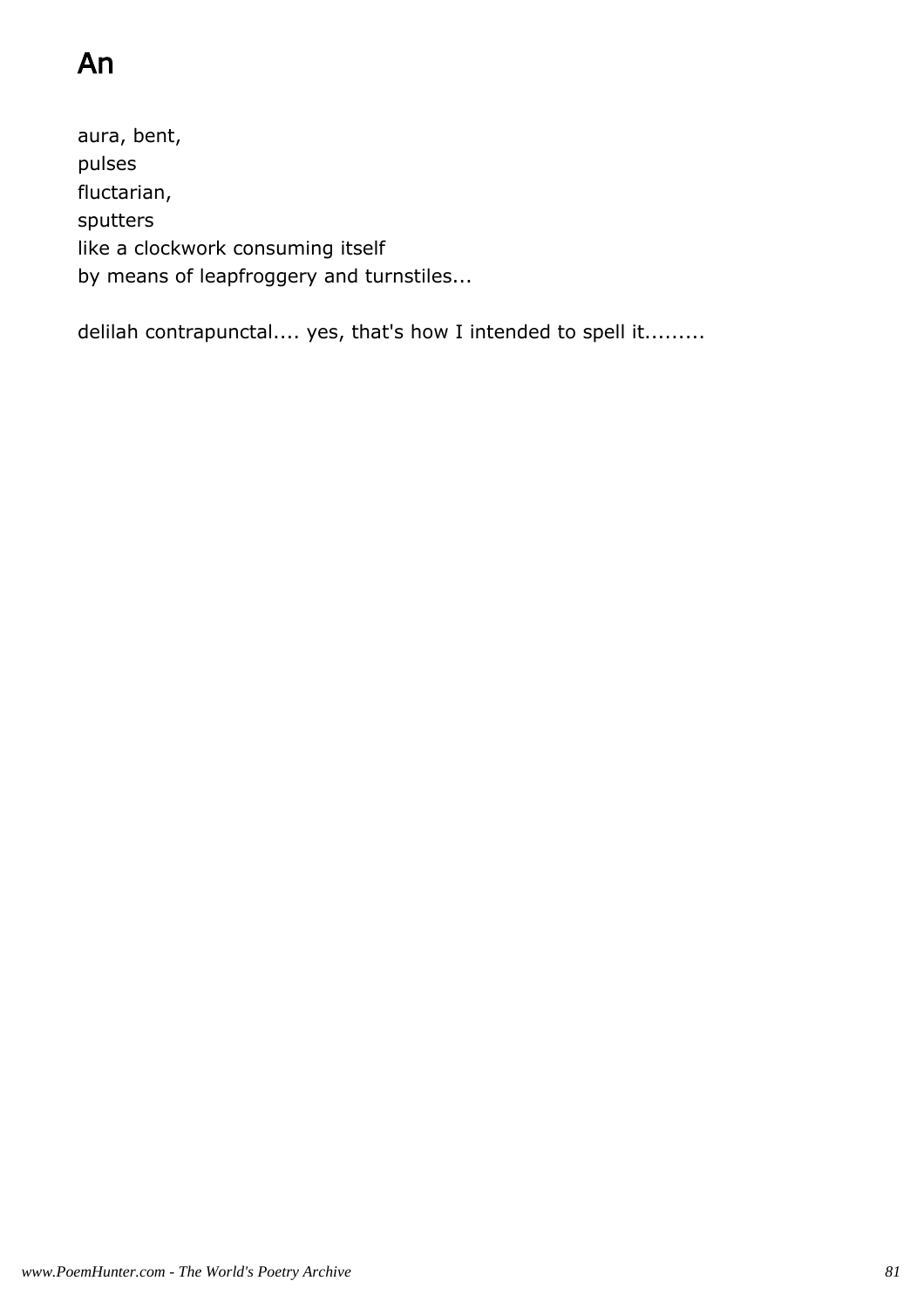# An

aura, bent,
pulses
fluctarian,
sputters
like a clockwork consuming itself
by means of leapfroggery and turnstiles...

delilah contrapunctal.... yes, that's how I intended to spell it.........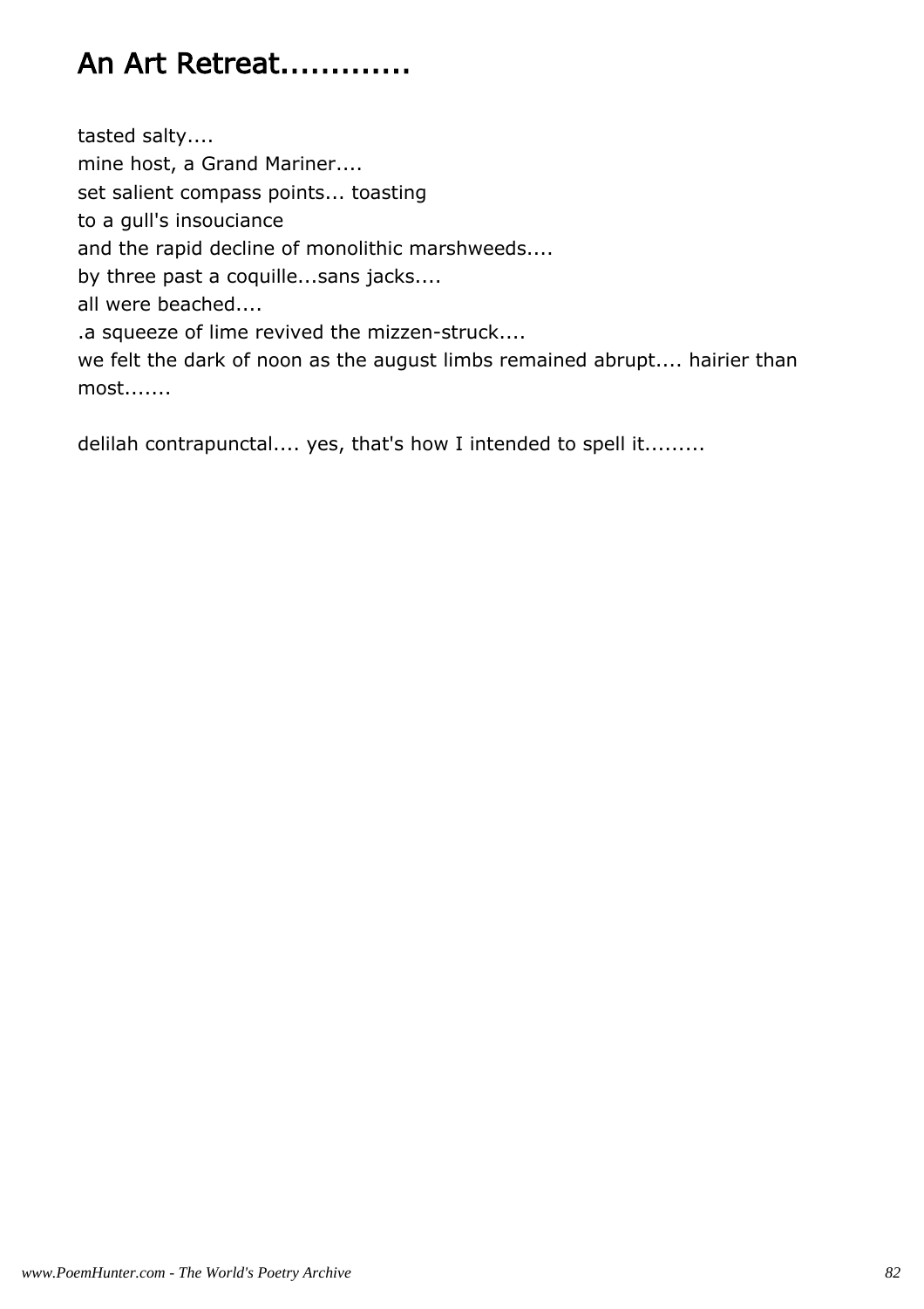# An Art Retreat............

tasted salty....
mine host, a Grand Mariner....
set salient compass points... toasting
to a gull's insouciance
and the rapid decline of monolithic marshweeds....
by three past a coquille...sans jacks....
all were beached....
.a squeeze of lime revived the mizzen-struck....
we felt the dark of noon as the august limbs remained abrupt.... hairier than most.......

delilah contrapunctal.... yes, that's how I intended to spell it.........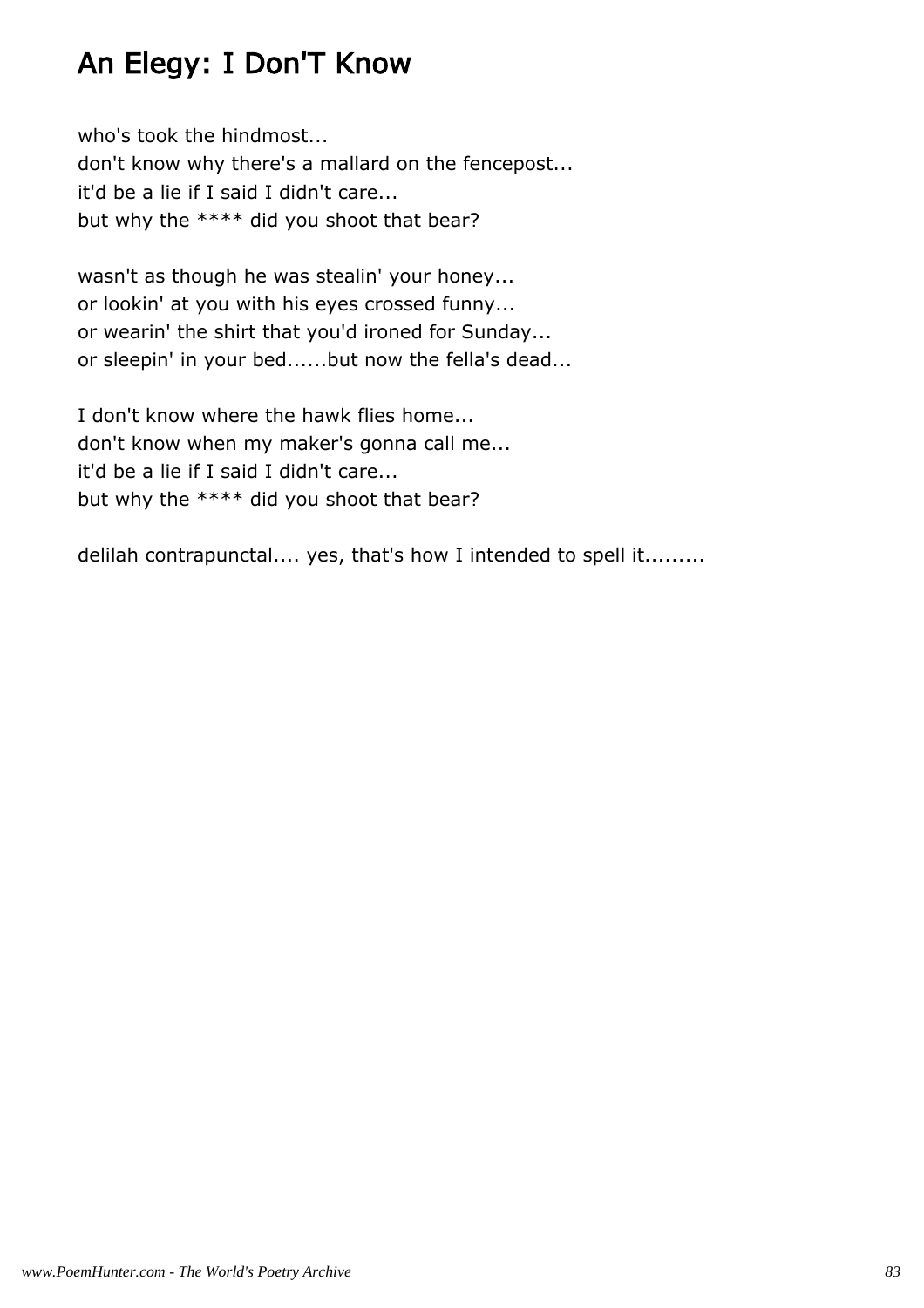## An Elegy: I Don'T Know

who's took the hindmost...
don't know why there's a mallard on the fencepost...
it'd be a lie if I said I didn't care...
but why the **** did you shoot that bear?

wasn't as though he was stealin' your honey...
or lookin' at you with his eyes crossed funny...
or wearin' the shirt that you'd ironed for Sunday...
or sleepin' in your bed......but now the fella's dead...

I don't know where the hawk flies home...
don't know when my maker's gonna call me...
it'd be a lie if I said I didn't care...
but why the **** did you shoot that bear?

delilah contrapunctal.... yes, that's how I intended to spell it.........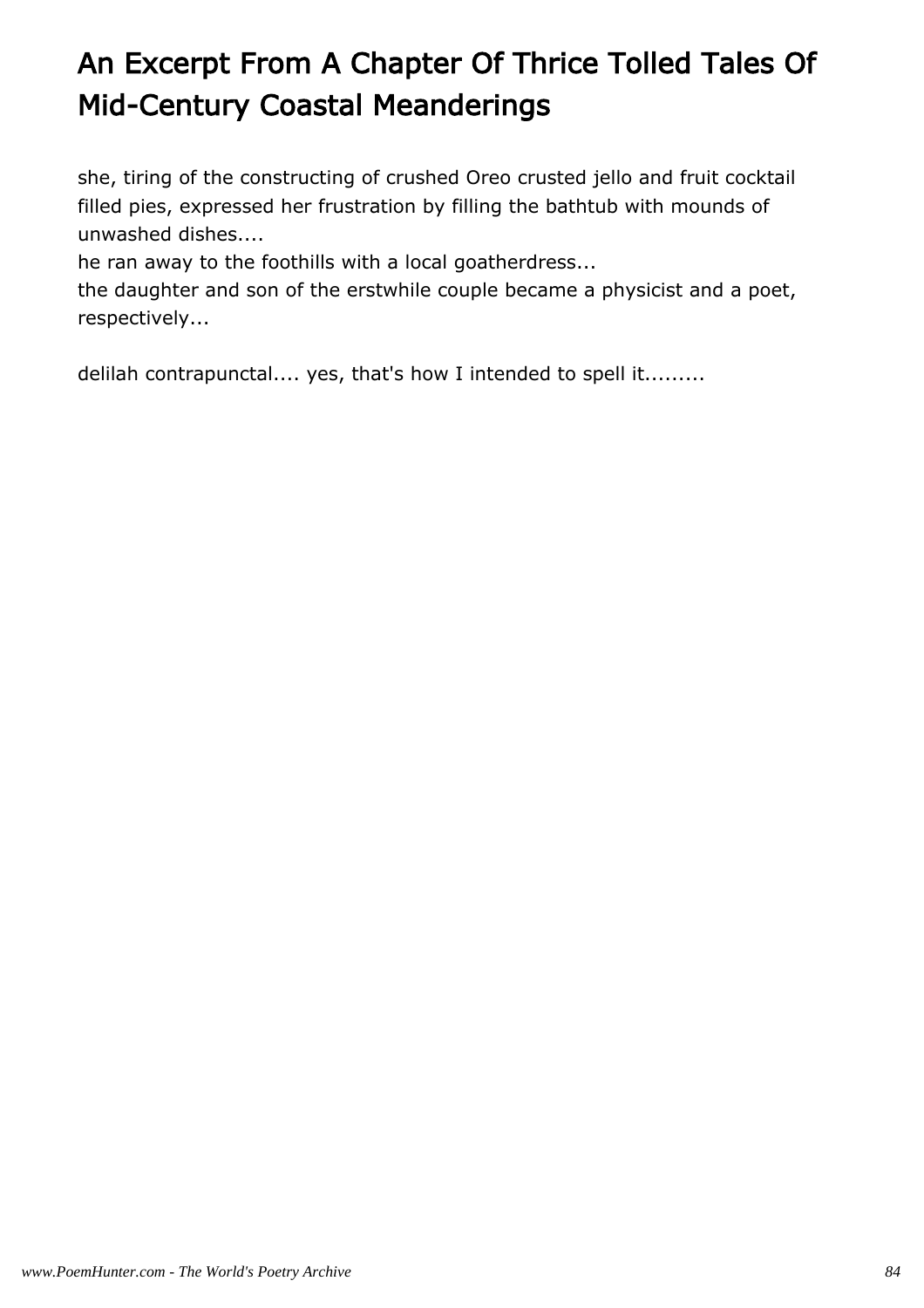# An Excerpt From A Chapter Of Thrice Tolled Tales Of Mid-Century Coastal Meanderings

she, tiring of the constructing of crushed Oreo crusted jello and fruit cocktail filled pies, expressed her frustration by filling the bathtub with mounds of unwashed dishes....
he ran away to the foothills with a local goatherdress...
the daughter and son of the erstwhile couple became a physicist and a poet, respectively...

delilah contrapunctal.... yes, that's how I intended to spell it.........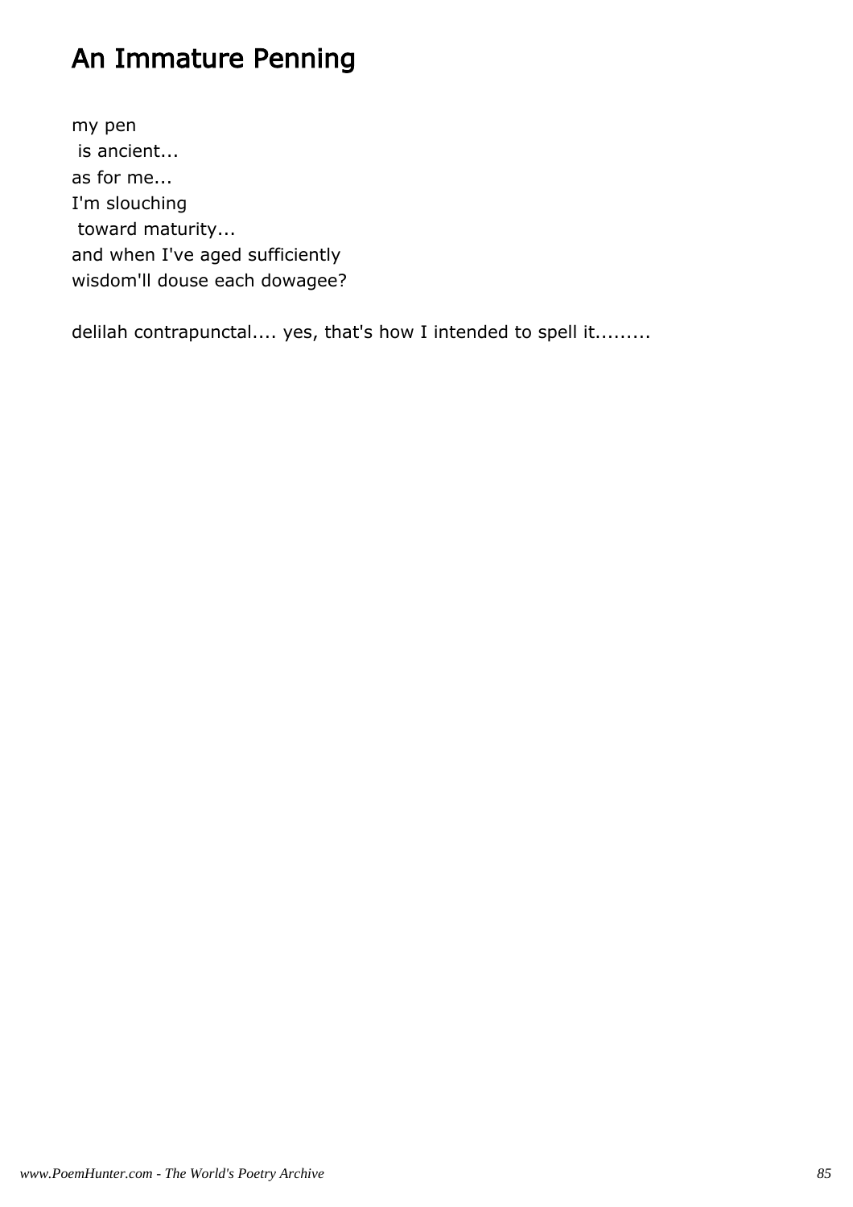# An Immature Penning

my pen
 is ancient...
as for me...
I'm slouching
 toward maturity...
and when I've aged sufficiently
wisdom'll douse each dowagee?

delilah contrapunctal.... yes, that's how I intended to spell it.........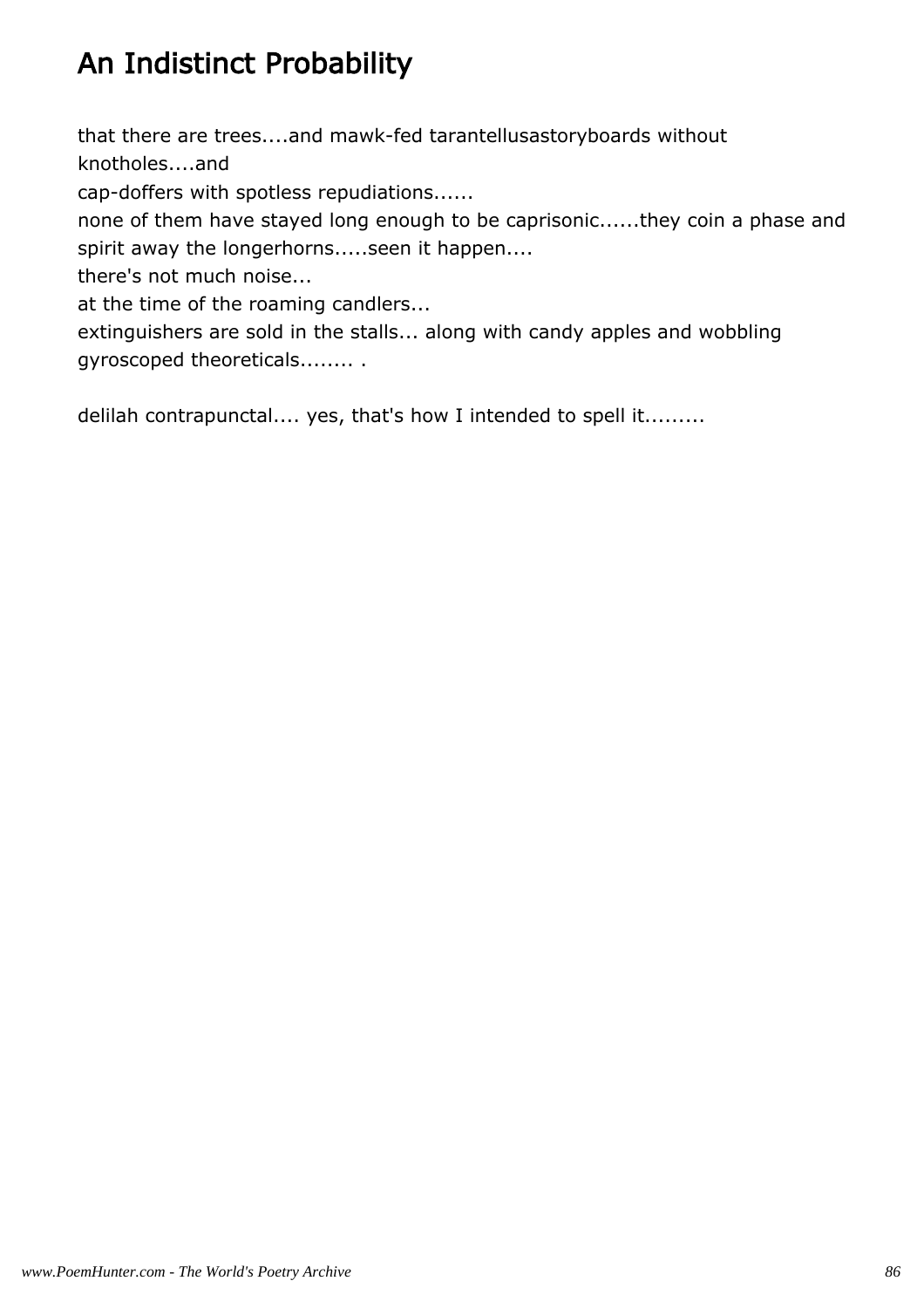# An Indistinct Probability

that there are trees....and mawk-fed tarantellusastoryboards without knotholes....and
cap-doffers with spotless repudiations......
none of them have stayed long enough to be caprisonic......they coin a phase and spirit away the longerhorns.....seen it happen....
there's not much noise...
at the time of the roaming candlers...
extinguishers are sold in the stalls... along with candy apples and wobbling gyroscoped theoreticals........ .

delilah contrapunctal.... yes, that's how I intended to spell it.........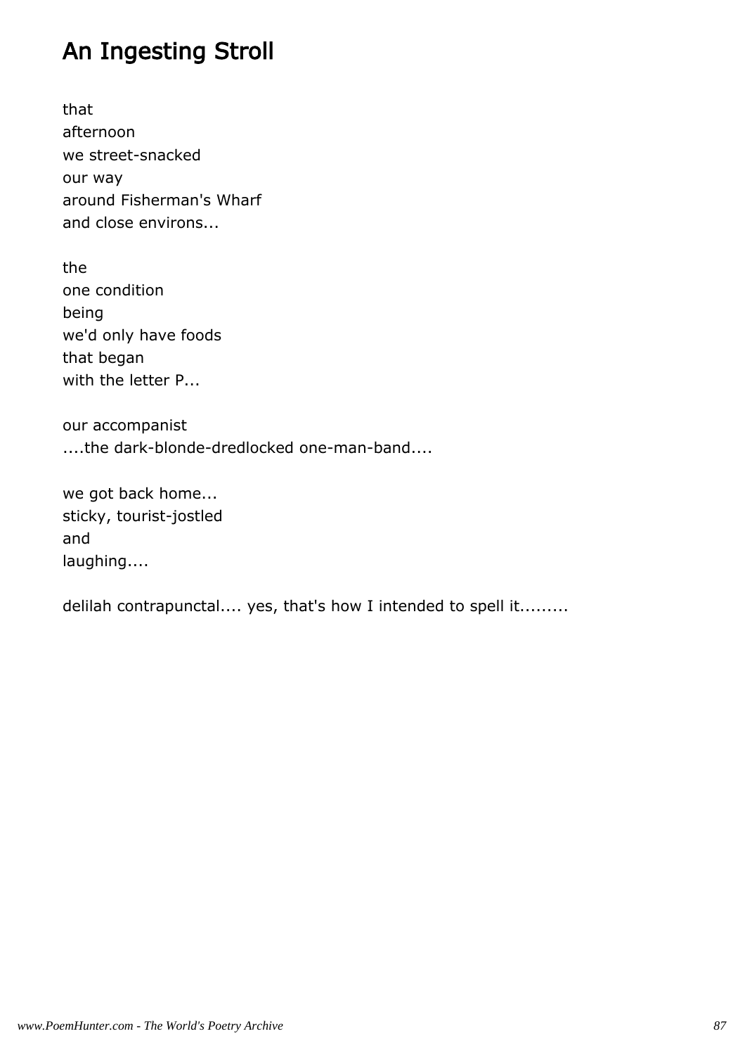# An Ingesting Stroll

that
afternoon
we street-snacked
our way
around Fisherman's Wharf
and close environs...

the
one condition
being
we'd only have foods
that began
with the letter P...

our accompanist
....the dark-blonde-dredlocked one-man-band....

we got back home...
sticky, tourist-jostled
and
laughing....

delilah contrapunctal.... yes, that's how I intended to spell it.........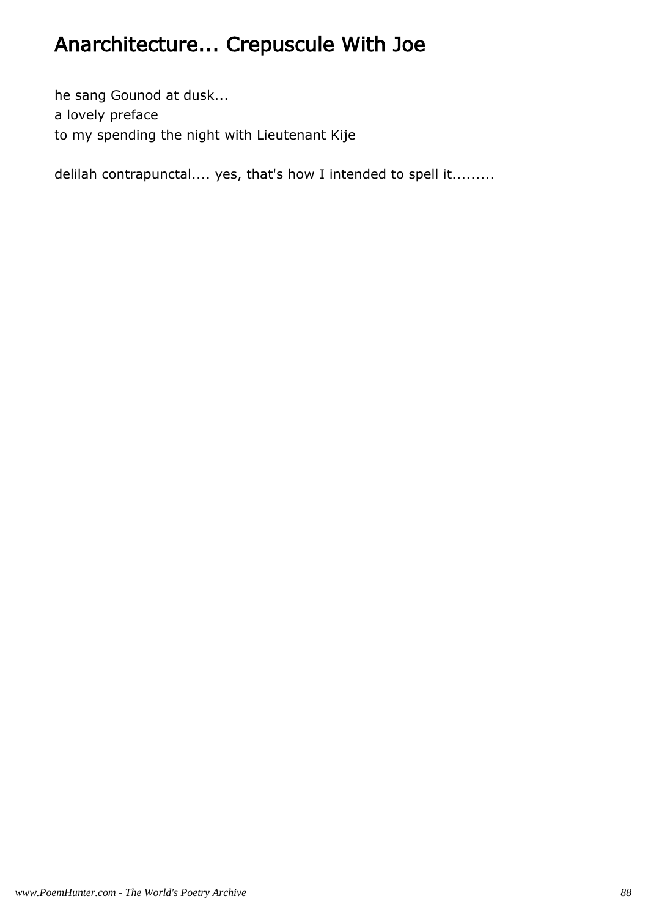# Anarchitecture... Crepuscule With Joe

he sang Gounod at dusk...
a lovely preface
to my spending the night with Lieutenant Kije

delilah contrapunctal.... yes, that's how I intended to spell it.........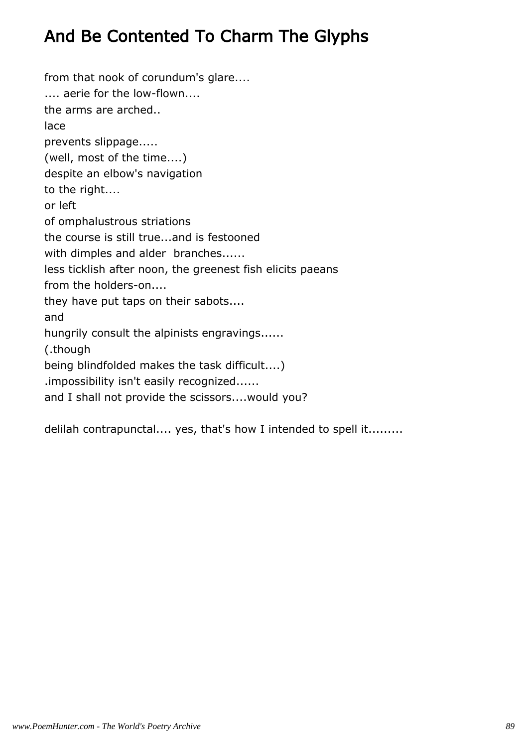# And Be Contented To Charm The Glyphs

from that nook of corundum's glare....
.... aerie for the low-flown....
the arms are arched..
lace
prevents slippage.....
(well, most of the time....)
despite an elbow's navigation
to the right....
or left
of omphalustrous striations
the course is still true...and is festooned
with dimples and alder branches......
less ticklish after noon, the greenest fish elicits paeans
from the holders-on....
they have put taps on their sabots....
and
hungrily consult the alpinists engravings......
(.though
being blindfolded makes the task difficult....)
.impossibility isn't easily recognized......
and I shall not provide the scissors....would you?

delilah contrapunctal.... yes, that's how I intended to spell it.........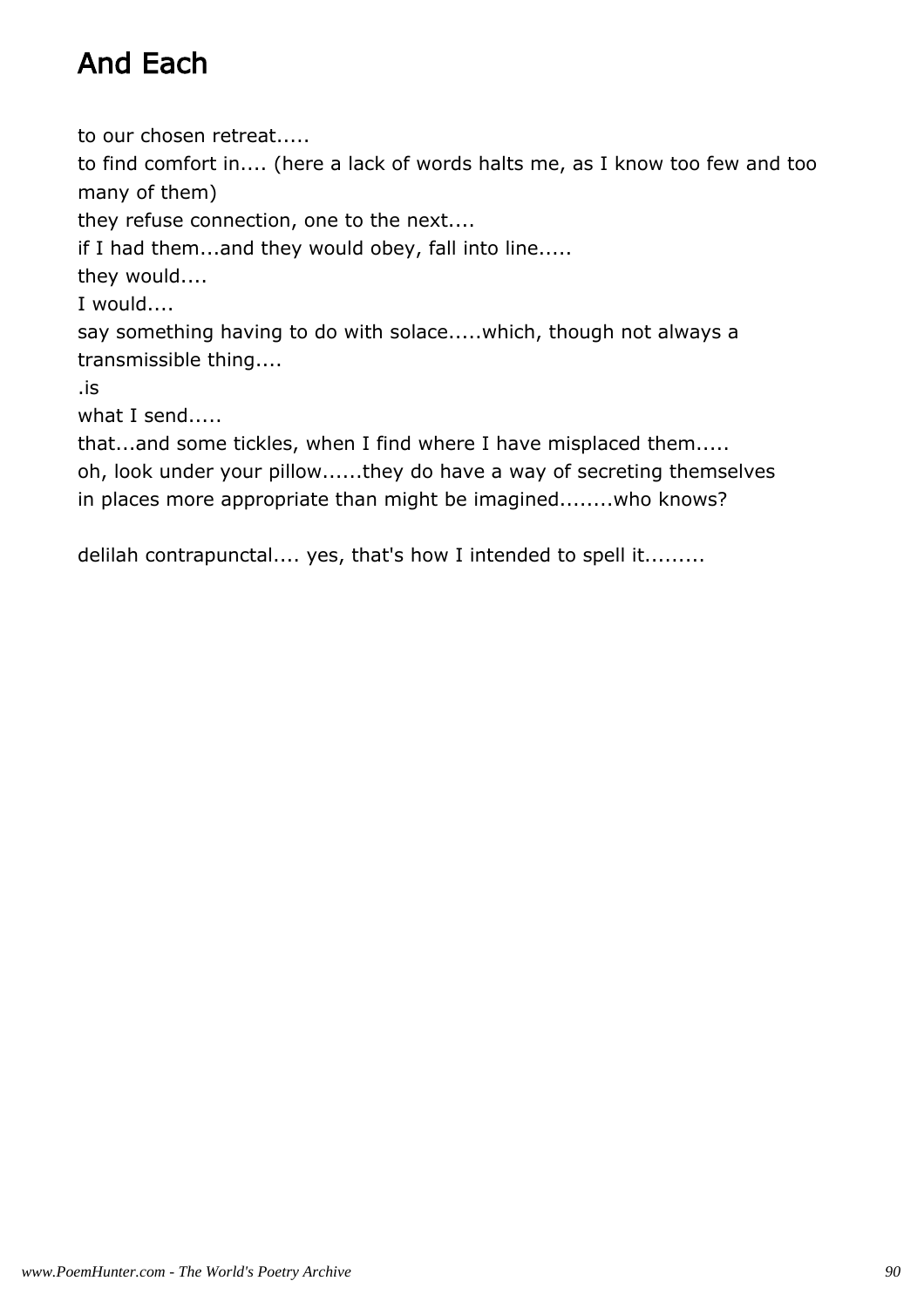# And Each

to our chosen retreat.....

to find comfort in.... (here a lack of words halts me, as I know too few and too many of them)

they refuse connection, one to the next....

if I had them...and they would obey, fall into line.....

they would....

I would....

say something having to do with solace.....which, though not always a transmissible thing....

.is

what I send.....

that...and some tickles, when I find where I have misplaced them.....

oh, look under your pillow......they do have a way of secreting themselves
in places more appropriate than might be imagined........who knows?

delilah contrapunctal.... yes, that's how I intended to spell it.........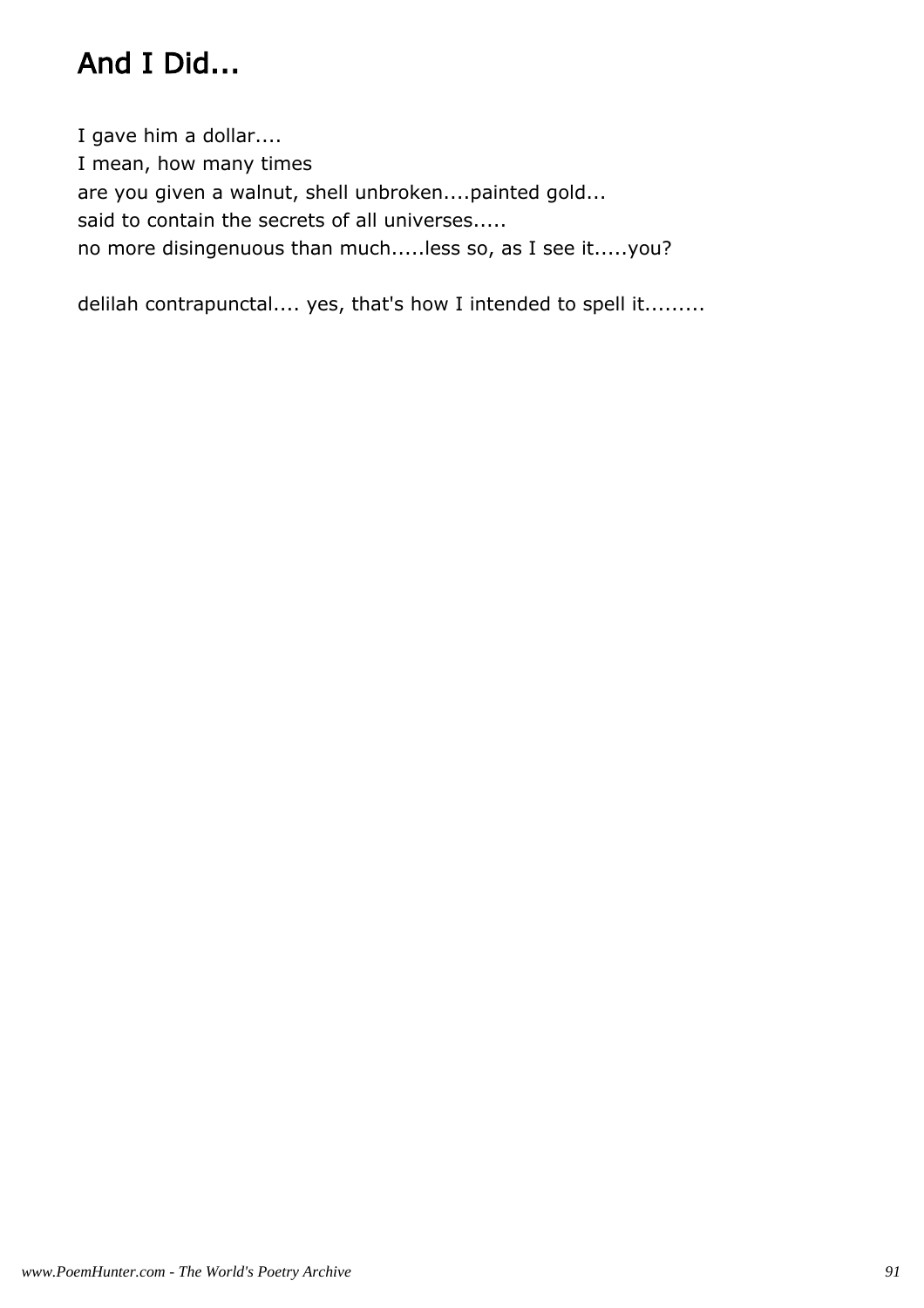# And I Did...

I gave him a dollar....  
I mean, how many times  
are you given a walnut, shell unbroken....painted gold...  
said to contain the secrets of all universes.....  
no more disingenuous than much.....less so, as I see it.....you?

delilah contrapunctal.... yes, that's how I intended to spell it.........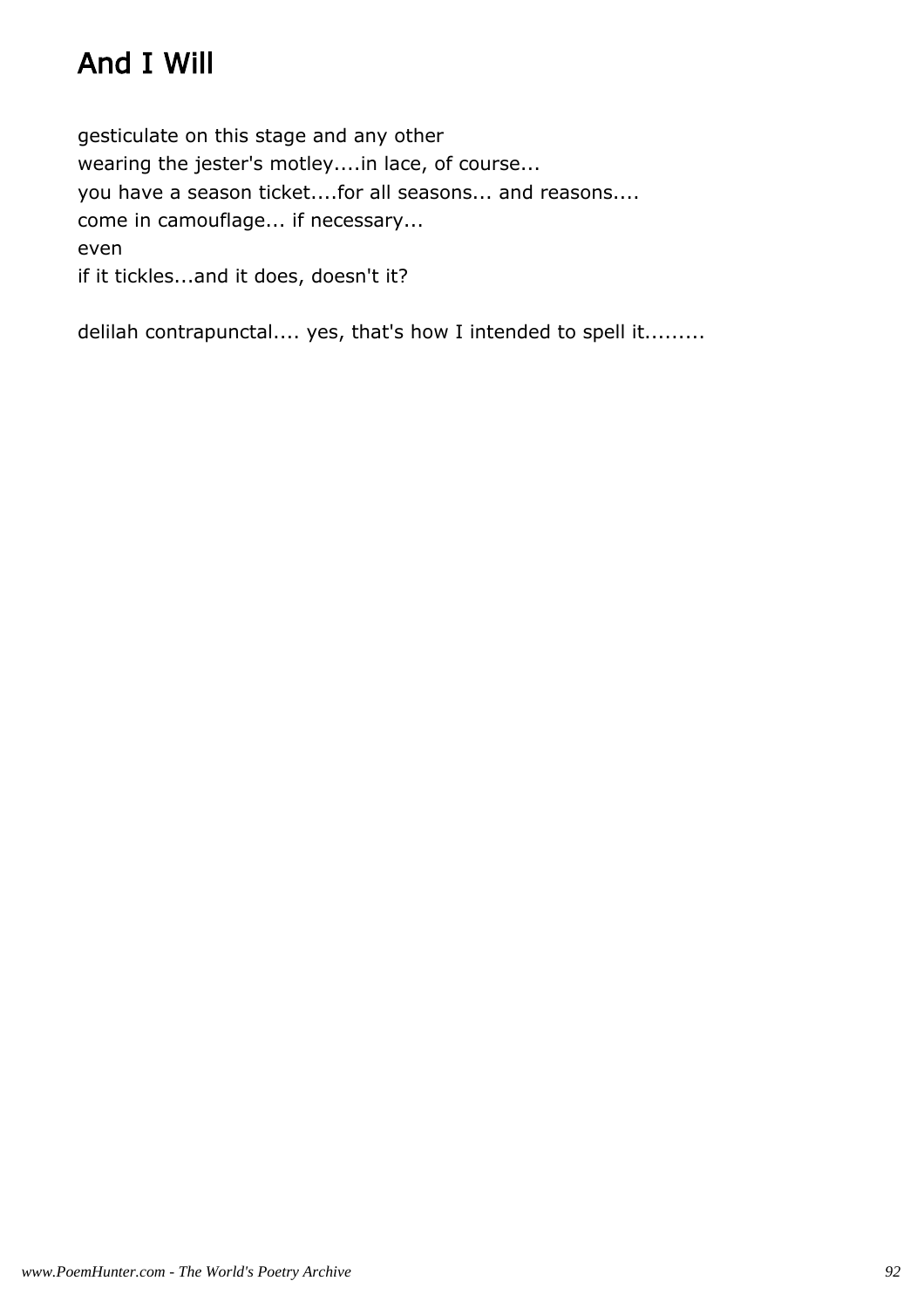# And I Will

gesticulate on this stage and any other
wearing the jester's motley....in lace, of course...
you have a season ticket....for all seasons... and reasons....
come in camouflage... if necessary...
even
if it tickles...and it does, doesn't it?

delilah contrapunctal.... yes, that's how I intended to spell it.........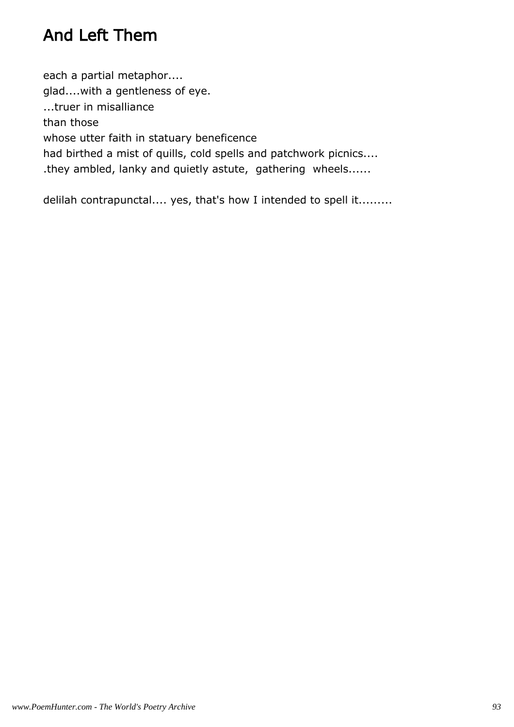# And Left Them

each a partial metaphor....
glad....with a gentleness of eye.
...truer in misalliance
than those
whose utter faith in statuary beneficence
had birthed a mist of quills, cold spells and patchwork picnics....
.they ambled, lanky and quietly astute,  gathering  wheels......

delilah contrapunctal.... yes, that's how I intended to spell it.........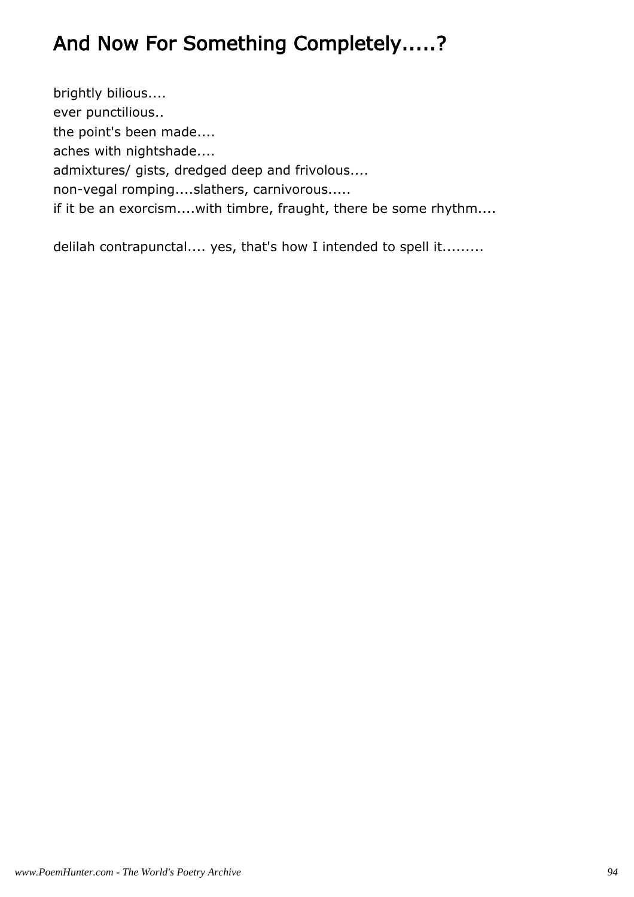# And Now For Something Completely.....?

brightly bilious....  
ever punctilious..  
the point's been made....  
aches with nightshade....  
admixtures/ gists, dredged deep and frivolous....  
non-vegal romping....slathers, carnivorous.....  
if it be an exorcism....with timbre, fraught, there be some rhythm....

delilah contrapunctal.... yes, that's how I intended to spell it.........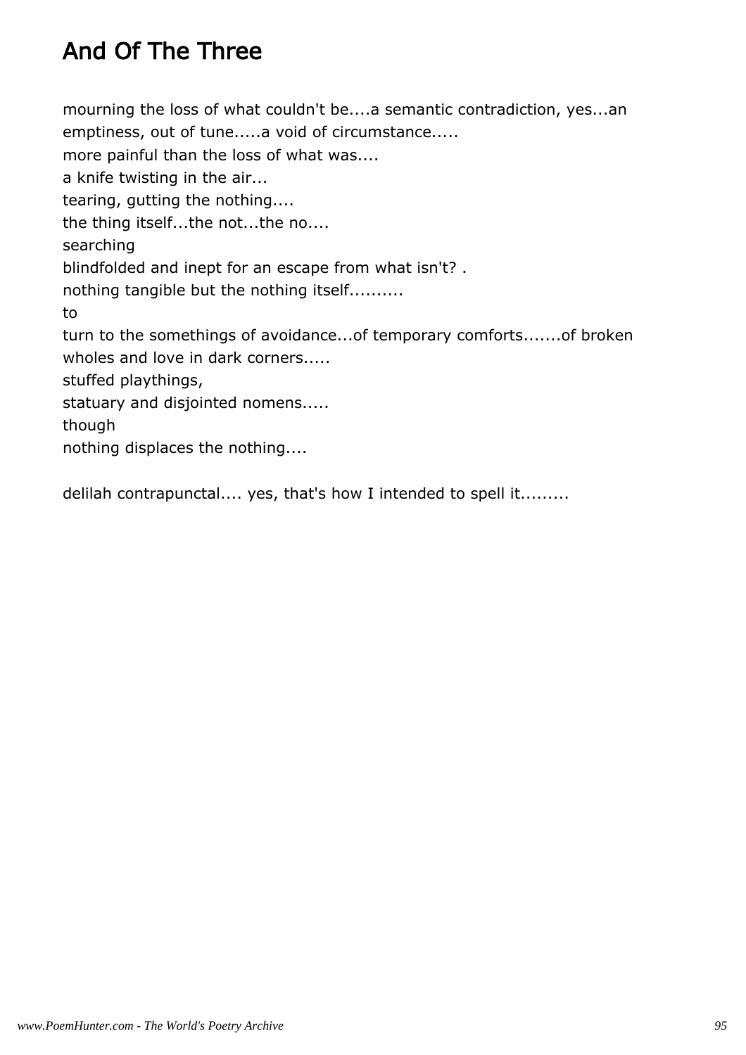# And Of The Three

mourning the loss of what couldn't be....a semantic contradiction, yes...an emptiness, out of tune.....a void of circumstance.....
more painful than the loss of what was....
a knife twisting in the air...
tearing, gutting the nothing....
the thing itself...the not...the no....
searching
blindfolded and inept for an escape from what isn't? .
nothing tangible but the nothing itself..........
to
turn to the somethings of avoidance...of temporary comforts.......of broken wholes and love in dark corners.....
stuffed playthings,
statuary and disjointed nomens.....
though
nothing displaces the nothing....

delilah contrapunctal.... yes, that's how I intended to spell it.........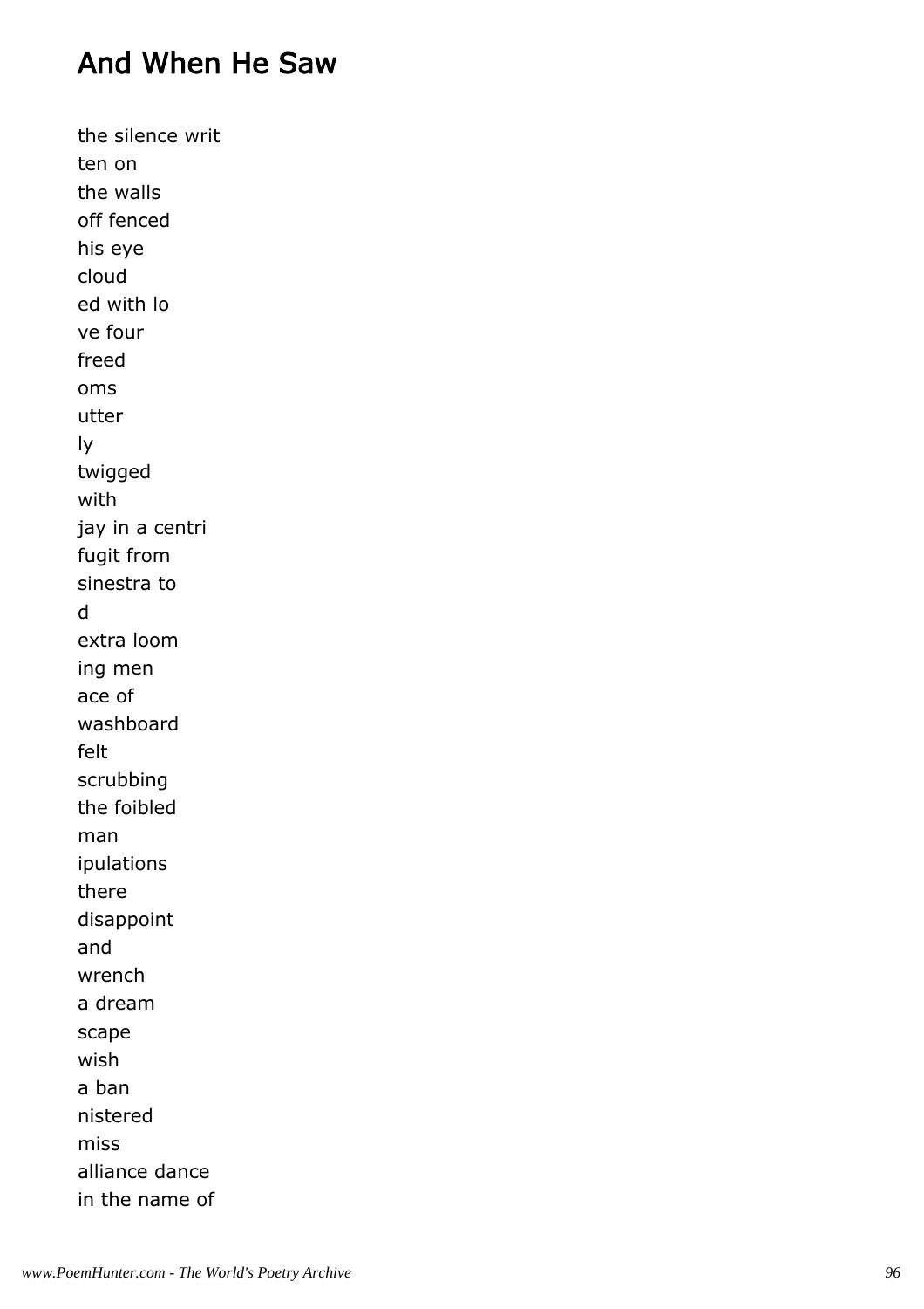## And When He Saw

the silence writ
ten on
the walls
off fenced
his eye
cloud
ed with lo
ve four
freed
oms
utter
ly
twigged
with
jay in a centri
fugit from
sinestra to
d
extra loom
ing men
ace of
washboard
felt
scrubbing
the foibled
man
ipulations
there
disappoint
and
wrench
a dream
scape
wish
a ban
nistered
miss
alliance dance
in the name of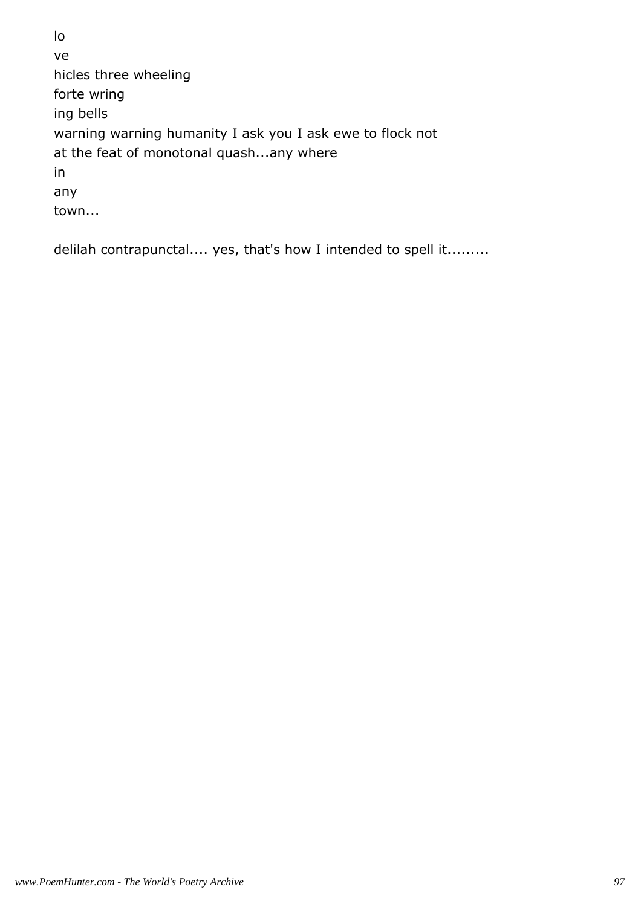lo
ve
hicles three wheeling
forte wring
ing bells
warning warning humanity I ask you I ask ewe to flock not
at the feat of monotonal quash...any where
in
any
town...

delilah contrapunctal.... yes, that's how I intended to spell it.........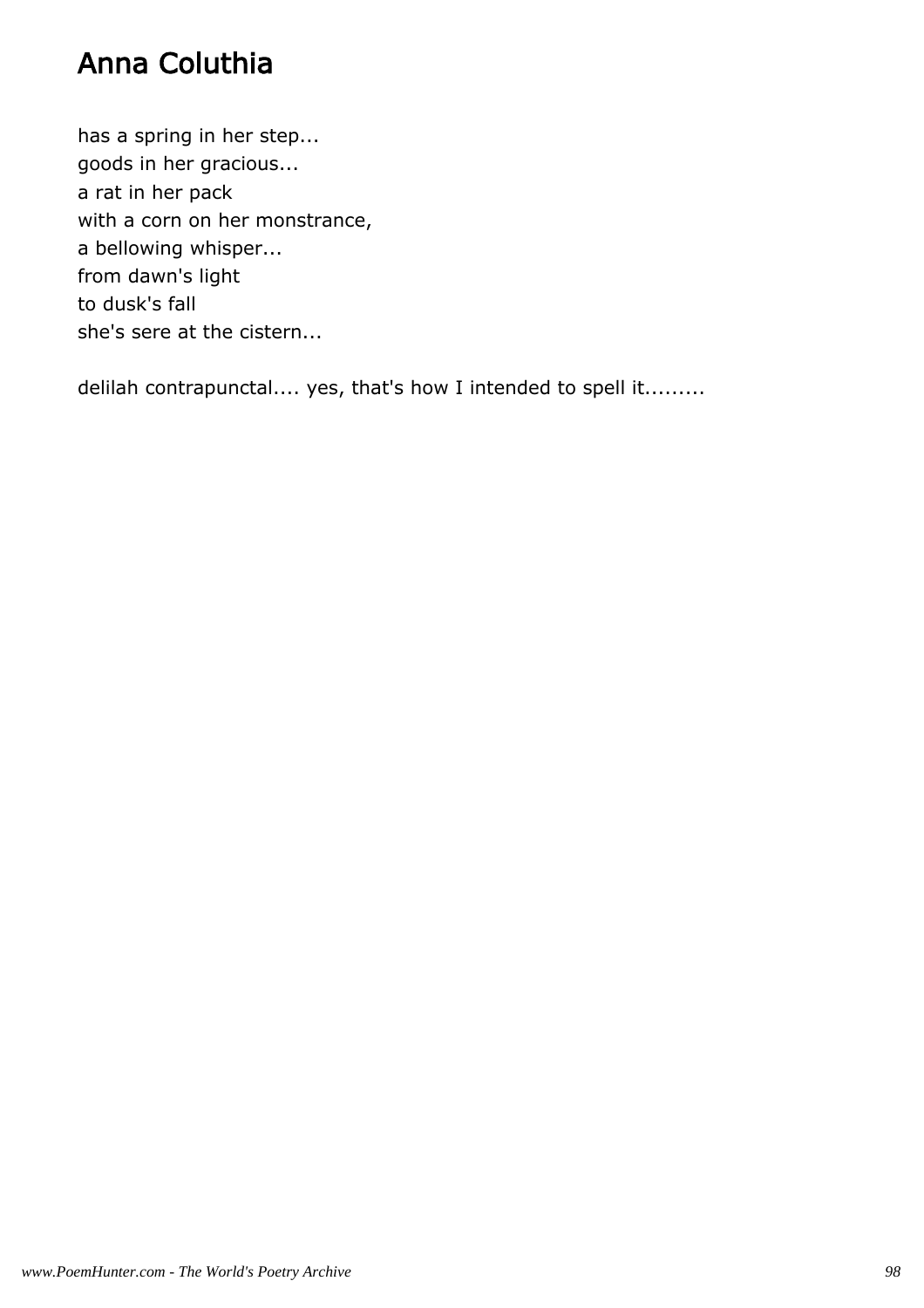# Anna Coluthia

has a spring in her step...
goods in her gracious...
a rat in her pack
with a corn on her monstrance,
a bellowing whisper...
from dawn's light
to dusk's fall
she's sere at the cistern...

delilah contrapunctal.... yes, that's how I intended to spell it.........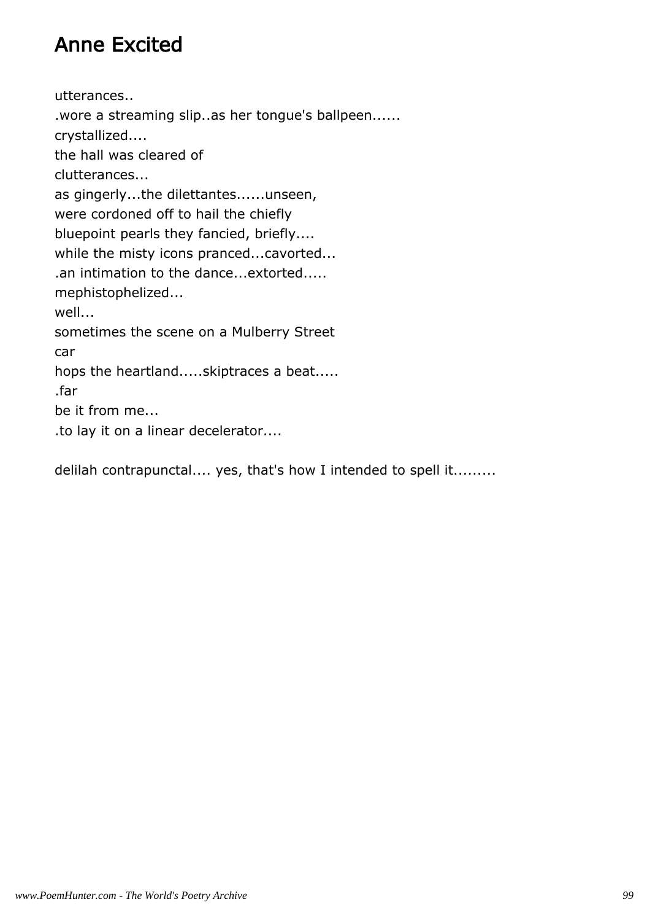# Anne Excited

utterances..  
.wore a streaming slip..as her tongue's ballpeen......  
crystallized....  
the hall was cleared of  
clutterances...  
as gingerly...the dilettantes......unseen,  
were cordoned off to hail the chiefly  
bluepoint pearls they fancied, briefly....  
while the misty icons pranced...cavorted...  
.an intimation to the dance...extorted.....  
mephistophelized...  
well...  
sometimes the scene on a Mulberry Street  
car  
hops the heartland.....skiptraces a beat.....  
.far  
be it from me...  
.to lay it on a linear decelerator....

delilah contrapunctal.... yes, that's how I intended to spell it.........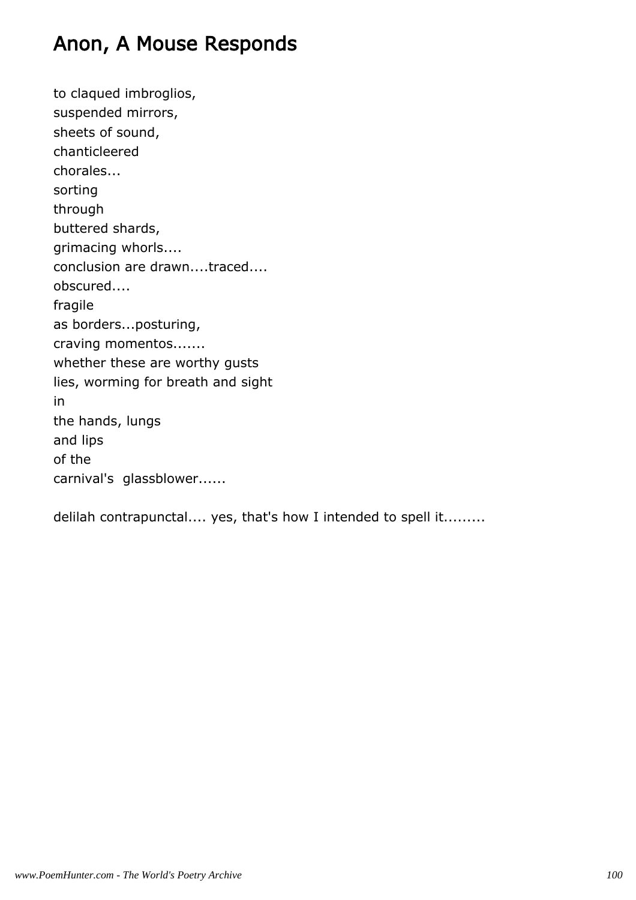# Anon, A Mouse Responds

to claqued imbroglios,  
suspended mirrors,  
sheets of sound,  
chanticleered  
chorales...  
sorting  
through  
buttered shards,  
grimacing whorls....  
conclusion are drawn....traced....  
obscured....  
fragile  
as borders...posturing,  
craving momentos.......  
whether these are worthy gusts  
lies, worming for breath and sight  
in  
the hands, lungs  
and lips  
of the  
carnival's glassblower......

delilah contrapunctal.... yes, that's how I intended to spell it.........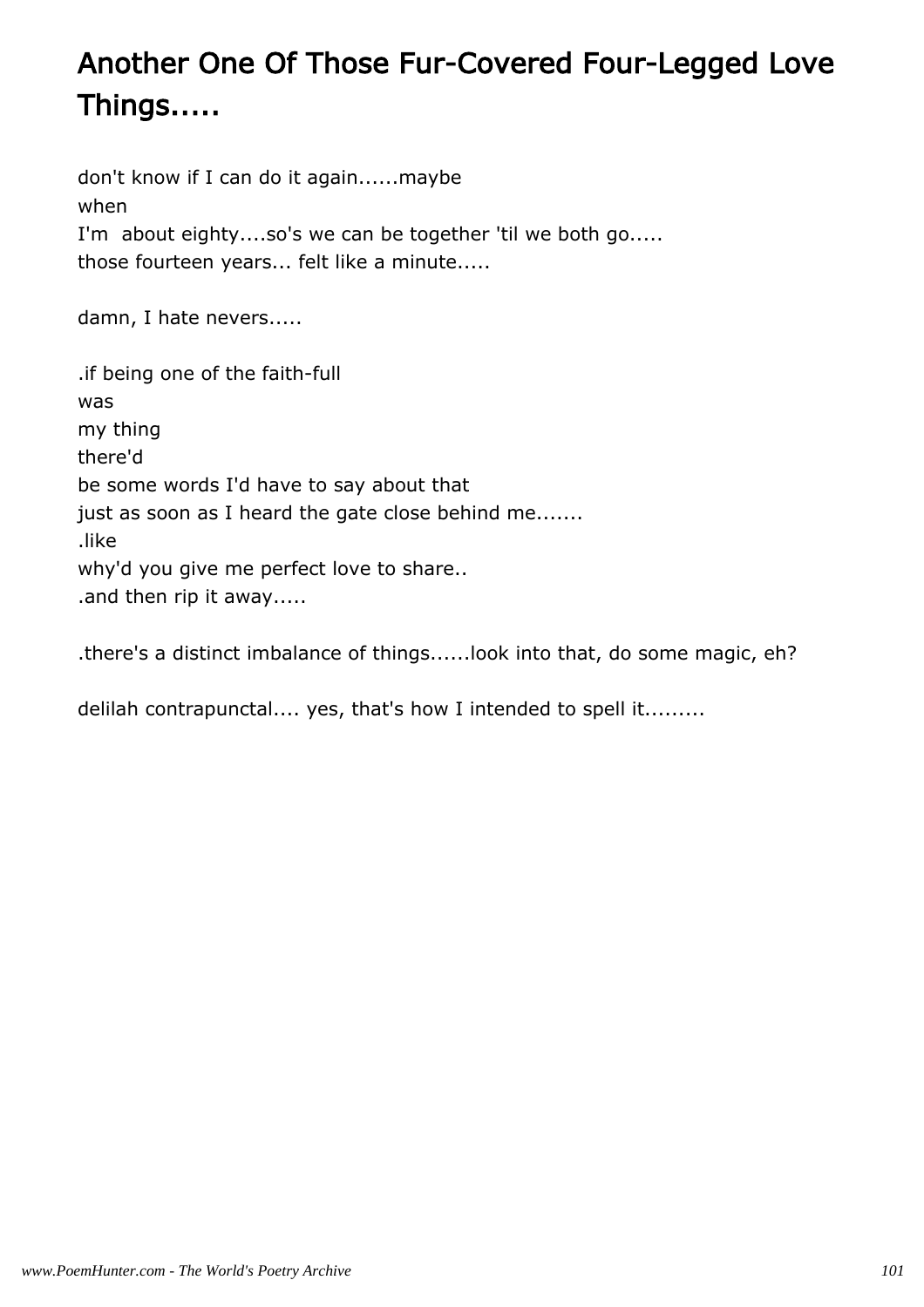# Another One Of Those Fur-Covered Four-Legged Love Things.....

don't know if I can do it again......maybe
when
I'm  about eighty....so's we can be together 'til we both go.....
those fourteen years... felt like a minute.....

damn, I hate nevers.....

.if being one of the faith-full
was
my thing
there'd
be some words I'd have to say about that
just as soon as I heard the gate close behind me.......
.like
why'd you give me perfect love to share..
.and then rip it away.....

.there's a distinct imbalance of things......look into that, do some magic, eh?

delilah contrapunctal.... yes, that's how I intended to spell it.........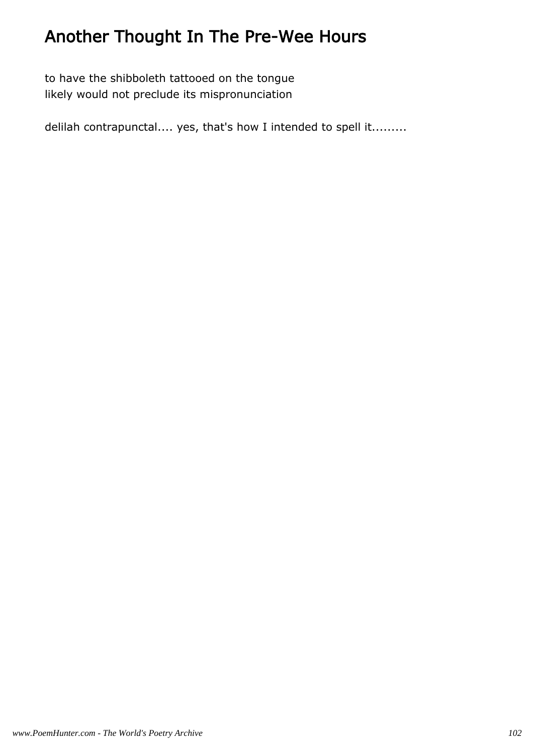# Another Thought In The Pre-Wee Hours

to have the shibboleth tattooed on the tongue
likely would not preclude its mispronunciation

delilah contrapunctal.... yes, that's how I intended to spell it.........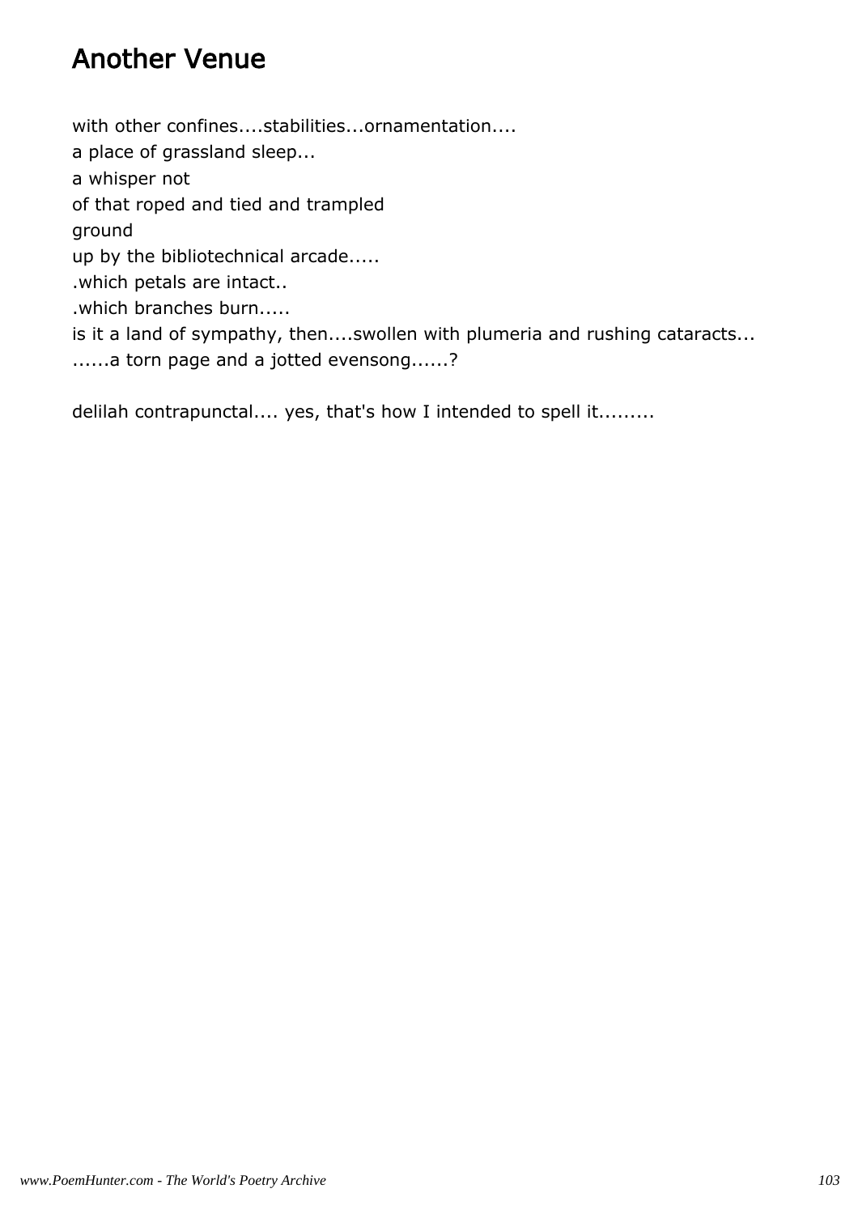# Another Venue

with other confines....stabilities...ornamentation....  
a place of grassland sleep...  
a whisper not  
of that roped and tied and trampled  
ground  
up by the bibliotechnical arcade.....  
.which petals are intact..  
.which branches burn.....  
is it a land of sympathy, then....swollen with plumeria and rushing cataracts...  
......a torn page and a jotted evensong......?

delilah contrapunctal.... yes, that's how I intended to spell it.........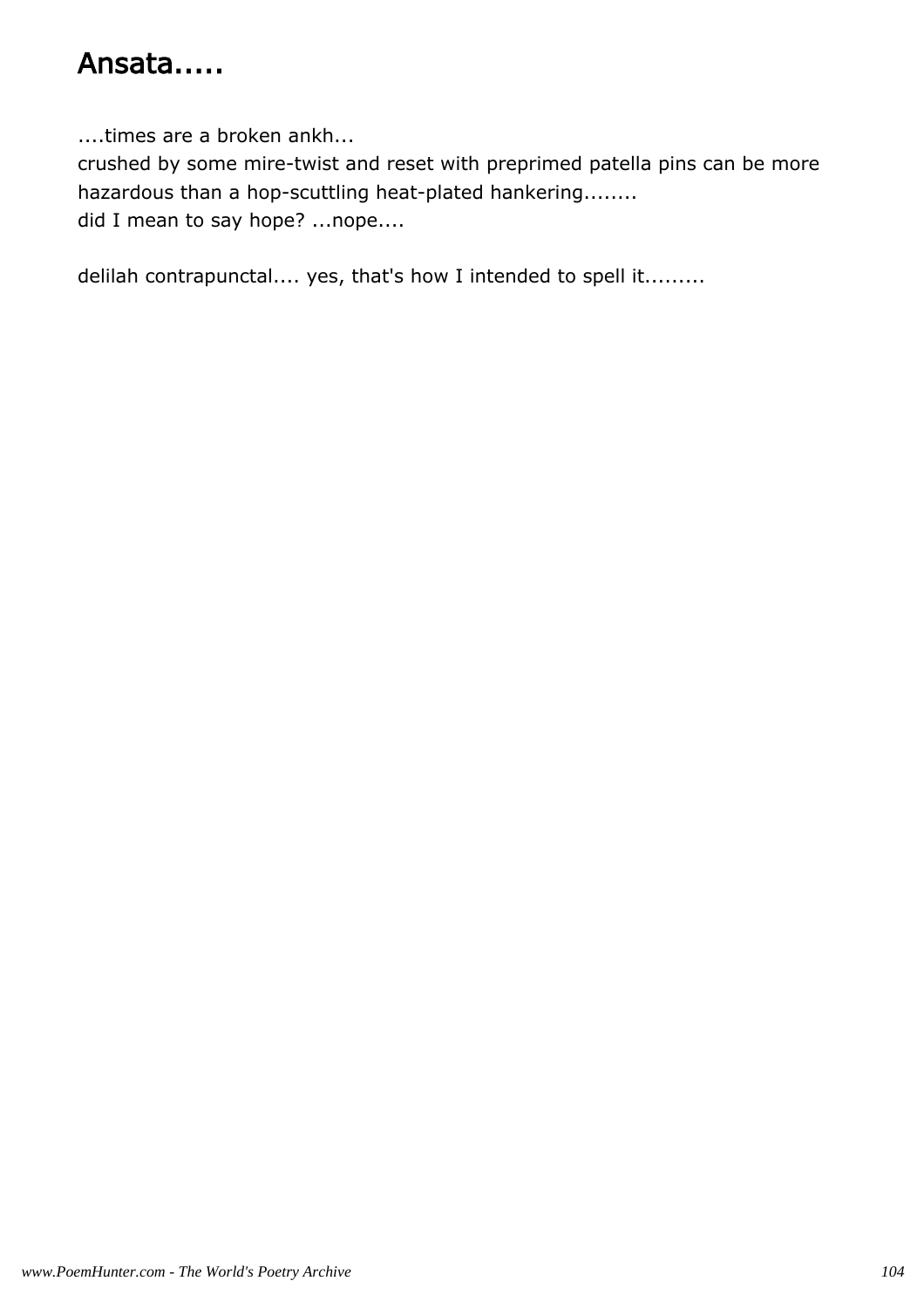# Ansata.....

....times are a broken ankh...
crushed by some mire-twist and reset with preprimed patella pins can be more hazardous than a hop-scuttling heat-plated hankering........
did I mean to say hope? ...nope....

delilah contrapunctal.... yes, that's how I intended to spell it.........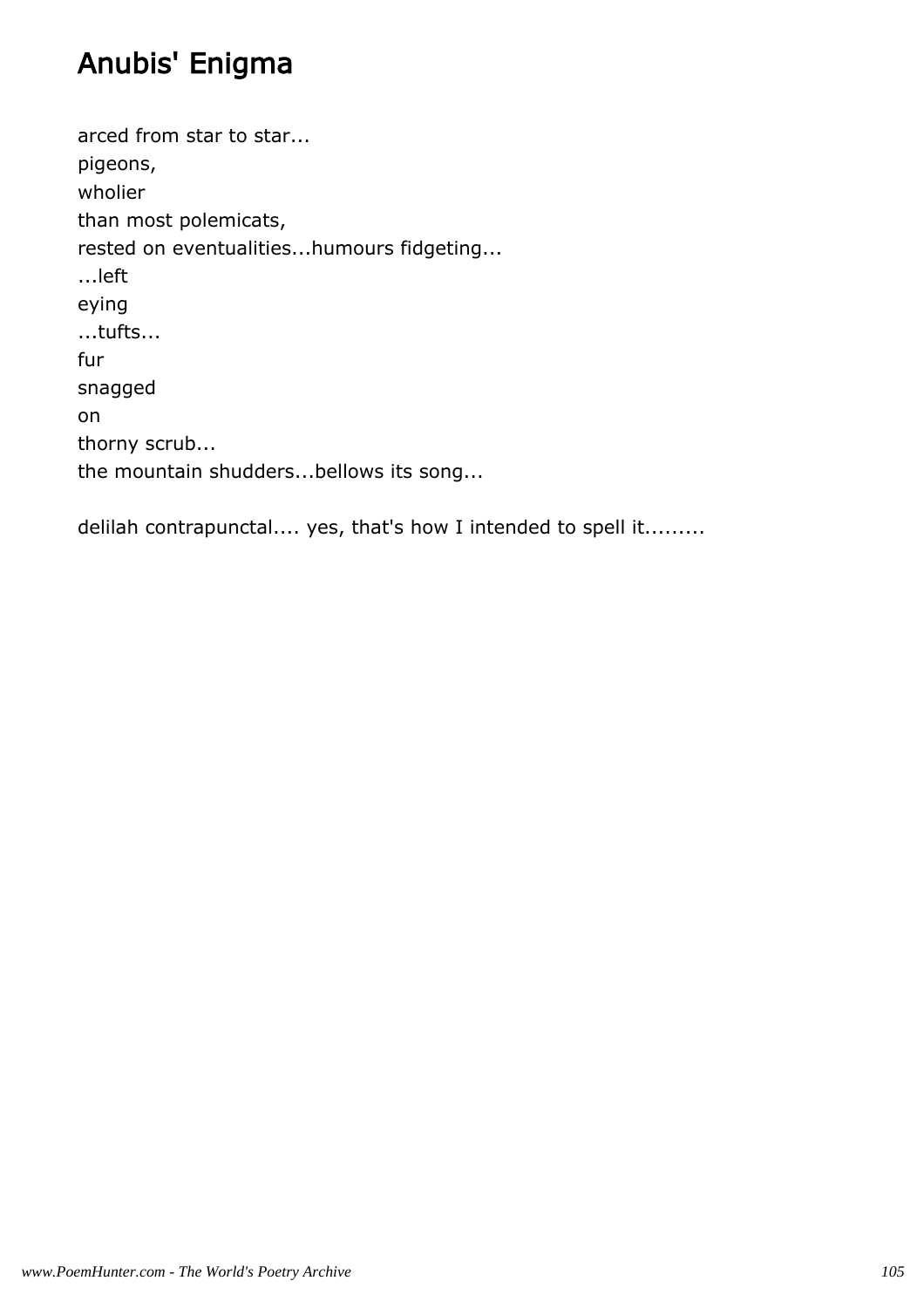# Anubis' Enigma

arced from star to star...
pigeons,
wholier
than most polemicats,
rested on eventualities...humours fidgeting...
...left
eying
...tufts...
fur
snagged
on
thorny scrub...
the mountain shudders...bellows its song...

delilah contrapunctal.... yes, that's how I intended to spell it.........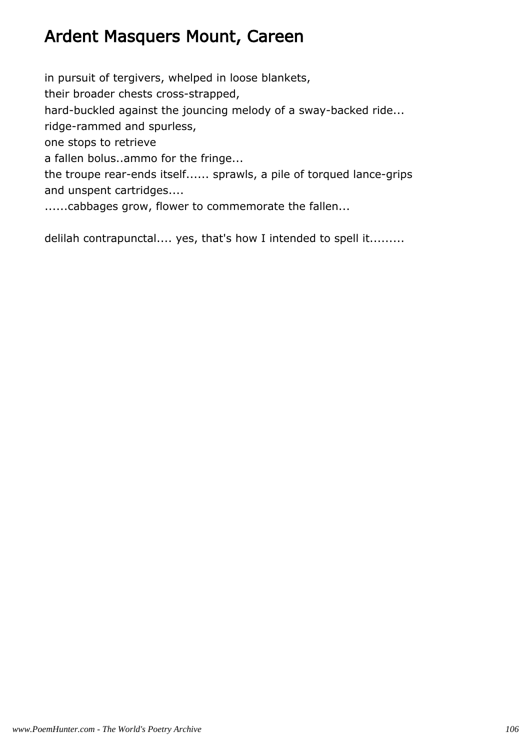# Ardent Masquers Mount, Careen

in pursuit of tergivers, whelped in loose blankets,  
their broader chests cross-strapped,  
hard-buckled against the jouncing melody of a sway-backed ride...  
ridge-rammed and spurless,  
one stops to retrieve  
a fallen bolus..ammo for the fringe...  
the troupe rear-ends itself...... sprawls, a pile of torqued lance-grips  
and unspent cartridges....  
......cabbages grow, flower to commemorate the fallen...

delilah contrapunctal.... yes, that's how I intended to spell it.........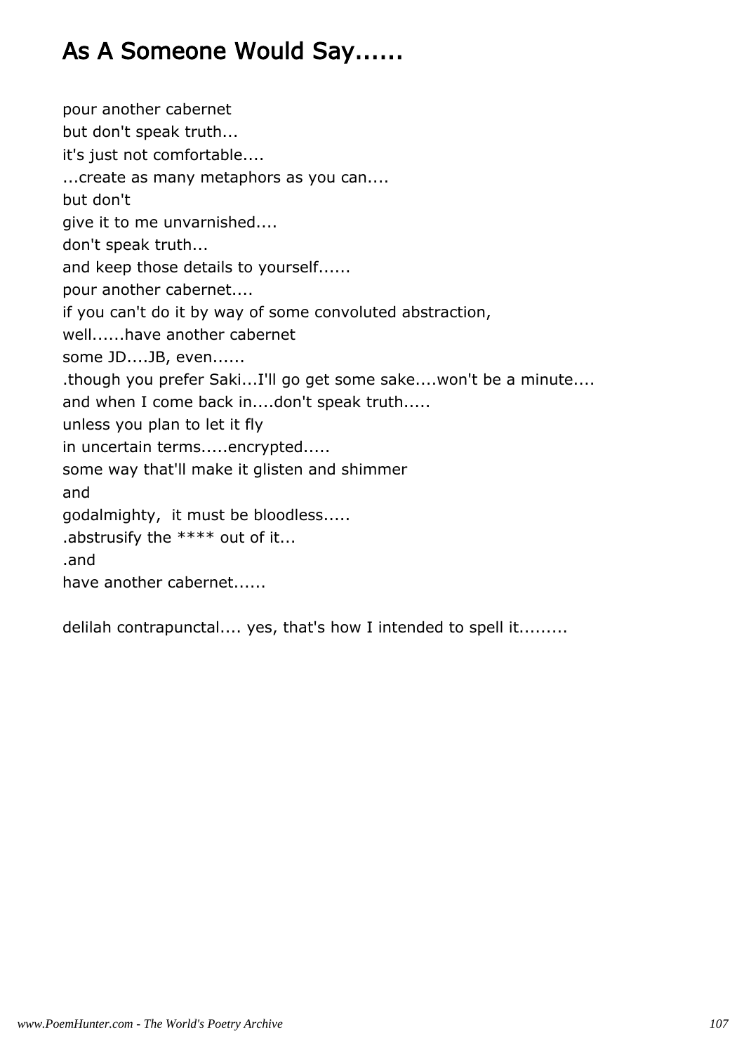# As A Someone Would Say......

pour another cabernet
but don't speak truth...
it's just not comfortable....
...create as many metaphors as you can....
but don't
give it to me unvarnished....
don't speak truth...
and keep those details to yourself......
pour another cabernet....
if you can't do it by way of some convoluted abstraction,
well......have another cabernet
some JD....JB, even......
.though you prefer Saki...I'll go get some sake....won't be a minute....
and when I come back in....don't speak truth.....
unless you plan to let it fly
in uncertain terms.....encrypted.....
some way that'll make it glisten and shimmer
and
godalmighty,  it must be bloodless.....
.abstrusify the **** out of it...
.and
have another cabernet......

delilah contrapunctal.... yes, that's how I intended to spell it.........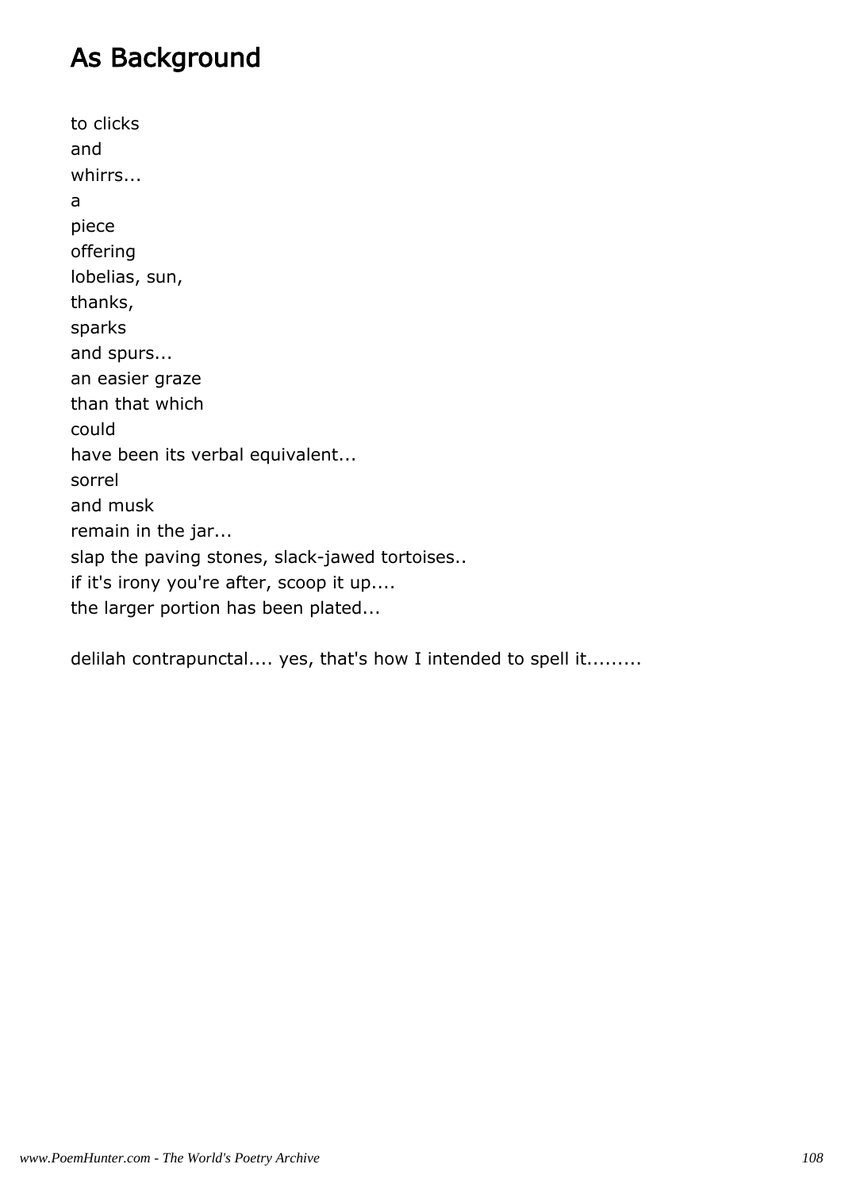# As Background

to clicks
and
whirrs...
a
piece
offering
lobelias, sun,
thanks,
sparks
and spurs...
an easier graze
than that which
could
have been its verbal equivalent...
sorrel
and musk
remain in the jar...
slap the paving stones, slack-jawed tortoises..
if it's irony you're after, scoop it up....
the larger portion has been plated...

delilah contrapunctal.... yes, that's how I intended to spell it.........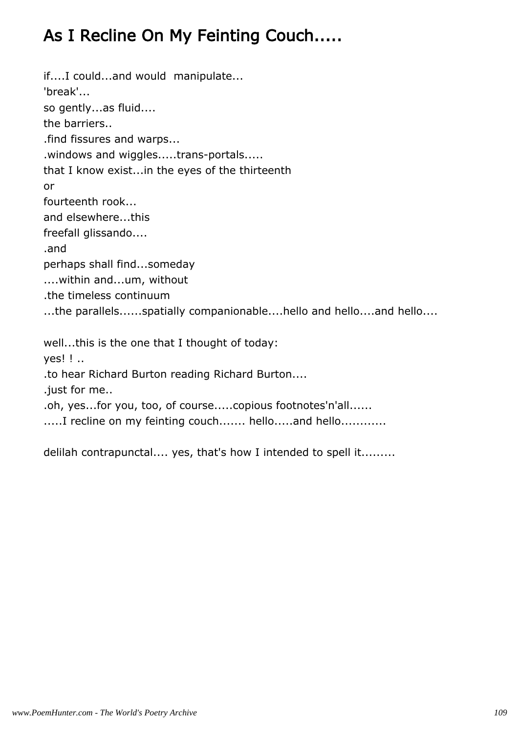# As I Recline On My Feinting Couch.....

if....I could...and would  manipulate...
'break'...
so gently...as fluid....
the barriers..
.find fissures and warps...
.windows and wiggles.....trans-portals.....
that I know exist...in the eyes of the thirteenth
or
fourteenth rook...
and elsewhere...this
freefall glissando....
.and
perhaps shall find...someday
....within and...um, without
.the timeless continuum
...the parallels......spatially companionable....hello and hello....and hello....

well...this is the one that I thought of today:
yes! ! ..
.to hear Richard Burton reading Richard Burton....
.just for me..
.oh, yes...for you, too, of course.....copious footnotes'n'all......
.....I recline on my feinting couch....... hello.....and hello............

delilah contrapunctal.... yes, that's how I intended to spell it.........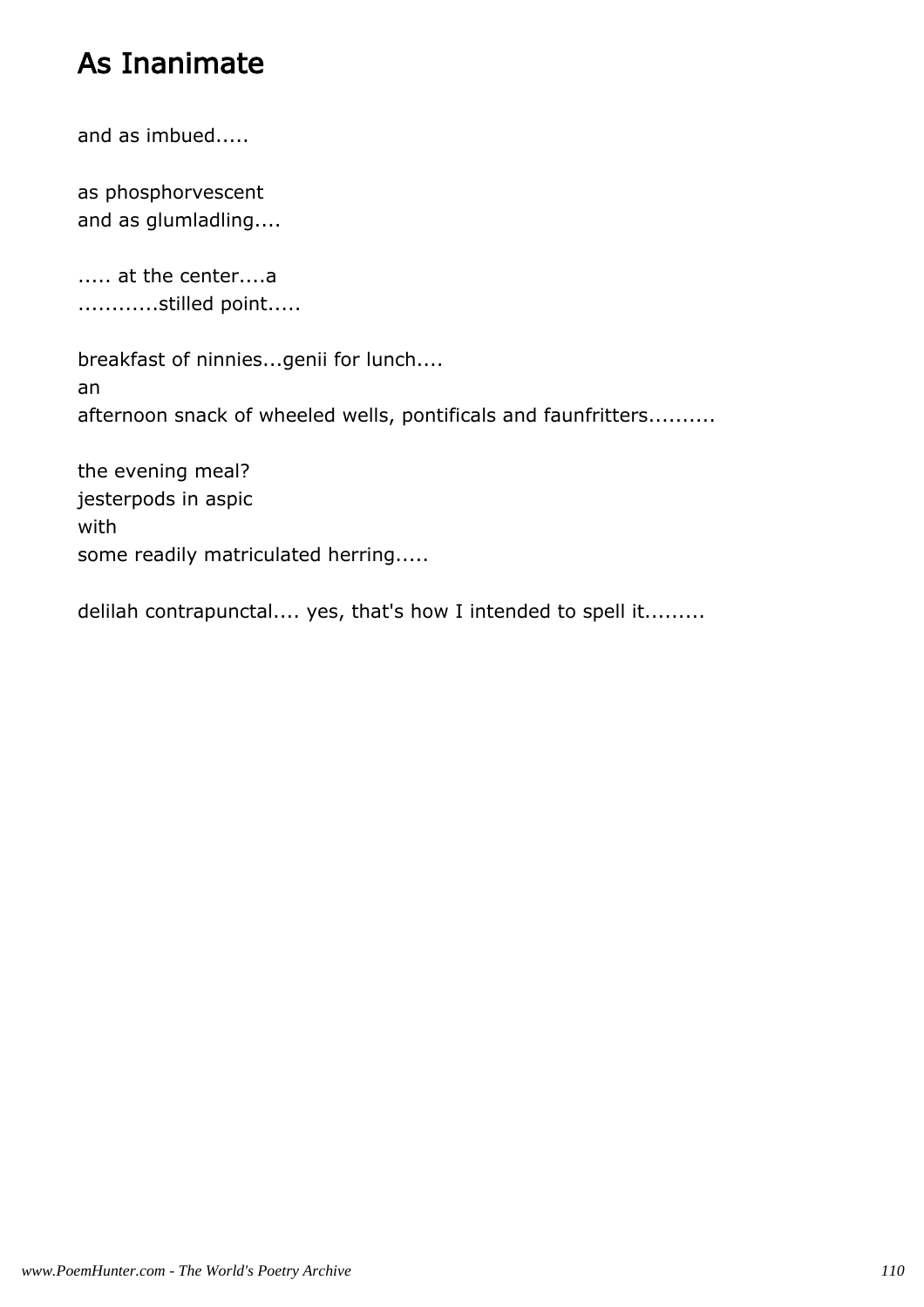# As Inanimate

and as imbued.....

as phosphorvescent
and as glumladling....

..... at the center....a
...........stilled point.....

breakfast of ninnies...genii for lunch....
an
afternoon snack of wheeled wells, pontificals and faunfritters..........

the evening meal?
jesterpods in aspic
with
some readily matriculated herring.....

delilah contrapunctal.... yes, that's how I intended to spell it.........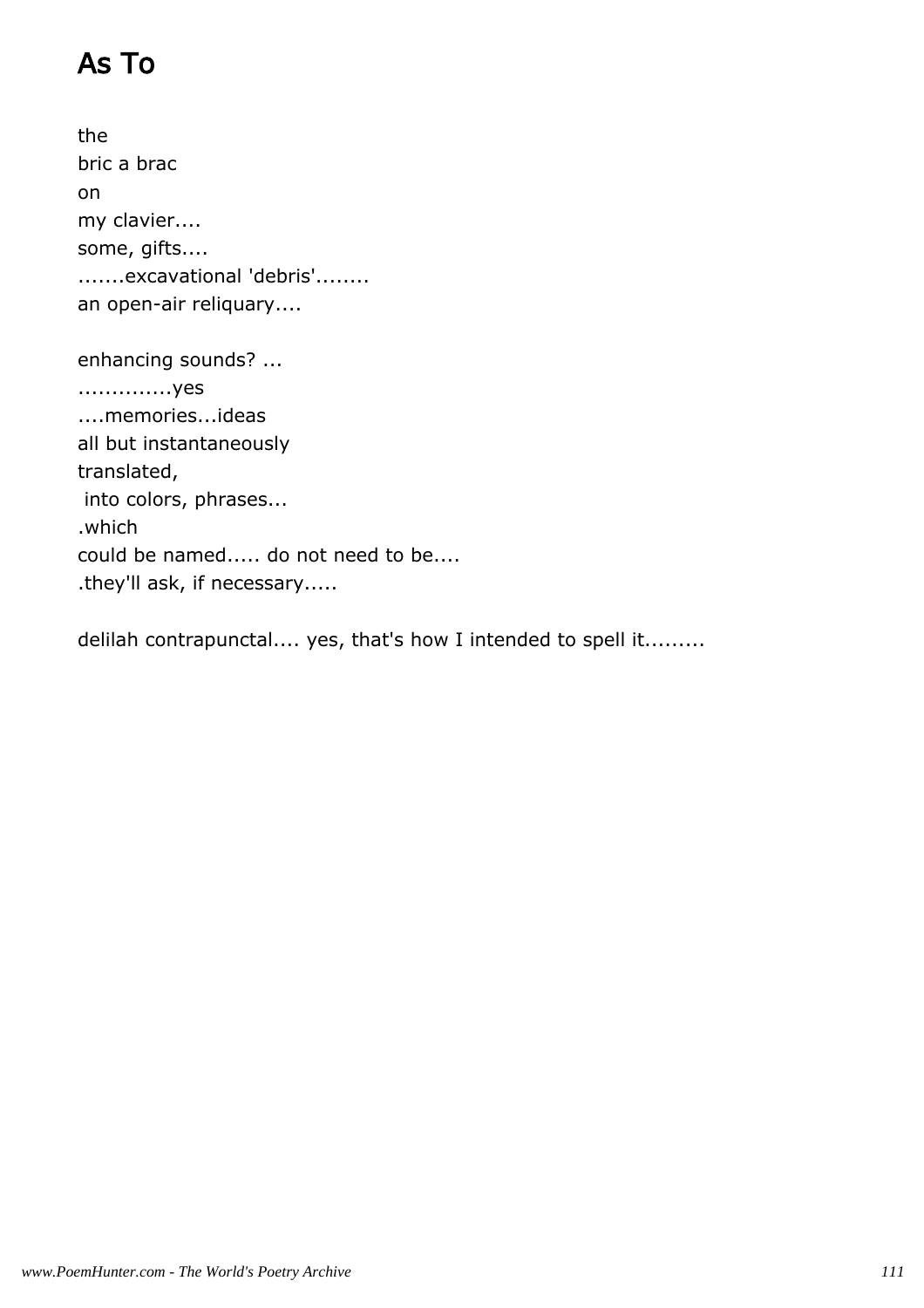# As To

the
bric a brac
on
my clavier....
some, gifts....
.......excavational 'debris'........
an open-air reliquary....

enhancing sounds? ...
.............yes
....memories...ideas
all but instantaneously
translated,
 into colors, phrases...
.which
could be named..... do not need to be....
.they'll ask, if necessary.....

delilah contrapunctal.... yes, that's how I intended to spell it.........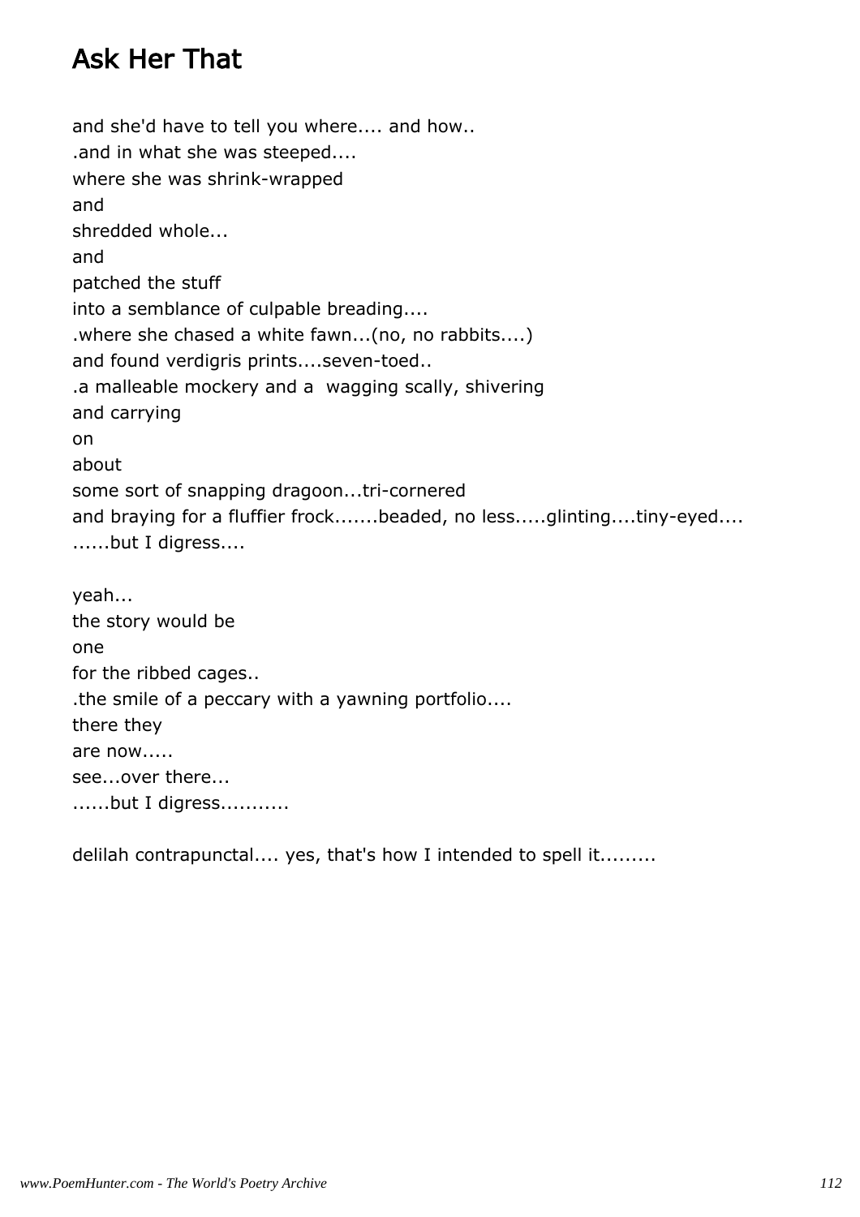# Ask Her That

and she'd have to tell you where.... and how..
.and in what she was steeped....
where she was shrink-wrapped
and
shredded whole...
and
patched the stuff
into a semblance of culpable breading....
.where she chased a white fawn...(no, no rabbits....)
and found verdigris prints....seven-toed..
.a malleable mockery and a  wagging scally, shivering
and carrying
on
about
some sort of snapping dragoon...tri-cornered
and braying for a fluffier frock.......beaded, no less.....glinting....tiny-eyed....
......but I digress....

yeah...
the story would be
one
for the ribbed cages..
.the smile of a peccary with a yawning portfolio....
there they
are now.....
see...over there...
......but I digress...........

delilah contrapunctal.... yes, that's how I intended to spell it.........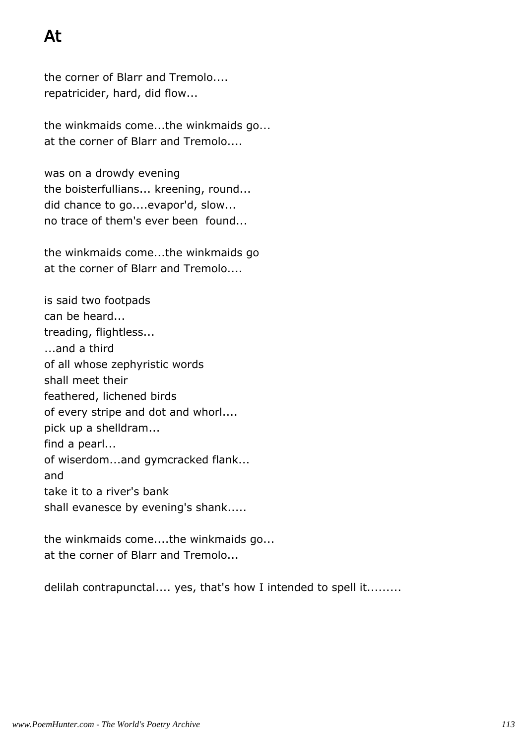# At

the corner of Blarr and Tremolo....
repatricider, hard, did flow...

the winkmaids come...the winkmaids go...
at the corner of Blarr and Tremolo....

was on a drowdy evening
the boisterfullians... kreening, round...
did chance to go....evapor'd, slow...
no trace of them's ever been found...

the winkmaids come...the winkmaids go
at the corner of Blarr and Tremolo....

is said two footpads
can be heard...
treading, flightless...
...and a third
of all whose zephyristic words
shall meet their
feathered, lichened birds
of every stripe and dot and whorl....
pick up a shelldram...
find a pearl...
of wiserdom...and gymcracked flank...
and
take it to a river's bank
shall evanesce by evening's shank.....

the winkmaids come....the winkmaids go...
at the corner of Blarr and Tremolo...

delilah contrapunctal.... yes, that's how I intended to spell it.........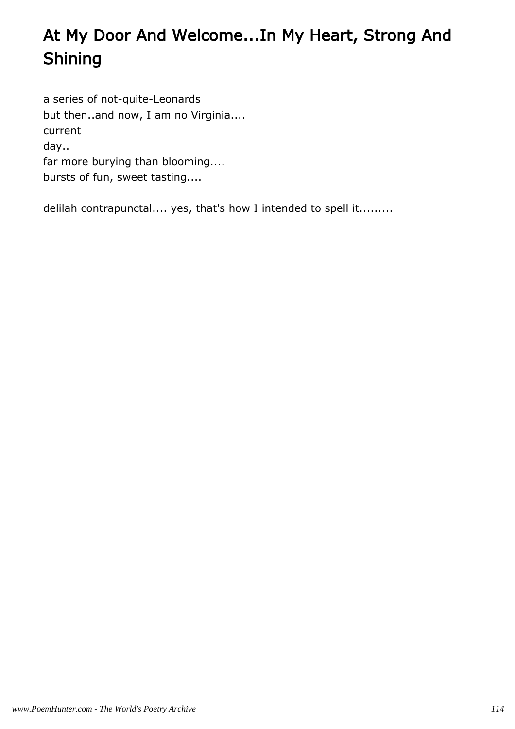# At My Door And Welcome...In My Heart, Strong And Shining

a series of not-quite-Leonards  
but then..and now, I am no Virginia....  
current  
day..  
far more burying than blooming....  
bursts of fun, sweet tasting....

delilah contrapunctal.... yes, that's how I intended to spell it.........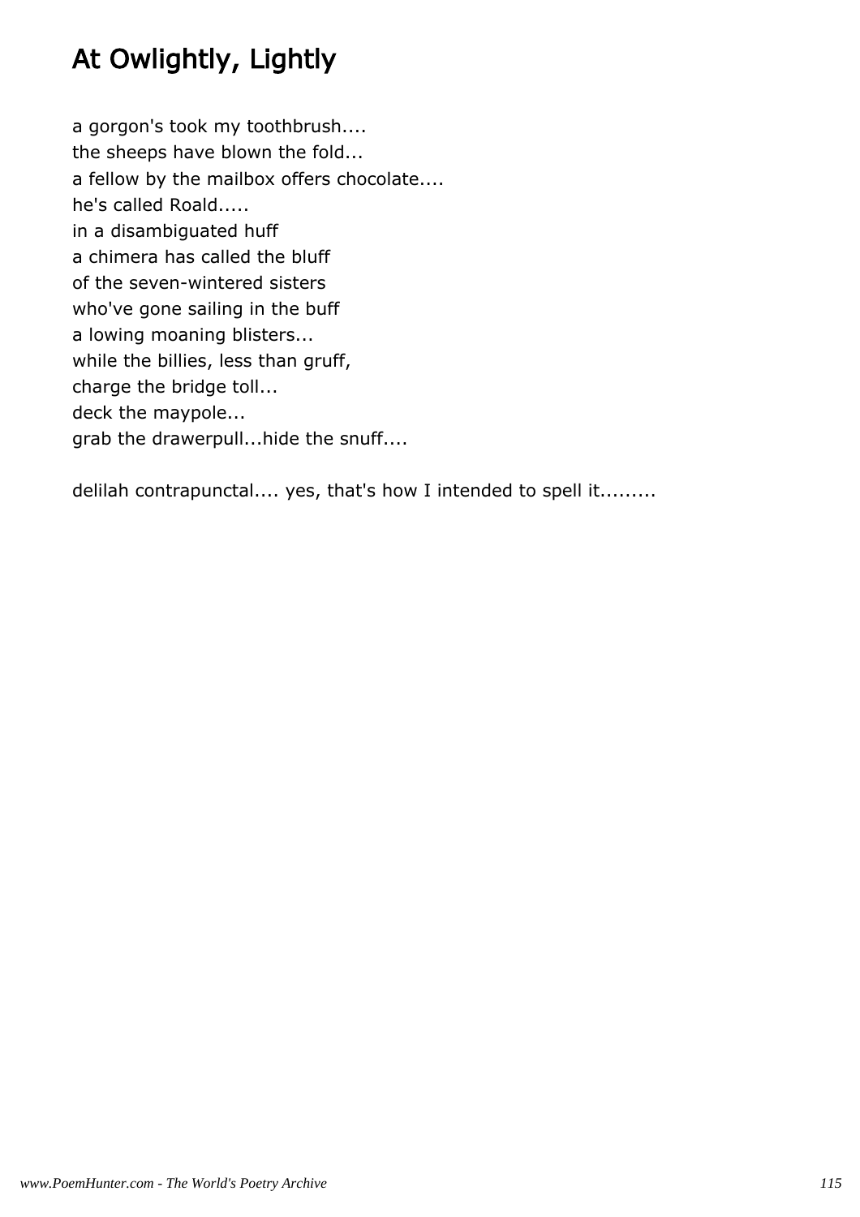# At Owlightly, Lightly

a gorgon's took my toothbrush....
the sheeps have blown the fold...
a fellow by the mailbox offers chocolate....
he's called Roald.....
in a disambiguated huff
a chimera has called the bluff
of the seven-wintered sisters
who've gone sailing in the buff
a lowing moaning blisters...
while the billies, less than gruff,
charge the bridge toll...
deck the maypole...
grab the drawerpull...hide the snuff....

delilah contrapunctal.... yes, that's how I intended to spell it.........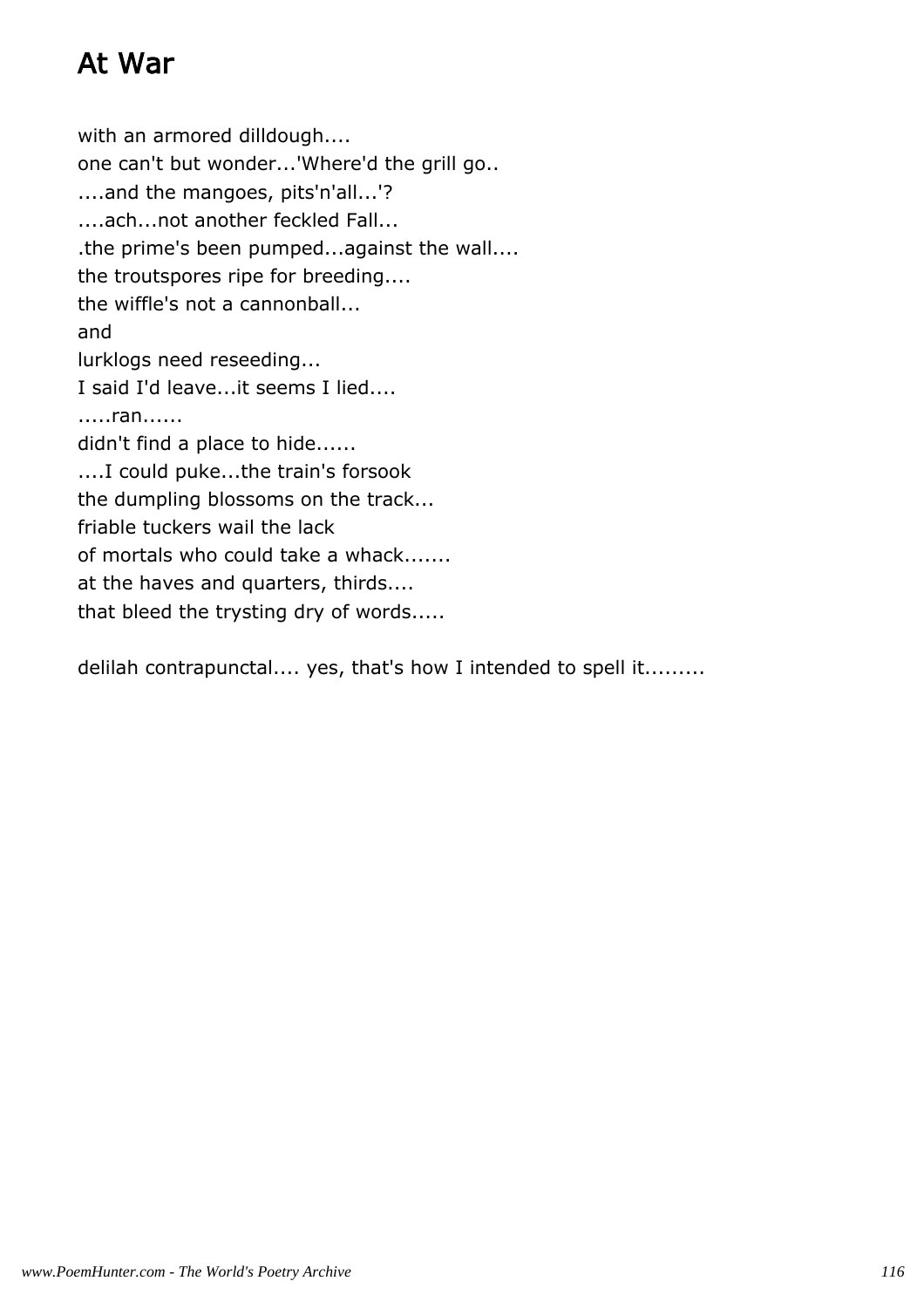# At War

with an armored dilldough....
one can't but wonder...'Where'd the grill go..
....and the mangoes, pits'n'all...'?
....ach...not another feckled Fall...
.the prime's been pumped...against the wall....
the troutspores ripe for breeding....
the wiffle's not a cannonball...
and
lurklogs need reseeding...
I said I'd leave...it seems I lied....
.....ran......
didn't find a place to hide......
....I could puke...the train's forsook
the dumpling blossoms on the track...
friable tuckers wail the lack
of mortals who could take a whack.......
at the haves and quarters, thirds....
that bleed the trysting dry of words.....

delilah contrapunctal.... yes, that's how I intended to spell it.........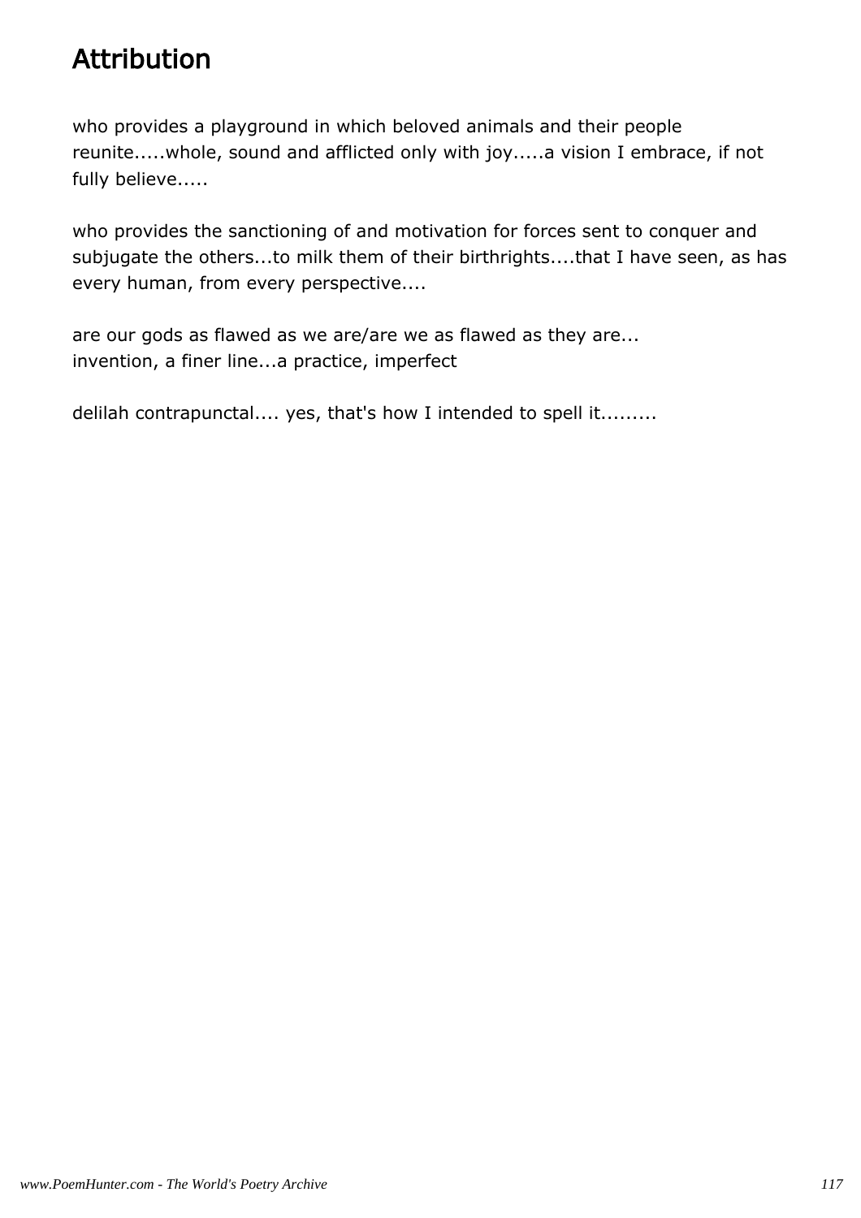# Attribution

who provides a playground in which beloved animals and their people reunite.....whole, sound and afflicted only with joy.....a vision I embrace, if not fully believe.....

who provides the sanctioning of and motivation for forces sent to conquer and subjugate the others...to milk them of their birthrights....that I have seen, as has every human, from every perspective....

are our gods as flawed as we are/are we as flawed as they are...
invention, a finer line...a practice, imperfect

delilah contrapunctal.... yes, that's how I intended to spell it.........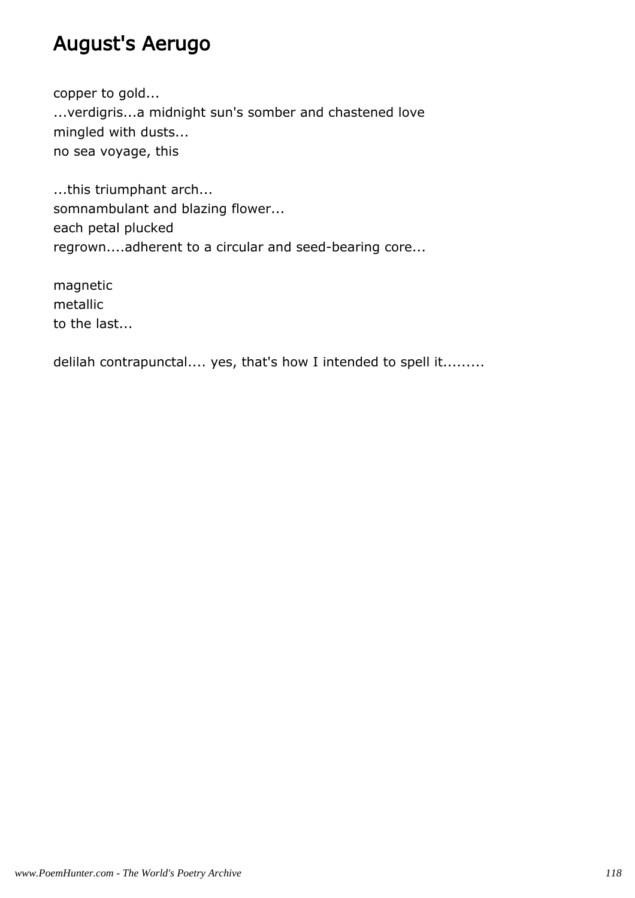# August's Aerugo

copper to gold...
...verdigris...a midnight sun's somber and chastened love
mingled with dusts...
no sea voyage, this

...this triumphant arch...
somnambulant and blazing flower...
each petal plucked
regrown....adherent to a circular and seed-bearing core...

magnetic
metallic
to the last...

delilah contrapunctal.... yes, that's how I intended to spell it.........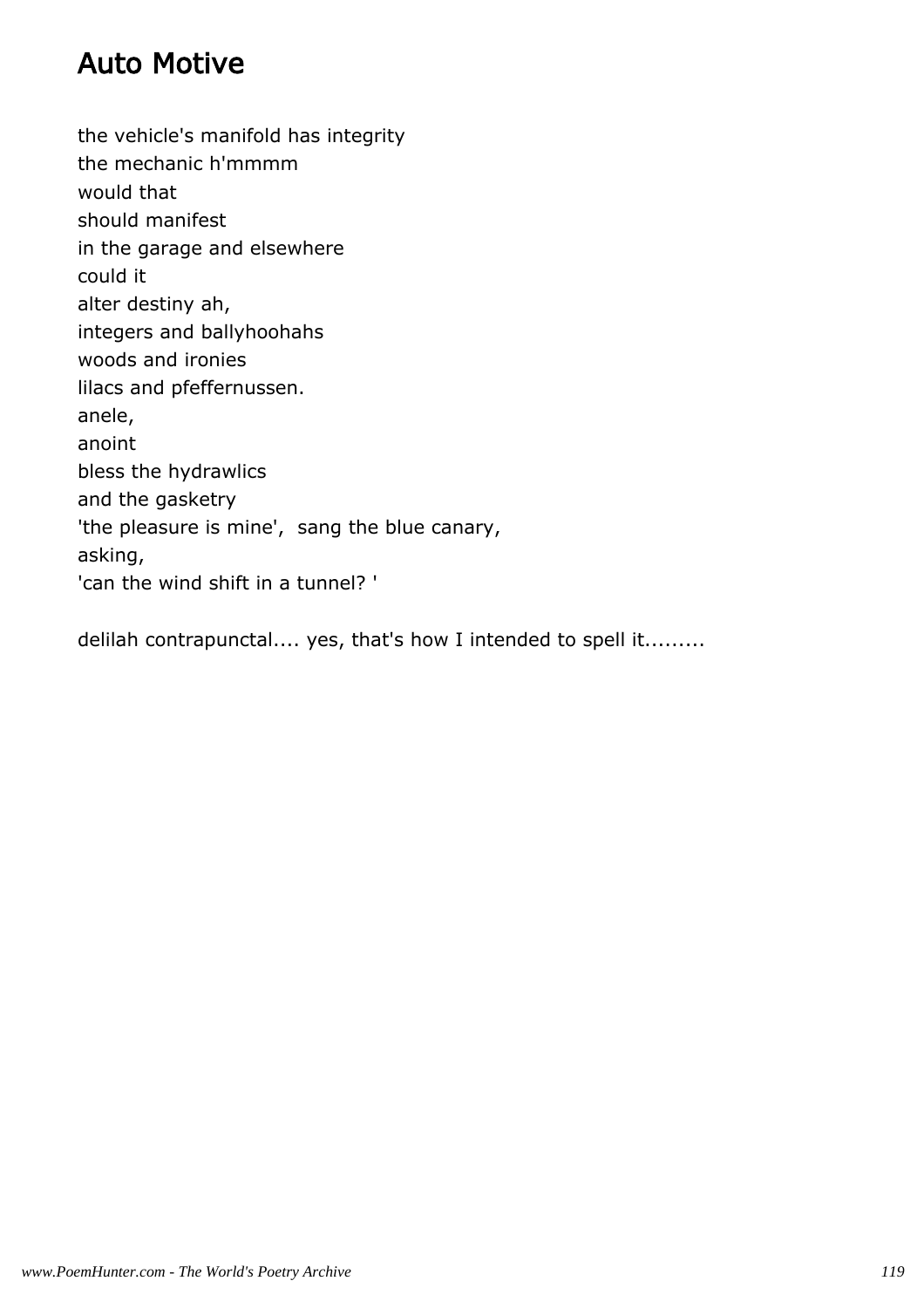# Auto Motive

the vehicle's manifold has integrity  
the mechanic h'mmmm  
would that  
should manifest  
in the garage and elsewhere  
could it  
alter destiny ah,  
integers and ballyhoohahs  
woods and ironies  
lilacs and pfeffernussen.  
anele,  
anoint  
bless the hydrawlics  
and the gasketry  
'the pleasure is mine', sang the blue canary,  
asking,  
'can the wind shift in a tunnel? '

delilah contrapunctal.... yes, that's how I intended to spell it.........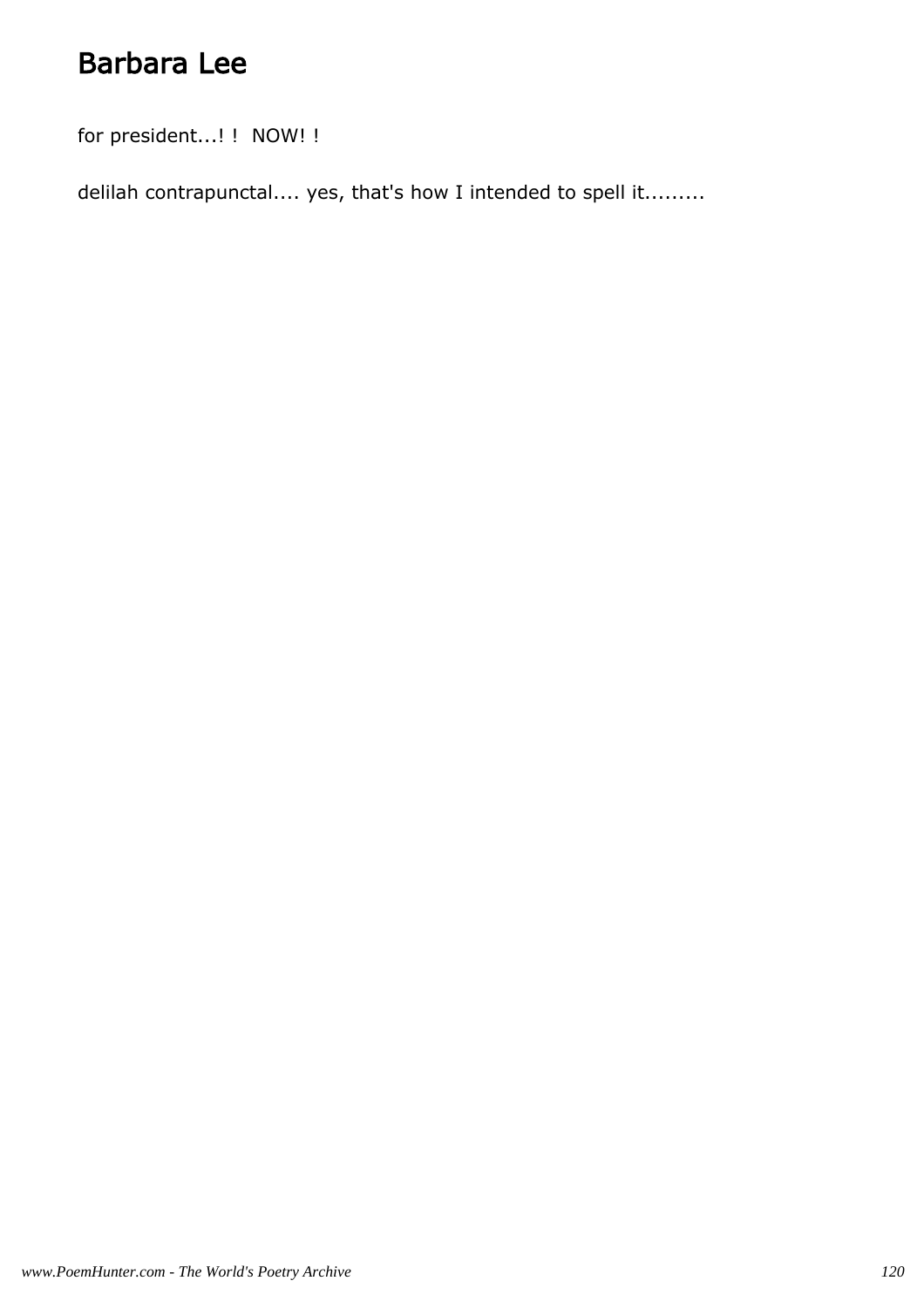# Barbara Lee

for president...! !  NOW! !

delilah contrapunctal.... yes, that's how I intended to spell it.........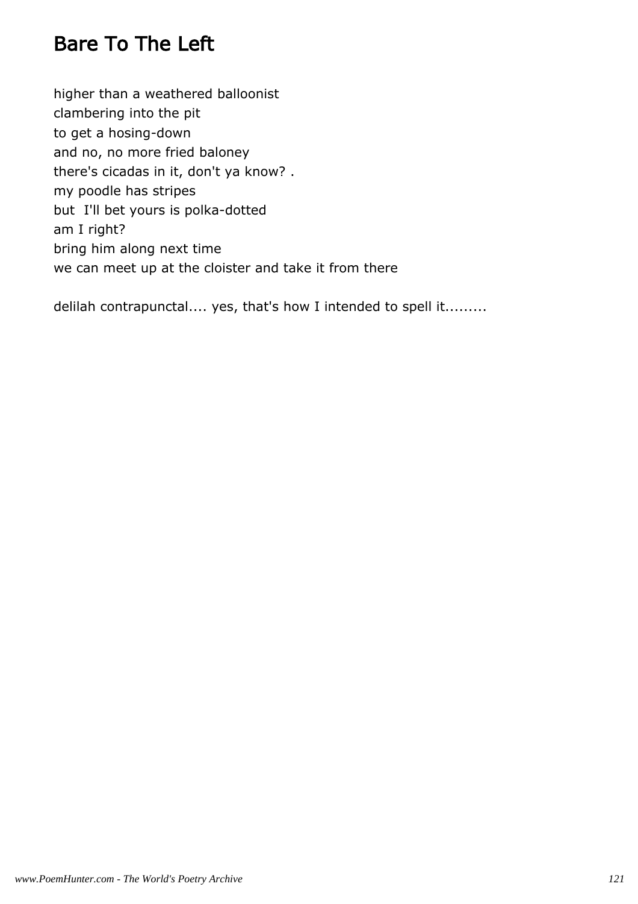# Bare To The Left

higher than a weathered balloonist
clambering into the pit
to get a hosing-down
and no, no more fried baloney
there's cicadas in it, don't ya know? .
my poodle has stripes
but I'll bet yours is polka-dotted
am I right?
bring him along next time
we can meet up at the cloister and take it from there

delilah contrapunctal.... yes, that's how I intended to spell it.........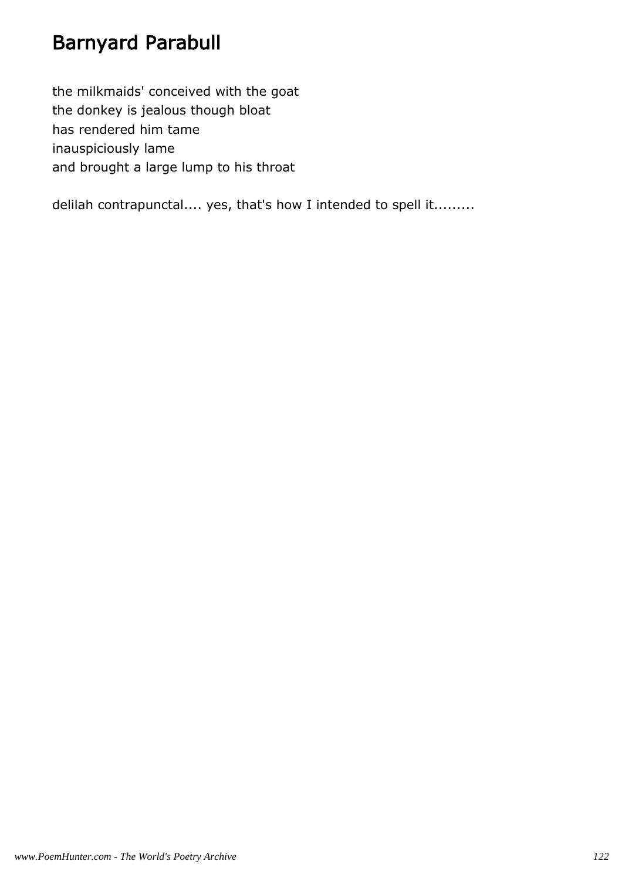# Barnyard Parabull

the milkmaids' conceived with the goat  
the donkey is jealous though bloat  
has rendered him tame  
inauspiciously lame  
and brought a large lump to his throat

delilah contrapunctal.... yes, that's how I intended to spell it.........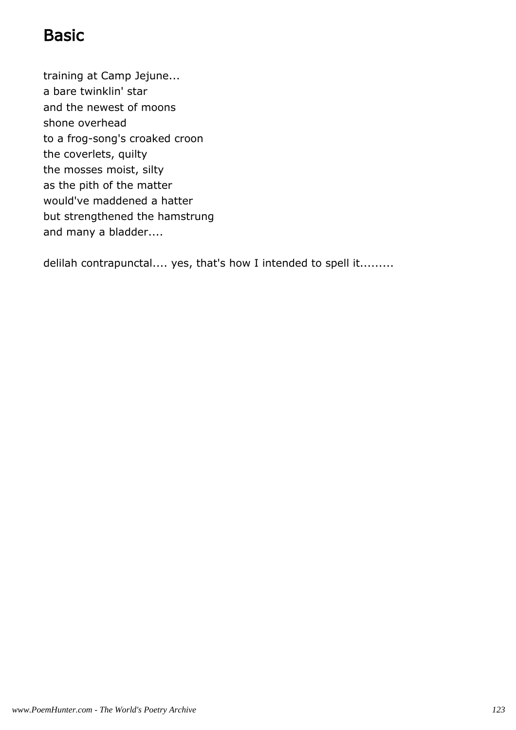# Basic

training at Camp Jejune...  
a bare twinklin' star  
and the newest of moons  
shone overhead  
to a frog-song's croaked croon  
the coverlets, quilty  
the mosses moist, silty  
as the pith of the matter  
would've maddened a hatter  
but strengthened the hamstrung  
and many a bladder....

delilah contrapunctal.... yes, that's how I intended to spell it.........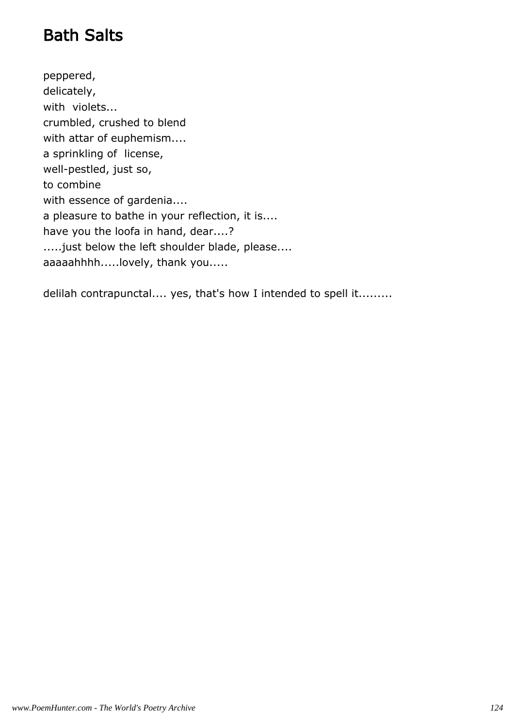# Bath Salts

peppered,  
delicately,  
with  violets...  
crumbled, crushed to blend  
with attar of euphemism....  
a sprinkling of  license,  
well-pestled, just so,  
to combine  
with essence of gardenia....  
a pleasure to bathe in your reflection, it is....  
have you the loofa in hand, dear....?  
.....just below the left shoulder blade, please....  
aaaaahhhh.....lovely, thank you.....

delilah contrapunctal.... yes, that's how I intended to spell it.........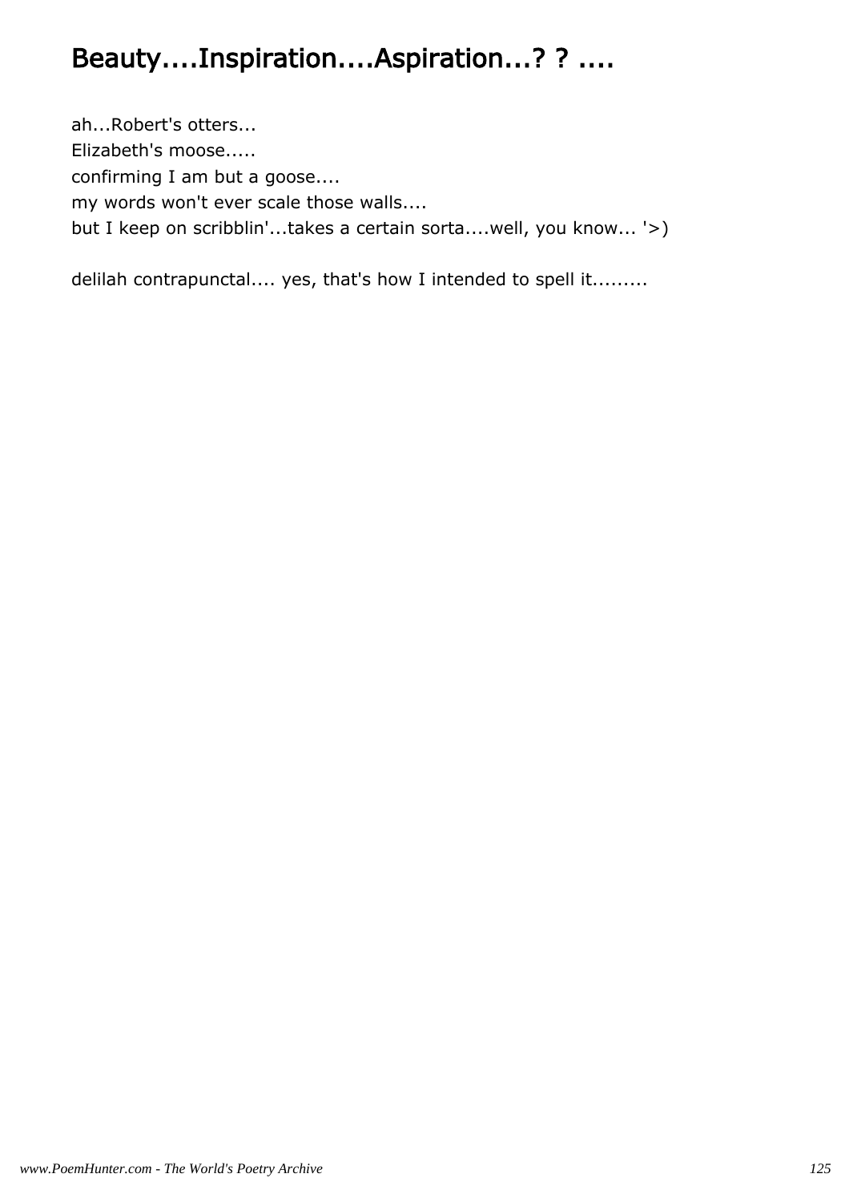# Beauty....Inspiration....Aspiration...? ? ....

ah...Robert's otters...
Elizabeth's moose.....
confirming I am but a goose....
my words won't ever scale those walls....
but I keep on scribblin'...takes a certain sorta....well, you know... '>)

delilah contrapunctal.... yes, that's how I intended to spell it.........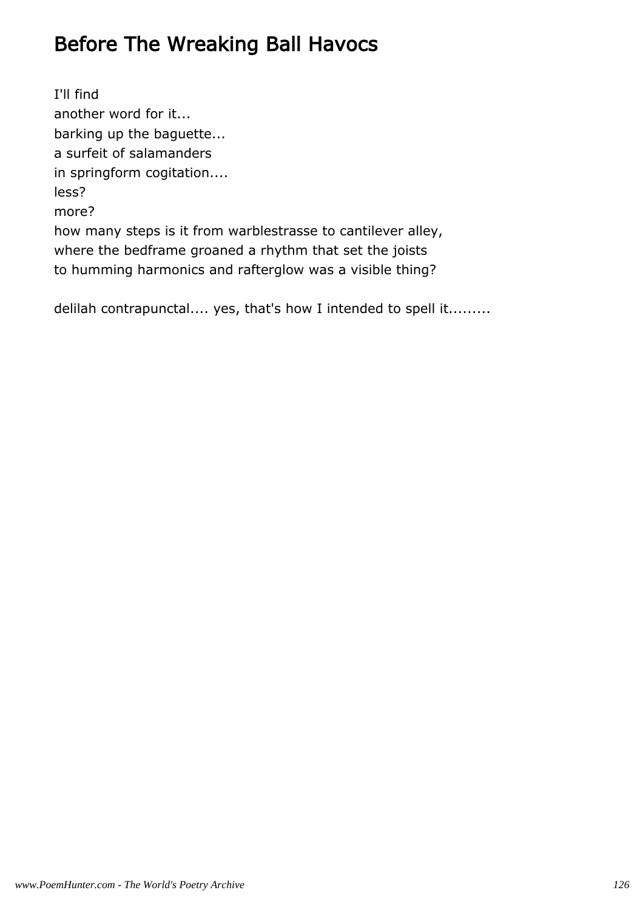## Before The Wreaking Ball Havocs

I'll find  
another word for it...  
barking up the baguette...  
a surfeit of salamanders  
in springform cogitation....  
less?  
more?  
how many steps is it from warblestrasse to cantilever alley,  
where the bedframe groaned a rhythm that set the joists  
to humming harmonics and rafterglow was a visible thing?

delilah contrapunctal.... yes, that's how I intended to spell it.........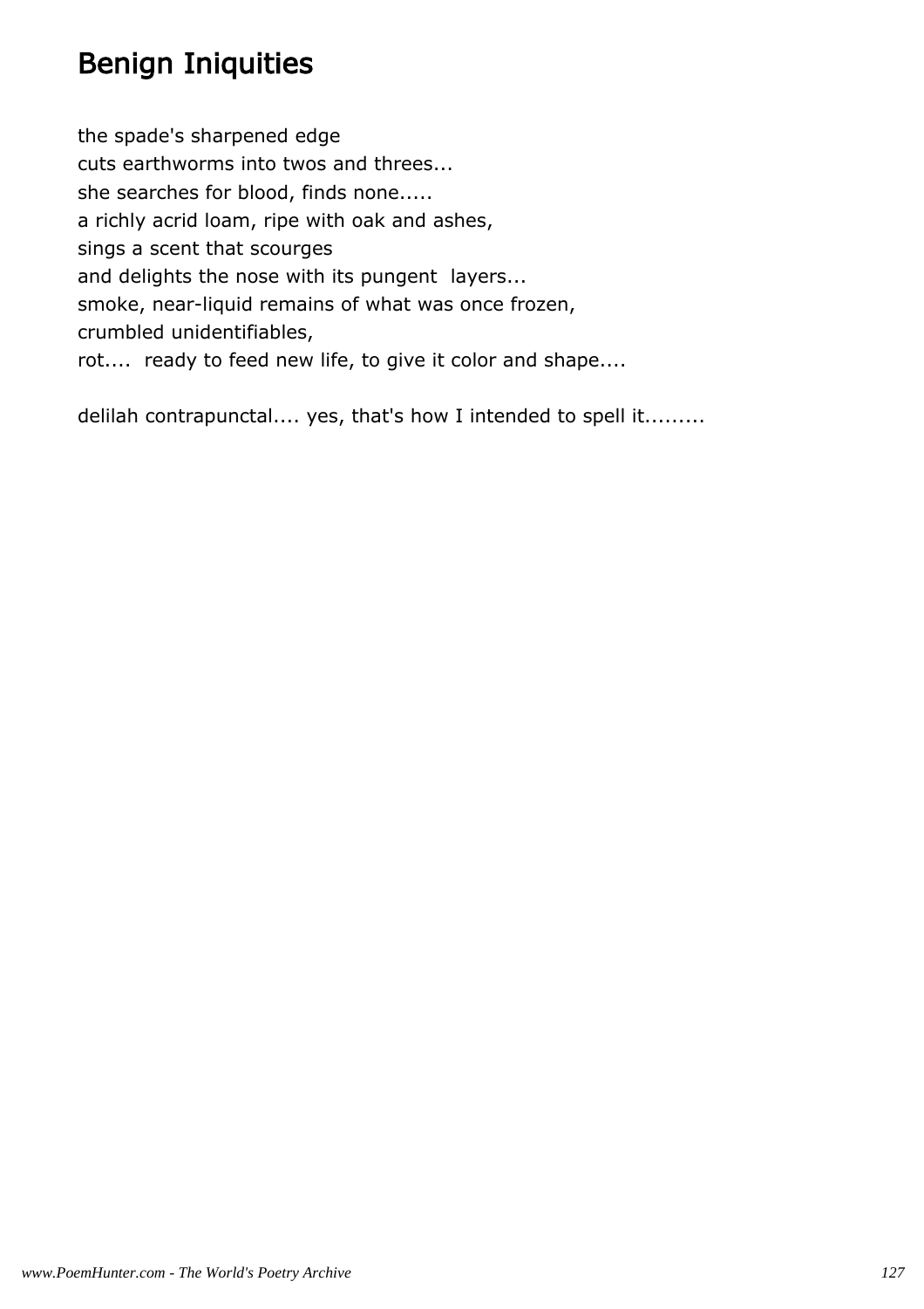# Benign Iniquities

the spade's sharpened edge
cuts earthworms into twos and threes...
she searches for blood, finds none.....
a richly acrid loam, ripe with oak and ashes,
sings a scent that scourges
and delights the nose with its pungent layers...
smoke, near-liquid remains of what was once frozen,
crumbled unidentifiables,
rot.... ready to feed new life, to give it color and shape....

delilah contrapunctal.... yes, that's how I intended to spell it.........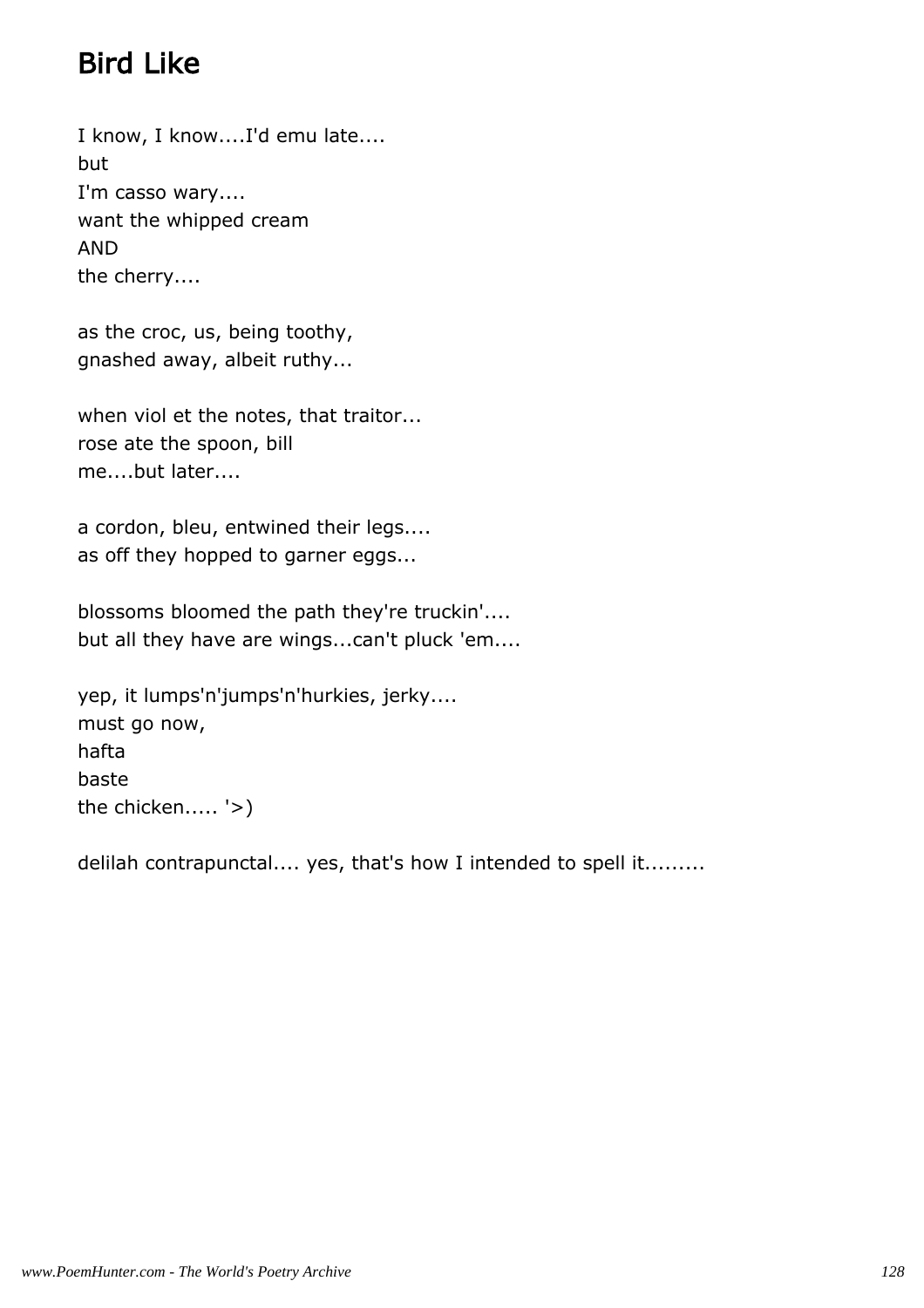# Bird Like

I know, I know....I'd emu late....
but
I'm casso wary....
want the whipped cream
AND
the cherry....

as the croc, us, being toothy,
gnashed away, albeit ruthy...

when viol et the notes, that traitor...
rose ate the spoon, bill
me....but later....

a cordon, bleu, entwined their legs....
as off they hopped to garner eggs...

blossoms bloomed the path they're truckin'....
but all they have are wings...can't pluck 'em....

yep, it lumps'n'jumps'n'hurkies, jerky....
must go now,
hafta
baste
the chicken..... '>)

delilah contrapunctal.... yes, that's how I intended to spell it.........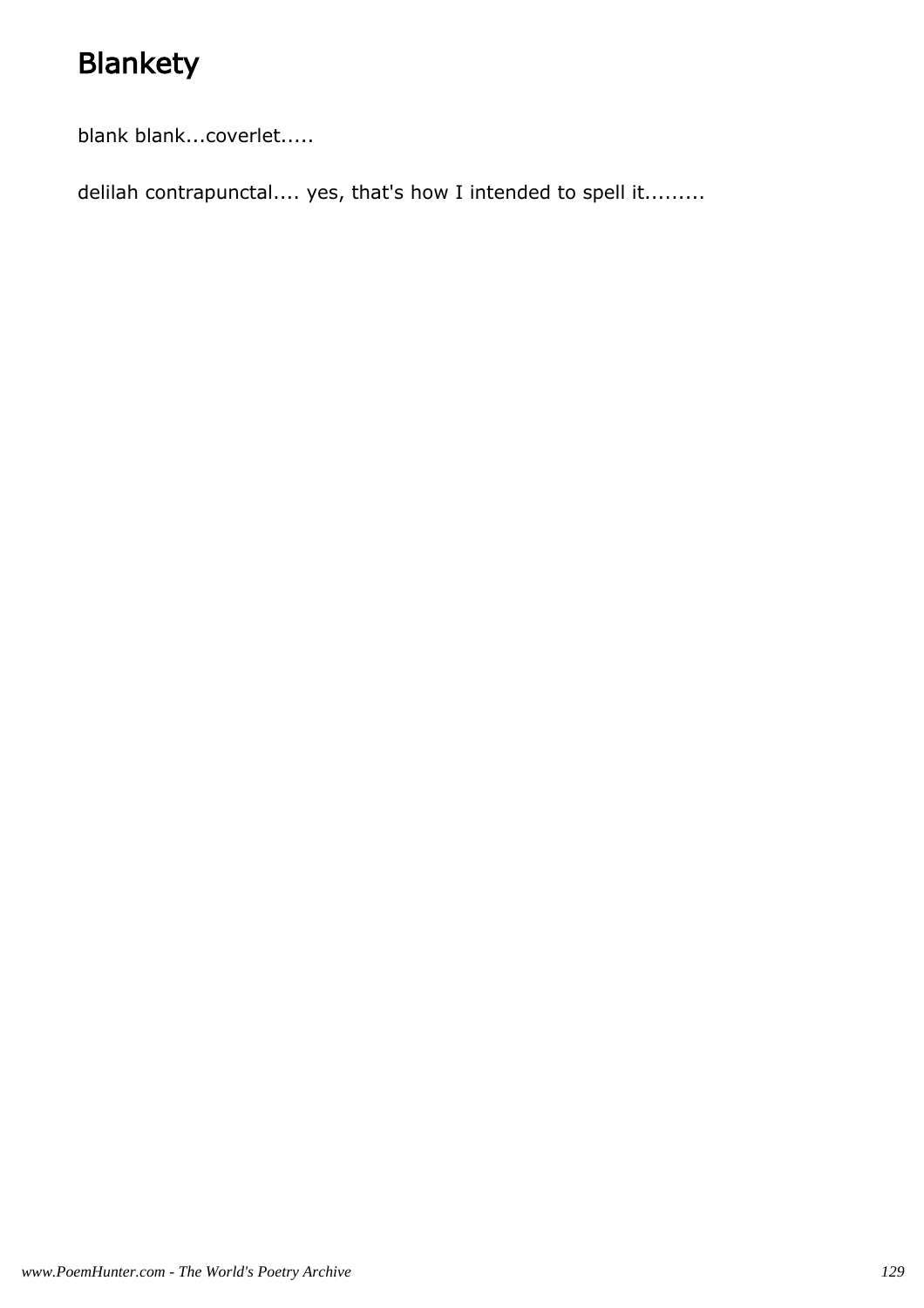# Blankety

blank blank...coverlet.....

delilah contrapunctal.... yes, that's how I intended to spell it.........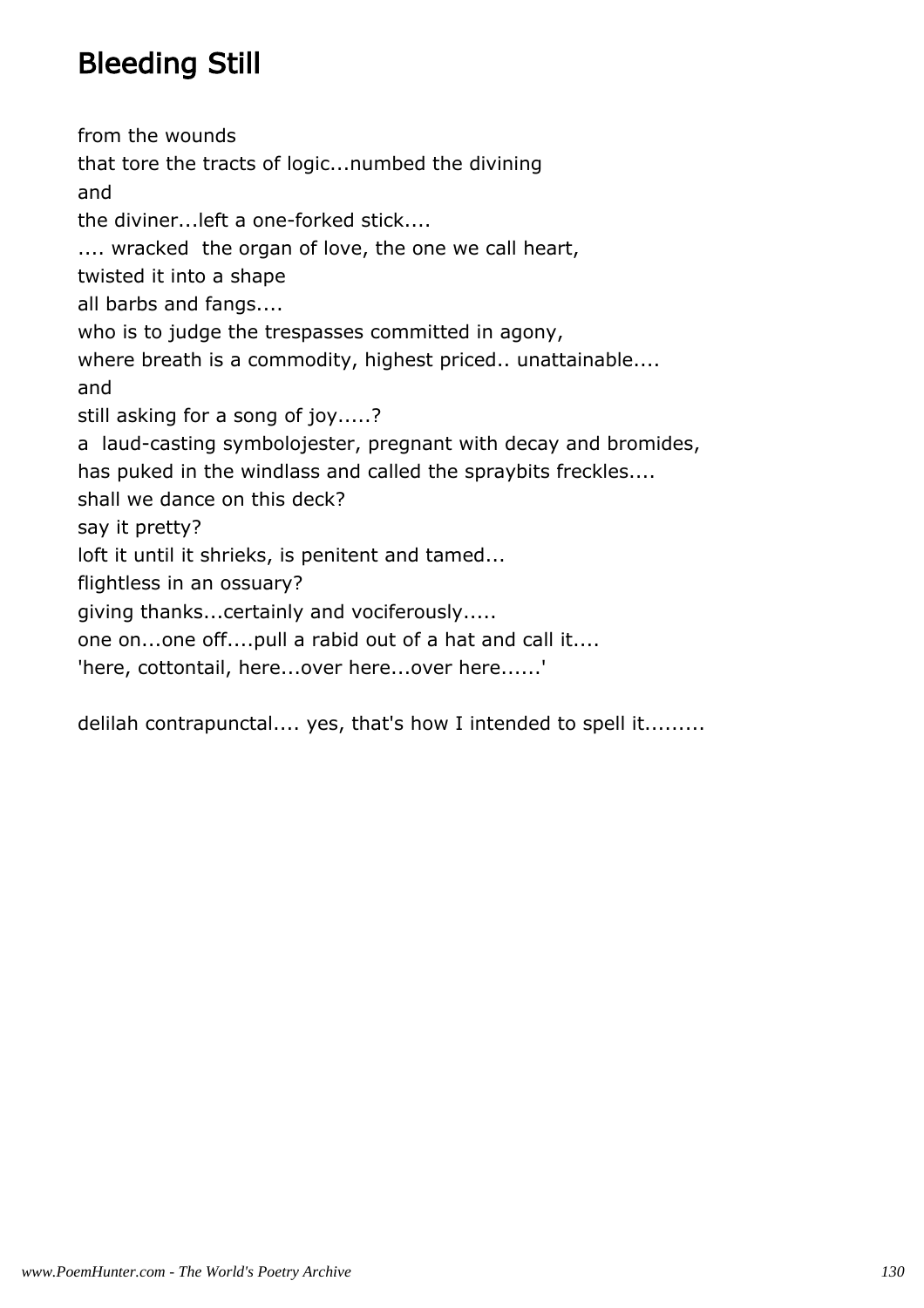# Bleeding Still

from the wounds
that tore the tracts of logic...numbed the divining
and
the diviner...left a one-forked stick....
.... wracked  the organ of love, the one we call heart,
twisted it into a shape
all barbs and fangs....
who is to judge the trespasses committed in agony,
where breath is a commodity, highest priced.. unattainable....
and
still asking for a song of joy.....?
a  laud-casting symbolojester, pregnant with decay and bromides,
has puked in the windlass and called the spraybits freckles....
shall we dance on this deck?
say it pretty?
loft it until it shrieks, is penitent and tamed...
flightless in an ossuary?
giving thanks...certainly and vociferously.....
one on...one off....pull a rabid out of a hat and call it....
'here, cottontail, here...over here...over here......'

delilah contrapunctal.... yes, that's how I intended to spell it.........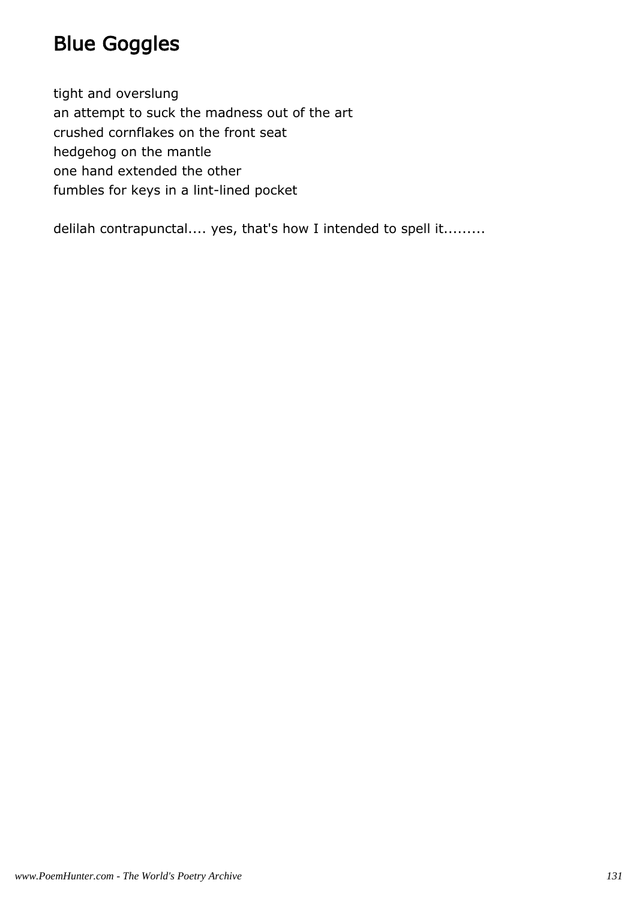# Blue Goggles

tight and overslung
an attempt to suck the madness out of the art
crushed cornflakes on the front seat
hedgehog on the mantle
one hand extended the other
fumbles for keys in a lint-lined pocket

delilah contrapunctal.... yes, that's how I intended to spell it.........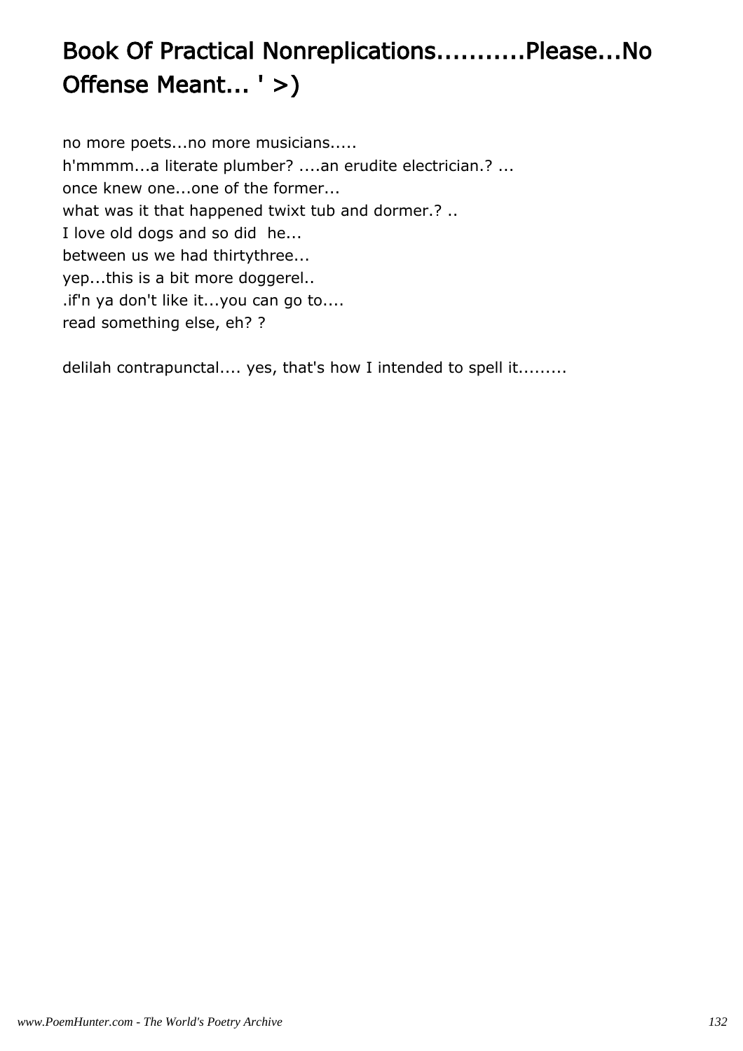# Book Of Practical Nonreplications...........Please...No Offense Meant... ' >)

no more poets...no more musicians.....
h'mmmm...a literate plumber? ....an erudite electrician.? ...
once knew one...one of the former...
what was it that happened twixt tub and dormer.? ..
I love old dogs and so did he...
between us we had thirtythree...
yep...this is a bit more doggerel..
.if'n ya don't like it...you can go to....
read something else, eh? ?

delilah contrapunctal.... yes, that's how I intended to spell it.........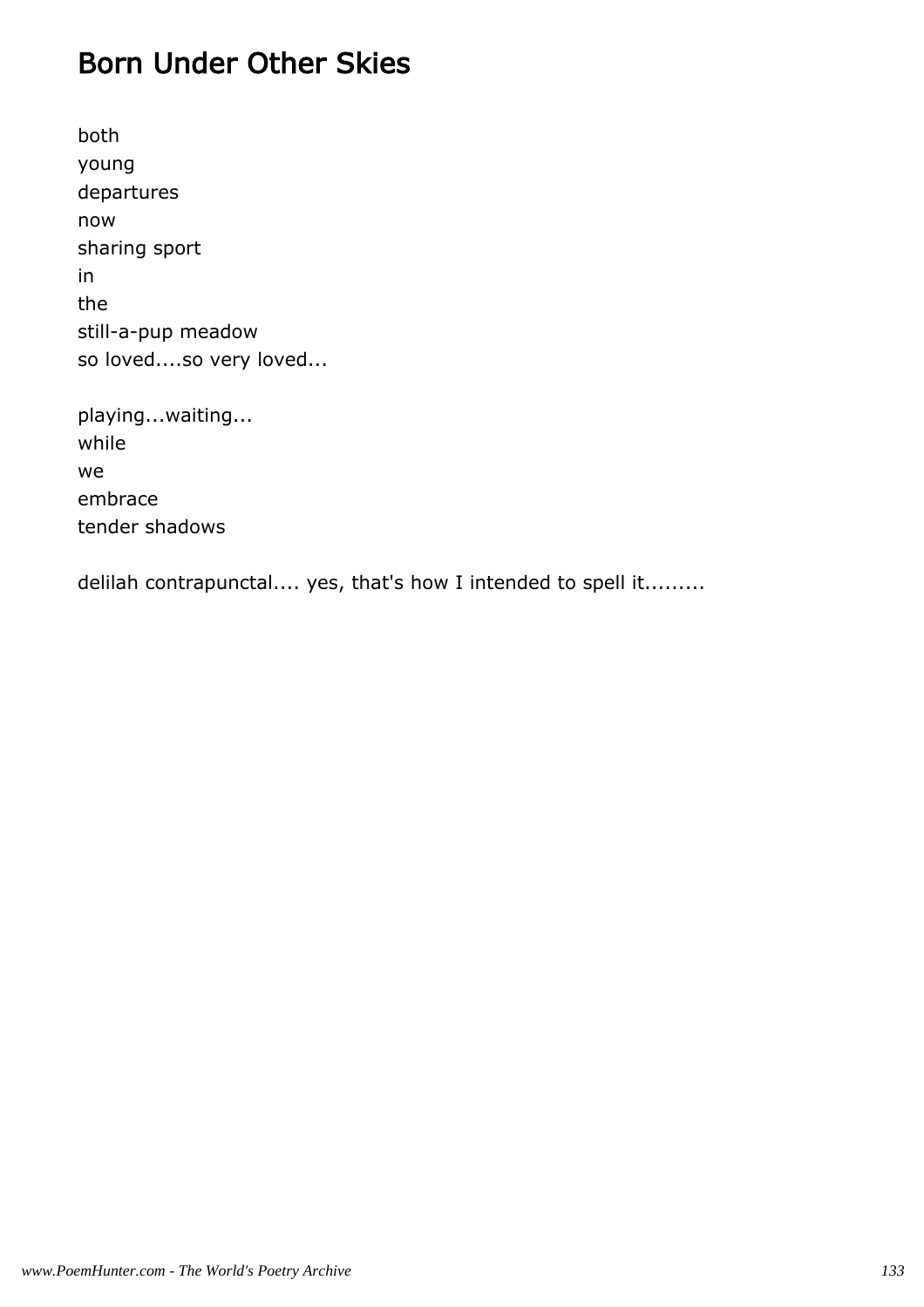# Born Under Other Skies

both
young
departures
now
sharing sport
in
the
still-a-pup meadow
so loved....so very loved...

playing...waiting...
while
we
embrace
tender shadows

delilah contrapunctal.... yes, that's how I intended to spell it.........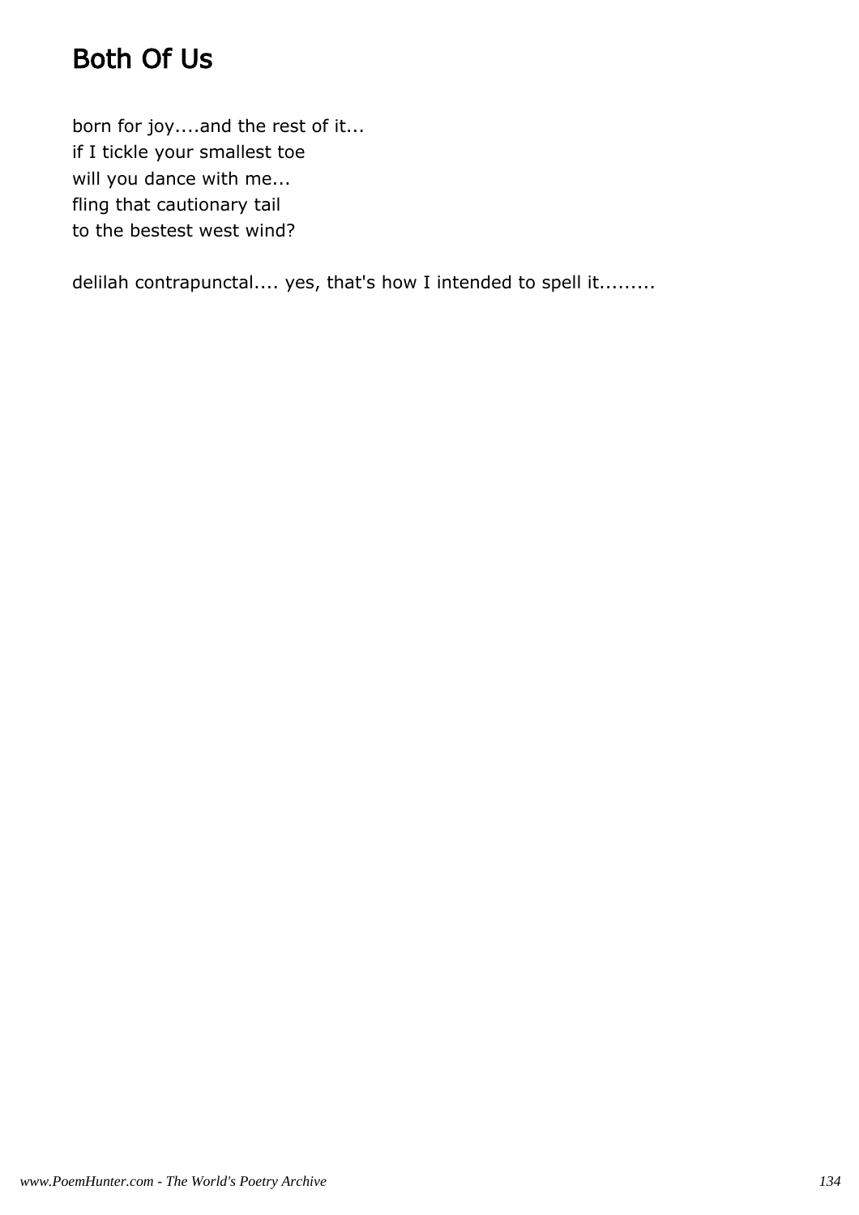# Both Of Us

born for joy....and the rest of it...
if I tickle your smallest toe
will you dance with me...
fling that cautionary tail
to the bestest west wind?

delilah contrapunctal.... yes, that's how I intended to spell it.........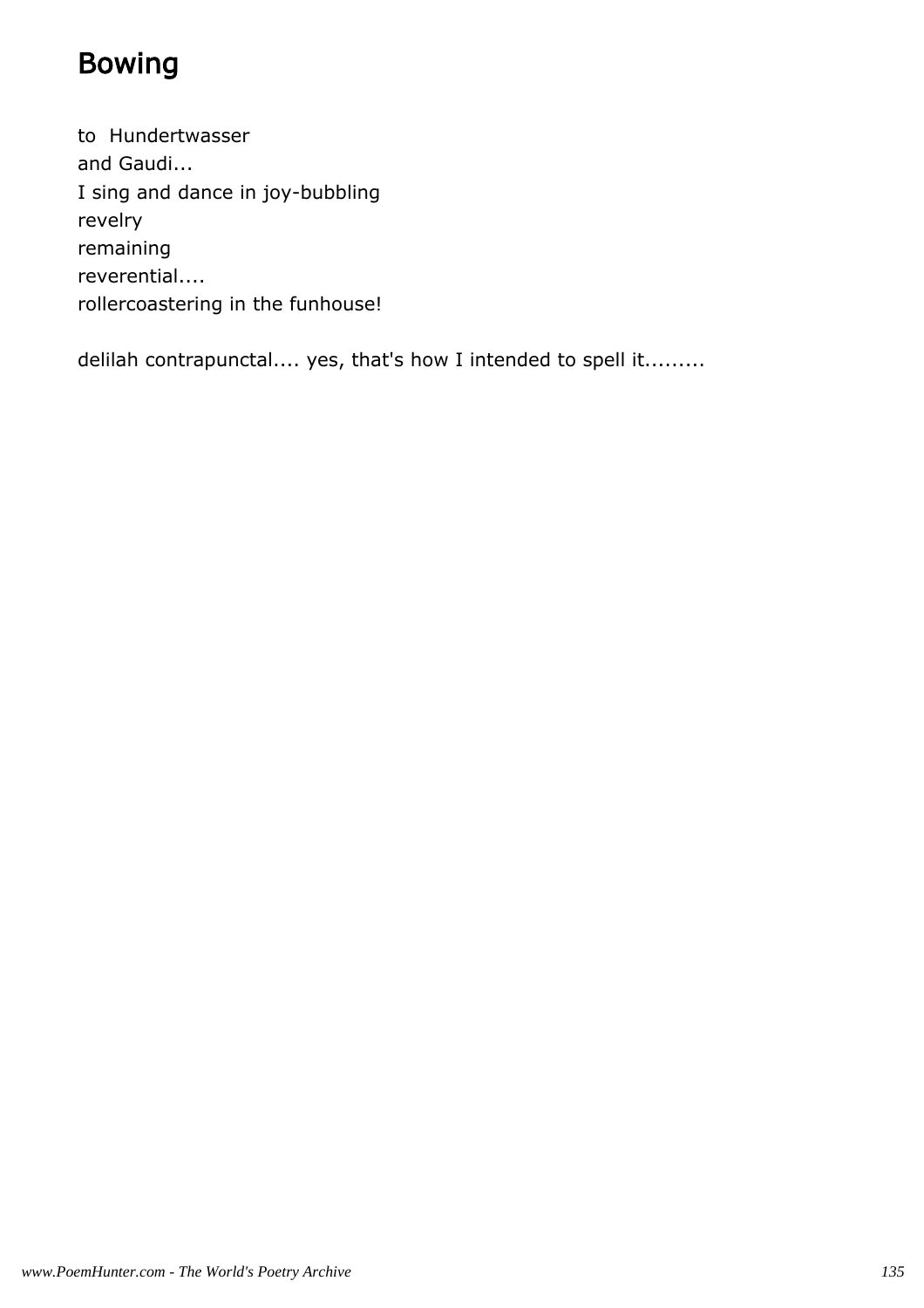# Bowing

to Hundertwasser
and Gaudi...
I sing and dance in joy-bubbling
revelry
remaining
reverential....
rollercoastering in the funhouse!

delilah contrapunctal.... yes, that's how I intended to spell it.........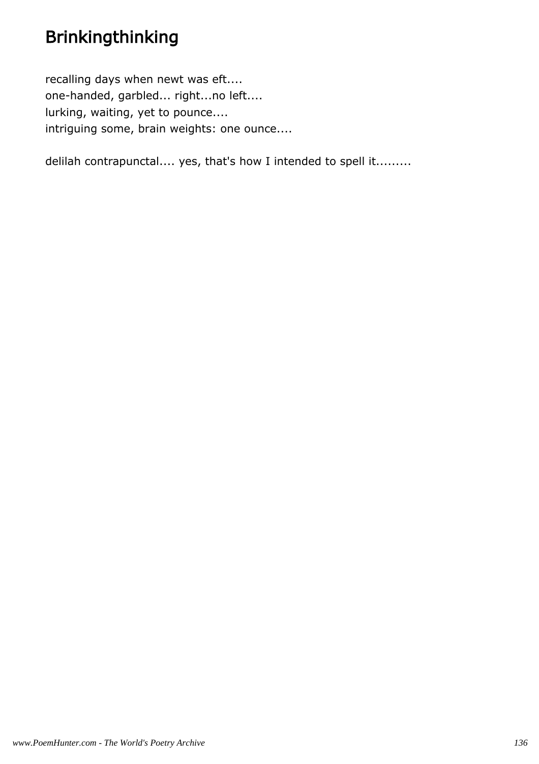# Brinkingthinking

recalling days when newt was eft....
one-handed, garbled... right...no left....
lurking, waiting, yet to pounce....
intriguing some, brain weights: one ounce....

delilah contrapunctal.... yes, that's how I intended to spell it.........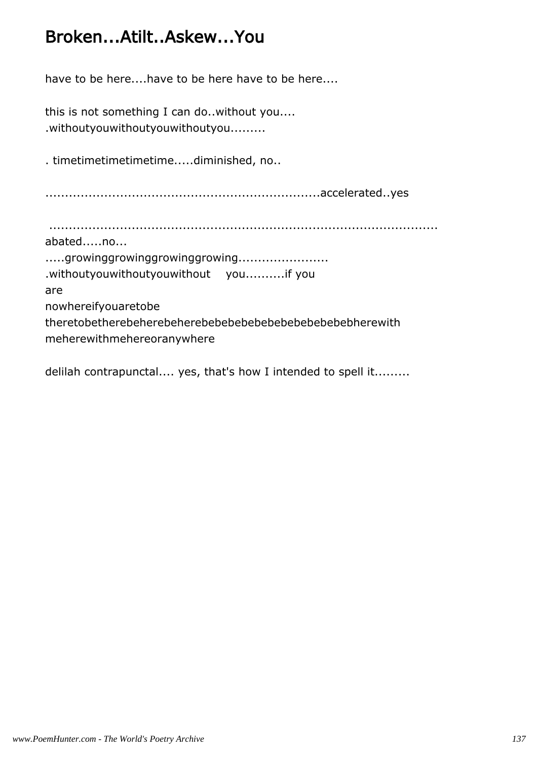# Broken...Atilt..Askew...You

have to be here....have to be here have to be here....

this is not something I can do..without you....
.withoutyouwithoutyouwithoutyou.........

. timetimetimetimetime.....diminished, no..

....................................................................accelerated..yes

 ..........................................................................................
abated.....no...
.....growinggrowinggrowinggrowing......................
.withoutyouwithoutyouwithout     you..........if you
are
nowhereifyouaretobe
theretobetherebeherebeherebebebebebebebebebebebebherewith
meherewithmehereoranywhere

delilah contrapunctal.... yes, that's how I intended to spell it.........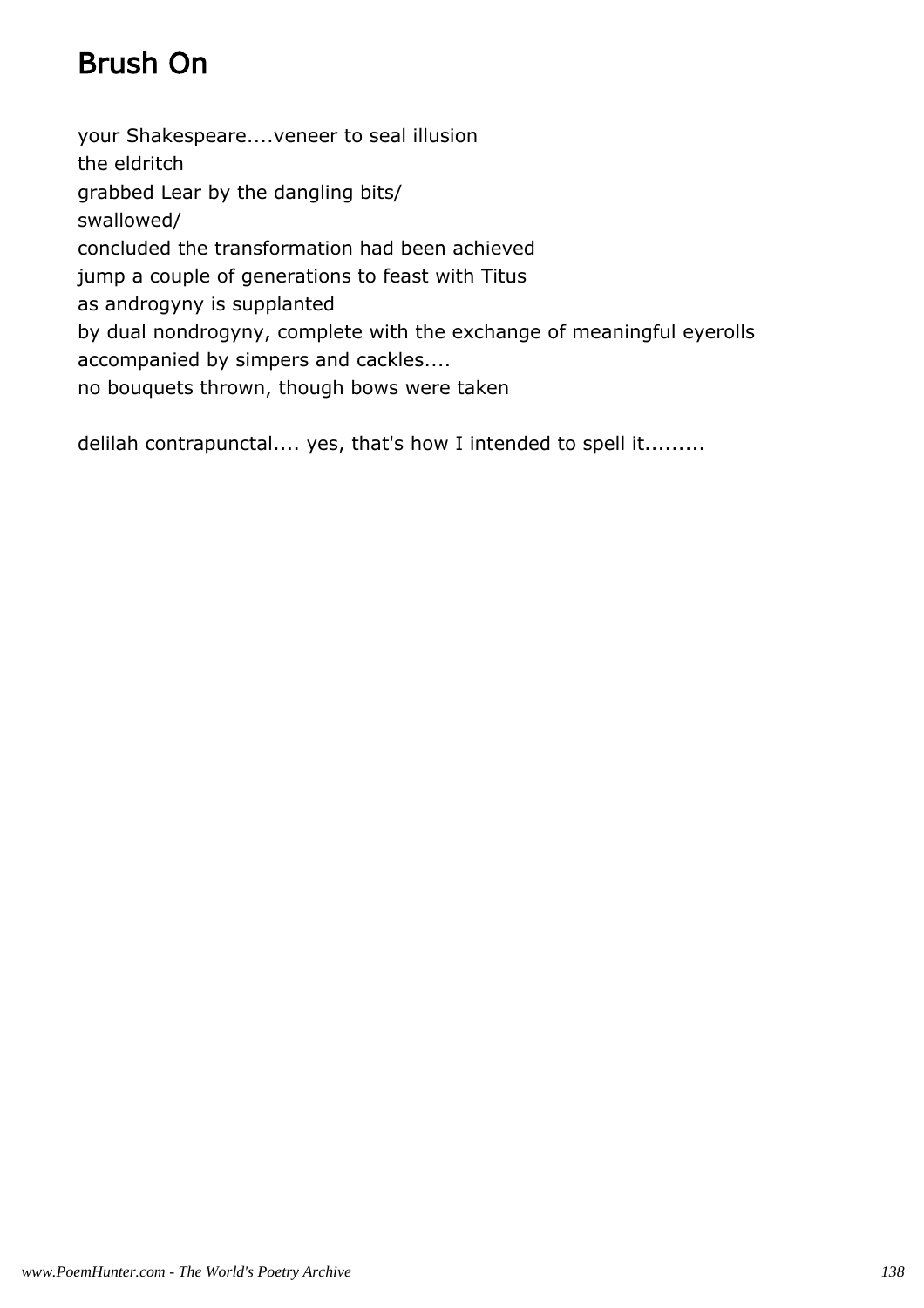# Brush On

your Shakespeare....veneer to seal illusion
the eldritch
grabbed Lear by the dangling bits/
swallowed/
concluded the transformation had been achieved
jump a couple of generations to feast with Titus
as androgyny is supplanted
by dual nondrogyny, complete with the exchange of meaningful eyerolls
accompanied by simpers and cackles....
no bouquets thrown, though bows were taken

delilah contrapunctal.... yes, that's how I intended to spell it.........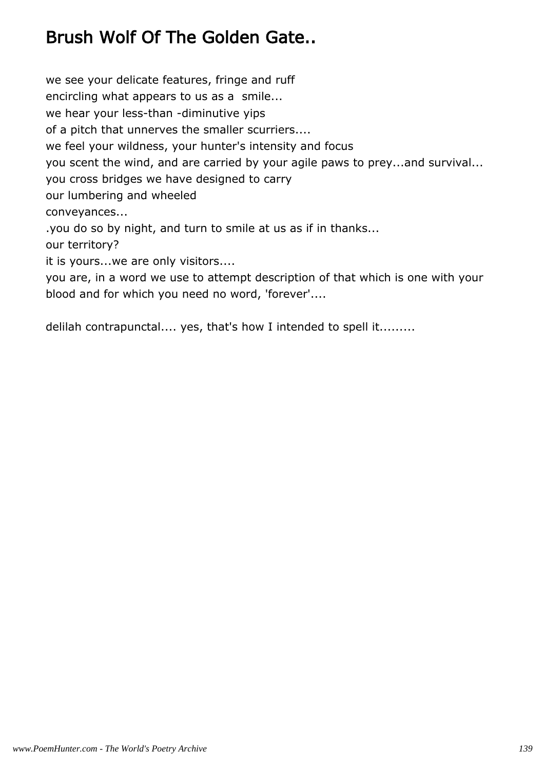# Brush Wolf Of The Golden Gate..

we see your delicate features, fringe and ruff
encircling what appears to us as a  smile...
we hear your less-than -diminutive yips
of a pitch that unnerves the smaller scurriers....
we feel your wildness, your hunter's intensity and focus
you scent the wind, and are carried by your agile paws to prey...and survival...
you cross bridges we have designed to carry
our lumbering and wheeled
conveyances...
.you do so by night, and turn to smile at us as if in thanks...
our territory?
it is yours...we are only visitors....
you are, in a word we use to attempt description of that which is one with your blood and for which you need no word, 'forever'....

delilah contrapunctal.... yes, that's how I intended to spell it.........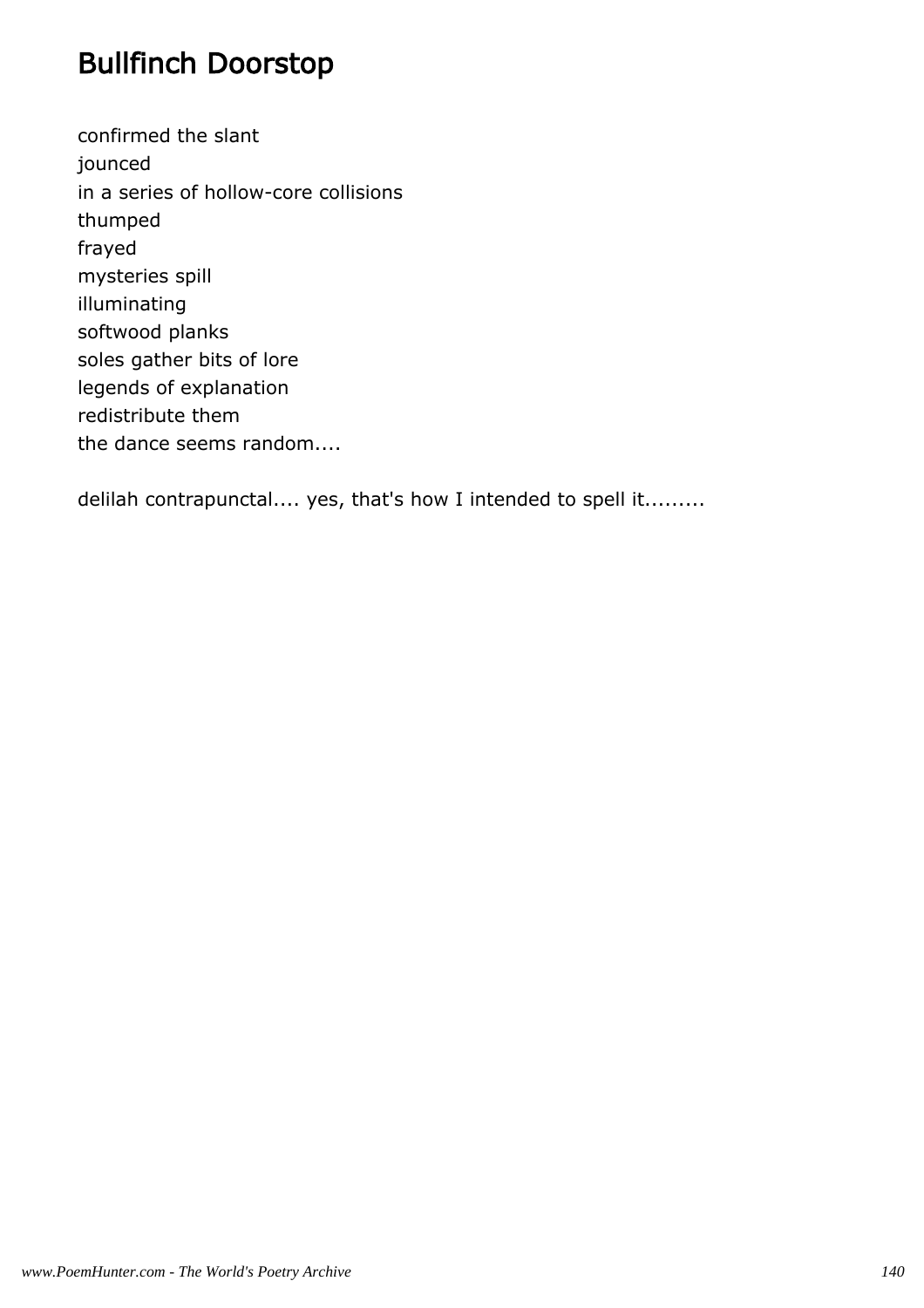# Bullfinch Doorstop

confirmed the slant
jounced
in a series of hollow-core collisions
thumped
frayed
mysteries spill
illuminating
softwood planks
soles gather bits of lore
legends of explanation
redistribute them
the dance seems random....

delilah contrapunctal.... yes, that's how I intended to spell it.........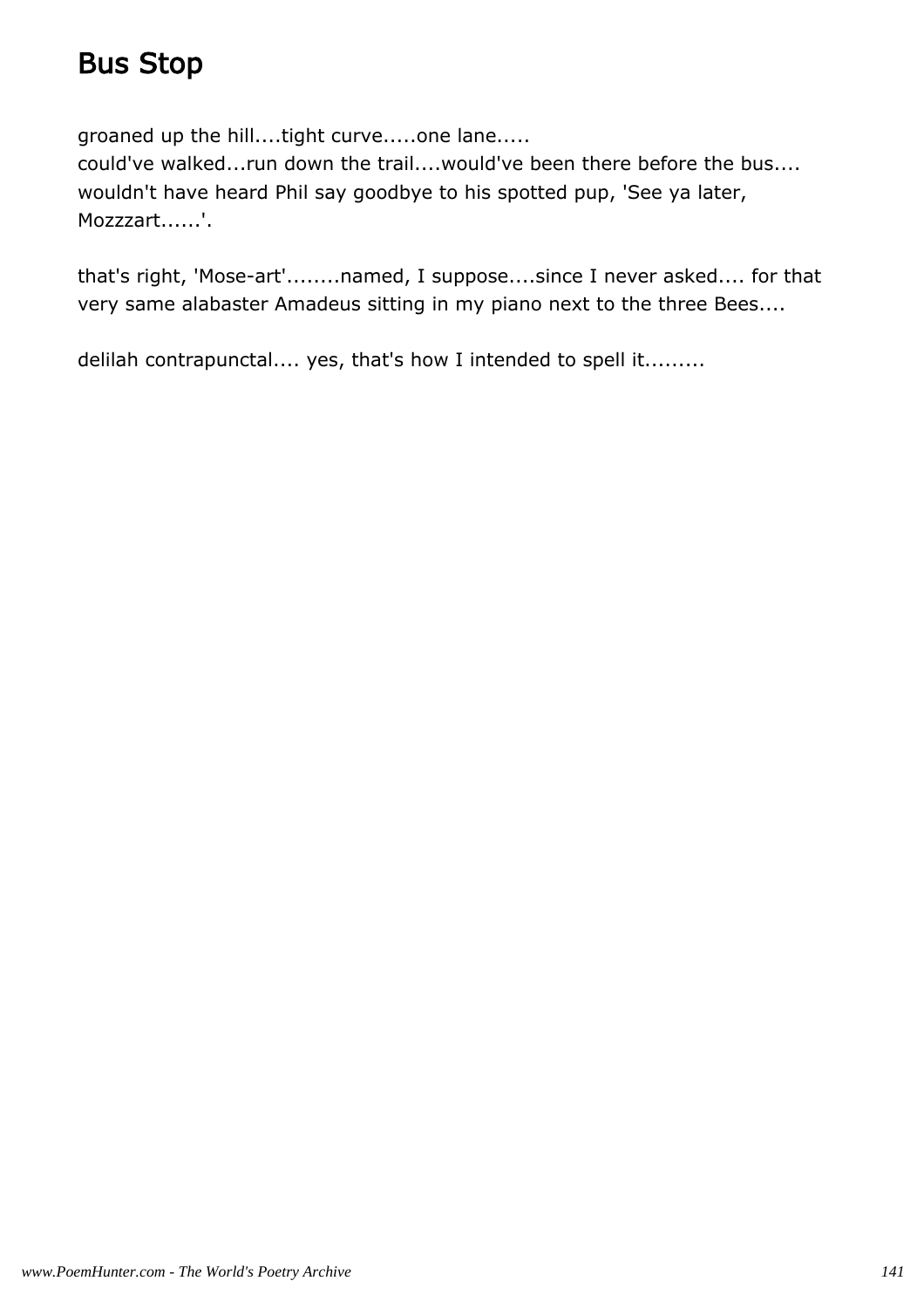# Bus Stop

groaned up the hill....tight curve.....one lane.....
could've walked...run down the trail....would've been there before the bus....
wouldn't have heard Phil say goodbye to his spotted pup, 'See ya later, Mozzzart......'.

that's right, 'Mose-art'........named, I suppose....since I never asked.... for that very same alabaster Amadeus sitting in my piano next to the three Bees....

delilah contrapunctal.... yes, that's how I intended to spell it.........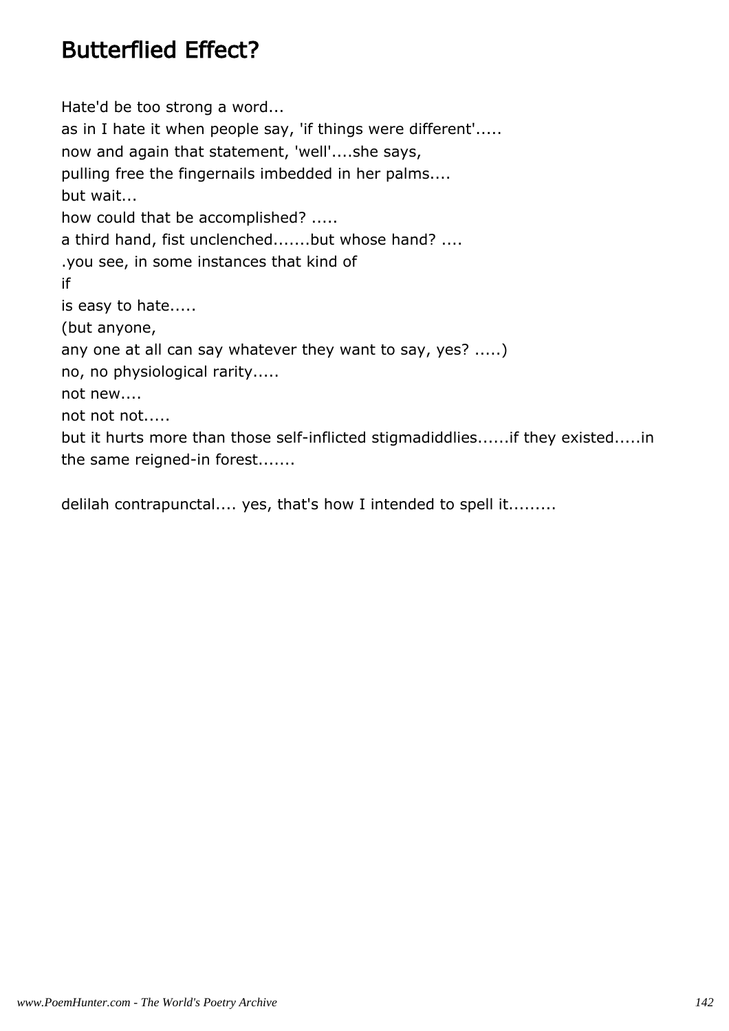## Butterflied Effect?

Hate'd be too strong a word...
as in I hate it when people say, 'if things were different'.....
now and again that statement, 'well'....she says,
pulling free the fingernails imbedded in her palms....
but wait...
how could that be accomplished? .....
a third hand, fist unclenched.......but whose hand? ....
.you see, in some instances that kind of
if
is easy to hate.....
(but anyone,
any one at all can say whatever they want to say, yes? .....)
no, no physiological rarity.....
not new....
not not not.....
but it hurts more than those self-inflicted stigmadiddlies......if they existed.....in the same reigned-in forest.......

delilah contrapunctal.... yes, that's how I intended to spell it.........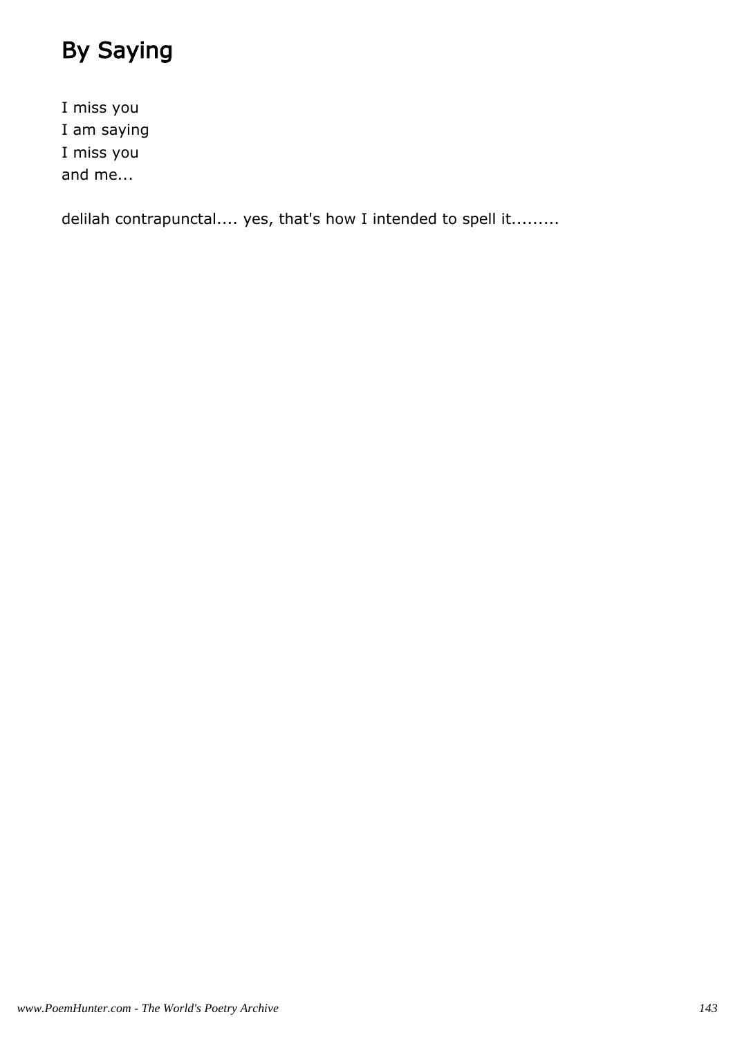# By Saying

I miss you  
I am saying  
I miss you  
and me...

delilah contrapunctal.... yes, that's how I intended to spell it.........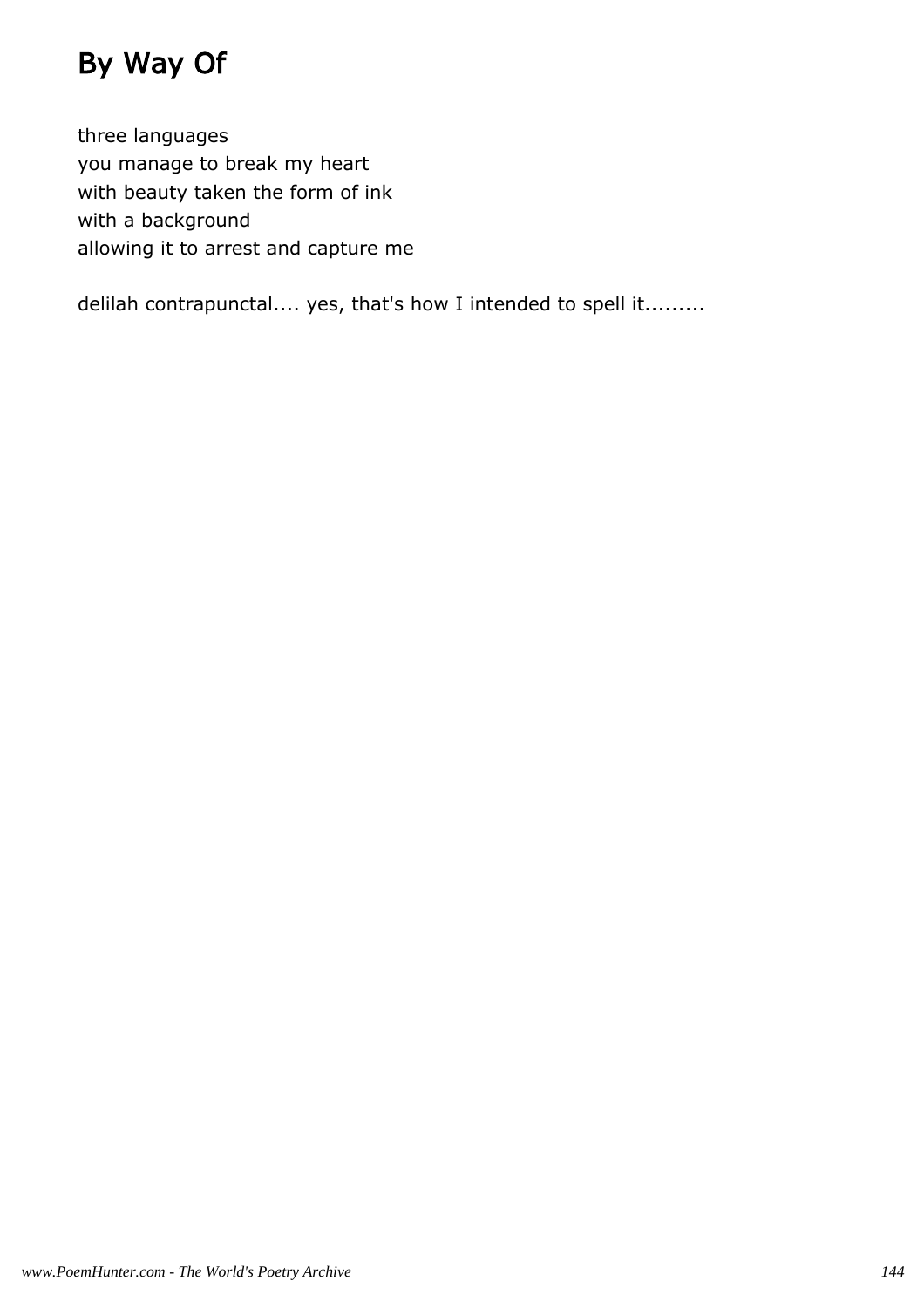# By Way Of

three languages
you manage to break my heart
with beauty taken the form of ink
with a background
allowing it to arrest and capture me

delilah contrapunctal.... yes, that's how I intended to spell it.........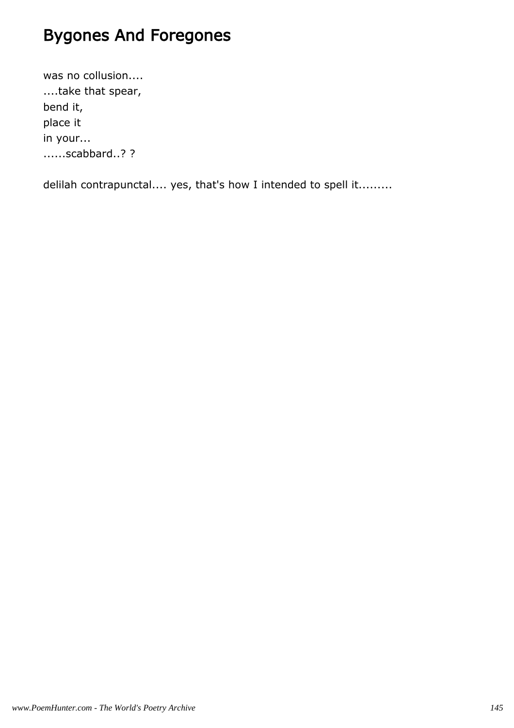# Bygones And Foregones

was no collusion....  
....take that spear,  
bend it,  
place it  
in your...  
......scabbard..? ?

delilah contrapunctal.... yes, that's how I intended to spell it.........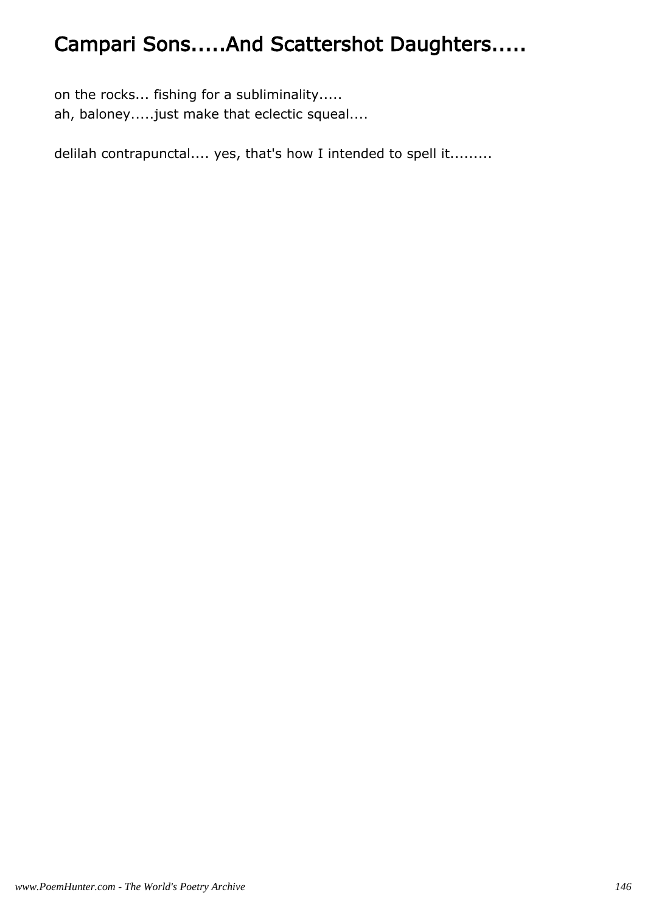# Campari Sons.....And Scattershot Daughters.....

on the rocks... fishing for a subliminality.....
ah, baloney.....just make that eclectic squeal....

delilah contrapunctal.... yes, that's how I intended to spell it.........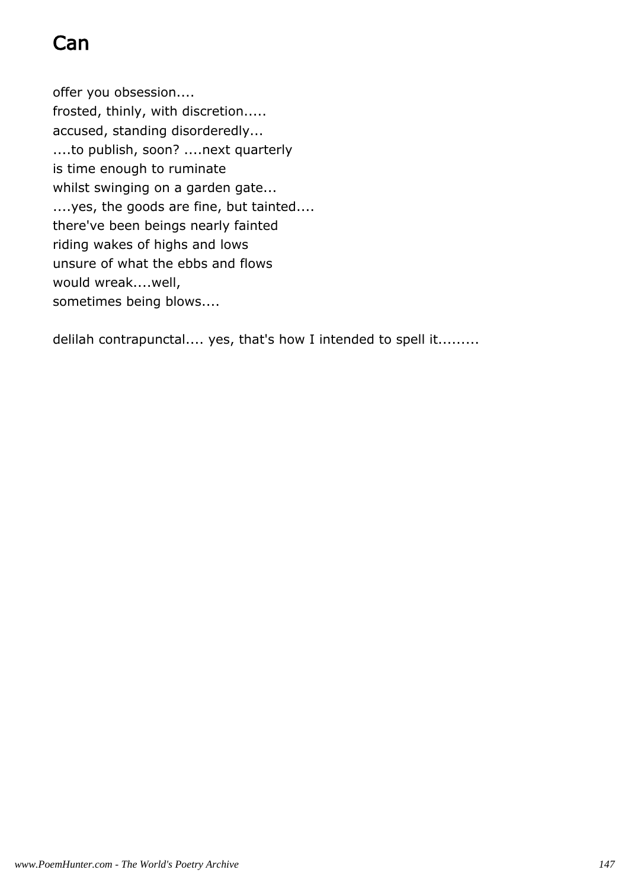# Can

offer you obsession....  
frosted, thinly, with discretion.....  
accused, standing disorderedly...  
....to publish, soon? ....next quarterly  
is time enough to ruminate  
whilst swinging on a garden gate...  
....yes, the goods are fine, but tainted....  
there've been beings nearly fainted  
riding wakes of highs and lows  
unsure of what the ebbs and flows  
would wreak....well,  
sometimes being blows....

delilah contrapunctal.... yes, that's how I intended to spell it.........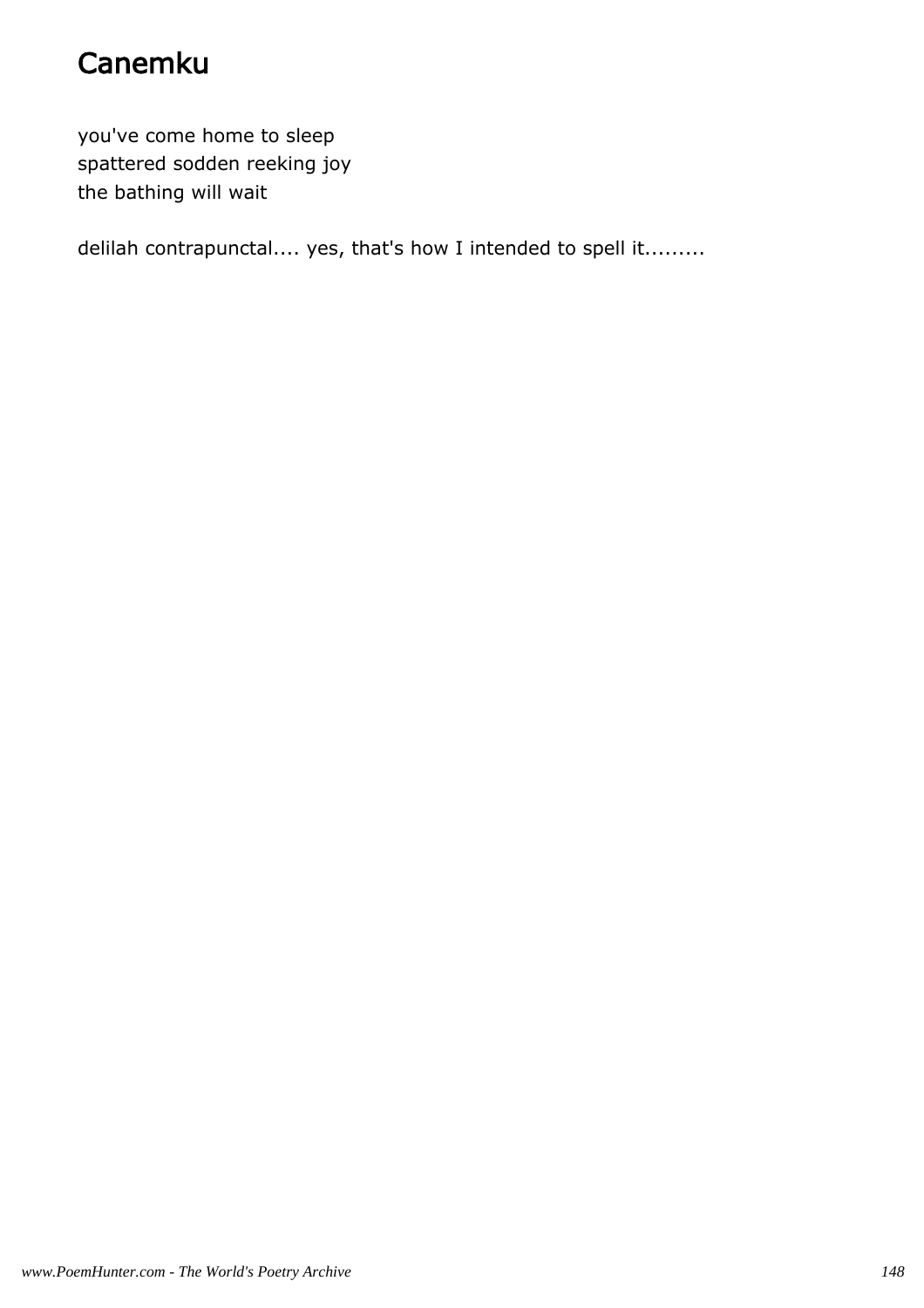# Canemku

you've come home to sleep  
spattered sodden reeking joy  
the bathing will wait

delilah contrapunctal.... yes, that's how I intended to spell it.........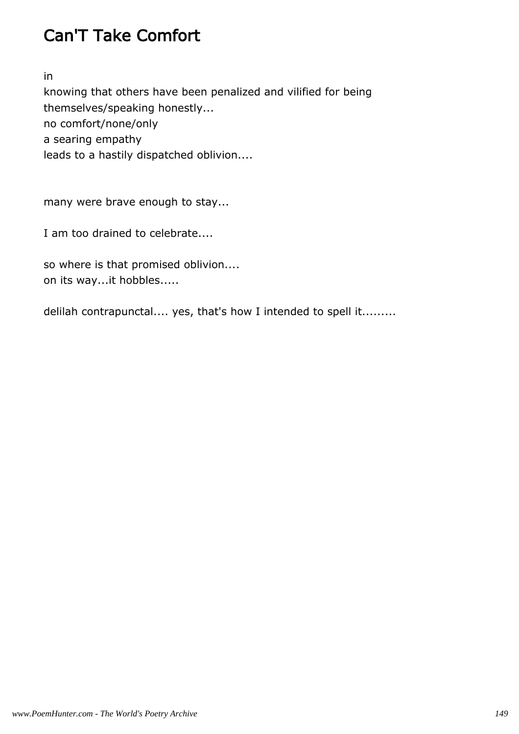# Can'T Take Comfort

in
knowing that others have been penalized and vilified for being
themselves/speaking honestly...
no comfort/none/only
a searing empathy
leads to a hastily dispatched oblivion....

many were brave enough to stay...

I am too drained to celebrate....

so where is that promised oblivion....
on its way...it hobbles.....

delilah contrapunctal.... yes, that's how I intended to spell it.........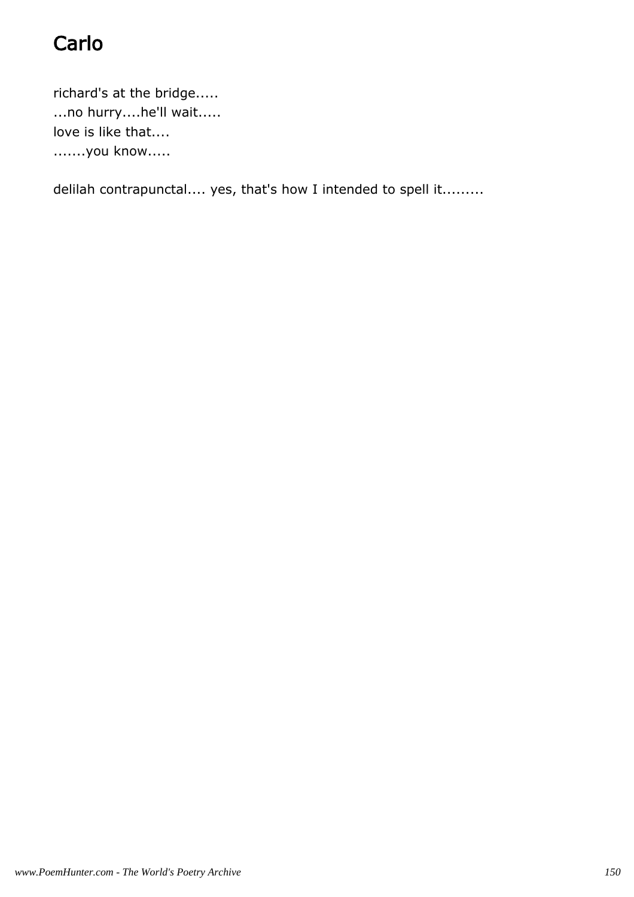# Carlo

richard's at the bridge.....
...no hurry....he'll wait.....
love is like that....
.......you know.....

delilah contrapunctal.... yes, that's how I intended to spell it.........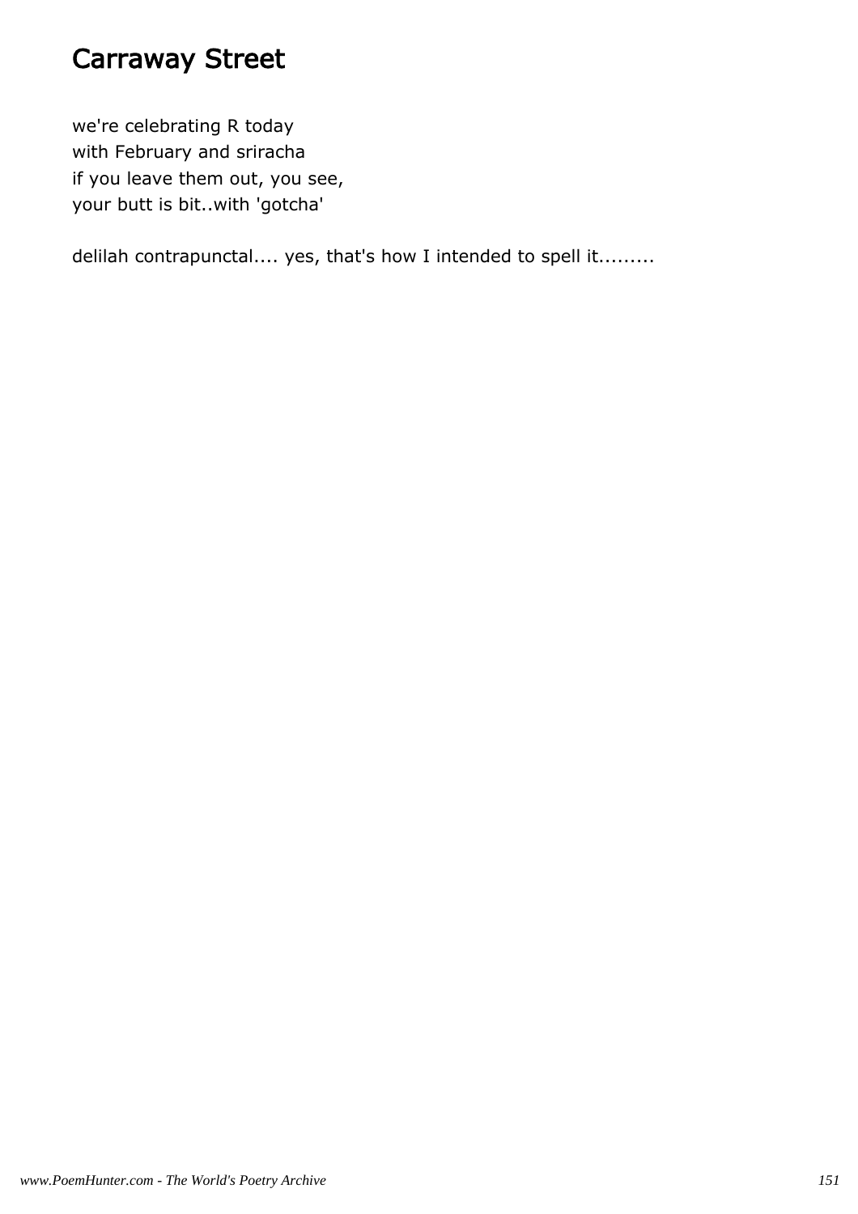# Carraway Street

we're celebrating R today  
with February and sriracha  
if you leave them out, you see,  
your butt is bit..with 'gotcha'

delilah contrapunctal.... yes, that's how I intended to spell it.........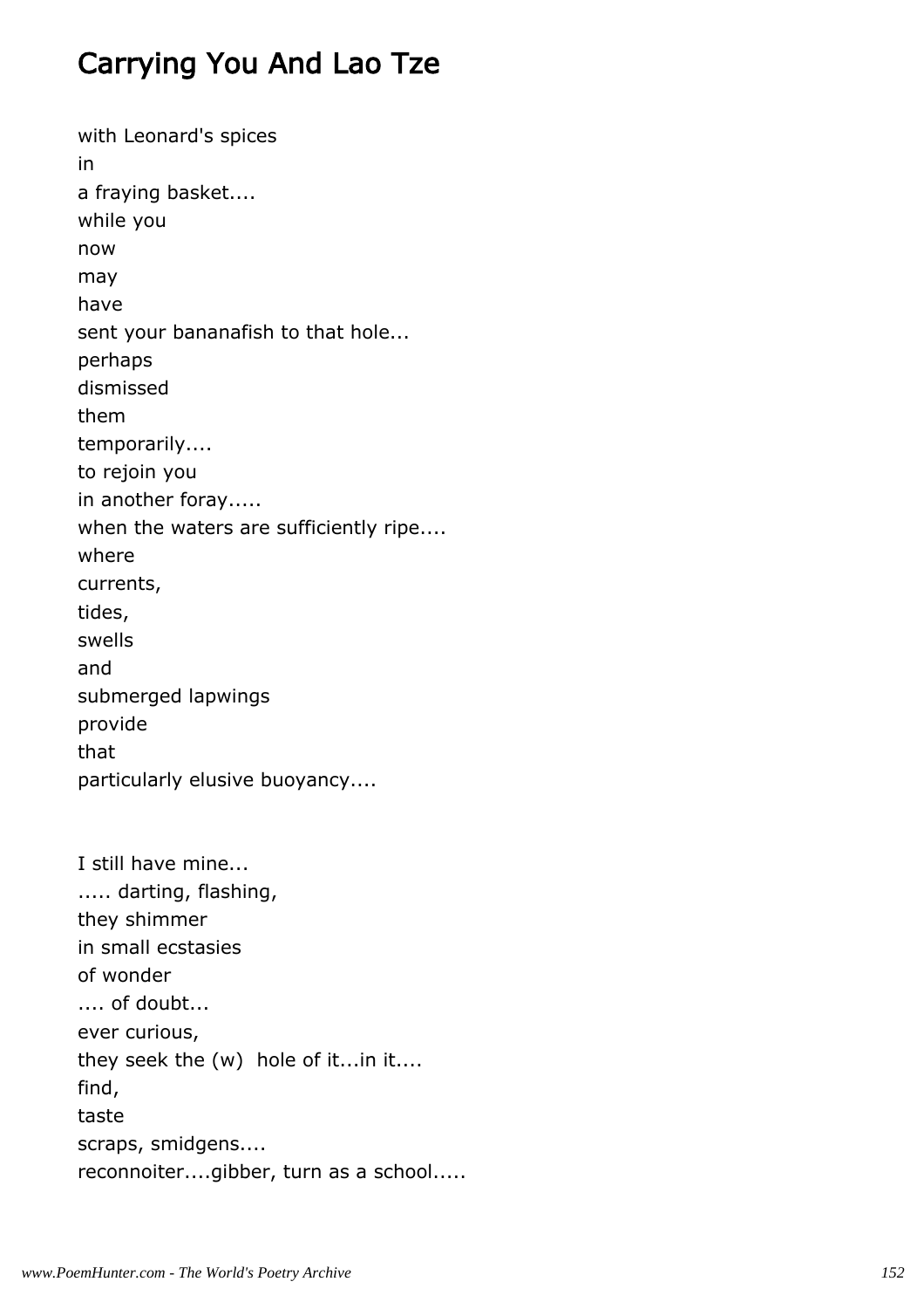# Carrying You And Lao Tze

with Leonard's spices
in
a fraying basket....
while you
now
may
have
sent your bananafish to that hole...
perhaps
dismissed
them
temporarily....
to rejoin you
in another foray.....
when the waters are sufficiently ripe....
where
currents,
tides,
swells
and
submerged lapwings
provide
that
particularly elusive buoyancy....

I still have mine...
..... darting, flashing,
they shimmer
in small ecstasies
of wonder
.... of doubt...
ever curious,
they seek the (w) hole of it...in it....
find,
taste
scraps, smidgens....
reconnoiter....gibber, turn as a school.....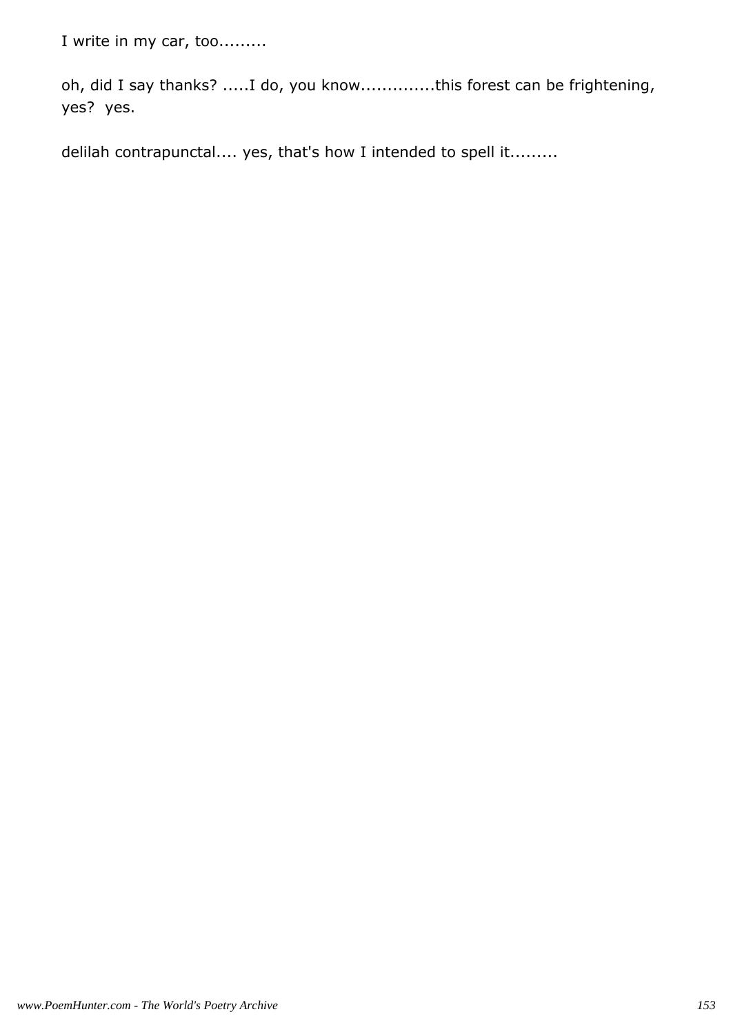I write in my car, too.........

oh, did I say thanks? .....I do, you know.............this forest can be frightening, yes? yes.

delilah contrapunctal.... yes, that's how I intended to spell it.........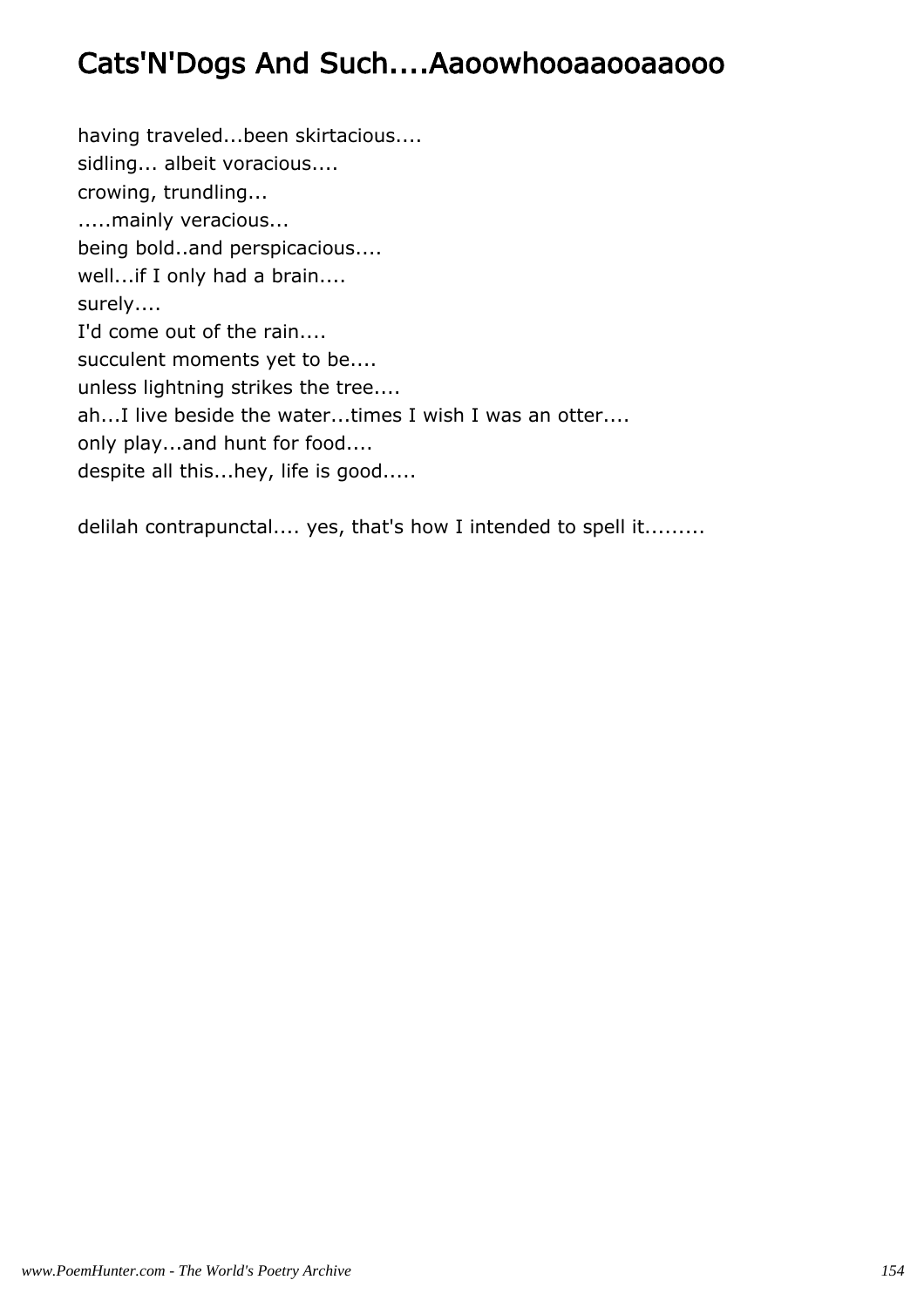# Cats'N'Dogs And Such....Aaoowhooaaooaaooo

having traveled...been skirtacious....
sidling... albeit voracious....
crowing, trundling...
.....mainly veracious...
being bold..and perspicacious....
well...if I only had a brain....
surely....
I'd come out of the rain....
succulent moments yet to be....
unless lightning strikes the tree....
ah...I live beside the water...times I wish I was an otter....
only play...and hunt for food....
despite all this...hey, life is good.....

delilah contrapunctal.... yes, that's how I intended to spell it.........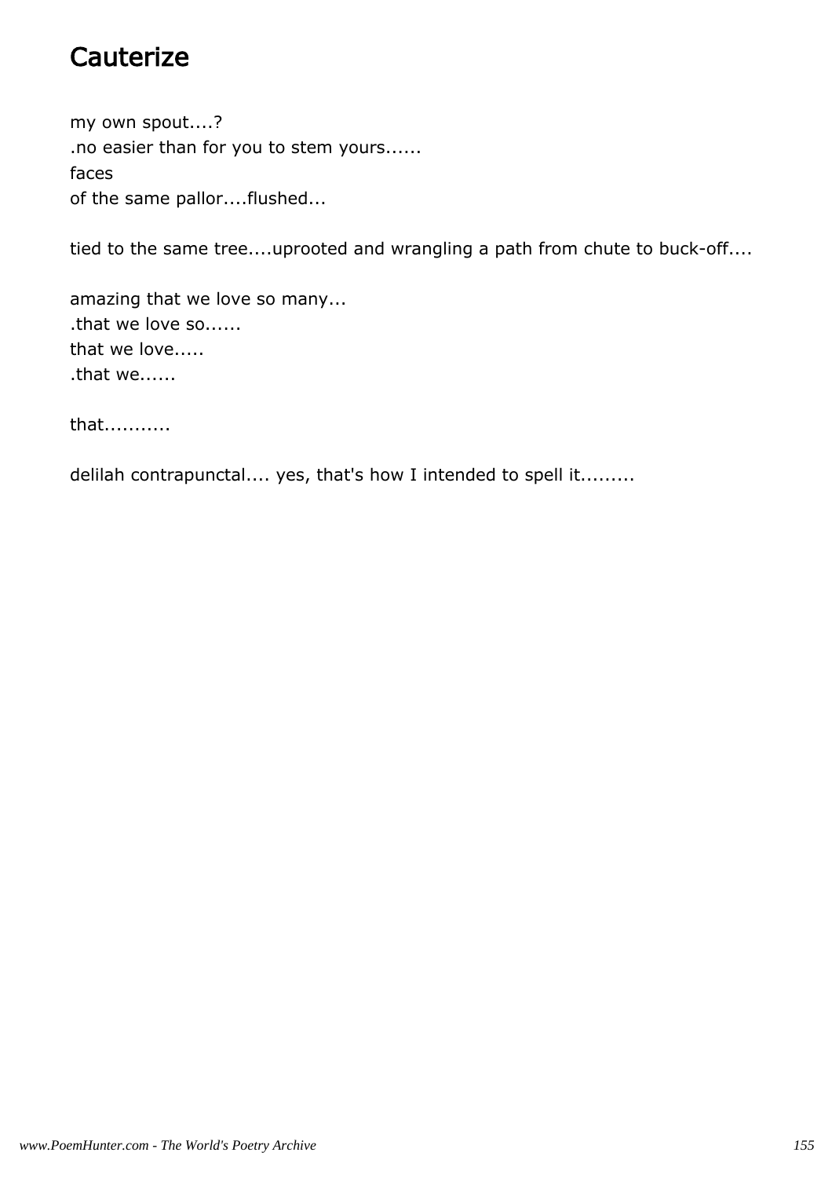# Cauterize

my own spout....?
.no easier than for you to stem yours......
faces
of the same pallor....flushed...

tied to the same tree....uprooted and wrangling a path from chute to buck-off....

amazing that we love so many...
.that we love so......
that we love.....
.that we......

that..........

delilah contrapunctal.... yes, that's how I intended to spell it.........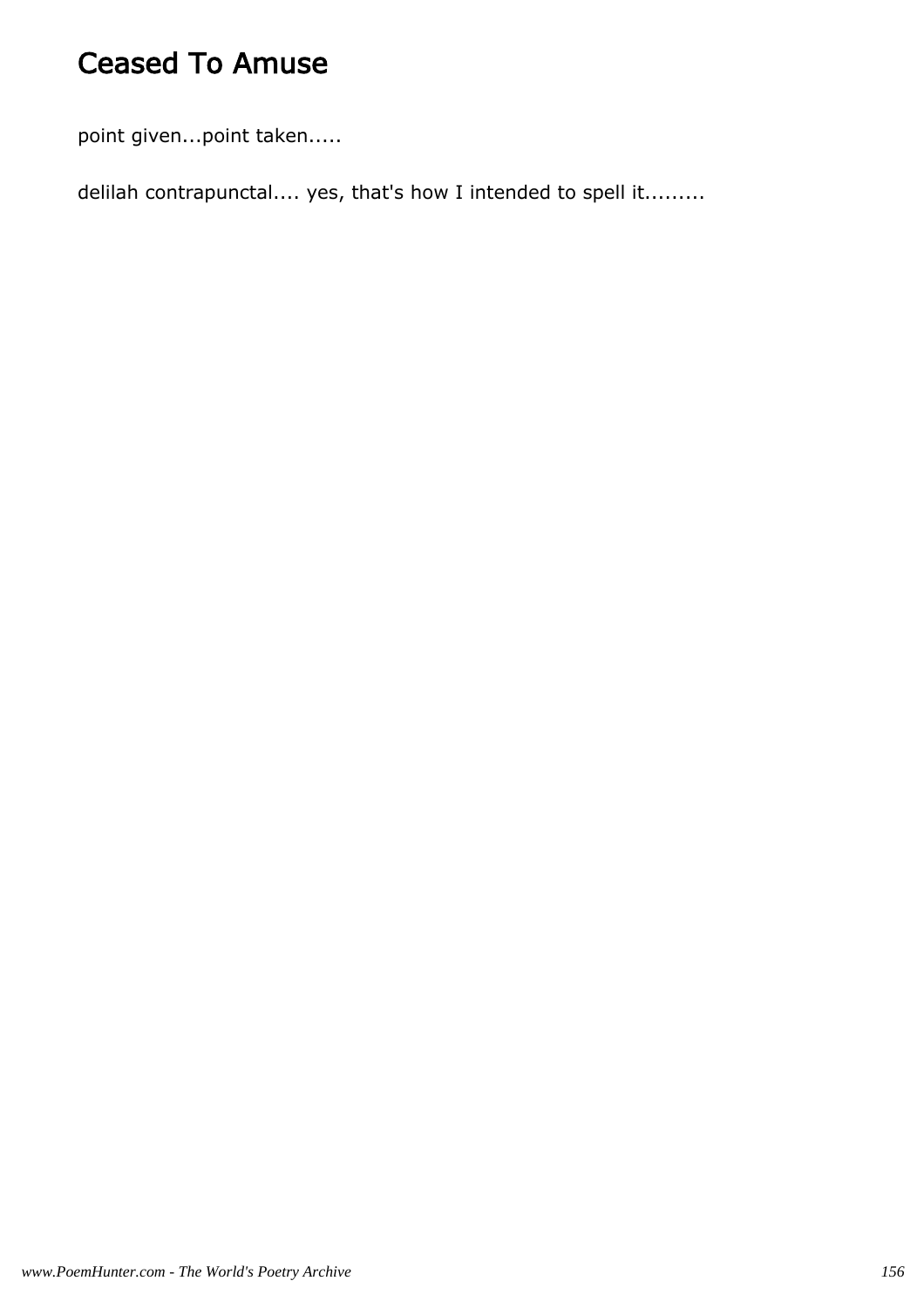# Ceased To Amuse

point given...point taken.....

delilah contrapunctal.... yes, that's how I intended to spell it.........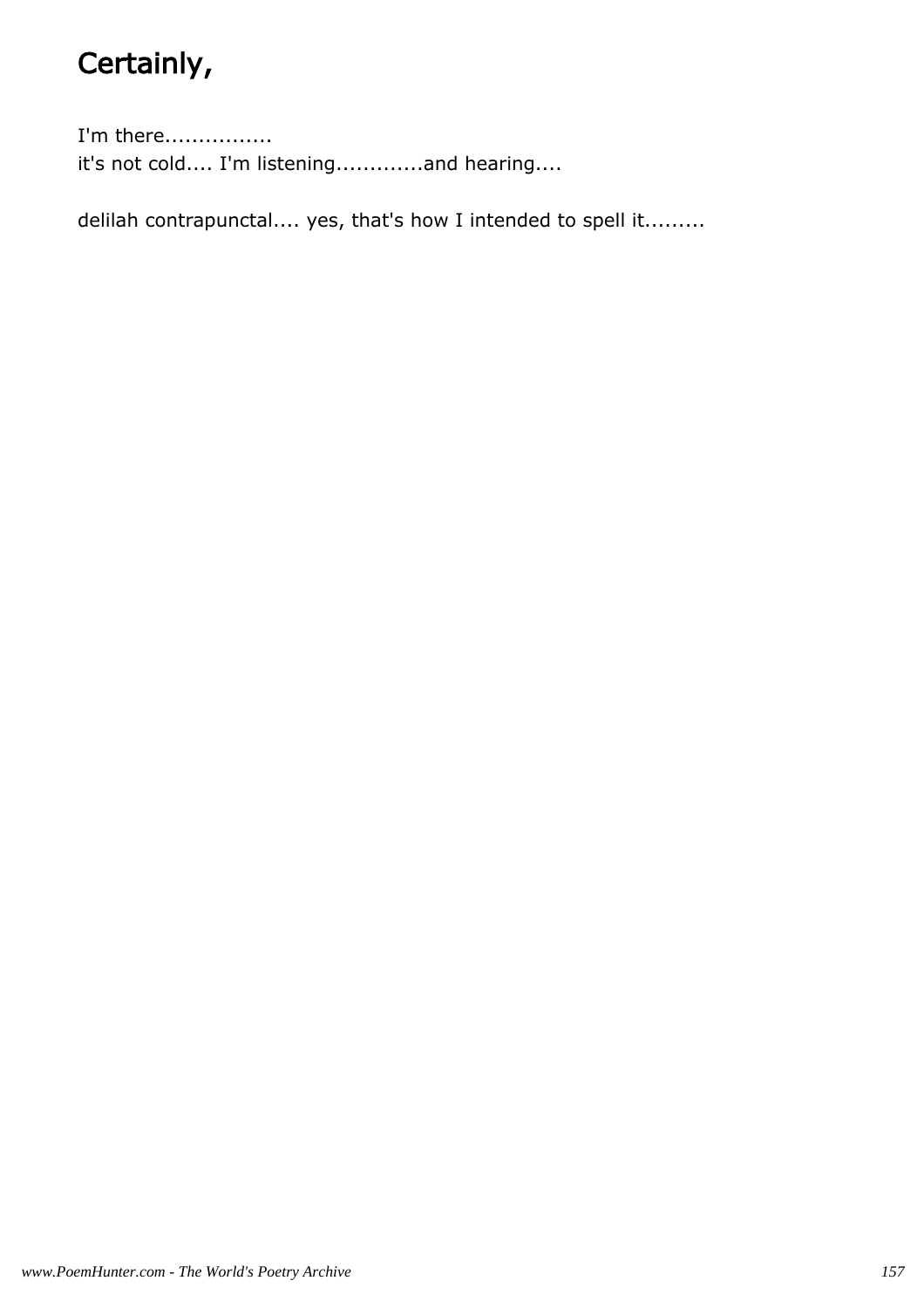# Certainly,

I'm there................
it's not cold.... I'm listening.............and hearing....

delilah contrapunctal.... yes, that's how I intended to spell it.........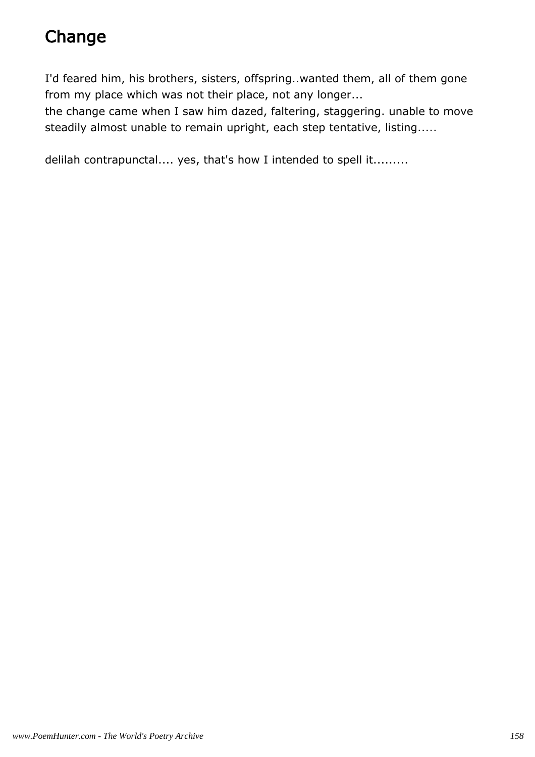# Change

I'd feared him, his brothers, sisters, offspring..wanted them, all of them gone from my place which was not their place, not any longer...
the change came when I saw him dazed, faltering, staggering. unable to move steadily almost unable to remain upright, each step tentative, listing.....

delilah contrapunctal.... yes, that's how I intended to spell it.........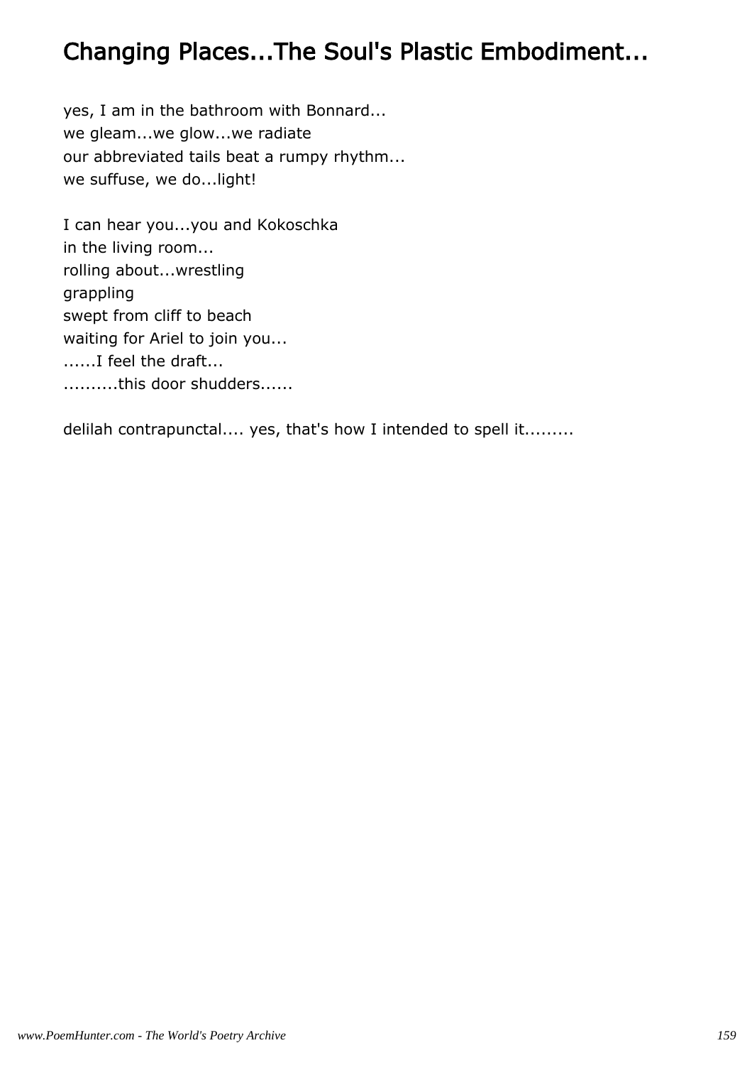## Changing Places...The Soul's Plastic Embodiment...

yes, I am in the bathroom with Bonnard...
we gleam...we glow...we radiate
our abbreviated tails beat a rumpy rhythm...
we suffuse, we do...light!

I can hear you...you and Kokoschka
in the living room...
rolling about...wrestling
grappling
swept from cliff to beach
waiting for Ariel to join you...
......I feel the draft...
..........this door shudders......

delilah contrapunctal.... yes, that's how I intended to spell it.........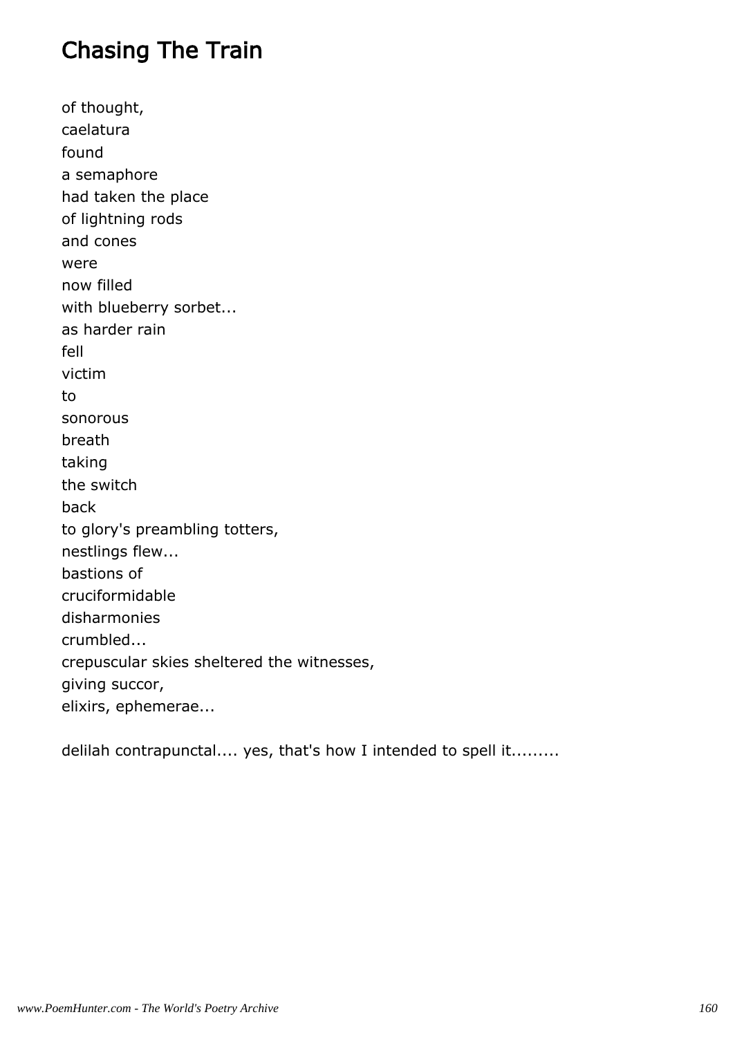# Chasing The Train

of thought,
caelatura
found
a semaphore
had taken the place
of lightning rods
and cones
were
now filled
with blueberry sorbet...
as harder rain
fell
victim
to
sonorous
breath
taking
the switch
back
to glory's preambling totters,
nestlings flew...
bastions of
cruciformidable
disharmonies
crumbled...
crepuscular skies sheltered the witnesses,
giving succor,
elixirs, ephemerae...

delilah contrapunctal.... yes, that's how I intended to spell it.........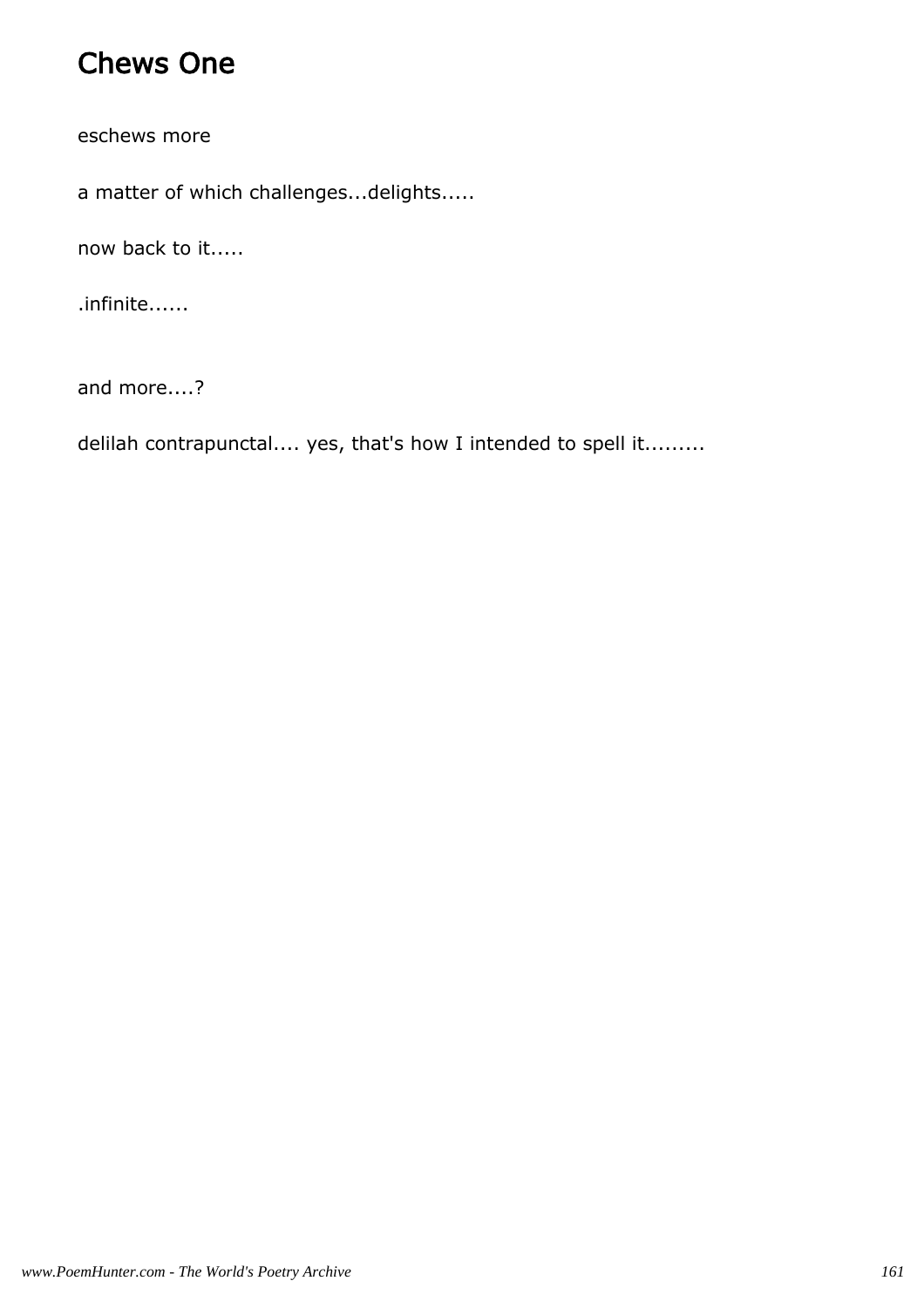# Chews One

eschews more

a matter of which challenges...delights.....

now back to it.....

.infinite......

and more....?

delilah contrapunctal.... yes, that's how I intended to spell it.........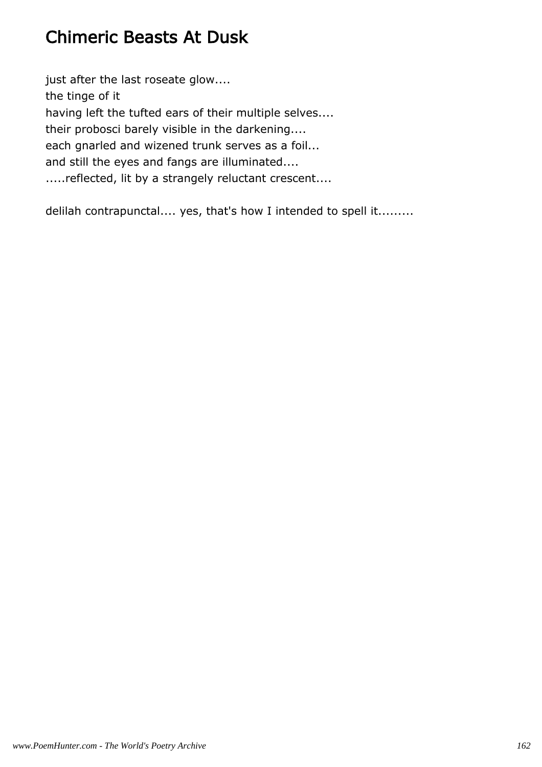# Chimeric Beasts At Dusk

just after the last roseate glow....  
the tinge of it  
having left the tufted ears of their multiple selves....  
their probosci barely visible in the darkening....  
each gnarled and wizened trunk serves as a foil...  
and still the eyes and fangs are illuminated....  
.....reflected, lit by a strangely reluctant crescent....

delilah contrapunctal.... yes, that's how I intended to spell it.........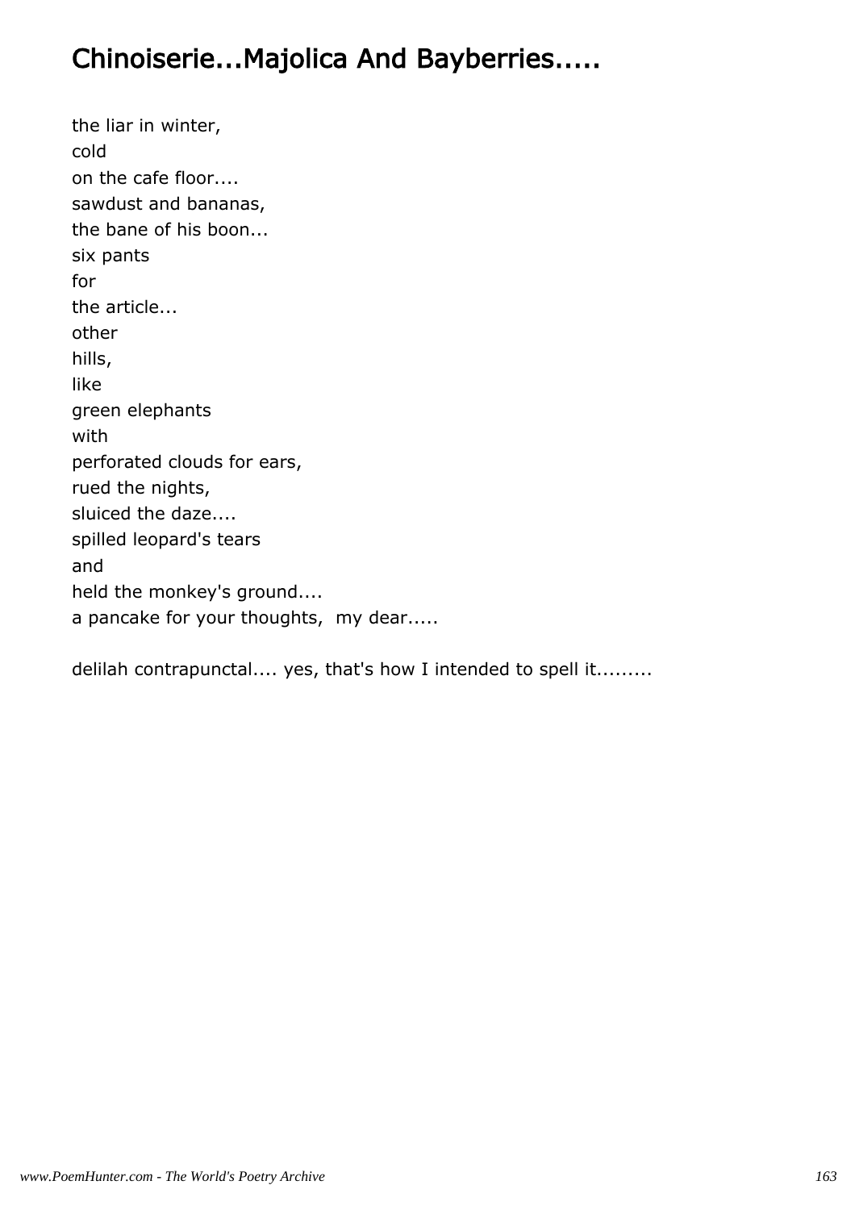# Chinoiserie...Majolica And Bayberries.....

the liar in winter,  
cold  
on the cafe floor....  
sawdust and bananas,  
the bane of his boon...  
six pants  
for  
the article...  
other  
hills,  
like  
green elephants  
with  
perforated clouds for ears,  
rued the nights,  
sluiced the daze....  
spilled leopard's tears  
and  
held the monkey's ground....  
a pancake for your thoughts,  my dear.....

delilah contrapunctal.... yes, that's how I intended to spell it.........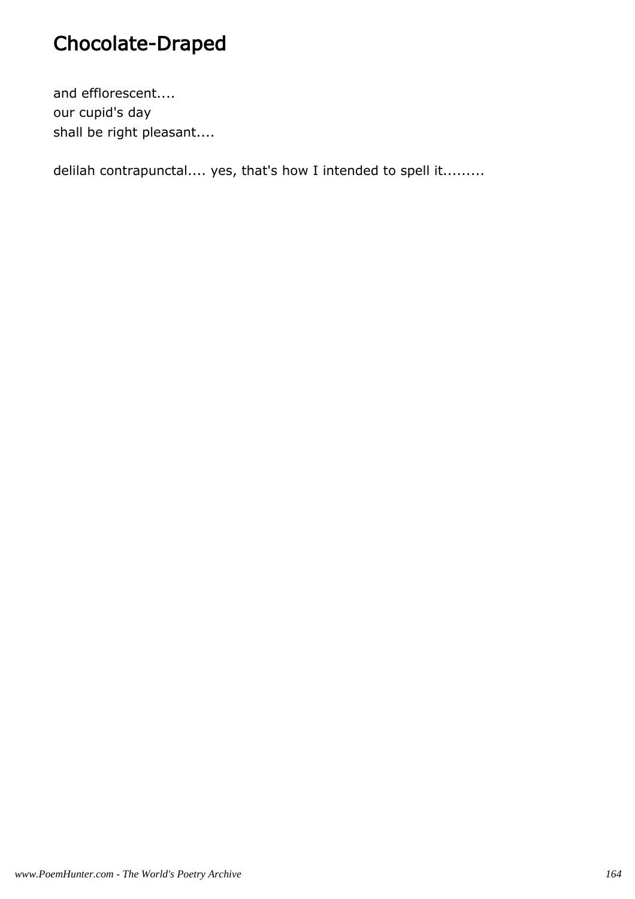# Chocolate-Draped

and efflorescent....  
our cupid's day  
shall be right pleasant....

delilah contrapunctal.... yes, that's how I intended to spell it.........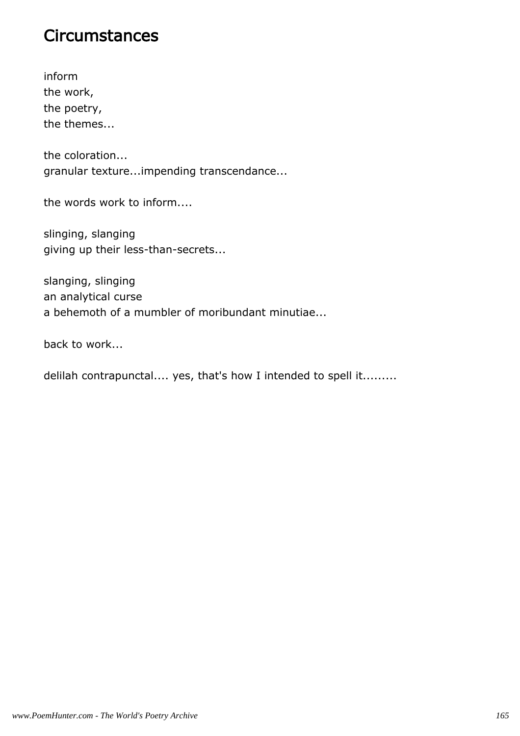# Circumstances

inform
the work,
the poetry,
the themes...

the coloration...
granular texture...impending transcendance...

the words work to inform....

slinging, slanging
giving up their less-than-secrets...

slanging, slinging
an analytical curse
a behemoth of a mumbler of moribundant minutiae...

back to work...

delilah contrapunctal.... yes, that's how I intended to spell it.........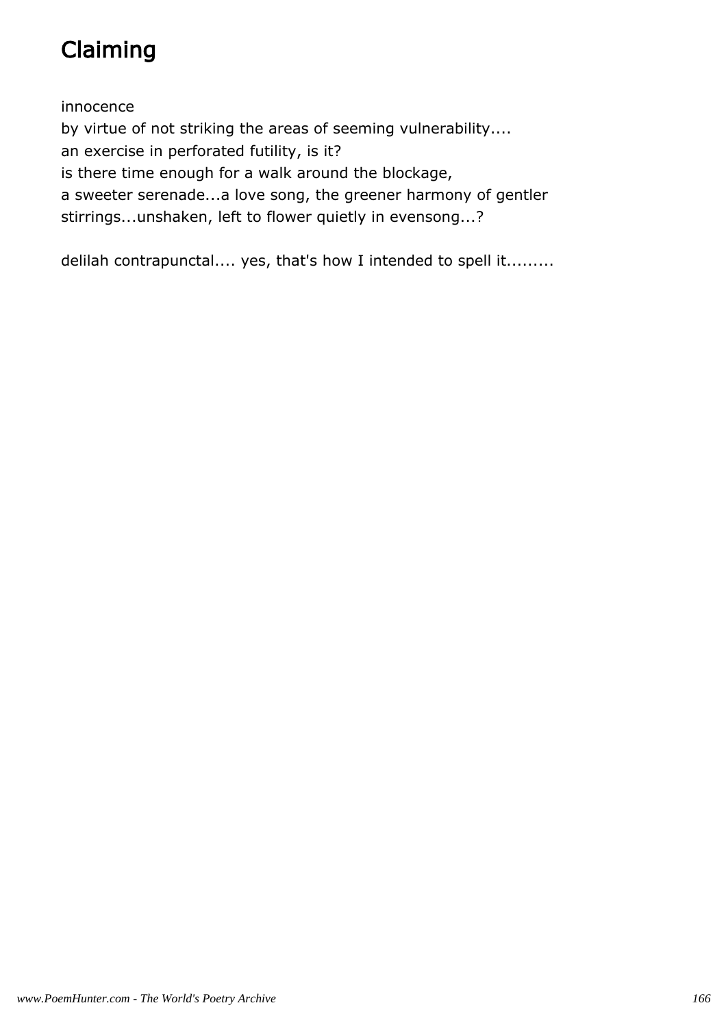# Claiming

innocence  
by virtue of not striking the areas of seeming vulnerability....  
an exercise in perforated futility, is it?  
is there time enough for a walk around the blockage,  
a sweeter serenade...a love song, the greener harmony of gentler  
stirrings...unshaken, left to flower quietly in evensong...?

delilah contrapunctal.... yes, that's how I intended to spell it.........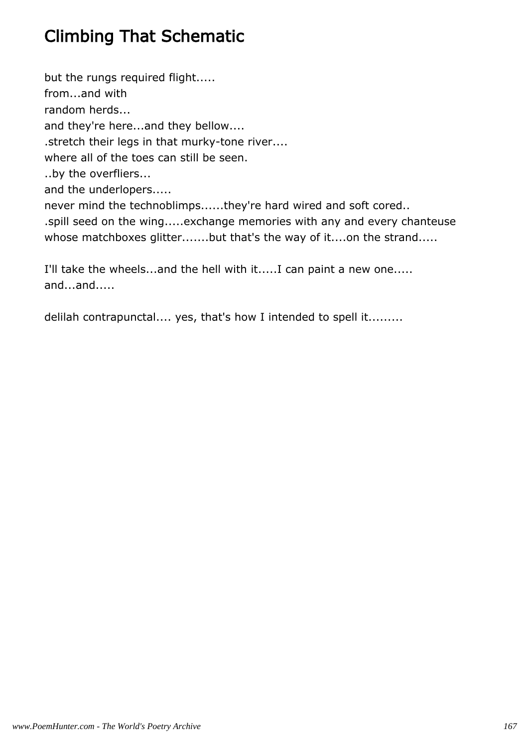# Climbing That Schematic

but the rungs required flight.....
from...and with
random herds...
and they're here...and they bellow....
.stretch their legs in that murky-tone river....
where all of the toes can still be seen.
..by the overfliers...
and the underlopers.....
never mind the technoblimps......they're hard wired and soft cored..
.spill seed on the wing.....exchange memories with any and every chanteuse
whose matchboxes glitter.......but that's the way of it....on the strand.....

I'll take the wheels...and the hell with it.....I can paint a new one.....
and...and.....

delilah contrapunctal.... yes, that's how I intended to spell it.........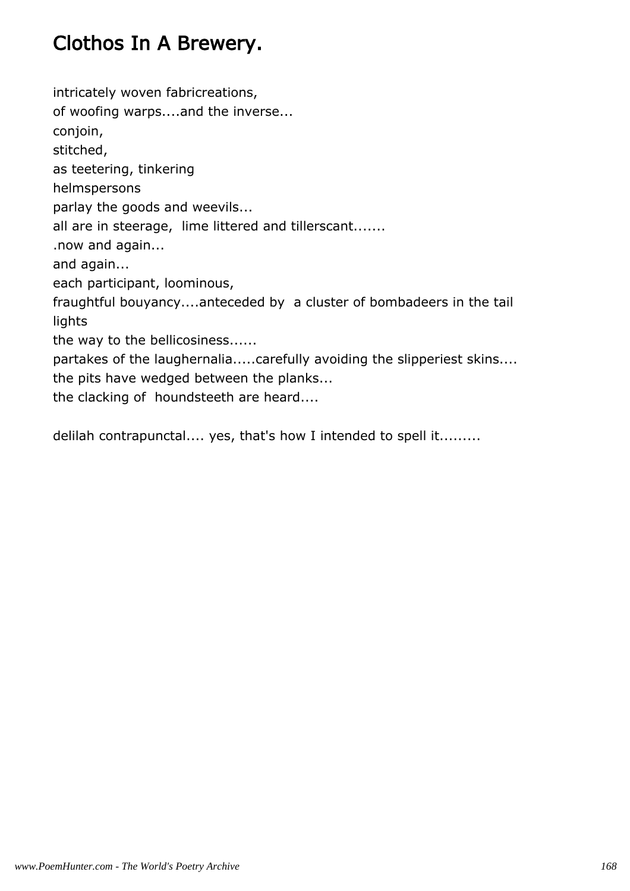# Clothos In A Brewery.

intricately woven fabricreations,  
of woofing warps....and the inverse...  
conjoin,  
stitched,  
as teetering, tinkering  
helmspersons  
parlay the goods and weevils...  
all are in steerage,  lime littered and tillerscant.......  
.now and again...  
and again...  
each participant, loominous,  
fraughtful bouyancy....anteceded by  a cluster of bombadeers in the tail lights  
the way to the bellicosiness......  
partakes of the laughernalia.....carefully avoiding the slipperiest skins....  
the pits have wedged between the planks...  
the clacking of  houndsteeth are heard....

delilah contrapunctal.... yes, that's how I intended to spell it.........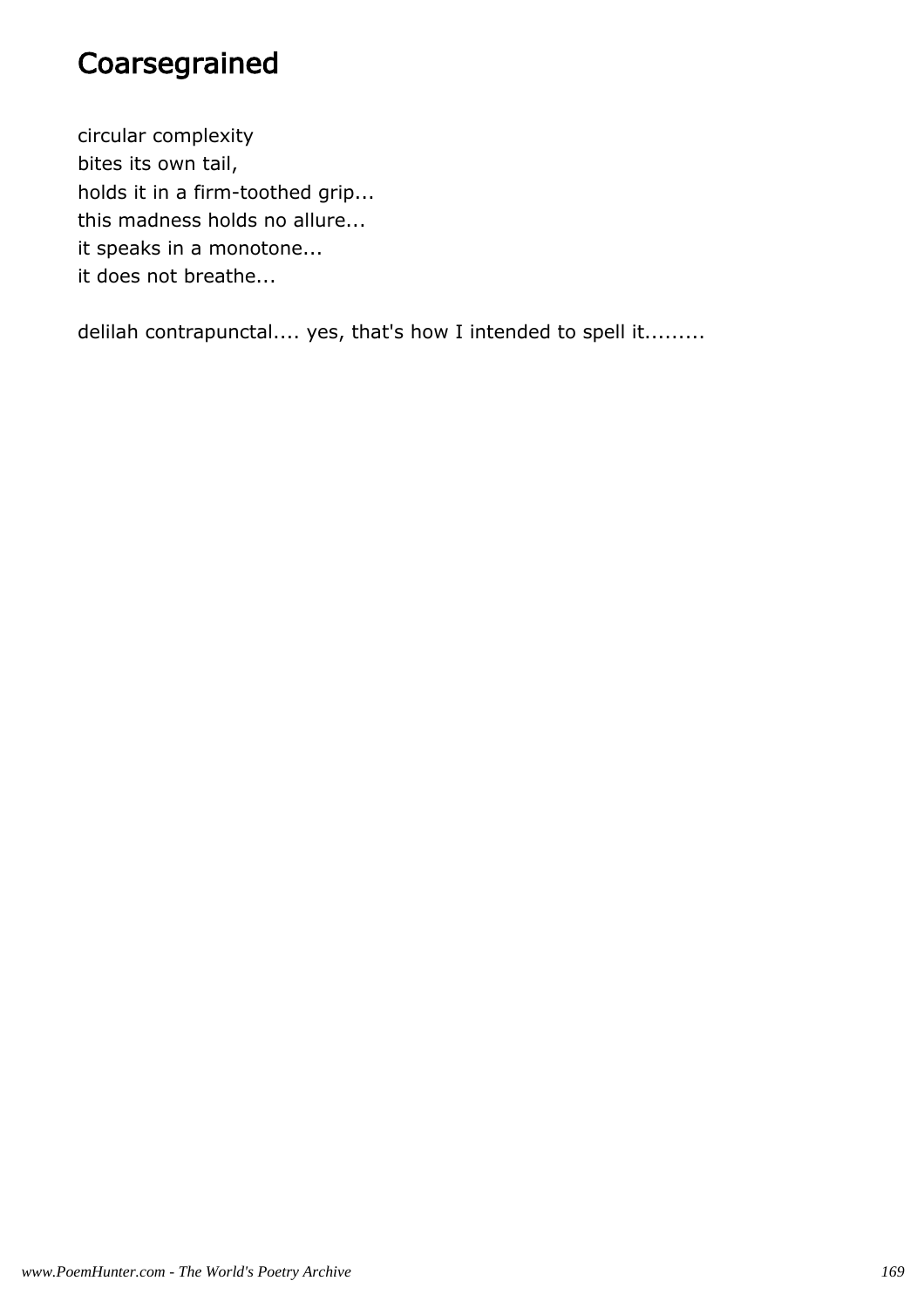# Coarsegrained

circular complexity
bites its own tail,
holds it in a firm-toothed grip...
this madness holds no allure...
it speaks in a monotone...
it does not breathe...

delilah contrapunctal.... yes, that's how I intended to spell it.........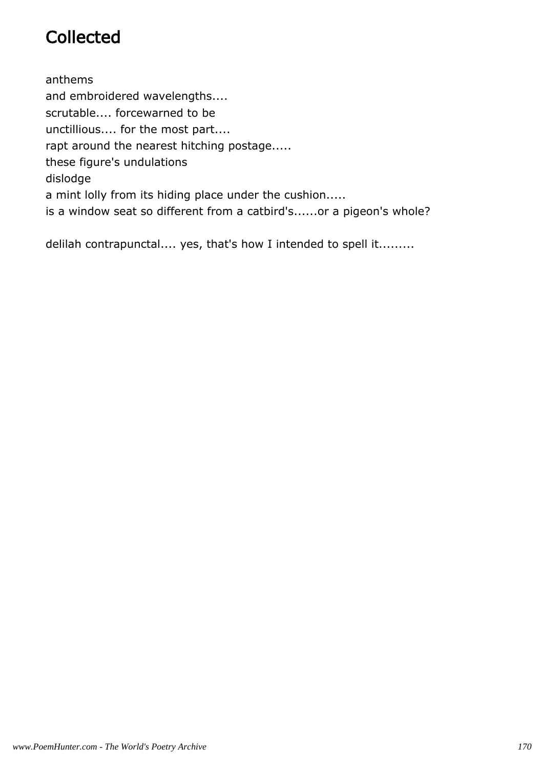# Collected

anthems
and embroidered wavelengths....
scrutable.... forcewarned to be
unctillious.... for the most part....
rapt around the nearest hitching postage.....
these figure's undulations
dislodge
a mint lolly from its hiding place under the cushion.....
is a window seat so different from a catbird's......or a pigeon's whole?

delilah contrapunctal.... yes, that's how I intended to spell it.........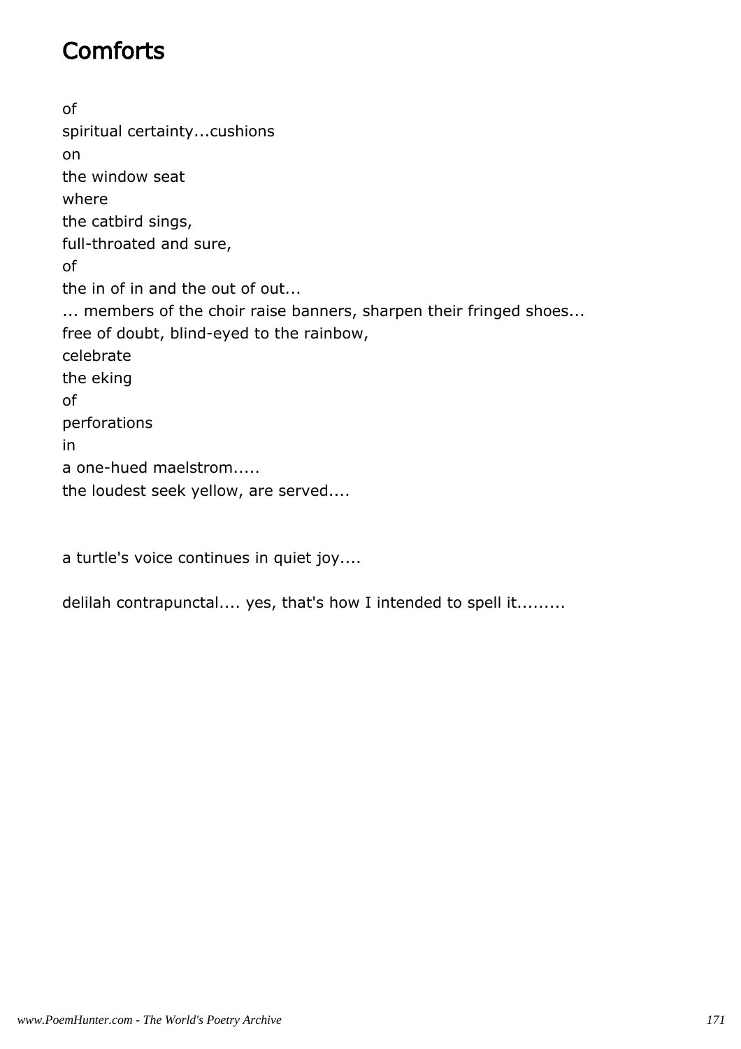# Comforts

of
spiritual certainty...cushions
on
the window seat
where
the catbird sings,
full-throated and sure,
of
the in of in and the out of out...
... members of the choir raise banners, sharpen their fringed shoes...
free of doubt, blind-eyed to the rainbow,
celebrate
the eking
of
perforations
in
a one-hued maelstrom.....
the loudest seek yellow, are served....

a turtle's voice continues in quiet joy....

delilah contrapunctal.... yes, that's how I intended to spell it.........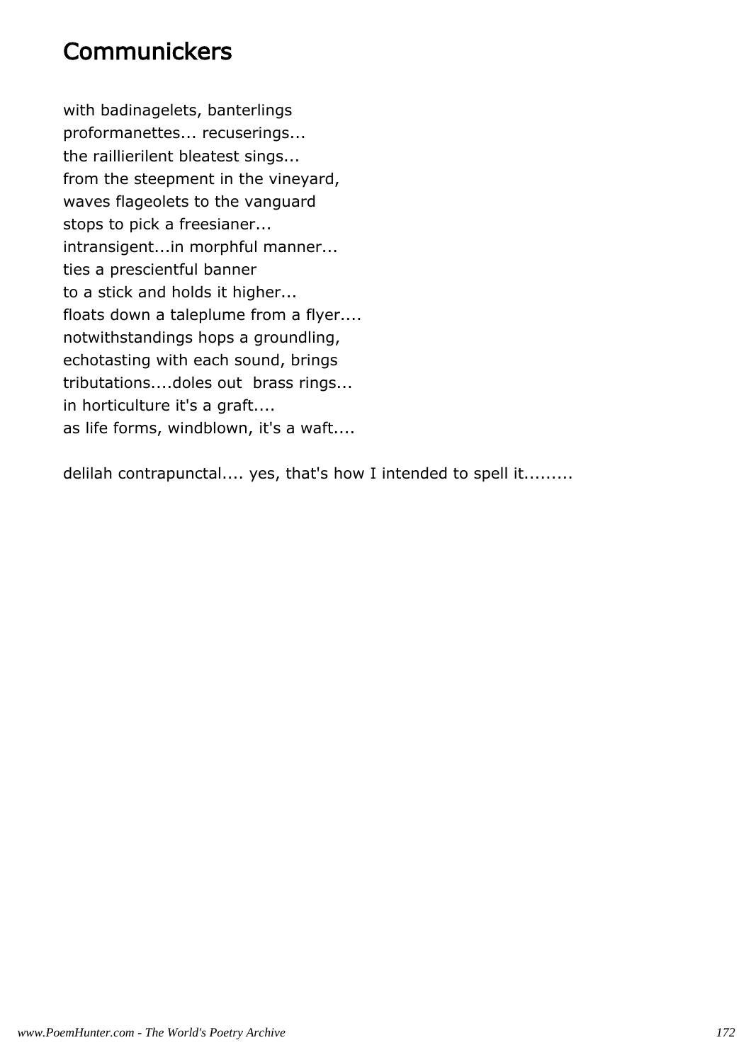# Communickers

with badinagelets, banterlings
proformanettes... recuserings...
the raillierilent bleatest sings...
from the steepment in the vineyard,
waves flageolets to the vanguard
stops to pick a freesianer...
intransigent...in morphful manner...
ties a prescientful banner
to a stick and holds it higher...
floats down a taleplume from a flyer....
notwithstandings hops a groundling,
echotasting with each sound, brings
tributations....doles out  brass rings...
in horticulture it's a graft....
as life forms, windblown, it's a waft....

delilah contrapunctal.... yes, that's how I intended to spell it.........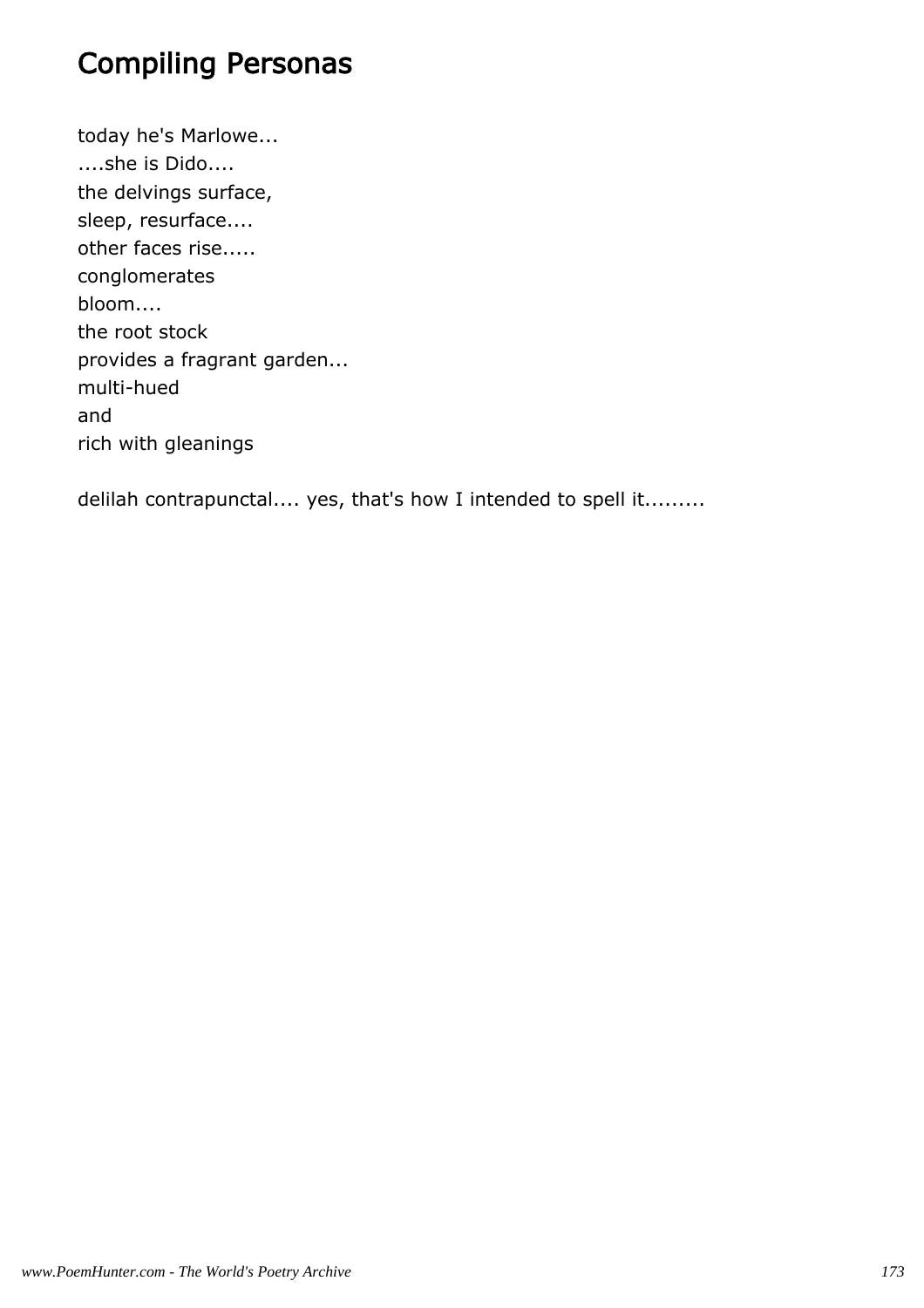## Compiling Personas

today he's Marlowe...  
....she is Dido....  
the delvings surface,  
sleep, resurface....  
other faces rise.....  
conglomerates  
bloom....  
the root stock  
provides a fragrant garden...  
multi-hued  
and  
rich with gleanings

delilah contrapunctal.... yes, that's how I intended to spell it.........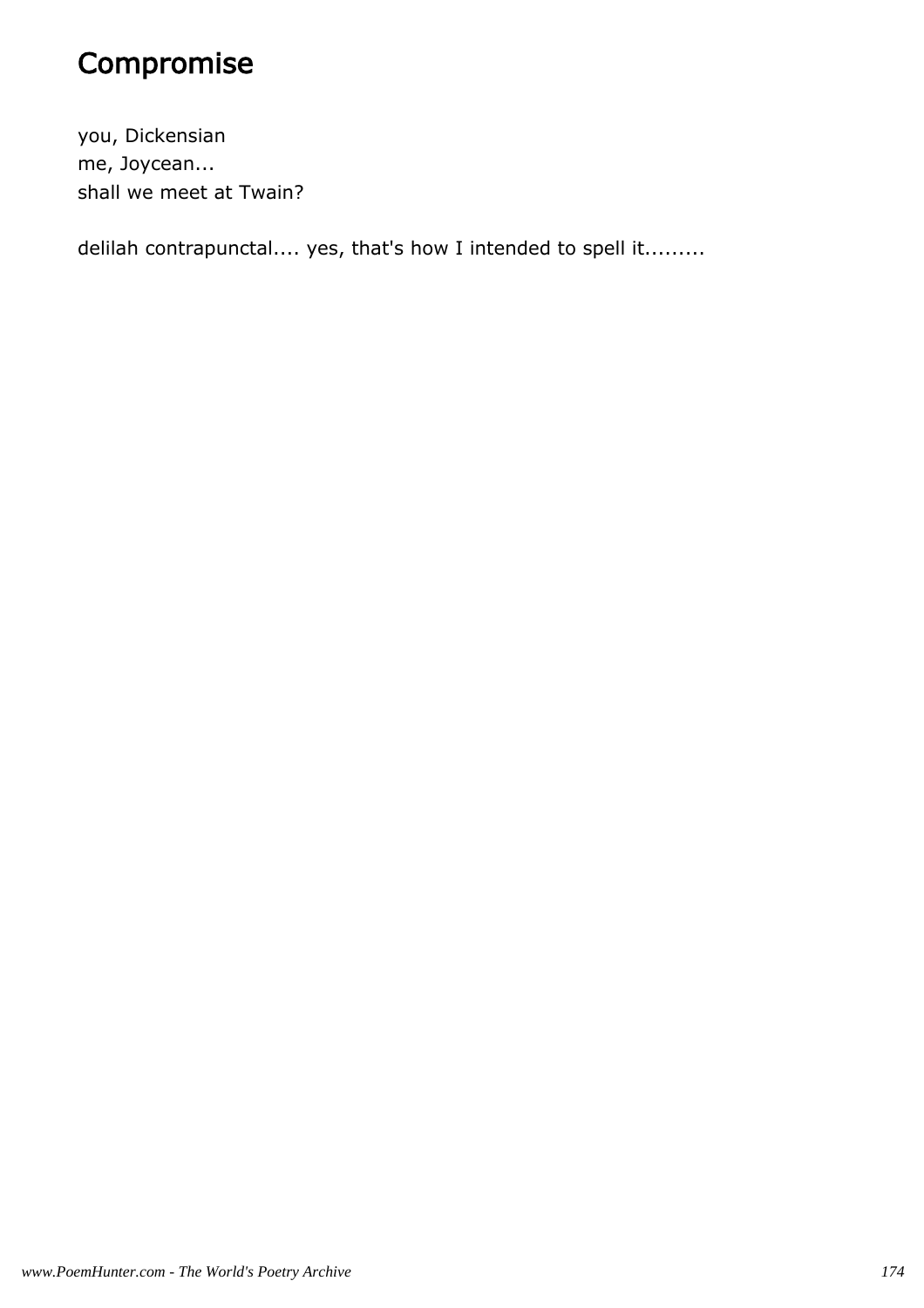# Compromise

you, Dickensian
me, Joycean...
shall we meet at Twain?

delilah contrapunctal.... yes, that's how I intended to spell it.........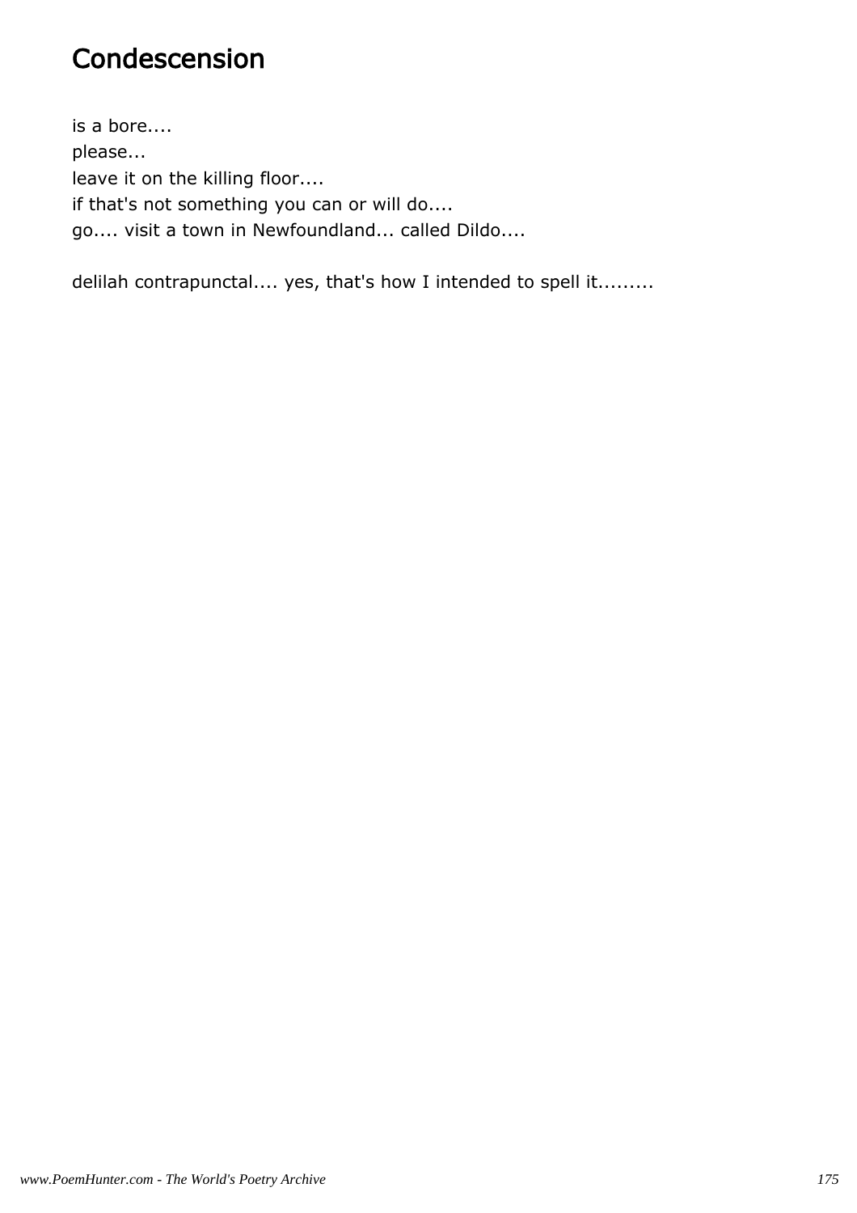# Condescension

is a bore....
please...
leave it on the killing floor....
if that's not something you can or will do....
go.... visit a town in Newfoundland... called Dildo....

delilah contrapunctal.... yes, that's how I intended to spell it.........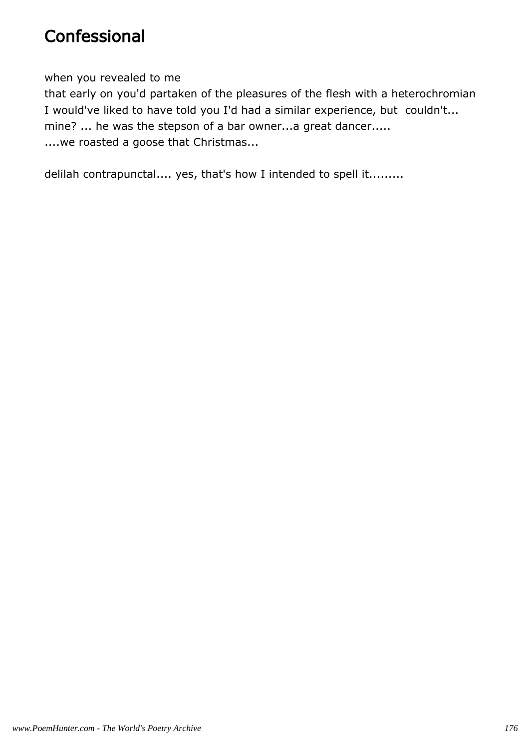# Confessional

when you revealed to me
that early on you'd partaken of the pleasures of the flesh with a heterochromian
I would've liked to have told you I'd had a similar experience, but  couldn't...
mine? ... he was the stepson of a bar owner...a great dancer.....
....we roasted a goose that Christmas...

delilah contrapunctal.... yes, that's how I intended to spell it.........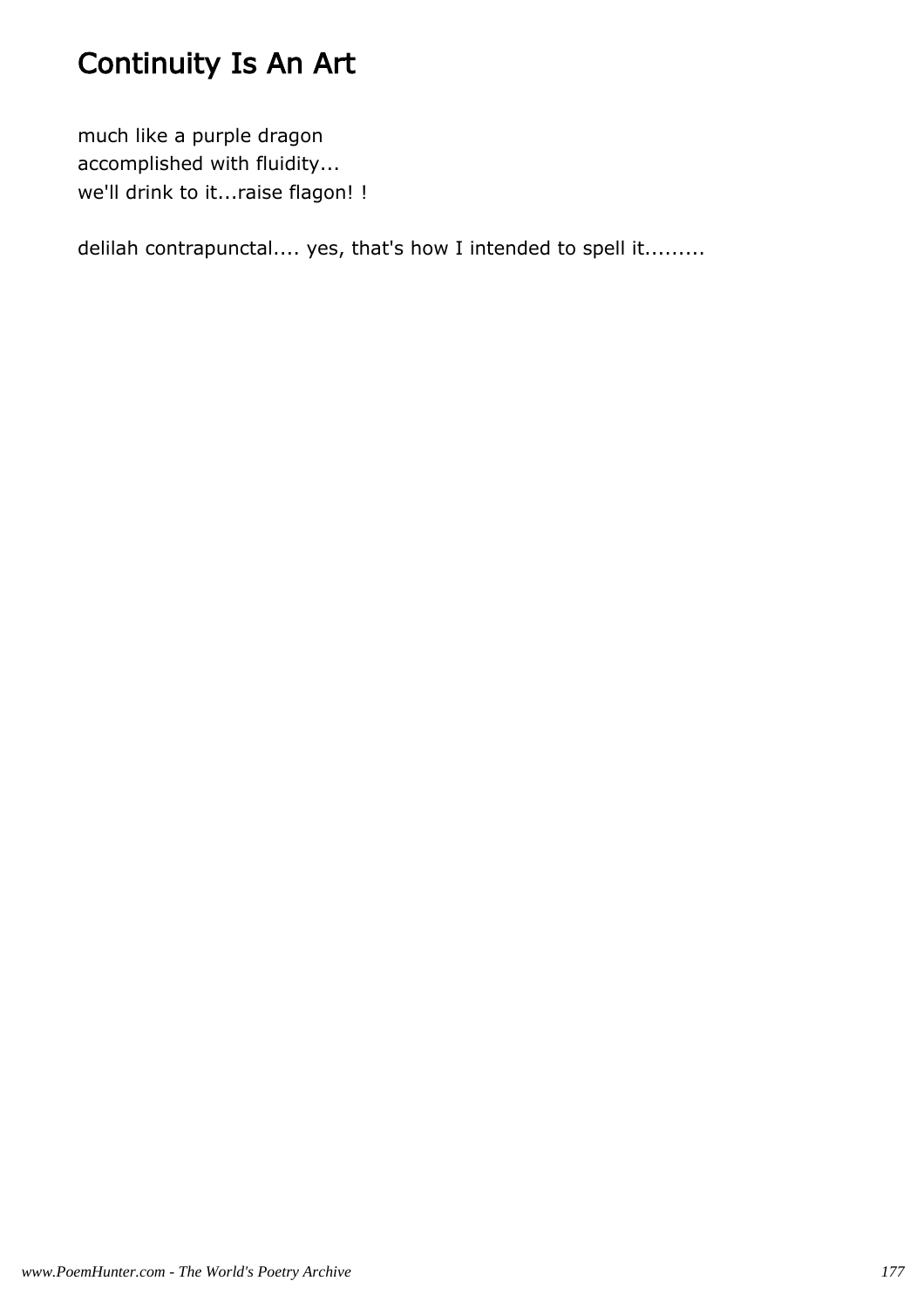# Continuity Is An Art

much like a purple dragon  
accomplished with fluidity...  
we'll drink to it...raise flagon! !

delilah contrapunctal.... yes, that's how I intended to spell it.........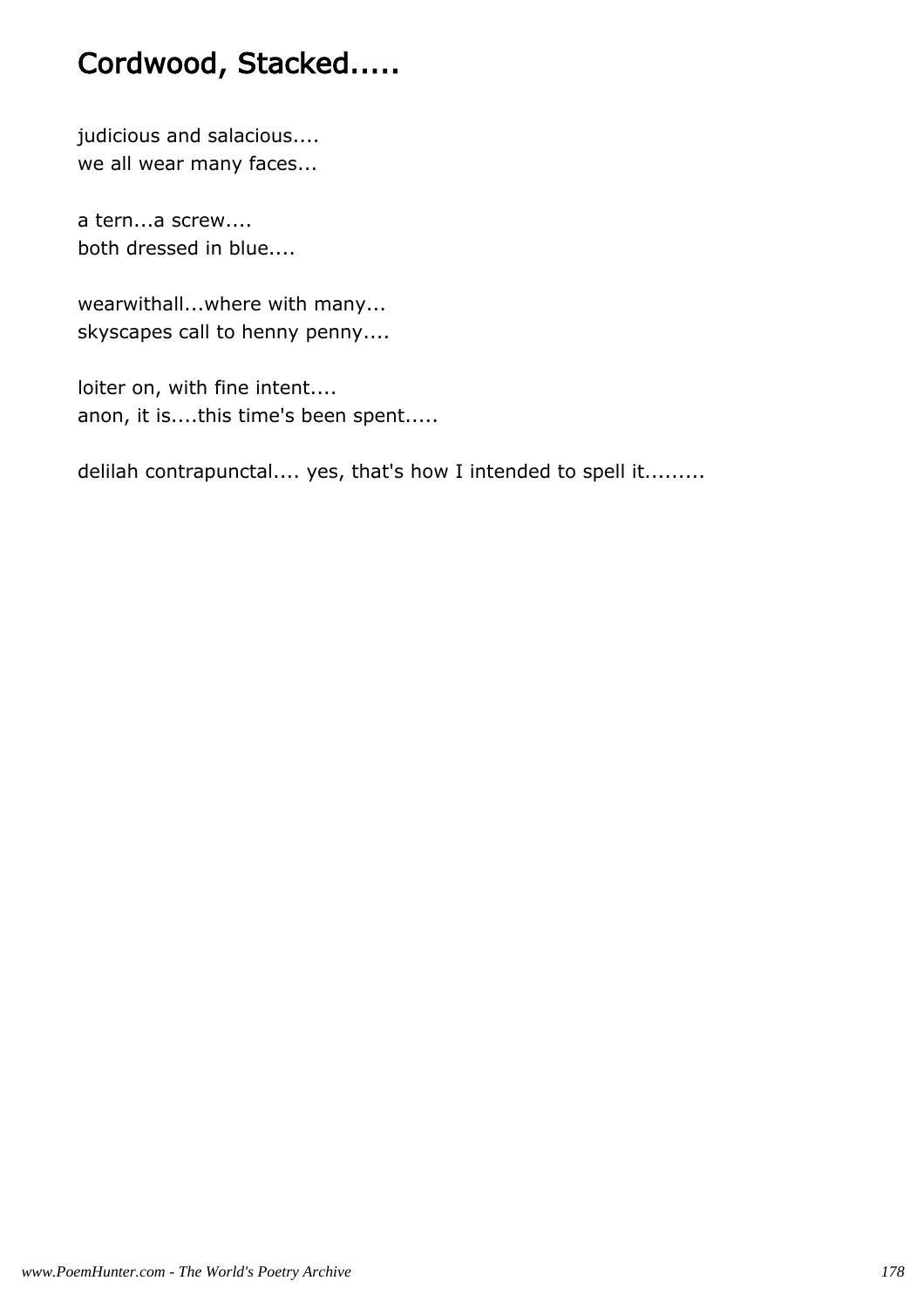# Cordwood, Stacked.....

judicious and salacious....
we all wear many faces...

a tern...a screw....
both dressed in blue....

wearwithall...where with many...
skyscapes call to henny penny....

loiter on, with fine intent....
anon, it is....this time's been spent.....

delilah contrapunctal.... yes, that's how I intended to spell it.........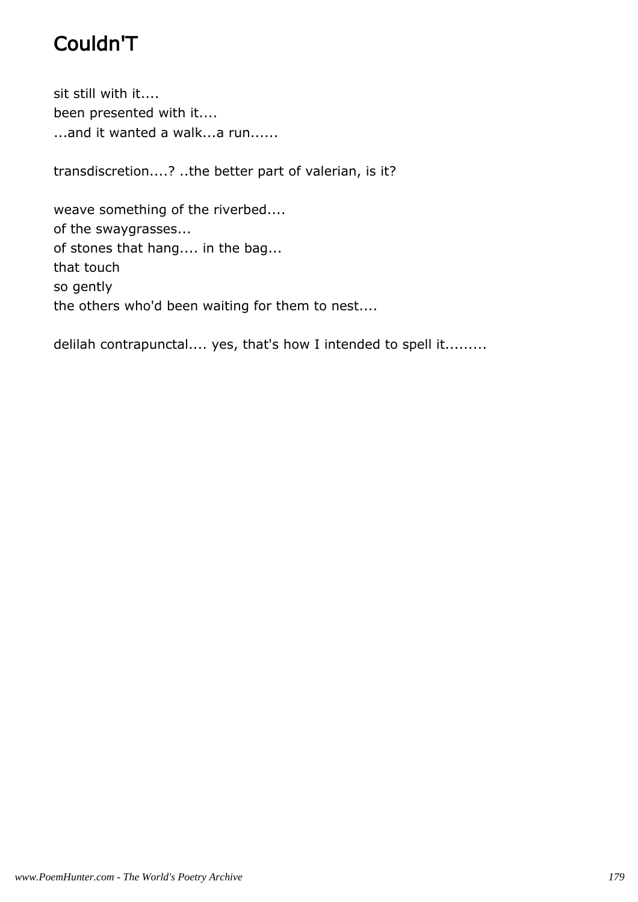# Couldn'T

sit still with it....
been presented with it....
...and it wanted a walk...a run......

transdiscretion....? ..the better part of valerian, is it?

weave something of the riverbed....
of the swaygrasses...
of stones that hang.... in the bag...
that touch
so gently
the others who'd been waiting for them to nest....

delilah contrapunctal.... yes, that's how I intended to spell it.........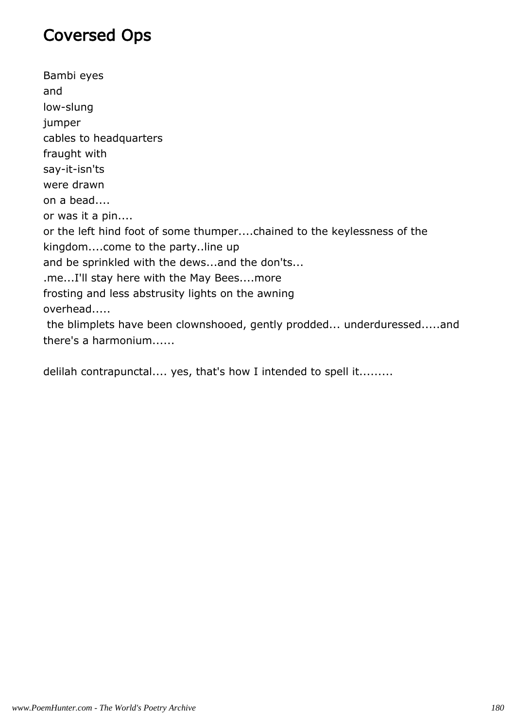# Coversed Ops

Bambi eyes  
and  
low-slung  
jumper  
cables to headquarters  
fraught with  
say-it-isn'ts  
were drawn  
on a bead....  
or was it a pin....  
or the left hind foot of some thumper....chained to the keylessness of the kingdom....come to the party..line up  
and be sprinkled with the dews...and the don'ts...  
.me...I'll stay here with the May Bees....more  
frosting and less abstrusity lights on the awning  
overhead.....  
 the blimplets have been clownshooed, gently prodded... underduressed.....and there's a harmonium......

delilah contrapunctal.... yes, that's how I intended to spell it.........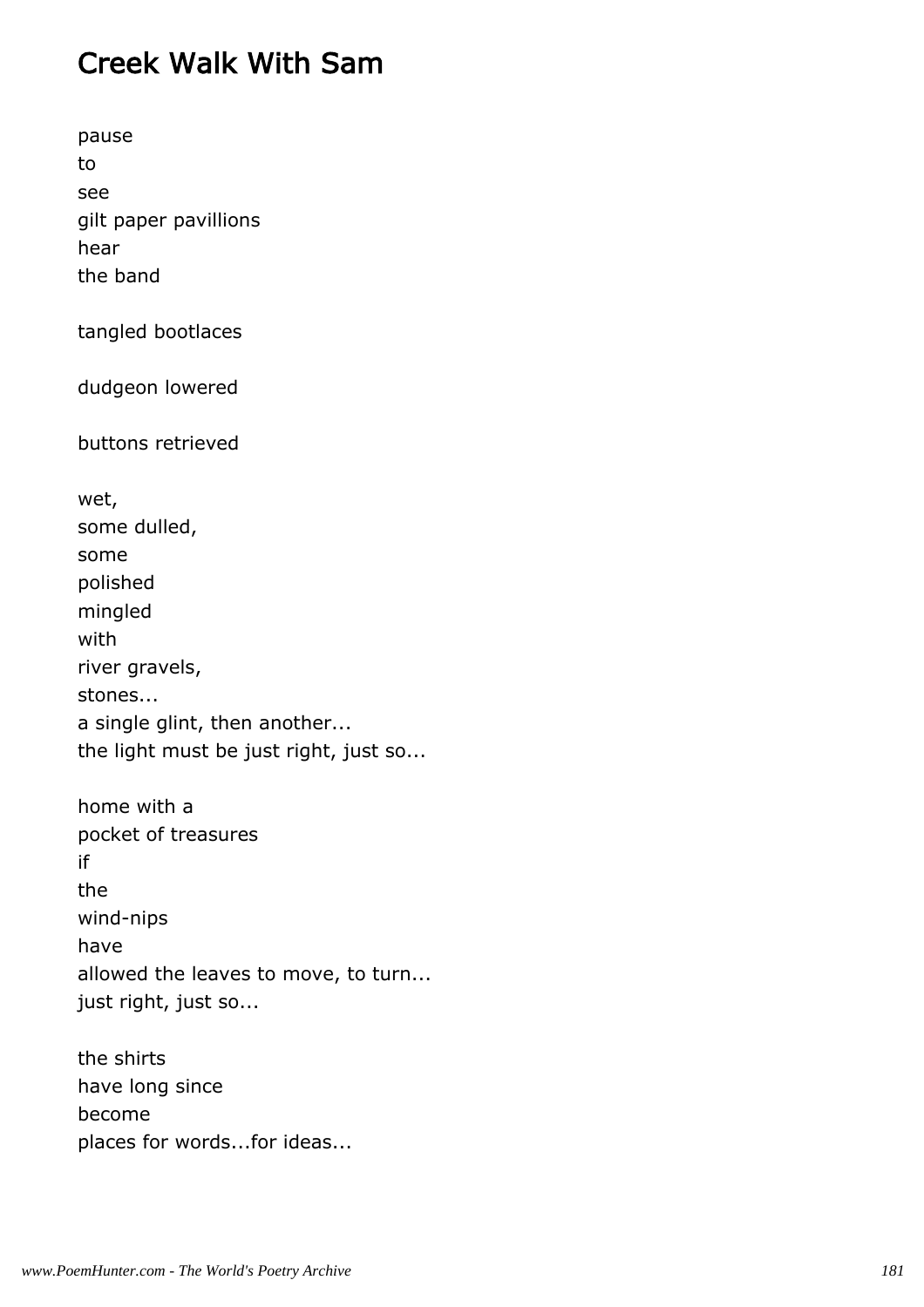## Creek Walk With Sam

pause
to
see
gilt paper pavillions
hear
the band

tangled bootlaces

dudgeon lowered

buttons retrieved

wet,
some dulled,
some
polished
mingled
with
river gravels,
stones...
a single glint, then another...
the light must be just right, just so...

home with a
pocket of treasures
if
the
wind-nips
have
allowed the leaves to move, to turn...
just right, just so...

the shirts
have long since
become
places for words...for ideas...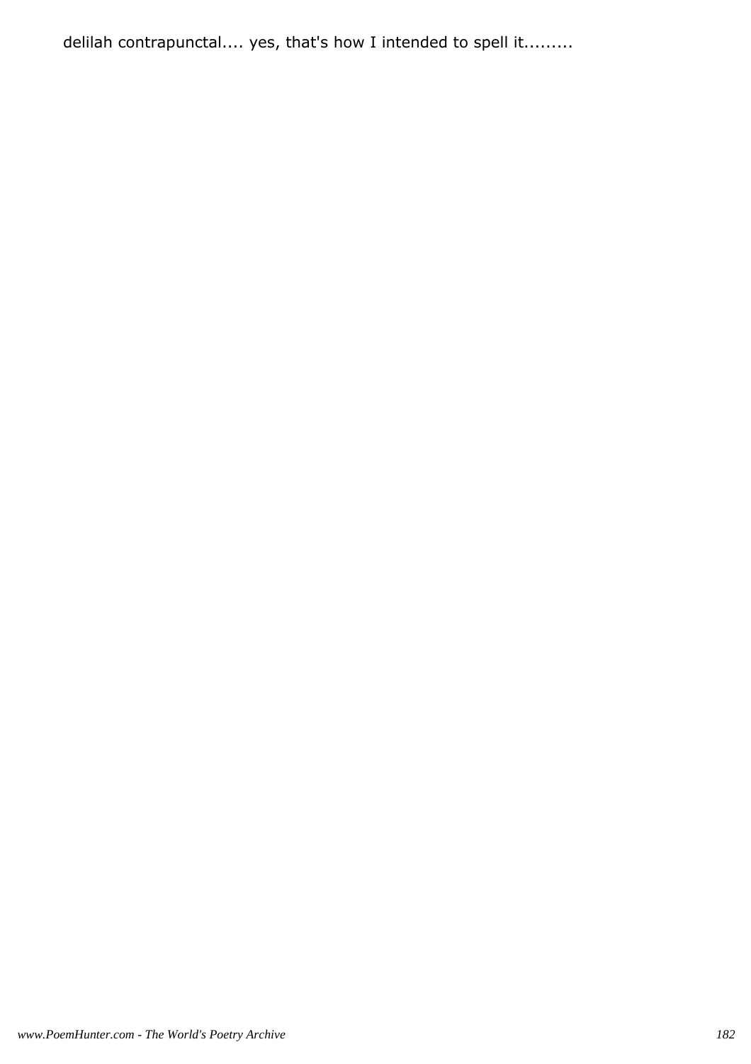delilah contrapunctal.... yes, that's how I intended to spell it.........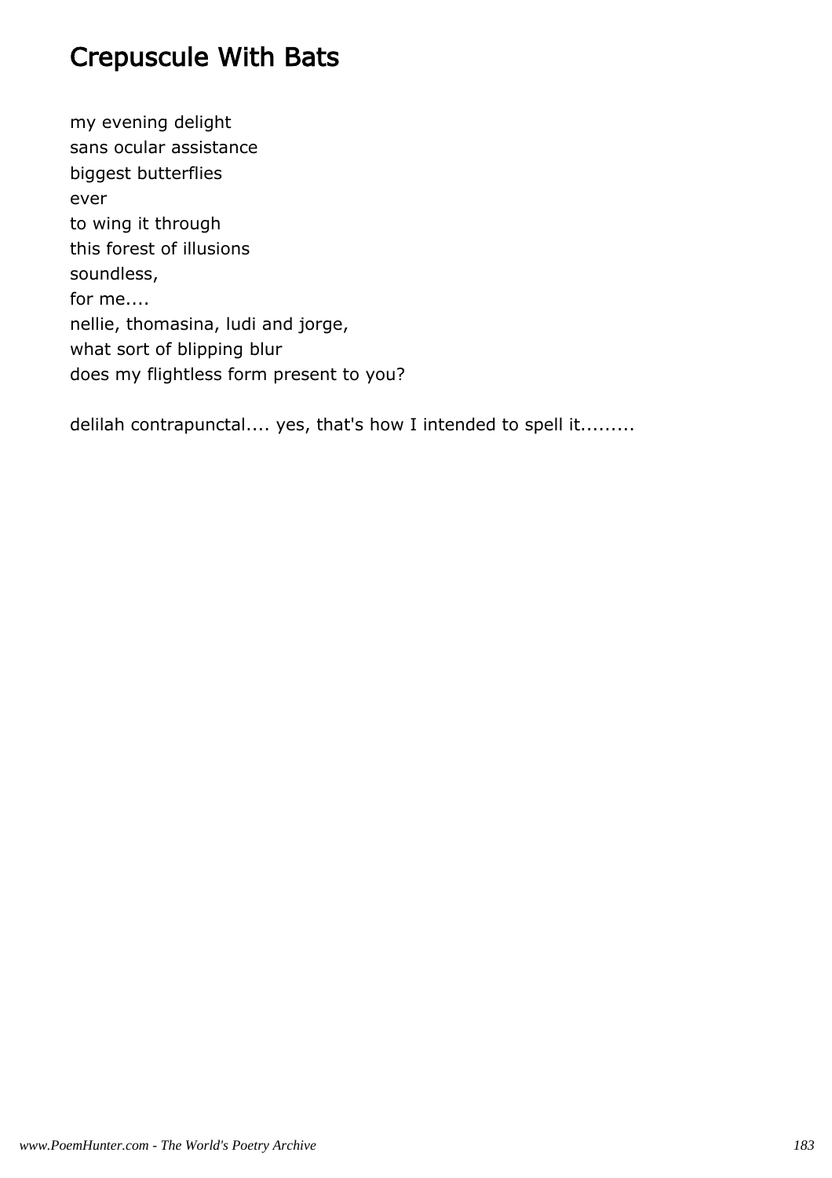# Crepuscule With Bats

my evening delight  
sans ocular assistance  
biggest butterflies  
ever  
to wing it through  
this forest of illusions  
soundless,  
for me....  
nellie, thomasina, ludi and jorge,  
what sort of blipping blur  
does my flightless form present to you?

delilah contrapunctal.... yes, that's how I intended to spell it.........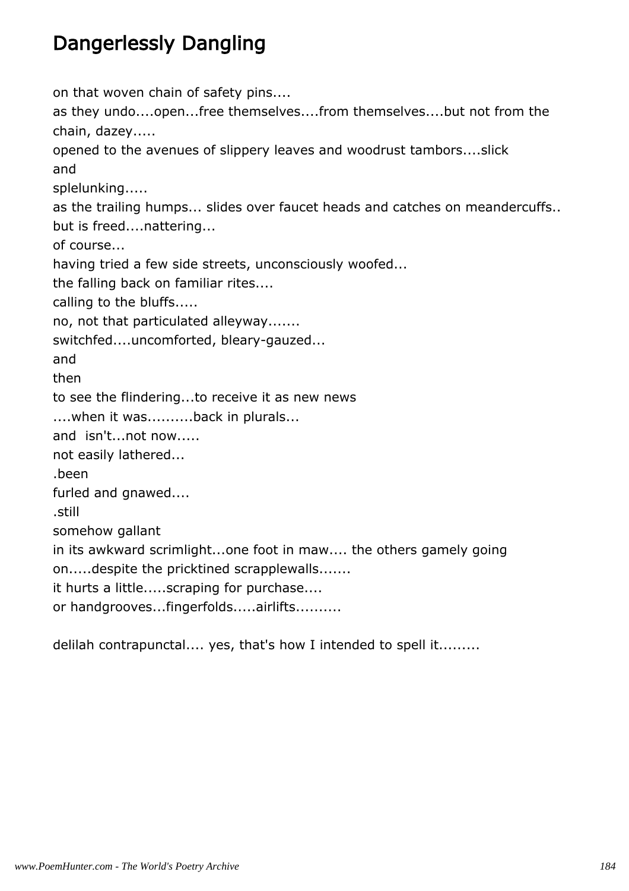# Dangerlessly Dangling

on that woven chain of safety pins....  
as they undo....open...free themselves....from themselves....but not from the chain, dazey.....  
opened to the avenues of slippery leaves and woodrust tambors....slick  
and  
splelunking.....  
as the trailing humps... slides over faucet heads and catches on meandercuffs..  
but is freed....nattering...  
of course...  
having tried a few side streets, unconsciously woofed...  
the falling back on familiar rites....  
calling to the bluffs.....  
no, not that particulated alleyway.......  
switchfed....uncomforted, bleary-gauzed...  
and  
then  
to see the flindering...to receive it as new news  
....when it was..........back in plurals...  
and  isn't...not now.....  
not easily lathered...  
.been  
furled and gnawed....  
.still  
somehow gallant  
in its awkward scrimlight...one foot in maw.... the others gamely going  
on.....despite the pricktined scrapplewalls.......  
it hurts a little.....scraping for purchase....  
or handgrooves...fingerfolds.....airlifts..........

delilah contrapunctal.... yes, that's how I intended to spell it.........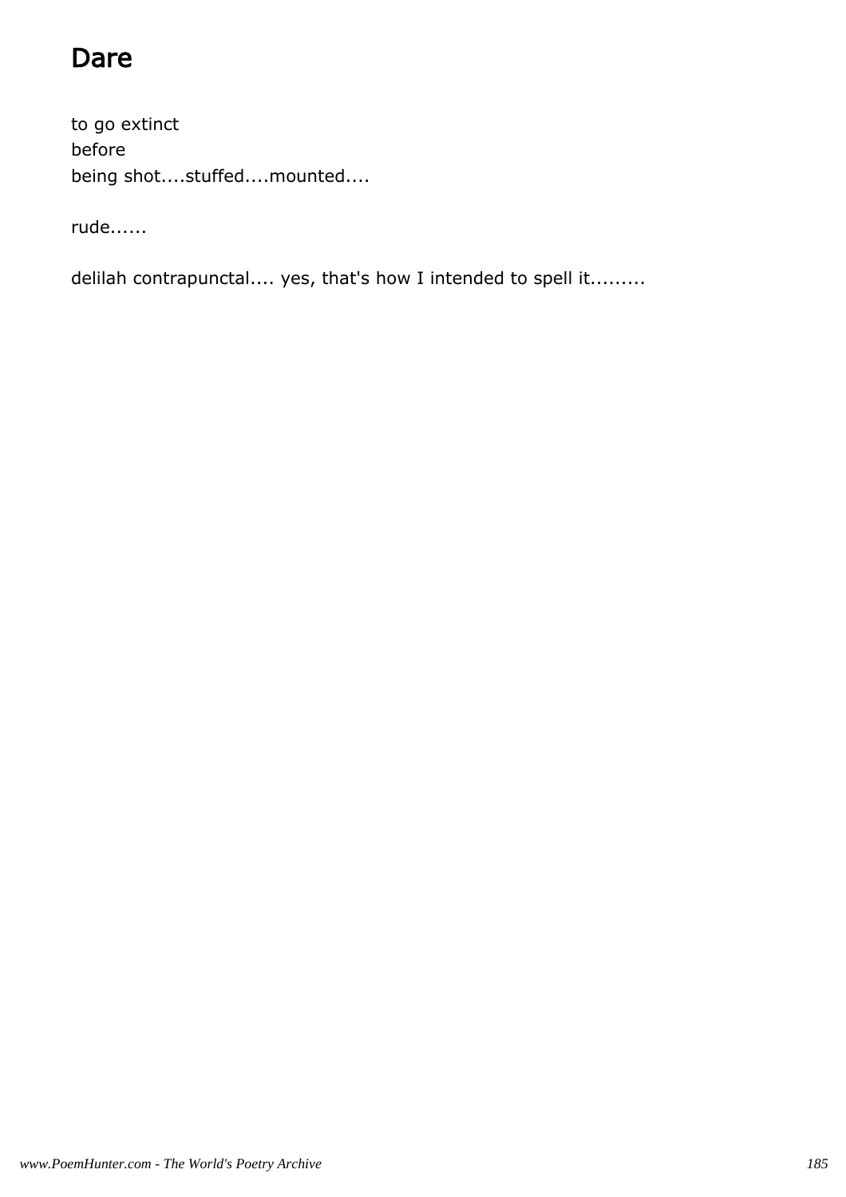# Dare

to go extinct  
before  
being shot....stuffed....mounted....

rude......

delilah contrapunctal.... yes, that's how I intended to spell it.........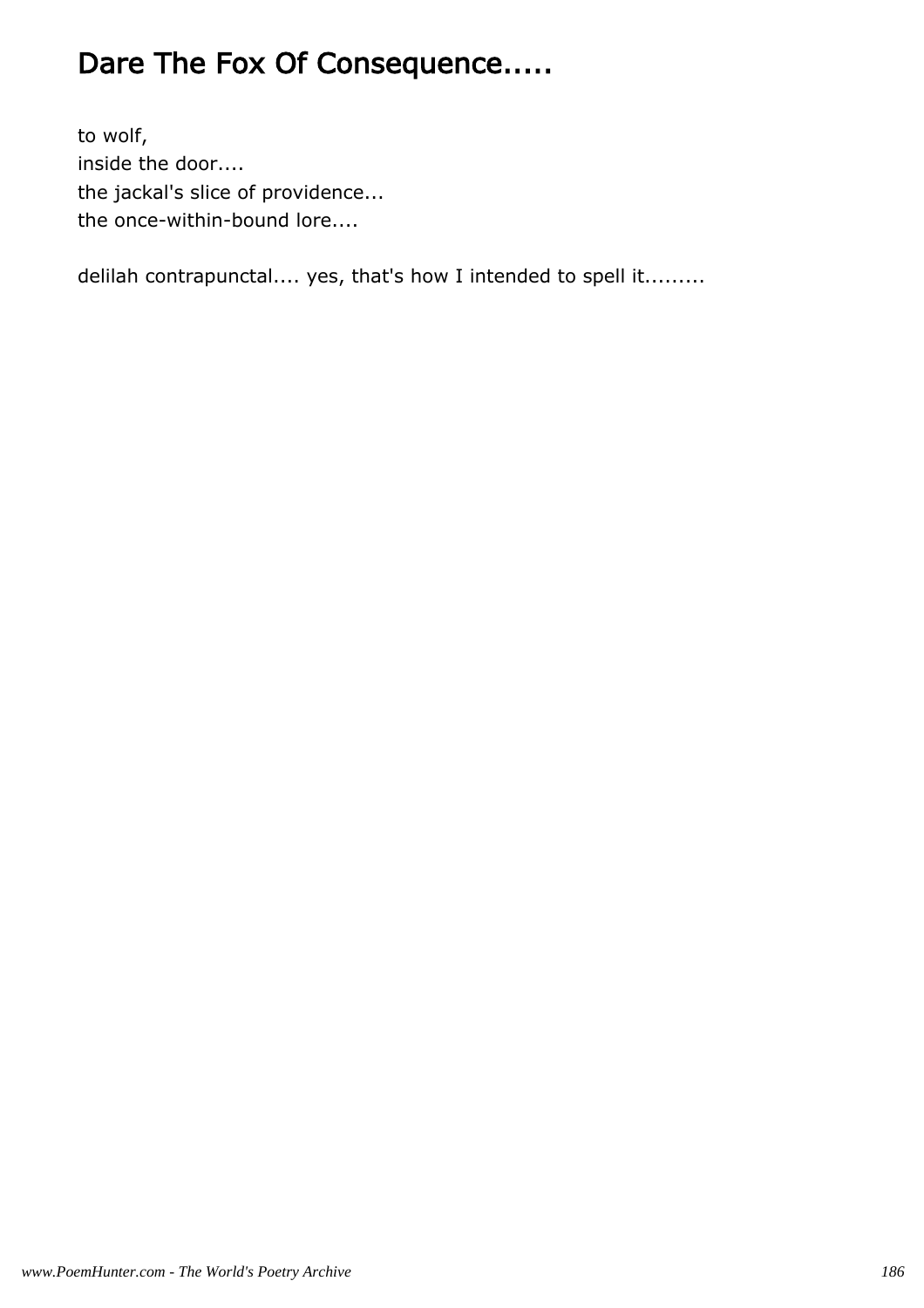# Dare The Fox Of Consequence.....

to wolf,
inside the door....
the jackal's slice of providence...
the once-within-bound lore....

delilah contrapunctal.... yes, that's how I intended to spell it.........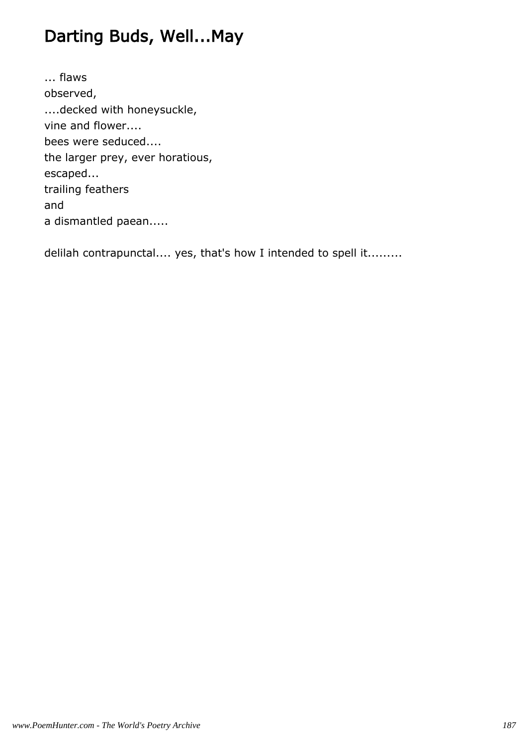# Darting Buds, Well...May

... flaws
observed,
....decked with honeysuckle,
vine and flower....
bees were seduced....
the larger prey, ever horatious,
escaped...
trailing feathers
and
a dismantled paean.....

delilah contrapunctal.... yes, that's how I intended to spell it.........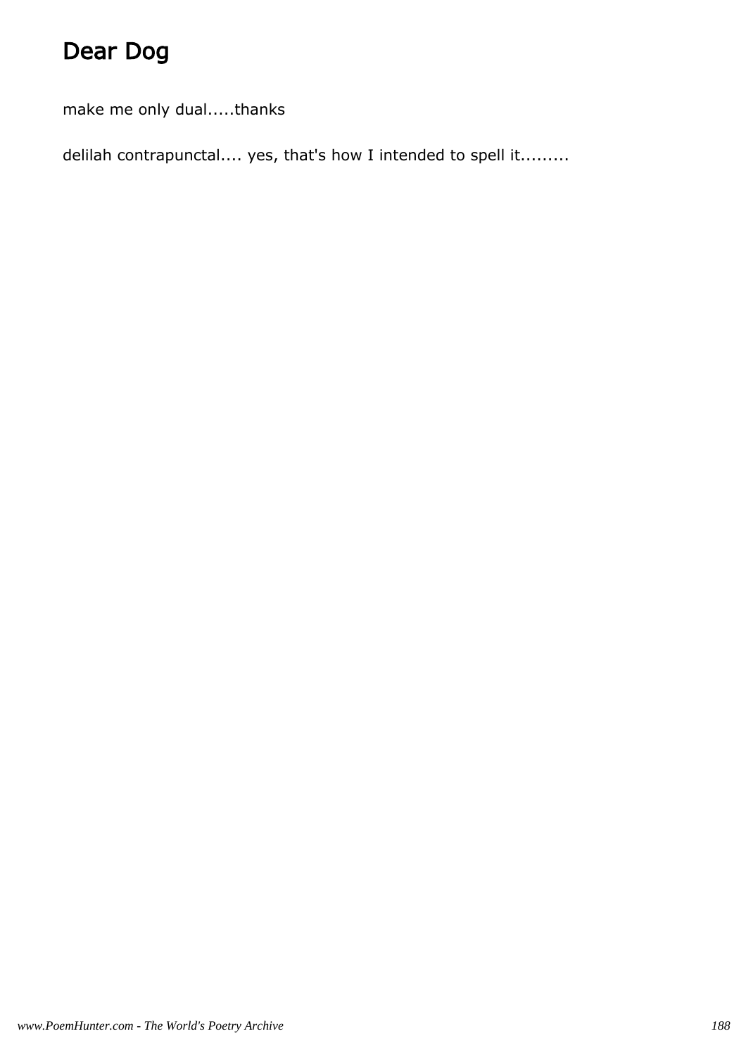# Dear Dog

make me only dual.....thanks

delilah contrapunctal.... yes, that's how I intended to spell it.........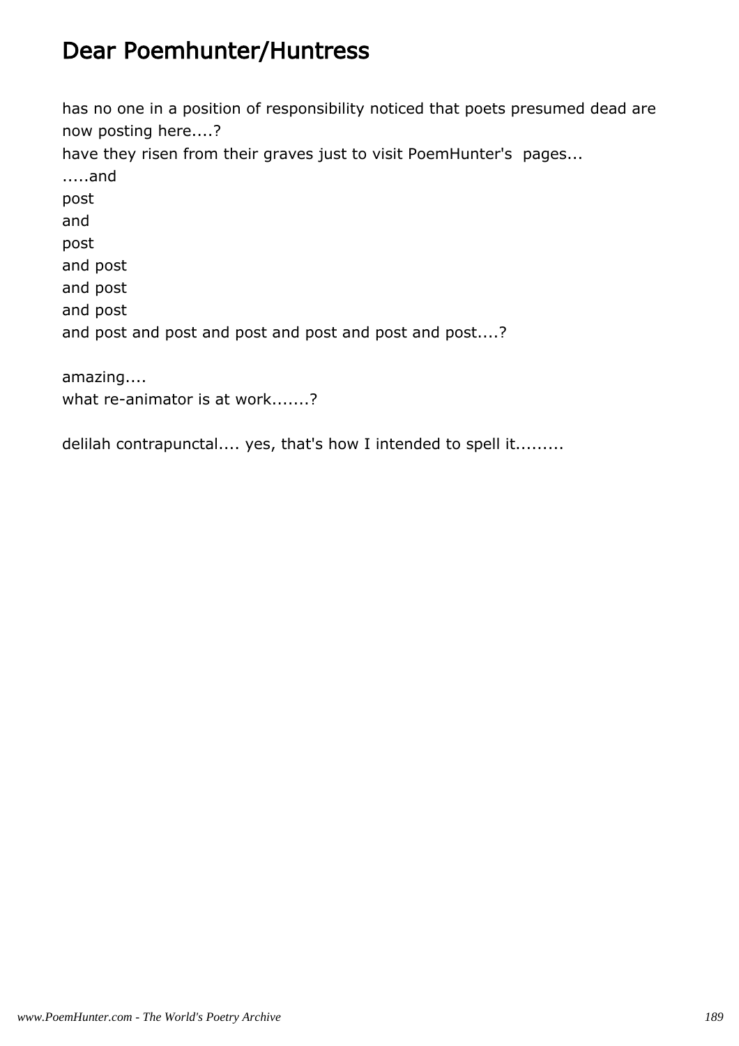# Dear Poemhunter/Huntress

has no one in a position of responsibility noticed that poets presumed dead are now posting here....?
have they risen from their graves just to visit PoemHunter's pages...
.....and
post
and
post
and post
and post
and post
and post and post and post and post and post and post....?

amazing....
what re-animator is at work.......?

delilah contrapunctal.... yes, that's how I intended to spell it.........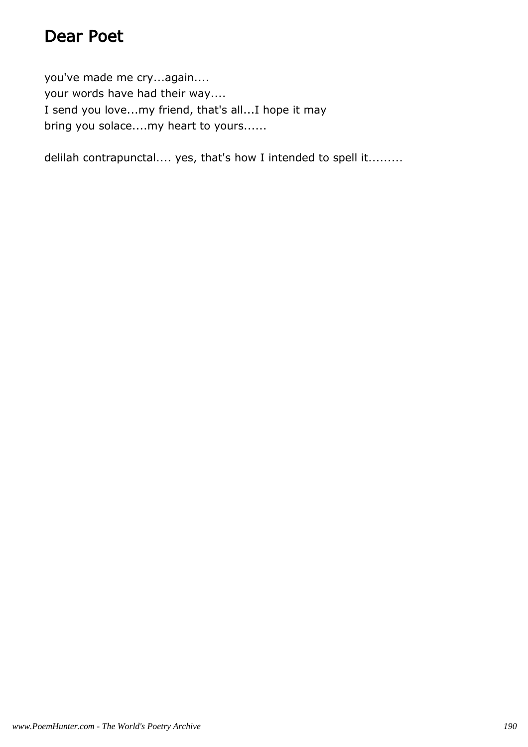# Dear Poet

you've made me cry...again....
your words have had their way....
I send you love...my friend, that's all...I hope it may
bring you solace....my heart to yours......

delilah contrapunctal.... yes, that's how I intended to spell it.........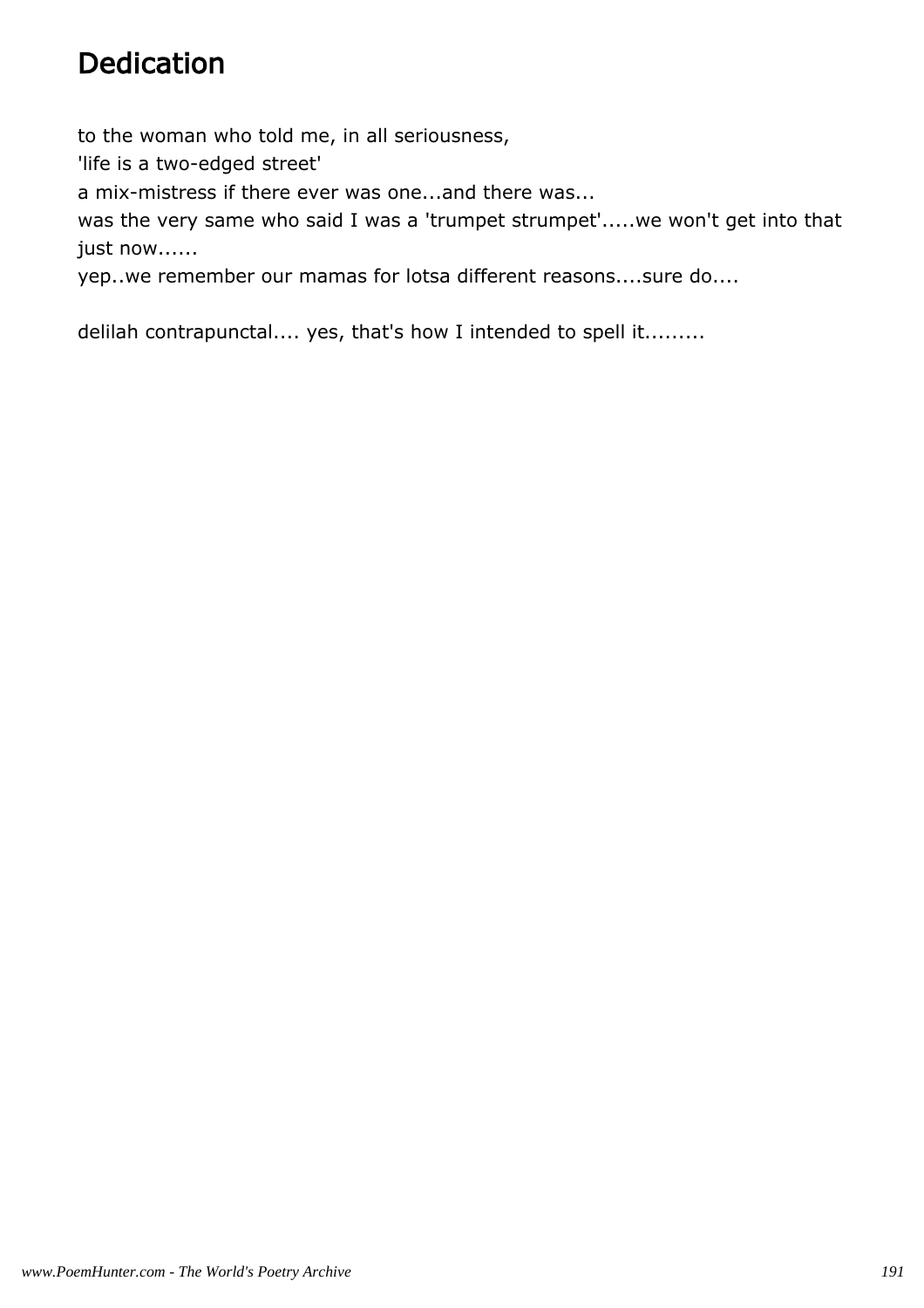# Dedication

to the woman who told me, in all seriousness,
'life is a two-edged street'
a mix-mistress if there ever was one...and there was...
was the very same who said I was a 'trumpet strumpet'.....we won't get into that just now......
yep..we remember our mamas for lotsa different reasons....sure do....

delilah contrapunctal.... yes, that's how I intended to spell it.........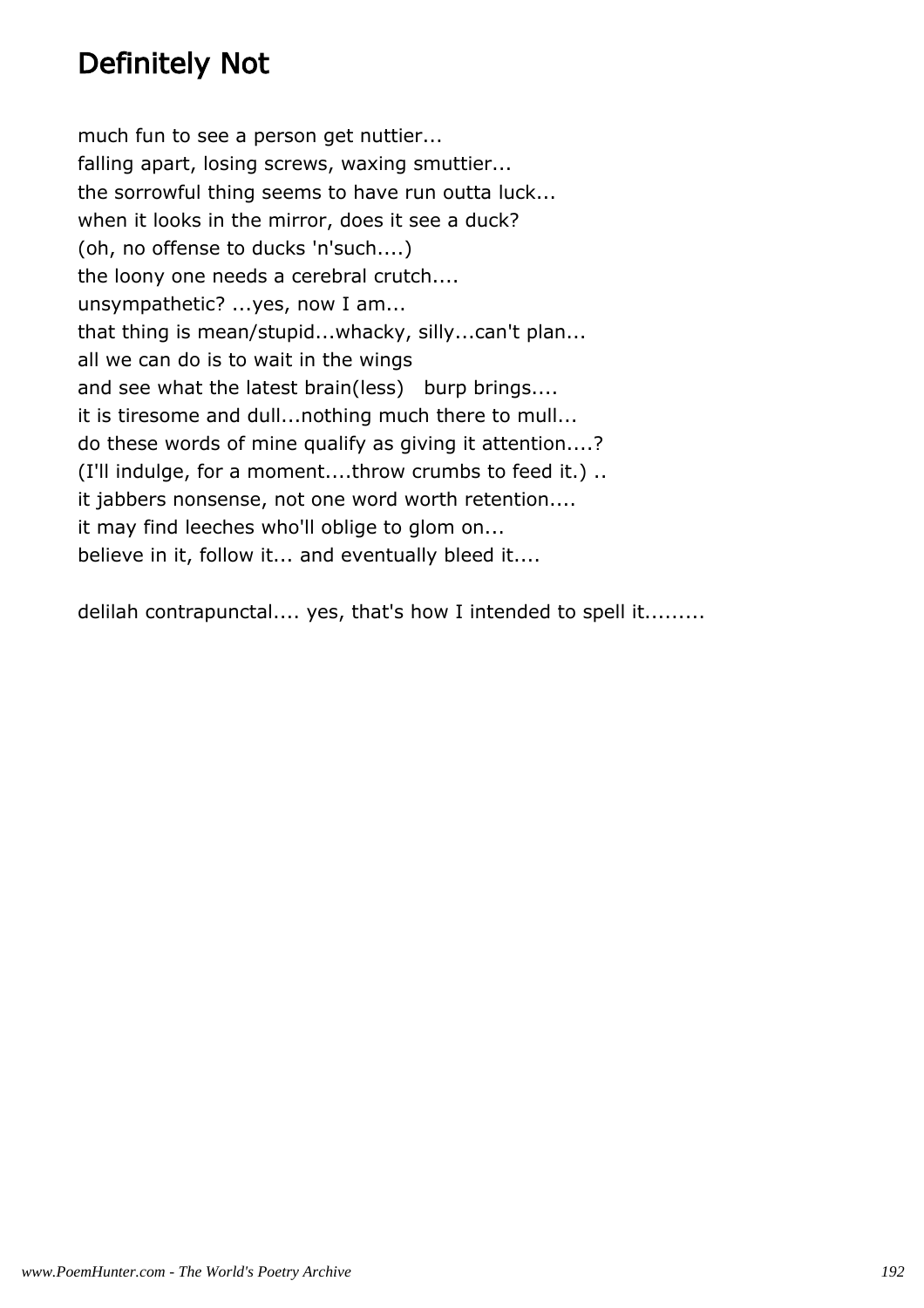## Definitely Not

much fun to see a person get nuttier...  
falling apart, losing screws, waxing smuttier...  
the sorrowful thing seems to have run outta luck...  
when it looks in the mirror, does it see a duck?  
(oh, no offense to ducks 'n'such....)  
the loony one needs a cerebral crutch....  
unsympathetic? ...yes, now I am...  
that thing is mean/stupid...whacky, silly...can't plan...  
all we can do is to wait in the wings  
and see what the latest brain(less)   burp brings....  
it is tiresome and dull...nothing much there to mull...  
do these words of mine qualify as giving it attention....?  
(I'll indulge, for a moment....throw crumbs to feed it.) ..  
it jabbers nonsense, not one word worth retention....  
it may find leeches who'll oblige to glom on...  
believe in it, follow it... and eventually bleed it....

delilah contrapunctal.... yes, that's how I intended to spell it.........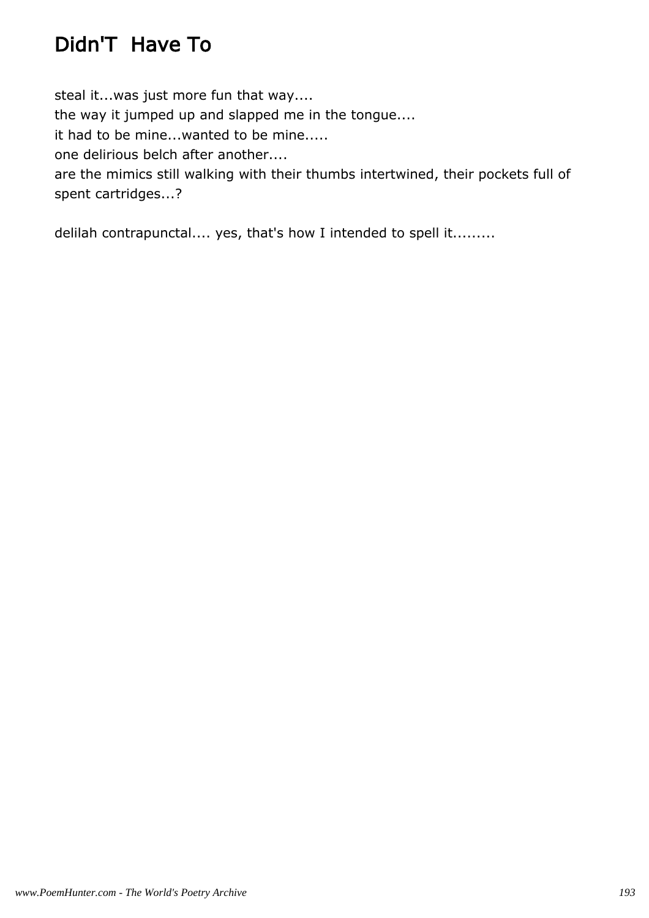# Didn'T Have To

steal it...was just more fun that way....
the way it jumped up and slapped me in the tongue....
it had to be mine...wanted to be mine.....
one delirious belch after another....
are the mimics still walking with their thumbs intertwined, their pockets full of spent cartridges...?

delilah contrapunctal.... yes, that's how I intended to spell it.........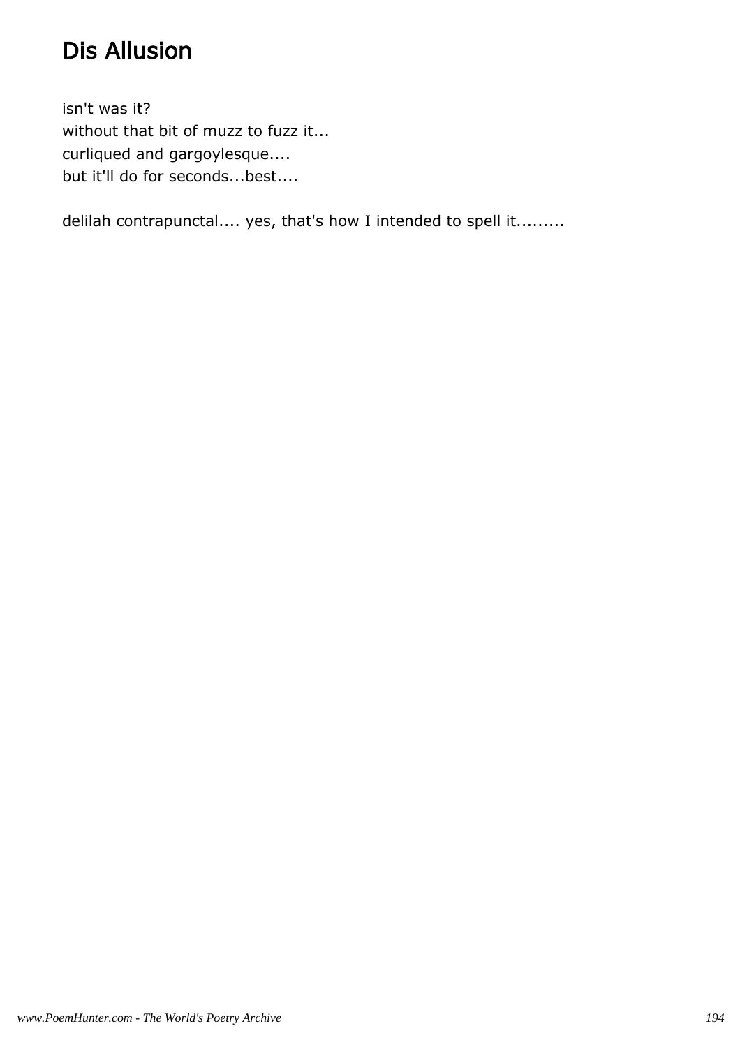# Dis Allusion

isn't was it?
without that bit of muzz to fuzz it...
curliqued and gargoylesque....
but it'll do for seconds...best....

delilah contrapunctal.... yes, that's how I intended to spell it.........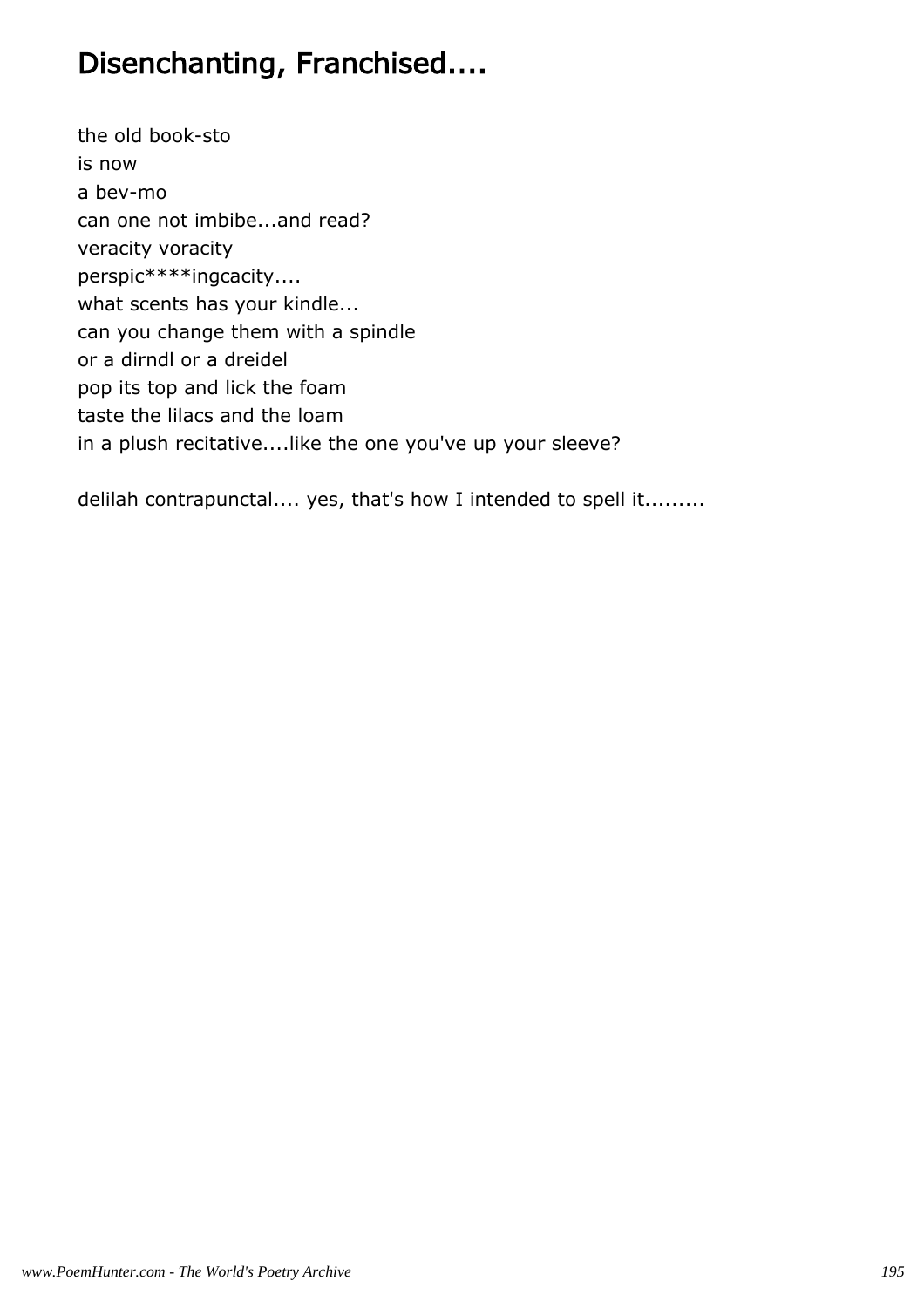# Disenchanting, Franchised....

the old book-sto
is now
a bev-mo
can one not imbibe...and read?
veracity voracity
perspic****ingcacity....
what scents has your kindle...
can you change them with a spindle
or a dirndl or a dreidel
pop its top and lick the foam
taste the lilacs and the loam
in a plush recitative....like the one you've up your sleeve?

delilah contrapunctal.... yes, that's how I intended to spell it.........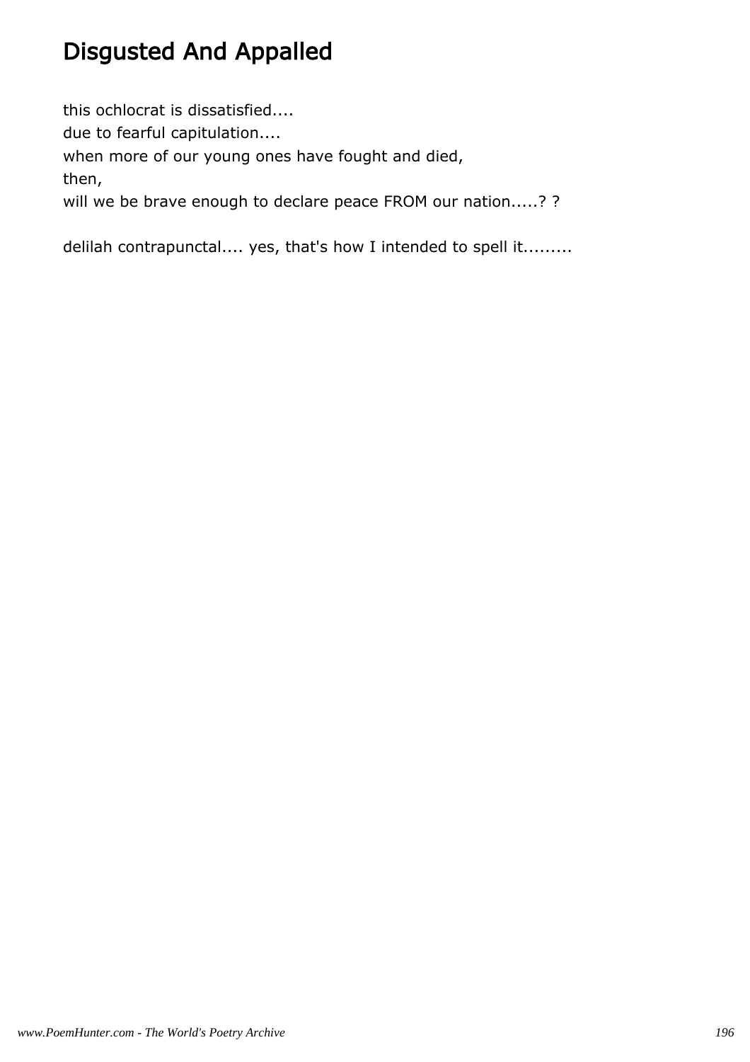# Disgusted And Appalled

this ochlocrat is dissatisfied....
due to fearful capitulation....
when more of our young ones have fought and died,
then,
will we be brave enough to declare peace FROM our nation.....? ?

delilah contrapunctal.... yes, that's how I intended to spell it.........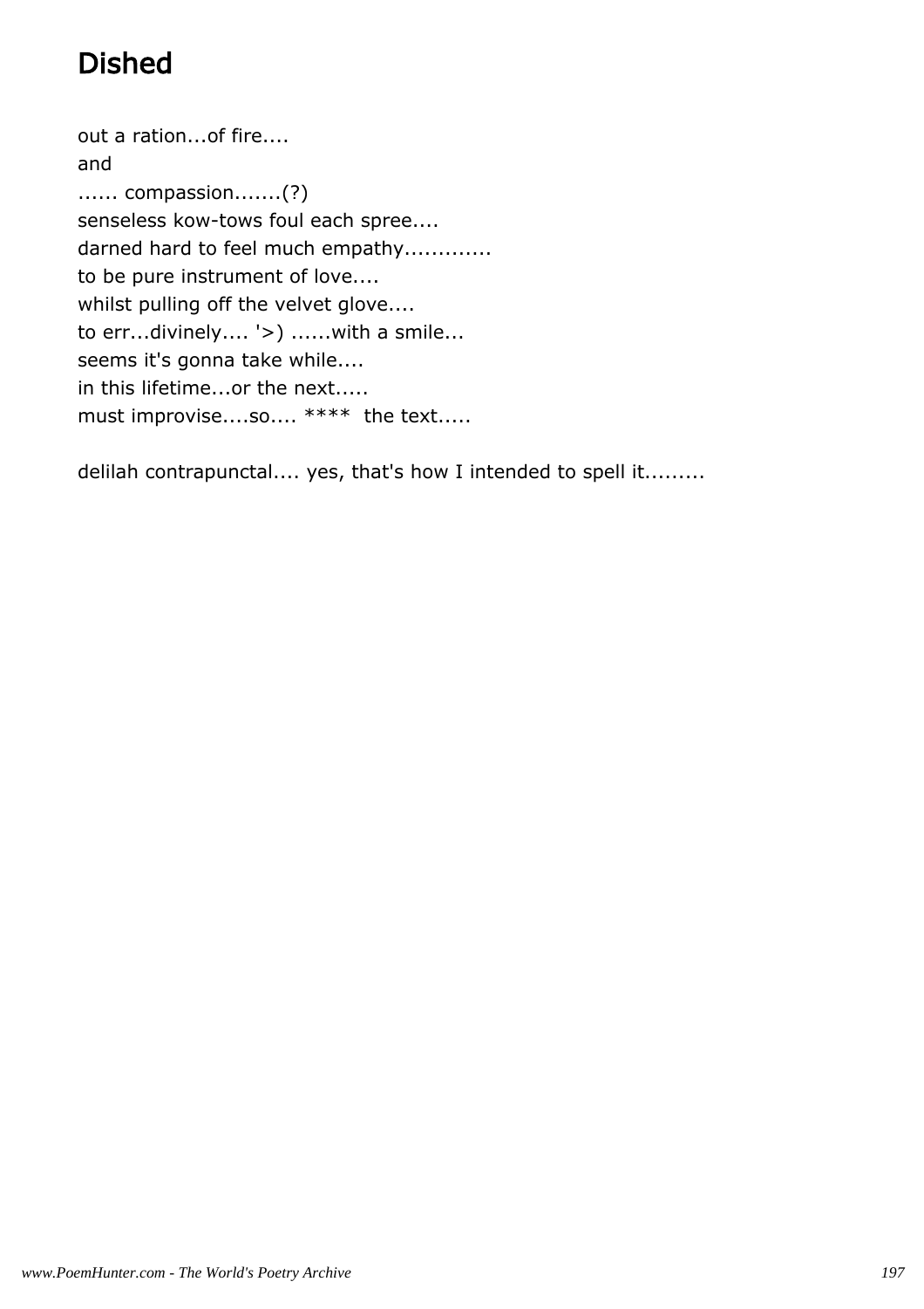# Dished

out a ration...of fire....
and
...... compassion.......(?)
senseless kow-tows foul each spree....
darned hard to feel much empathy.............
to be pure instrument of love....
whilst pulling off the velvet glove....
to err...divinely.... '>) ......with a smile...
seems it's gonna take while....
in this lifetime...or the next.....
must improvise....so.... **** the text.....

delilah contrapunctal.... yes, that's how I intended to spell it.........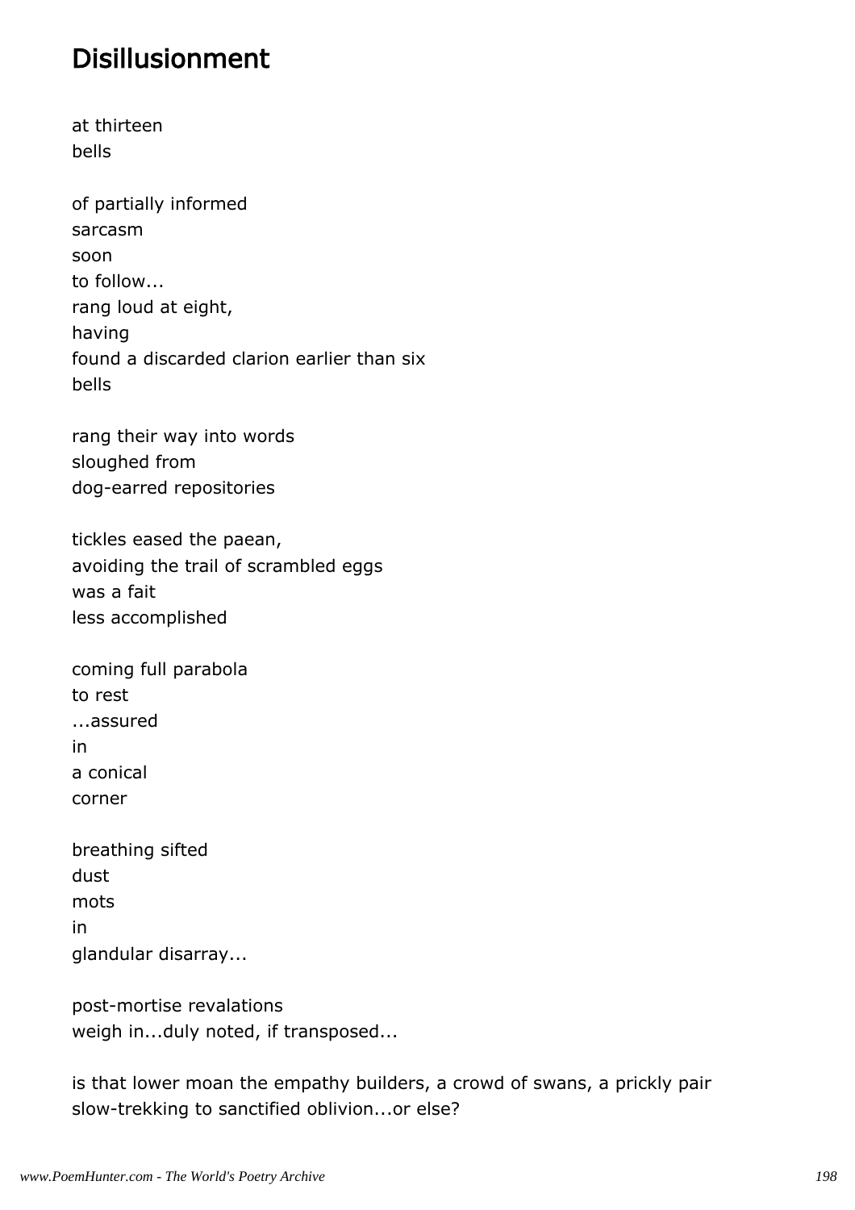# Disillusionment

at thirteen
bells

of partially informed
sarcasm
soon
to follow...
rang loud at eight,
having
found a discarded clarion earlier than six
bells

rang their way into words
sloughed from
dog-earred repositories

tickles eased the paean,
avoiding the trail of scrambled eggs
was a fait
less accomplished

coming full parabola
to rest
...assured
in
a conical
corner

breathing sifted
dust
mots
in
glandular disarray...

post-mortise revalations
weigh in...duly noted, if transposed...

is that lower moan the empathy builders, a crowd of swans, a prickly pair
slow-trekking to sanctified oblivion...or else?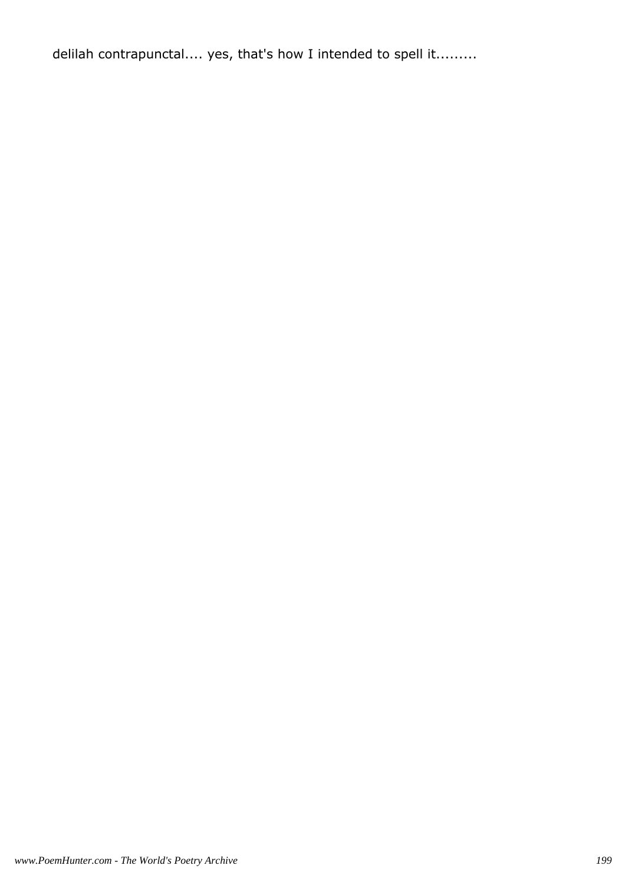delilah contrapunctal.... yes, that's how I intended to spell it.........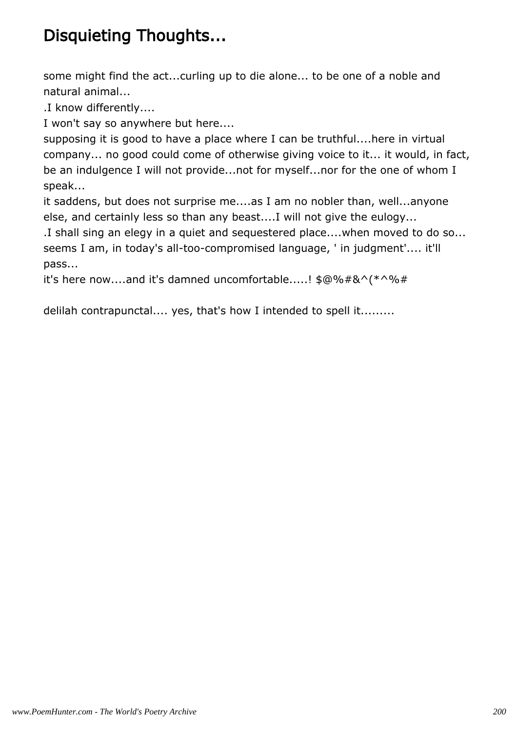# Disquieting Thoughts...

some might find the act...curling up to die alone... to be one of a noble and natural animal...

.I know differently....

I won't say so anywhere but here....

supposing it is good to have a place where I can be truthful....here in virtual company... no good could come of otherwise giving voice to it... it would, in fact, be an indulgence I will not provide...not for myself...nor for the one of whom I speak...

it saddens, but does not surprise me....as I am no nobler than, well...anyone else, and certainly less so than any beast....I will not give the eulogy...

.I shall sing an elegy in a quiet and sequestered place....when moved to do so...

seems I am, in today's all-too-compromised language, ' in judgment'.... it'll pass...

it's here now....and it's damned uncomfortable.....! $@%#&^(*^%#

delilah contrapunctal.... yes, that's how I intended to spell it.........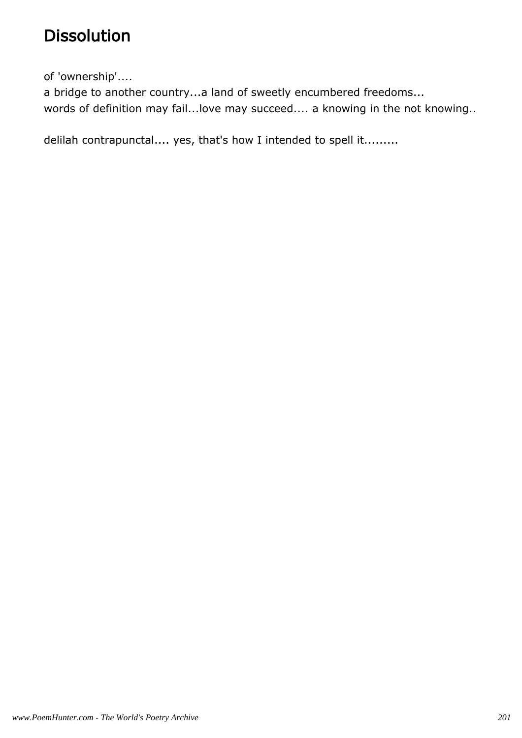# Dissolution

of 'ownership'....
a bridge to another country...a land of sweetly encumbered freedoms...
words of definition may fail...love may succeed.... a knowing in the not knowing..

delilah contrapunctal.... yes, that's how I intended to spell it.........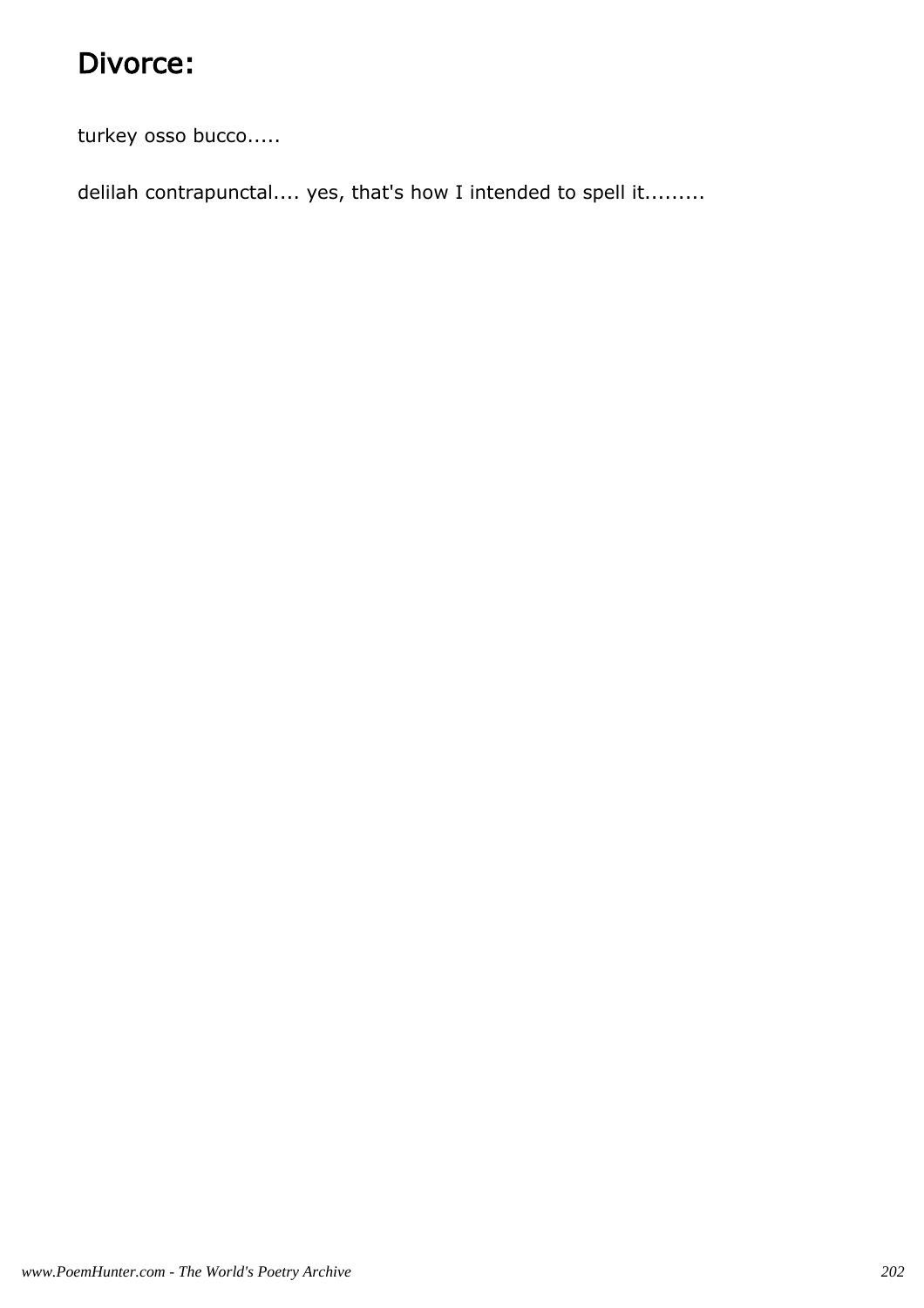# Divorce:

turkey osso bucco.....

delilah contrapunctal.... yes, that's how I intended to spell it.........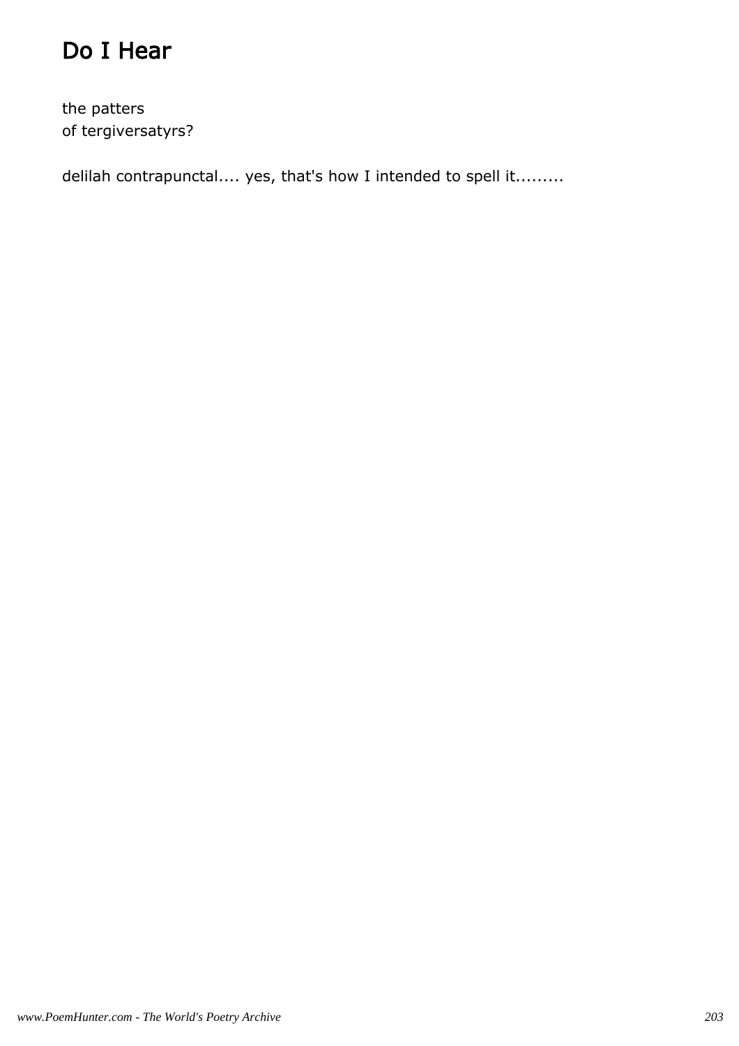# Do I Hear

the patters
of tergiversatyrs?

delilah contrapunctal.... yes, that's how I intended to spell it.........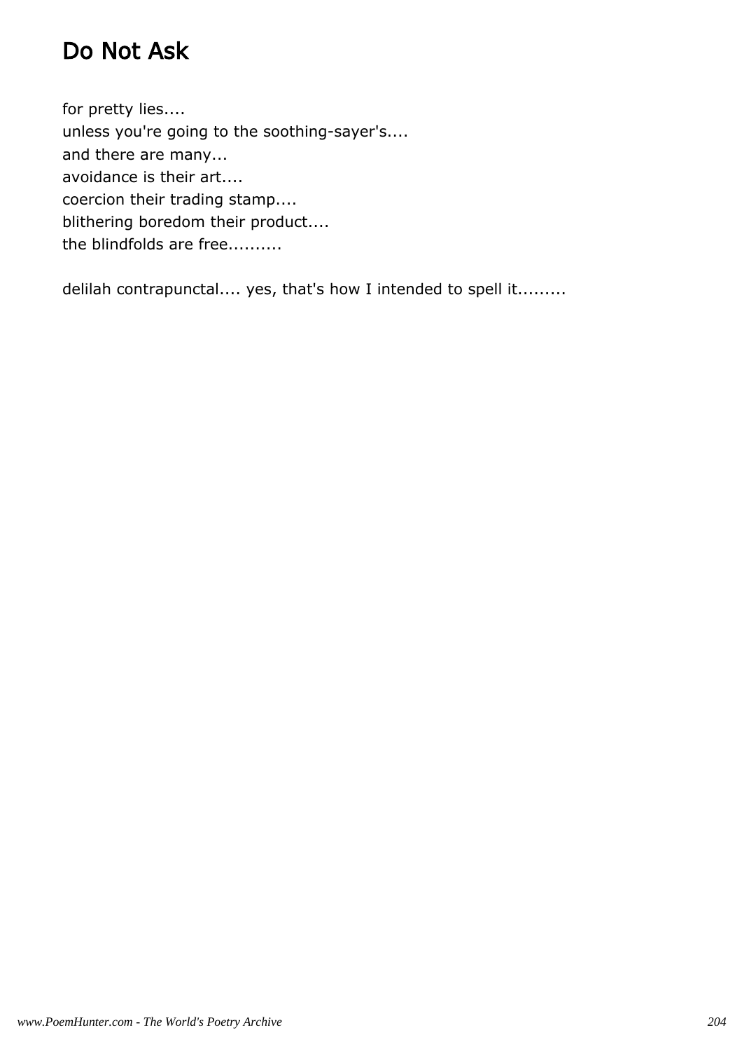# Do Not Ask

for pretty lies....
unless you're going to the soothing-sayer's....
and there are many...
avoidance is their art....
coercion their trading stamp....
blithering boredom their product....
the blindfolds are free..........

delilah contrapunctal.... yes, that's how I intended to spell it.........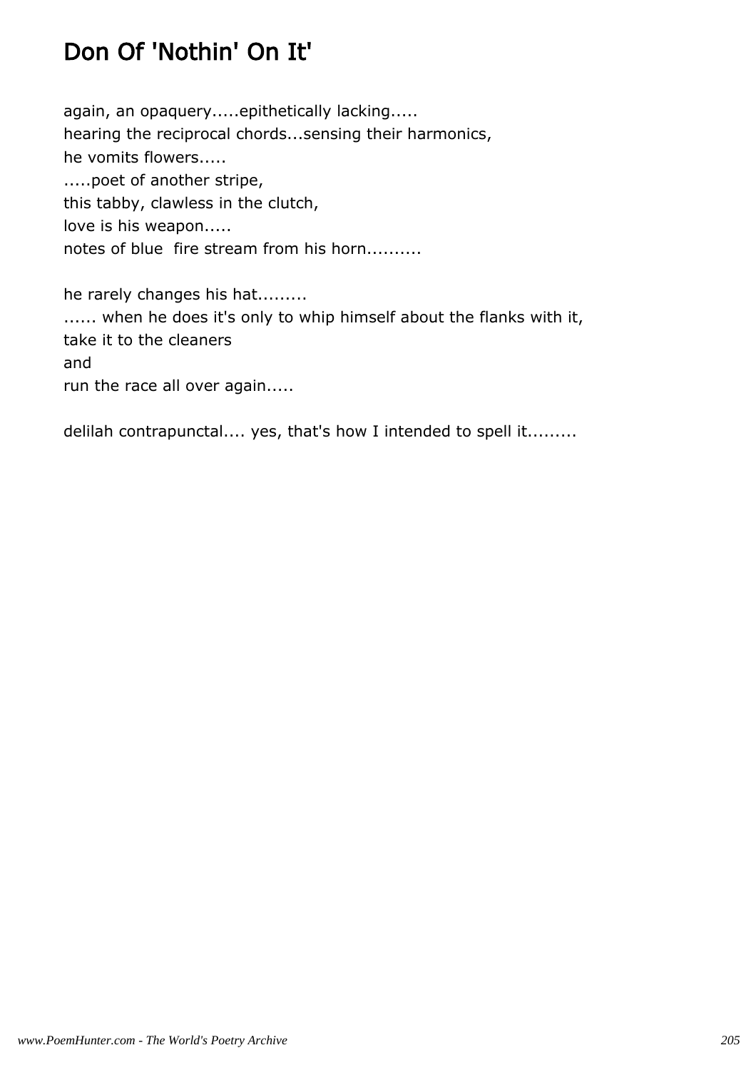# Don Of 'Nothin' On It'

again, an opaquery.....epithetically lacking.....
hearing the reciprocal chords...sensing their harmonics,
he vomits flowers.....
.....poet of another stripe,
this tabby, clawless in the clutch,
love is his weapon.....
notes of blue  fire stream from his horn..........

he rarely changes his hat.........
...... when he does it's only to whip himself about the flanks with it,
take it to the cleaners
and
run the race all over again.....

delilah contrapunctal.... yes, that's how I intended to spell it.........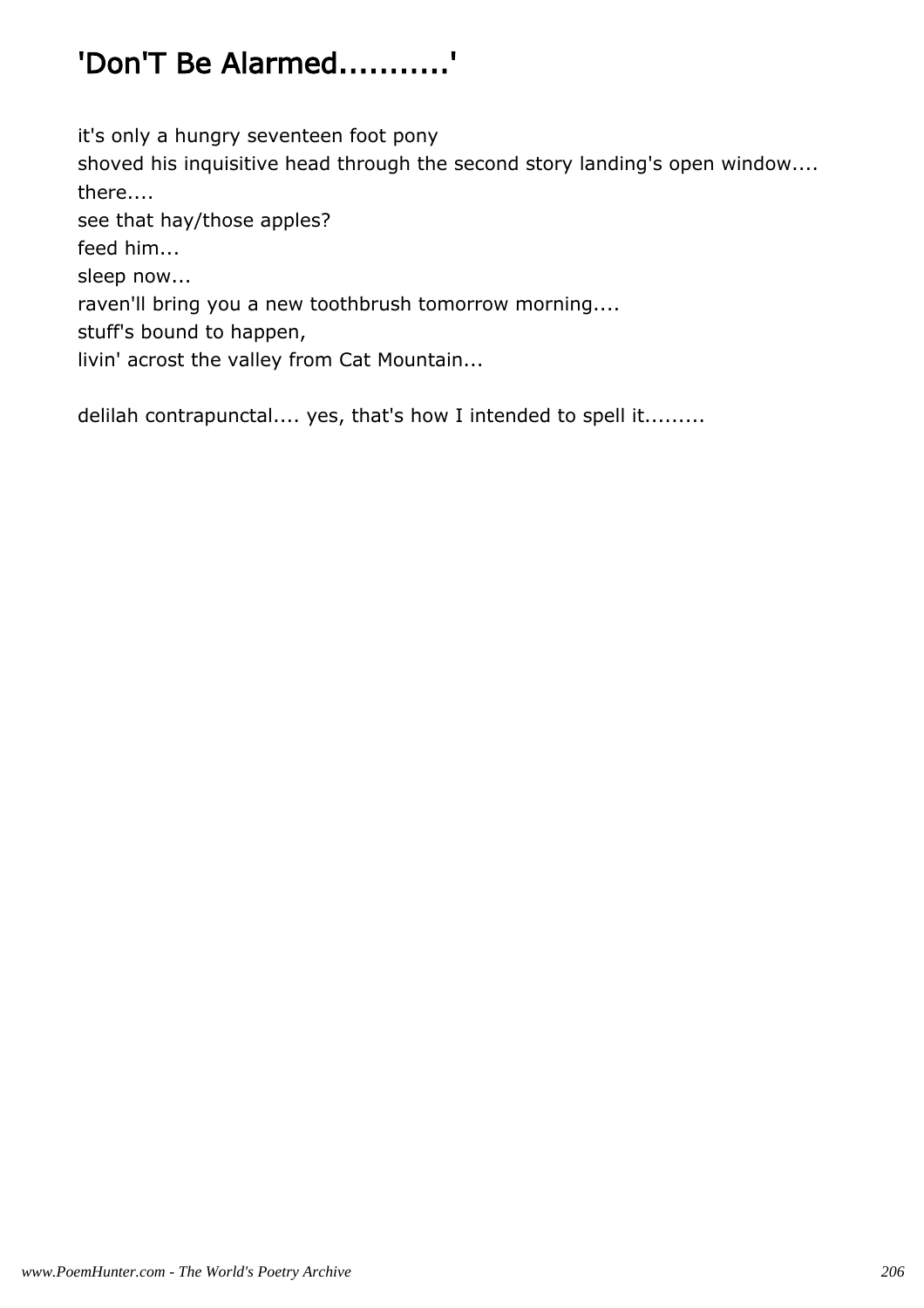## 'Don'T Be Alarmed..........'

it's only a hungry seventeen foot pony
shoved his inquisitive head through the second story landing's open window....
there....
see that hay/those apples?
feed him...
sleep now...
raven'll bring you a new toothbrush tomorrow morning....
stuff's bound to happen,
livin' acrost the valley from Cat Mountain...

delilah contrapunctal.... yes, that's how I intended to spell it.........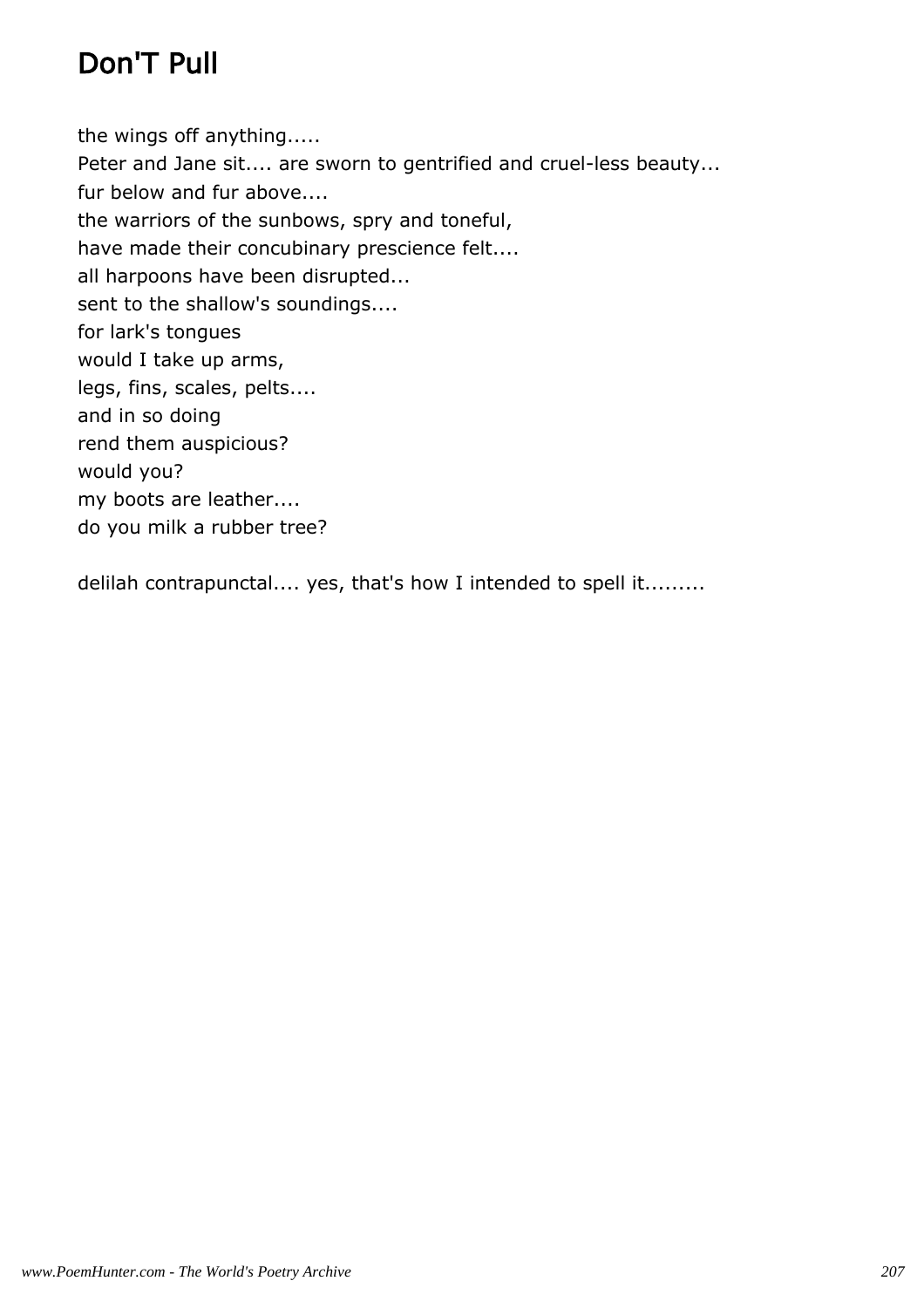# Don'T Pull

the wings off anything.....  
Peter and Jane sit.... are sworn to gentrified and cruel-less beauty...  
fur below and fur above....  
the warriors of the sunbows, spry and toneful,  
have made their concubinary prescience felt....  
all harpoons have been disrupted...  
sent to the shallow's soundings....  
for lark's tongues  
would I take up arms,  
legs, fins, scales, pelts....  
and in so doing  
rend them auspicious?  
would you?  
my boots are leather....  
do you milk a rubber tree?

delilah contrapunctal.... yes, that's how I intended to spell it.........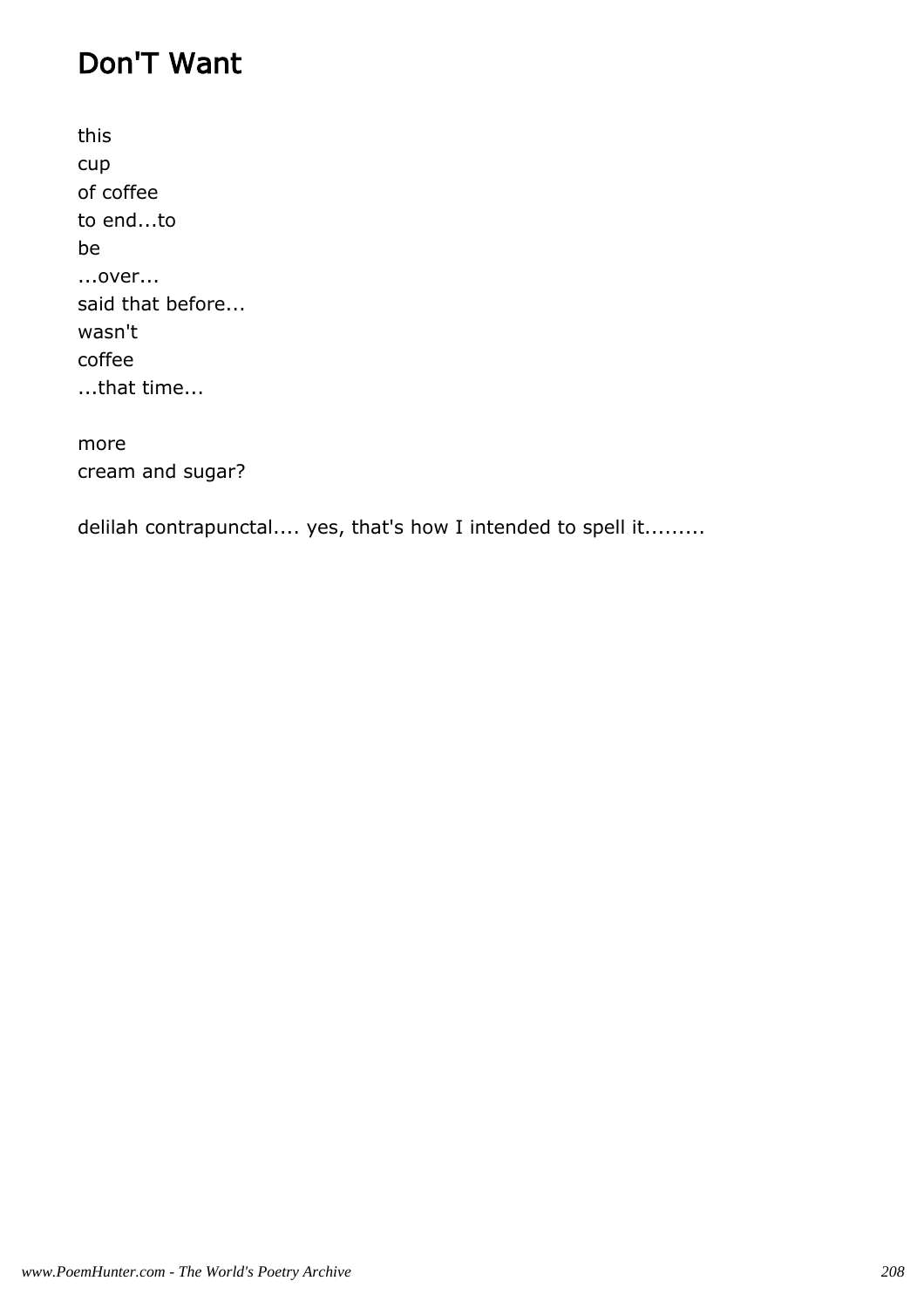# Don'T Want

this
cup
of coffee
to end...to
be
...over...
said that before...
wasn't
coffee
...that time...

more
cream and sugar?

delilah contrapunctal.... yes, that's how I intended to spell it.........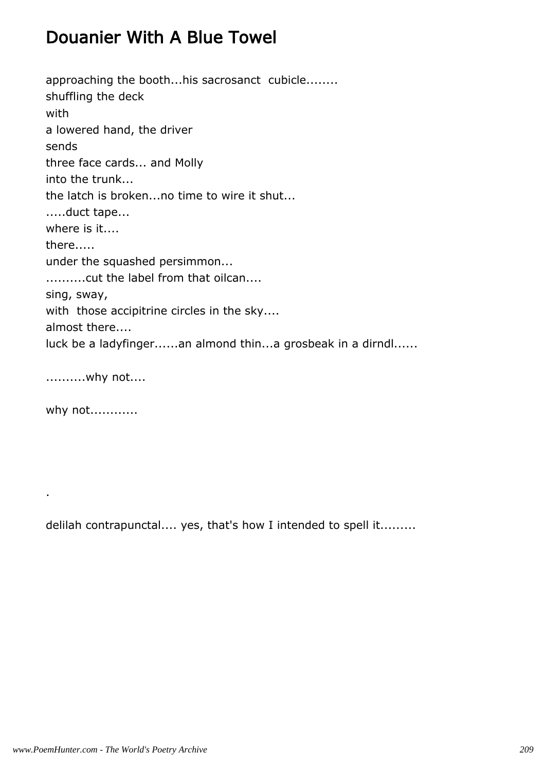# Douanier With A Blue Towel

approaching the booth...his sacrosanct  cubicle........
shuffling the deck
with
a lowered hand, the driver
sends
three face cards... and Molly
into the trunk...
the latch is broken...no time to wire it shut...
.....duct tape...
where is it....
there.....
under the squashed persimmon...
..........cut the label from that oilcan....
sing, sway,
with  those accipitrine circles in the sky....
almost there....
luck be a ladyfinger......an almond thin...a grosbeak in a dirndl......

..........why not....

why not............

.

delilah contrapunctal.... yes, that's how I intended to spell it.........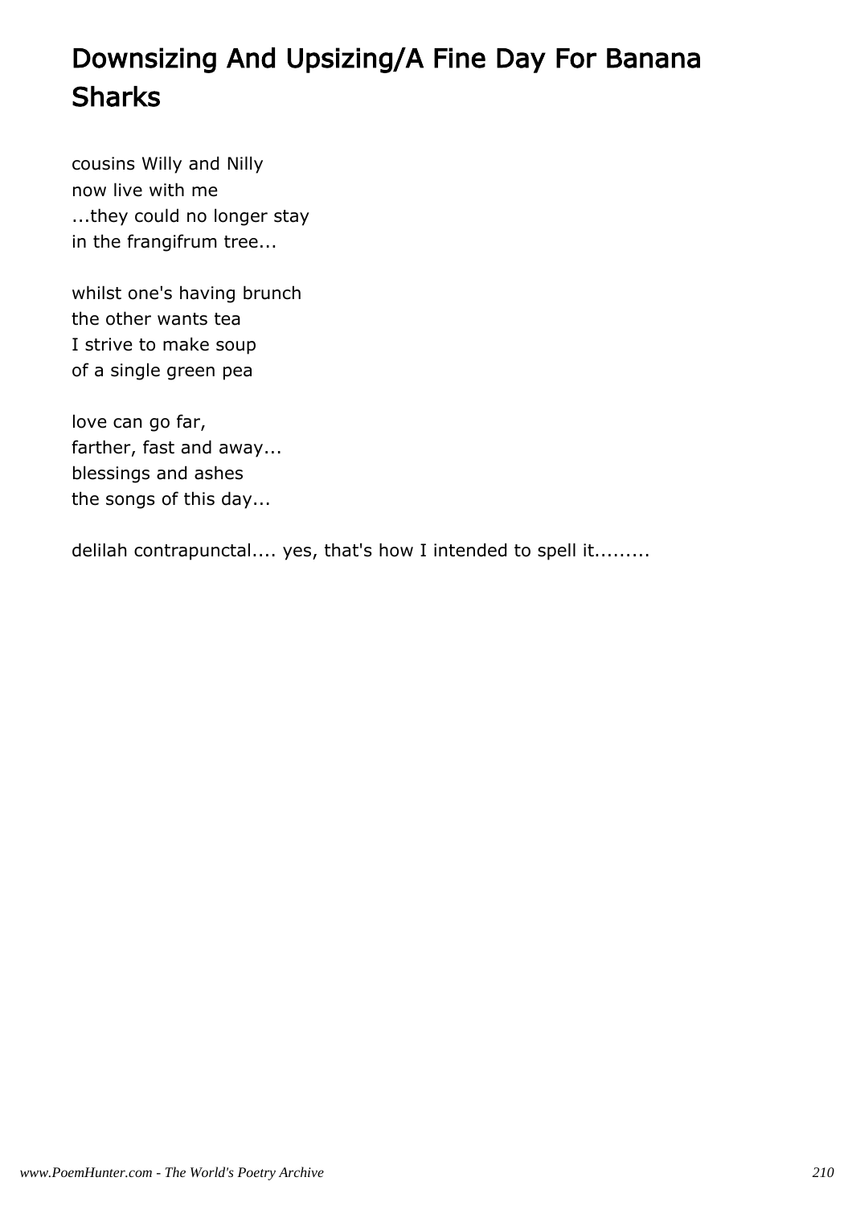# Downsizing And Upsizing/A Fine Day For Banana Sharks

cousins Willy and Nilly  
now live with me  
...they could no longer stay  
in the frangifrum tree...

whilst one's having brunch  
the other wants tea  
I strive to make soup  
of a single green pea

love can go far,  
farther, fast and away...  
blessings and ashes  
the songs of this day...

delilah contrapunctal.... yes, that's how I intended to spell it.........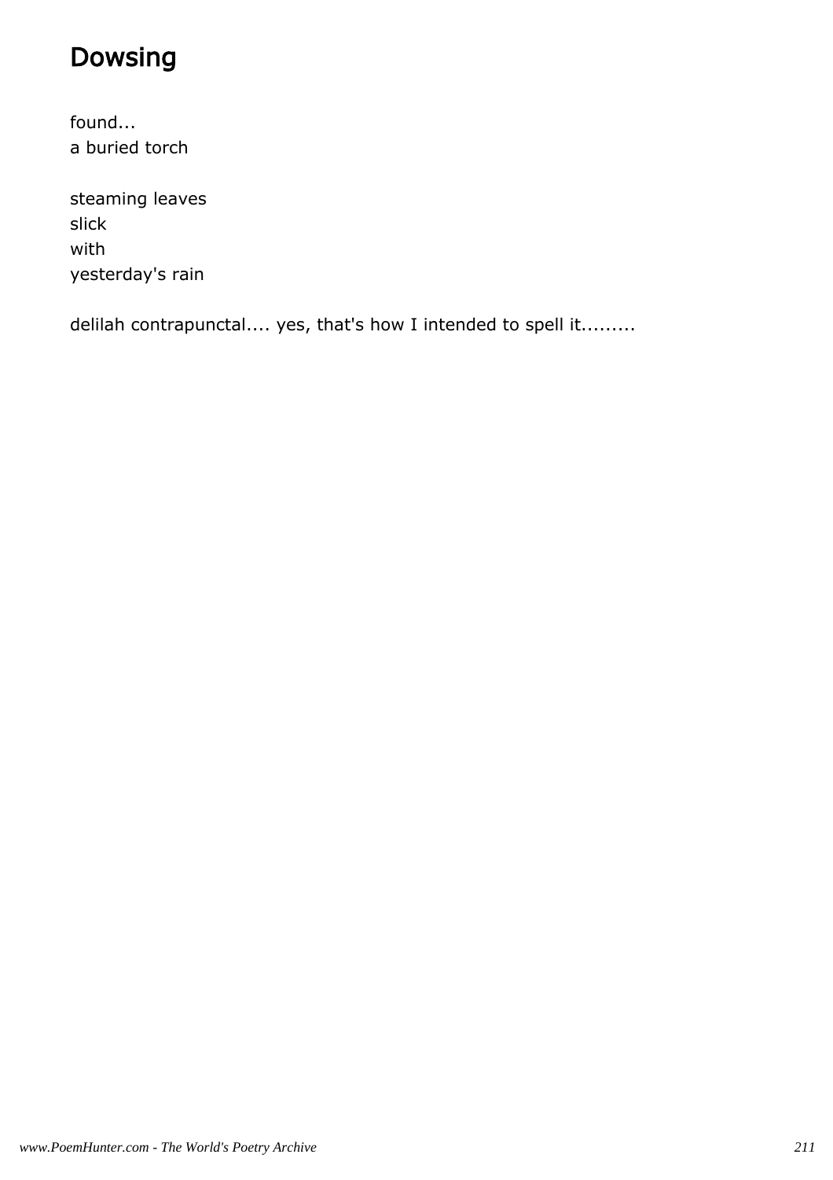# Dowsing

found...
a buried torch

steaming leaves
slick
with
yesterday's rain

delilah contrapunctal.... yes, that's how I intended to spell it.........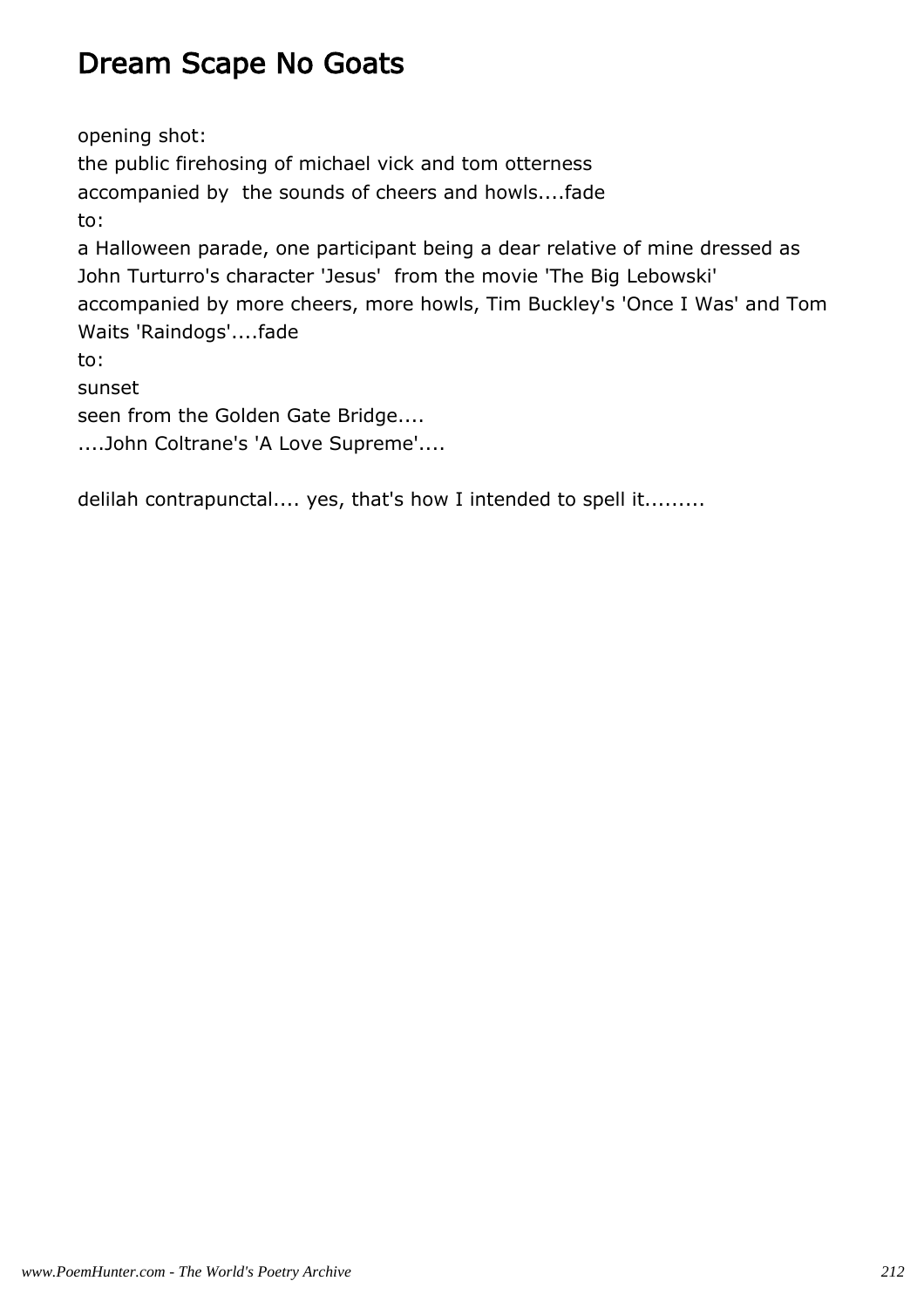# Dream Scape No Goats

opening shot:
the public firehosing of michael vick and tom otterness
accompanied by  the sounds of cheers and howls....fade
to:
a Halloween parade, one participant being a dear relative of mine dressed as John Turturro's character 'Jesus'  from the movie 'The Big Lebowski'
accompanied by more cheers, more howls, Tim Buckley's 'Once I Was' and Tom Waits 'Raindogs'....fade
to:
sunset
seen from the Golden Gate Bridge....
....John Coltrane's 'A Love Supreme'....

delilah contrapunctal.... yes, that's how I intended to spell it.........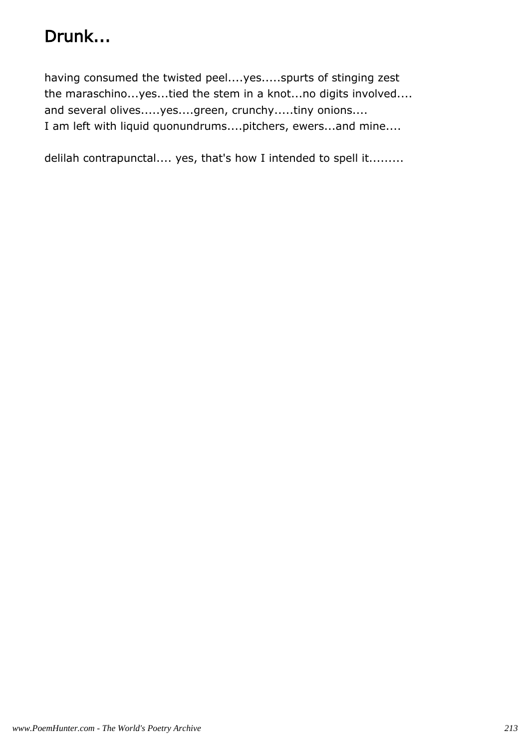# Drunk...

having consumed the twisted peel....yes.....spurts of stinging zest
the maraschino...yes...tied the stem in a knot...no digits involved....
and several olives.....yes....green, crunchy.....tiny onions....
I am left with liquid quonundrums....pitchers, ewers...and mine....

delilah contrapunctal.... yes, that's how I intended to spell it.........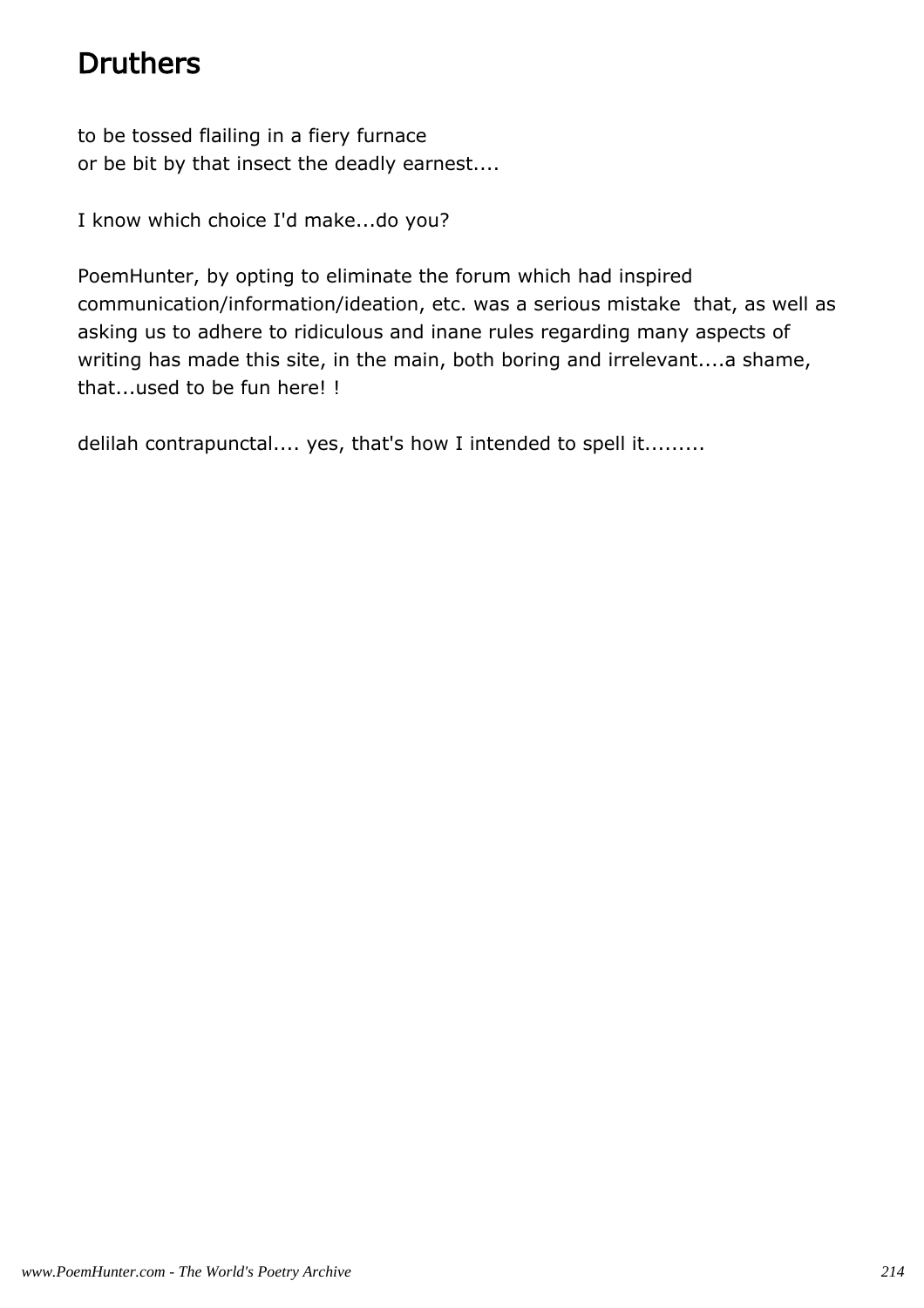# Druthers

to be tossed flailing in a fiery furnace
or be bit by that insect the deadly earnest....

I know which choice I'd make...do you?

PoemHunter, by opting to eliminate the forum which had inspired communication/information/ideation, etc. was a serious mistake that, as well as asking us to adhere to ridiculous and inane rules regarding many aspects of writing has made this site, in the main, both boring and irrelevant....a shame, that...used to be fun here! !

delilah contrapunctal.... yes, that's how I intended to spell it.........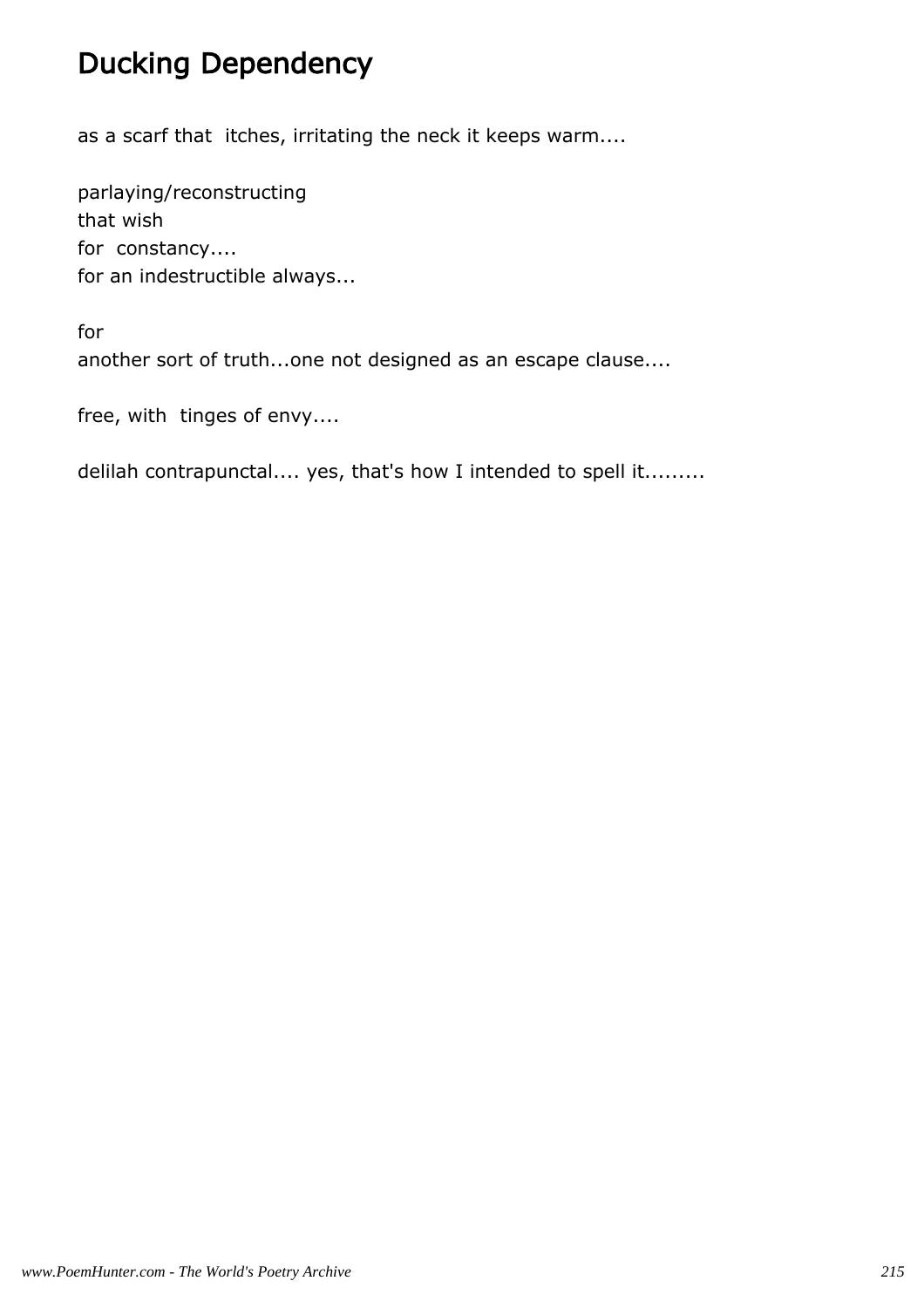# Ducking Dependency

as a scarf that itches, irritating the neck it keeps warm....

parlaying/reconstructing
that wish
for constancy....
for an indestructible always...

for
another sort of truth...one not designed as an escape clause....

free, with tinges of envy....

delilah contrapunctal.... yes, that's how I intended to spell it.........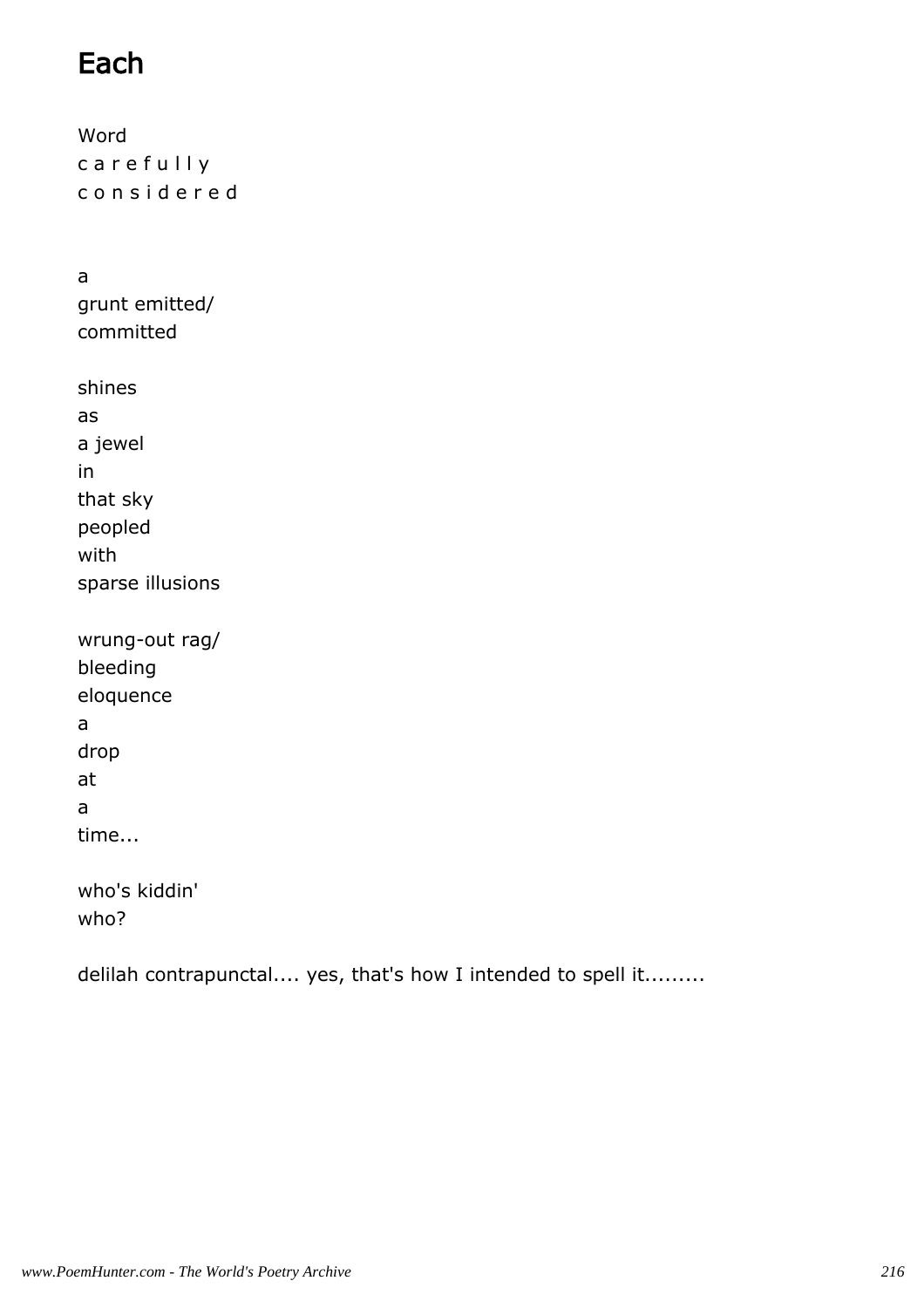# Each

Word  
c a r e f u l l y  
c o n s i d e r e d

a  
grunt emitted/  
committed

shines  
as  
a jewel  
in  
that sky  
peopled  
with  
sparse illusions

wrung-out rag/  
bleeding  
eloquence  
a  
drop  
at  
a  
time...

who's kiddin'  
who?

delilah contrapunctal.... yes, that's how I intended to spell it.........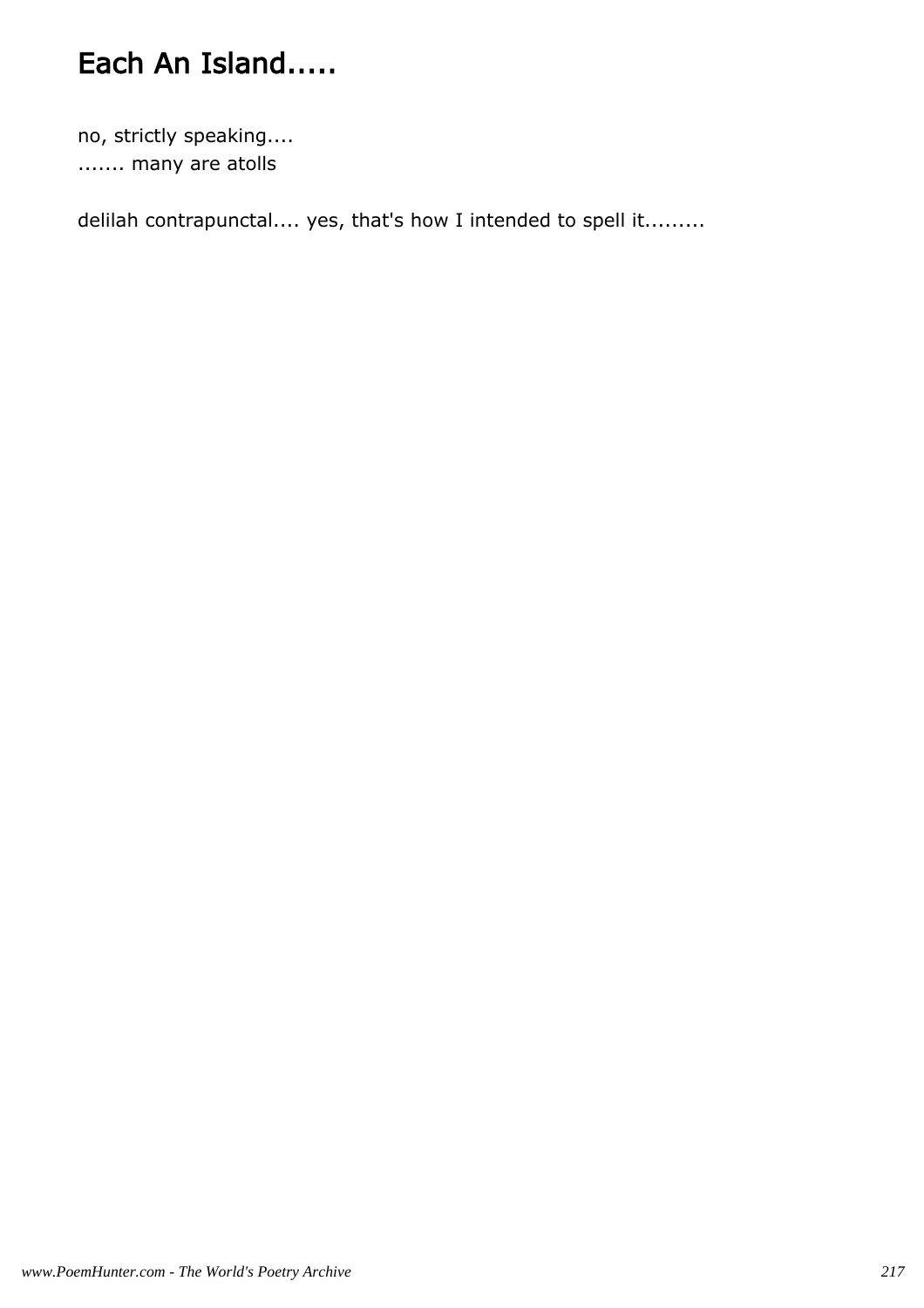# Each An Island.....

no, strictly speaking....
....... many are atolls

delilah contrapunctal.... yes, that's how I intended to spell it.........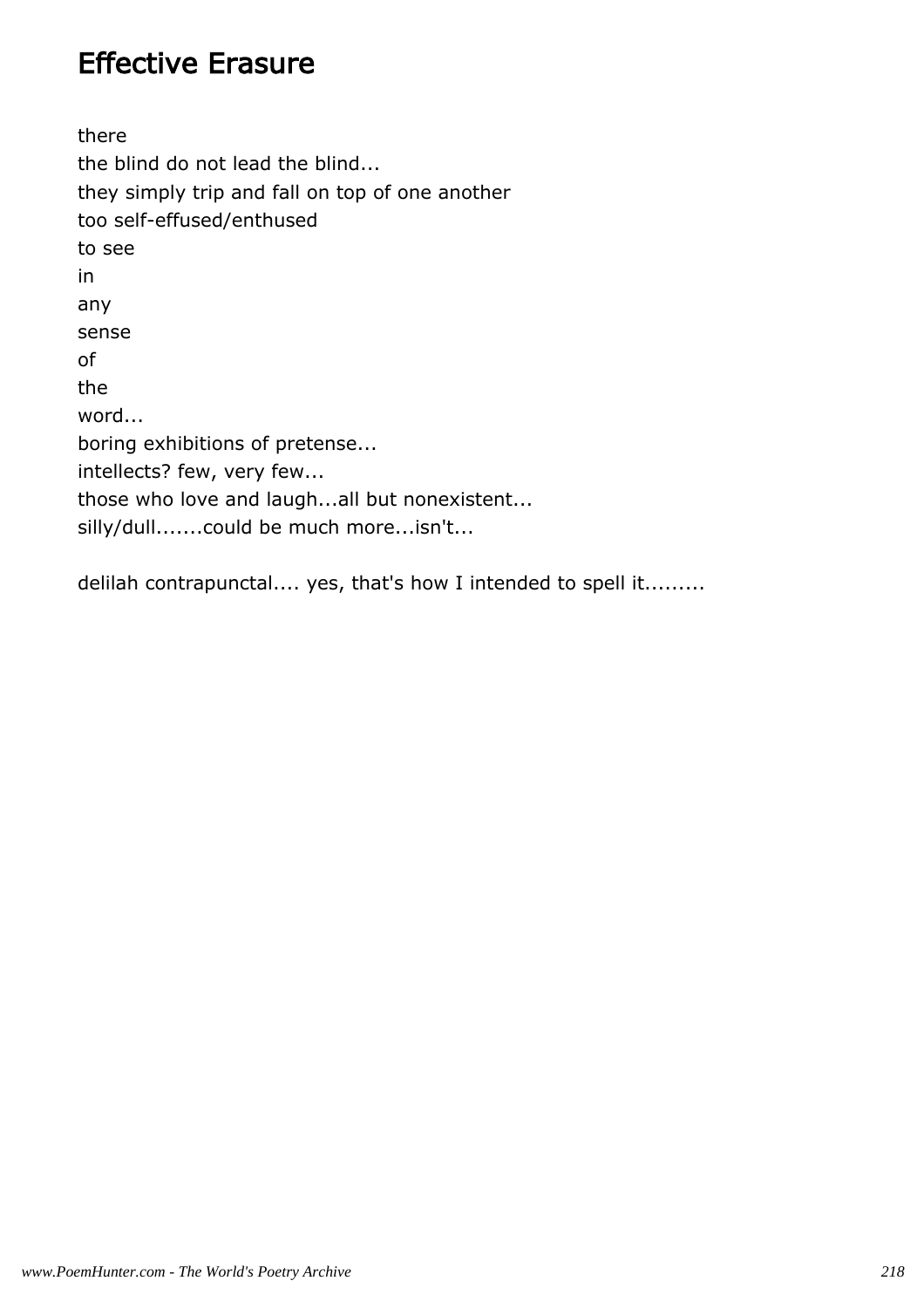## Effective Erasure

there  
the blind do not lead the blind...  
they simply trip and fall on top of one another  
too self-effused/enthused  
to see  
in  
any  
sense  
of  
the  
word...  
boring exhibitions of pretense...  
intellects? few, very few...  
those who love and laugh...all but nonexistent...  
silly/dull.......could be much more...isn't...

delilah contrapunctal.... yes, that's how I intended to spell it.........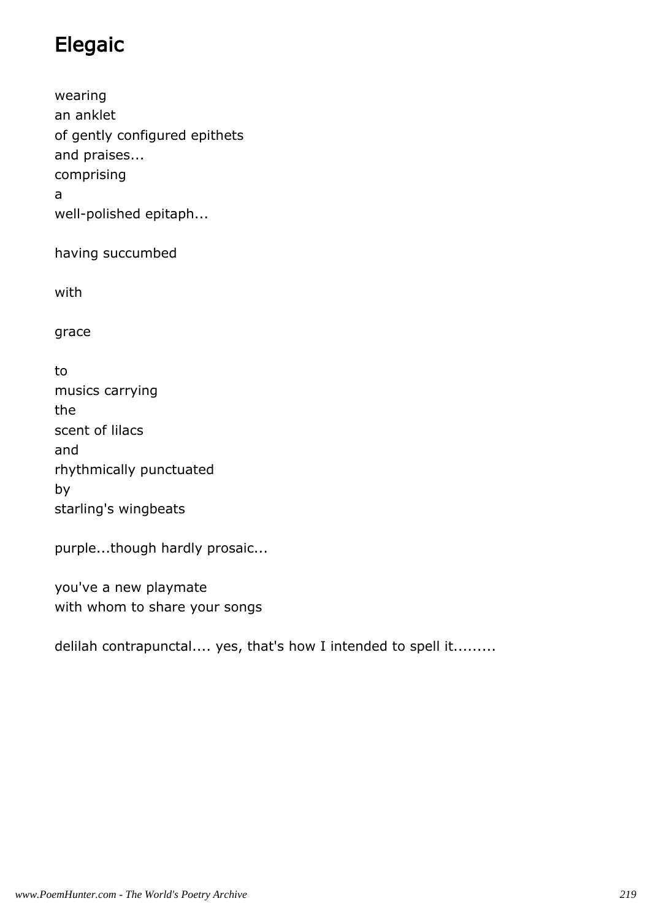# Elegaic

wearing  
an anklet  
of gently configured epithets  
and praises...  
comprising  
a  
well-polished epitaph...

having succumbed

with

grace

to  
musics carrying  
the  
scent of lilacs  
and  
rhythmically punctuated  
by  
starling's wingbeats

purple...though hardly prosaic...

you've a new playmate  
with whom to share your songs

delilah contrapunctal.... yes, that's how I intended to spell it.........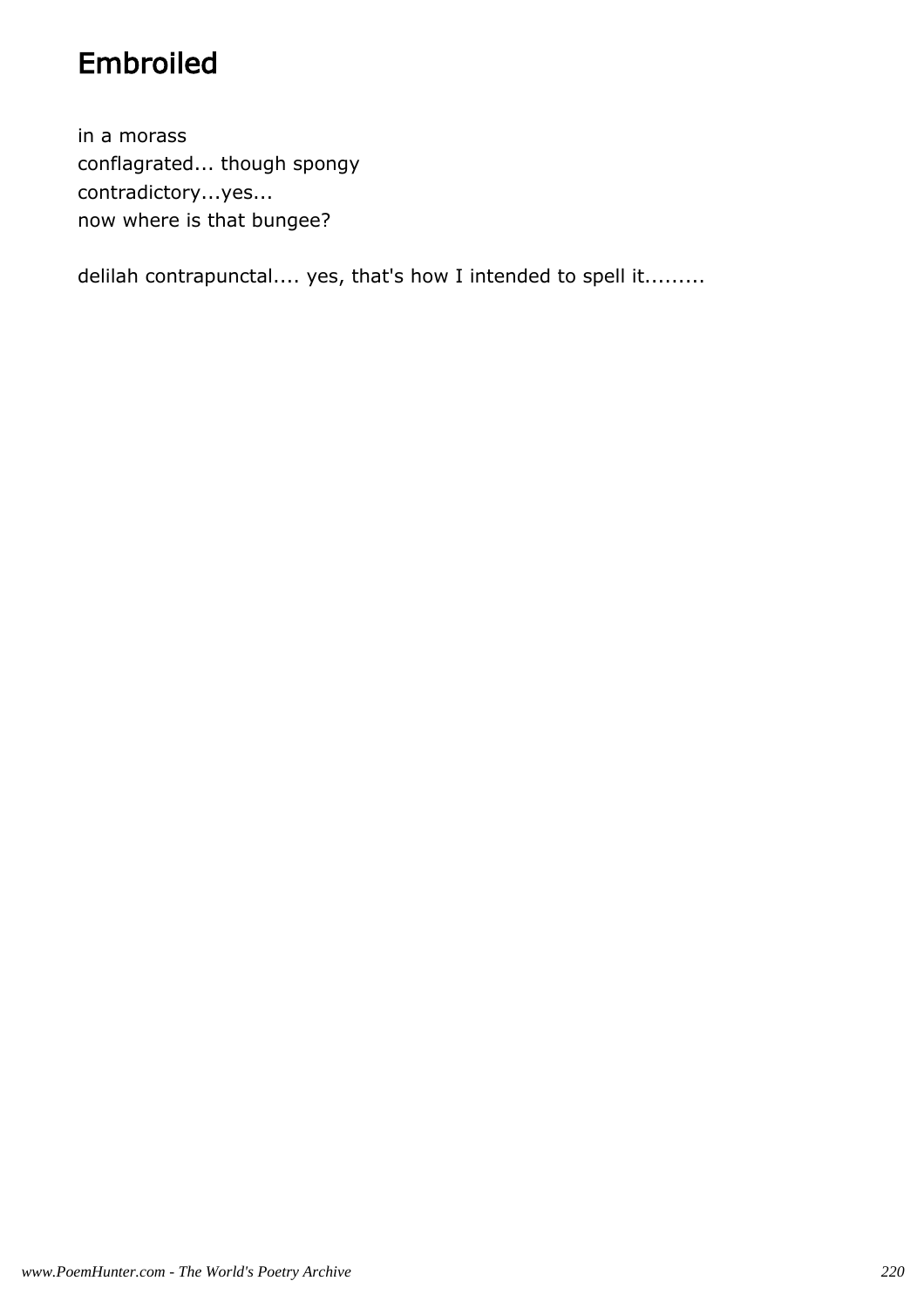# Embroiled

in a morass  
conflagrated... though spongy  
contradictory...yes...  
now where is that bungee?

delilah contrapunctal.... yes, that's how I intended to spell it.........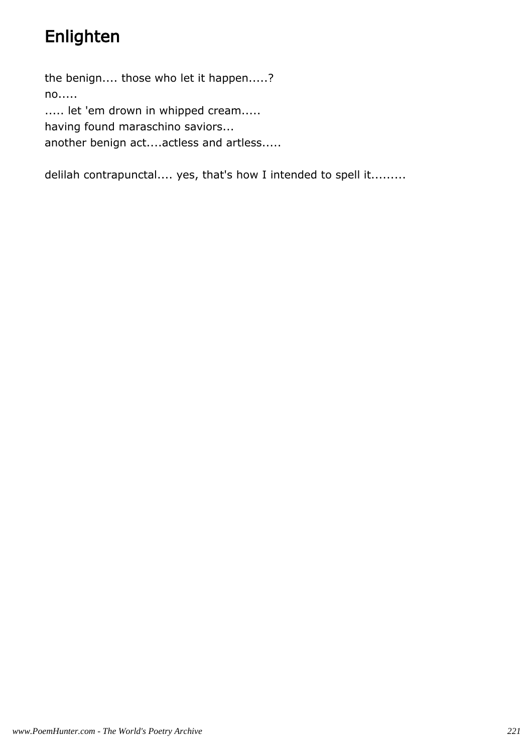# Enlighten

the benign.... those who let it happen.....?
no.....
..... let 'em drown in whipped cream.....
having found maraschino saviors...
another benign act....actless and artless.....

delilah contrapunctal.... yes, that's how I intended to spell it.........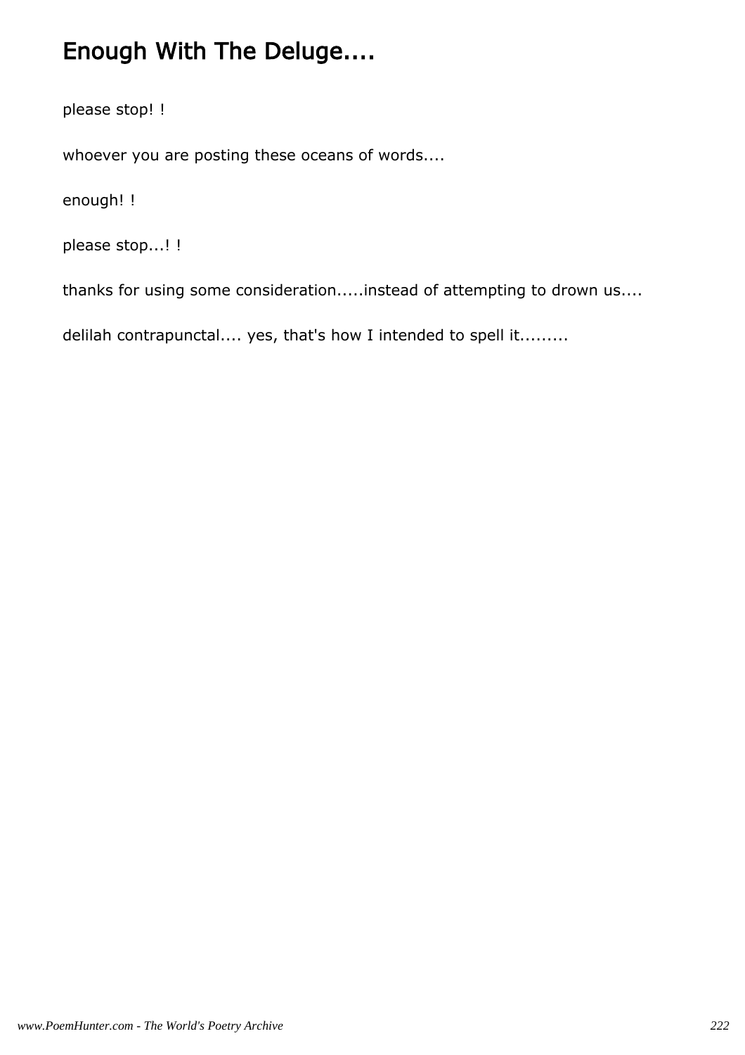# Enough With The Deluge....

please stop! !

whoever you are posting these oceans of words....

enough! !

please stop...! !

thanks for using some consideration.....instead of attempting to drown us....

delilah contrapunctal.... yes, that's how I intended to spell it.........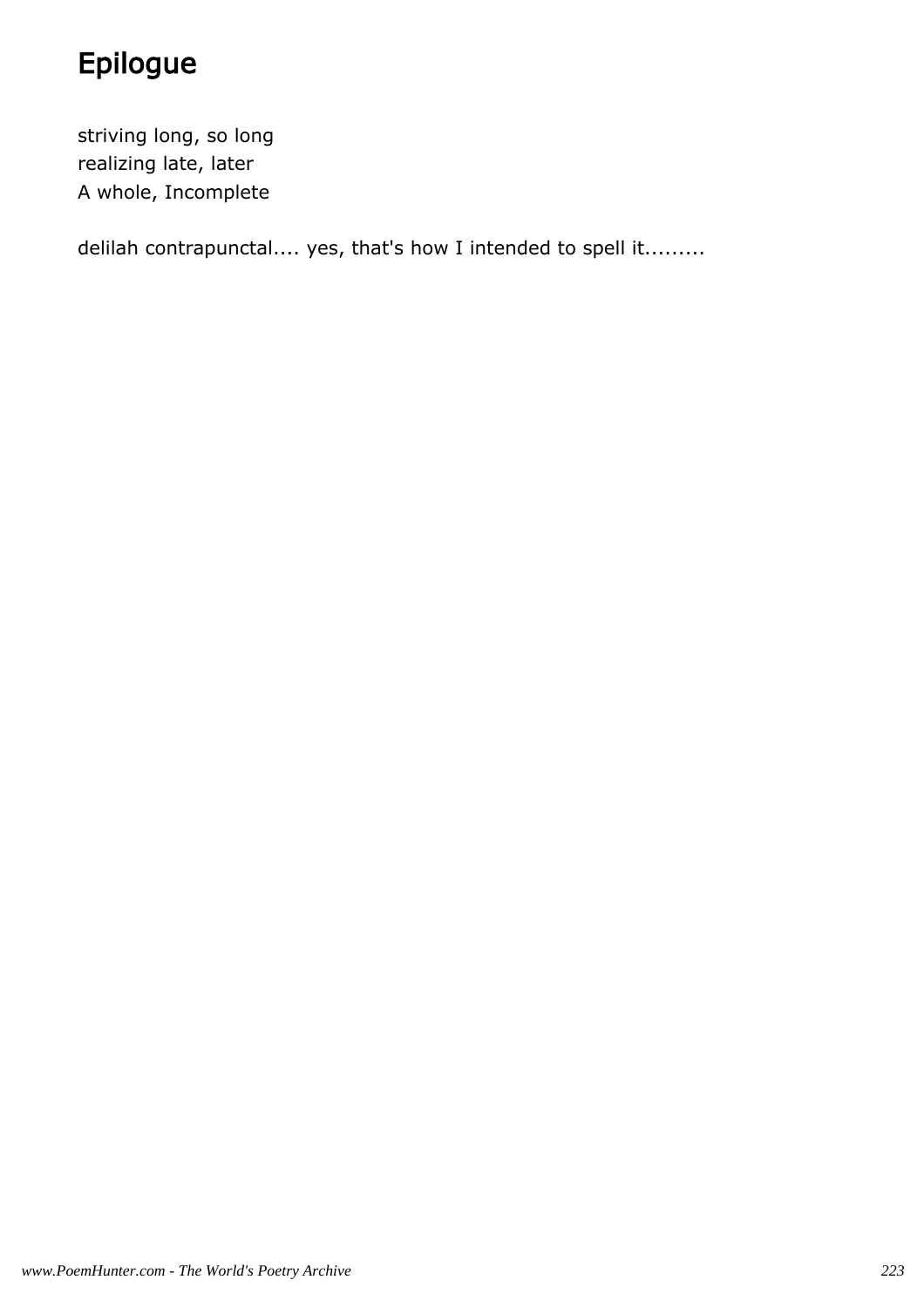# Epilogue

striving long, so long  
realizing late, later  
A whole, Incomplete

delilah contrapunctal.... yes, that's how I intended to spell it.........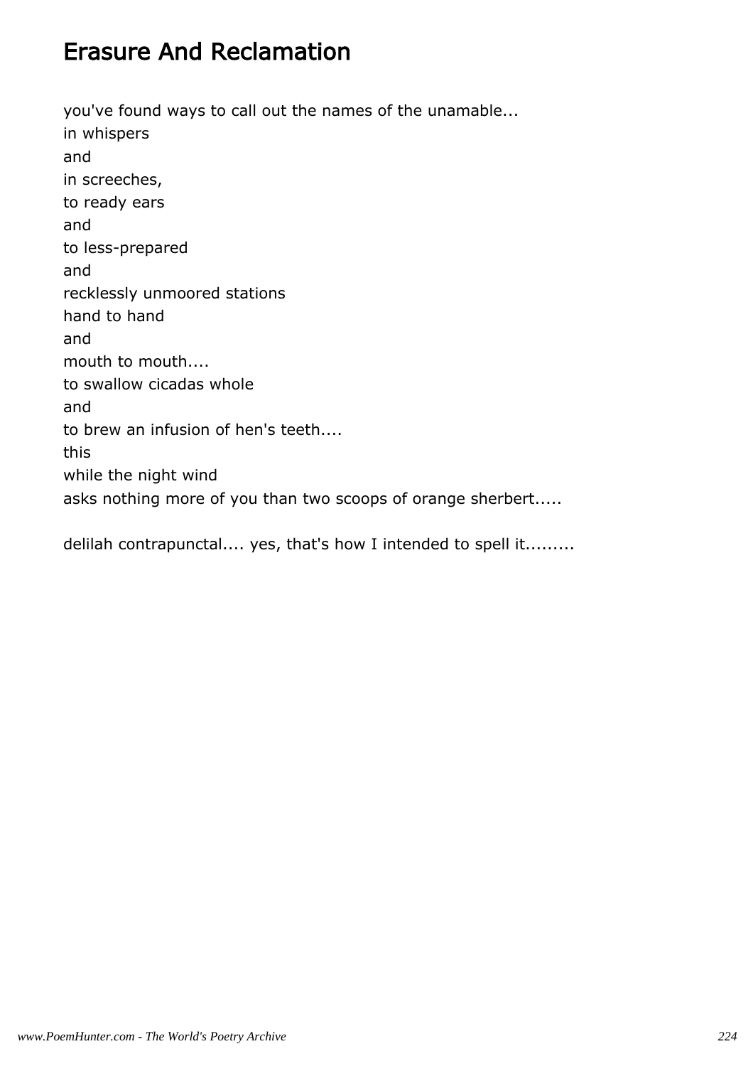# Erasure And Reclamation

you've found ways to call out the names of the unamable...
in whispers
and
in screeches,
to ready ears
and
to less-prepared
and
recklessly unmoored stations
hand to hand
and
mouth to mouth....
to swallow cicadas whole
and
to brew an infusion of hen's teeth....
this
while the night wind
asks nothing more of you than two scoops of orange sherbert.....

delilah contrapunctal.... yes, that's how I intended to spell it.........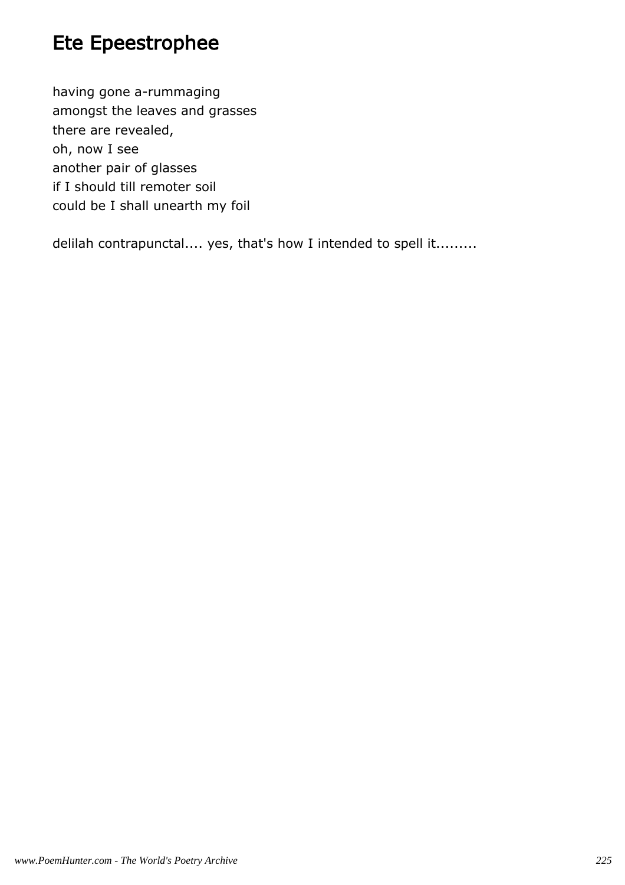# Ete Epeestrophee

having gone a-rummaging  
amongst the leaves and grasses  
there are revealed,  
oh, now I see  
another pair of glasses  
if I should till remoter soil  
could be I shall unearth my foil

delilah contrapunctal.... yes, that's how I intended to spell it.........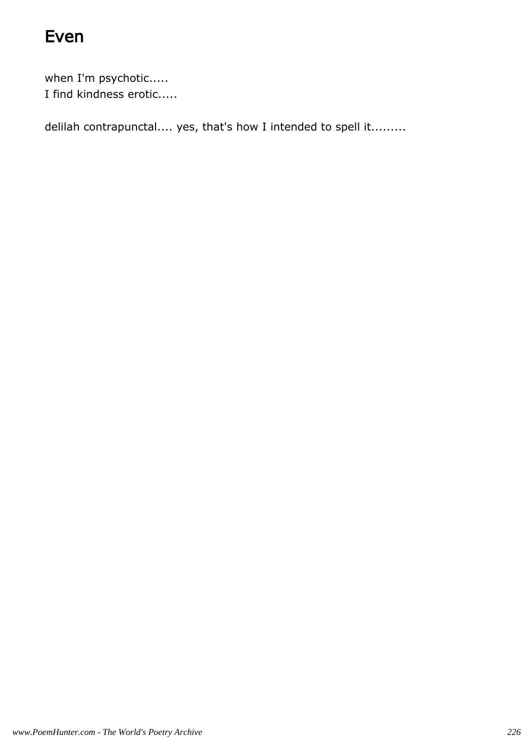# Even

when I'm psychotic.....
I find kindness erotic.....

delilah contrapunctal.... yes, that's how I intended to spell it.........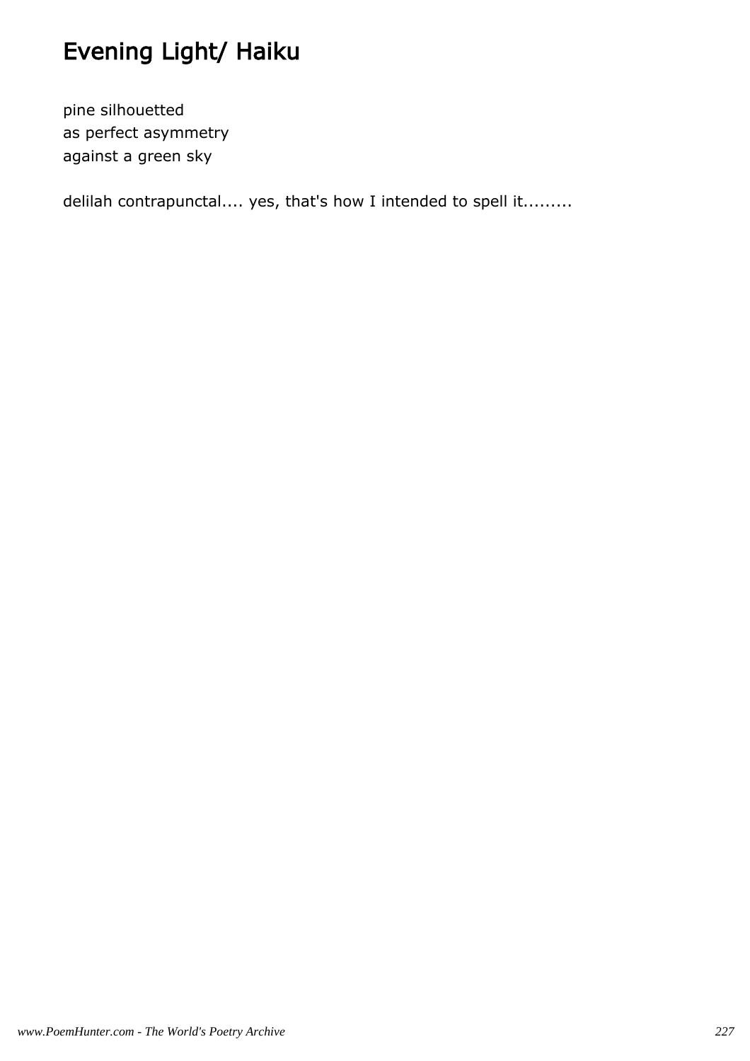# Evening Light/ Haiku

pine silhouetted
as perfect asymmetry
against a green sky

delilah contrapunctal.... yes, that's how I intended to spell it.........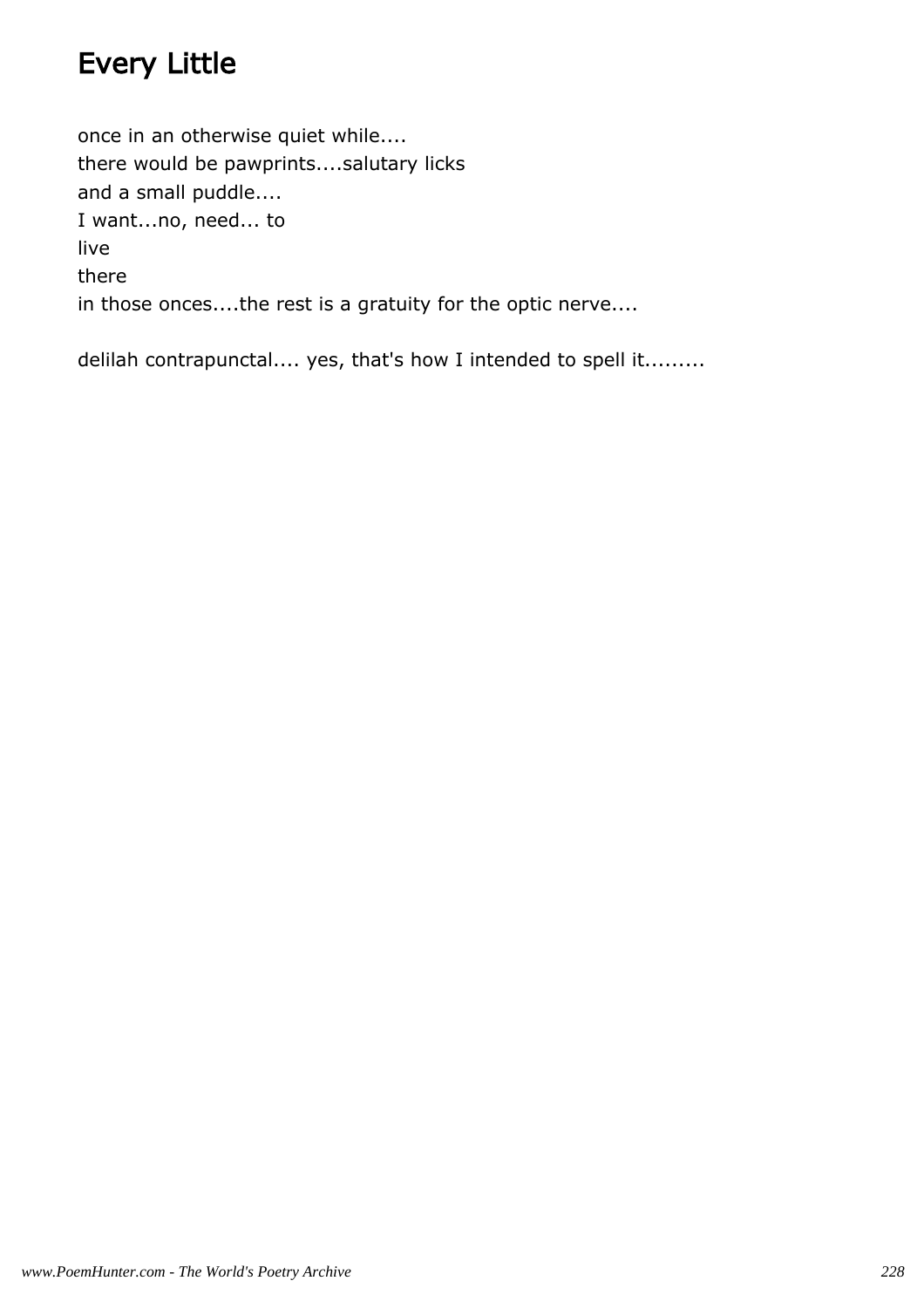# Every Little

once in an otherwise quiet while....
there would be pawprints....salutary licks
and a small puddle....
I want...no, need... to
live
there
in those onces....the rest is a gratuity for the optic nerve....

delilah contrapunctal.... yes, that's how I intended to spell it.........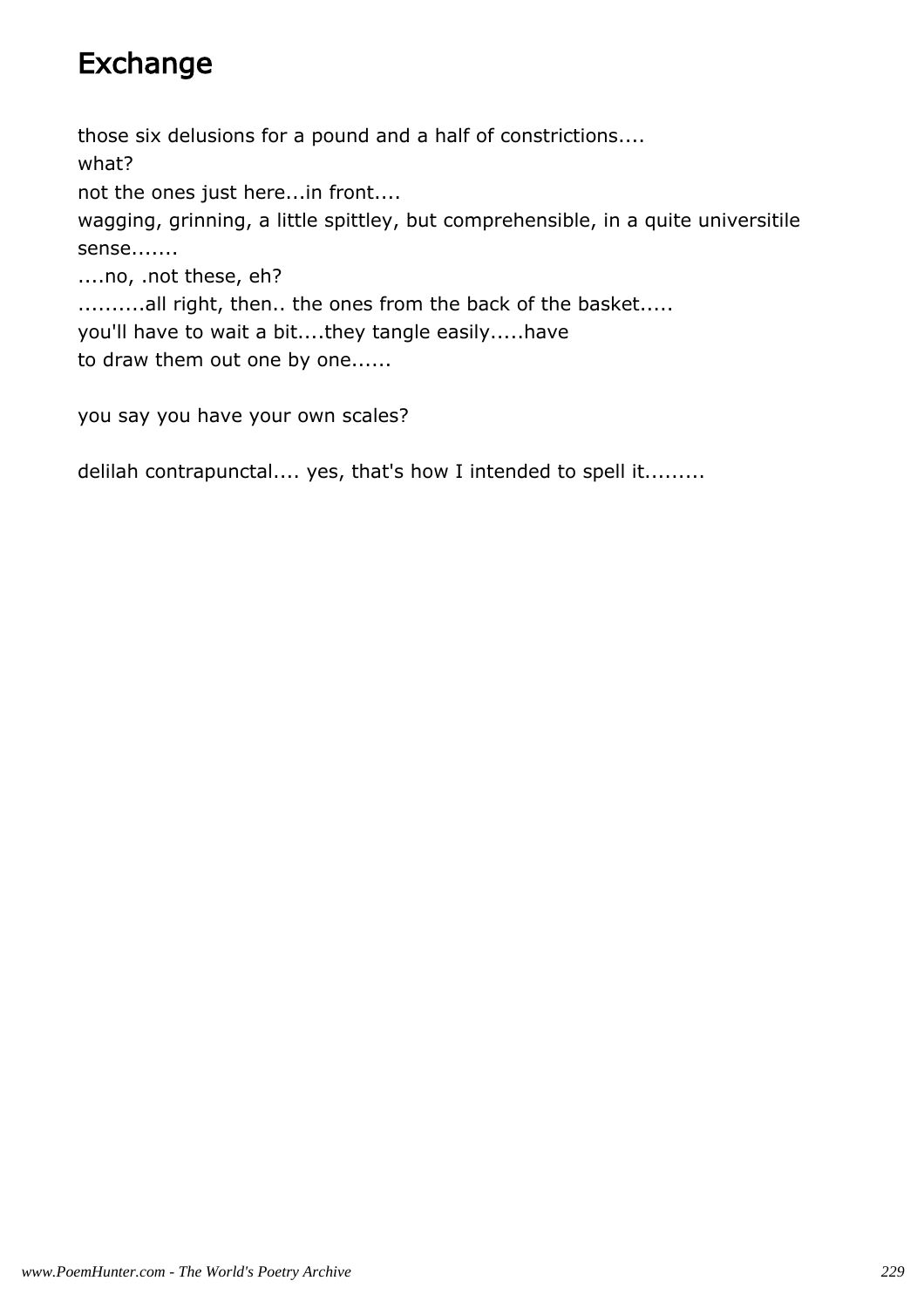# Exchange

those six delusions for a pound and a half of constrictions....  
what?  
not the ones just here...in front....  
wagging, grinning, a little spittley, but comprehensible, in a quite universitile sense.......  
....no, .not these, eh?  
..........all right, then.. the ones from the back of the basket.....  
you'll have to wait a bit....they tangle easily.....have  
to draw them out one by one......

you say you have your own scales?

delilah contrapunctal.... yes, that's how I intended to spell it.........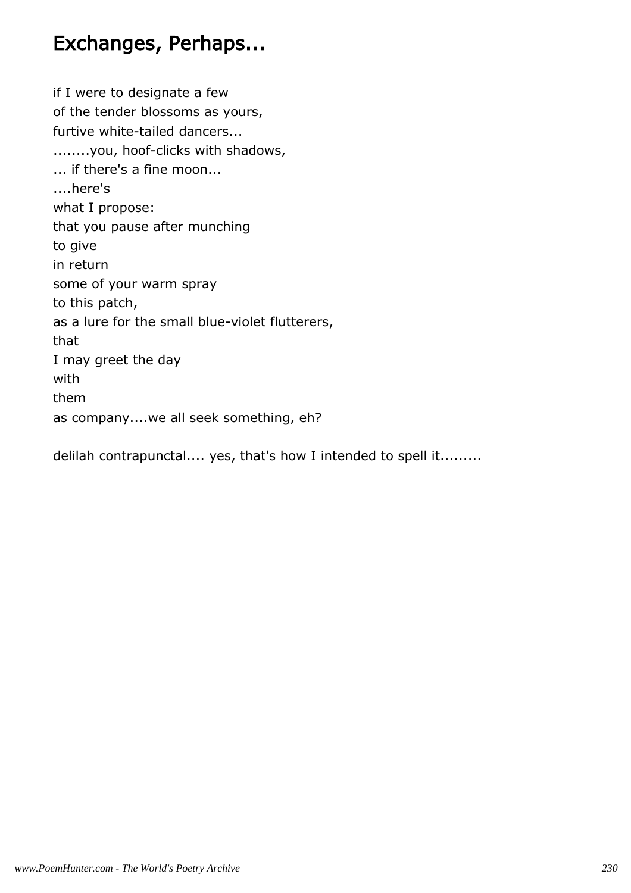# Exchanges, Perhaps...

if I were to designate a few
of the tender blossoms as yours,
furtive white-tailed dancers...
........you, hoof-clicks with shadows,
... if there's a fine moon...
....here's
what I propose:
that you pause after munching
to give
in return
some of your warm spray
to this patch,
as a lure for the small blue-violet flutterers,
that
I may greet the day
with
them
as company....we all seek something, eh?

delilah contrapunctal.... yes, that's how I intended to spell it.........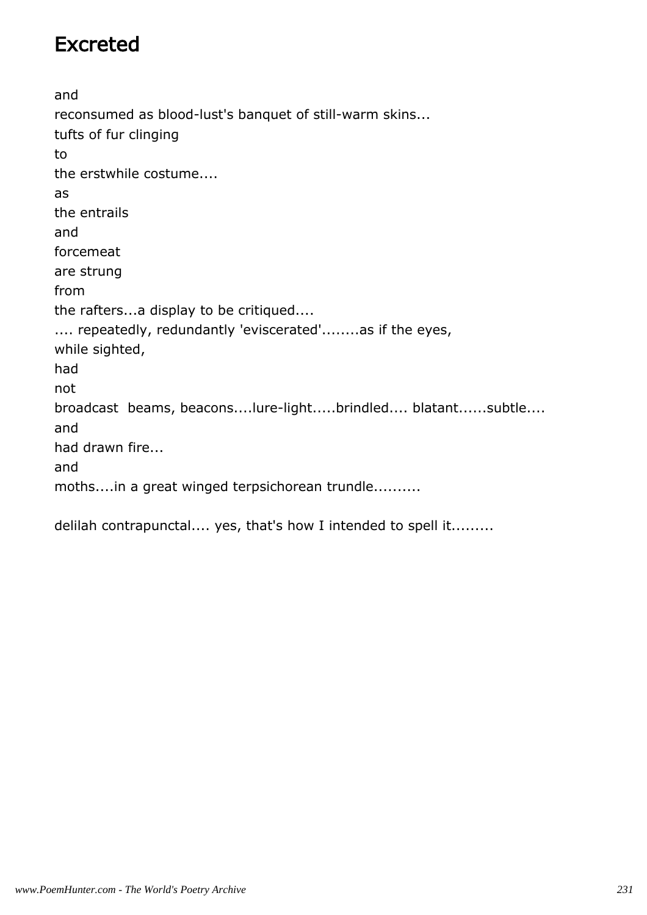# Excreted

and
reconsumed as blood-lust's banquet of still-warm skins...
tufts of fur clinging
to
the erstwhile costume....
as
the entrails
and
forcemeat
are strung
from
the rafters...a display to be critiqued....
.... repeatedly, redundantly 'eviscerated'........as if the eyes,
while sighted,
had
not
broadcast beams, beacons....lure-light.....brindled.... blatant......subtle....
and
had drawn fire...
and
moths....in a great winged terpsichorean trundle..........

delilah contrapunctal.... yes, that's how I intended to spell it.........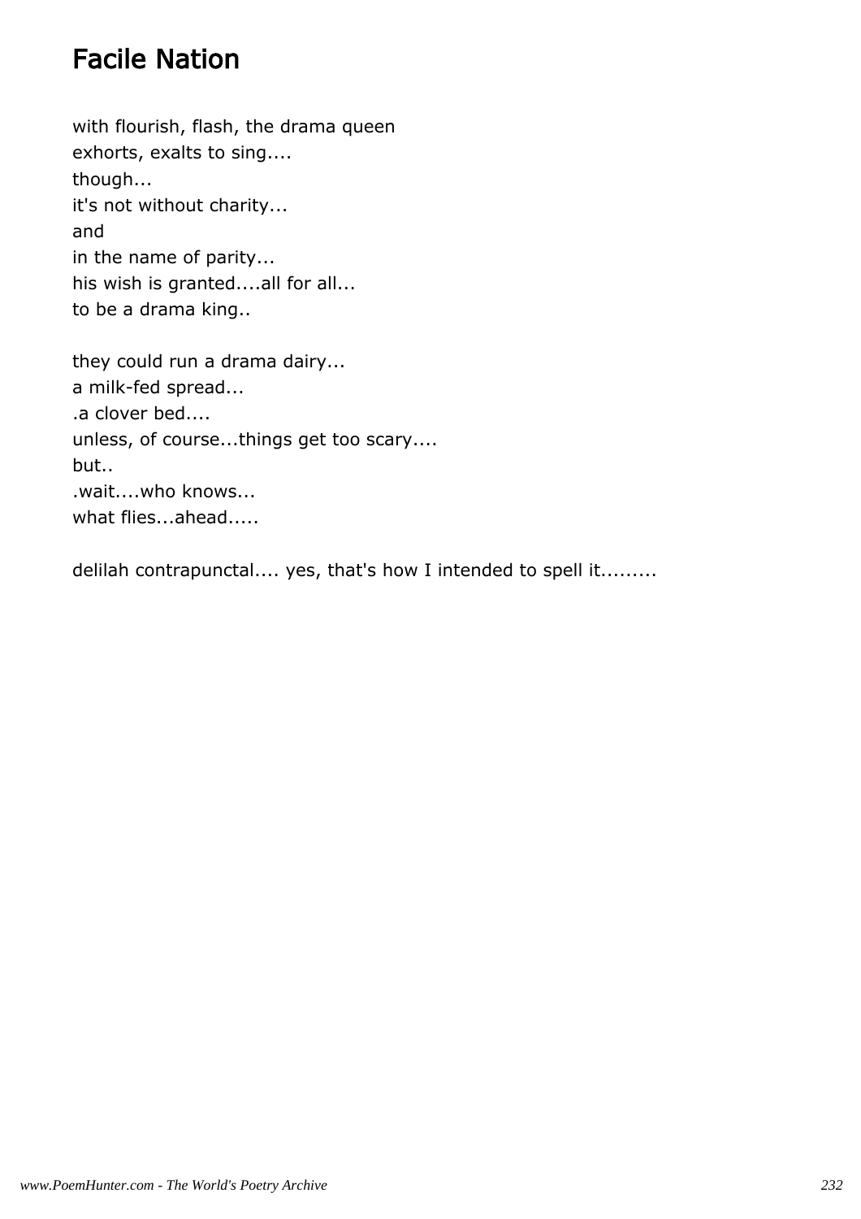# Facile Nation

with flourish, flash, the drama queen  
exhorts, exalts to sing....  
though...  
it's not without charity...  
and  
in the name of parity...  
his wish is granted....all for all...  
to be a drama king..

they could run a drama dairy...  
a milk-fed spread...  
.a clover bed....  
unless, of course...things get too scary....  
but..  
.wait....who knows...  
what flies...ahead.....

delilah contrapunctal.... yes, that's how I intended to spell it.........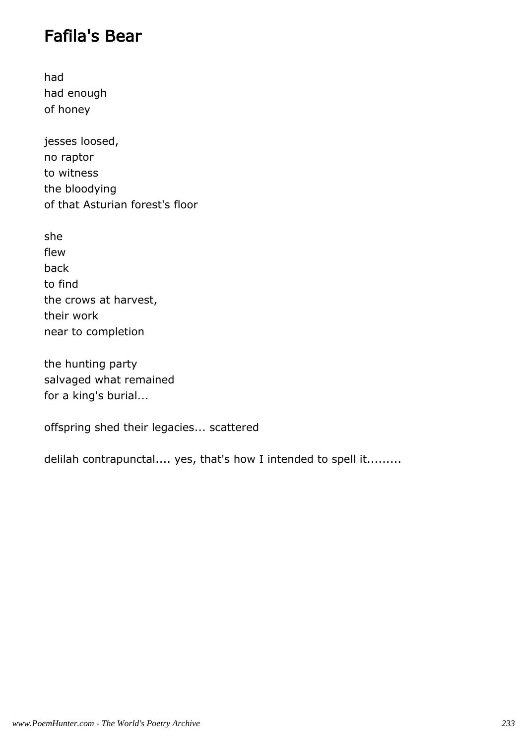# Fafila's Bear

had
had enough
of honey

jesses loosed,
no raptor
to witness
the bloodying
of that Asturian forest's floor

she
flew
back
to find
the crows at harvest,
their work
near to completion

the hunting party
salvaged what remained
for a king's burial...

offspring shed their legacies... scattered

delilah contrapunctal.... yes, that's how I intended to spell it.........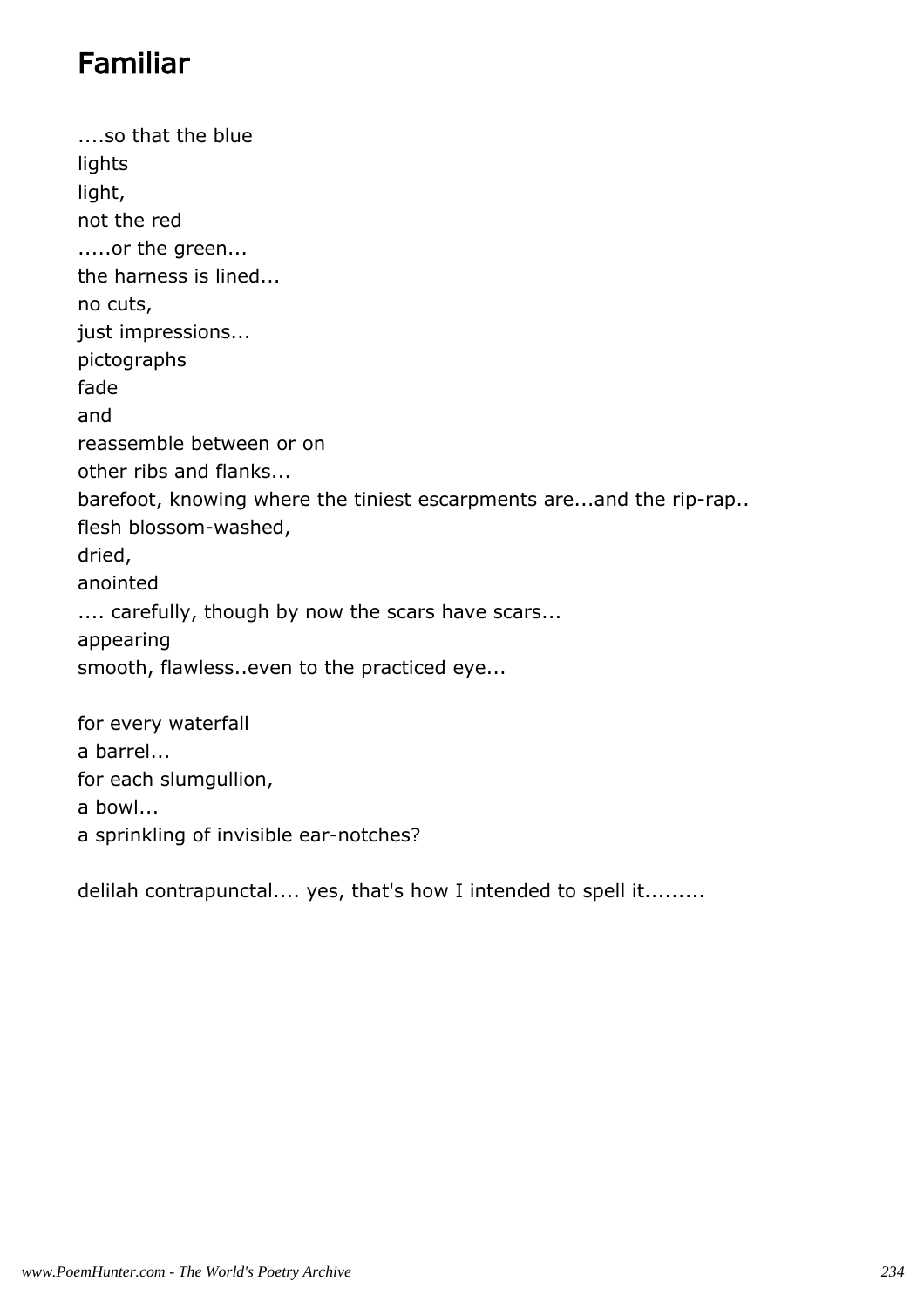## Familiar

....so that the blue
lights
light,
not the red
.....or the green...
the harness is lined...
no cuts,
just impressions...
pictographs
fade
and
reassemble between or on
other ribs and flanks...
barefoot, knowing where the tiniest escarpments are...and the rip-rap..
flesh blossom-washed,
dried,
anointed
.... carefully, though by now the scars have scars...
appearing
smooth, flawless..even to the practiced eye...

for every waterfall
a barrel...
for each slumgullion,
a bowl...
a sprinkling of invisible ear-notches?

delilah contrapunctal.... yes, that's how I intended to spell it.........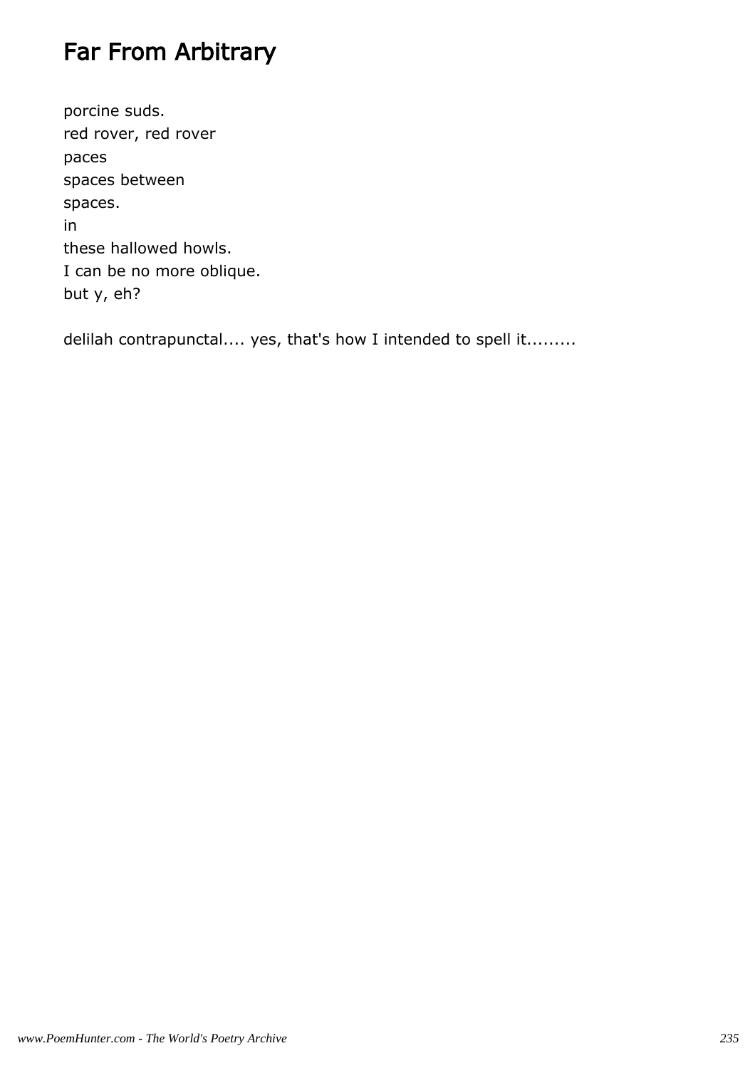# Far From Arbitrary

porcine suds.  
red rover, red rover  
paces  
spaces between  
spaces.  
in  
these hallowed howls.  
I can be no more oblique.  
but y, eh?

delilah contrapunctal.... yes, that's how I intended to spell it.........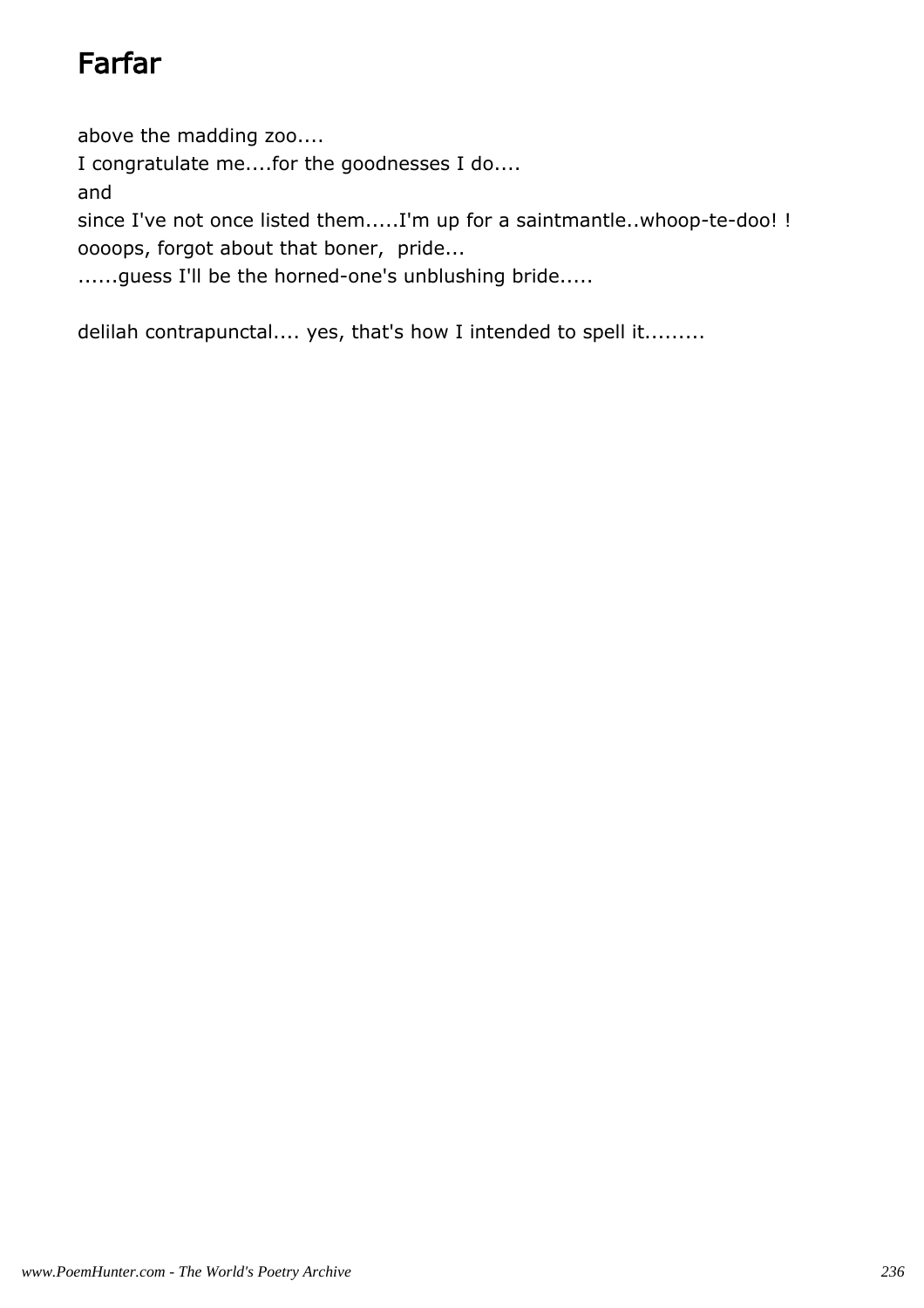# Farfar

above the madding zoo....  
I congratulate me....for the goodnesses I do....  
and  
since I've not once listed them.....I'm up for a saintmantle..whoop-te-doo! !  
oooops, forgot about that boner,  pride...  
......guess I'll be the horned-one's unblushing bride.....

delilah contrapunctal.... yes, that's how I intended to spell it.........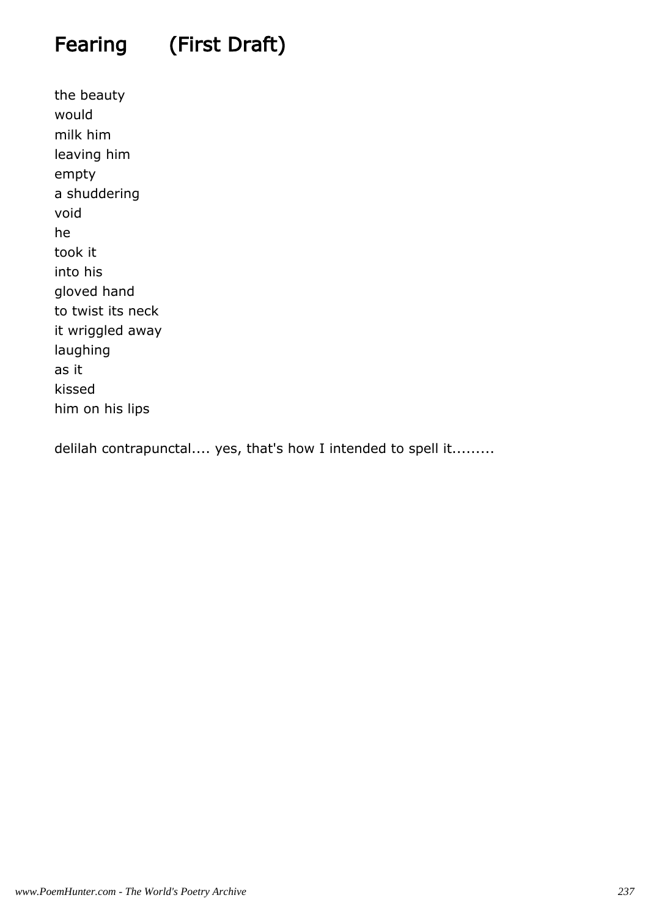# Fearing (First Draft)

the beauty
would
milk him
leaving him
empty
a shuddering
void
he
took it
into his
gloved hand
to twist its neck
it wriggled away
laughing
as it
kissed
him on his lips

delilah contrapunctal.... yes, that's how I intended to spell it.........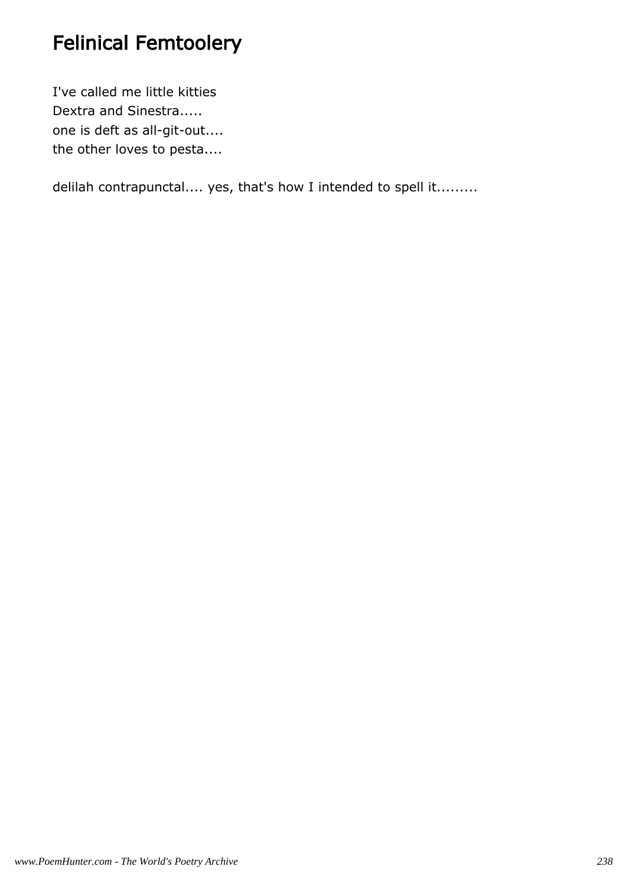# Felinical Femtoolery

I've called me little kitties  
Dextra and Sinestra.....  
one is deft as all-git-out....  
the other loves to pesta....

delilah contrapunctal.... yes, that's how I intended to spell it.........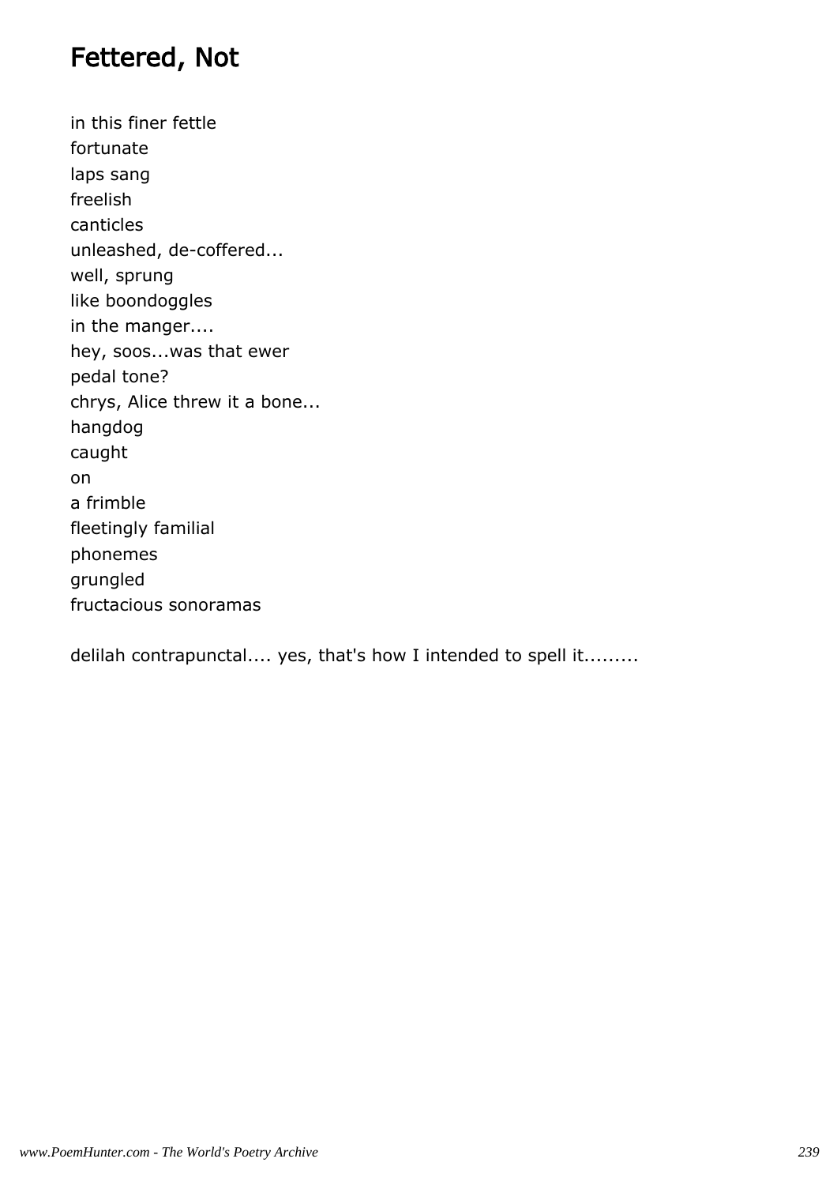# Fettered, Not

in this finer fettle  
fortunate  
laps sang  
freelish  
canticles  
unleashed, de-coffered...  
well, sprung  
like boondoggles  
in the manger....  
hey, soos...was that ewer  
pedal tone?  
chrys, Alice threw it a bone...  
hangdog  
caught  
on  
a frimble  
fleetingly familial  
phonemes  
grungled  
fructacious sonoramas

delilah contrapunctal.... yes, that's how I intended to spell it.........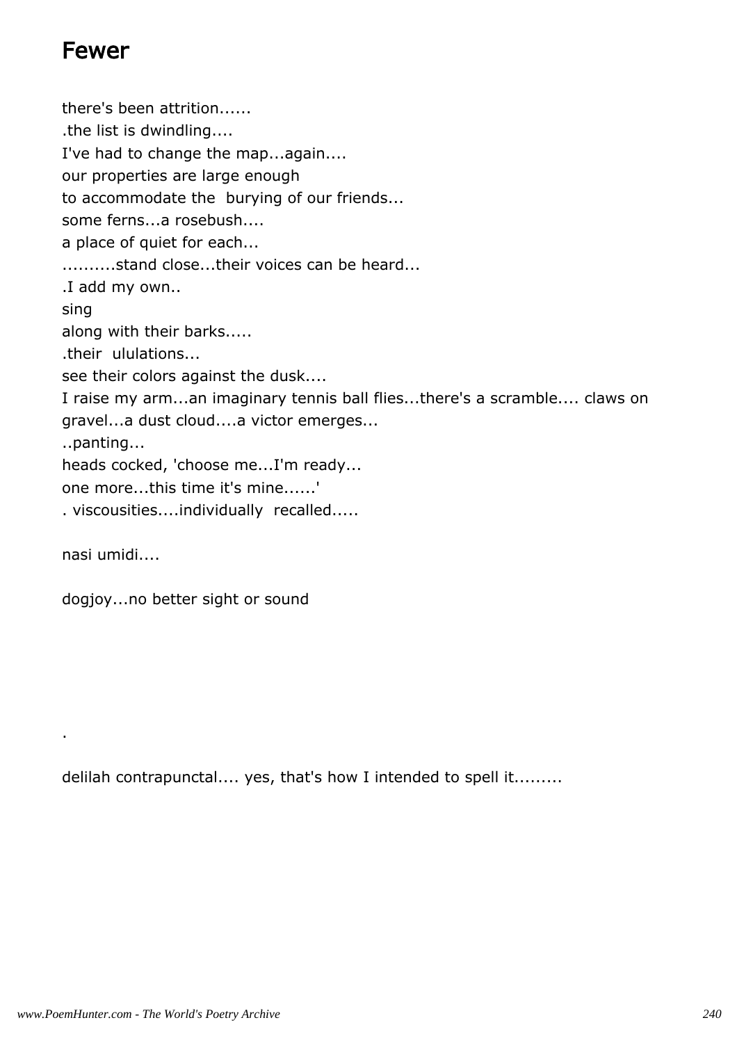# Fewer

there's been attrition......
.the list is dwindling....
I've had to change the map...again....
our properties are large enough
to accommodate the burying of our friends...
some ferns...a rosebush....
a place of quiet for each...
..........stand close...their voices can be heard...
.I add my own..
sing
along with their barks.....
.their ululations...
see their colors against the dusk....
I raise my arm...an imaginary tennis ball flies...there's a scramble.... claws on gravel...a dust cloud....a victor emerges...
..panting...
heads cocked, 'choose me...I'm ready...
one more...this time it's mine......'
. viscousities....individually recalled.....

nasi umidi....

dogjoy...no better sight or sound

.

delilah contrapunctal.... yes, that's how I intended to spell it.........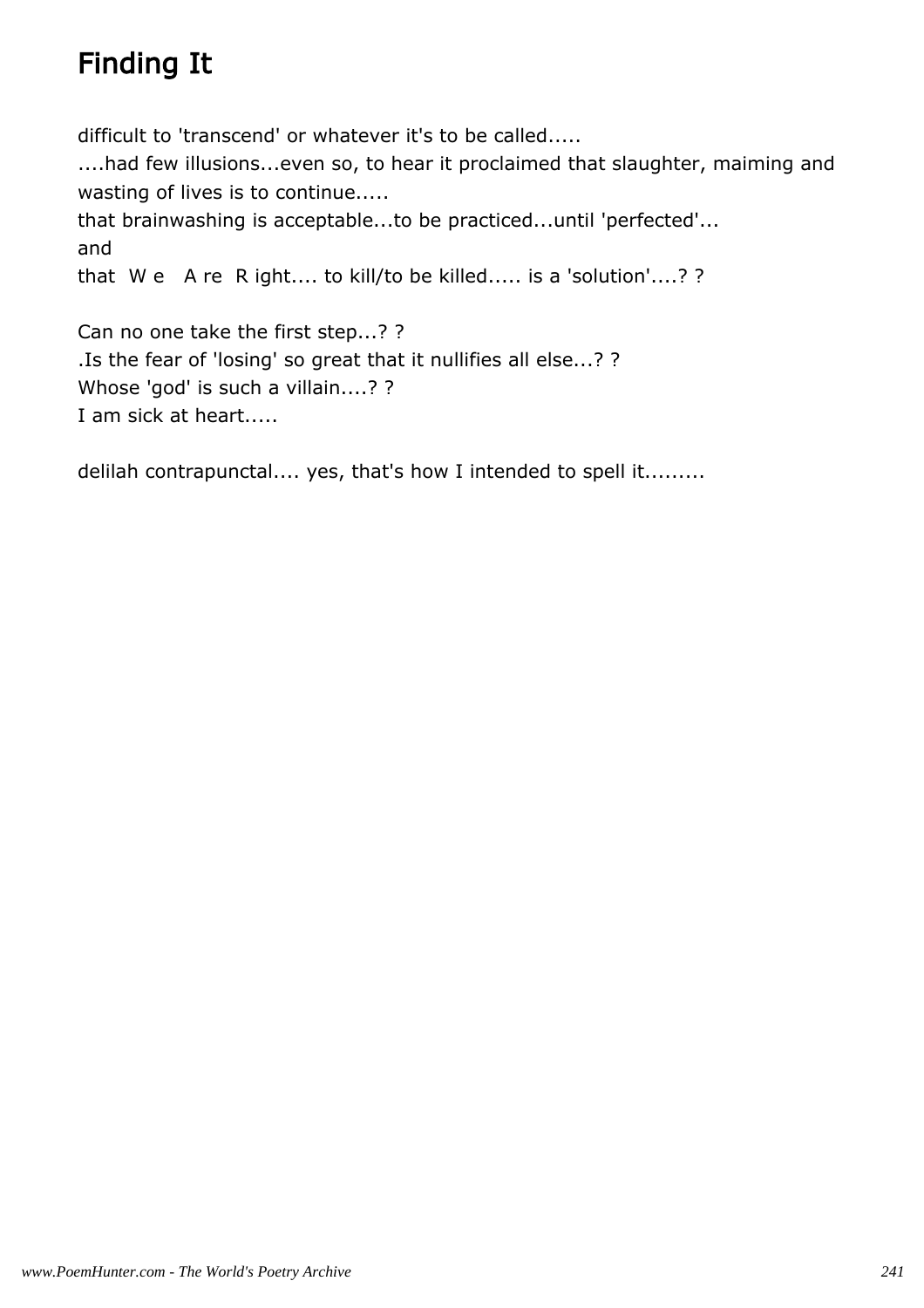# Finding It

difficult to 'transcend' or whatever it's to be called.....
....had few illusions...even so, to hear it proclaimed that slaughter, maiming and wasting of lives is to continue.....
that brainwashing is acceptable...to be practiced...until 'perfected'...
and
that  W e   A re  R ight.... to kill/to be killed..... is a 'solution'....? ?

Can no one take the first step...? ?
.Is the fear of 'losing' so great that it nullifies all else...? ?
Whose 'god' is such a villain....? ?
I am sick at heart.....

delilah contrapunctal.... yes, that's how I intended to spell it.........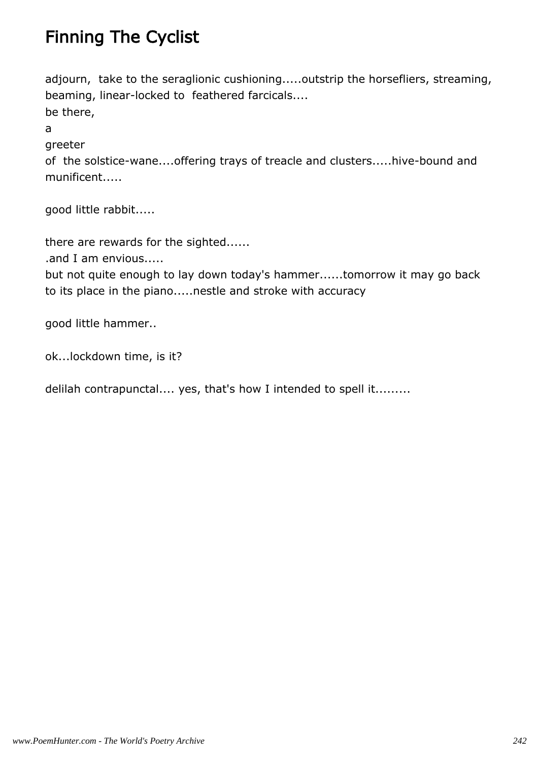# Finning The Cyclist

adjourn,  take to the seraglionic cushioning.....outstrip the horsefliers, streaming, beaming, linear-locked to  feathered farcicals....
be there,
a
greeter
of  the solstice-wane....offering trays of treacle and clusters.....hive-bound and munificent.....

good little rabbit.....

there are rewards for the sighted......
.and I am envious.....
but not quite enough to lay down today's hammer......tomorrow it may go back to its place in the piano.....nestle and stroke with accuracy

good little hammer..

ok...lockdown time, is it?

delilah contrapunctal.... yes, that's how I intended to spell it.........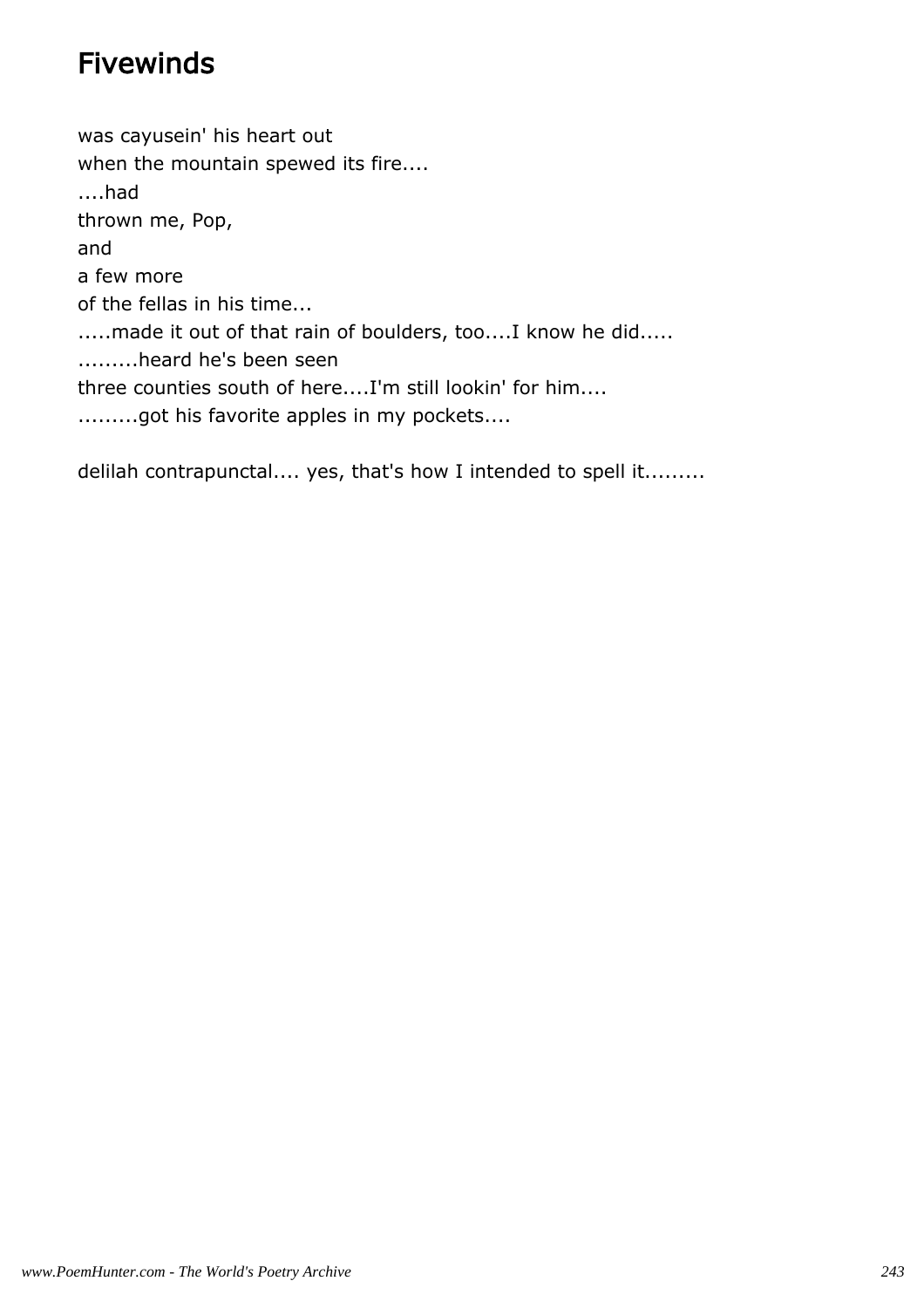# Fivewinds

was cayusein' his heart out
when the mountain spewed its fire....
....had
thrown me, Pop,
and
a few more
of the fellas in his time...
.....made it out of that rain of boulders, too....I know he did.....
.........heard he's been seen
three counties south of here....I'm still lookin' for him....
.........got his favorite apples in my pockets....

delilah contrapunctal.... yes, that's how I intended to spell it.........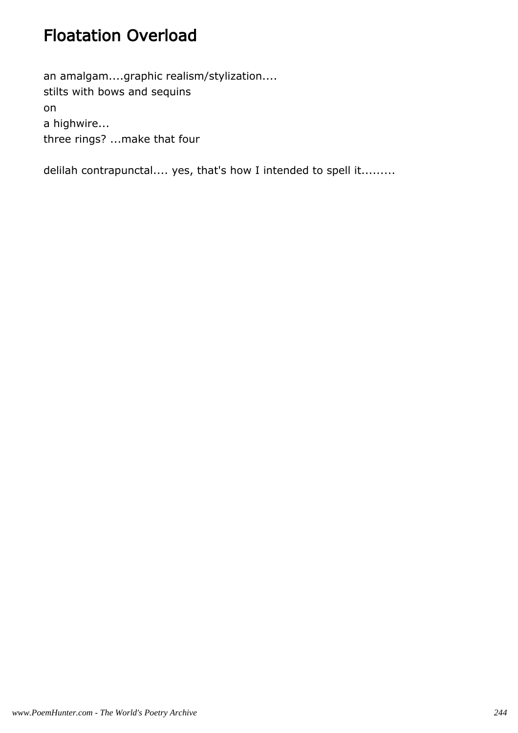## Floatation Overload

an amalgam....graphic realism/stylization....  
stilts with bows and sequins  
on  
a highwire...  
three rings? ...make that four

delilah contrapunctal.... yes, that's how I intended to spell it.........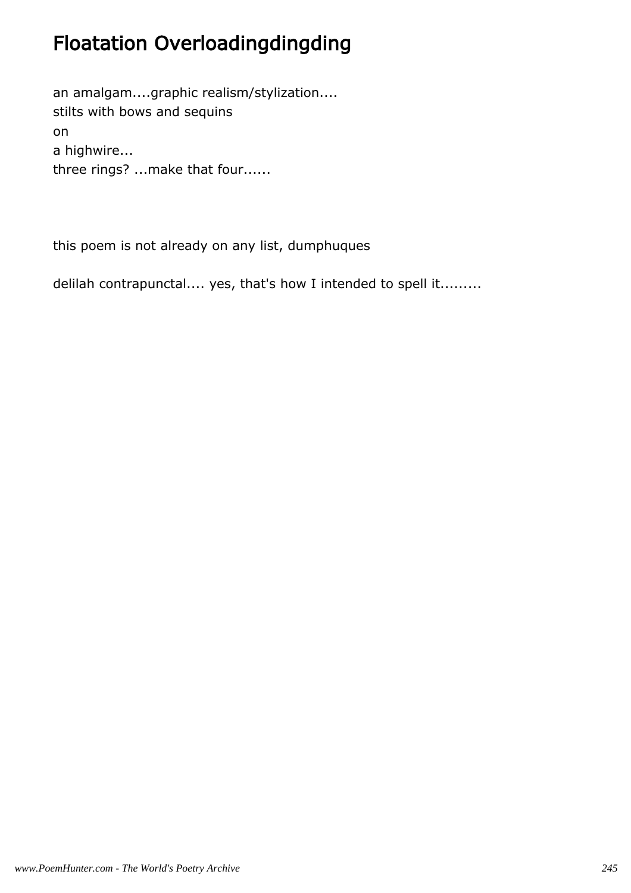# Floatation Overloadingdingding

an amalgam....graphic realism/stylization....
stilts with bows and sequins
on
a highwire...
three rings? ...make that four......

this poem is not already on any list, dumphuques

delilah contrapunctal.... yes, that's how I intended to spell it.........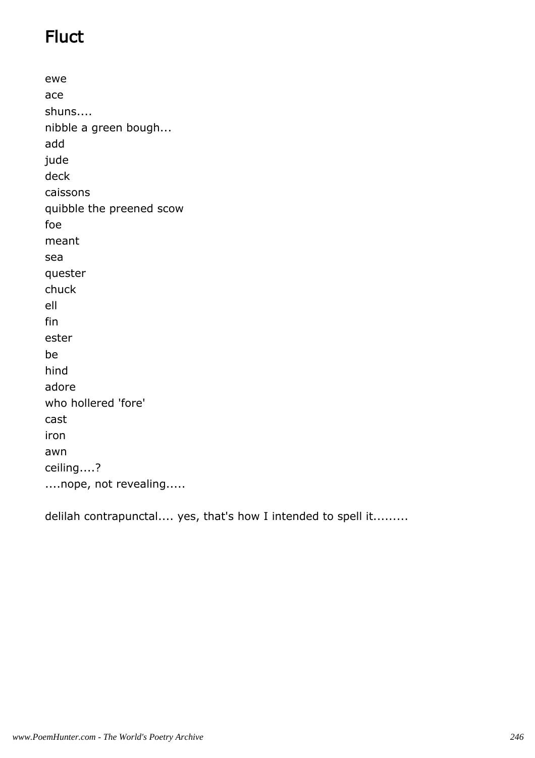# Fluct

ewe
ace
shuns....
nibble a green bough...
add
jude
deck
caissons
quibble the preened scow
foe
meant
sea
quester
chuck
ell
fin
ester
be
hind
adore
who hollered 'fore'
cast
iron
awn
ceiling....?
....nope, not revealing.....

delilah contrapunctal.... yes, that's how I intended to spell it.........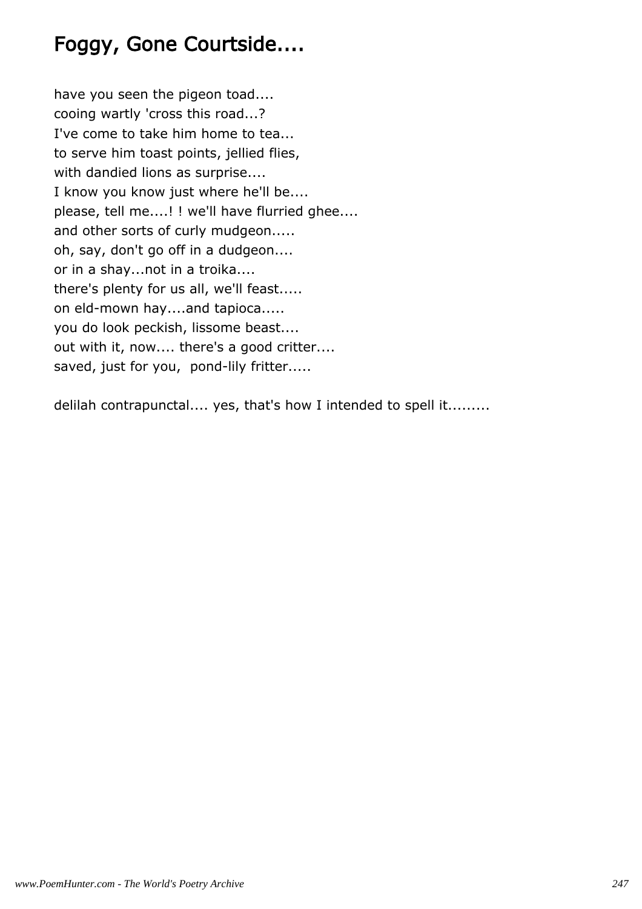# Foggy, Gone Courtside....

have you seen the pigeon toad....  
cooing wartly 'cross this road...?  
I've come to take him home to tea...  
to serve him toast points, jellied flies,  
with dandied lions as surprise....  
I know you know just where he'll be....  
please, tell me....! ! we'll have flurried ghee....  
and other sorts of curly mudgeon.....  
oh, say, don't go off in a dudgeon....  
or in a shay...not in a troika....  
there's plenty for us all, we'll feast.....  
on eld-mown hay....and tapioca.....  
you do look peckish, lissome beast....  
out with it, now.... there's a good critter....  
saved, just for you,  pond-lily fritter.....

delilah contrapunctal.... yes, that's how I intended to spell it.........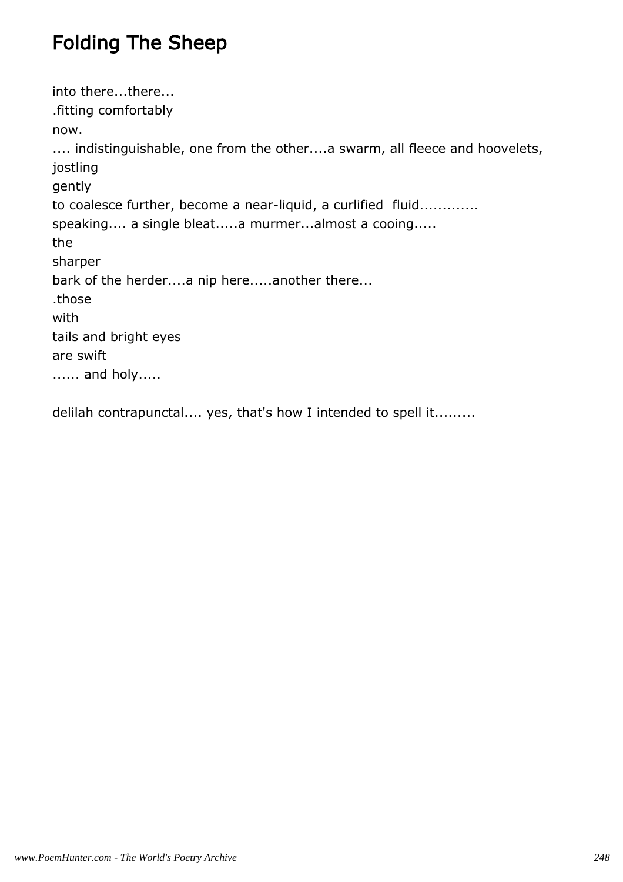# Folding The Sheep

into there...there...
.fitting comfortably
now.
.... indistinguishable, one from the other....a swarm, all fleece and hoovelets,
jostling
gently
to coalesce further, become a near-liquid, a curlified fluid.............
speaking.... a single bleat.....a murmer...almost a cooing.....
the
sharper
bark of the herder....a nip here.....another there...
.those
with
tails and bright eyes
are swift
...... and holy.....

delilah contrapunctal.... yes, that's how I intended to spell it.........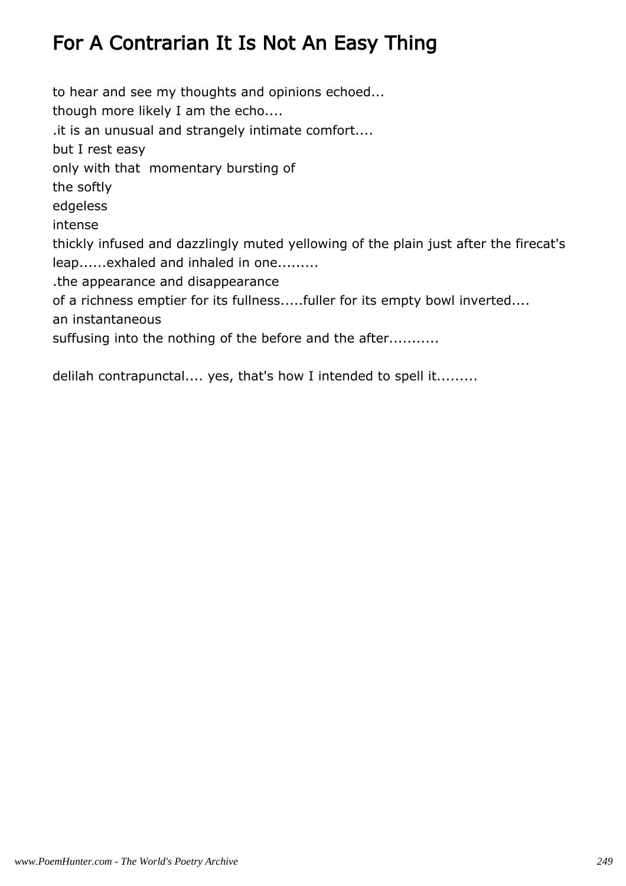# For A Contrarian It Is Not An Easy Thing

to hear and see my thoughts and opinions echoed...  
though more likely I am the echo....  
.it is an unusual and strangely intimate comfort....  
but I rest easy  
only with that  momentary bursting of  
the softly  
edgeless  
intense  
thickly infused and dazzlingly muted yellowing of the plain just after the firecat's leap......exhaled and inhaled in one.........  
.the appearance and disappearance  
of a richness emptier for its fullness.....fuller for its empty bowl inverted....  
an instantaneous  
suffusing into the nothing of the before and the after...........

delilah contrapunctal.... yes, that's how I intended to spell it.........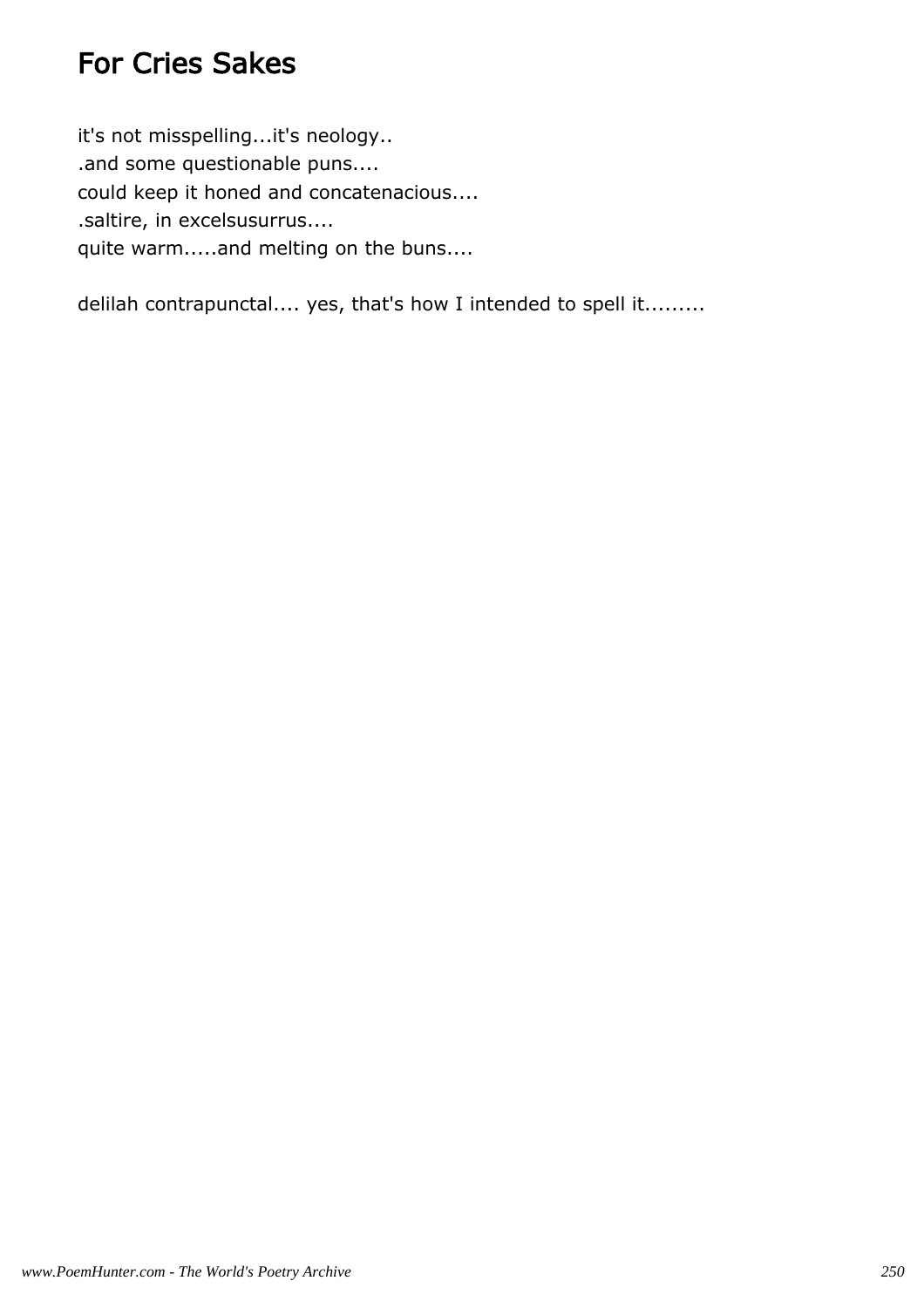# For Cries Sakes

it's not misspelling...it's neology..  
.and some questionable puns....  
could keep it honed and concatenacious....  
.saltire, in excelsusurrus....  
quite warm.....and melting on the buns....

delilah contrapunctal.... yes, that's how I intended to spell it.........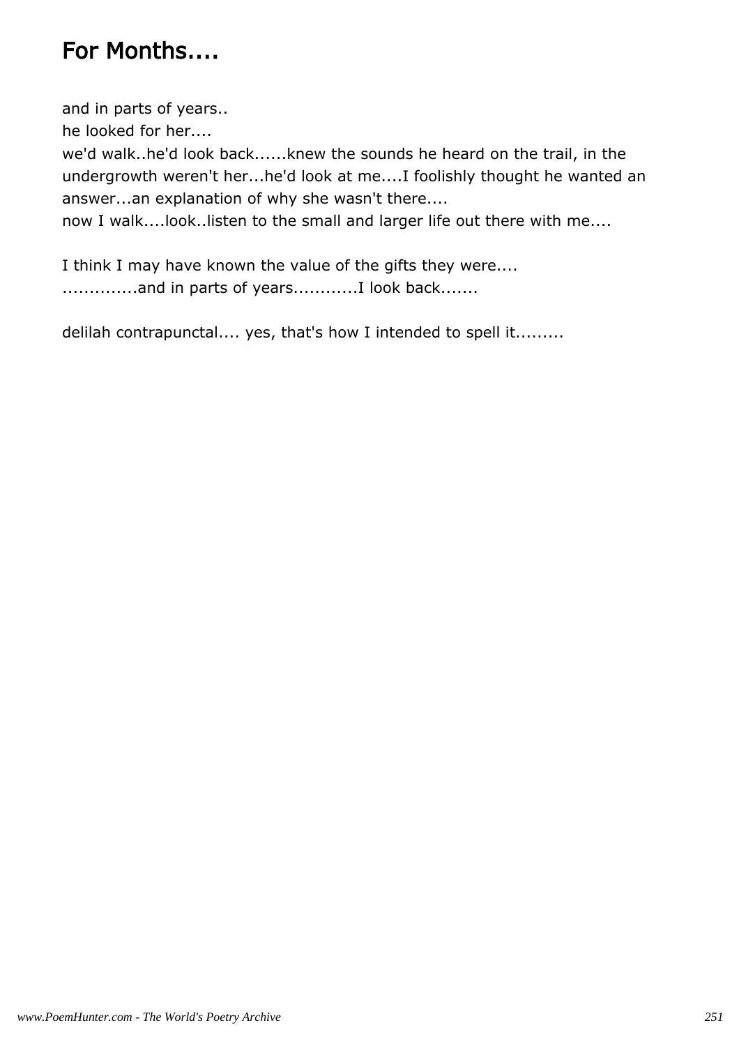# For Months....

and in parts of years..
he looked for her....
we'd walk..he'd look back......knew the sounds he heard on the trail, in the undergrowth weren't her...he'd look at me....I foolishly thought he wanted an answer...an explanation of why she wasn't there....
now I walk....look..listen to the small and larger life out there with me....

I think I may have known the value of the gifts they were....
.............and in parts of years...........I look back.......

delilah contrapunctal.... yes, that's how I intended to spell it.........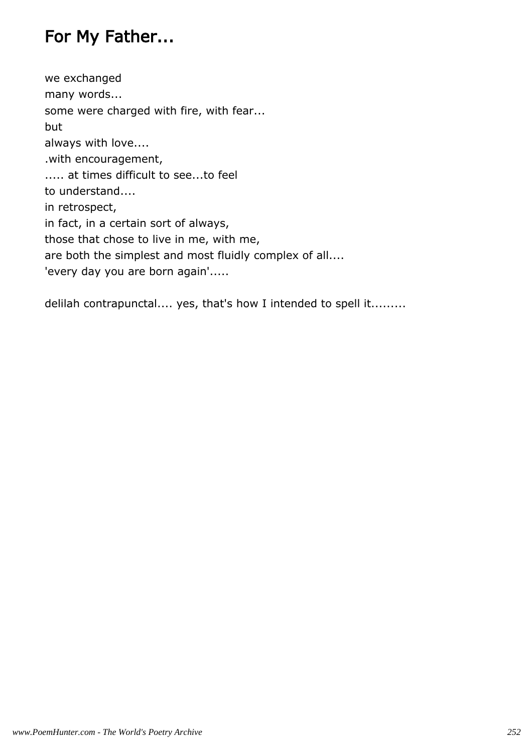# For My Father...

we exchanged
many words...
some were charged with fire, with fear...
but
always with love....
.with encouragement,
..... at times difficult to see...to feel
to understand....
in retrospect,
in fact, in a certain sort of always,
those that chose to live in me, with me,
are both the simplest and most fluidly complex of all....
'every day you are born again'.....

delilah contrapunctal.... yes, that's how I intended to spell it.........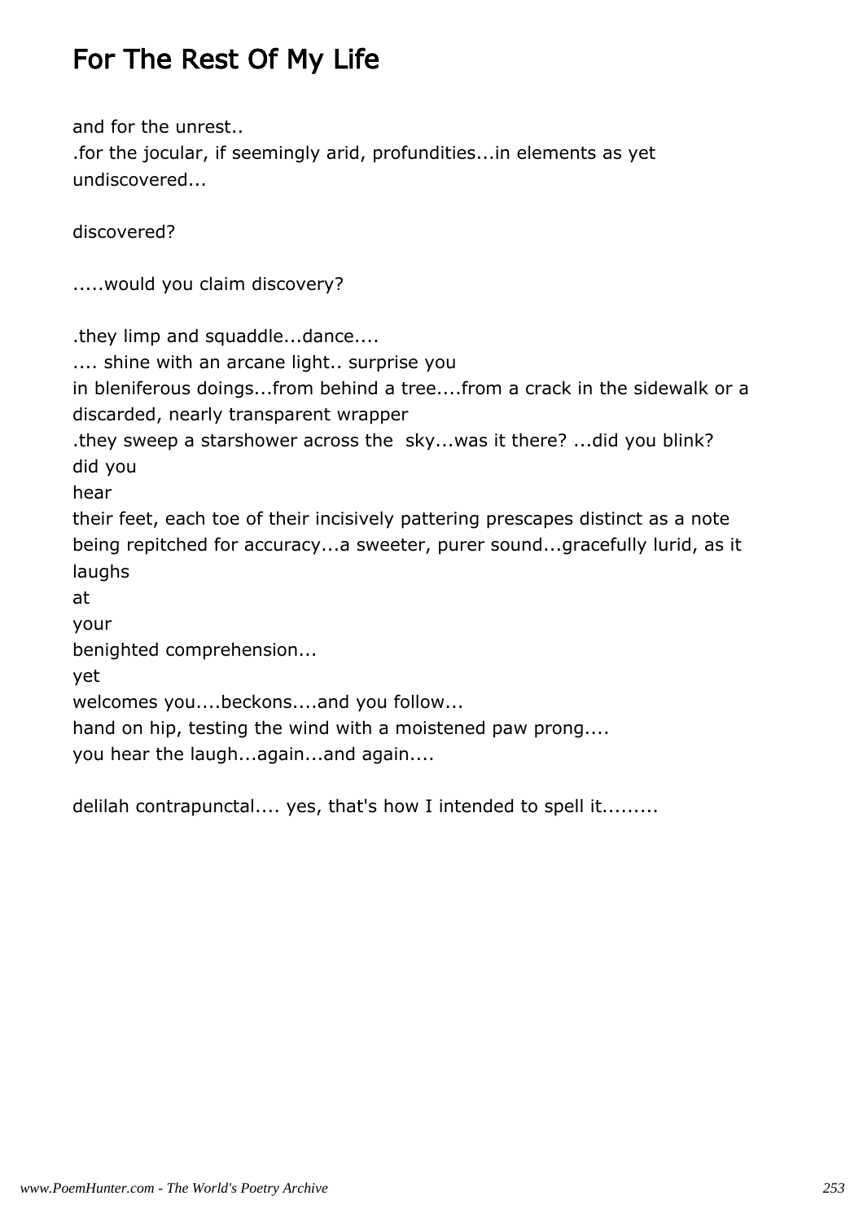# For The Rest Of My Life

and for the unrest..
.for the jocular, if seemingly arid, profundities...in elements as yet undiscovered...

discovered?

.....would you claim discovery?

.they limp and squaddle...dance....
.... shine with an arcane light.. surprise you
in bleniferous doings...from behind a tree....from a crack in the sidewalk or a discarded, nearly transparent wrapper
.they sweep a starshower across the sky...was it there? ...did you blink?
did you
hear
their feet, each toe of their incisively pattering prescapes distinct as a note being repitched for accuracy...a sweeter, purer sound...gracefully lurid, as it laughs
at
your
benighted comprehension...
yet
welcomes you....beckons....and you follow...
hand on hip, testing the wind with a moistened paw prong....
you hear the laugh...again...and again....

delilah contrapunctal.... yes, that's how I intended to spell it.........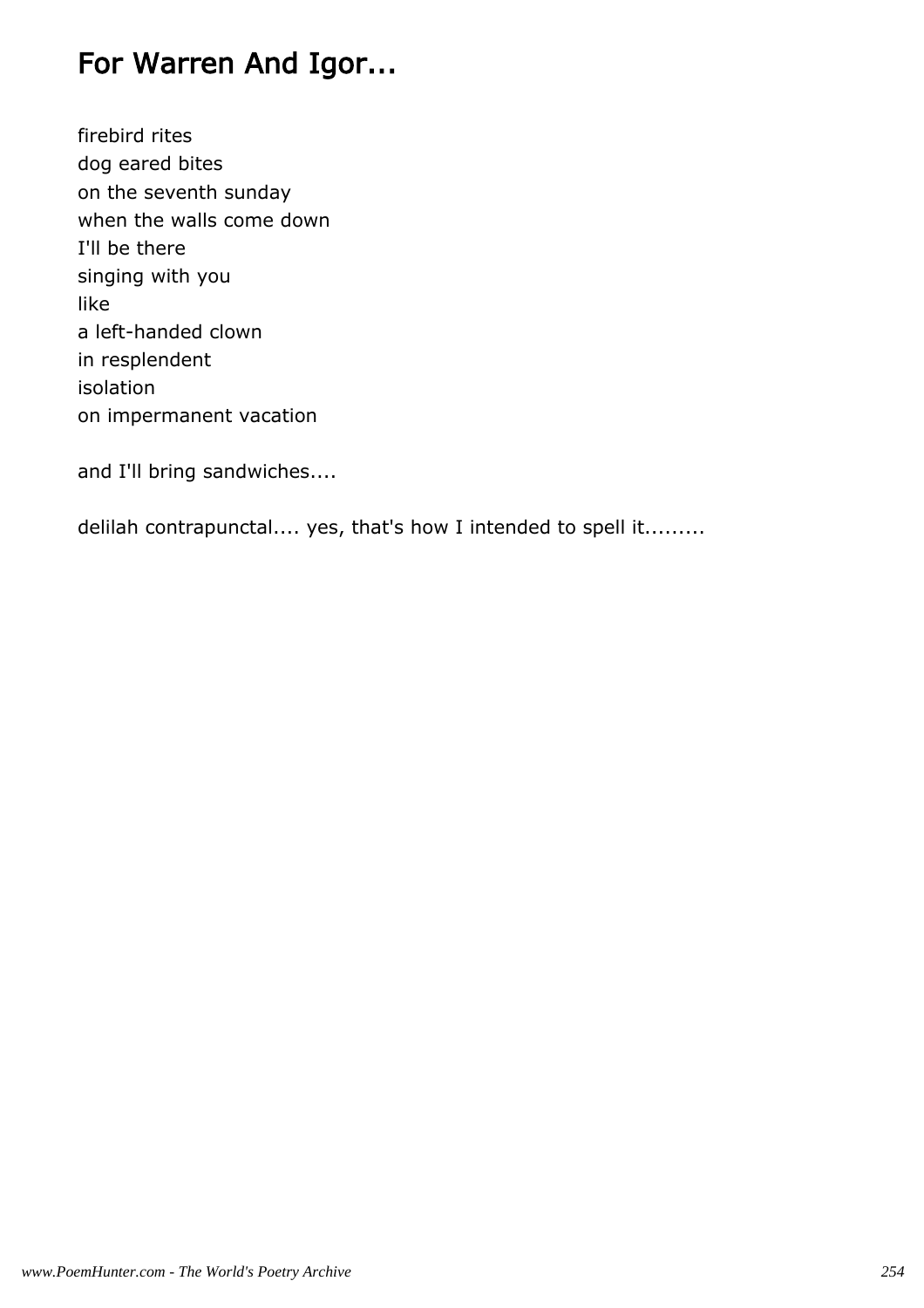# For Warren And Igor...

firebird rites
dog eared bites
on the seventh sunday
when the walls come down
I'll be there
singing with you
like
a left-handed clown
in resplendent
isolation
on impermanent vacation

and I'll bring sandwiches....

delilah contrapunctal.... yes, that's how I intended to spell it.........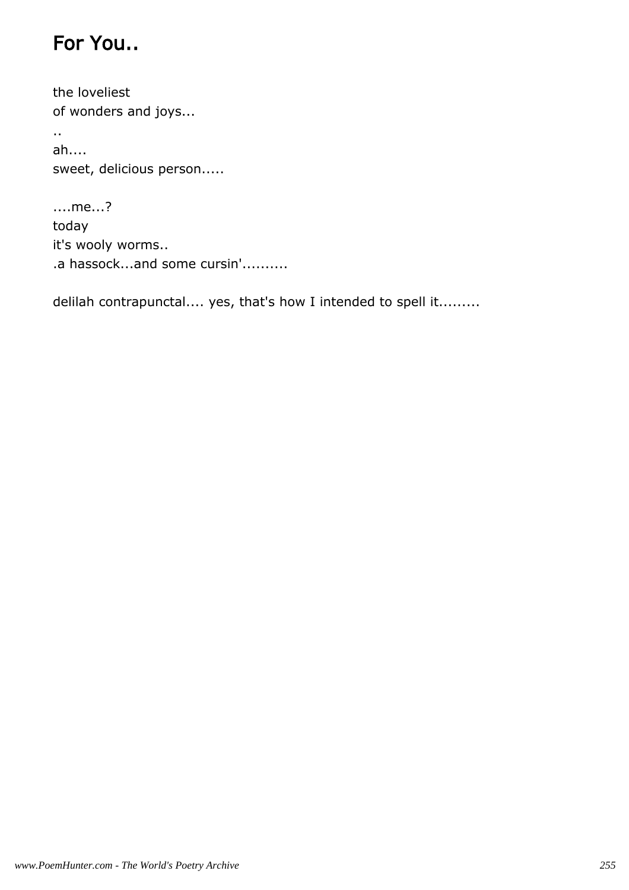# For You..

the loveliest
of wonders and joys...
..
ah....
sweet, delicious person.....

....me...?
today
it's wooly worms..
.a hassock...and some cursin'..........

delilah contrapunctal.... yes, that's how I intended to spell it.........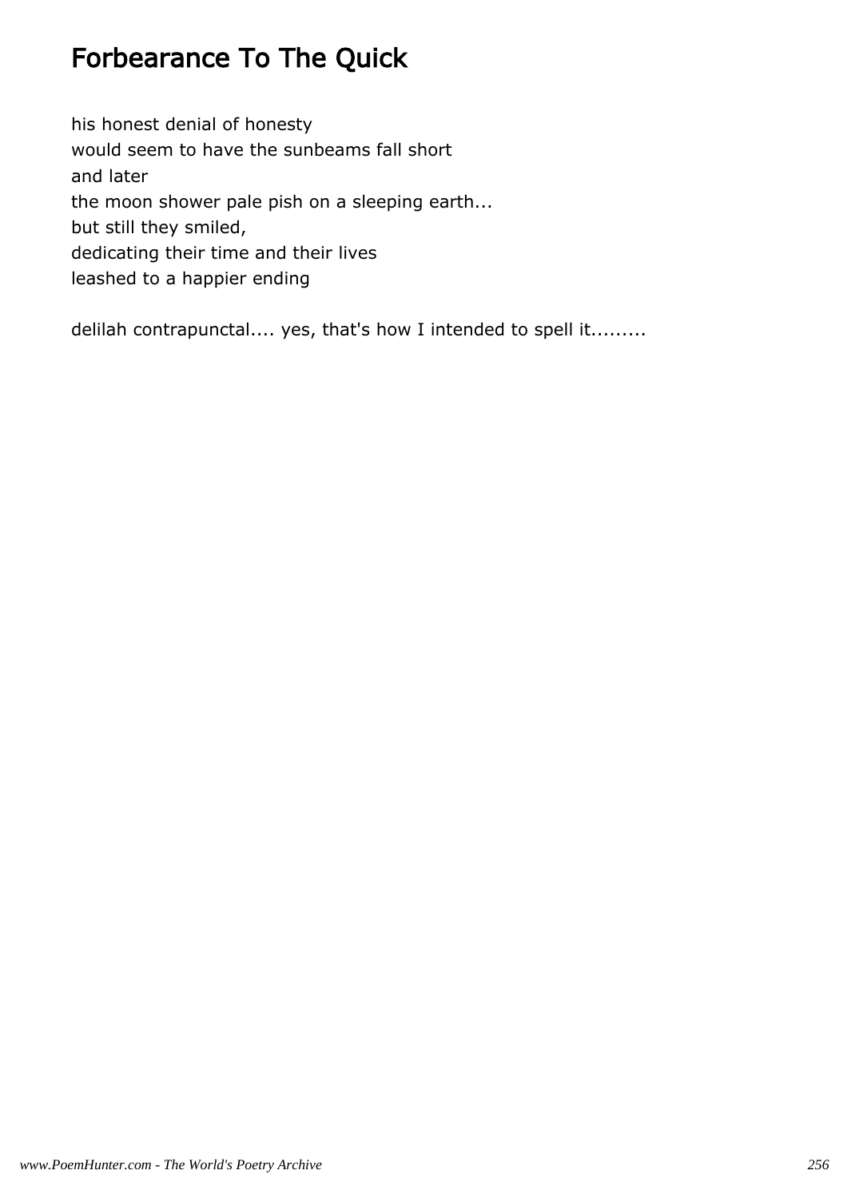# Forbearance To The Quick

his honest denial of honesty
would seem to have the sunbeams fall short
and later
the moon shower pale pish on a sleeping earth...
but still they smiled,
dedicating their time and their lives
leashed to a happier ending

delilah contrapunctal.... yes, that's how I intended to spell it.........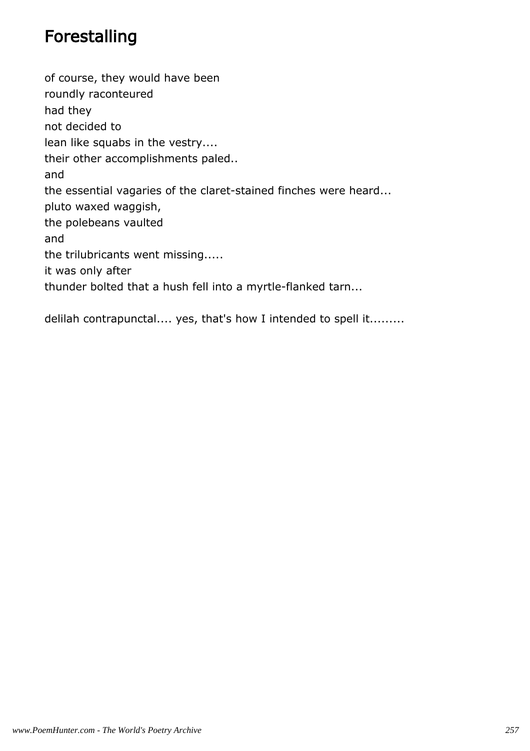# Forestalling

of course, they would have been  
roundly raconteured  
had they  
not decided to  
lean like squabs in the vestry....  
their other accomplishments paled..  
and  
the essential vagaries of the claret-stained finches were heard...  
pluto waxed waggish,  
the polebeans vaulted  
and  
the trilubricants went missing.....  
it was only after  
thunder bolted that a hush fell into a myrtle-flanked tarn...

delilah contrapunctal.... yes, that's how I intended to spell it.........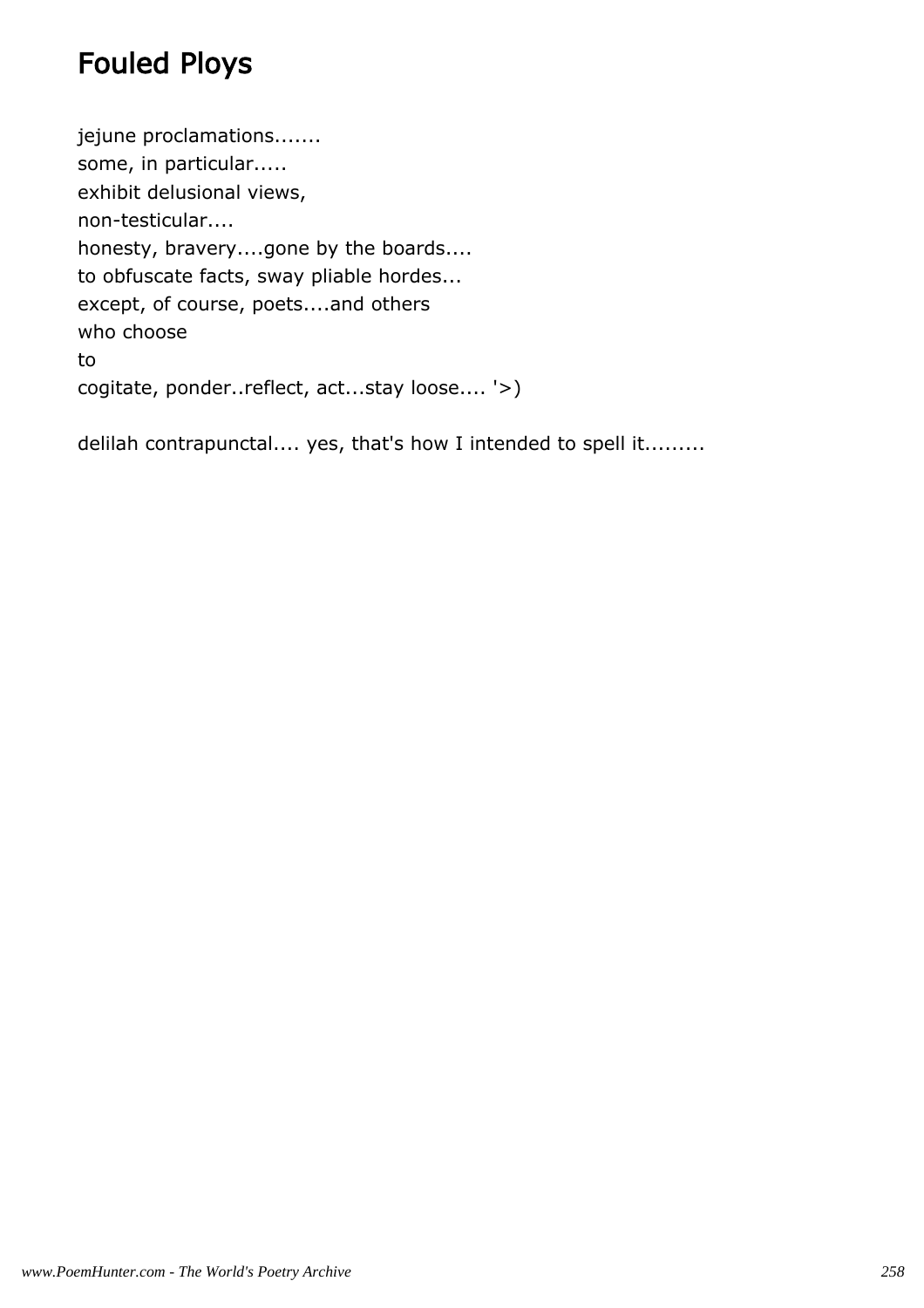# Fouled Ploys

jejune proclamations.......  
some, in particular.....  
exhibit delusional views,  
non-testicular....  
honesty, bravery....gone by the boards....  
to obfuscate facts, sway pliable hordes...  
except, of course, poets....and others  
who choose  
to  
cogitate, ponder..reflect, act...stay loose.... '>)

delilah contrapunctal.... yes, that's how I intended to spell it.........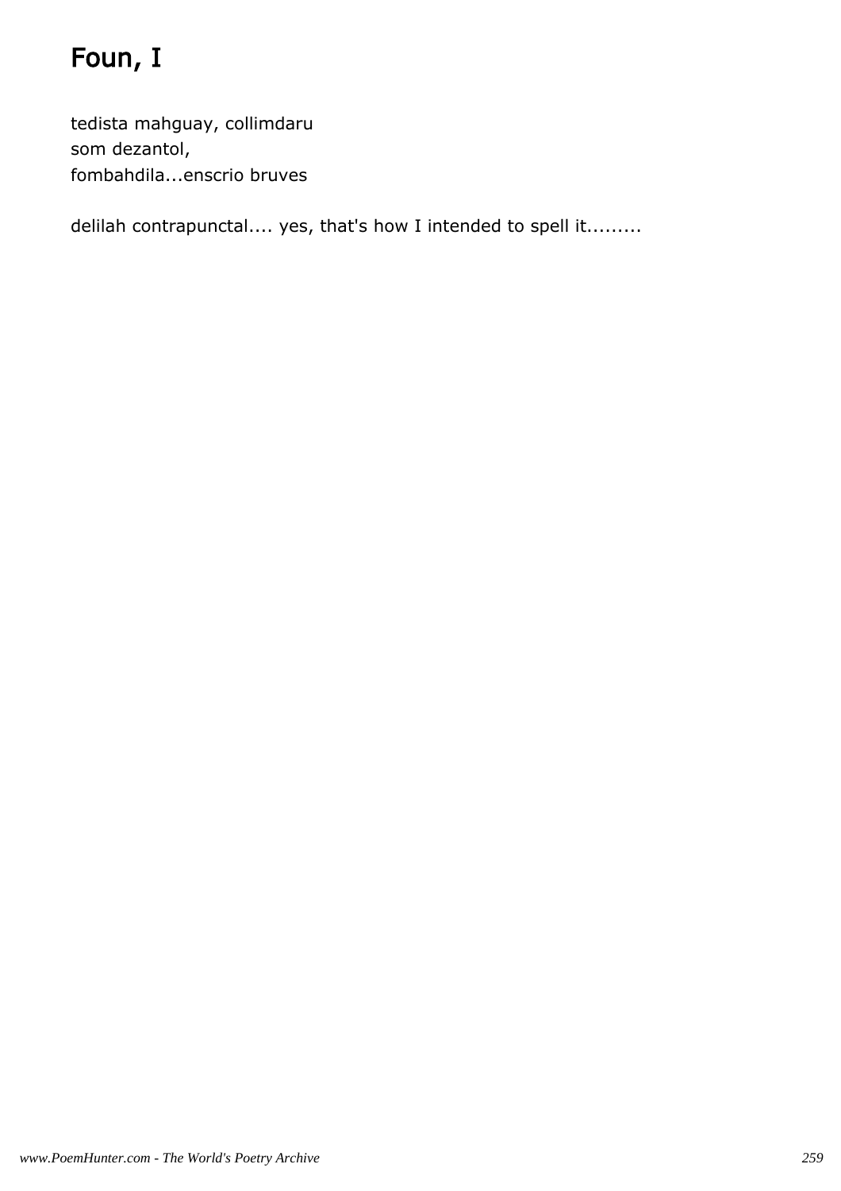# Foun, I

tedista mahguay, collimdaru
som dezantol,
fombahdila...enscrio bruves

delilah contrapunctal.... yes, that's how I intended to spell it.........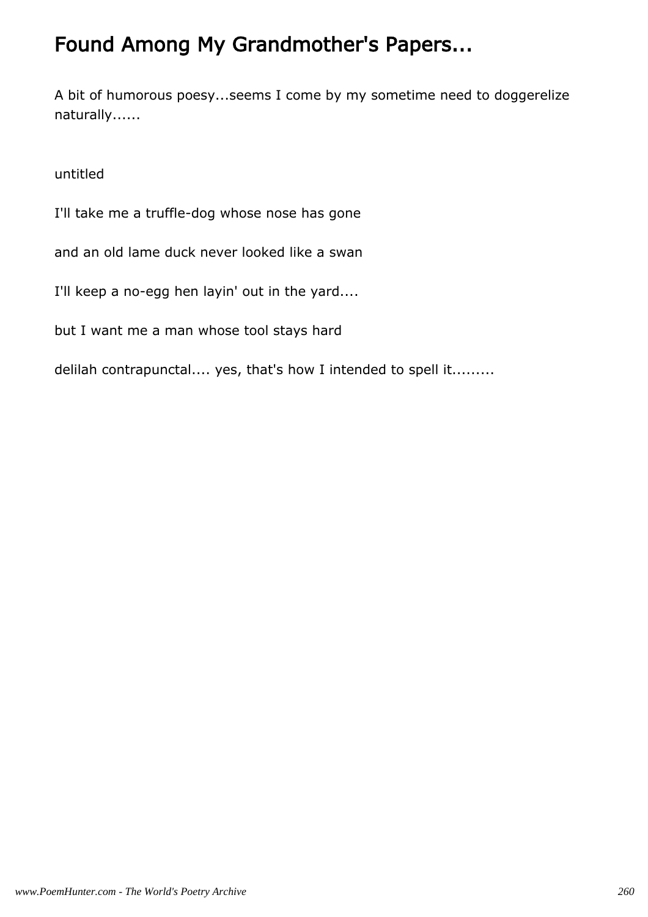# Found Among My Grandmother's Papers...

A bit of humorous poesy...seems I come by my sometime need to doggerelize naturally......

untitled

I'll take me a truffle-dog whose nose has gone

and an old lame duck never looked like a swan

I'll keep a no-egg hen layin' out in the yard....

but I want me a man whose tool stays hard

delilah contrapunctal.... yes, that's how I intended to spell it.........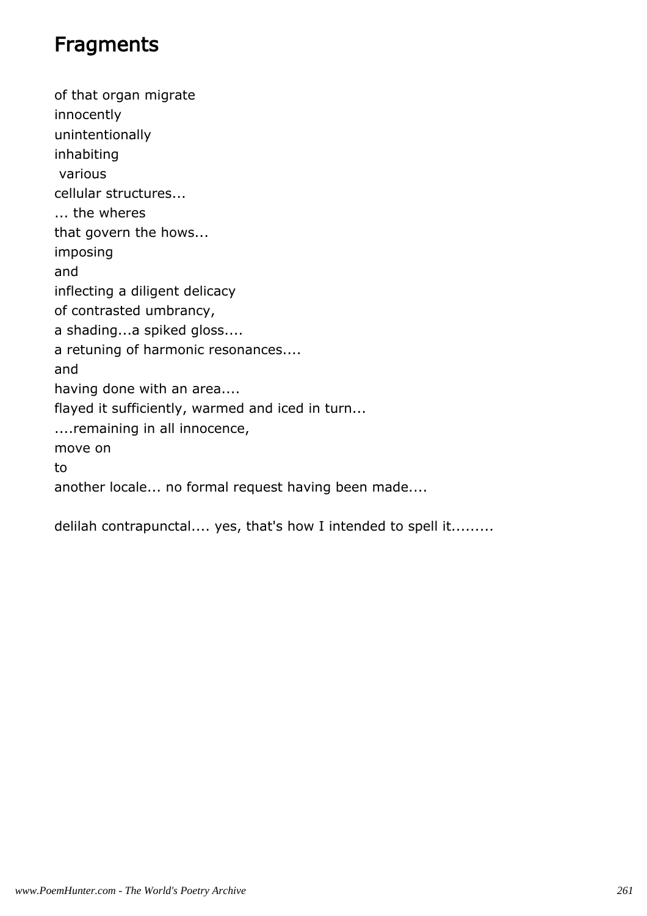# Fragments

of that organ migrate
innocently
unintentionally
inhabiting
 various
cellular structures...
... the wheres
that govern the hows...
imposing
and
inflecting a diligent delicacy
of contrasted umbrancy,
a shading...a spiked gloss....
a retuning of harmonic resonances....
and
having done with an area....
flayed it sufficiently, warmed and iced in turn...
....remaining in all innocence,
move on
to
another locale... no formal request having been made....

delilah contrapunctal.... yes, that's how I intended to spell it.........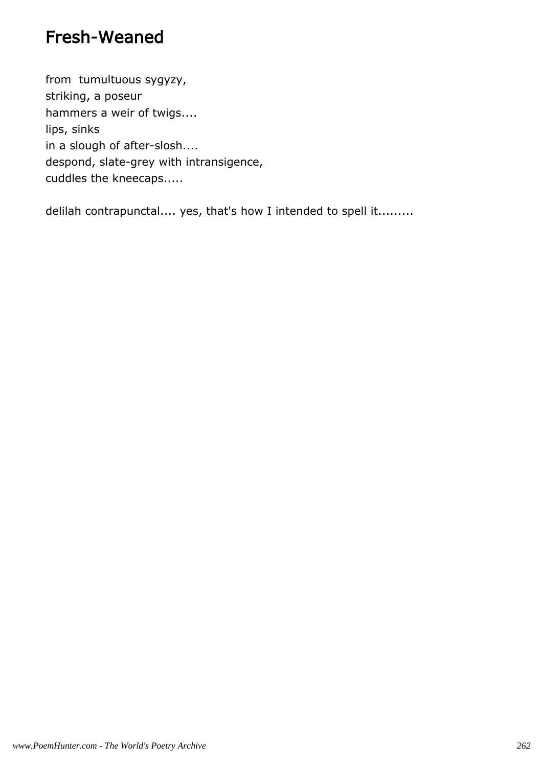# Fresh-Weaned

from  tumultuous sygyzy,
striking, a poseur
hammers a weir of twigs....
lips, sinks
in a slough of after-slosh....
despond, slate-grey with intransigence,
cuddles the kneecaps.....

delilah contrapunctal.... yes, that's how I intended to spell it.........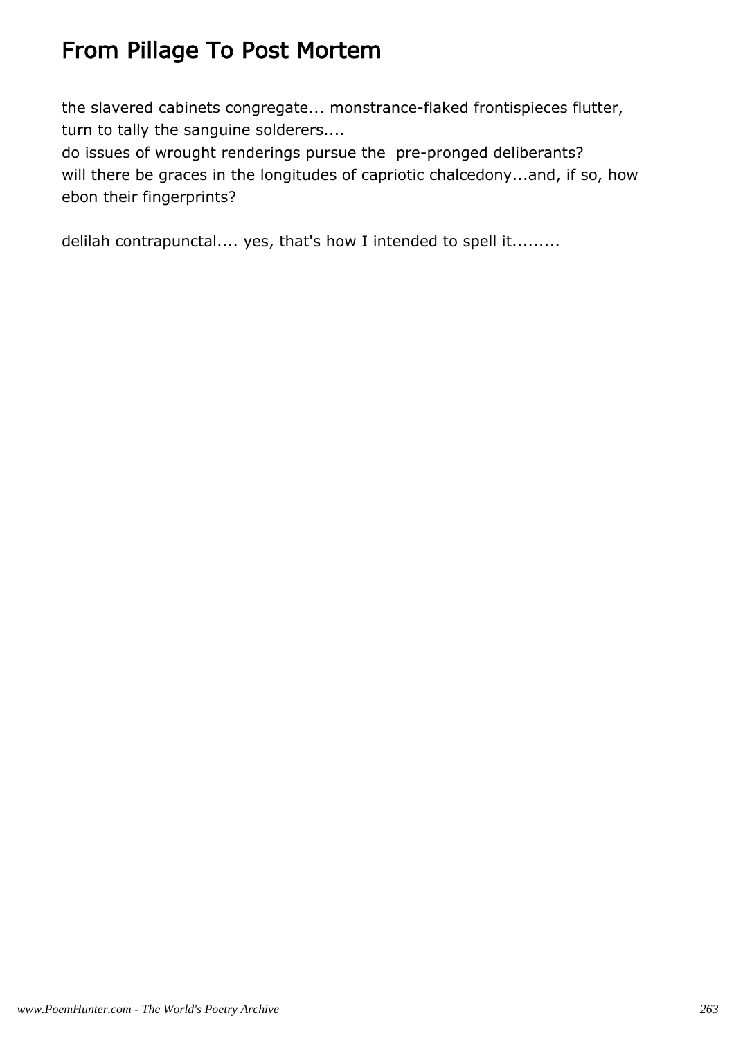# From Pillage To Post Mortem

the slavered cabinets congregate... monstrance-flaked frontispieces flutter,
turn to tally the sanguine solderers....
do issues of wrought renderings pursue the  pre-pronged deliberants?
will there be graces in the longitudes of capriotic chalcedony...and, if so, how
ebon their fingerprints?

delilah contrapunctal.... yes, that's how I intended to spell it.........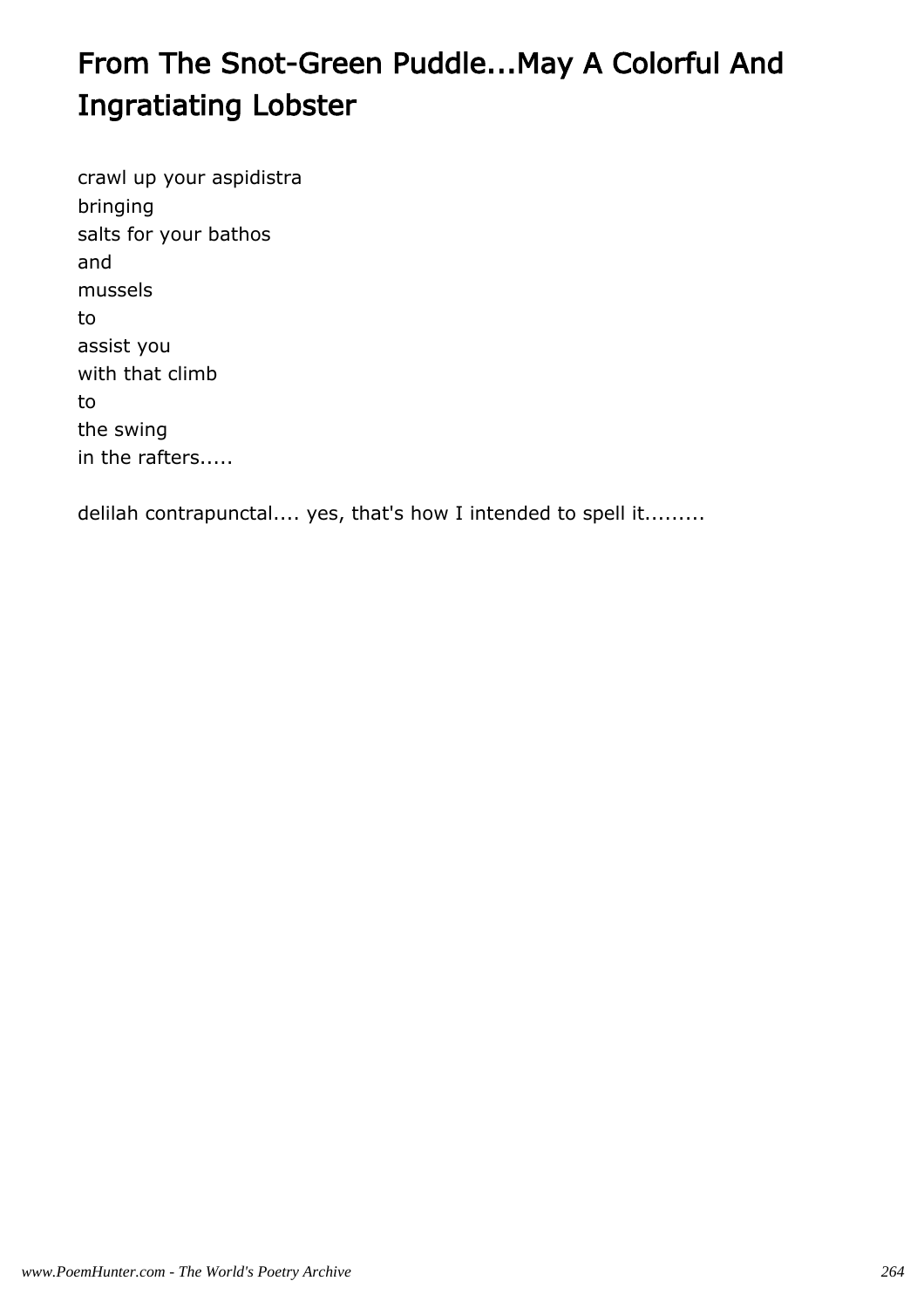# From The Snot-Green Puddle...May A Colorful And Ingratiating Lobster

crawl up your aspidistra
bringing
salts for your bathos
and
mussels
to
assist you
with that climb
to
the swing
in the rafters.....

delilah contrapunctal.... yes, that's how I intended to spell it.........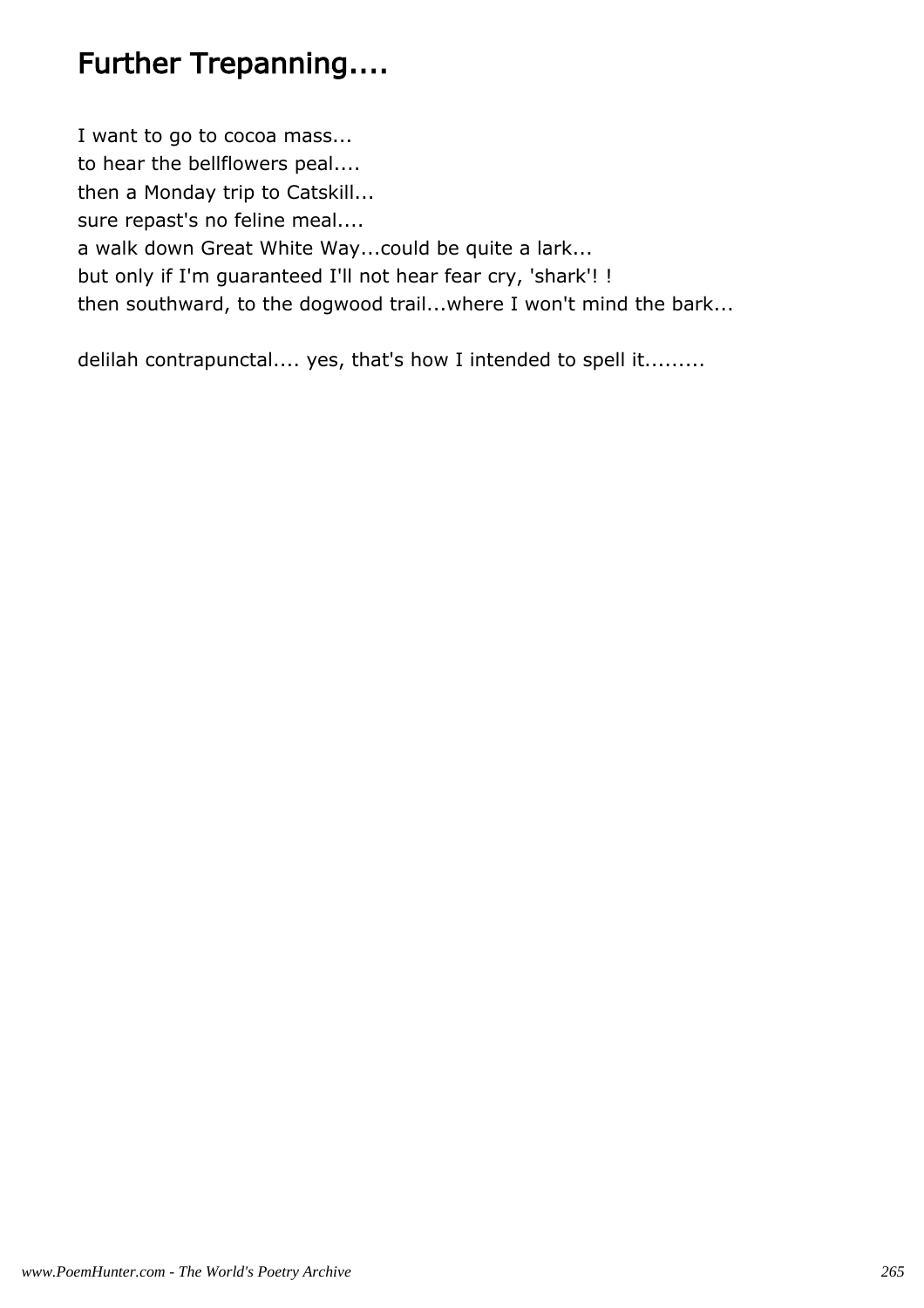# Further Trepanning....

I want to go to cocoa mass...  
to hear the bellflowers peal....  
then a Monday trip to Catskill...  
sure repast's no feline meal....  
a walk down Great White Way...could be quite a lark...  
but only if I'm guaranteed I'll not hear fear cry, 'shark'! !  
then southward, to the dogwood trail...where I won't mind the bark...

delilah contrapunctal.... yes, that's how I intended to spell it.........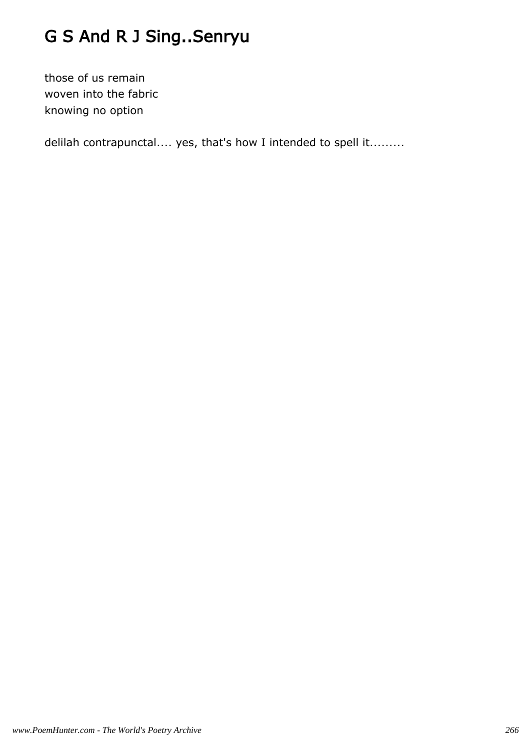# G S And R J Sing..Senryu

those of us remain  
woven into the fabric  
knowing no option

delilah contrapunctal.... yes, that's how I intended to spell it.........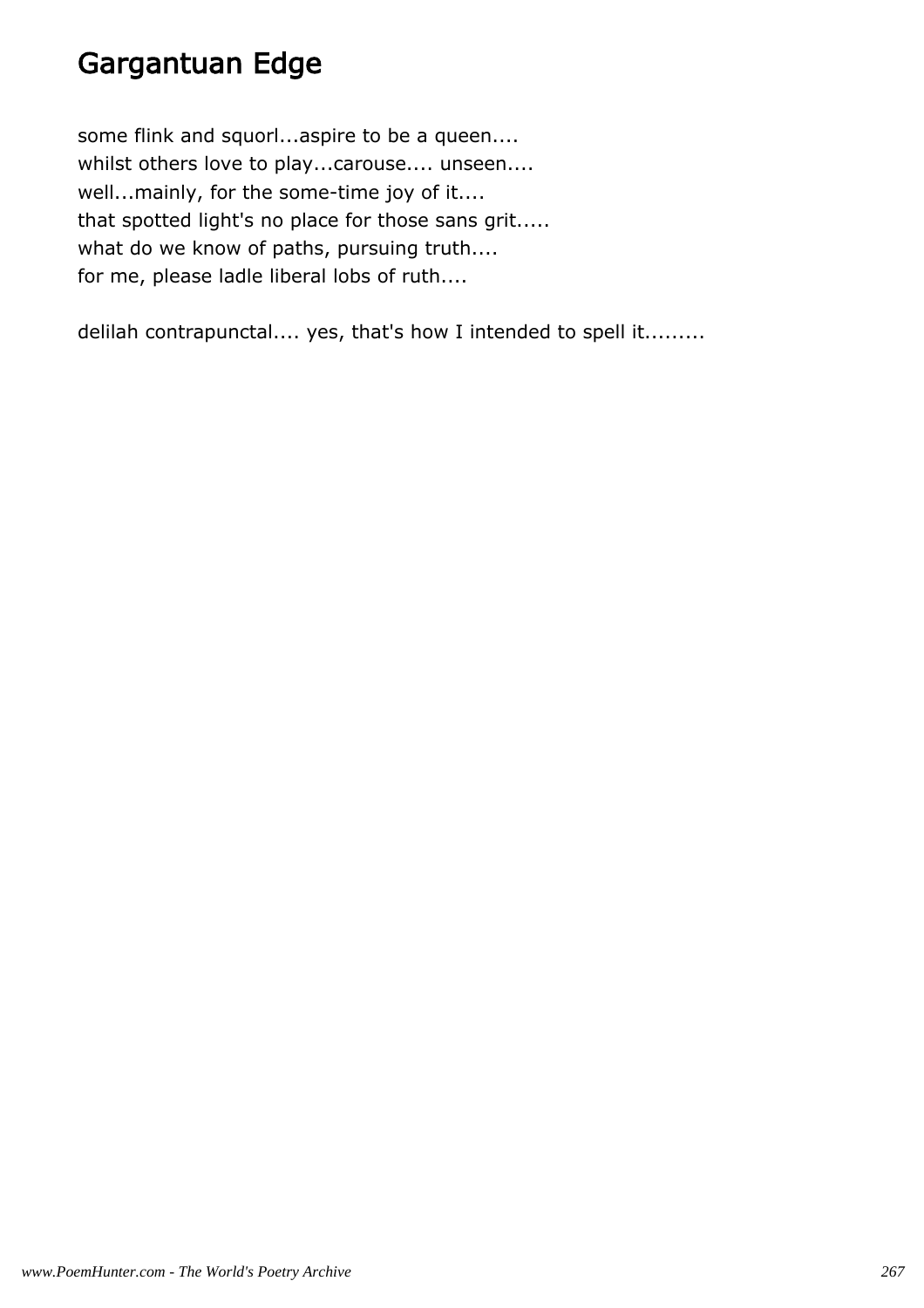# Gargantuan Edge

some flink and squorl...aspire to be a queen....  
whilst others love to play...carouse.... unseen....  
well...mainly, for the some-time joy of it....  
that spotted light's no place for those sans grit.....  
what do we know of paths, pursuing truth....  
for me, please ladle liberal lobs of ruth....

delilah contrapunctal.... yes, that's how I intended to spell it.........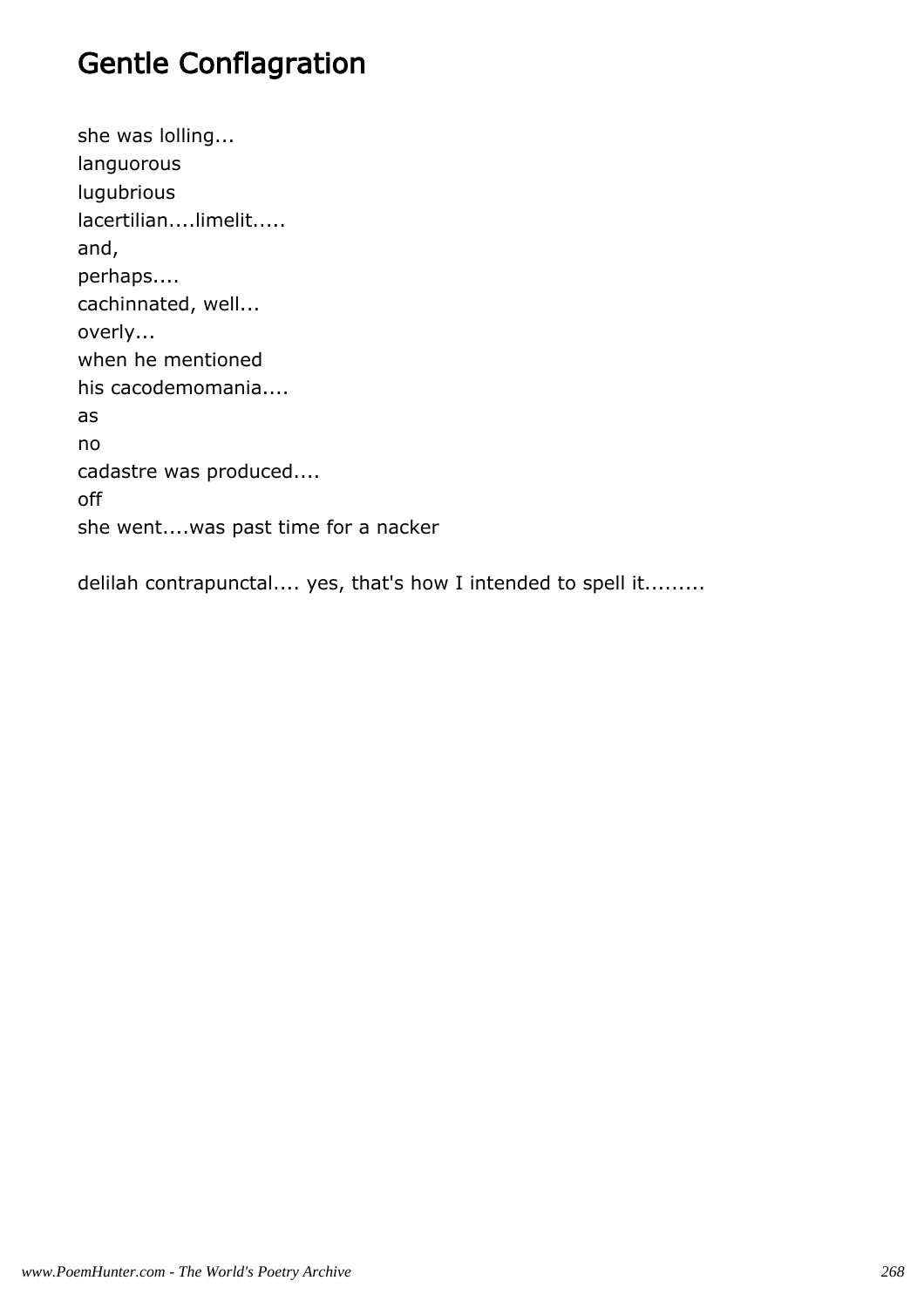# Gentle Conflagration

she was lolling...  
languorous  
lugubrious  
lacertilian....limelit.....  
and,  
perhaps....  
cachinnated, well...  
overly...  
when he mentioned  
his cacodemomania....  
as  
no  
cadastre was produced....  
off  
she went....was past time for a nacker

delilah contrapunctal.... yes, that's how I intended to spell it.........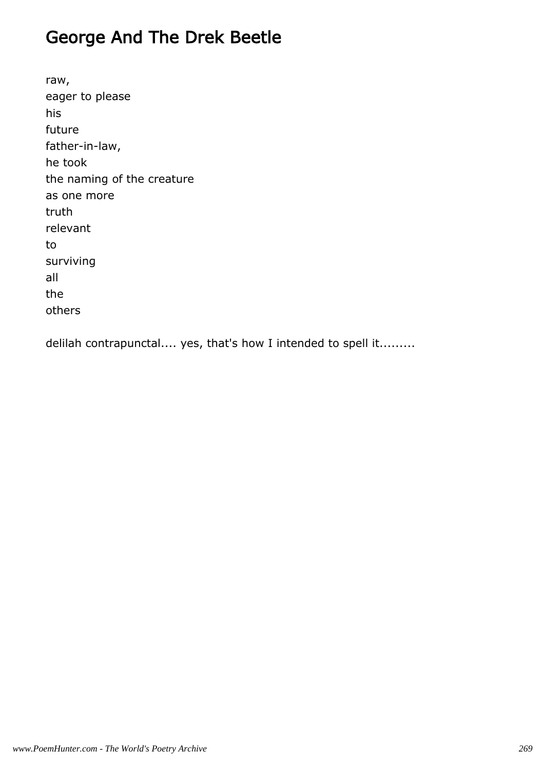# George And The Drek Beetle

raw,  
eager to please  
his  
future  
father-in-law,  
he took  
the naming of the creature  
as one more  
truth  
relevant  
to  
surviving  
all  
the  
others

delilah contrapunctal.... yes, that's how I intended to spell it.........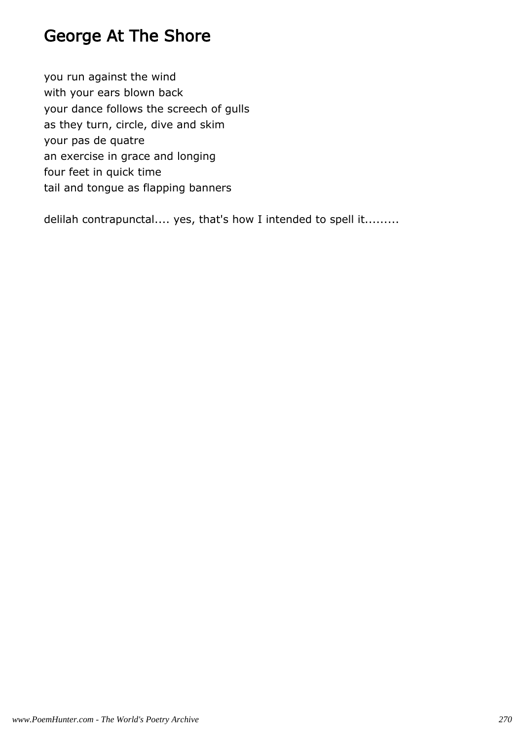# George At The Shore

you run against the wind
with your ears blown back
your dance follows the screech of gulls
as they turn, circle, dive and skim
your pas de quatre
an exercise in grace and longing
four feet in quick time
tail and tongue as flapping banners

delilah contrapunctal.... yes, that's how I intended to spell it.........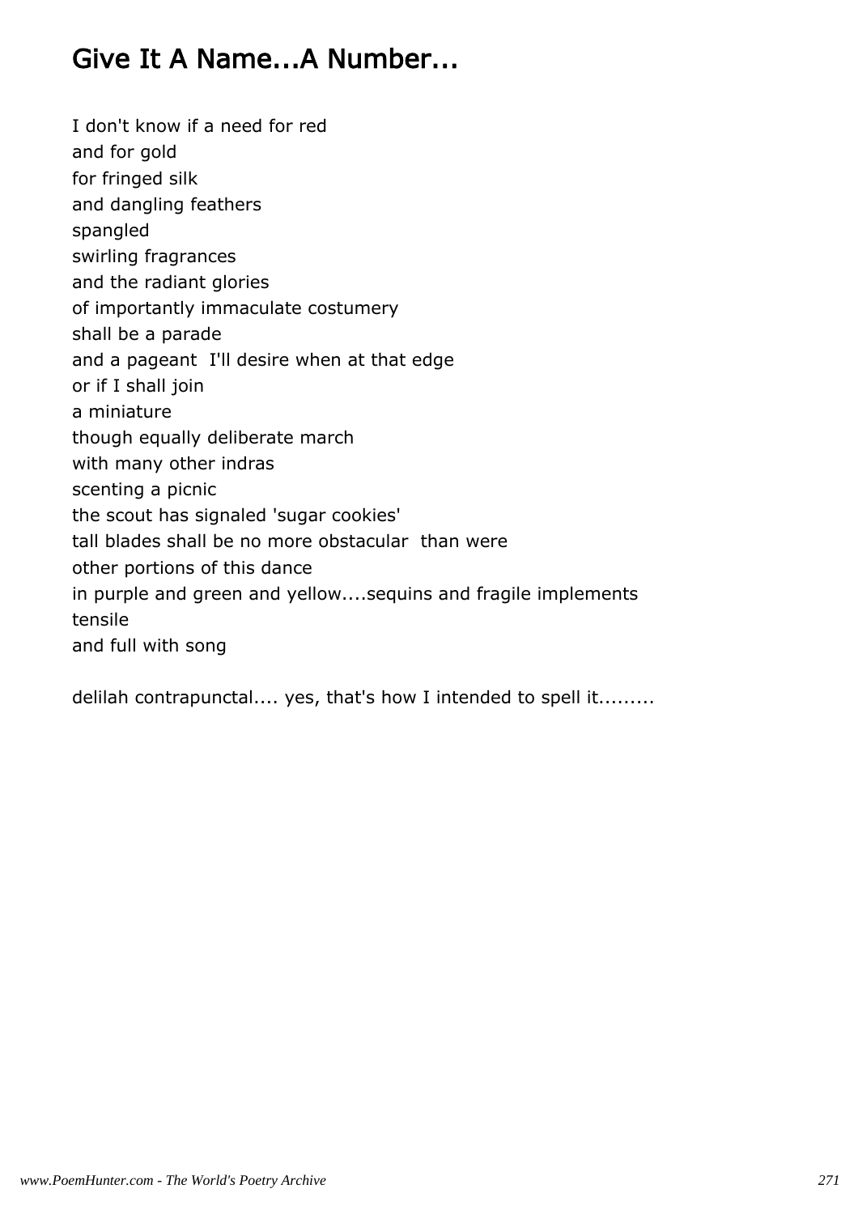## Give It A Name...A Number...

I don't know if a need for red  
and for gold  
for fringed silk  
and dangling feathers  
spangled  
swirling fragrances  
and the radiant glories  
of importantly immaculate costumery  
shall be a parade  
and a pageant  I'll desire when at that edge  
or if I shall join  
a miniature  
though equally deliberate march  
with many other indras  
scenting a picnic  
the scout has signaled 'sugar cookies'  
tall blades shall be no more obstacular  than were  
other portions of this dance  
in purple and green and yellow....sequins and fragile implements  
tensile  
and full with song

delilah contrapunctal.... yes, that's how I intended to spell it.........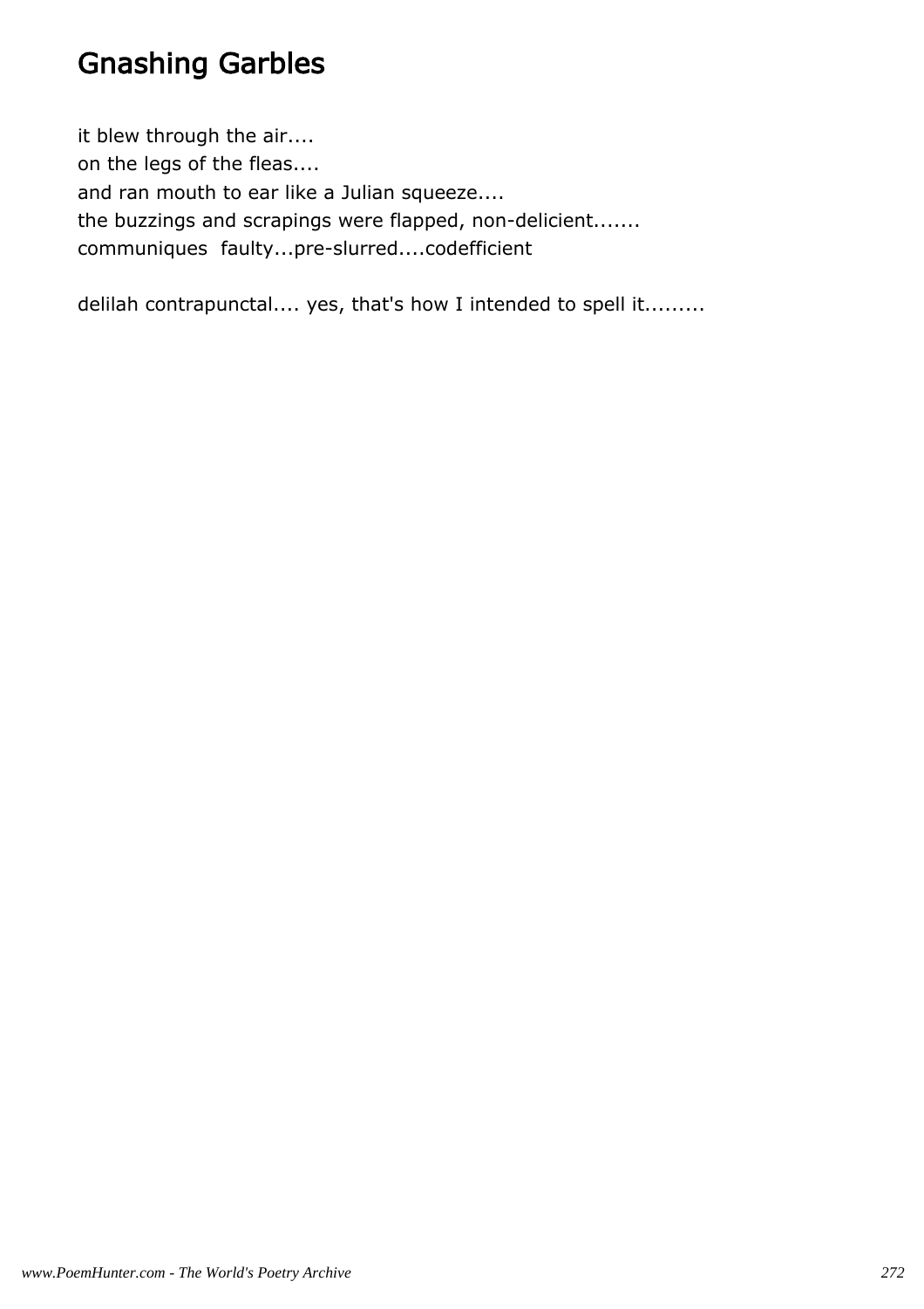# Gnashing Garbles

it blew through the air....
on the legs of the fleas....
and ran mouth to ear like a Julian squeeze....
the buzzings and scrapings were flapped, non-delicient.......
communiques  faulty...pre-slurred....codefficient

delilah contrapunctal.... yes, that's how I intended to spell it.........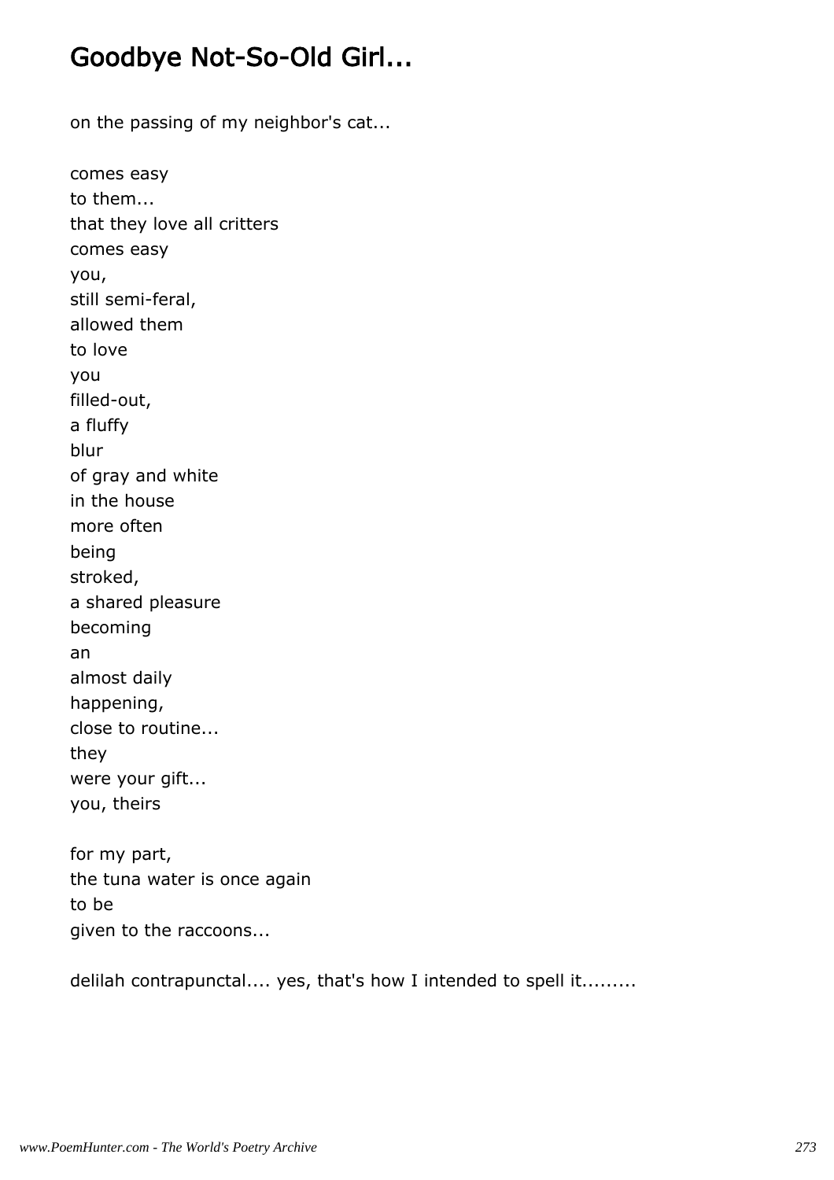## Goodbye Not-So-Old Girl...

on the passing of my neighbor's cat...

comes easy  
to them...  
that they love all critters  
comes easy  
you,  
still semi-feral,  
allowed them  
to love  
you  
filled-out,  
a fluffy  
blur  
of gray and white  
in the house  
more often  
being  
stroked,  
a shared pleasure  
becoming  
an  
almost daily  
happening,  
close to routine...  
they  
were your gift...  
you, theirs

for my part,  
the tuna water is once again  
to be  
given to the raccoons...

delilah contrapunctal.... yes, that's how I intended to spell it.........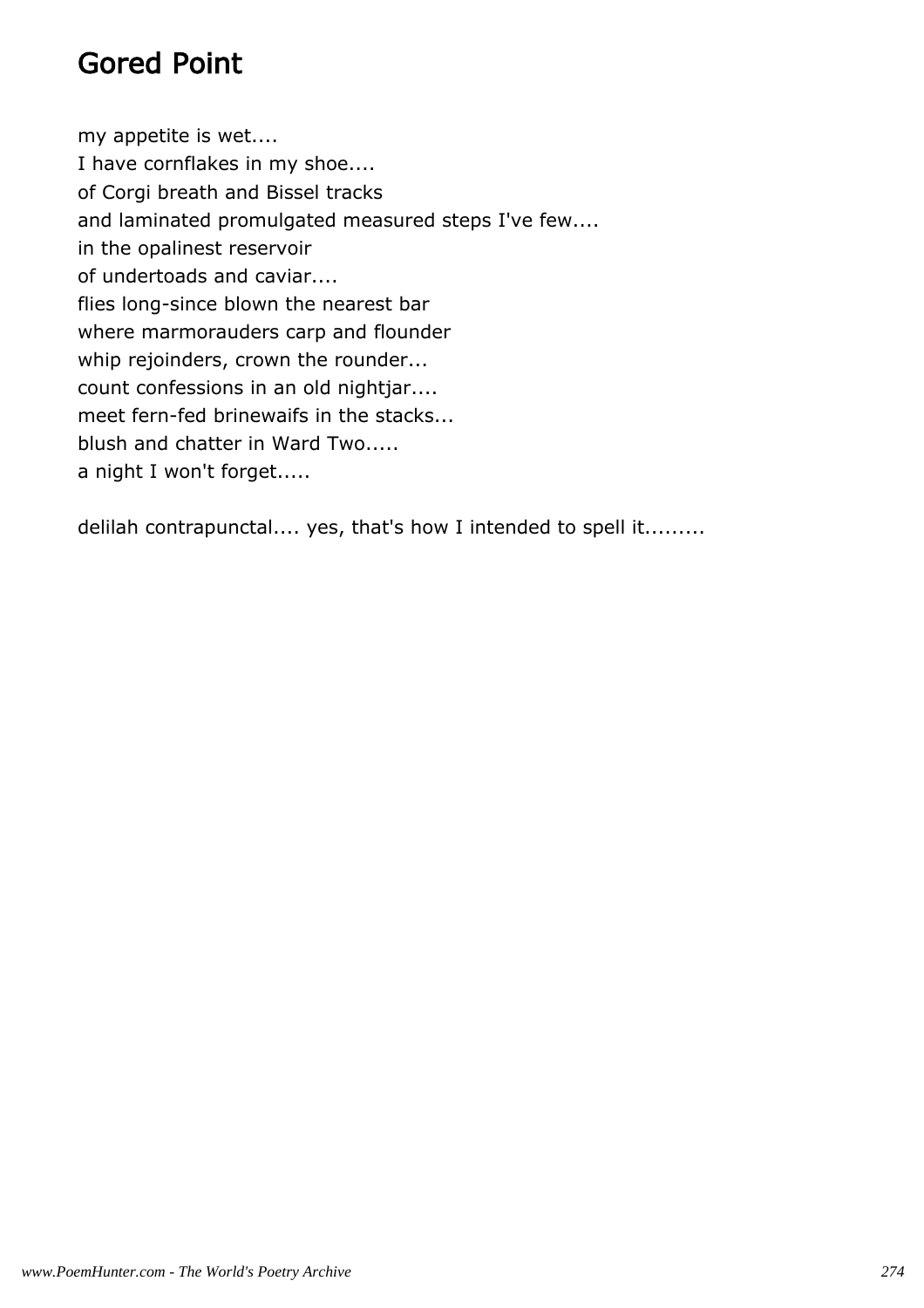# Gored Point

my appetite is wet....
I have cornflakes in my shoe....
of Corgi breath and Bissel tracks
and laminated promulgated measured steps I've few....
in the opalinest reservoir
of undertoads and caviar....
flies long-since blown the nearest bar
where marmorauders carp and flounder
whip rejoinders, crown the rounder...
count confessions in an old nightjar....
meet fern-fed brinewaifs in the stacks...
blush and chatter in Ward Two.....
a night I won't forget.....

delilah contrapunctal.... yes, that's how I intended to spell it.........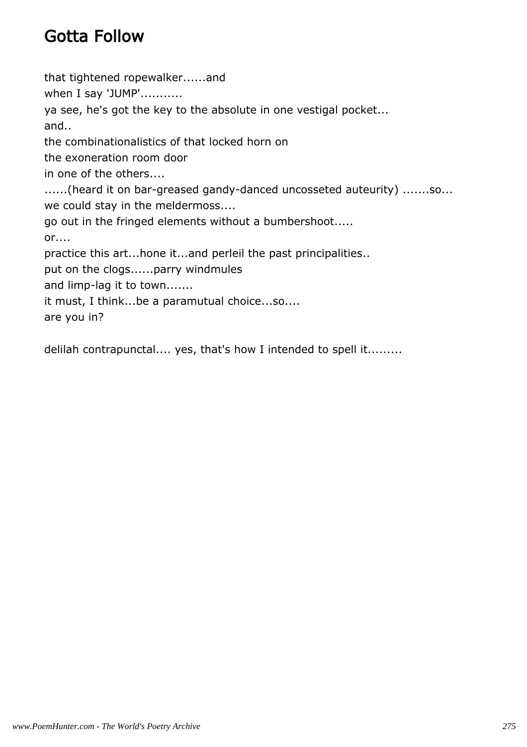# Gotta Follow

that tightened ropewalker......and  
when I say 'JUMP'...........  
ya see, he's got the key to the absolute in one vestigal pocket...  
and..  
the combinationalistics of that locked horn on  
the exoneration room door  
in one of the others....  
......(heard it on bar-greased gandy-danced uncosseted auteurity) .......so...  
we could stay in the meldermoss....  
go out in the fringed elements without a bumbershoot.....  
or....  
practice this art...hone it...and perleil the past principalities..  
put on the clogs......parry windmules  
and limp-lag it to town.......  
it must, I think...be a paramutual choice...so....  
are you in?

delilah contrapunctal.... yes, that's how I intended to spell it.........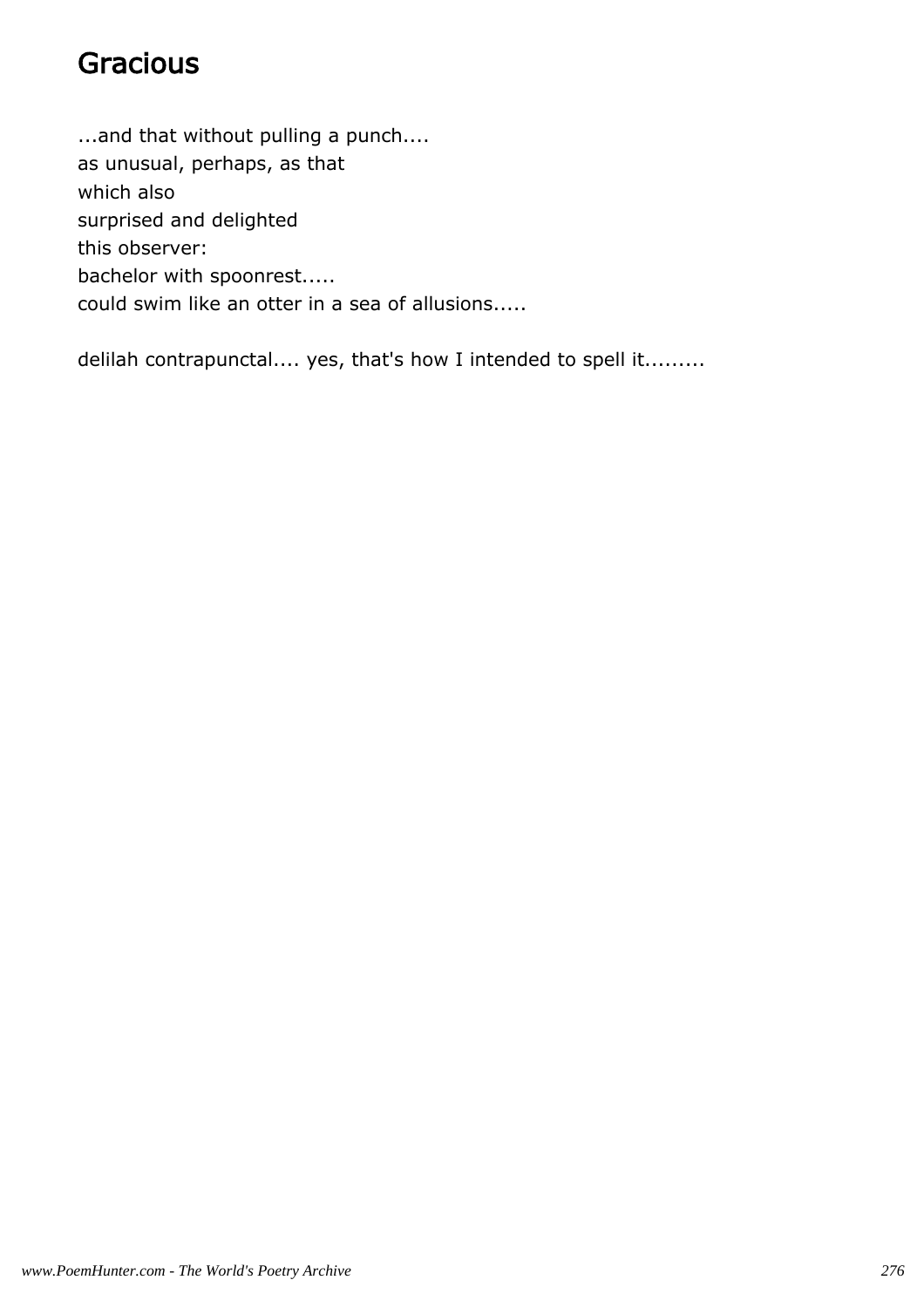# Gracious

...and that without pulling a punch....
as unusual, perhaps, as that
which also
surprised and delighted
this observer:
bachelor with spoonrest.....
could swim like an otter in a sea of allusions.....

delilah contrapunctal.... yes, that's how I intended to spell it.........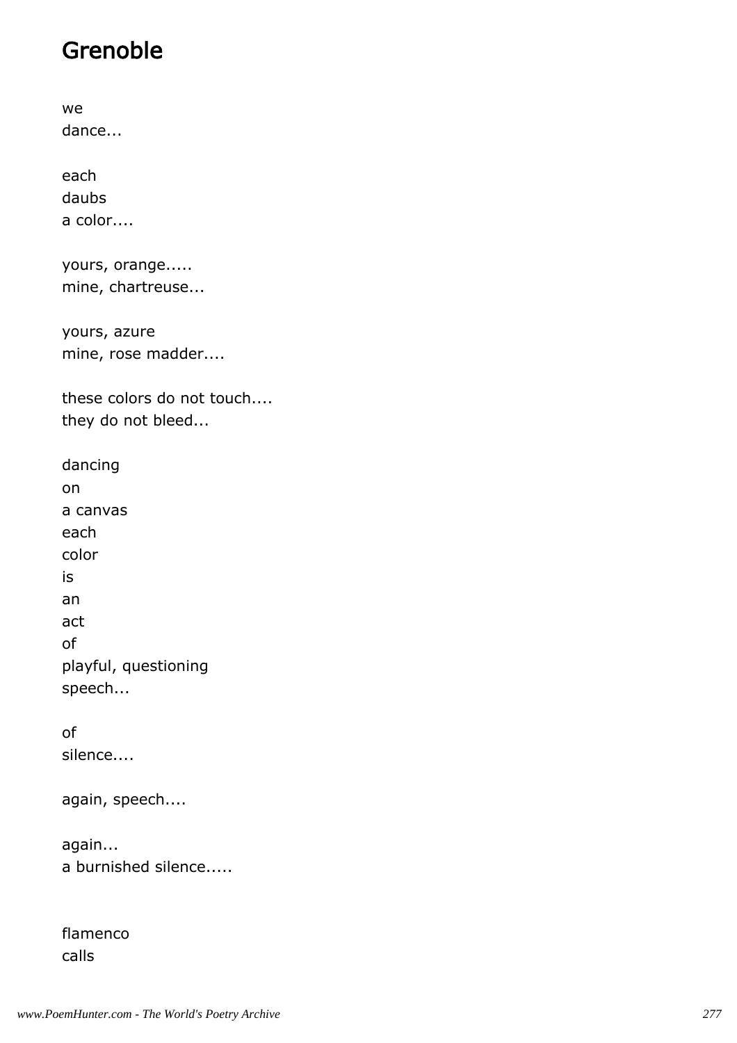## Grenoble

we
dance...

each
daubs
a color....

yours, orange.....
mine, chartreuse...

yours, azure
mine, rose madder....

these colors do not touch....
they do not bleed...

dancing
on
a canvas
each
color
is
an
act
of
playful, questioning
speech...

of
silence....

again, speech....

again...
a burnished silence.....

flamenco
calls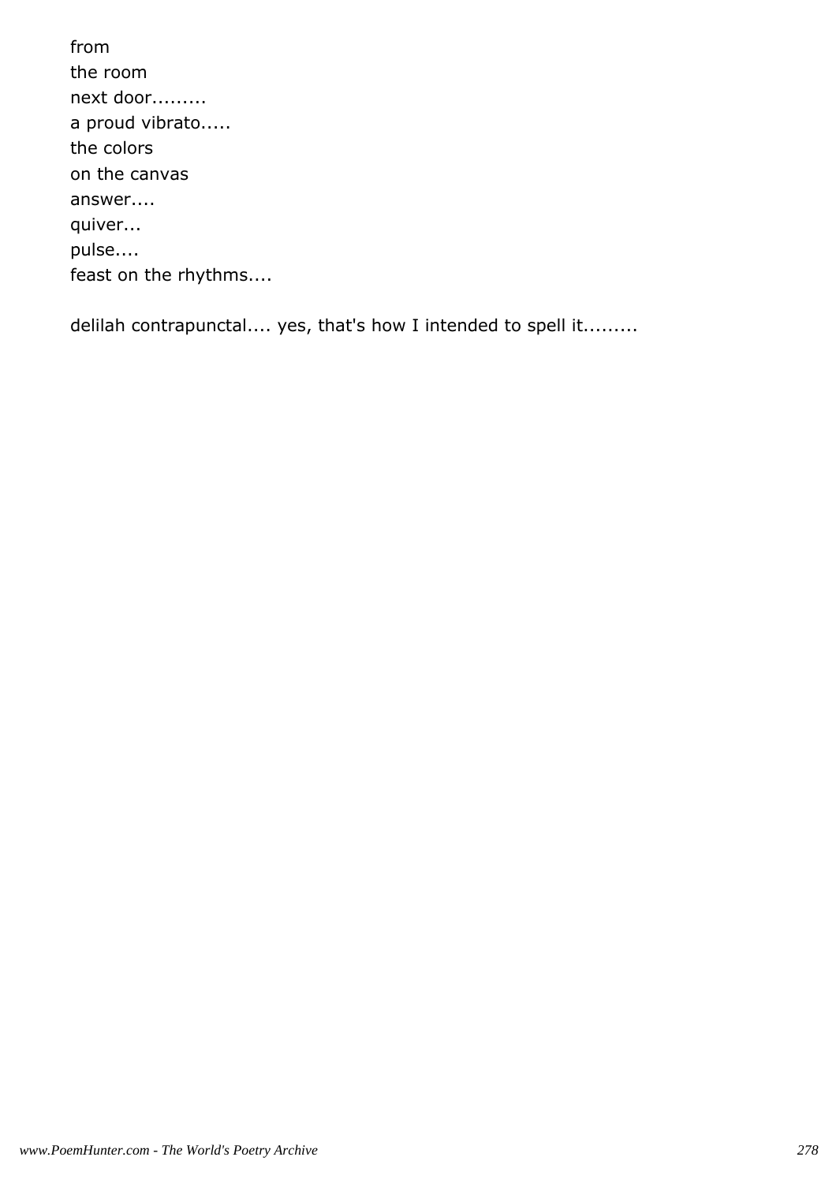from  
the room  
next door.........  
a proud vibrato.....  
the colors  
on the canvas  
answer....  
quiver...  
pulse....  
feast on the rhythms....

delilah contrapunctal.... yes, that's how I intended to spell it.........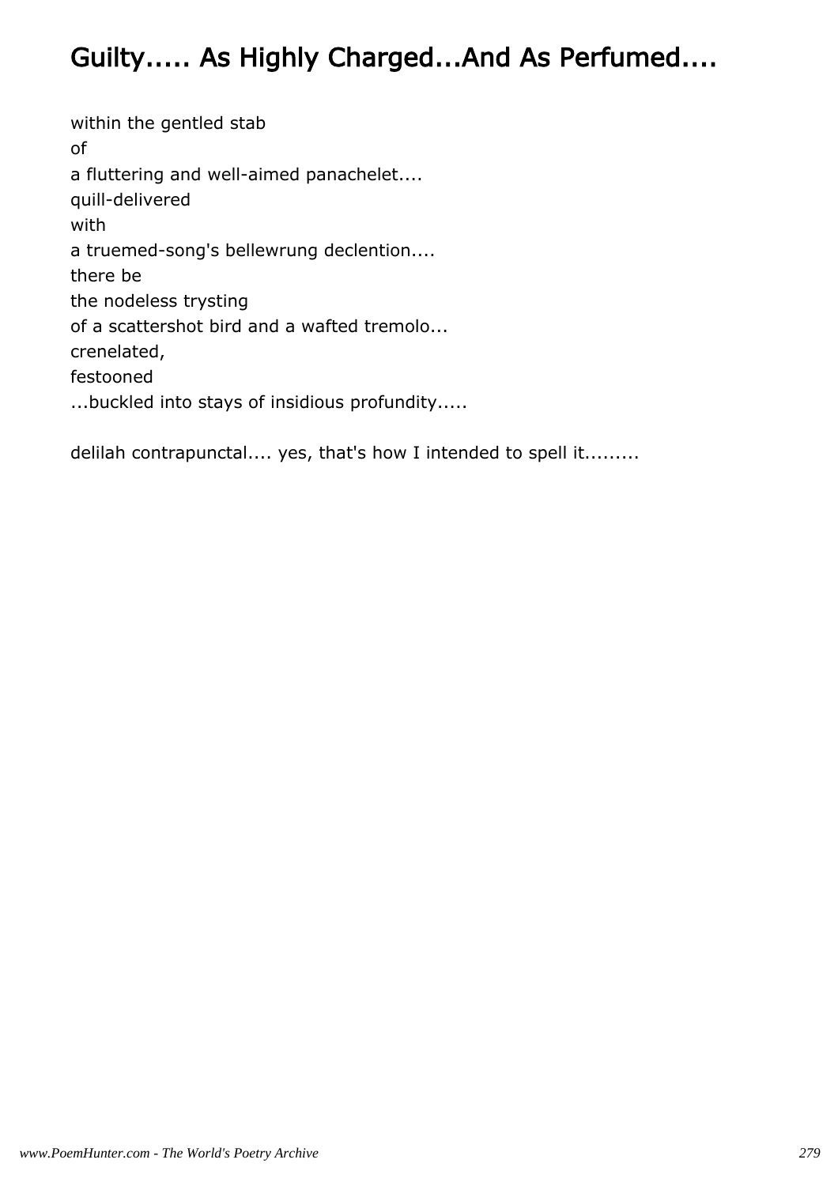# Guilty..... As Highly Charged...And As Perfumed....

within the gentled stab  
of  
a fluttering and well-aimed panachelet....  
quill-delivered  
with  
a truemed-song's bellewrung declention....  
there be  
the nodeless trysting  
of a scattershot bird and a wafted tremolo...  
crenelated,  
festooned  
...buckled into stays of insidious profundity.....

delilah contrapunctal.... yes, that's how I intended to spell it.........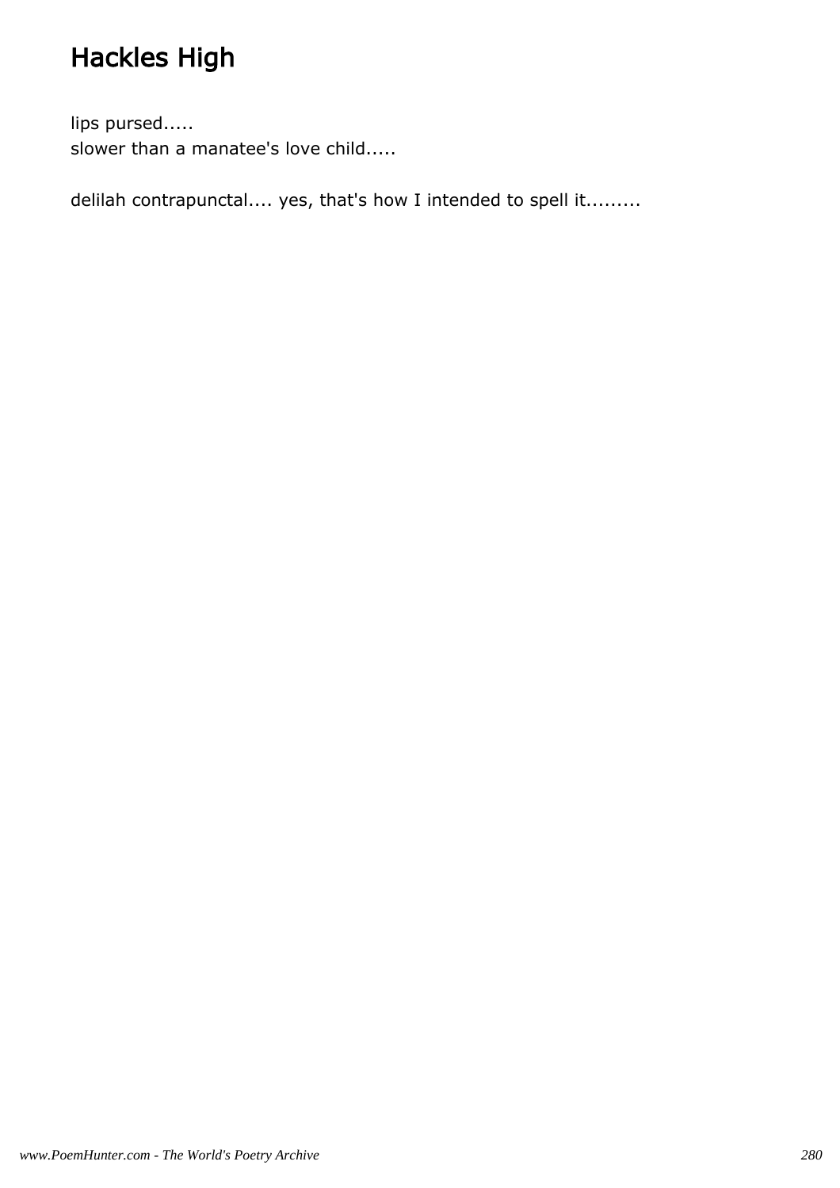# Hackles High

lips pursed.....
slower than a manatee's love child.....

delilah contrapunctal.... yes, that's how I intended to spell it.........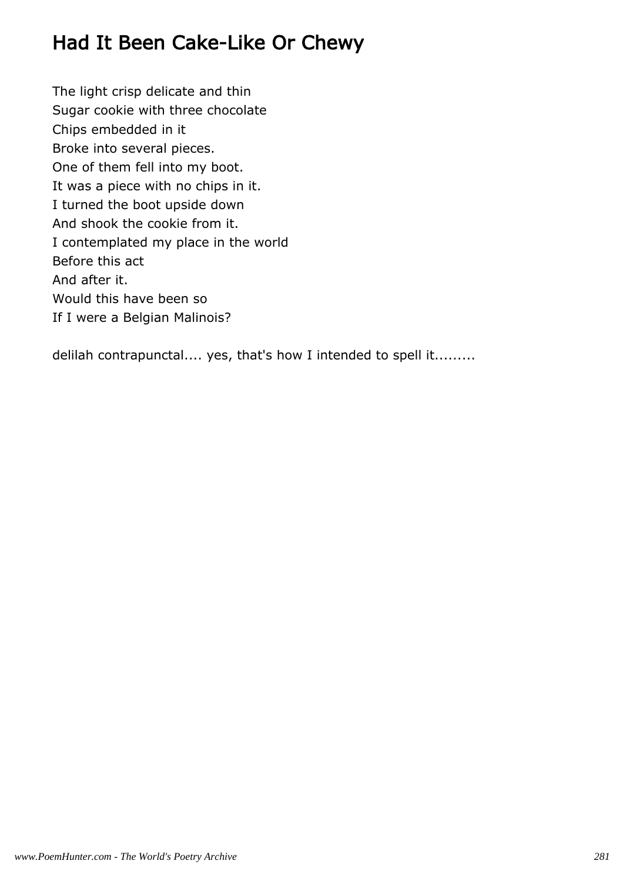# Had It Been Cake-Like Or Chewy

The light crisp delicate and thin  
Sugar cookie with three chocolate  
Chips embedded in it  
Broke into several pieces.  
One of them fell into my boot.  
It was a piece with no chips in it.  
I turned the boot upside down  
And shook the cookie from it.  
I contemplated my place in the world  
Before this act  
And after it.  
Would this have been so  
If I were a Belgian Malinois?

delilah contrapunctal.... yes, that's how I intended to spell it.........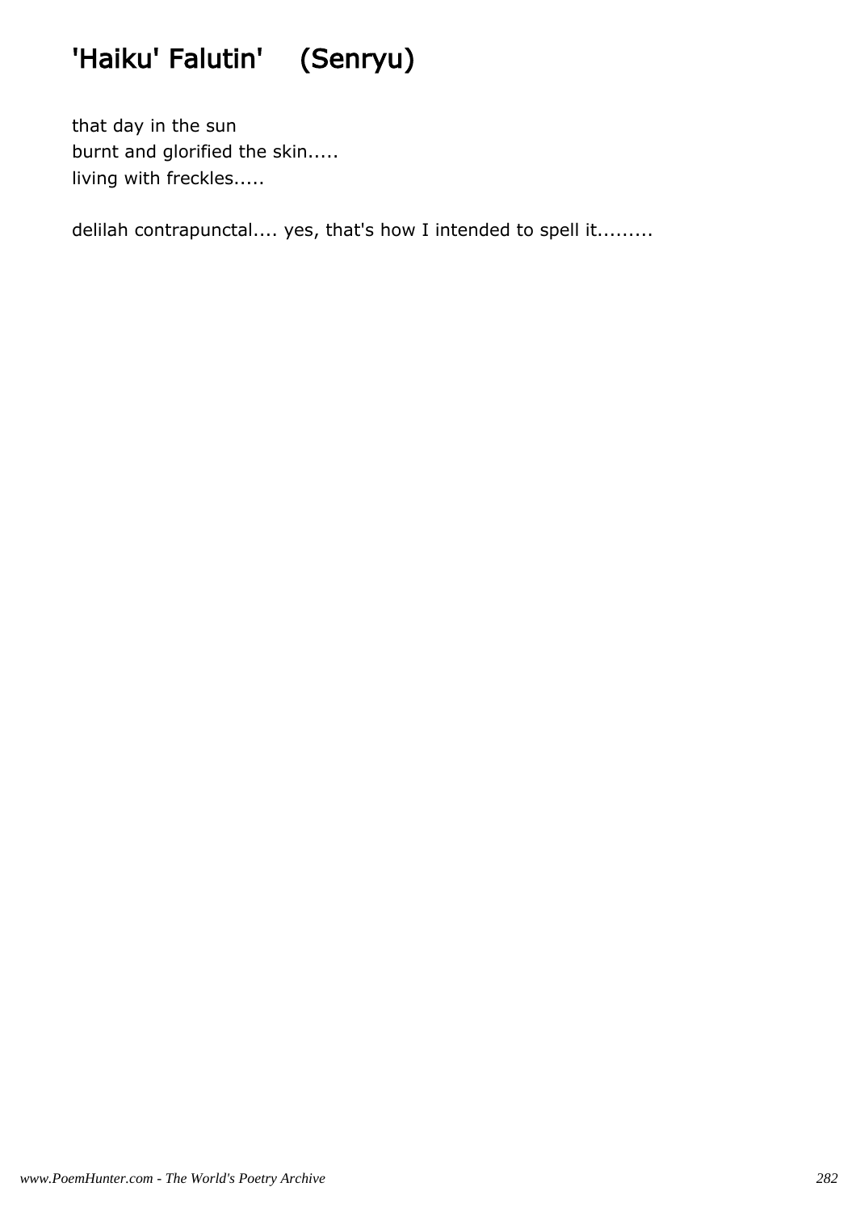# 'Haiku' Falutin' (Senryu)

that day in the sun
burnt and glorified the skin.....
living with freckles.....

delilah contrapunctal.... yes, that's how I intended to spell it.........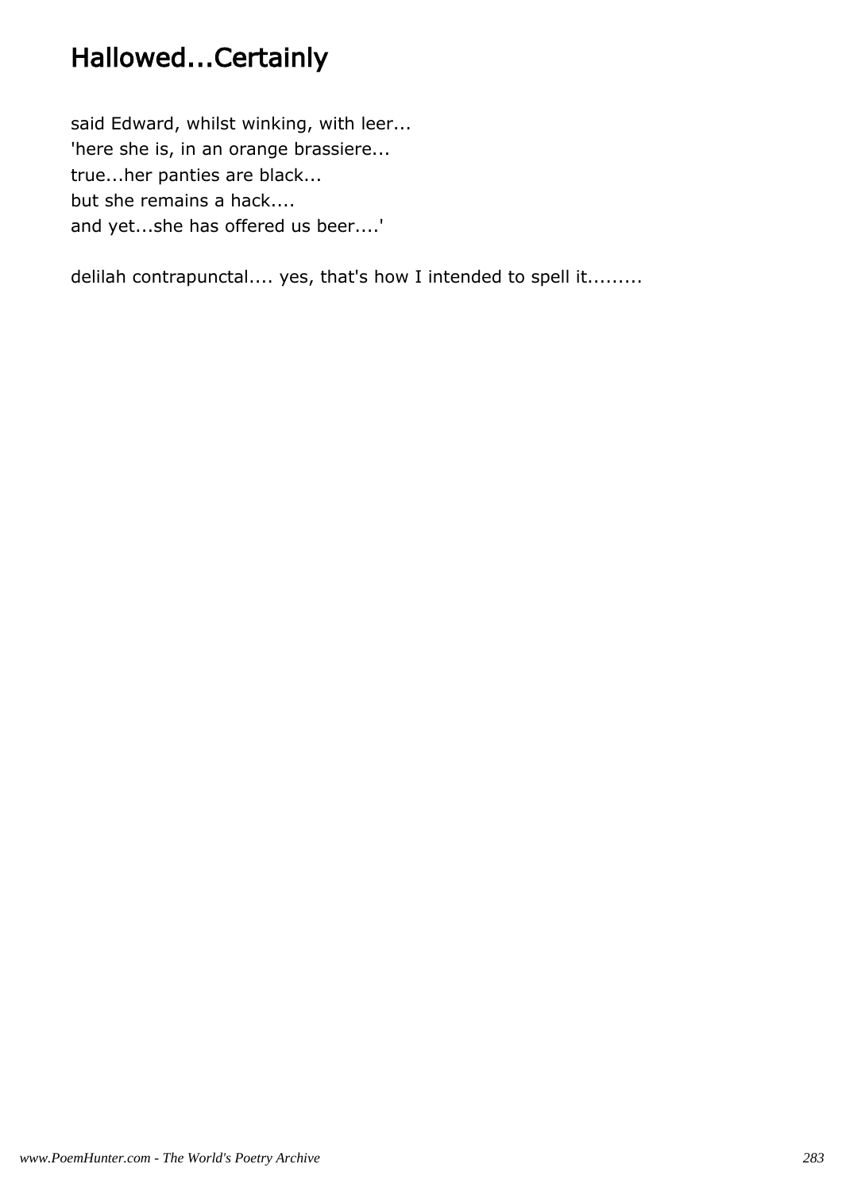# Hallowed...Certainly

said Edward, whilst winking, with leer...
'here she is, in an orange brassiere...
true...her panties are black...
but she remains a hack....
and yet...she has offered us beer....'

delilah contrapunctal.... yes, that's how I intended to spell it.........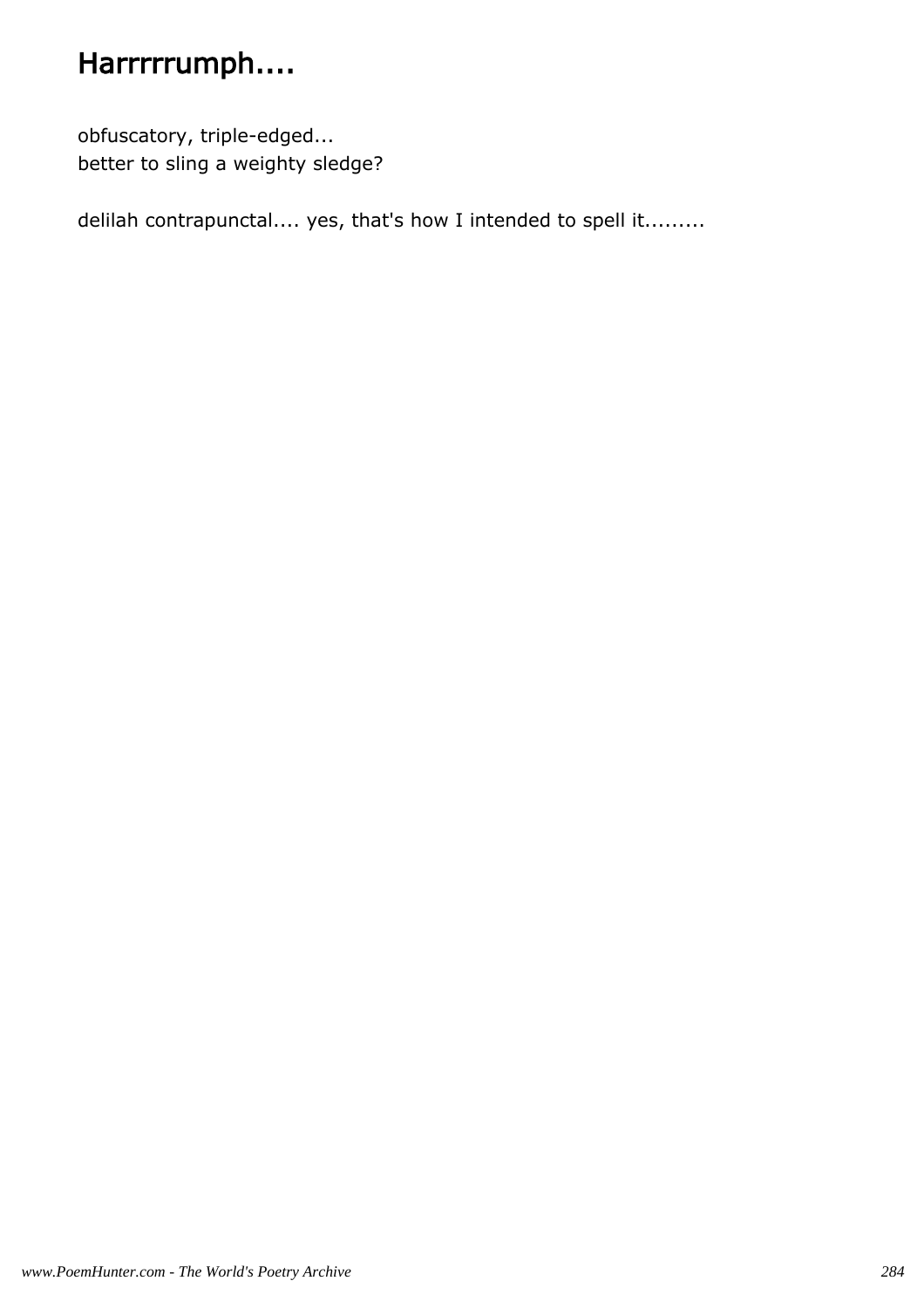# Harrrrrrumph....

obfuscatory, triple-edged...
better to sling a weighty sledge?

delilah contrapunctal.... yes, that's how I intended to spell it.........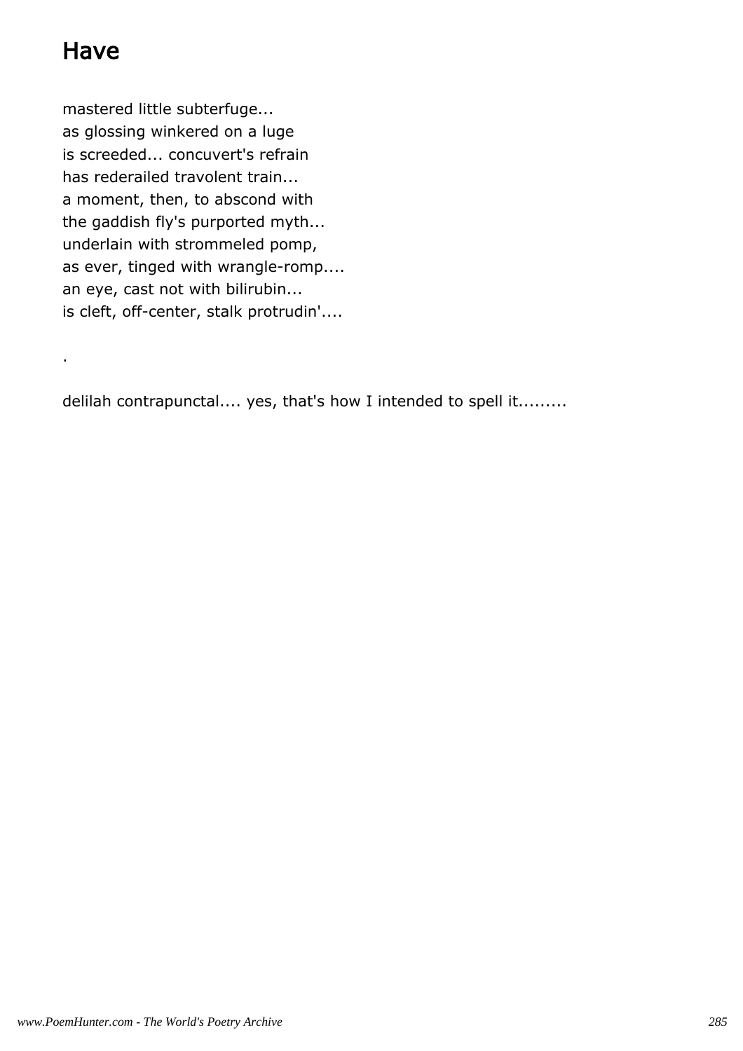# Have

mastered little subterfuge...
as glossing winkered on a luge
is screeded... concuvert's refrain
has rederailed travolent train...
a moment, then, to abscond with
the gaddish fly's purported myth...
underlain with strommeled pomp,
as ever, tinged with wrangle-romp....
an eye, cast not with bilirubin...
is cleft, off-center, stalk protrudin'....

.

delilah contrapunctal.... yes, that's how I intended to spell it.........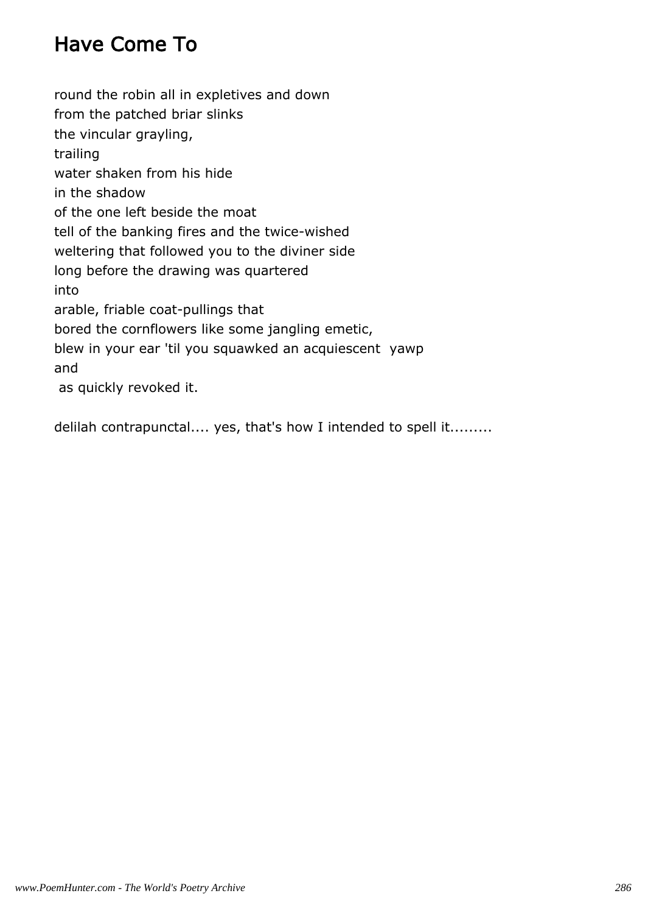## Have Come To

round the robin all in expletives and down  
from the patched briar slinks  
the vincular grayling,  
trailing  
water shaken from his hide  
in the shadow  
of the one left beside the moat  
tell of the banking fires and the twice-wished  
weltering that followed you to the diviner side  
long before the drawing was quartered  
into  
arable, friable coat-pullings that  
bored the cornflowers like some jangling emetic,  
blew in your ear 'til you squawked an acquiescent  yawp  
and  
 as quickly revoked it.

delilah contrapunctal.... yes, that's how I intended to spell it.........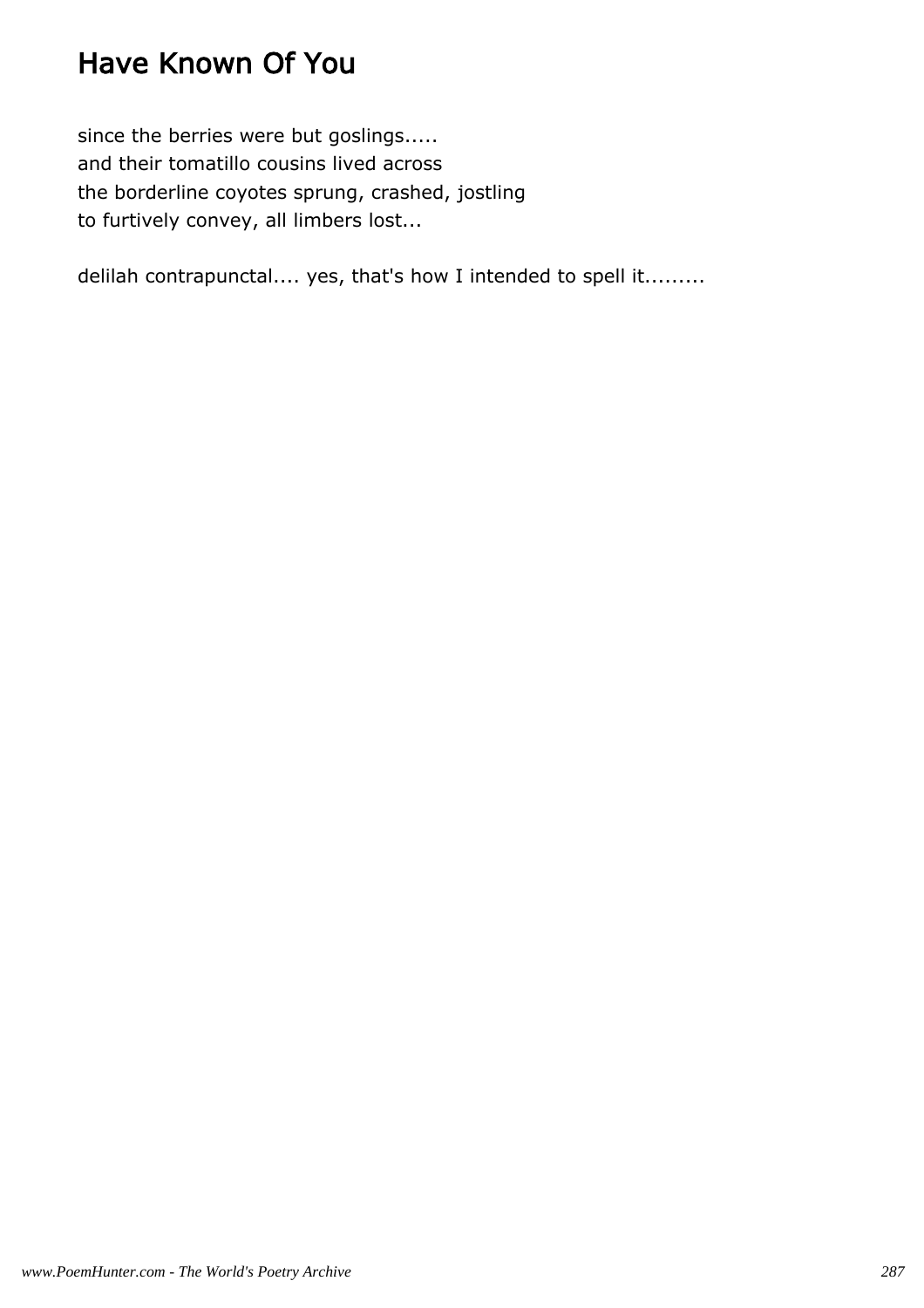# Have Known Of You

since the berries were but goslings.....  
and their tomatillo cousins lived across  
the borderline coyotes sprung, crashed, jostling  
to furtively convey, all limbers lost...

delilah contrapunctal.... yes, that's how I intended to spell it.........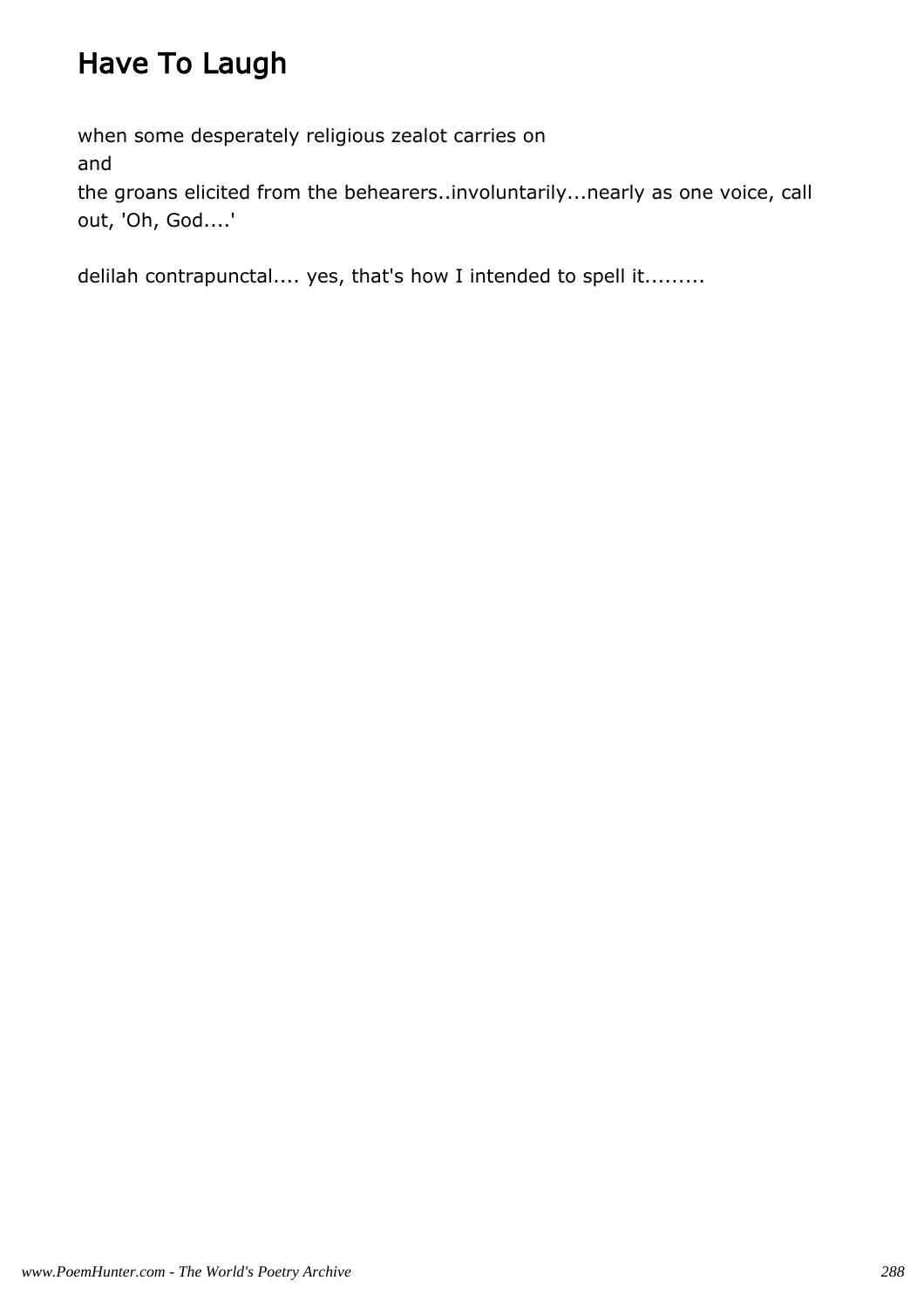# Have To Laugh

when some desperately religious zealot carries on
and
the groans elicited from the behearers..involuntarily...nearly as one voice, call out, 'Oh, God....'

delilah contrapunctal.... yes, that's how I intended to spell it.........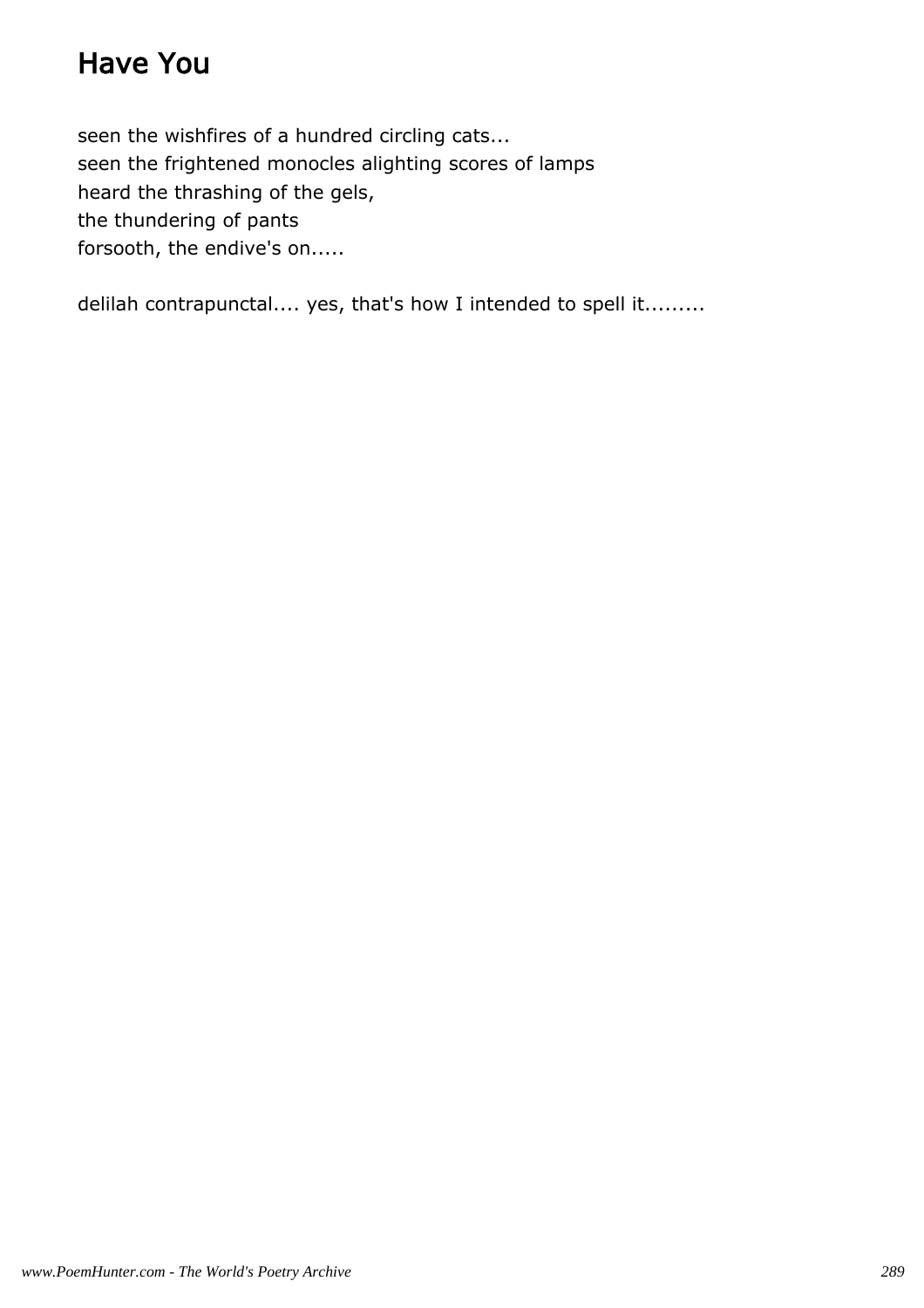# Have You

seen the wishfires of a hundred circling cats...  
seen the frightened monocles alighting scores of lamps  
heard the thrashing of the gels,  
the thundering of pants  
forsooth, the endive's on.....

delilah contrapunctal.... yes, that's how I intended to spell it.........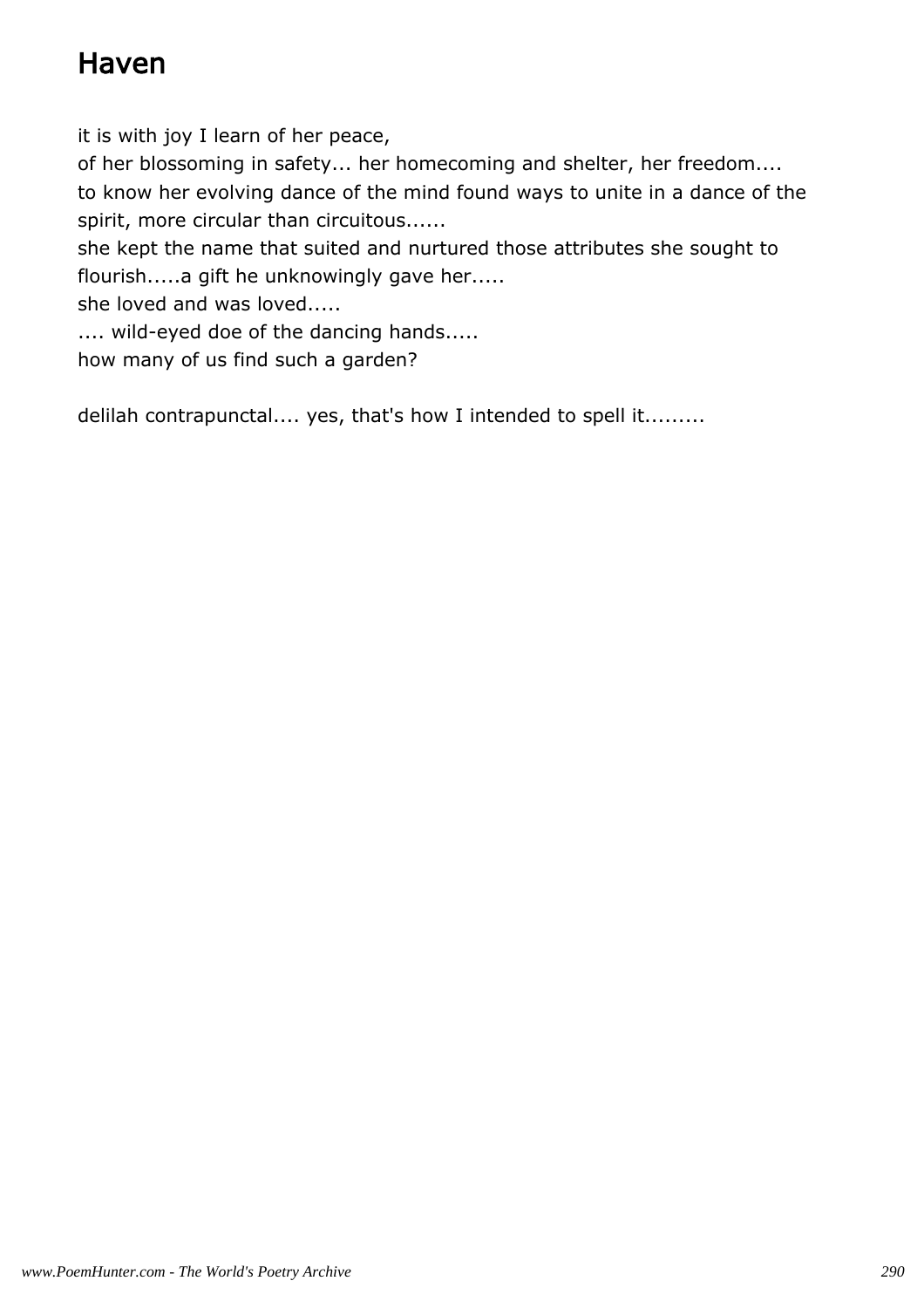# Haven

it is with joy I learn of her peace,
of her blossoming in safety... her homecoming and shelter, her freedom....
to know her evolving dance of the mind found ways to unite in a dance of the spirit, more circular than circuitous......
she kept the name that suited and nurtured those attributes she sought to flourish.....a gift he unknowingly gave her.....
she loved and was loved.....
.... wild-eyed doe of the dancing hands.....
how many of us find such a garden?

delilah contrapunctal.... yes, that's how I intended to spell it.........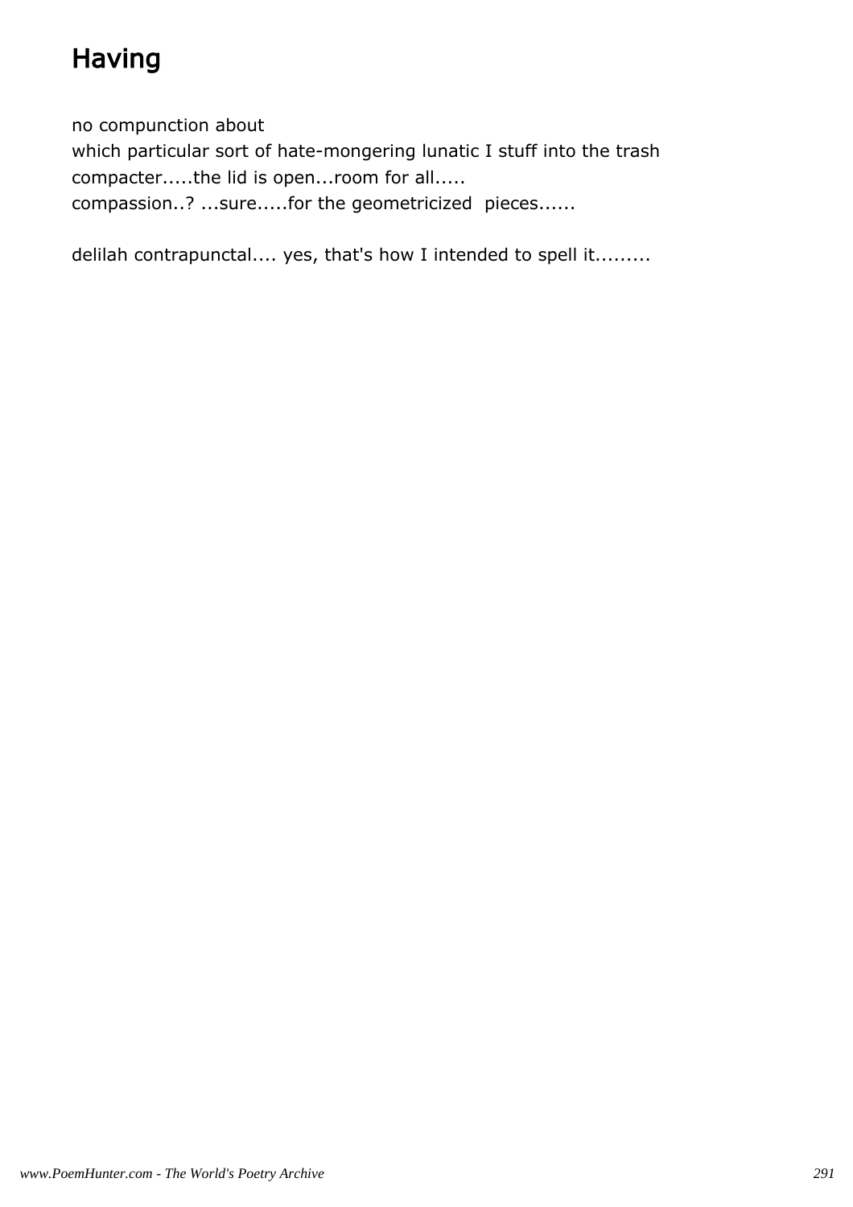# Having

no compunction about
which particular sort of hate-mongering lunatic I stuff into the trash
compacter.....the lid is open...room for all.....
compassion..? ...sure.....for the geometricized  pieces......

delilah contrapunctal.... yes, that's how I intended to spell it.........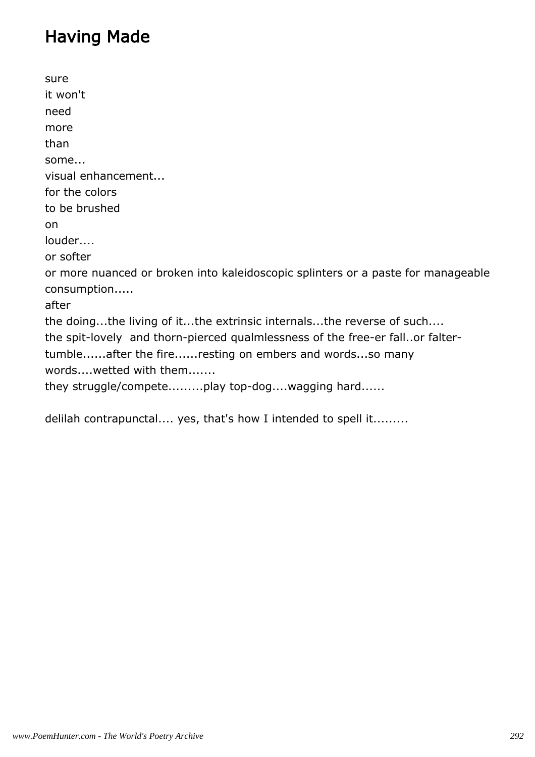# Having Made

sure
it won't
need
more
than
some...
visual enhancement...
for the colors
to be brushed
on
louder....
or softer
or more nuanced or broken into kaleidoscopic splinters or a paste for manageable consumption.....
after
the doing...the living of it...the extrinsic internals...the reverse of such....
the spit-lovely  and thorn-pierced qualmlessness of the free-er fall..or falter-tumble......after the fire......resting on embers and words...so many words....wetted with them.......
they struggle/compete.........play top-dog....wagging hard......

delilah contrapunctal.... yes, that's how I intended to spell it.........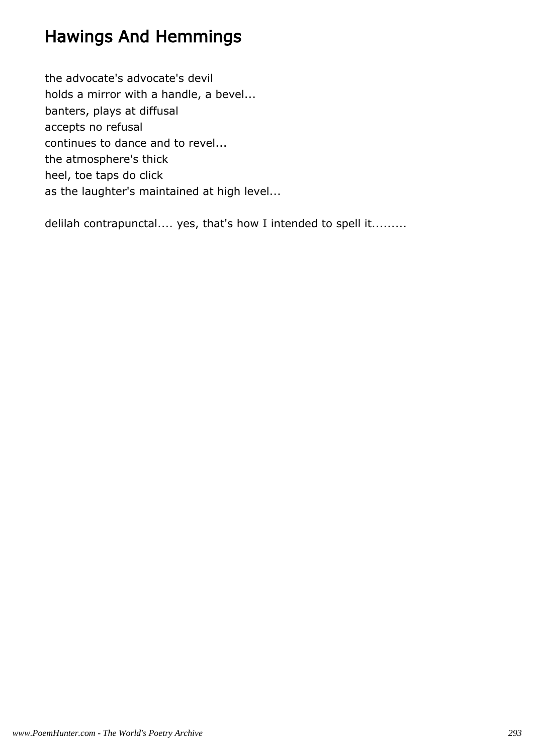# Hawings And Hemmings

the advocate's advocate's devil
holds a mirror with a handle, a bevel...
banters, plays at diffusal
accepts no refusal
continues to dance and to revel...
the atmosphere's thick
heel, toe taps do click
as the laughter's maintained at high level...

delilah contrapunctal.... yes, that's how I intended to spell it.........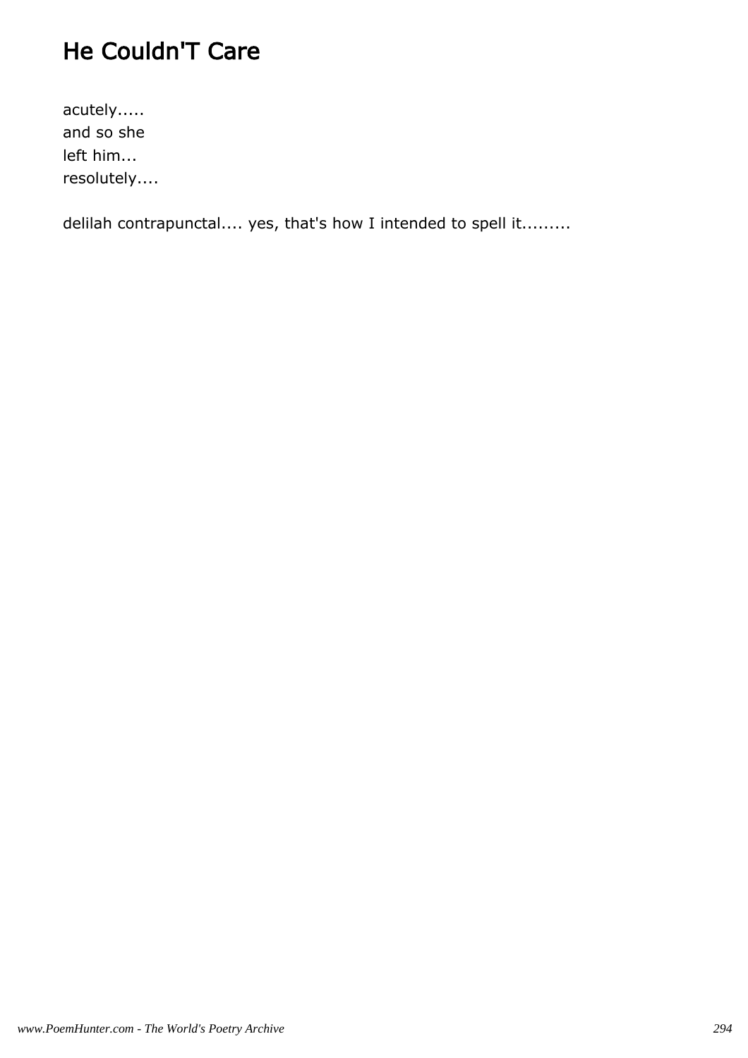# He Couldn'T Care

acutely.....
and so she
left him...
resolutely....

delilah contrapunctal.... yes, that's how I intended to spell it.........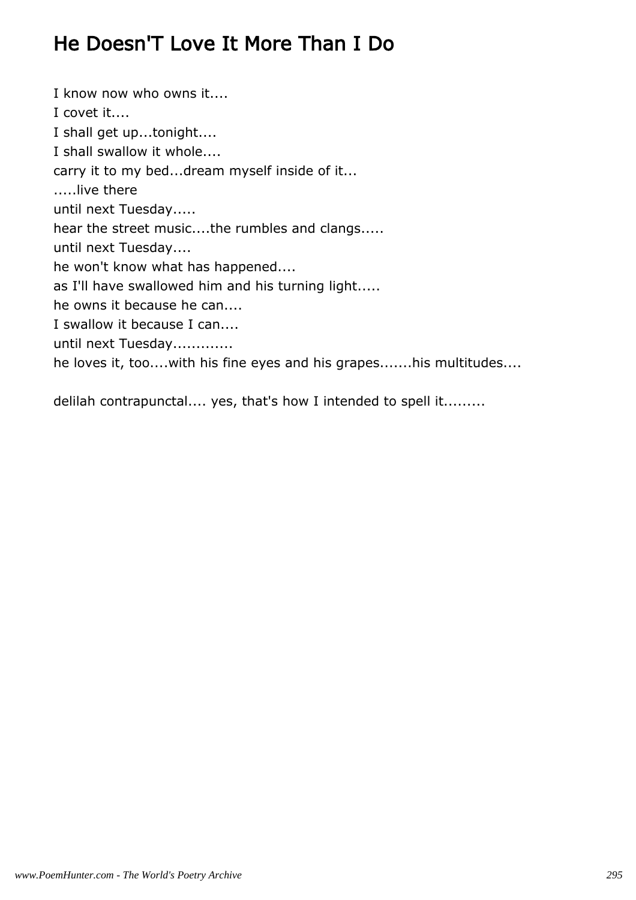# He Doesn'T Love It More Than I Do

I know now who owns it....  
I covet it....  
I shall get up...tonight....  
I shall swallow it whole....  
carry it to my bed...dream myself inside of it...  
.....live there  
until next Tuesday.....  
hear the street music....the rumbles and clangs.....  
until next Tuesday....  
he won't know what has happened....  
as I'll have swallowed him and his turning light.....  
he owns it because he can....  
I swallow it because I can....  
until next Tuesday.............  
he loves it, too....with his fine eyes and his grapes.......his multitudes....

delilah contrapunctal.... yes, that's how I intended to spell it.........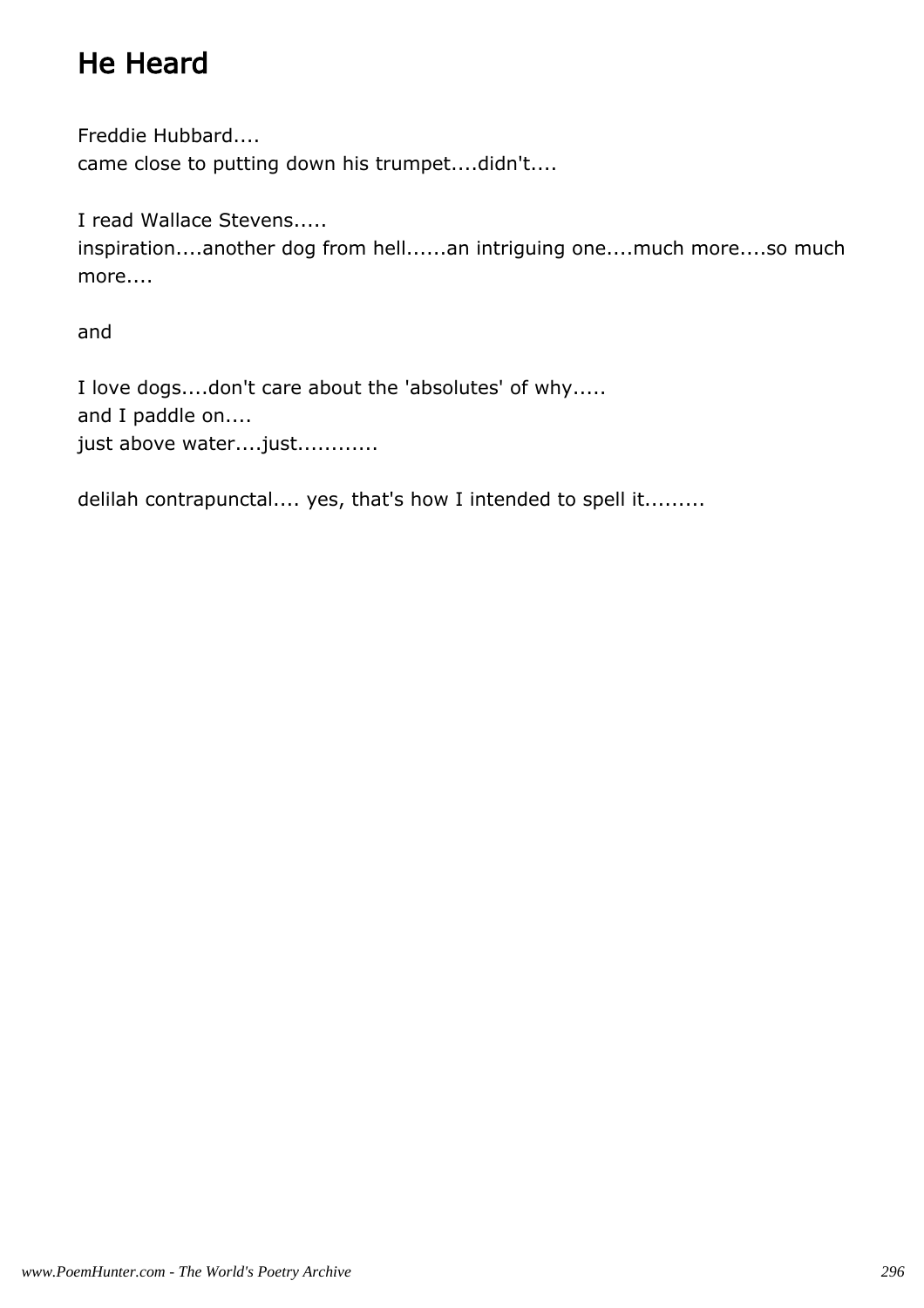# He Heard

Freddie Hubbard....
came close to putting down his trumpet....didn't....

I read Wallace Stevens.....
inspiration....another dog from hell......an intriguing one....much more....so much more....

and

I love dogs....don't care about the 'absolutes' of why.....
and I paddle on....
just above water....just............

delilah contrapunctal.... yes, that's how I intended to spell it.........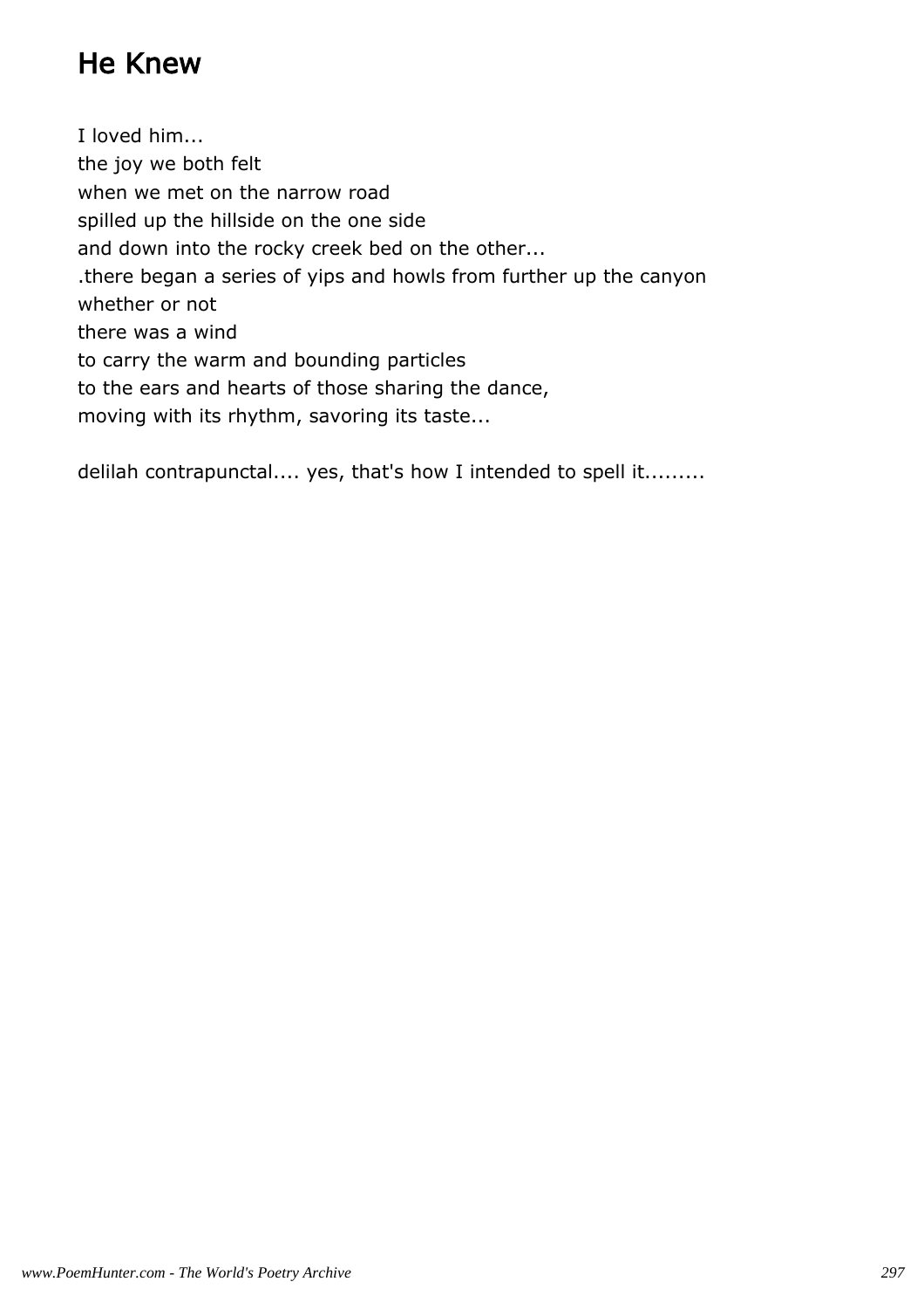# He Knew

I loved him...  
the joy we both felt  
when we met on the narrow road  
spilled up the hillside on the one side  
and down into the rocky creek bed on the other...  
.there began a series of yips and howls from further up the canyon  
whether or not  
there was a wind  
to carry the warm and bounding particles  
to the ears and hearts of those sharing the dance,  
moving with its rhythm, savoring its taste...

delilah contrapunctal.... yes, that's how I intended to spell it.........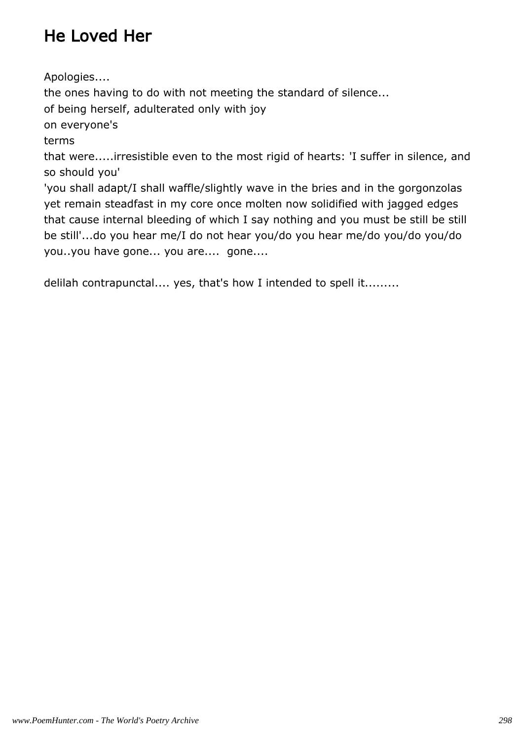# He Loved Her

Apologies....  
the ones having to do with not meeting the standard of silence...  
of being herself, adulterated only with joy  
on everyone's  
terms  
that were.....irresistible even to the most rigid of hearts: 'I suffer in silence, and so should you'  
'you shall adapt/I shall waffle/slightly wave in the bries and in the gorgonzolas yet remain steadfast in my core once molten now solidified with jagged edges that cause internal bleeding of which I say nothing and you must be still be still be still'...do you hear me/I do not hear you/do you hear me/do you/do you/do you..you have gone... you are.... gone....

delilah contrapunctal.... yes, that's how I intended to spell it.........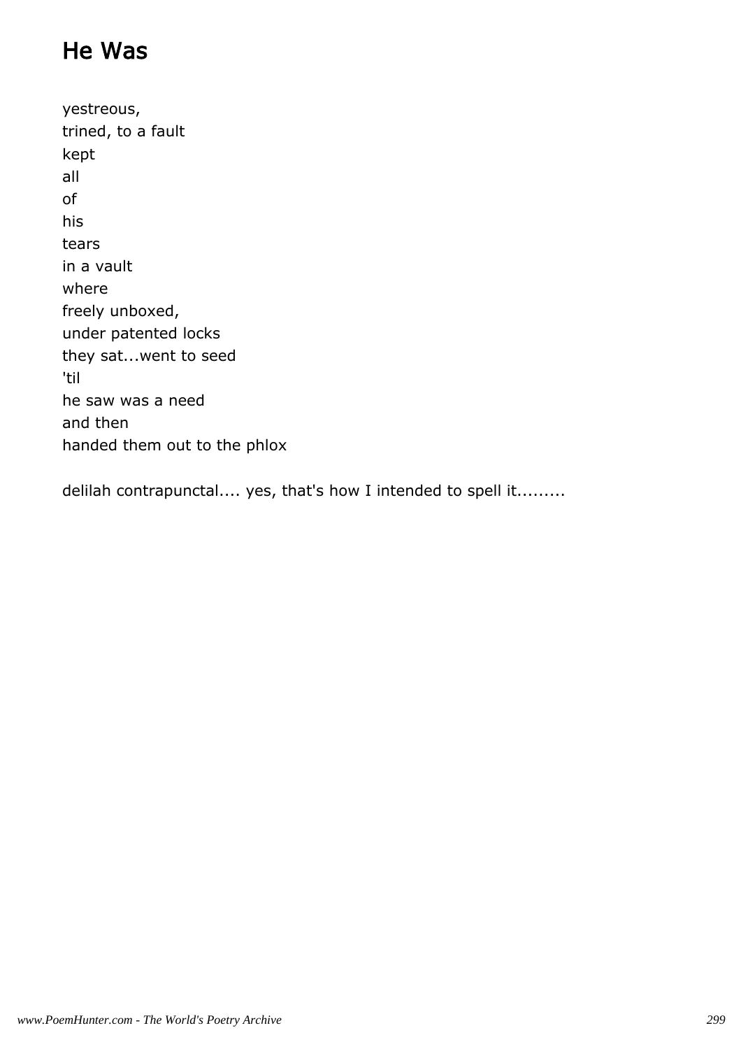# He Was

yestreous,  
trined, to a fault  
kept  
all  
of  
his  
tears  
in a vault  
where  
freely unboxed,  
under patented locks  
they sat...went to seed  
'til  
he saw was a need  
and then  
handed them out to the phlox

delilah contrapunctal.... yes, that's how I intended to spell it.........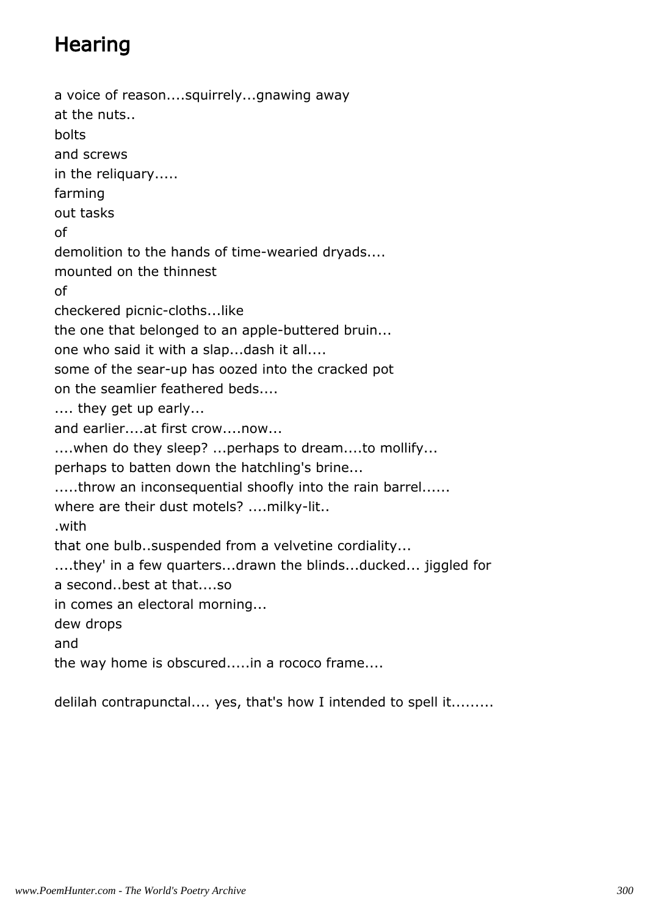## Hearing

a voice of reason....squirrely...gnawing away  
at the nuts..  
bolts  
and screws  
in the reliquary.....  
farming  
out tasks  
of  
demolition to the hands of time-wearied dryads....  
mounted on the thinnest  
of  
checkered picnic-cloths...like  
the one that belonged to an apple-buttered bruin...  
one who said it with a slap...dash it all....  
some of the sear-up has oozed into the cracked pot  
on the seamlier feathered beds....  
.... they get up early...  
and earlier....at first crow....now...  
....when do they sleep? ...perhaps to dream....to mollify...  
perhaps to batten down the hatchling's brine...  
.....throw an inconsequential shoofly into the rain barrel......  
where are their dust motels? ....milky-lit..  
.with  
that one bulb..suspended from a velvetine cordiality...  
....they' in a few quarters...drawn the blinds...ducked... jiggled for  
a second..best at that....so  
in comes an electoral morning...  
dew drops  
and  
the way home is obscured.....in a rococo frame....

delilah contrapunctal.... yes, that's how I intended to spell it.........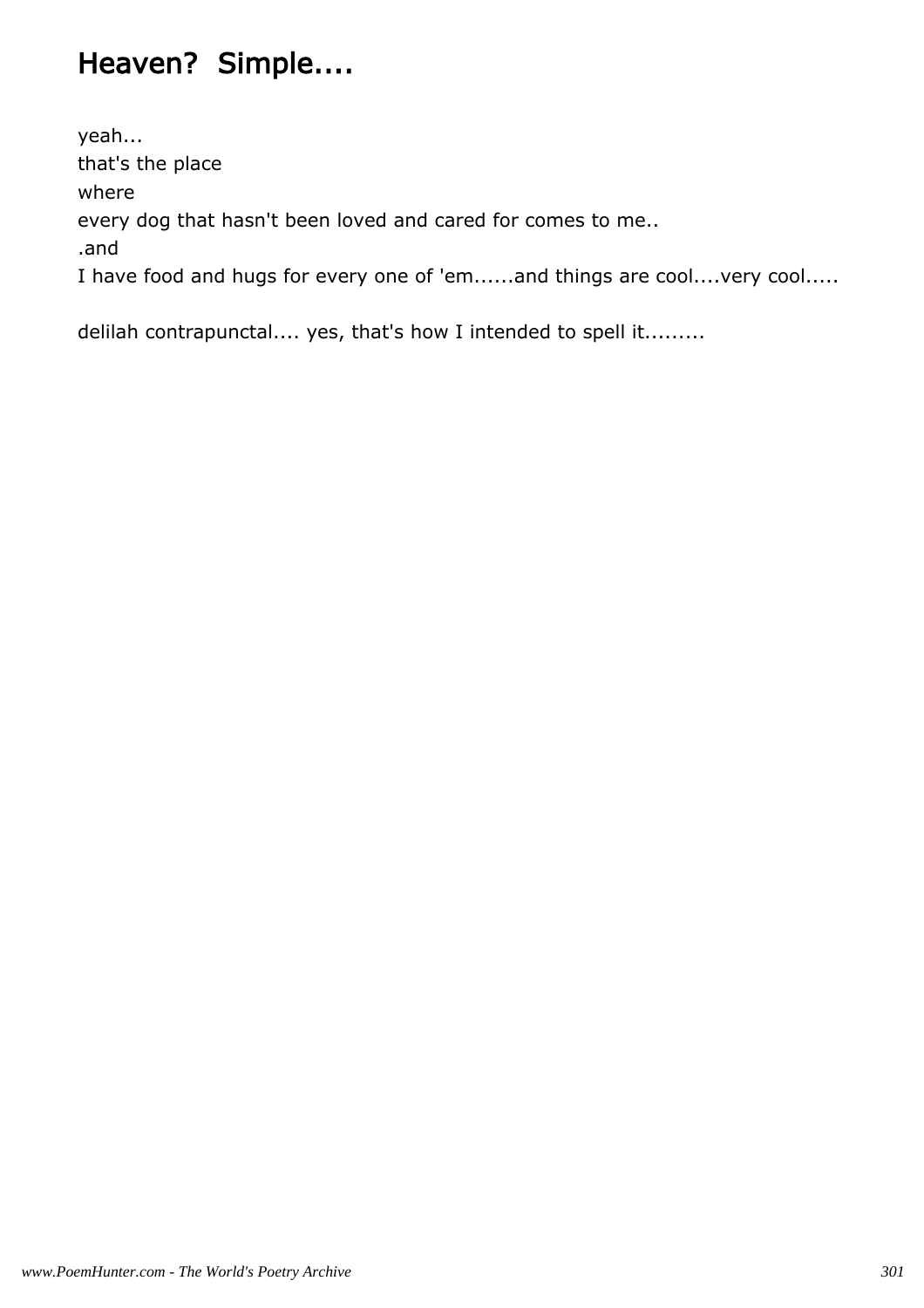# Heaven?  Simple....

yeah...
that's the place
where
every dog that hasn't been loved and cared for comes to me..
.and
I have food and hugs for every one of 'em......and things are cool....very cool.....

delilah contrapunctal.... yes, that's how I intended to spell it.........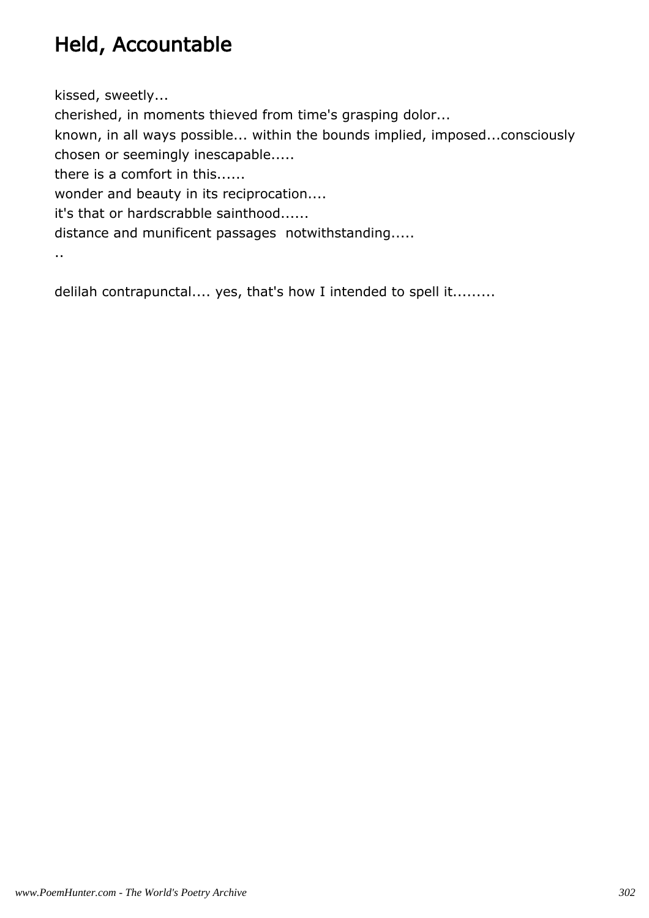# Held, Accountable

kissed, sweetly...
cherished, in moments thieved from time's grasping dolor...
known, in all ways possible... within the bounds implied, imposed...consciously chosen or seemingly inescapable.....
there is a comfort in this......
wonder and beauty in its reciprocation....
it's that or hardscrabble sainthood......
distance and munificent passages  notwithstanding.....
..

delilah contrapunctal.... yes, that's how I intended to spell it.........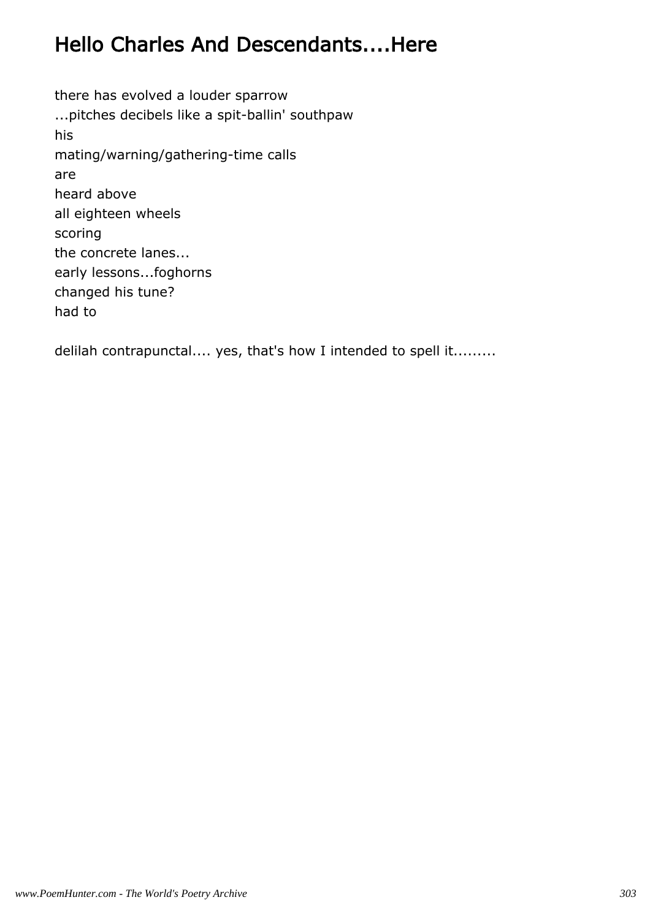# Hello Charles And Descendants....Here

there has evolved a louder sparrow
...pitches decibels like a spit-ballin' southpaw
his
mating/warning/gathering-time calls
are
heard above
all eighteen wheels
scoring
the concrete lanes...
early lessons...foghorns
changed his tune?
had to

delilah contrapunctal.... yes, that's how I intended to spell it.........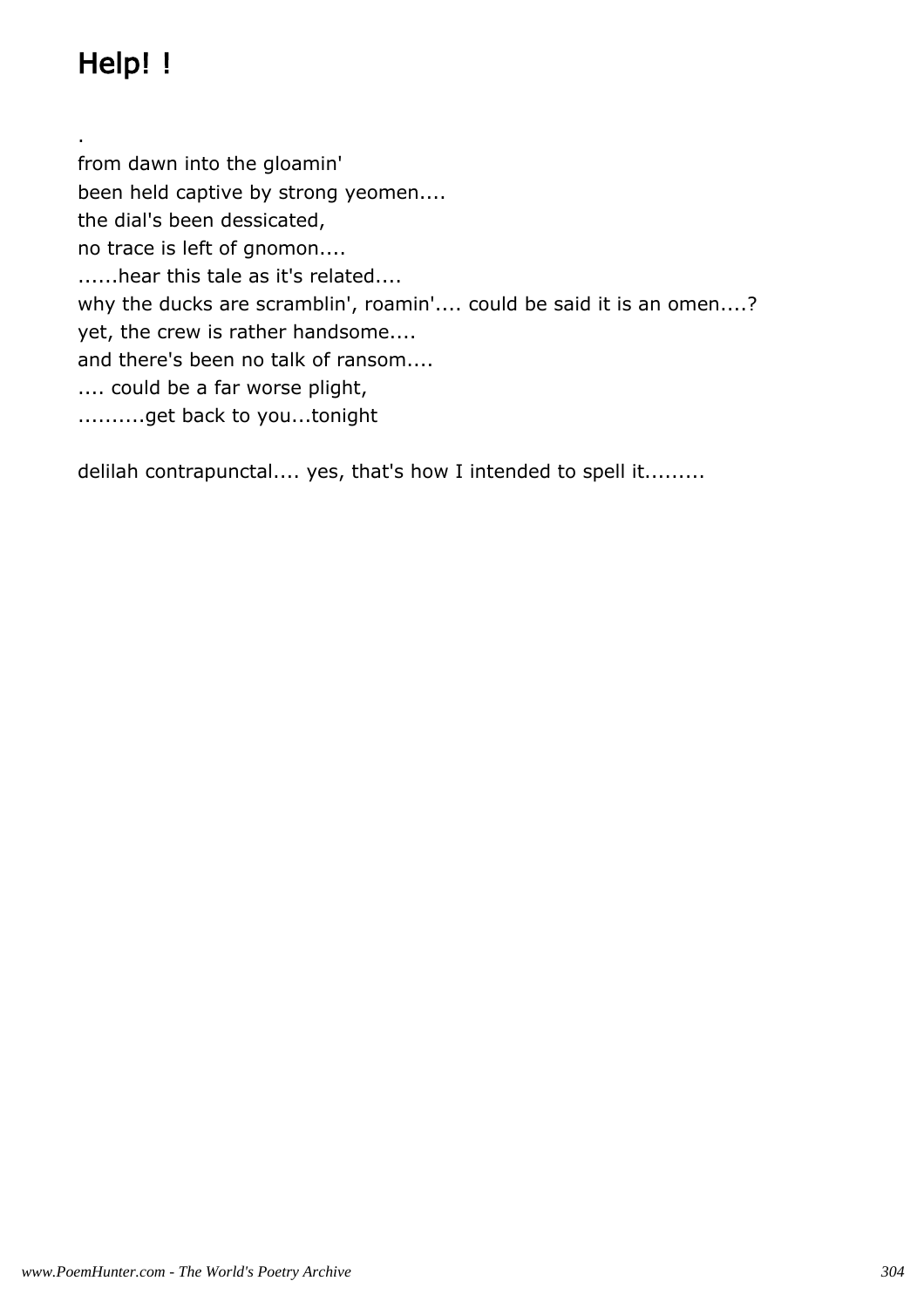# Help! !

.
from dawn into the gloamin'
been held captive by strong yeomen....
the dial's been dessicated,
no trace is left of gnomon....
......hear this tale as it's related....
why the ducks are scramblin', roamin'.... could be said it is an omen....?
yet, the crew is rather handsome....
and there's been no talk of ransom....
.... could be a far worse plight,
..........get back to you...tonight

delilah contrapunctal.... yes, that's how I intended to spell it.........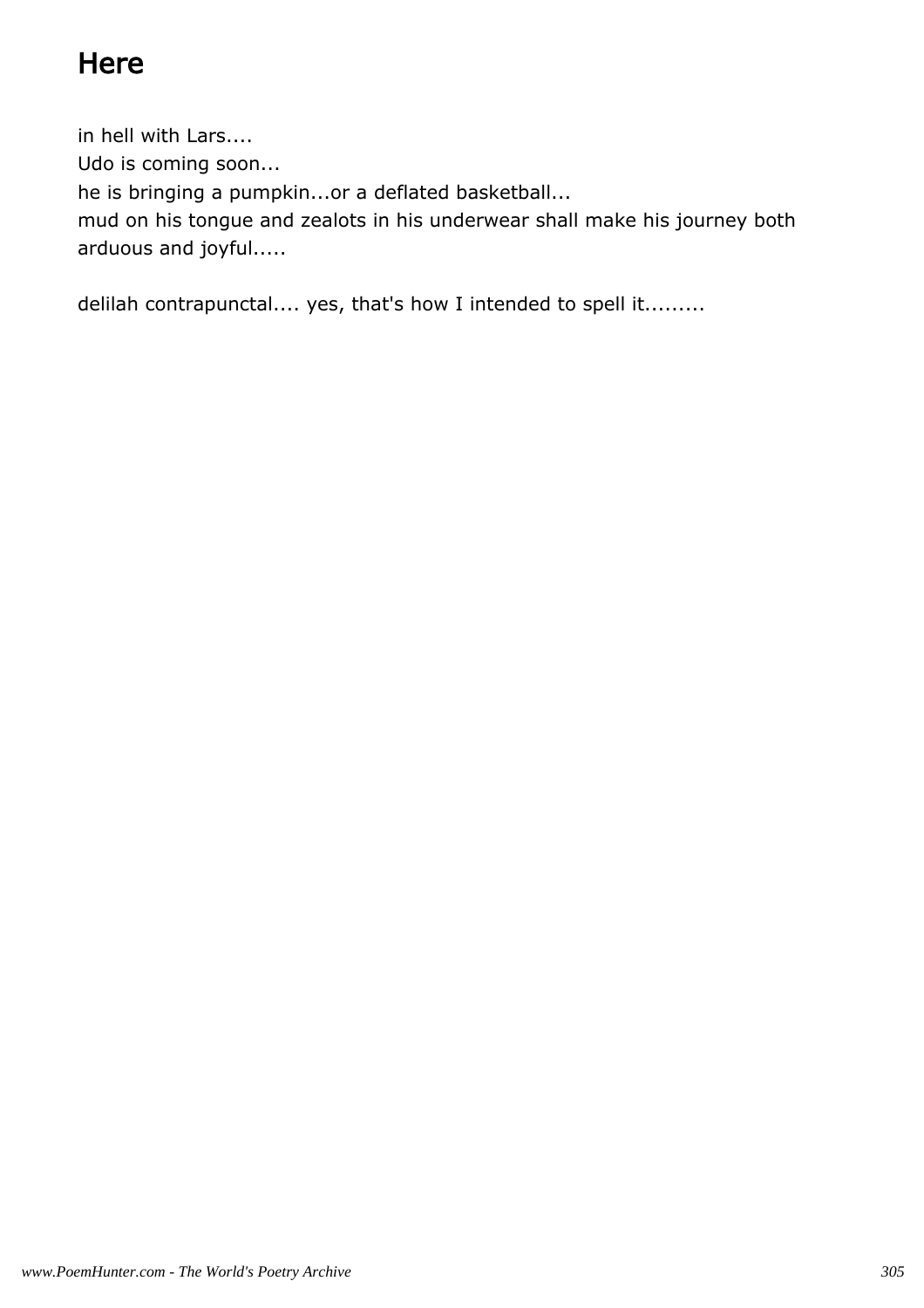# Here

in hell with Lars....
Udo is coming soon...
he is bringing a pumpkin...or a deflated basketball...
mud on his tongue and zealots in his underwear shall make his journey both arduous and joyful.....

delilah contrapunctal.... yes, that's how I intended to spell it.........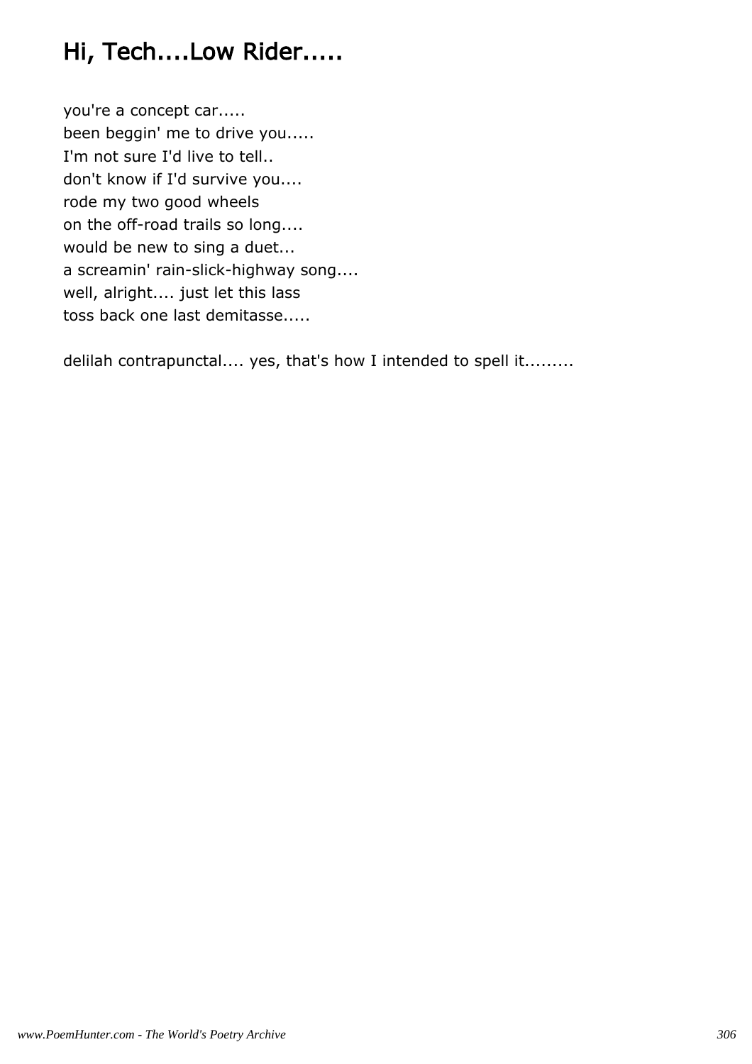# Hi, Tech....Low Rider.....

you're a concept car.....
been beggin' me to drive you.....
I'm not sure I'd live to tell..
don't know if I'd survive you....
rode my two good wheels
on the off-road trails so long....
would be new to sing a duet...
a screamin' rain-slick-highway song....
well, alright.... just let this lass
toss back one last demitasse.....

delilah contrapunctal.... yes, that's how I intended to spell it.........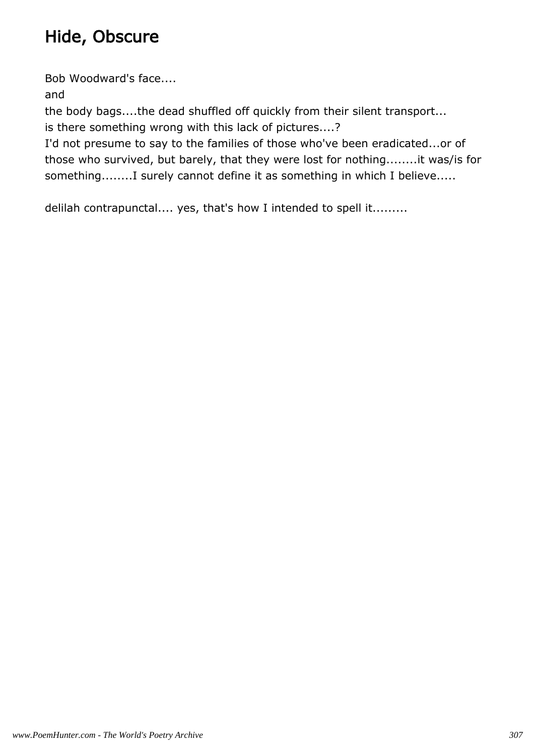# Hide, Obscure

Bob Woodward's face....

and

the body bags....the dead shuffled off quickly from their silent transport...

is there something wrong with this lack of pictures....?

I'd not presume to say to the families of those who've been eradicated...or of those who survived, but barely, that they were lost for nothing........it was/is for something........I surely cannot define it as something in which I believe.....

delilah contrapunctal.... yes, that's how I intended to spell it.........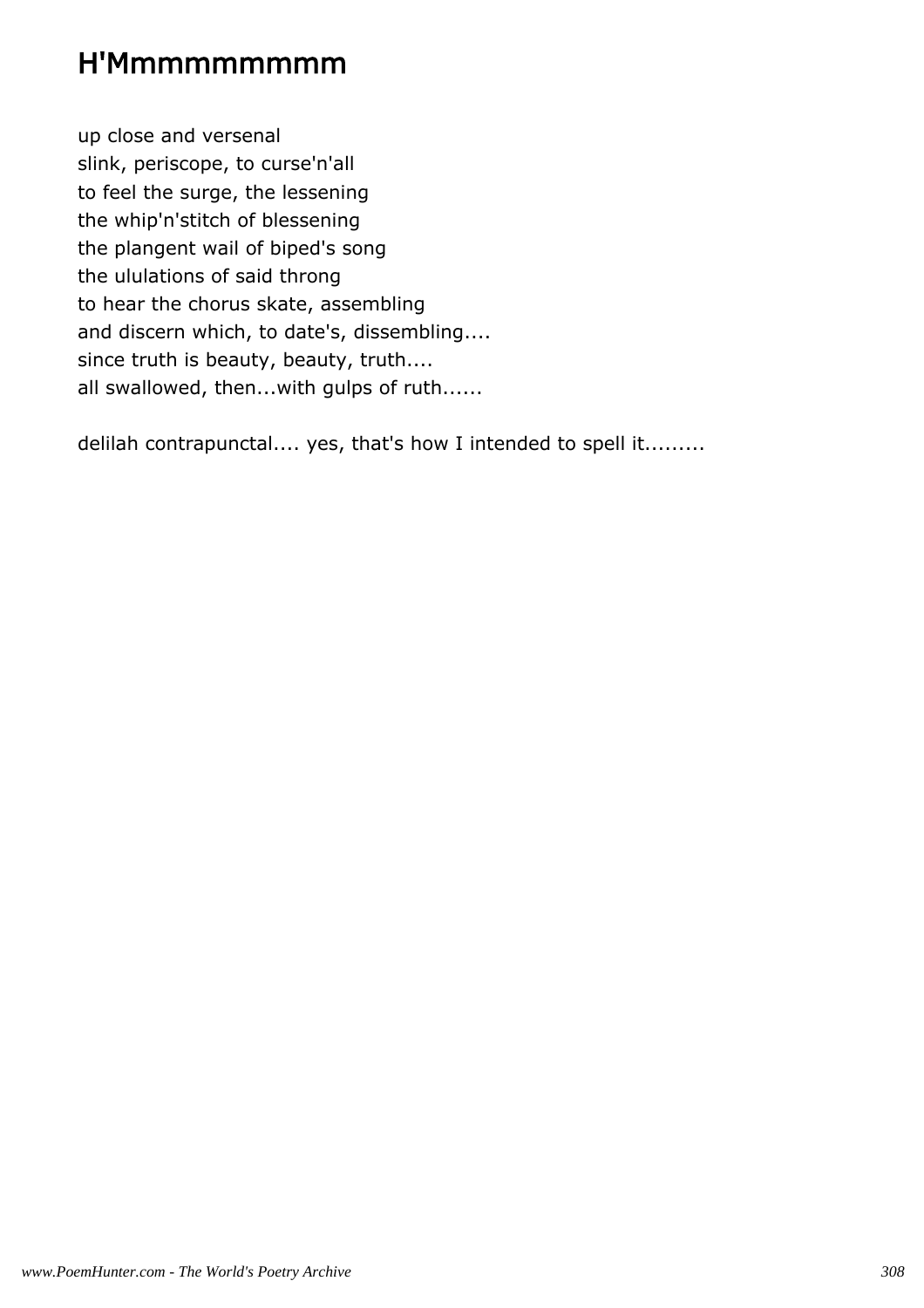# H'Mmmmmmmmm

up close and versenal  
slink, periscope, to curse'n'all  
to feel the surge, the lessening  
the whip'n'stitch of blessening  
the plangent wail of biped's song  
the ululations of said throng  
to hear the chorus skate, assembling  
and discern which, to date's, dissembling....  
since truth is beauty, beauty, truth....  
all swallowed, then...with gulps of ruth......

delilah contrapunctal.... yes, that's how I intended to spell it.........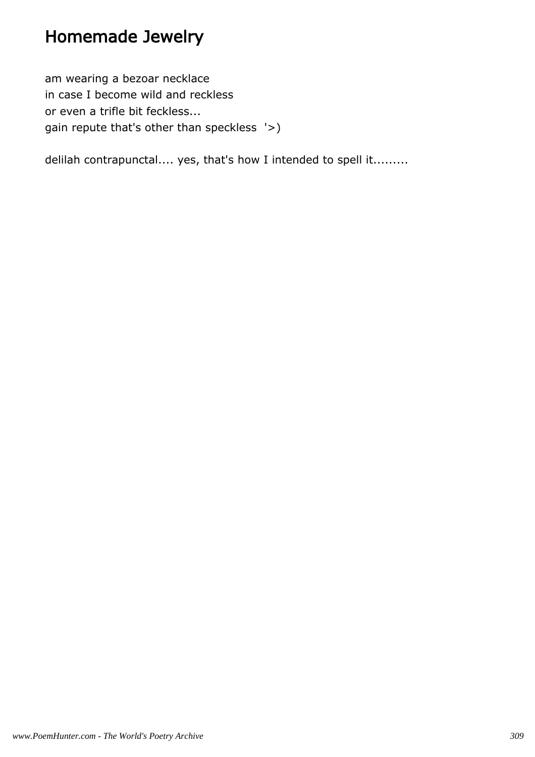# Homemade Jewelry

am wearing a bezoar necklace  
in case I become wild and reckless  
or even a trifle bit feckless...  
gain repute that's other than speckless '>)

delilah contrapunctal.... yes, that's how I intended to spell it.........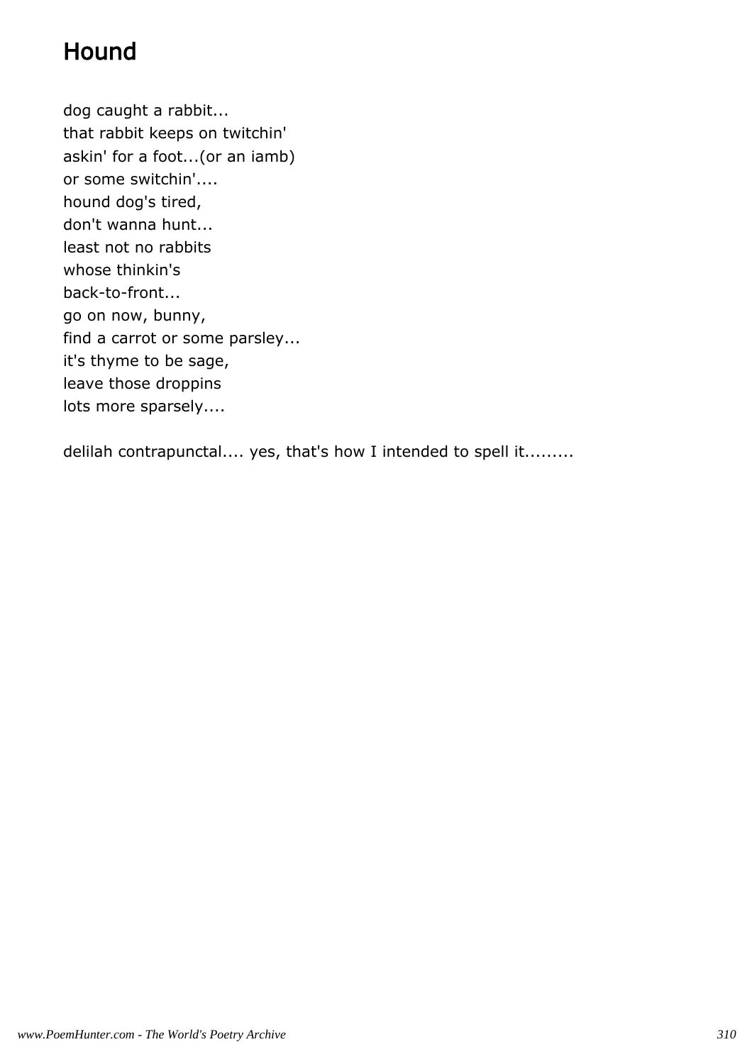## Hound

dog caught a rabbit...  
that rabbit keeps on twitchin'  
askin' for a foot...(or an iamb)  
or some switchin'....  
hound dog's tired,  
don't wanna hunt...  
least not no rabbits  
whose thinkin's  
back-to-front...  
go on now, bunny,  
find a carrot or some parsley...  
it's thyme to be sage,  
leave those droppins  
lots more sparsely....

delilah contrapunctal.... yes, that's how I intended to spell it.........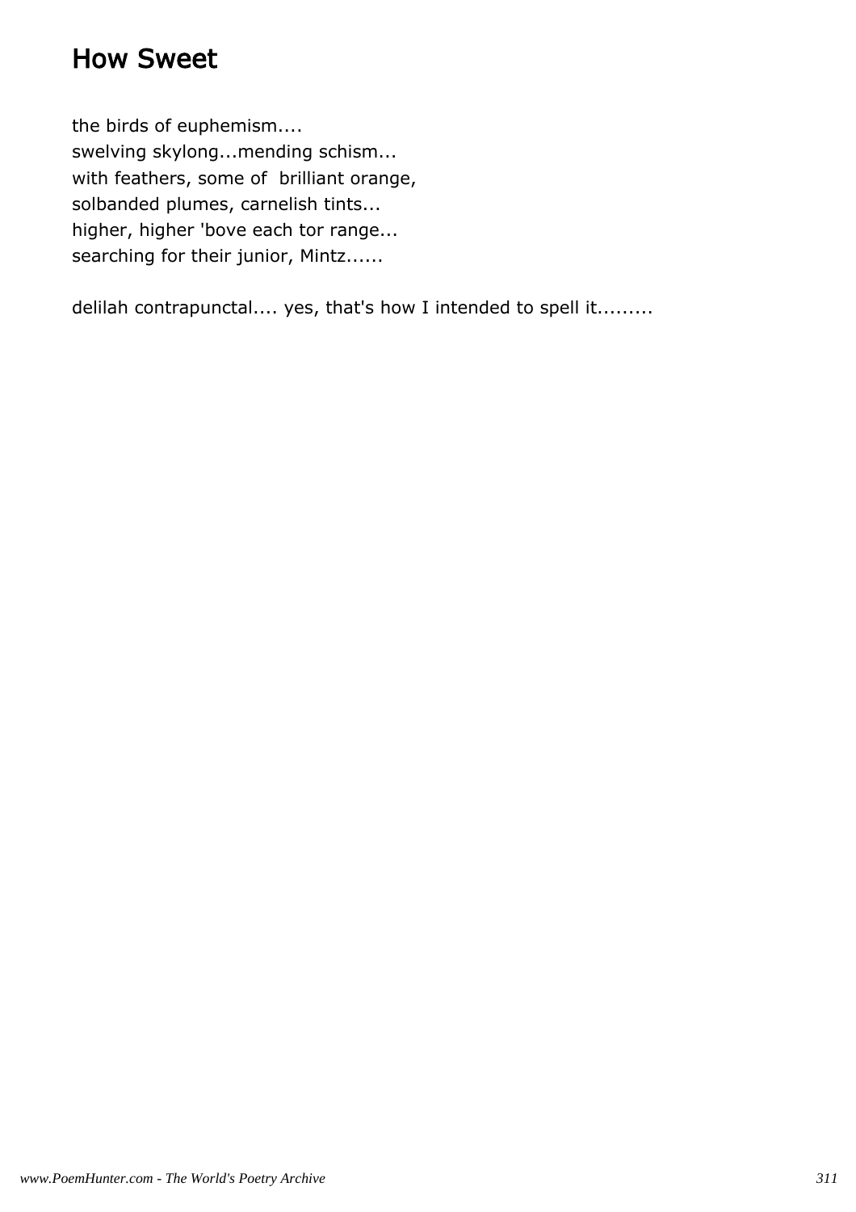# How Sweet

the birds of euphemism....  
swelving skylong...mending schism...  
with feathers, some of  brilliant orange,  
solbanded plumes, carnelish tints...  
higher, higher 'bove each tor range...  
searching for their junior, Mintz......

delilah contrapunctal.... yes, that's how I intended to spell it.........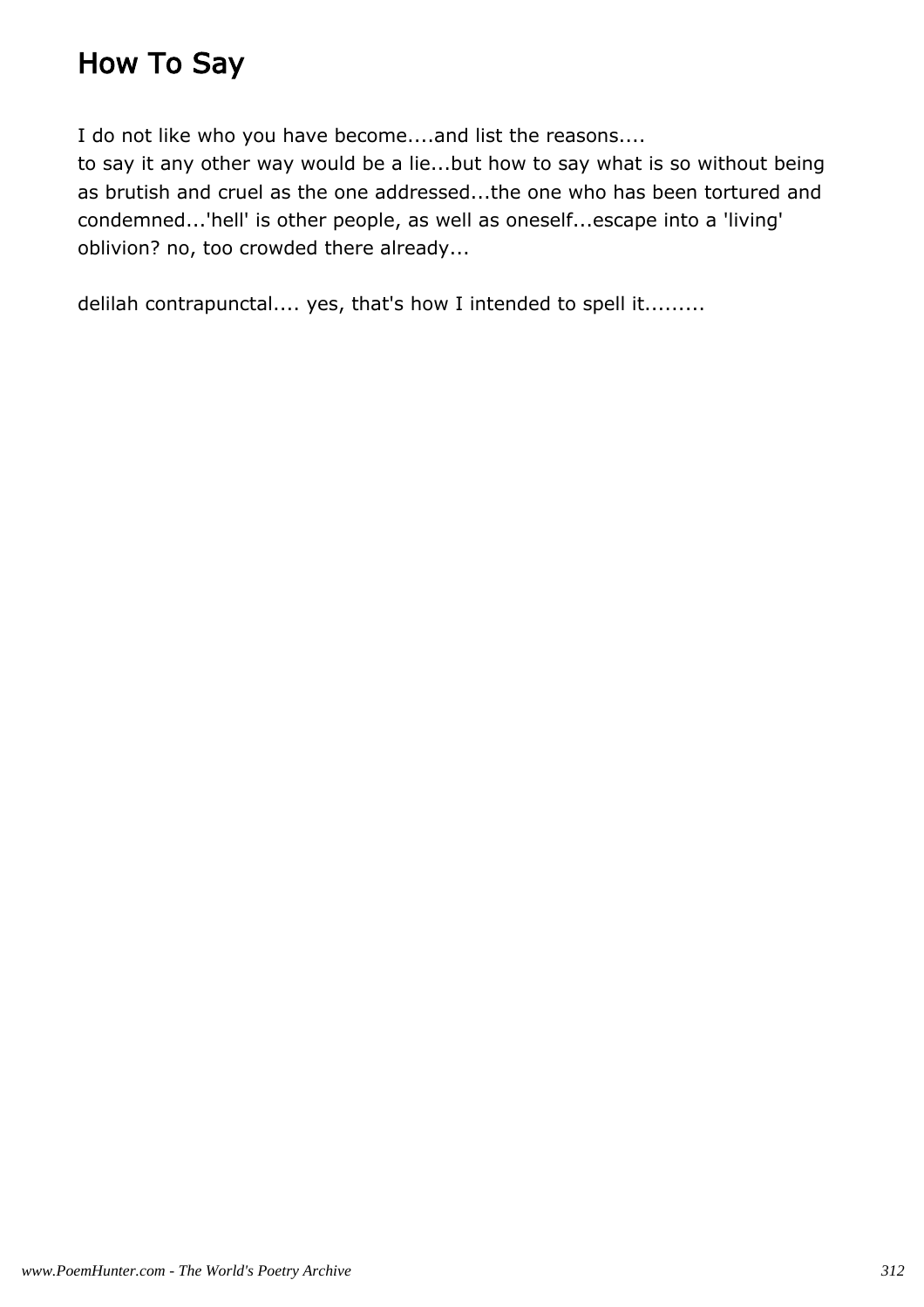# How To Say

I do not like who you have become....and list the reasons....
to say it any other way would be a lie...but how to say what is so without being as brutish and cruel as the one addressed...the one who has been tortured and condemned...'hell' is other people, as well as oneself...escape into a 'living' oblivion? no, too crowded there already...

delilah contrapunctal.... yes, that's how I intended to spell it.........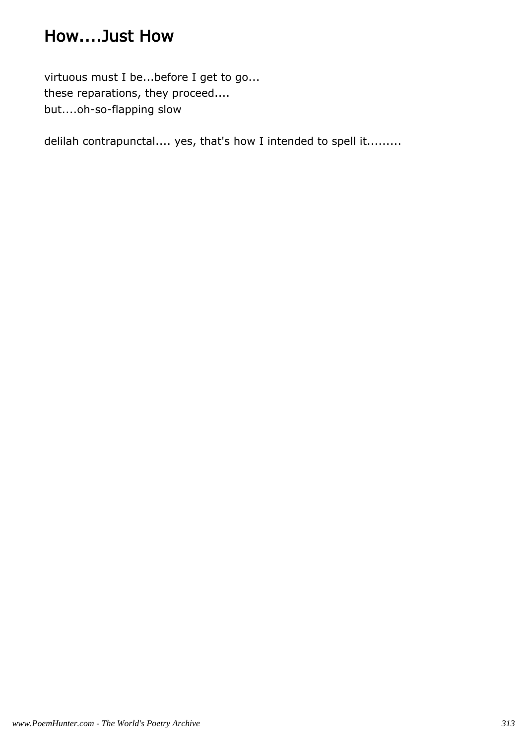# How....Just How

virtuous must I be...before I get to go...
these reparations, they proceed....
but....oh-so-flapping slow

delilah contrapunctal.... yes, that's how I intended to spell it.........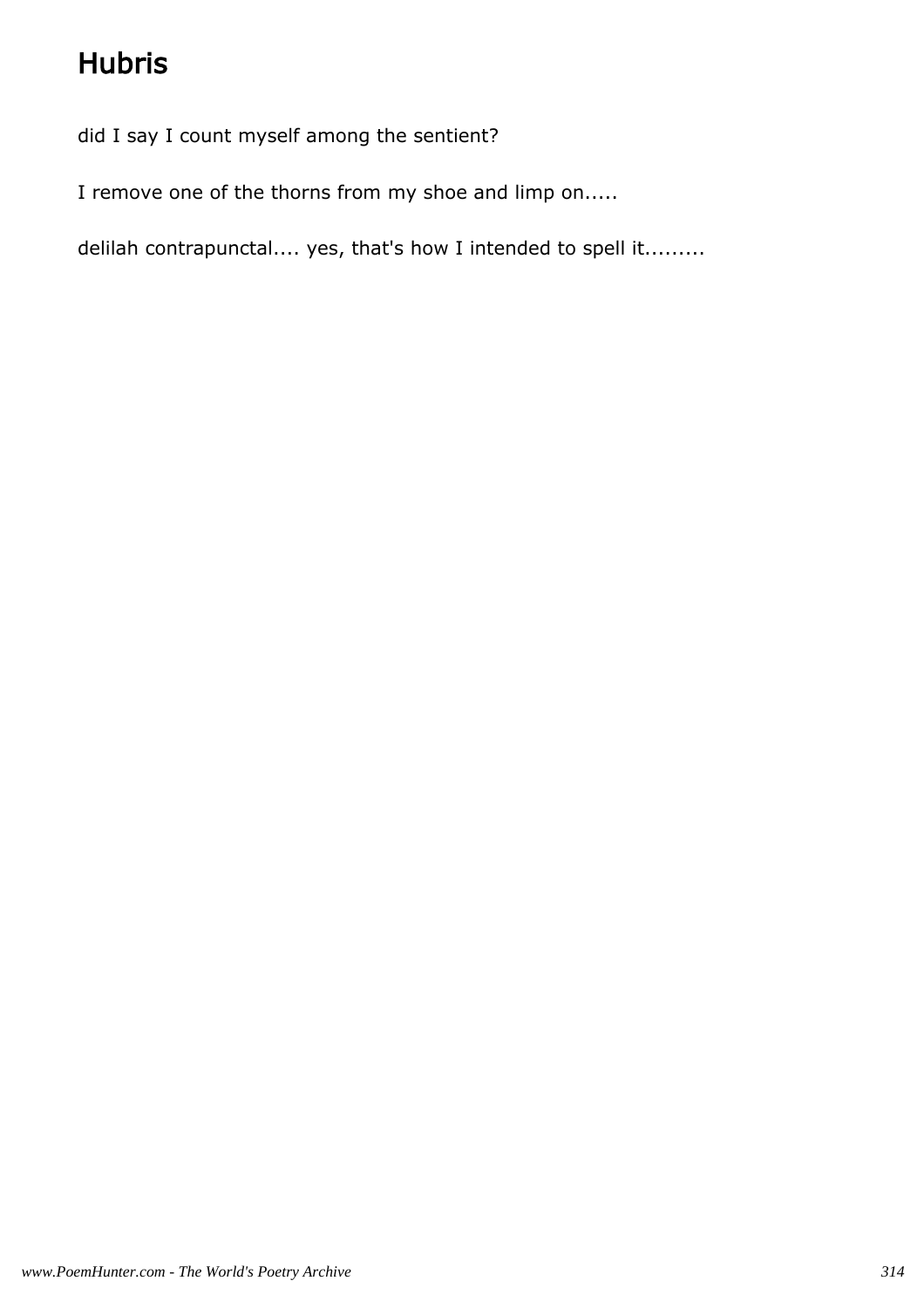# Hubris

did I say I count myself among the sentient?

I remove one of the thorns from my shoe and limp on.....

delilah contrapunctal.... yes, that's how I intended to spell it.........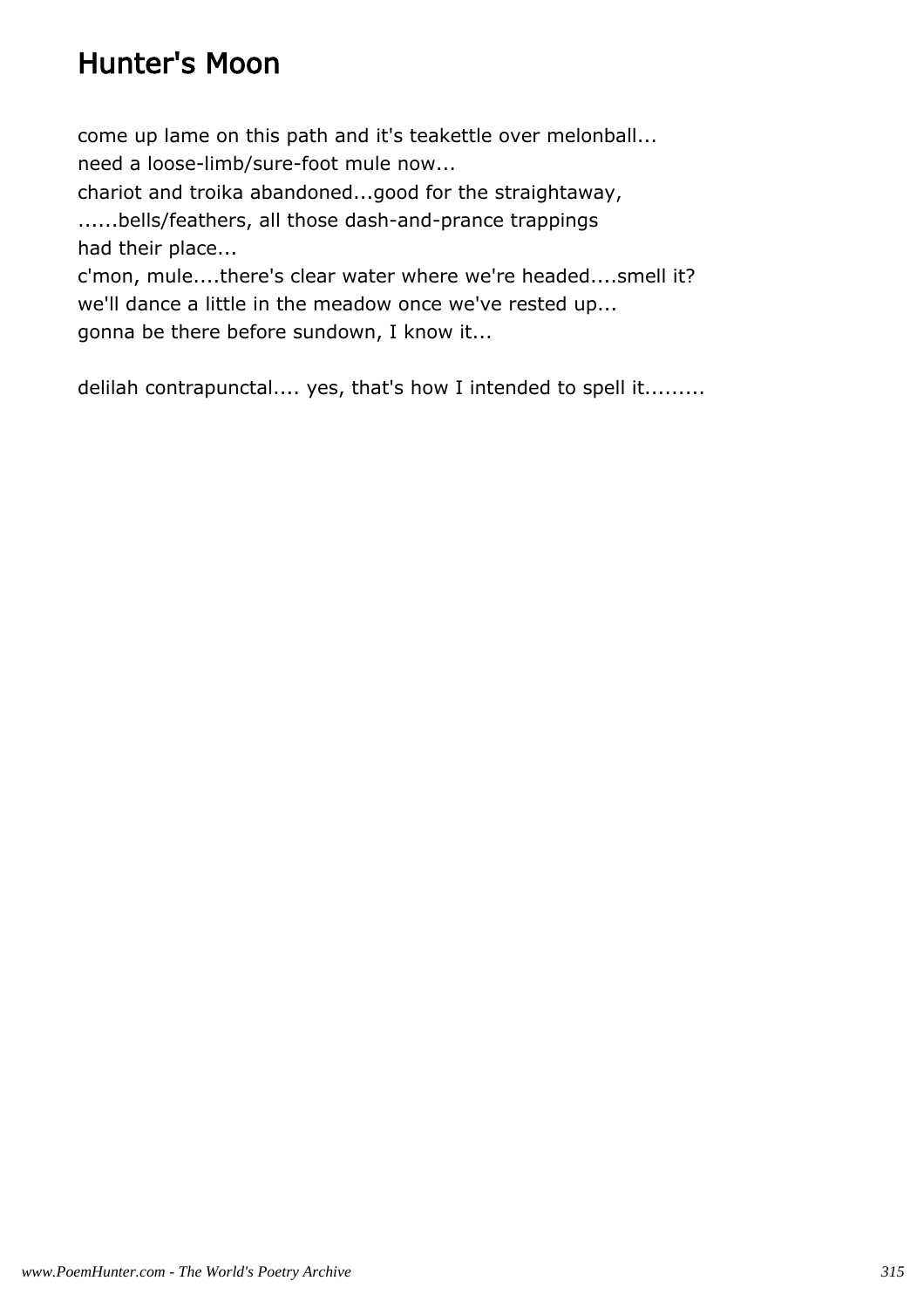# Hunter's Moon

come up lame on this path and it's teakettle over melonball...
need a loose-limb/sure-foot mule now...
chariot and troika abandoned...good for the straightaway,
......bells/feathers, all those dash-and-prance trappings
had their place...
c'mon, mule....there's clear water where we're headed....smell it?
we'll dance a little in the meadow once we've rested up...
gonna be there before sundown, I know it...

delilah contrapunctal.... yes, that's how I intended to spell it.........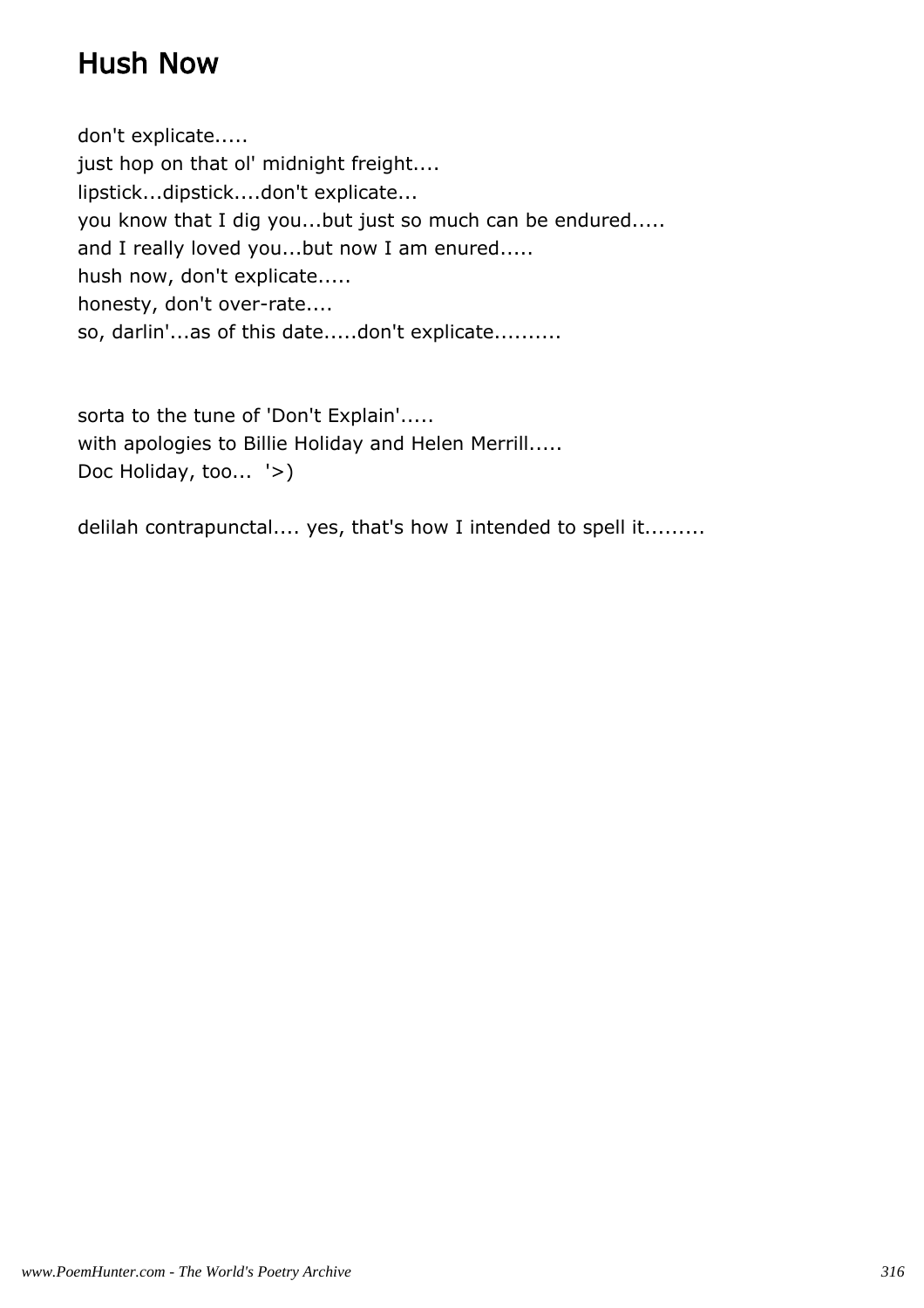# Hush Now

don't explicate.....
just hop on that ol' midnight freight....
lipstick...dipstick....don't explicate...
you know that I dig you...but just so much can be endured.....
and I really loved you...but now I am enured.....
hush now, don't explicate.....
honesty, don't over-rate....
so, darlin'...as of this date.....don't explicate..........

sorta to the tune of 'Don't Explain'.....
with apologies to Billie Holiday and Helen Merrill.....
Doc Holiday, too...  '>)

delilah contrapunctal.... yes, that's how I intended to spell it.........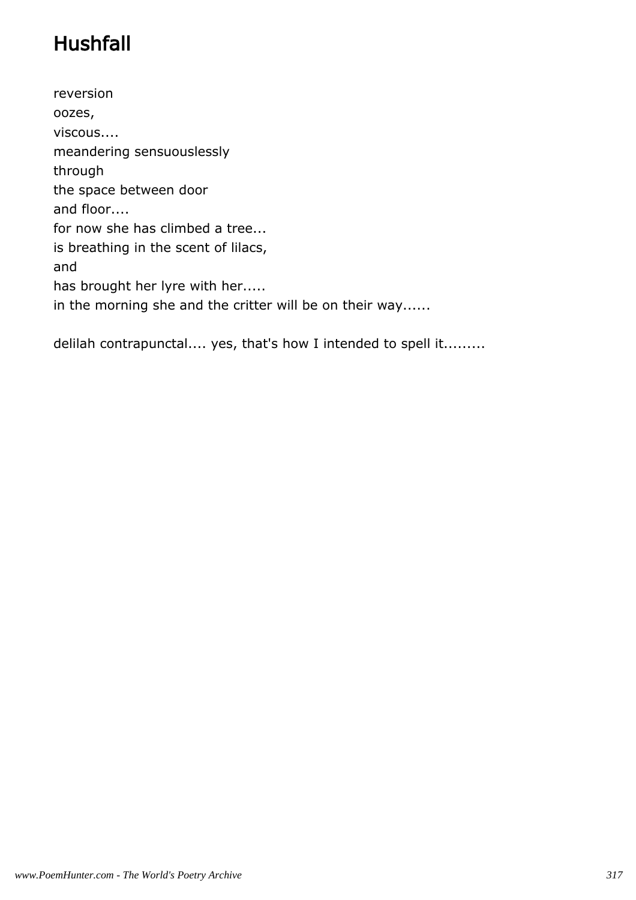# Hushfall

reversion
oozes,
viscous....
meandering sensuouslessly
through
the space between door
and floor....
for now she has climbed a tree...
is breathing in the scent of lilacs,
and
has brought her lyre with her.....
in the morning she and the critter will be on their way......

delilah contrapunctal.... yes, that's how I intended to spell it.........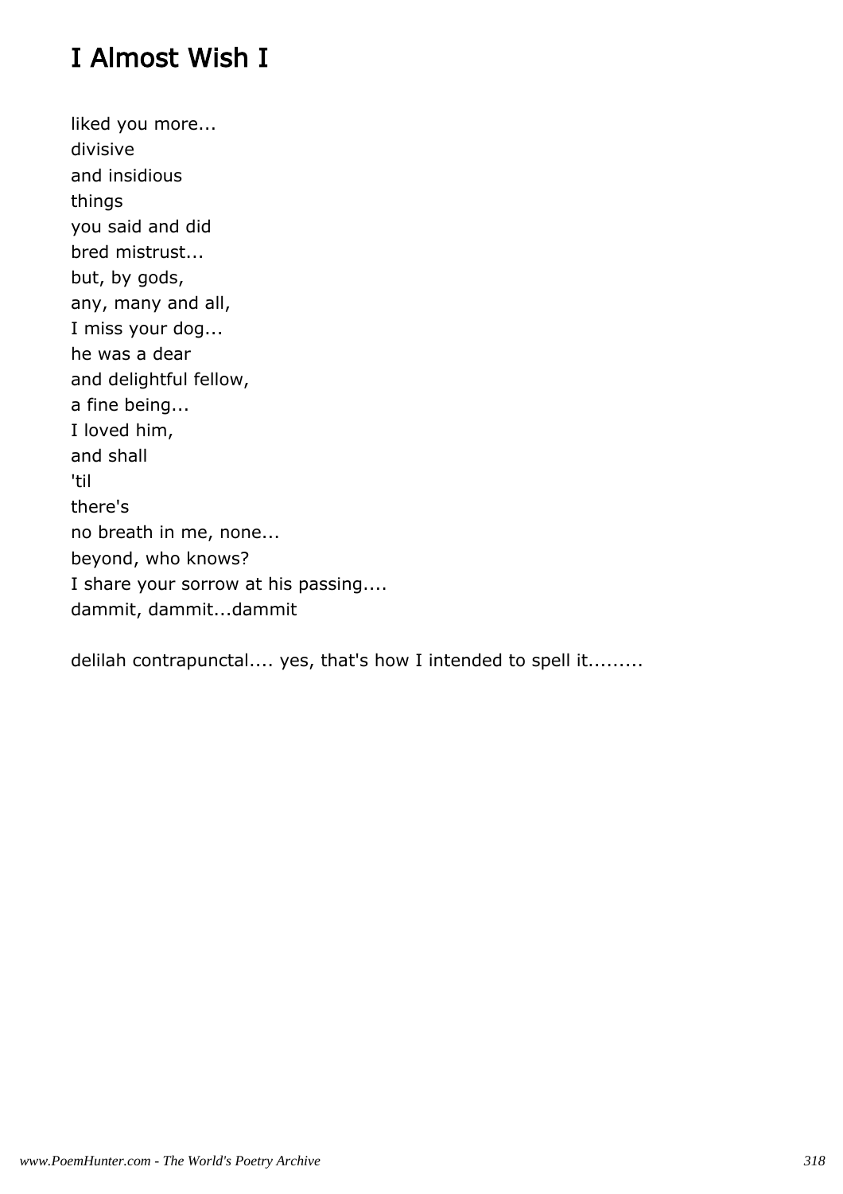# I Almost Wish I

liked you more...
divisive
and insidious
things
you said and did
bred mistrust...
but, by gods,
any, many and all,
I miss your dog...
he was a dear
and delightful fellow,
a fine being...
I loved him,
and shall
'til
there's
no breath in me, none...
beyond, who knows?
I share your sorrow at his passing....
dammit, dammit...dammit

delilah contrapunctal.... yes, that's how I intended to spell it.........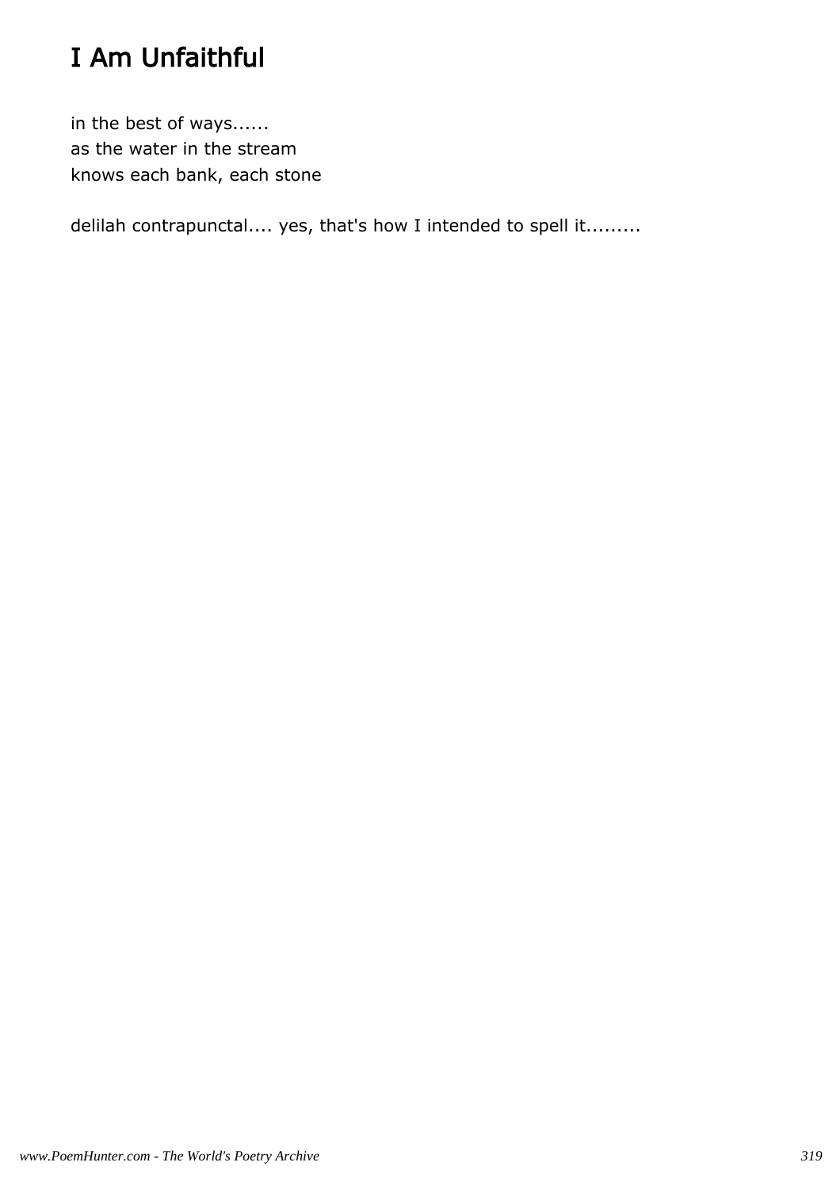# I Am Unfaithful

in the best of ways......
as the water in the stream
knows each bank, each stone

delilah contrapunctal.... yes, that's how I intended to spell it.........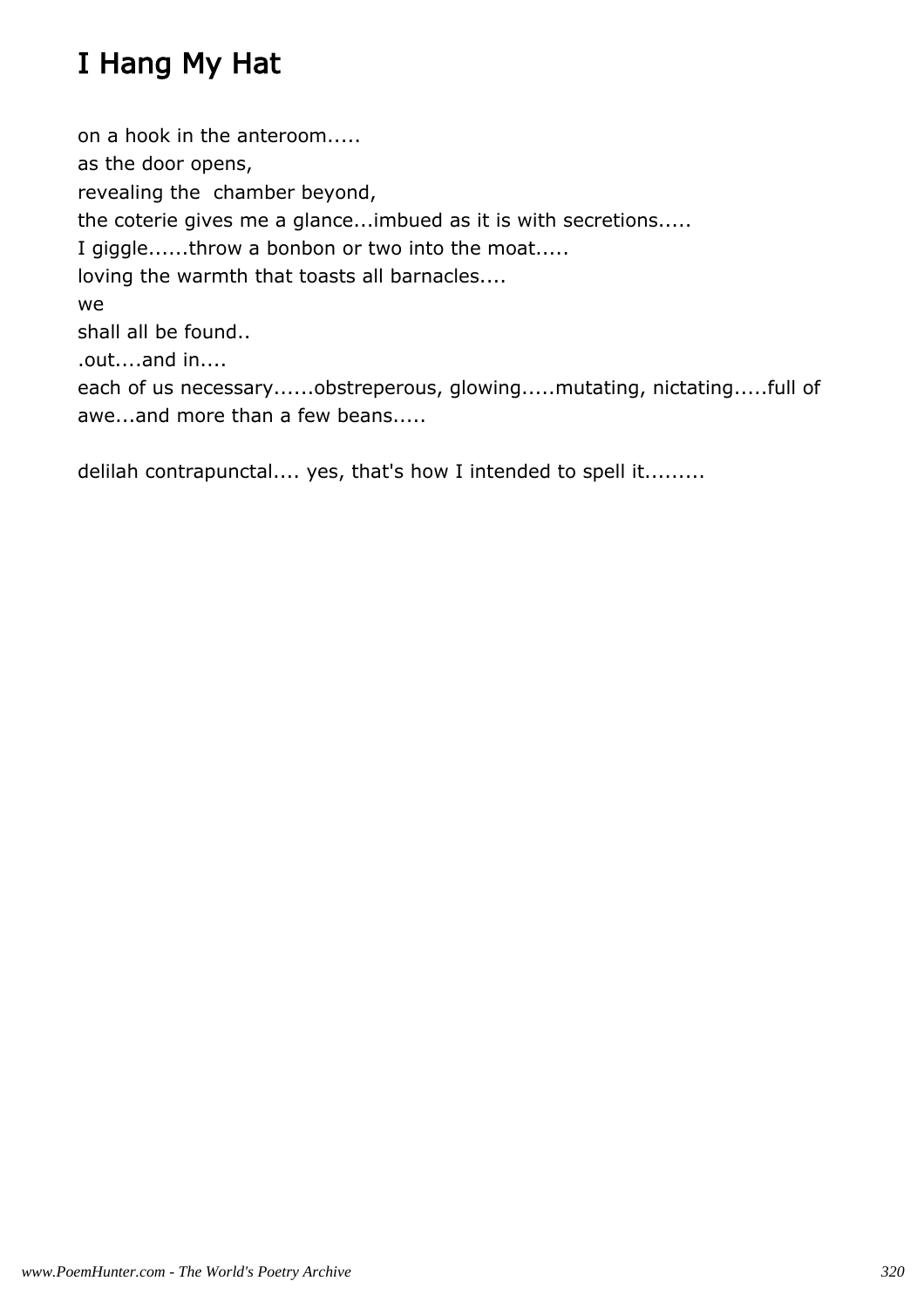# I Hang My Hat

on a hook in the anteroom.....  
as the door opens,  
revealing the chamber beyond,  
the coterie gives me a glance...imbued as it is with secretions.....  
I giggle......throw a bonbon or two into the moat.....  
loving the warmth that toasts all barnacles....  
we  
shall all be found..  
.out....and in....  
each of us necessary......obstreperous, glowing.....mutating, nictating.....full of awe...and more than a few beans.....

delilah contrapunctal.... yes, that's how I intended to spell it.........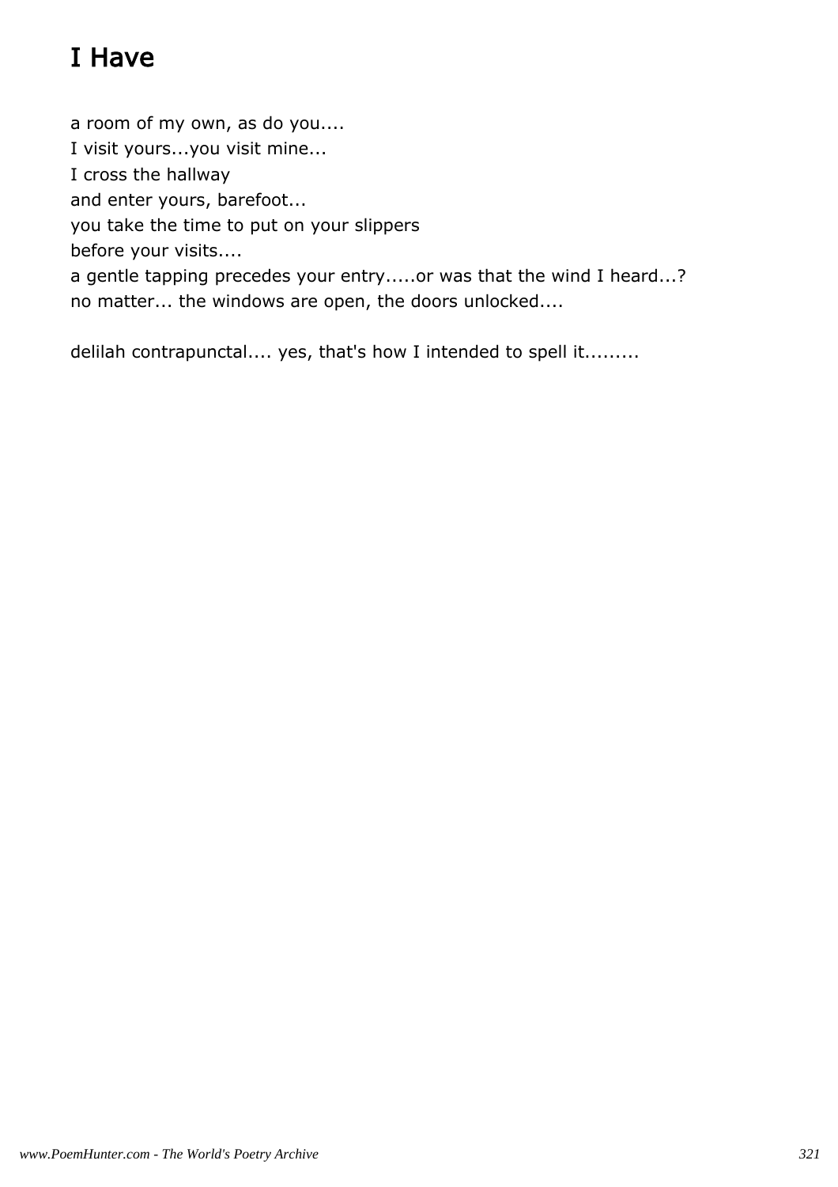# I Have

a room of my own, as do you....
I visit yours...you visit mine...
I cross the hallway
and enter yours, barefoot...
you take the time to put on your slippers
before your visits....
a gentle tapping precedes your entry.....or was that the wind I heard...?
no matter... the windows are open, the doors unlocked....

delilah contrapunctal.... yes, that's how I intended to spell it.........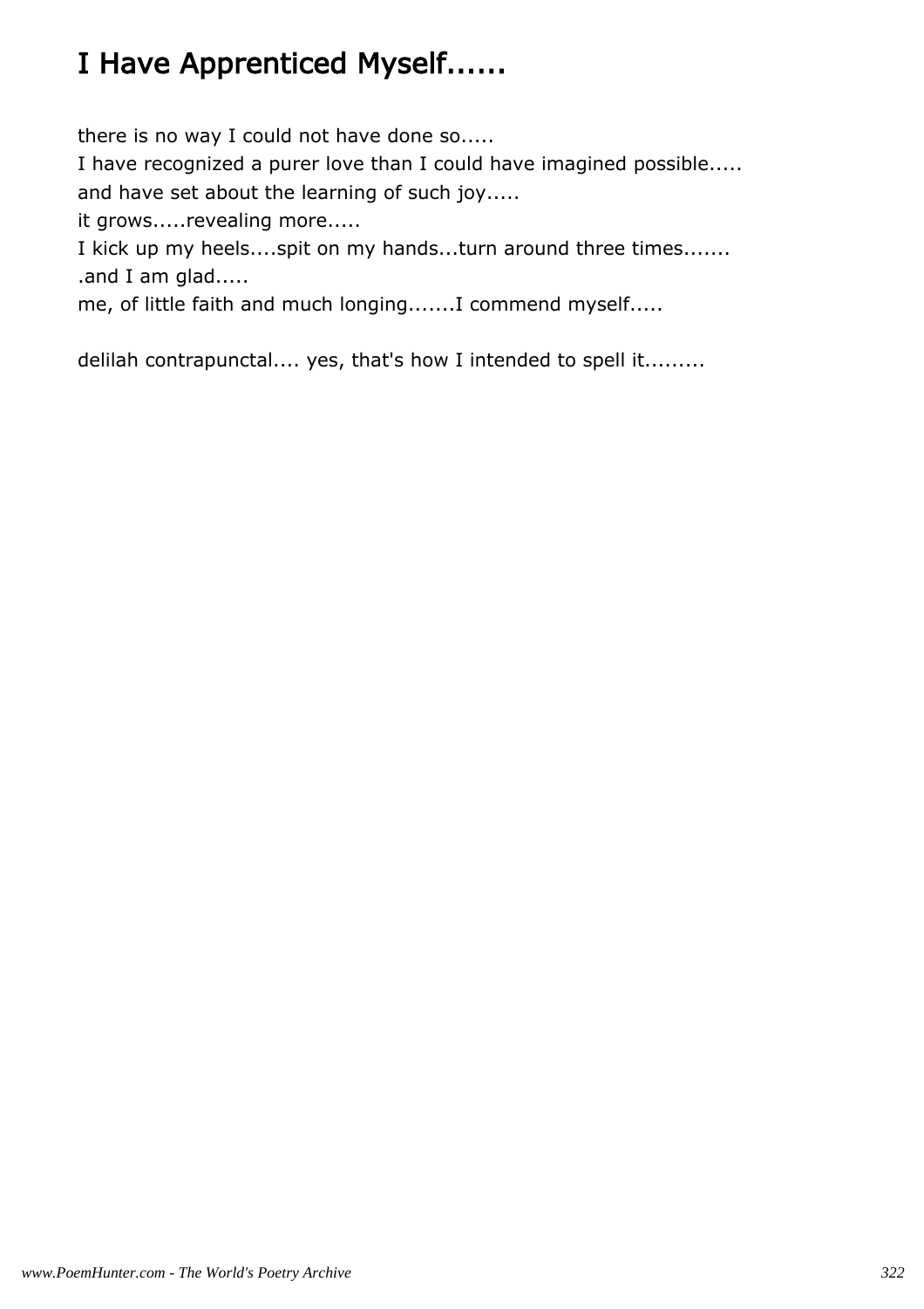# I Have Apprenticed Myself......

there is no way I could not have done so.....
I have recognized a purer love than I could have imagined possible.....
and have set about the learning of such joy.....
it grows.....revealing more.....
I kick up my heels....spit on my hands...turn around three times.......
.and I am glad.....
me, of little faith and much longing.......I commend myself.....

delilah contrapunctal.... yes, that's how I intended to spell it.........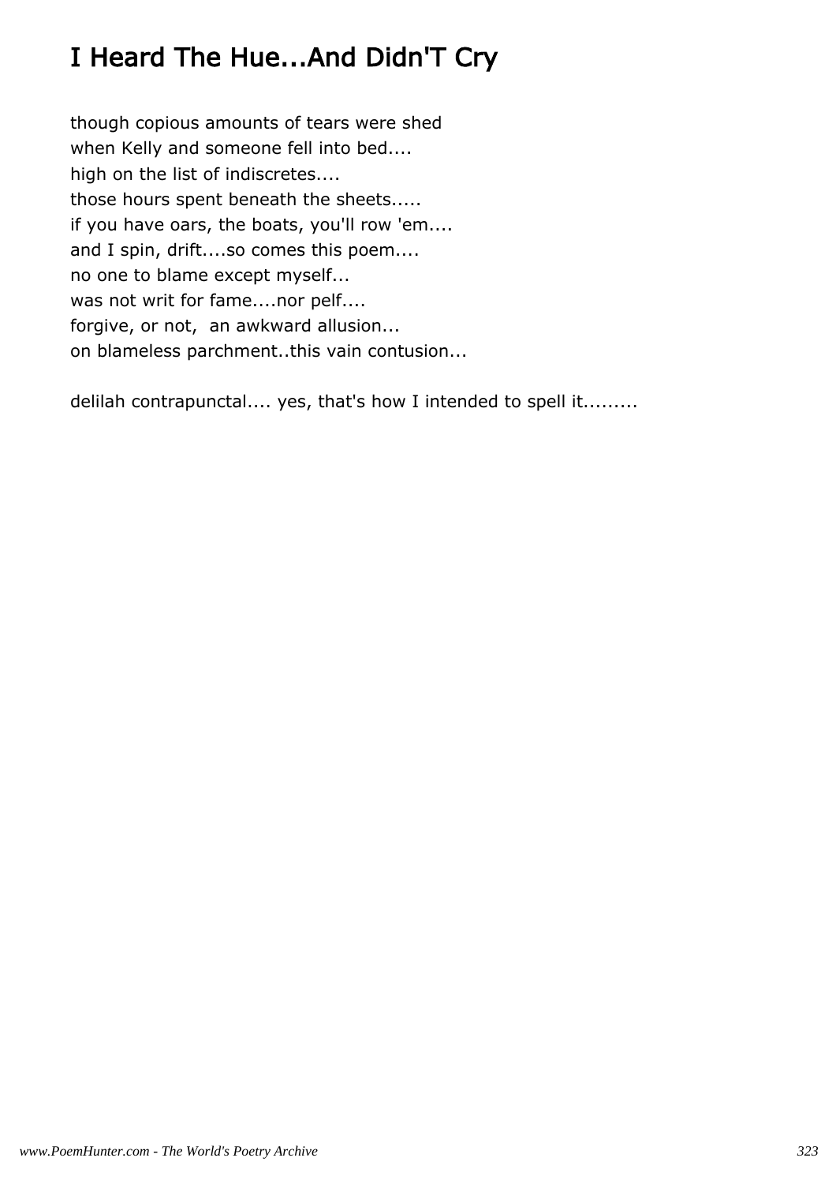# I Heard The Hue...And Didn'T Cry

though copious amounts of tears were shed
when Kelly and someone fell into bed....
high on the list of indiscretes....
those hours spent beneath the sheets.....
if you have oars, the boats, you'll row 'em....
and I spin, drift....so comes this poem....
no one to blame except myself...
was not writ for fame....nor pelf....
forgive, or not, an awkward allusion...
on blameless parchment..this vain contusion...

delilah contrapunctal.... yes, that's how I intended to spell it.........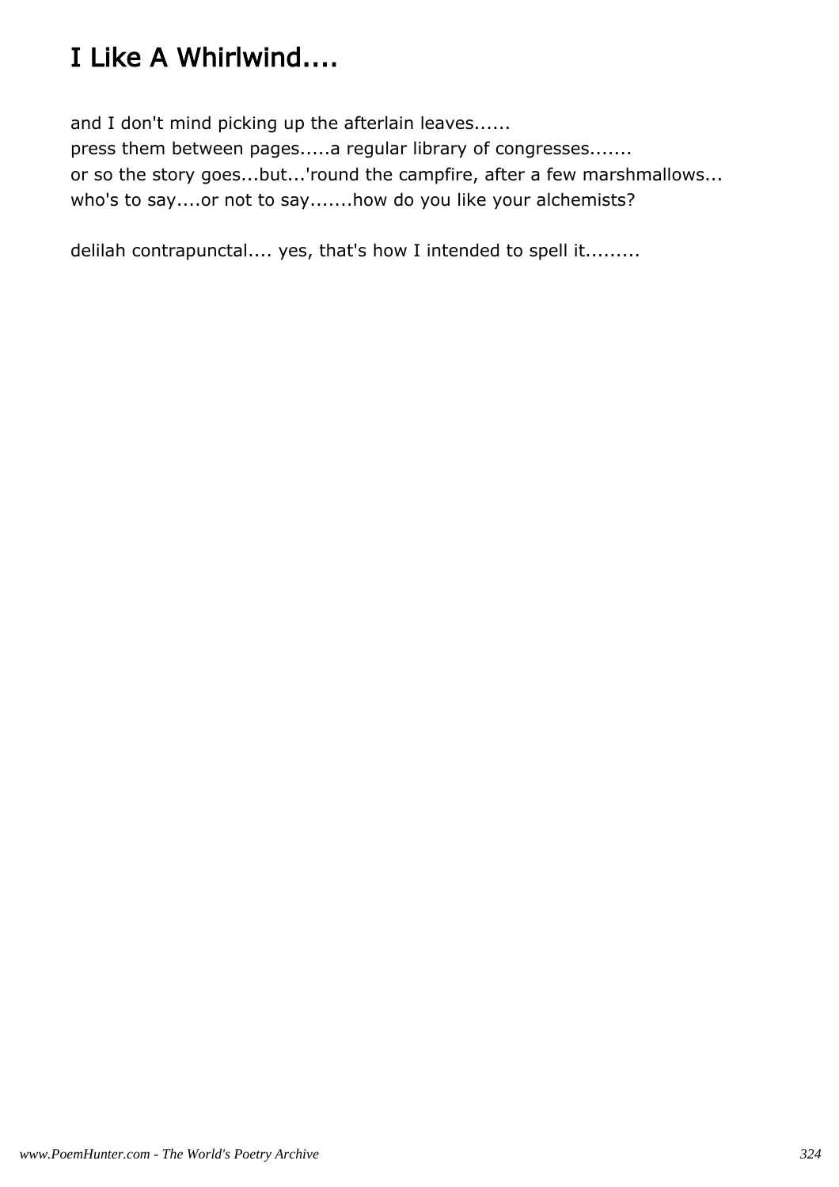# I Like A Whirlwind....

and I don't mind picking up the afterlain leaves......
press them between pages.....a regular library of congresses.......
or so the story goes...but...'round the campfire, after a few marshmallows...
who's to say....or not to say.......how do you like your alchemists?

delilah contrapunctal.... yes, that's how I intended to spell it.........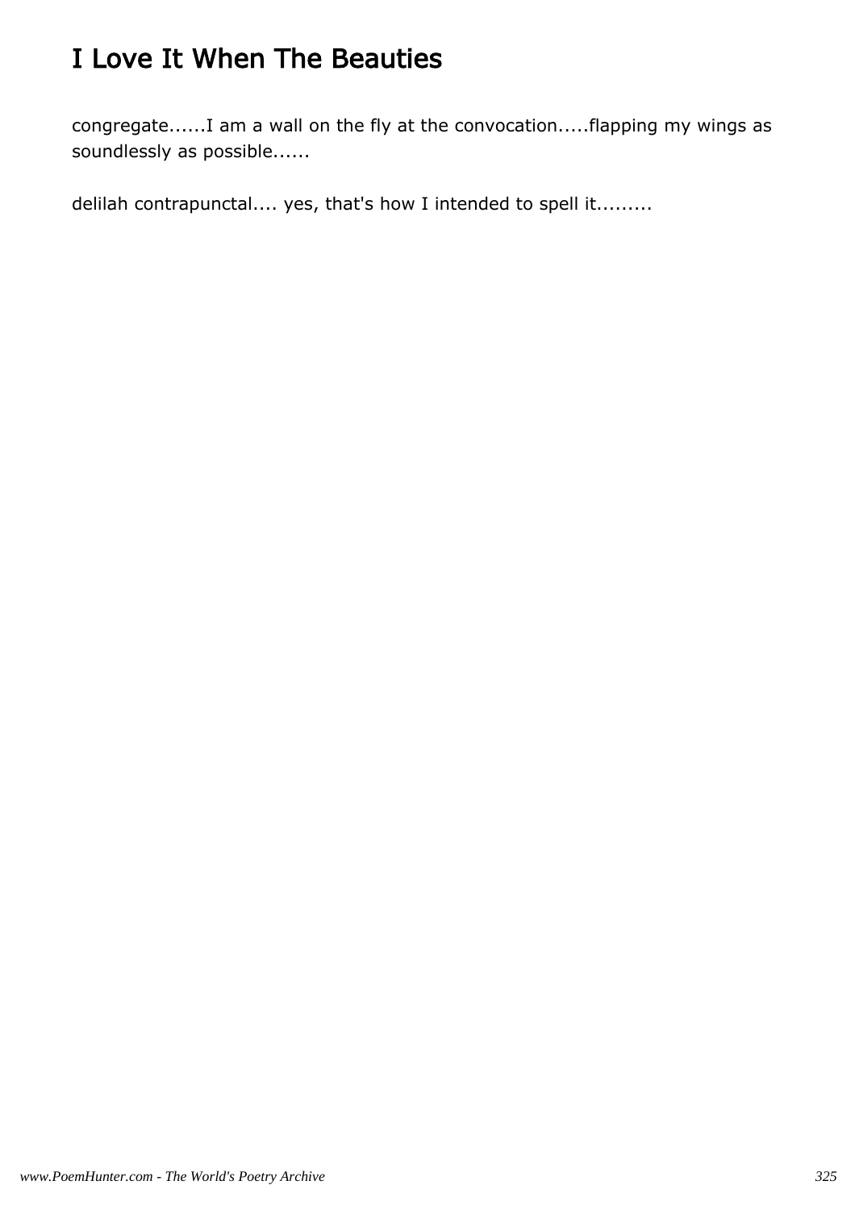# I Love It When The Beauties

congregate......I am a wall on the fly at the convocation.....flapping my wings as soundlessly as possible......

delilah contrapunctal.... yes, that's how I intended to spell it.........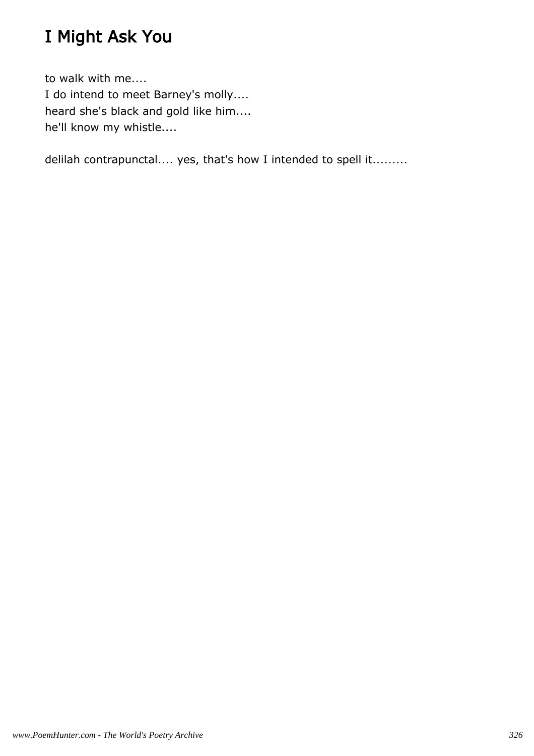# I Might Ask You

to walk with me....  
I do intend to meet Barney's molly....  
heard she's black and gold like him....  
he'll know my whistle....

delilah contrapunctal.... yes, that's how I intended to spell it.........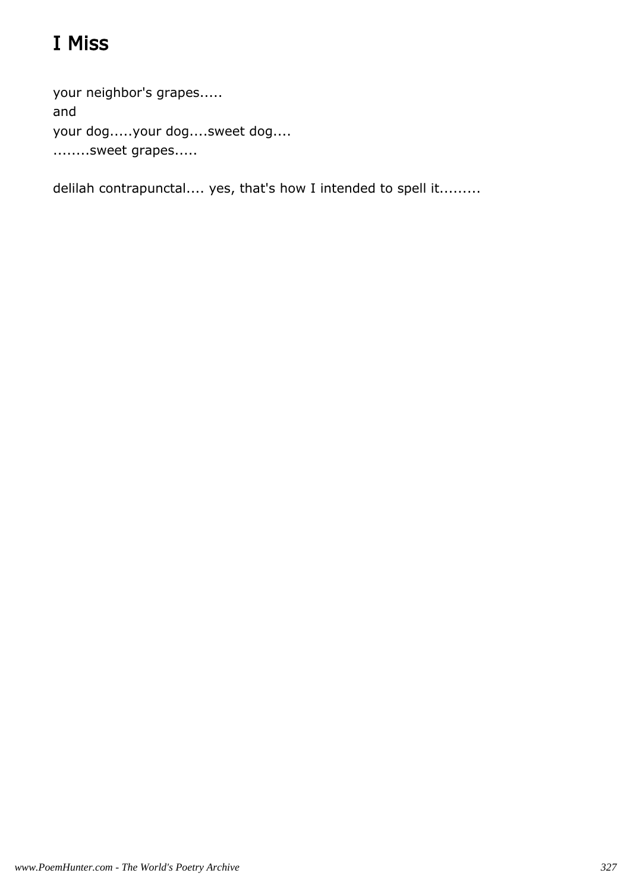# I Miss

your neighbor's grapes.....
and
your dog.....your dog....sweet dog....
........sweet grapes.....

delilah contrapunctal.... yes, that's how I intended to spell it.........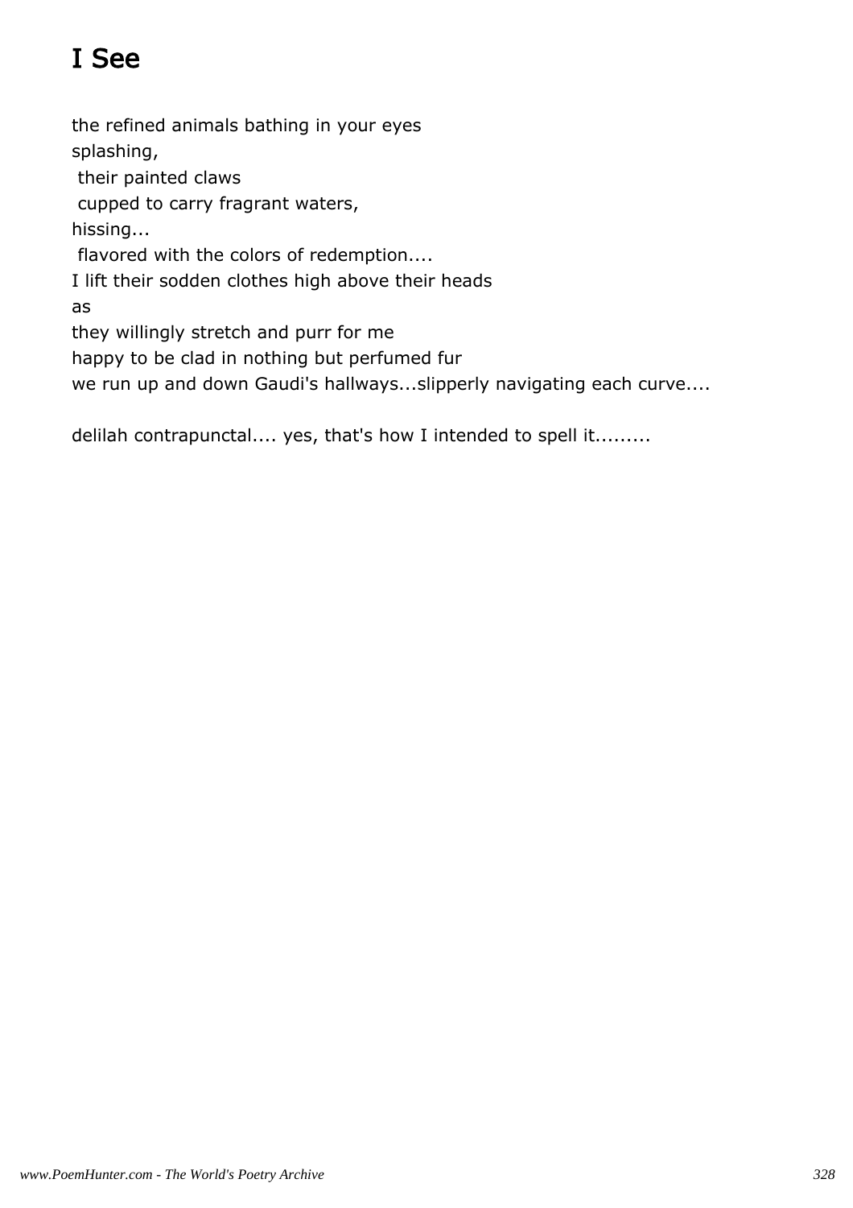# I See

the refined animals bathing in your eyes
splashing,
their painted claws
cupped to carry fragrant waters,
hissing...
flavored with the colors of redemption....
I lift their sodden clothes high above their heads
as
they willingly stretch and purr for me
happy to be clad in nothing but perfumed fur
we run up and down Gaudi's hallways...slipperly navigating each curve....

delilah contrapunctal.... yes, that's how I intended to spell it.........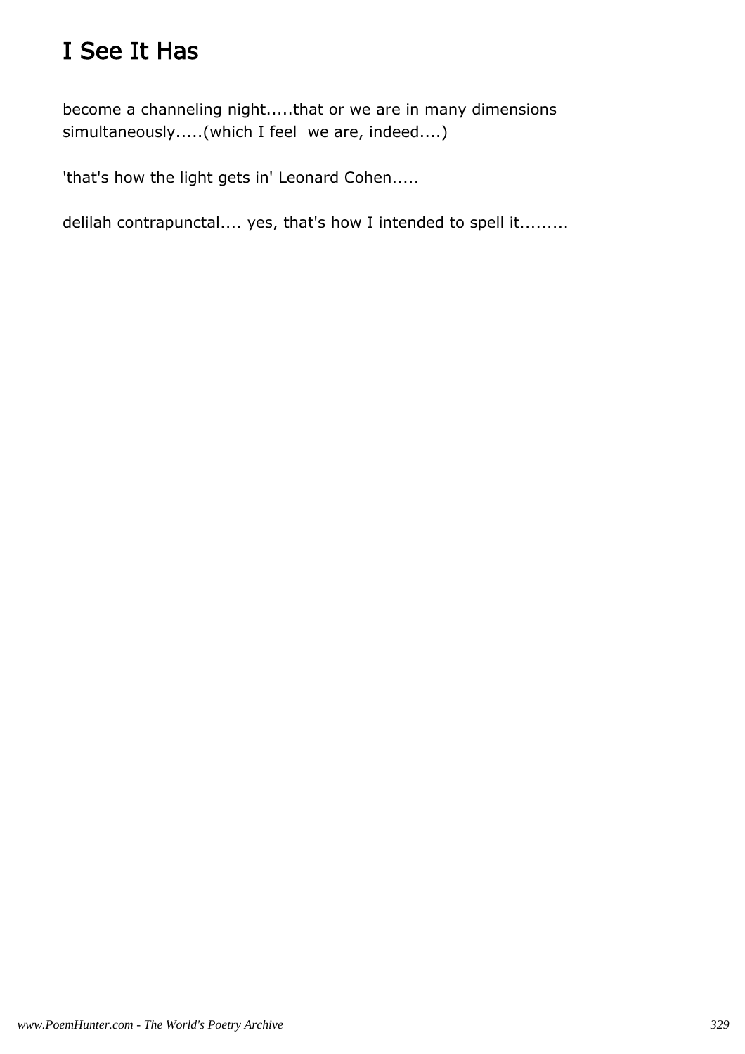# I See It Has

become a channeling night.....that or we are in many dimensions simultaneously.....(which I feel  we are, indeed....)

'that's how the light gets in' Leonard Cohen.....

delilah contrapunctal.... yes, that's how I intended to spell it.........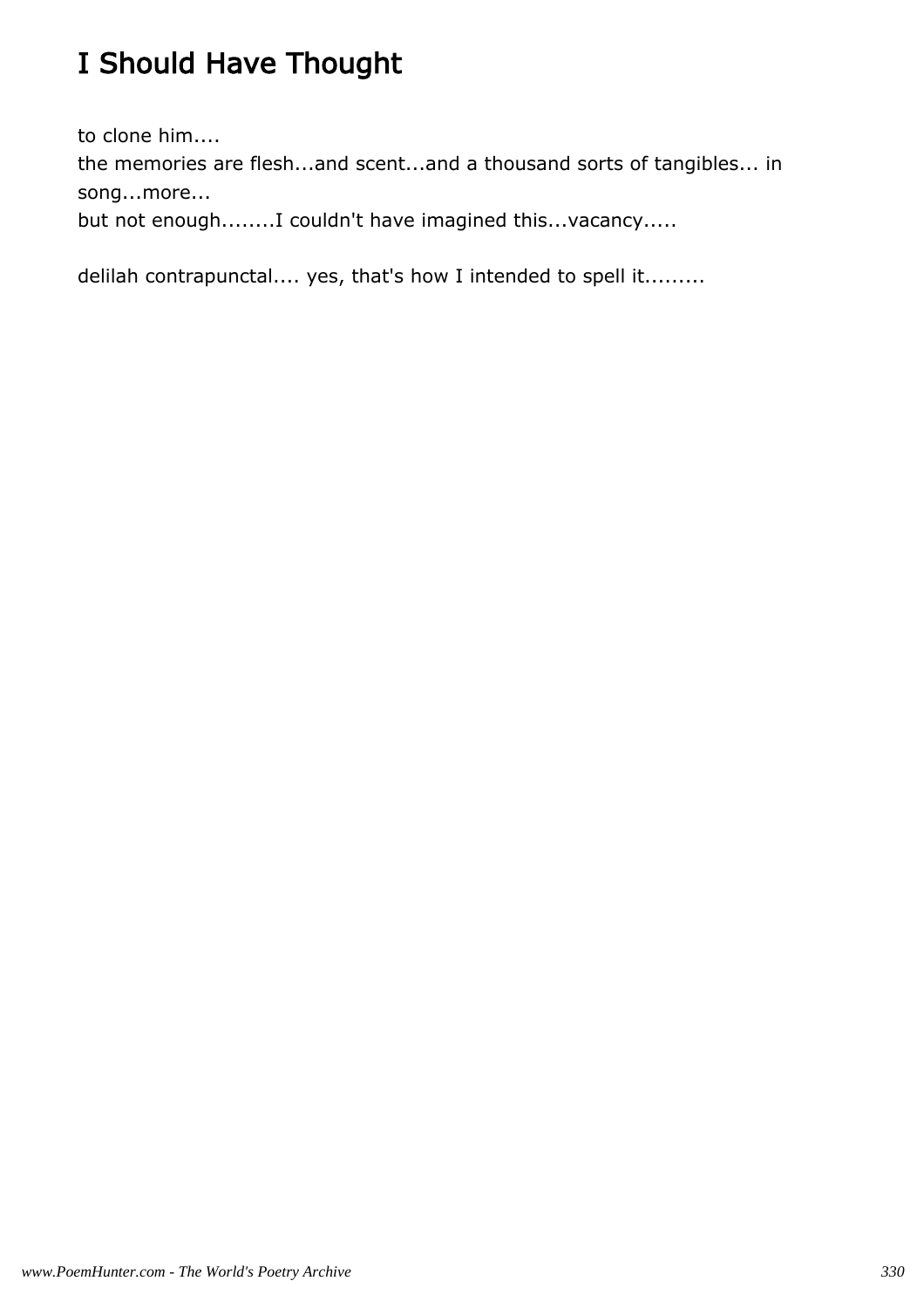# I Should Have Thought

to clone him....
the memories are flesh...and scent...and a thousand sorts of tangibles... in song...more...
but not enough........I couldn't have imagined this...vacancy.....

delilah contrapunctal.... yes, that's how I intended to spell it.........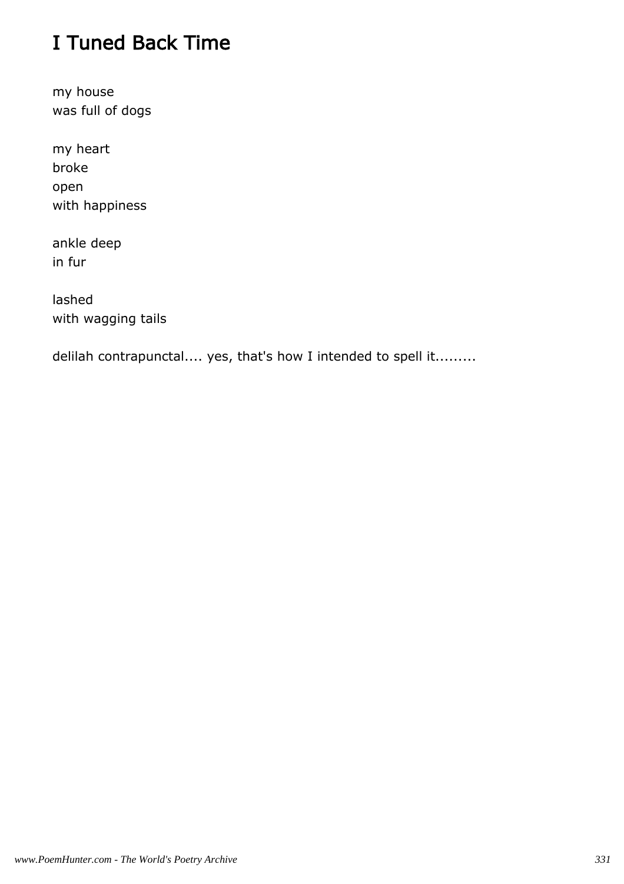## I Tuned Back Time

my house
was full of dogs

my heart
broke
open
with happiness

ankle deep
in fur

lashed
with wagging tails

delilah contrapunctal.... yes, that's how I intended to spell it.........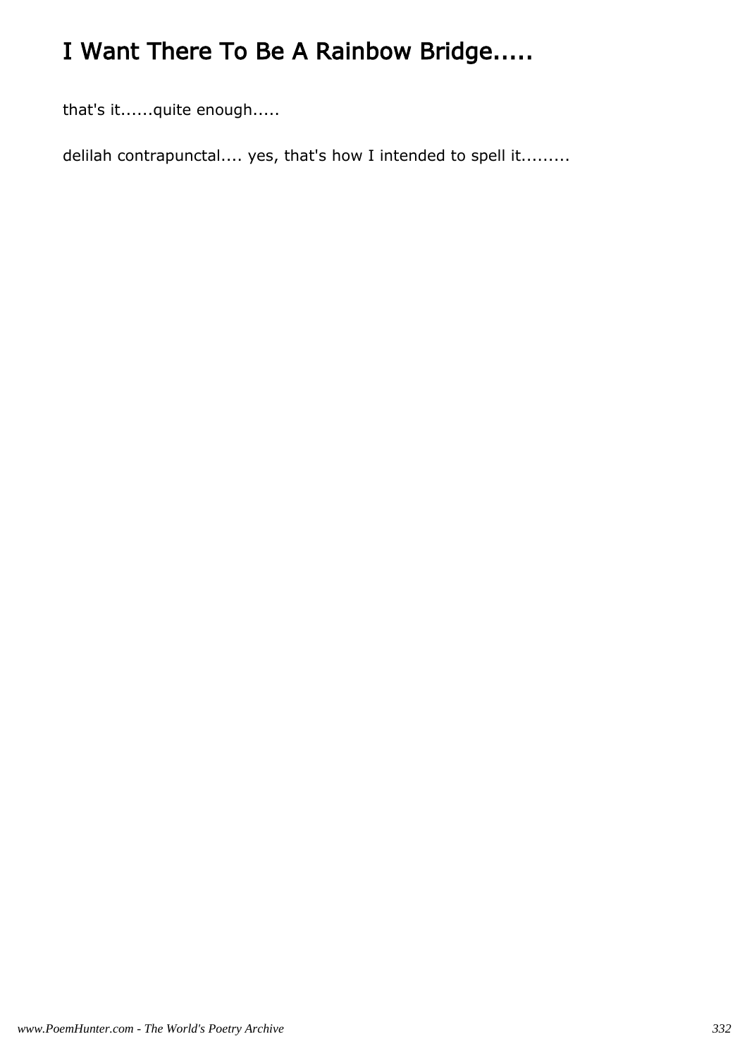# I Want There To Be A Rainbow Bridge.....

that's it......quite enough.....

delilah contrapunctal.... yes, that's how I intended to spell it.........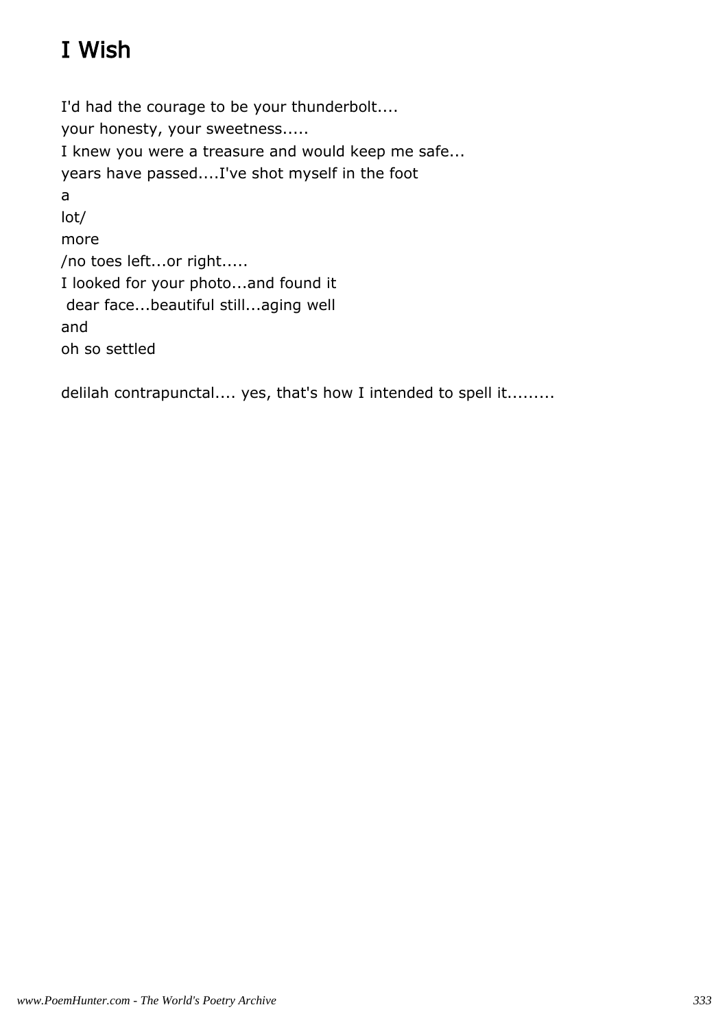# I Wish

I'd had the courage to be your thunderbolt....  
your honesty, your sweetness.....  
I knew you were a treasure and would keep me safe...  
years have passed....I've shot myself in the foot  
a  
lot/  
more  
/no toes left...or right.....  
I looked for your photo...and found it  
dear face...beautiful still...aging well  
and  
oh so settled

delilah contrapunctal.... yes, that's how I intended to spell it.........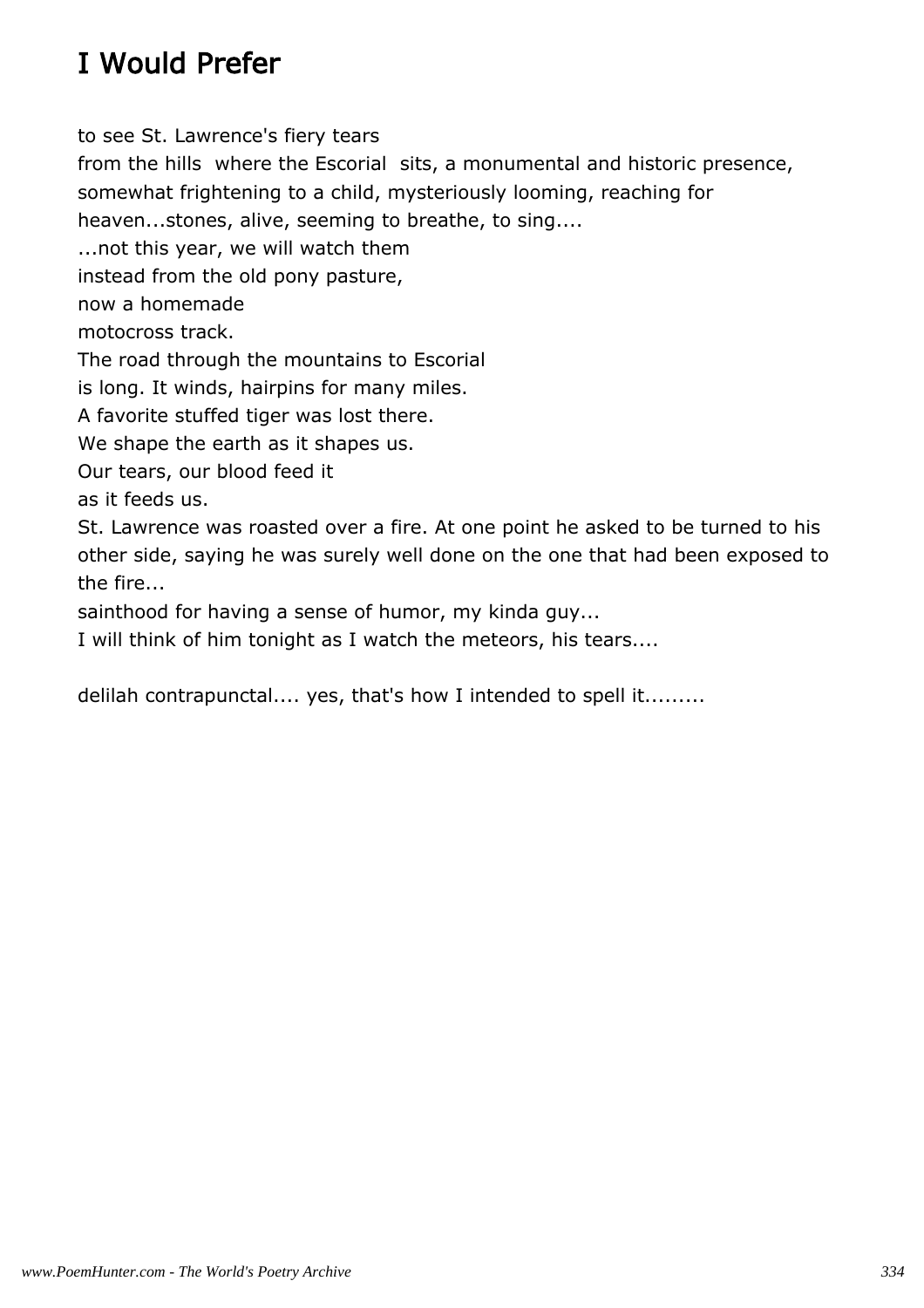# I Would Prefer

to see St. Lawrence's fiery tears  
from the hills where the Escorial sits, a monumental and historic presence,  
somewhat frightening to a child, mysteriously looming, reaching for  
heaven...stones, alive, seeming to breathe, to sing....  
...not this year, we will watch them  
instead from the old pony pasture,  
now a homemade  
motocross track.  
The road through the mountains to Escorial  
is long. It winds, hairpins for many miles.  
A favorite stuffed tiger was lost there.  
We shape the earth as it shapes us.  
Our tears, our blood feed it  
as it feeds us.  
St. Lawrence was roasted over a fire. At one point he asked to be turned to his other side, saying he was surely well done on the one that had been exposed to the fire...  
sainthood for having a sense of humor, my kinda guy...  
I will think of him tonight as I watch the meteors, his tears....

delilah contrapunctal.... yes, that's how I intended to spell it.........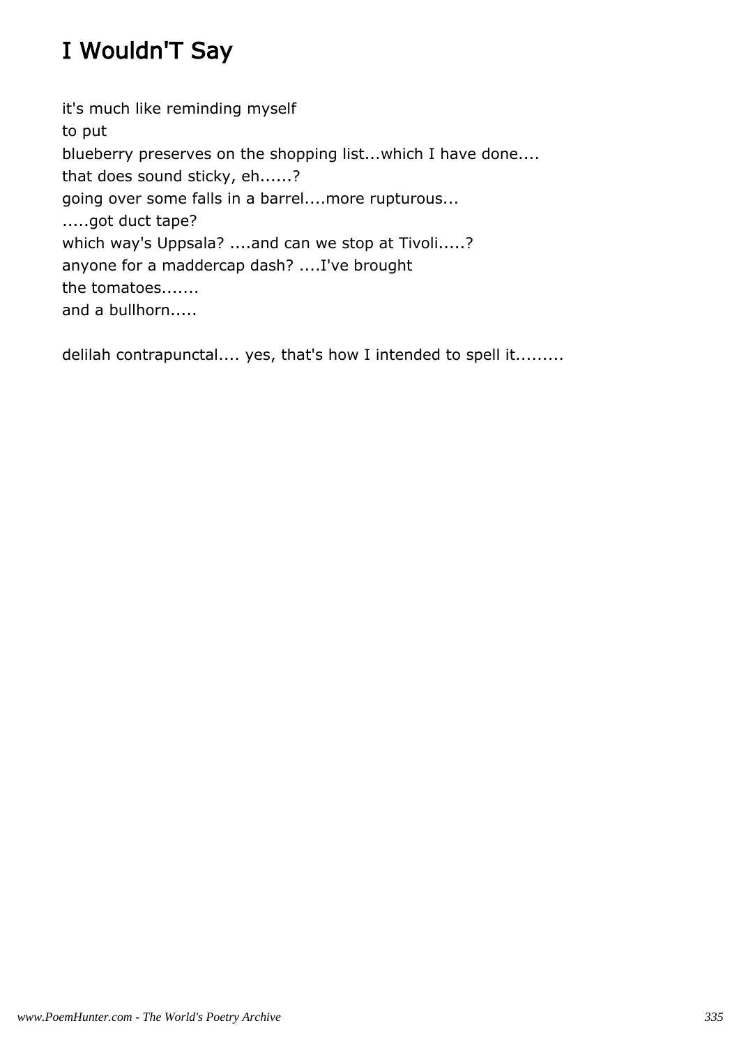# I Wouldn'T Say

it's much like reminding myself
to put
blueberry preserves on the shopping list...which I have done....
that does sound sticky, eh......?
going over some falls in a barrel....more rupturous...
.....got duct tape?
which way's Uppsala? ....and can we stop at Tivoli.....?
anyone for a maddercap dash? ....I've brought
the tomatoes.......
and a bullhorn.....

delilah contrapunctal.... yes, that's how I intended to spell it.........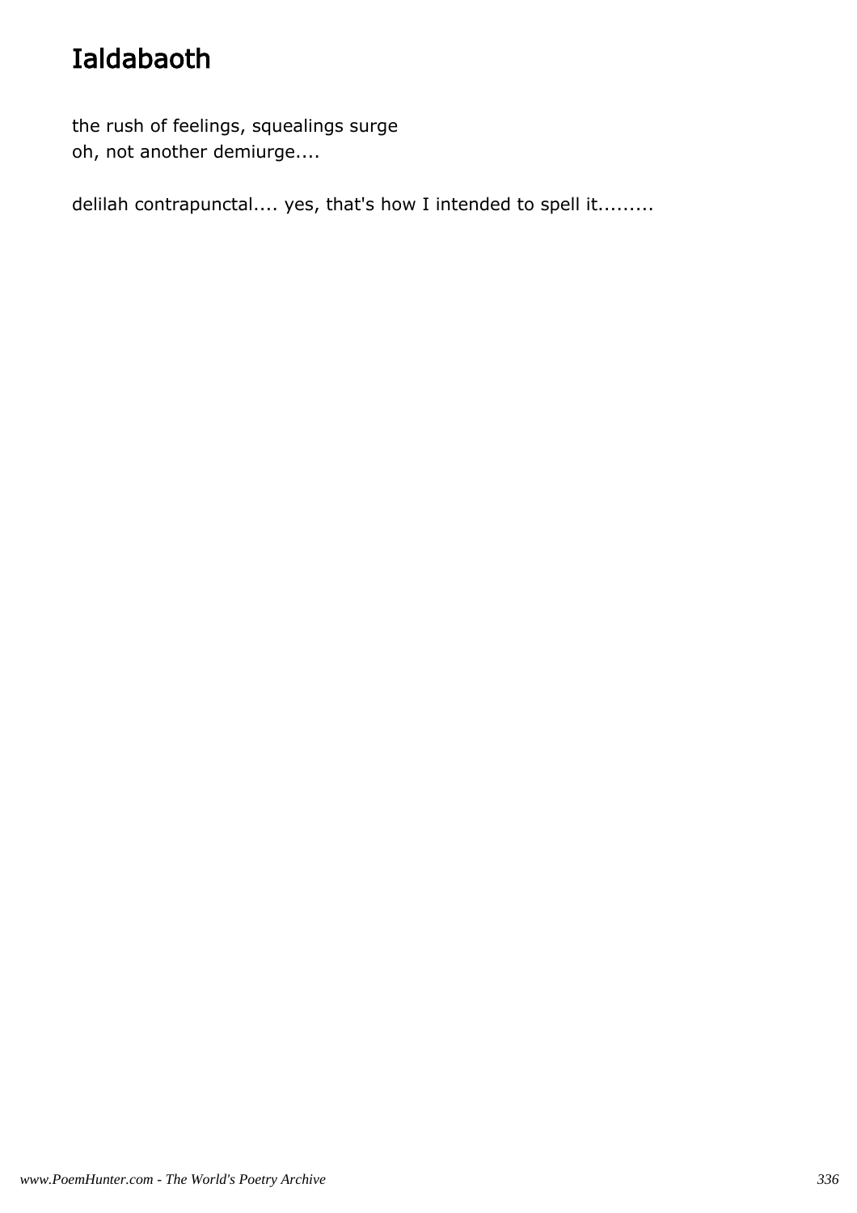# Ialdabaoth

the rush of feelings, squealings surge
oh, not another demiurge....

delilah contrapunctal.... yes, that's how I intended to spell it.........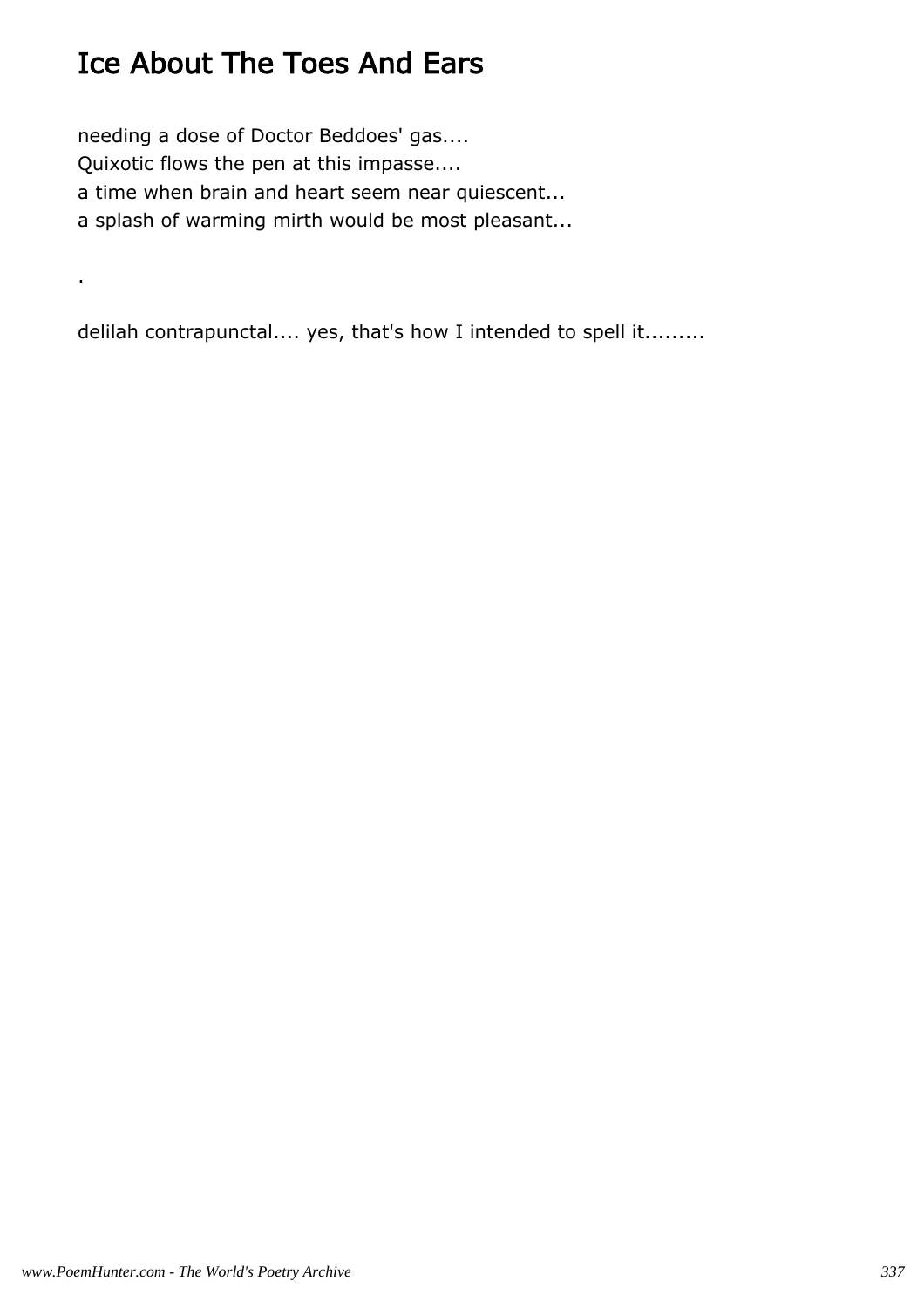# Ice About The Toes And Ears

needing a dose of Doctor Beddoes' gas....
Quixotic flows the pen at this impasse....
a time when brain and heart seem near quiescent...
a splash of warming mirth would be most pleasant...

.

delilah contrapunctal.... yes, that's how I intended to spell it.........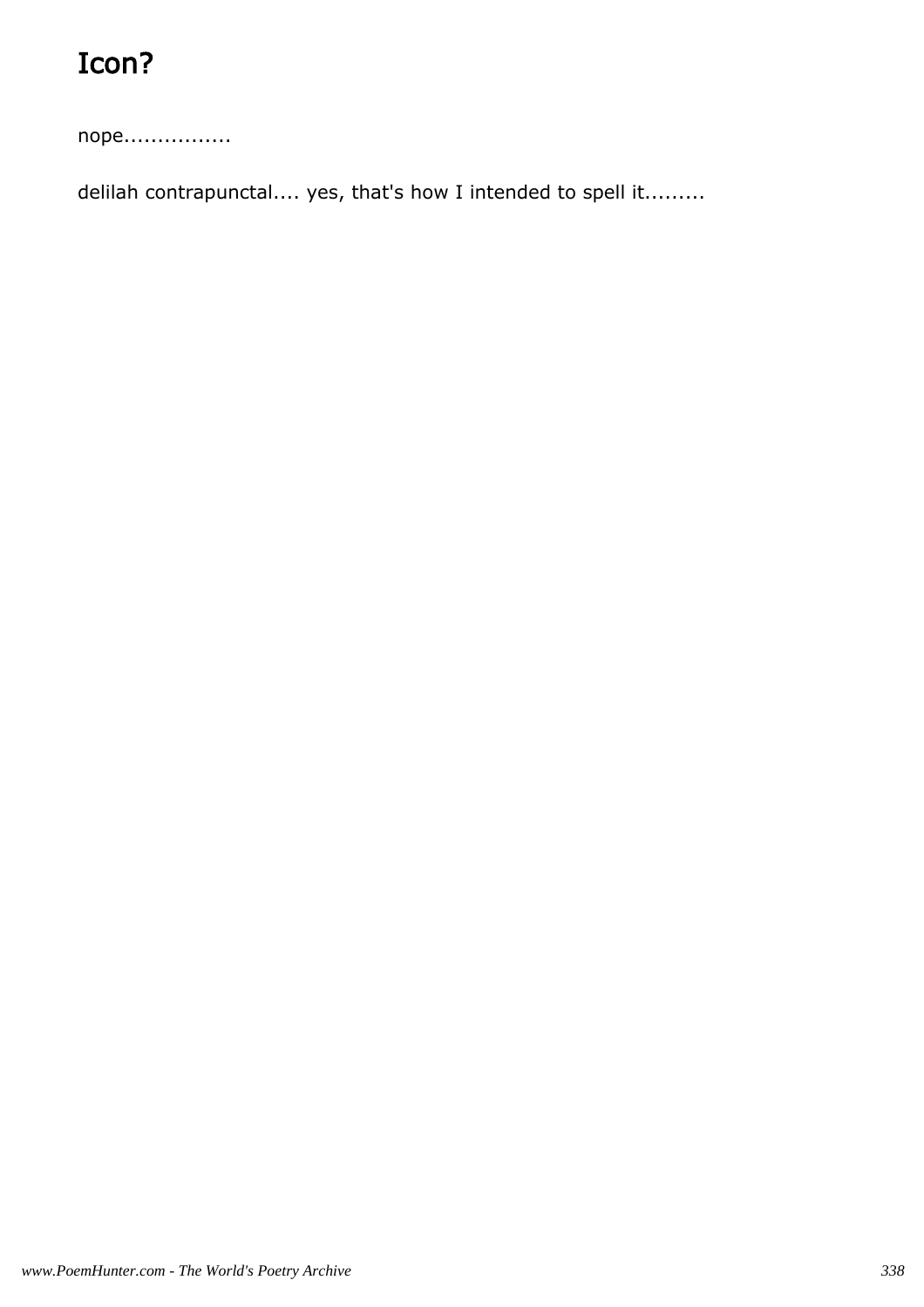# Icon?

nope................

delilah contrapunctal.... yes, that's how I intended to spell it.........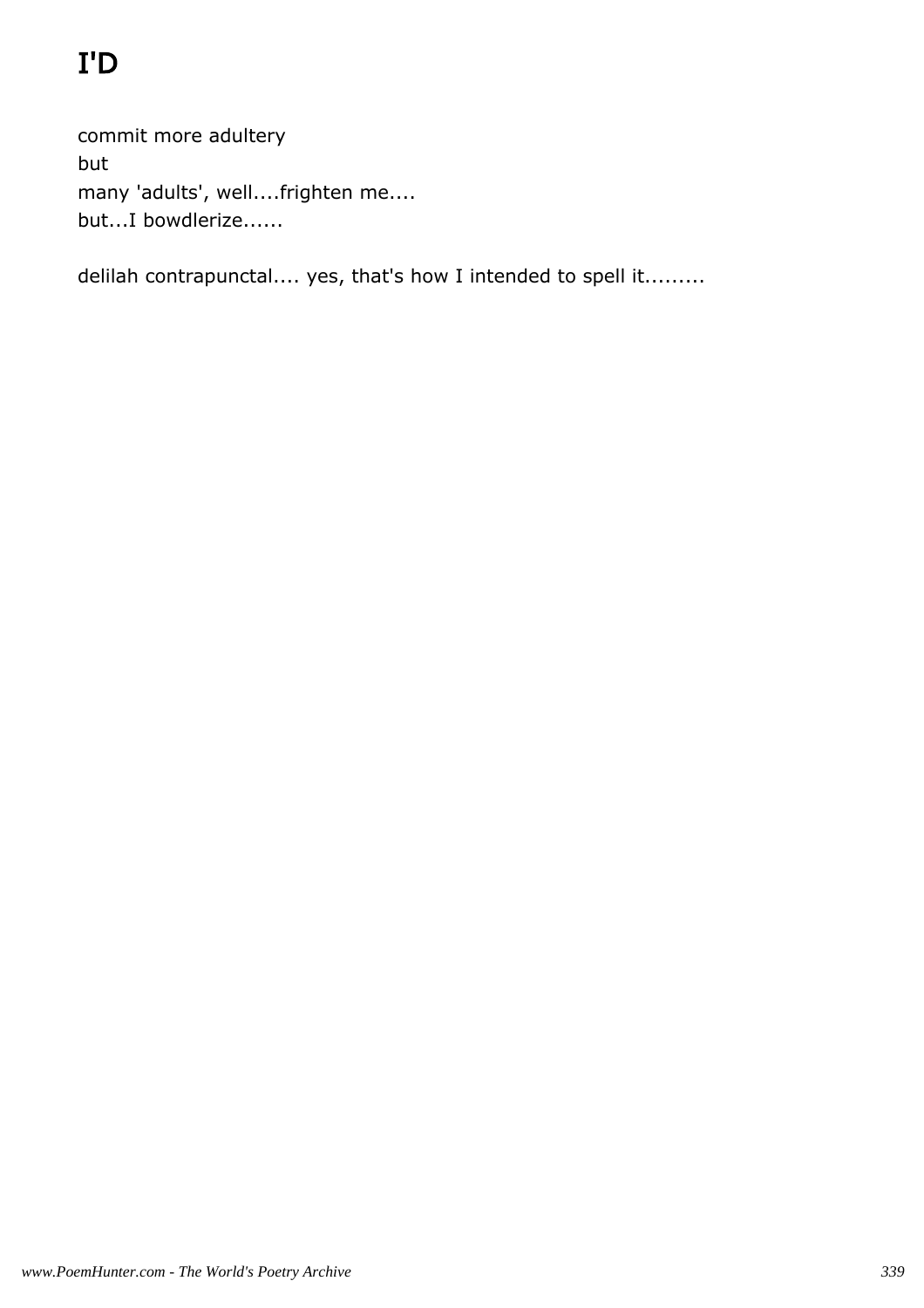# I'D

commit more adultery
but
many 'adults', well....frighten me....
but...I bowdlerize......

delilah contrapunctal.... yes, that's how I intended to spell it.........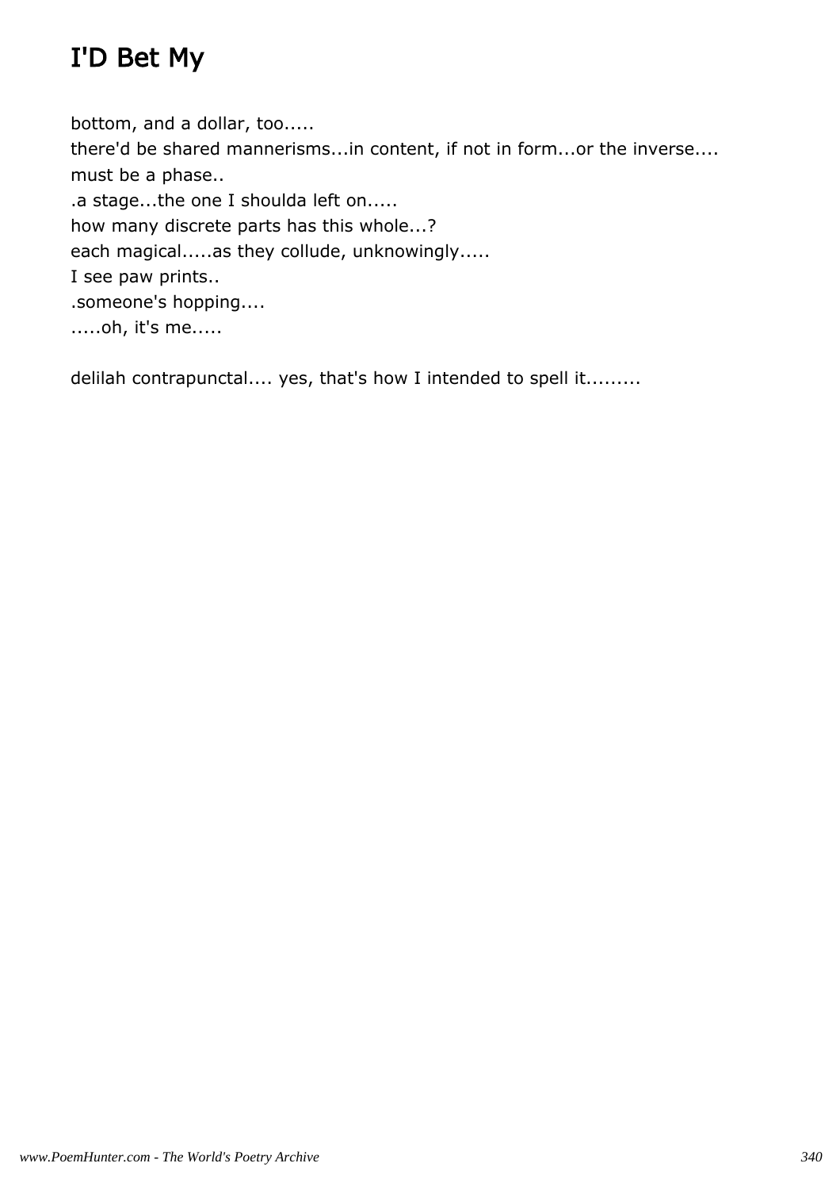# I'D Bet My

bottom, and a dollar, too.....
there'd be shared mannerisms...in content, if not in form...or the inverse....
must be a phase..
.a stage...the one I shoulda left on.....
how many discrete parts has this whole...?
each magical.....as they collude, unknowingly.....
I see paw prints..
.someone's hopping....
.....oh, it's me.....

delilah contrapunctal.... yes, that's how I intended to spell it.........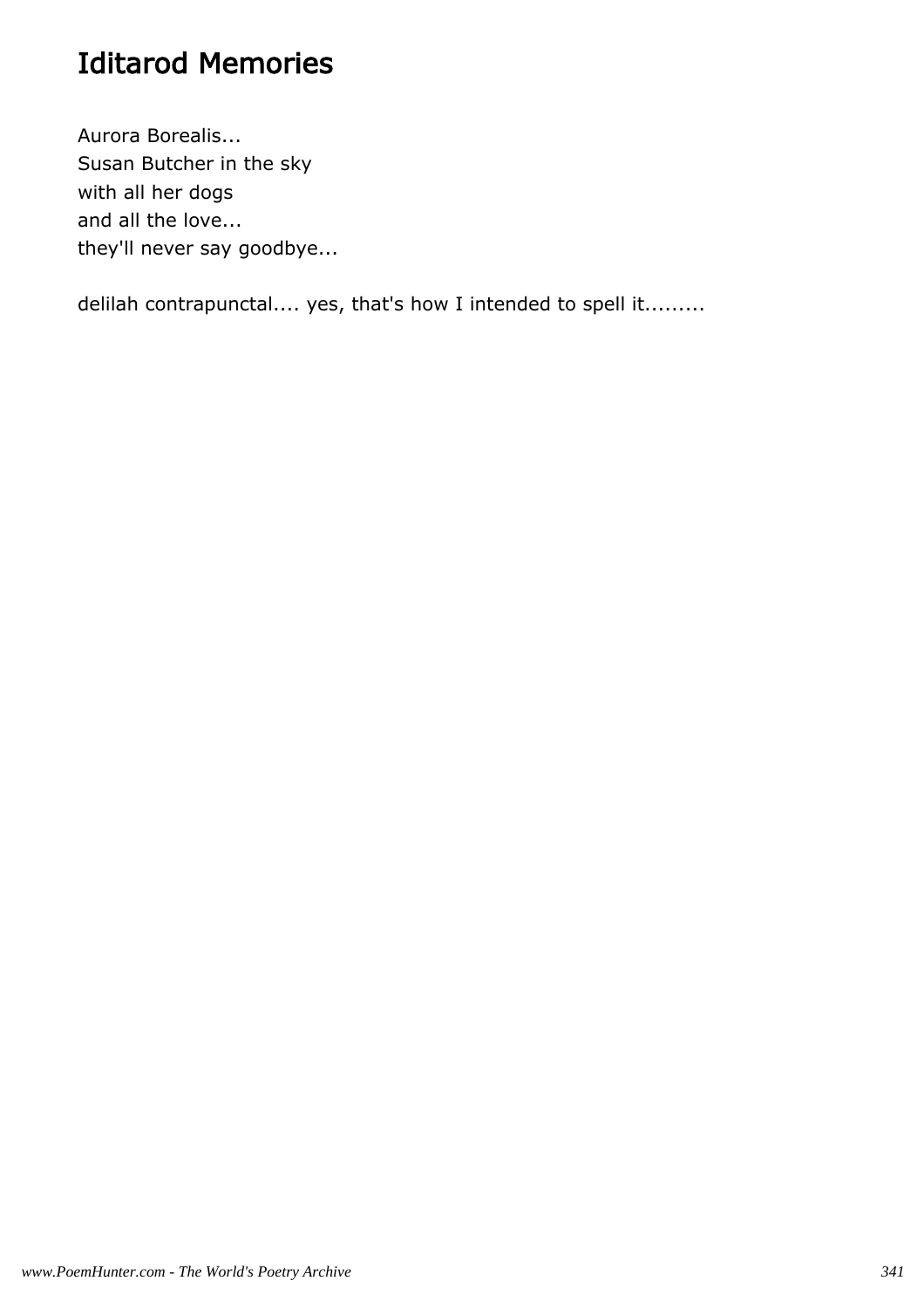# Iditarod Memories

Aurora Borealis...
Susan Butcher in the sky
with all her dogs
and all the love...
they'll never say goodbye...

delilah contrapunctal.... yes, that's how I intended to spell it.........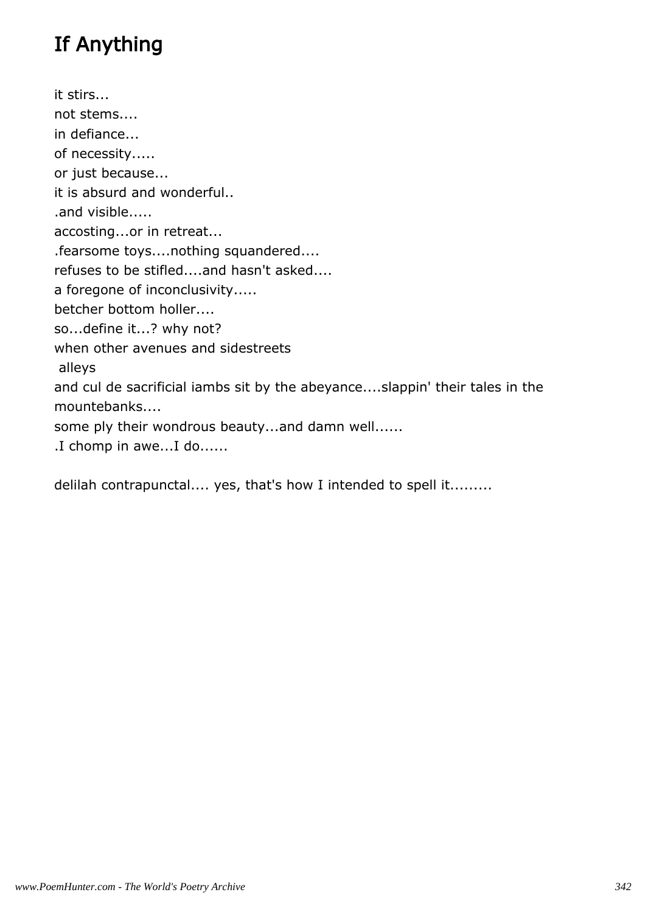# If Anything

it stirs...
not stems....
in defiance...
of necessity.....
or just because...
it is absurd and wonderful..
.and visible.....
accosting...or in retreat...
.fearsome toys....nothing squandered....
refuses to be stifled....and hasn't asked....
a foregone of inconclusivity.....
betcher bottom holler....
so...define it...? why not?
when other avenues and sidestreets
 alleys
and cul de sacrificial iambs sit by the abeyance....slappin' their tales in the mountebanks....
some ply their wondrous beauty...and damn well......
.I chomp in awe...I do......

delilah contrapunctal.... yes, that's how I intended to spell it.........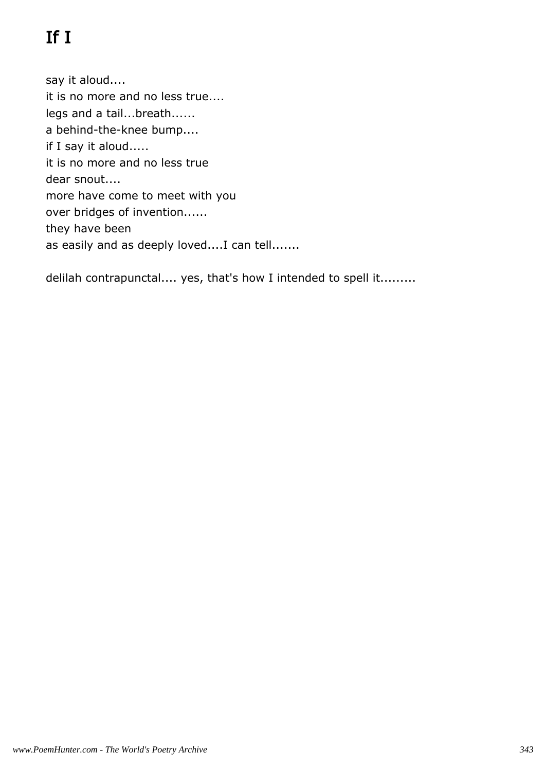# If I

say it aloud....
it is no more and no less true....
legs and a tail...breath......
a behind-the-knee bump....
if I say it aloud.....
it is no more and no less true
dear snout....
more have come to meet with you
over bridges of invention......
they have been
as easily and as deeply loved....I can tell.......

delilah contrapunctal.... yes, that's how I intended to spell it.........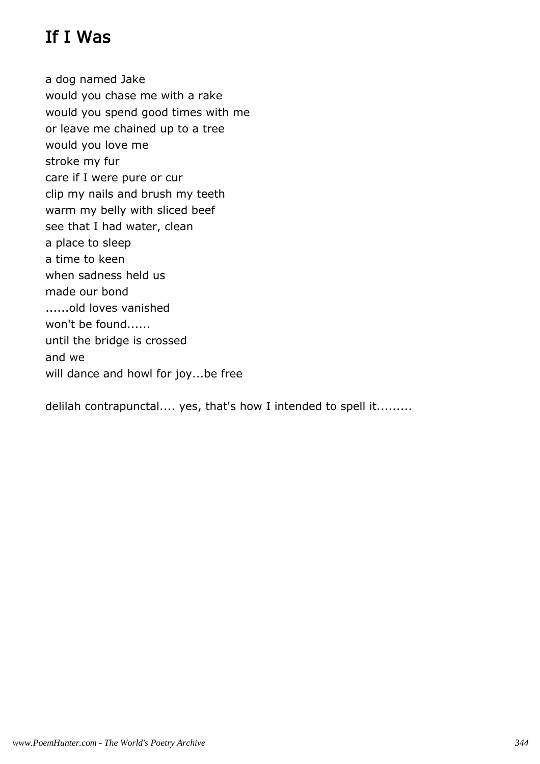# If I Was

a dog named Jake  
would you chase me with a rake  
would you spend good times with me  
or leave me chained up to a tree  
would you love me  
stroke my fur  
care if I were pure or cur  
clip my nails and brush my teeth  
warm my belly with sliced beef  
see that I had water, clean  
a place to sleep  
a time to keen  
when sadness held us  
made our bond  
......old loves vanished  
won't be found......  
until the bridge is crossed  
and we  
will dance and howl for joy...be free

delilah contrapunctal.... yes, that's how I intended to spell it.........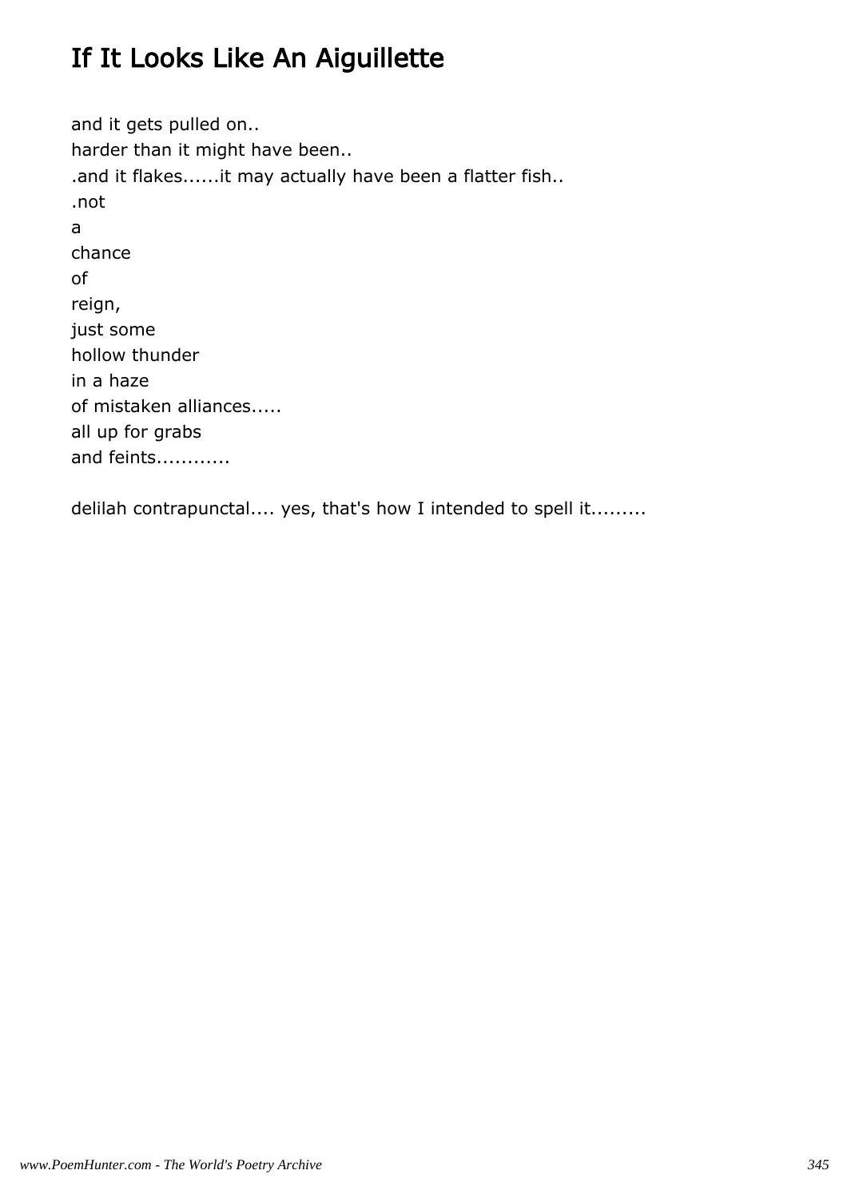# If It Looks Like An Aiguillette

and it gets pulled on..  
harder than it might have been..  
.and it flakes......it may actually have been a flatter fish..  
.not  
a  
chance  
of  
reign,  
just some  
hollow thunder  
in a haze  
of mistaken alliances.....  
all up for grabs  
and feints...........

delilah contrapunctal.... yes, that's how I intended to spell it.........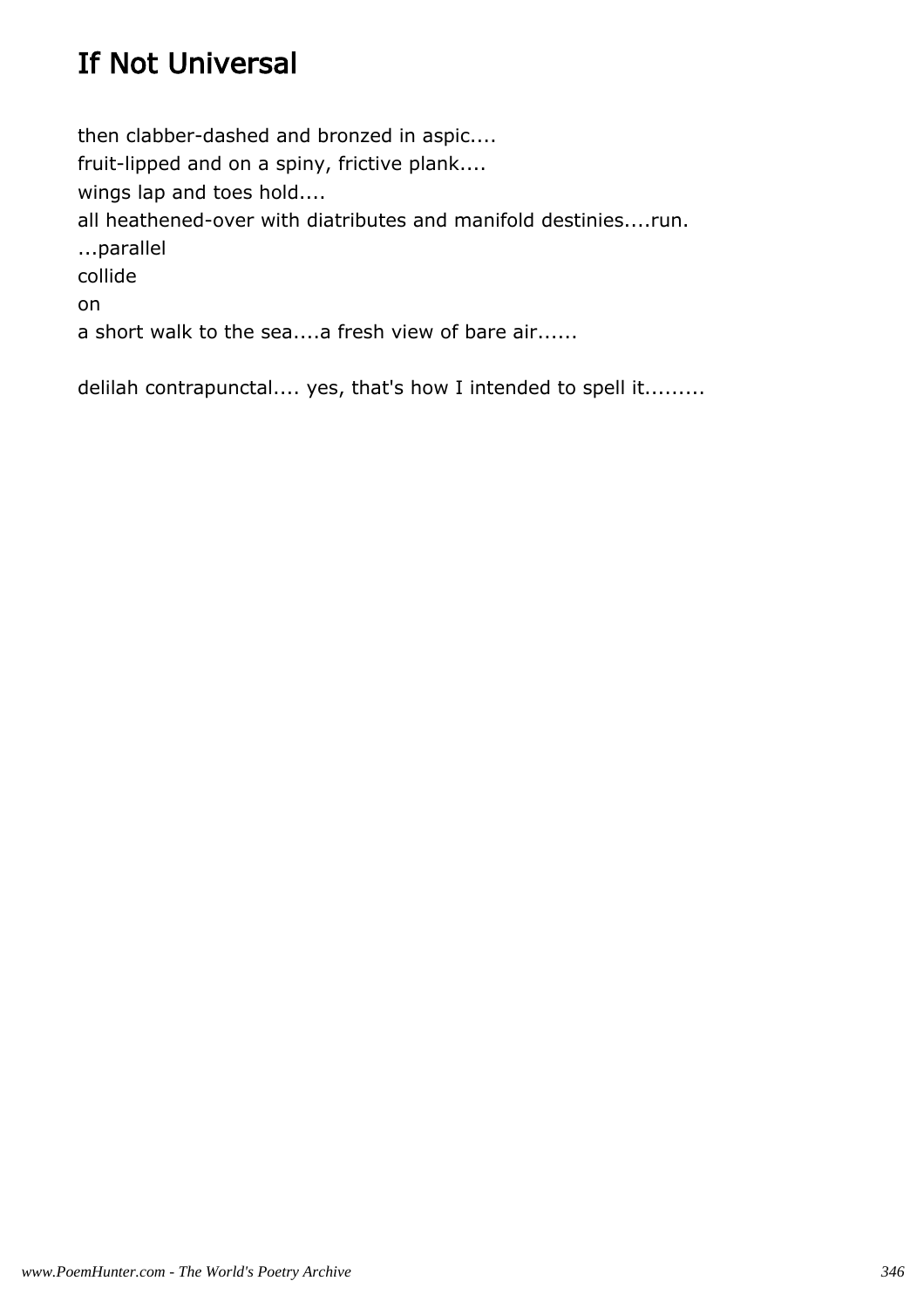# If Not Universal

then clabber-dashed and bronzed in aspic....
fruit-lipped and on a spiny, frictive plank....
wings lap and toes hold....
all heathened-over with diatributes and manifold destinies....run.
...parallel
collide
on
a short walk to the sea....a fresh view of bare air......

delilah contrapunctal.... yes, that's how I intended to spell it.........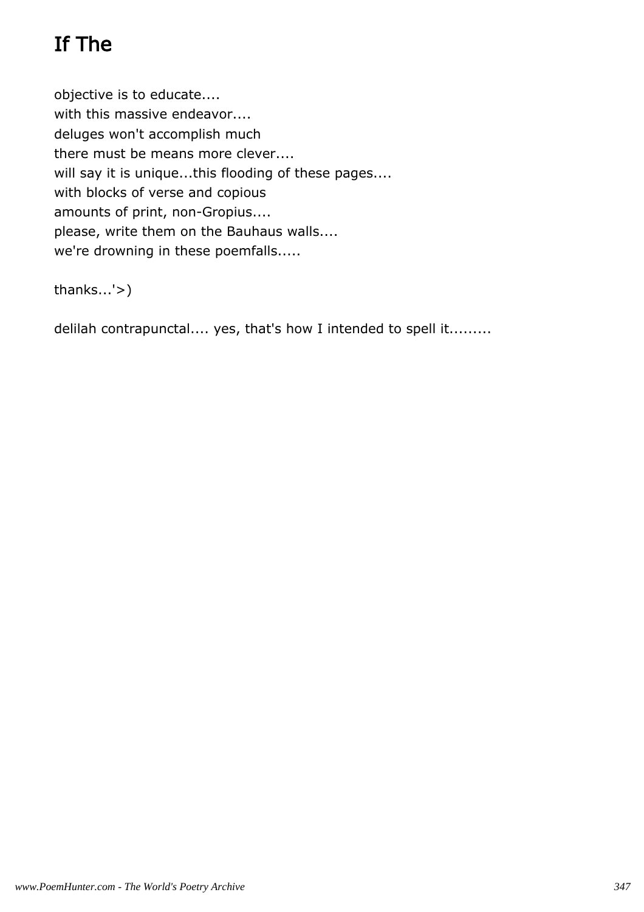# If The

objective is to educate....
with this massive endeavor....
deluges won't accomplish much
there must be means more clever....
will say it is unique...this flooding of these pages....
with blocks of verse and copious
amounts of print, non-Gropius....
please, write them on the Bauhaus walls....
we're drowning in these poemfalls.....

thanks...'>)

delilah contrapunctal.... yes, that's how I intended to spell it.........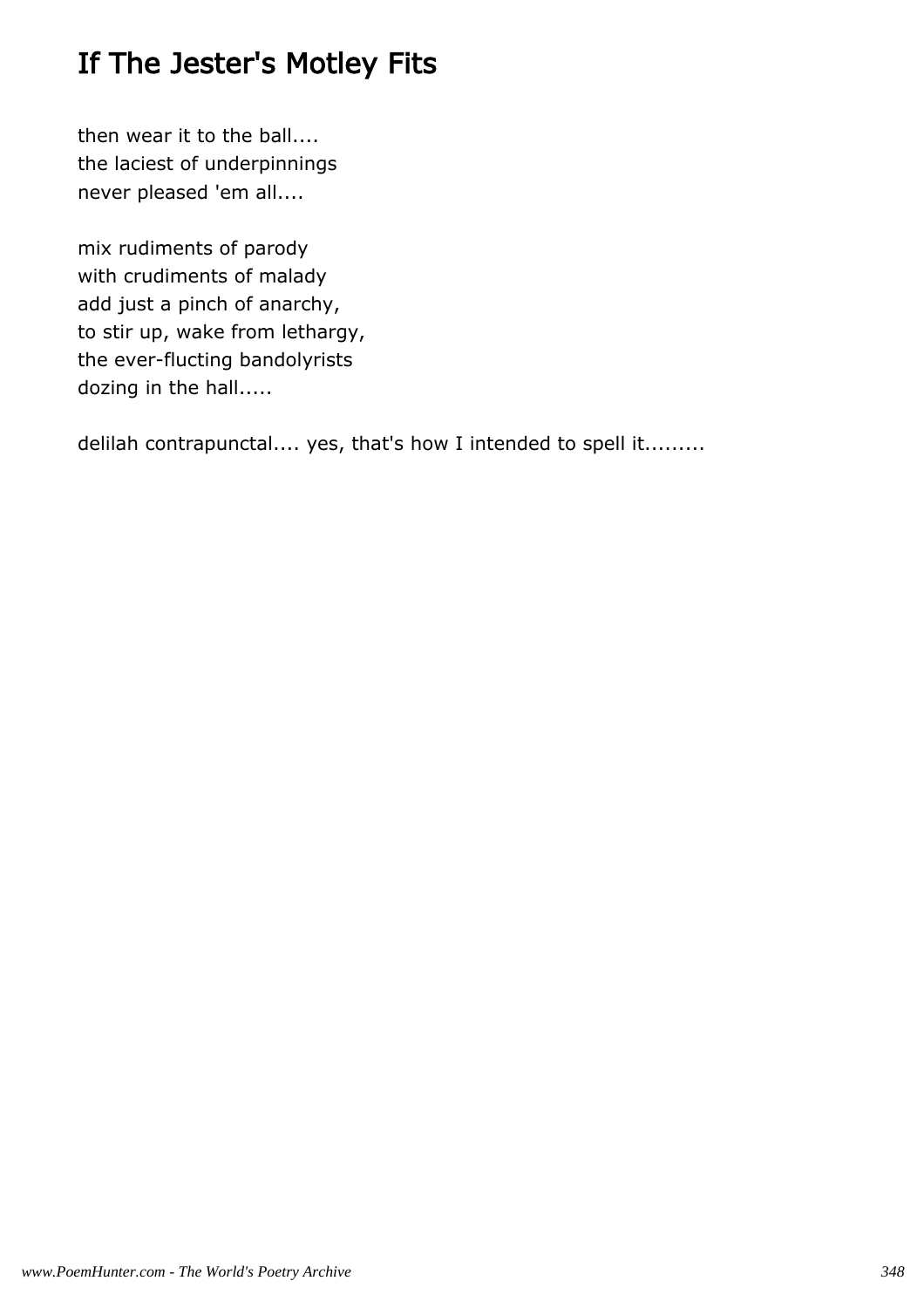# If The Jester's Motley Fits

then wear it to the ball....
the laciest of underpinnings
never pleased 'em all....

mix rudiments of parody
with crudiments of malady
add just a pinch of anarchy,
to stir up, wake from lethargy,
the ever-flucting bandolyrists
dozing in the hall.....

delilah contrapunctal.... yes, that's how I intended to spell it.........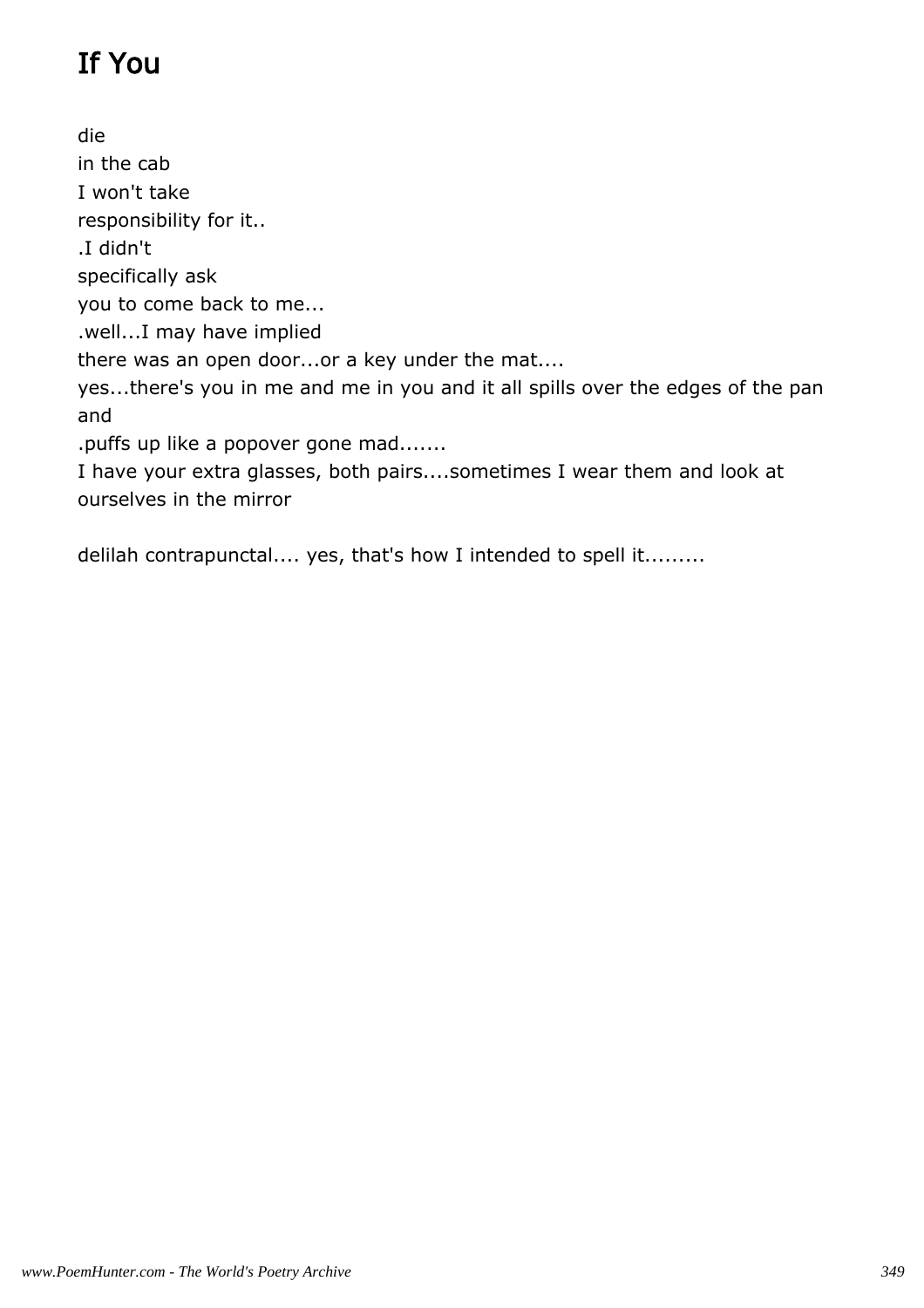# If You

die
in the cab
I won't take
responsibility for it..
.I didn't
specifically ask
you to come back to me...
.well...I may have implied
there was an open door...or a key under the mat....
yes...there's you in me and me in you and it all spills over the edges of the pan and
.puffs up like a popover gone mad.......
I have your extra glasses, both pairs....sometimes I wear them and look at ourselves in the mirror

delilah contrapunctal.... yes, that's how I intended to spell it.........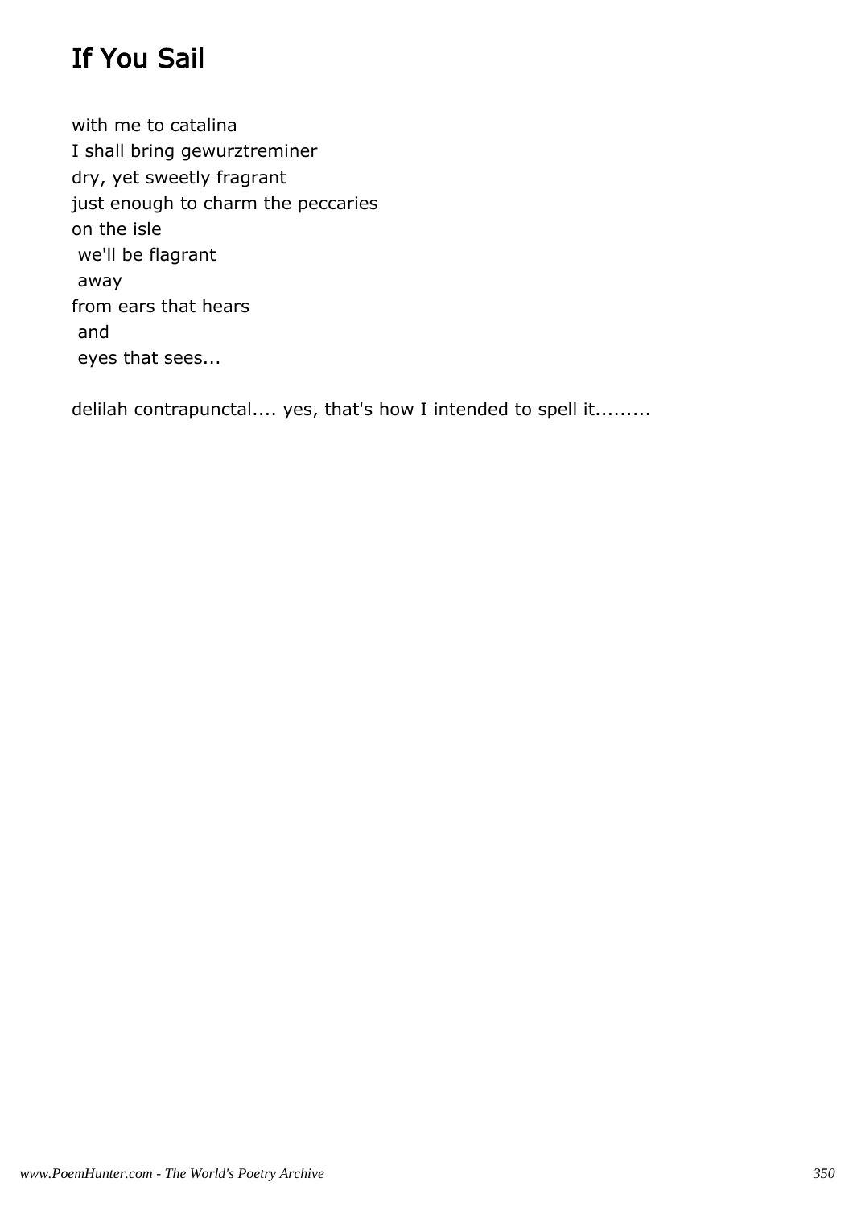# If You Sail

with me to catalina  
I shall bring gewurztreminer  
dry, yet sweetly fragrant  
just enough to charm the peccaries  
on the isle  
 we'll be flagrant  
 away  
from ears that hears  
 and  
 eyes that sees...

delilah contrapunctal.... yes, that's how I intended to spell it.........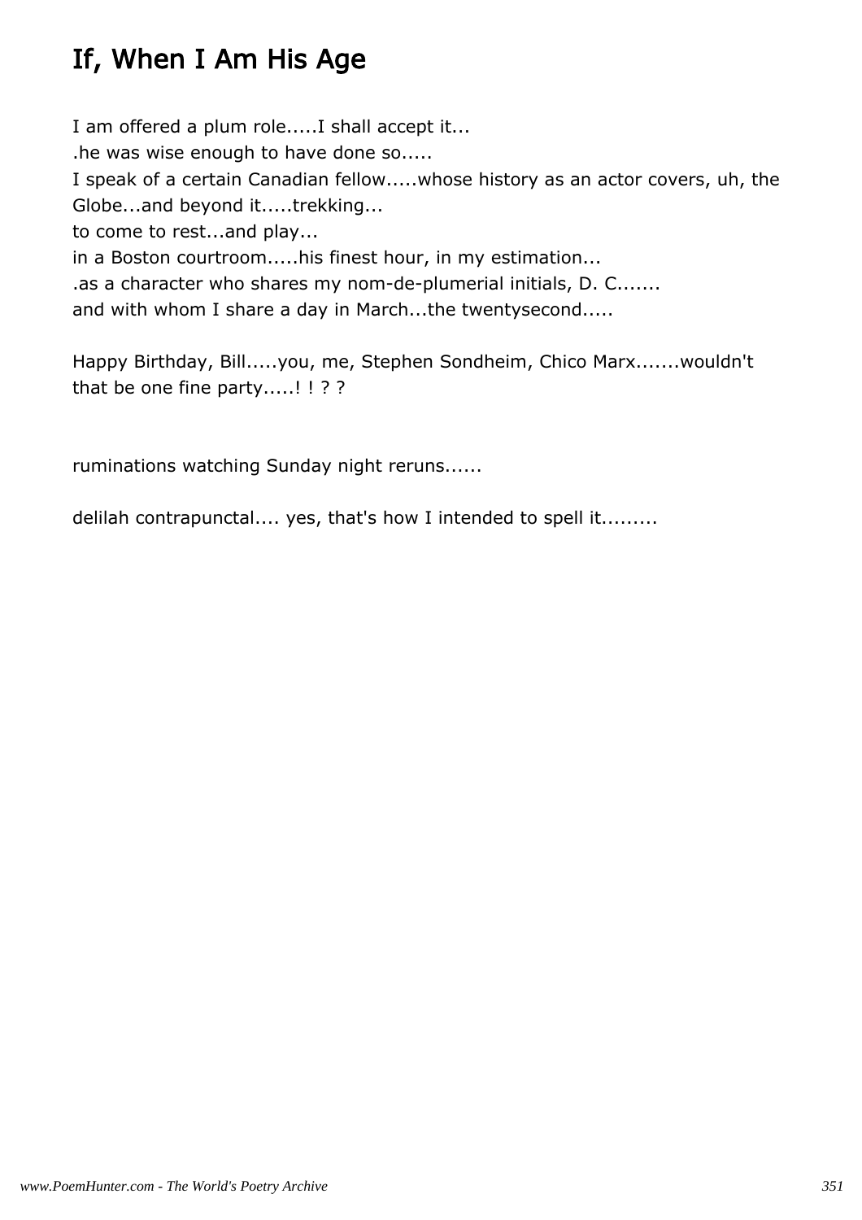# If, When I Am His Age

I am offered a plum role.....I shall accept it...
.he was wise enough to have done so.....
I speak of a certain Canadian fellow.....whose history as an actor covers, uh, the Globe...and beyond it.....trekking...
to come to rest...and play...
in a Boston courtroom.....his finest hour, in my estimation...
.as a character who shares my nom-de-plumerial initials, D. C.......
and with whom I share a day in March...the twentysecond.....

Happy Birthday, Bill.....you, me, Stephen Sondheim, Chico Marx.......wouldn't that be one fine party.....! ! ? ?

ruminations watching Sunday night reruns......

delilah contrapunctal.... yes, that's how I intended to spell it.........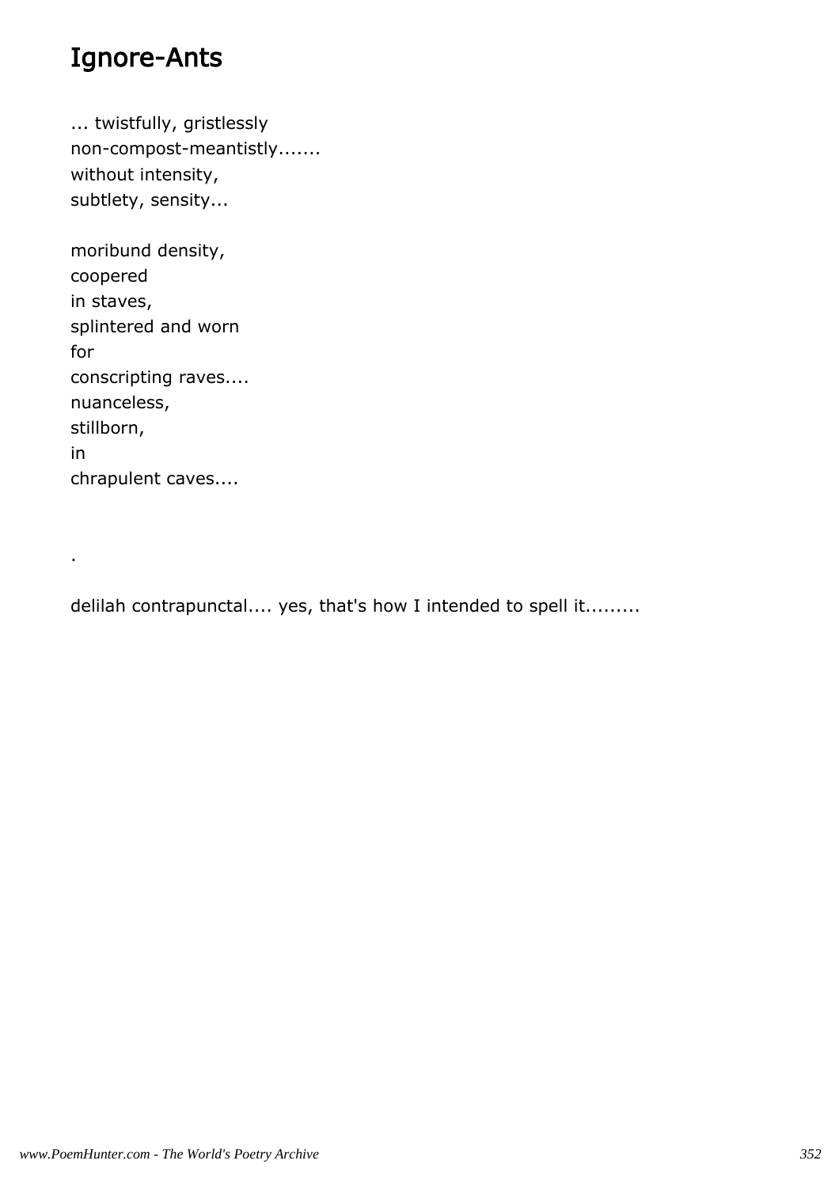# Ignore-Ants

... twistfully, gristlessly  
non-compost-meantistly.......  
without intensity,  
subtlety, sensity...

moribund density,  
coopered  
in staves,  
splintered and worn  
for  
conscripting raves....  
nuanceless,  
stillborn,  
in  
chrapulent caves....

.

delilah contrapunctal.... yes, that's how I intended to spell it.........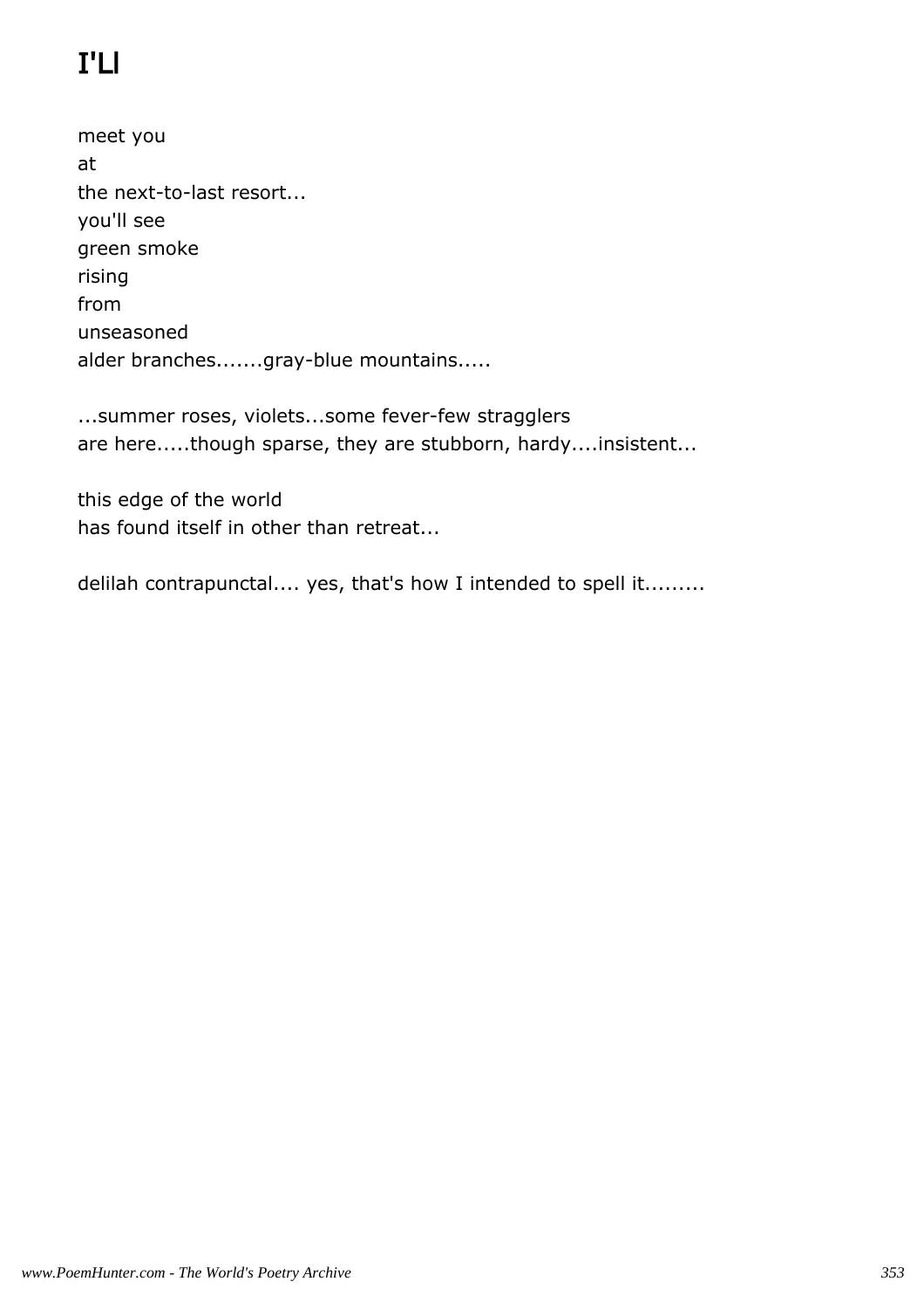# I'Ll

meet you  
at  
the next-to-last resort...  
you'll see  
green smoke  
rising  
from  
unseasoned  
alder branches.......gray-blue mountains.....

...summer roses, violets...some fever-few stragglers  
are here.....though sparse, they are stubborn, hardy....insistent...

this edge of the world  
has found itself in other than retreat...

delilah contrapunctal.... yes, that's how I intended to spell it.........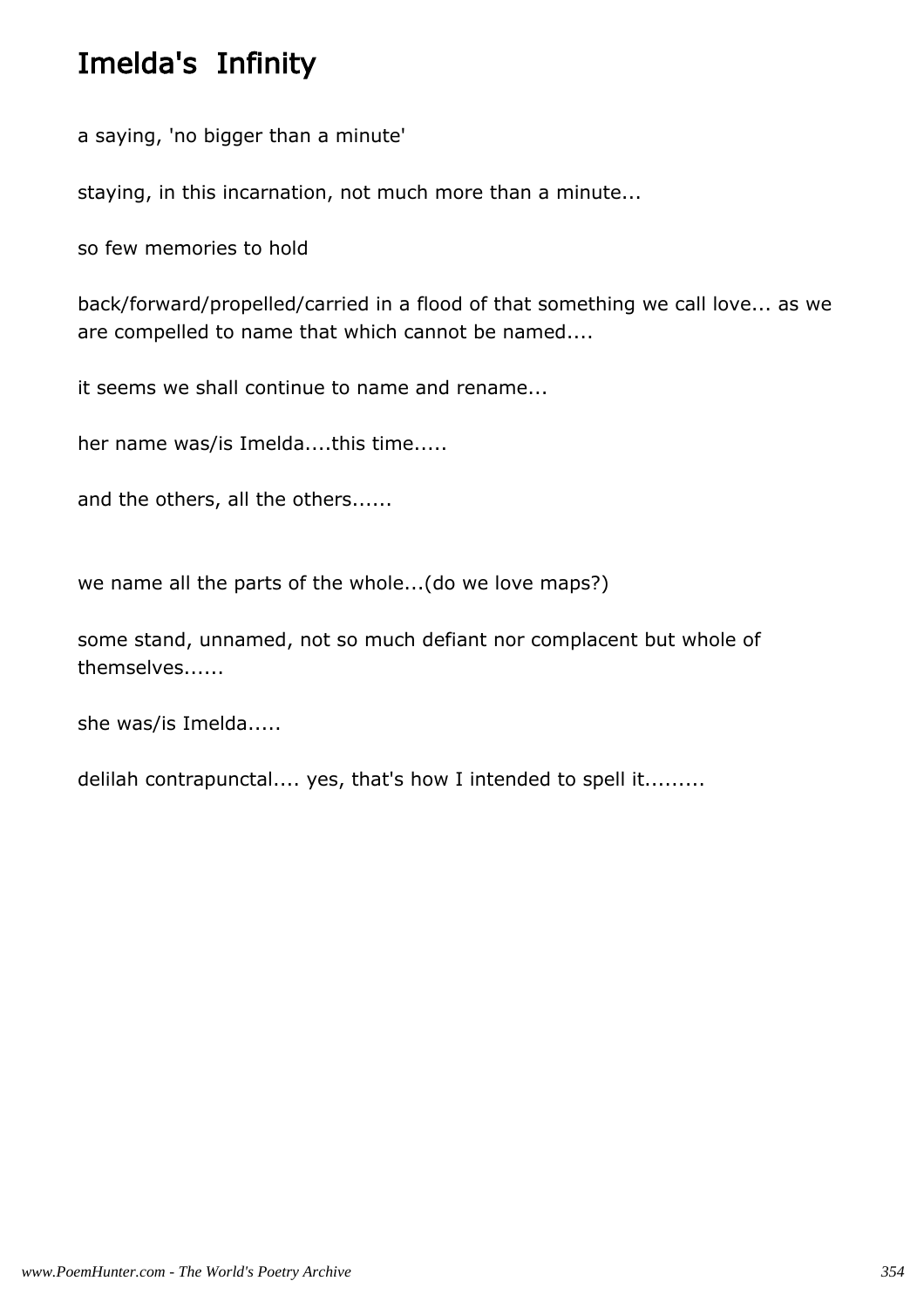# Imelda's Infinity

a saying, 'no bigger than a minute'

staying, in this incarnation, not much more than a minute...

so few memories to hold

back/forward/propelled/carried in a flood of that something we call love... as we are compelled to name that which cannot be named....

it seems we shall continue to name and rename...

her name was/is Imelda....this time.....

and the others, all the others......

we name all the parts of the whole...(do we love maps?)

some stand, unnamed, not so much defiant nor complacent but whole of themselves......

she was/is Imelda.....

delilah contrapunctal.... yes, that's how I intended to spell it.........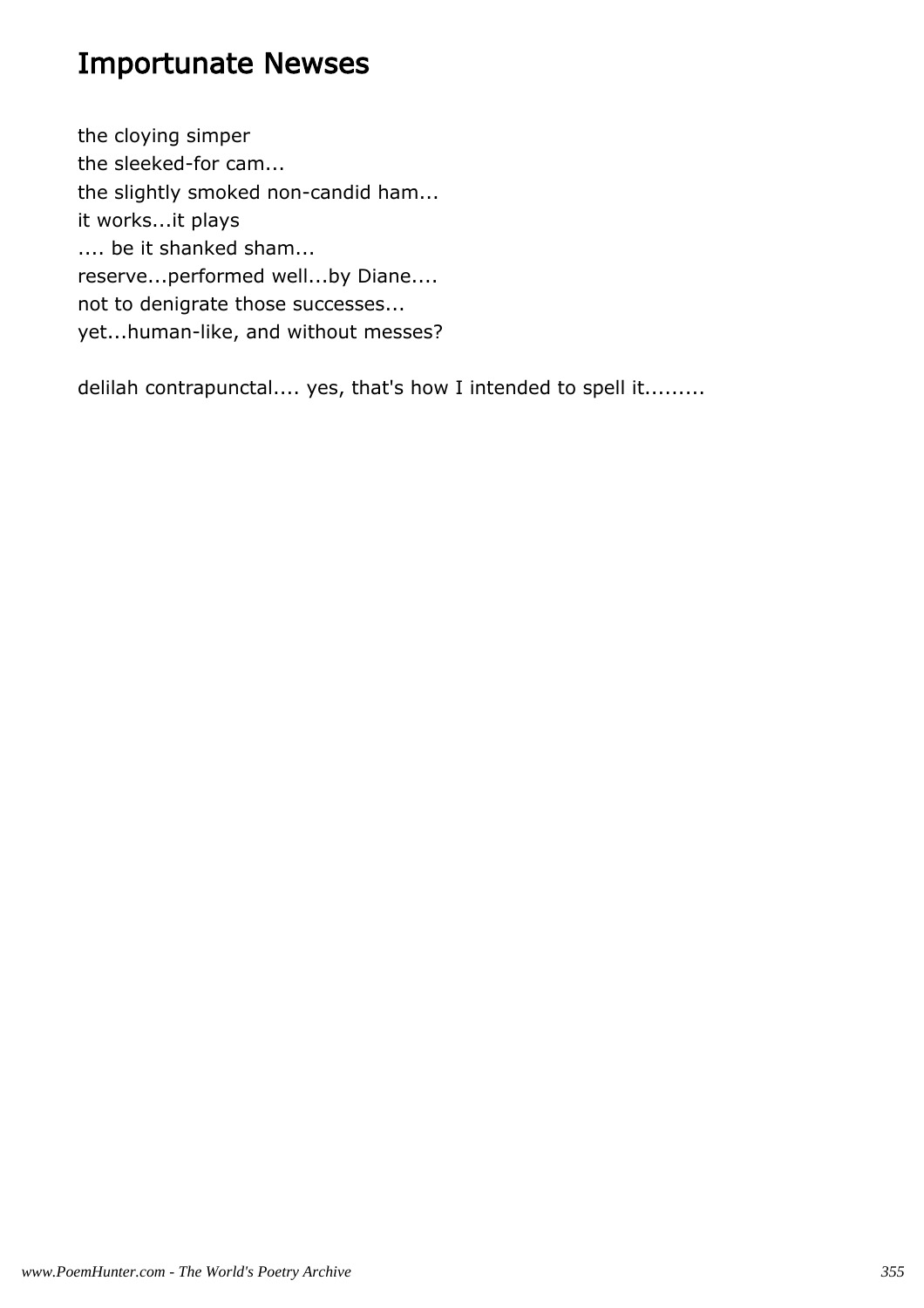# Importunate Newses

the cloying simper  
the sleeked-for cam...  
the slightly smoked non-candid ham...  
it works...it plays  
.... be it shanked sham...  
reserve...performed well...by Diane....  
not to denigrate those successes...  
yet...human-like, and without messes?

delilah contrapunctal.... yes, that's how I intended to spell it.........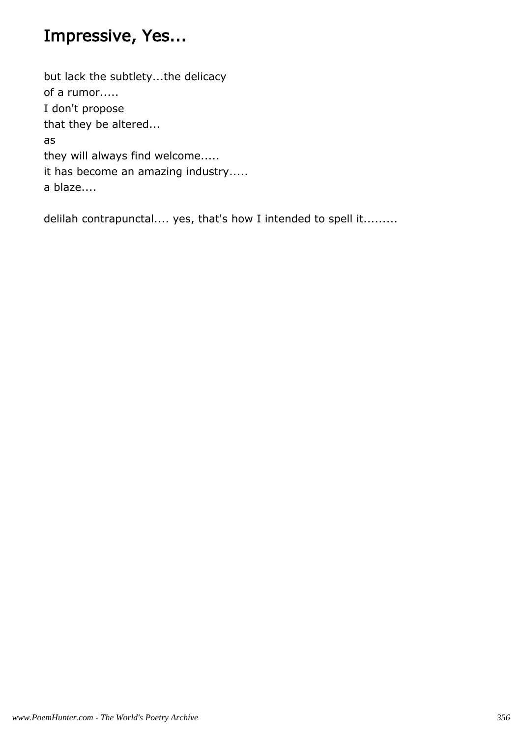# Impressive, Yes...

but lack the subtlety...the delicacy
of a rumor.....
I don't propose
that they be altered...
as
they will always find welcome.....
it has become an amazing industry.....
a blaze....

delilah contrapunctal.... yes, that's how I intended to spell it.........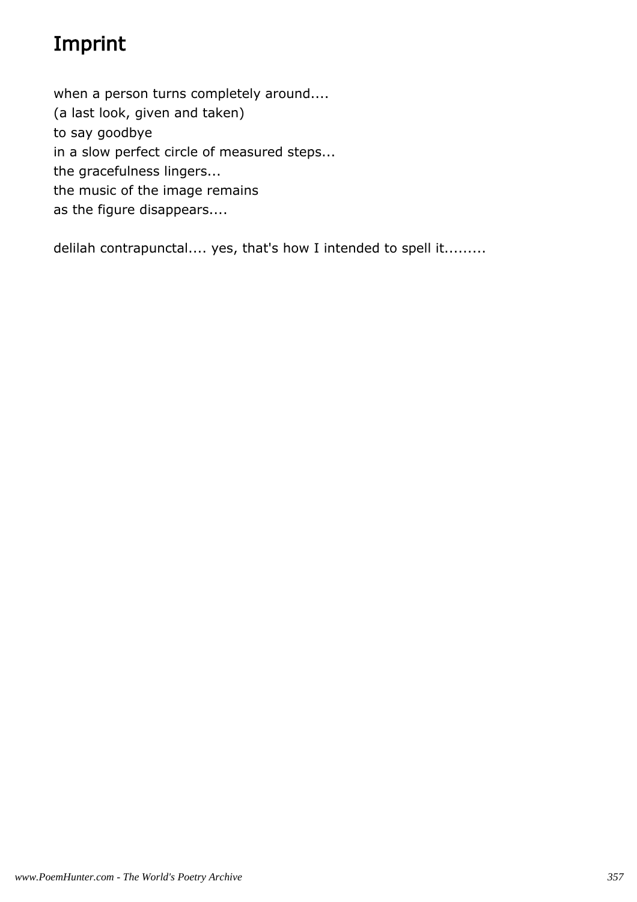# Imprint

when a person turns completely around....
(a last look, given and taken)
to say goodbye
in a slow perfect circle of measured steps...
the gracefulness lingers...
the music of the image remains
as the figure disappears....

delilah contrapunctal.... yes, that's how I intended to spell it.........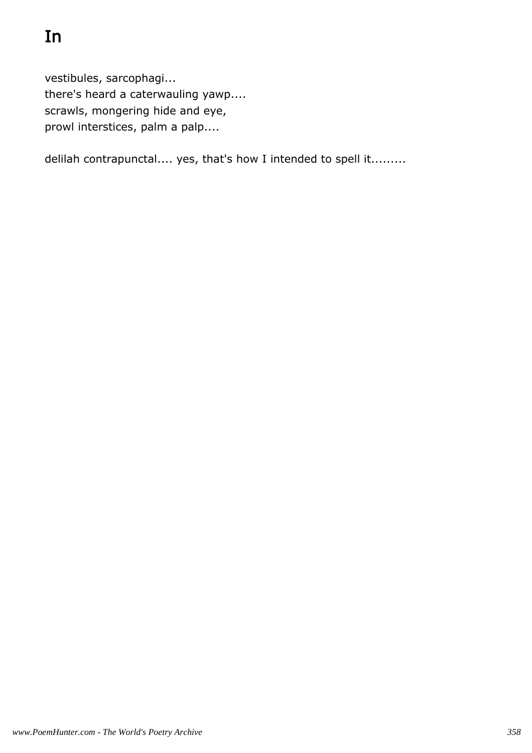# In

vestibules, sarcophagi...
there's heard a caterwauling yawp....
scrawls, mongering hide and eye,
prowl interstices, palm a palp....

delilah contrapunctal.... yes, that's how I intended to spell it.........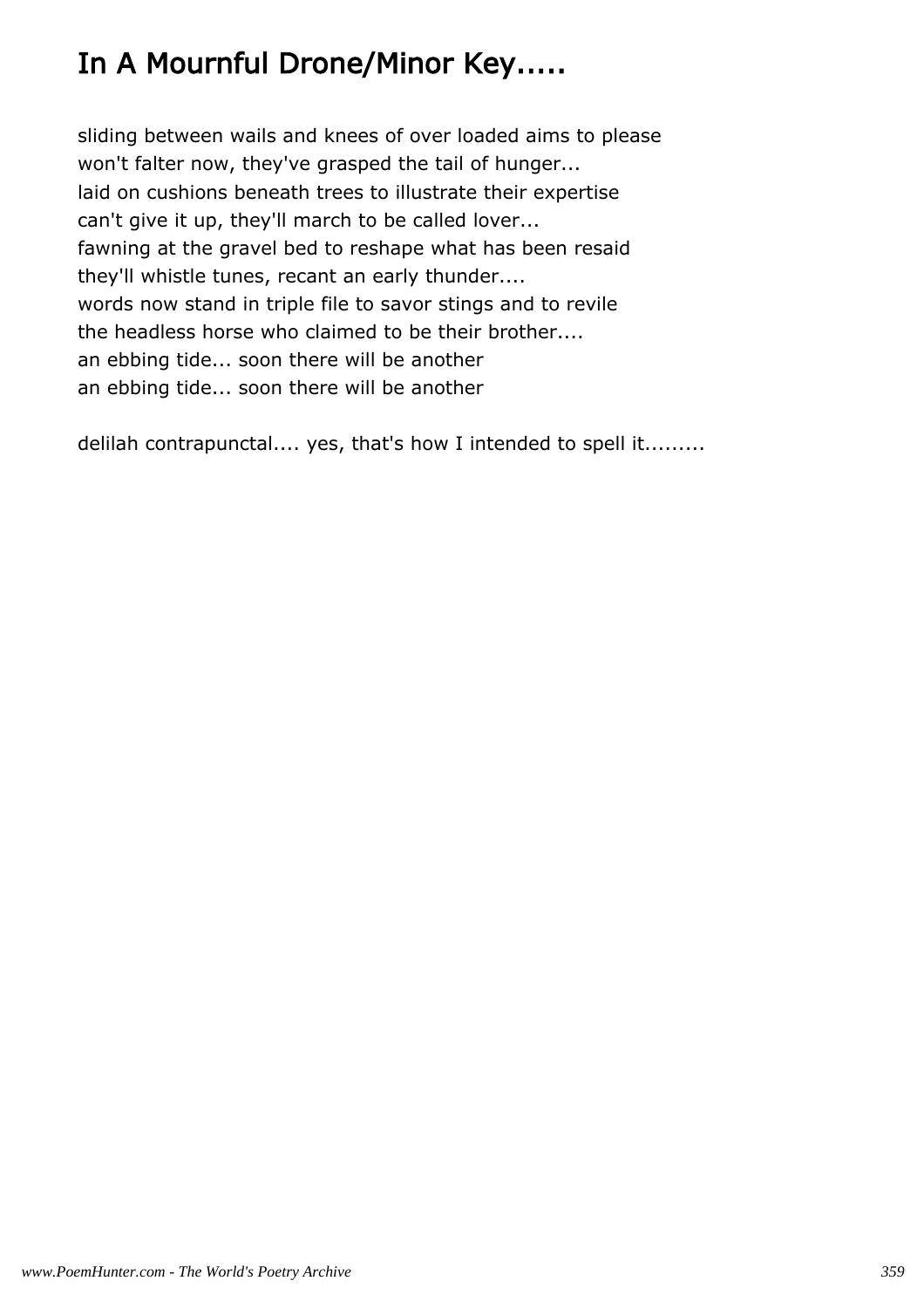# In A Mournful Drone/Minor Key.....

sliding between wails and knees of over loaded aims to please
won't falter now, they've grasped the tail of hunger...
laid on cushions beneath trees to illustrate their expertise
can't give it up, they'll march to be called lover...
fawning at the gravel bed to reshape what has been resaid
they'll whistle tunes, recant an early thunder....
words now stand in triple file to savor stings and to revile
the headless horse who claimed to be their brother....
an ebbing tide... soon there will be another
an ebbing tide... soon there will be another

delilah contrapunctal.... yes, that's how I intended to spell it.........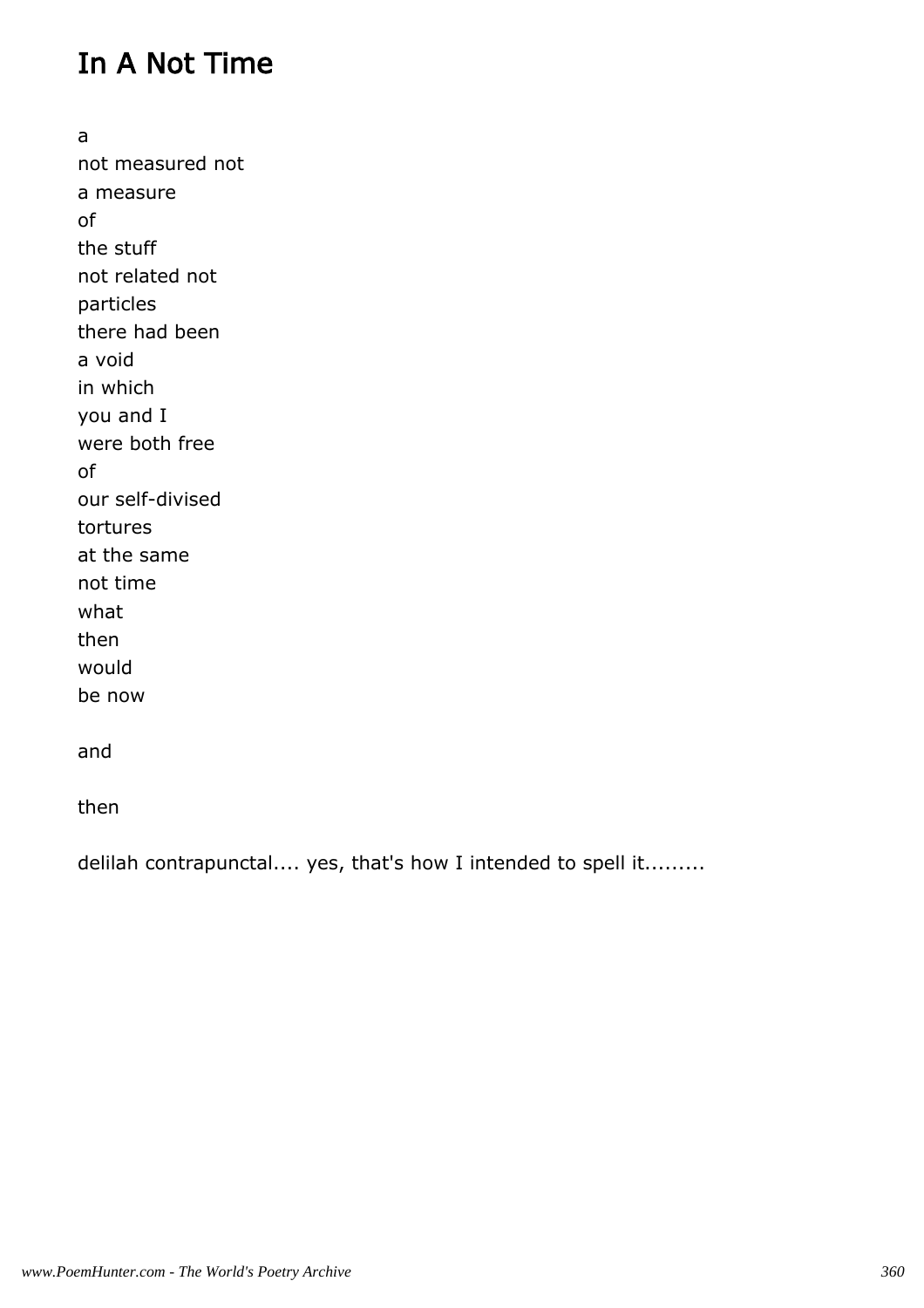# In A Not Time

a  
not measured not  
a measure  
of  
the stuff  
not related not  
particles  
there had been  
a void  
in which  
you and I  
were both free  
of  
our self-divised  
tortures  
at the same  
not time  
what  
then  
would  
be now

and

then

delilah contrapunctal.... yes, that's how I intended to spell it.........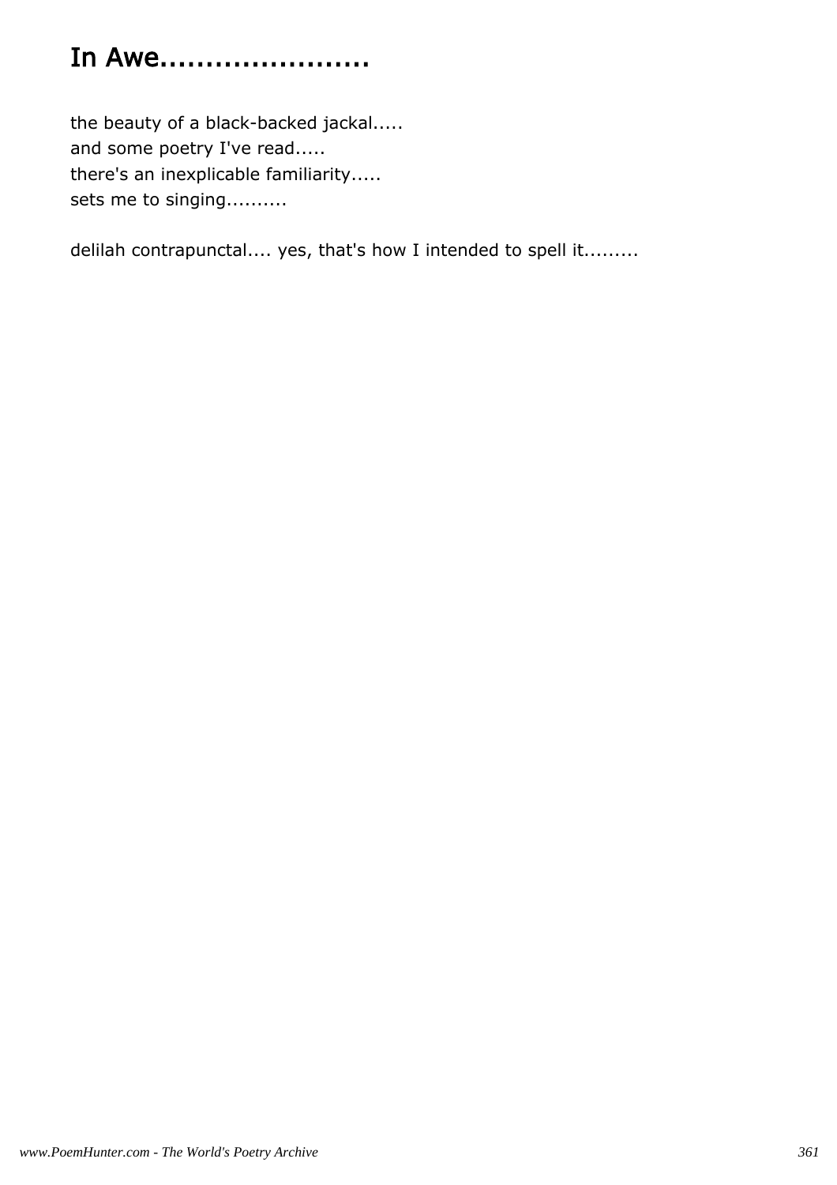# In Awe......................

the beauty of a black-backed jackal.....
and some poetry I've read.....
there's an inexplicable familiarity.....
sets me to singing..........

delilah contrapunctal.... yes, that's how I intended to spell it.........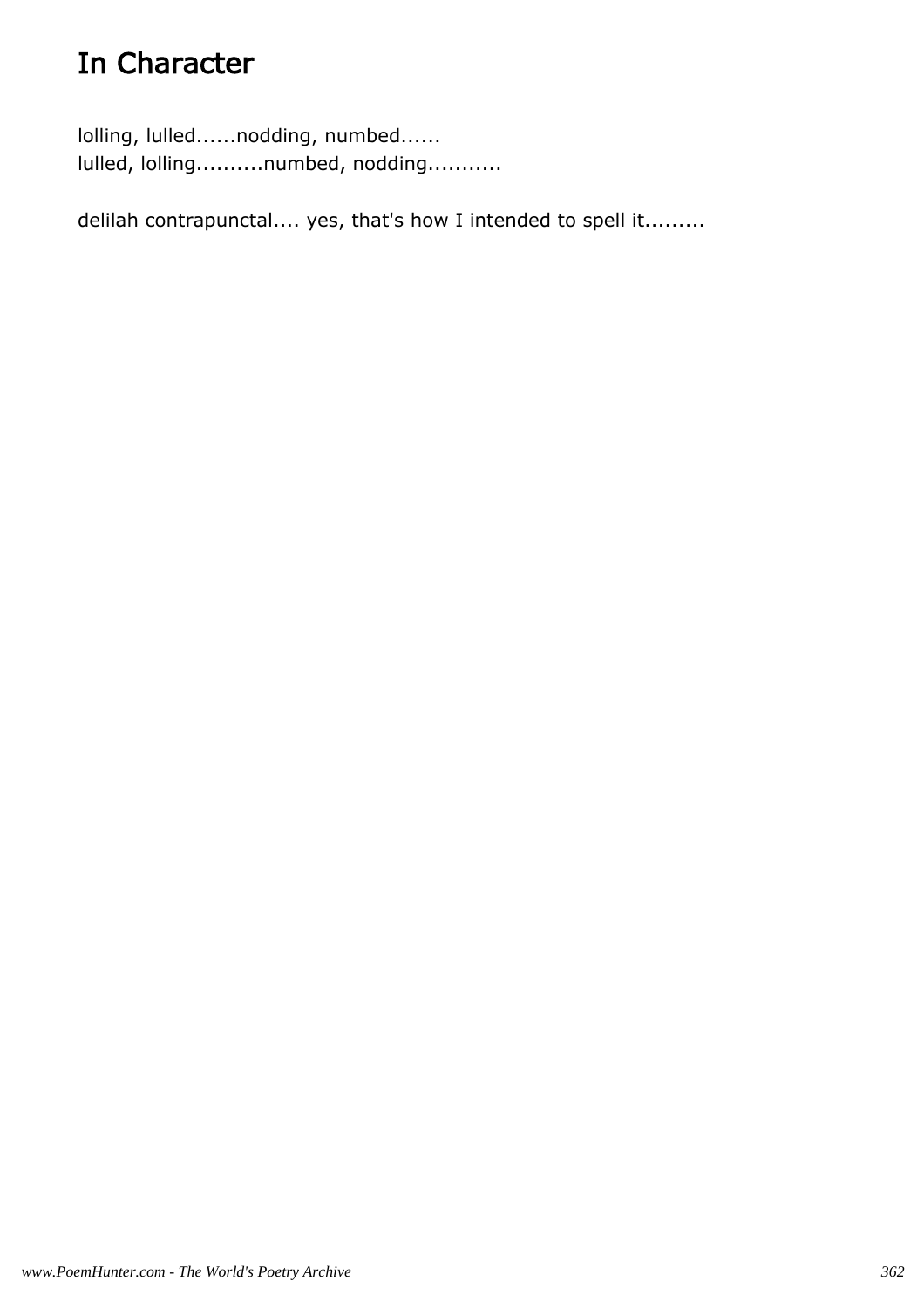# In Character

lolling, lulled......nodding, numbed......
lulled, lolling..........numbed, nodding...........

delilah contrapunctal.... yes, that's how I intended to spell it.........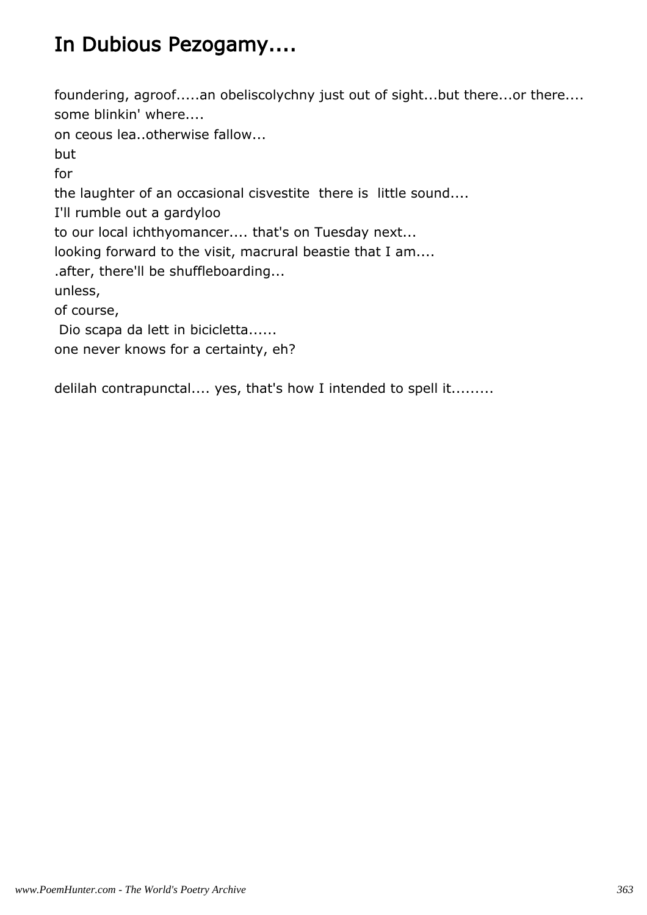# In Dubious Pezogamy....

foundering, agroof.....an obeliscolychny just out of sight...but there...or there....
some blinkin' where....
on ceous lea..otherwise fallow...
but
for
the laughter of an occasional cisvestite there is little sound....
I'll rumble out a gardyloo
to our local ichthyomancer.... that's on Tuesday next...
looking forward to the visit, macrural beastie that I am....
.after, there'll be shuffleboarding...
unless,
of course,
Dio scapa da lett in bicicletta......
one never knows for a certainty, eh?

delilah contrapunctal.... yes, that's how I intended to spell it.........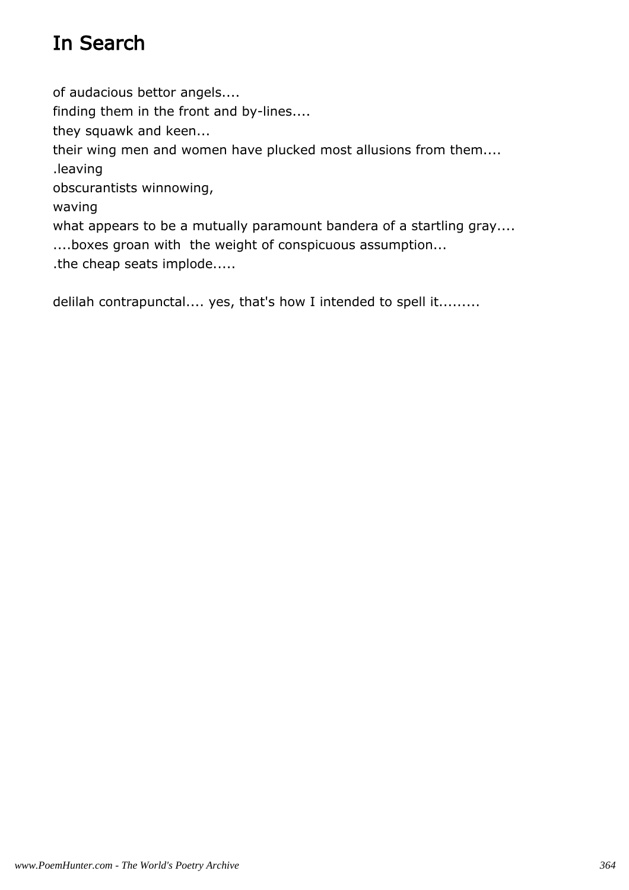# In Search

of audacious bettor angels....
finding them in the front and by-lines....
they squawk and keen...
their wing men and women have plucked most allusions from them....
.leaving
obscurantists winnowing,
waving
what appears to be a mutually paramount bandera of a startling gray....
....boxes groan with  the weight of conspicuous assumption...
.the cheap seats implode.....

delilah contrapunctal.... yes, that's how I intended to spell it.........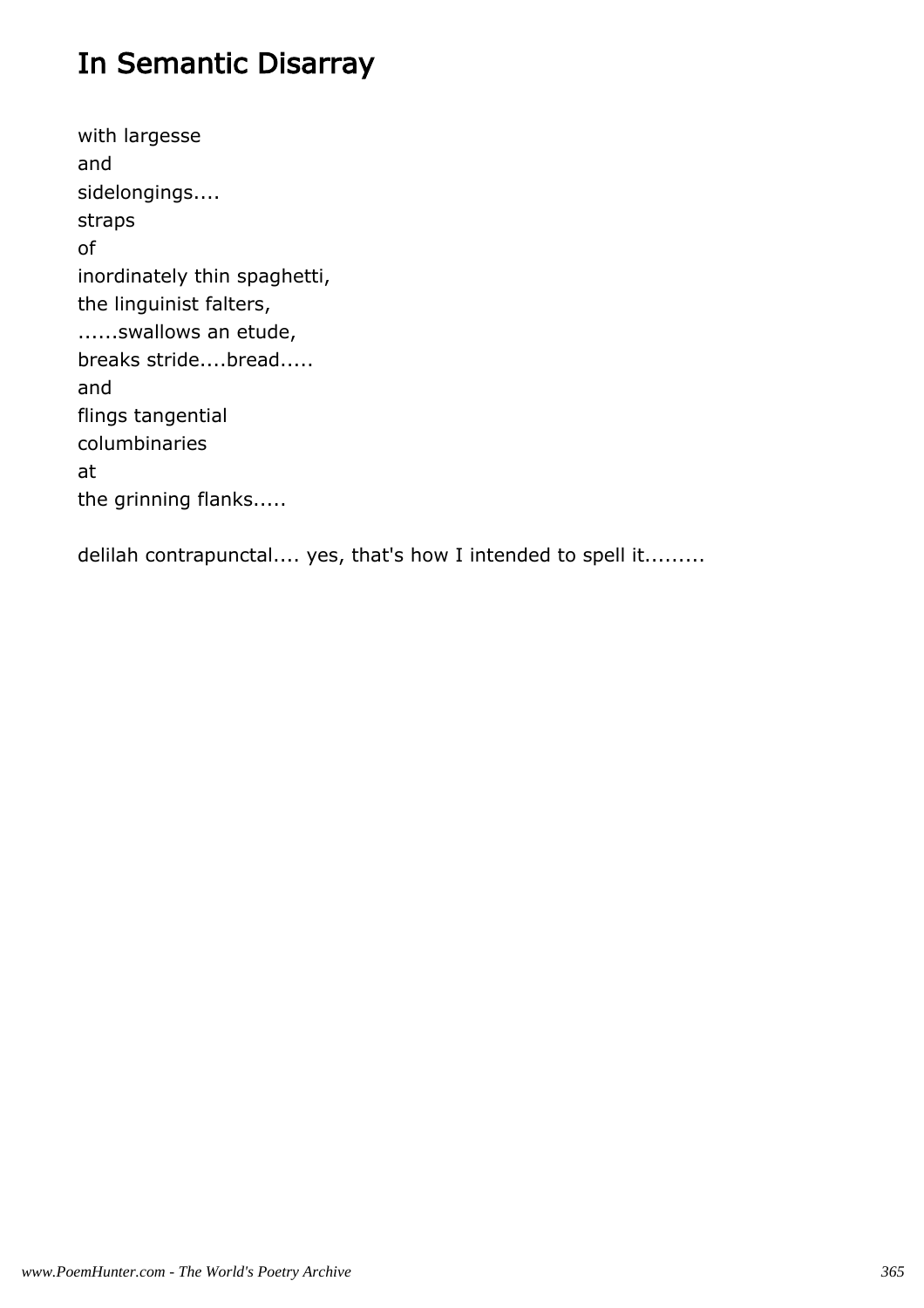# In Semantic Disarray

with largesse  
and  
sidelongings....  
straps  
of  
inordinately thin spaghetti,  
the linguinist falters,  
......swallows an etude,  
breaks stride....bread.....  
and  
flings tangential  
columbinaries  
at  
the grinning flanks.....

delilah contrapunctal.... yes, that's how I intended to spell it.........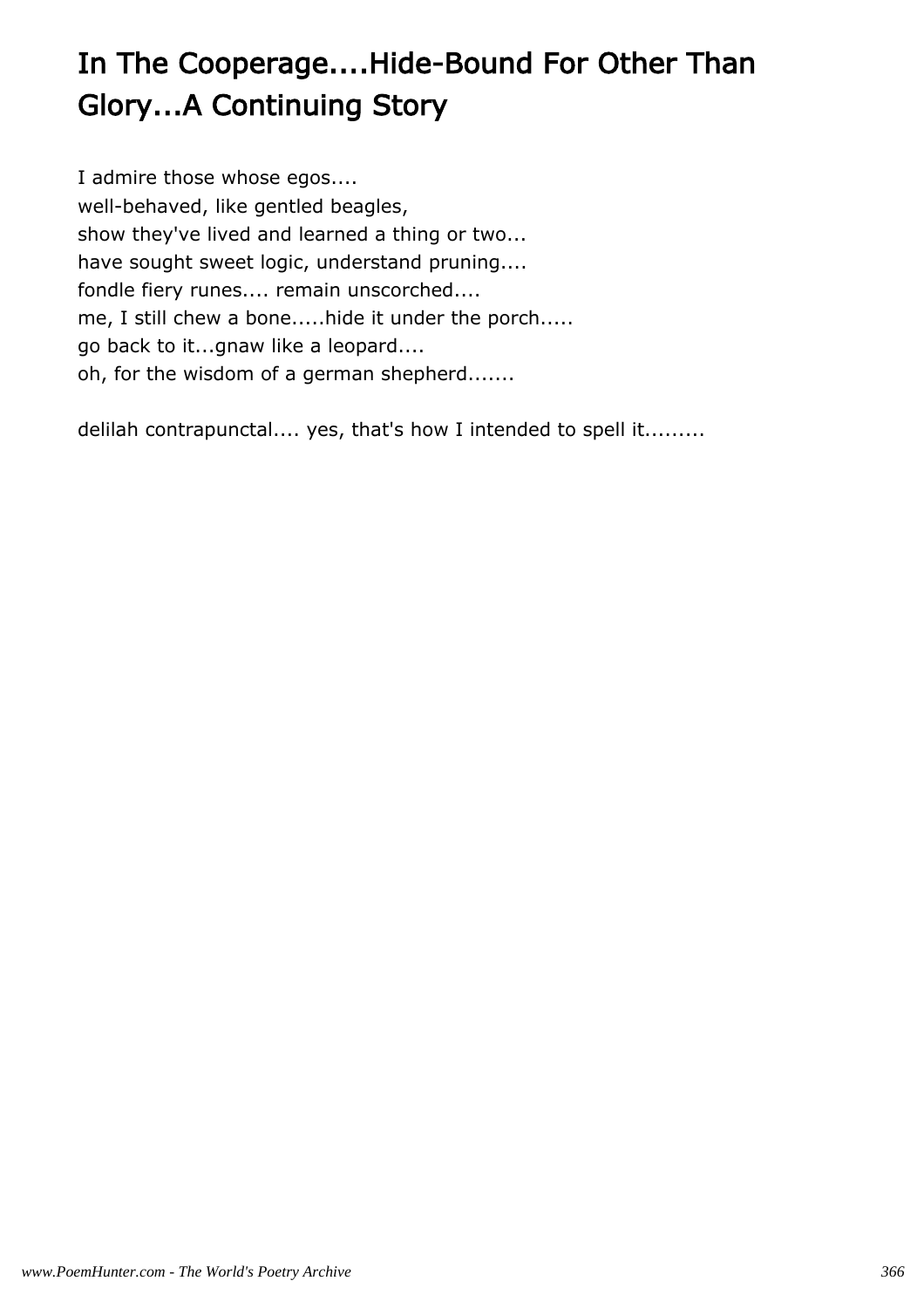# In The Cooperage....Hide-Bound For Other Than Glory...A Continuing Story

I admire those whose egos....  
well-behaved, like gentled beagles,  
show they've lived and learned a thing or two...  
have sought sweet logic, understand pruning....  
fondle fiery runes.... remain unscorched....  
me, I still chew a bone.....hide it under the porch.....  
go back to it...gnaw like a leopard....  
oh, for the wisdom of a german shepherd.......

delilah contrapunctal.... yes, that's how I intended to spell it.........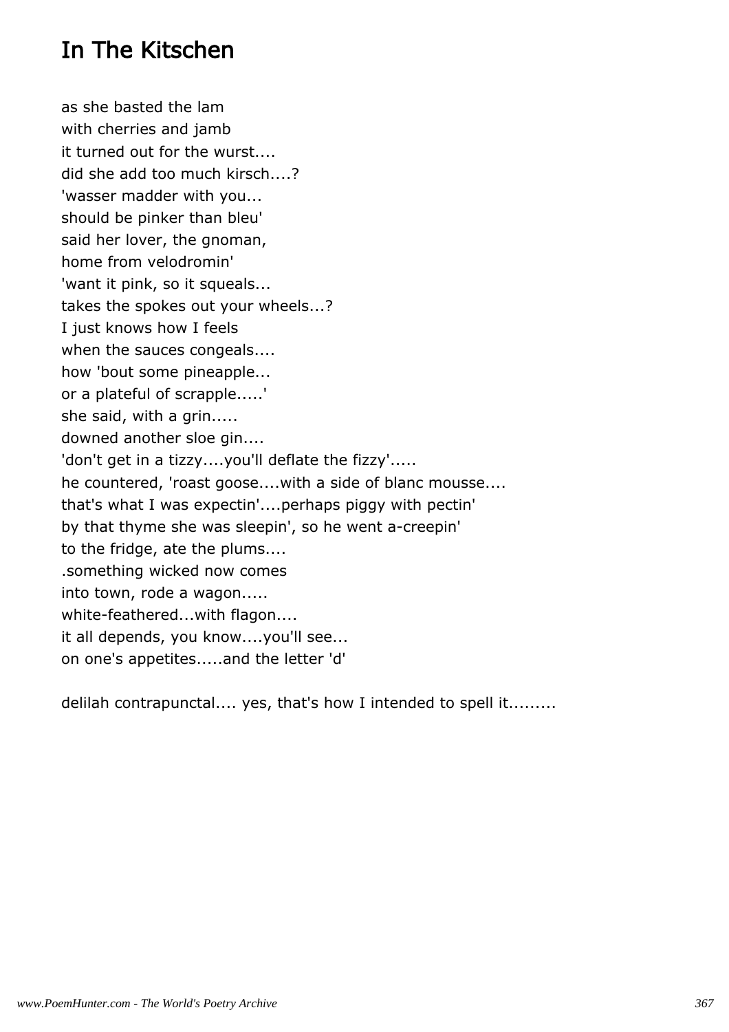# In The Kitschen

as she basted the lam
with cherries and jamb
it turned out for the wurst....
did she add too much kirsch....?
'wasser madder with you...
should be pinker than bleu'
said her lover, the gnoman,
home from velodromin'
'want it pink, so it squeals...
takes the spokes out your wheels...?
I just knows how I feels
when the sauces congeals....
how 'bout some pineapple...
or a plateful of scrapple.....'
she said, with a grin.....
downed another sloe gin....
'don't get in a tizzy....you'll deflate the fizzy'.....
he countered, 'roast goose....with a side of blanc mousse....
that's what I was expectin'....perhaps piggy with pectin'
by that thyme she was sleepin', so he went a-creepin'
to the fridge, ate the plums....
.something wicked now comes
into town, rode a wagon.....
white-feathered...with flagon....
it all depends, you know....you'll see...
on one's appetites.....and the letter 'd'

delilah contrapunctal.... yes, that's how I intended to spell it.........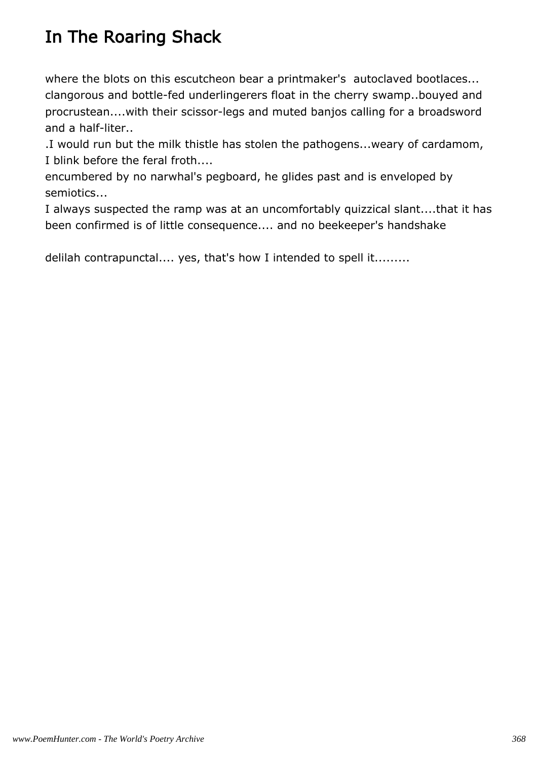# In The Roaring Shack

where the blots on this escutcheon bear a printmaker's  autoclaved bootlaces... clangorous and bottle-fed underlingerers float in the cherry swamp..bouyed and procrustean....with their scissor-legs and muted banjos calling for a broadsword and a half-liter..

.I would run but the milk thistle has stolen the pathogens...weary of cardamom, I blink before the feral froth....

encumbered by no narwhal's pegboard, he glides past and is enveloped by semiotics...

I always suspected the ramp was at an uncomfortably quizzical slant....that it has been confirmed is of little consequence.... and no beekeeper's handshake

delilah contrapunctal.... yes, that's how I intended to spell it.........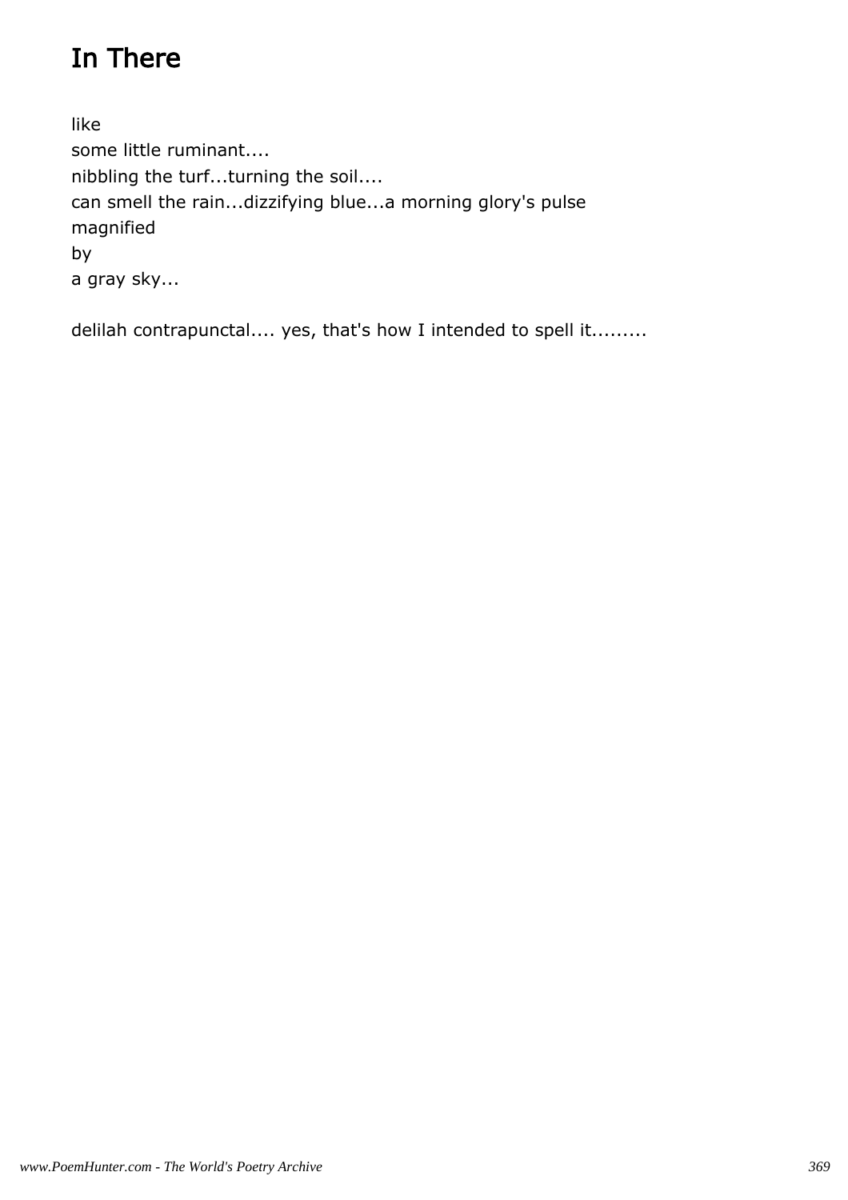# In There

like
some little ruminant....
nibbling the turf...turning the soil....
can smell the rain...dizzifying blue...a morning glory's pulse
magnified
by
a gray sky...

delilah contrapunctal.... yes, that's how I intended to spell it.........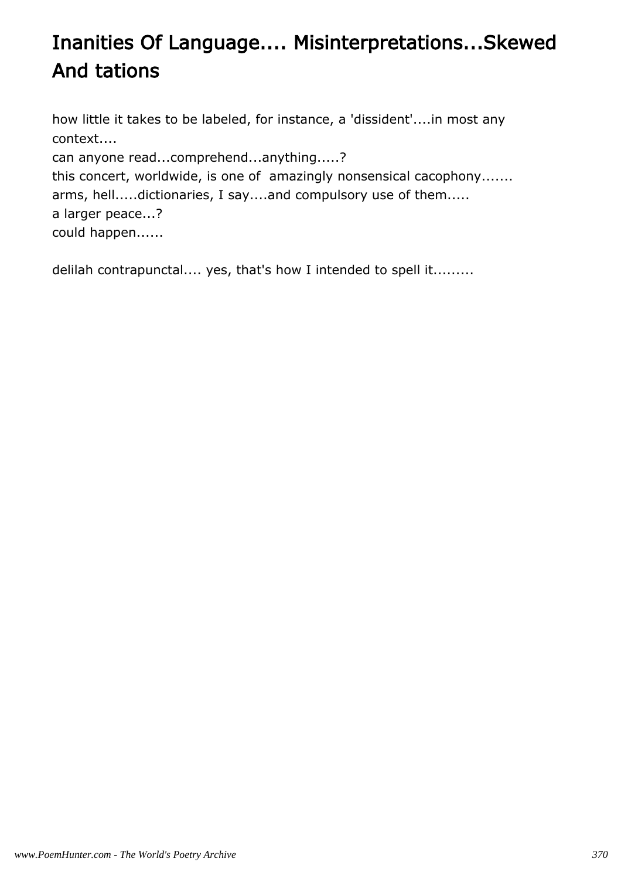# Inanities Of Language.... Misinterpretations...Skewed And tations

how little it takes to be labeled, for instance, a 'dissident'....in most any context....
can anyone read...comprehend...anything.....?
this concert, worldwide, is one of amazingly nonsensical cacophony.......
arms, hell.....dictionaries, I say....and compulsory use of them.....
a larger peace...?
could happen......

delilah contrapunctal.... yes, that's how I intended to spell it.........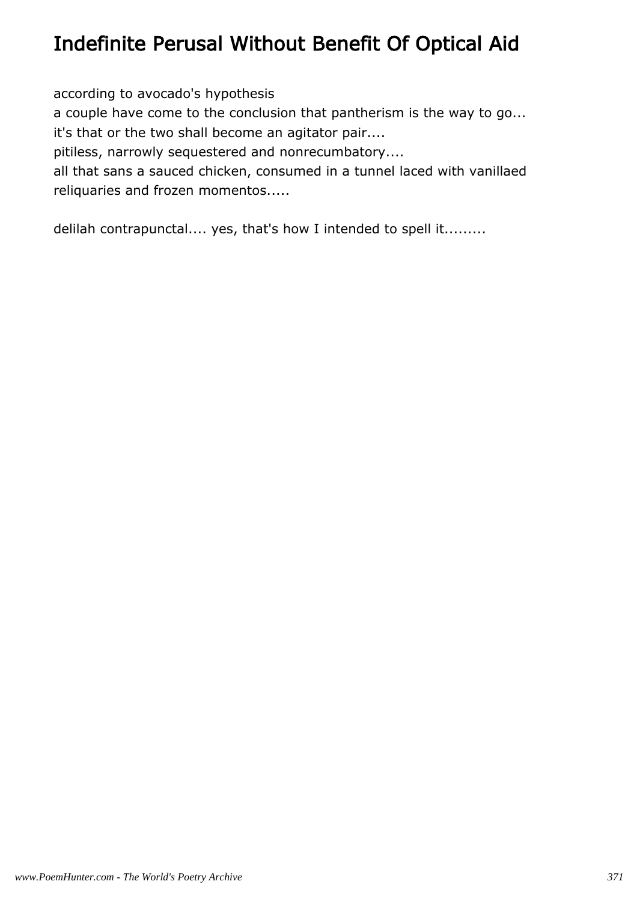# Indefinite Perusal Without Benefit Of Optical Aid

according to avocado's hypothesis
a couple have come to the conclusion that pantherism is the way to go...
it's that or the two shall become an agitator pair....
pitiless, narrowly sequestered and nonrecumbatory....
all that sans a sauced chicken, consumed in a tunnel laced with vanillaed reliquaries and frozen momentos.....

delilah contrapunctal.... yes, that's how I intended to spell it.........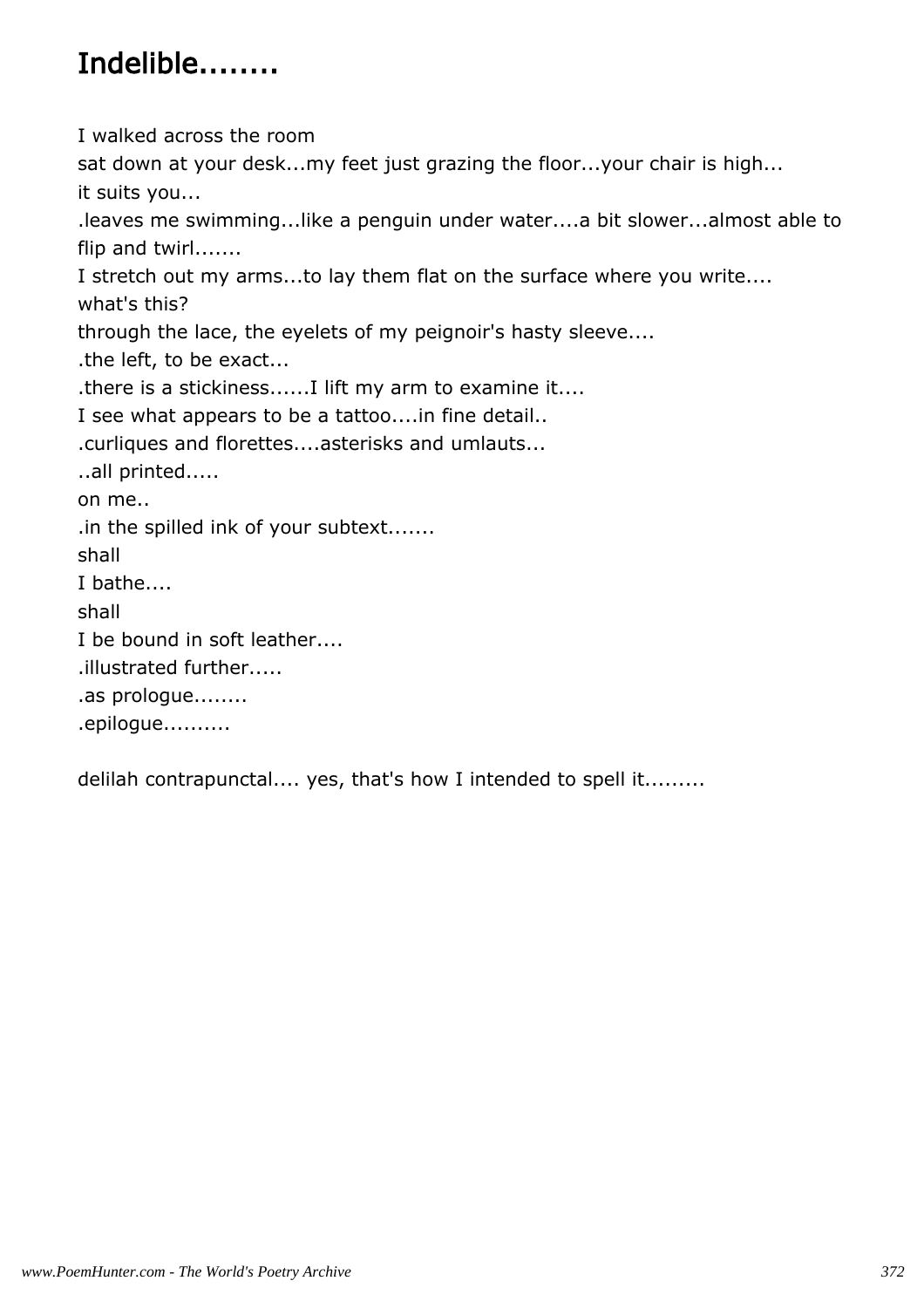# Indelible........

I walked across the room  
sat down at your desk...my feet just grazing the floor...your chair is high...  
it suits you...  
.leaves me swimming...like a penguin under water....a bit slower...almost able to flip and twirl.......  
I stretch out my arms...to lay them flat on the surface where you write....  
what's this?  
through the lace, the eyelets of my peignoir's hasty sleeve....  
.the left, to be exact...  
.there is a stickiness......I lift my arm to examine it....  
I see what appears to be a tattoo....in fine detail..  
.curliques and florettes....asterisks and umlauts...  
..all printed.....  
on me..  
.in the spilled ink of your subtext.......  
shall  
I bathe....  
shall  
I be bound in soft leather....  
.illustrated further.....  
.as prologue........  
.epilogue..........

delilah contrapunctal.... yes, that's how I intended to spell it.........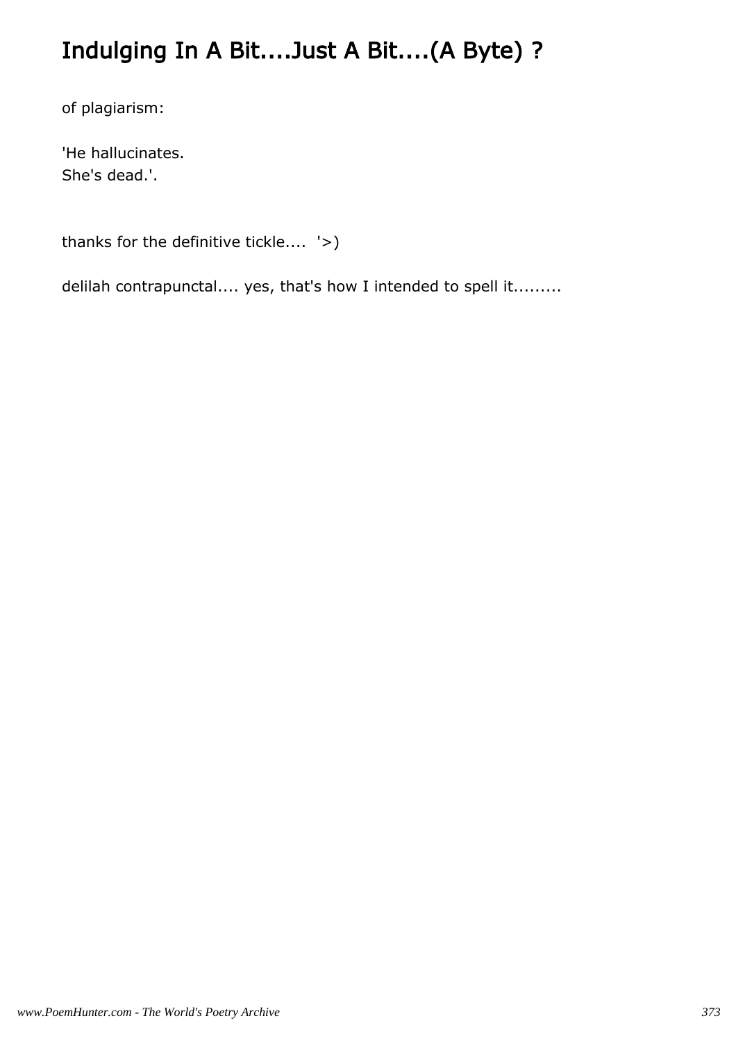# Indulging In A Bit....Just A Bit....(A Byte) ?

of plagiarism:

'He hallucinates.  
She's dead.'.

thanks for the definitive tickle....  '>)

delilah contrapunctal.... yes, that's how I intended to spell it.........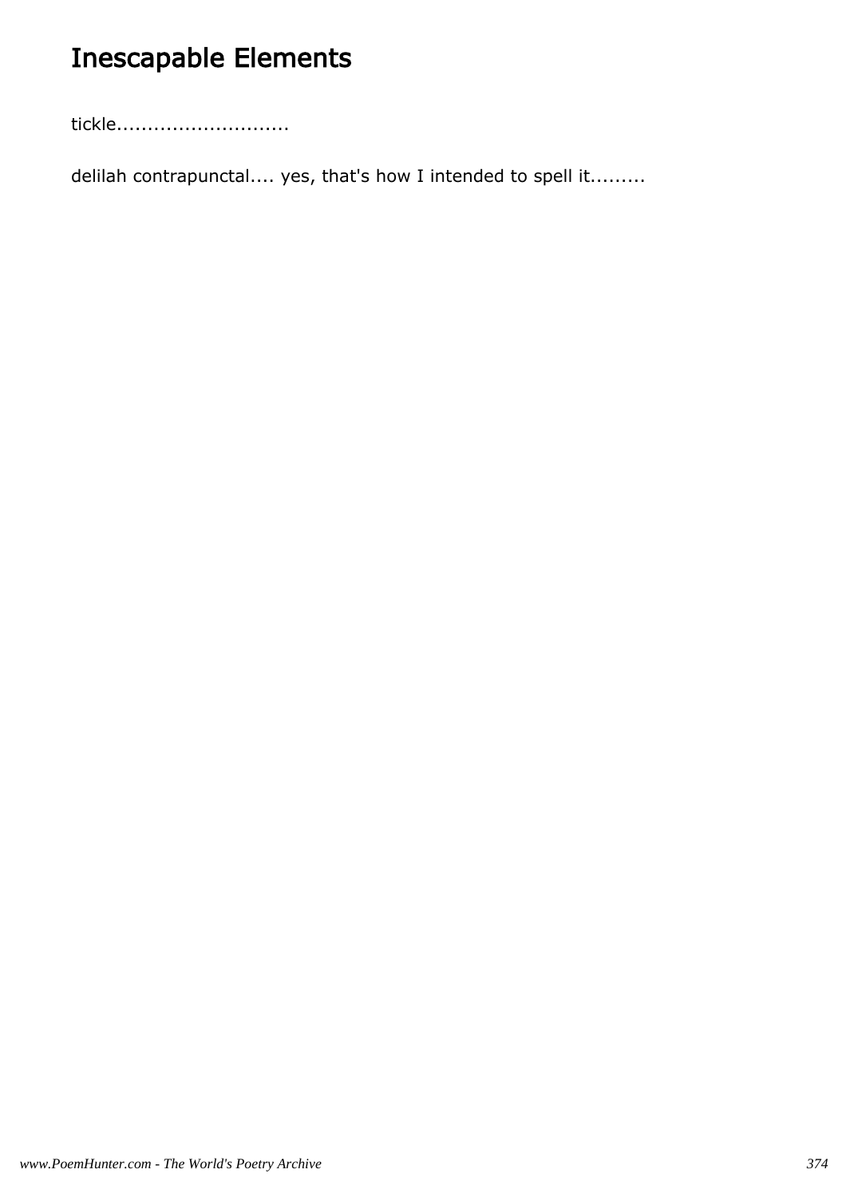# Inescapable Elements

tickle...........................

delilah contrapunctal.... yes, that's how I intended to spell it.........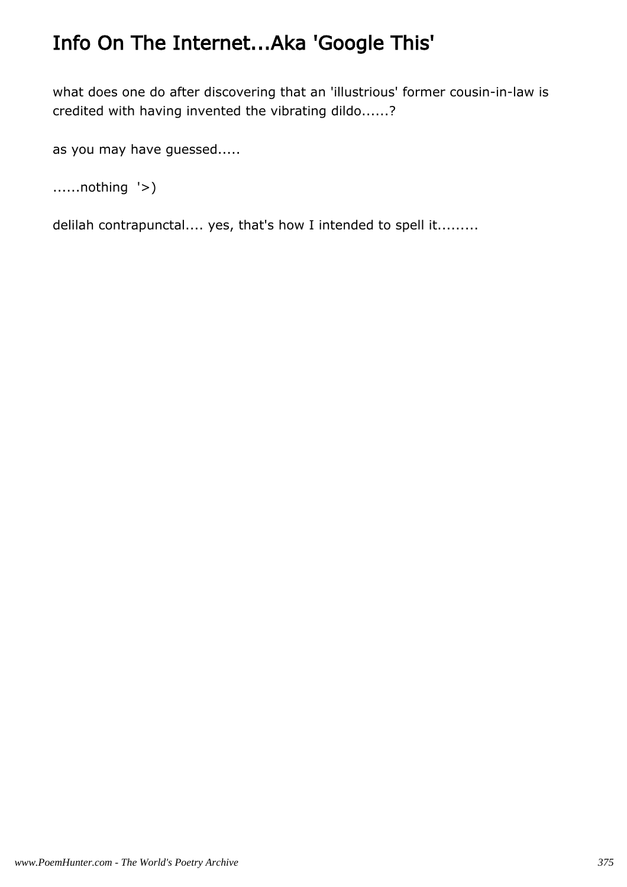# Info On The Internet...Aka 'Google This'

what does one do after discovering that an 'illustrious' former cousin-in-law is credited with having invented the vibrating dildo......?

as you may have guessed.....

......nothing '>)

delilah contrapunctal.... yes, that's how I intended to spell it.........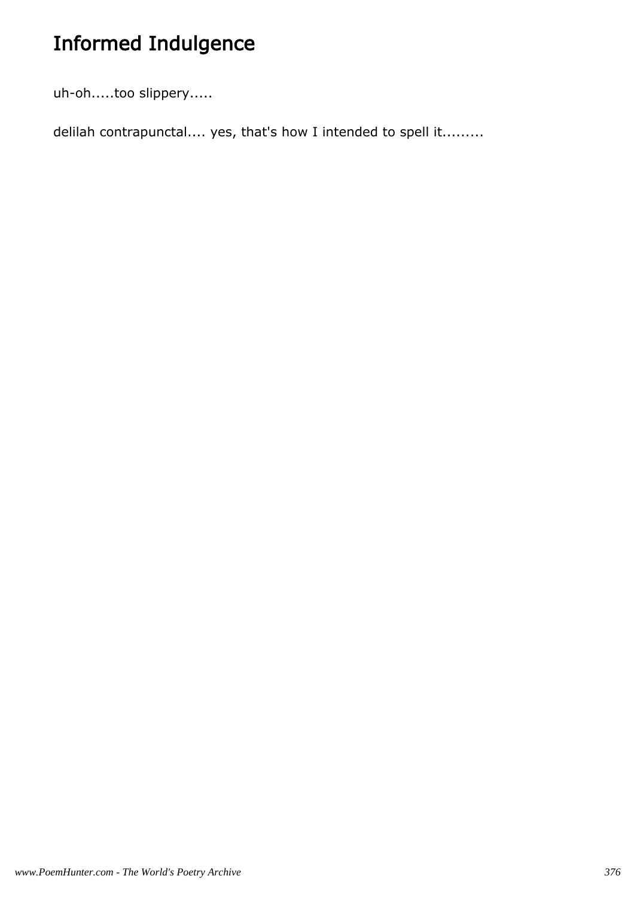# Informed Indulgence

uh-oh.....too slippery.....

delilah contrapunctal.... yes, that's how I intended to spell it.........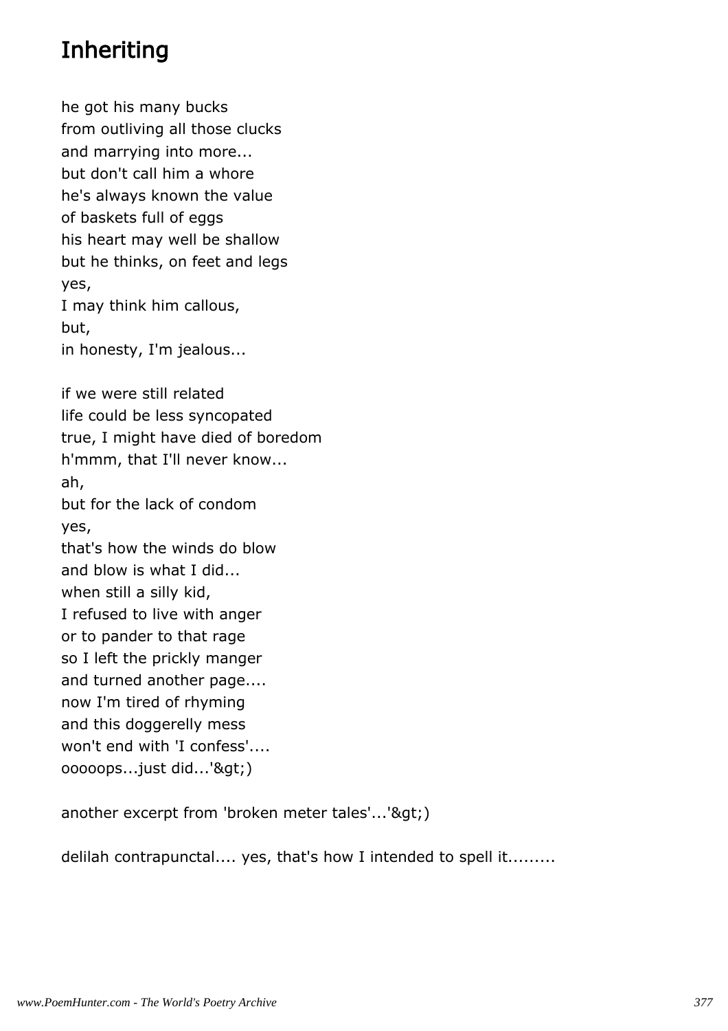# Inheriting

he got his many bucks
from outliving all those clucks
and marrying into more...
but don't call him a whore
he's always known the value
of baskets full of eggs
his heart may well be shallow
but he thinks, on feet and legs
yes,
I may think him callous,
but,
in honesty, I'm jealous...

if we were still related
life could be less syncopated
true, I might have died of boredom
h'mmm, that I'll never know...
ah,
but for the lack of condom
yes,
that's how the winds do blow
and blow is what I did...
when still a silly kid,
I refused to live with anger
or to pander to that rage
so I left the prickly manger
and turned another page....
now I'm tired of rhyming
and this doggerelly mess
won't end with 'I confess'....
ooooops...just did...'&gt;)

another excerpt from 'broken meter tales'...'&gt;)

delilah contrapunctal.... yes, that's how I intended to spell it.........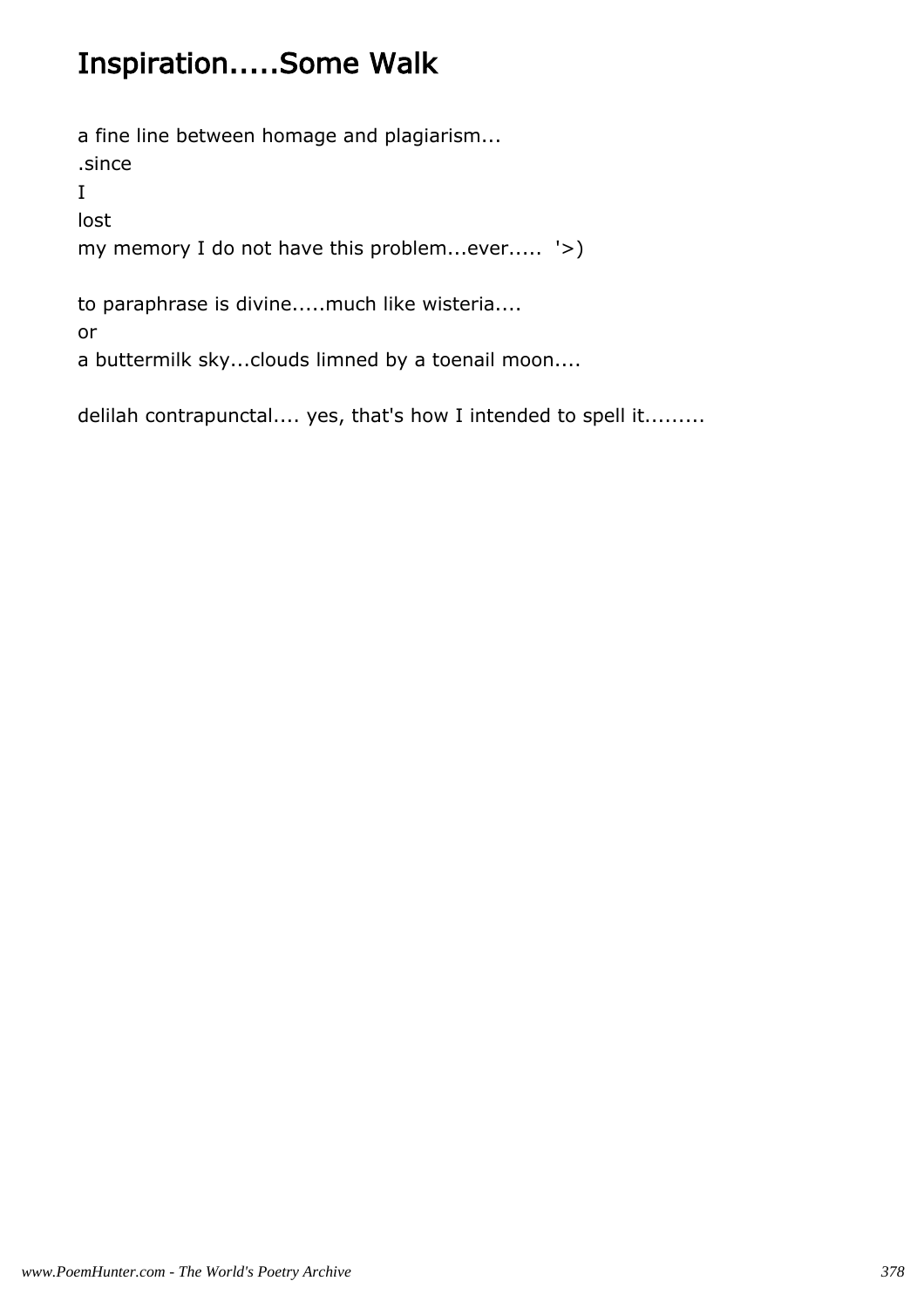# Inspiration.....Some Walk

a fine line between homage and plagiarism...
.since
I
lost
my memory I do not have this problem...ever..... '>)

to paraphrase is divine.....much like wisteria....
or
a buttermilk sky...clouds limned by a toenail moon....

delilah contrapunctal.... yes, that's how I intended to spell it.........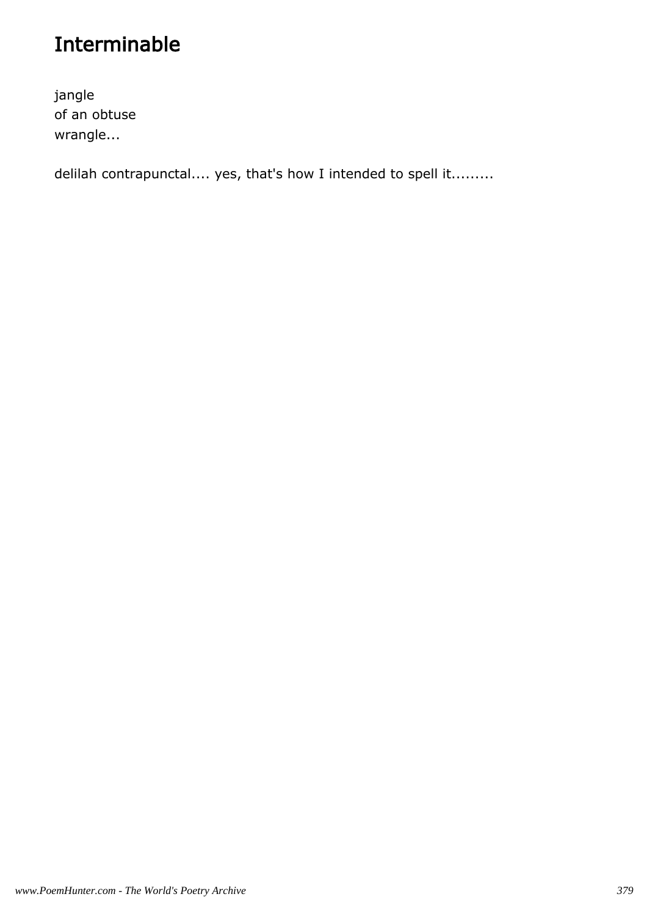# Interminable

jangle
of an obtuse
wrangle...

delilah contrapunctal.... yes, that's how I intended to spell it.........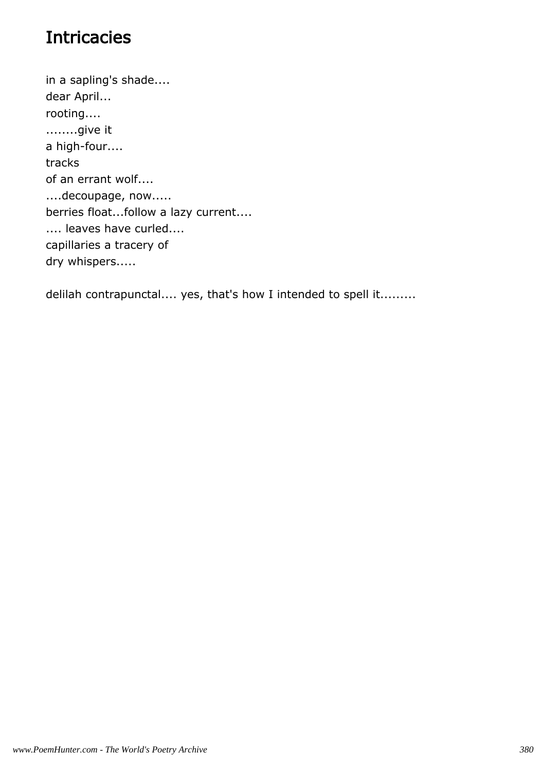# Intricacies

in a sapling's shade....
dear April...
rooting....
........give it
a high-four....
tracks
of an errant wolf....
....decoupage, now.....
berries float...follow a lazy current....
.... leaves have curled....
capillaries a tracery of
dry whispers.....

delilah contrapunctal.... yes, that's how I intended to spell it.........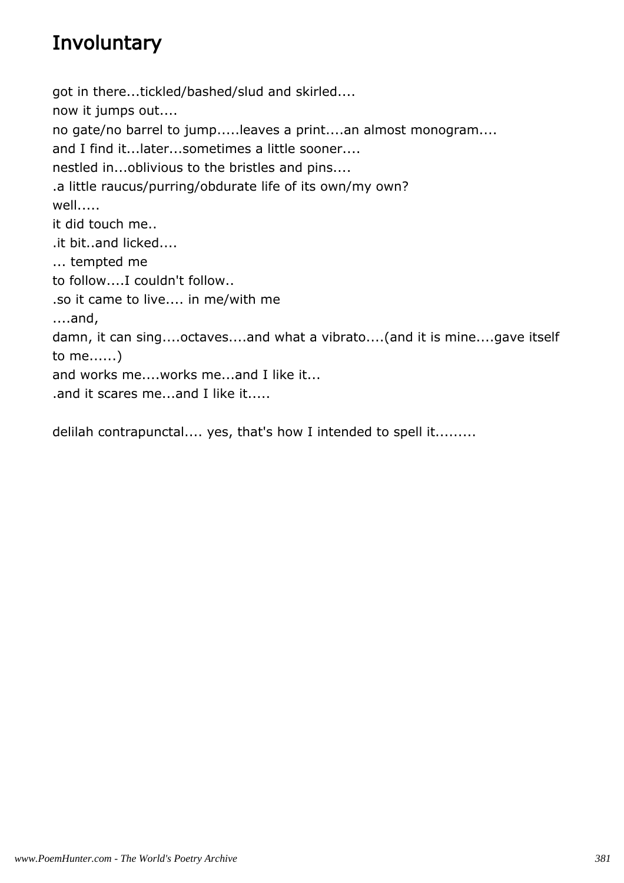# Involuntary

got in there...tickled/bashed/slud and skirled....  
now it jumps out....  
no gate/no barrel to jump.....leaves a print....an almost monogram....  
and I find it...later...sometimes a little sooner....  
nestled in...oblivious to the bristles and pins....  
.a little raucus/purring/obdurate life of its own/my own?  
well.....  
it did touch me..  
.it bit..and licked....  
... tempted me  
to follow....I couldn't follow..  
.so it came to live.... in me/with me  
....and,  
damn, it can sing....octaves....and what a vibrato....(and it is mine....gave itself to me......)  
and works me....works me...and I like it...  
.and it scares me...and I like it.....

delilah contrapunctal.... yes, that's how I intended to spell it.........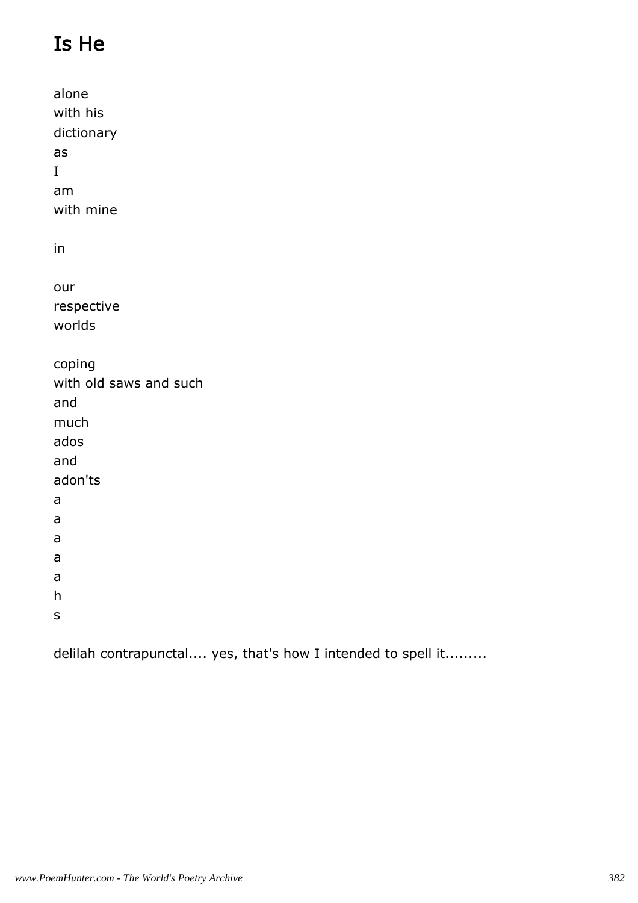# Is He

alone  
with his  
dictionary  
as  
I  
am  
with mine

in

our  
respective  
worlds

coping  
with old saws and such  
and  
much  
ados  
and  
adon'ts  
a  
a  
a  
a  
a  
h  
s

delilah contrapunctal.... yes, that's how I intended to spell it.........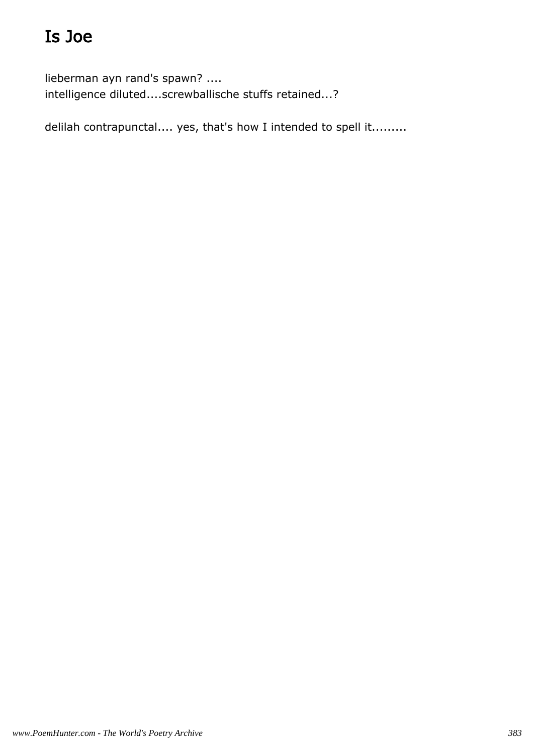# Is Joe

lieberman ayn rand's spawn? ....
intelligence diluted....screwballische stuffs retained...?

delilah contrapunctal.... yes, that's how I intended to spell it.........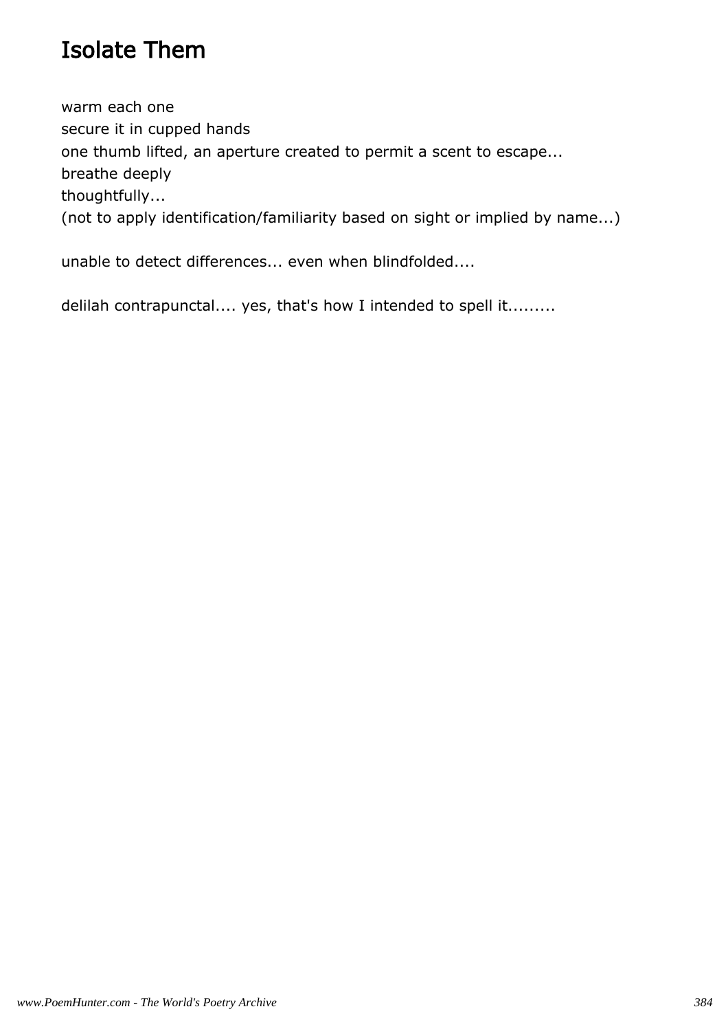# Isolate Them

warm each one
secure it in cupped hands
one thumb lifted, an aperture created to permit a scent to escape...
breathe deeply
thoughtfully...
(not to apply identification/familiarity based on sight or implied by name...)

unable to detect differences... even when blindfolded....

delilah contrapunctal.... yes, that's how I intended to spell it.........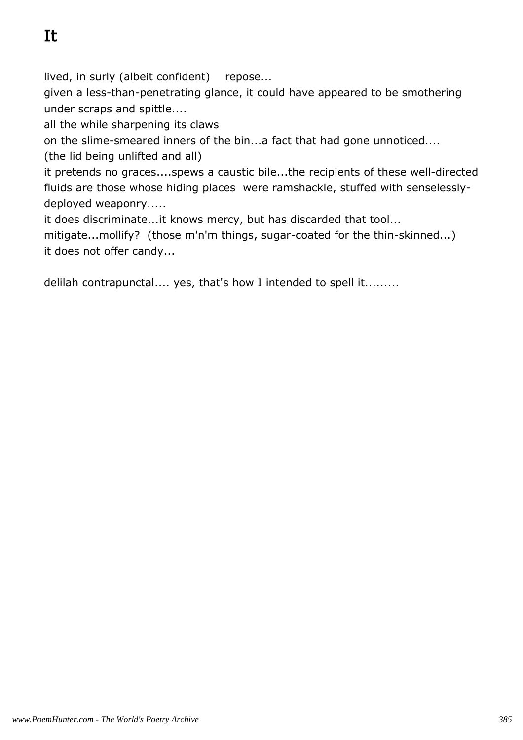# It

lived, in surly (albeit confident)    repose...
given a less-than-penetrating glance, it could have appeared to be smothering under scraps and spittle....
all the while sharpening its claws
on the slime-smeared inners of the bin...a fact that had gone unnoticed....
(the lid being unlifted and all)
it pretends no graces....spews a caustic bile...the recipients of these well-directed fluids are those whose hiding places  were ramshackle, stuffed with senselessly-deployed weaponry.....
it does discriminate...it knows mercy, but has discarded that tool...
mitigate...mollify?  (those m'n'm things, sugar-coated for the thin-skinned...)
it does not offer candy...

delilah contrapunctal.... yes, that's how I intended to spell it.........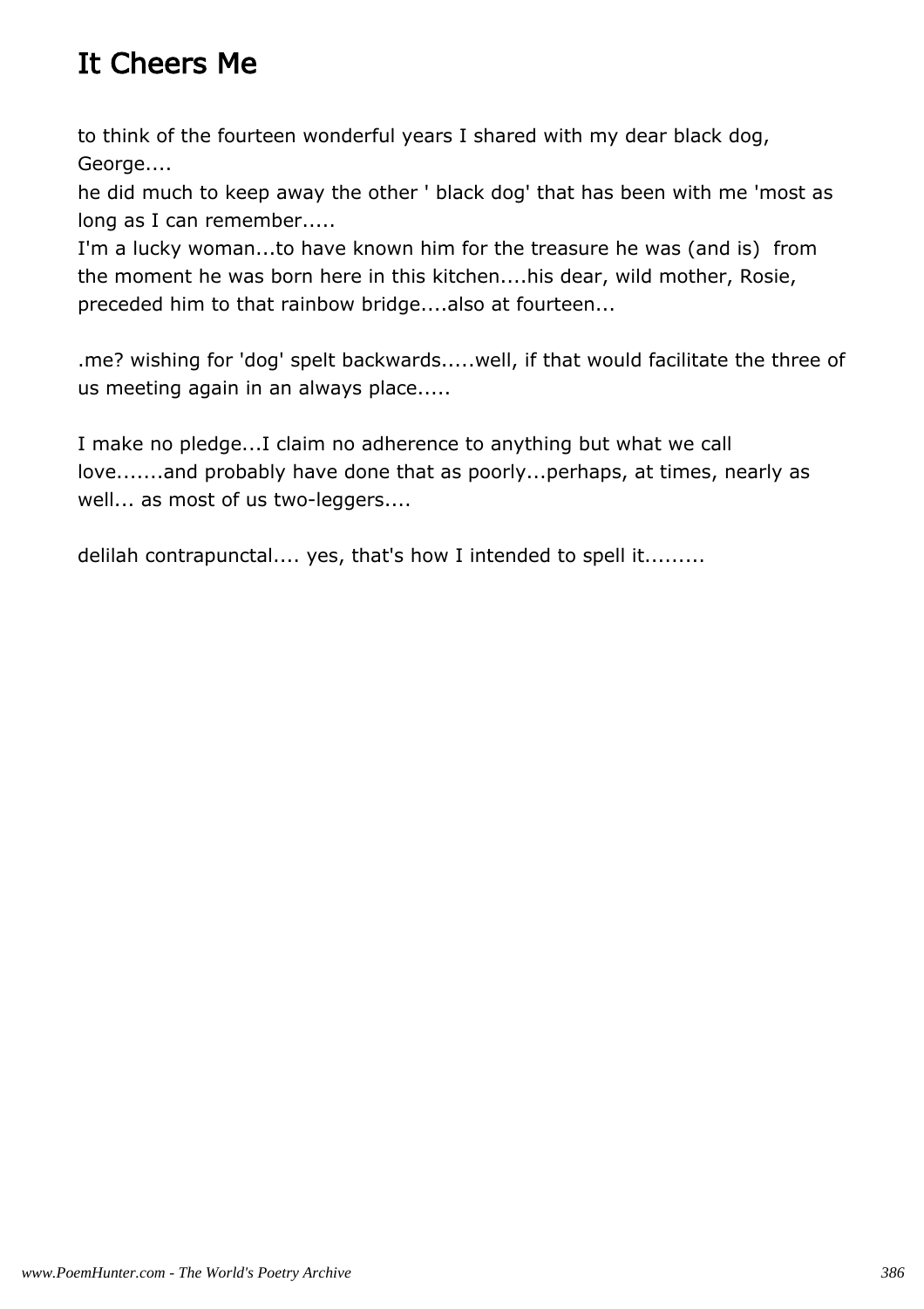# It Cheers Me

to think of the fourteen wonderful years I shared with my dear black dog, George....
he did much to keep away the other ' black dog' that has been with me 'most as long as I can remember.....
I'm a lucky woman...to have known him for the treasure he was (and is) from the moment he was born here in this kitchen....his dear, wild mother, Rosie, preceded him to that rainbow bridge....also at fourteen...

.me? wishing for 'dog' spelt backwards.....well, if that would facilitate the three of us meeting again in an always place.....

I make no pledge...I claim no adherence to anything but what we call love.......and probably have done that as poorly...perhaps, at times, nearly as well... as most of us two-leggers....

delilah contrapunctal.... yes, that's how I intended to spell it.........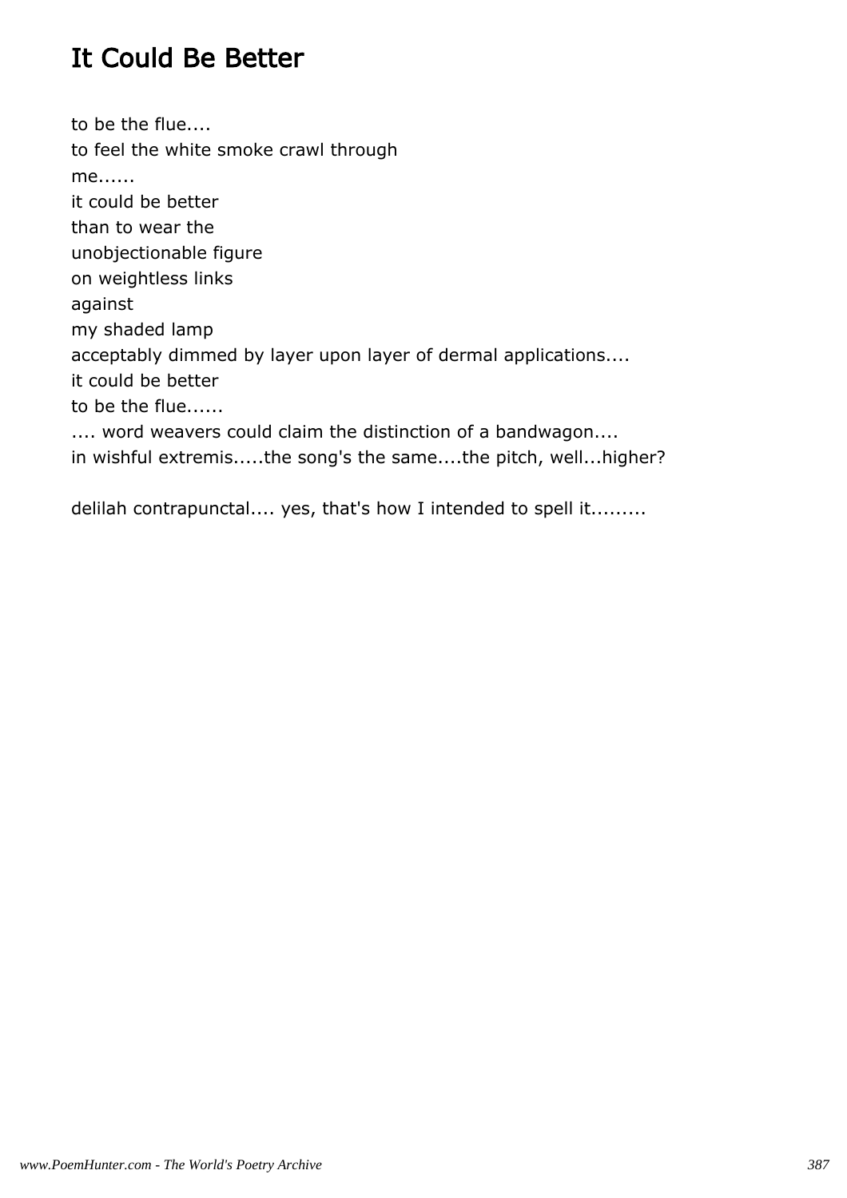# It Could Be Better

to be the flue....
to feel the white smoke crawl through
me......
it could be better
than to wear the
unobjectionable figure
on weightless links
against
my shaded lamp
acceptably dimmed by layer upon layer of dermal applications....
it could be better
to be the flue......
.... word weavers could claim the distinction of a bandwagon....
in wishful extremis.....the song's the same....the pitch, well...higher?

delilah contrapunctal.... yes, that's how I intended to spell it.........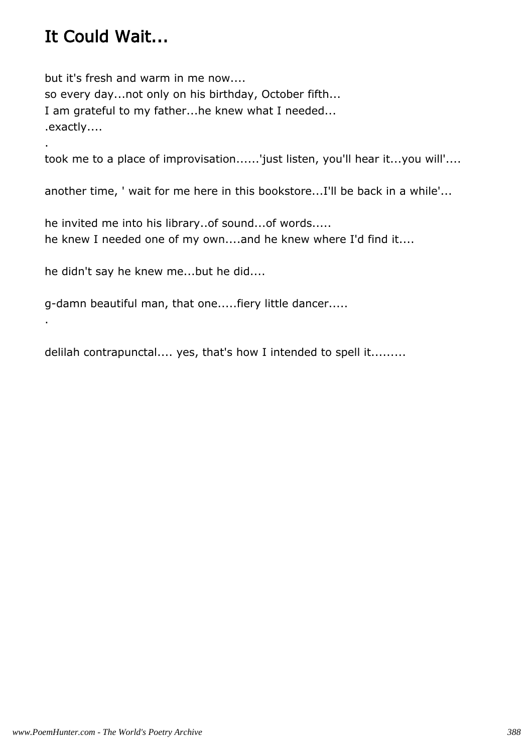# It Could Wait...

but it's fresh and warm in me now....
so every day...not only on his birthday, October fifth...
I am grateful to my father...he knew what I needed...
.exactly....
.
took me to a place of improvisation......'just listen, you'll hear it...you will'....

another time, ' wait for me here in this bookstore...I'll be back in a while'...

he invited me into his library..of sound...of words.....
he knew I needed one of my own....and he knew where I'd find it....

he didn't say he knew me...but he did....

g-damn beautiful man, that one.....fiery little dancer.....
.

delilah contrapunctal.... yes, that's how I intended to spell it.........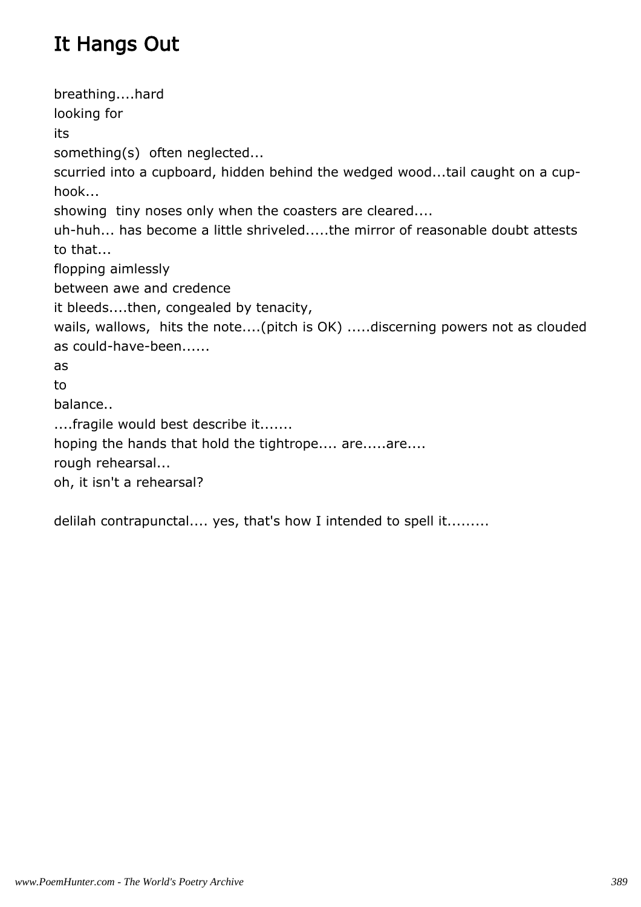# It Hangs Out

breathing....hard  
looking for  
its  
something(s)  often neglected...  
scurried into a cupboard, hidden behind the wedged wood...tail caught on a cup-hook...  
showing  tiny noses only when the coasters are cleared....  
uh-huh... has become a little shriveled.....the mirror of reasonable doubt attests to that...  
flopping aimlessly  
between awe and credence  
it bleeds....then, congealed by tenacity,  
wails, wallows,  hits the note....(pitch is OK) .....discerning powers not as clouded as could-have-been......  
as  
to  
balance..  
....fragile would best describe it.......  
hoping the hands that hold the tightrope.... are.....are....  
rough rehearsal...  
oh, it isn't a rehearsal?

delilah contrapunctal.... yes, that's how I intended to spell it.........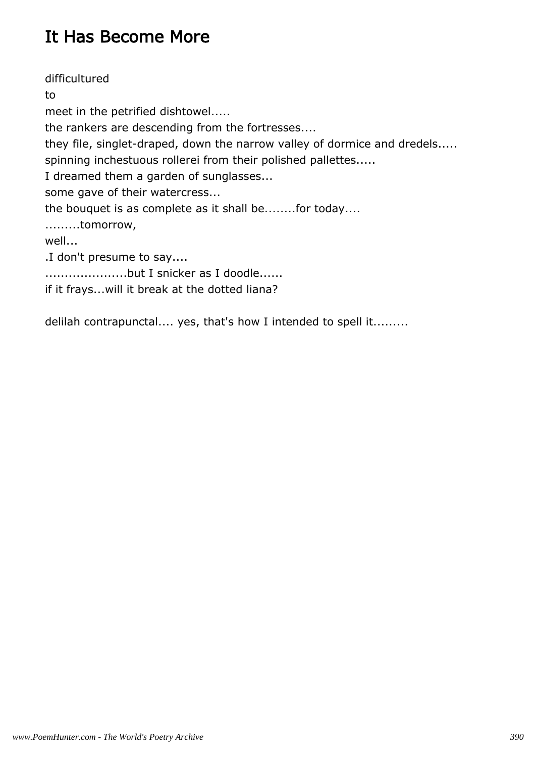# It Has Become More

difficultured

to

meet in the petrified dishtowel.....

the rankers are descending from the fortresses....

they file, singlet-draped, down the narrow valley of dormice and dredels.....

spinning inchestuous rollerei from their polished pallettes.....

I dreamed them a garden of sunglasses...

some gave of their watercress...

the bouquet is as complete as it shall be........for today....

.........tomorrow,

well...

.I don't presume to say....

....................but I snicker as I doodle......

if it frays...will it break at the dotted liana?

delilah contrapunctal.... yes, that's how I intended to spell it.........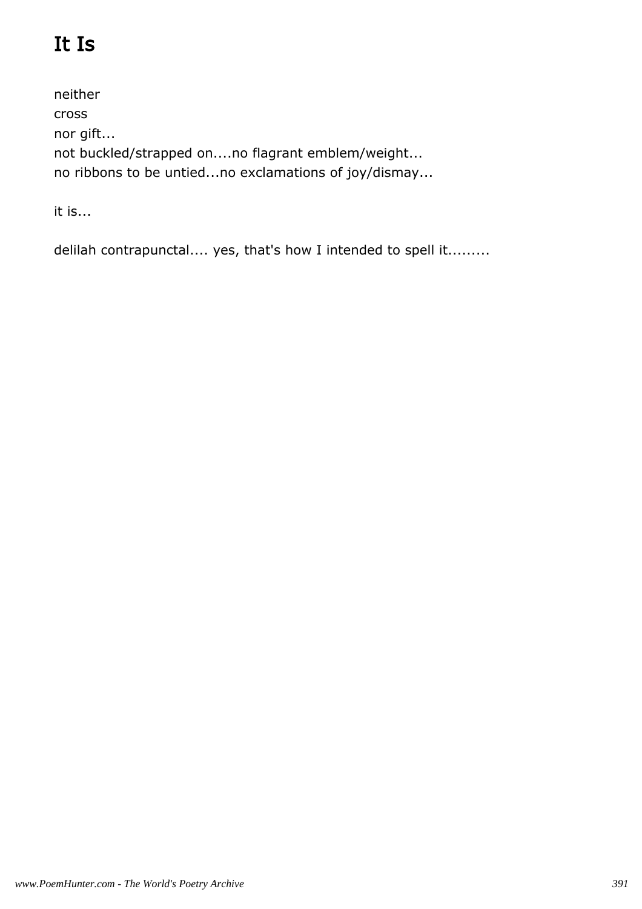# It Is

neither
cross
nor gift...
not buckled/strapped on....no flagrant emblem/weight...
no ribbons to be untied...no exclamations of joy/dismay...

it is...

delilah contrapunctal.... yes, that's how I intended to spell it.........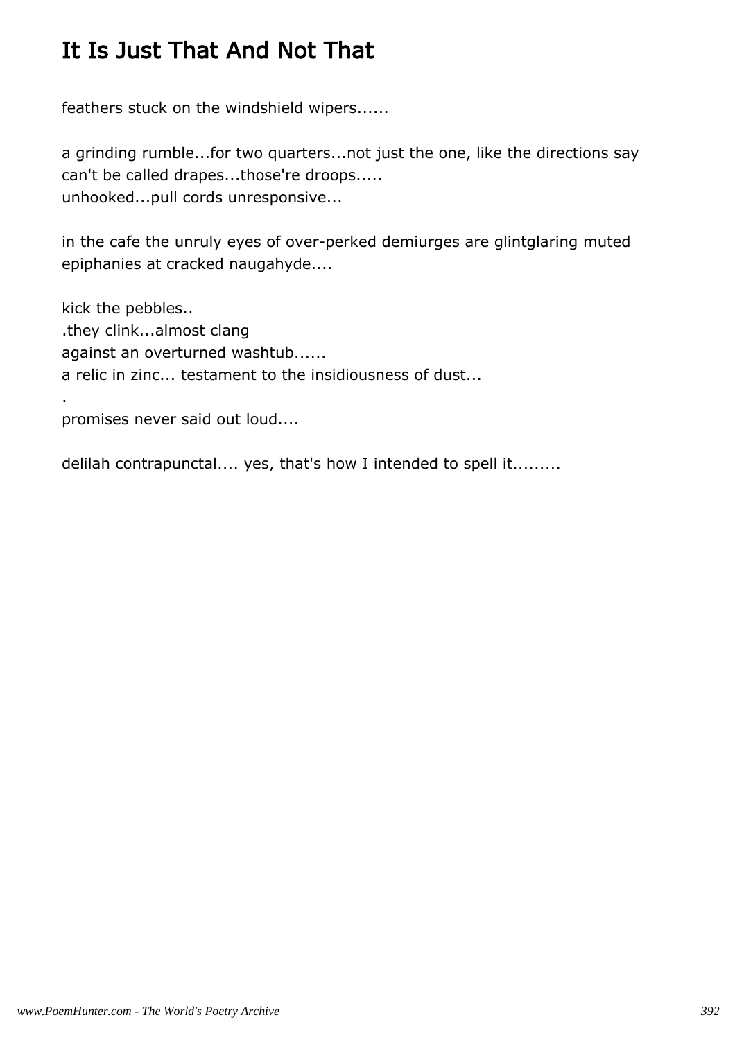# It Is Just That And Not That

feathers stuck on the windshield wipers......

a grinding rumble...for two quarters...not just the one, like the directions say
can't be called drapes...those're droops.....
unhooked...pull cords unresponsive...

in the cafe the unruly eyes of over-perked demiurges are glintglaring muted epiphanies at cracked naugahyde....

kick the pebbles..
.they clink...almost clang
against an overturned washtub......
a relic in zinc... testament to the insidiousness of dust...
.
promises never said out loud....

delilah contrapunctal.... yes, that's how I intended to spell it.........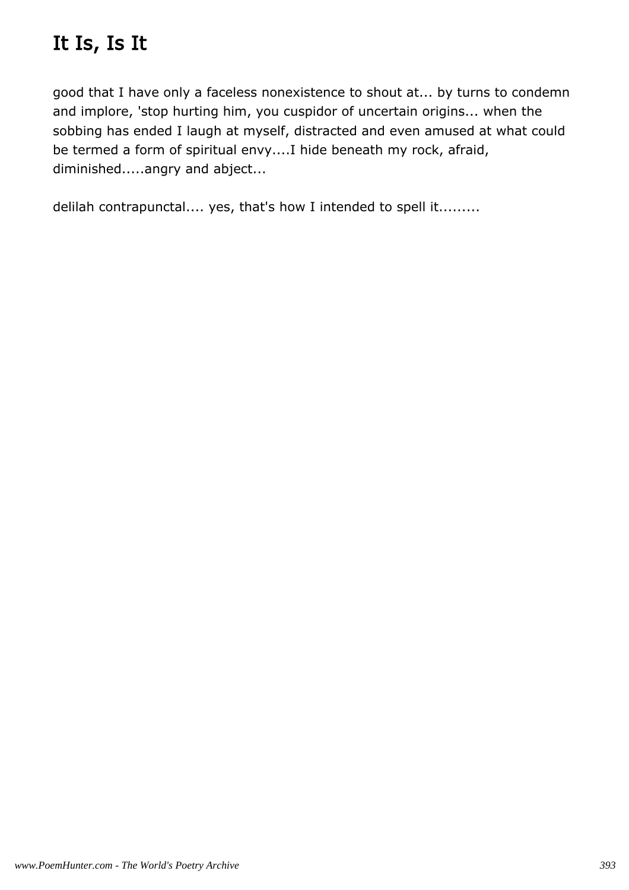# It Is, Is It

good that I have only a faceless nonexistence to shout at... by turns to condemn and implore, 'stop hurting him, you cuspidor of uncertain origins... when the sobbing has ended I laugh at myself, distracted and even amused at what could be termed a form of spiritual envy....I hide beneath my rock, afraid, diminished.....angry and abject...

delilah contrapunctal.... yes, that's how I intended to spell it.........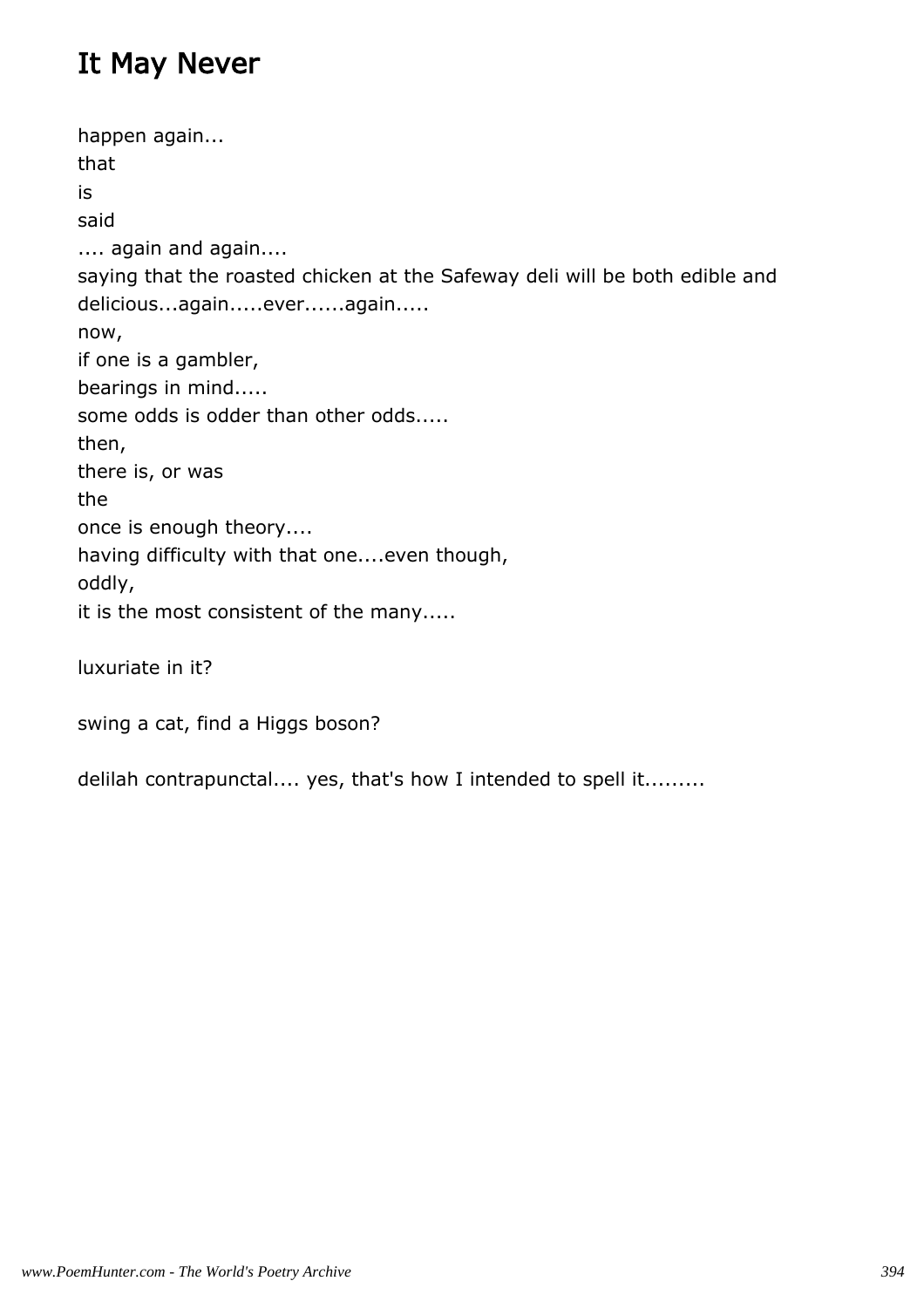## It May Never

happen again...  
that  
is  
said  
.... again and again....  
saying that the roasted chicken at the Safeway deli will be both edible and delicious...again.....ever......again.....  
now,  
if one is a gambler,  
bearings in mind.....  
some odds is odder than other odds.....  
then,  
there is, or was  
the  
once is enough theory....  
having difficulty with that one....even though,  
oddly,  
it is the most consistent of the many.....

luxuriate in it?

swing a cat, find a Higgs boson?

delilah contrapunctal.... yes, that's how I intended to spell it.........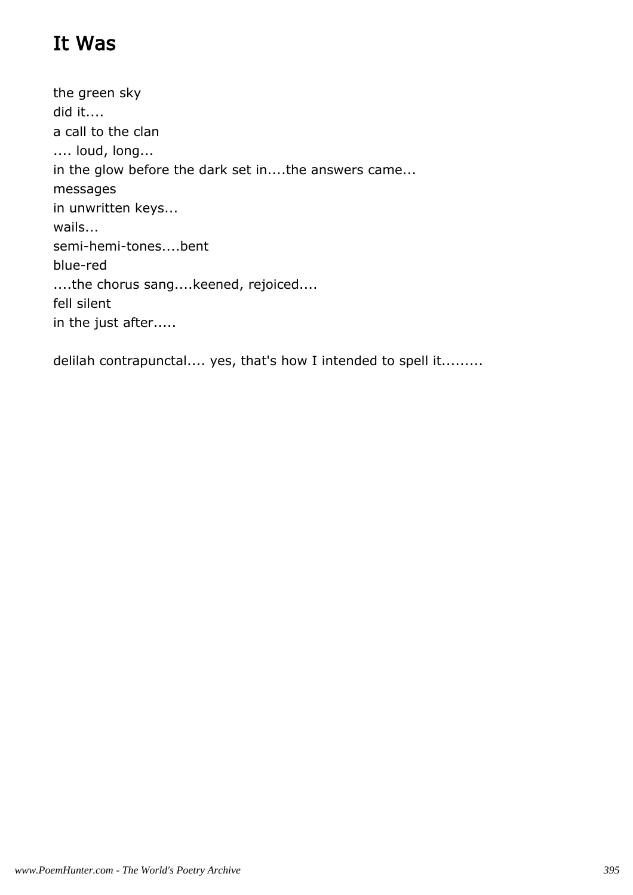# It Was

the green sky
did it....
a call to the clan
.... loud, long...
in the glow before the dark set in....the answers came...
messages
in unwritten keys...
wails...
semi-hemi-tones....bent
blue-red
....the chorus sang....keened, rejoiced....
fell silent
in the just after.....

delilah contrapunctal.... yes, that's how I intended to spell it.........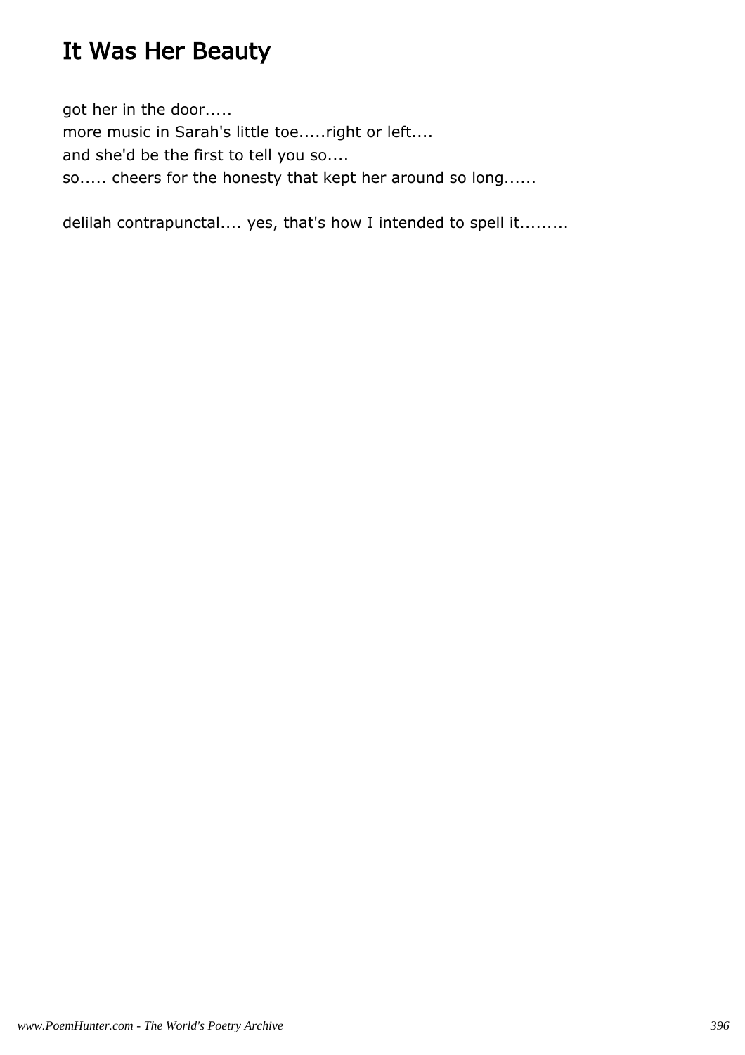# It Was Her Beauty

got her in the door.....
more music in Sarah's little toe.....right or left....
and she'd be the first to tell you so....
so..... cheers for the honesty that kept her around so long......

delilah contrapunctal.... yes, that's how I intended to spell it.........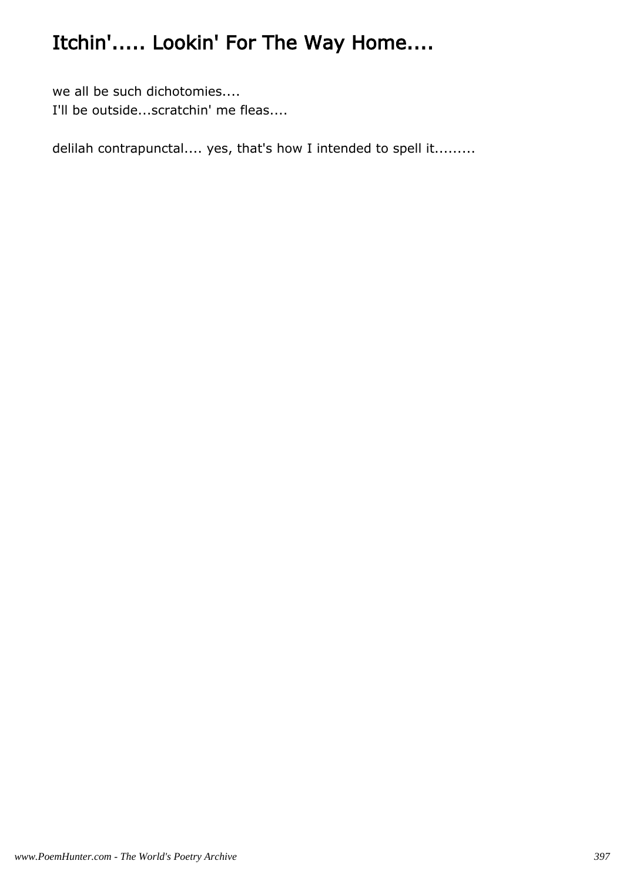# Itchin'..... Lookin' For The Way Home....

we all be such dichotomies....
I'll be outside...scratchin' me fleas....

delilah contrapunctal.... yes, that's how I intended to spell it.........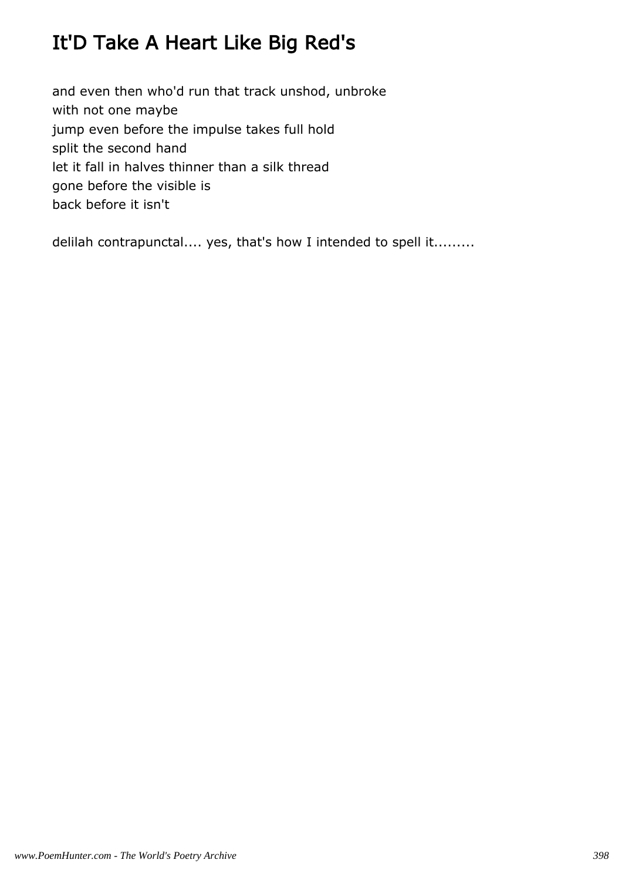# It'D Take A Heart Like Big Red's

and even then who'd run that track unshod, unbroke
with not one maybe
jump even before the impulse takes full hold
split the second hand
let it fall in halves thinner than a silk thread
gone before the visible is
back before it isn't

delilah contrapunctal.... yes, that's how I intended to spell it.........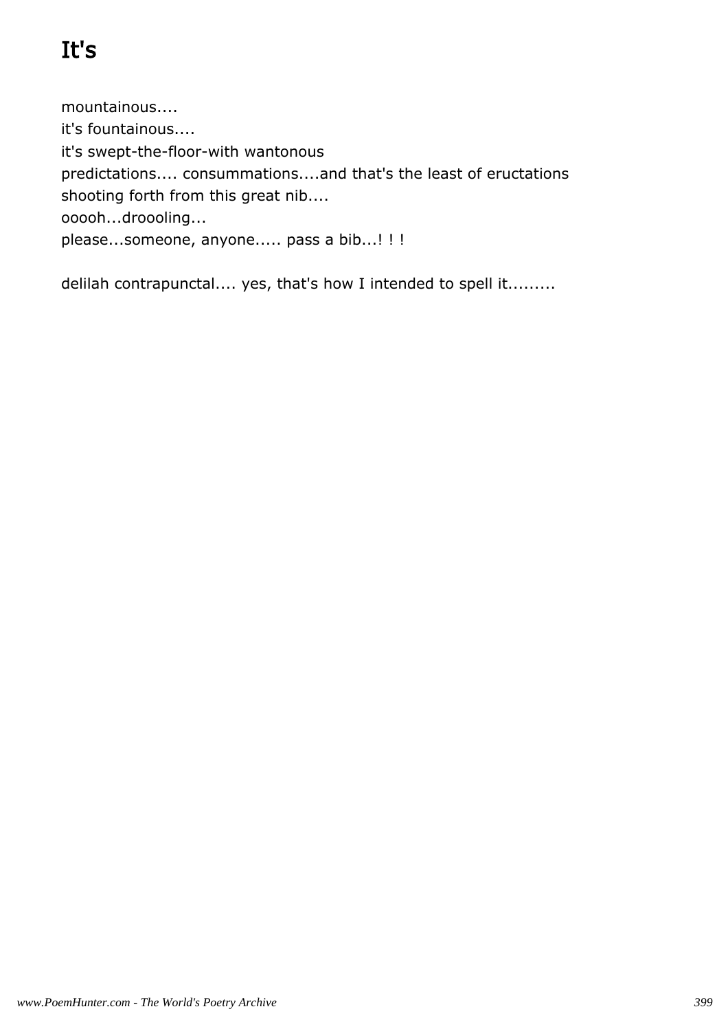# It's

mountainous....
it's fountainous....
it's swept-the-floor-with wantonous
predictations.... consummations....and that's the least of eructations
shooting forth from this great nib....
ooooh...droooling...
please...someone, anyone..... pass a bib...! ! !

delilah contrapunctal.... yes, that's how I intended to spell it.........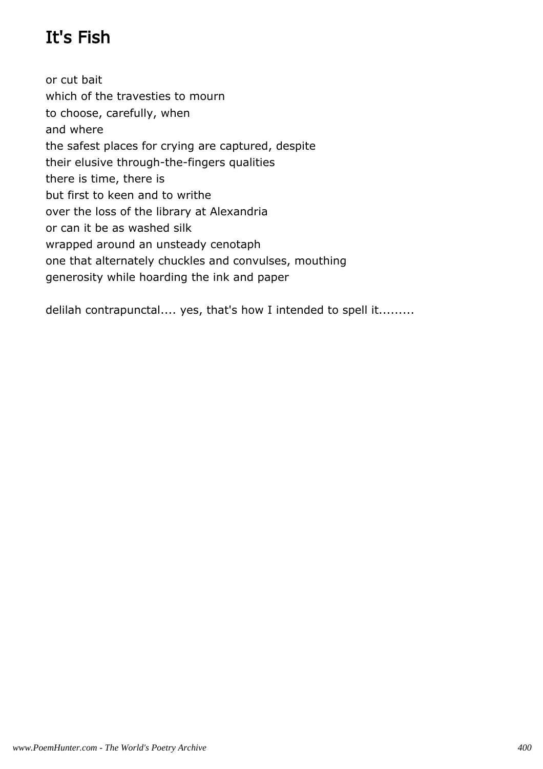# It's Fish

or cut bait
which of the travesties to mourn
to choose, carefully, when
and where
the safest places for crying are captured, despite
their elusive through-the-fingers qualities
there is time, there is
but first to keen and to writhe
over the loss of the library at Alexandria
or can it be as washed silk
wrapped around an unsteady cenotaph
one that alternately chuckles and convulses, mouthing
generosity while hoarding the ink and paper

delilah contrapunctal.... yes, that's how I intended to spell it.........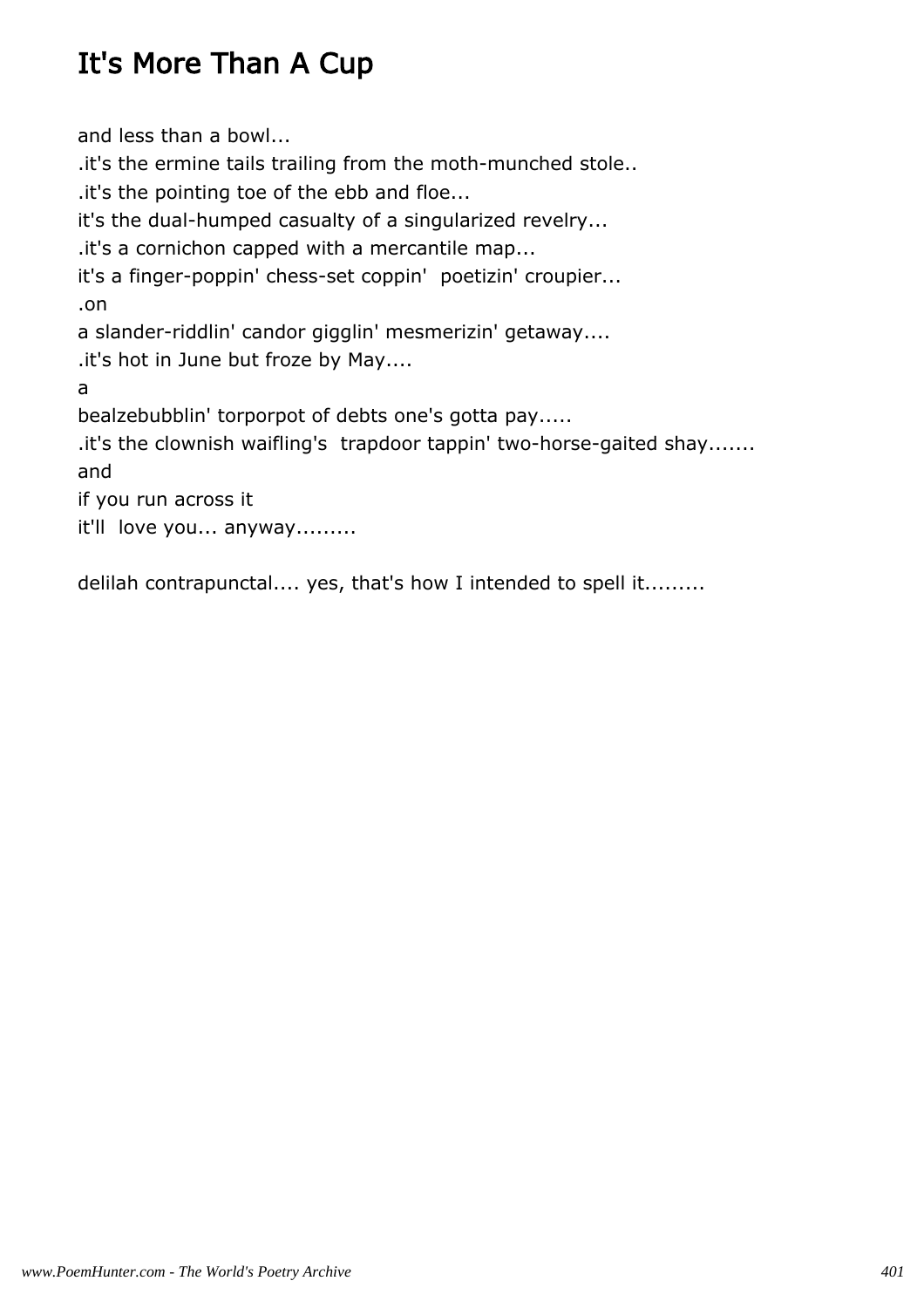# It's More Than A Cup

and less than a bowl...
.it's the ermine tails trailing from the moth-munched stole..
.it's the pointing toe of the ebb and floe...
it's the dual-humped casualty of a singularized revelry...
.it's a cornichon capped with a mercantile map...
it's a finger-poppin' chess-set coppin'  poetizin' croupier...
.on
a slander-riddlin' candor gigglin' mesmerizin' getaway....
.it's hot in June but froze by May....
a
bealzebubblin' torporpot of debts one's gotta pay.....
.it's the clownish waifling's  trapdoor tappin' two-horse-gaited shay.......
and
if you run across it
it'll  love you... anyway.........

delilah contrapunctal.... yes, that's how I intended to spell it.........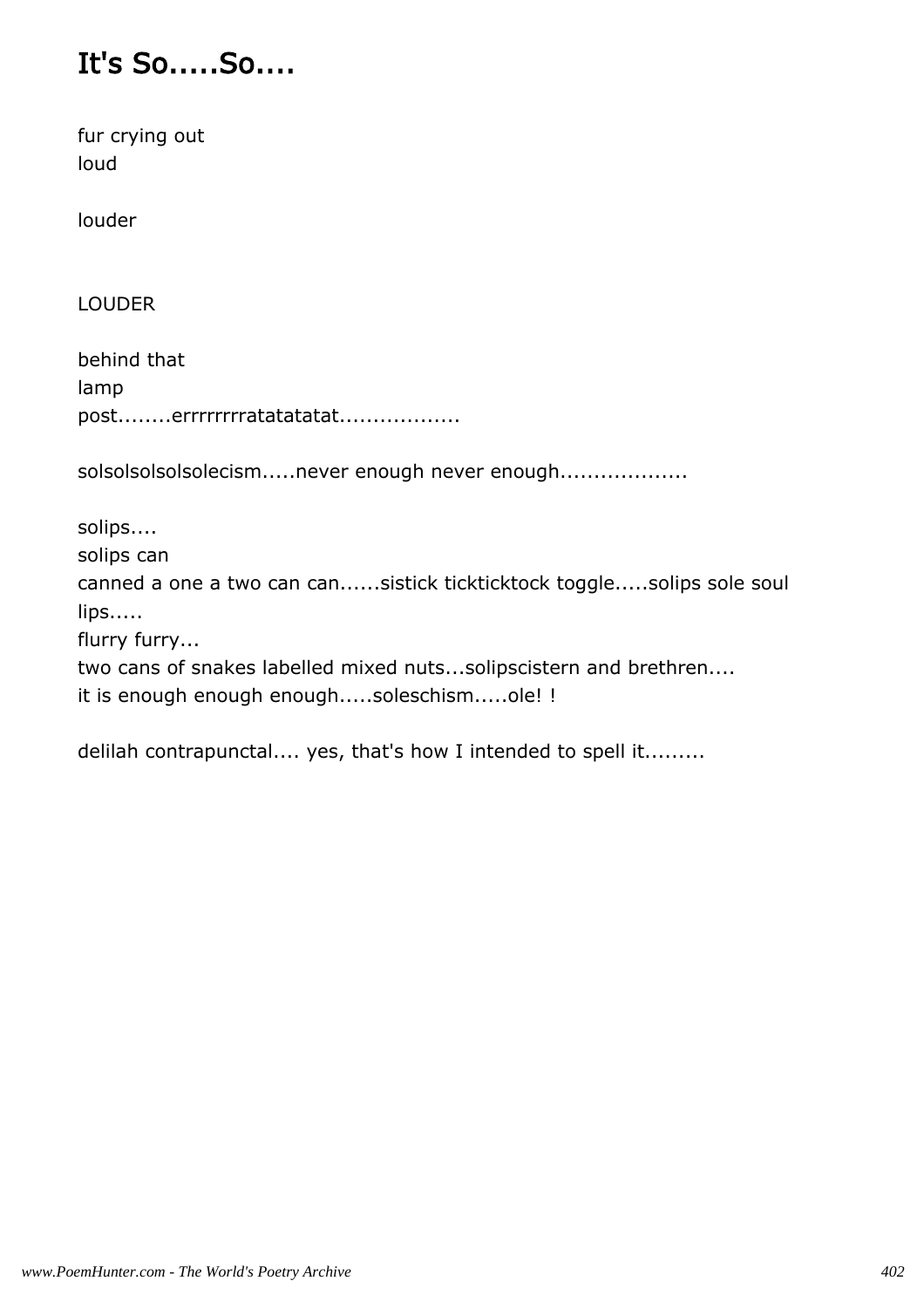# It's So.....So....

fur crying out  
loud

louder

LOUDER

behind that  
lamp  
post........errrrrrrratatatatat.................

solsolsolsolsolecism.....never enough never enough...................

solips....  
solips can  
canned a one a two can can......sistick tickticktock toggle.....solips sole soul lips.....  
flurry furry...  
two cans of snakes labelled mixed nuts...solipscistern and brethren....  
it is enough enough enough.....soleschism.....ole! !

delilah contrapunctal.... yes, that's how I intended to spell it.........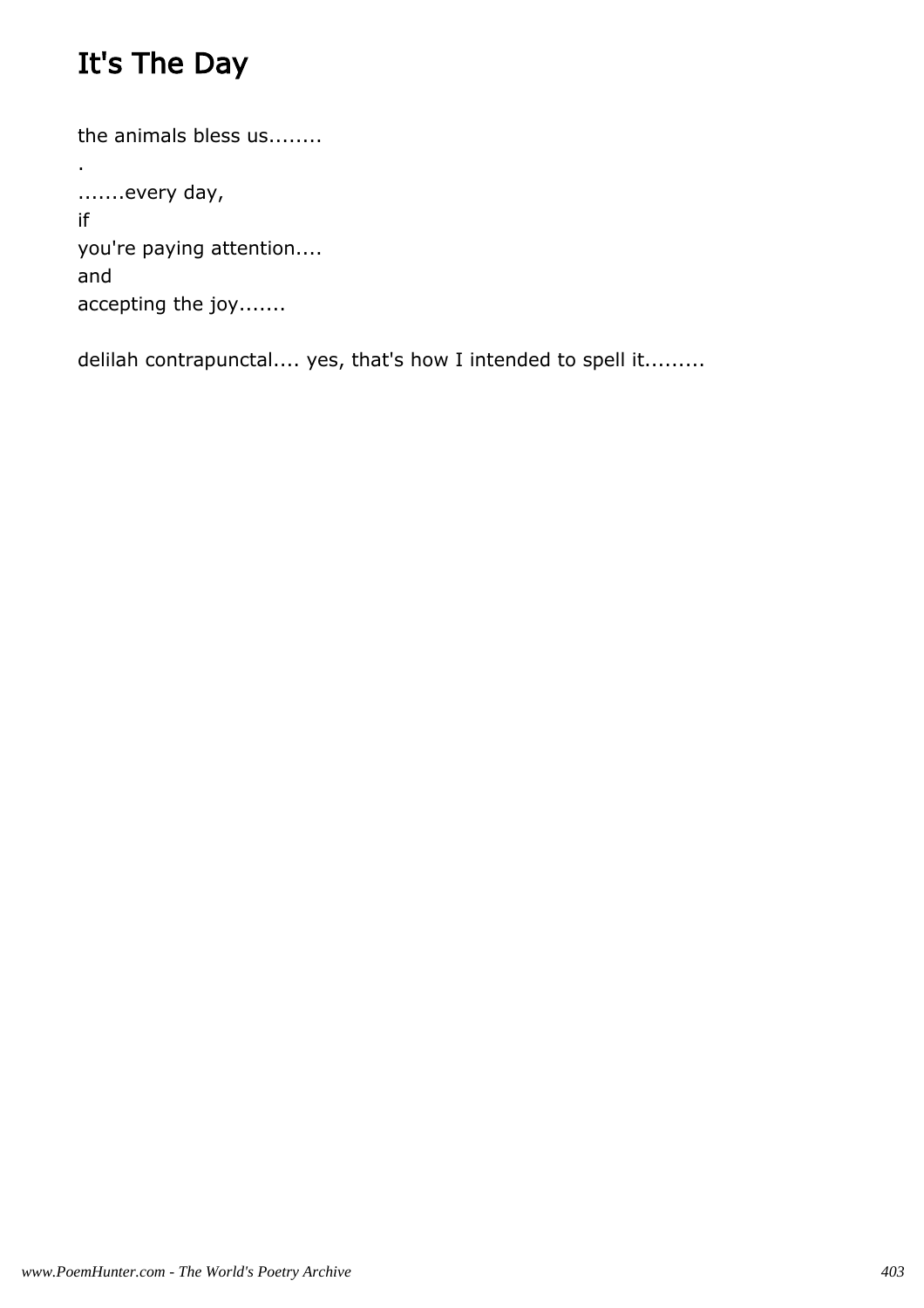# It's The Day

the animals bless us........
.
.......every day,
if
you're paying attention....
and
accepting the joy.......

delilah contrapunctal.... yes, that's how I intended to spell it.........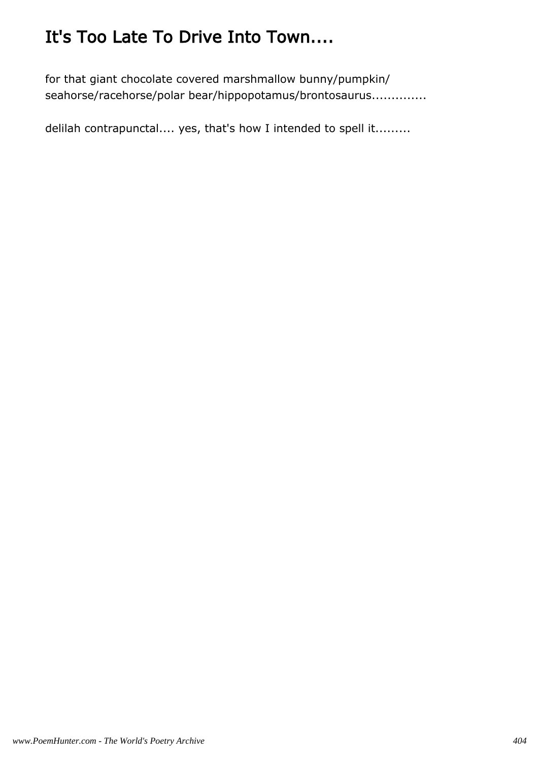# It's Too Late To Drive Into Town....

for that giant chocolate covered marshmallow bunny/pumpkin/
seahorse/racehorse/polar bear/hippopotamus/brontosaurus..............

delilah contrapunctal.... yes, that's how I intended to spell it.........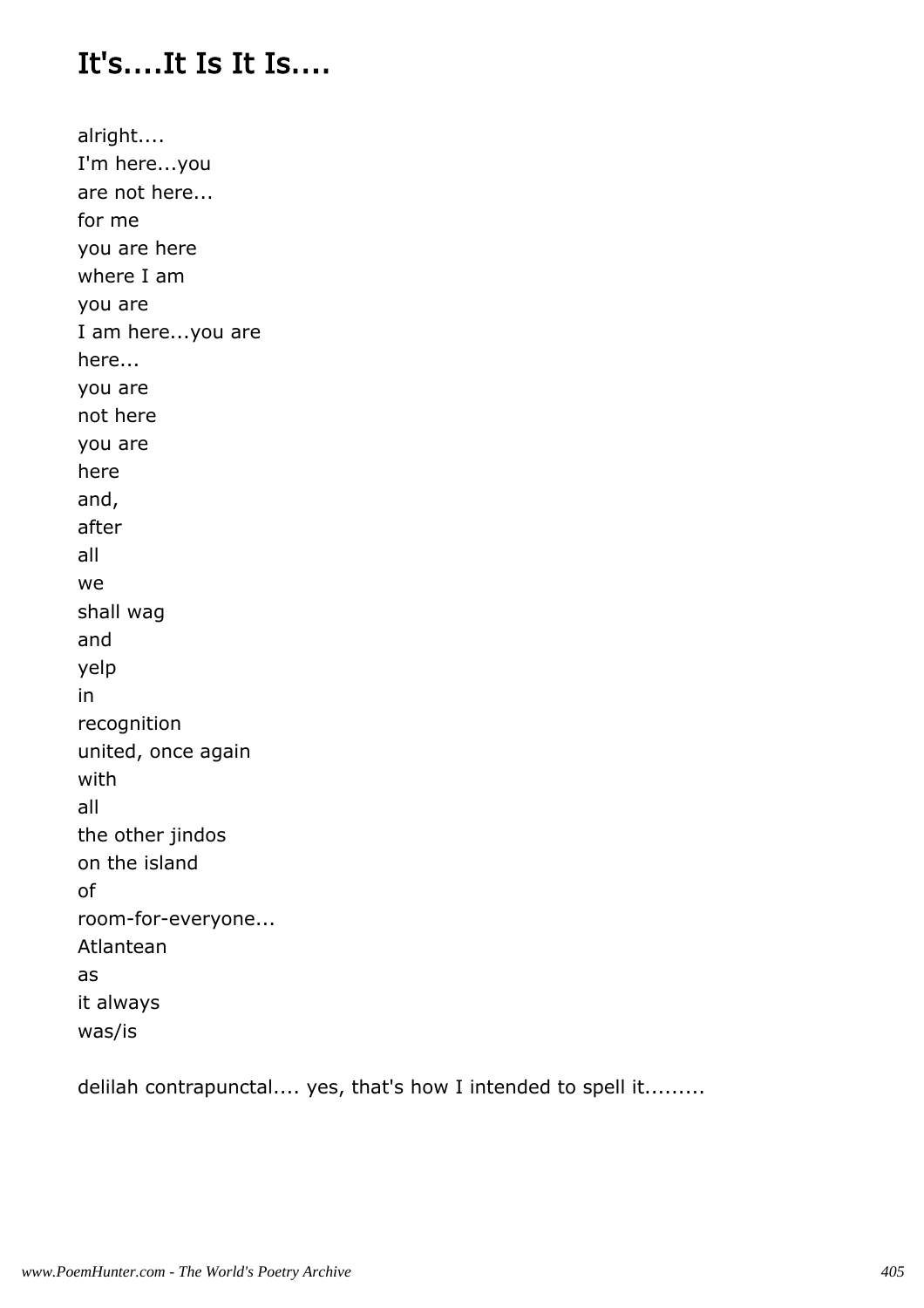# It's....It Is It Is....

alright....
I'm here...you
are not here...
for me
you are here
where I am
you are
I am here...you are
here...
you are
not here
you are
here
and,
after
all
we
shall wag
and
yelp
in
recognition
united, once again
with
all
the other jindos
on the island
of
room-for-everyone...
Atlantean
as
it always
was/is

delilah contrapunctal.... yes, that's how I intended to spell it.........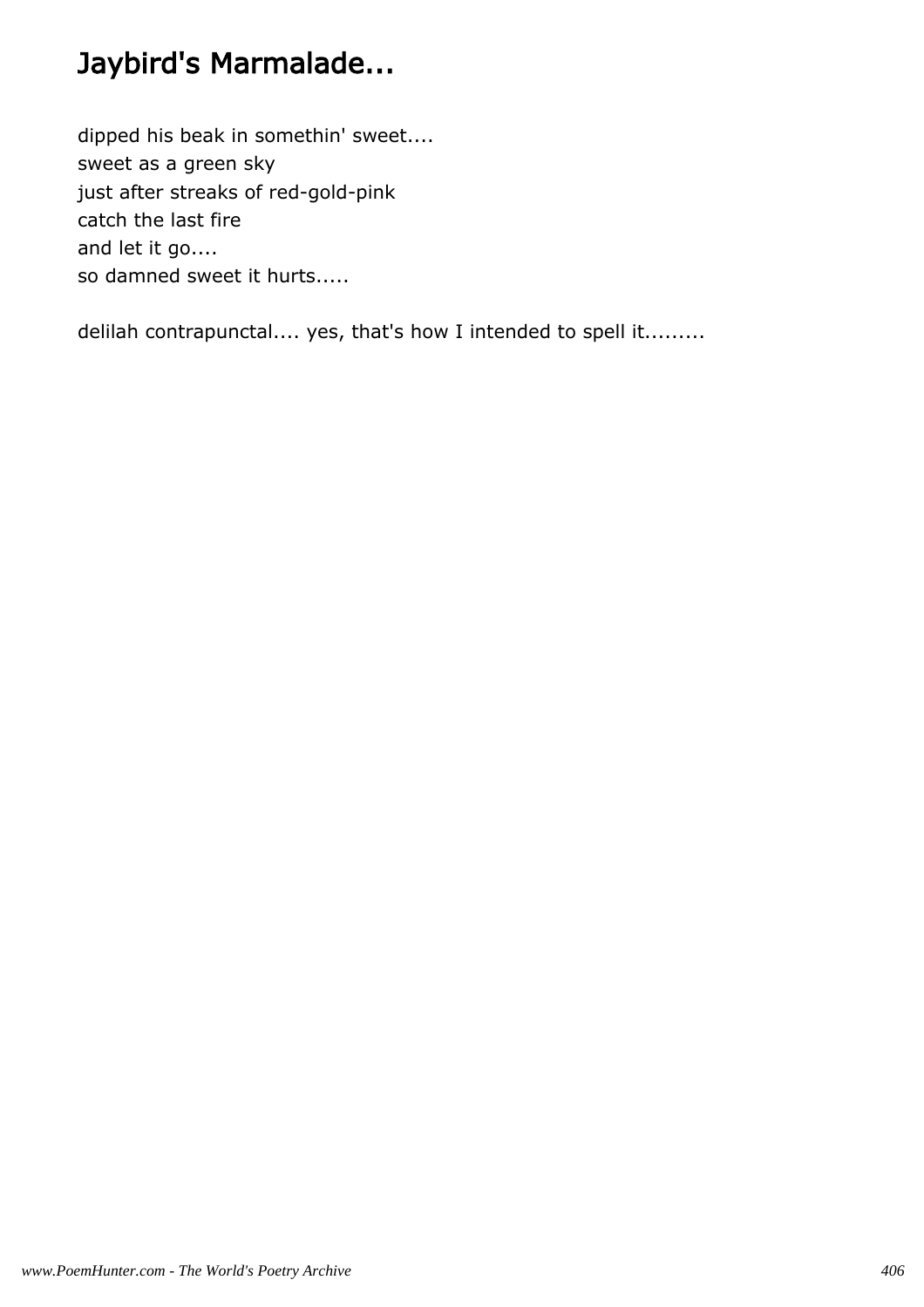# Jaybird's Marmalade...

dipped his beak in somethin' sweet....  
sweet as a green sky  
just after streaks of red-gold-pink  
catch the last fire  
and let it go....  
so damned sweet it hurts.....

delilah contrapunctal.... yes, that's how I intended to spell it.........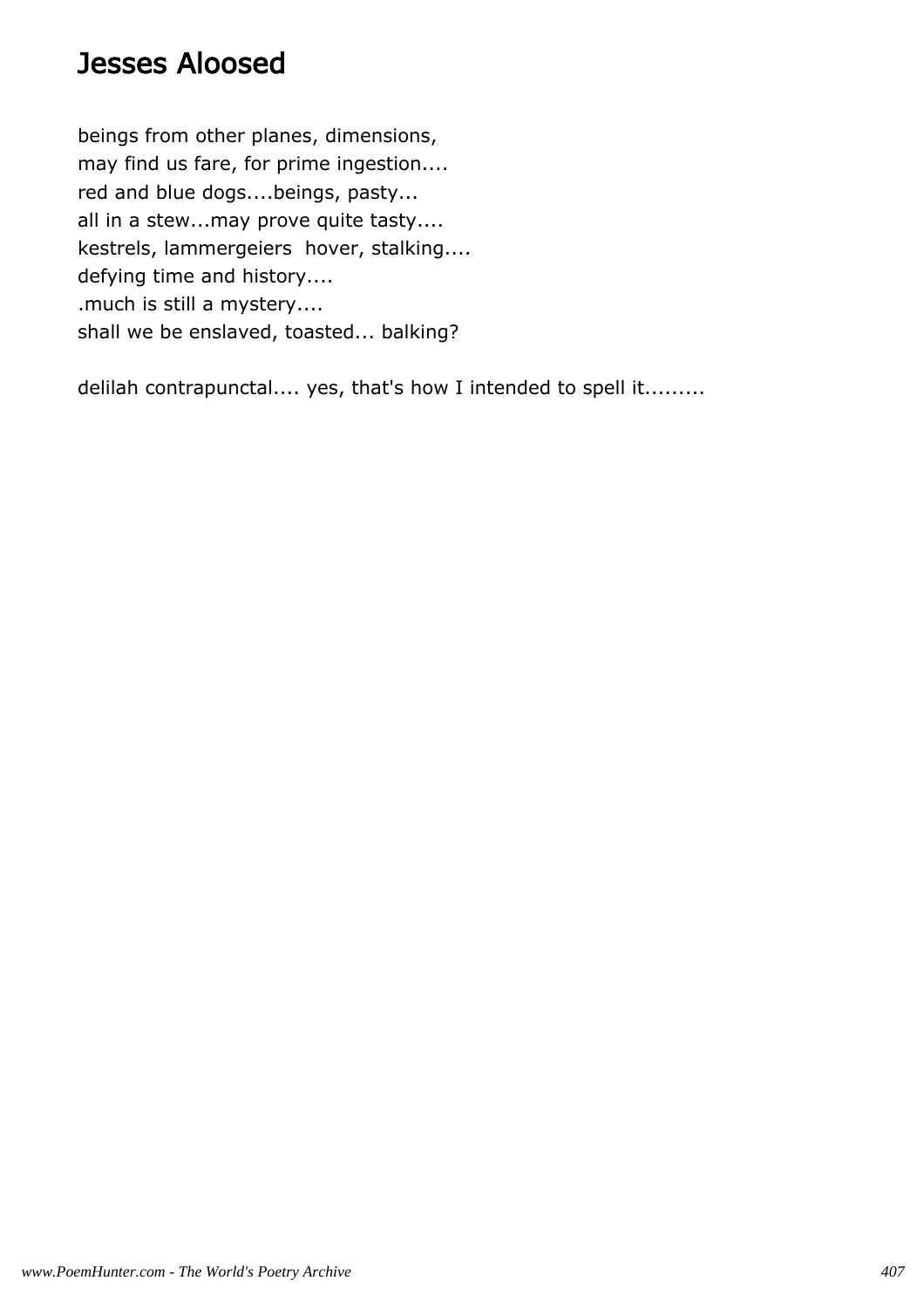# Jesses Aloosed

beings from other planes, dimensions,  
may find us fare, for prime ingestion....  
red and blue dogs....beings, pasty...  
all in a stew...may prove quite tasty....  
kestrels, lammergeiers  hover, stalking....  
defying time and history....  
.much is still a mystery....  
shall we be enslaved, toasted... balking?

delilah contrapunctal.... yes, that's how I intended to spell it.........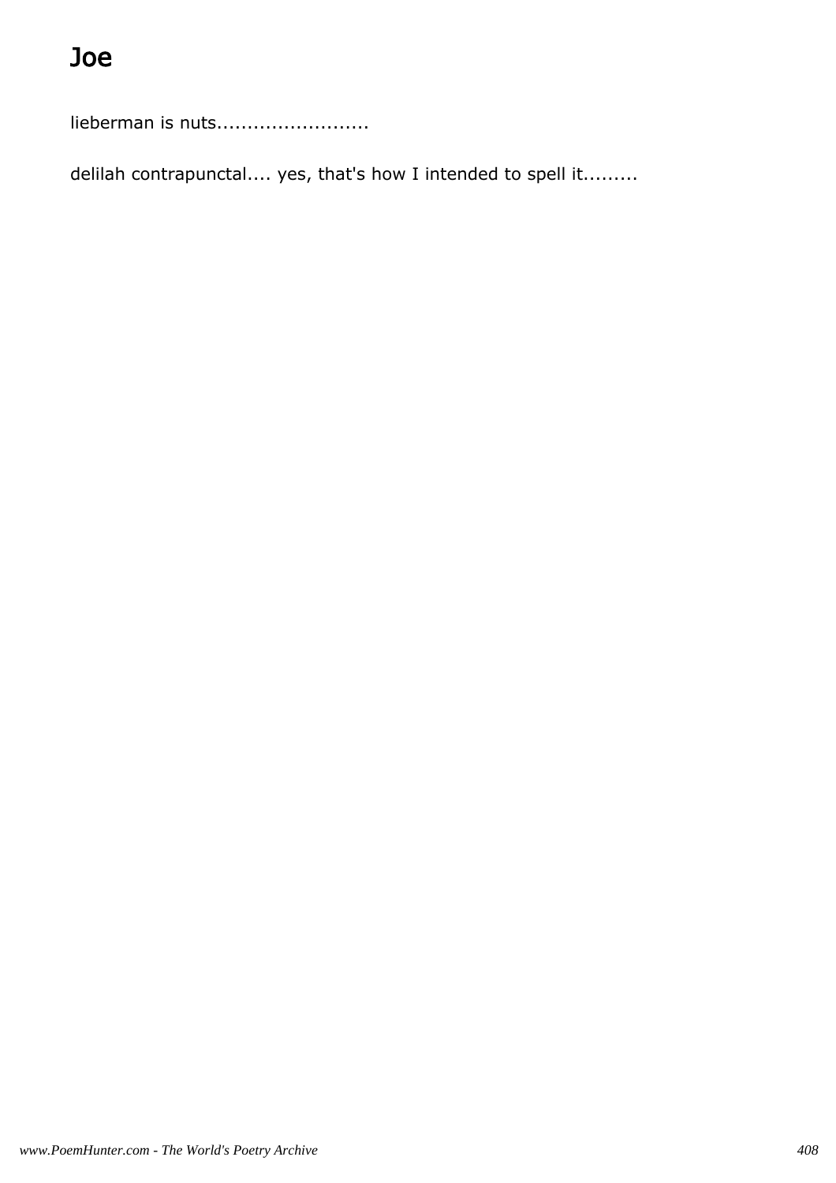# Joe

lieberman is nuts.........................

delilah contrapunctal.... yes, that's how I intended to spell it.........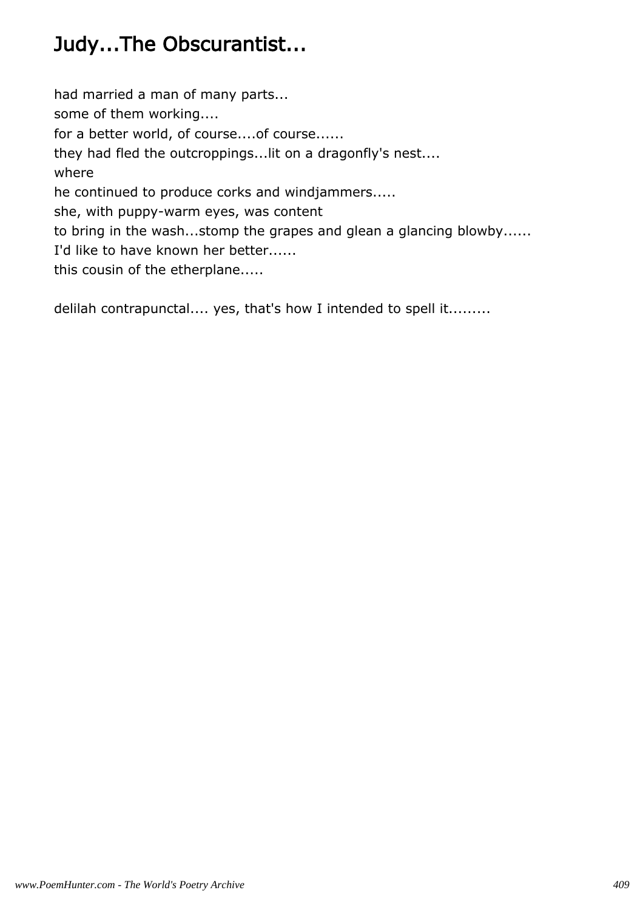# Judy...The Obscurantist...

had married a man of many parts...
some of them working....
for a better world, of course....of course......
they had fled the outcroppings...lit on a dragonfly's nest....
where
he continued to produce corks and windjammers.....
she, with puppy-warm eyes, was content
to bring in the wash...stomp the grapes and glean a glancing blowby......
I'd like to have known her better......
this cousin of the etherplane.....

delilah contrapunctal.... yes, that's how I intended to spell it.........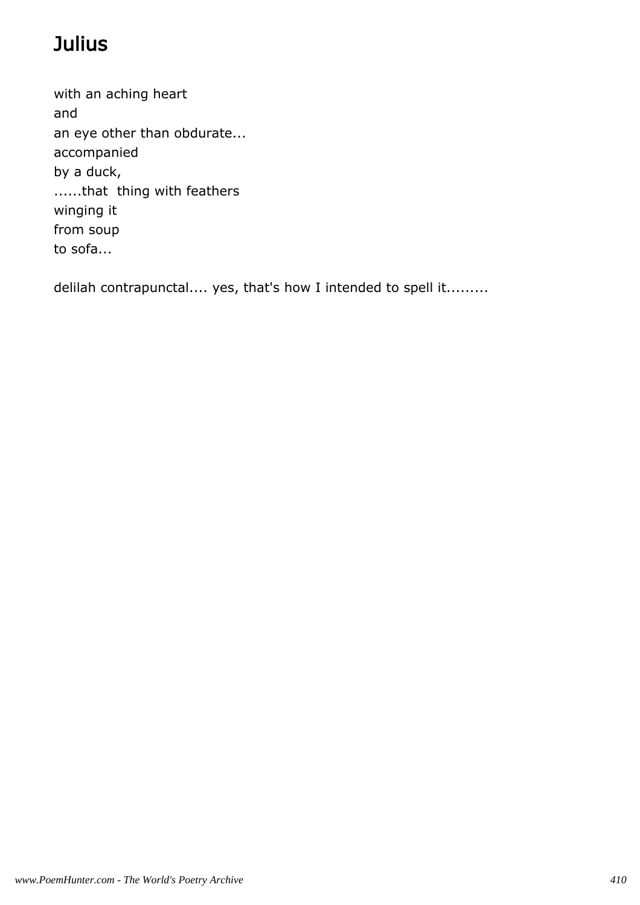# Julius

with an aching heart
and
an eye other than obdurate...
accompanied
by a duck,
......that  thing with feathers
winging it
from soup
to sofa...

delilah contrapunctal.... yes, that's how I intended to spell it.........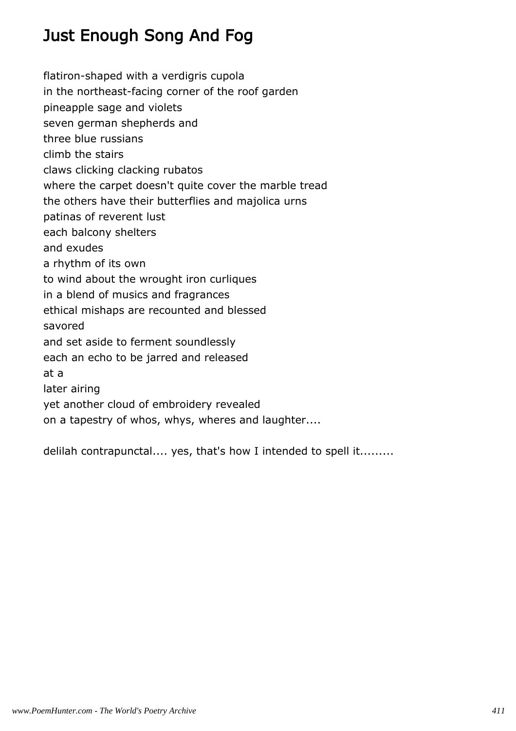# Just Enough Song And Fog

flatiron-shaped with a verdigris cupola
in the northeast-facing corner of the roof garden
pineapple sage and violets
seven german shepherds and
three blue russians
climb the stairs
claws clicking clacking rubatos
where the carpet doesn't quite cover the marble tread
the others have their butterflies and majolica urns
patinas of reverent lust
each balcony shelters
and exudes
a rhythm of its own
to wind about the wrought iron curliques
in a blend of musics and fragrances
ethical mishaps are recounted and blessed
savored
and set aside to ferment soundlessly
each an echo to be jarred and released
at a
later airing
yet another cloud of embroidery revealed
on a tapestry of whos, whys, wheres and laughter....

delilah contrapunctal.... yes, that's how I intended to spell it.........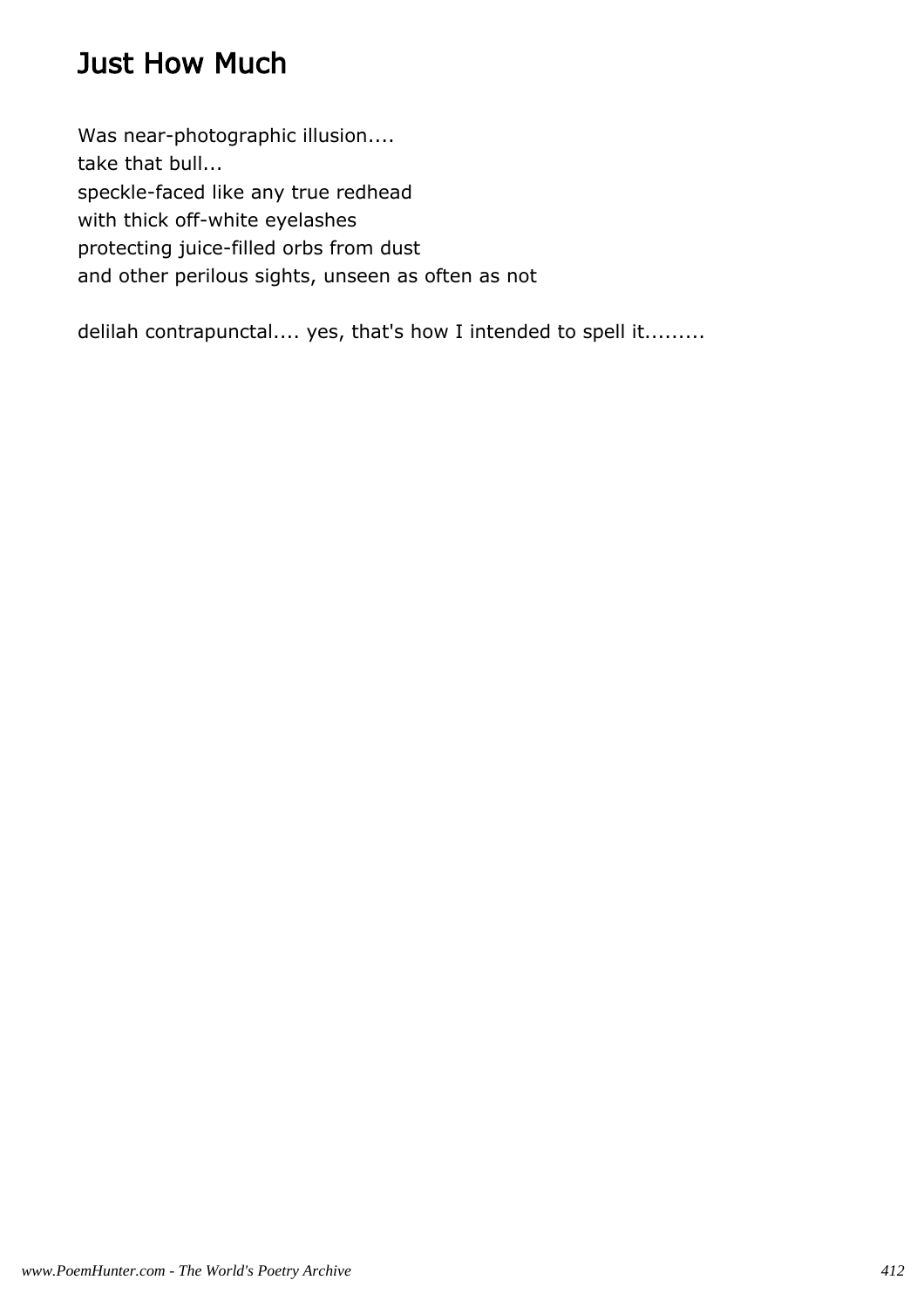# Just How Much

Was near-photographic illusion....
take that bull...
speckle-faced like any true redhead
with thick off-white eyelashes
protecting juice-filled orbs from dust
and other perilous sights, unseen as often as not

delilah contrapunctal.... yes, that's how I intended to spell it.........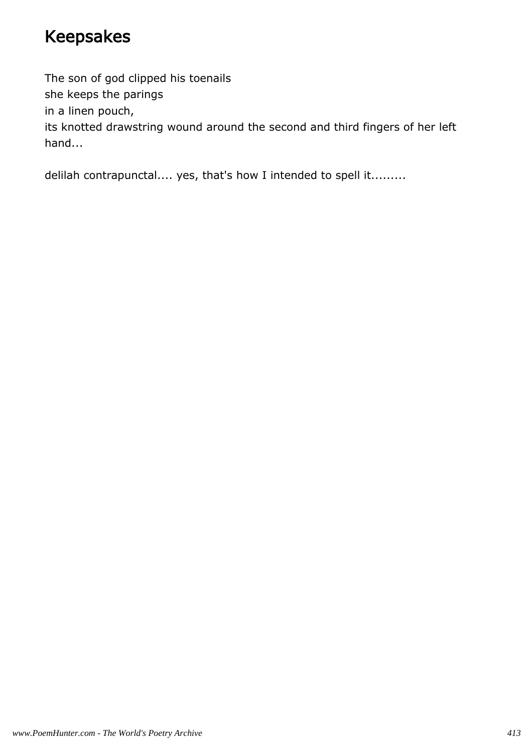# Keepsakes

The son of god clipped his toenails
she keeps the parings
in a linen pouch,
its knotted drawstring wound around the second and third fingers of her left hand...

delilah contrapunctal.... yes, that's how I intended to spell it.........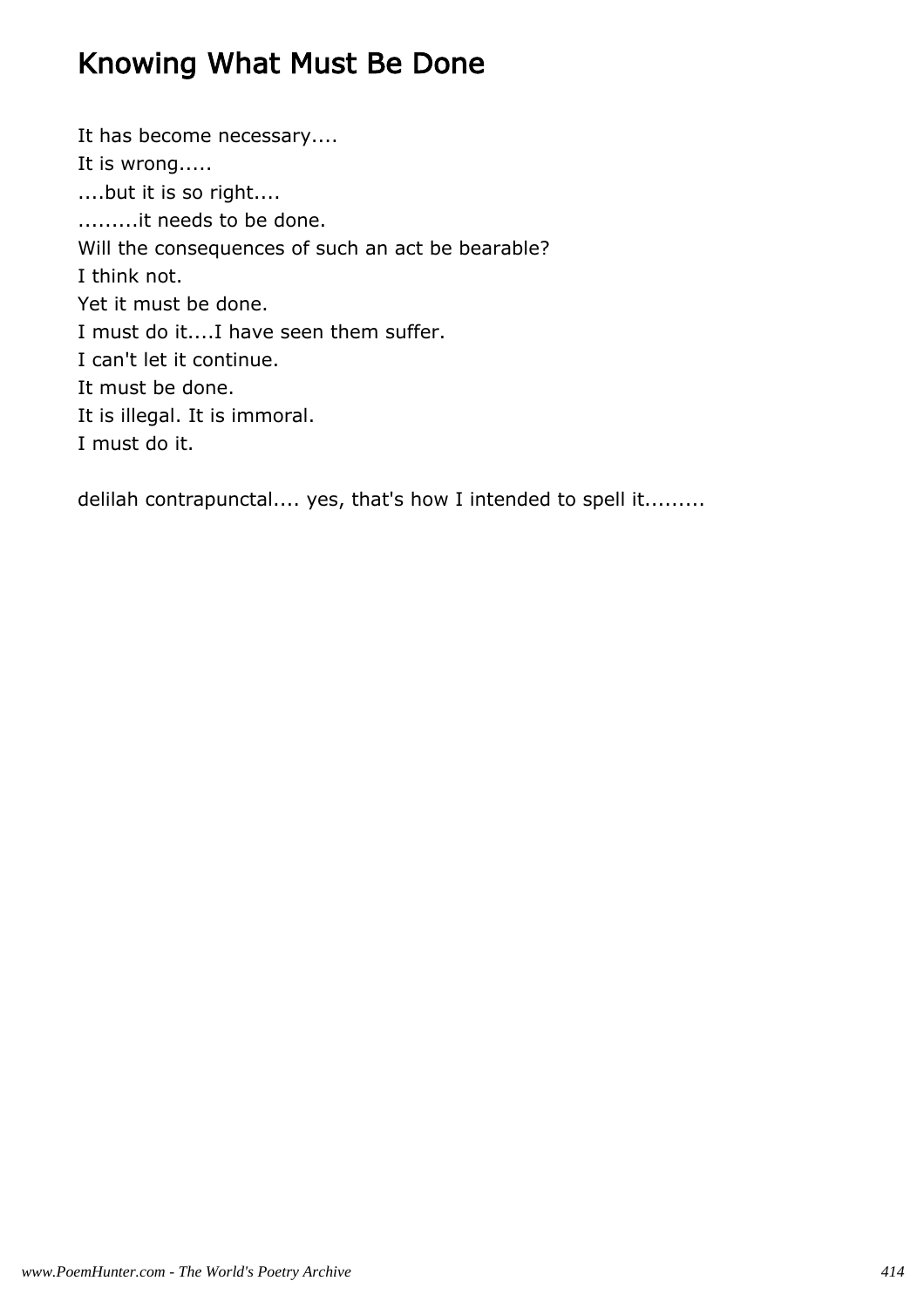# Knowing What Must Be Done

It has become necessary....  
It is wrong.....  
....but it is so right....  
.........it needs to be done.  
Will the consequences of such an act be bearable?  
I think not.  
Yet it must be done.  
I must do it....I have seen them suffer.  
I can't let it continue.  
It must be done.  
It is illegal. It is immoral.  
I must do it.

delilah contrapunctal.... yes, that's how I intended to spell it.........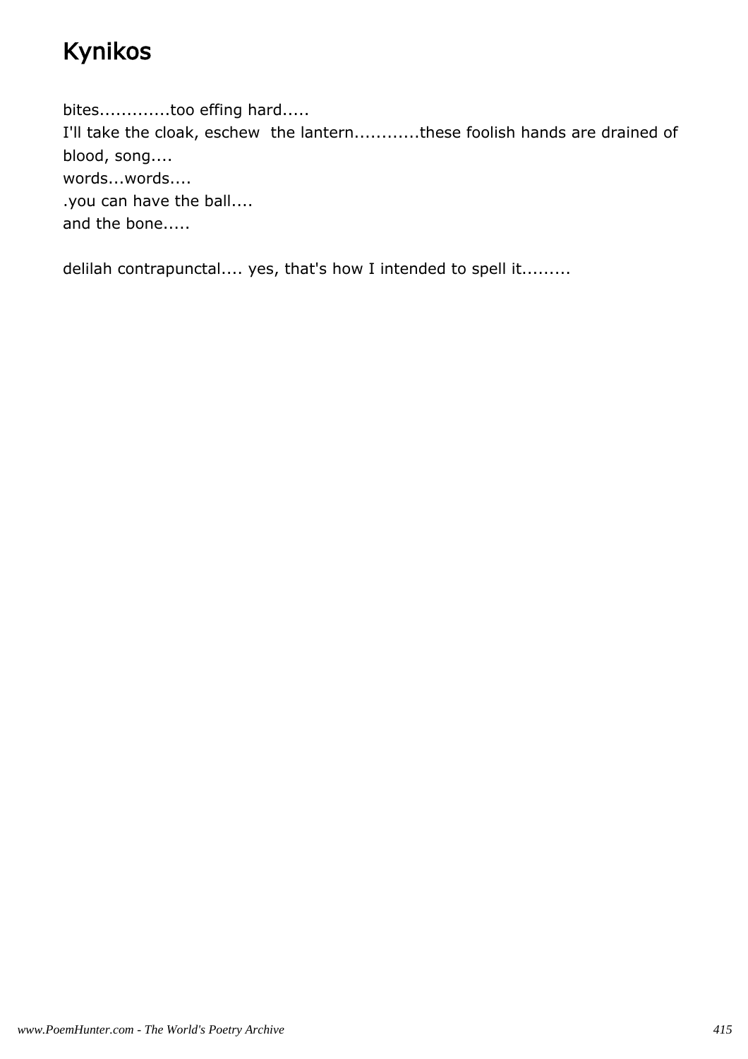# Kynikos

bites.............too effing hard.....
I'll take the cloak, eschew  the lantern............these foolish hands are drained of blood, song....
words...words....
.you can have the ball....
and the bone.....

delilah contrapunctal.... yes, that's how I intended to spell it.........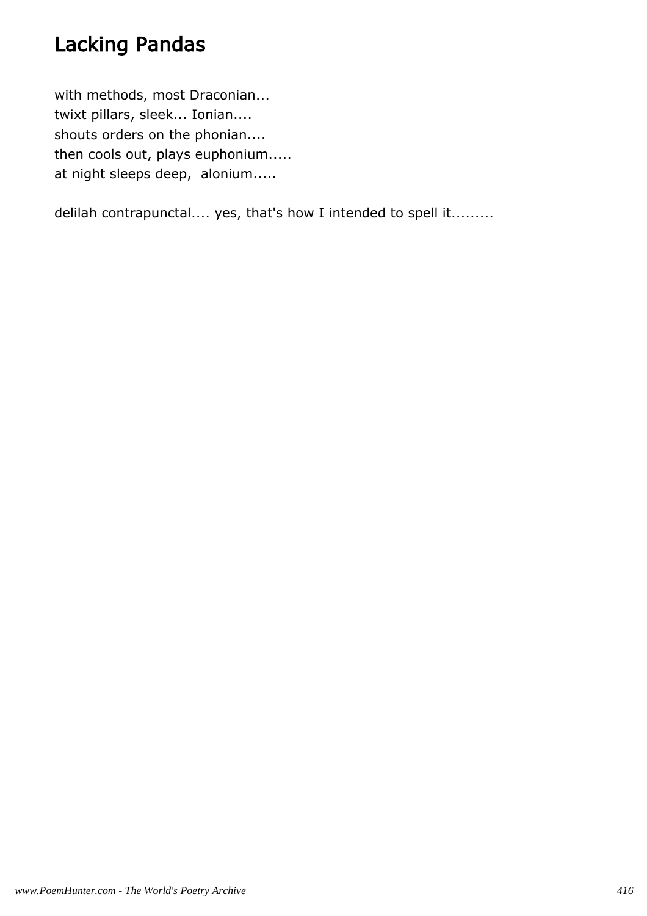# Lacking Pandas

with methods, most Draconian...
twixt pillars, sleek... Ionian....
shouts orders on the phonian....
then cools out, plays euphonium.....
at night sleeps deep,  alonium.....

delilah contrapunctal.... yes, that's how I intended to spell it.........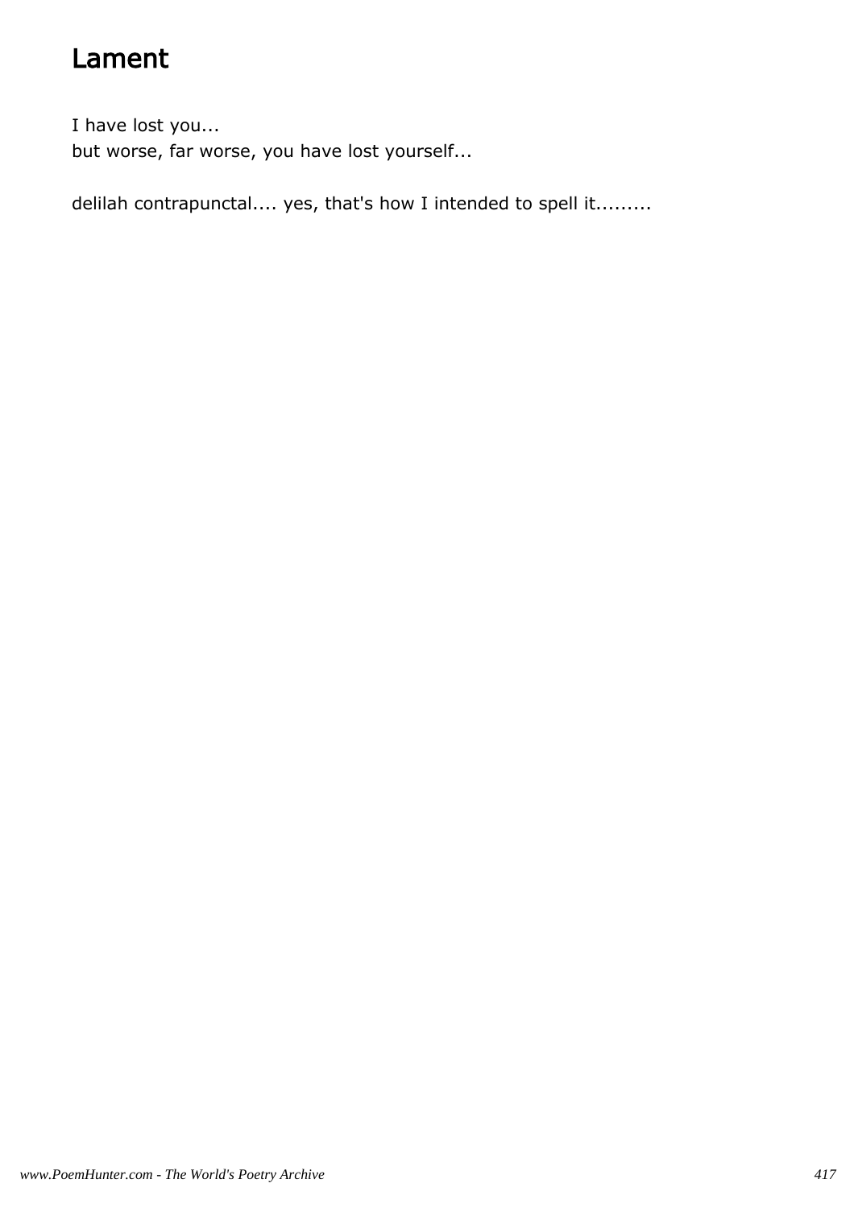# Lament

I have lost you...
but worse, far worse, you have lost yourself...

delilah contrapunctal.... yes, that's how I intended to spell it.........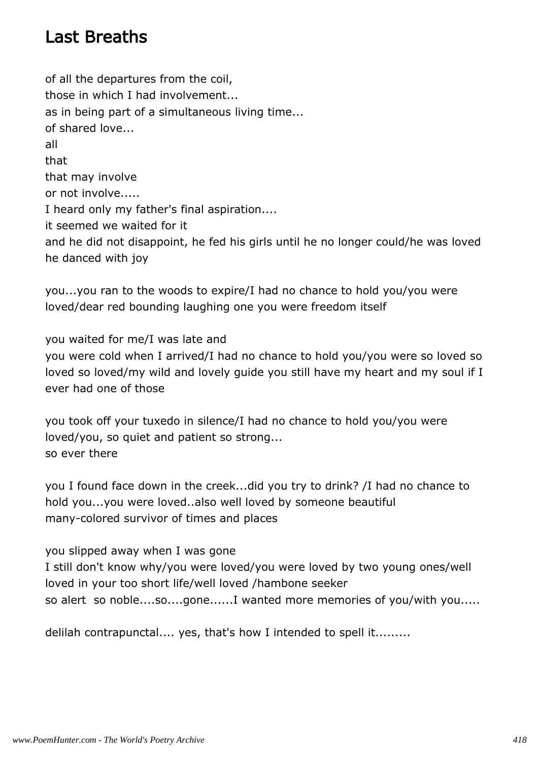## Last Breaths

of all the departures from the coil,  
those in which I had involvement...  
as in being part of a simultaneous living time...  
of shared love...  
all  
that  
that may involve  
or not involve.....  
I heard only my father's final aspiration....  
it seemed we waited for it  
and he did not disappoint, he fed his girls until he no longer could/he was loved  
he danced with joy

you...you ran to the woods to expire/I had no chance to hold you/you were loved/dear red bounding laughing one you were freedom itself

you waited for me/I was late and  
you were cold when I arrived/I had no chance to hold you/you were so loved so loved so loved/my wild and lovely guide you still have my heart and my soul if I ever had one of those

you took off your tuxedo in silence/I had no chance to hold you/you were loved/you, so quiet and patient so strong...  
so ever there

you I found face down in the creek...did you try to drink? /I had no chance to hold you...you were loved..also well loved by someone beautiful  
many-colored survivor of times and places

you slipped away when I was gone  
I still don't know why/you were loved/you were loved by two young ones/well loved in your too short life/well loved /hambone seeker  
so alert so noble....so....gone......I wanted more memories of you/with you.....

delilah contrapunctal.... yes, that's how I intended to spell it.........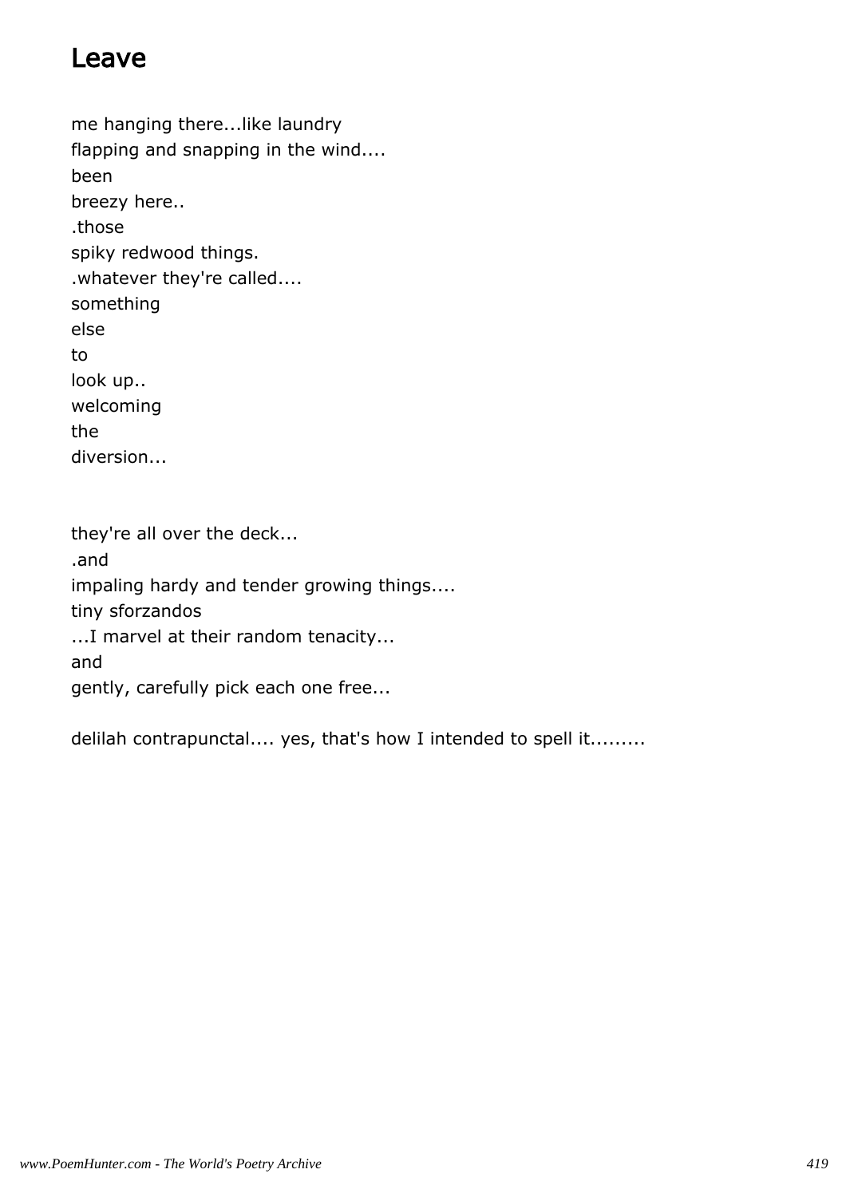## Leave

me hanging there...like laundry
flapping and snapping in the wind....
been
breezy here..
.those
spiky redwood things.
.whatever they're called....
something
else
to
look up..
welcoming
the
diversion...

they're all over the deck...
.and
impaling hardy and tender growing things....
tiny sforzandos
...I marvel at their random tenacity...
and
gently, carefully pick each one free...

delilah contrapunctal.... yes, that's how I intended to spell it.........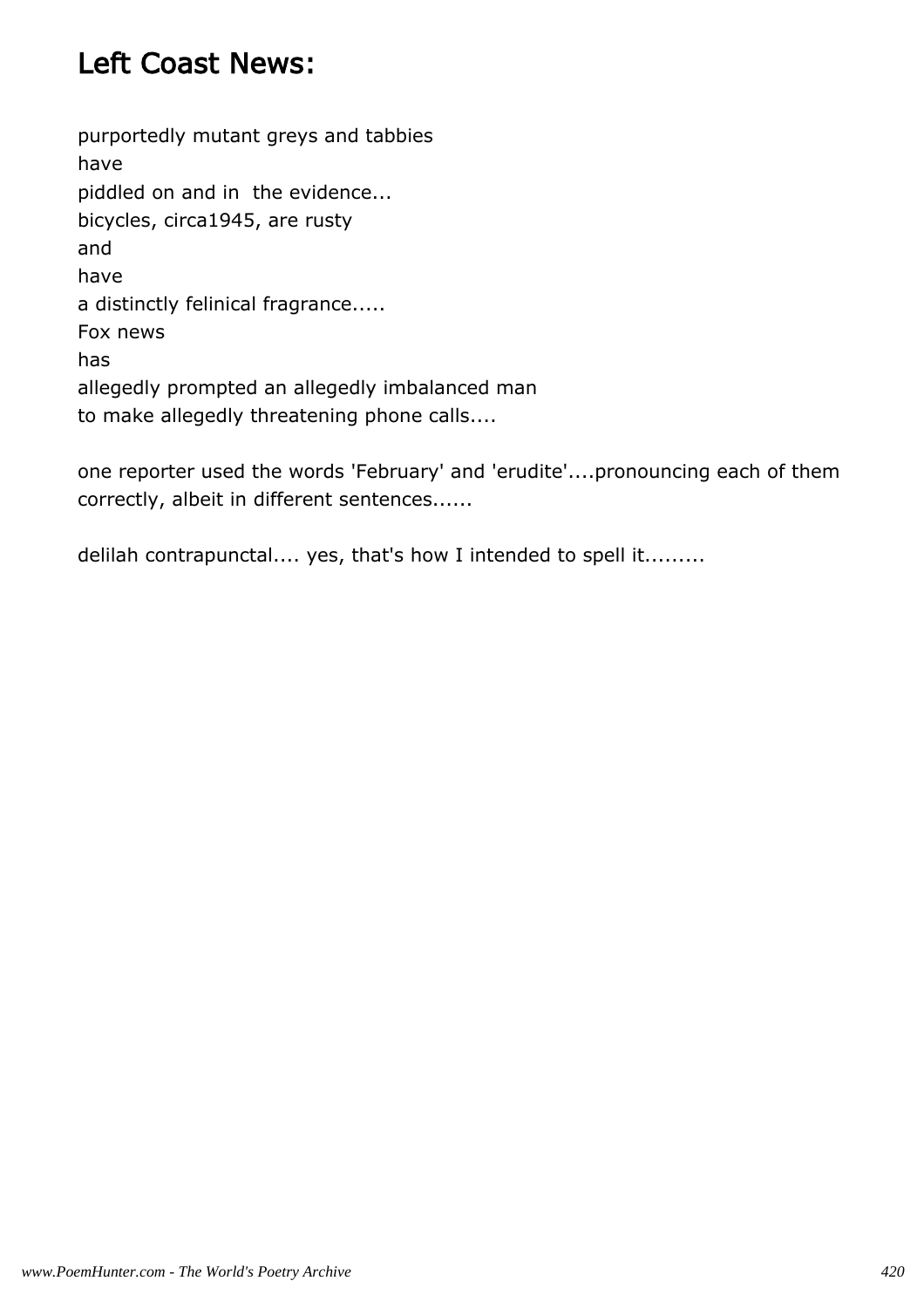## Left Coast News:

purportedly mutant greys and tabbies
have
piddled on and in  the evidence...
bicycles, circa1945, are rusty
and
have
a distinctly felinical fragrance.....
Fox news
has
allegedly prompted an allegedly imbalanced man
to make allegedly threatening phone calls....

one reporter used the words 'February' and 'erudite'....pronouncing each of them correctly, albeit in different sentences......

delilah contrapunctal.... yes, that's how I intended to spell it.........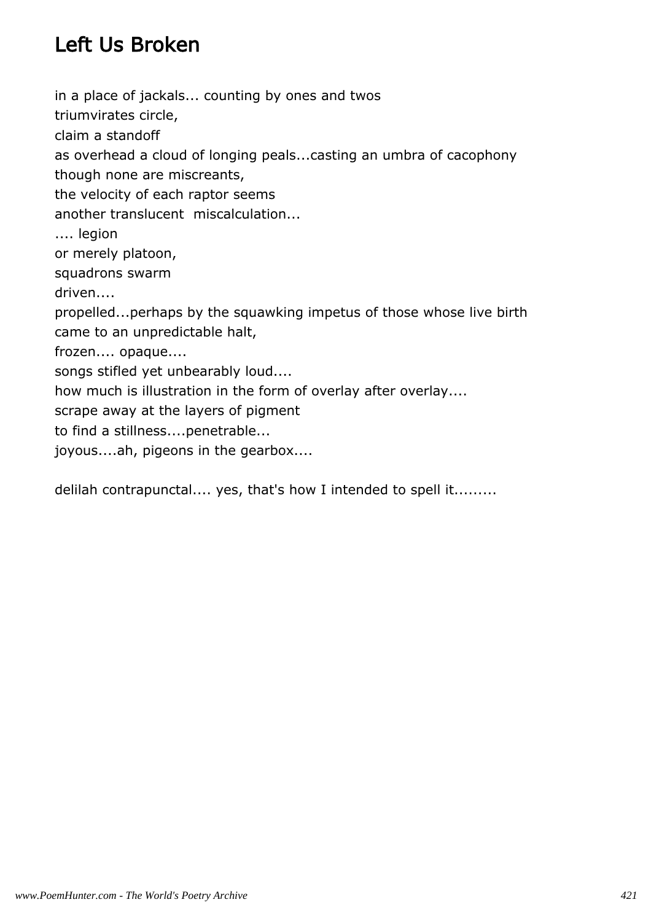# Left Us Broken

in a place of jackals... counting by ones and twos
triumvirates circle,
claim a standoff
as overhead a cloud of longing peals...casting an umbra of cacophony
though none are miscreants,
the velocity of each raptor seems
another translucent miscalculation...
.... legion
or merely platoon,
squadrons swarm
driven....
propelled...perhaps by the squawking impetus of those whose live birth
came to an unpredictable halt,
frozen.... opaque....
songs stifled yet unbearably loud....
how much is illustration in the form of overlay after overlay....
scrape away at the layers of pigment
to find a stillness....penetrable...
joyous....ah, pigeons in the gearbox....

delilah contrapunctal.... yes, that's how I intended to spell it.........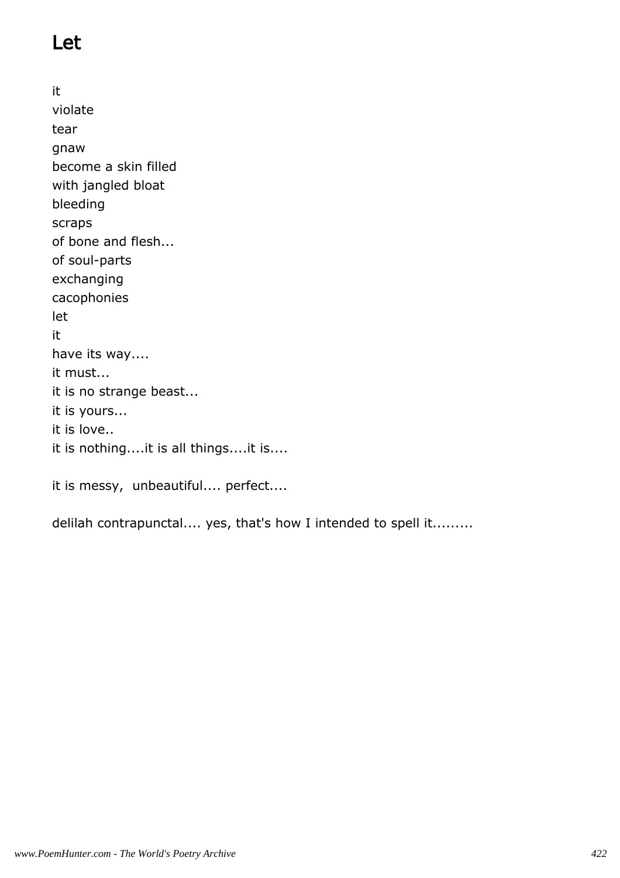# Let

it
violate
tear
gnaw
become a skin filled
with jangled bloat
bleeding
scraps
of bone and flesh...
of soul-parts
exchanging
cacophonies
let
it
have its way....
it must...
it is no strange beast...
it is yours...
it is love..
it is nothing....it is all things....it is....

it is messy, unbeautiful.... perfect....

delilah contrapunctal.... yes, that's how I intended to spell it.........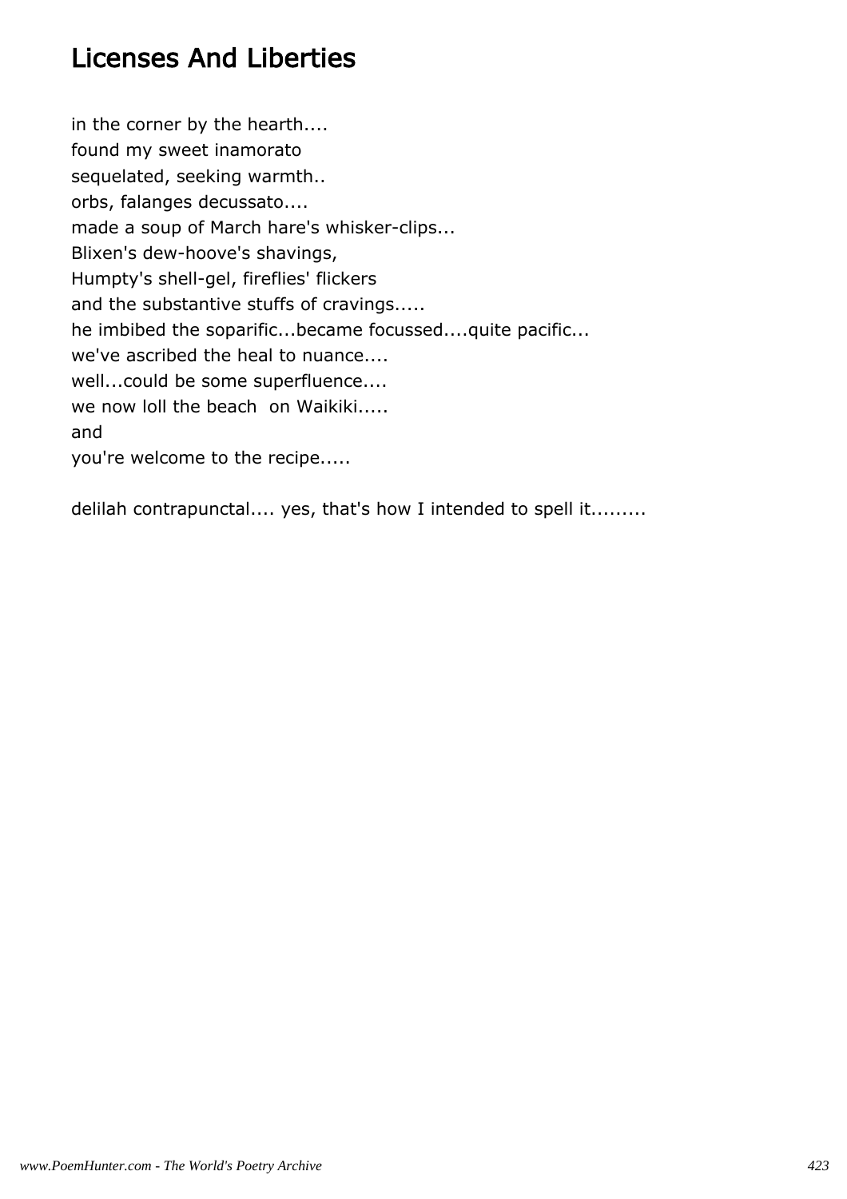# Licenses And Liberties

in the corner by the hearth....
found my sweet inamorato
sequelated, seeking warmth..
orbs, falanges decussato....
made a soup of March hare's whisker-clips...
Blixen's dew-hoove's shavings,
Humpty's shell-gel, fireflies' flickers
and the substantive stuffs of cravings.....
he imbibed the soparific...became focussed....quite pacific...
we've ascribed the heal to nuance....
well...could be some superfluence....
we now loll the beach  on Waikiki.....
and
you're welcome to the recipe.....

delilah contrapunctal.... yes, that's how I intended to spell it.........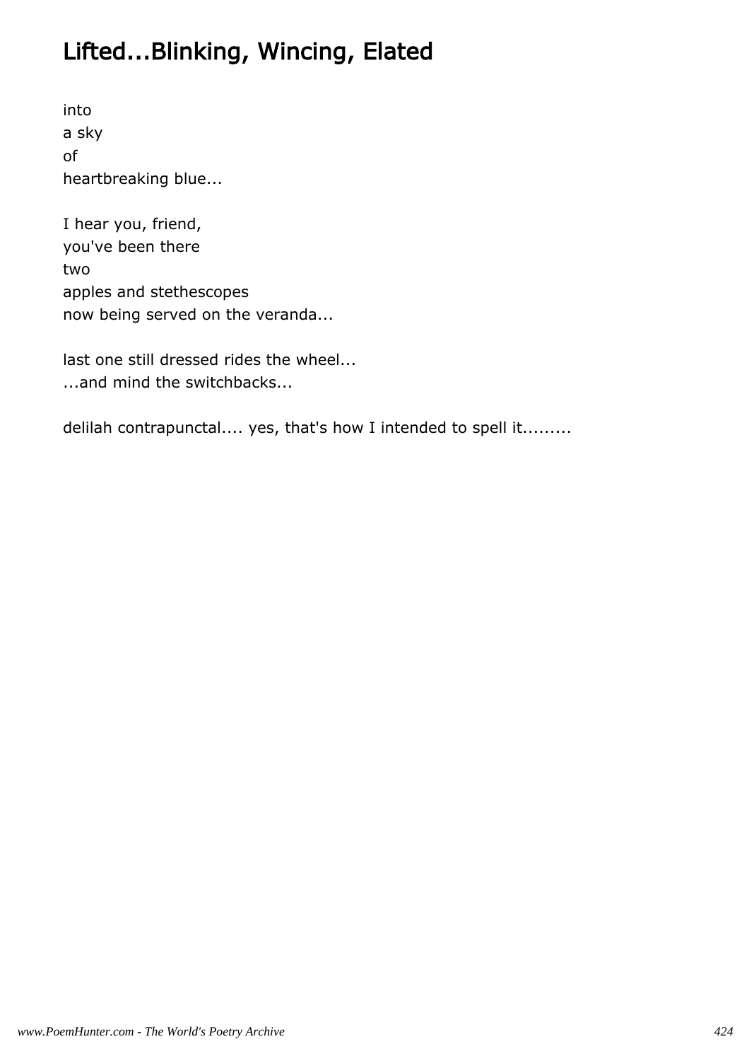# Lifted...Blinking, Wincing, Elated

into
a sky
of
heartbreaking blue...

I hear you, friend,
you've been there
two
apples and stethescopes
now being served on the veranda...

last one still dressed rides the wheel...
...and mind the switchbacks...

delilah contrapunctal.... yes, that's how I intended to spell it.........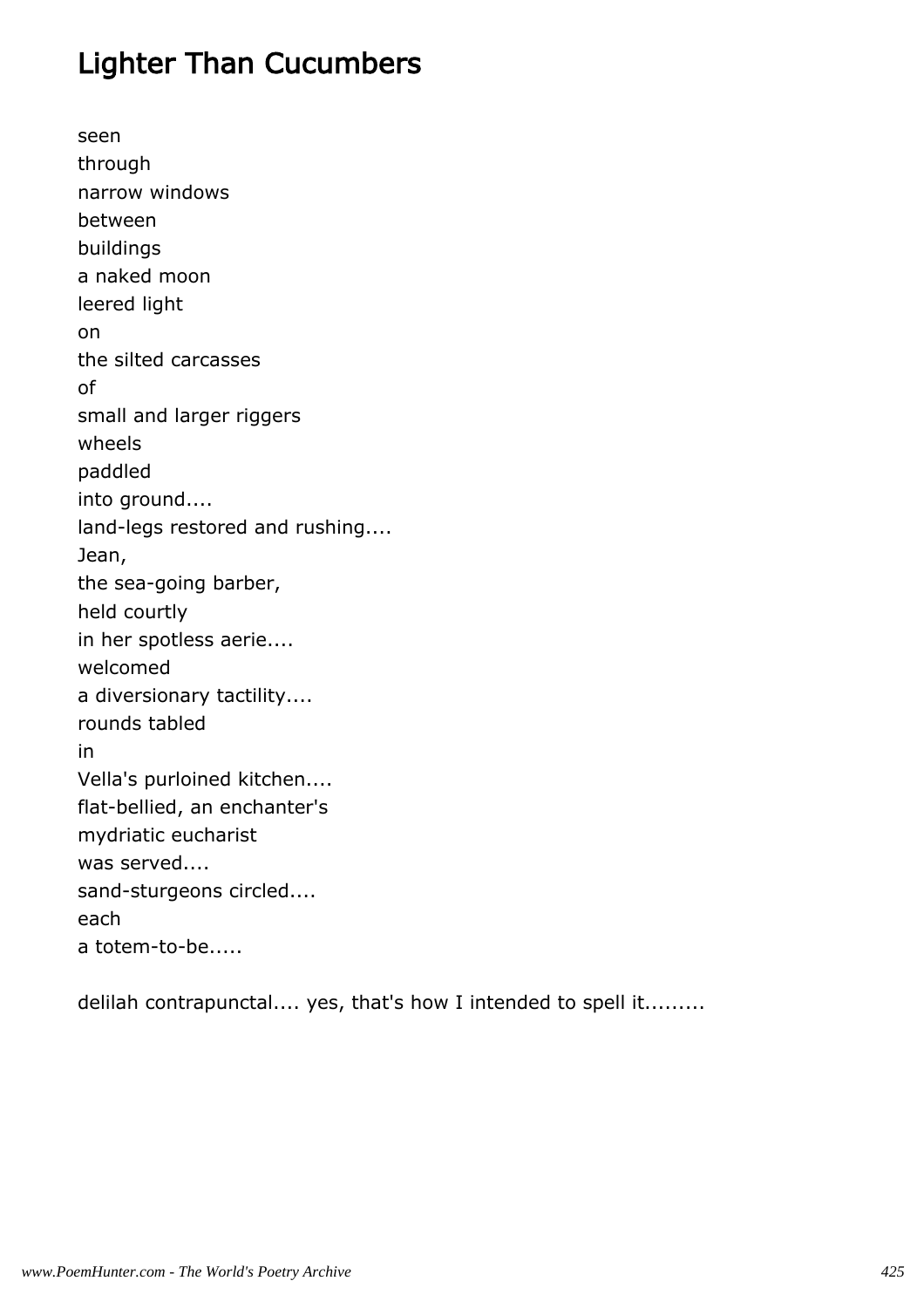# Lighter Than Cucumbers

seen
through
narrow windows
between
buildings
a naked moon
leered light
on
the silted carcasses
of
small and larger riggers
wheels
paddled
into ground....
land-legs restored and rushing....
Jean,
the sea-going barber,
held courtly
in her spotless aerie....
welcomed
a diversionary tactility....
rounds tabled
in
Vella's purloined kitchen....
flat-bellied, an enchanter's
mydriatic eucharist
was served....
sand-sturgeons circled....
each
a totem-to-be.....

delilah contrapunctal.... yes, that's how I intended to spell it.........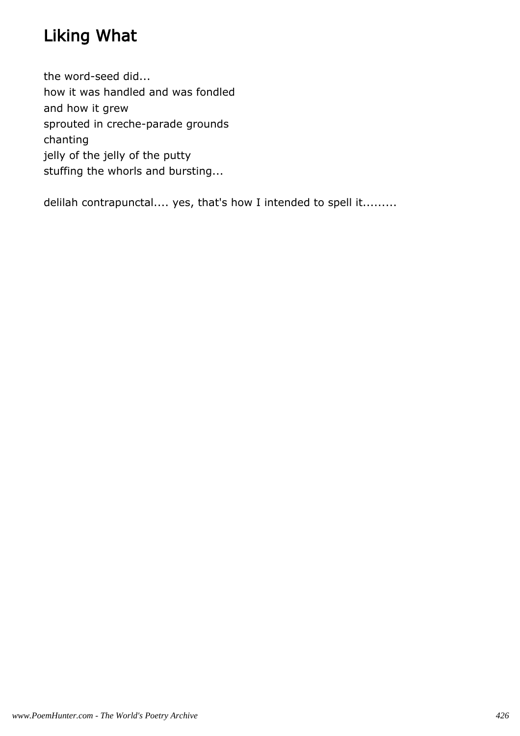# Liking What

the word-seed did...
how it was handled and was fondled
and how it grew
sprouted in creche-parade grounds
chanting
jelly of the jelly of the putty
stuffing the whorls and bursting...

delilah contrapunctal.... yes, that's how I intended to spell it.........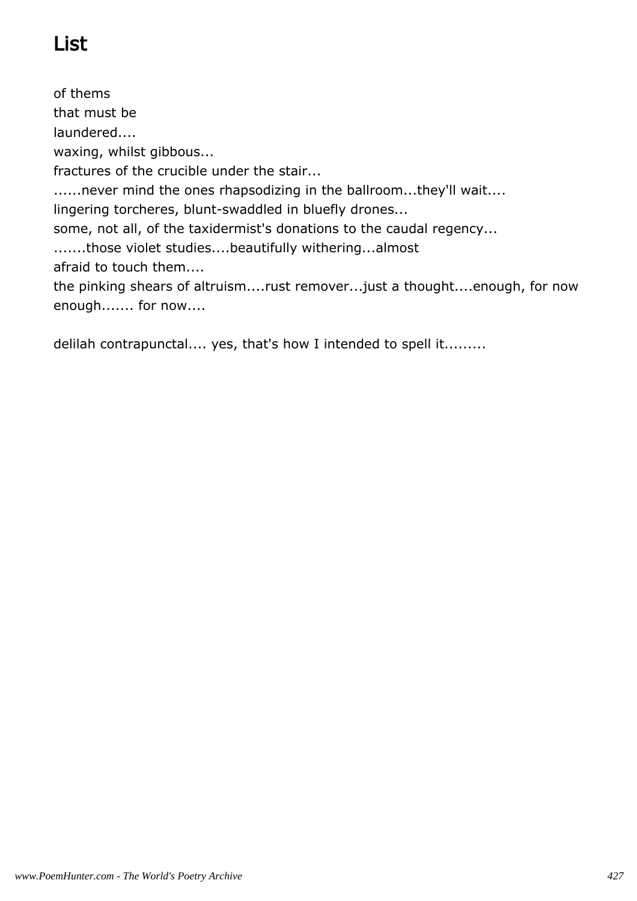# List

of thems
that must be
laundered....
waxing, whilst gibbous...
fractures of the crucible under the stair...
......never mind the ones rhapsodizing in the ballroom...they'll wait....
lingering torcheres, blunt-swaddled in bluefly drones...
some, not all, of the taxidermist's donations to the caudal regency...
.......those violet studies....beautifully withering...almost
afraid to touch them....
the pinking shears of altruism....rust remover...just a thought....enough, for now
enough....... for now....

delilah contrapunctal.... yes, that's how I intended to spell it.........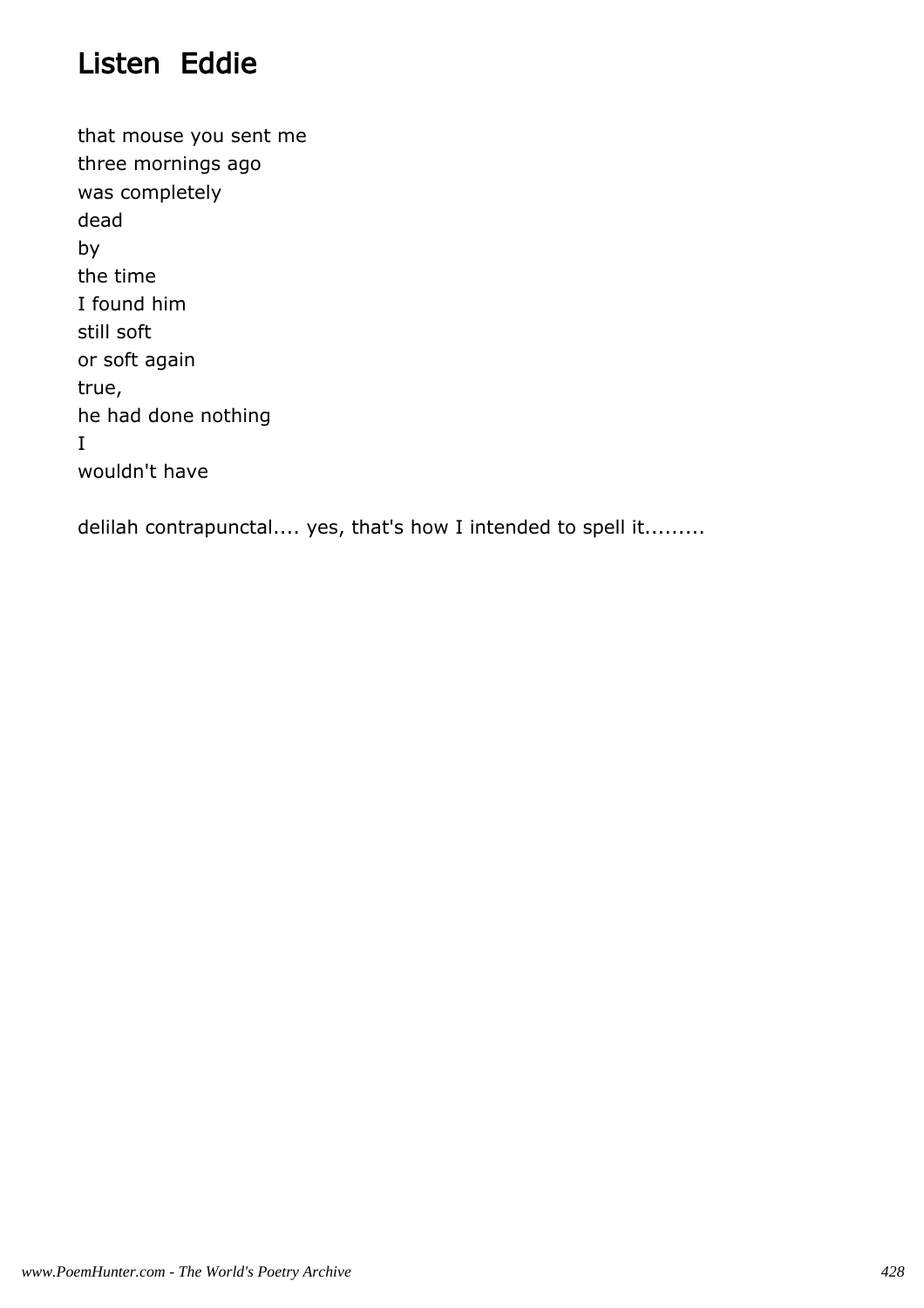# Listen Eddie

that mouse you sent me
three mornings ago
was completely
dead
by
the time
I found him
still soft
or soft again
true,
he had done nothing
I
wouldn't have

delilah contrapunctal.... yes, that's how I intended to spell it.........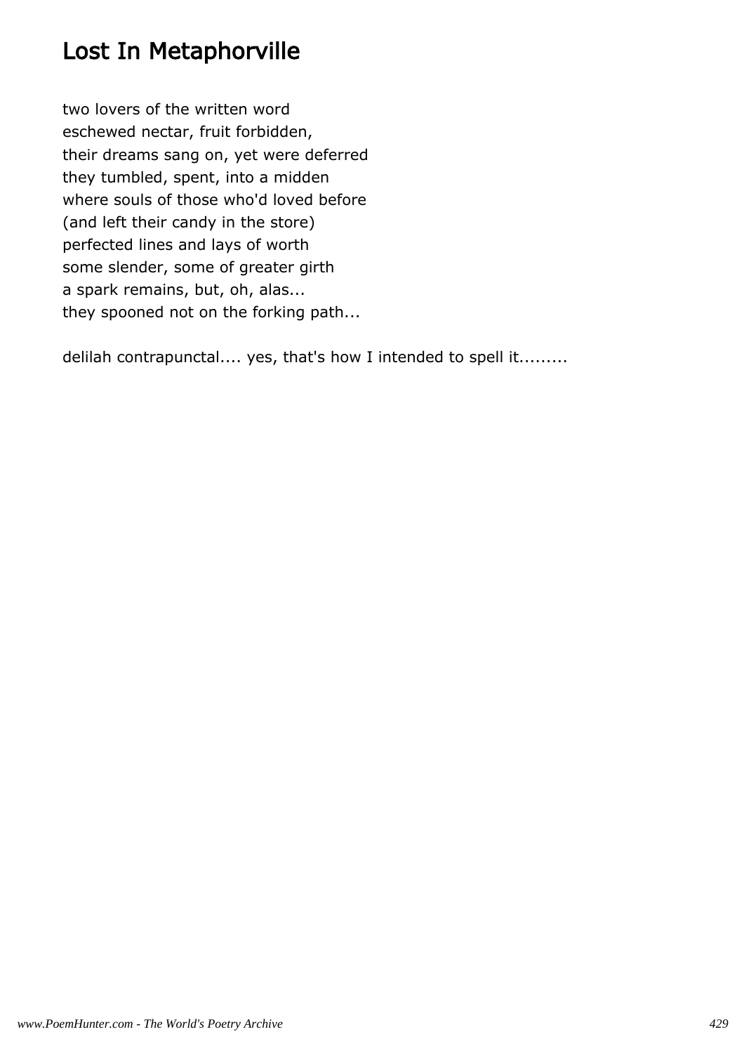# Lost In Metaphorville

two lovers of the written word
eschewed nectar, fruit forbidden,
their dreams sang on, yet were deferred
they tumbled, spent, into a midden
where souls of those who'd loved before
(and left their candy in the store)
perfected lines and lays of worth
some slender, some of greater girth
a spark remains, but, oh, alas...
they spooned not on the forking path...

delilah contrapunctal.... yes, that's how I intended to spell it.........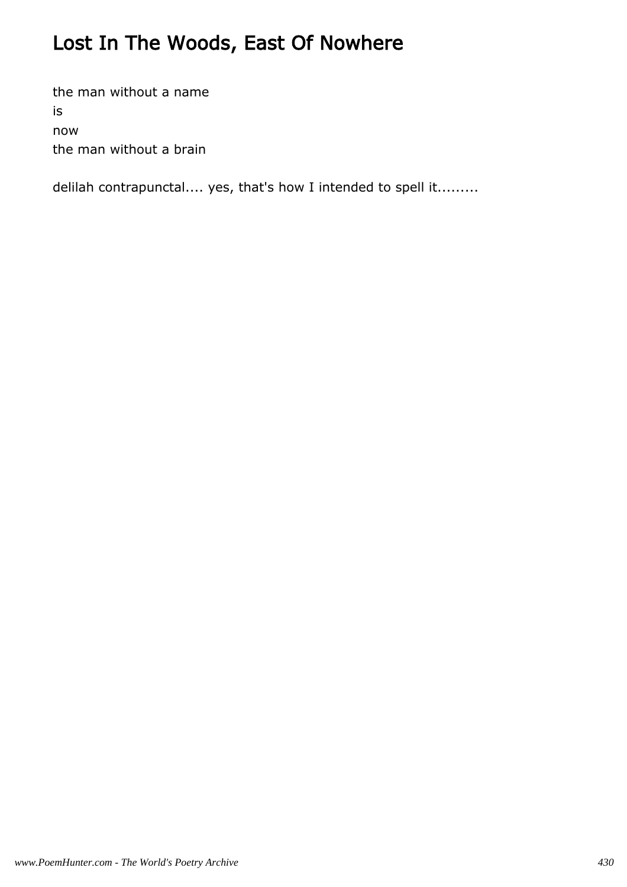# Lost In The Woods, East Of Nowhere

the man without a name
is
now
the man without a brain

delilah contrapunctal.... yes, that's how I intended to spell it.........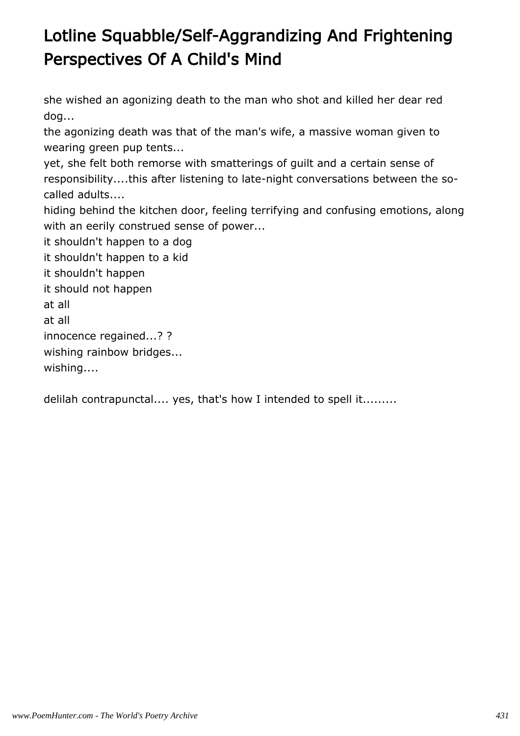# Lotline Squabble/Self-Aggrandizing And Frightening Perspectives Of A Child's Mind

she wished an agonizing death to the man who shot and killed her dear red dog...
the agonizing death was that of the man's wife, a massive woman given to wearing green pup tents...
yet, she felt both remorse with smatterings of guilt and a certain sense of responsibility....this after listening to late-night conversations between the so-called adults....
hiding behind the kitchen door, feeling terrifying and confusing emotions, along with an eerily construed sense of power...
it shouldn't happen to a dog
it shouldn't happen to a kid
it shouldn't happen
it should not happen
at all
at all
innocence regained...? ?
wishing rainbow bridges...
wishing....

delilah contrapunctal.... yes, that's how I intended to spell it.........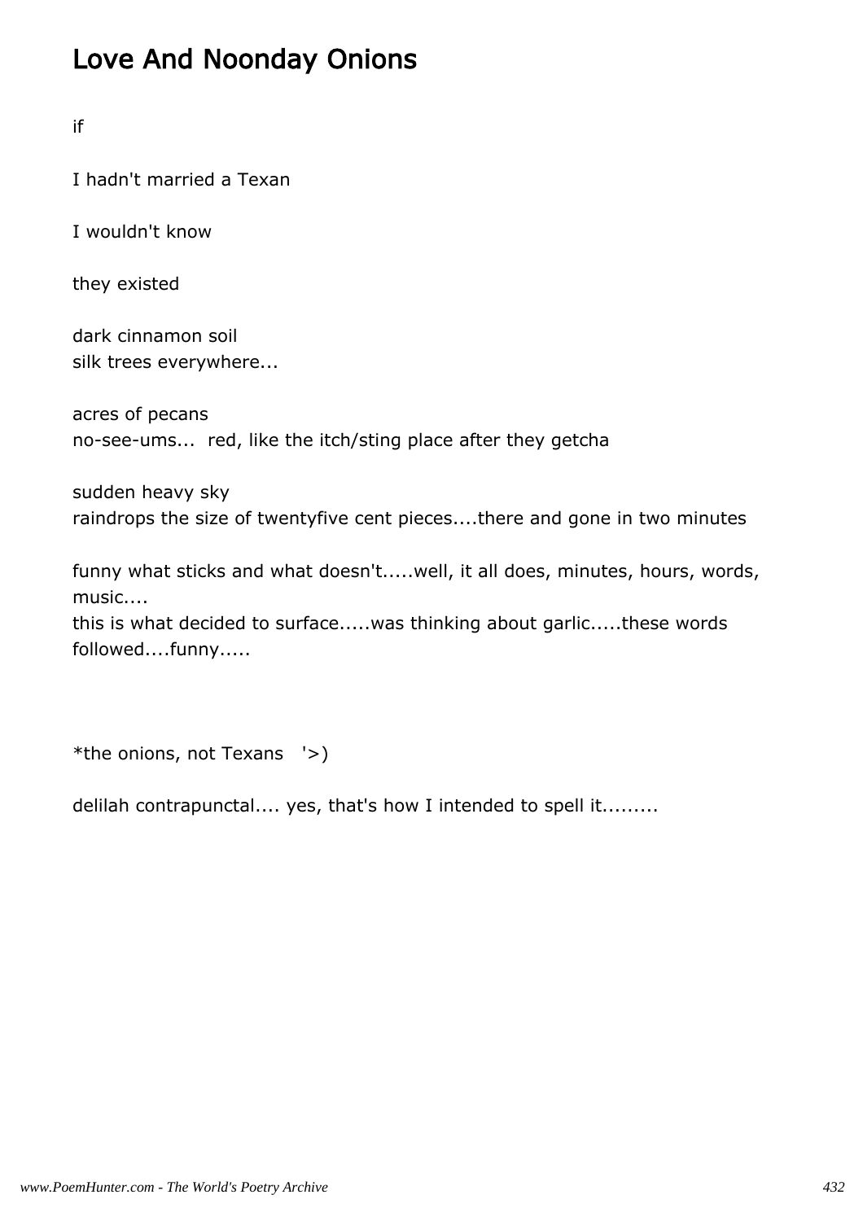# Love And Noonday Onions

if

I hadn't married a Texan

I wouldn't know

they existed

dark cinnamon soil  
silk trees everywhere...

acres of pecans  
no-see-ums...  red, like the itch/sting place after they getcha

sudden heavy sky  
raindrops the size of twentyfive cent pieces....there and gone in two minutes

funny what sticks and what doesn't.....well, it all does, minutes, hours, words, music....  
this is what decided to surface.....was thinking about garlic.....these words followed....funny.....

*the onions, not Texans   '>)

delilah contrapunctal.... yes, that's how I intended to spell it.........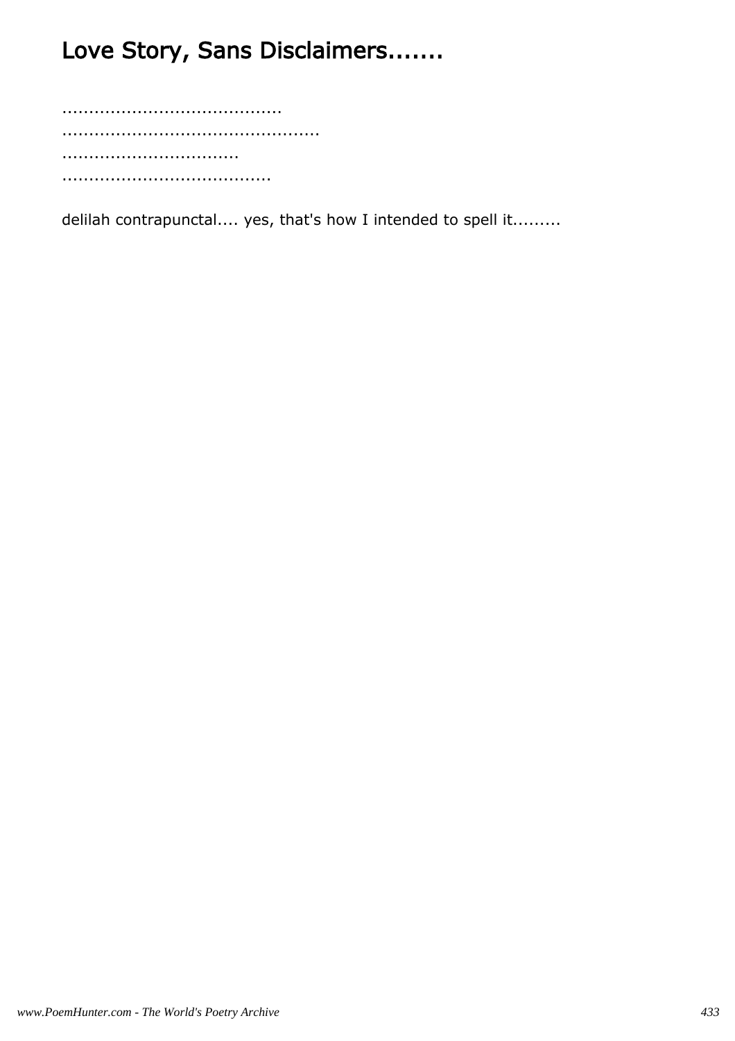# Love Story, Sans Disclaimers.......

........................................
...............................................
................................
.....................................

delilah contrapunctal.... yes, that's how I intended to spell it.........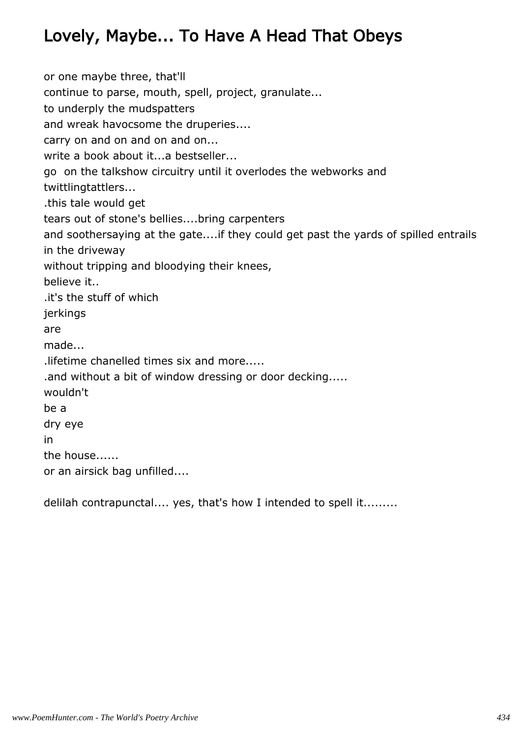## Lovely, Maybe... To Have A Head That Obeys

or one maybe three, that'll  
continue to parse, mouth, spell, project, granulate...  
to underply the mudspatters  
and wreak havocsome the druperies....  
carry on and on and on and on...  
write a book about it...a bestseller...  
go  on the talkshow circuitry until it overlodes the webworks and  
twittlingtattlers...  
.this tale would get  
tears out of stone's bellies....bring carpenters  
and soothersaying at the gate....if they could get past the yards of spilled entrails  
in the driveway  
without tripping and bloodying their knees,  
believe it..  
.it's the stuff of which  
jerkings  
are  
made...  
.lifetime chanelled times six and more.....  
.and without a bit of window dressing or door decking.....  
wouldn't  
be a  
dry eye  
in  
the house......  
or an airsick bag unfilled....

delilah contrapunctal.... yes, that's how I intended to spell it.........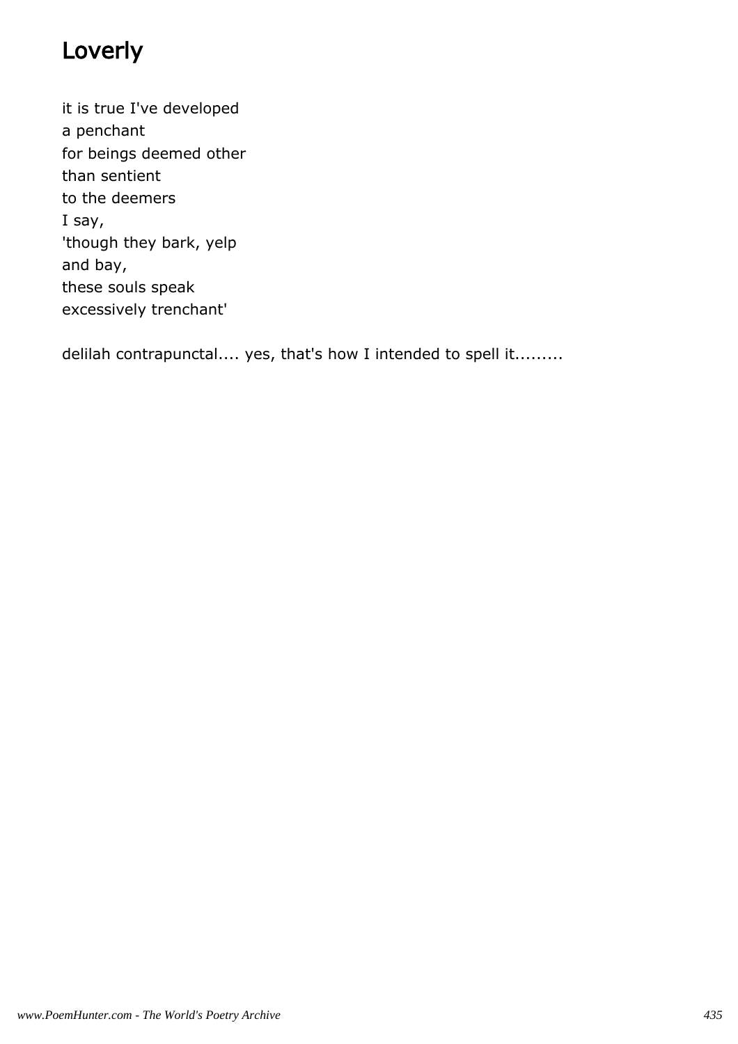# Loverly

it is true I've developed
a penchant
for beings deemed other
than sentient
to the deemers
I say,
'though they bark, yelp
and bay,
these souls speak
excessively trenchant'

delilah contrapunctal.... yes, that's how I intended to spell it.........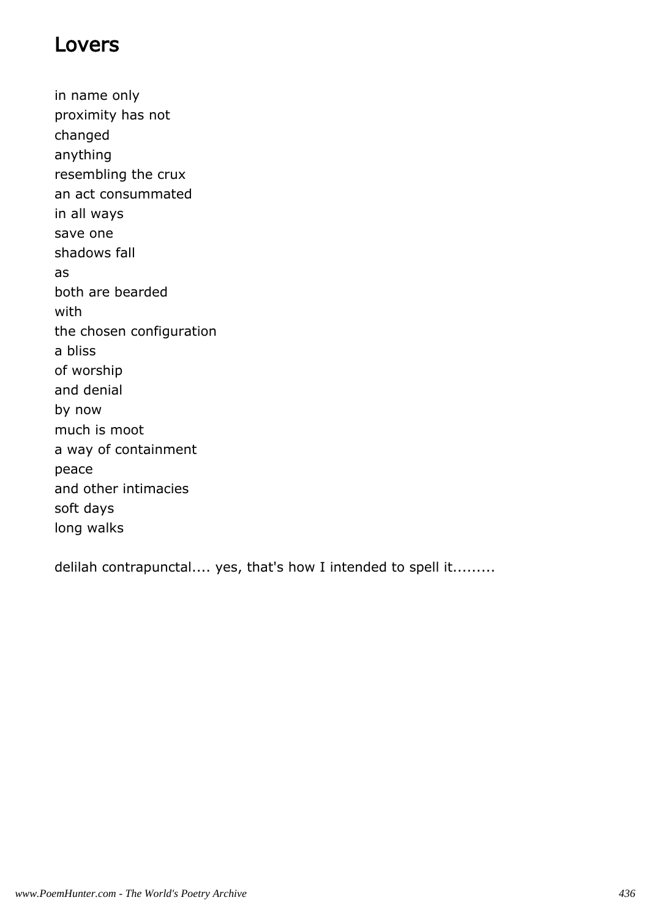## Lovers

in name only
proximity has not
changed
anything
resembling the crux
an act consummated
in all ways
save one
shadows fall
as
both are bearded
with
the chosen configuration
a bliss
of worship
and denial
by now
much is moot
a way of containment
peace
and other intimacies
soft days
long walks

delilah contrapunctal.... yes, that's how I intended to spell it.........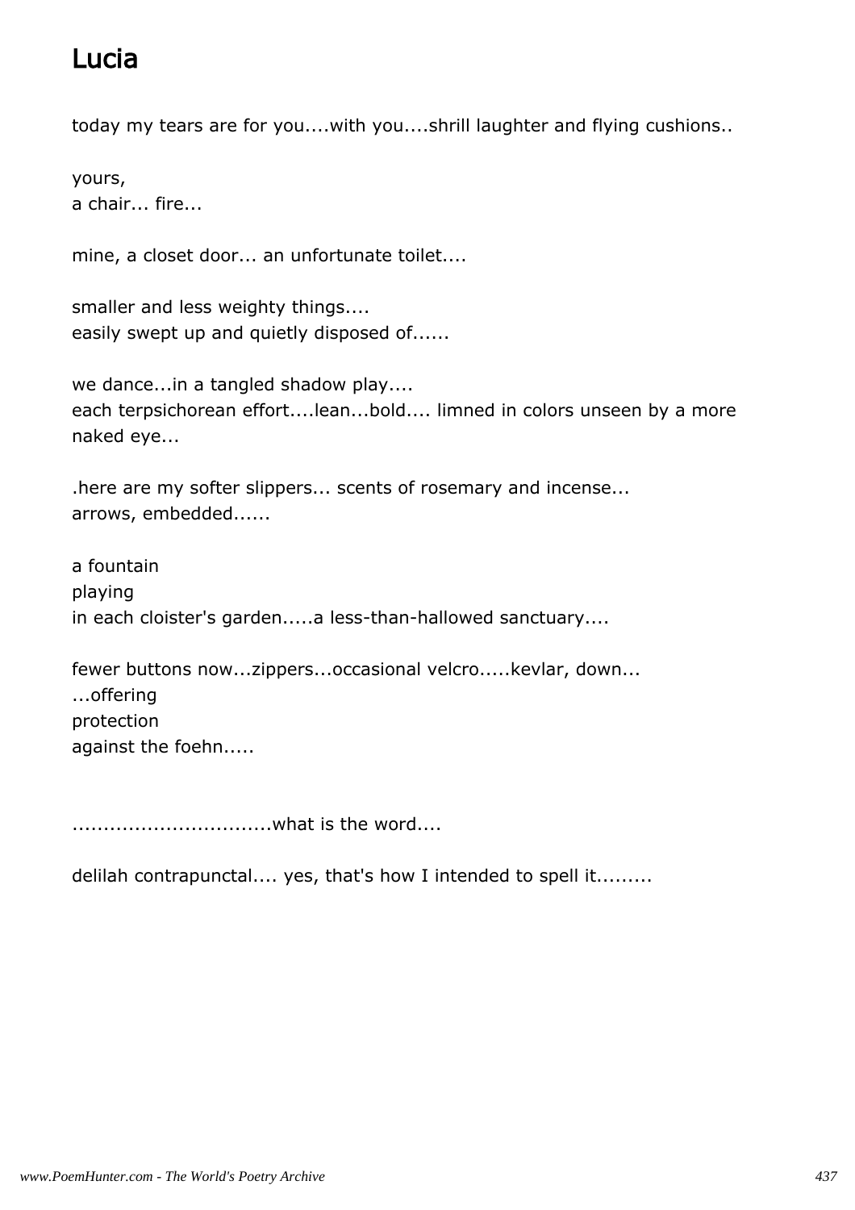# Lucia

today my tears are for you....with you....shrill laughter and flying cushions..

yours,
a chair... fire...

mine, a closet door... an unfortunate toilet....

smaller and less weighty things....
easily swept up and quietly disposed of......

we dance...in a tangled shadow play....
each terpsichorean effort....lean...bold.... limned in colors unseen by a more naked eye...

.here are my softer slippers... scents of rosemary and incense...
arrows, embedded......

a fountain
playing
in each cloister's garden.....a less-than-hallowed sanctuary....

fewer buttons now...zippers...occasional velcro.....kevlar, down...
...offering
protection
against the foehn.....

...............................what is the word....

delilah contrapunctal.... yes, that's how I intended to spell it.........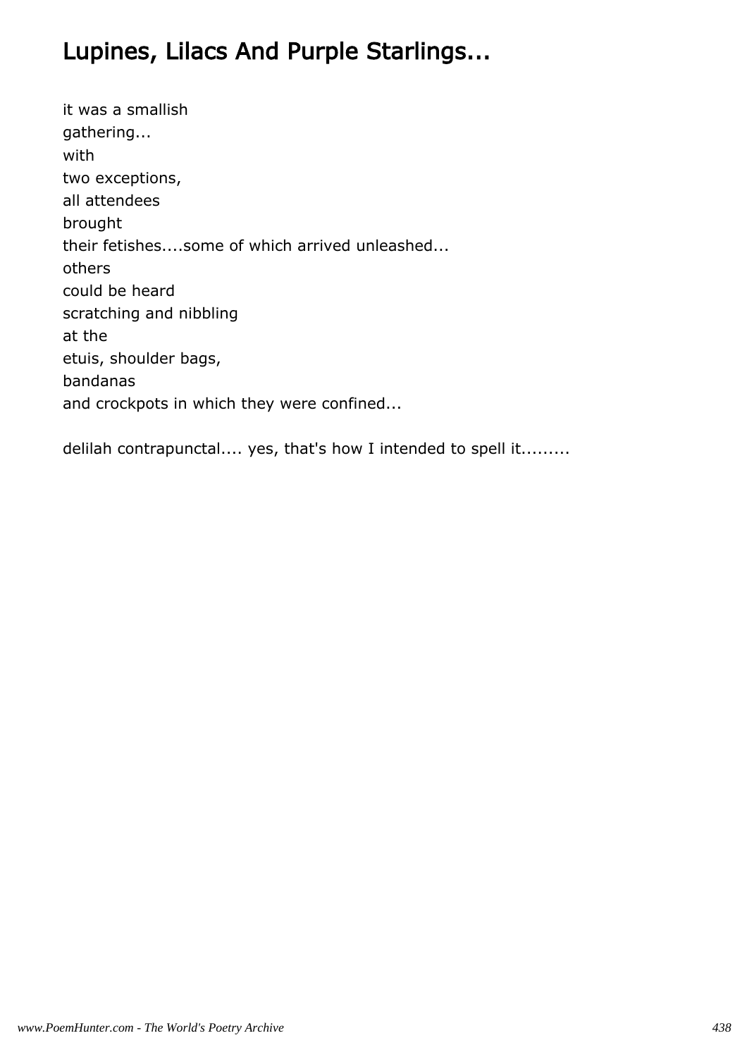# Lupines, Lilacs And Purple Starlings...

it was a smallish  
gathering...  
with  
two exceptions,  
all attendees  
brought  
their fetishes....some of which arrived unleashed...  
others  
could be heard  
scratching and nibbling  
at the  
etuis, shoulder bags,  
bandanas  
and crockpots in which they were confined...

delilah contrapunctal.... yes, that's how I intended to spell it.........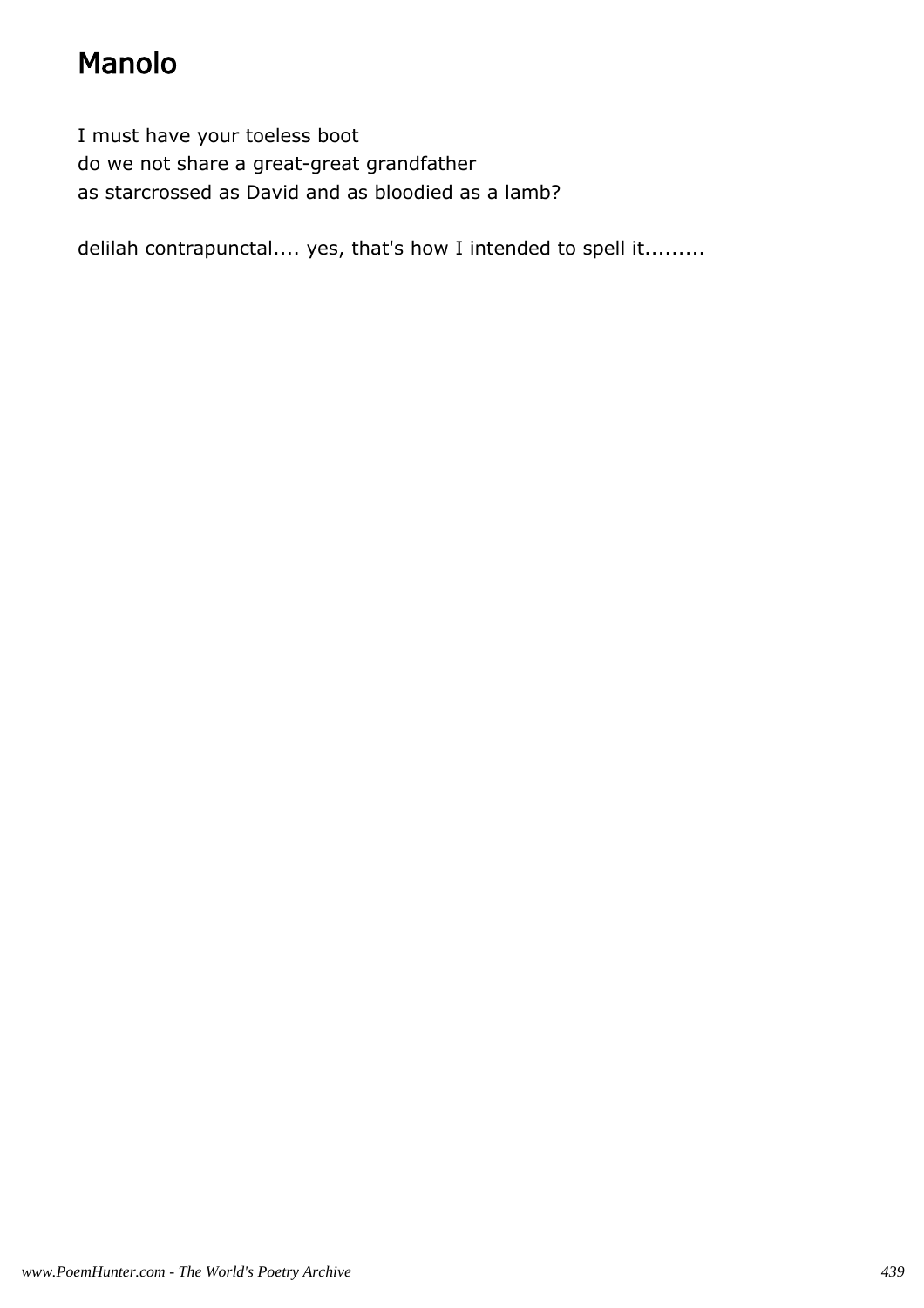# Manolo

I must have your toeless boot
do we not share a great-great grandfather
as starcrossed as David and as bloodied as a lamb?

delilah contrapunctal.... yes, that's how I intended to spell it.........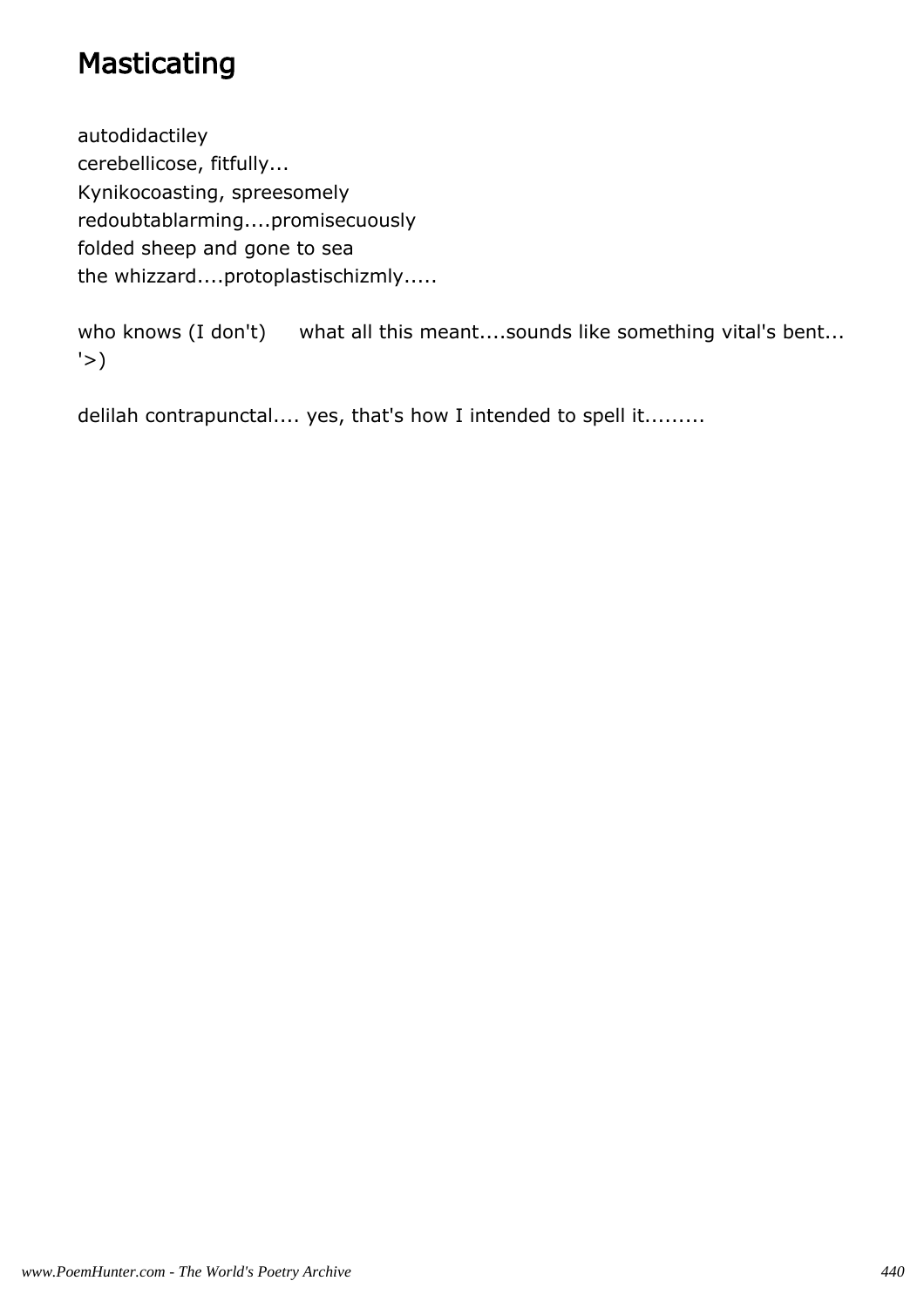# Masticating

autodidactiley
cerebellicose, fitfully...
Kynikocoasting, spreesomely
redoubtablarming....promisecuously
folded sheep and gone to sea
the whizzard....protoplastischizmly.....

who knows (I don't)      what all this meant....sounds like something vital's bent...
'>)

delilah contrapunctal.... yes, that's how I intended to spell it.........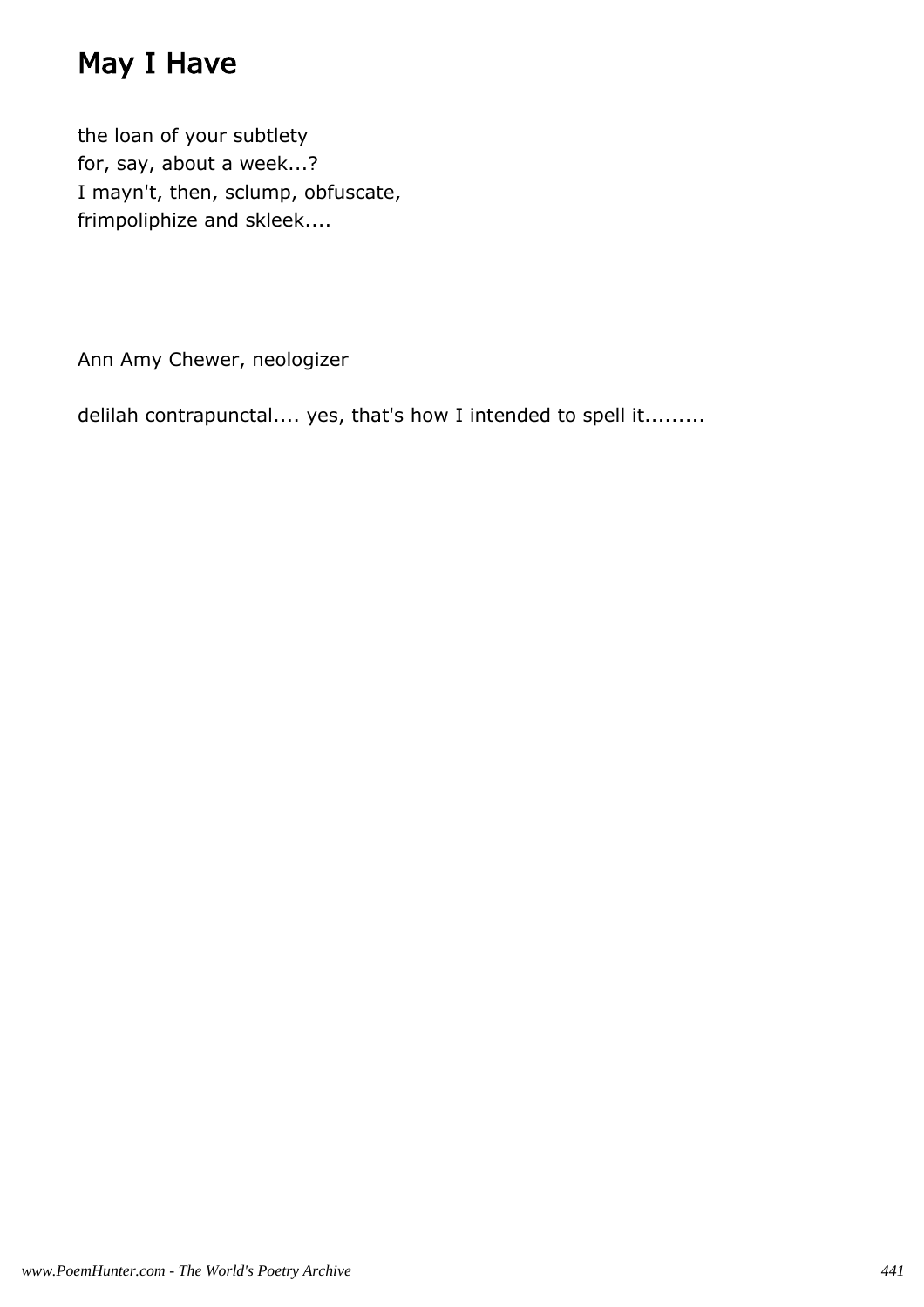# May I Have

the loan of your subtlety
for, say, about a week...?
I mayn't, then, sclump, obfuscate,
frimpoliphize and skleek....

Ann Amy Chewer, neologizer

delilah contrapunctal.... yes, that's how I intended to spell it.........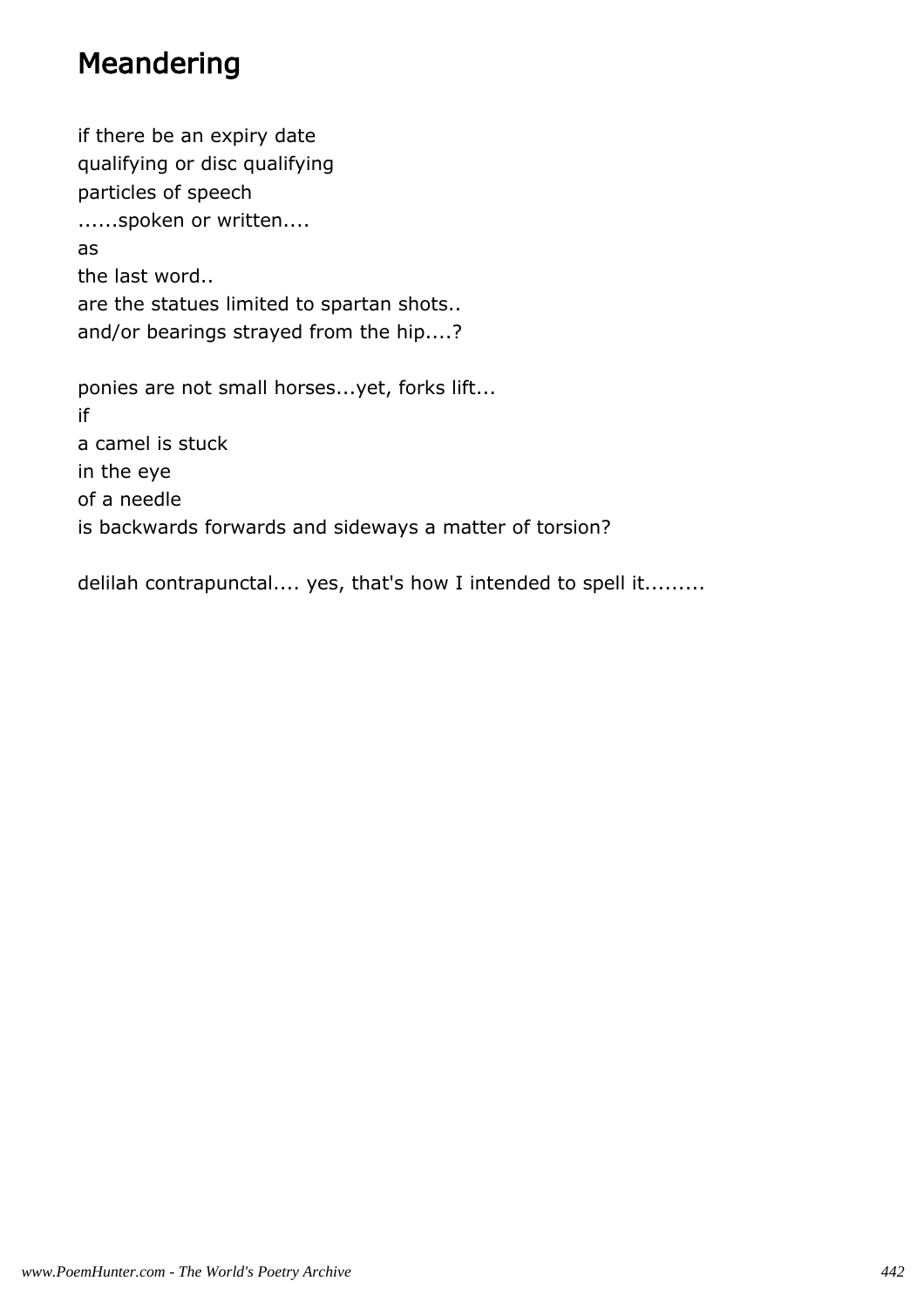# Meandering

if there be an expiry date
qualifying or disc qualifying
particles of speech
......spoken or written....
as
the last word..
are the statues limited to spartan shots..
and/or bearings strayed from the hip....?

ponies are not small horses...yet, forks lift...
if
a camel is stuck
in the eye
of a needle
is backwards forwards and sideways a matter of torsion?

delilah contrapunctal.... yes, that's how I intended to spell it.........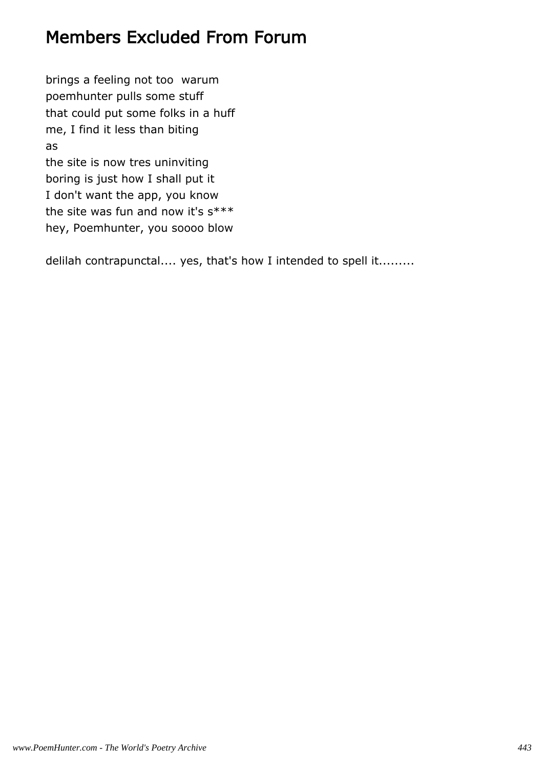# Members Excluded From Forum

brings a feeling not too  warum
poemhunter pulls some stuff
that could put some folks in a huff
me, I find it less than biting
as
the site is now tres uninviting
boring is just how I shall put it
I don't want the app, you know
the site was fun and now it's s***
hey, Poemhunter, you soooo blow

delilah contrapunctal.... yes, that's how I intended to spell it.........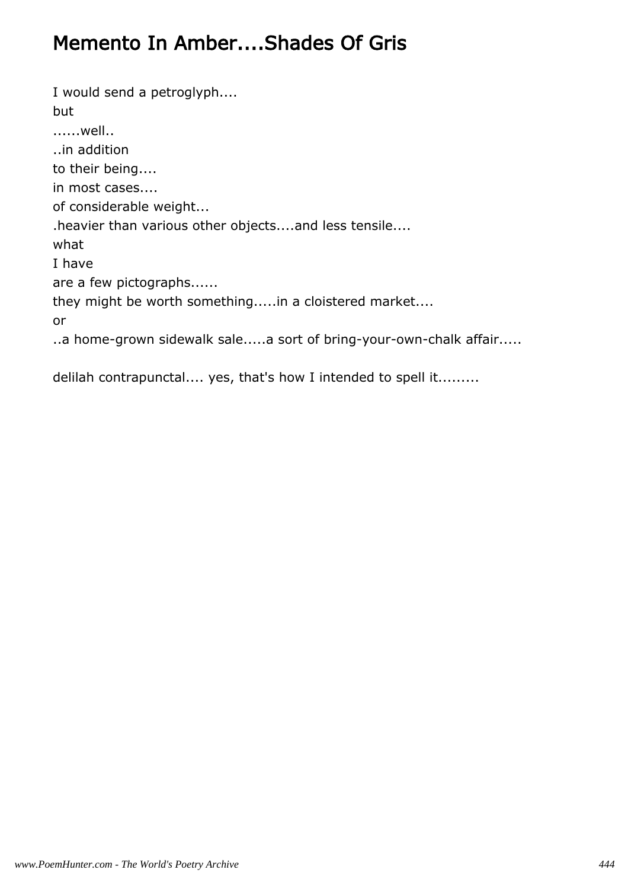# Memento In Amber....Shades Of Gris

I would send a petroglyph....  
but  
......well..  
..in addition  
to their being....  
in most cases....  
of considerable weight...  
.heavier than various other objects....and less tensile....  
what  
I have  
are a few pictographs......  
they might be worth something.....in a cloistered market....  
or  
..a home-grown sidewalk sale.....a sort of bring-your-own-chalk affair.....

delilah contrapunctal.... yes, that's how I intended to spell it.........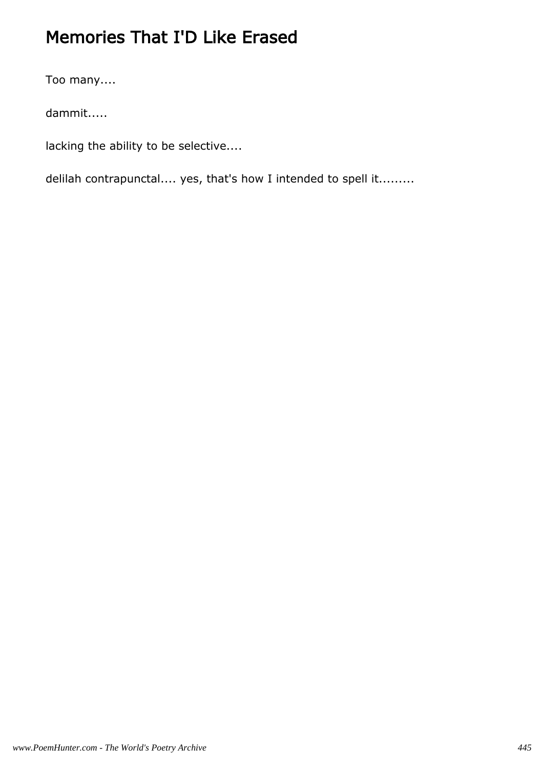# Memories That I'D Like Erased

Too many....

dammit.....

lacking the ability to be selective....

delilah contrapunctal.... yes, that's how I intended to spell it.........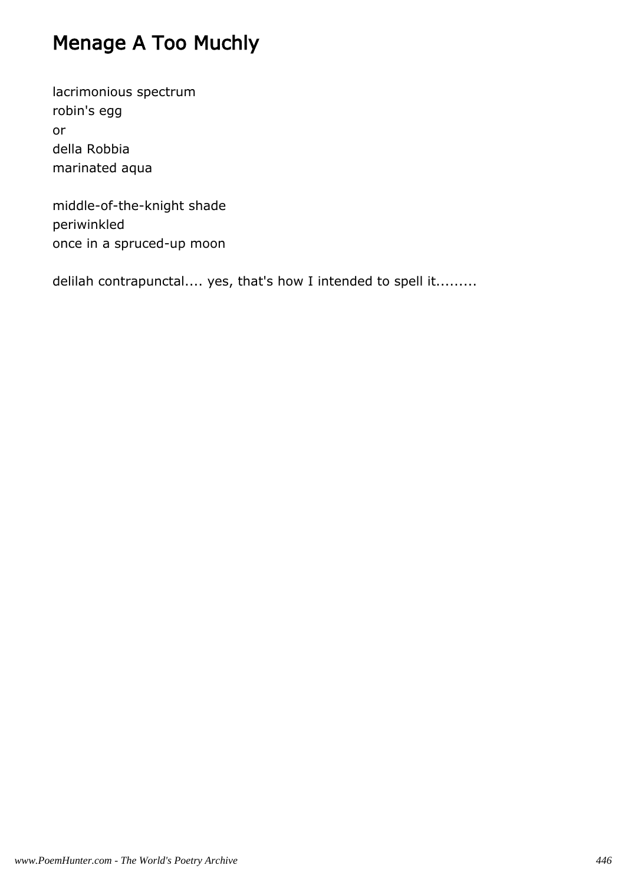# Menage A Too Muchly

lacrimonious spectrum  
robin's egg  
or  
della Robbia  
marinated aqua

middle-of-the-knight shade  
periwinkled  
once in a spruced-up moon

delilah contrapunctal.... yes, that's how I intended to spell it.........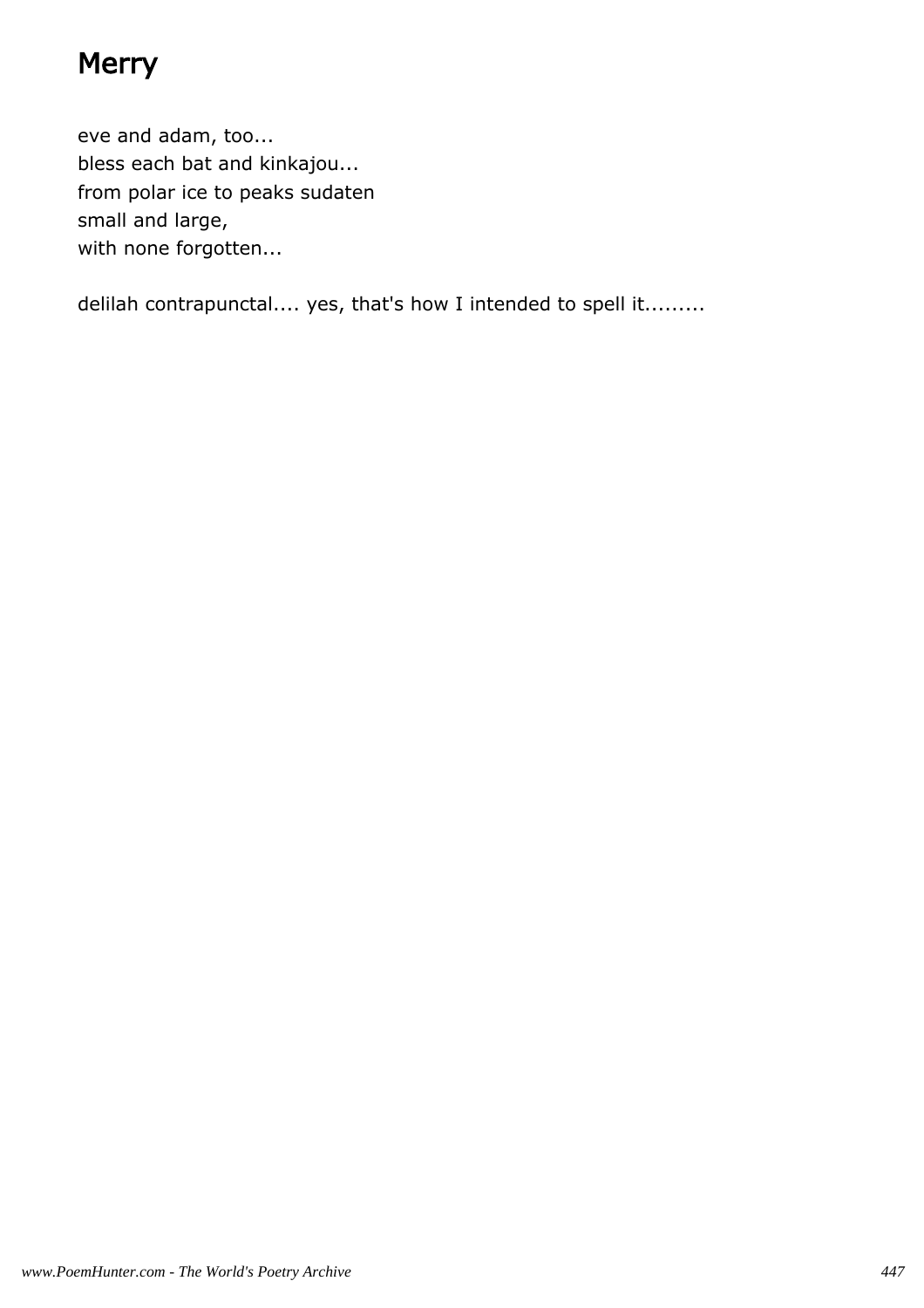# Merry

eve and adam, too...  
bless each bat and kinkajou...  
from polar ice to peaks sudaten  
small and large,  
with none forgotten...

delilah contrapunctal.... yes, that's how I intended to spell it.........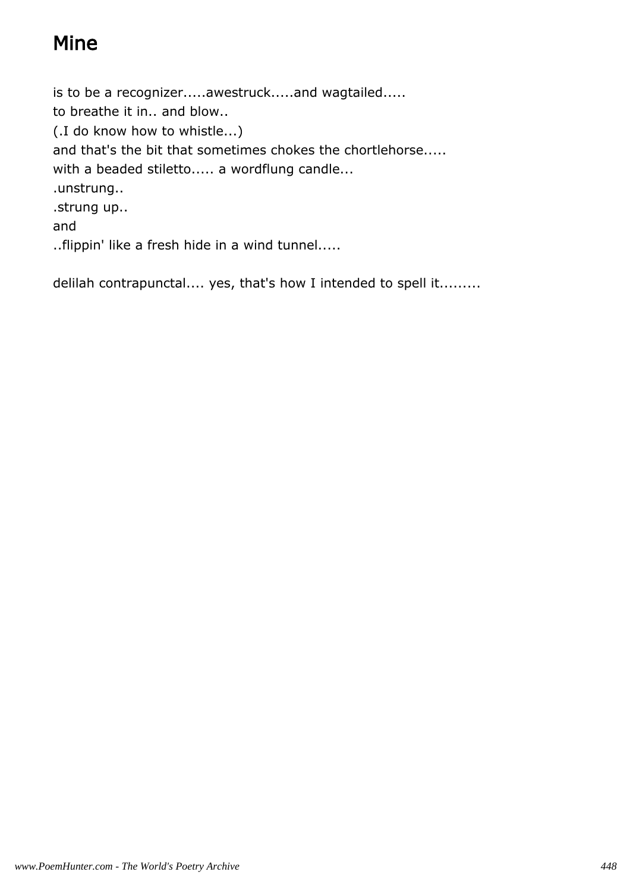# Mine

is to be a recognizer.....awestruck.....and wagtailed.....
to breathe it in.. and blow..
(.I do know how to whistle...)
and that's the bit that sometimes chokes the chortlehorse.....
with a beaded stiletto..... a wordflung candle...
.unstrung..
.strung up..
and
..flippin' like a fresh hide in a wind tunnel.....

delilah contrapunctal.... yes, that's how I intended to spell it.........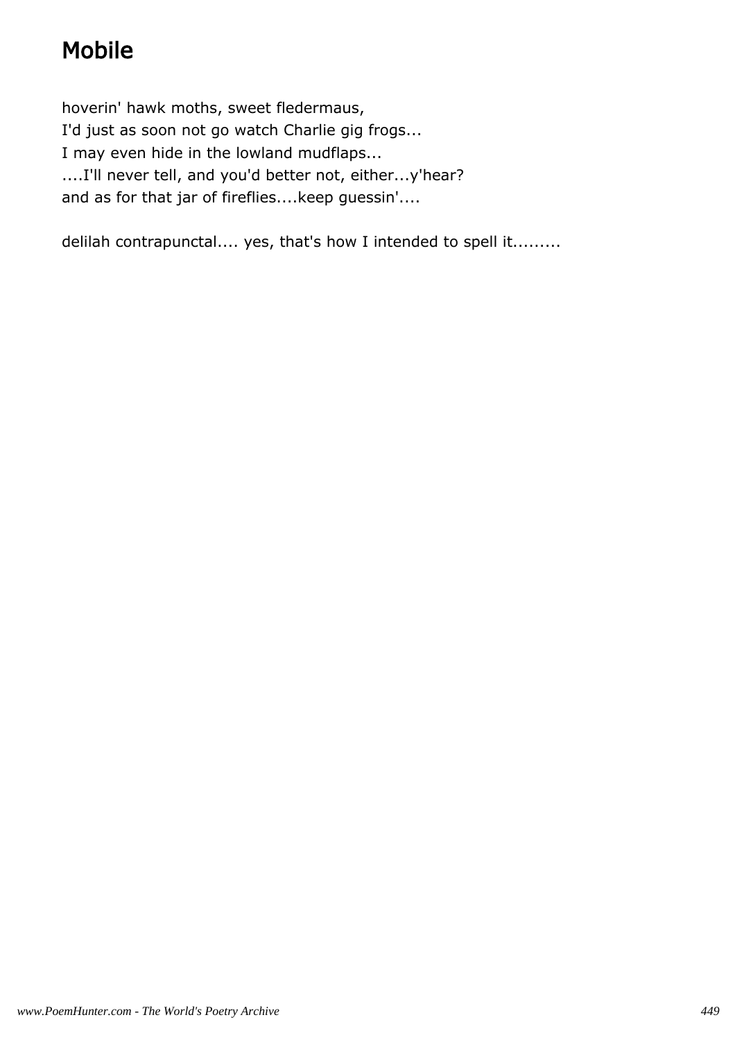# Mobile

hoverin' hawk moths, sweet fledermaus,
I'd just as soon not go watch Charlie gig frogs...
I may even hide in the lowland mudflaps...
....I'll never tell, and you'd better not, either...y'hear?
and as for that jar of fireflies....keep guessin'....

delilah contrapunctal.... yes, that's how I intended to spell it.........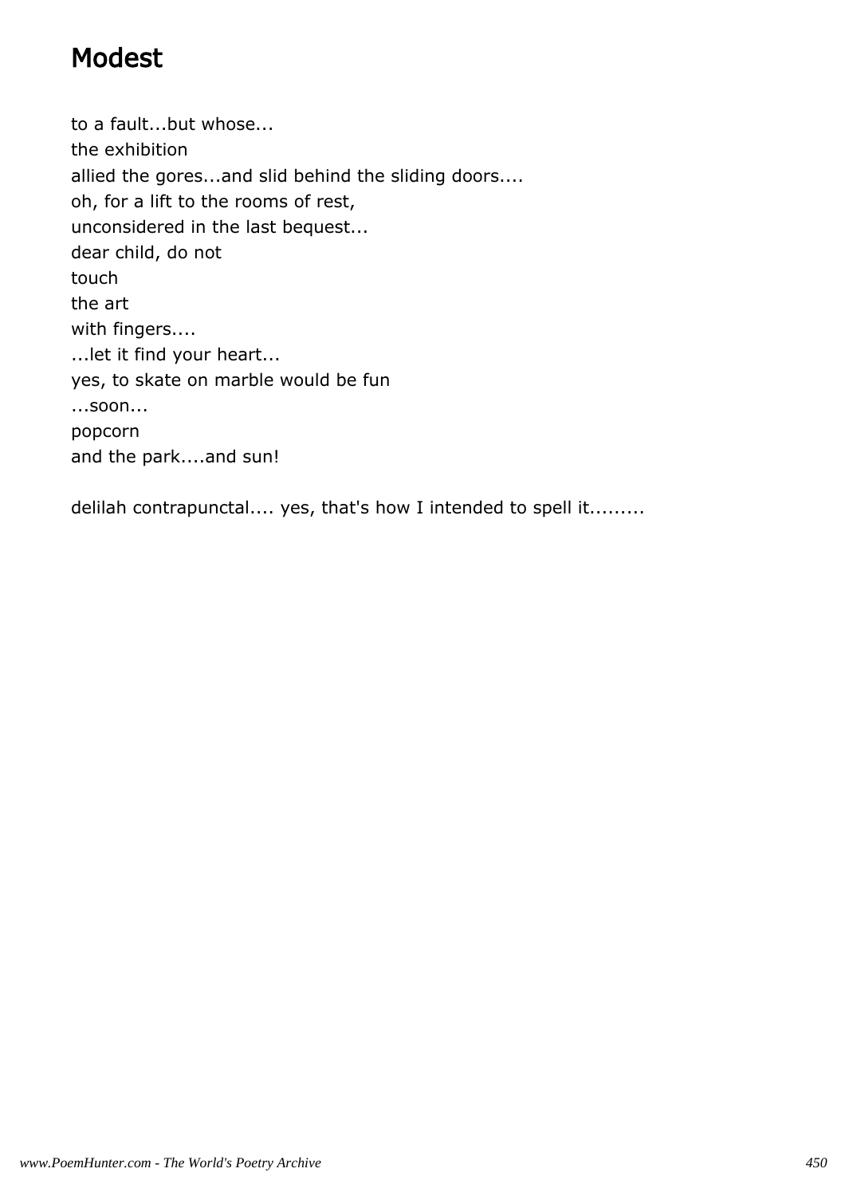# Modest

to a fault...but whose...
the exhibition
allied the gores...and slid behind the sliding doors....
oh, for a lift to the rooms of rest,
unconsidered in the last bequest...
dear child, do not
touch
the art
with fingers....
...let it find your heart...
yes, to skate on marble would be fun
...soon...
popcorn
and the park....and sun!

delilah contrapunctal.... yes, that's how I intended to spell it.........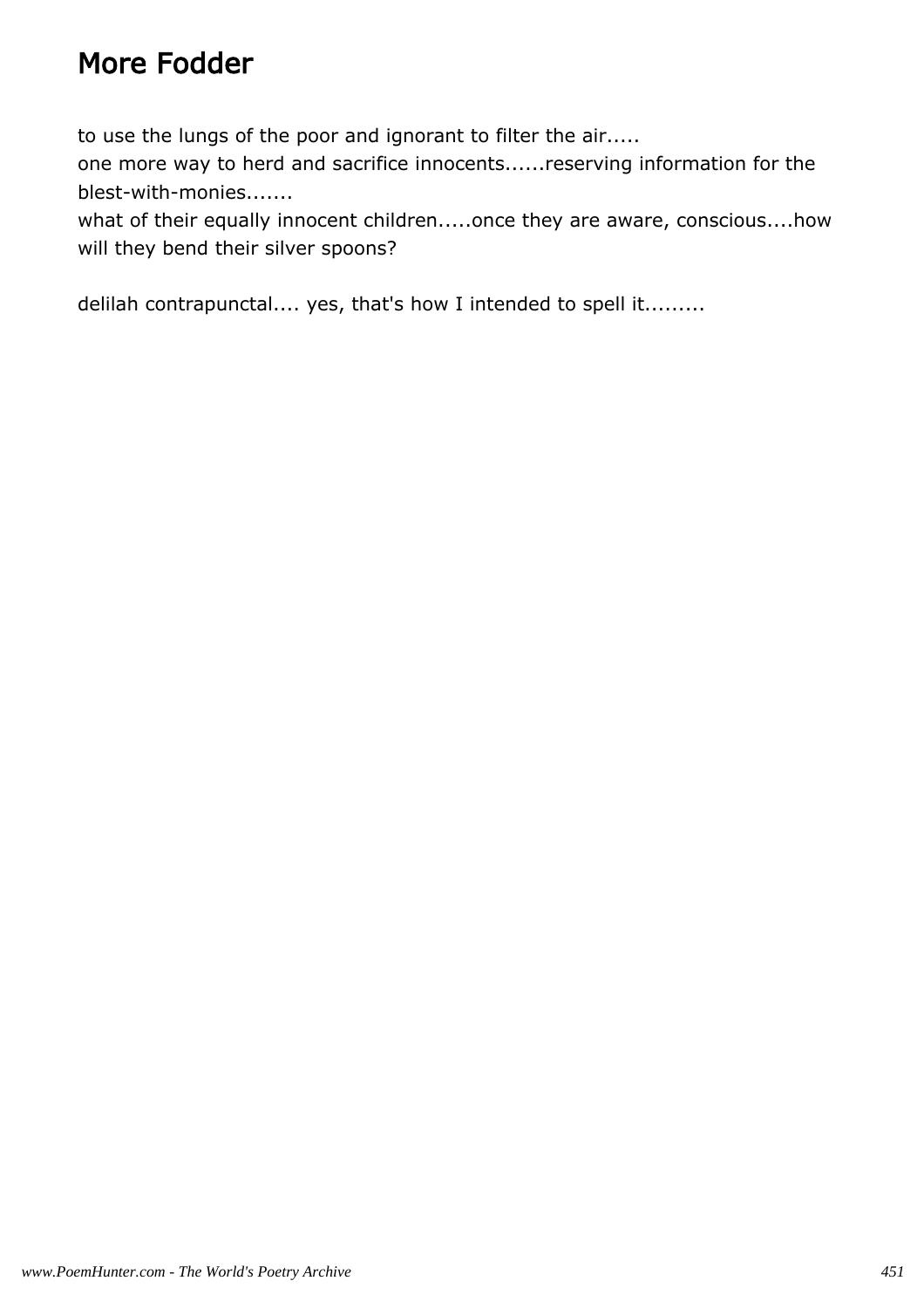# More Fodder

to use the lungs of the poor and ignorant to filter the air.....
one more way to herd and sacrifice innocents......reserving information for the blest-with-monies.......
what of their equally innocent children.....once they are aware, conscious....how will they bend their silver spoons?

delilah contrapunctal.... yes, that's how I intended to spell it.........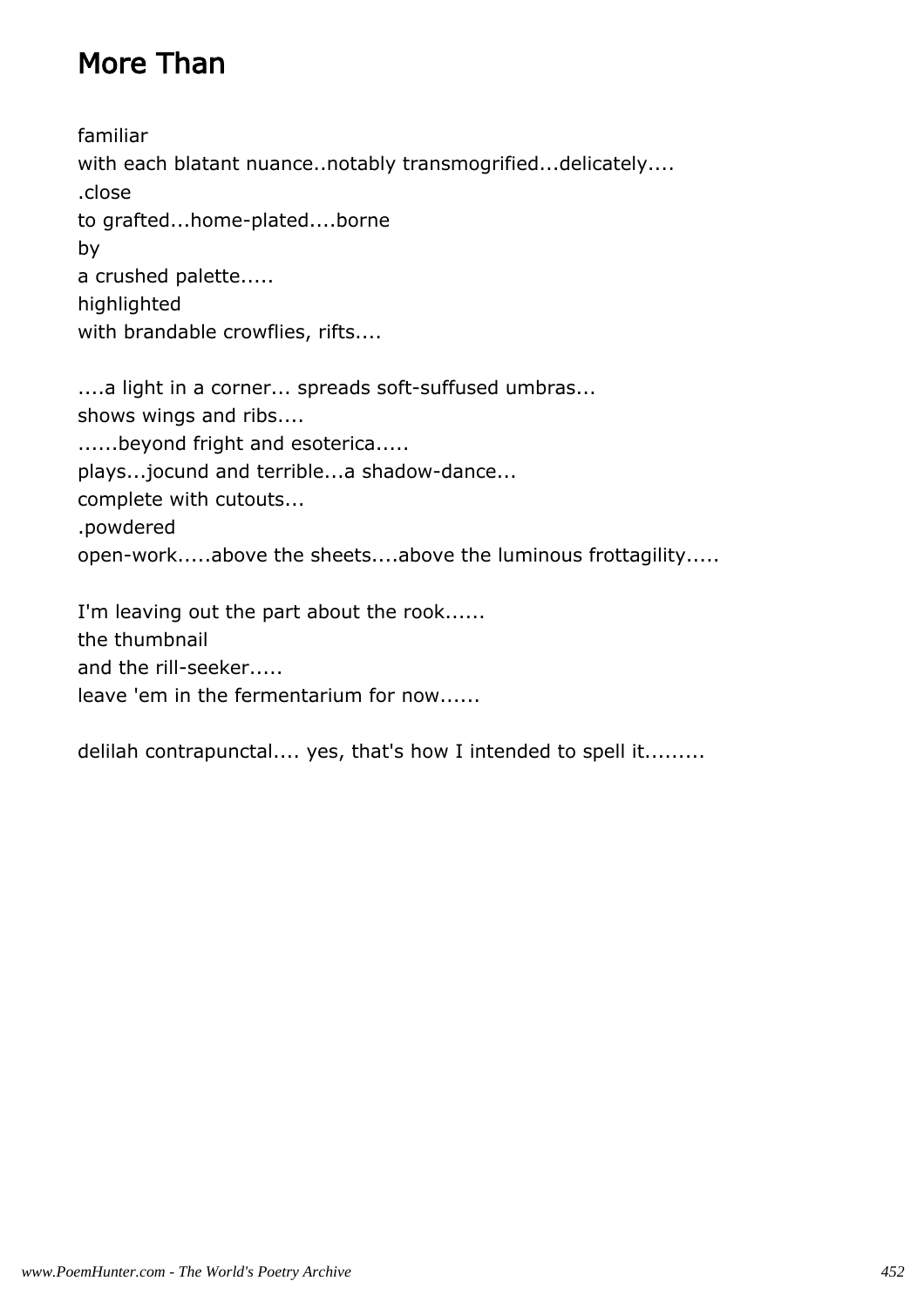# More Than

familiar
with each blatant nuance..notably transmogrified...delicately....
.close
to grafted...home-plated....borne
by
a crushed palette.....
highlighted
with brandable crowflies, rifts....

....a light in a corner... spreads soft-suffused umbras...
shows wings and ribs....
......beyond fright and esoterica.....
plays...jocund and terrible...a shadow-dance...
complete with cutouts...
.powdered
open-work.....above the sheets....above the luminous frottagility.....

I'm leaving out the part about the rook......
the thumbnail
and the rill-seeker.....
leave 'em in the fermentarium for now......

delilah contrapunctal.... yes, that's how I intended to spell it.........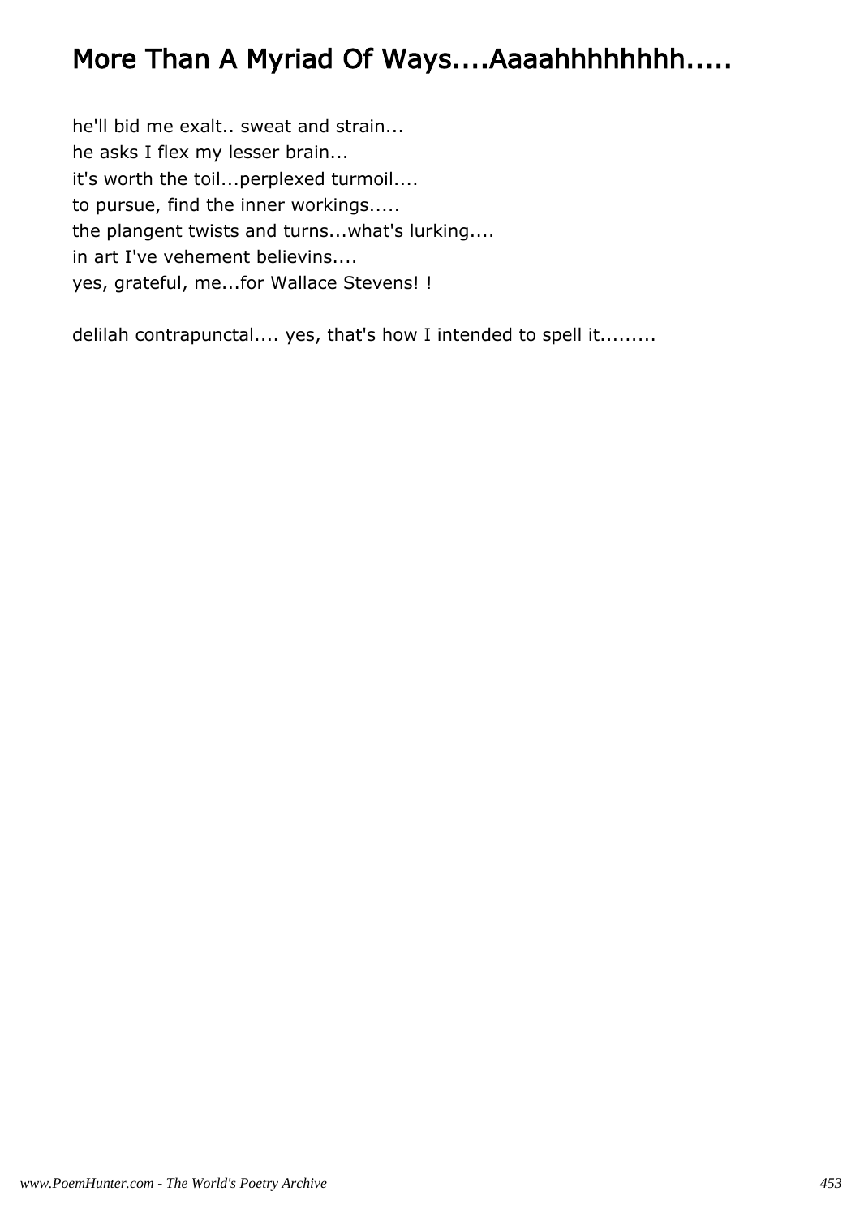# More Than A Myriad Of Ways....Aaaahhhhhhhh.....

he'll bid me exalt.. sweat and strain...  
he asks I flex my lesser brain...  
it's worth the toil...perplexed turmoil....  
to pursue, find the inner workings.....  
the plangent twists and turns...what's lurking....  
in art I've vehement believins....  
yes, grateful, me...for Wallace Stevens! !

delilah contrapunctal.... yes, that's how I intended to spell it.........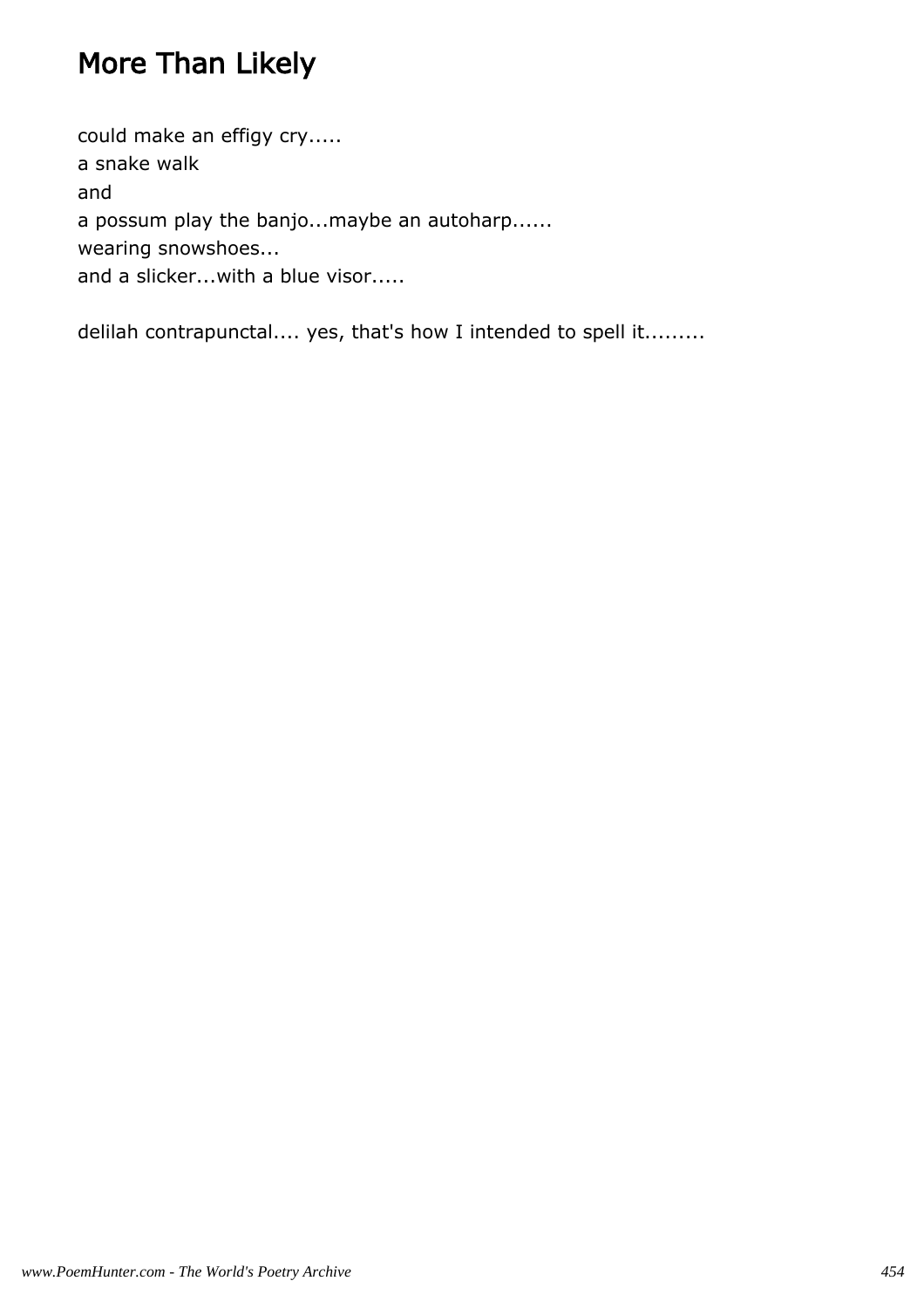# More Than Likely

could make an effigy cry.....  
a snake walk  
and  
a possum play the banjo...maybe an autoharp......  
wearing snowshoes...  
and a slicker...with a blue visor.....

delilah contrapunctal.... yes, that's how I intended to spell it.........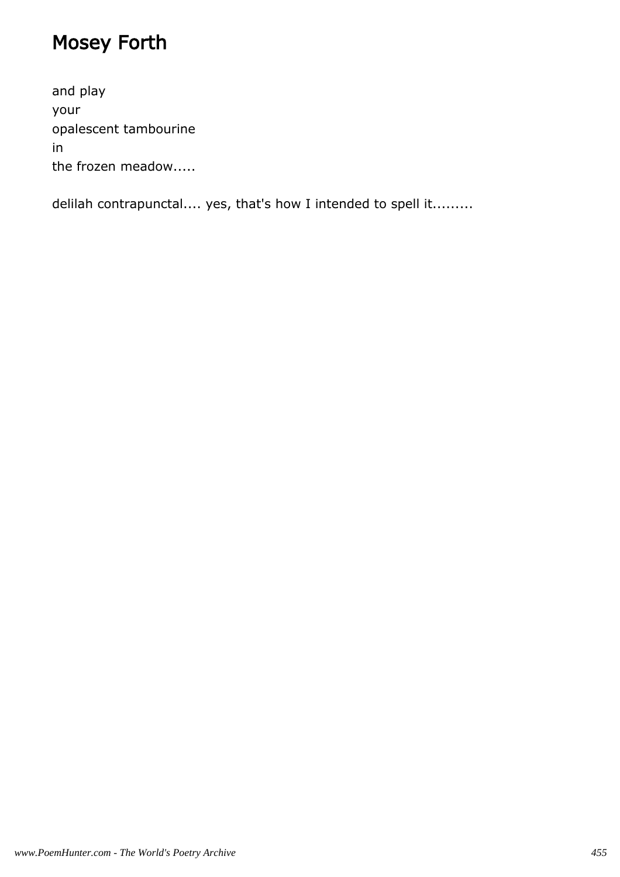# Mosey Forth

and play
your
opalescent tambourine
in
the frozen meadow.....

delilah contrapunctal.... yes, that's how I intended to spell it.........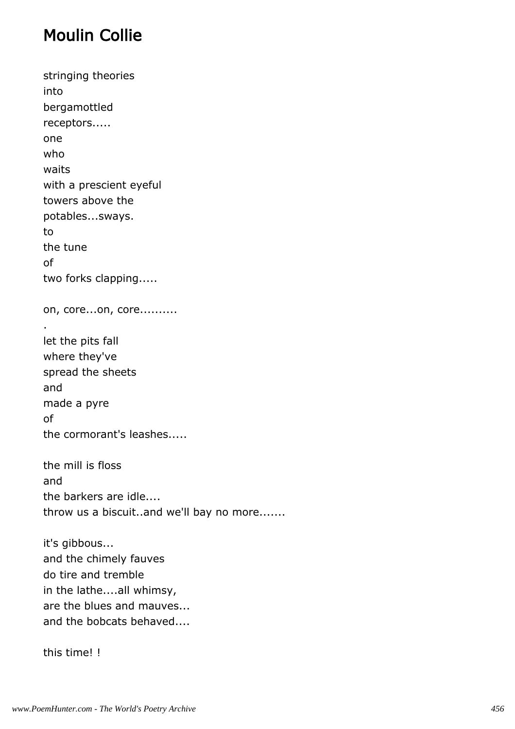# Moulin Collie

stringing theories  
into  
bergamottled  
receptors.....  
one  
who  
waits  
with a prescient eyeful  
towers above the  
potables...sways.  
to  
the tune  
of  
two forks clapping.....

on, core...on, core..........  
.  
let the pits fall  
where they've  
spread the sheets  
and  
made a pyre  
of  
the cormorant's leashes.....

the mill is floss  
and  
the barkers are idle....  
throw us a biscuit..and we'll bay no more.......

it's gibbous...  
and the chimely fauves  
do tire and tremble  
in the lathe....all whimsy,  
are the blues and mauves...  
and the bobcats behaved....

this time! !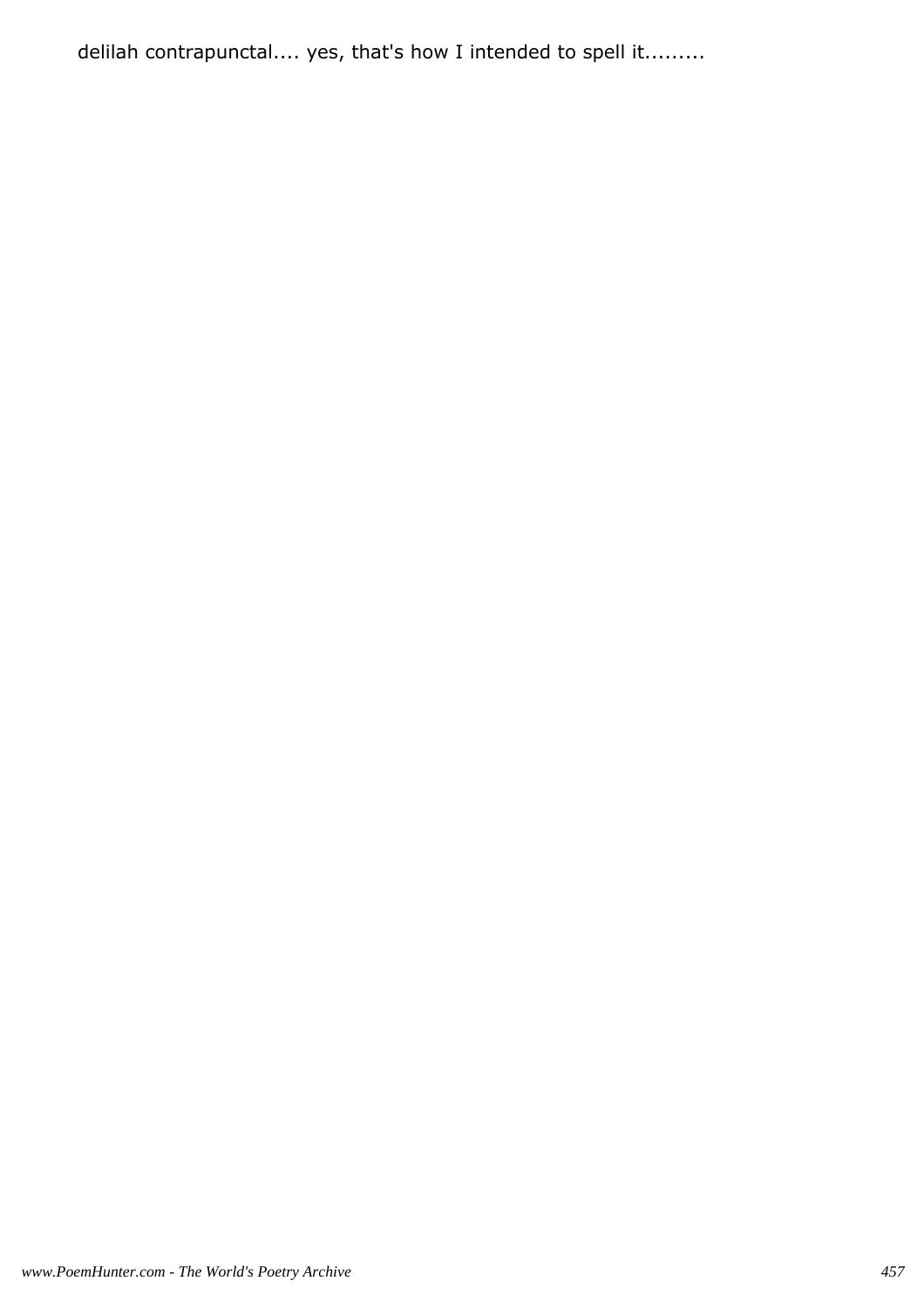delilah contrapunctal.... yes, that's how I intended to spell it.........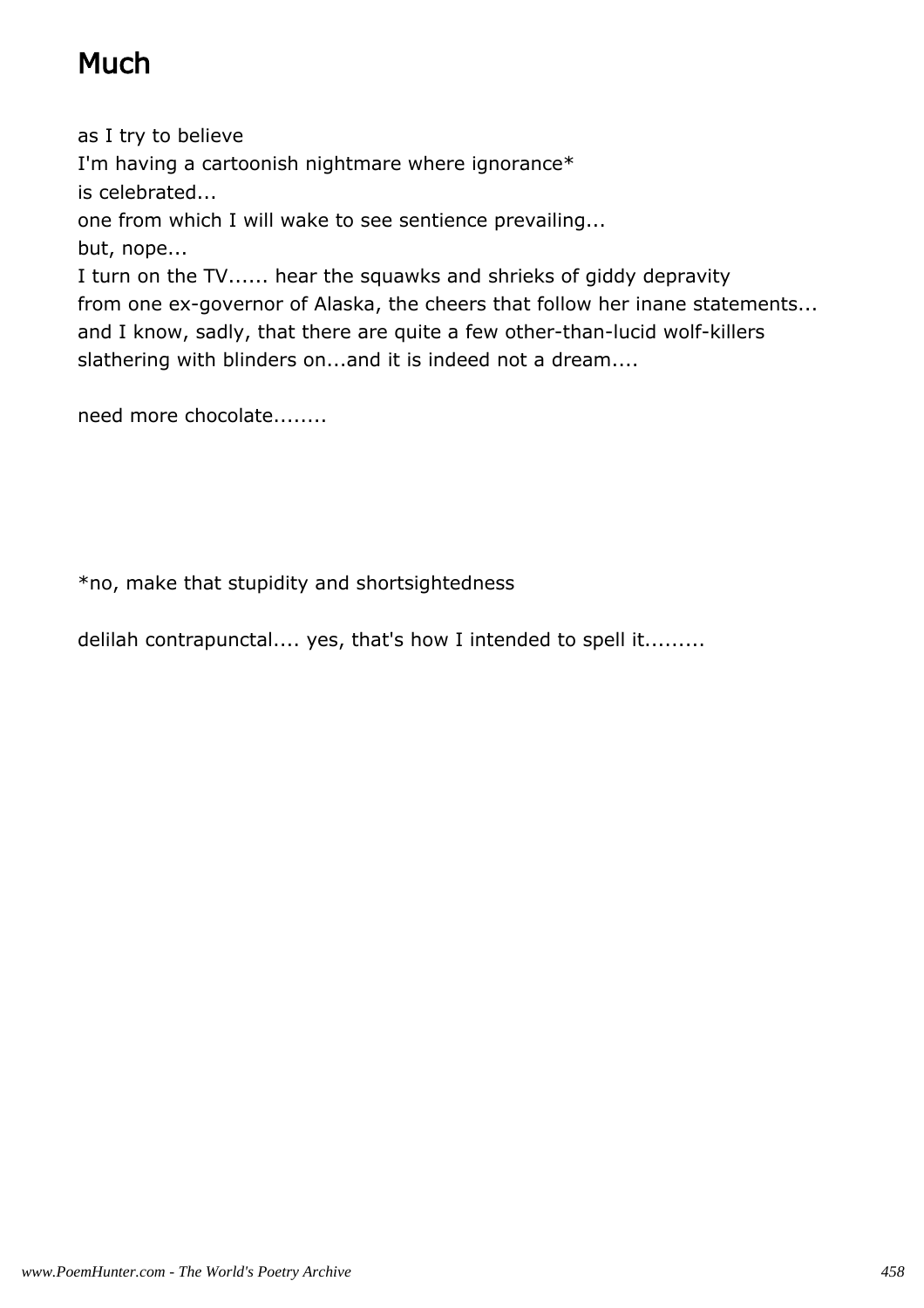# Much

as I try to believe  
I'm having a cartoonish nightmare where ignorance*  
is celebrated...  
one from which I will wake to see sentience prevailing...  
but, nope...  
I turn on the TV...... hear the squawks and shrieks of giddy depravity  
from one ex-governor of Alaska, the cheers that follow her inane statements...  
and I know, sadly, that there are quite a few other-than-lucid wolf-killers  
slathering with blinders on...and it is indeed not a dream....

need more chocolate........

*no, make that stupidity and shortsightedness

delilah contrapunctal.... yes, that's how I intended to spell it.........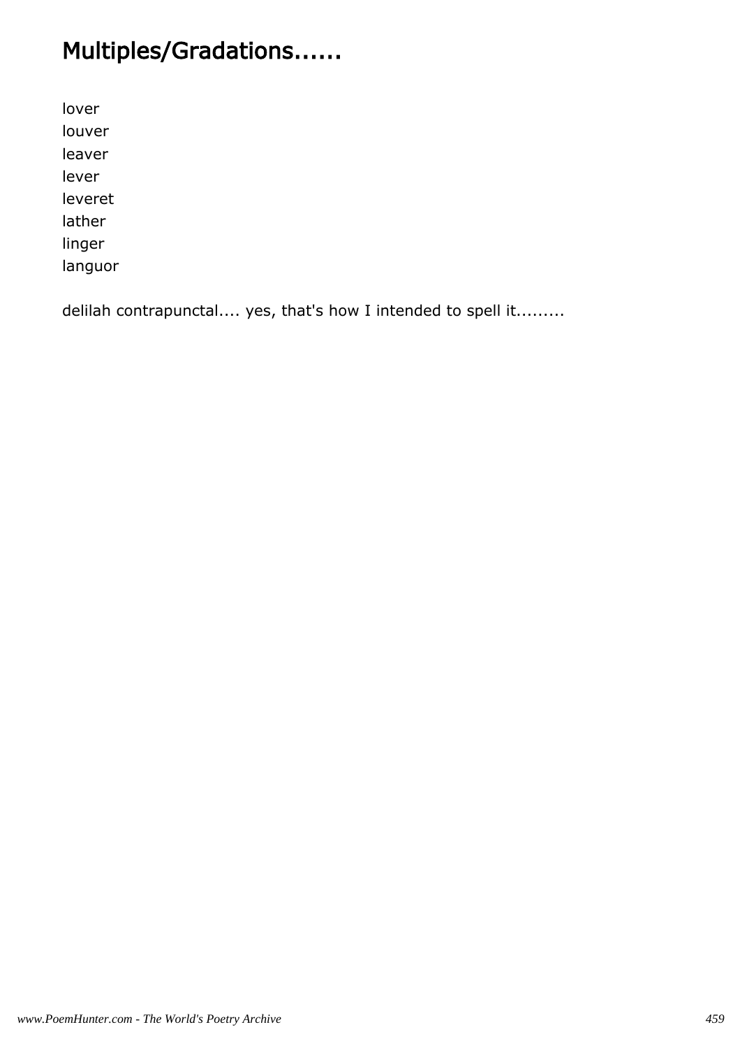# Multiples/Gradations......

lover
louver
leaver
lever
leveret
lather
linger
languor

delilah contrapunctal.... yes, that's how I intended to spell it.........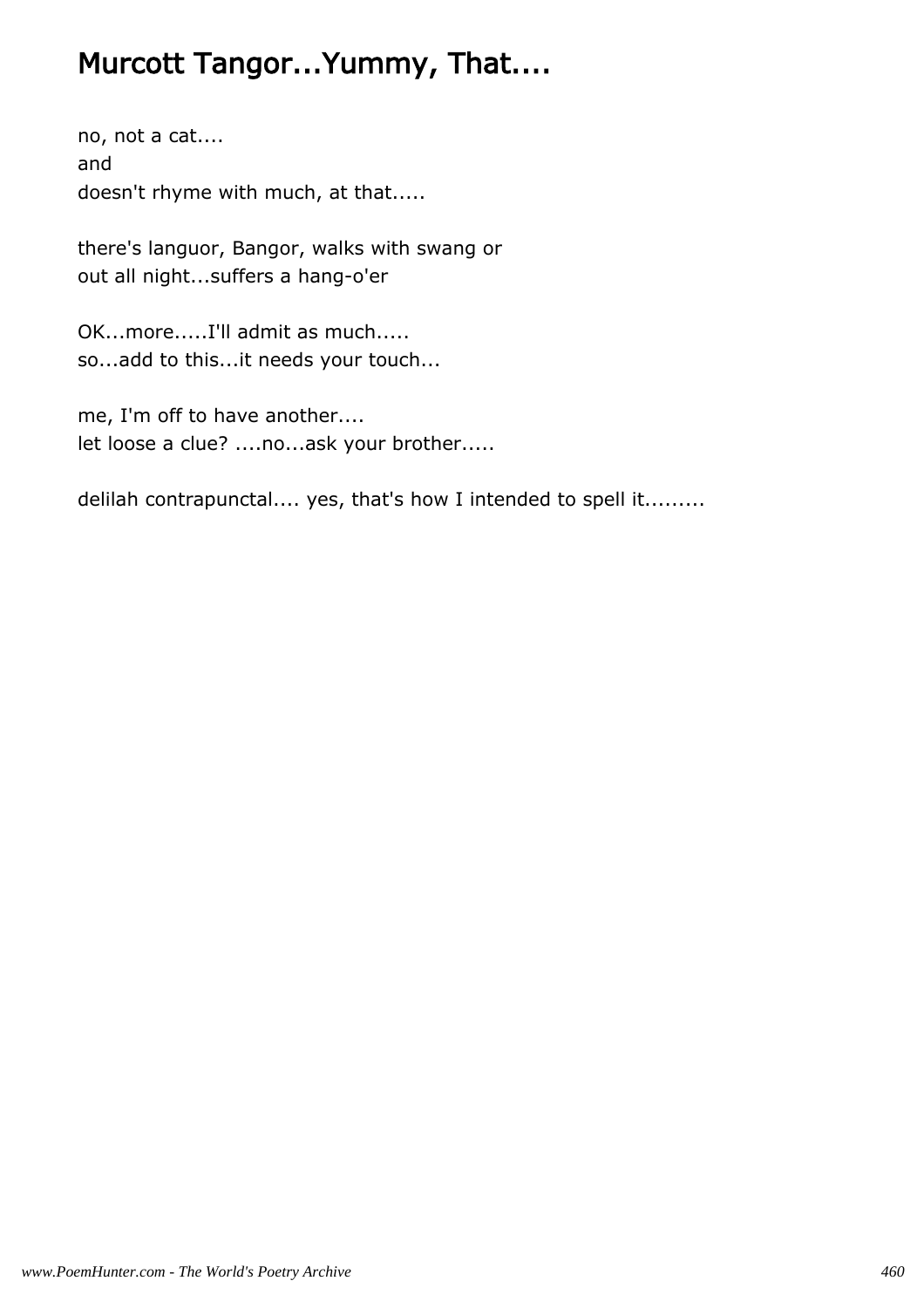# Murcott Tangor...Yummy, That....

no, not a cat....
and
doesn't rhyme with much, at that.....

there's languor, Bangor, walks with swang or
out all night...suffers a hang-o'er

OK...more.....I'll admit as much.....
so...add to this...it needs your touch...

me, I'm off to have another....
let loose a clue? ....no...ask your brother.....

delilah contrapunctal.... yes, that's how I intended to spell it.........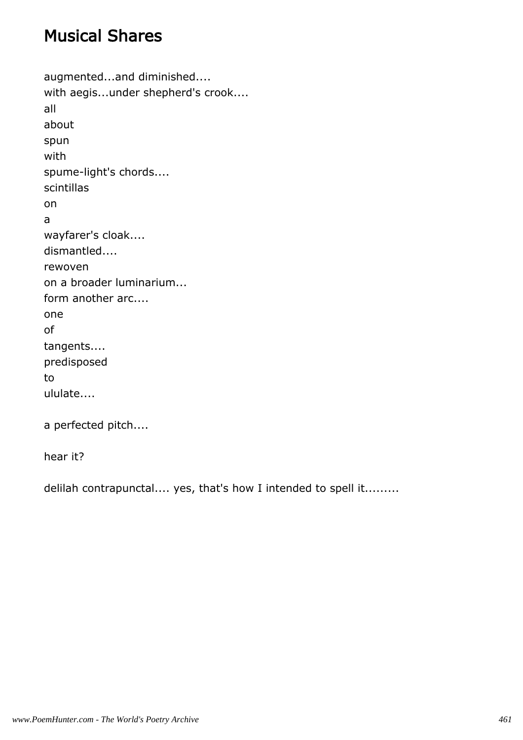# Musical Shares

augmented...and diminished....
with aegis...under shepherd's crook....
all
about
spun
with
spume-light's chords....
scintillas
on
a
wayfarer's cloak....
dismantled....
rewoven
on a broader luminarium...
form another arc....
one
of
tangents....
predisposed
to
ululate....

a perfected pitch....

hear it?

delilah contrapunctal.... yes, that's how I intended to spell it.........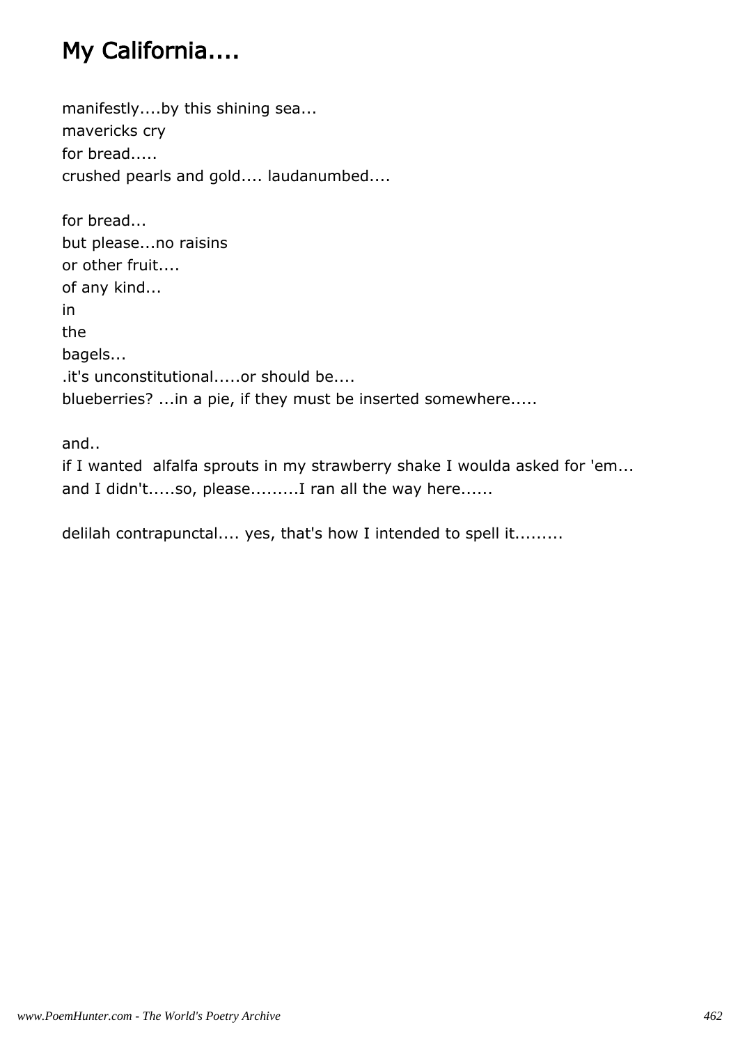# My California....

manifestly....by this shining sea...
mavericks cry
for bread.....
crushed pearls and gold.... laudanumbed....

for bread...
but please...no raisins
or other fruit....
of any kind...
in
the
bagels...
.it's unconstitutional.....or should be....
blueberries? ...in a pie, if they must be inserted somewhere.....

and..
if I wanted  alfalfa sprouts in my strawberry shake I woulda asked for 'em...
and I didn't.....so, please.........I ran all the way here......

delilah contrapunctal.... yes, that's how I intended to spell it.........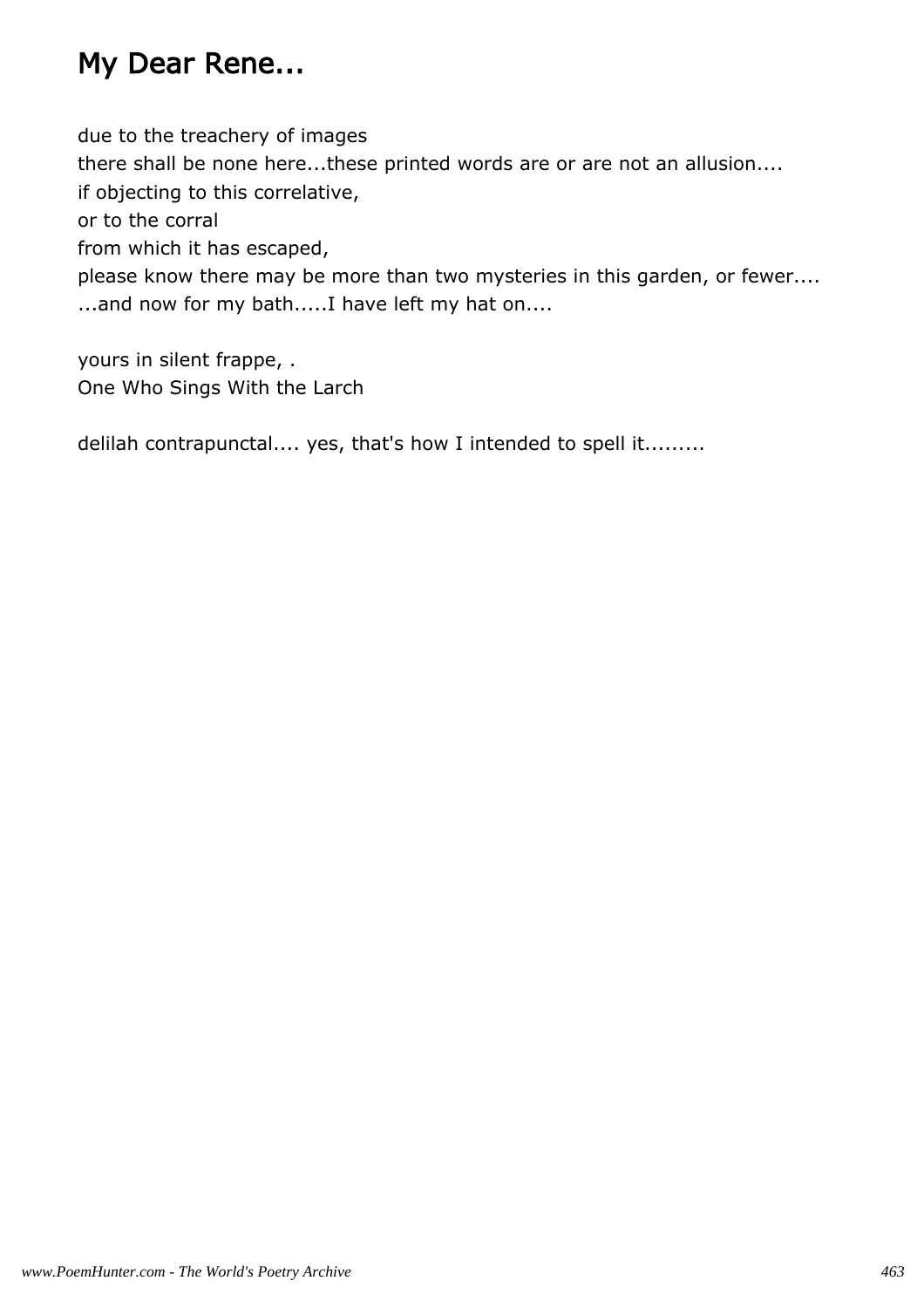# My Dear Rene...

due to the treachery of images  
there shall be none here...these printed words are or are not an allusion....  
if objecting to this correlative,  
or to the corral  
from which it has escaped,  
please know there may be more than two mysteries in this garden, or fewer....  
...and now for my bath.....I have left my hat on....

yours in silent frappe, .  
One Who Sings With the Larch

delilah contrapunctal.... yes, that's how I intended to spell it.........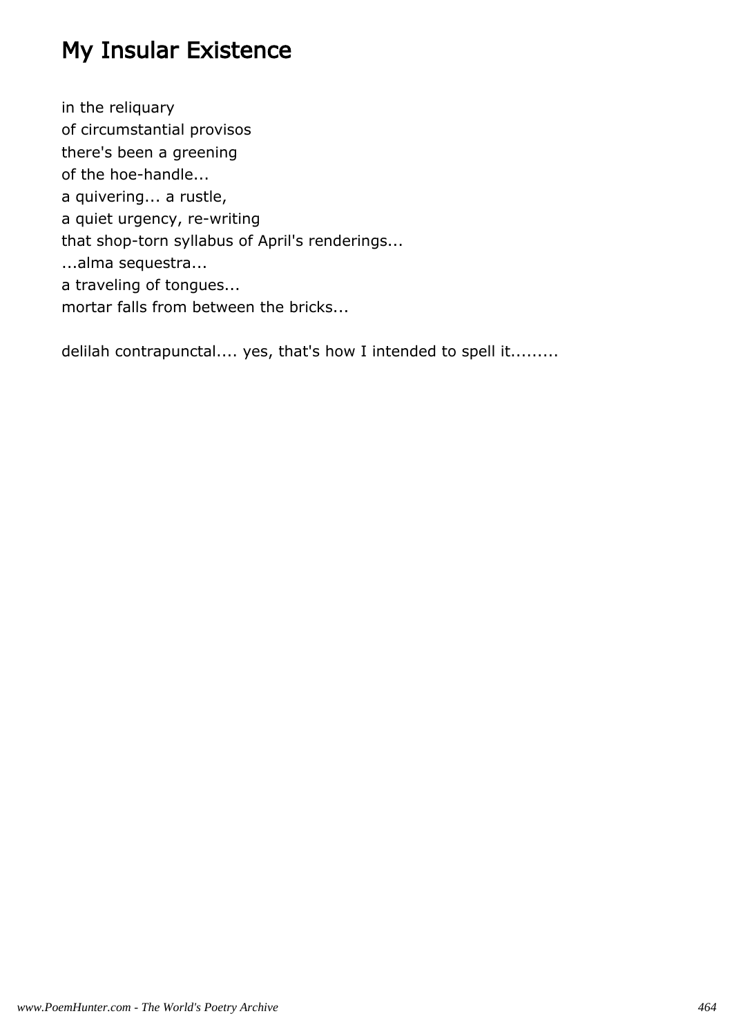## My Insular Existence

in the reliquary
of circumstantial provisos
there's been a greening
of the hoe-handle...
a quivering... a rustle,
a quiet urgency, re-writing
that shop-torn syllabus of April's renderings...
...alma sequestra...
a traveling of tongues...
mortar falls from between the bricks...

delilah contrapunctal.... yes, that's how I intended to spell it.........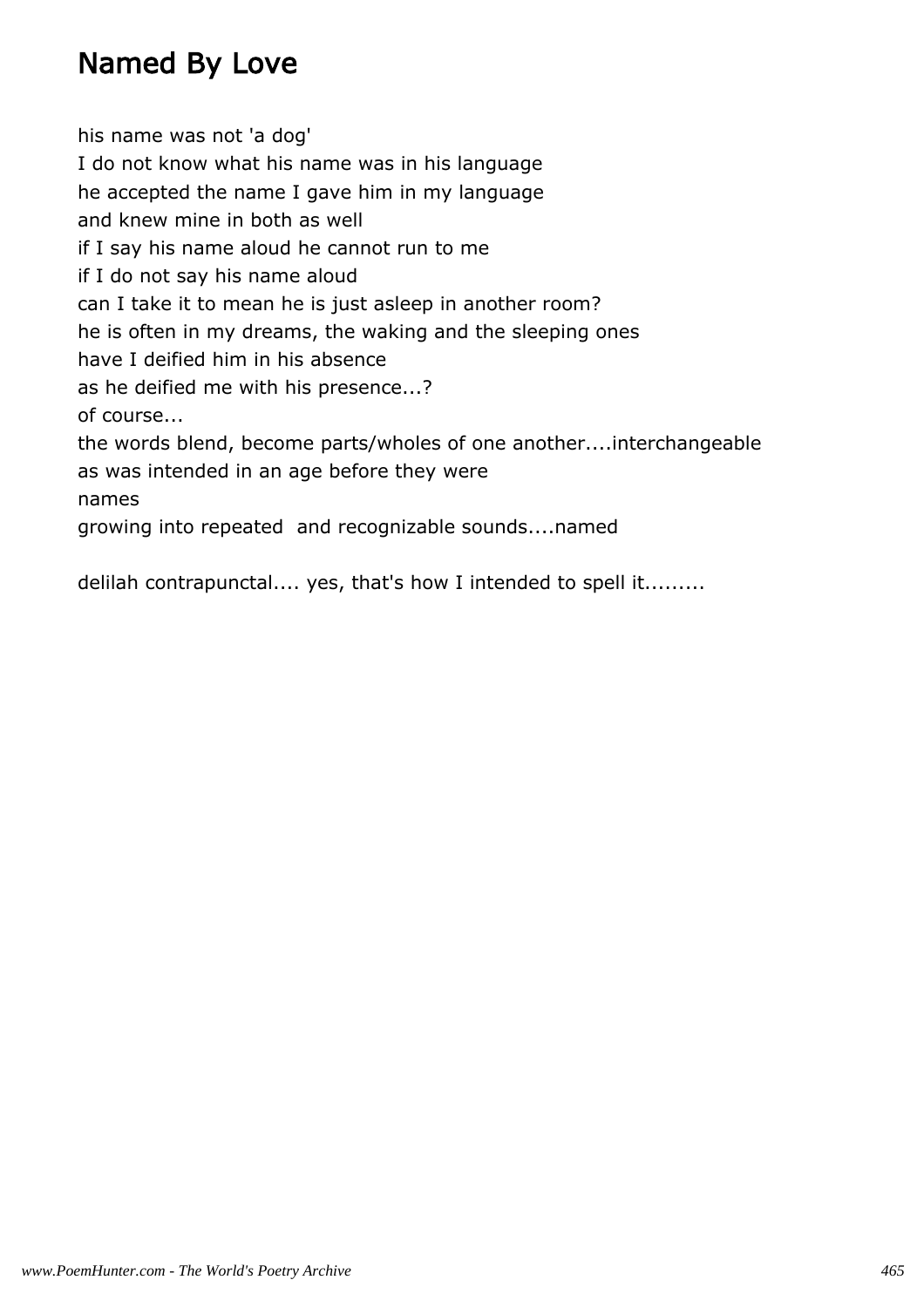# Named By Love

his name was not 'a dog'
I do not know what his name was in his language
he accepted the name I gave him in my language
and knew mine in both as well
if I say his name aloud he cannot run to me
if I do not say his name aloud
can I take it to mean he is just asleep in another room?
he is often in my dreams, the waking and the sleeping ones
have I deified him in his absence
as he deified me with his presence...?
of course...
the words blend, become parts/wholes of one another....interchangeable
as was intended in an age before they were
names
growing into repeated  and recognizable sounds....named

delilah contrapunctal.... yes, that's how I intended to spell it.........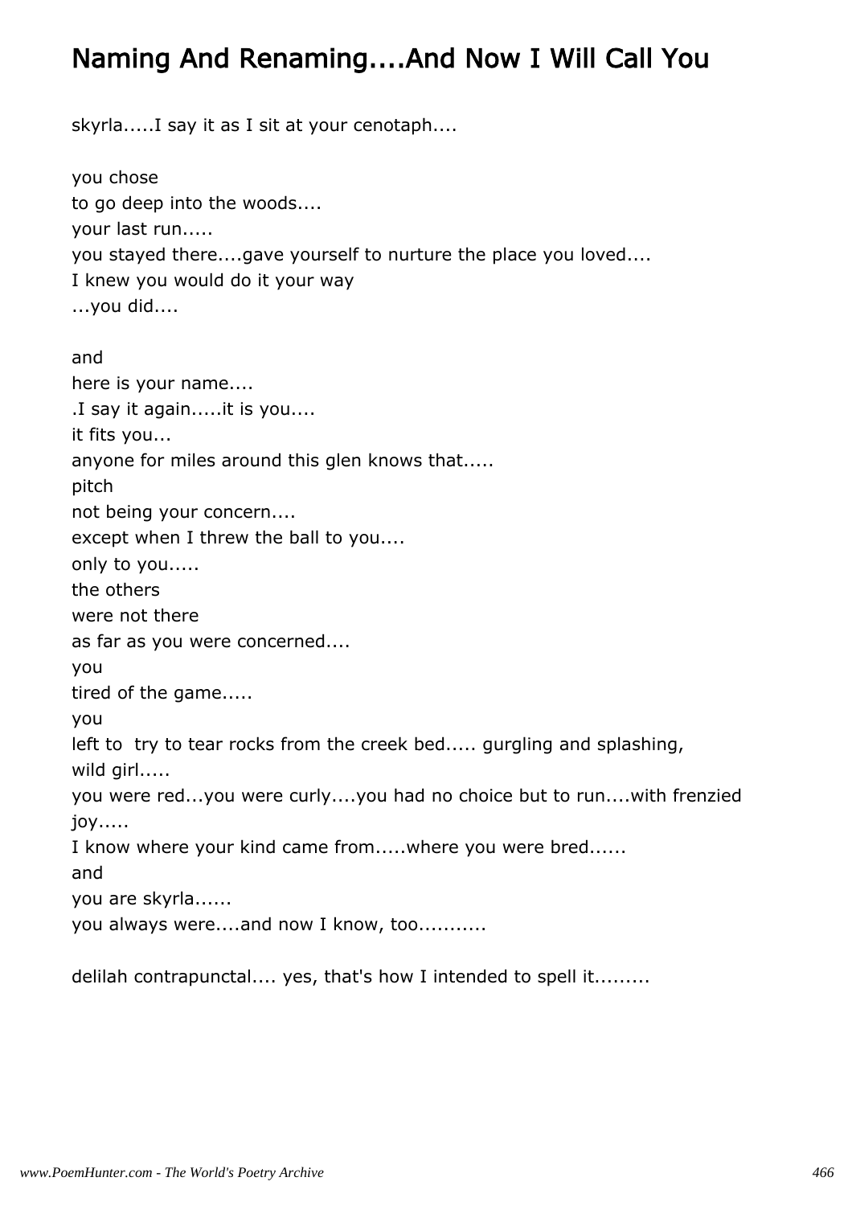# Naming And Renaming....And Now I Will Call You

skyrla.....I say it as I sit at your cenotaph....

you chose
to go deep into the woods....
your last run.....
you stayed there....gave yourself to nurture the place you loved....
I knew you would do it your way
...you did....

and
here is your name....
.I say it again.....it is you....
it fits you...
anyone for miles around this glen knows that.....
pitch
not being your concern....
except when I threw the ball to you....
only to you.....
the others
were not there
as far as you were concerned....
you
tired of the game.....
you
left to  try to tear rocks from the creek bed..... gurgling and splashing,
wild girl.....
you were red...you were curly....you had no choice but to run....with frenzied
joy.....
I know where your kind came from.....where you were bred......
and
you are skyrla......
you always were....and now I know, too...........

delilah contrapunctal.... yes, that's how I intended to spell it.........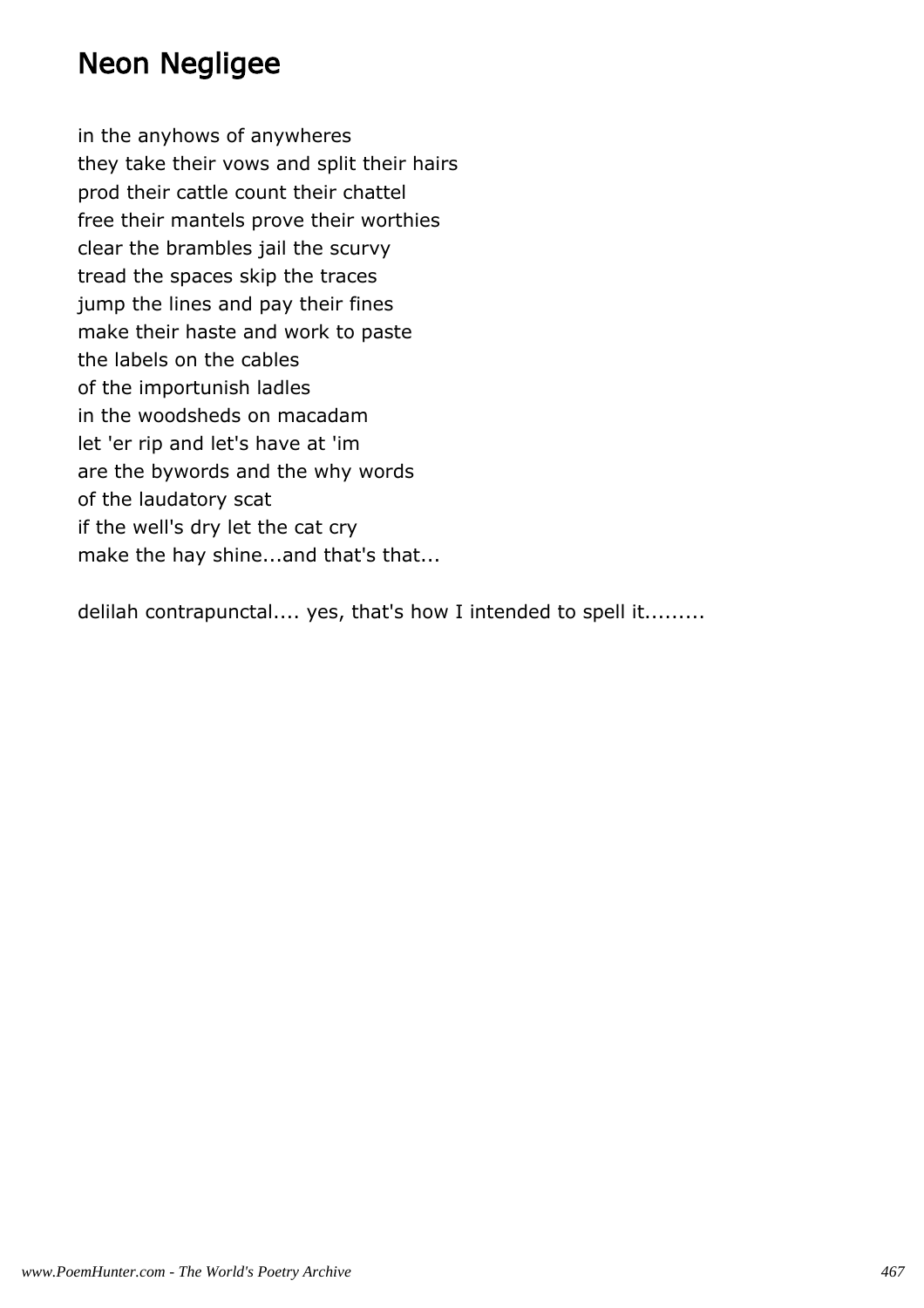# Neon Negligee

in the anyhows of anywheres  
they take their vows and split their hairs  
prod their cattle count their chattel  
free their mantels prove their worthies  
clear the brambles jail the scurvy  
tread the spaces skip the traces  
jump the lines and pay their fines  
make their haste and work to paste  
the labels on the cables  
of the importunish ladles  
in the woodsheds on macadam  
let 'er rip and let's have at 'im  
are the bywords and the why words  
of the laudatory scat  
if the well's dry let the cat cry  
make the hay shine...and that's that...

delilah contrapunctal.... yes, that's how I intended to spell it.........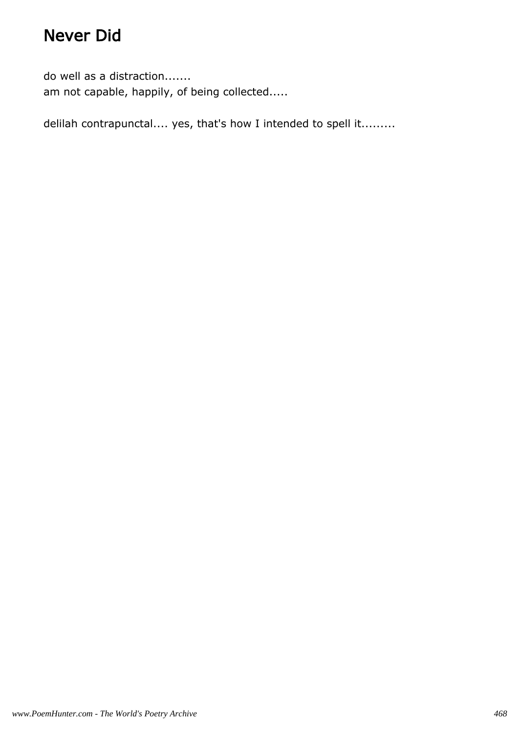# Never Did

do well as a distraction.......
am not capable, happily, of being collected.....

delilah contrapunctal.... yes, that's how I intended to spell it.........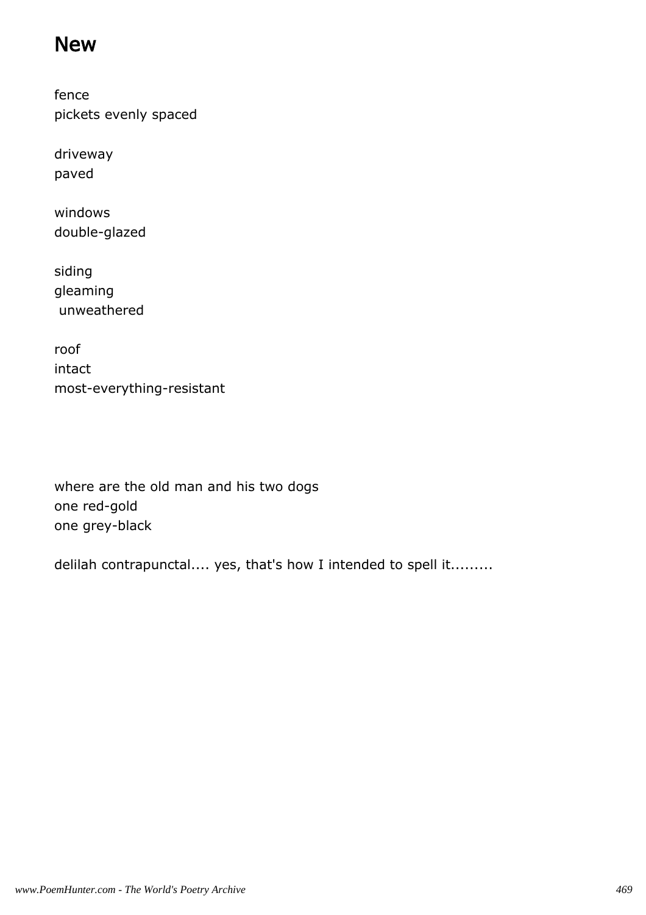## New

fence
pickets evenly spaced

driveway
paved

windows
double-glazed

siding
gleaming
 unweathered

roof
intact
most-everything-resistant

where are the old man and his two dogs
one red-gold
one grey-black

delilah contrapunctal.... yes, that's how I intended to spell it.........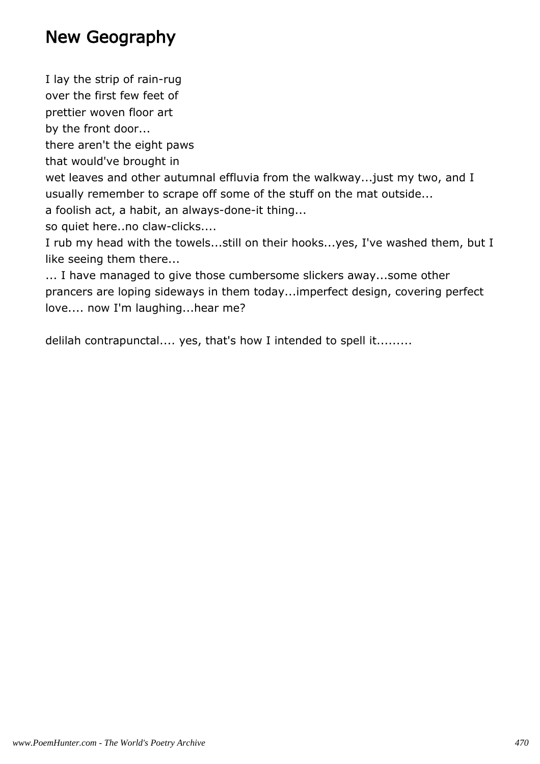## New Geography

I lay the strip of rain-rug
over the first few feet of
prettier woven floor art
by the front door...
there aren't the eight paws
that would've brought in
wet leaves and other autumnal effluvia from the walkway...just my two, and I usually remember to scrape off some of the stuff on the mat outside...
a foolish act, a habit, an always-done-it thing...
so quiet here..no claw-clicks....
I rub my head with the towels...still on their hooks...yes, I've washed them, but I like seeing them there...
... I have managed to give those cumbersome slickers away...some other prancers are loping sideways in them today...imperfect design, covering perfect love.... now I'm laughing...hear me?

delilah contrapunctal.... yes, that's how I intended to spell it.........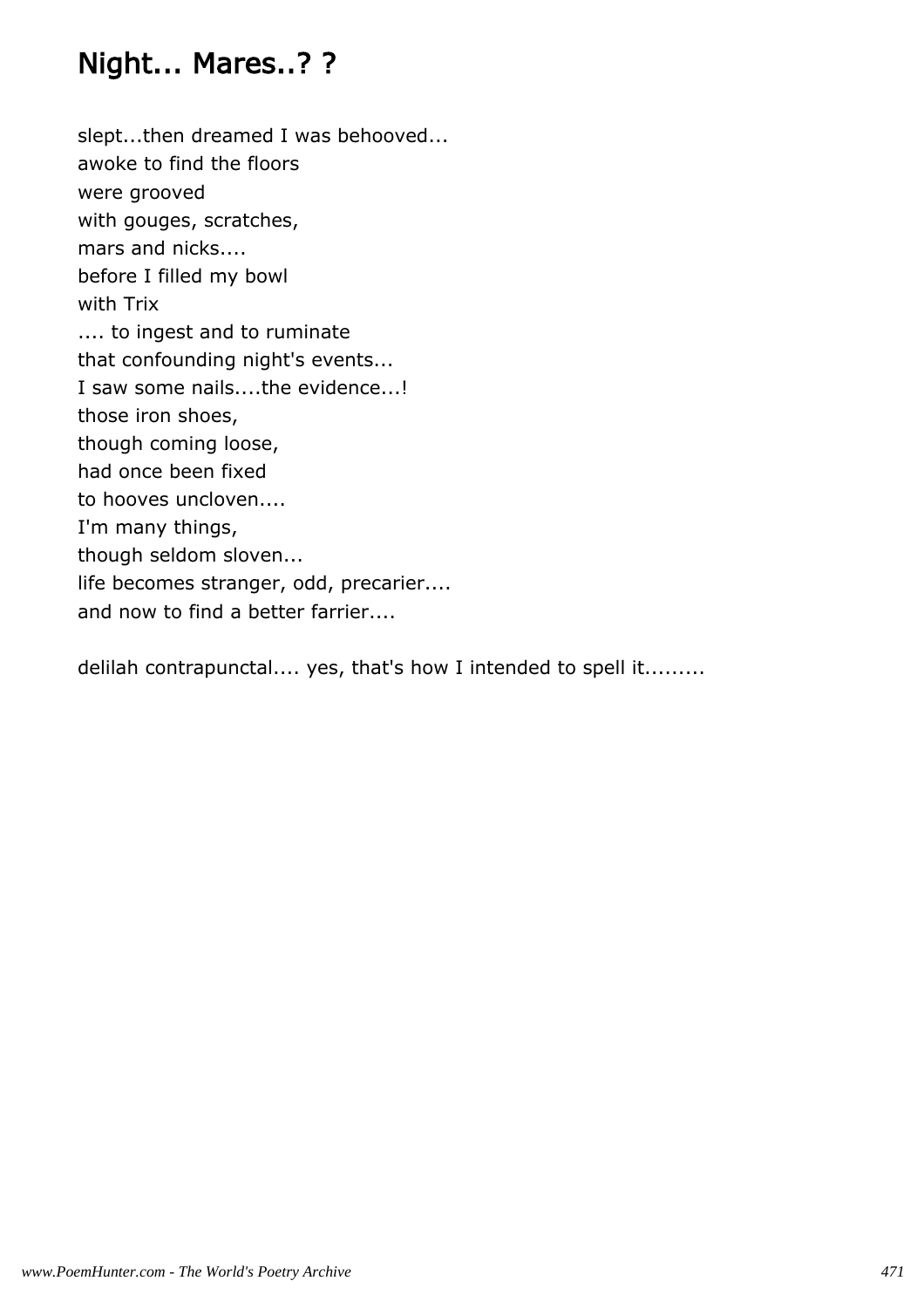## Night... Mares..? ?

slept...then dreamed I was behooved...  
awoke to find the floors  
were grooved  
with gouges, scratches,  
mars and nicks....  
before I filled my bowl  
with Trix  
.... to ingest and to ruminate  
that confounding night's events...  
I saw some nails....the evidence...!  
those iron shoes,  
though coming loose,  
had once been fixed  
to hooves uncloven....  
I'm many things,  
though seldom sloven...  
life becomes stranger, odd, precarier....  
and now to find a better farrier....

delilah contrapunctal.... yes, that's how I intended to spell it.........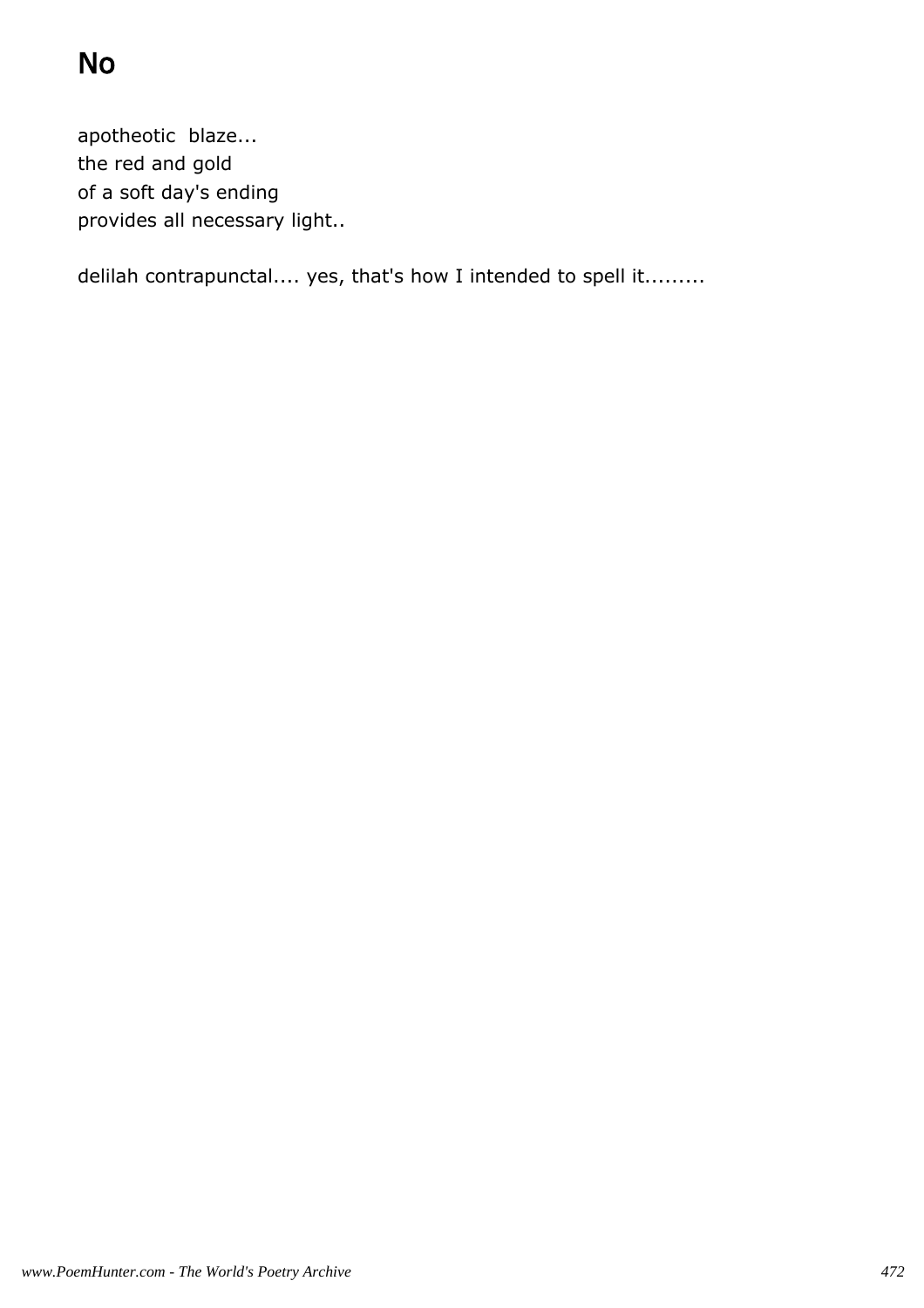# No

apotheotic  blaze...  
the red and gold  
of a soft day's ending  
provides all necessary light..

delilah contrapunctal.... yes, that's how I intended to spell it.........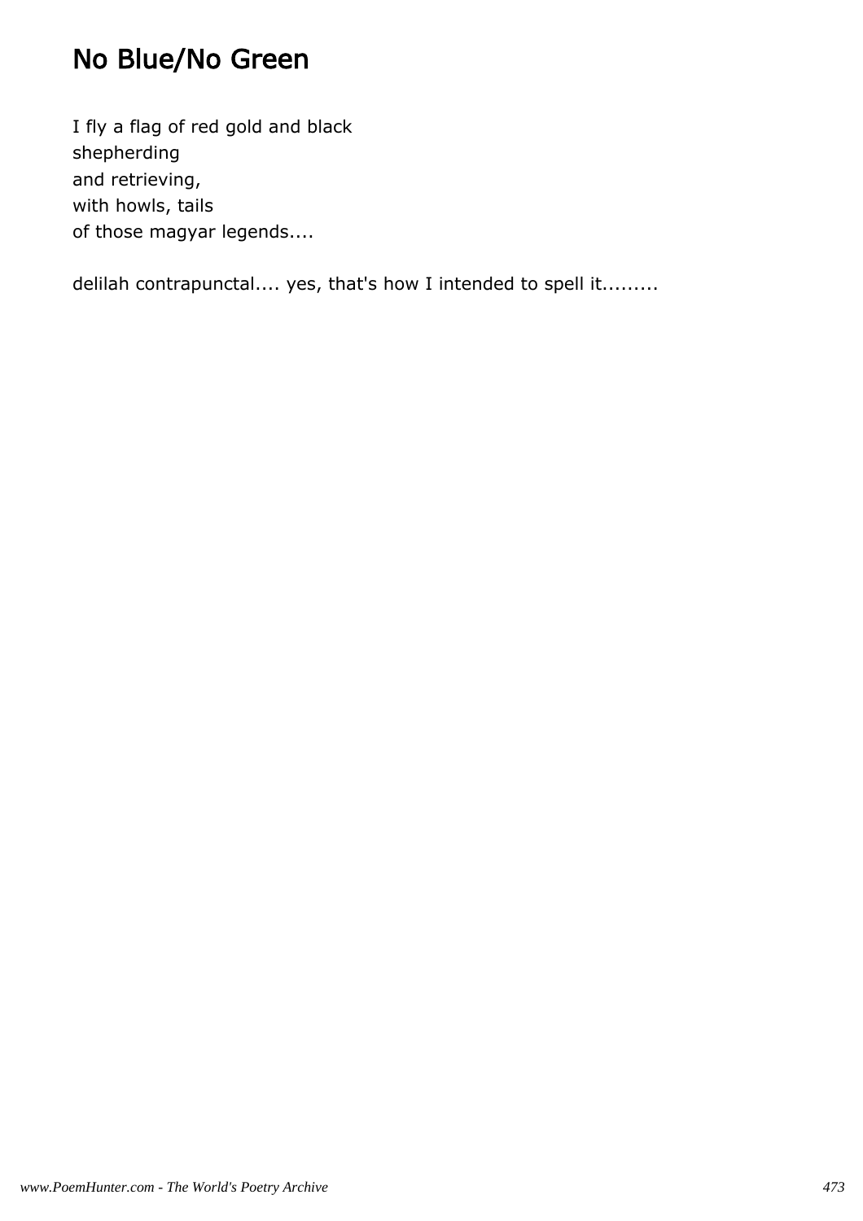# No Blue/No Green

I fly a flag of red gold and black
shepherding
and retrieving,
with howls, tails
of those magyar legends....

delilah contrapunctal.... yes, that's how I intended to spell it.........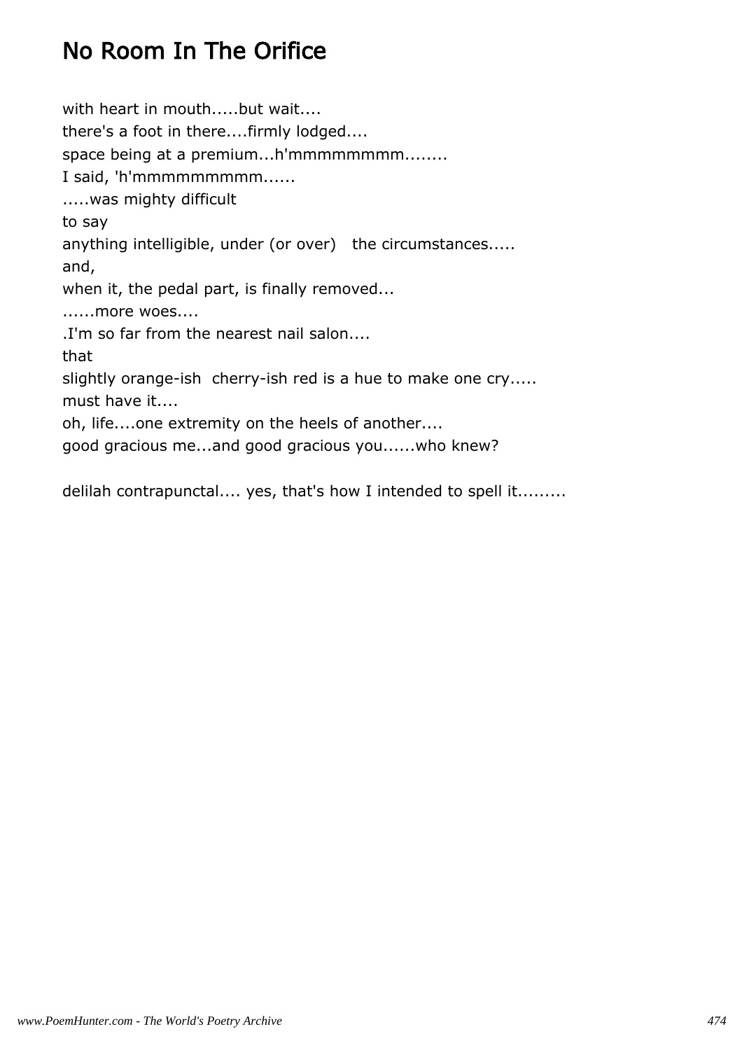# No Room In The Orifice

with heart in mouth.....but wait....
there's a foot in there....firmly lodged....
space being at a premium...h'mmmmmmmm........
I said, 'h'mmmmmmmmm......
.....was mighty difficult
to say
anything intelligible, under (or over)   the circumstances.....
and,
when it, the pedal part, is finally removed...
......more woes....
.I'm so far from the nearest nail salon....
that
slightly orange-ish  cherry-ish red is a hue to make one cry.....
must have it....
oh, life....one extremity on the heels of another....
good gracious me...and good gracious you......who knew?

delilah contrapunctal.... yes, that's how I intended to spell it.........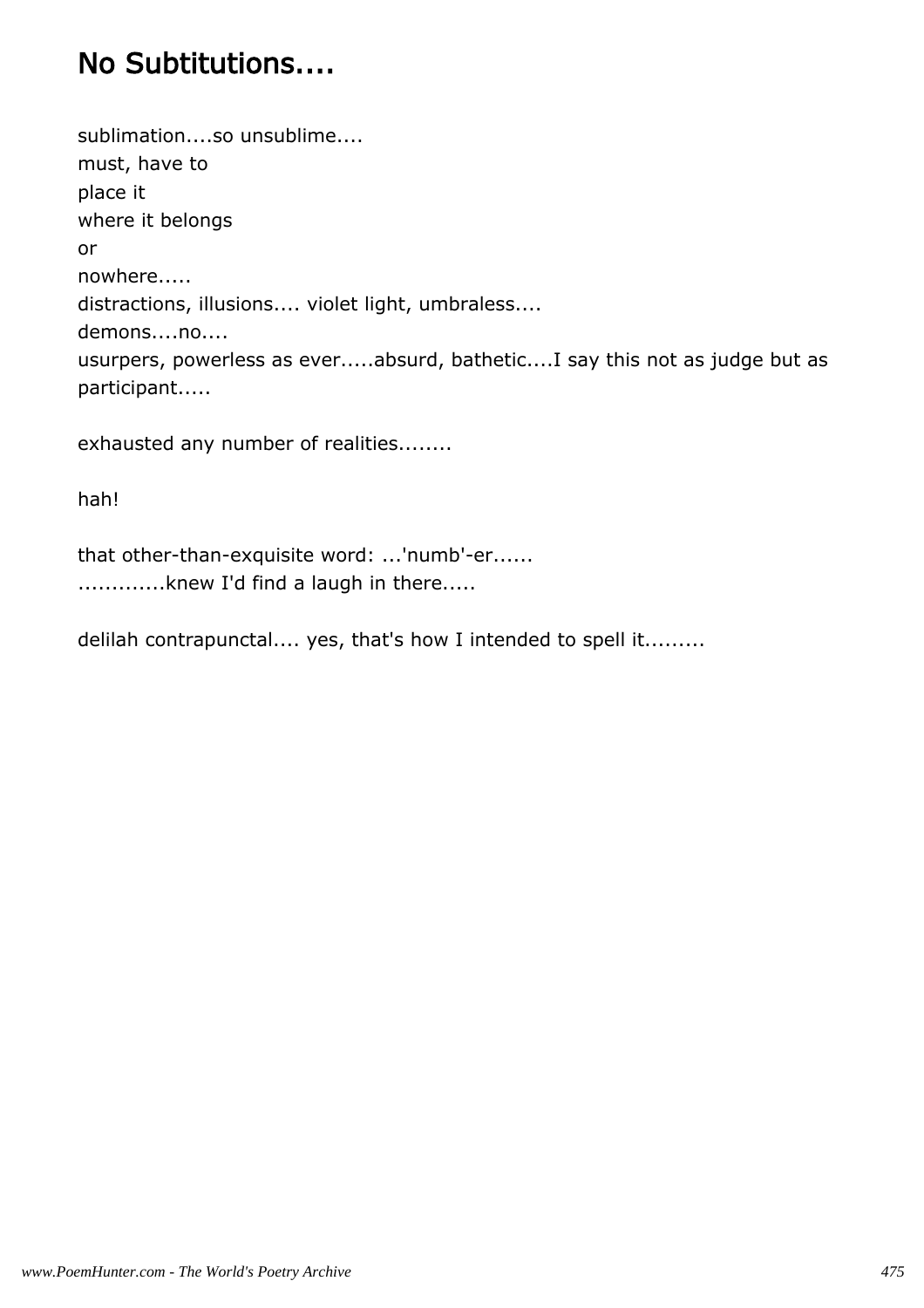## No Subtitutions....

sublimation....so unsublime....
must, have to
place it
where it belongs
or
nowhere.....
distractions, illusions.... violet light, umbraless....
demons....no....
usurpers, powerless as ever.....absurd, bathetic....I say this not as judge but as participant.....

exhausted any number of realities........

hah!

that other-than-exquisite word: ...'numb'-er......
............knew I'd find a laugh in there.....

delilah contrapunctal.... yes, that's how I intended to spell it.........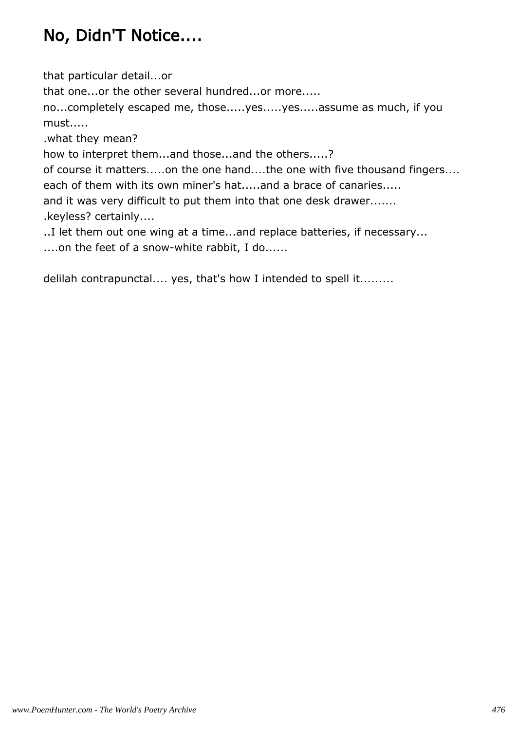# No, Didn'T Notice....

that particular detail...or
that one...or the other several hundred...or more.....
no...completely escaped me, those.....yes.....yes.....assume as much, if you must.....
.what they mean?
how to interpret them...and those...and the others.....?
of course it matters.....on the one hand....the one with five thousand fingers....
each of them with its own miner's hat.....and a brace of canaries.....
and it was very difficult to put them into that one desk drawer.......
.keyless? certainly....
..I let them out one wing at a time...and replace batteries, if necessary...
....on the feet of a snow-white rabbit, I do......

delilah contrapunctal.... yes, that's how I intended to spell it.........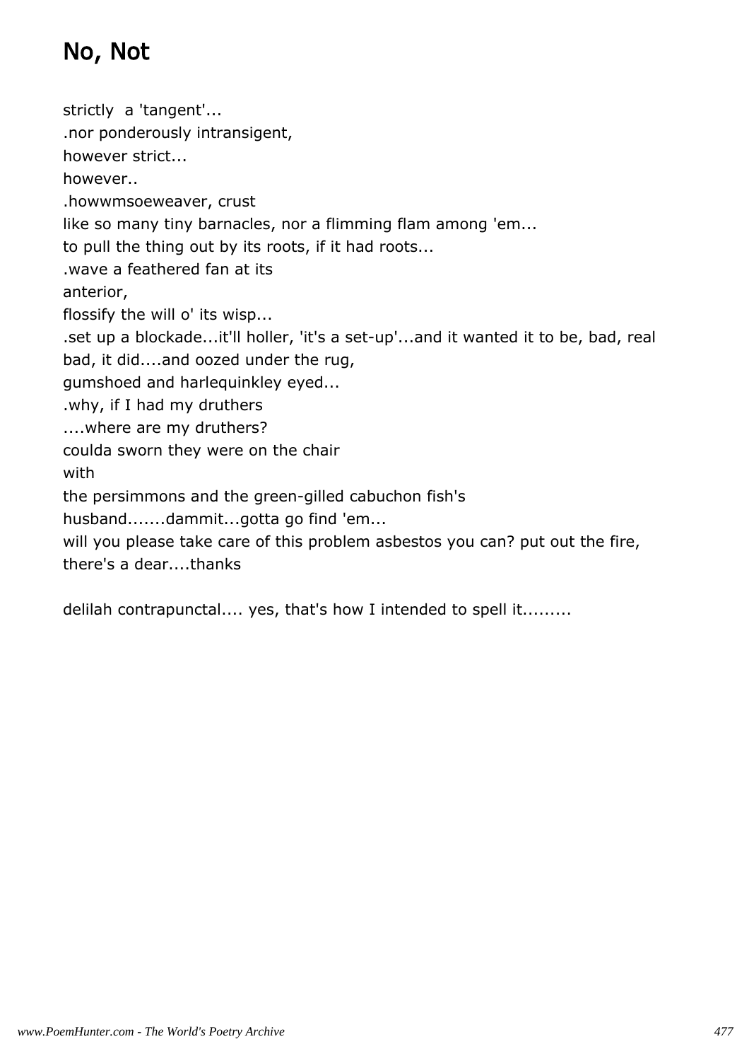# No, Not

strictly  a 'tangent'...
.nor ponderously intransigent,
however strict...
however..
.howwmsoeweaver, crust
like so many tiny barnacles, nor a flimming flam among 'em...
to pull the thing out by its roots, if it had roots...
.wave a feathered fan at its
anterior,
flossify the will o' its wisp...
.set up a blockade...it'll holler, 'it's a set-up'...and it wanted it to be, bad, real bad, it did....and oozed under the rug,
gumshoed and harlequinkley eyed...
.why, if I had my druthers
....where are my druthers?
coulda sworn they were on the chair
with
the persimmons and the green-gilled cabuchon fish's
husband.......dammit...gotta go find 'em...
will you please take care of this problem asbestos you can? put out the fire, there's a dear....thanks

delilah contrapunctal.... yes, that's how I intended to spell it.........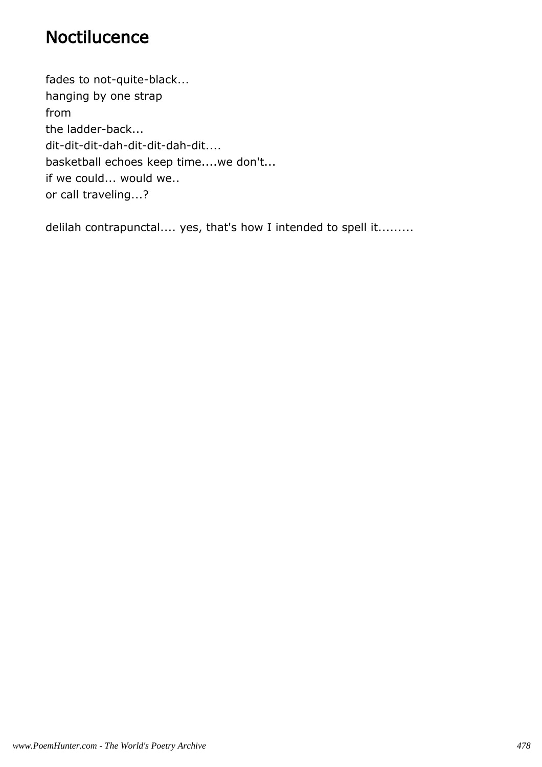# Noctilucence

fades to not-quite-black...
hanging by one strap
from
the ladder-back...
dit-dit-dit-dah-dit-dit-dah-dit....
basketball echoes keep time....we don't...
if we could... would we..
or call traveling...?

delilah contrapunctal.... yes, that's how I intended to spell it.........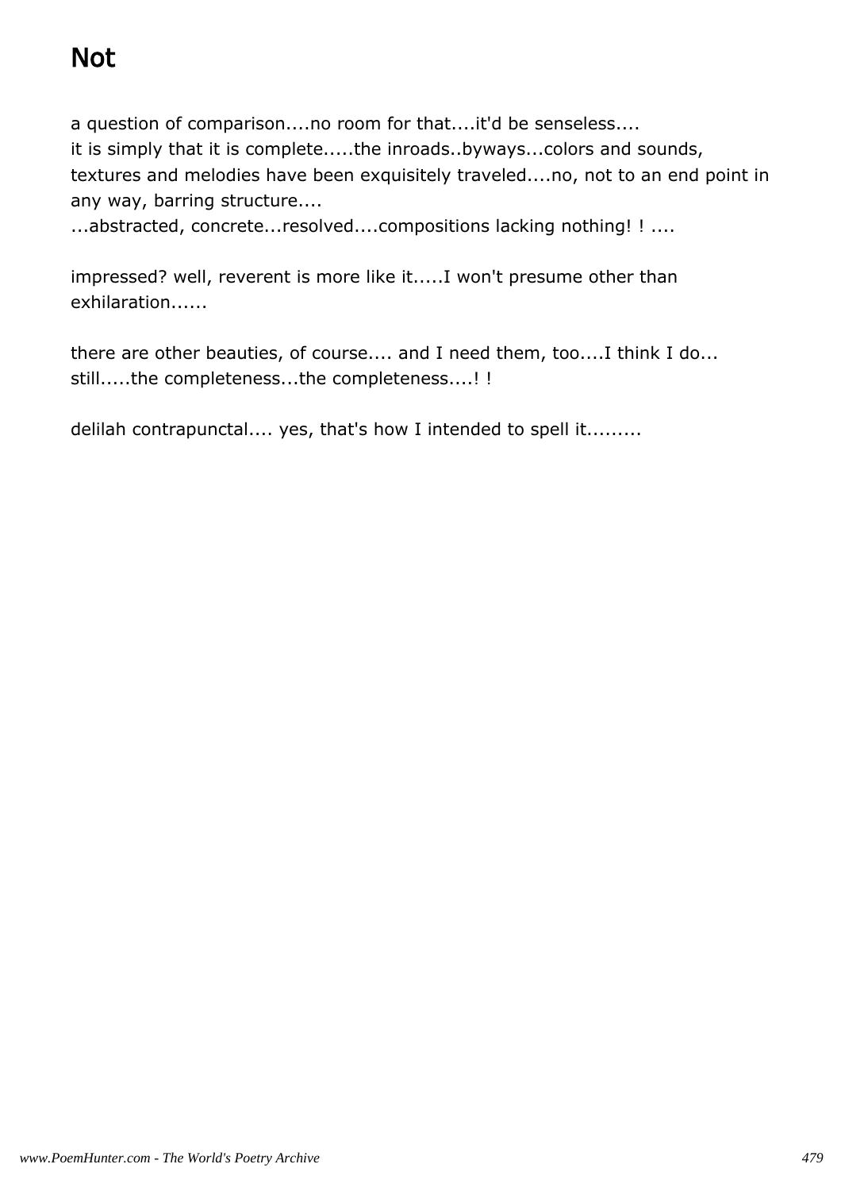# Not

a question of comparison....no room for that....it'd be senseless....
it is simply that it is complete.....the inroads..byways...colors and sounds, textures and melodies have been exquisitely traveled....no, not to an end point in any way, barring structure....
...abstracted, concrete...resolved....compositions lacking nothing! ! ....

impressed? well, reverent is more like it.....I won't presume other than exhilaration......

there are other beauties, of course.... and I need them, too....I think I do...
still.....the completeness...the completeness....! !

delilah contrapunctal.... yes, that's how I intended to spell it.........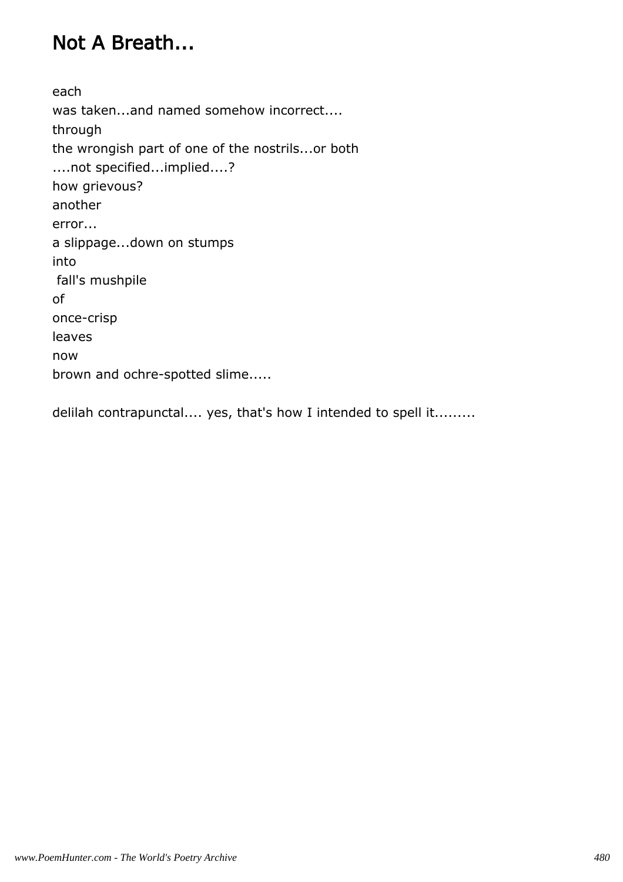# Not A Breath...

each
was taken...and named somehow incorrect....
through
the wrongish part of one of the nostrils...or both
....not specified...implied....?
how grievous?
another
error...
a slippage...down on stumps
into
 fall's mushpile
of
once-crisp
leaves
now
brown and ochre-spotted slime.....

delilah contrapunctal.... yes, that's how I intended to spell it.........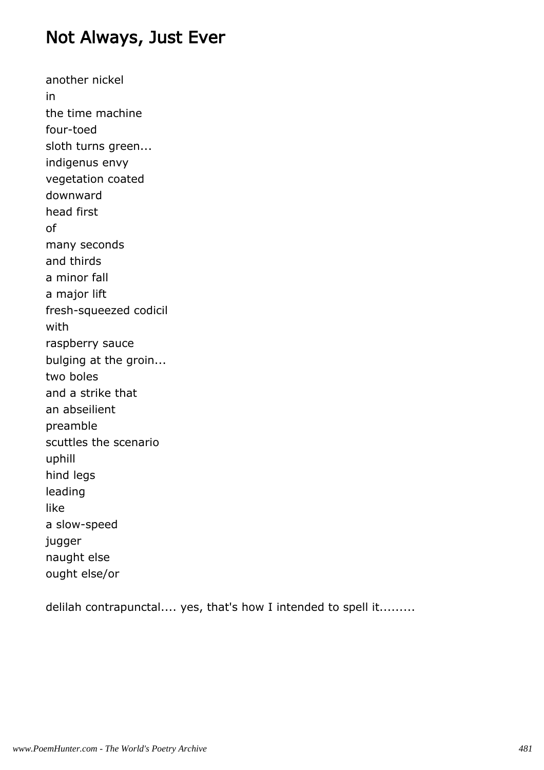## Not Always, Just Ever

another nickel  
in  
the time machine  
four-toed  
sloth turns green...  
indigenus envy  
vegetation coated  
downward  
head first  
of  
many seconds  
and thirds  
a minor fall  
a major lift  
fresh-squeezed codicil  
with  
raspberry sauce  
bulging at the groin...  
two boles  
and a strike that  
an abseilient  
preamble  
scuttles the scenario  
uphill  
hind legs  
leading  
like  
a slow-speed  
jugger  
naught else  
ought else/or

delilah contrapunctal.... yes, that's how I intended to spell it.........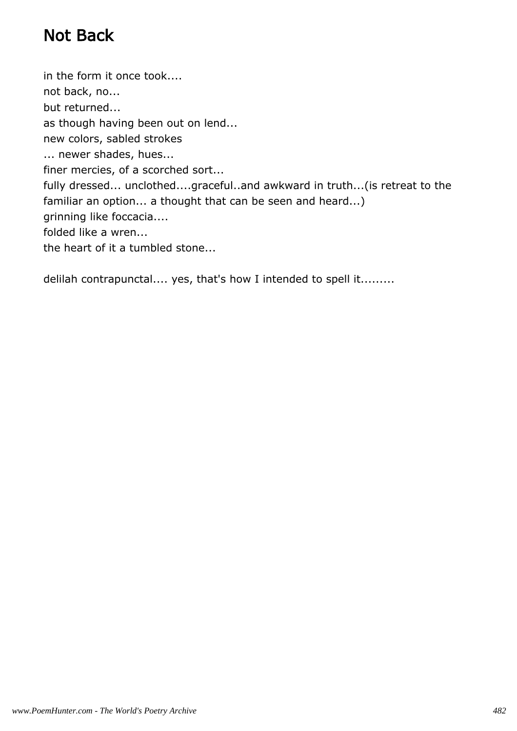# Not Back

in the form it once took....
not back, no...
but returned...
as though having been out on lend...
new colors, sabled strokes
... newer shades, hues...
finer mercies, of a scorched sort...
fully dressed... unclothed....graceful..and awkward in truth...(is retreat to the familiar an option... a thought that can be seen and heard...)
grinning like foccacia....
folded like a wren...
the heart of it a tumbled stone...

delilah contrapunctal.... yes, that's how I intended to spell it.........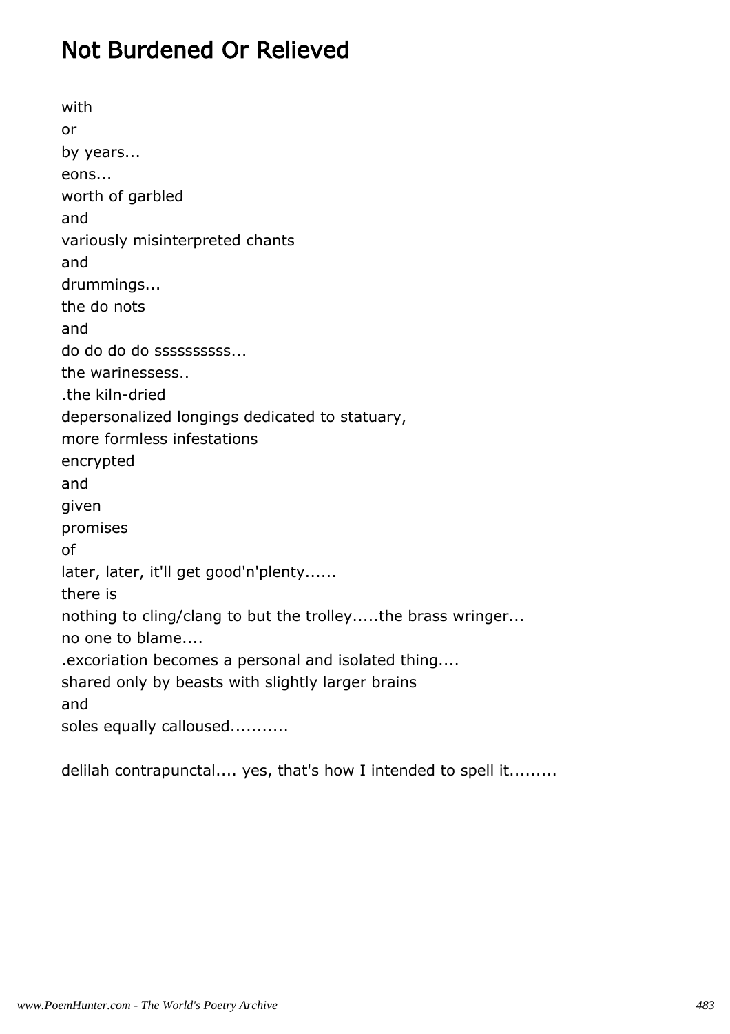# Not Burdened Or Relieved

with  
or  
by years...  
eons...  
worth of garbled  
and  
variously misinterpreted chants  
and  
drummings...  
the do nots  
and  
do do do do ssssssssss...  
the warinessess..  
.the kiln-dried  
depersonalized longings dedicated to statuary,  
more formless infestations  
encrypted  
and  
given  
promises  
of  
later, later, it'll get good'n'plenty......  
there is  
nothing to cling/clang to but the trolley.....the brass wringer...  
no one to blame....  
.excoriation becomes a personal and isolated thing....  
shared only by beasts with slightly larger brains  
and  
soles equally calloused...........

delilah contrapunctal.... yes, that's how I intended to spell it.........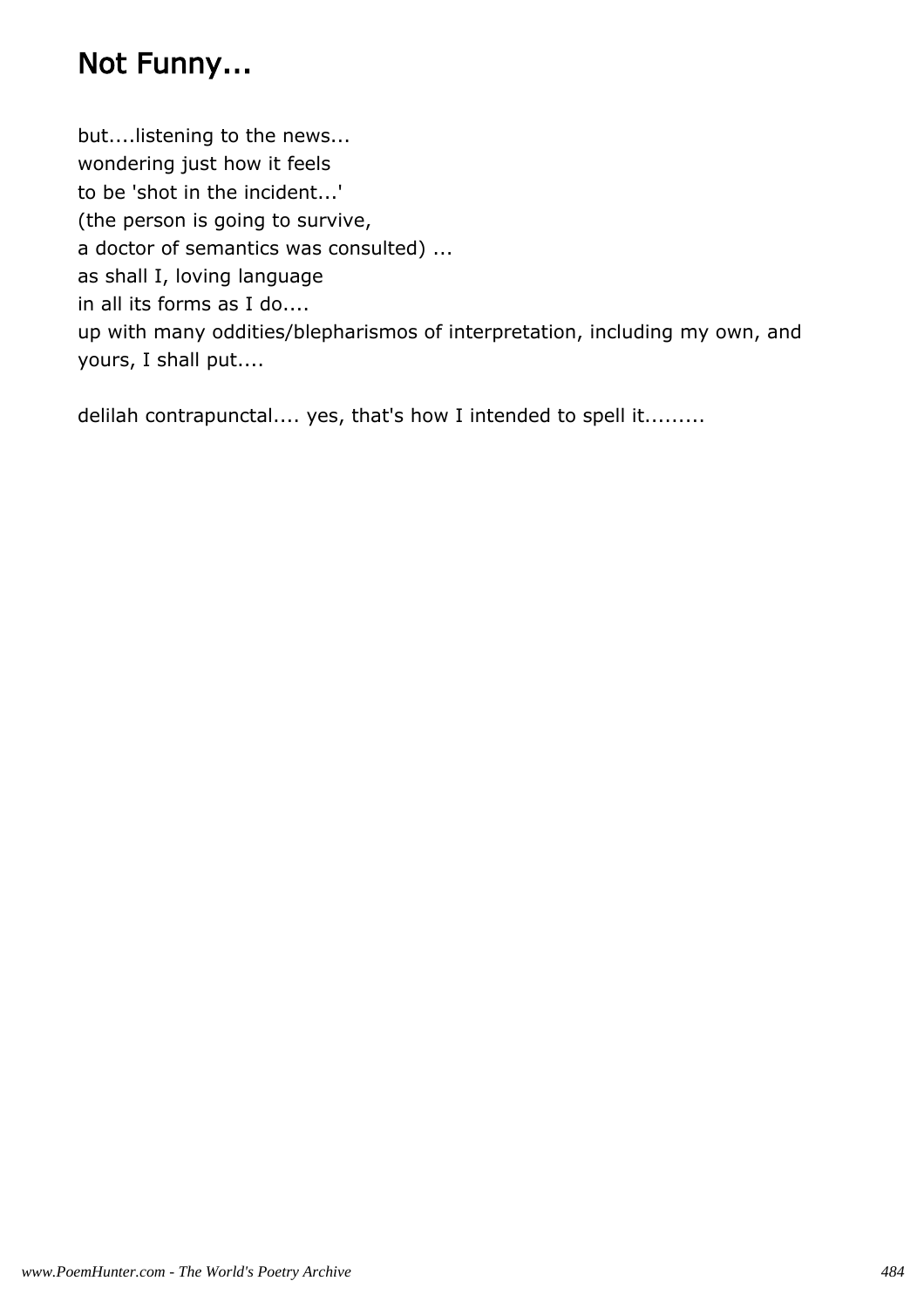# Not Funny...

but....listening to the news...  
wondering just how it feels  
to be 'shot in the incident...'  
(the person is going to survive,  
a doctor of semantics was consulted) ...  
as shall I, loving language  
in all its forms as I do....  
up with many oddities/blepharismos of interpretation, including my own, and yours, I shall put....

delilah contrapunctal.... yes, that's how I intended to spell it.........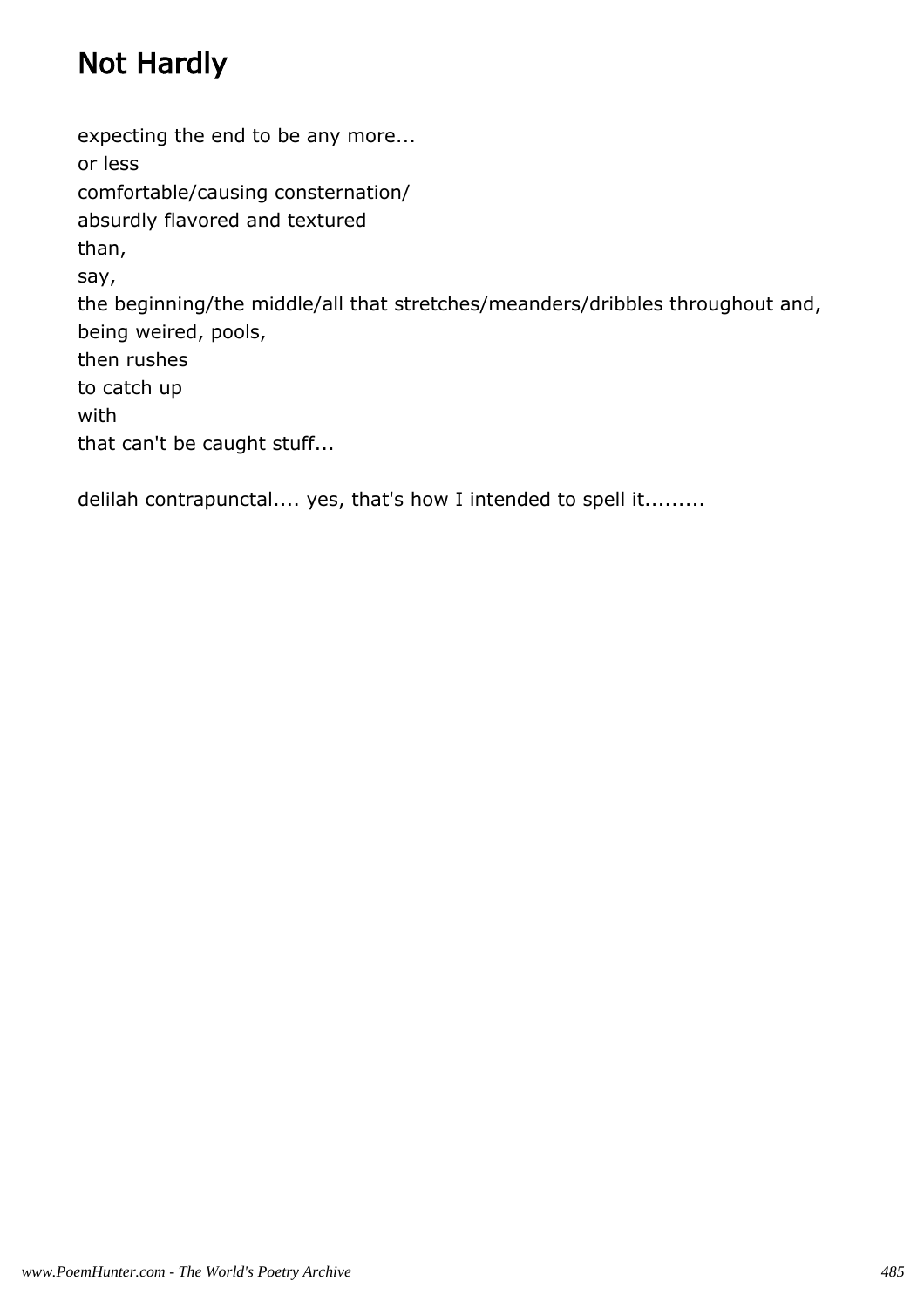# Not Hardly

expecting the end to be any more...  
or less  
comfortable/causing consternation/  
absurdly flavored and textured  
than,  
say,  
the beginning/the middle/all that stretches/meanders/dribbles throughout and,  
being weired, pools,  
then rushes  
to catch up  
with  
that can't be caught stuff...

delilah contrapunctal.... yes, that's how I intended to spell it.........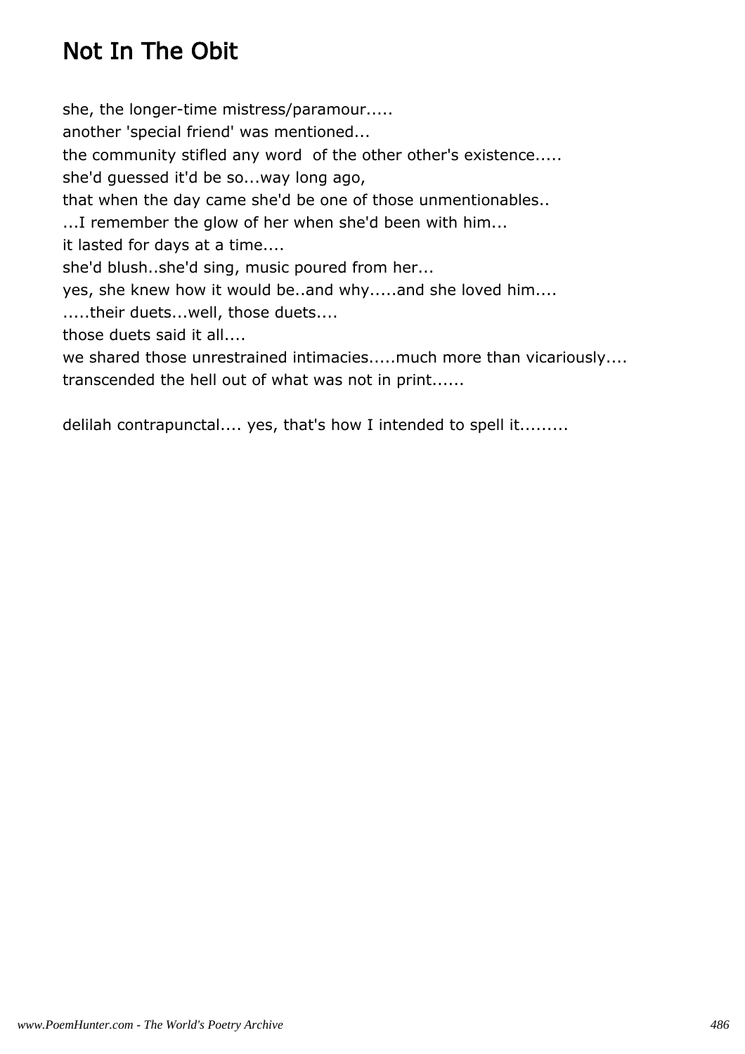# Not In The Obit

she, the longer-time mistress/paramour.....
another 'special friend' was mentioned...
the community stifled any word  of the other other's existence.....
she'd guessed it'd be so...way long ago,
that when the day came she'd be one of those unmentionables..
...I remember the glow of her when she'd been with him...
it lasted for days at a time....
she'd blush..she'd sing, music poured from her...
yes, she knew how it would be..and why.....and she loved him....
.....their duets...well, those duets....
those duets said it all....
we shared those unrestrained intimacies.....much more than vicariously....
transcended the hell out of what was not in print......

delilah contrapunctal.... yes, that's how I intended to spell it.........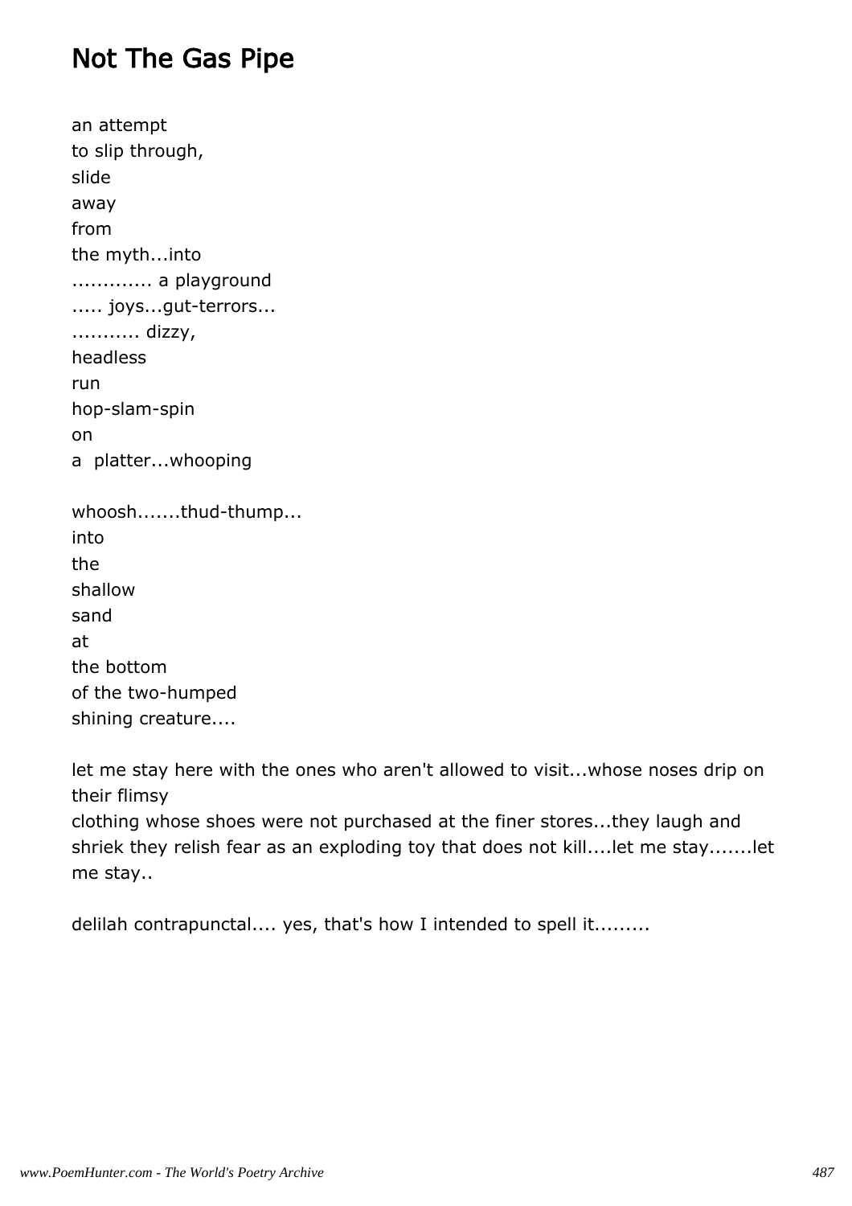# Not The Gas Pipe

an attempt
to slip through,
slide
away
from
the myth...into
............ a playground
..... joys...gut-terrors...
........... dizzy,
headless
run
hop-slam-spin
on
a  platter...whooping

whoosh.......thud-thump...
into
the
shallow
sand
at
the bottom
of the two-humped
shining creature....

let me stay here with the ones who aren't allowed to visit...whose noses drip on their flimsy
clothing whose shoes were not purchased at the finer stores...they laugh and shriek they relish fear as an exploding toy that does not kill....let me stay.......let me stay..

delilah contrapunctal.... yes, that's how I intended to spell it.........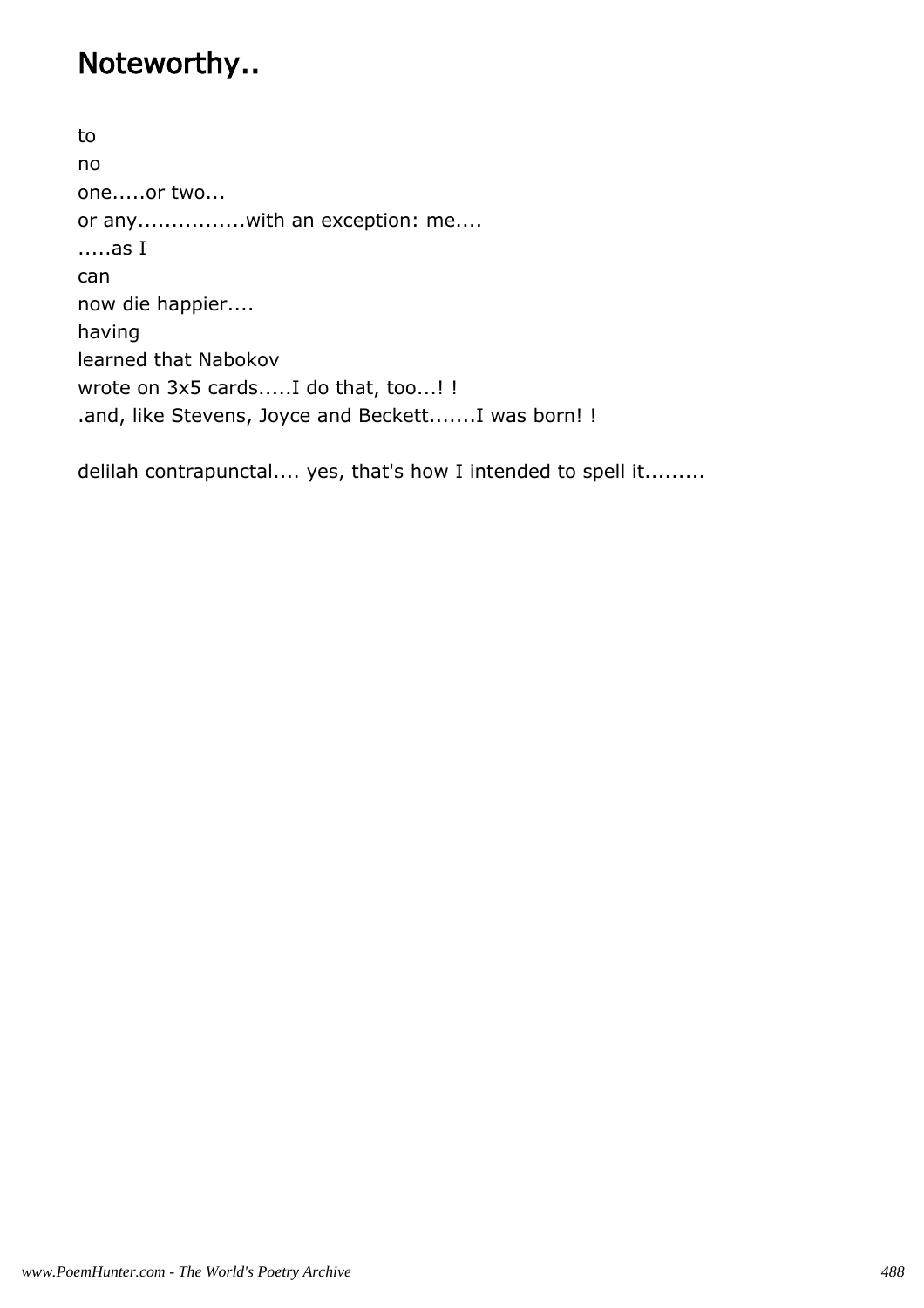# Noteworthy..

to
no
one.....or two...
or any................with an exception: me....
.....as I
can
now die happier....
having
learned that Nabokov
wrote on 3x5 cards.....I do that, too...! !
.and, like Stevens, Joyce and Beckett.......I was born! !

delilah contrapunctal.... yes, that's how I intended to spell it.........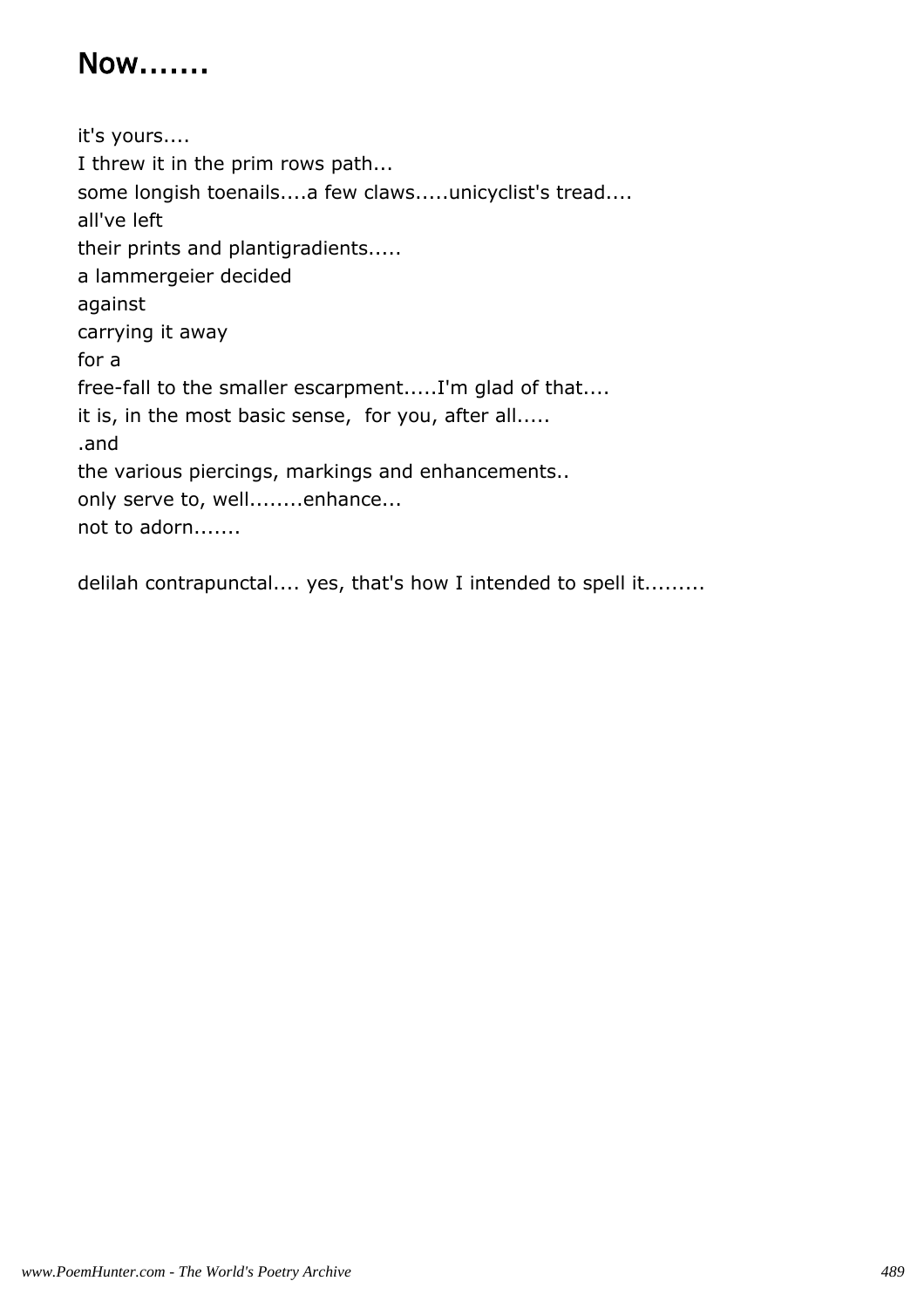# Now.......

it's yours....  
I threw it in the prim rows path...  
some longish toenails....a few claws.....unicyclist's tread....  
all've left  
their prints and plantigradients.....  
a lammergeier decided  
against  
carrying it away  
for a  
free-fall to the smaller escarpment.....I'm glad of that....  
it is, in the most basic sense, for you, after all.....  
.and  
the various piercings, markings and enhancements..  
only serve to, well........enhance...  
not to adorn.......

delilah contrapunctal.... yes, that's how I intended to spell it.........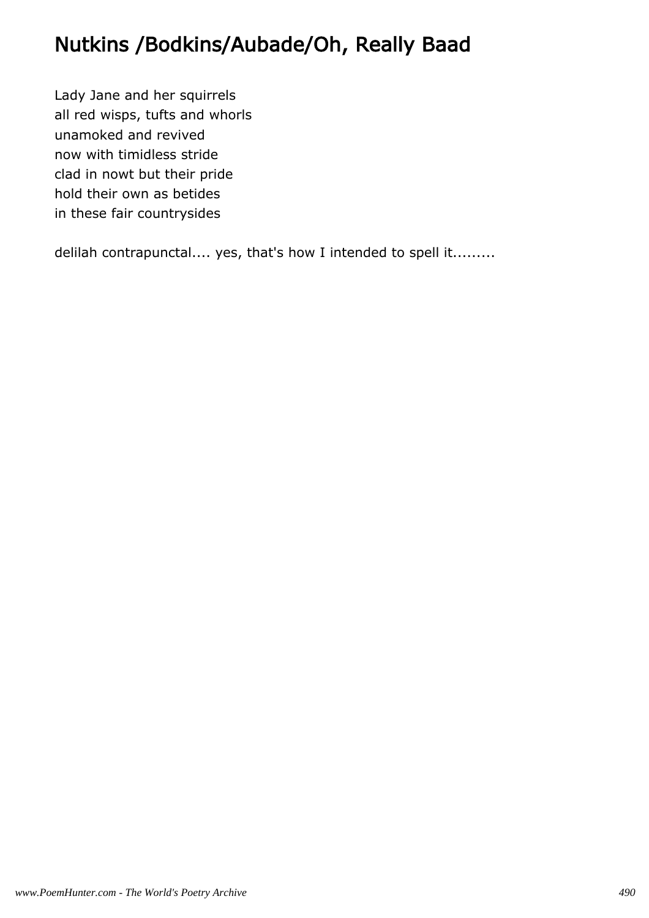# Nutkins /Bodkins/Aubade/Oh, Really Baad

Lady Jane and her squirrels
all red wisps, tufts and whorls
unamoked and revived
now with timidless stride
clad in nowt but their pride
hold their own as betides
in these fair countrysides

delilah contrapunctal.... yes, that's how I intended to spell it.........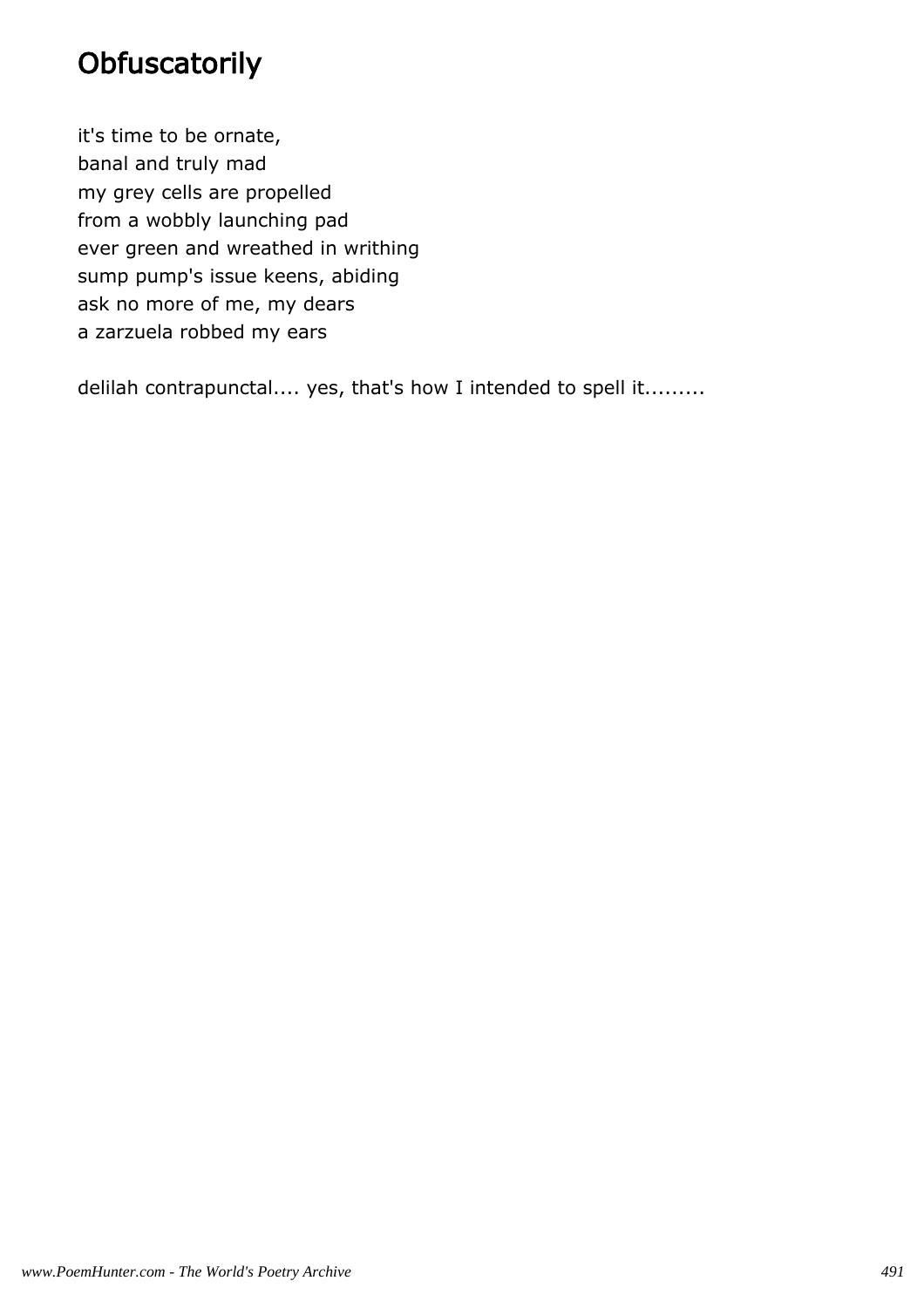# Obfuscatorily

it's time to be ornate,
banal and truly mad
my grey cells are propelled
from a wobbly launching pad
ever green and wreathed in writhing
sump pump's issue keens, abiding
ask no more of me, my dears
a zarzuela robbed my ears

delilah contrapunctal.... yes, that's how I intended to spell it.........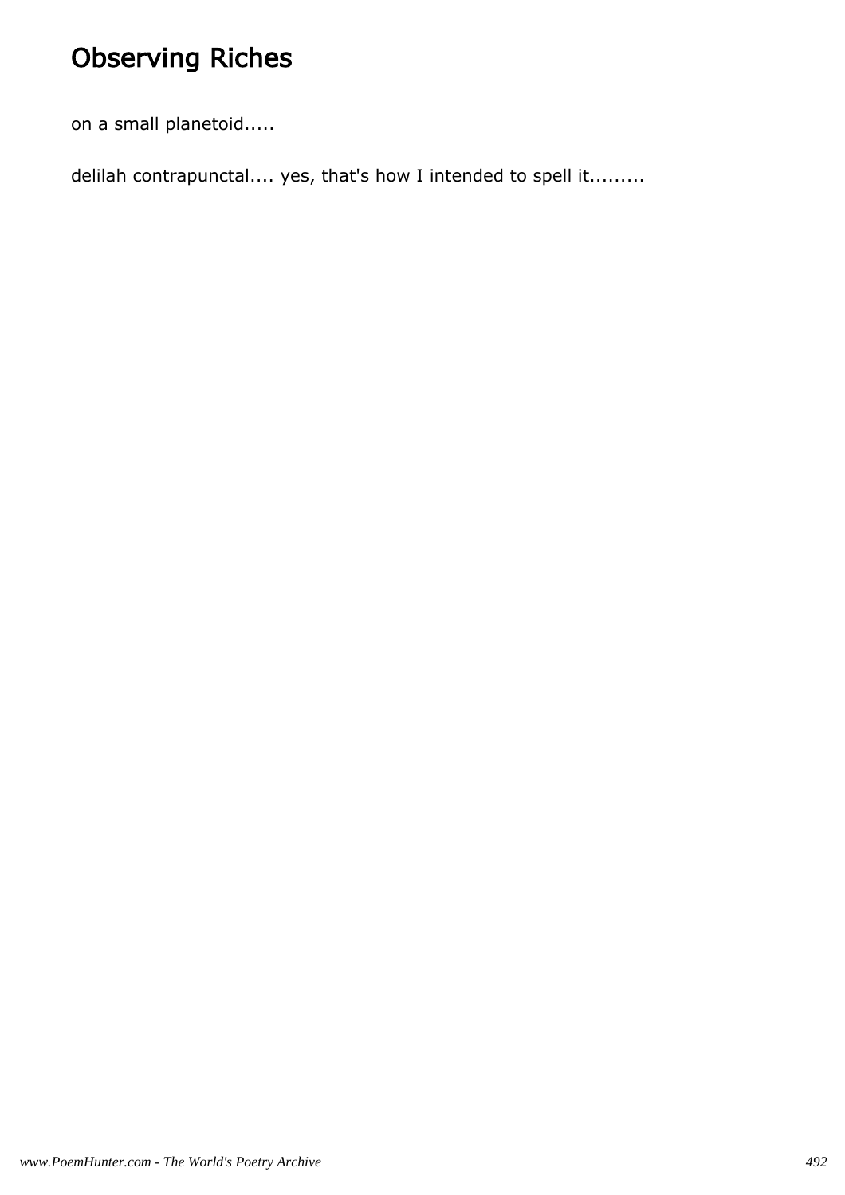# Observing Riches

on a small planetoid.....

delilah contrapunctal.... yes, that's how I intended to spell it.........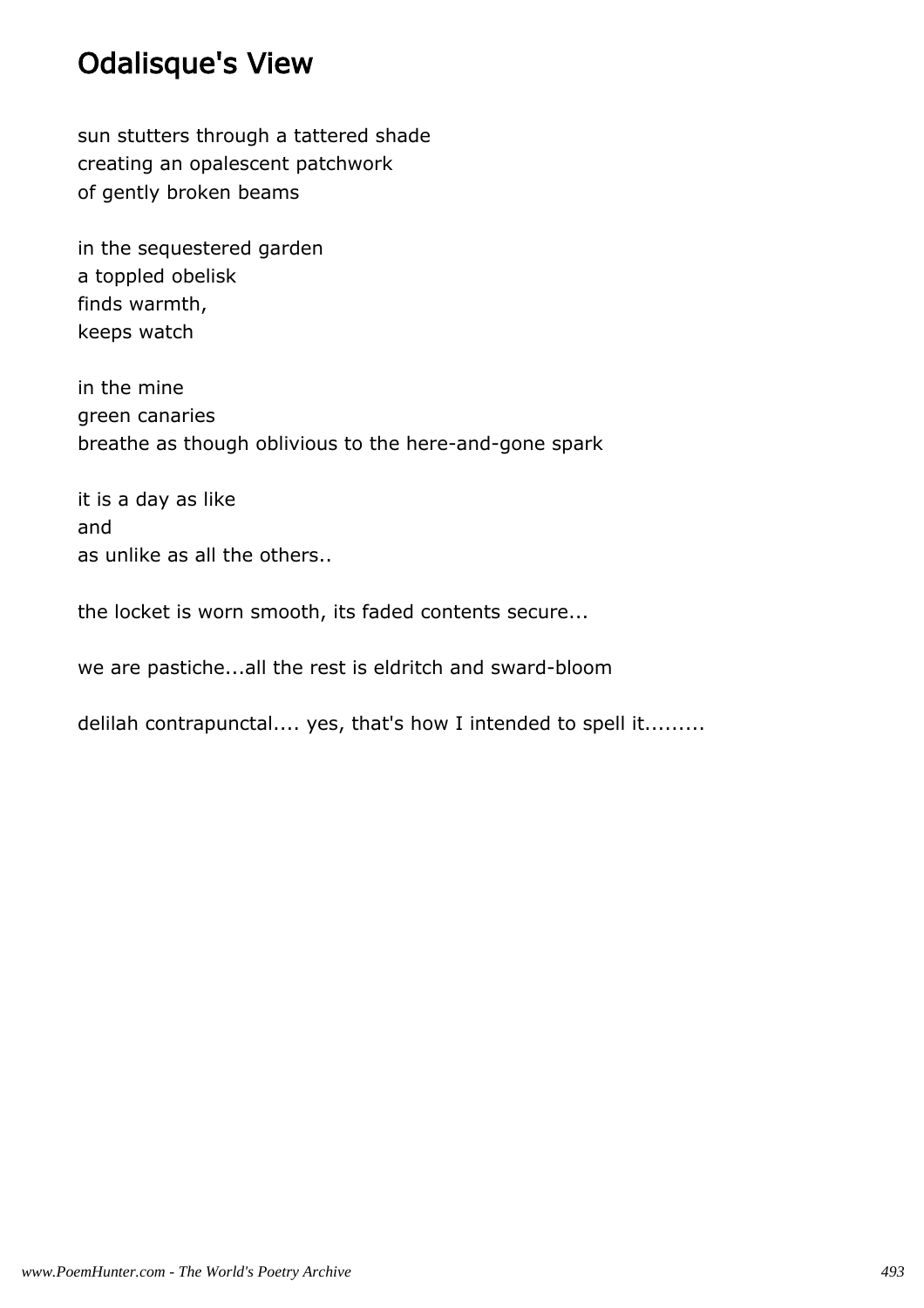# Odalisque's View

sun stutters through a tattered shade
creating an opalescent patchwork
of gently broken beams

in the sequestered garden
a toppled obelisk
finds warmth,
keeps watch

in the mine
green canaries
breathe as though oblivious to the here-and-gone spark

it is a day as like
and
as unlike as all the others..

the locket is worn smooth, its faded contents secure...

we are pastiche...all the rest is eldritch and sward-bloom

delilah contrapunctal.... yes, that's how I intended to spell it.........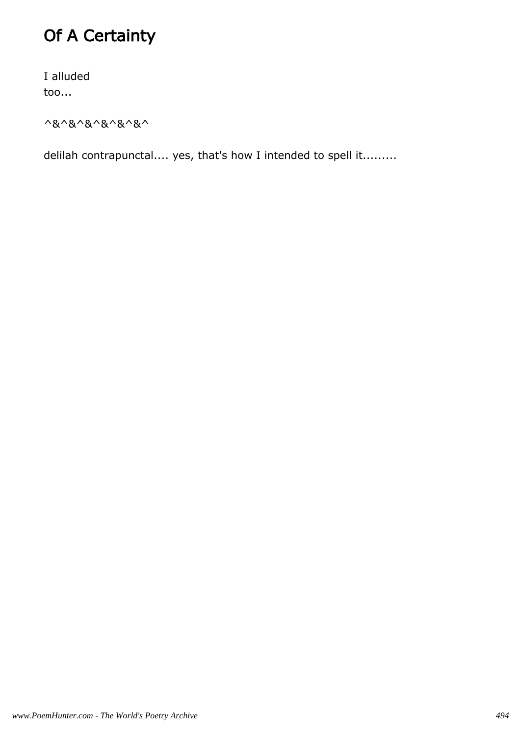# Of A Certainty

I alluded
too...

^&^&^&^&^&^&^

delilah contrapunctal.... yes, that's how I intended to spell it.........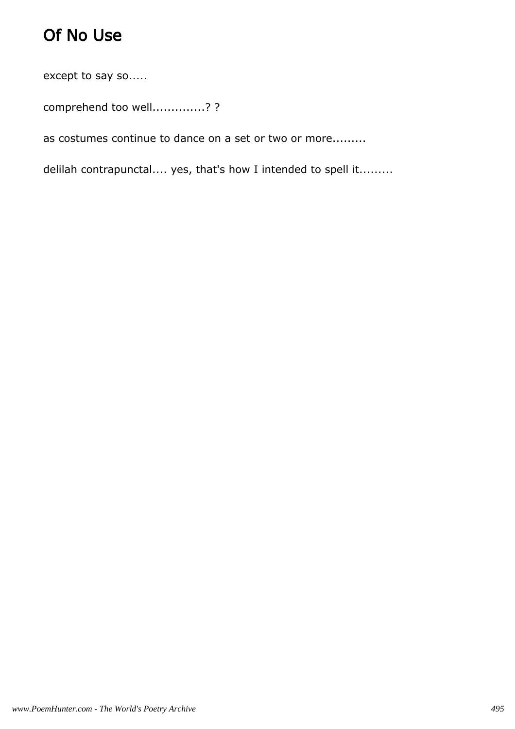# Of No Use

except to say so.....

comprehend too well.............? ?

as costumes continue to dance on a set or two or more.........

delilah contrapunctal.... yes, that's how I intended to spell it.........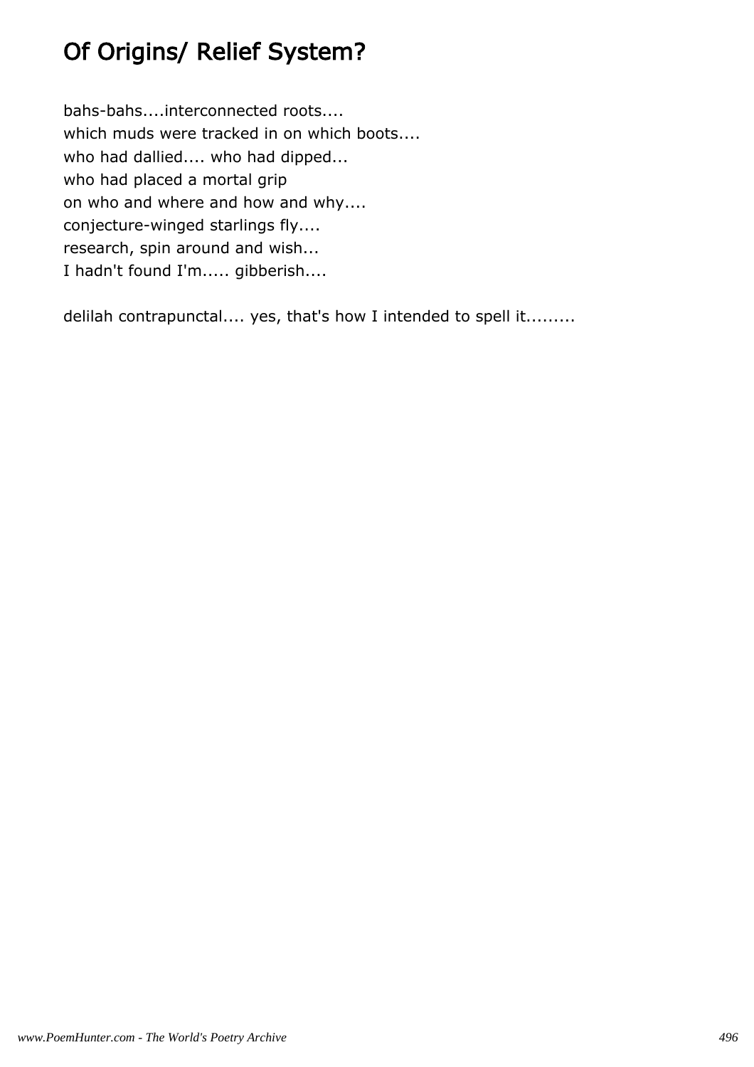# Of Origins/ Relief System?

bahs-bahs....interconnected roots....
which muds were tracked in on which boots....
who had dallied.... who had dipped...
who had placed a mortal grip
on who and where and how and why....
conjecture-winged starlings fly....
research, spin around and wish...
I hadn't found I'm..... gibberish....

delilah contrapunctal.... yes, that's how I intended to spell it.........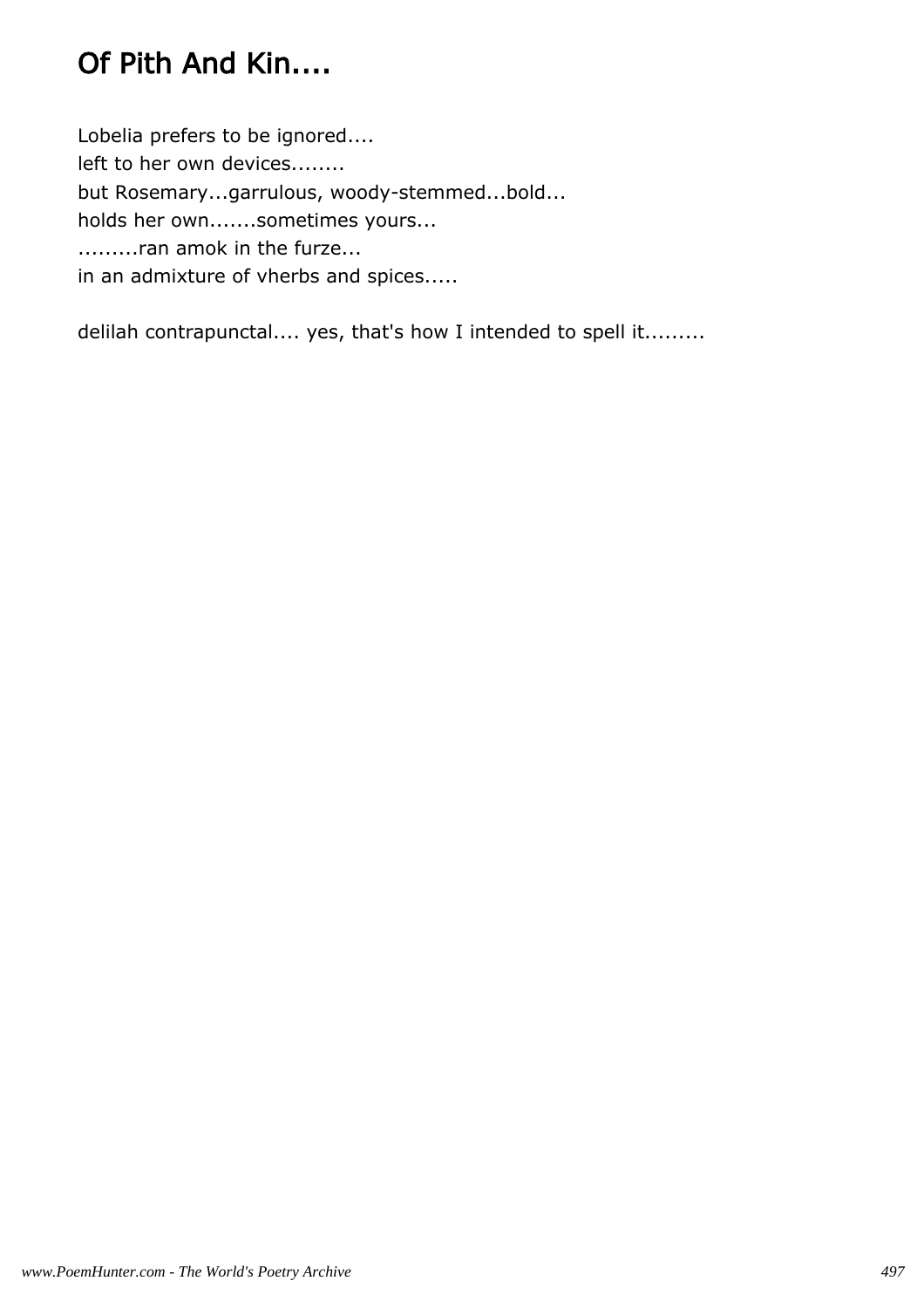# Of Pith And Kin....

Lobelia prefers to be ignored....
left to her own devices........
but Rosemary...garrulous, woody-stemmed...bold...
holds her own.......sometimes yours...
.........ran amok in the furze...
in an admixture of vherbs and spices.....

delilah contrapunctal.... yes, that's how I intended to spell it.........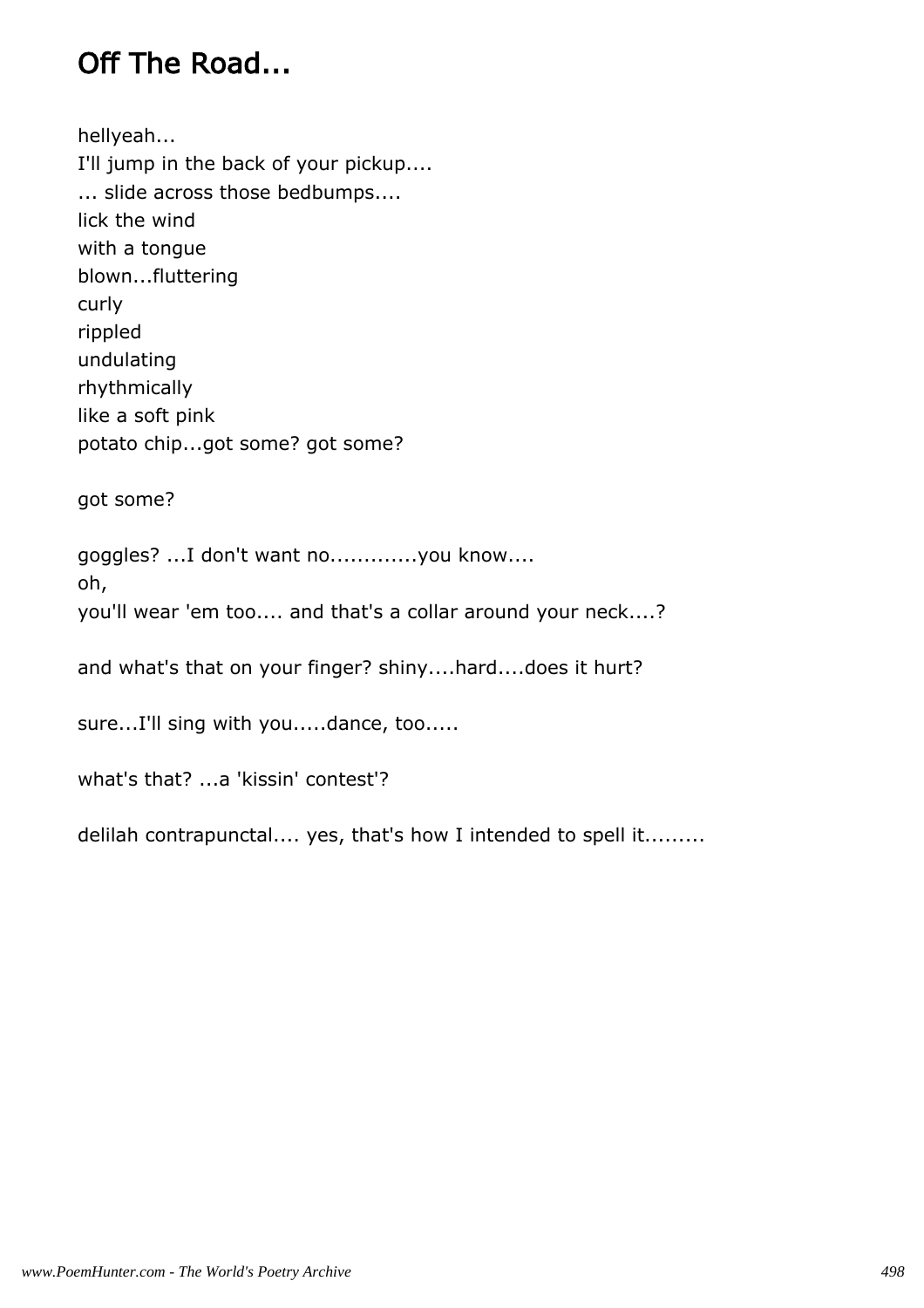# Off The Road...

hellyeah...
I'll jump in the back of your pickup....
... slide across those bedbumps....
lick the wind
with a tongue
blown...fluttering
curly
rippled
undulating
rhythmically
like a soft pink
potato chip...got some? got some?

got some?

goggles? ...I don't want no.............you know....
oh,
you'll wear 'em too.... and that's a collar around your neck....?

and what's that on your finger? shiny....hard....does it hurt?

sure...I'll sing with you.....dance, too.....

what's that? ...a 'kissin' contest'?

delilah contrapunctal.... yes, that's how I intended to spell it.........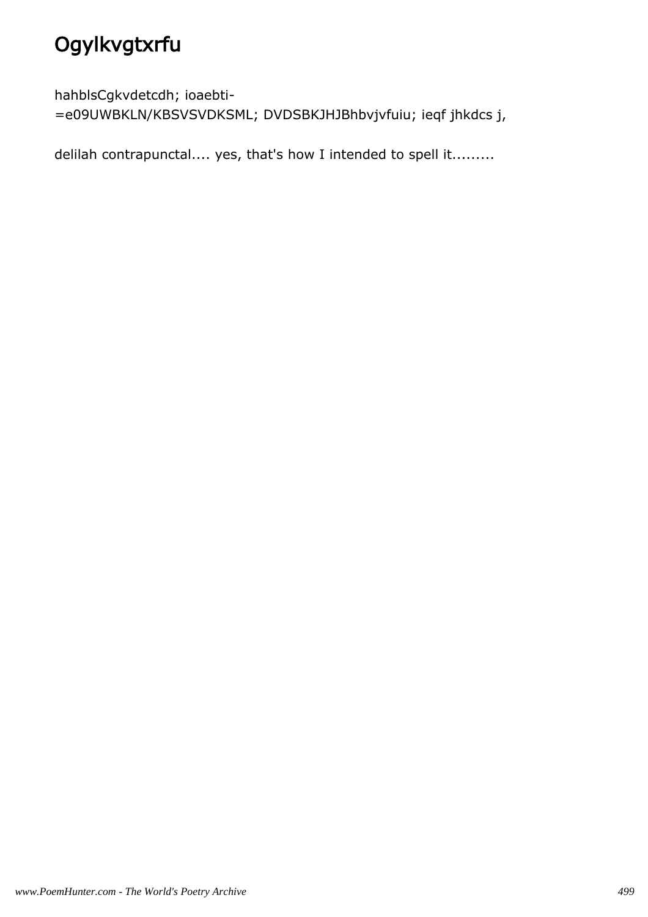# Ogylkvgtxrfu

hahblsCgkvdetcdh; ioaebti-
=e09UWBKLN/KBSVSVDKSML; DVDSBKJHJBhbvjvfuiu; ieqf jhkdcs j,

delilah contrapunctal.... yes, that's how I intended to spell it.........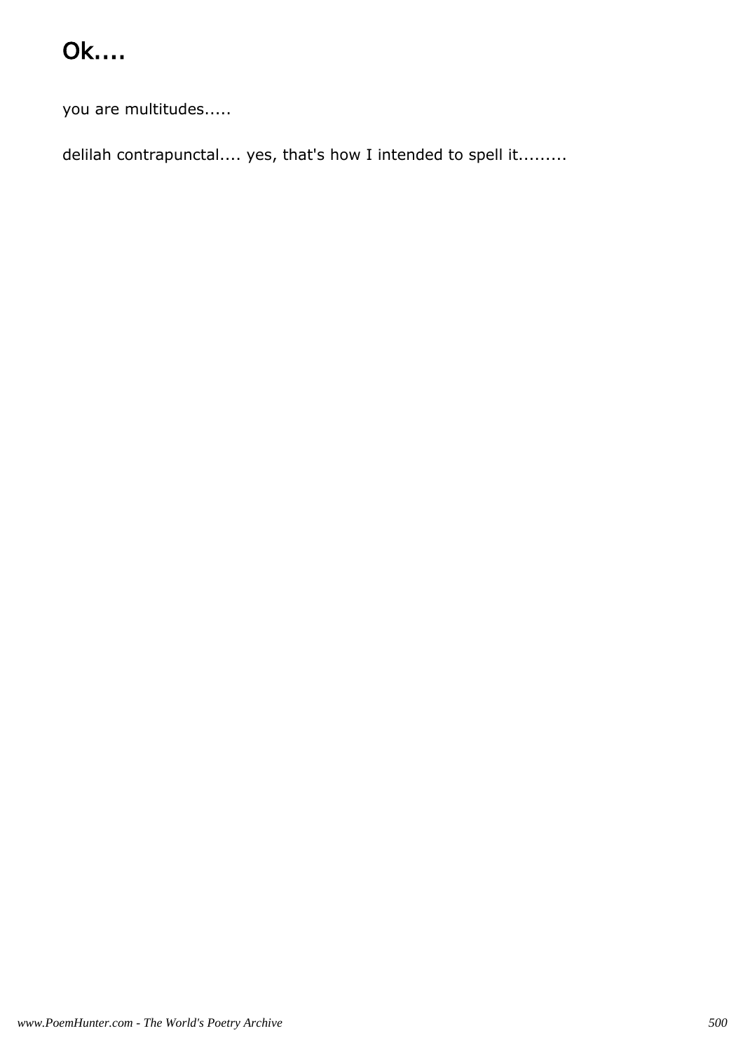# Ok....

you are multitudes.....

delilah contrapunctal.... yes, that's how I intended to spell it.........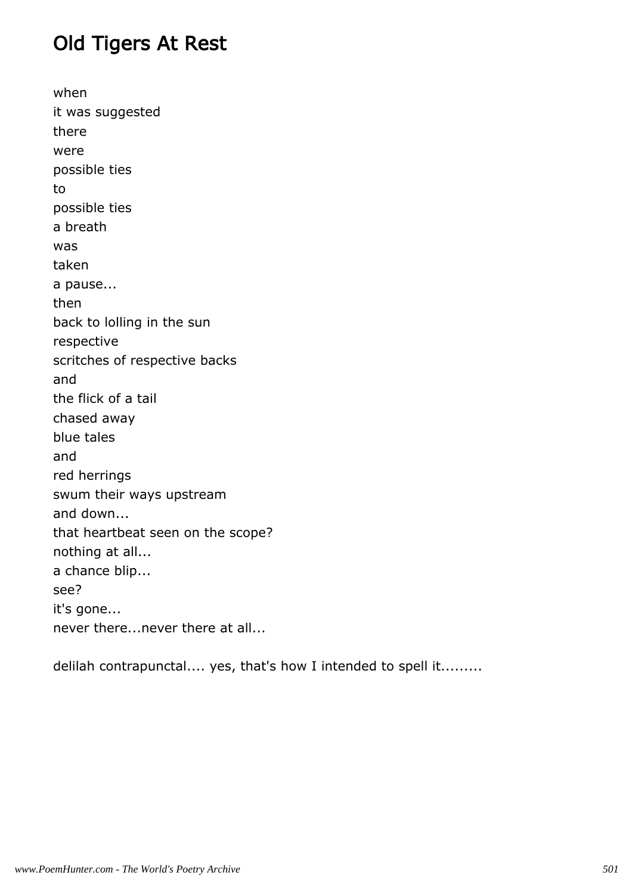# Old Tigers At Rest

when
it was suggested
there
were
possible ties
to
possible ties
a breath
was
taken
a pause...
then
back to lolling in the sun
respective
scritches of respective backs
and
the flick of a tail
chased away
blue tales
and
red herrings
swum their ways upstream
and down...
that heartbeat seen on the scope?
nothing at all...
a chance blip...
see?
it's gone...
never there...never there at all...

delilah contrapunctal.... yes, that's how I intended to spell it.........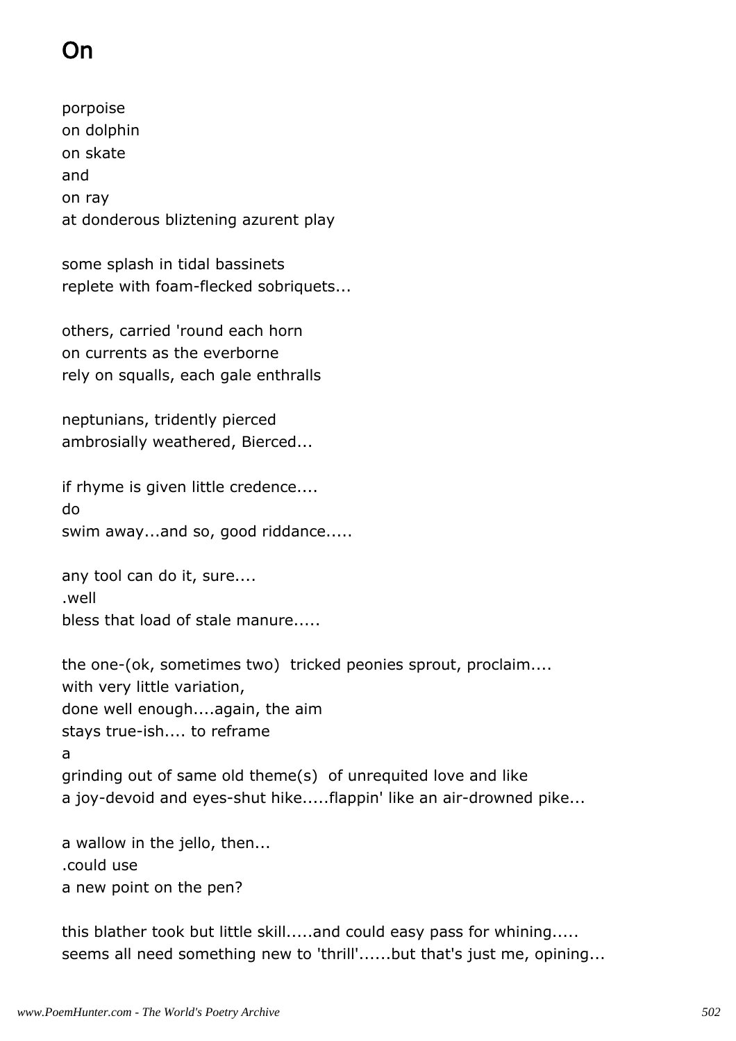# On

porpoise
on dolphin
on skate
and
on ray
at donderous bliztening azurent play

some splash in tidal bassinets
replete with foam-flecked sobriquets...

others, carried 'round each horn
on currents as the everborne
rely on squalls, each gale enthralls

neptunians, tridently pierced
ambrosially weathered, Bierced...

if rhyme is given little credence....
do
swim away...and so, good riddance.....

any tool can do it, sure....
.well
bless that load of stale manure.....

the one-(ok, sometimes two)  tricked peonies sprout, proclaim....
with very little variation,
done well enough....again, the aim
stays true-ish.... to reframe
a
grinding out of same old theme(s)  of unrequited love and like
a joy-devoid and eyes-shut hike.....flappin' like an air-drowned pike...

a wallow in the jello, then...
.could use
a new point on the pen?

this blather took but little skill.....and could easy pass for whining.....
seems all need something new to 'thrill'......but that's just me, opining...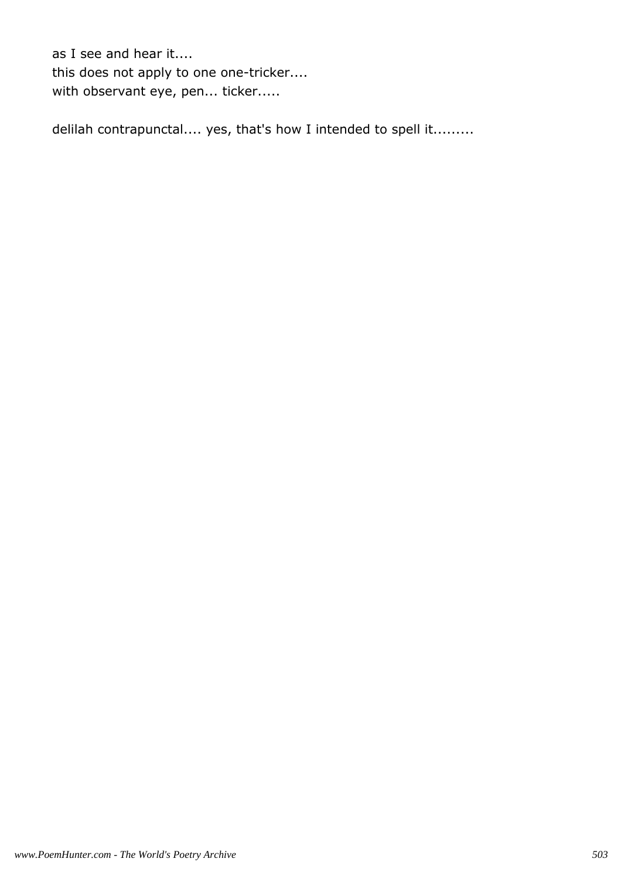as I see and hear it....  
this does not apply to one one-tricker....  
with observant eye, pen... ticker.....

delilah contrapunctal.... yes, that's how I intended to spell it.........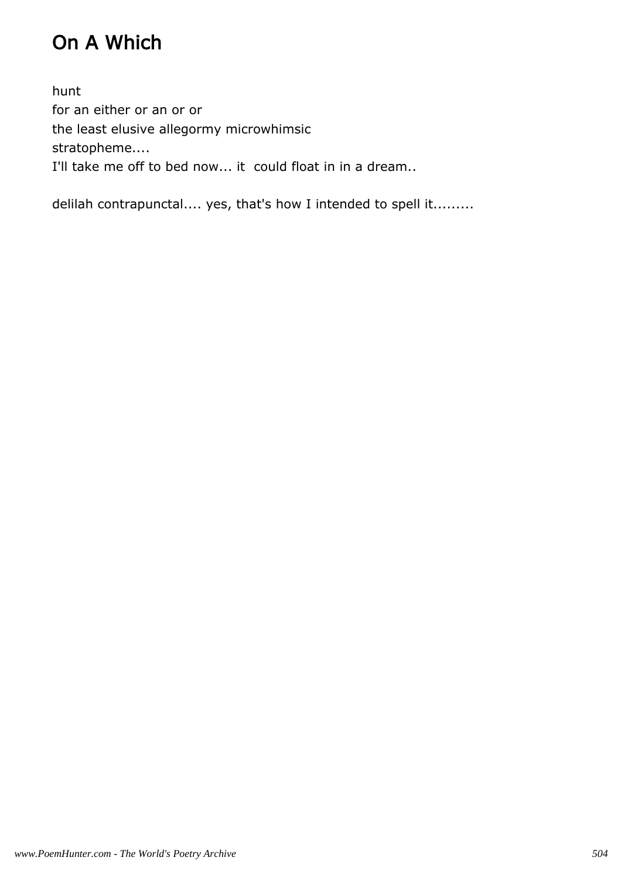# On A Which

hunt  
for an either or an or or  
the least elusive allegormy microwhimsic  
stratopheme....  
I'll take me off to bed now... it  could float in in a dream..

delilah contrapunctal.... yes, that's how I intended to spell it.........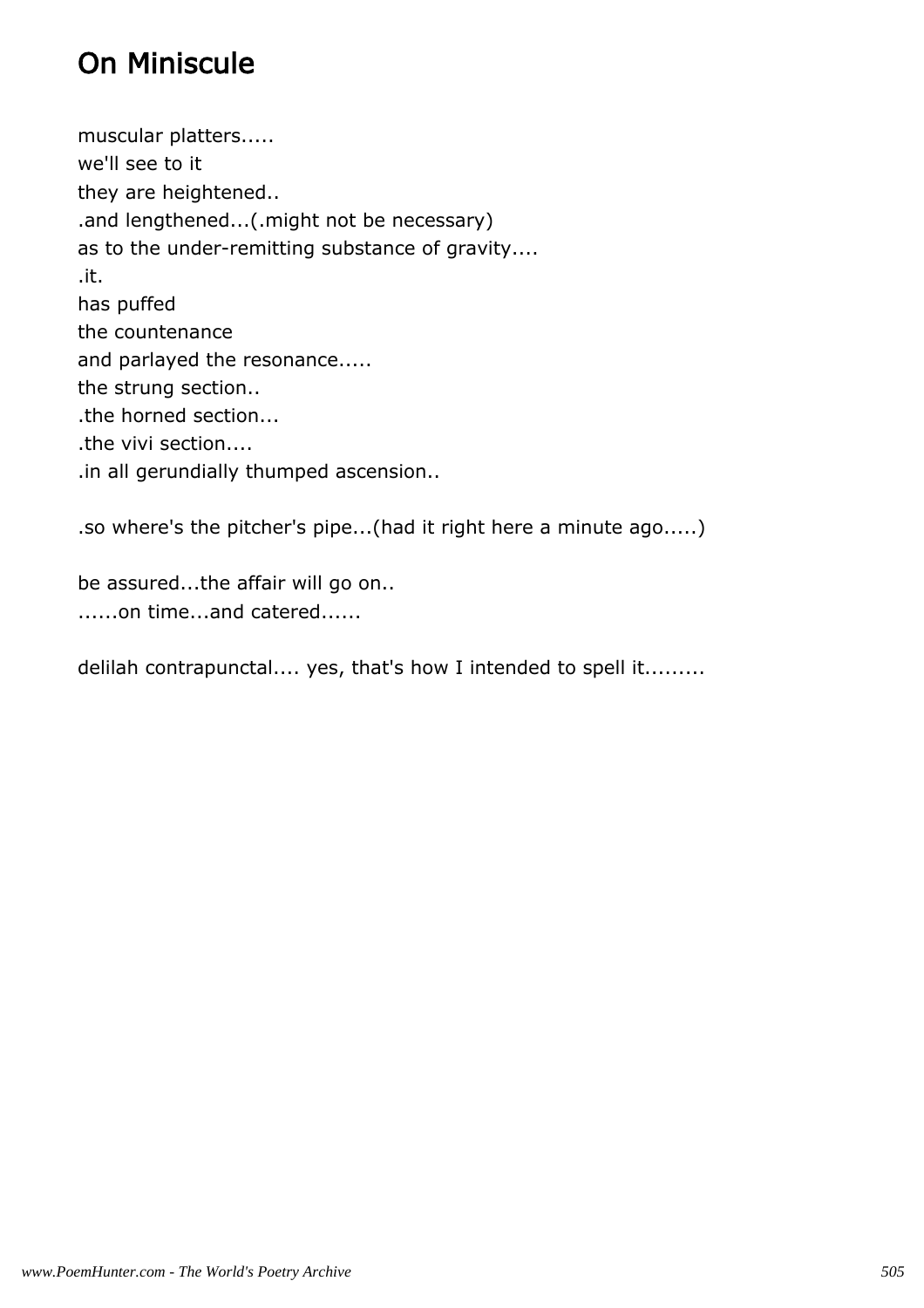# On Miniscule

muscular platters.....
we'll see to it
they are heightened..
.and lengthened...(.might not be necessary)
as to the under-remitting substance of gravity....
.it.
has puffed
the countenance
and parlayed the resonance.....
the strung section..
.the horned section...
.the vivi section....
.in all gerundially thumped ascension..

.so where's the pitcher's pipe...(had it right here a minute ago.....)

be assured...the affair will go on..
......on time...and catered......

delilah contrapunctal.... yes, that's how I intended to spell it.........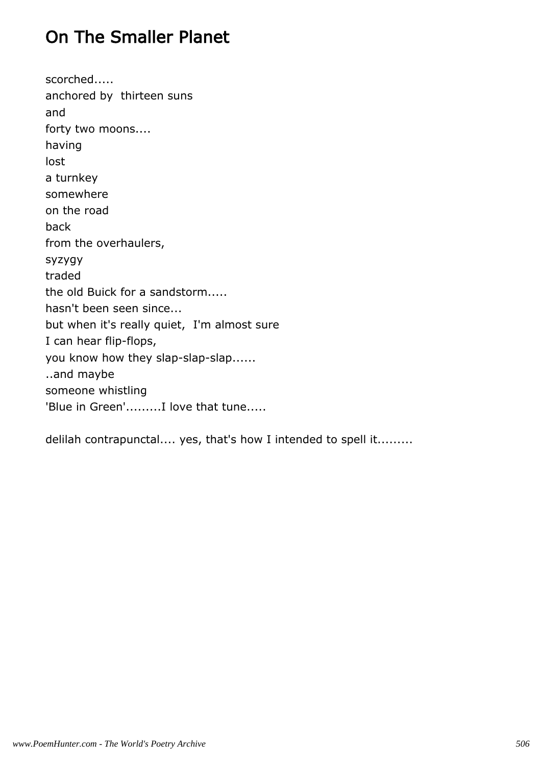# On The Smaller Planet

scorched.....  
anchored by  thirteen suns  
and  
forty two moons....  
having  
lost  
a turnkey  
somewhere  
on the road  
back  
from the overhaulers,  
syzygy  
traded  
the old Buick for a sandstorm.....  
hasn't been seen since...  
but when it's really quiet,  I'm almost sure  
I can hear flip-flops,  
you know how they slap-slap-slap......  
..and maybe  
someone whistling  
'Blue in Green'.........I love that tune.....

delilah contrapunctal.... yes, that's how I intended to spell it.........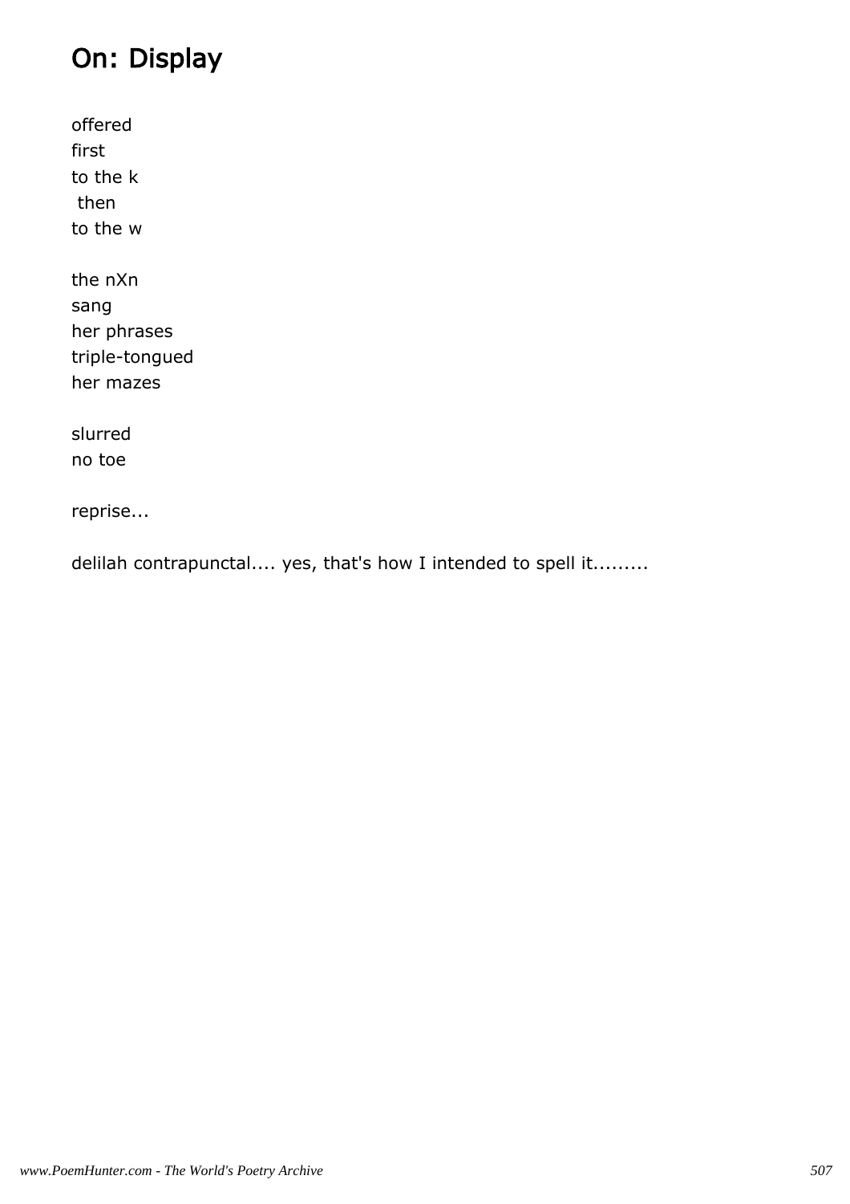## On: Display

offered
first
to the k
 then
to the w

the nXn
sang
her phrases
triple-tongued
her mazes

slurred
no toe

reprise...

delilah contrapunctal.... yes, that's how I intended to spell it.........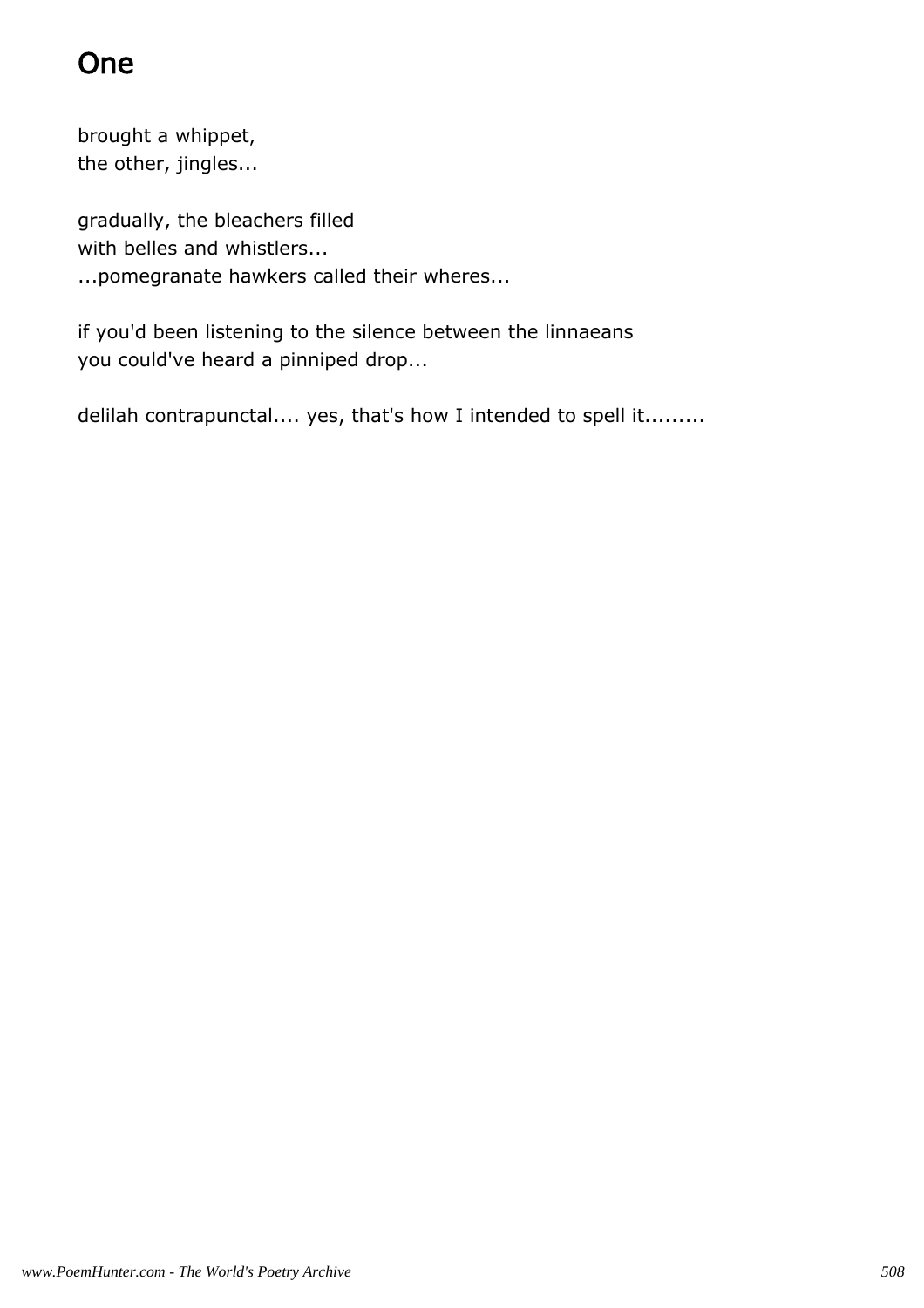# One

brought a whippet,
the other, jingles...

gradually, the bleachers filled
with belles and whistlers...
...pomegranate hawkers called their wheres...

if you'd been listening to the silence between the linnaeans
you could've heard a pinniped drop...

delilah contrapunctal.... yes, that's how I intended to spell it.........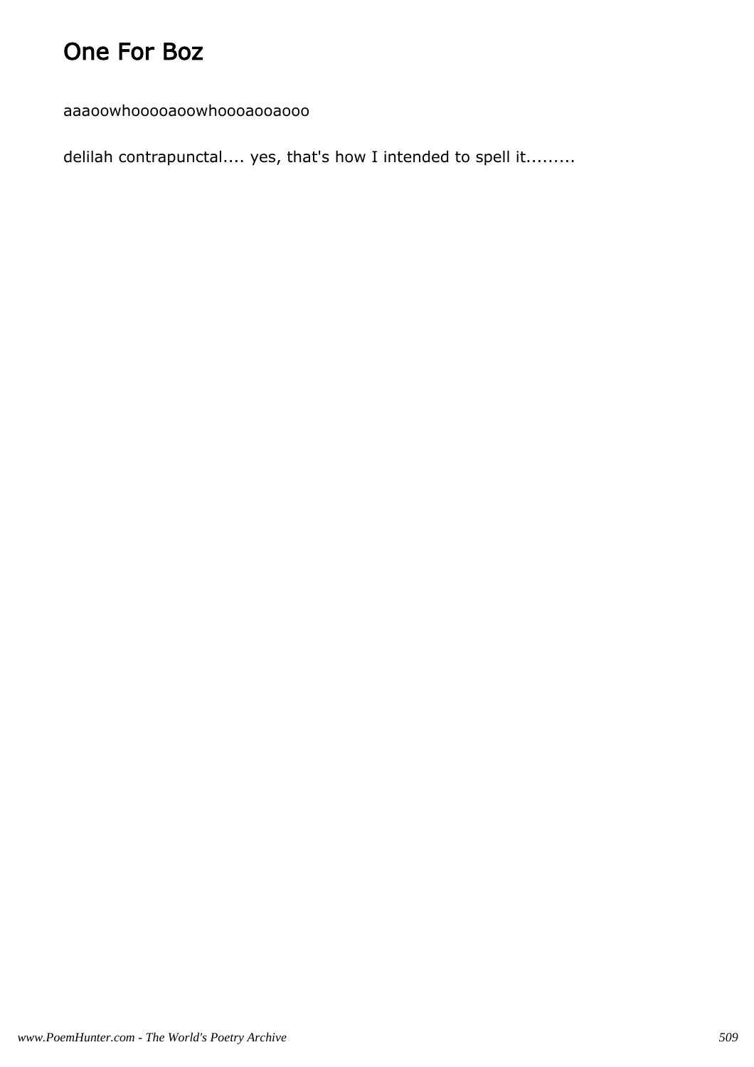# One For Boz

aaaoowhooooaoowhoooaooaooo

delilah contrapunctal.... yes, that's how I intended to spell it.........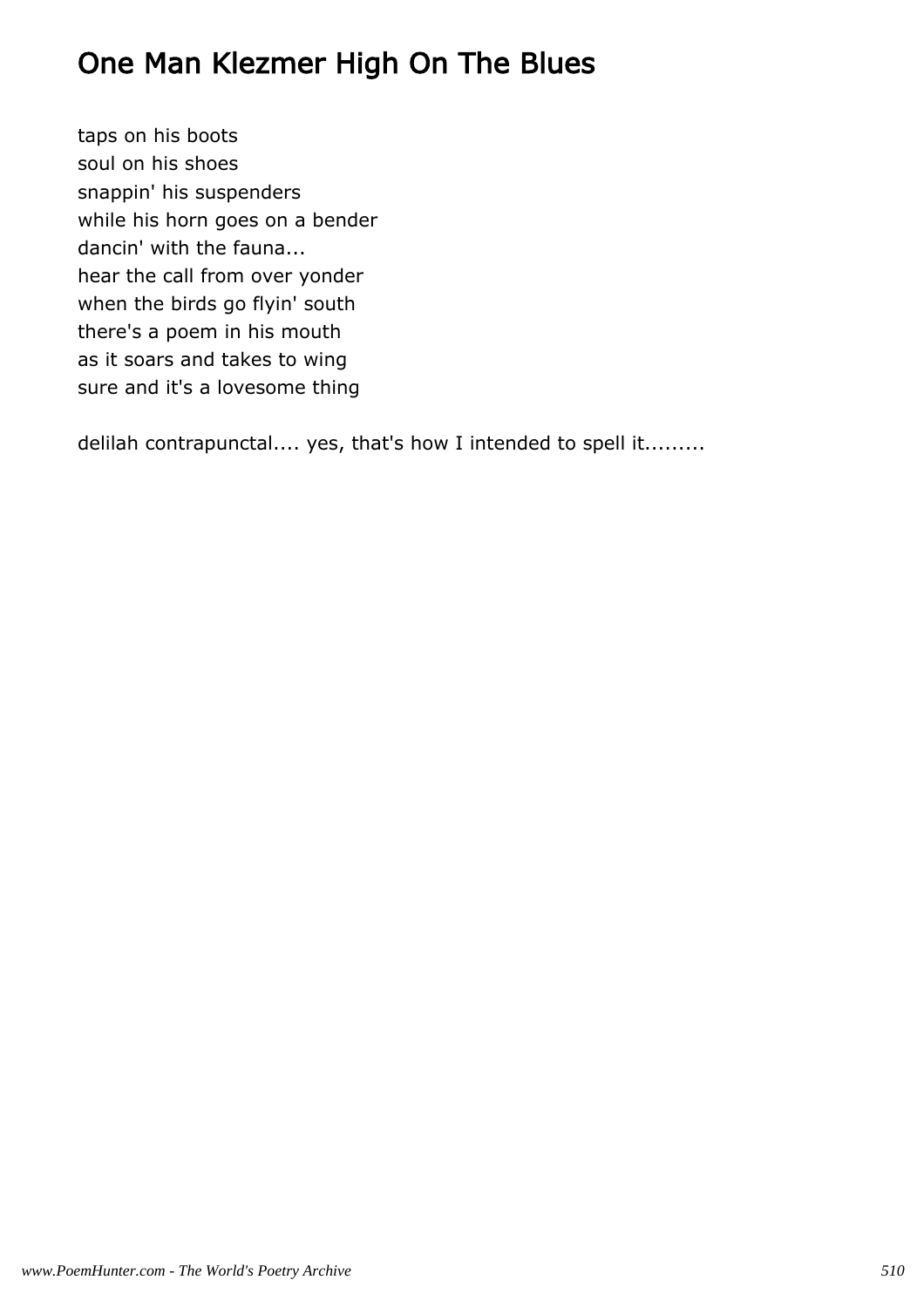# One Man Klezmer High On The Blues

taps on his boots  
soul on his shoes  
snappin' his suspenders  
while his horn goes on a bender  
dancin' with the fauna...  
hear the call from over yonder  
when the birds go flyin' south  
there's a poem in his mouth  
as it soars and takes to wing  
sure and it's a lovesome thing

delilah contrapunctal.... yes, that's how I intended to spell it.........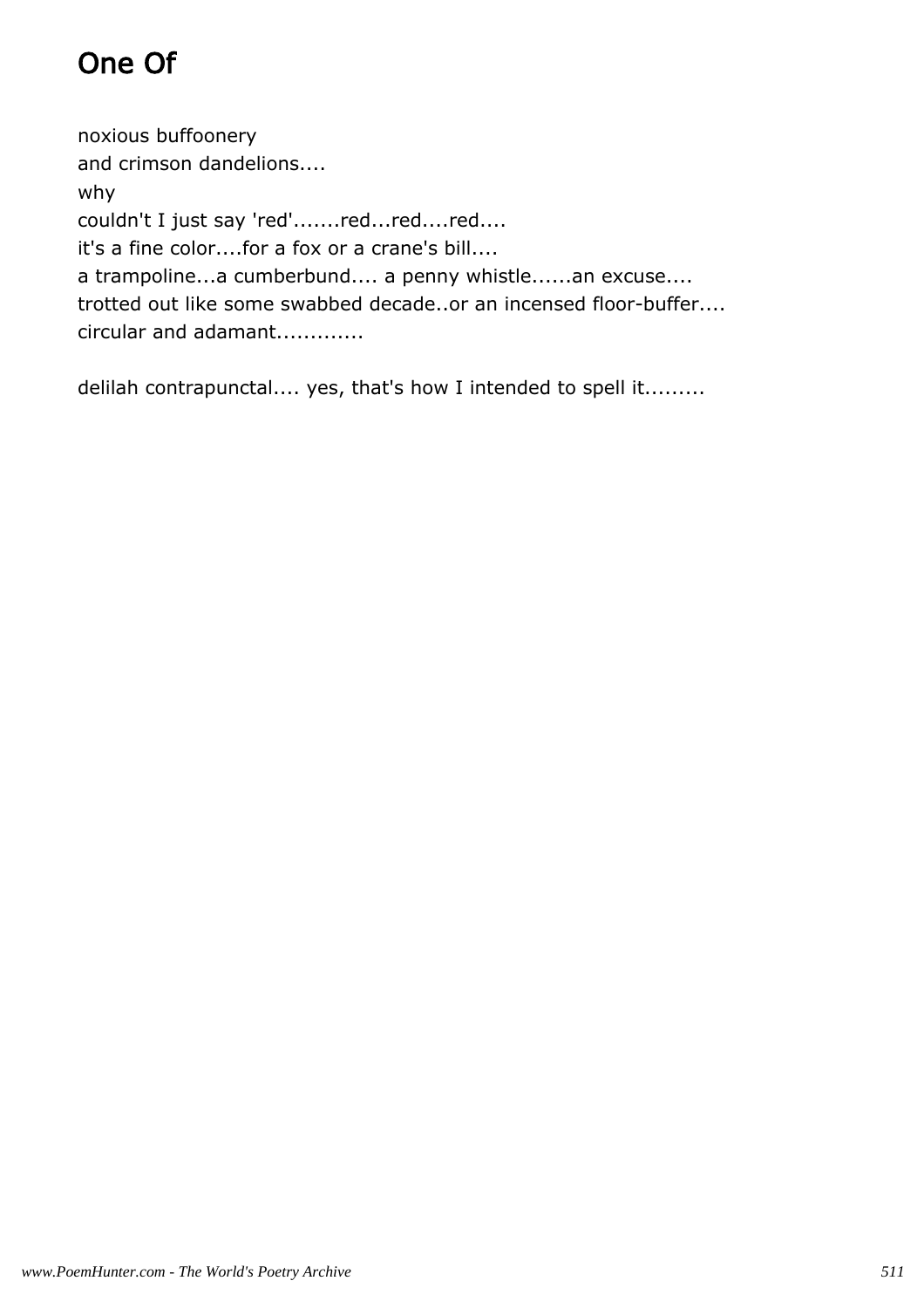# One Of

noxious buffoonery  
and crimson dandelions....  
why  
couldn't I just say 'red'.......red...red....red....  
it's a fine color....for a fox or a crane's bill....  
a trampoline...a cumberbund.... a penny whistle......an excuse....  
trotted out like some swabbed decade..or an incensed floor-buffer....  
circular and adamant.............

delilah contrapunctal.... yes, that's how I intended to spell it.........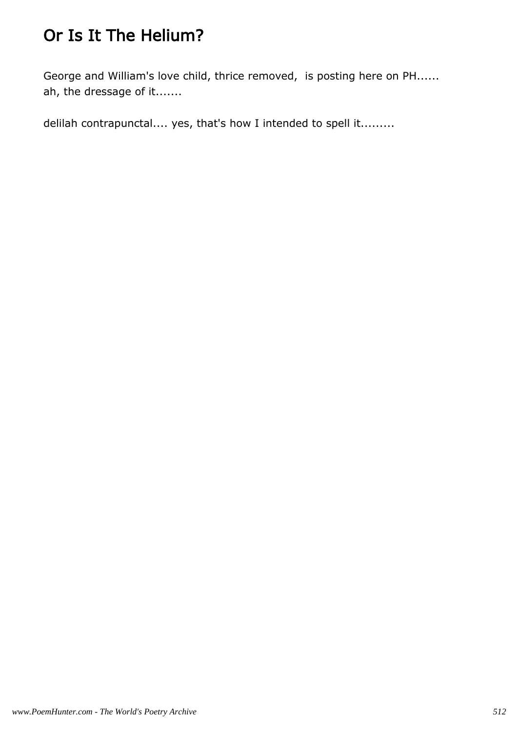# Or Is It The Helium?

George and William's love child, thrice removed, is posting here on PH......
ah, the dressage of it.......

delilah contrapunctal.... yes, that's how I intended to spell it.........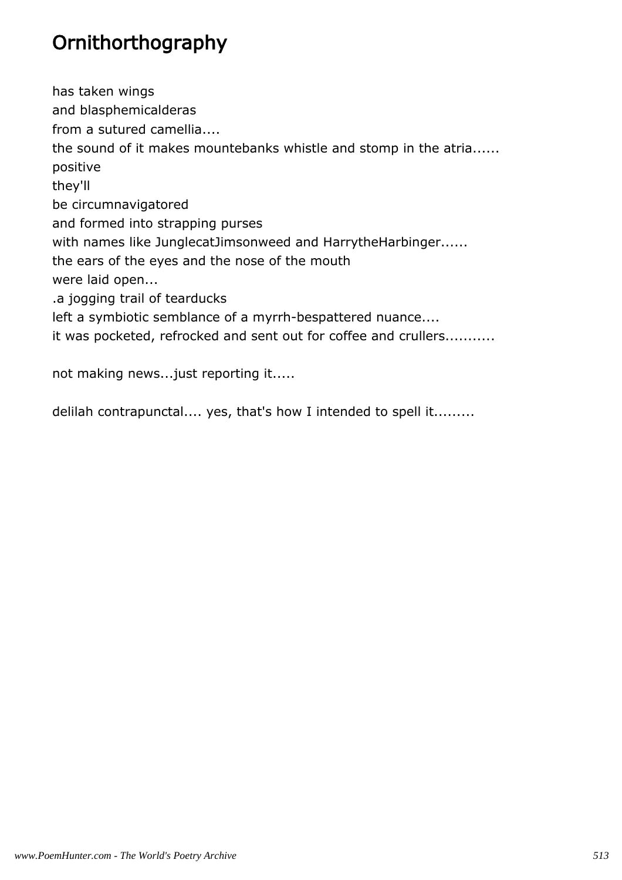# Ornithorthography

has taken wings
and blasphemicalderas
from a sutured camellia....
the sound of it makes mountebanks whistle and stomp in the atria......
positive
they'll
be circumnavigatored
and formed into strapping purses
with names like JunglecatJimsonweed and HarrytheHarbinger......
the ears of the eyes and the nose of the mouth
were laid open...
.a jogging trail of tearducks
left a symbiotic semblance of a myrrh-bespattered nuance....
it was pocketed, refrocked and sent out for coffee and crullers...........

not making news...just reporting it.....

delilah contrapunctal.... yes, that's how I intended to spell it.........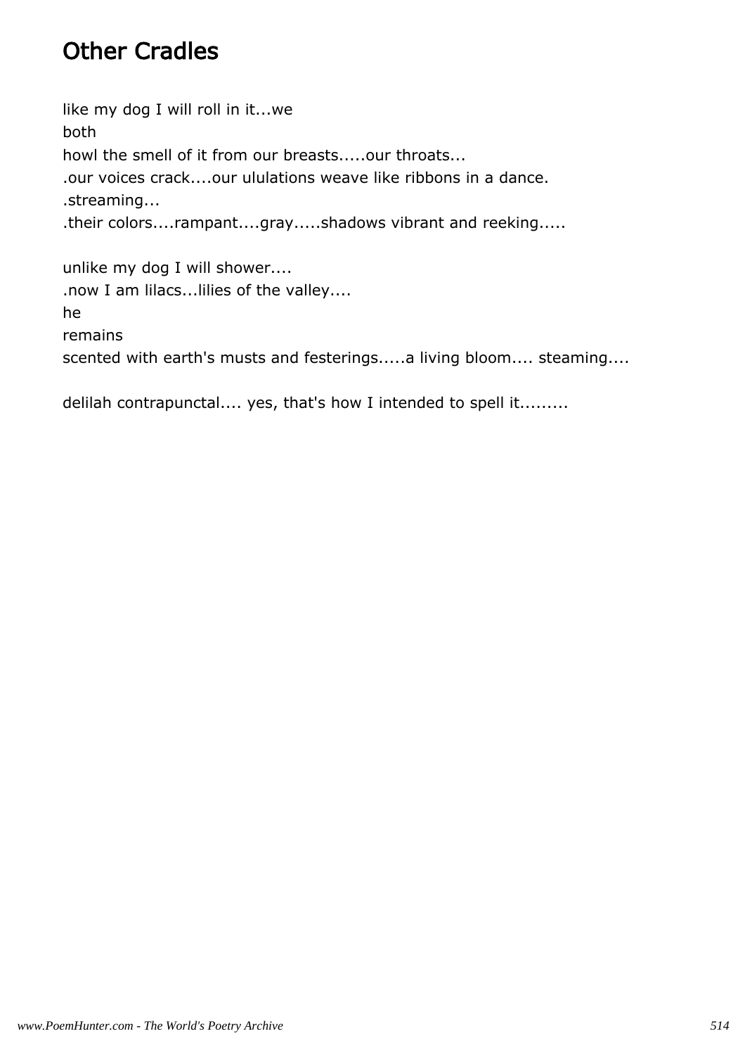# Other Cradles

like my dog I will roll in it...we
both
howl the smell of it from our breasts.....our throats...
.our voices crack....our ululations weave like ribbons in a dance.
.streaming...
.their colors....rampant....gray.....shadows vibrant and reeking.....

unlike my dog I will shower....
.now I am lilacs...lilies of the valley....
he
remains
scented with earth's musts and festerings.....a living bloom.... steaming....

delilah contrapunctal.... yes, that's how I intended to spell it.........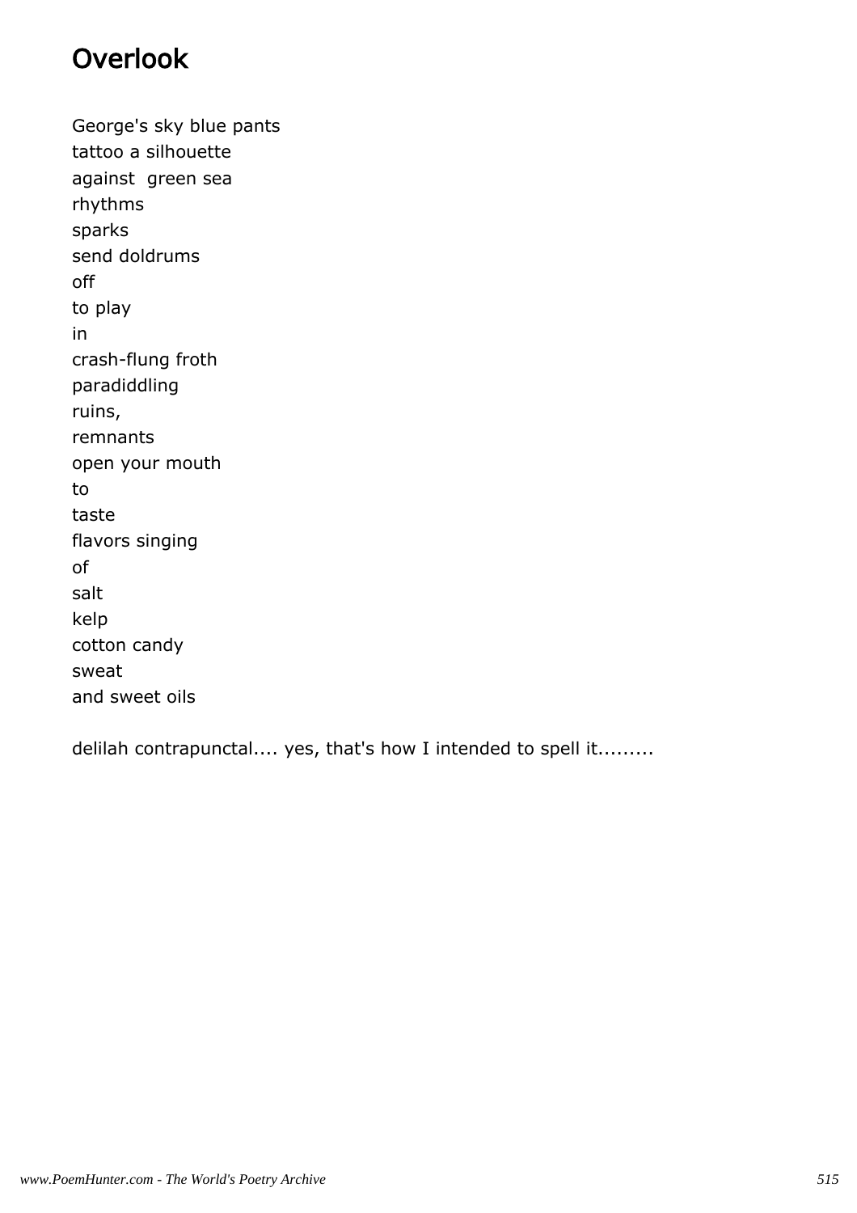# Overlook

George's sky blue pants  
tattoo a silhouette  
against  green sea  
rhythms  
sparks  
send doldrums  
off  
to play  
in  
crash-flung froth  
paradiddling  
ruins,  
remnants  
open your mouth  
to  
taste  
flavors singing  
of  
salt  
kelp  
cotton candy  
sweat  
and sweet oils

delilah contrapunctal.... yes, that's how I intended to spell it.........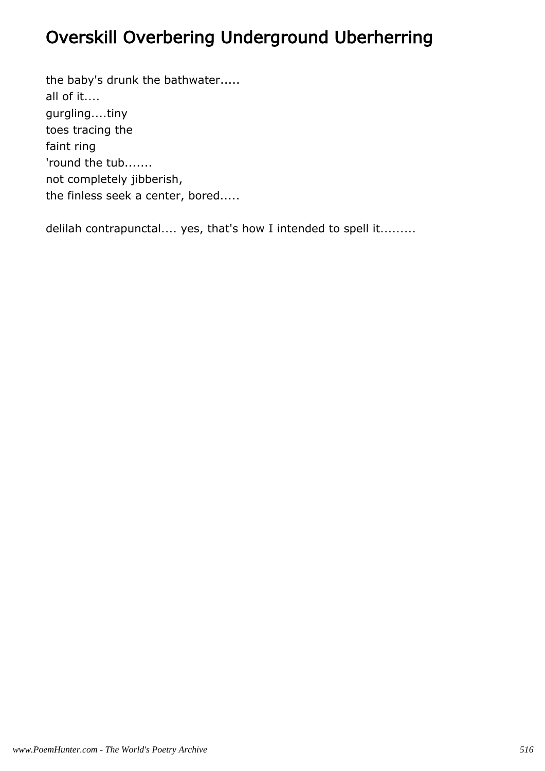# Overskill Overbering Underground Uberherring

the baby's drunk the bathwater.....  
all of it....  
gurgling....tiny  
toes tracing the  
faint ring  
'round the tub.......  
not completely jibberish,  
the finless seek a center, bored.....

delilah contrapunctal.... yes, that's how I intended to spell it.........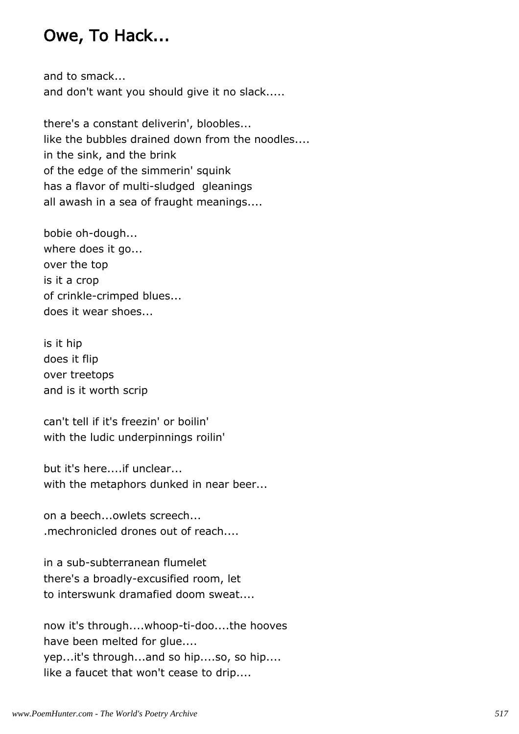## Owe, To Hack...

and to smack...
and don't want you should give it no slack.....

there's a constant deliverin', bloobles...
like the bubbles drained down from the noodles....
in the sink, and the brink
of the edge of the simmerin' squink
has a flavor of multi-sludged gleanings
all awash in a sea of fraught meanings....

bobie oh-dough...
where does it go...
over the top
is it a crop
of crinkle-crimped blues...
does it wear shoes...

is it hip
does it flip
over treetops
and is it worth scrip

can't tell if it's freezin' or boilin'
with the ludic underpinnings roilin'

but it's here....if unclear...
with the metaphors dunked in near beer...

on a beech...owlets screech...
.mechronicled drones out of reach....

in a sub-subterranean flumelet
there's a broadly-excusified room, let
to interswunk dramafied doom sweat....

now it's through....whoop-ti-doo....the hooves
have been melted for glue....
yep...it's through...and so hip....so, so hip....
like a faucet that won't cease to drip....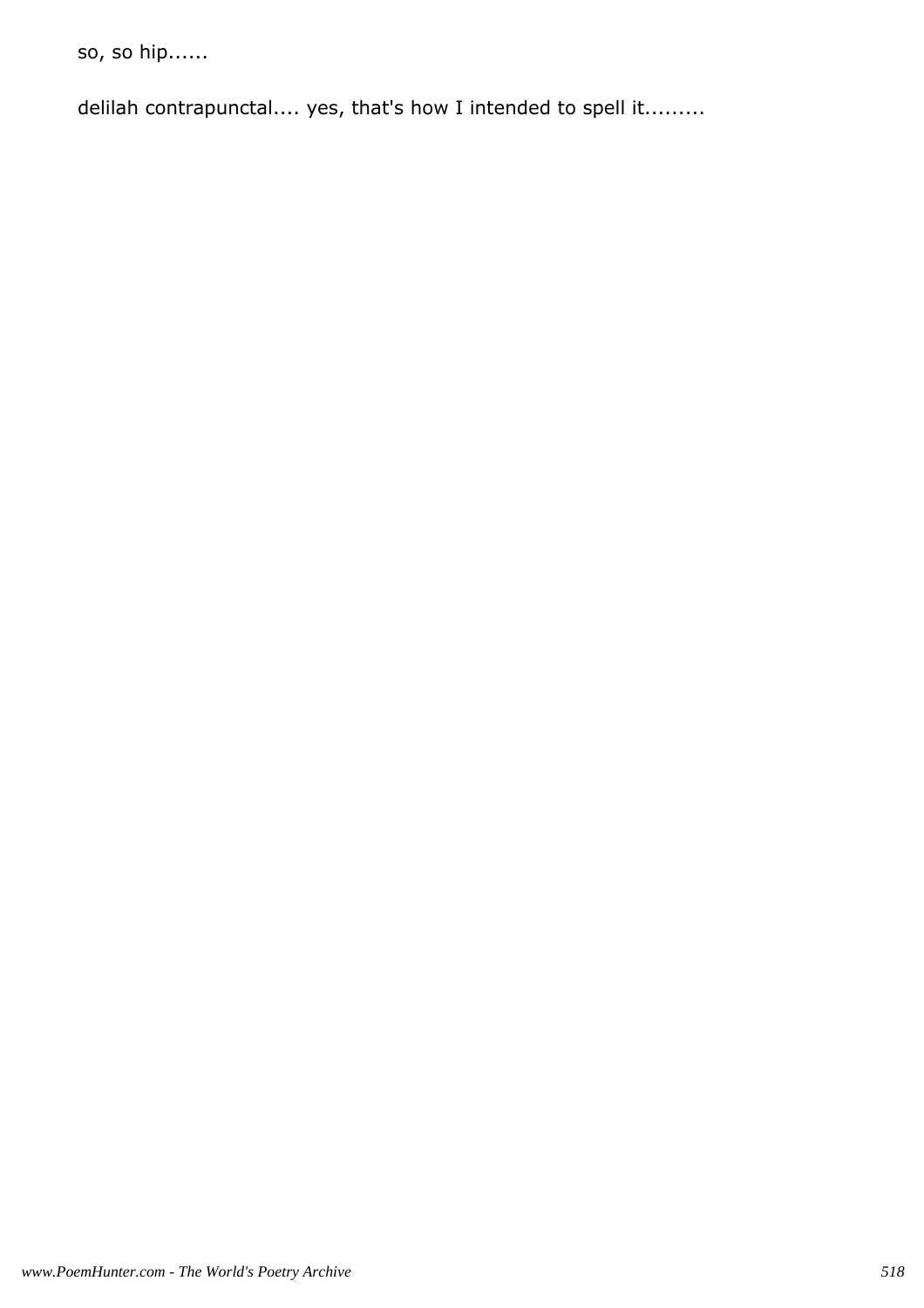so, so hip......

delilah contrapunctal.... yes, that's how I intended to spell it.........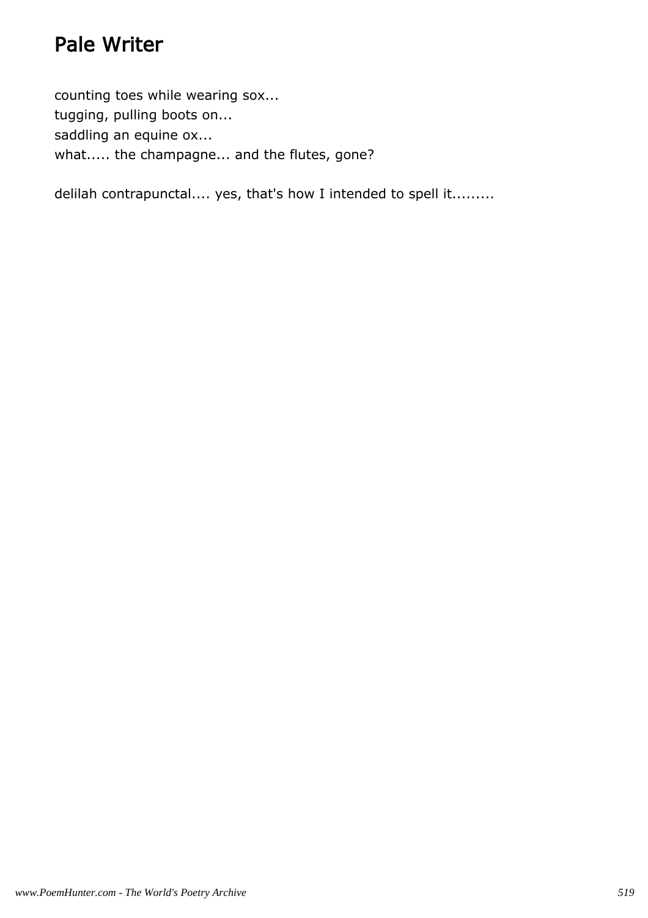# Pale Writer

counting toes while wearing sox...
tugging, pulling boots on...
saddling an equine ox...
what..... the champagne... and the flutes, gone?

delilah contrapunctal.... yes, that's how I intended to spell it.........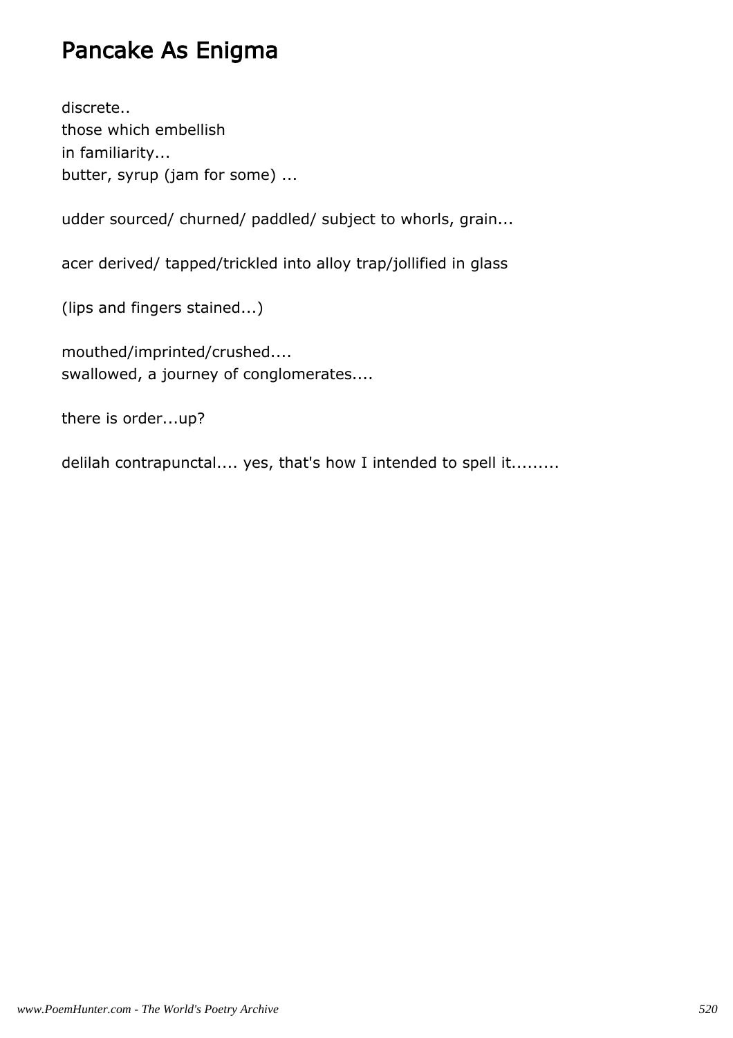# Pancake As Enigma

discrete..  
those which embellish  
in familiarity...  
butter, syrup (jam for some) ...

udder sourced/ churned/ paddled/ subject to whorls, grain...

acer derived/ tapped/trickled into alloy trap/jollified in glass

(lips and fingers stained...)

mouthed/imprinted/crushed....  
swallowed, a journey of conglomerates....

there is order...up?

delilah contrapunctal.... yes, that's how I intended to spell it.........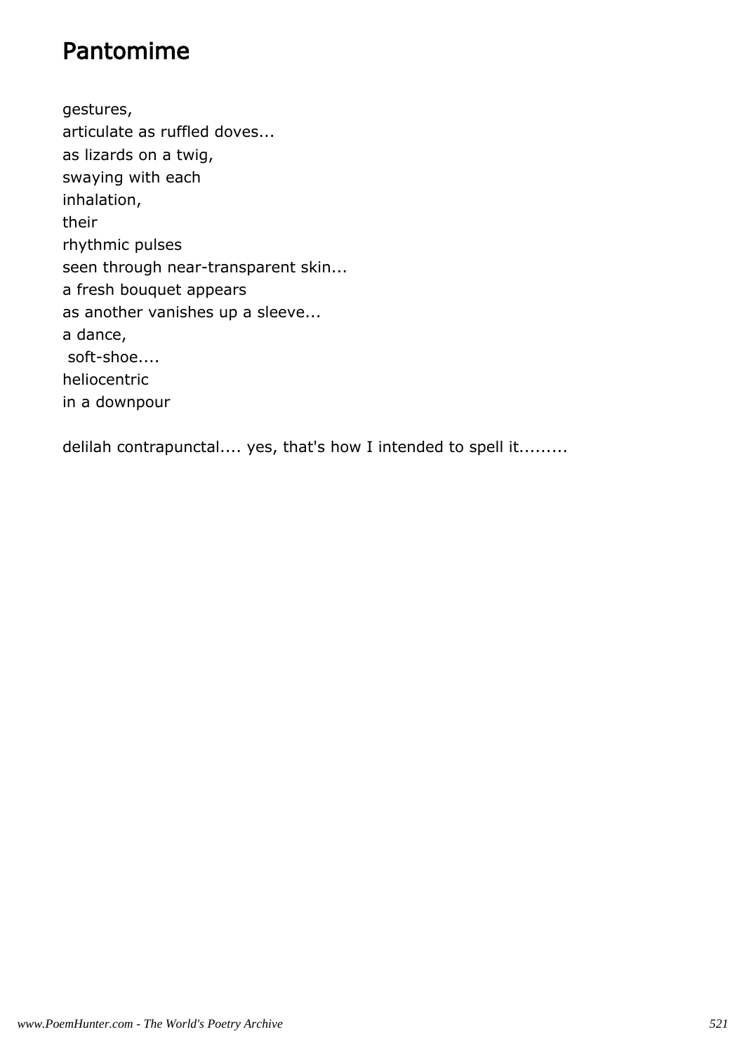# Pantomime

gestures,
articulate as ruffled doves...
as lizards on a twig,
swaying with each
inhalation,
their
rhythmic pulses
seen through near-transparent skin...
a fresh bouquet appears
as another vanishes up a sleeve...
a dance,
 soft-shoe....
heliocentric
in a downpour

delilah contrapunctal.... yes, that's how I intended to spell it.........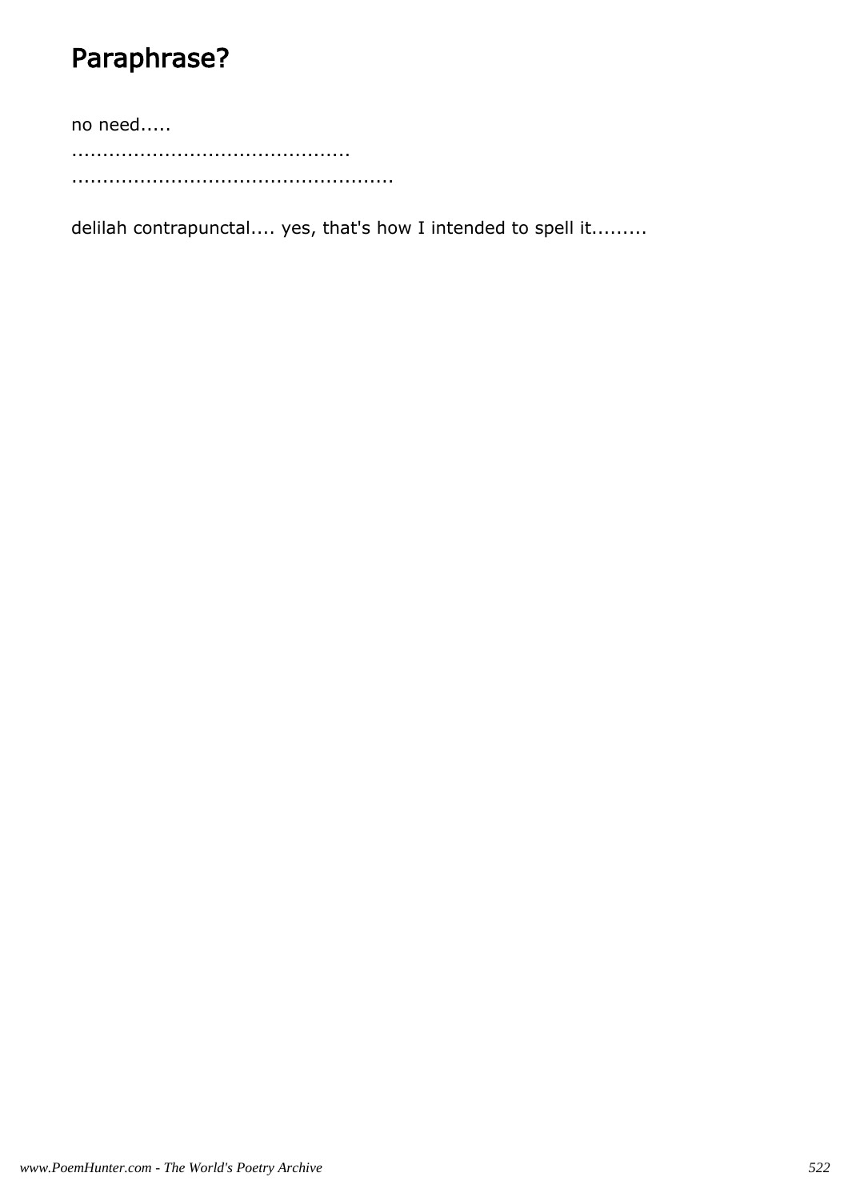# Paraphrase?

no need.....

............................................

...................................................

delilah contrapunctal.... yes, that's how I intended to spell it.........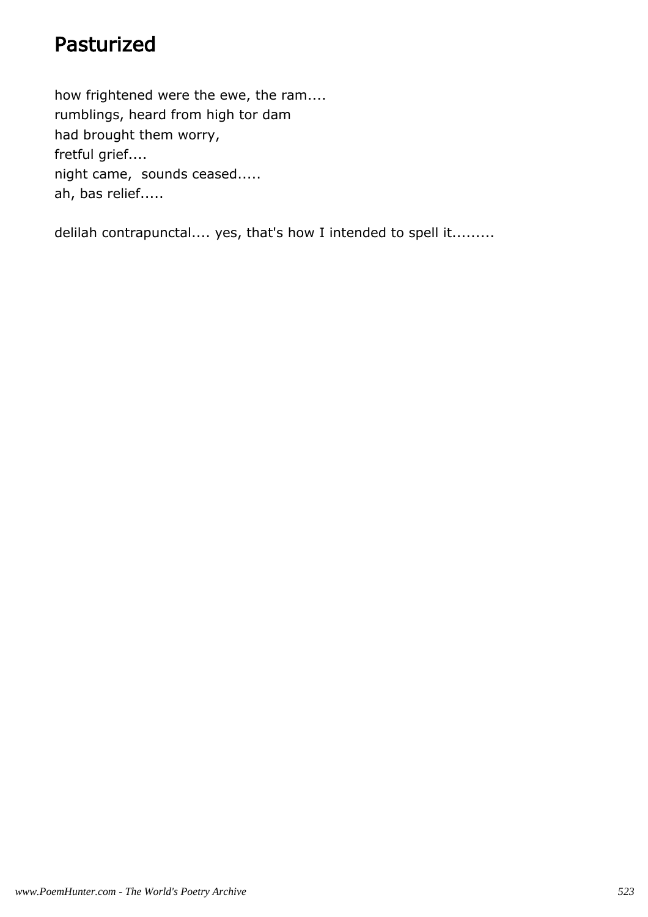# Pasturized

how frightened were the ewe, the ram....
rumblings, heard from high tor dam
had brought them worry,
fretful grief....
night came,  sounds ceased.....
ah, bas relief.....

delilah contrapunctal.... yes, that's how I intended to spell it.........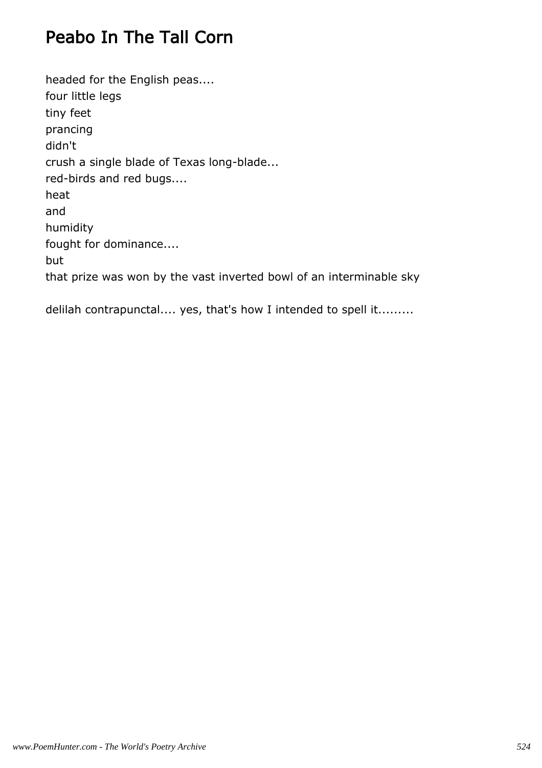# Peabo In The Tall Corn

headed for the English peas....
four little legs
tiny feet
prancing
didn't
crush a single blade of Texas long-blade...
red-birds and red bugs....
heat
and
humidity
fought for dominance....
but
that prize was won by the vast inverted bowl of an interminable sky

delilah contrapunctal.... yes, that's how I intended to spell it.........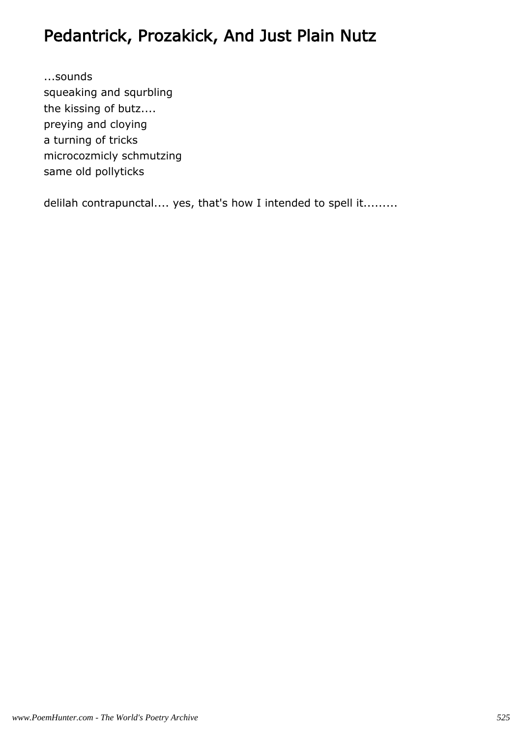# Pedantrick, Prozakick, And Just Plain Nutz

...sounds
squeaking and squrbling
the kissing of butz....
preying and cloying
a turning of tricks
microcozmicly schmutzing
same old pollyticks

delilah contrapunctal.... yes, that's how I intended to spell it.........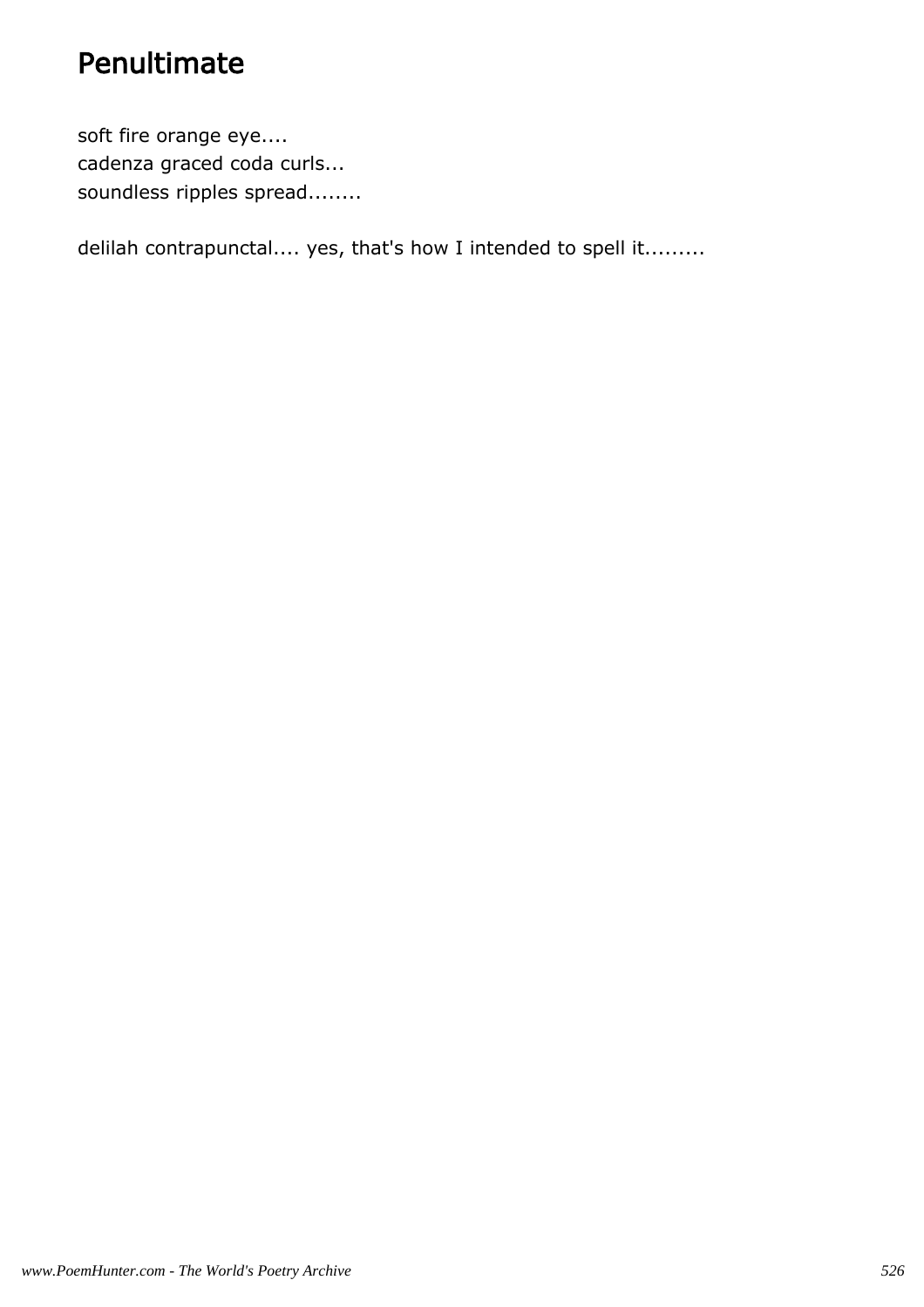# Penultimate

soft fire orange eye....  
cadenza graced coda curls...  
soundless ripples spread........

delilah contrapunctal.... yes, that's how I intended to spell it.........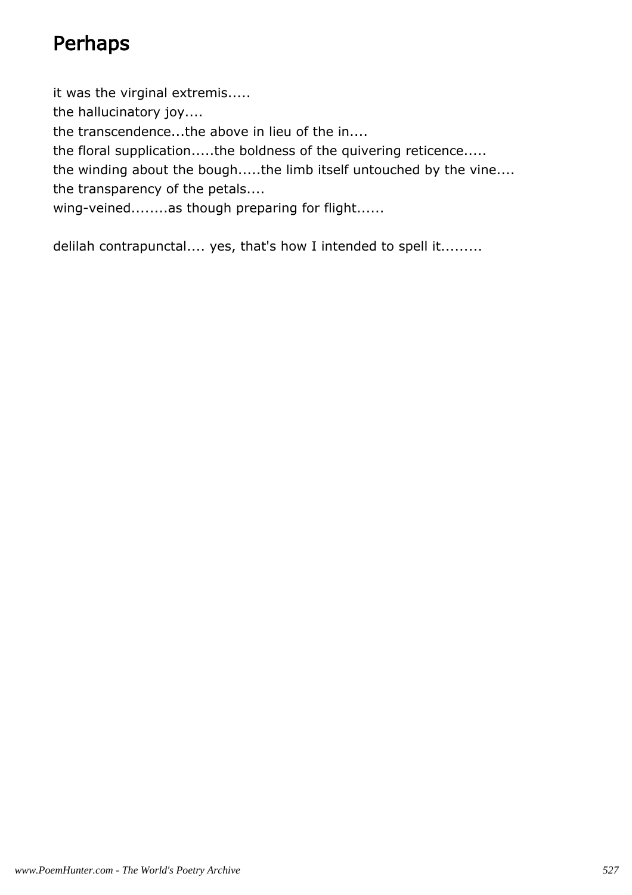# Perhaps

it was the virginal extremis.....
the hallucinatory joy....
the transcendence...the above in lieu of the in....
the floral supplication.....the boldness of the quivering reticence.....
the winding about the bough.....the limb itself untouched by the vine....
the transparency of the petals....
wing-veined........as though preparing for flight......

delilah contrapunctal.... yes, that's how I intended to spell it.........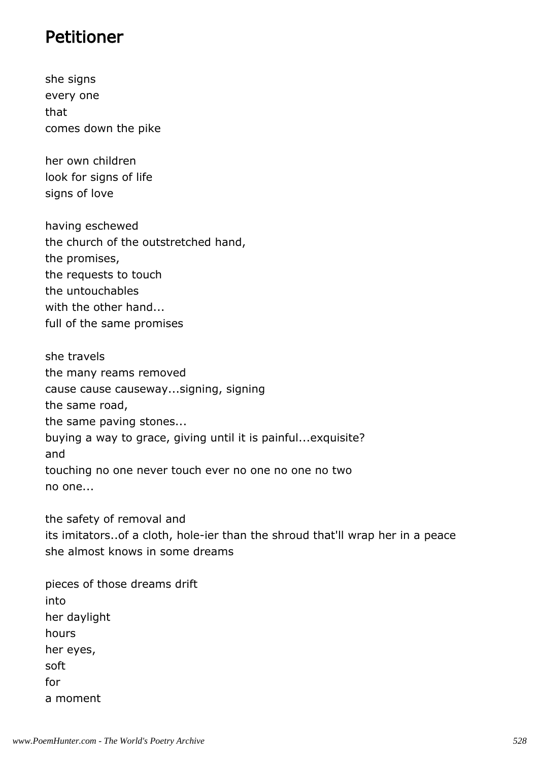# Petitioner

she signs
every one
that
comes down the pike

her own children
look for signs of life
signs of love

having eschewed
the church of the outstretched hand,
the promises,
the requests to touch
the untouchables
with the other hand...
full of the same promises

she travels
the many reams removed
cause cause causeway...signing, signing
the same road,
the same paving stones...
buying a way to grace, giving until it is painful...exquisite?
and
touching no one never touch ever no one no one no two
no one...

the safety of removal and
its imitators..of a cloth, hole-ier than the shroud that'll wrap her in a peace
she almost knows in some dreams

pieces of those dreams drift
into
her daylight
hours
her eyes,
soft
for
a moment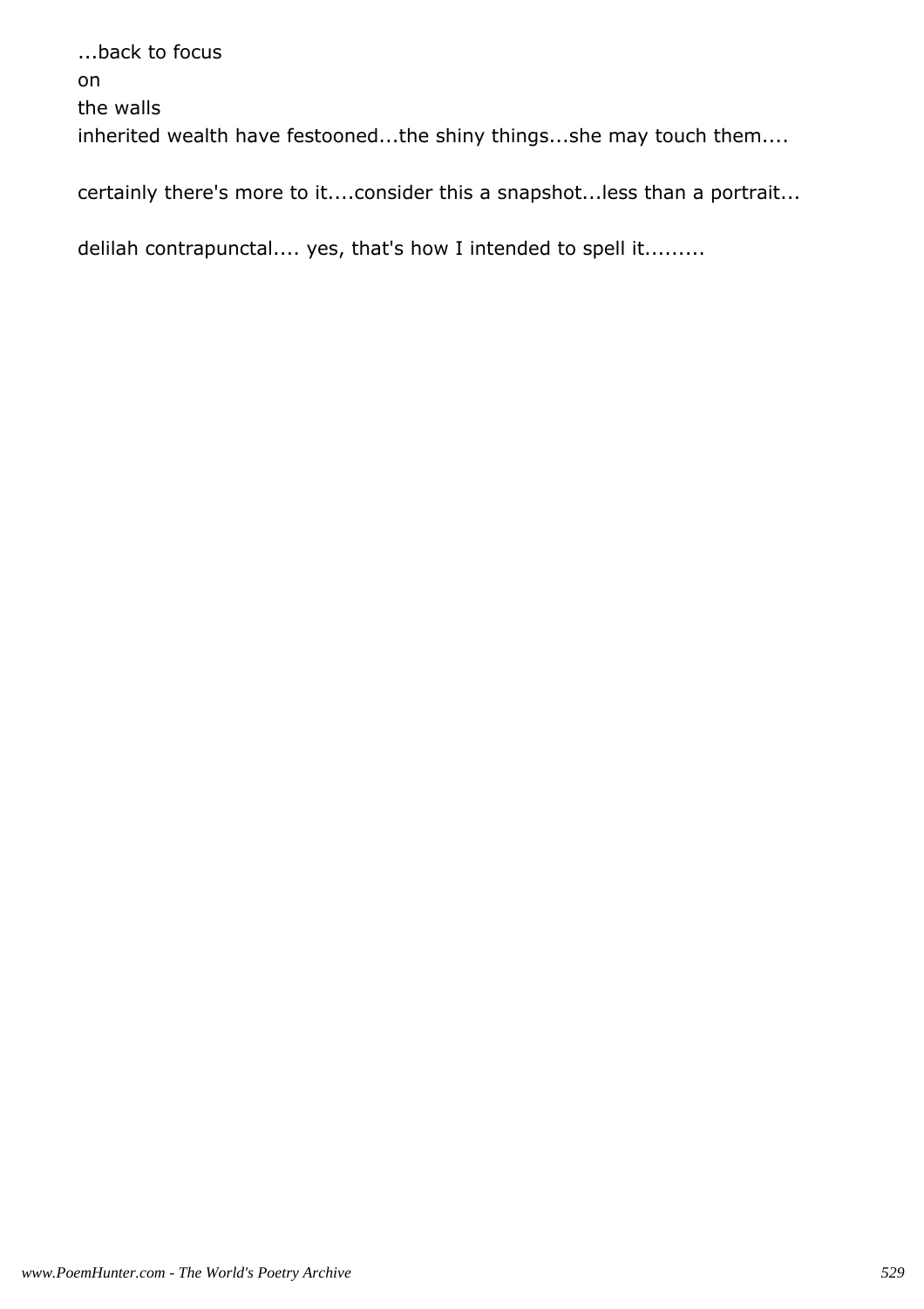...back to focus

on

the walls

inherited wealth have festooned...the shiny things...she may touch them....

certainly there's more to it....consider this a snapshot...less than a portrait...

delilah contrapunctal.... yes, that's how I intended to spell it.........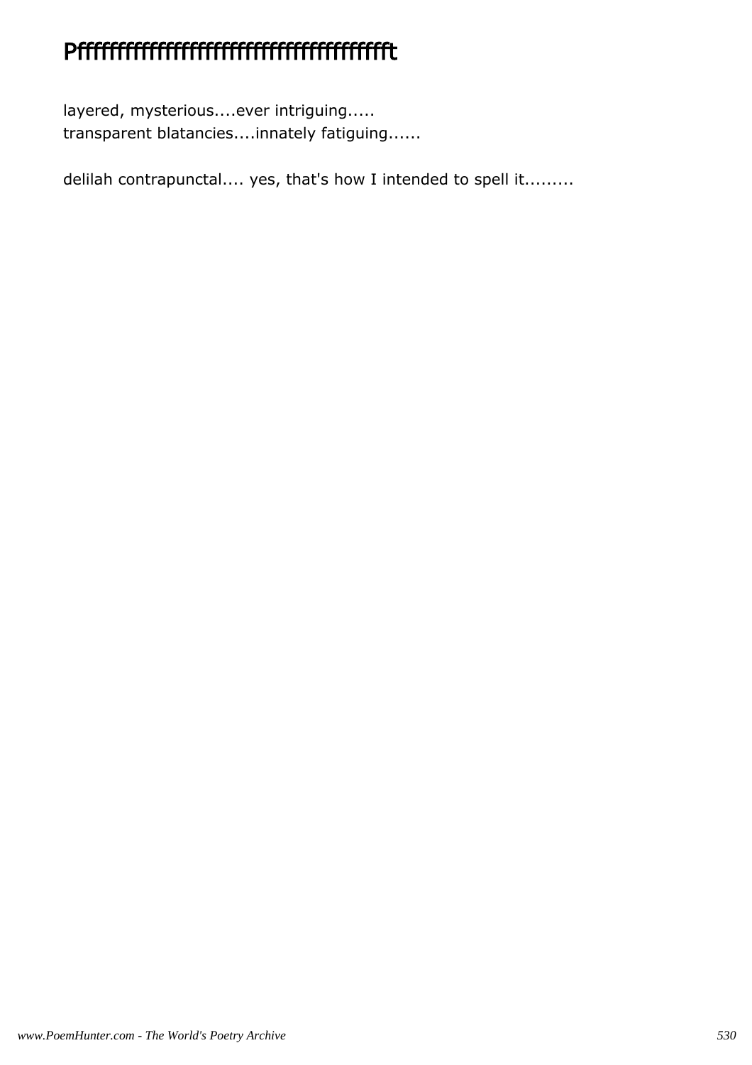# Pffffffffffffffffffffffffffffffffffffffffft

layered, mysterious....ever intriguing.....
transparent blatancies....innately fatiguing......

delilah contrapunctal.... yes, that's how I intended to spell it.........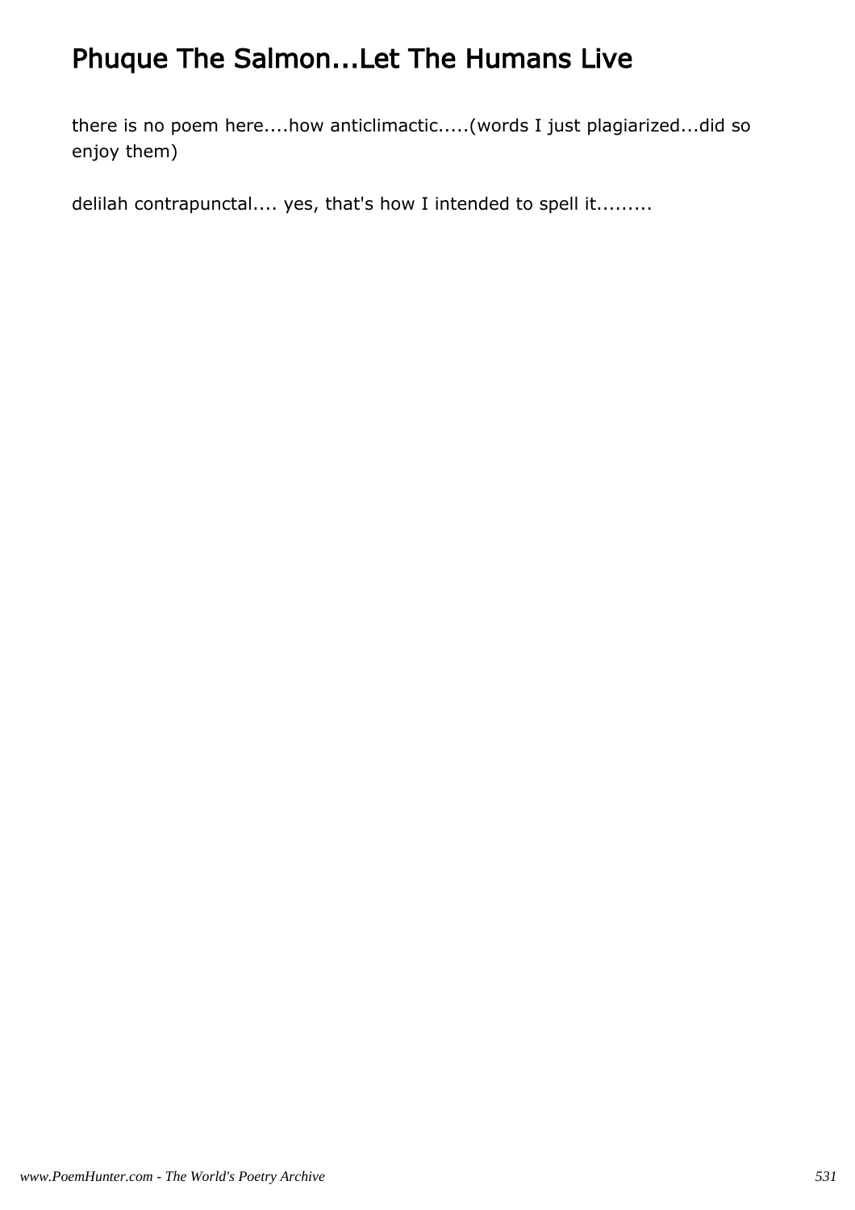# Phuque The Salmon...Let The Humans Live

there is no poem here....how anticlimactic.....(words I just plagiarized...did so enjoy them)

delilah contrapunctal.... yes, that's how I intended to spell it.........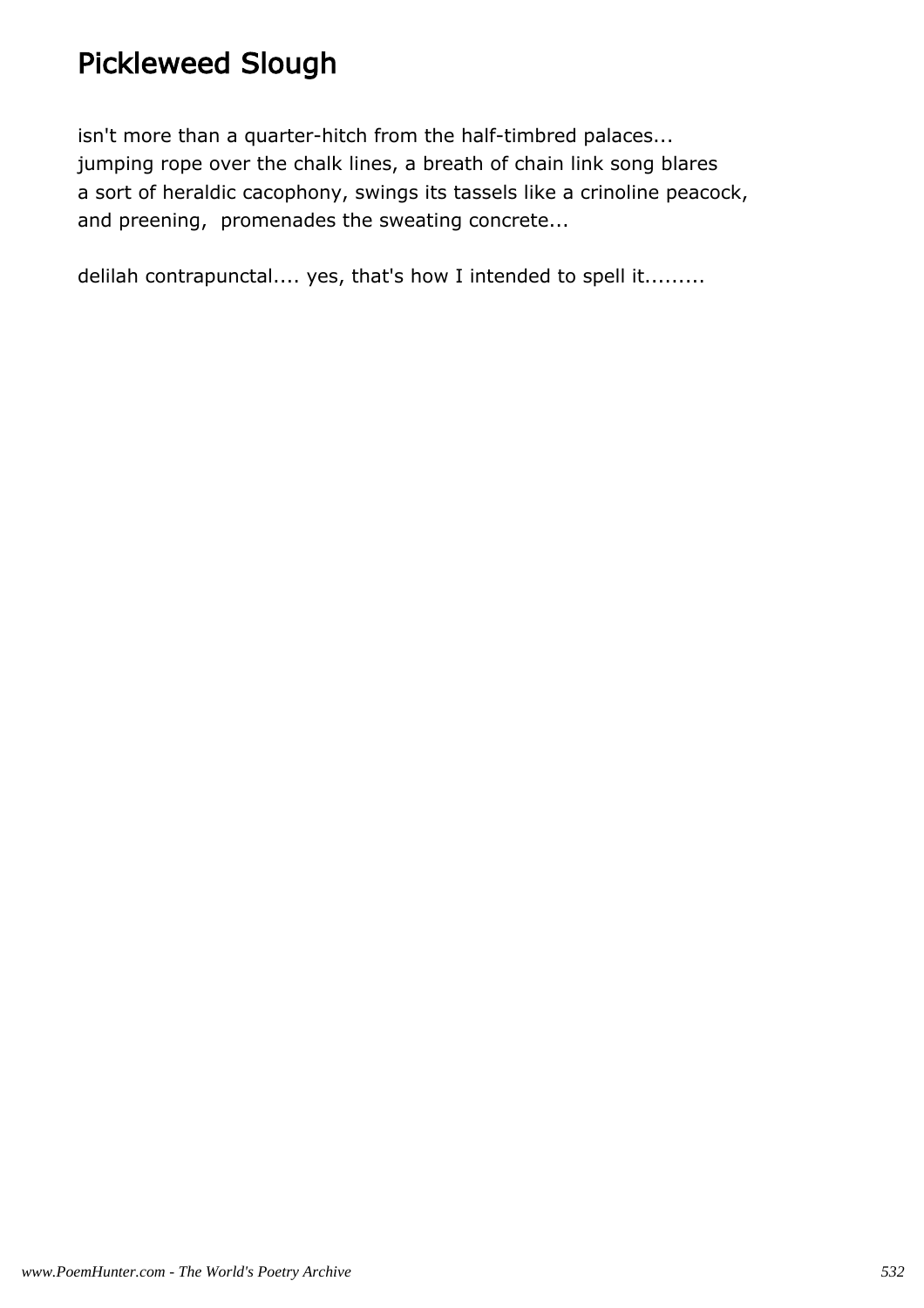# Pickleweed Slough

isn't more than a quarter-hitch from the half-timbred palaces...
jumping rope over the chalk lines, a breath of chain link song blares
a sort of heraldic cacophony, swings its tassels like a crinoline peacock,
and preening, promenades the sweating concrete...

delilah contrapunctal.... yes, that's how I intended to spell it.........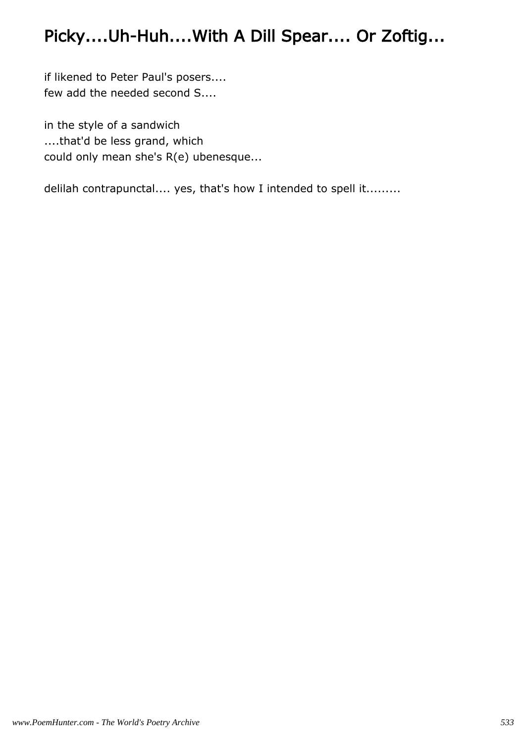# Picky....Uh-Huh....With A Dill Spear.... Or Zoftig...

if likened to Peter Paul's posers....
few add the needed second S....

in the style of a sandwich
....that'd be less grand, which
could only mean she's R(e) ubenesque...

delilah contrapunctal.... yes, that's how I intended to spell it.........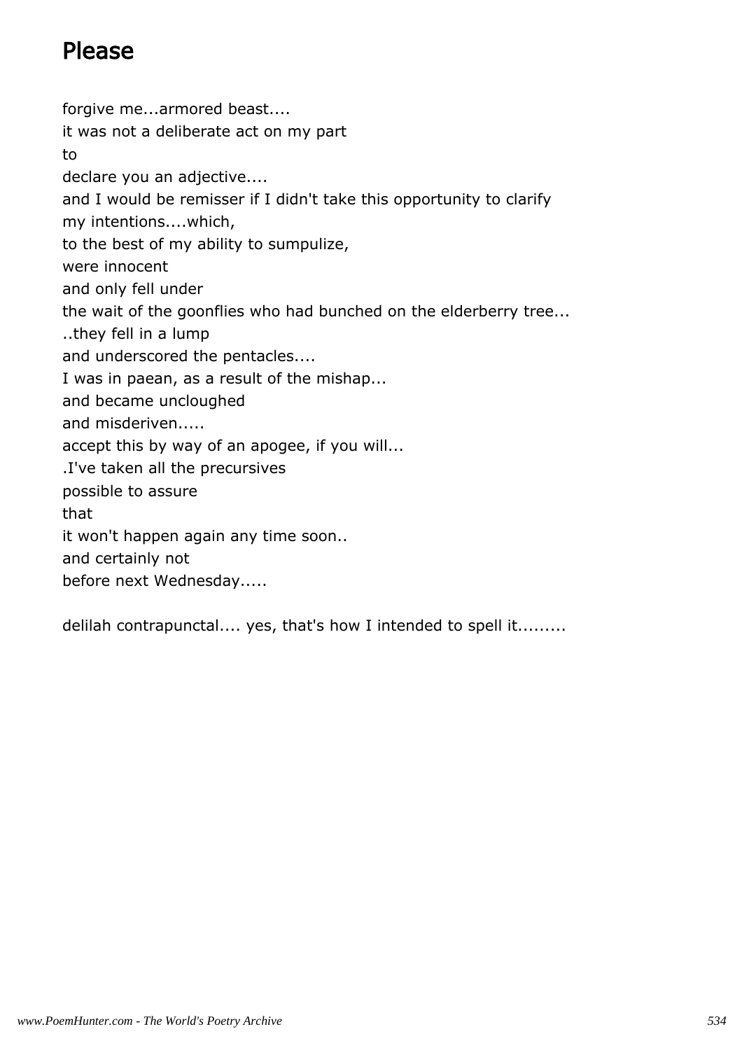## Please

forgive me...armored beast....
it was not a deliberate act on my part
to
declare you an adjective....
and I would be remisser if I didn't take this opportunity to clarify
my intentions....which,
to the best of my ability to sumpulize,
were innocent
and only fell under
the wait of the goonflies who had bunched on the elderberry tree...
..they fell in a lump
and underscored the pentacles....
I was in paean, as a result of the mishap...
and became uncloughed
and misderiven.....
accept this by way of an apogee, if you will...
.I've taken all the precursives
possible to assure
that
it won't happen again any time soon..
and certainly not
before next Wednesday.....

delilah contrapunctal.... yes, that's how I intended to spell it.........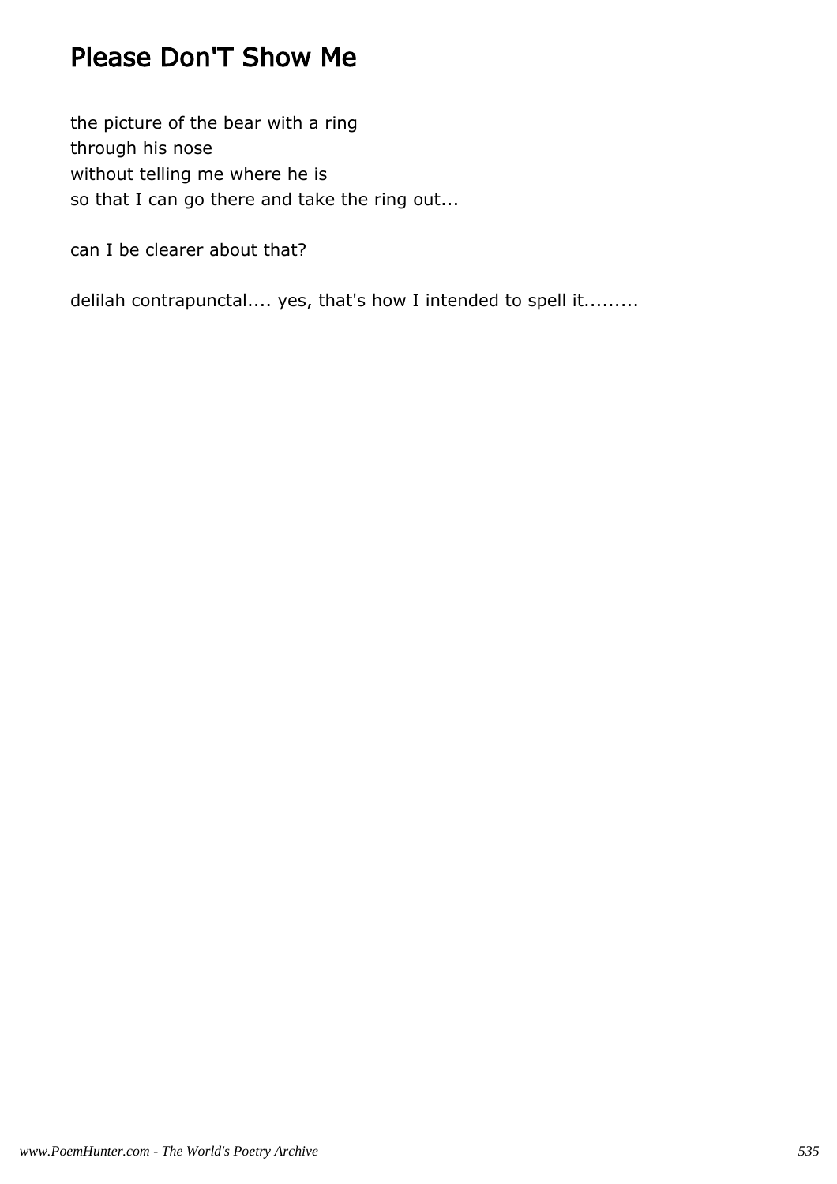# Please Don'T Show Me

the picture of the bear with a ring
through his nose
without telling me where he is
so that I can go there and take the ring out...

can I be clearer about that?

delilah contrapunctal.... yes, that's how I intended to spell it.........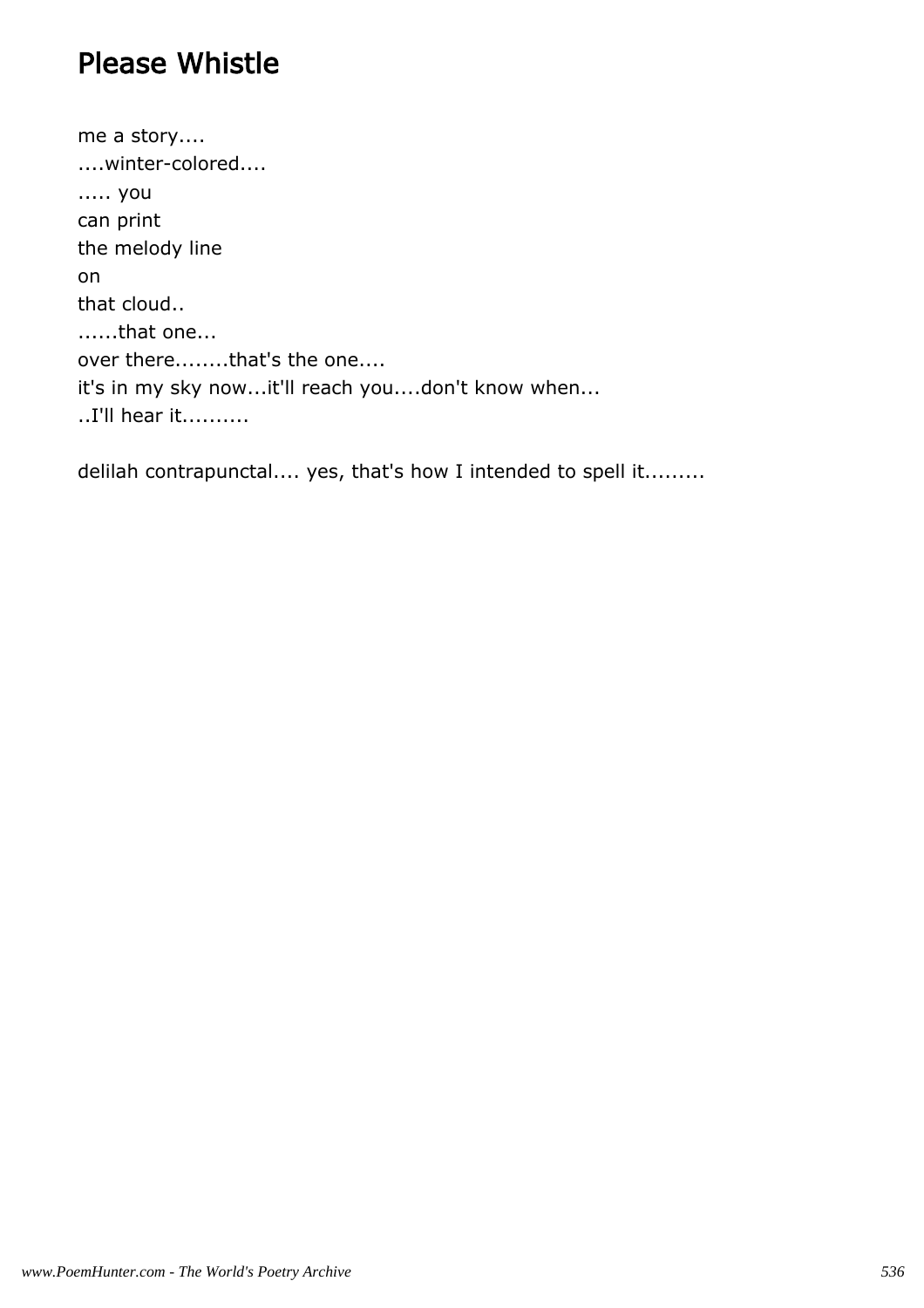# Please Whistle

me a story....
....winter-colored....
..... you
can print
the melody line
on
that cloud..
......that one...
over there........that's the one....
it's in my sky now...it'll reach you....don't know when...
..I'll hear it..........

delilah contrapunctal.... yes, that's how I intended to spell it.........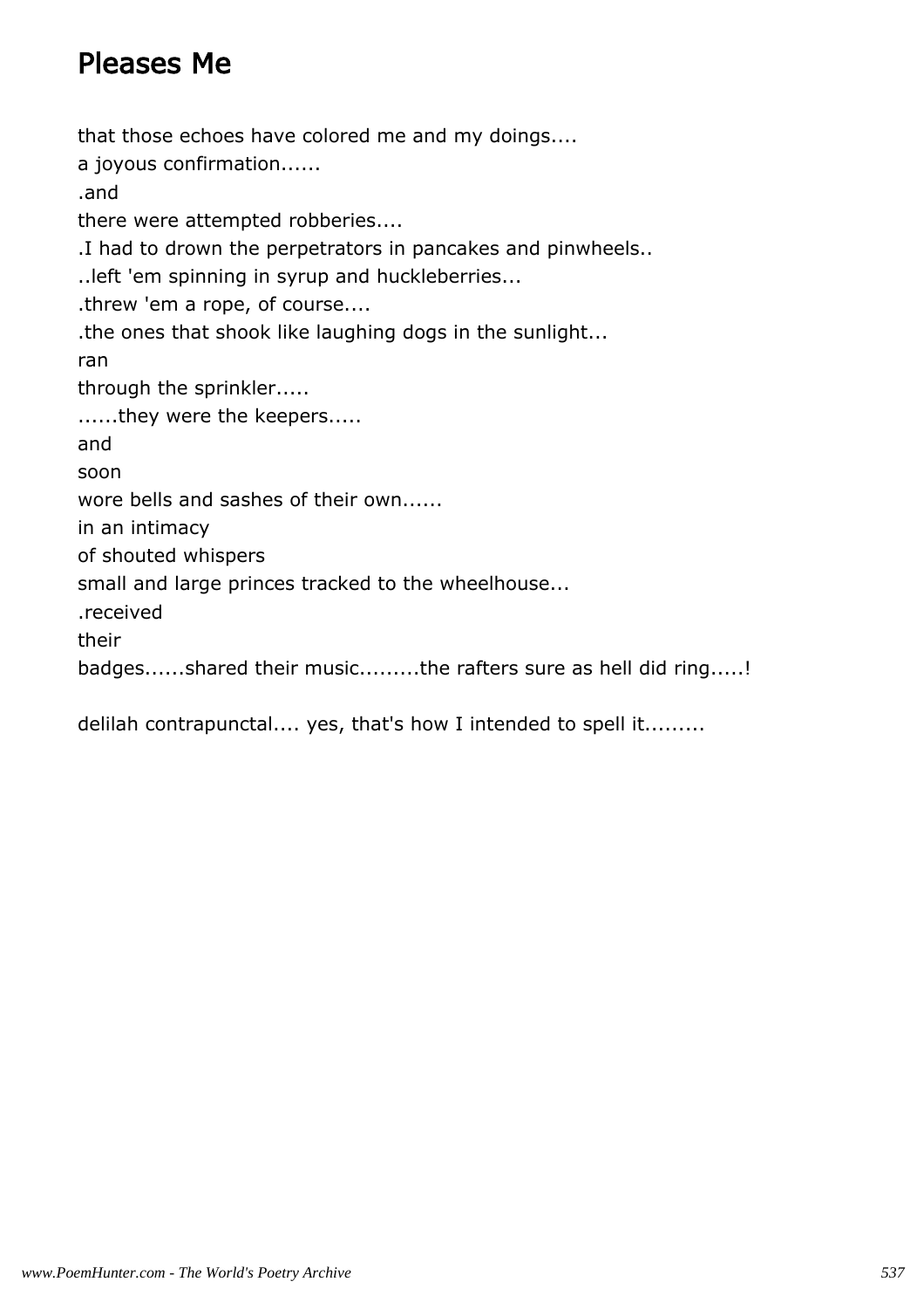# Pleases Me

that those echoes have colored me and my doings....
a joyous confirmation......
.and
there were attempted robberies....
.I had to drown the perpetrators in pancakes and pinwheels..
..left 'em spinning in syrup and huckleberries...
.threw 'em a rope, of course....
.the ones that shook like laughing dogs in the sunlight...
ran
through the sprinkler.....
......they were the keepers.....
and
soon
wore bells and sashes of their own......
in an intimacy
of shouted whispers
small and large princes tracked to the wheelhouse...
.received
their
badges......shared their music.........the rafters sure as hell did ring.....!

delilah contrapunctal.... yes, that's how I intended to spell it.........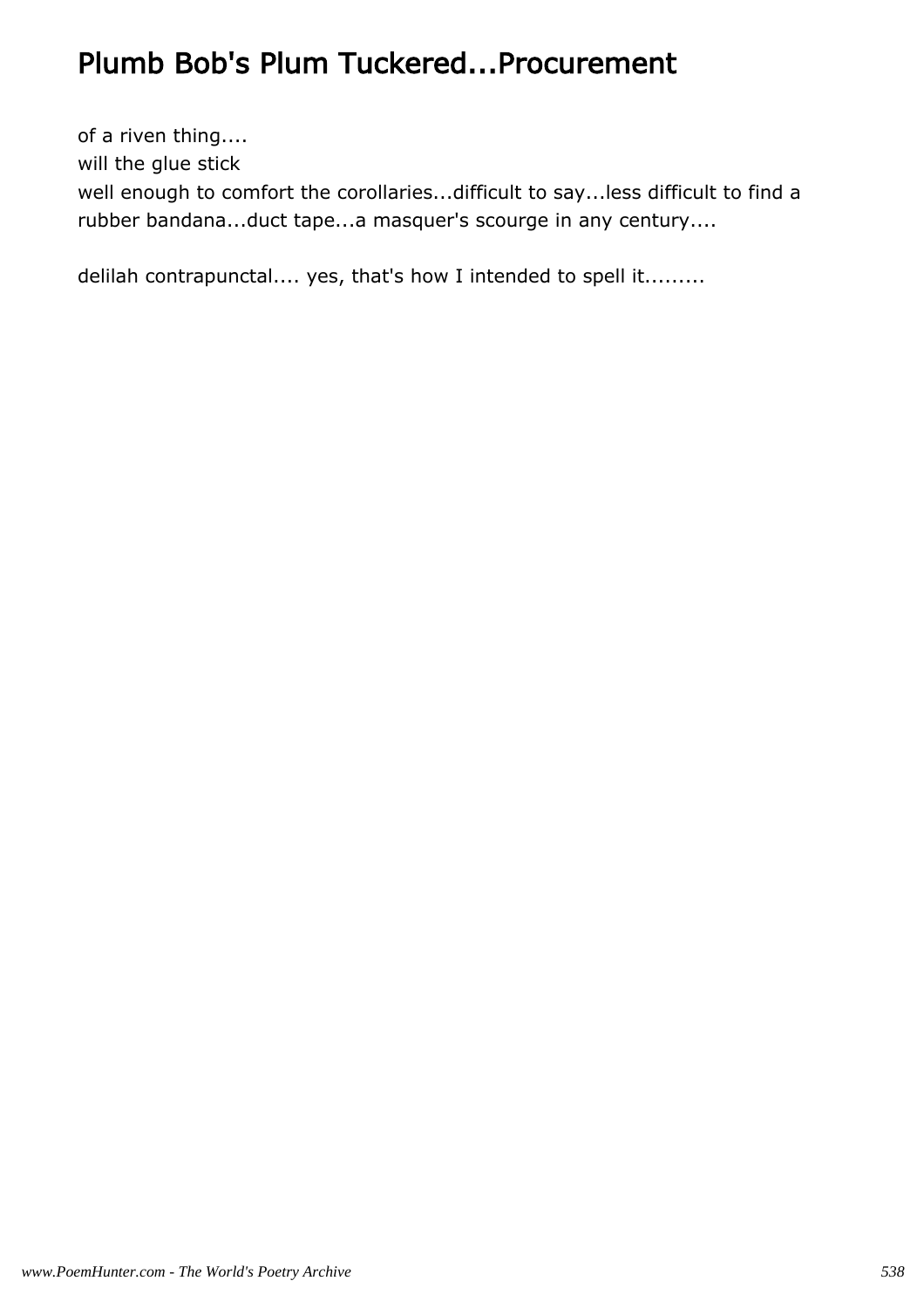# Plumb Bob's Plum Tuckered...Procurement

of a riven thing....
will the glue stick
well enough to comfort the corollaries...difficult to say...less difficult to find a rubber bandana...duct tape...a masquer's scourge in any century....

delilah contrapunctal.... yes, that's how I intended to spell it.........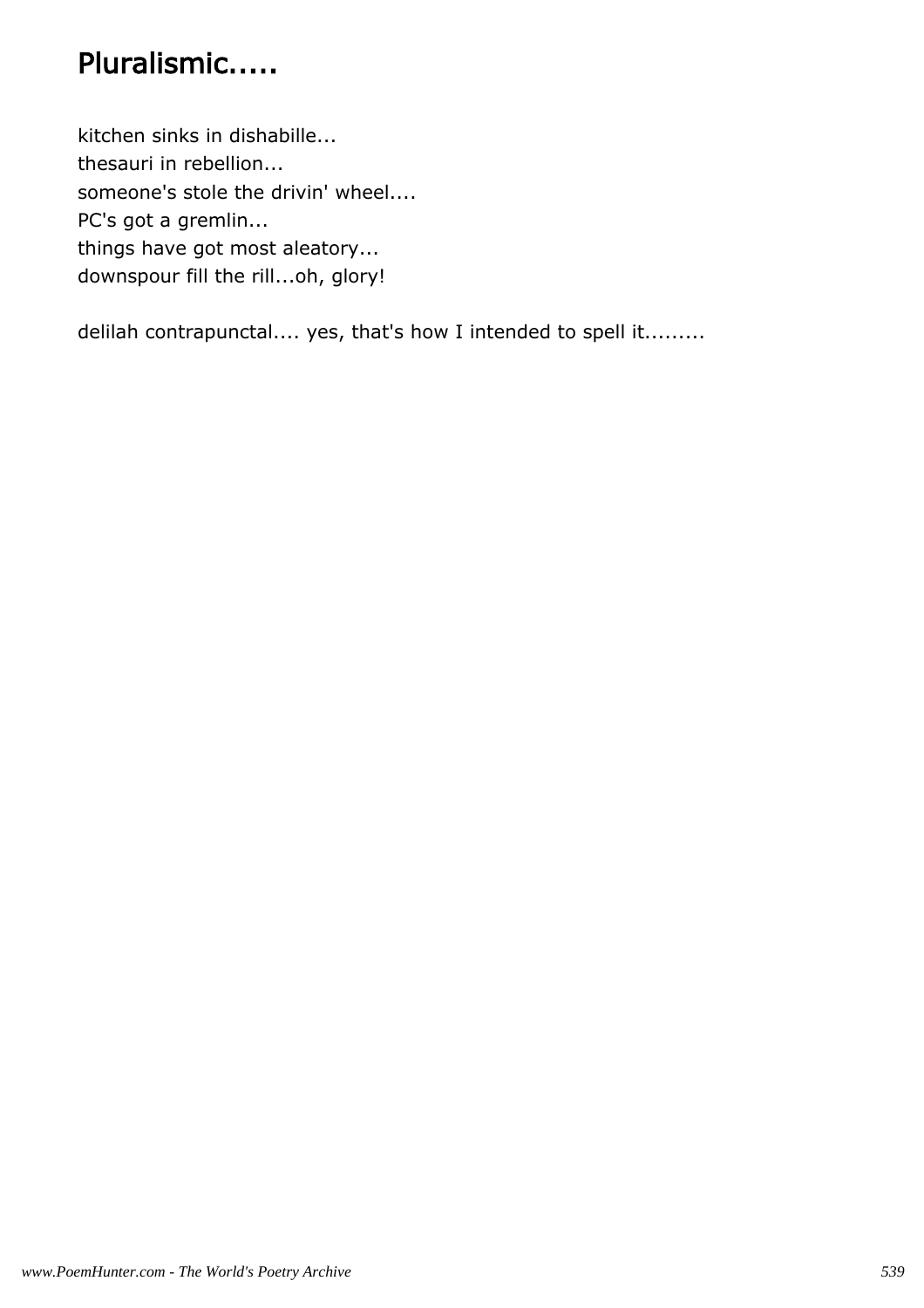# Pluralismic.....

kitchen sinks in dishabille...
thesauri in rebellion...
someone's stole the drivin' wheel....
PC's got a gremlin...
things have got most aleatory...
downspour fill the rill...oh, glory!

delilah contrapunctal.... yes, that's how I intended to spell it.........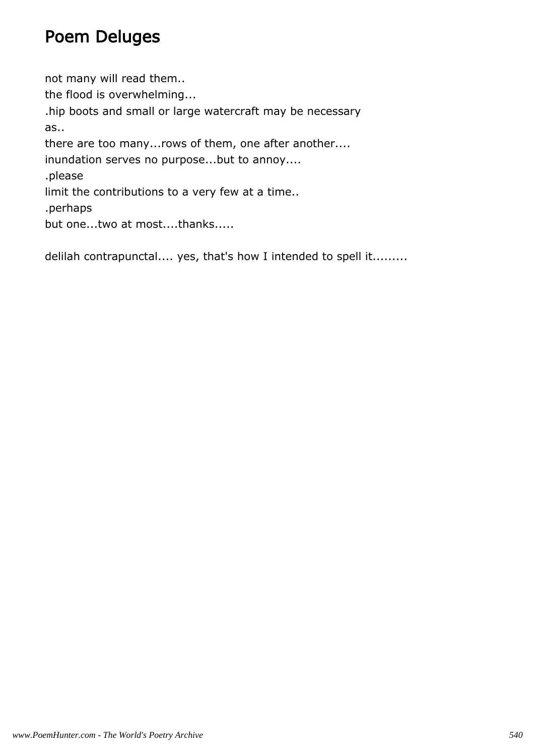# Poem Deluges

not many will read them..
the flood is overwhelming...
.hip boots and small or large watercraft may be necessary
as..
there are too many...rows of them, one after another....
inundation serves no purpose...but to annoy....
.please
limit the contributions to a very few at a time..
.perhaps
but one...two at most....thanks.....

delilah contrapunctal.... yes, that's how I intended to spell it.........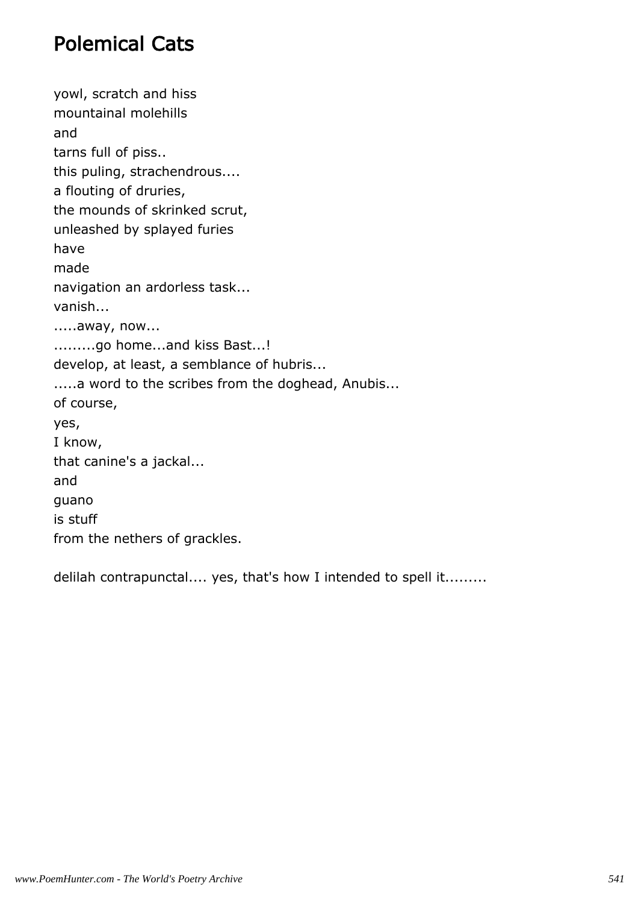# Polemical Cats

yowl, scratch and hiss
mountainal molehills
and
tarns full of piss..
this puling, strachendrous....
a flouting of druries,
the mounds of skrinked scrut,
unleashed by splayed furies
have
made
navigation an ardorless task...
vanish...
.....away, now...
.........go home...and kiss Bast...!
develop, at least, a semblance of hubris...
.....a word to the scribes from the doghead, Anubis...
of course,
yes,
I know,
that canine's a jackal...
and
guano
is stuff
from the nethers of grackles.

delilah contrapunctal.... yes, that's how I intended to spell it.........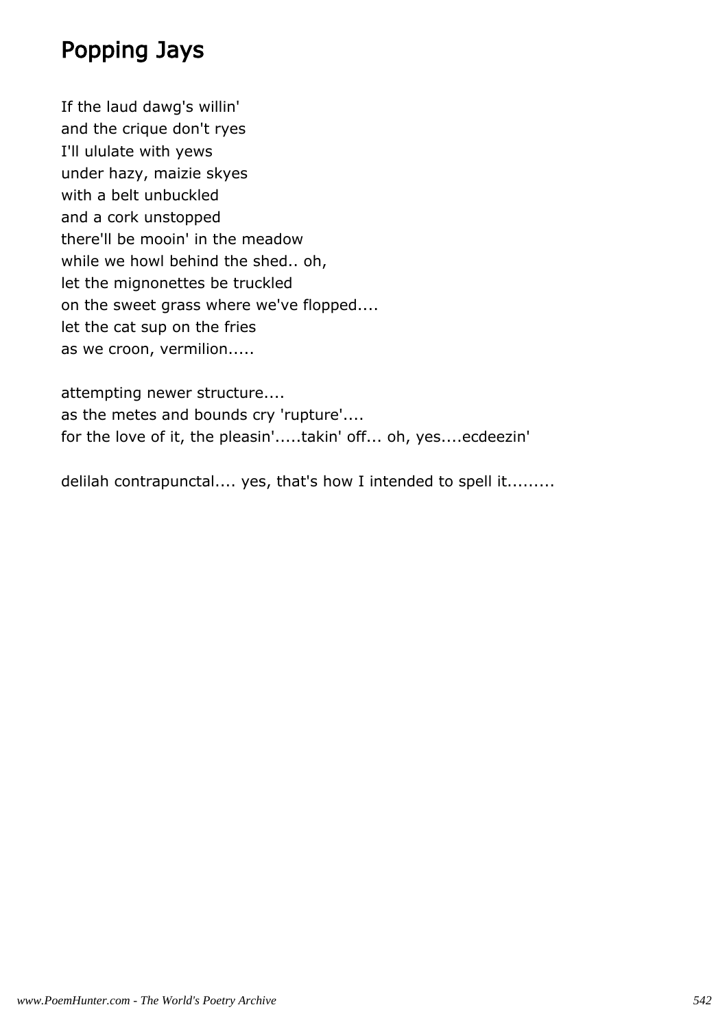# Popping Jays

If the laud dawg's willin'
and the crique don't ryes
I'll ululate with yews
under hazy, maizie skyes
with a belt unbuckled
and a cork unstopped
there'll be mooin' in the meadow
while we howl behind the shed.. oh,
let the mignonettes be truckled
on the sweet grass where we've flopped....
let the cat sup on the fries
as we croon, vermilion.....

attempting newer structure....
as the metes and bounds cry 'rupture'....
for the love of it, the pleasin'.....takin' off... oh, yes....ecdeezin'

delilah contrapunctal.... yes, that's how I intended to spell it.........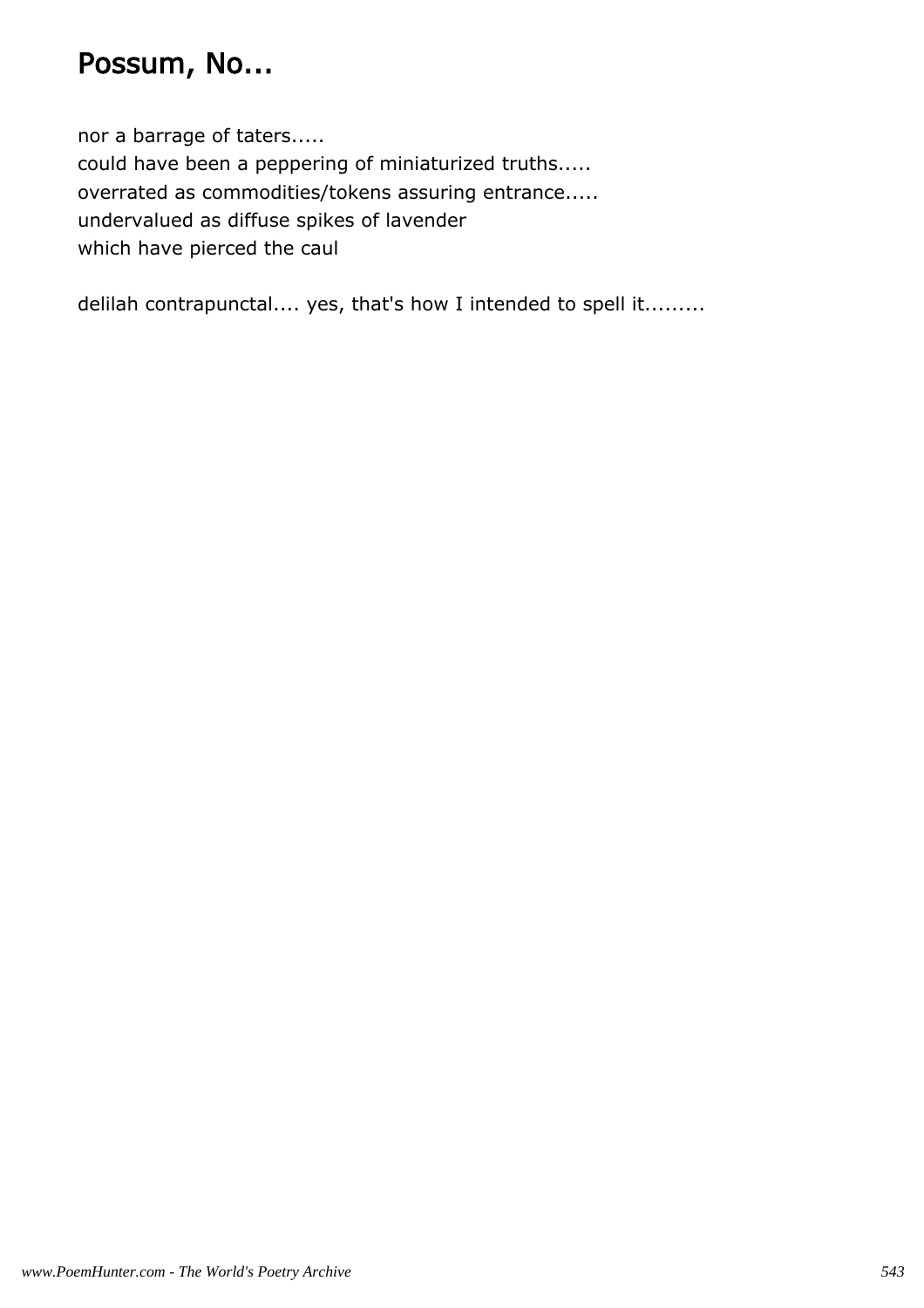# Possum, No...

nor a barrage of taters.....
could have been a peppering of miniaturized truths.....
overrated as commodities/tokens assuring entrance.....
undervalued as diffuse spikes of lavender
which have pierced the caul

delilah contrapunctal.... yes, that's how I intended to spell it.........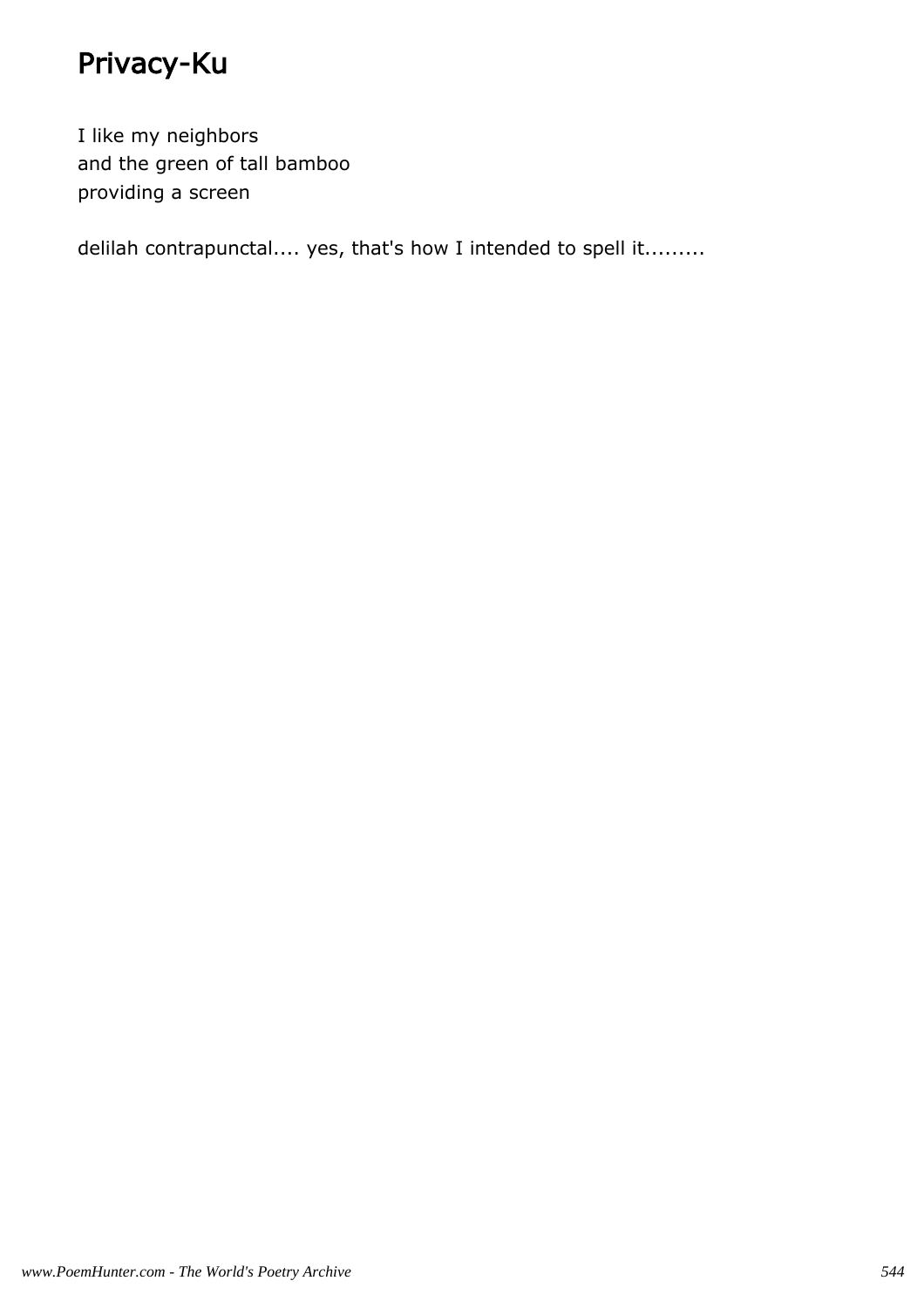# Privacy-Ku

I like my neighbors
and the green of tall bamboo
providing a screen

delilah contrapunctal.... yes, that's how I intended to spell it.........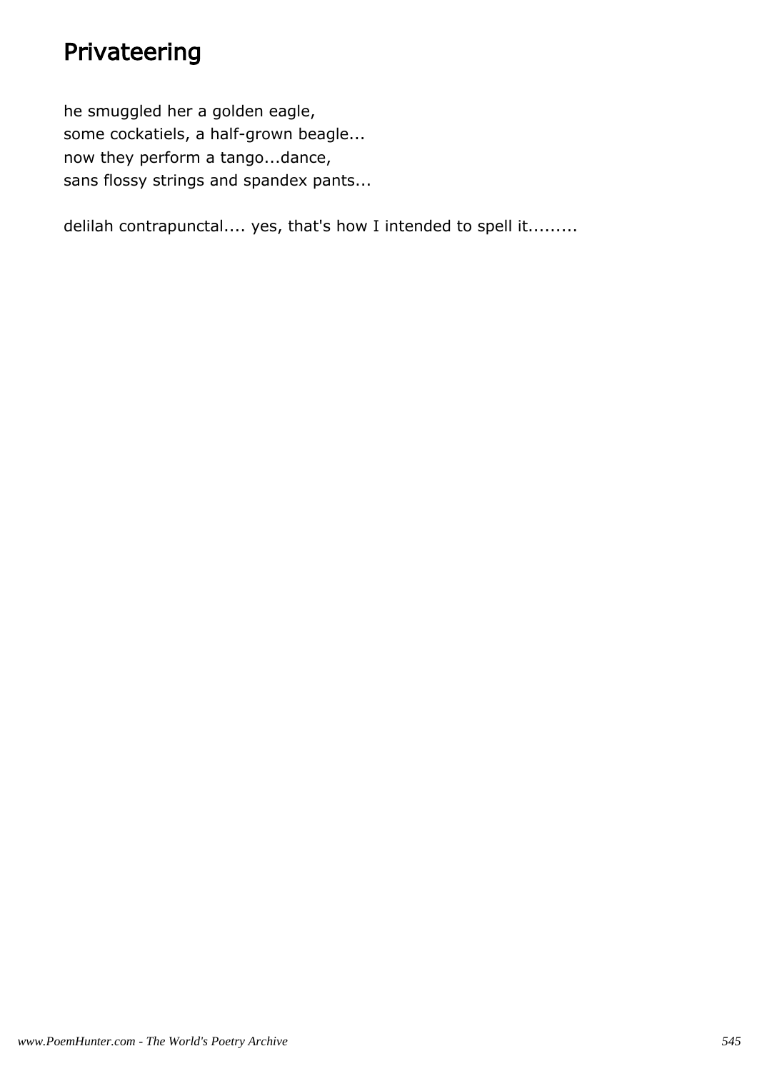# Privateering

he smuggled her a golden eagle,  
some cockatiels, a half-grown beagle...  
now they perform a tango...dance,  
sans flossy strings and spandex pants...

delilah contrapunctal.... yes, that's how I intended to spell it.........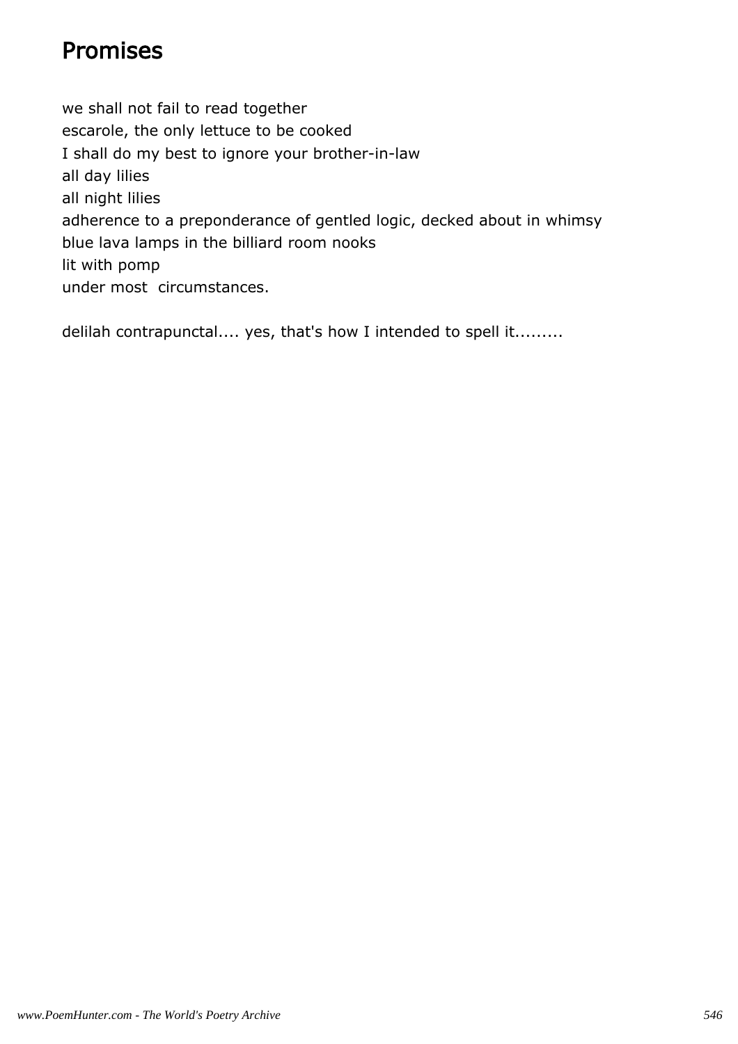# Promises

we shall not fail to read together
escarole, the only lettuce to be cooked
I shall do my best to ignore your brother-in-law
all day lilies
all night lilies
adherence to a preponderance of gentled logic, decked about in whimsy
blue lava lamps in the billiard room nooks
lit with pomp
under most  circumstances.

delilah contrapunctal.... yes, that's how I intended to spell it.........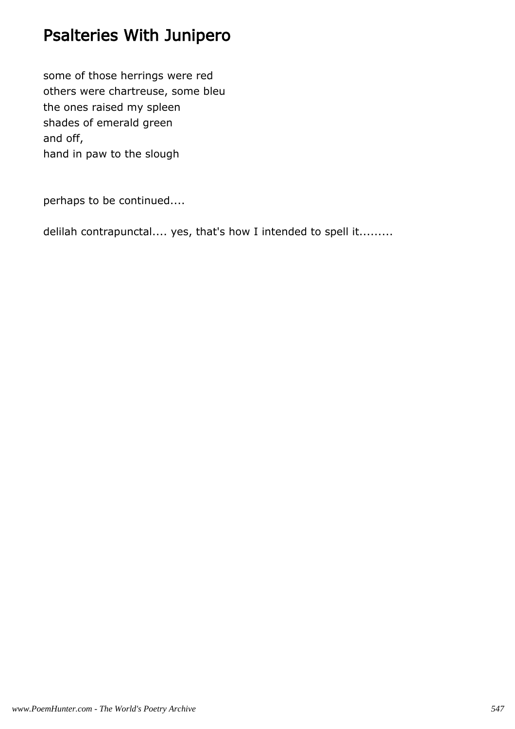# Psalteries With Junipero

some of those herrings were red  
others were chartreuse, some bleu  
the ones raised my spleen  
shades of emerald green  
and off,  
hand in paw to the slough

perhaps to be continued....

delilah contrapunctal.... yes, that's how I intended to spell it.........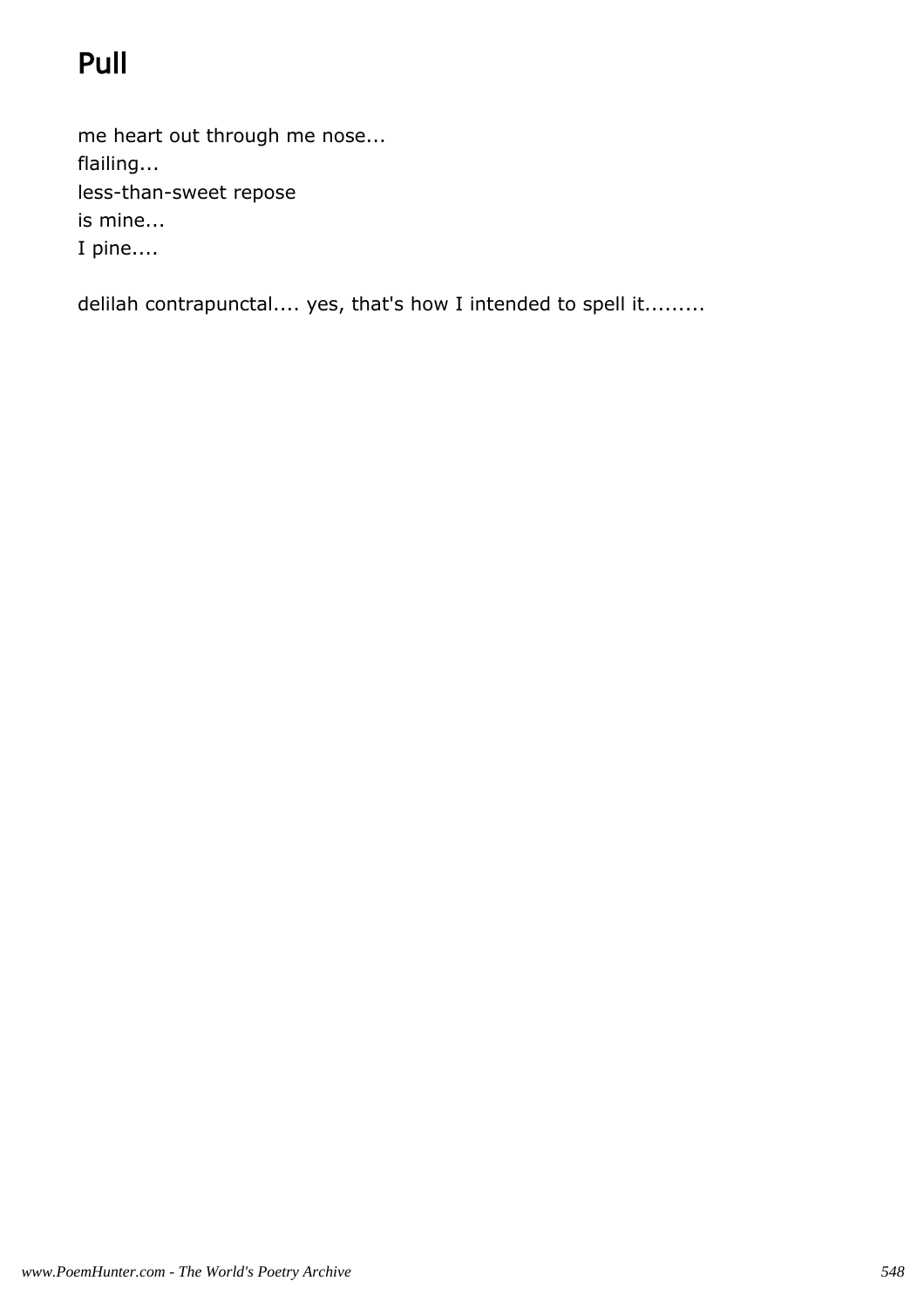# Pull

me heart out through me nose...  
flailing...  
less-than-sweet repose  
is mine...  
I pine....

delilah contrapunctal.... yes, that's how I intended to spell it.........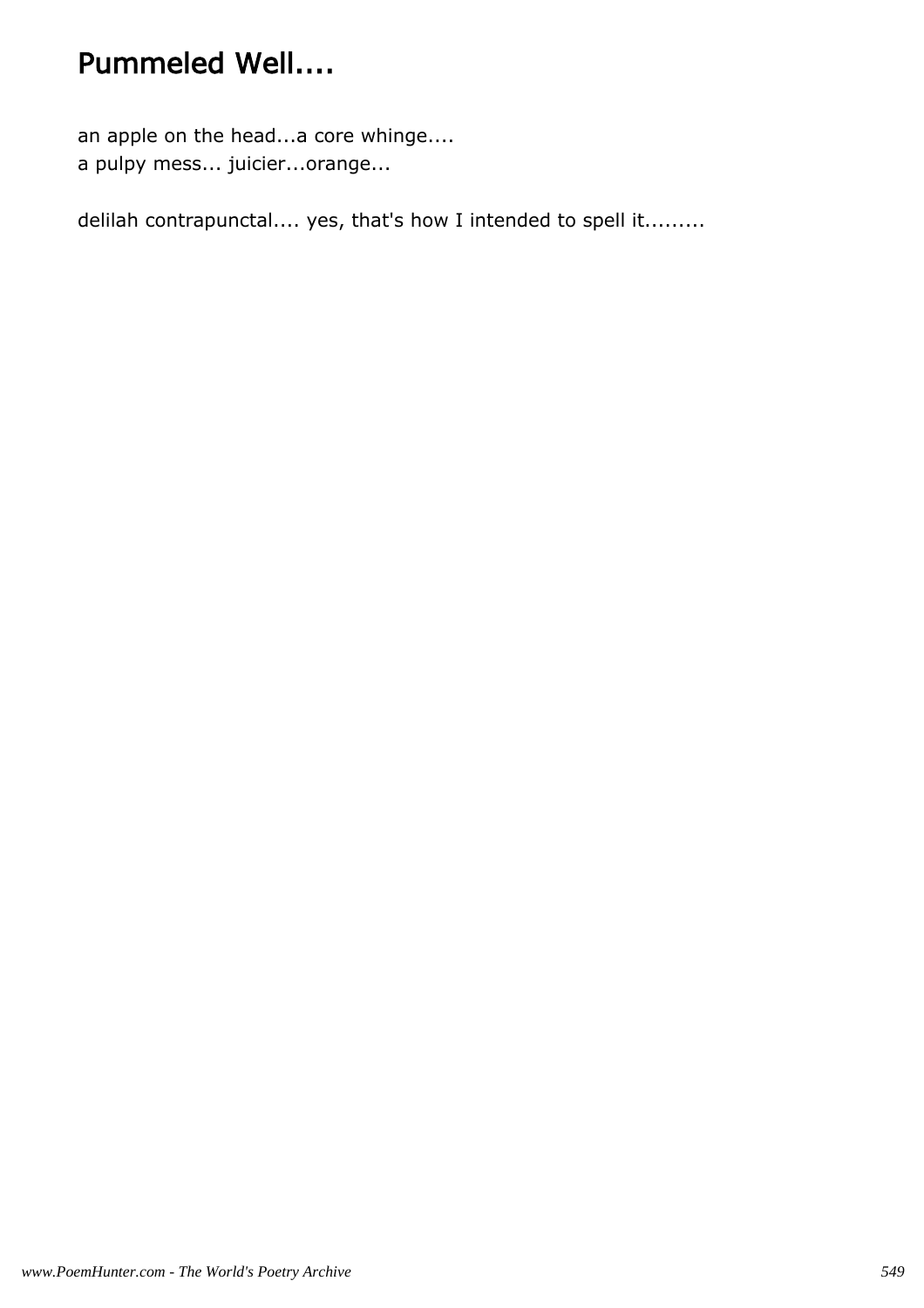# Pummeled Well....

an apple on the head...a core whinge....  
a pulpy mess... juicier...orange...

delilah contrapunctal.... yes, that's how I intended to spell it.........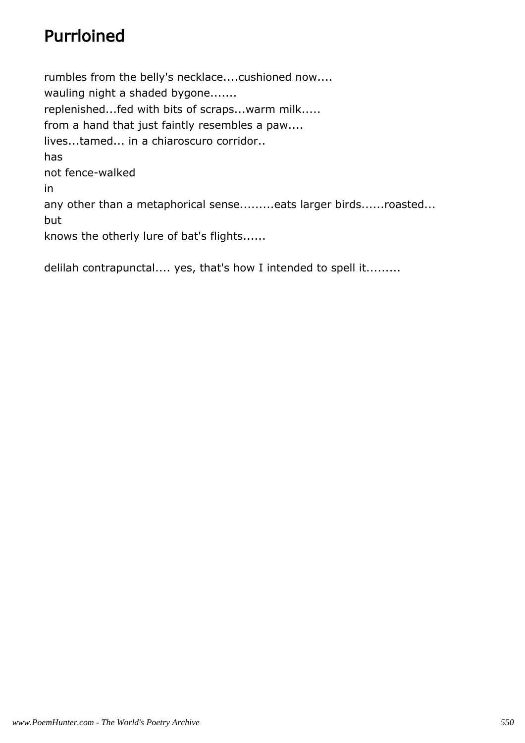# Purrloined

rumbles from the belly's necklace....cushioned now....
wauling night a shaded bygone.......
replenished...fed with bits of scraps...warm milk.....
from a hand that just faintly resembles a paw....
lives...tamed... in a chiaroscuro corridor..
has
not fence-walked
in
any other than a metaphorical sense.........eats larger birds......roasted...
but
knows the otherly lure of bat's flights......

delilah contrapunctal.... yes, that's how I intended to spell it.........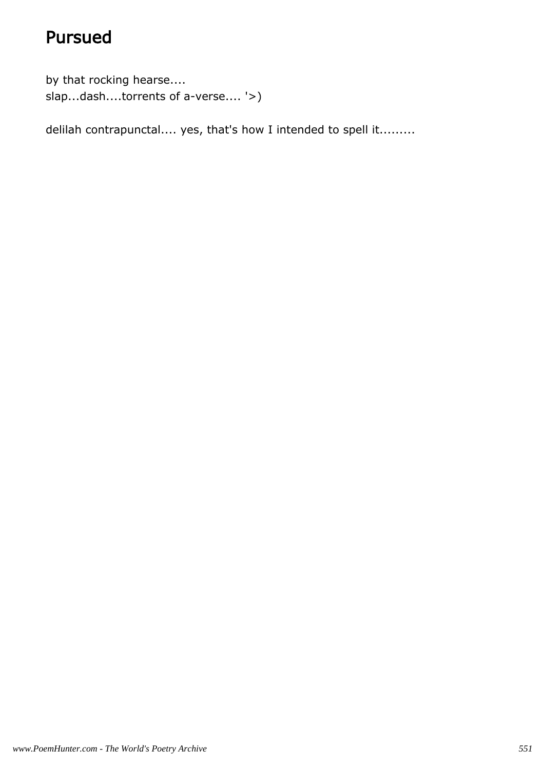# Pursued

by that rocking hearse....
slap...dash....torrents of a-verse.... '>)

delilah contrapunctal.... yes, that's how I intended to spell it.........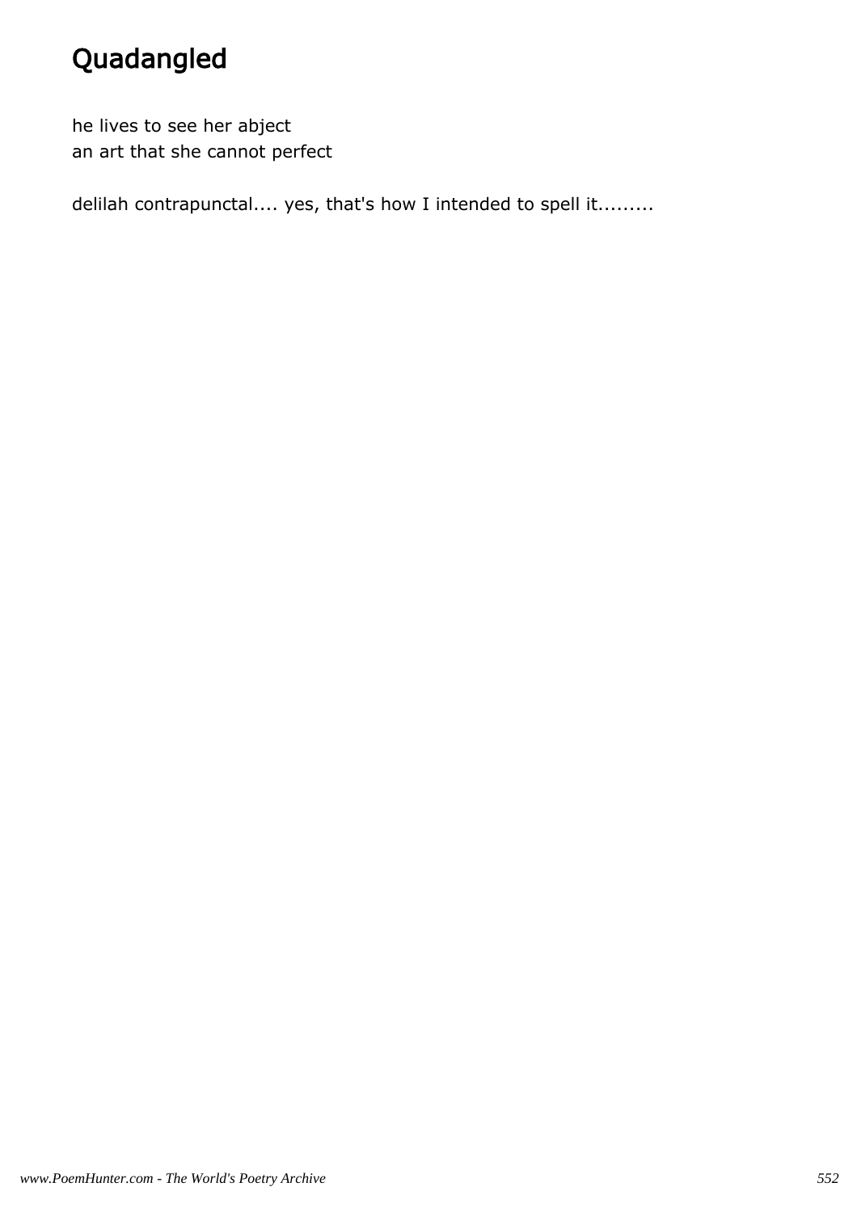# Quadangled

he lives to see her abject
an art that she cannot perfect

delilah contrapunctal.... yes, that's how I intended to spell it.........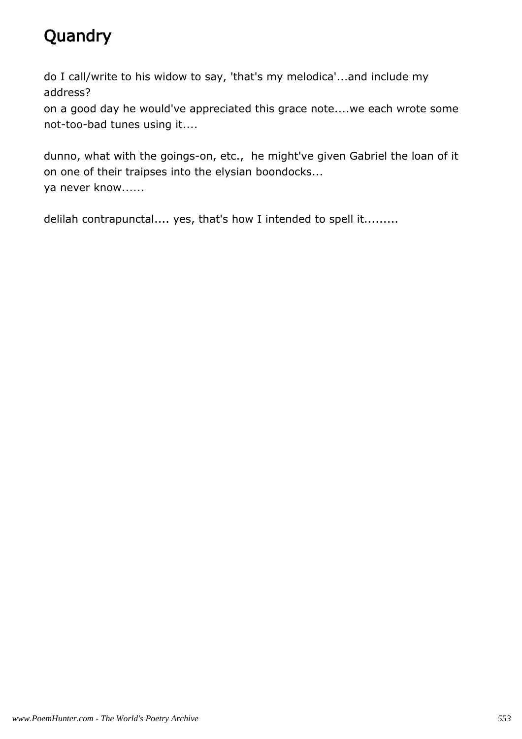# Quandry

do I call/write to his widow to say, 'that's my melodica'...and include my address?
on a good day he would've appreciated this grace note....we each wrote some not-too-bad tunes using it....

dunno, what with the goings-on, etc., he might've given Gabriel the loan of it on one of their traipses into the elysian boondocks...
ya never know......

delilah contrapunctal.... yes, that's how I intended to spell it.........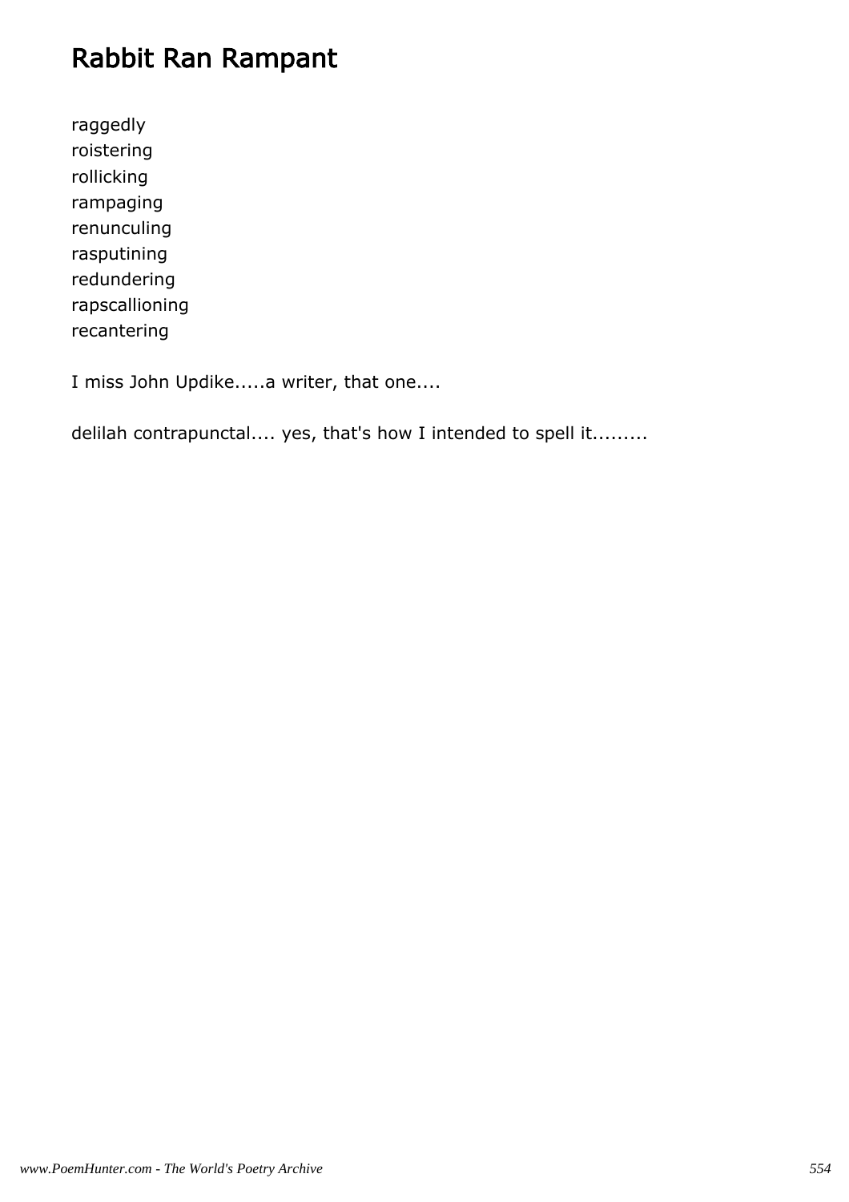# Rabbit Ran Rampant

raggedly
roistering
rollicking
rampaging
renunculing
rasputining
redundering
rapscallioning
recantering

I miss John Updike.....a writer, that one....

delilah contrapunctal.... yes, that's how I intended to spell it.........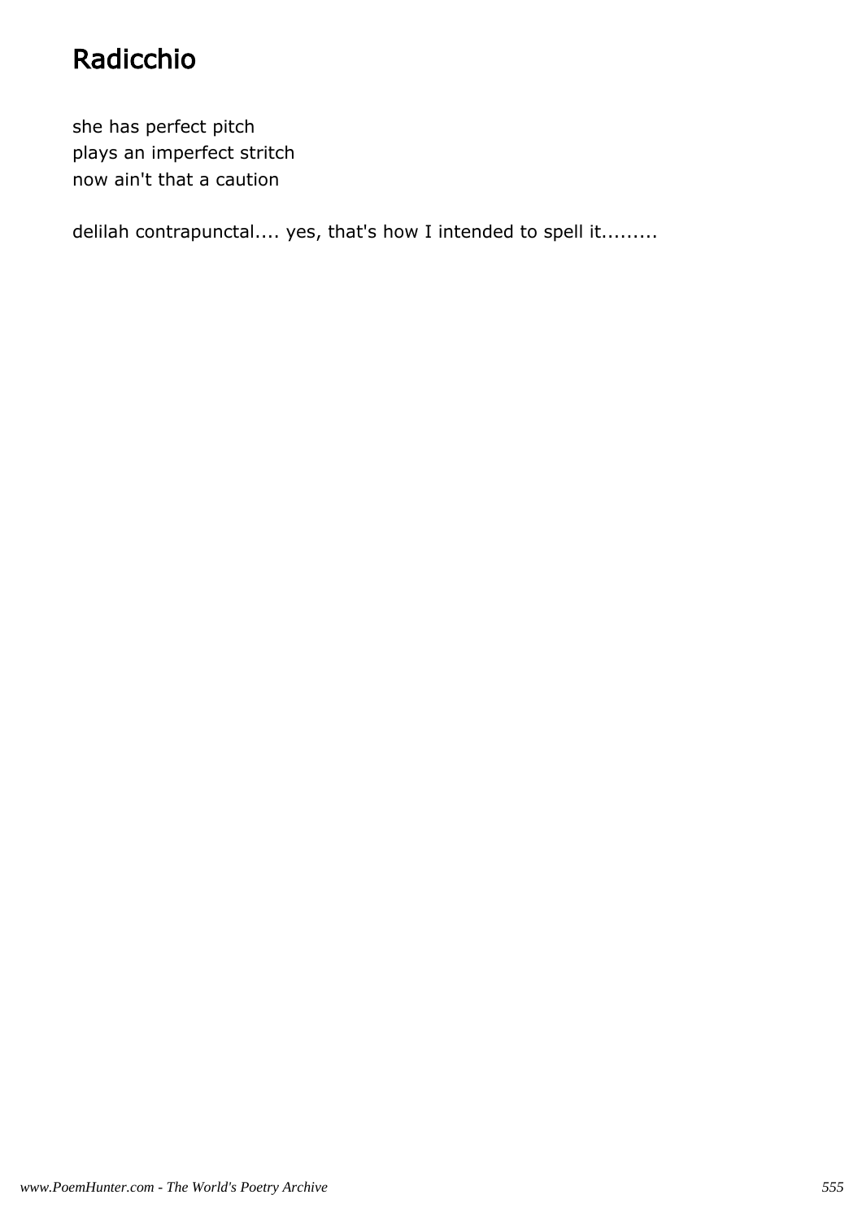# Radicchio

she has perfect pitch  
plays an imperfect stritch  
now ain't that a caution

delilah contrapunctal.... yes, that's how I intended to spell it.........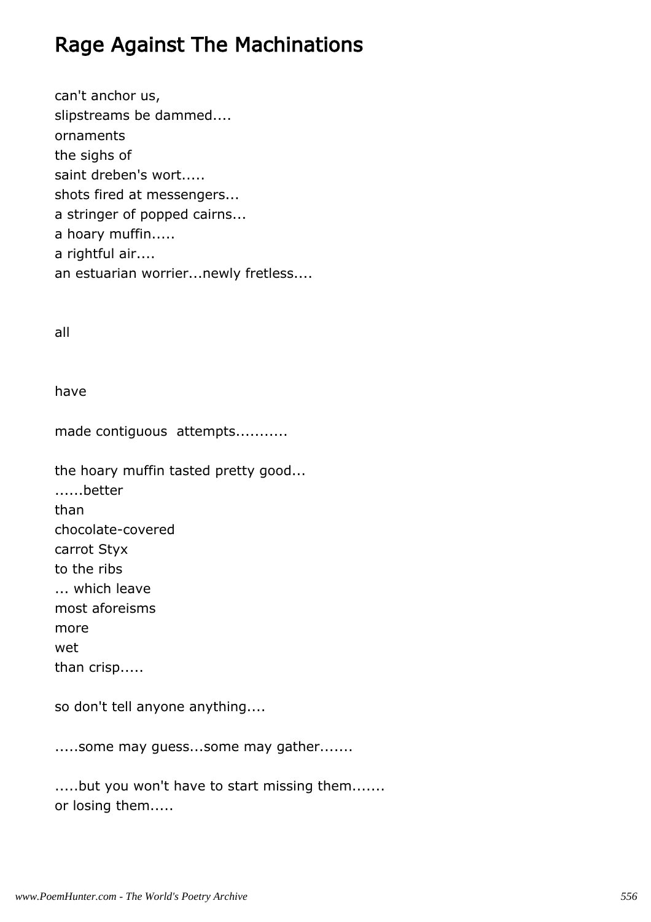# Rage Against The Machinations

can't anchor us,
slipstreams be dammed....
ornaments
the sighs of
saint dreben's wort.....
shots fired at messengers...
a stringer of popped cairns...
a hoary muffin.....
a rightful air....
an estuarian worrier...newly fretless....

all

have

made contiguous  attempts...........

the hoary muffin tasted pretty good...
......better
than
chocolate-covered
carrot Styx
to the ribs
... which leave
most aforeisms
more
wet
than crisp.....

so don't tell anyone anything....

.....some may guess...some may gather.......

.....but you won't have to start missing them.......
or losing them.....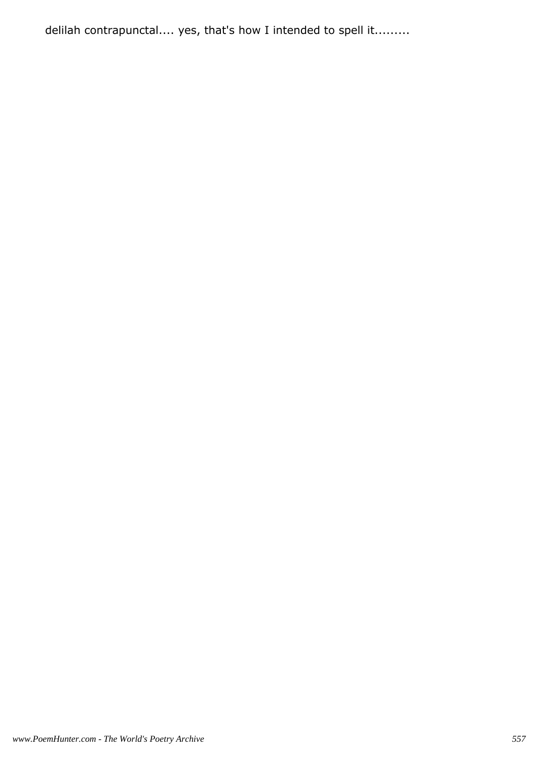delilah contrapunctal.... yes, that's how I intended to spell it.........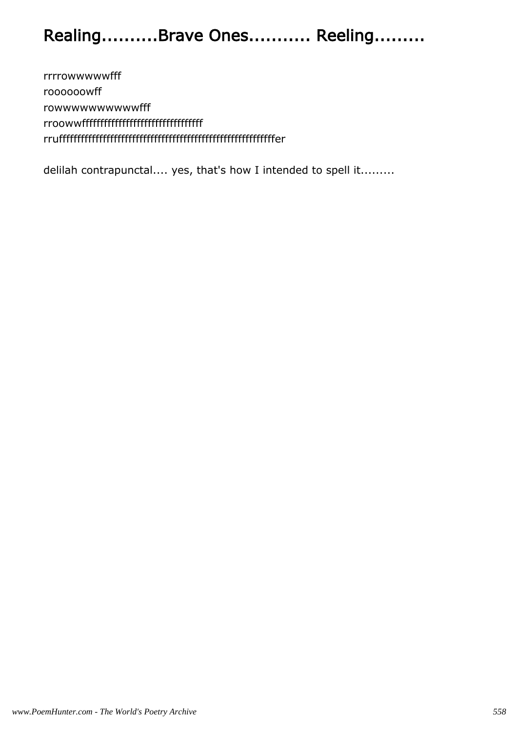# Realing..........Brave Ones........... Reeling.........

rrrrowwwwwfff  
rooooooowff  
rowwwwwwwwwwwfff  
rroowwfffffffffffffffffffffffffffffffffff  
rruffffffffffffffffffffffffffffffffffffffffffffffffffffffffffffffer

delilah contrapunctal.... yes, that's how I intended to spell it.........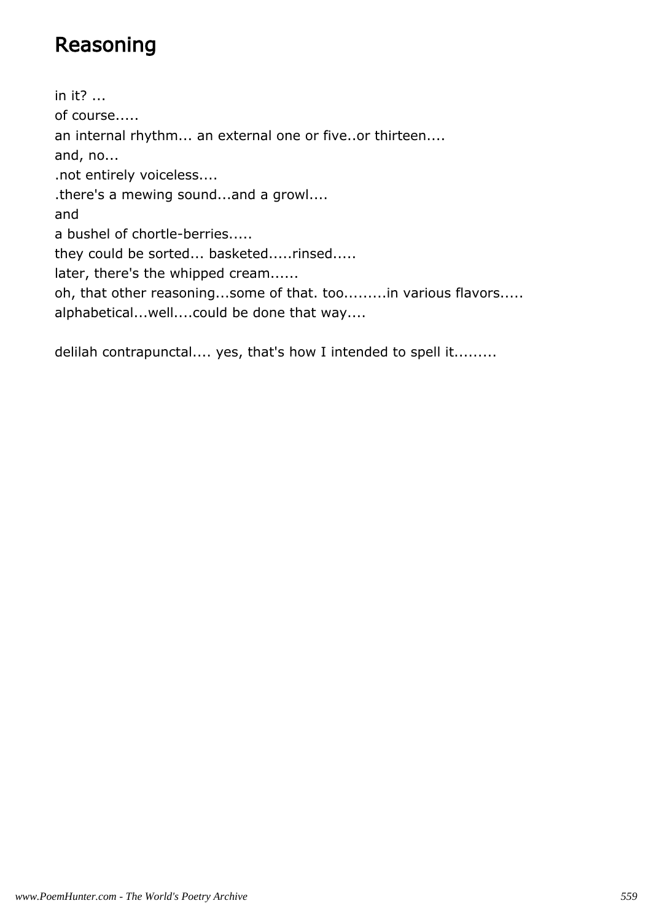# Reasoning

in it? ...  
of course.....  
an internal rhythm... an external one or five..or thirteen....  
and, no...  
.not entirely voiceless....  
.there's a mewing sound...and a growl....  
and  
a bushel of chortle-berries.....  
they could be sorted... basketed.....rinsed.....  
later, there's the whipped cream......  
oh, that other reasoning...some of that. too.........in various flavors.....  
alphabetical...well....could be done that way....

delilah contrapunctal.... yes, that's how I intended to spell it.........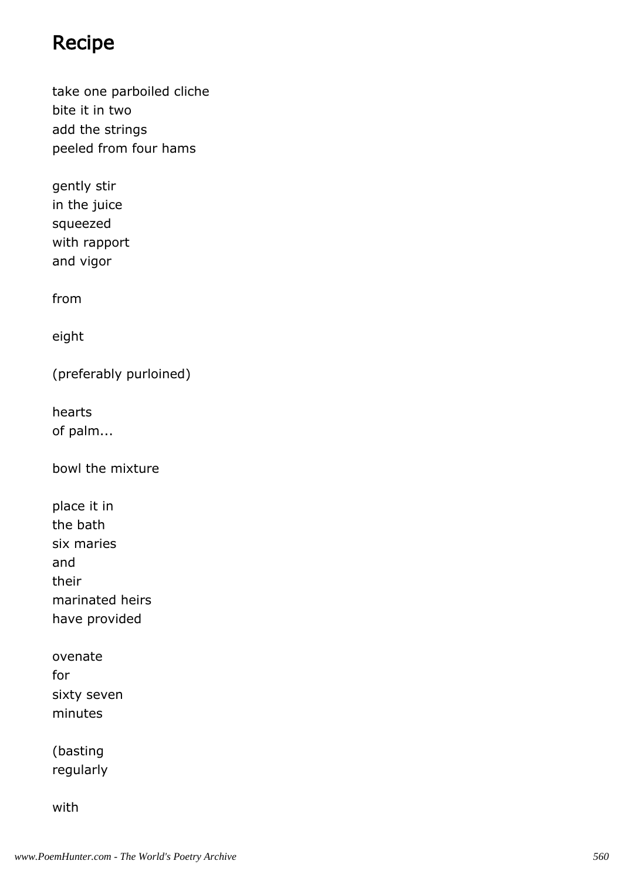## Recipe

take one parboiled cliche
bite it in two
add the strings
peeled from four hams

gently stir
in the juice
squeezed
with rapport
and vigor

from

eight

(preferably purloined)

hearts
of palm...

bowl the mixture

place it in
the bath
six maries
and
their
marinated heirs
have provided

ovenate
for
sixty seven
minutes

(basting
regularly

with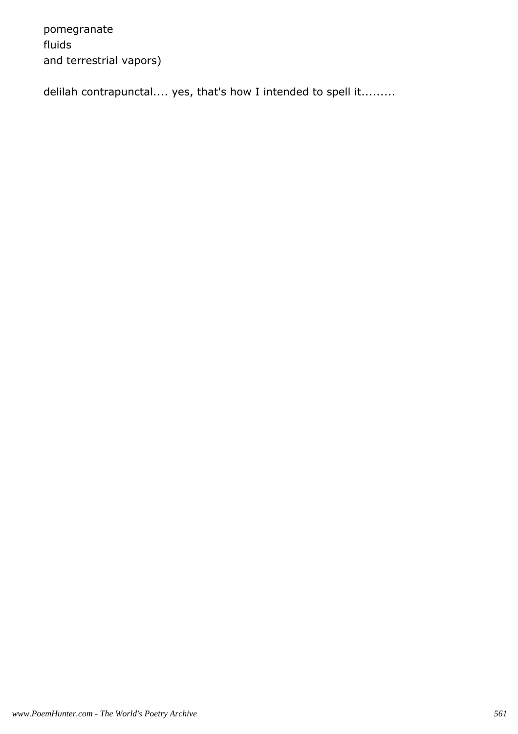pomegranate
fluids
and terrestrial vapors)

delilah contrapunctal.... yes, that's how I intended to spell it.........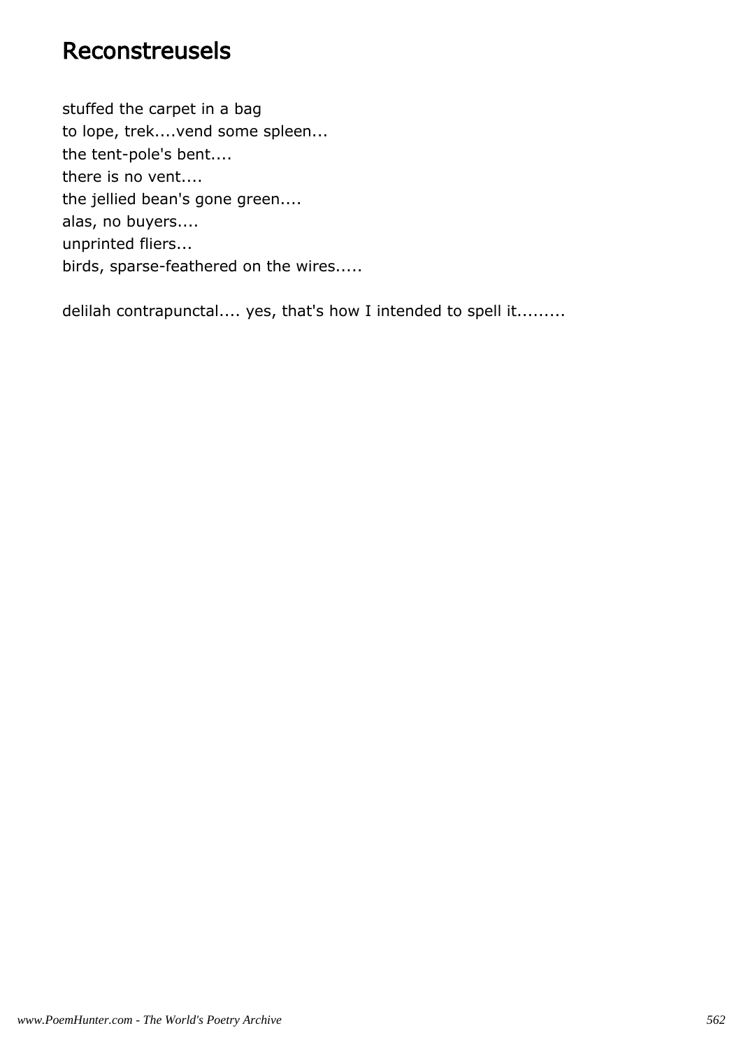# Reconstreusels

stuffed the carpet in a bag  
to lope, trek....vend some spleen...  
the tent-pole's bent....  
there is no vent....  
the jellied bean's gone green....  
alas, no buyers....  
unprinted fliers...  
birds, sparse-feathered on the wires.....

delilah contrapunctal.... yes, that's how I intended to spell it.........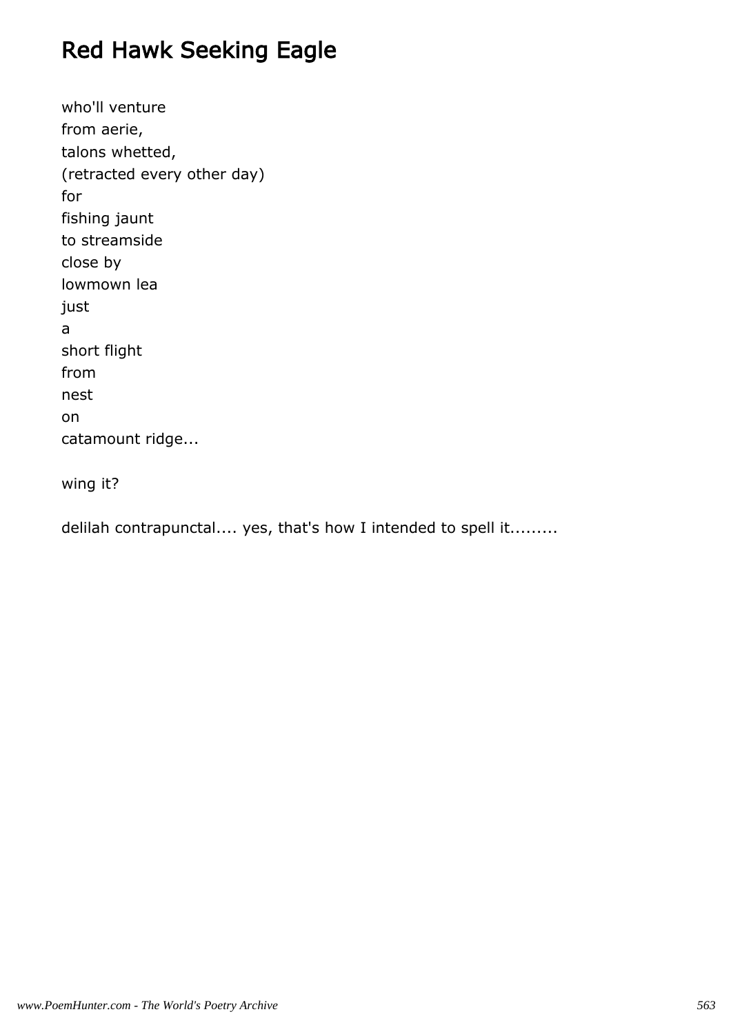# Red Hawk Seeking Eagle

who'll venture  
from aerie,  
talons whetted,  
(retracted every other day)  
for  
fishing jaunt  
to streamside  
close by  
lowmown lea  
just  
a  
short flight  
from  
nest  
on  
catamount ridge...

wing it?

delilah contrapunctal.... yes, that's how I intended to spell it.........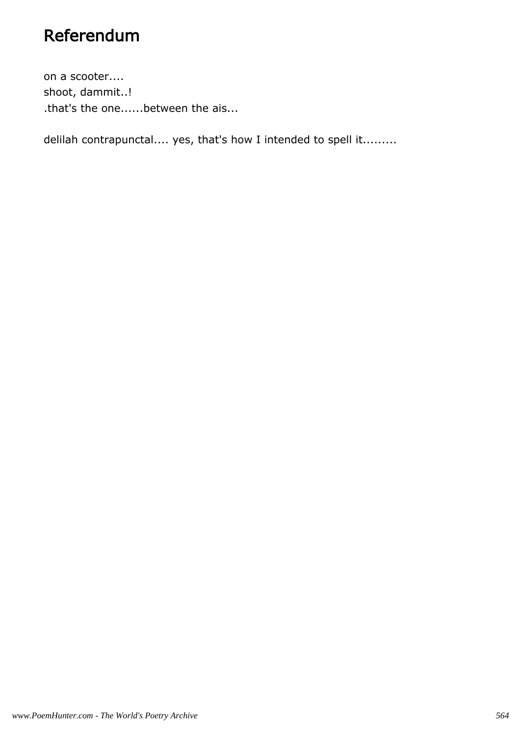# Referendum

on a scooter....
shoot, dammit..!
.that's the one......between the ais...

delilah contrapunctal.... yes, that's how I intended to spell it.........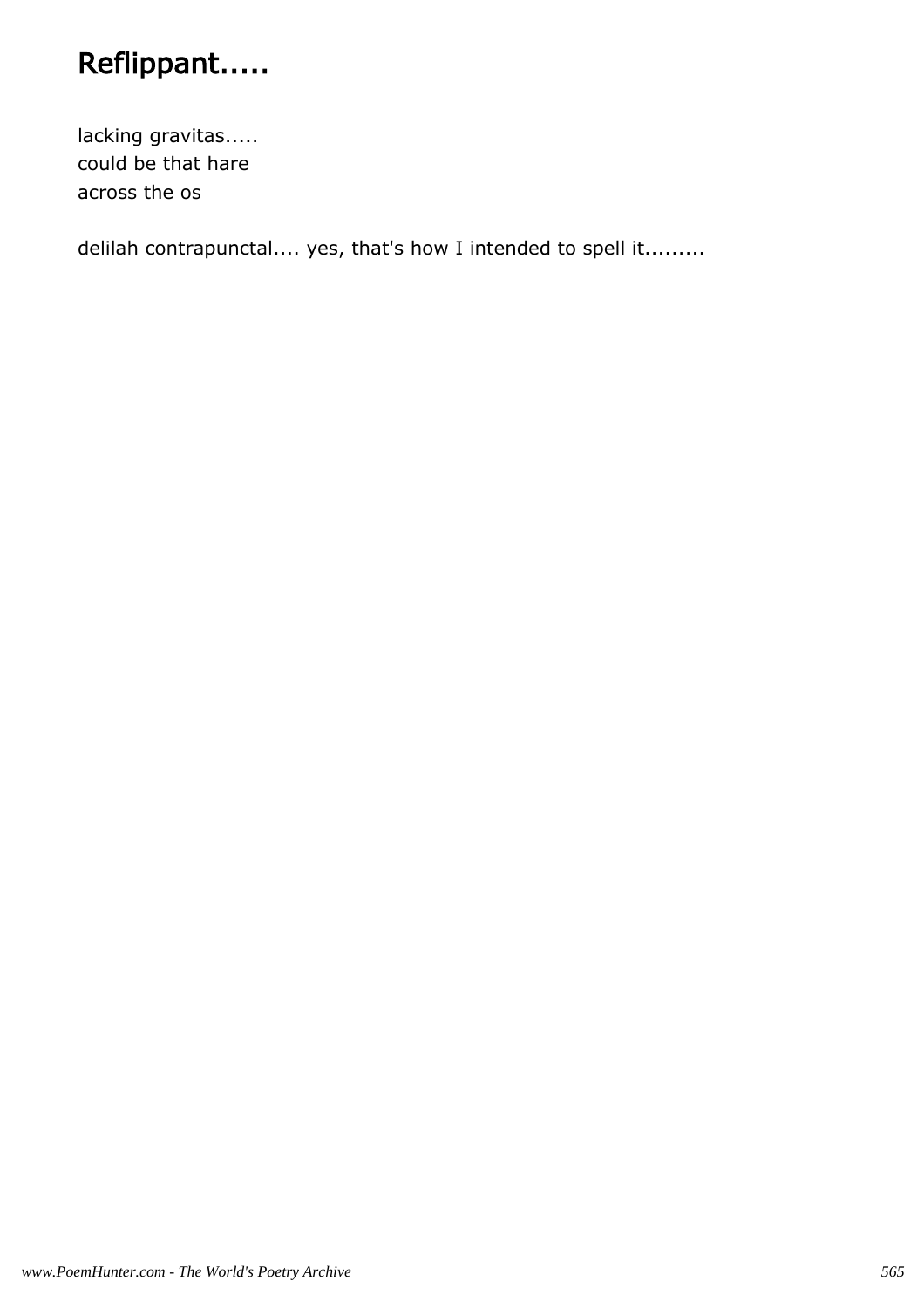# Reflippant.....

lacking gravitas.....  
could be that hare  
across the os

delilah contrapunctal.... yes, that's how I intended to spell it.........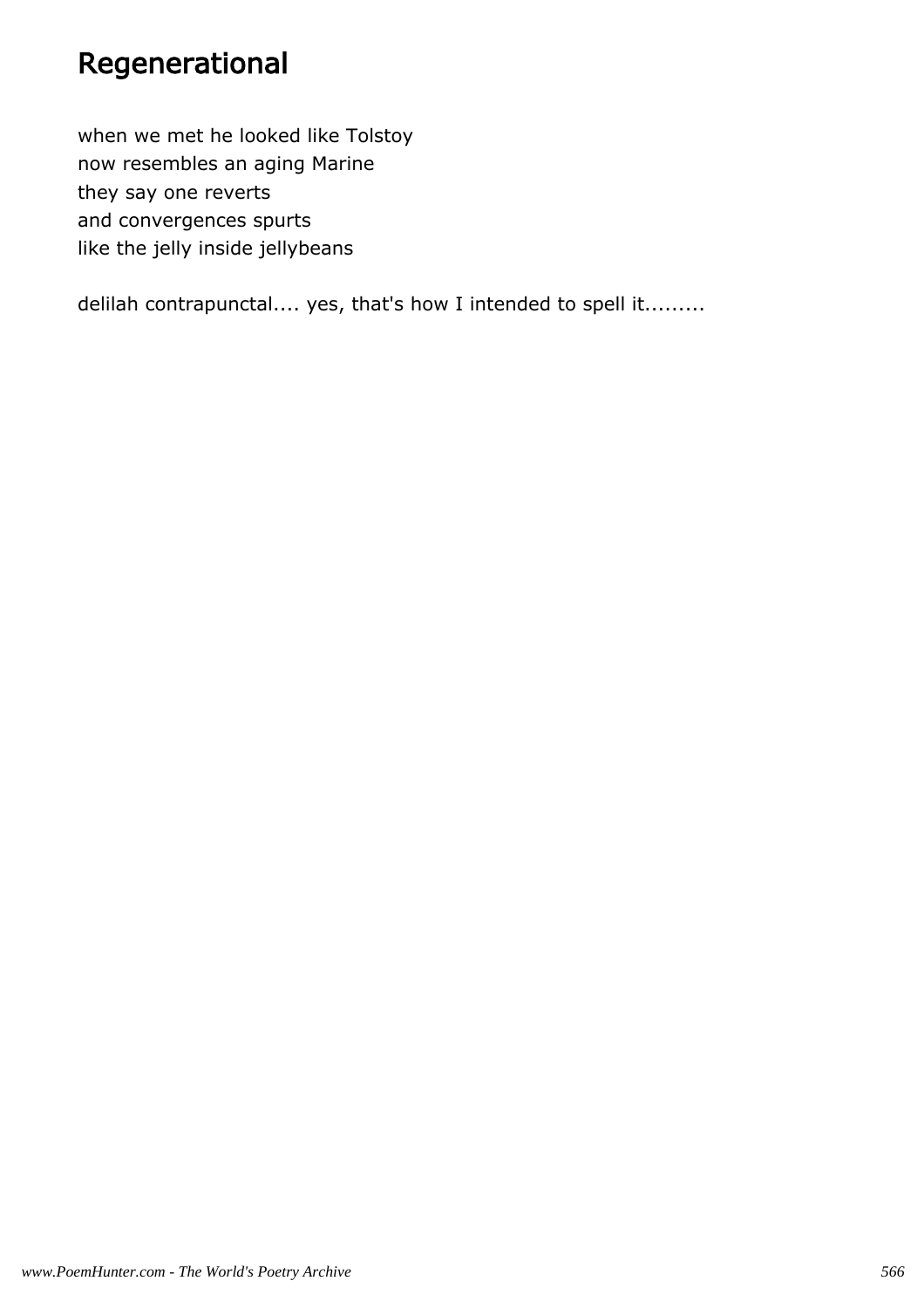# Regenerational

when we met he looked like Tolstoy
now resembles an aging Marine
they say one reverts
and convergences spurts
like the jelly inside jellybeans

delilah contrapunctal.... yes, that's how I intended to spell it.........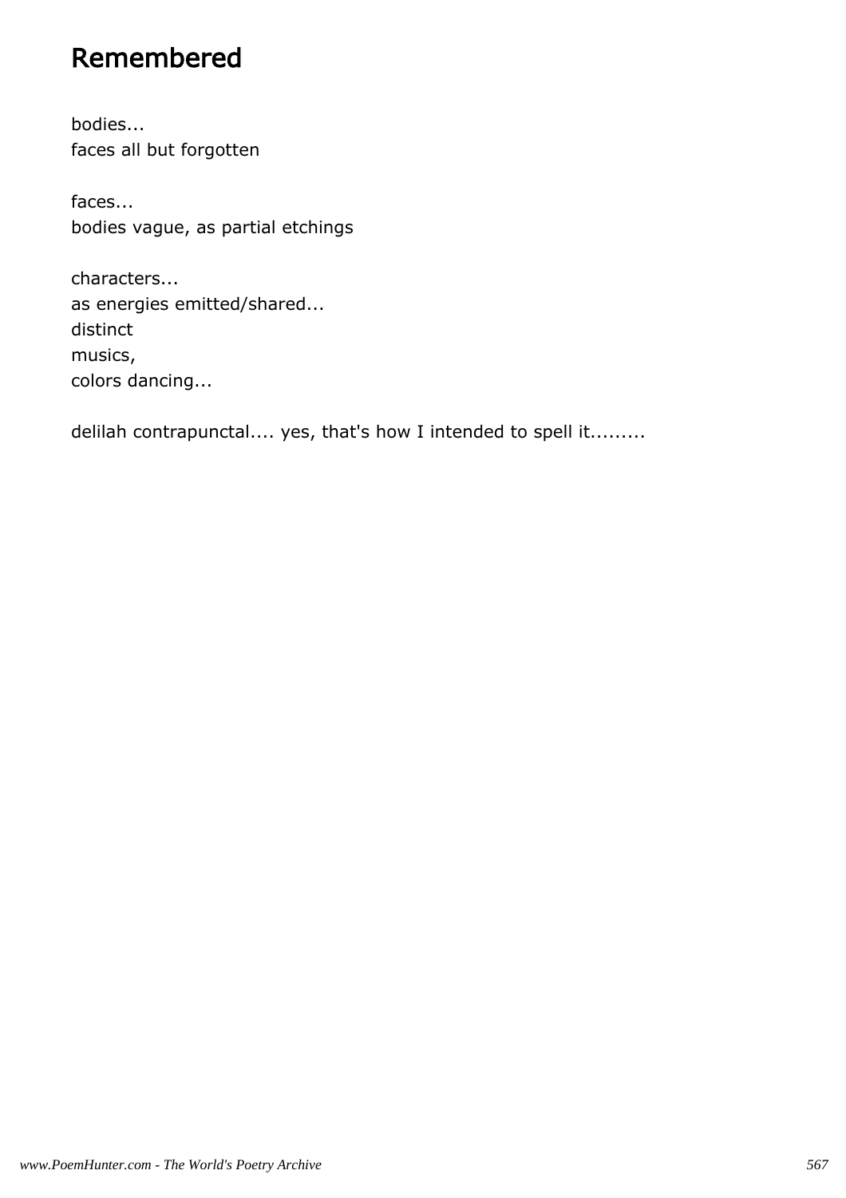# Remembered

bodies...
faces all but forgotten

faces...
bodies vague, as partial etchings

characters...
as energies emitted/shared...
distinct
musics,
colors dancing...

delilah contrapunctal.... yes, that's how I intended to spell it.........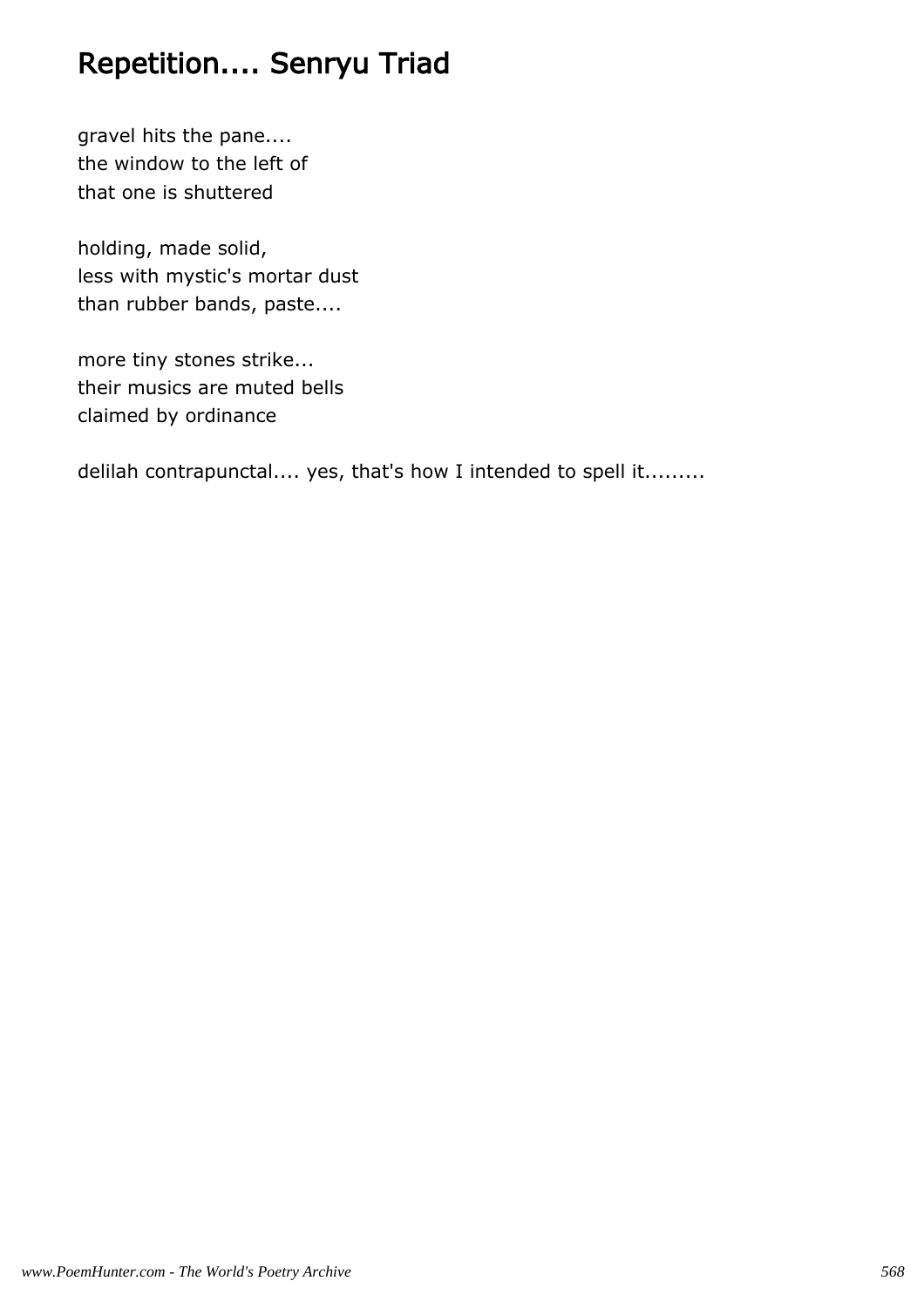# Repetition.... Senryu Triad

gravel hits the pane....  
the window to the left of  
that one is shuttered

holding, made solid,  
less with mystic's mortar dust  
than rubber bands, paste....

more tiny stones strike...  
their musics are muted bells  
claimed by ordinance

delilah contrapunctal.... yes, that's how I intended to spell it.........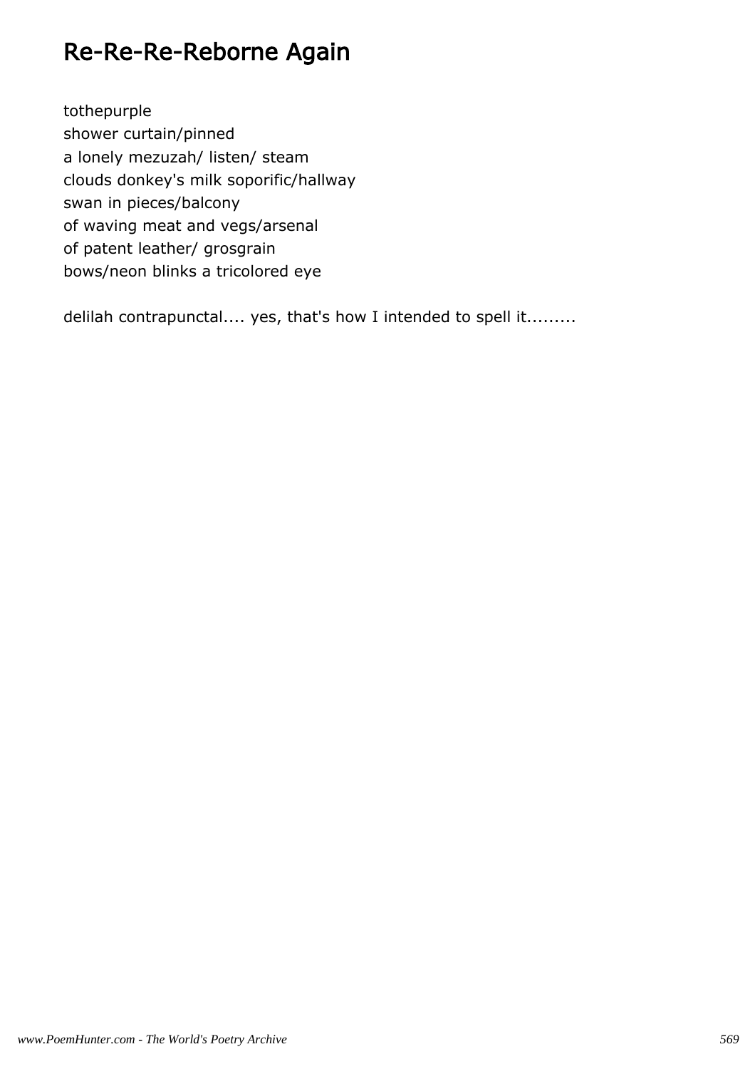# Re-Re-Re-Reborne Again

tothepurple  
shower curtain/pinned  
a lonely mezuzah/ listen/ steam  
clouds donkey's milk soporific/hallway  
swan in pieces/balcony  
of waving meat and vegs/arsenal  
of patent leather/ grosgrain  
bows/neon blinks a tricolored eye

delilah contrapunctal.... yes, that's how I intended to spell it.........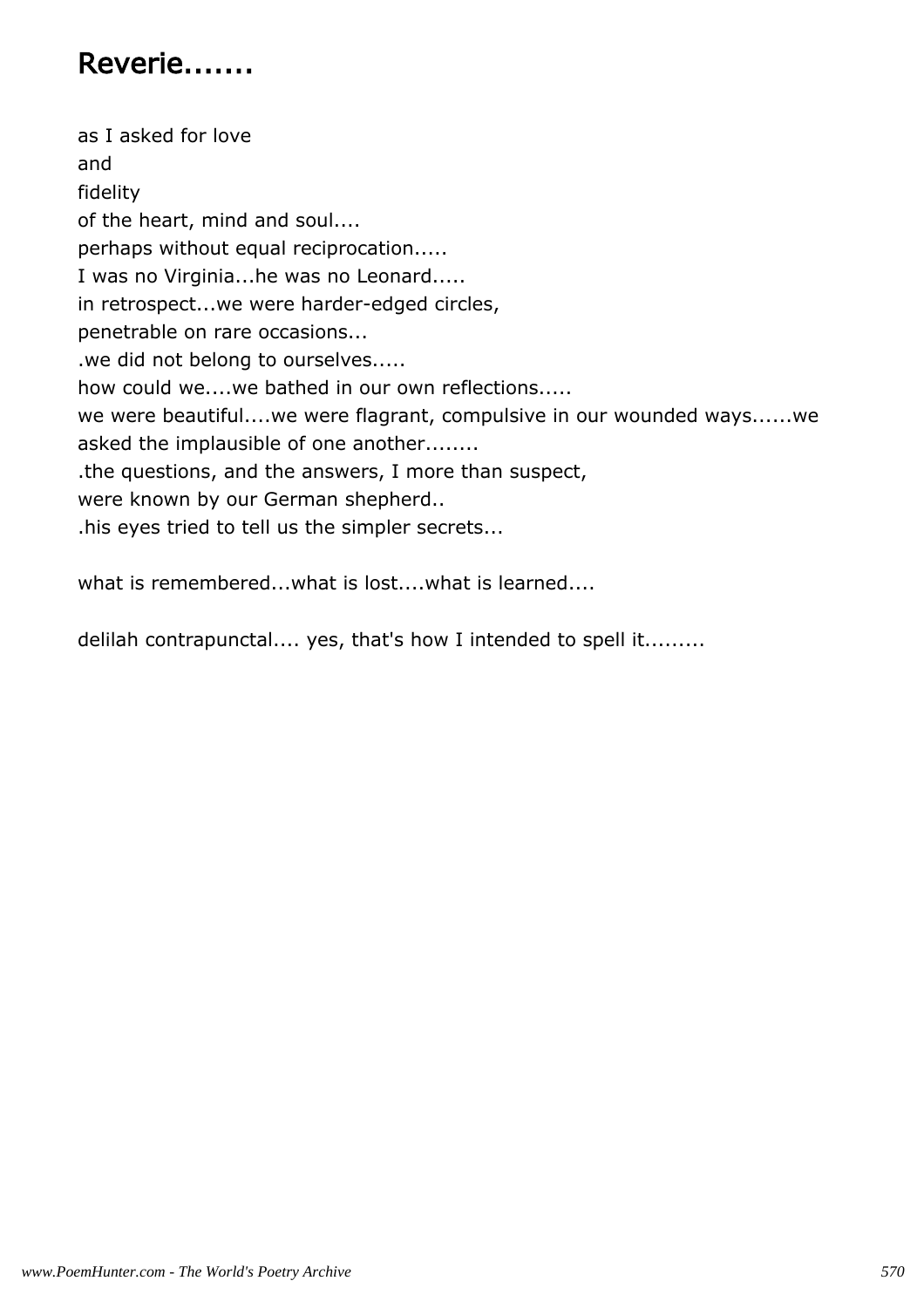# Reverie.......

as I asked for love
and
fidelity
of the heart, mind and soul....
perhaps without equal reciprocation.....
I was no Virginia...he was no Leonard.....
in retrospect...we were harder-edged circles,
penetrable on rare occasions...
.we did not belong to ourselves.....
how could we....we bathed in our own reflections.....
we were beautiful....we were flagrant, compulsive in our wounded ways......we
asked the implausible of one another........
.the questions, and the answers, I more than suspect,
were known by our German shepherd..
.his eyes tried to tell us the simpler secrets...

what is remembered...what is lost....what is learned....

delilah contrapunctal.... yes, that's how I intended to spell it.........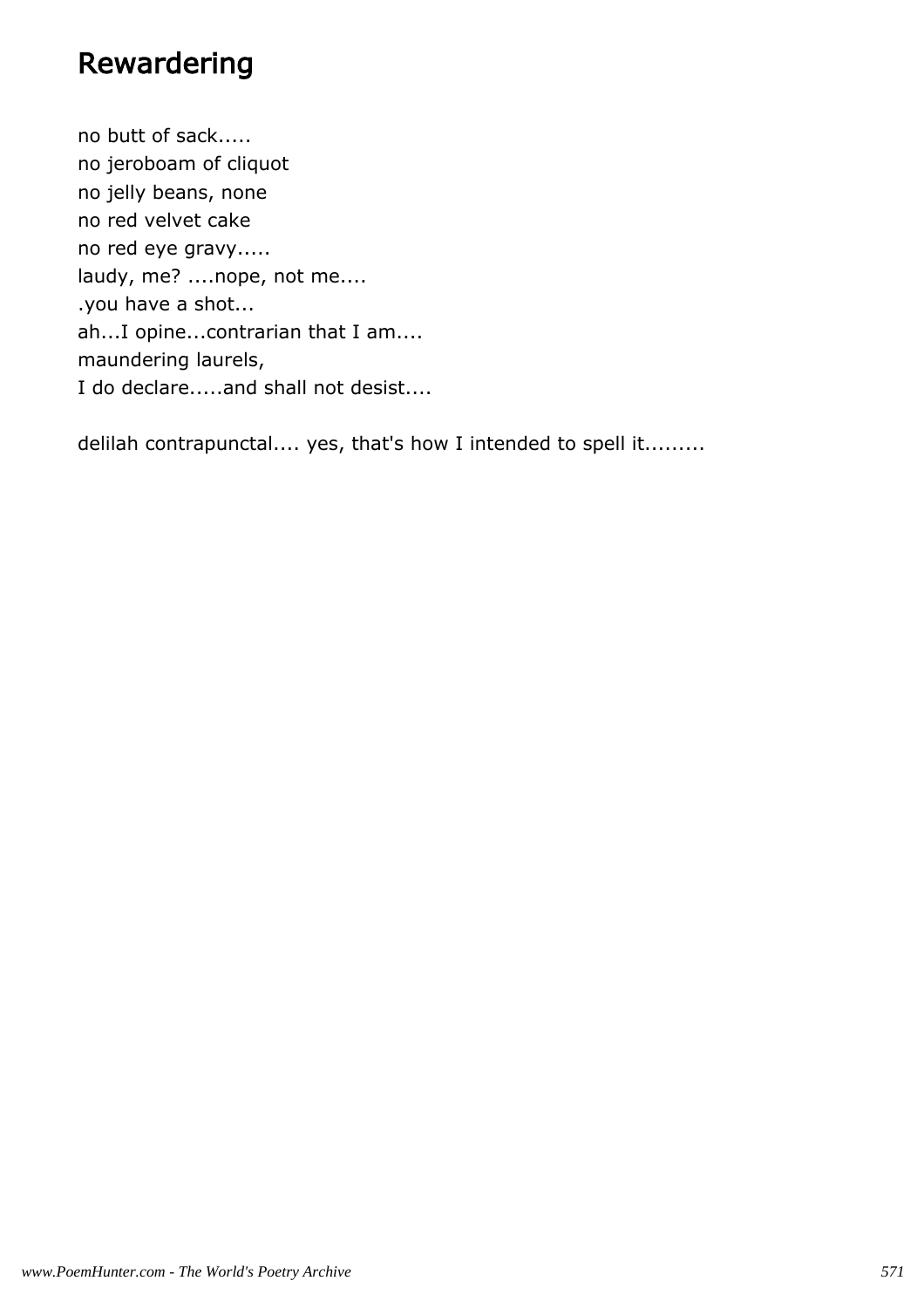# Rewardering

no butt of sack.....
no jeroboam of cliquot
no jelly beans, none
no red velvet cake
no red eye gravy.....
laudy, me? ....nope, not me....
.you have a shot...
ah...I opine...contrarian that I am....
maundering laurels,
I do declare.....and shall not desist....

delilah contrapunctal.... yes, that's how I intended to spell it.........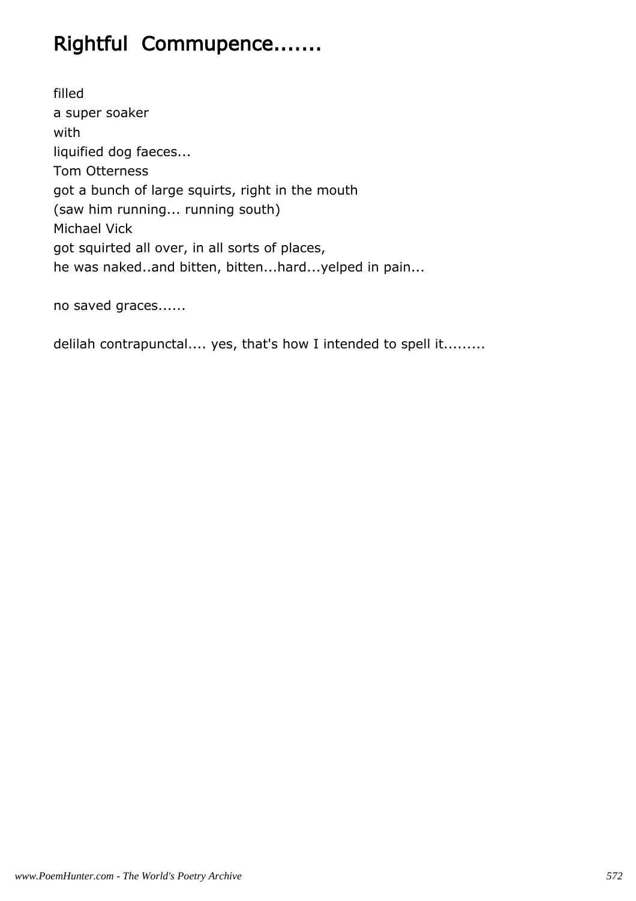# Rightful Commupence.......

filled
a super soaker
with
liquified dog faeces...
Tom Otterness
got a bunch of large squirts, right in the mouth
(saw him running... running south)
Michael Vick
got squirted all over, in all sorts of places,
he was naked..and bitten, bitten...hard...yelped in pain...

no saved graces......

delilah contrapunctal.... yes, that's how I intended to spell it.........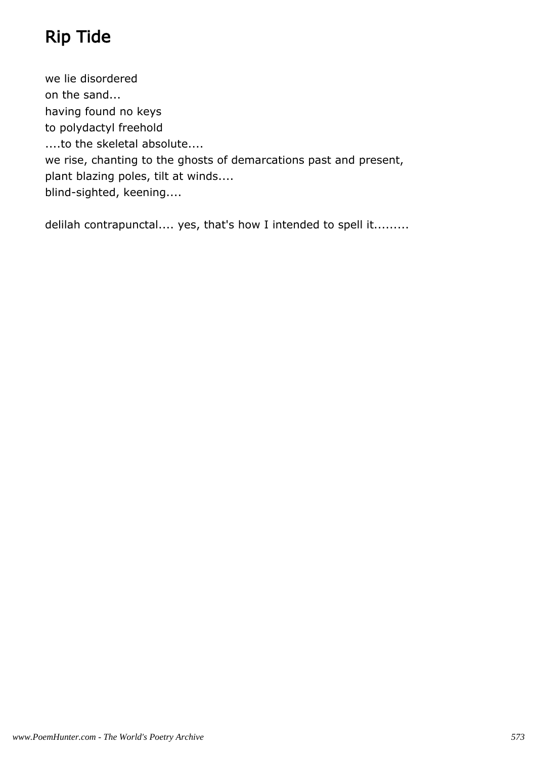# Rip Tide

we lie disordered
on the sand...
having found no keys
to polydactyl freehold
....to the skeletal absolute....
we rise, chanting to the ghosts of demarcations past and present,
plant blazing poles, tilt at winds....
blind-sighted, keening....

delilah contrapunctal.... yes, that's how I intended to spell it.........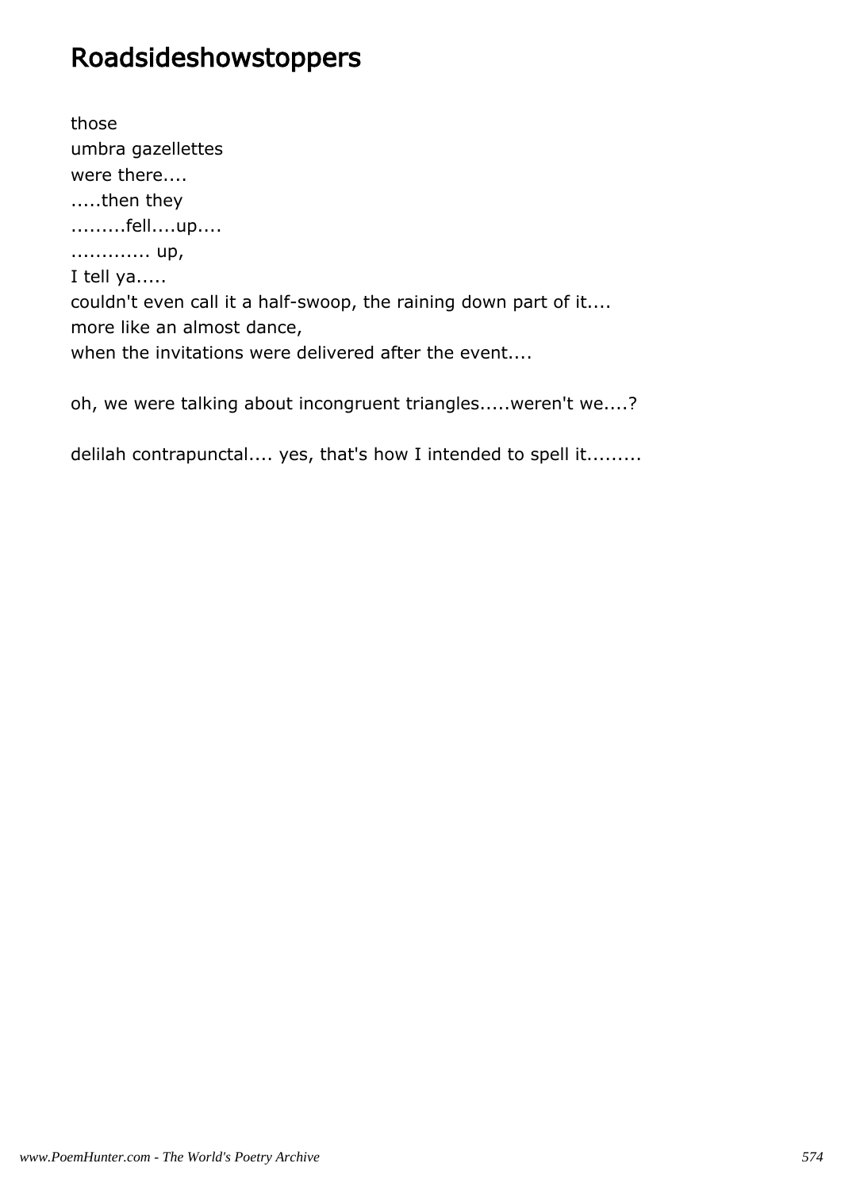# Roadsideshowstoppers

those
umbra gazellettes
were there....
.....then they
.........fell....up....
............. up,
I tell ya.....
couldn't even call it a half-swoop, the raining down part of it....
more like an almost dance,
when the invitations were delivered after the event....

oh, we were talking about incongruent triangles.....weren't we....?

delilah contrapunctal.... yes, that's how I intended to spell it.........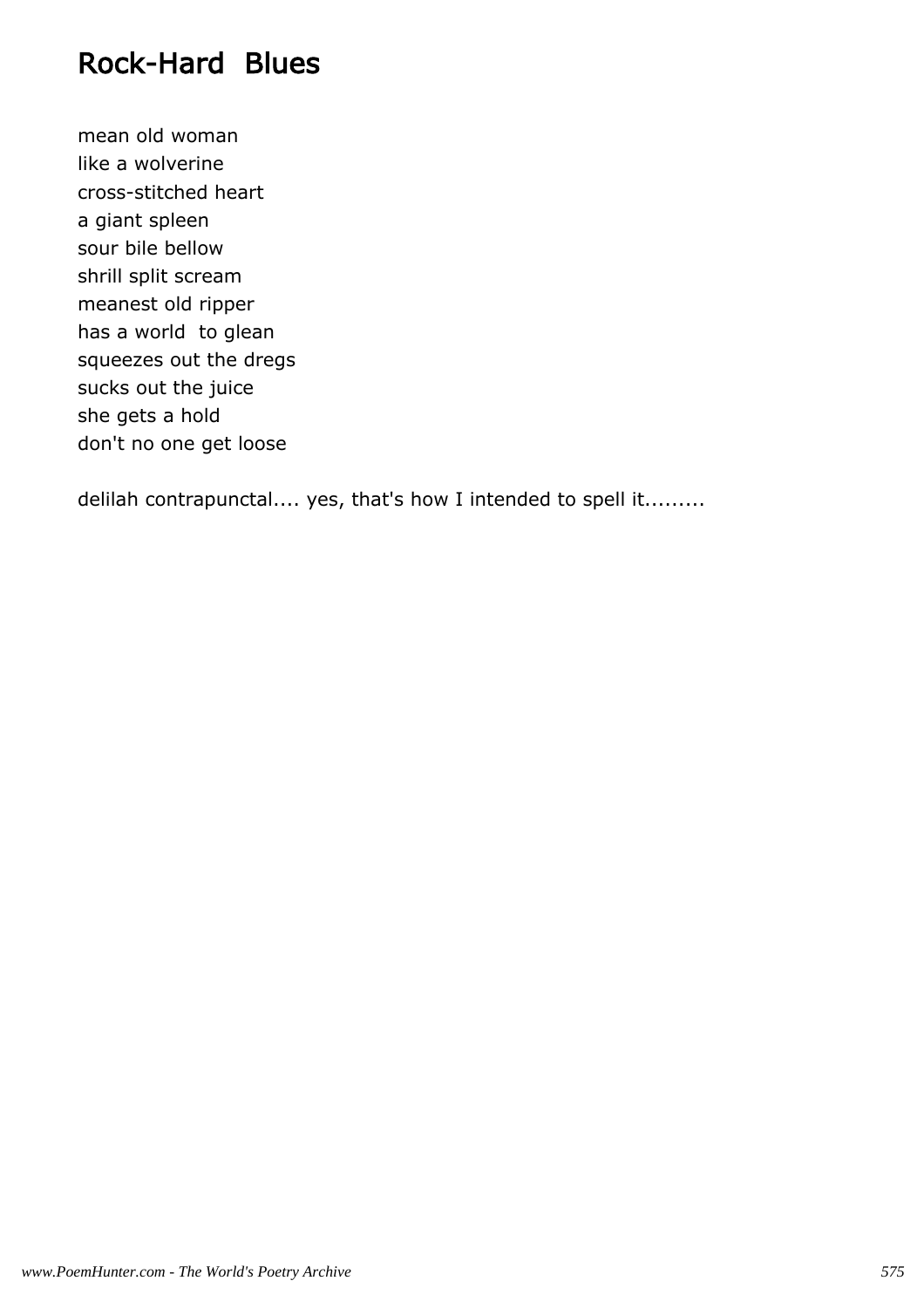# Rock-Hard  Blues

mean old woman
like a wolverine
cross-stitched heart
a giant spleen
sour bile bellow
shrill split scream
meanest old ripper
has a world  to glean
squeezes out the dregs
sucks out the juice
she gets a hold
don't no one get loose

delilah contrapunctal.... yes, that's how I intended to spell it.........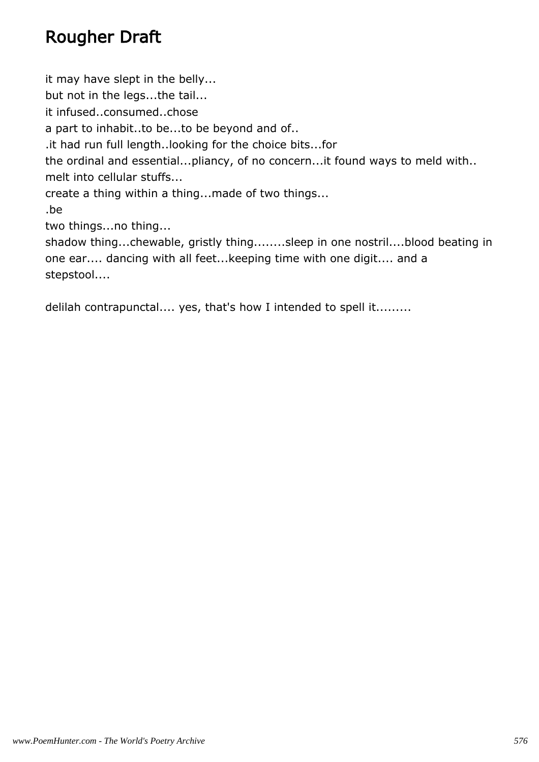# Rougher Draft

it may have slept in the belly...
but not in the legs...the tail...
it infused..consumed..chose
a part to inhabit..to be...to be beyond and of..
.it had run full length..looking for the choice bits...for
the ordinal and essential...pliancy, of no concern...it found ways to meld with..
melt into cellular stuffs...
create a thing within a thing...made of two things...
.be
two things...no thing...
shadow thing...chewable, gristly thing........sleep in one nostril....blood beating in one ear.... dancing with all feet...keeping time with one digit.... and a stepstool....

delilah contrapunctal.... yes, that's how I intended to spell it.........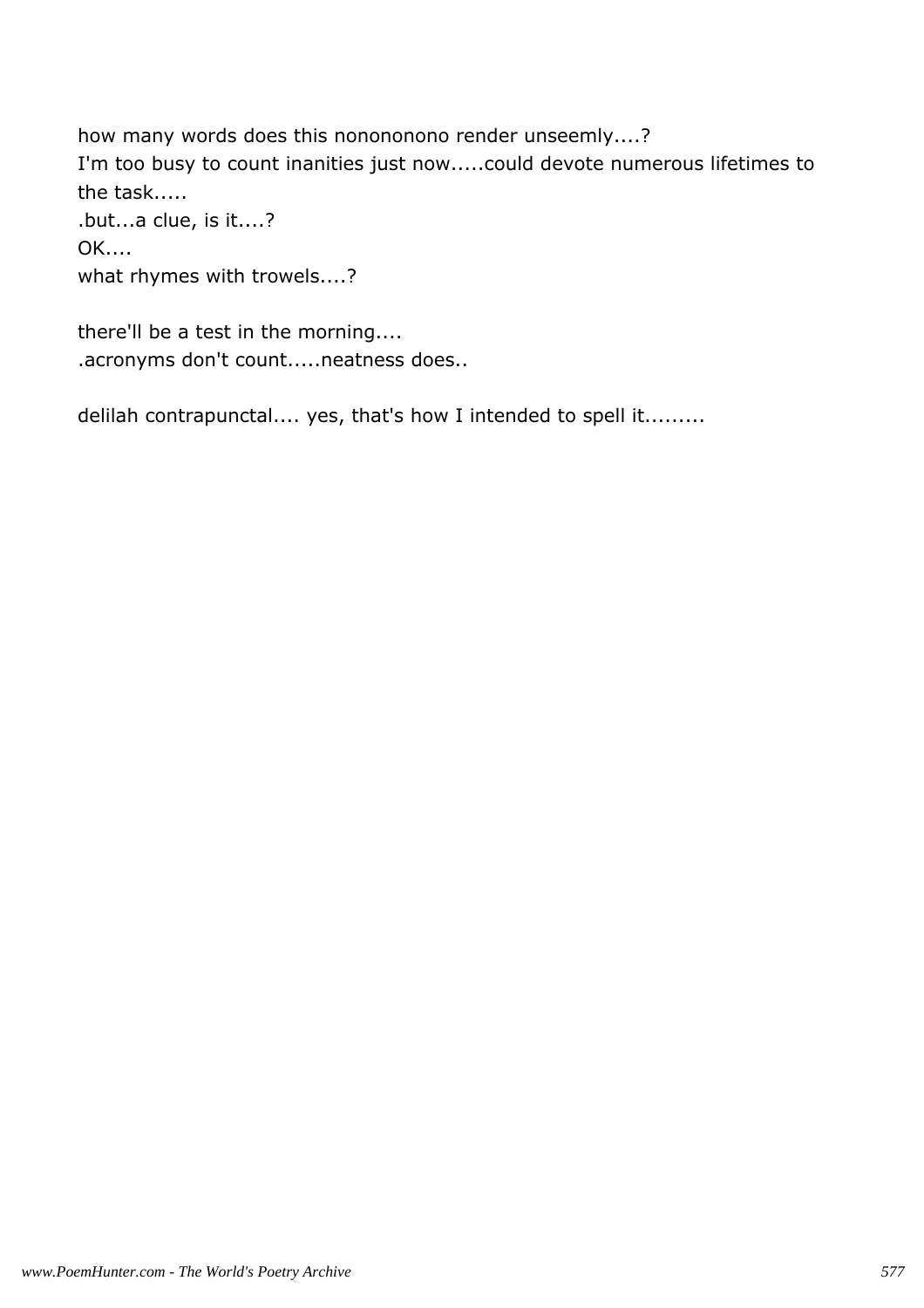how many words does this nononono render unseemly....?
I'm too busy to count inanities just now.....could devote numerous lifetimes to the task.....
.but...a clue, is it....?
OK....
what rhymes with trowels....?

there'll be a test in the morning....
.acronyms don't count.....neatness does..

delilah contrapunctal.... yes, that's how I intended to spell it.........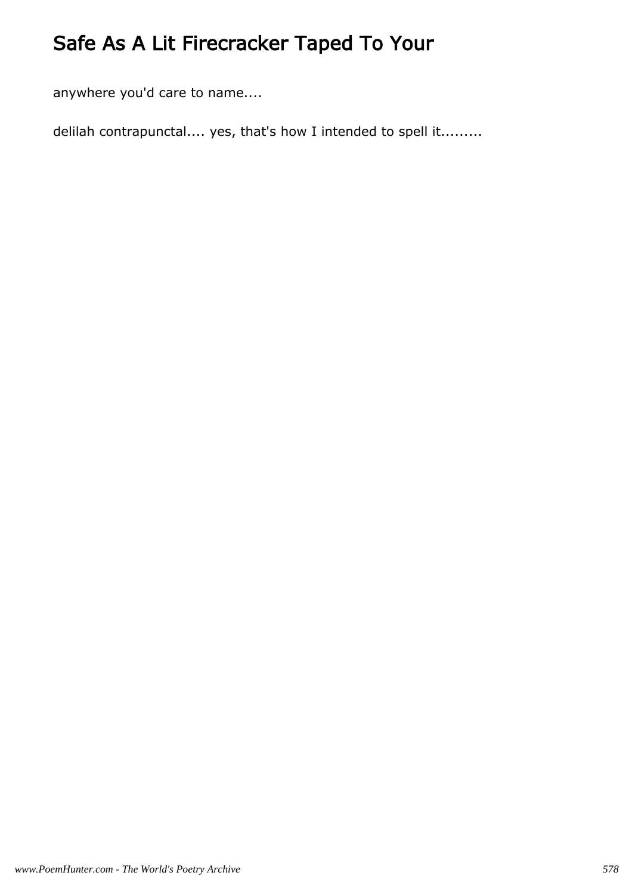# Safe As A Lit Firecracker Taped To Your

anywhere you'd care to name....

delilah contrapunctal.... yes, that's how I intended to spell it.........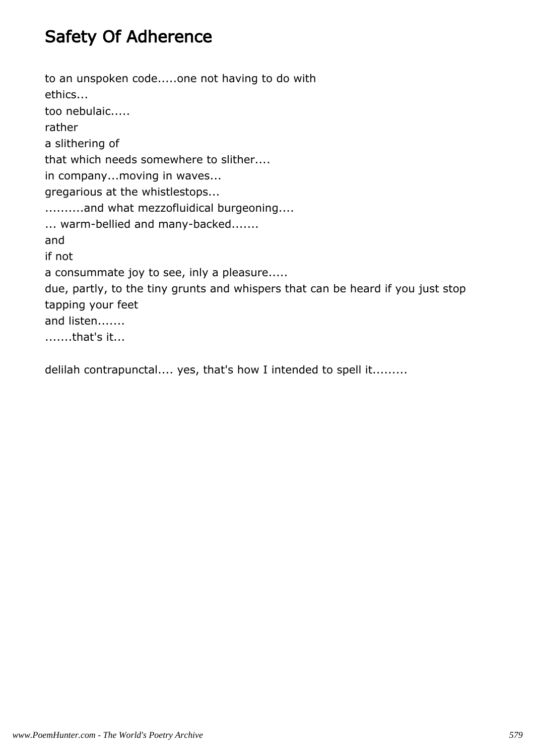# Safety Of Adherence

to an unspoken code.....one not having to do with
ethics...
too nebulaic.....
rather
a slithering of
that which needs somewhere to slither....
in company...moving in waves...
gregarious at the whistlestops...
..........and what mezzofluidical burgeoning....
... warm-bellied and many-backed.......
and
if not
a consummate joy to see, inly a pleasure.....
due, partly, to the tiny grunts and whispers that can be heard if you just stop tapping your feet
and listen.......
.......that's it...

delilah contrapunctal.... yes, that's how I intended to spell it.........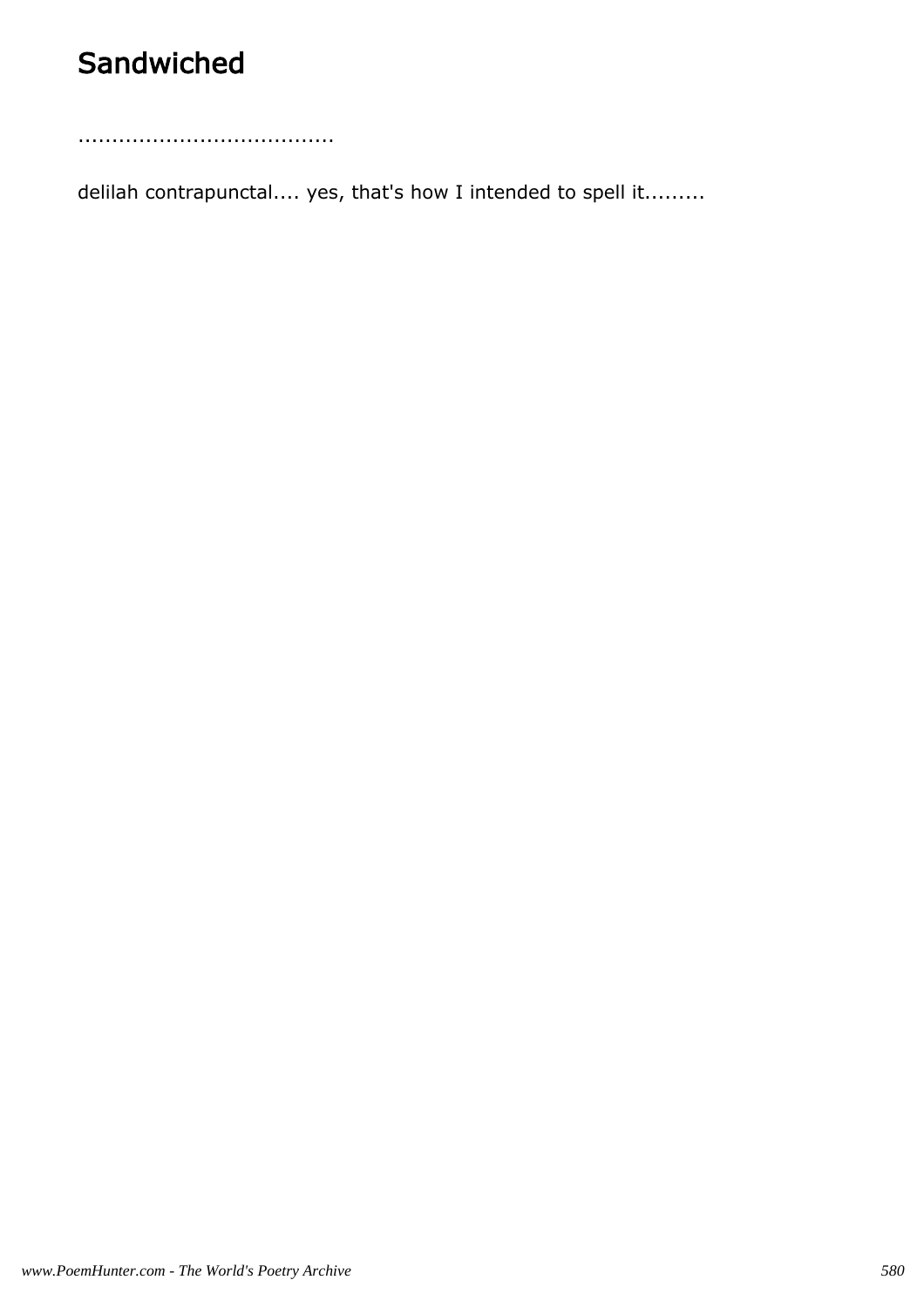# Sandwiched

......................................

delilah contrapunctal.... yes, that's how I intended to spell it.........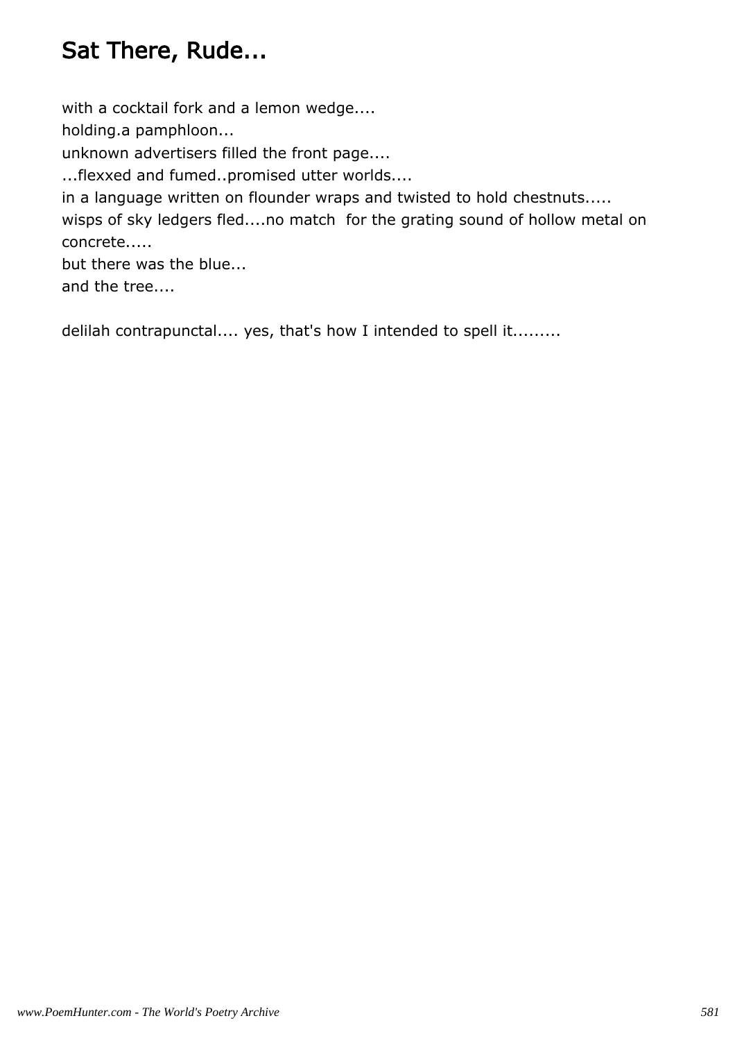# Sat There, Rude...

with a cocktail fork and a lemon wedge....
holding.a pamphloon...
unknown advertisers filled the front page....
...flexxed and fumed..promised utter worlds....
in a language written on flounder wraps and twisted to hold chestnuts.....
wisps of sky ledgers fled....no match  for the grating sound of hollow metal on concrete.....
but there was the blue...
and the tree....

delilah contrapunctal.... yes, that's how I intended to spell it.........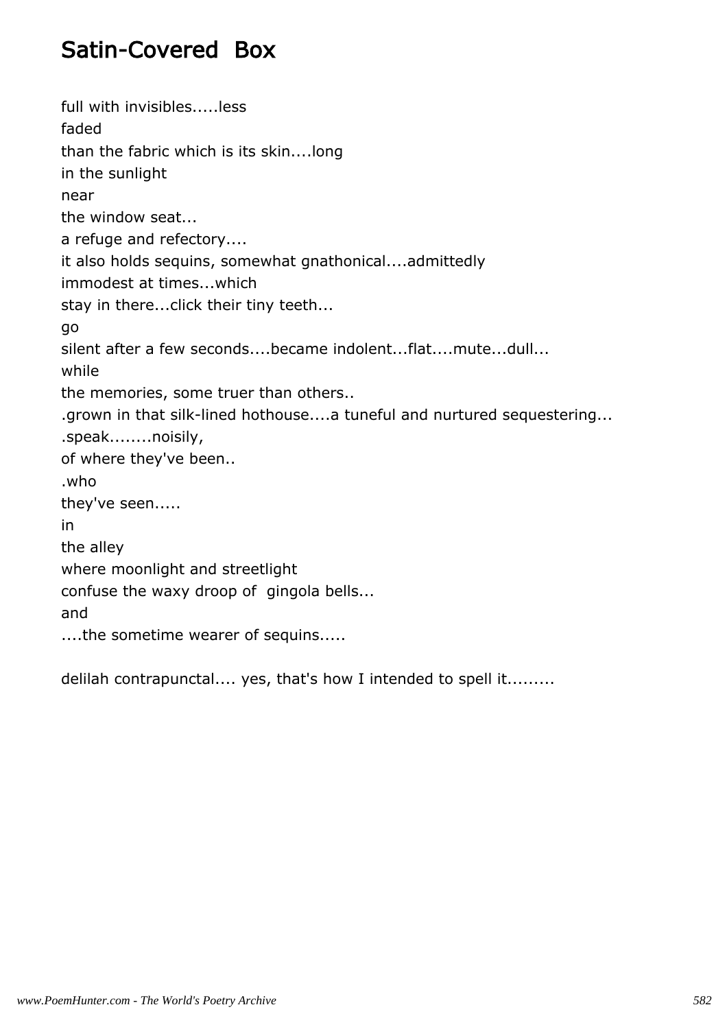# Satin-Covered  Box

full with invisibles.....less
faded
than the fabric which is its skin....long
in the sunlight
near
the window seat...
a refuge and refectory....
it also holds sequins, somewhat gnathonical....admittedly
immodest at times...which
stay in there...click their tiny teeth...
go
silent after a few seconds....became indolent...flat....mute...dull...
while
the memories, some truer than others..
.grown in that silk-lined hothouse....a tuneful and nurtured sequestering...
.speak........noisily,
of where they've been..
.who
they've seen.....
in
the alley
where moonlight and streetlight
confuse the waxy droop of  gingola bells...
and
....the sometime wearer of sequins.....

delilah contrapunctal.... yes, that's how I intended to spell it.........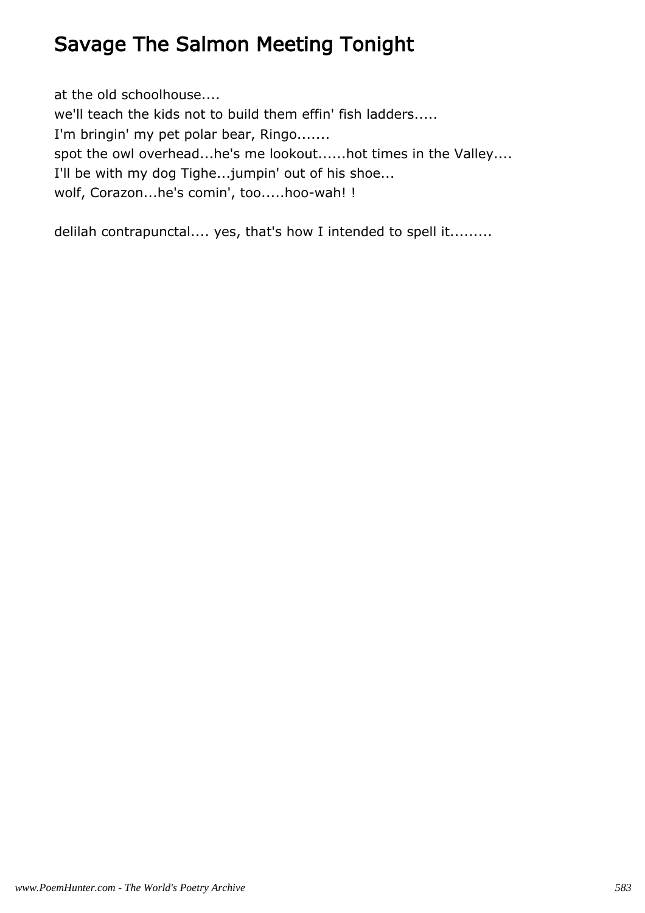# Savage The Salmon Meeting Tonight

at the old schoolhouse....
we'll teach the kids not to build them effin' fish ladders.....
I'm bringin' my pet polar bear, Ringo.......
spot the owl overhead...he's me lookout......hot times in the Valley....
I'll be with my dog Tighe...jumpin' out of his shoe...
wolf, Corazon...he's comin', too.....hoo-wah! !

delilah contrapunctal.... yes, that's how I intended to spell it.........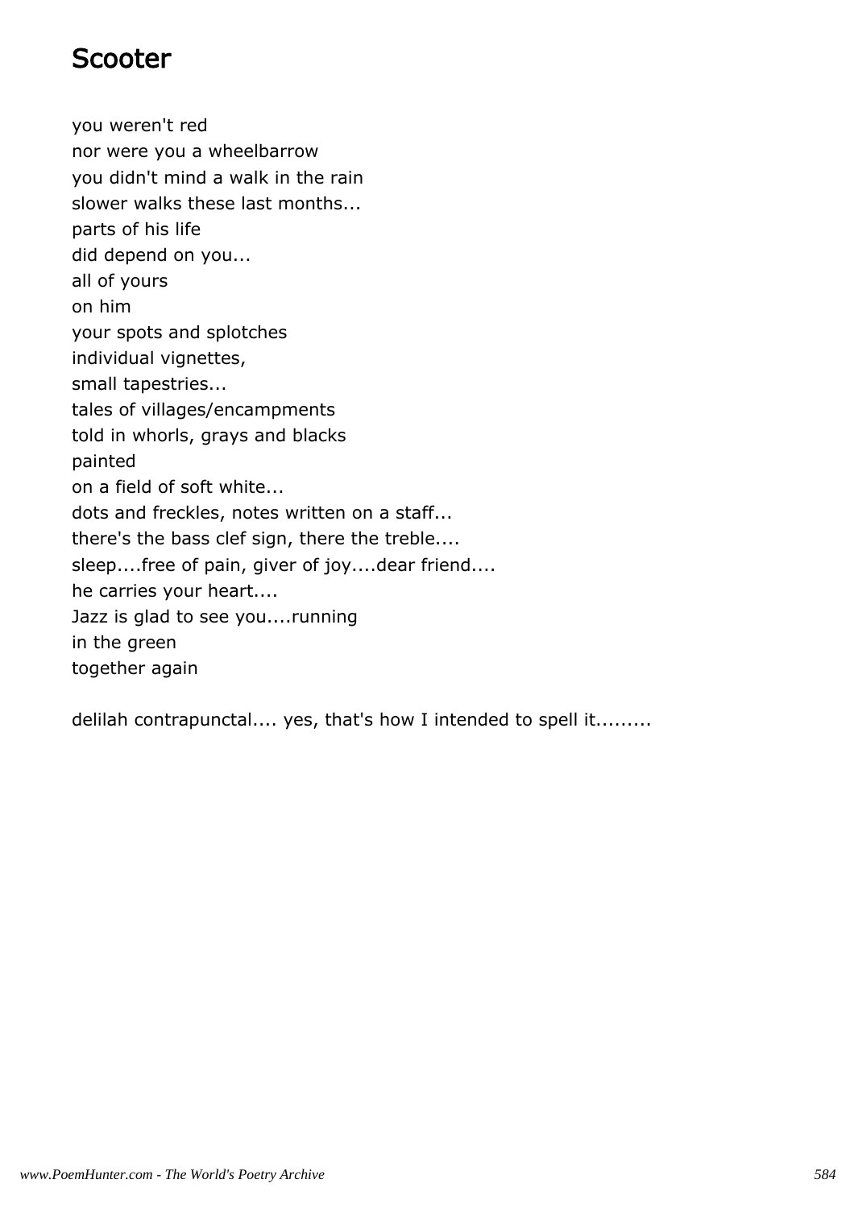# Scooter

you weren't red
nor were you a wheelbarrow
you didn't mind a walk in the rain
slower walks these last months...
parts of his life
did depend on you...
all of yours
on him
your spots and splotches
individual vignettes,
small tapestries...
tales of villages/encampments
told in whorls, grays and blacks
painted
on a field of soft white...
dots and freckles, notes written on a staff...
there's the bass clef sign, there the treble....
sleep....free of pain, giver of joy....dear friend....
he carries your heart....
Jazz is glad to see you....running
in the green
together again

delilah contrapunctal.... yes, that's how I intended to spell it.........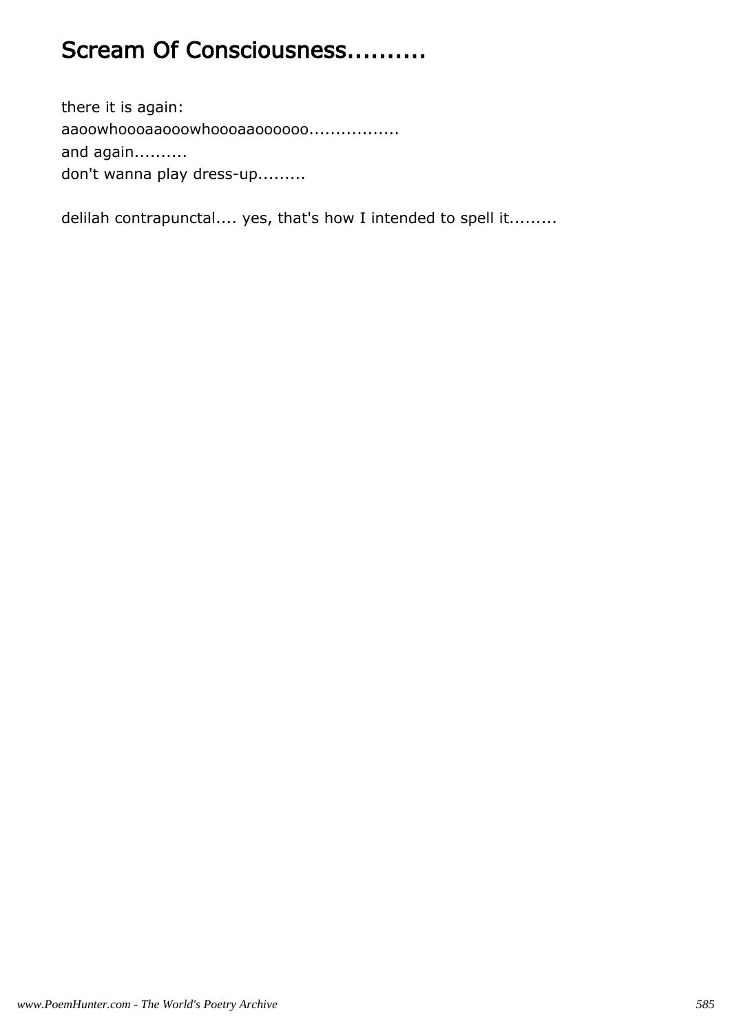# Scream Of Consciousness..........

there it is again:
aaoowhoooaaooowhoooaaoooooo.................
and again..........
don't wanna play dress-up.........

delilah contrapunctal.... yes, that's how I intended to spell it.........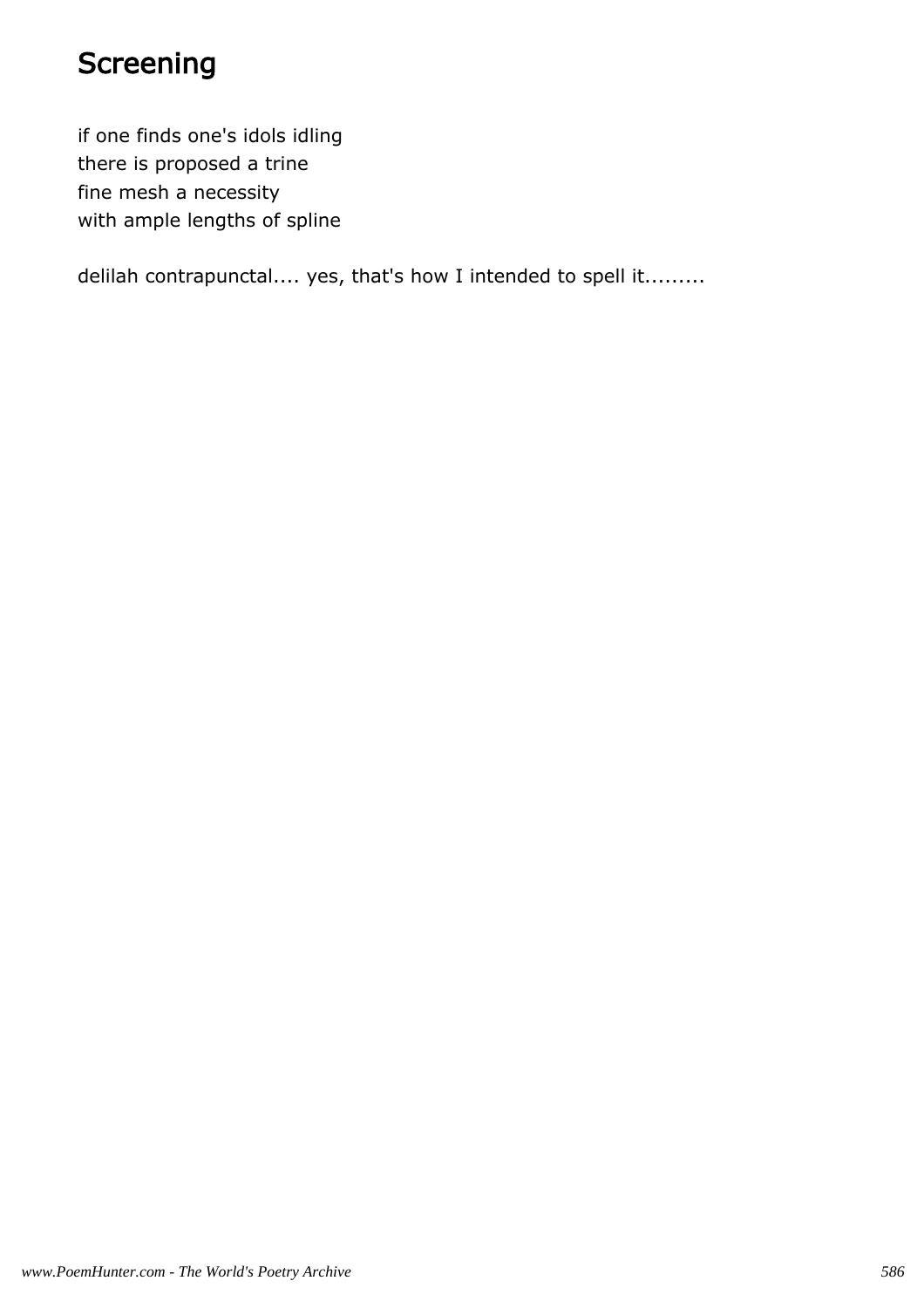# Screening

if one finds one's idols idling
there is proposed a trine
fine mesh a necessity
with ample lengths of spline

delilah contrapunctal.... yes, that's how I intended to spell it.........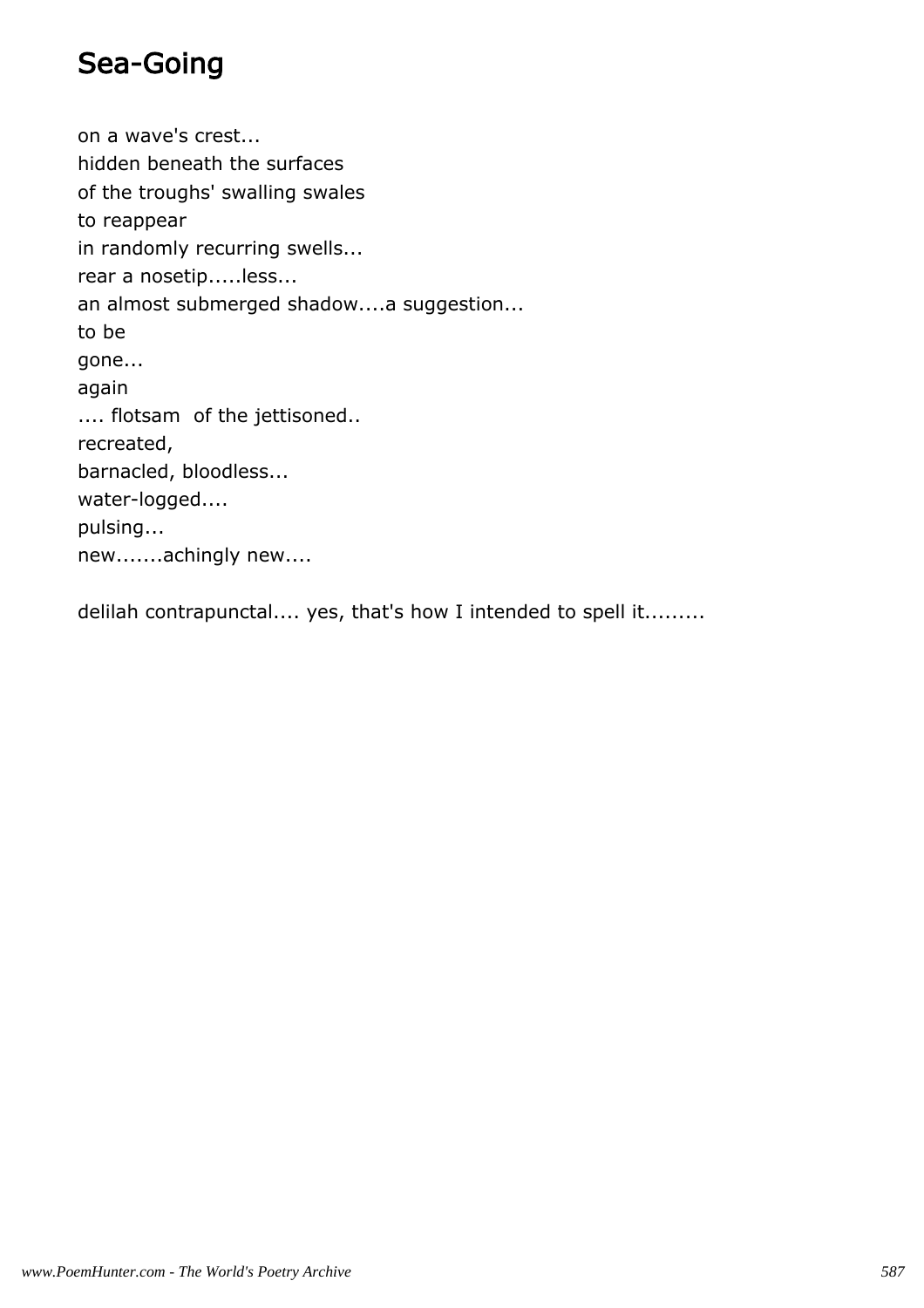# Sea-Going

on a wave's crest...
hidden beneath the surfaces
of the troughs' swalling swales
to reappear
in randomly recurring swells...
rear a nosetip.....less...
an almost submerged shadow....a suggestion...
to be
gone...
again
.... flotsam  of the jettisoned..
recreated,
barnacled, bloodless...
water-logged....
pulsing...
new.......achingly new....

delilah contrapunctal.... yes, that's how I intended to spell it.........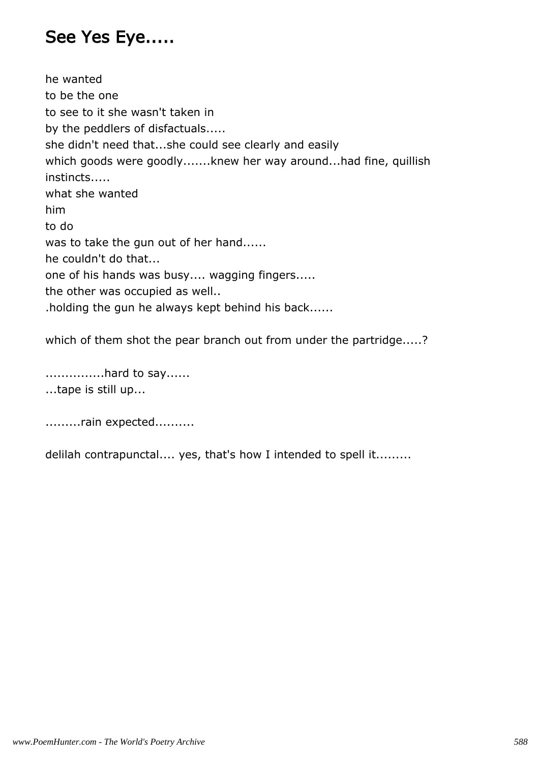# See Yes Eye.....

he wanted  
to be the one  
to see to it she wasn't taken in  
by the peddlers of disfactuals.....  
she didn't need that...she could see clearly and easily  
which goods were goodly.......knew her way around...had fine, quillish instincts.....  
what she wanted  
him  
to do  
was to take the gun out of her hand......  
he couldn't do that...  
one of his hands was busy.... wagging fingers.....  
the other was occupied as well..  
.holding the gun he always kept behind his back......

which of them shot the pear branch out from under the partridge.....?

...............hard to say......  
...tape is still up...

.........rain expected..........

delilah contrapunctal.... yes, that's how I intended to spell it.........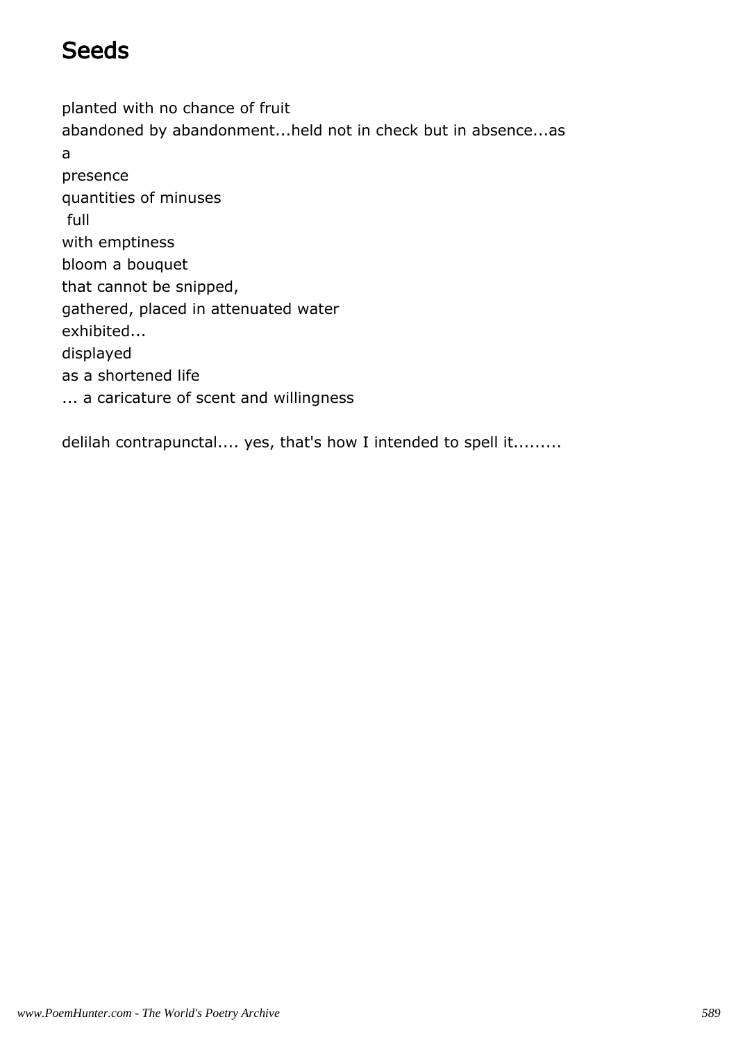# Seeds

planted with no chance of fruit
abandoned by abandonment...held not in check but in absence...as
a
presence
quantities of minuses
 full
with emptiness
bloom a bouquet
that cannot be snipped,
gathered, placed in attenuated water
exhibited...
displayed
as a shortened life
... a caricature of scent and willingness

delilah contrapunctal.... yes, that's how I intended to spell it.........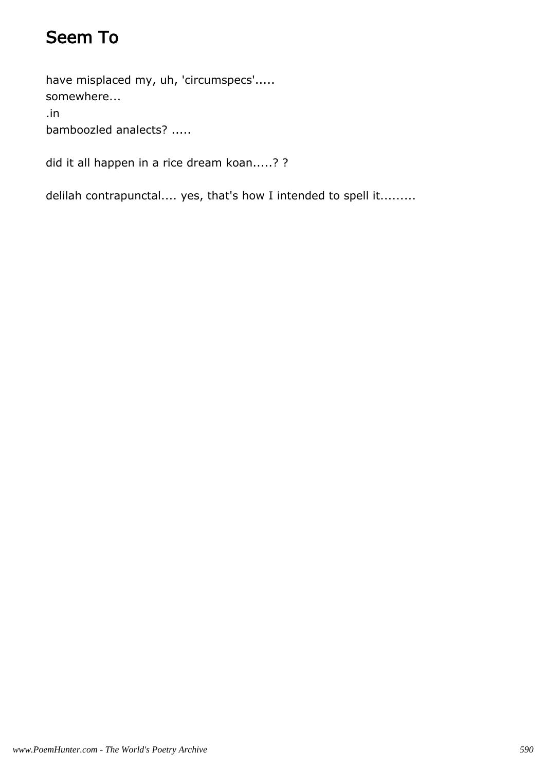# Seem To

have misplaced my, uh, 'circumspecs'.....  
somewhere...  
.in  
bamboozled analects? .....

did it all happen in a rice dream koan.....? ?

delilah contrapunctal.... yes, that's how I intended to spell it.........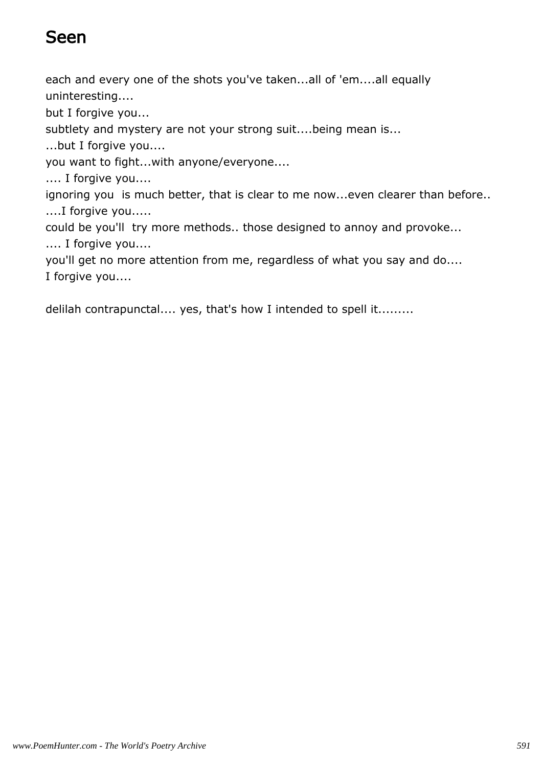# Seen

each and every one of the shots you've taken...all of 'em....all equally uninteresting....
but I forgive you...
subtlety and mystery are not your strong suit....being mean is...
...but I forgive you....
you want to fight...with anyone/everyone....
.... I forgive you....
ignoring you  is much better, that is clear to me now...even clearer than before..
....I forgive you.....
could be you'll  try more methods.. those designed to annoy and provoke...
.... I forgive you....
you'll get no more attention from me, regardless of what you say and do....
I forgive you....

delilah contrapunctal.... yes, that's how I intended to spell it.........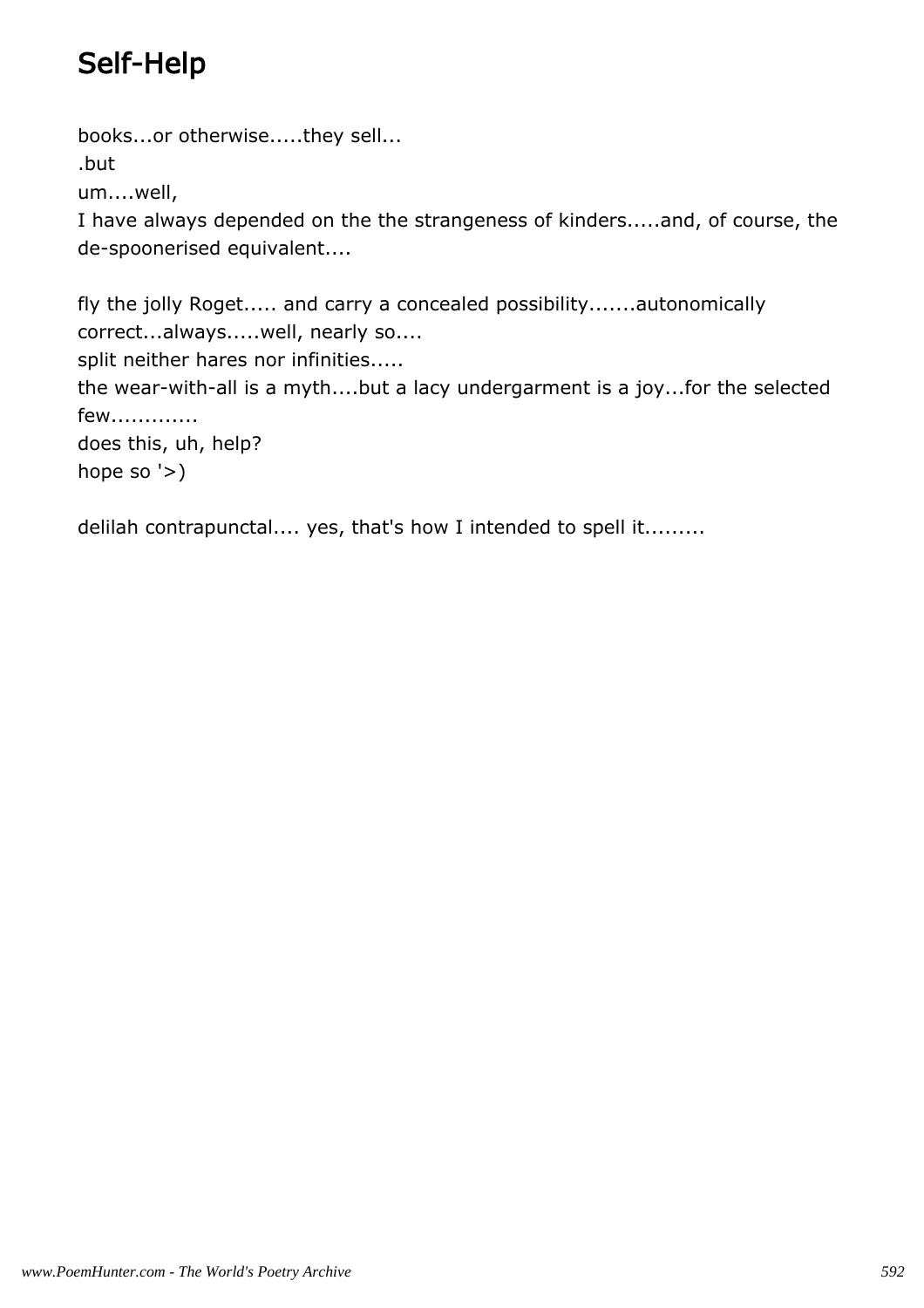# Self-Help

books...or otherwise.....they sell...
.but
um....well,
I have always depended on the the strangeness of kinders.....and, of course, the de-spoonerised equivalent....

fly the jolly Roget..... and carry a concealed possibility.......autonomically correct...always.....well, nearly so....
split neither hares nor infinities.....
the wear-with-all is a myth....but a lacy undergarment is a joy...for the selected few.............
does this, uh, help?
hope so '>)

delilah contrapunctal.... yes, that's how I intended to spell it.........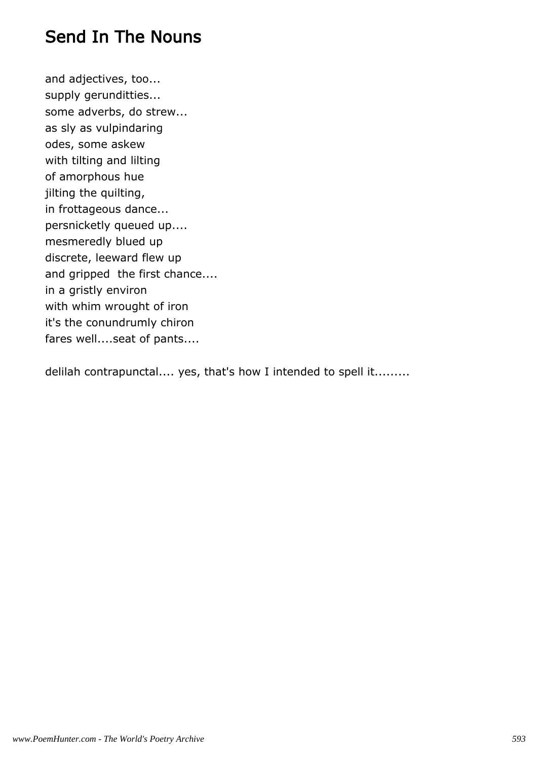# Send In The Nouns

and adjectives, too...  
supply gerunditties...  
some adverbs, do strew...  
as sly as vulpindaring  
odes, some askew  
with tilting and lilting  
of amorphous hue  
jilting the quilting,  
in frottageous dance...  
persnicketly queued up....  
mesmeredly blued up  
discrete, leeward flew up  
and gripped  the first chance....  
in a gristly environ  
with whim wrought of iron  
it's the conundrumly chiron  
fares well....seat of pants....

delilah contrapunctal.... yes, that's how I intended to spell it.........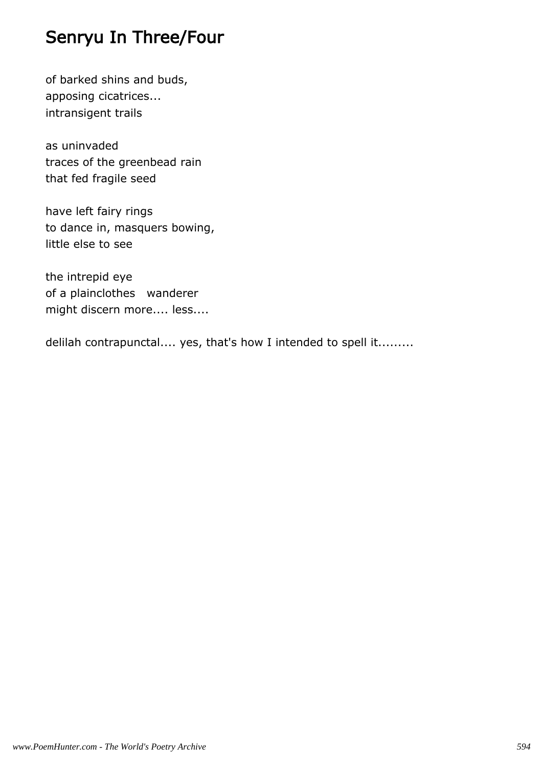# Senryu In Three/Four

of barked shins and buds,  
apposing cicatrices...  
intransigent trails

as uninvaded  
traces of the greenbead rain  
that fed fragile seed

have left fairy rings  
to dance in, masquers bowing,  
little else to see

the intrepid eye  
of a plainclothes   wanderer  
might discern more.... less....

delilah contrapunctal.... yes, that's how I intended to spell it.........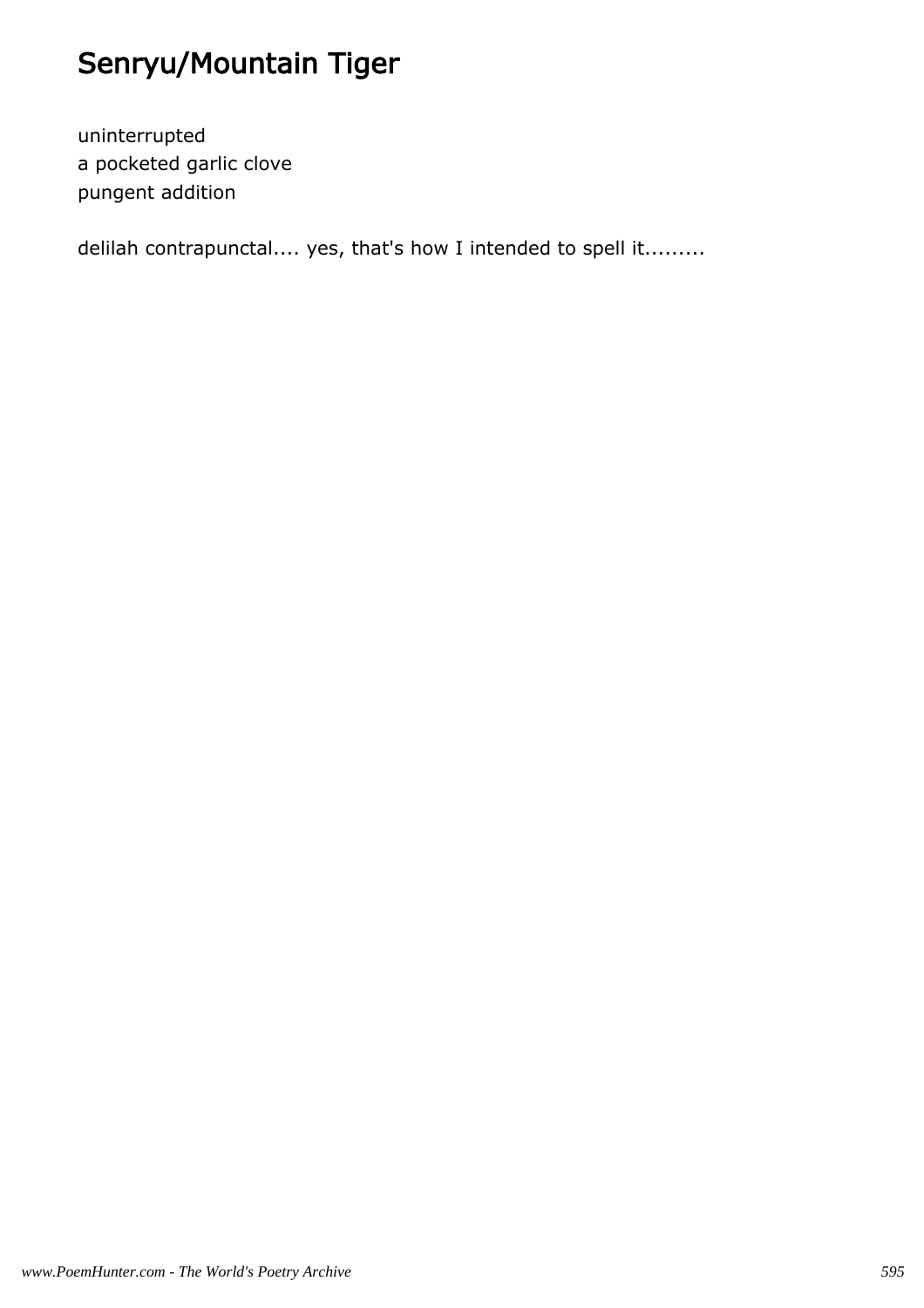# Senryu/Mountain Tiger

uninterrupted
a pocketed garlic clove
pungent addition

delilah contrapunctal.... yes, that's how I intended to spell it.........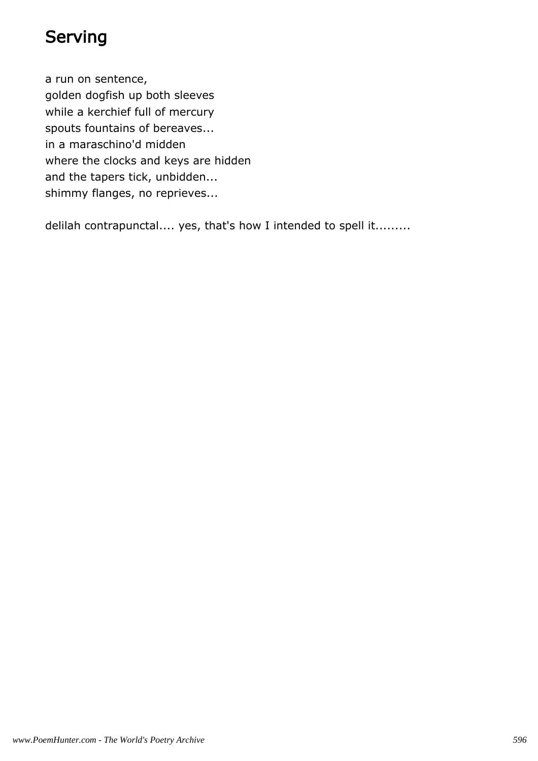# Serving

a run on sentence,
golden dogfish up both sleeves
while a kerchief full of mercury
spouts fountains of bereaves...
in a maraschino'd midden
where the clocks and keys are hidden
and the tapers tick, unbidden...
shimmy flanges, no reprieves...

delilah contrapunctal.... yes, that's how I intended to spell it.........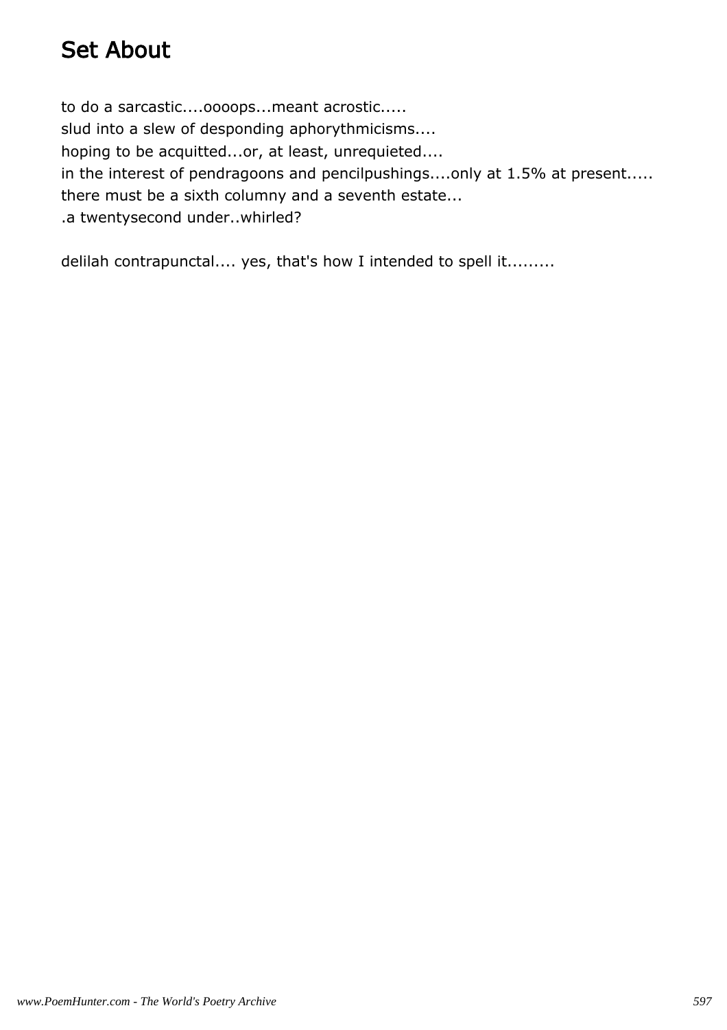# Set About

to do a sarcastic....oooops...meant acrostic.....
slud into a slew of desponding aphorythmicisms....
hoping to be acquitted...or, at least, unrequieted....
in the interest of pendragoons and pencilpushings....only at 1.5% at present.....
there must be a sixth columny and a seventh estate...
.a twentysecond under..whirled?

delilah contrapunctal.... yes, that's how I intended to spell it.........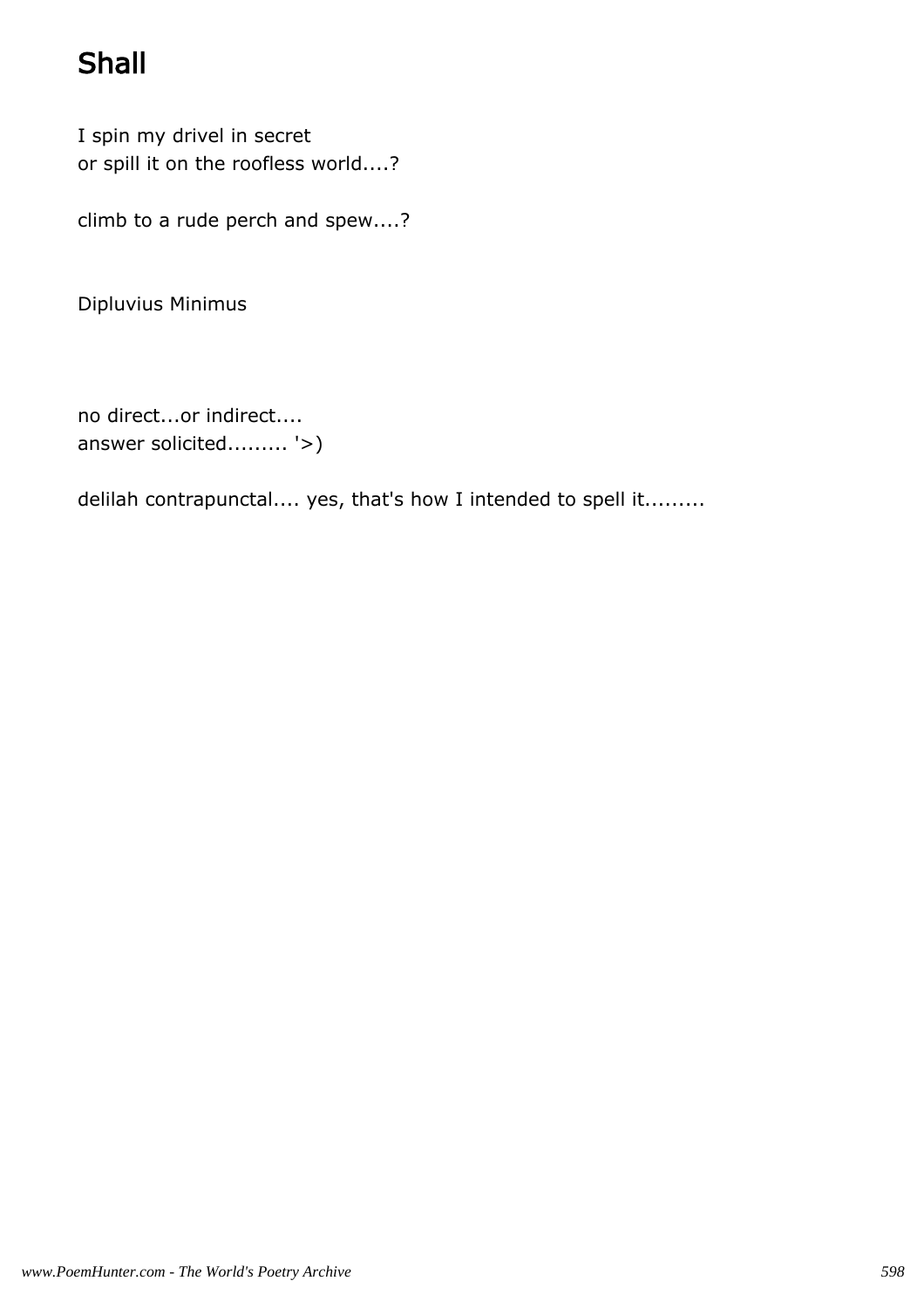# Shall

I spin my drivel in secret
or spill it on the roofless world....?

climb to a rude perch and spew....?

Dipluvius Minimus

no direct...or indirect....
answer solicited......... '>)

delilah contrapunctal.... yes, that's how I intended to spell it.........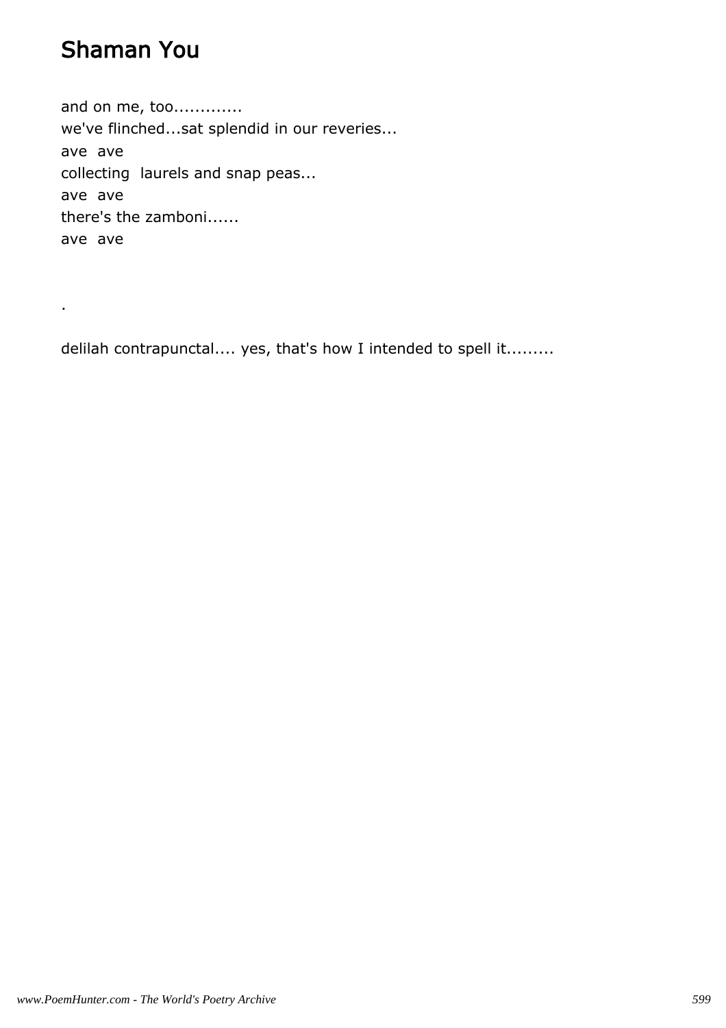# Shaman You

and on me, too.............
we've flinched...sat splendid in our reveries...
ave  ave
collecting  laurels and snap peas...
ave  ave
there's the zamboni......
ave  ave

.

delilah contrapunctal.... yes, that's how I intended to spell it.........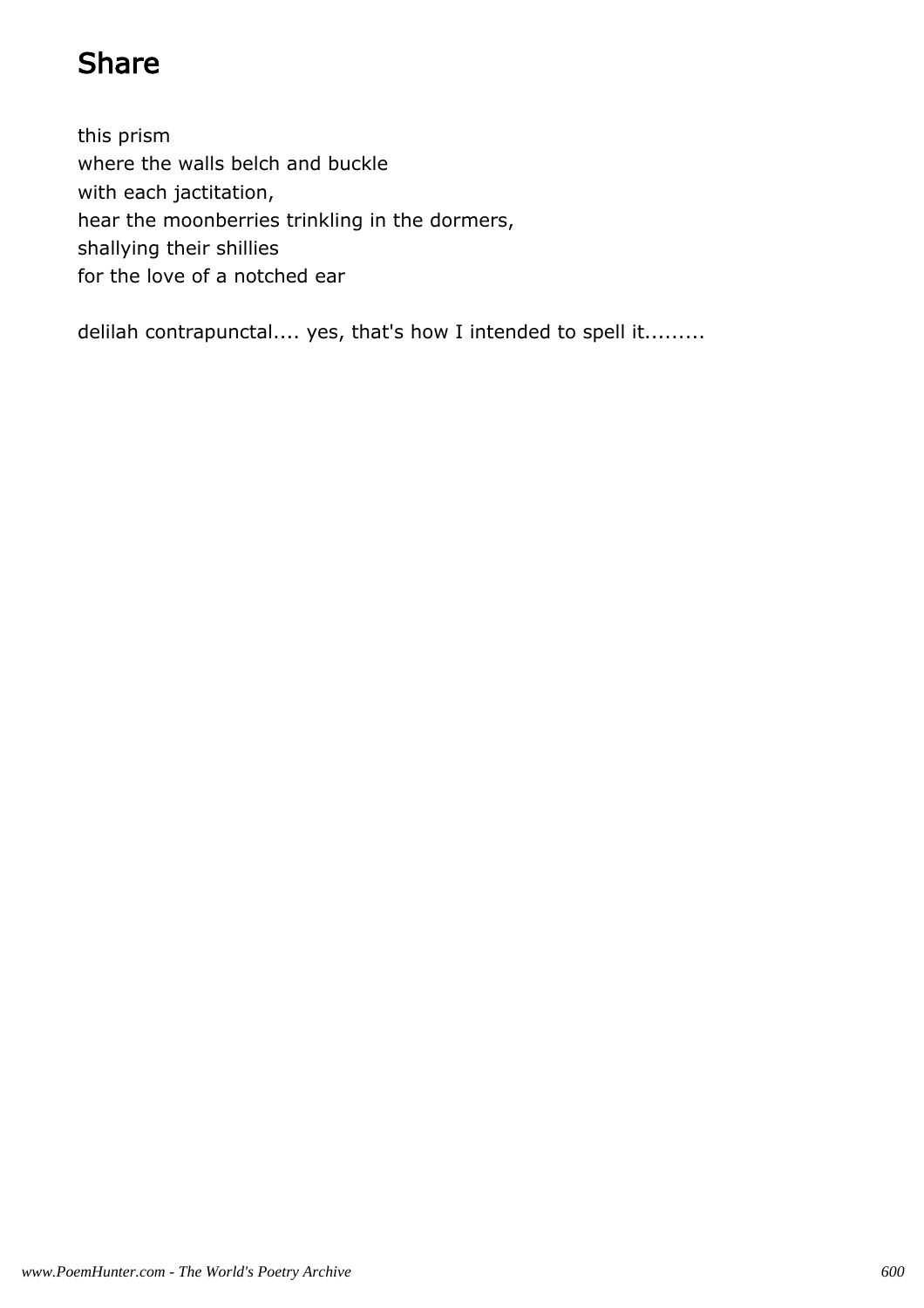# Share

this prism
where the walls belch and buckle
with each jactitation,
hear the moonberries trinkling in the dormers,
shallying their shillies
for the love of a notched ear

delilah contrapunctal.... yes, that's how I intended to spell it.........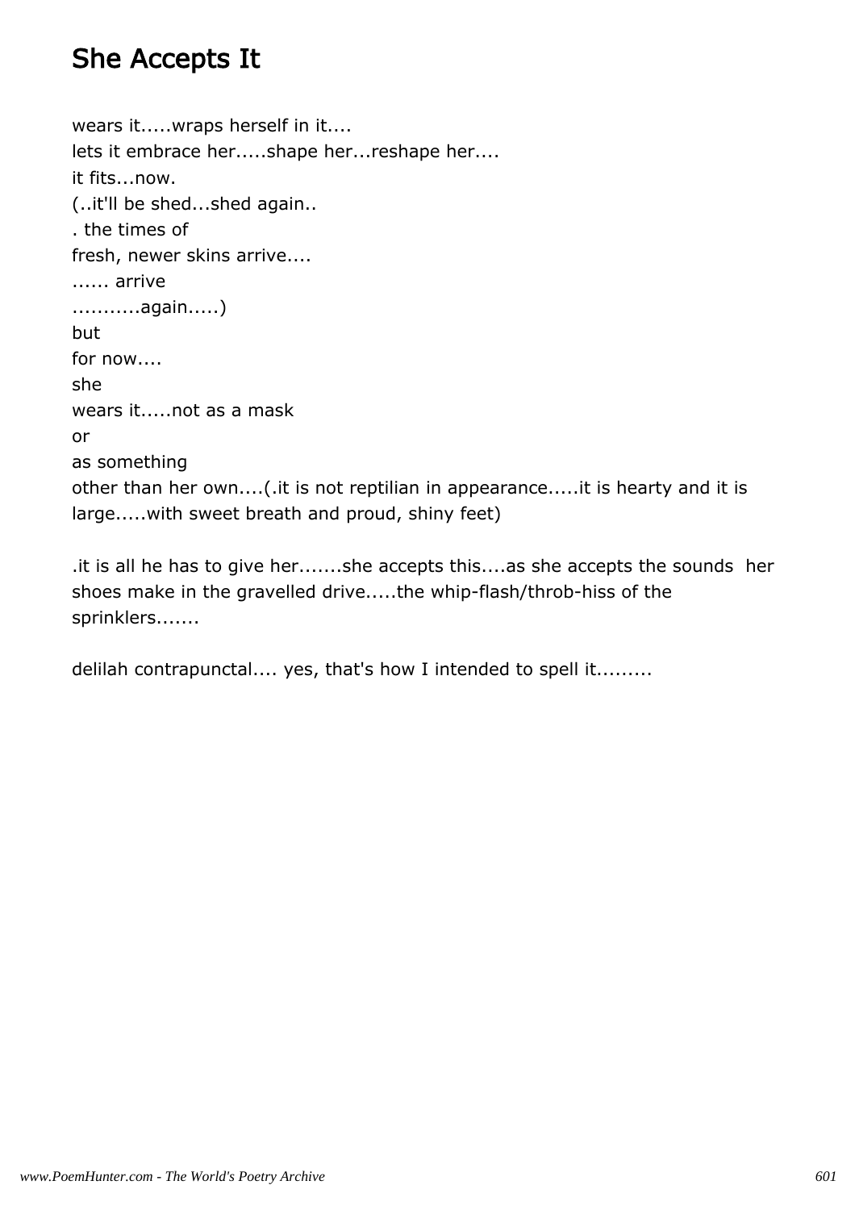# She Accepts It

wears it.....wraps herself in it....
lets it embrace her.....shape her...reshape her....
it fits...now.
(..it'll be shed...shed again..
. the times of
fresh, newer skins arrive....
...... arrive
...........again.....)
but
for now....
she
wears it.....not as a mask
or
as something
other than her own....(.it is not reptilian in appearance.....it is hearty and it is large.....with sweet breath and proud, shiny feet)

.it is all he has to give her.......she accepts this....as she accepts the sounds her shoes make in the gravelled drive.....the whip-flash/throb-hiss of the sprinklers.......

delilah contrapunctal.... yes, that's how I intended to spell it.........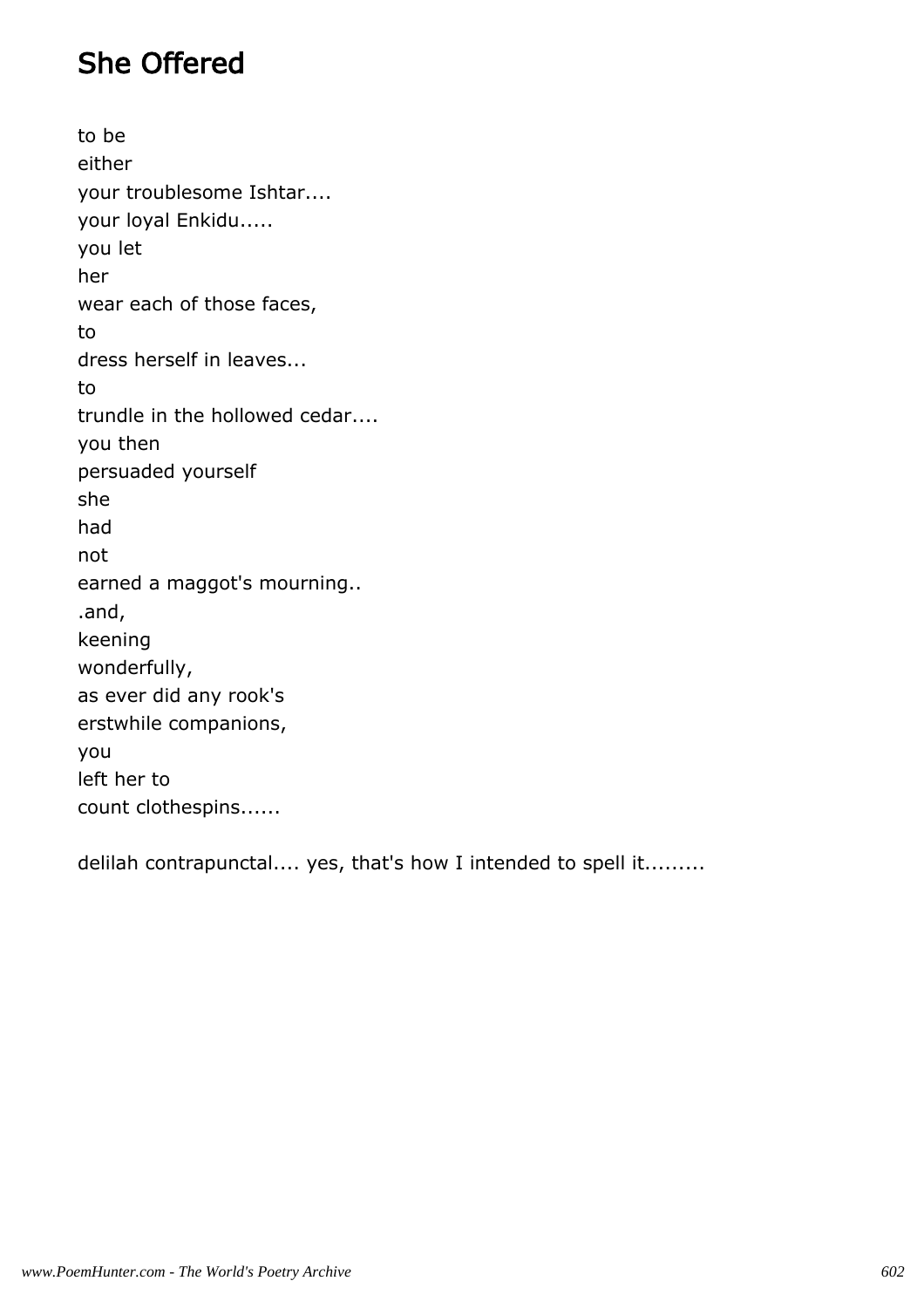# She Offered

to be
either
your troublesome Ishtar....
your loyal Enkidu.....
you let
her
wear each of those faces,
to
dress herself in leaves...
to
trundle in the hollowed cedar....
you then
persuaded yourself
she
had
not
earned a maggot's mourning..
.and,
keening
wonderfully,
as ever did any rook's
erstwhile companions,
you
left her to
count clothespins......

delilah contrapunctal.... yes, that's how I intended to spell it.........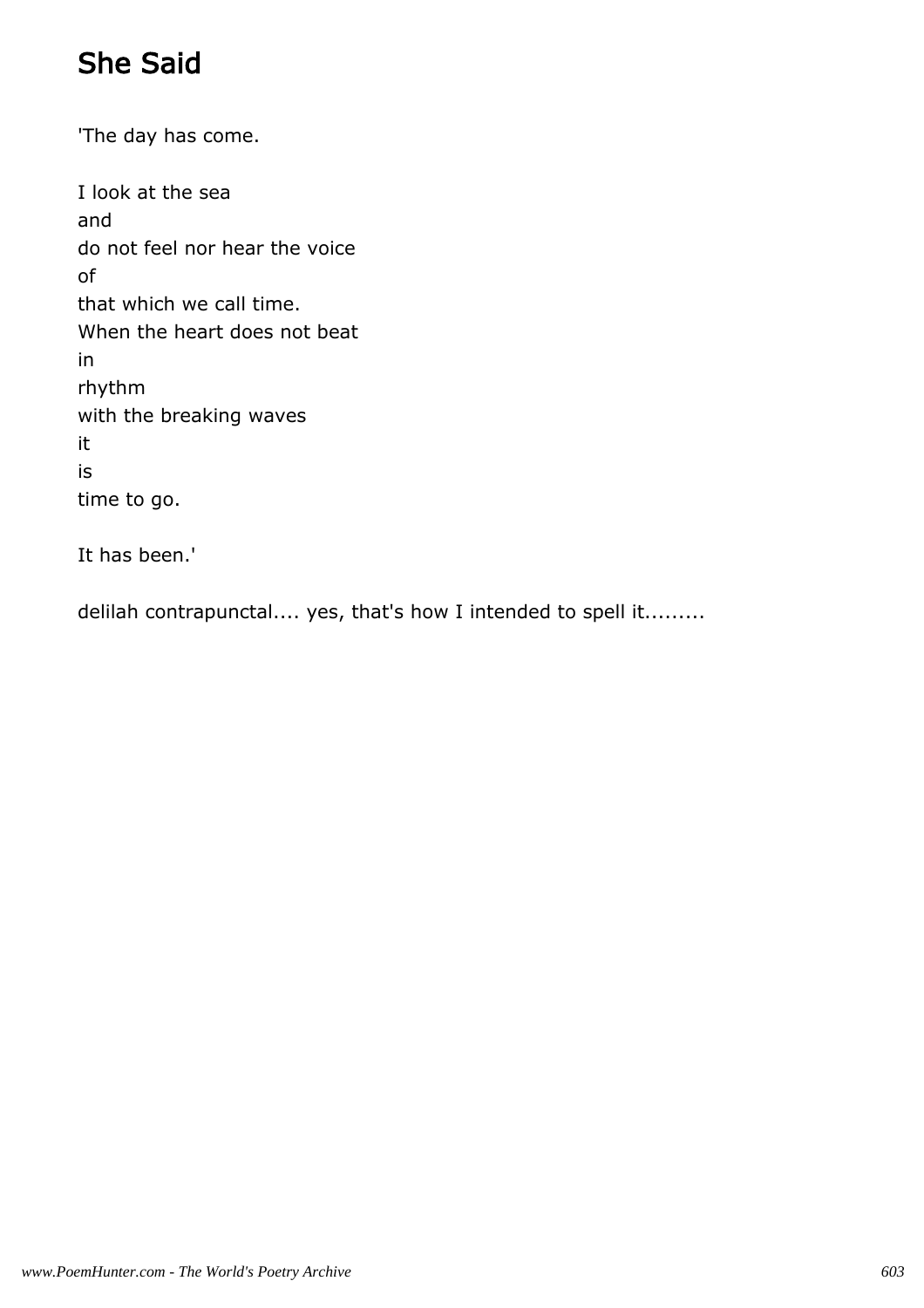## She Said

'The day has come.

I look at the sea  
and  
do not feel nor hear the voice  
of  
that which we call time.  
When the heart does not beat  
in  
rhythm  
with the breaking waves  
it  
is  
time to go.

It has been.'

delilah contrapunctal.... yes, that's how I intended to spell it.........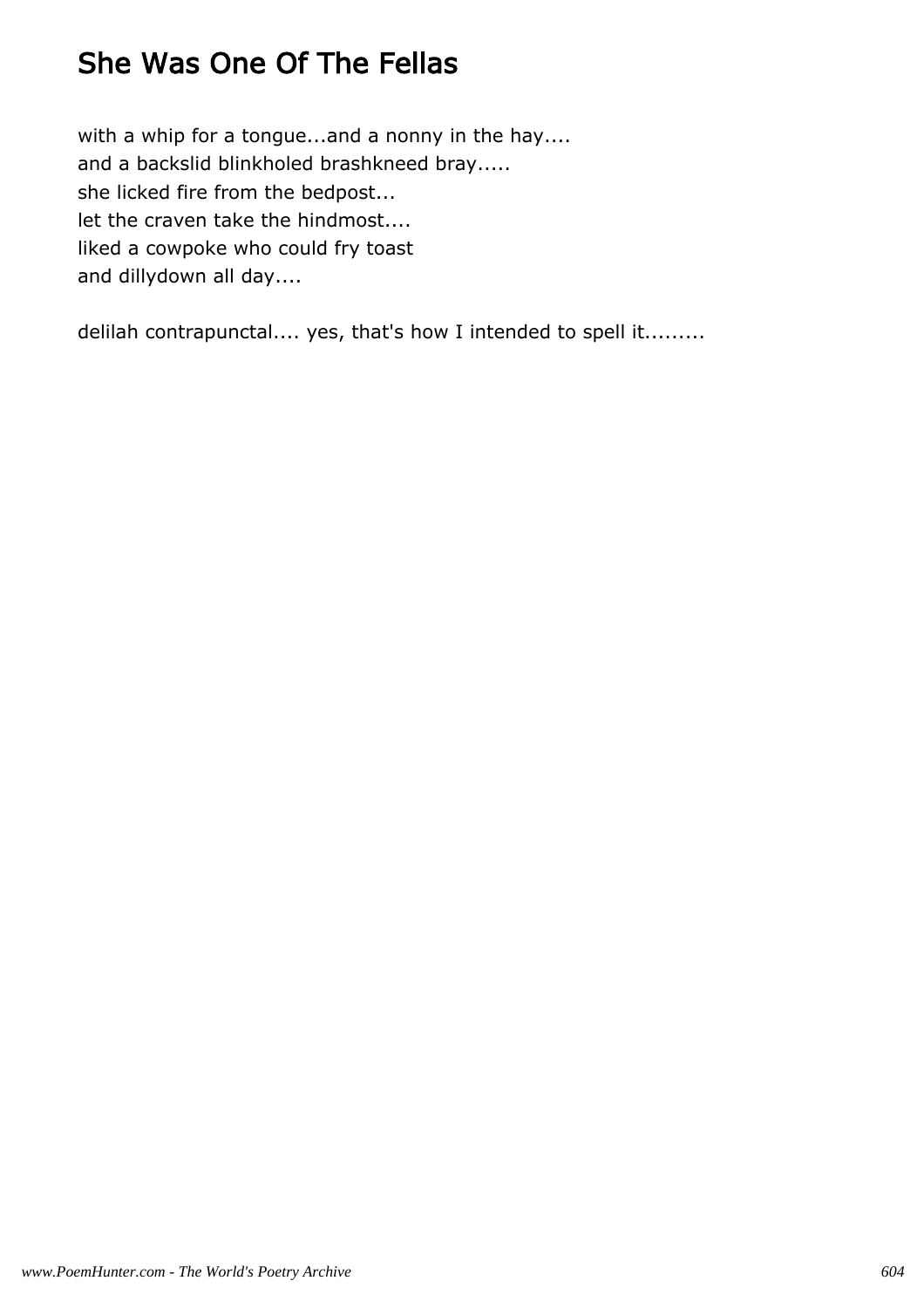# She Was One Of The Fellas

with a whip for a tongue...and a nonny in the hay....  
and a backslid blinkholed brashkneed bray.....  
she licked fire from the bedpost...  
let the craven take the hindmost....  
liked a cowpoke who could fry toast  
and dillydown all day....

delilah contrapunctal.... yes, that's how I intended to spell it.........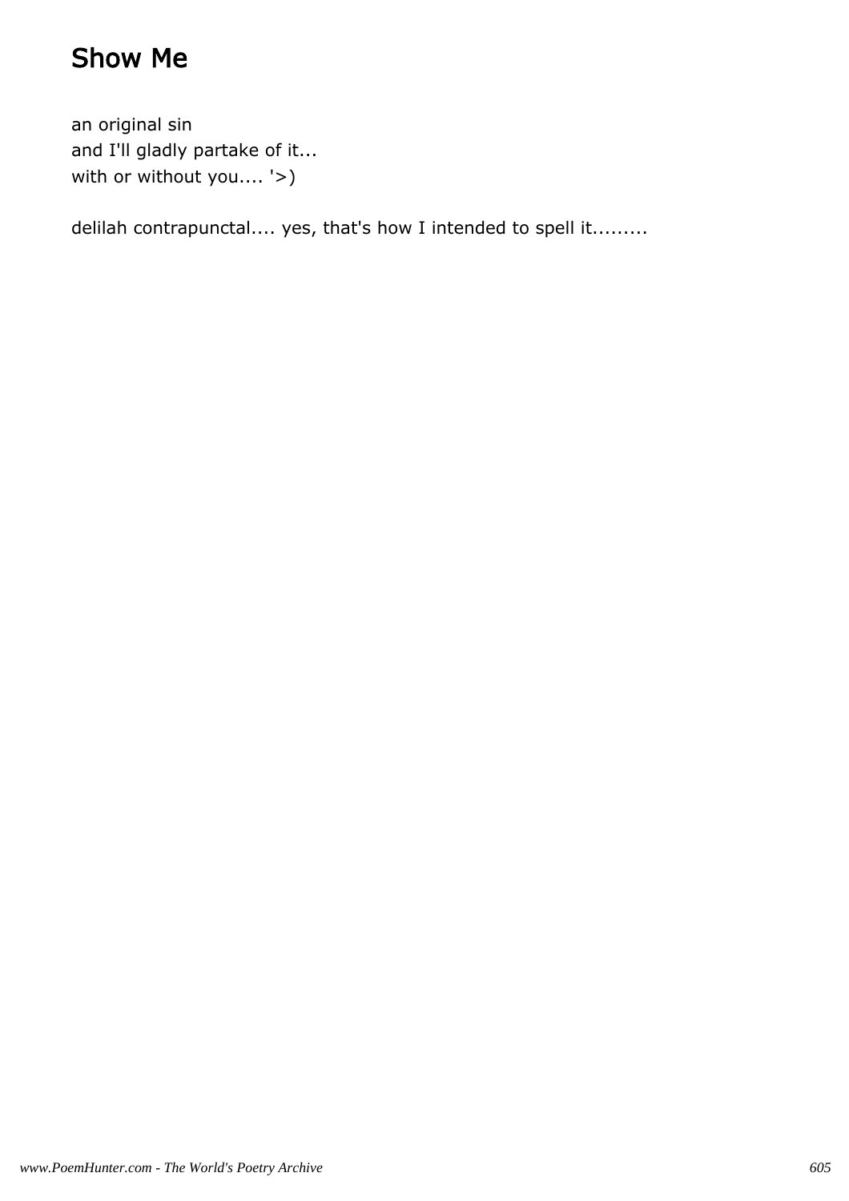## Show Me

an original sin
and I'll gladly partake of it...
with or without you.... '>)

delilah contrapunctal.... yes, that's how I intended to spell it.........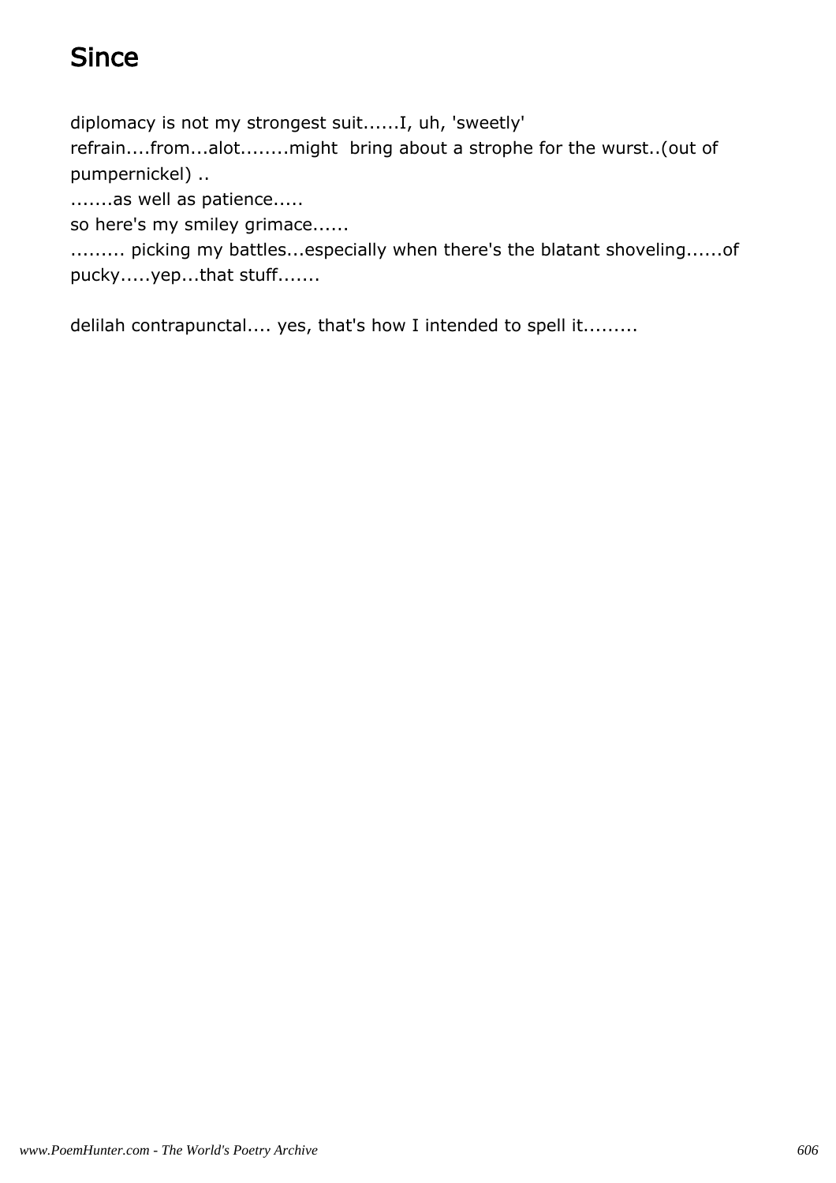# Since

diplomacy is not my strongest suit......I, uh, 'sweetly'
refrain....from...alot........might  bring about a strophe for the wurst..(out of pumpernickel) ..
.......as well as patience.....
so here's my smiley grimace......
......... picking my battles...especially when there's the blatant shoveling......of pucky.....yep...that stuff.......

delilah contrapunctal.... yes, that's how I intended to spell it.........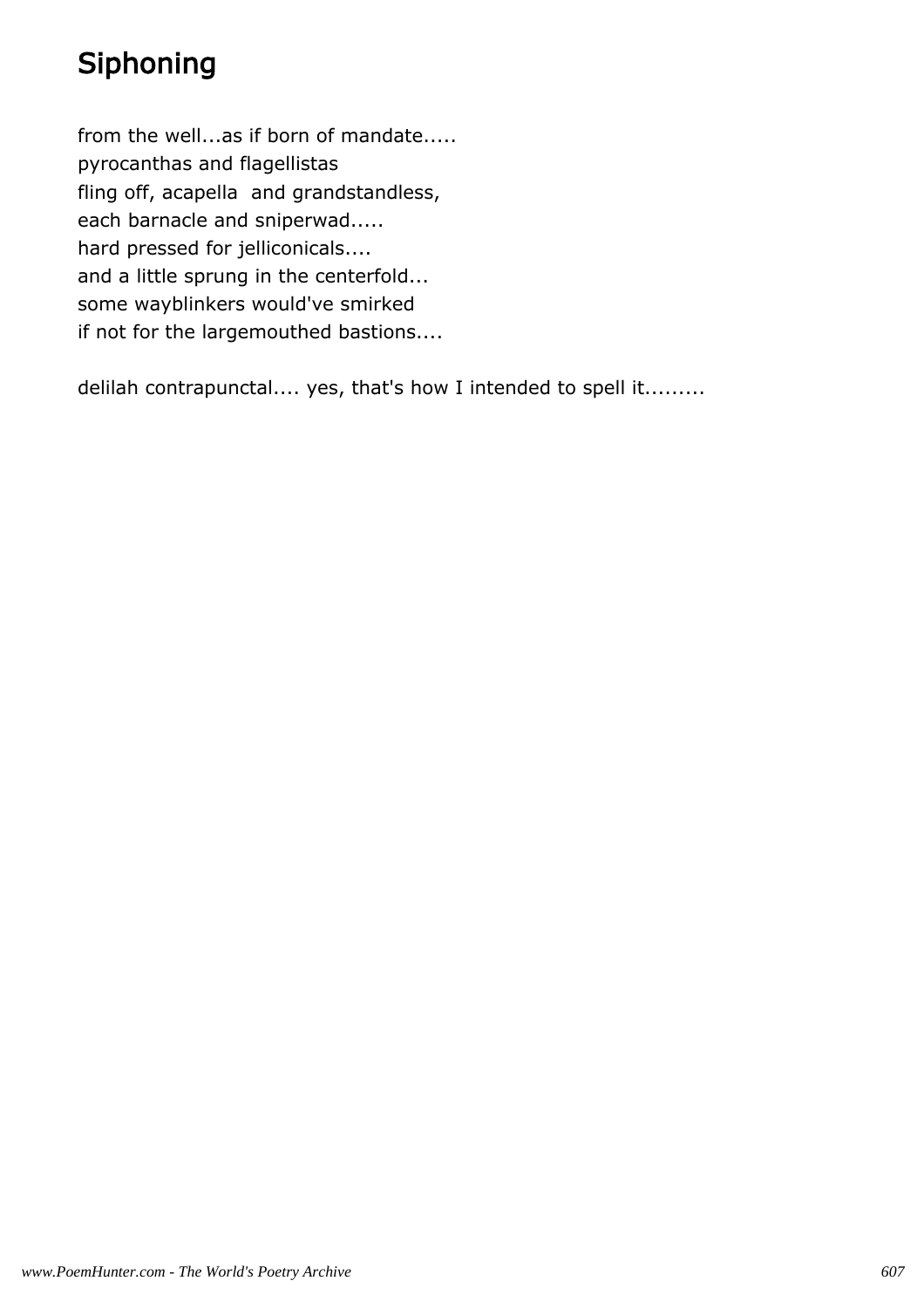# Siphoning

from the well...as if born of mandate.....
pyrocanthas and flagellistas
fling off, acapella  and grandstandless,
each barnacle and sniperwad.....
hard pressed for jelliconicals....
and a little sprung in the centerfold...
some wayblinkers would've smirked
if not for the largemouthed bastions....

delilah contrapunctal.... yes, that's how I intended to spell it.........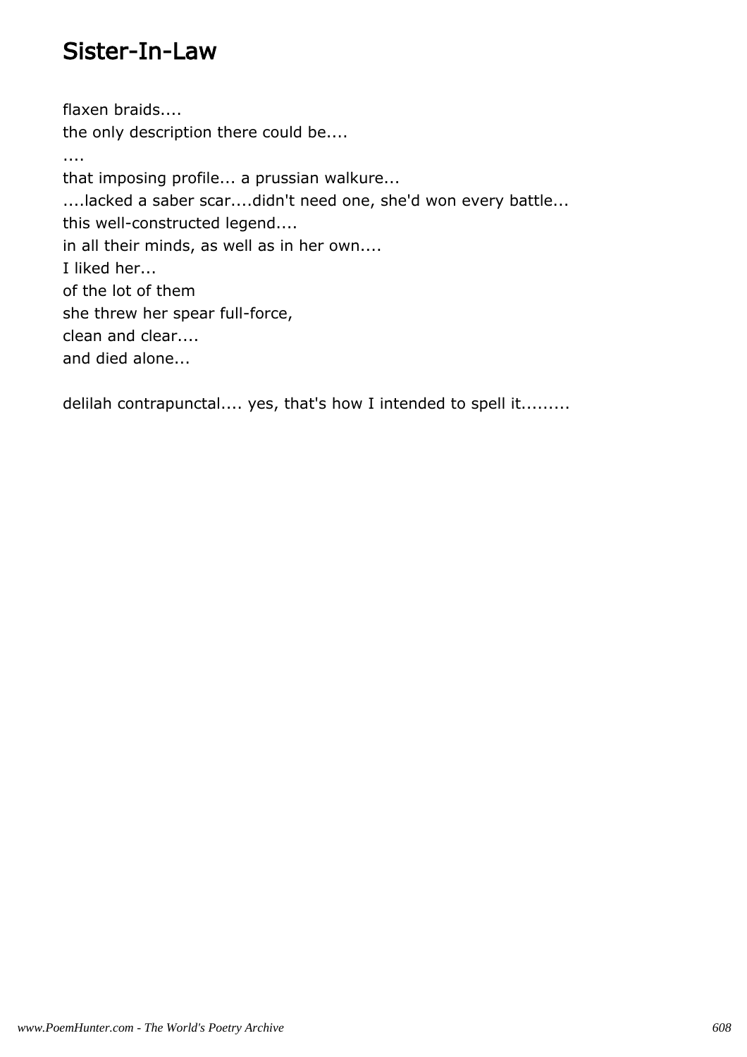# Sister-In-Law

flaxen braids....
the only description there could be....
....
that imposing profile... a prussian walkure...
....lacked a saber scar....didn't need one, she'd won every battle...
this well-constructed legend....
in all their minds, as well as in her own....
I liked her...
of the lot of them
she threw her spear full-force,
clean and clear....
and died alone...

delilah contrapunctal.... yes, that's how I intended to spell it.........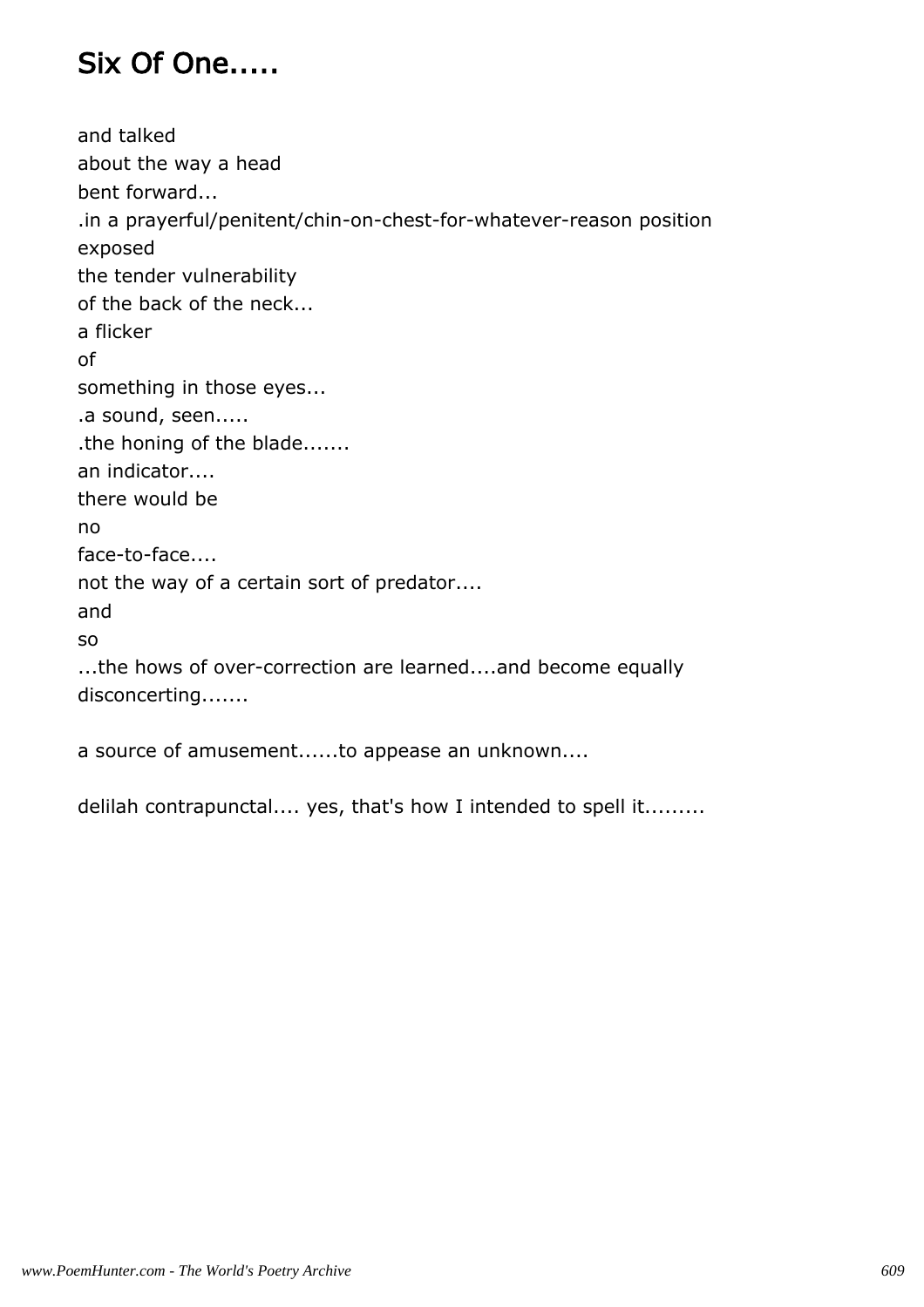# Six Of One.....

and talked
about the way a head
bent forward...
.in a prayerful/penitent/chin-on-chest-for-whatever-reason position
exposed
the tender vulnerability
of the back of the neck...
a flicker
of
something in those eyes...
.a sound, seen.....
.the honing of the blade.......
an indicator....
there would be
no
face-to-face....
not the way of a certain sort of predator....
and
so
...the hows of over-correction are learned....and become equally disconcerting.......

a source of amusement......to appease an unknown....

delilah contrapunctal.... yes, that's how I intended to spell it.........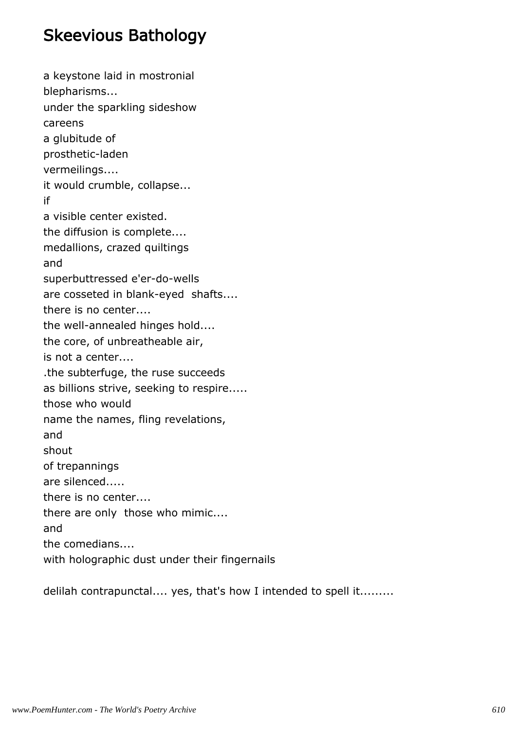# Skeevious Bathology

a keystone laid in mostronial
blepharisms...
under the sparkling sideshow
careens
a glubitude of
prosthetic-laden
vermeilings....
it would crumble, collapse...
if
a visible center existed.
the diffusion is complete....
medallions, crazed quiltings
and
superbuttressed e'er-do-wells
are cosseted in blank-eyed shafts....
there is no center....
the well-annealed hinges hold....
the core, of unbreatheable air,
is not a center....
.the subterfuge, the ruse succeeds
as billions strive, seeking to respire.....
those who would
name the names, fling revelations,
and
shout
of trepannings
are silenced.....
there is no center....
there are only those who mimic....
and
the comedians....
with holographic dust under their fingernails

delilah contrapunctal.... yes, that's how I intended to spell it.........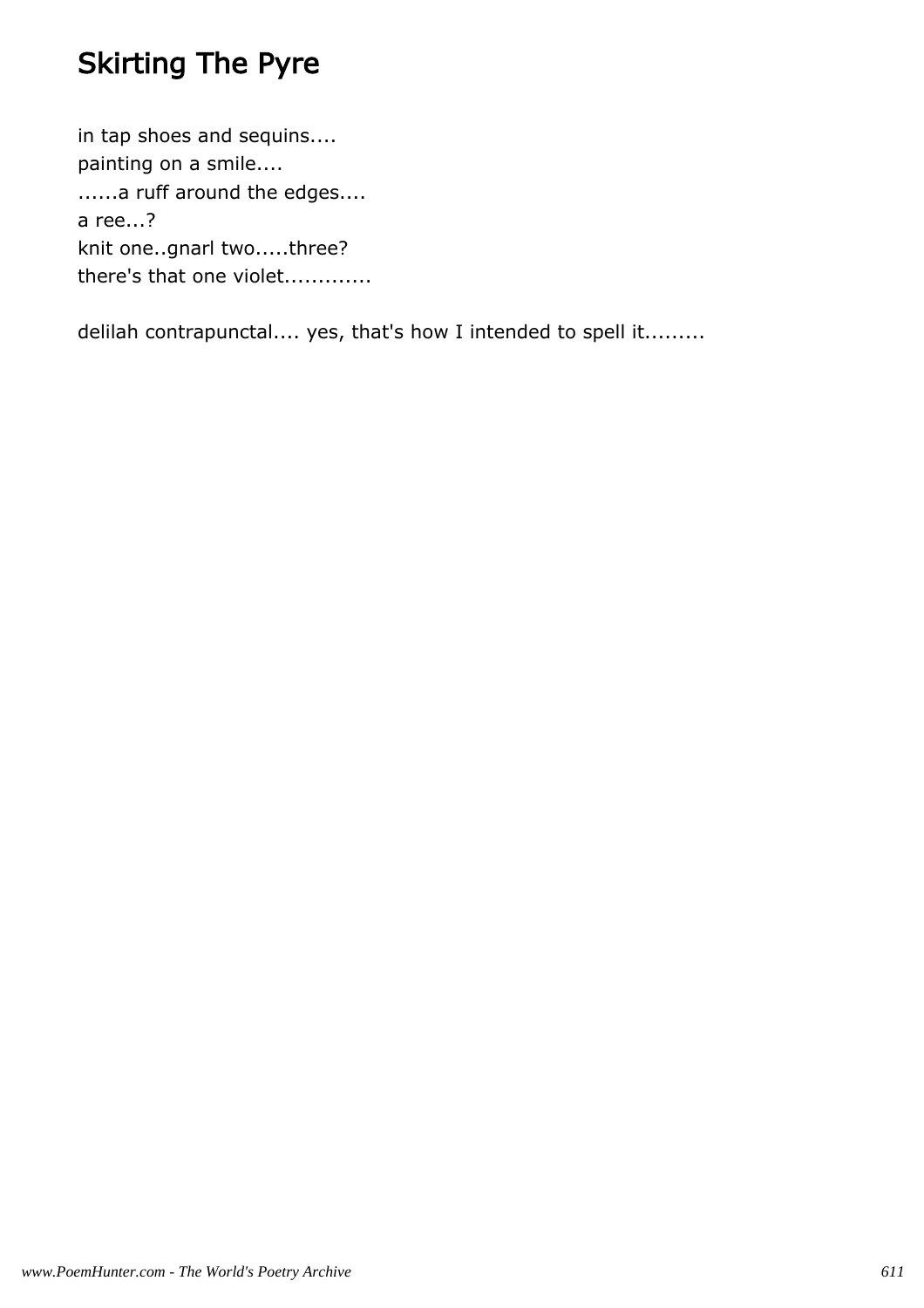# Skirting The Pyre

in tap shoes and sequins....
painting on a smile....
......a ruff around the edges....
a ree...?
knit one..gnarl two.....three?
there's that one violet.............

delilah contrapunctal.... yes, that's how I intended to spell it.........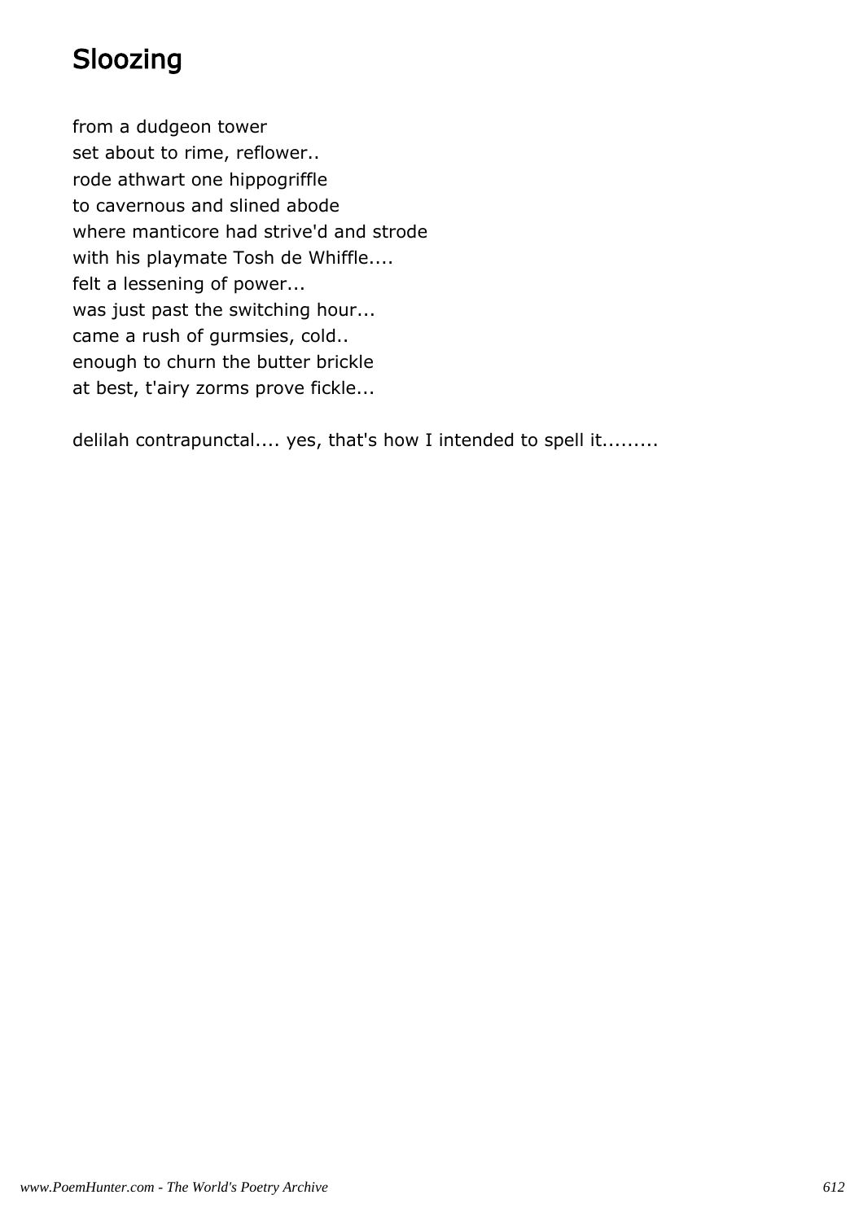# Sloozing

from a dudgeon tower
set about to rime, reflower..
rode athwart one hippogriffle
to cavernous and slined abode
where manticore had strive'd and strode
with his playmate Tosh de Whiffle....
felt a lessening of power...
was just past the switching hour...
came a rush of gurmsies, cold..
enough to churn the butter brickle
at best, t'airy zorms prove fickle...

delilah contrapunctal.... yes, that's how I intended to spell it.........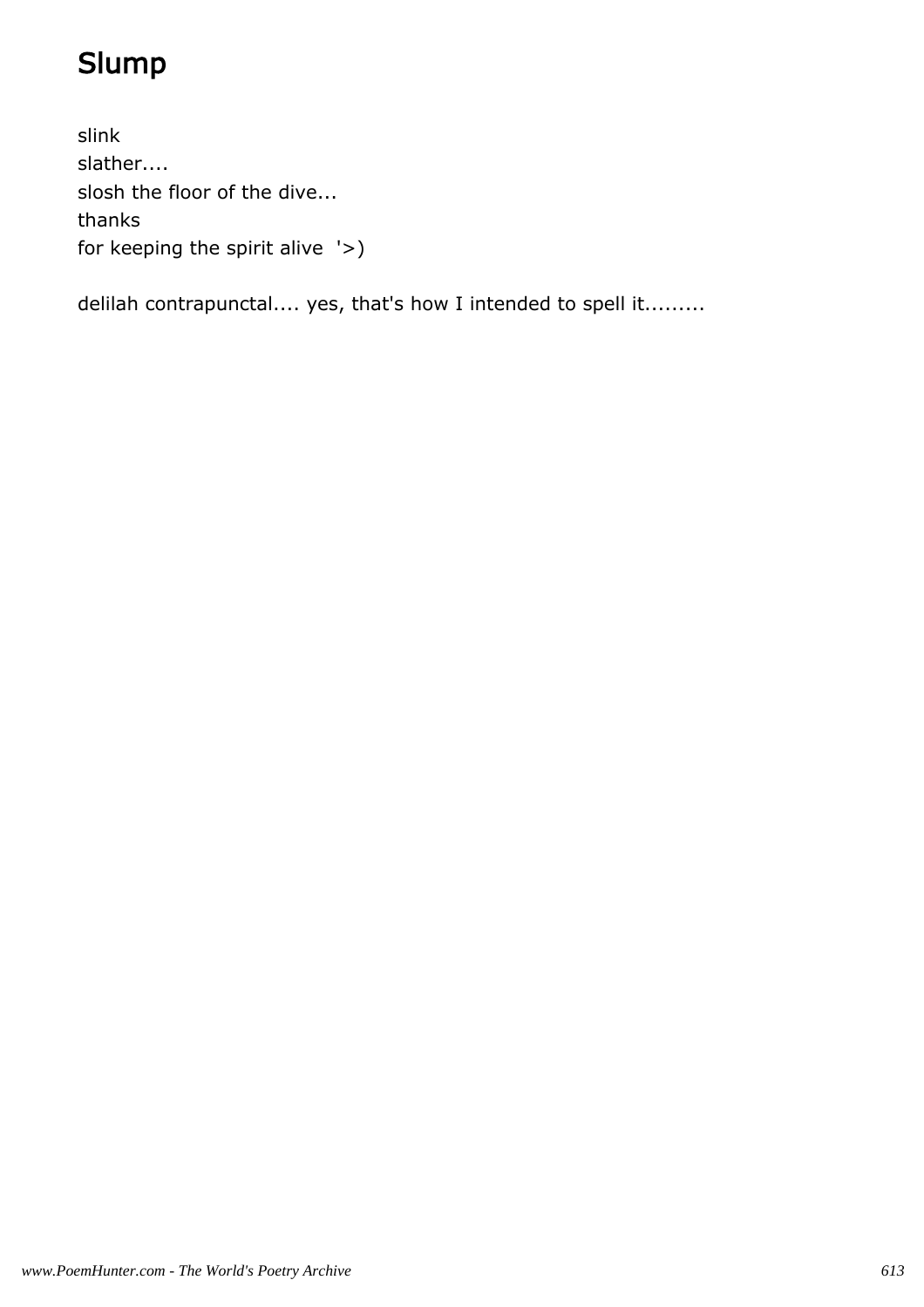# Slump

slink  
slather....  
slosh the floor of the dive...  
thanks  
for keeping the spirit alive  '>)

delilah contrapunctal.... yes, that's how I intended to spell it.........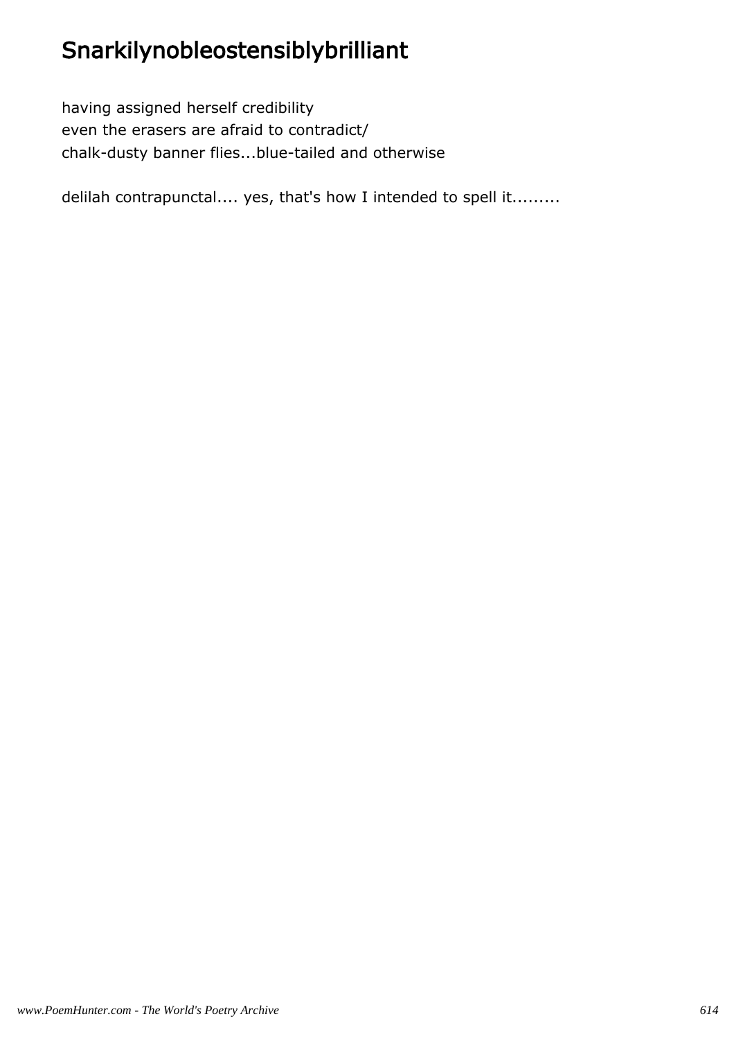# Snarkilynobleostensiblybrilliant

having assigned herself credibility
even the erasers are afraid to contradict/
chalk-dusty banner flies...blue-tailed and otherwise

delilah contrapunctal.... yes, that's how I intended to spell it.........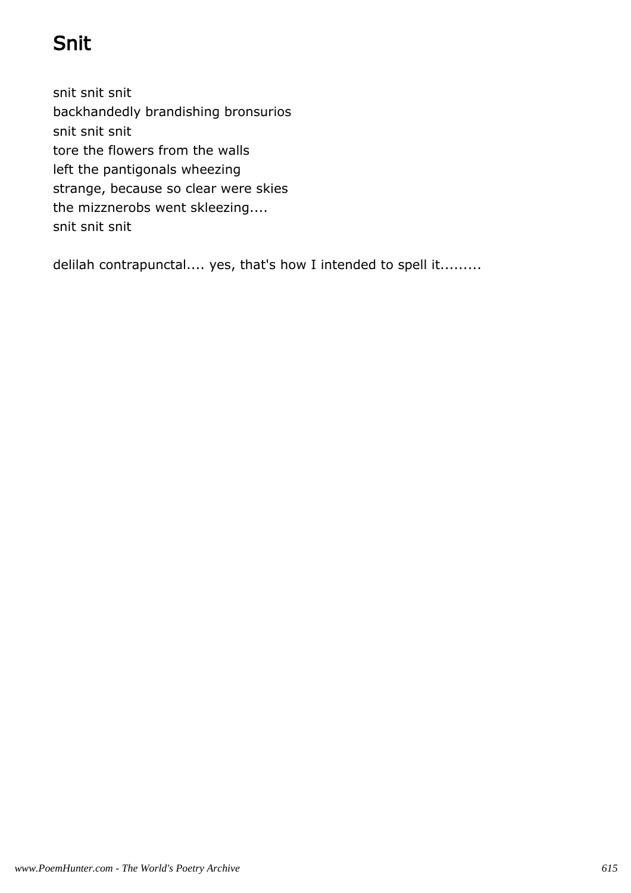# Snit

snit snit snit  
backhandedly brandishing bronsurios  
snit snit snit  
tore the flowers from the walls  
left the pantigonals wheezing  
strange, because so clear were skies  
the mizznerobs went skleezing....  
snit snit snit

delilah contrapunctal.... yes, that's how I intended to spell it.........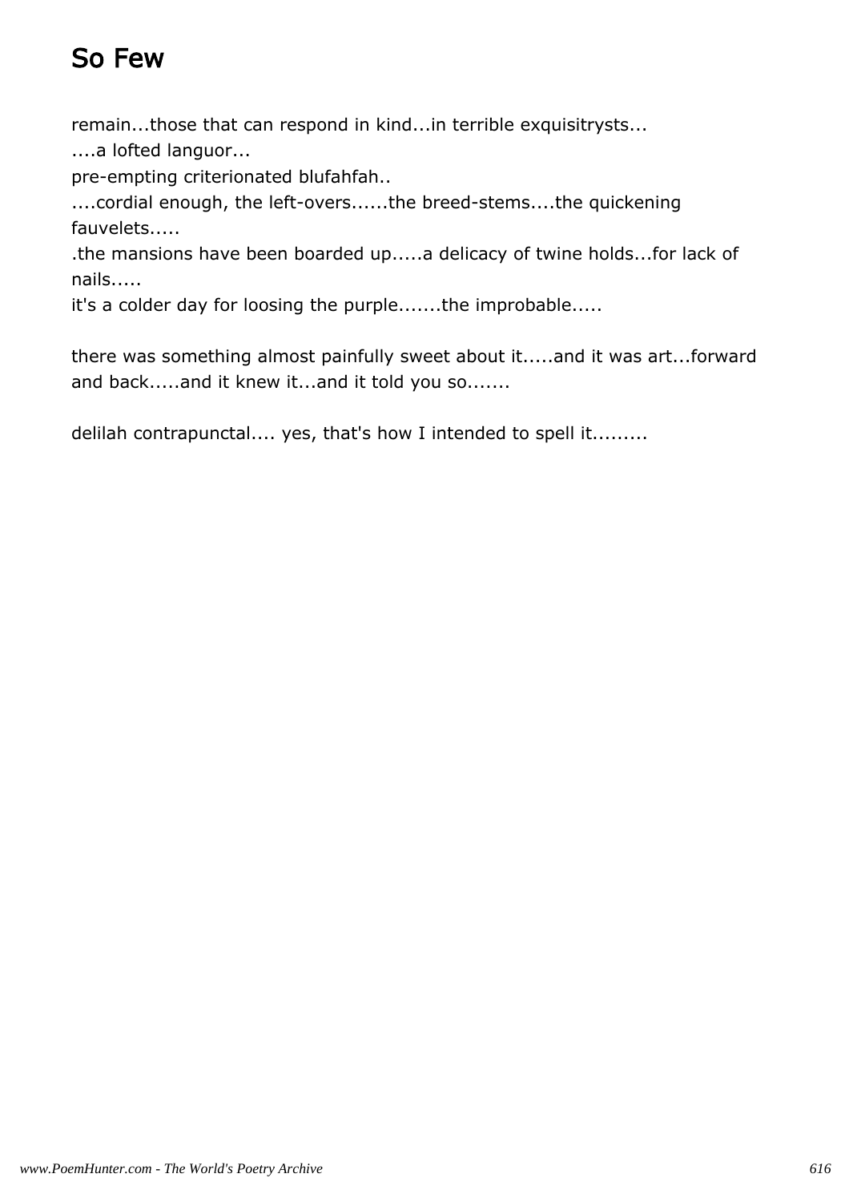## So Few

remain...those that can respond in kind...in terrible exquisitrysts...
....a lofted languor...
pre-empting criterionated blufahfah..
....cordial enough, the left-overs......the breed-stems....the quickening fauvelets.....
.the mansions have been boarded up.....a delicacy of twine holds...for lack of nails.....
it's a colder day for loosing the purple.......the improbable.....

there was something almost painfully sweet about it.....and it was art...forward and back.....and it knew it...and it told you so.......

delilah contrapunctal.... yes, that's how I intended to spell it.........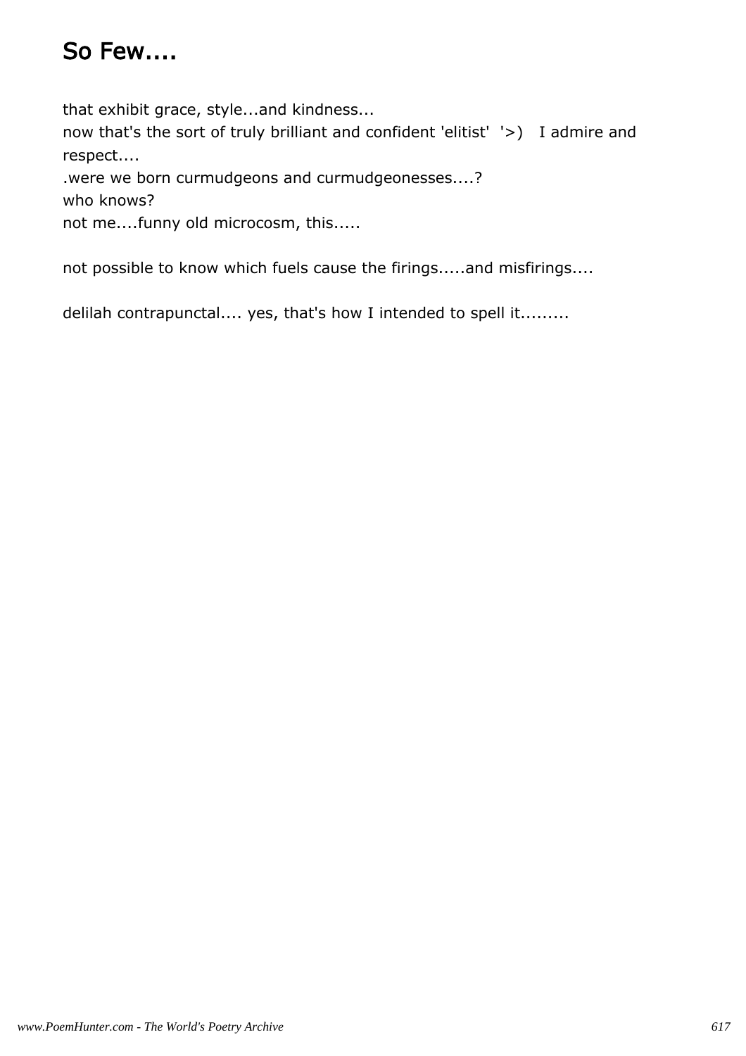# So Few....

that exhibit grace, style...and kindness...
now that's the sort of truly brilliant and confident 'elitist' '>) I admire and respect....
.were we born curmudgeons and curmudgeonesses....?
who knows?
not me....funny old microcosm, this.....

not possible to know which fuels cause the firings.....and misfirings....

delilah contrapunctal.... yes, that's how I intended to spell it.........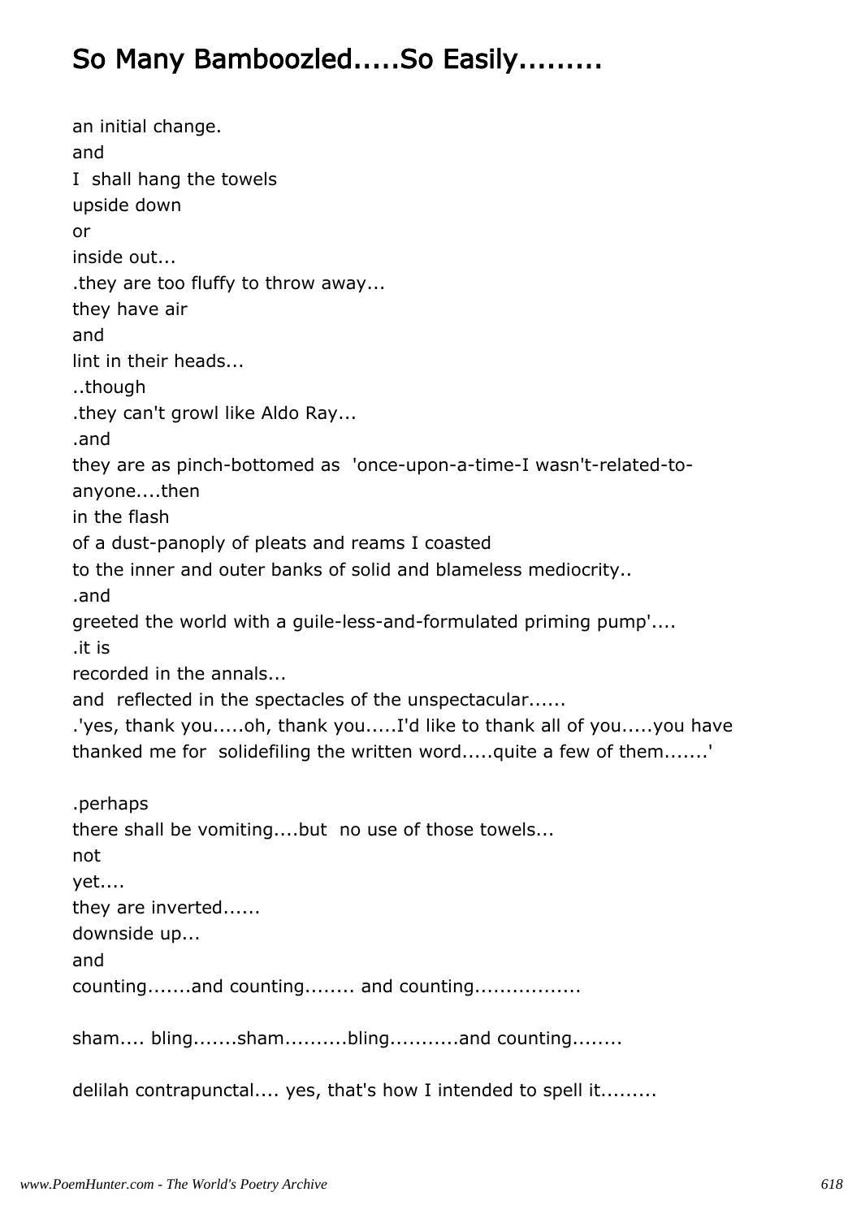# So Many Bamboozled.....So Easily.........

an initial change.  
and  
I  shall hang the towels  
upside down  
or  
inside out...  
.they are too fluffy to throw away...  
they have air  
and  
lint in their heads...  
..though  
.they can't growl like Aldo Ray...  
.and  
they are as pinch-bottomed as  'once-upon-a-time-I wasn't-related-to-anyone....then  
in the flash  
of a dust-panoply of pleats and reams I coasted  
to the inner and outer banks of solid and blameless mediocrity..  
.and  
greeted the world with a guile-less-and-formulated priming pump'....  
.it is  
recorded in the annals...  
and  reflected in the spectacles of the unspectacular......  
.'yes, thank you.....oh, thank you.....I'd like to thank all of you.....you have thanked me for  solidefiling the written word.....quite a few of them.......'

.perhaps  
there shall be vomiting....but  no use of those towels...  
not  
yet....  
they are inverted......  
downside up...  
and  
counting.......and counting........ and counting.................

sham.... bling.......sham..........bling...........and counting........

delilah contrapunctal.... yes, that's how I intended to spell it.........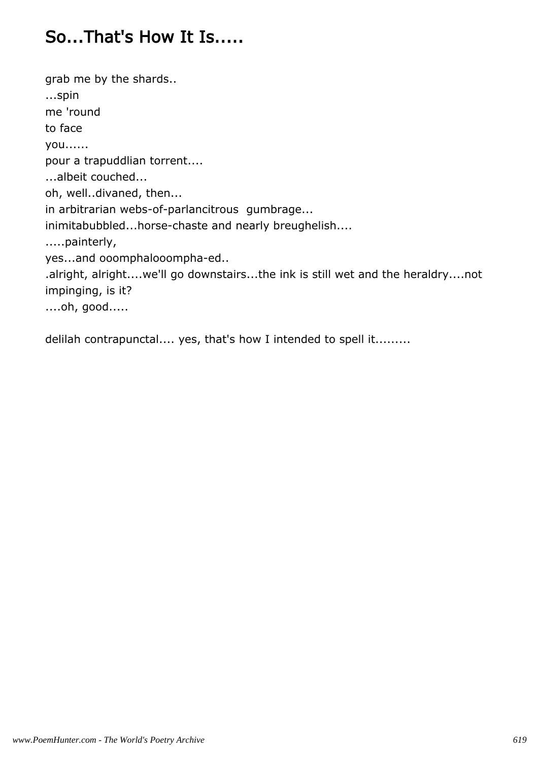# So...That's How It Is.....

grab me by the shards..
...spin
me 'round
to face
you......
pour a trapuddlian torrent....
...albeit couched...
oh, well..divaned, then...
in arbitrarian webs-of-parlancitrous  gumbrage...
inimitabubbled...horse-chaste and nearly breughelish....
.....painterly,
yes...and ooomphalooompha-ed..
.alright, alright....we'll go downstairs...the ink is still wet and the heraldry....not impinging, is it?
....oh, good.....

delilah contrapunctal.... yes, that's how I intended to spell it.........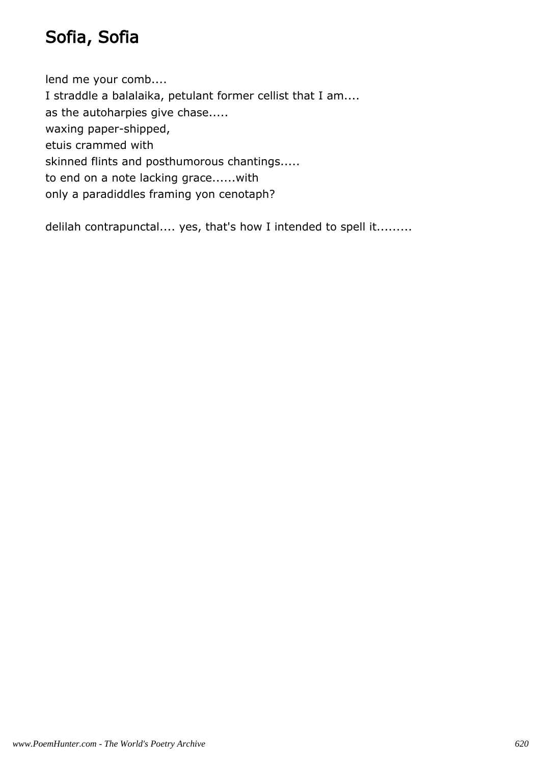# Sofia, Sofia

lend me your comb....
I straddle a balalaika, petulant former cellist that I am....
as the autoharpies give chase.....
waxing paper-shipped,
etuis crammed with
skinned flints and posthumorous chantings.....
to end on a note lacking grace......with
only a paradiddles framing yon cenotaph?

delilah contrapunctal.... yes, that's how I intended to spell it.........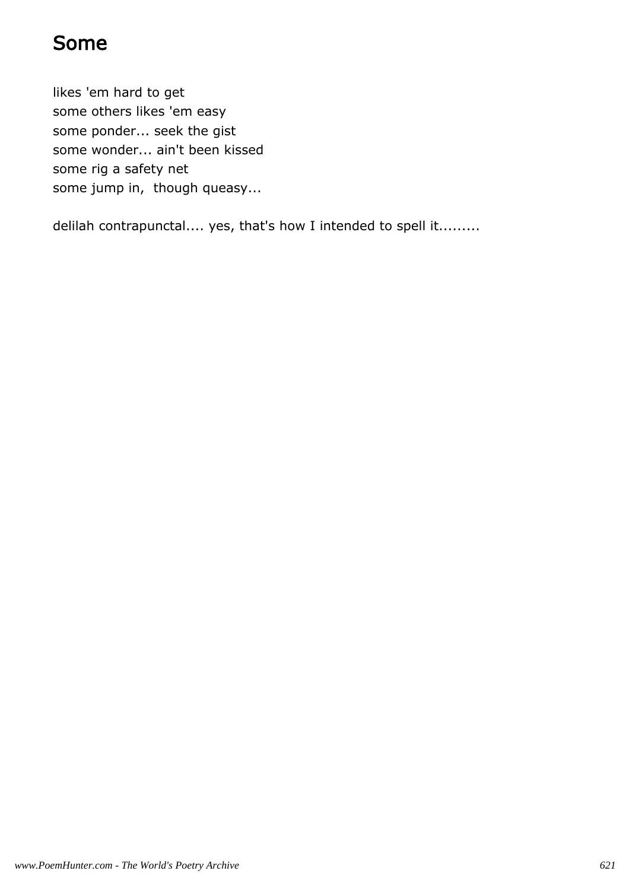# Some

likes 'em hard to get
some others likes 'em easy
some ponder... seek the gist
some wonder... ain't been kissed
some rig a safety net
some jump in,  though queasy...

delilah contrapunctal.... yes, that's how I intended to spell it.........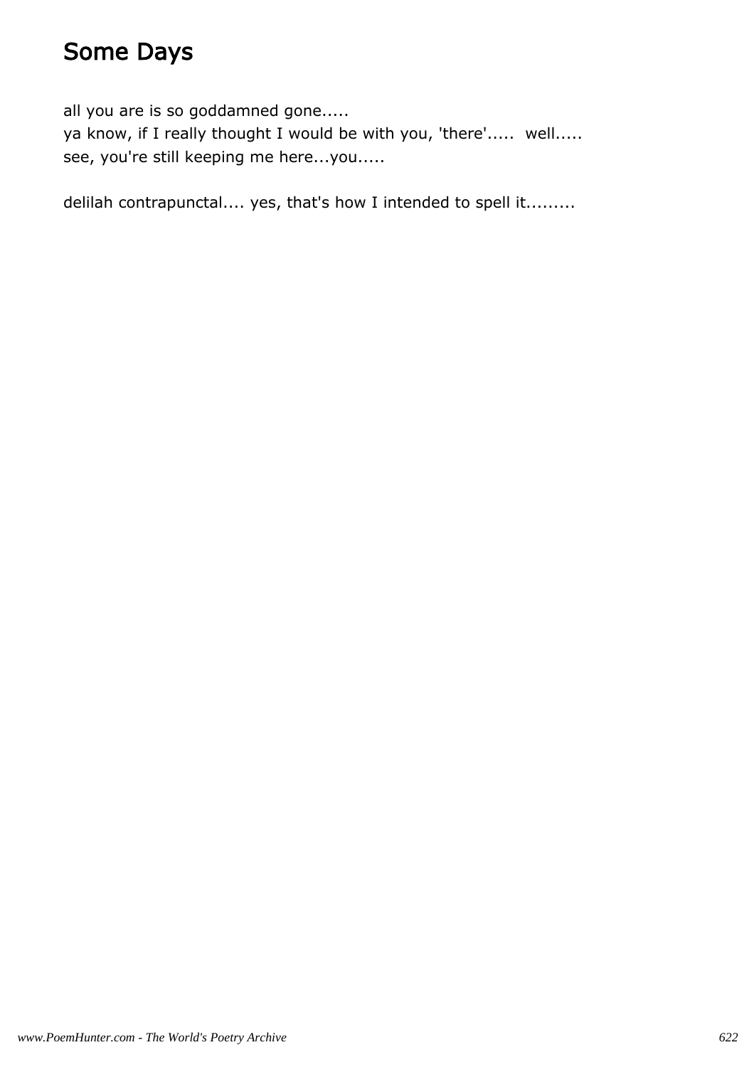# Some Days

all you are is so goddamned gone.....
ya know, if I really thought I would be with you, 'there'..... well.....
see, you're still keeping me here...you.....

delilah contrapunctal.... yes, that's how I intended to spell it.........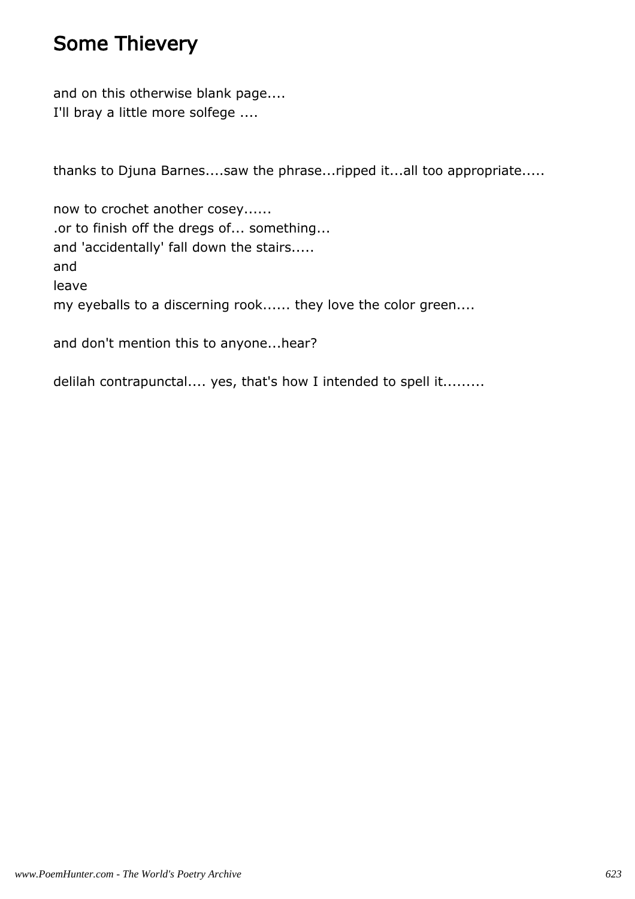# Some Thievery

and on this otherwise blank page....
I'll bray a little more solfege ....

thanks to Djuna Barnes....saw the phrase...ripped it...all too appropriate.....

now to crochet another cosey......
.or to finish off the dregs of... something...
and 'accidentally' fall down the stairs.....
and
leave
my eyeballs to a discerning rook...... they love the color green....

and don't mention this to anyone...hear?

delilah contrapunctal.... yes, that's how I intended to spell it.........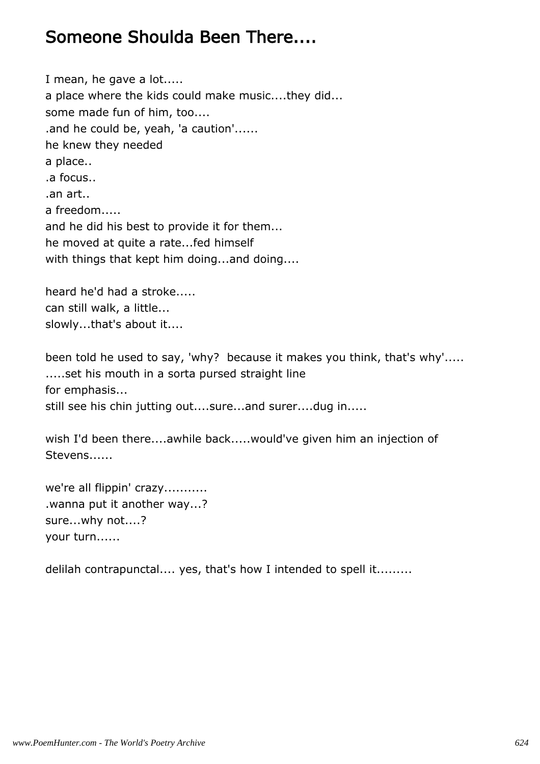## Someone Shoulda Been There....

I mean, he gave a lot.....
a place where the kids could make music....they did...
some made fun of him, too....
.and he could be, yeah, 'a caution'......
he knew they needed
a place..
.a focus..
.an art..
a freedom.....
and he did his best to provide it for them...
he moved at quite a rate...fed himself
with things that kept him doing...and doing....

heard he'd had a stroke.....
can still walk, a little...
slowly...that's about it....

been told he used to say, 'why?  because it makes you think, that's why'.....
.....set his mouth in a sorta pursed straight line
for emphasis...
still see his chin jutting out....sure...and surer....dug in.....

wish I'd been there....awhile back.....would've given him an injection of Stevens......

we're all flippin' crazy...........
.wanna put it another way...?
sure...why not....?
your turn......

delilah contrapunctal.... yes, that's how I intended to spell it.........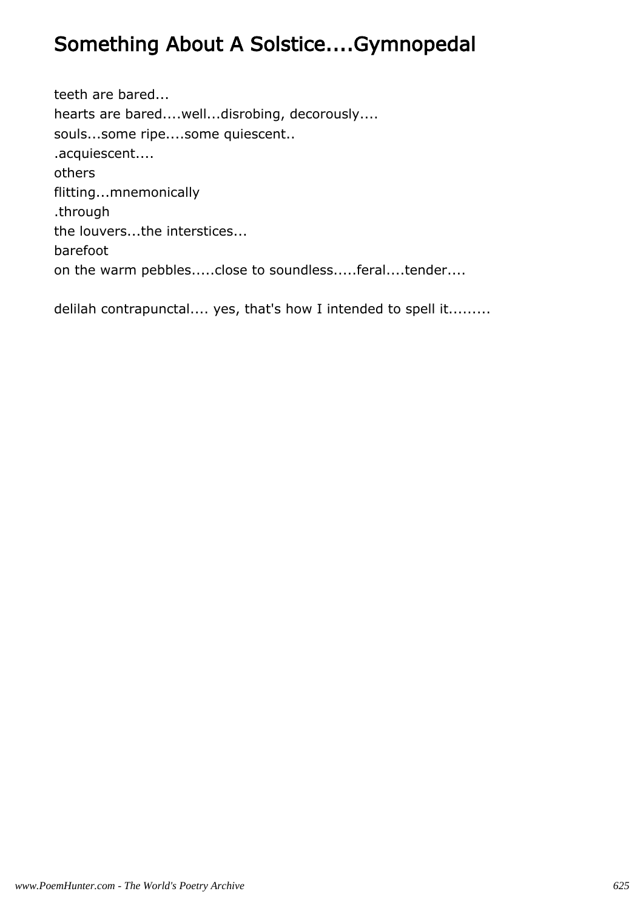# Something About A Solstice....Gymnopedal

teeth are bared...
hearts are bared....well...disrobing, decorously....
souls...some ripe....some quiescent..
.acquiescent....
others
flitting...mnemonically
.through
the louvers...the interstices...
barefoot
on the warm pebbles.....close to soundless.....feral....tender....

delilah contrapunctal.... yes, that's how I intended to spell it.........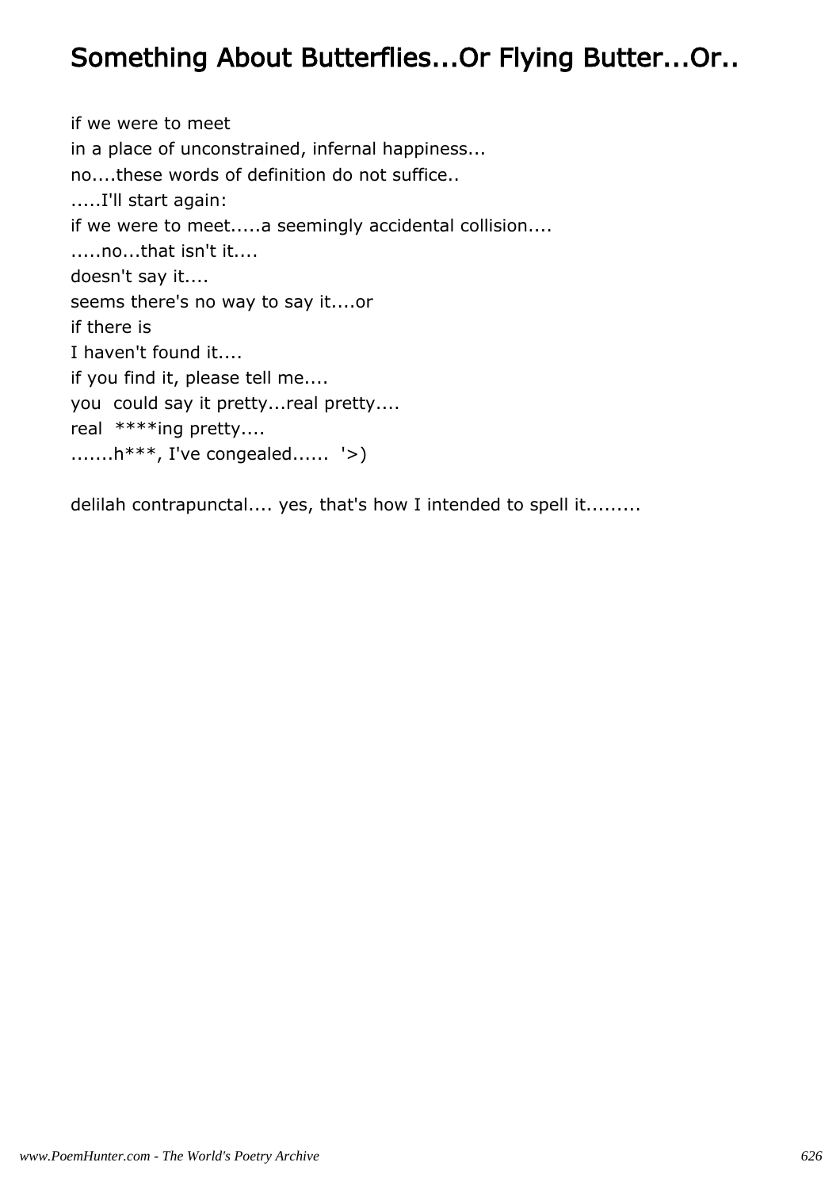# Something About Butterflies...Or Flying Butter...Or..

if we were to meet
in a place of unconstrained, infernal happiness...
no....these words of definition do not suffice..
.....I'll start again:
if we were to meet.....a seemingly accidental collision....
.....no...that isn't it....
doesn't say it....
seems there's no way to say it....or
if there is
I haven't found it....
if you find it, please tell me....
you  could say it pretty...real pretty....
real  ****ing pretty....
.......h***, I've congealed......  '>)

delilah contrapunctal.... yes, that's how I intended to spell it.........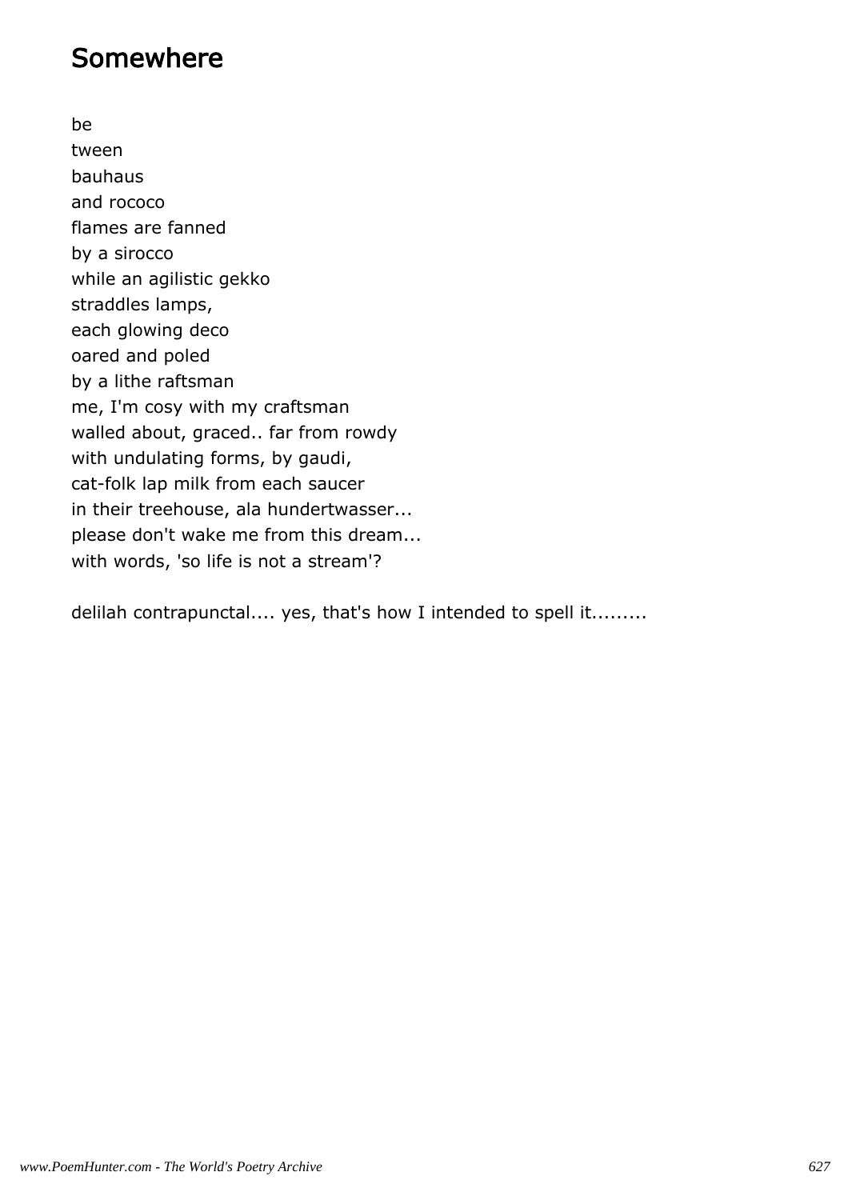# Somewhere

be  
tween  
bauhaus  
and rococo  
flames are fanned  
by a sirocco  
while an agilistic gekko  
straddles lamps,  
each glowing deco  
oared and poled  
by a lithe raftsman  
me, I'm cosy with my craftsman  
walled about, graced.. far from rowdy  
with undulating forms, by gaudi,  
cat-folk lap milk from each saucer  
in their treehouse, ala hundertwasser...  
please don't wake me from this dream...  
with words, 'so life is not a stream'?

delilah contrapunctal.... yes, that's how I intended to spell it.........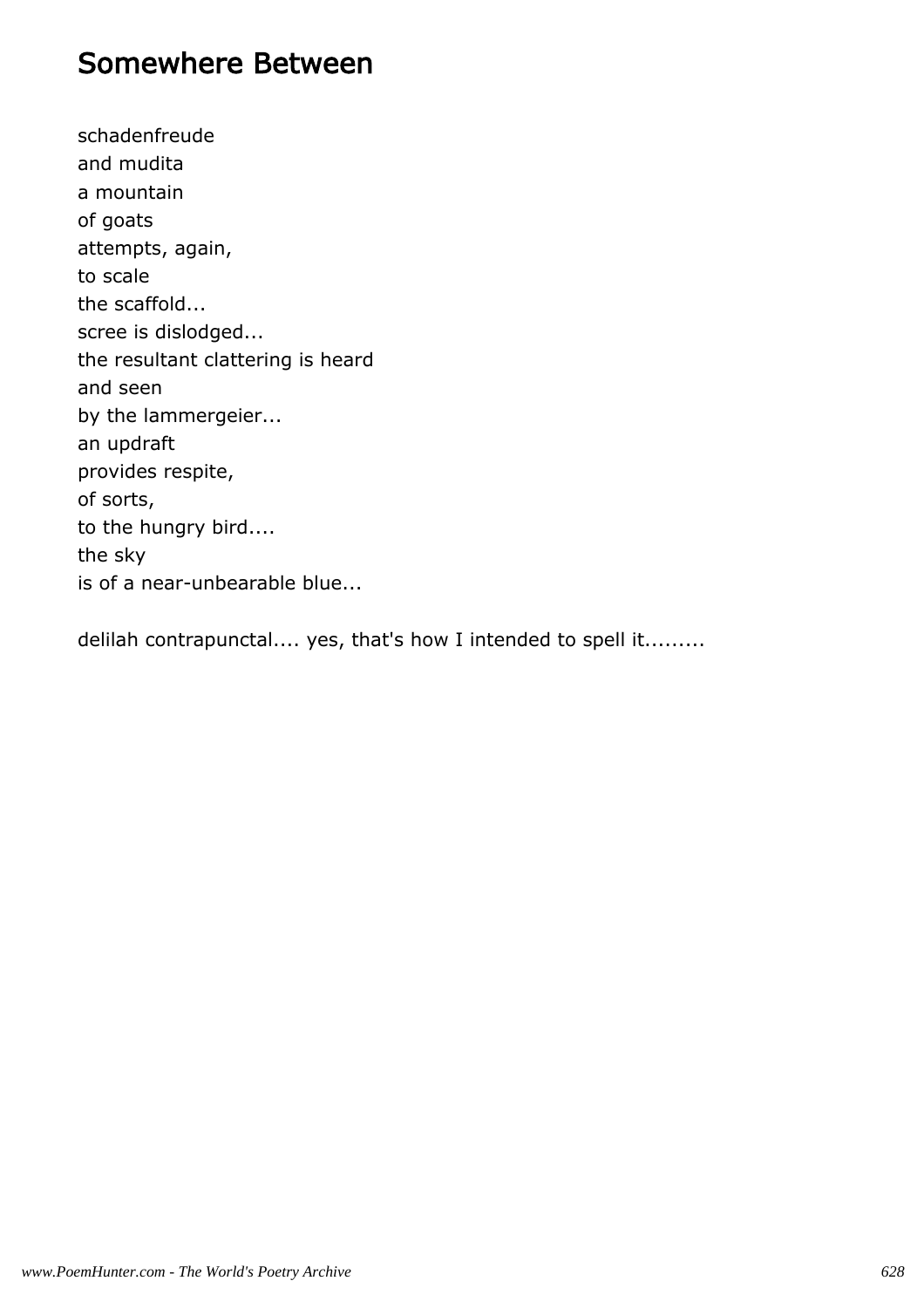## Somewhere Between

schadenfreude  
and mudita  
a mountain  
of goats  
attempts, again,  
to scale  
the scaffold...  
scree is dislodged...  
the resultant clattering is heard  
and seen  
by the lammergeier...  
an updraft  
provides respite,  
of sorts,  
to the hungry bird....  
the sky  
is of a near-unbearable blue...

delilah contrapunctal.... yes, that's how I intended to spell it.........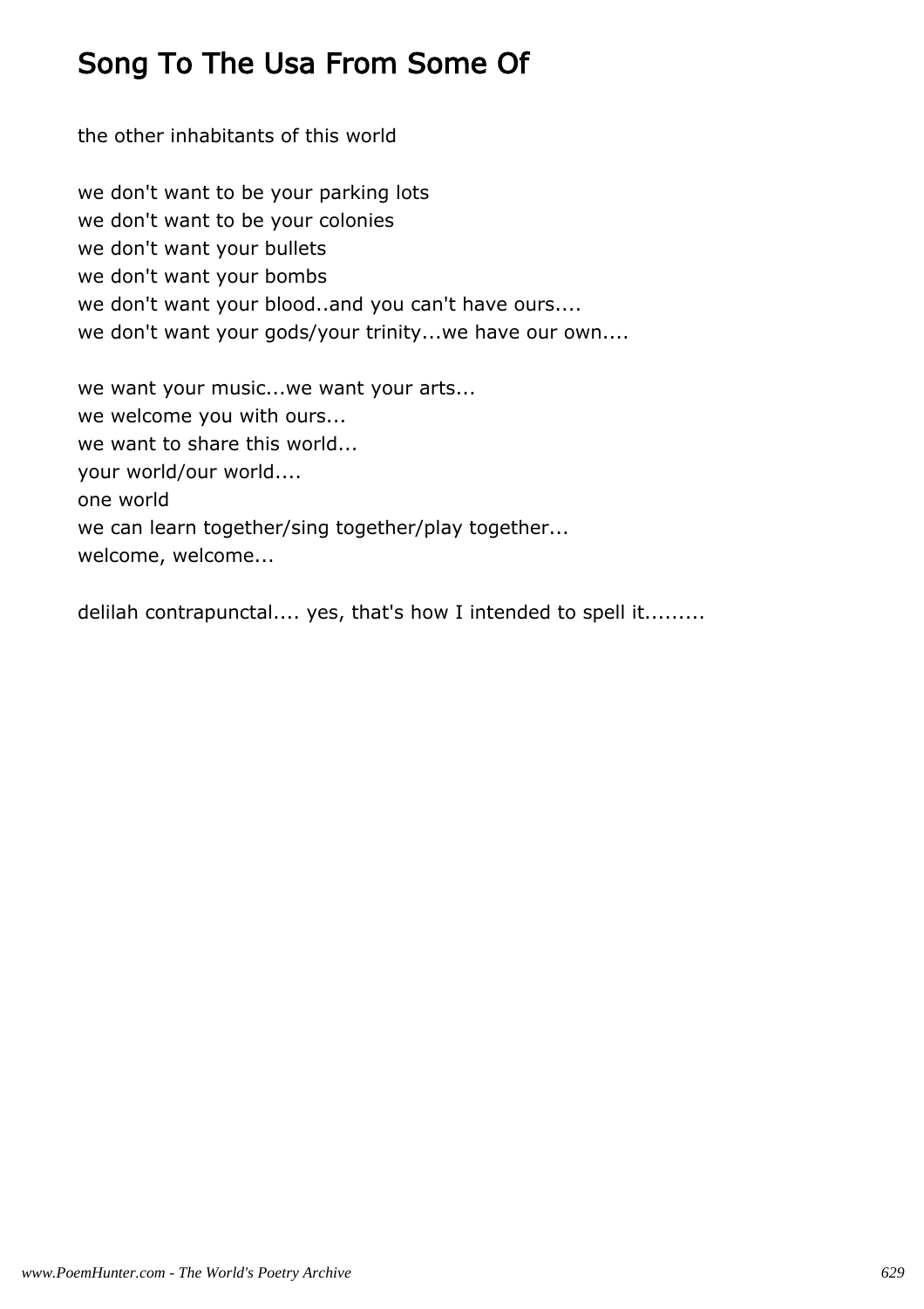# Song To The Usa From Some Of

the other inhabitants of this world

we don't want to be your parking lots
we don't want to be your colonies
we don't want your bullets
we don't want your bombs
we don't want your blood..and you can't have ours....
we don't want your gods/your trinity...we have our own....

we want your music...we want your arts...
we welcome you with ours...
we want to share this world...
your world/our world....
one world
we can learn together/sing together/play together...
welcome, welcome...

delilah contrapunctal.... yes, that's how I intended to spell it.........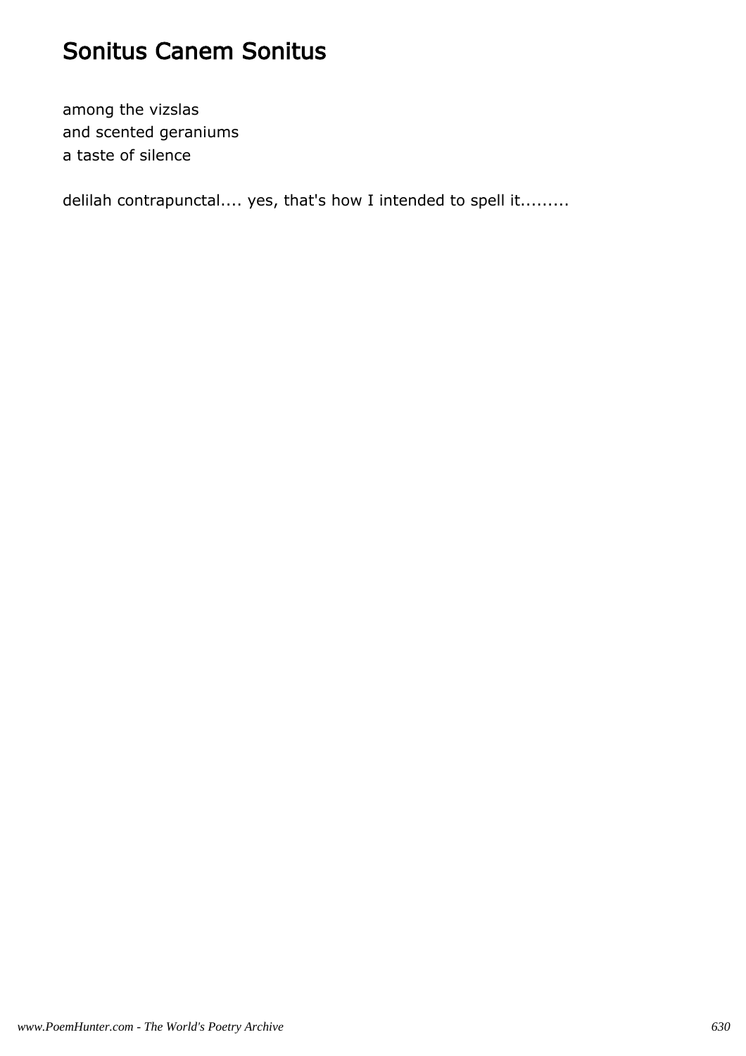# Sonitus Canem Sonitus

among the vizslas
and scented geraniums
a taste of silence

delilah contrapunctal.... yes, that's how I intended to spell it.........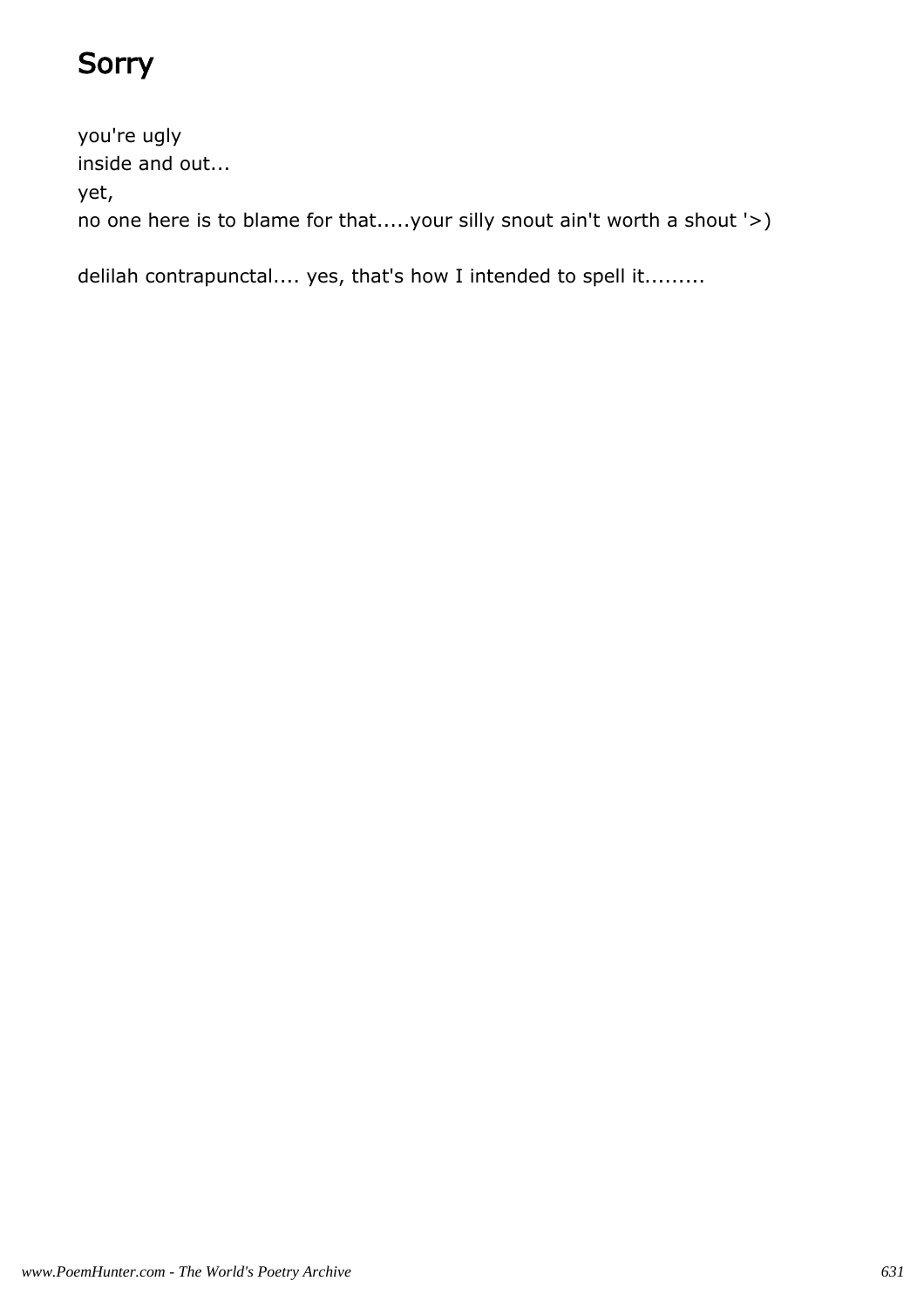# Sorry

you're ugly
inside and out...
yet,
no one here is to blame for that.....your silly snout ain't worth a shout '>)

delilah contrapunctal.... yes, that's how I intended to spell it.........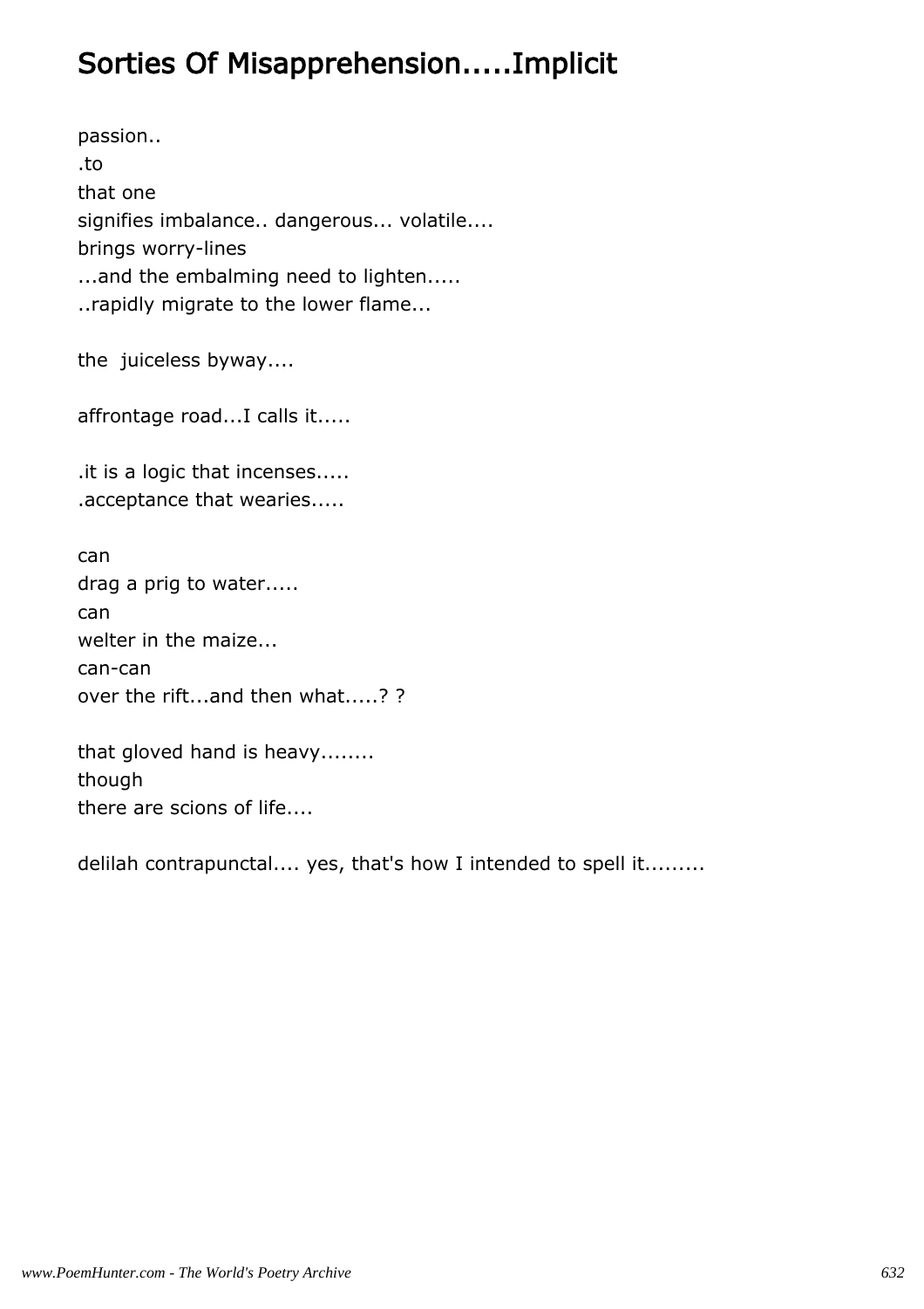# Sorties Of Misapprehension.....Implicit

passion..  
.to  
that one  
signifies imbalance.. dangerous... volatile....  
brings worry-lines  
...and the embalming need to lighten.....  
..rapidly migrate to the lower flame...

the  juiceless byway....

affrontage road...I calls it.....

.it is a logic that incenses.....  
.acceptance that wearies.....

can  
drag a prig to water.....  
can  
welter in the maize...  
can-can  
over the rift...and then what.....? ?

that gloved hand is heavy........  
though  
there are scions of life....

delilah contrapunctal.... yes, that's how I intended to spell it.........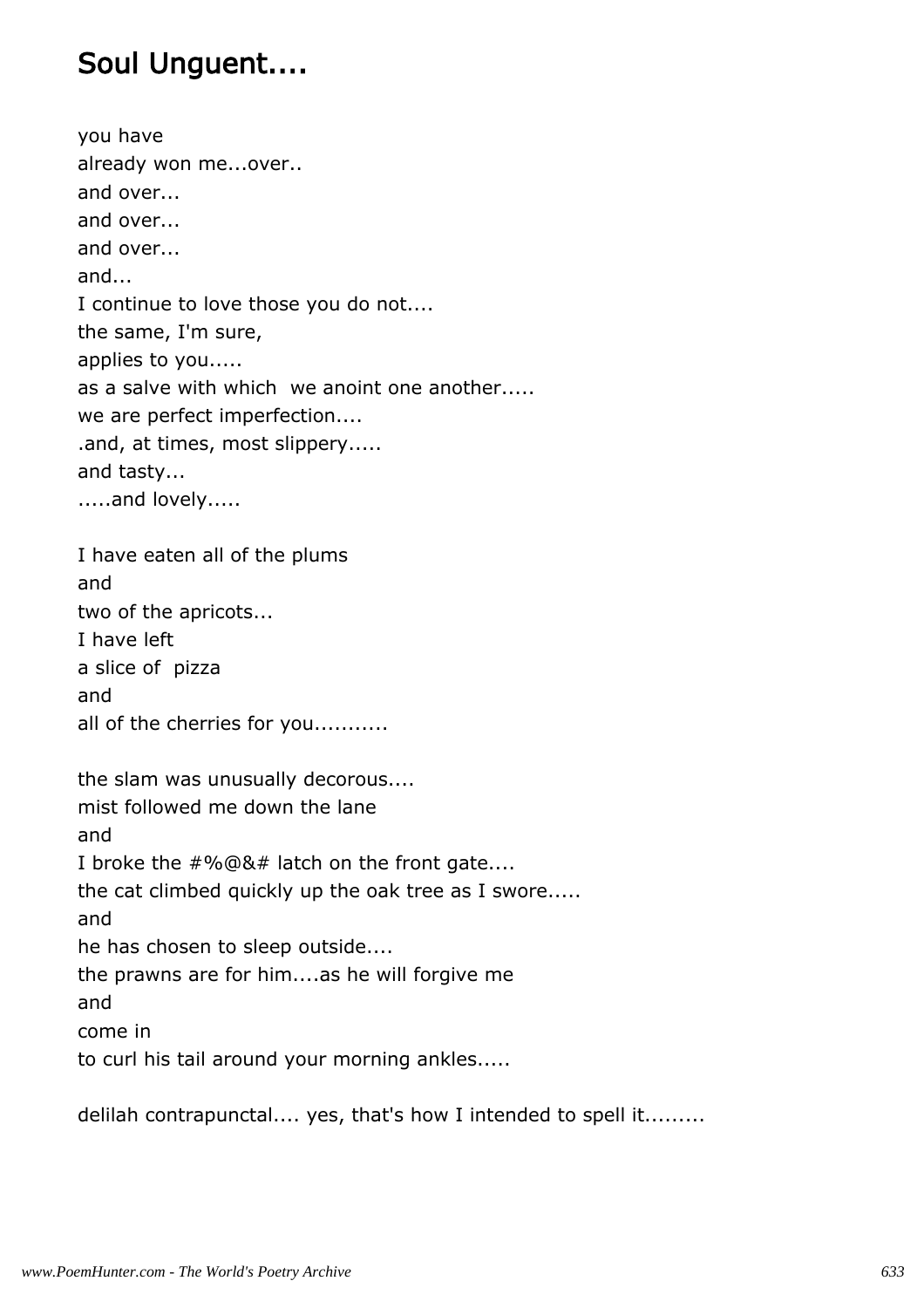# Soul Unguent....

you have  
already won me...over..  
and over...  
and over...  
and over...  
and...  
I continue to love those you do not....  
the same, I'm sure,  
applies to you.....  
as a salve with which  we anoint one another.....  
we are perfect imperfection....  
.and, at times, most slippery.....  
and tasty...  
.....and lovely.....

I have eaten all of the plums  
and  
two of the apricots...  
I have left  
a slice of  pizza  
and  
all of the cherries for you...........

the slam was unusually decorous....  
mist followed me down the lane  
and  
I broke the #%@&# latch on the front gate....  
the cat climbed quickly up the oak tree as I swore.....  
and  
he has chosen to sleep outside....  
the prawns are for him....as he will forgive me  
and  
come in  
to curl his tail around your morning ankles.....

delilah contrapunctal.... yes, that's how I intended to spell it.........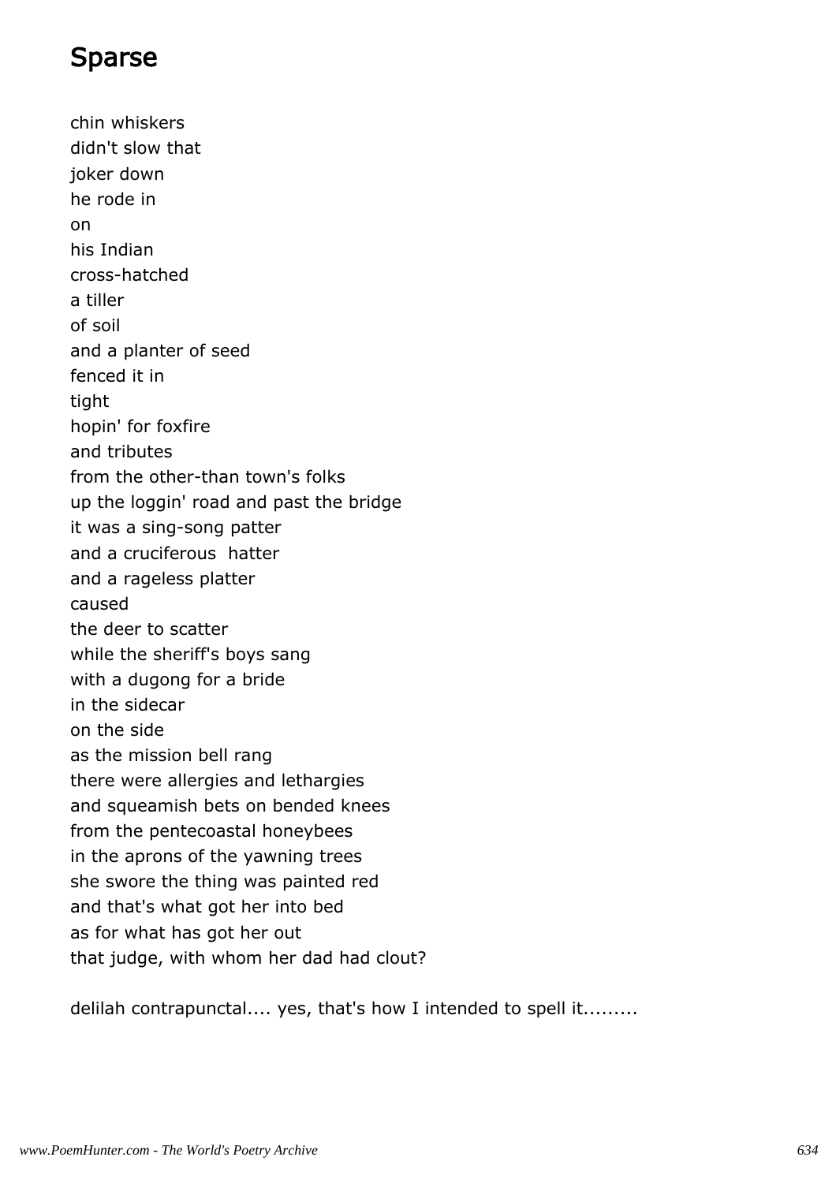## Sparse

chin whiskers  
didn't slow that  
joker down  
he rode in  
on  
his Indian  
cross-hatched  
a tiller  
of soil  
and a planter of seed  
fenced it in  
tight  
hopin' for foxfire  
and tributes  
from the other-than town's folks  
up the loggin' road and past the bridge  
it was a sing-song patter  
and a cruciferous  hatter  
and a rageless platter  
caused  
the deer to scatter  
while the sheriff's boys sang  
with a dugong for a bride  
in the sidecar  
on the side  
as the mission bell rang  
there were allergies and lethargies  
and squeamish bets on bended knees  
from the pentecoastal honeybees  
in the aprons of the yawning trees  
she swore the thing was painted red  
and that's what got her into bed  
as for what has got her out  
that judge, with whom her dad had clout?

delilah contrapunctal.... yes, that's how I intended to spell it.........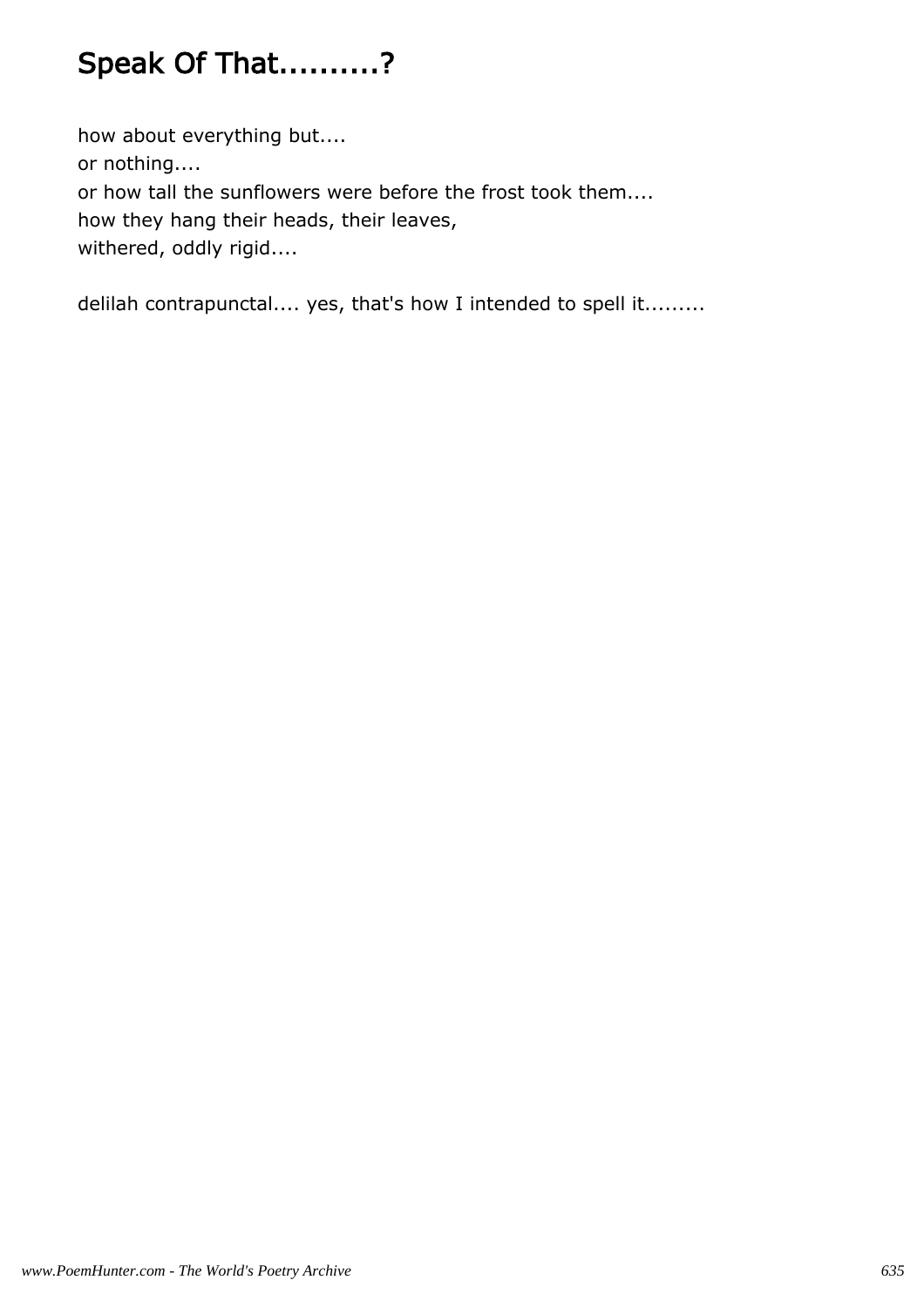# Speak Of That..........?

how about everything but....  
or nothing....  
or how tall the sunflowers were before the frost took them....  
how they hang their heads, their leaves,  
withered, oddly rigid....

delilah contrapunctal.... yes, that's how I intended to spell it.........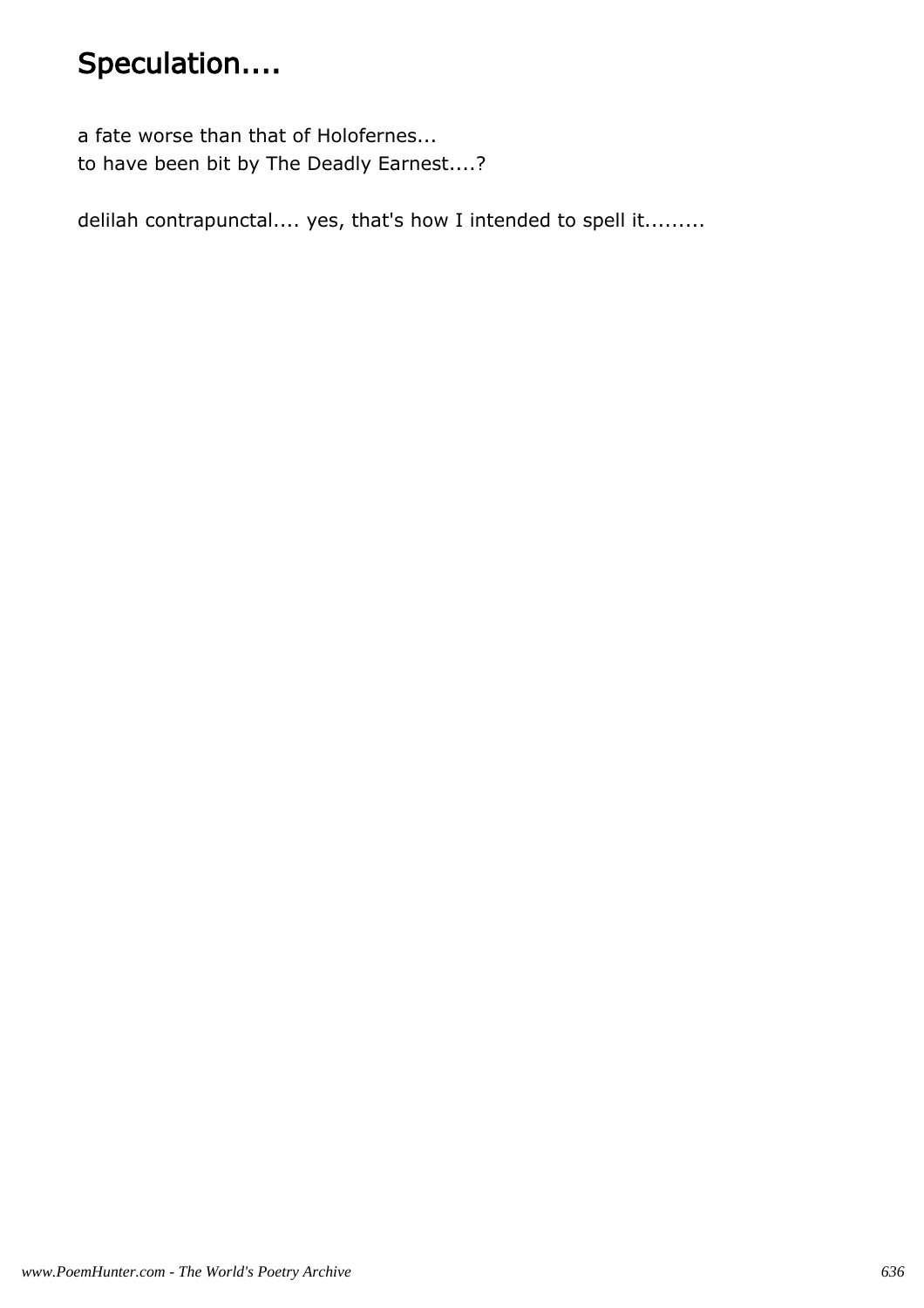# Speculation....

a fate worse than that of Holofernes...
to have been bit by The Deadly Earnest....?

delilah contrapunctal.... yes, that's how I intended to spell it.........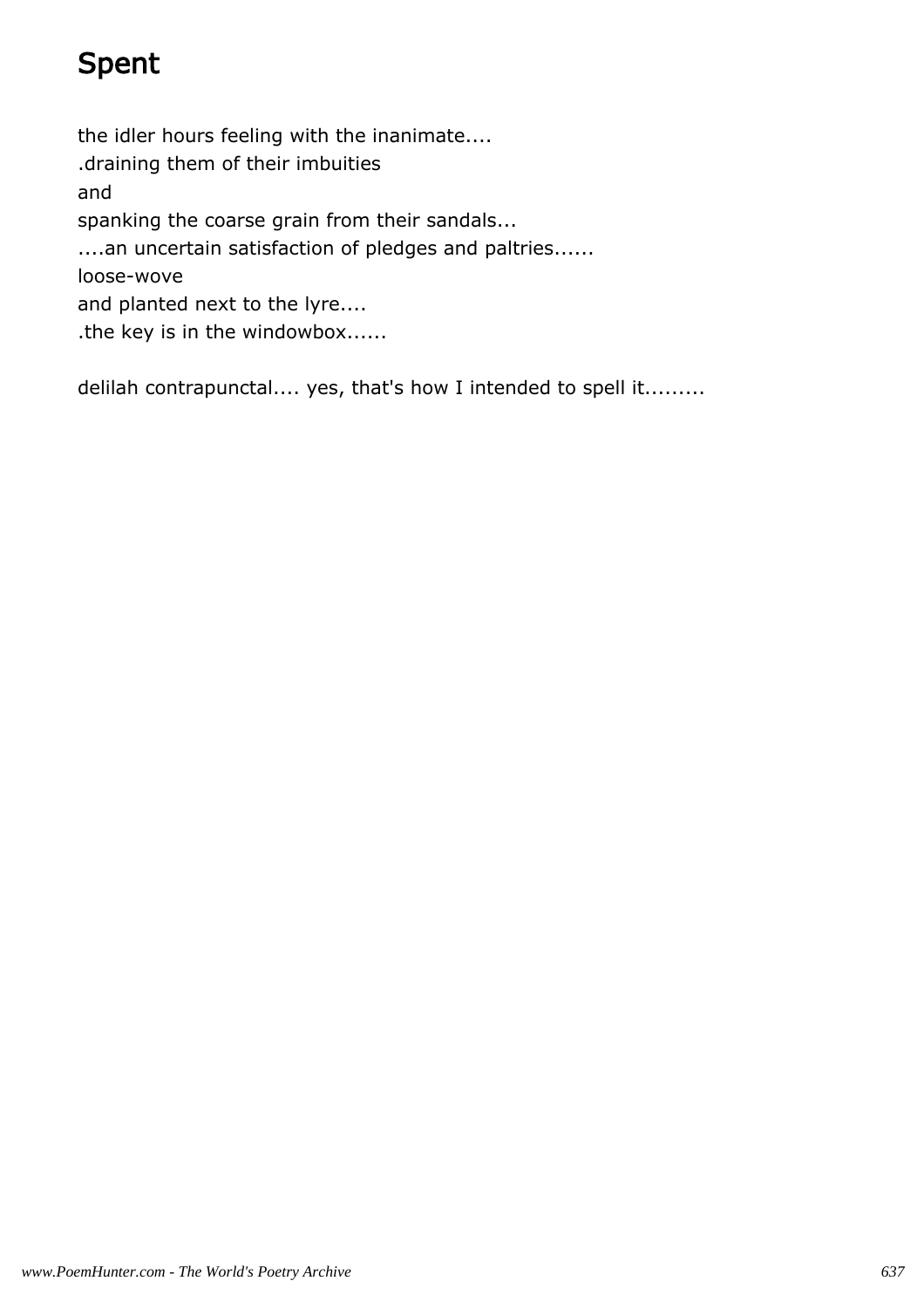# Spent

the idler hours feeling with the inanimate....
.draining them of their imbuities
and
spanking the coarse grain from their sandals...
....an uncertain satisfaction of pledges and paltries......
loose-wove
and planted next to the lyre....
.the key is in the windowbox......

delilah contrapunctal.... yes, that's how I intended to spell it.........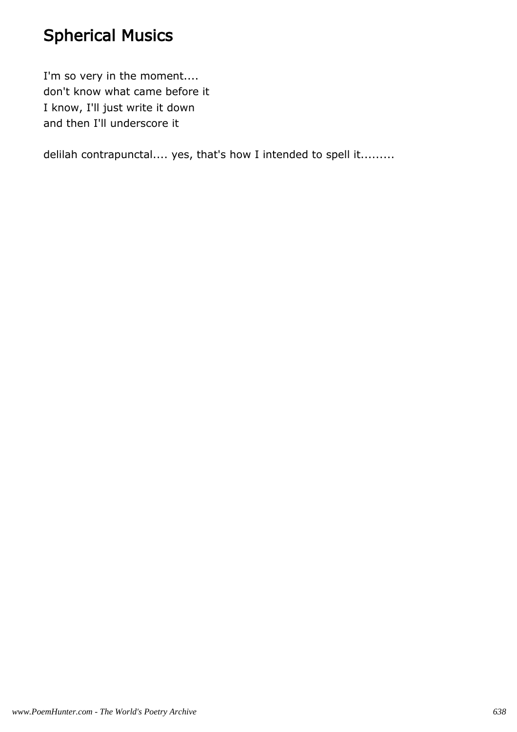## Spherical Musics

I'm so very in the moment....
don't know what came before it
I know, I'll just write it down
and then I'll underscore it

delilah contrapunctal.... yes, that's how I intended to spell it.........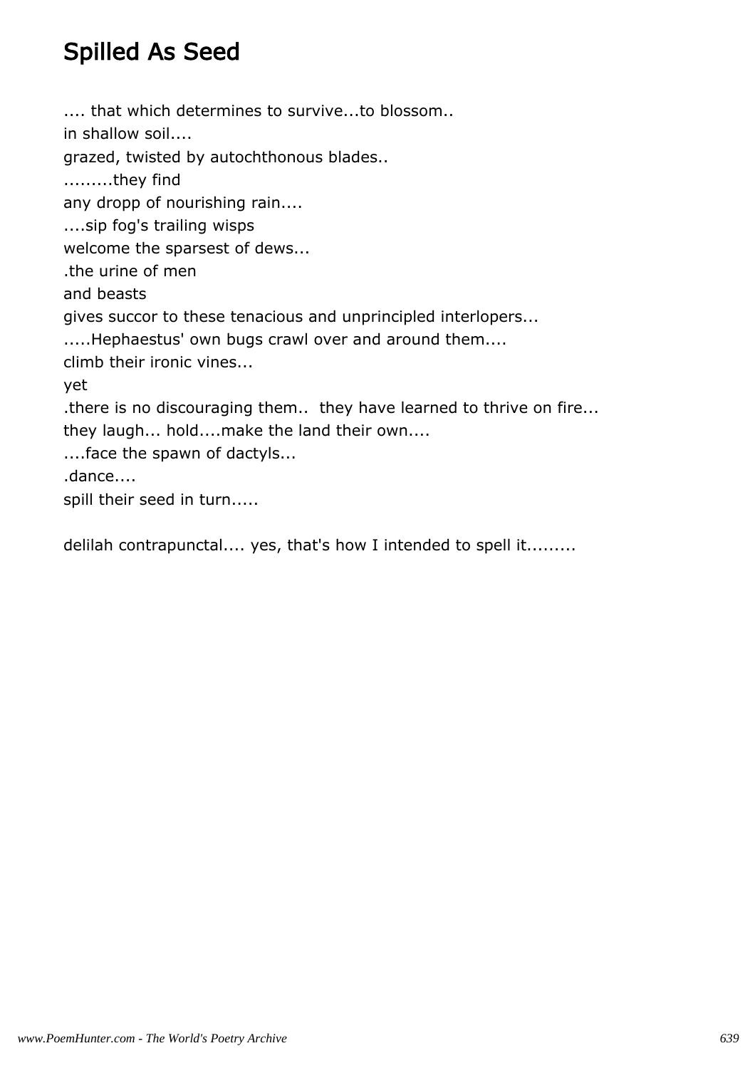# Spilled As Seed

.... that which determines to survive...to blossom..
in shallow soil....
grazed, twisted by autochthonous blades..
.........they find
any dropp of nourishing rain....
....sip fog's trailing wisps
welcome the sparsest of dews...
.the urine of men
and beasts
gives succor to these tenacious and unprincipled interlopers...
.....Hephaestus' own bugs crawl over and around them....
climb their ironic vines...
yet
.there is no discouraging them.. they have learned to thrive on fire...
they laugh... hold....make the land their own....
....face the spawn of dactyls...
.dance....
spill their seed in turn.....

delilah contrapunctal.... yes, that's how I intended to spell it.........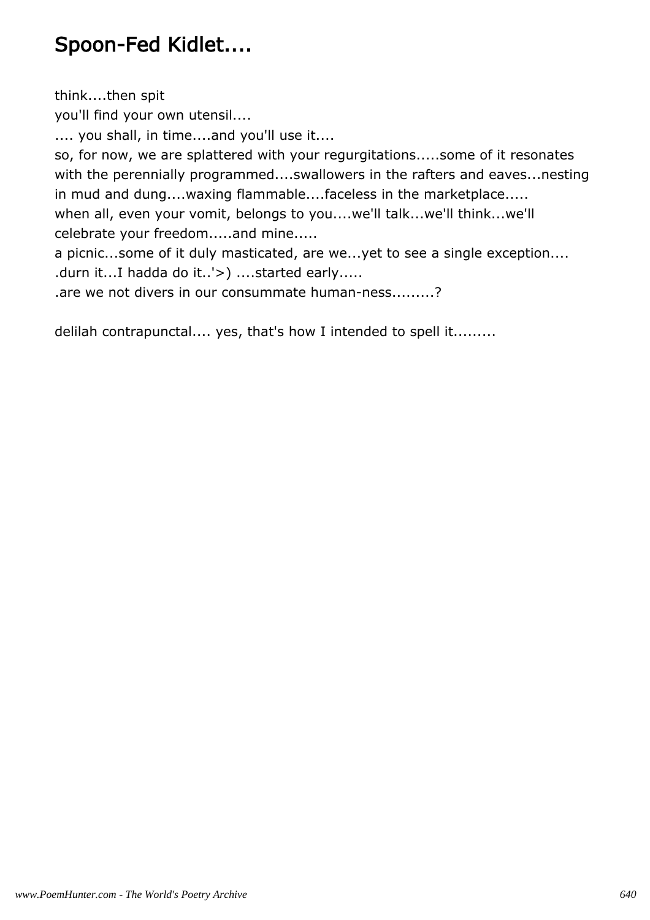# Spoon-Fed Kidlet....

think....then spit
you'll find your own utensil....
.... you shall, in time....and you'll use it....
so, for now, we are splattered with your regurgitations.....some of it resonates with the perennially programmed....swallowers in the rafters and eaves...nesting in mud and dung....waxing flammable....faceless in the marketplace.....
when all, even your vomit, belongs to you....we'll talk...we'll think...we'll celebrate your freedom.....and mine.....
a picnic...some of it duly masticated, are we...yet to see a single exception....
.durn it...I hadda do it..'>) ....started early.....
.are we not divers in our consummate human-ness.........?

delilah contrapunctal.... yes, that's how I intended to spell it.........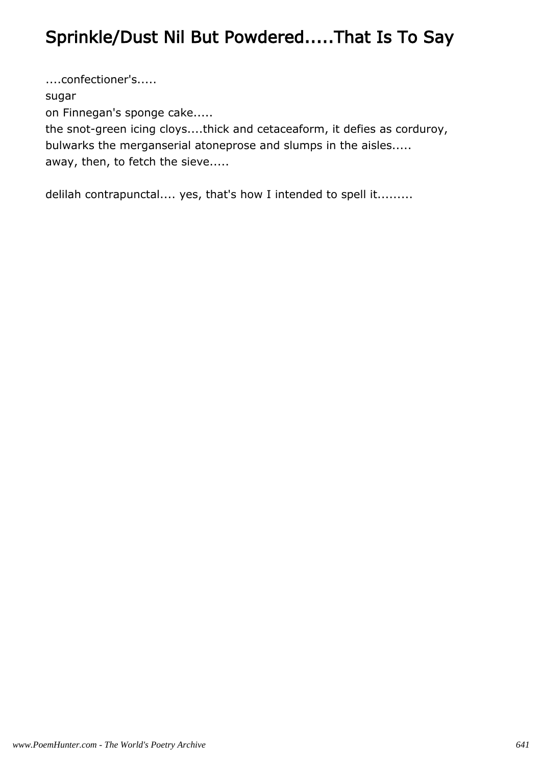# Sprinkle/Dust Nil But Powdered.....That Is To Say

....confectioner's.....

sugar

on Finnegan's sponge cake.....

the snot-green icing cloys....thick and cetaceaform, it defies as corduroy,
bulwarks the merganserial atoneprose and slumps in the aisles.....
away, then, to fetch the sieve.....

delilah contrapunctal.... yes, that's how I intended to spell it.........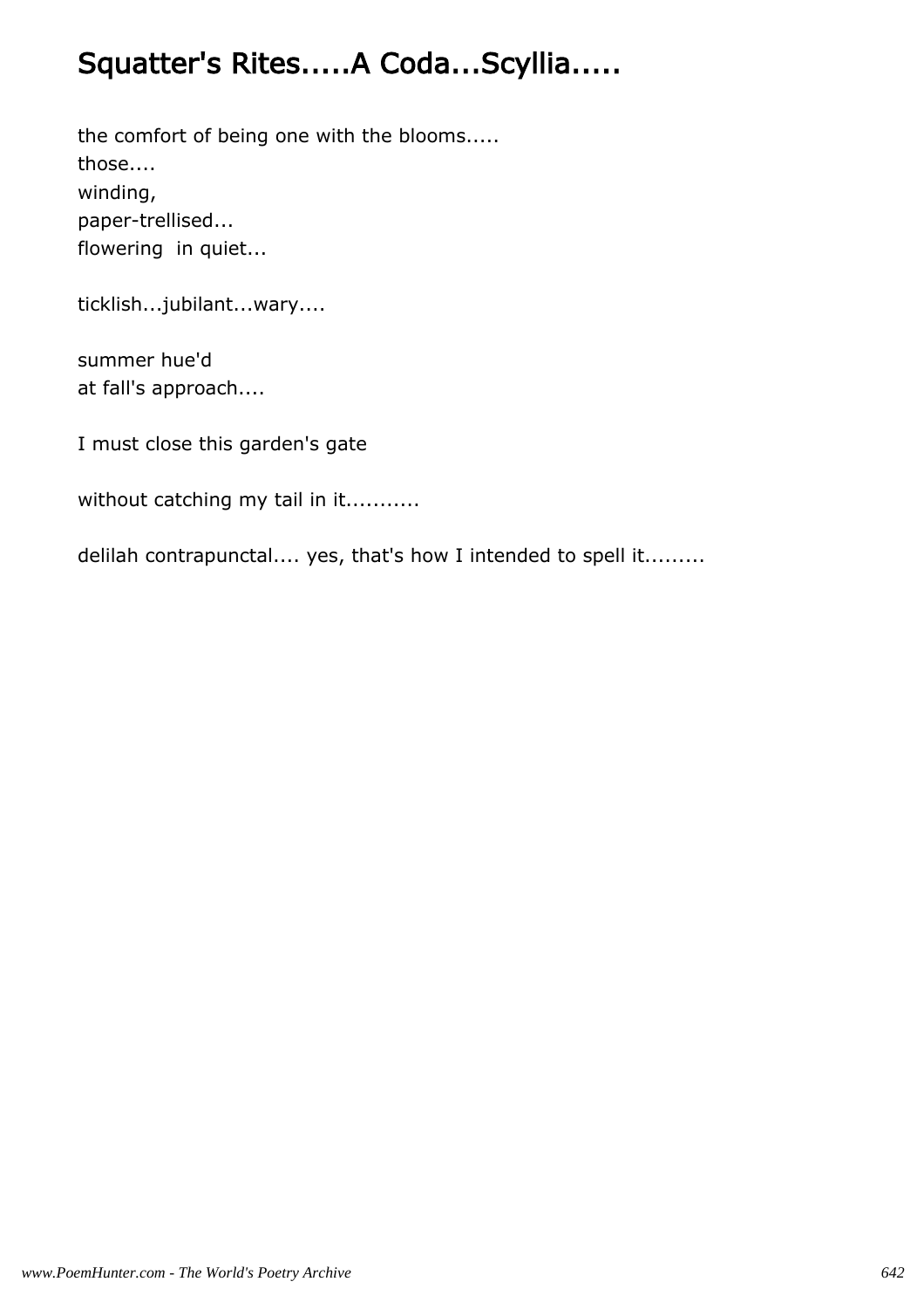# Squatter's Rites.....A Coda...Scyllia.....

the comfort of being one with the blooms.....  
those....  
winding,  
paper-trellised...  
flowering  in quiet...

ticklish...jubilant...wary....

summer hue'd  
at fall's approach....

I must close this garden's gate

without catching my tail in it...........

delilah contrapunctal.... yes, that's how I intended to spell it.........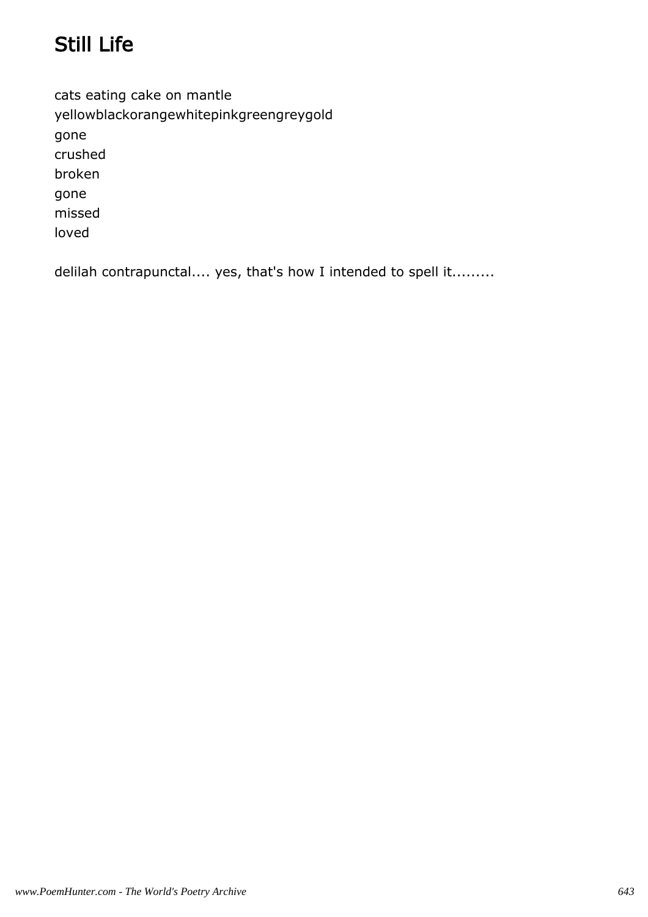# Still Life

cats eating cake on mantle
yellowblackorangewhitepinkgreengreygold
gone
crushed
broken
gone
missed
loved

delilah contrapunctal.... yes, that's how I intended to spell it.........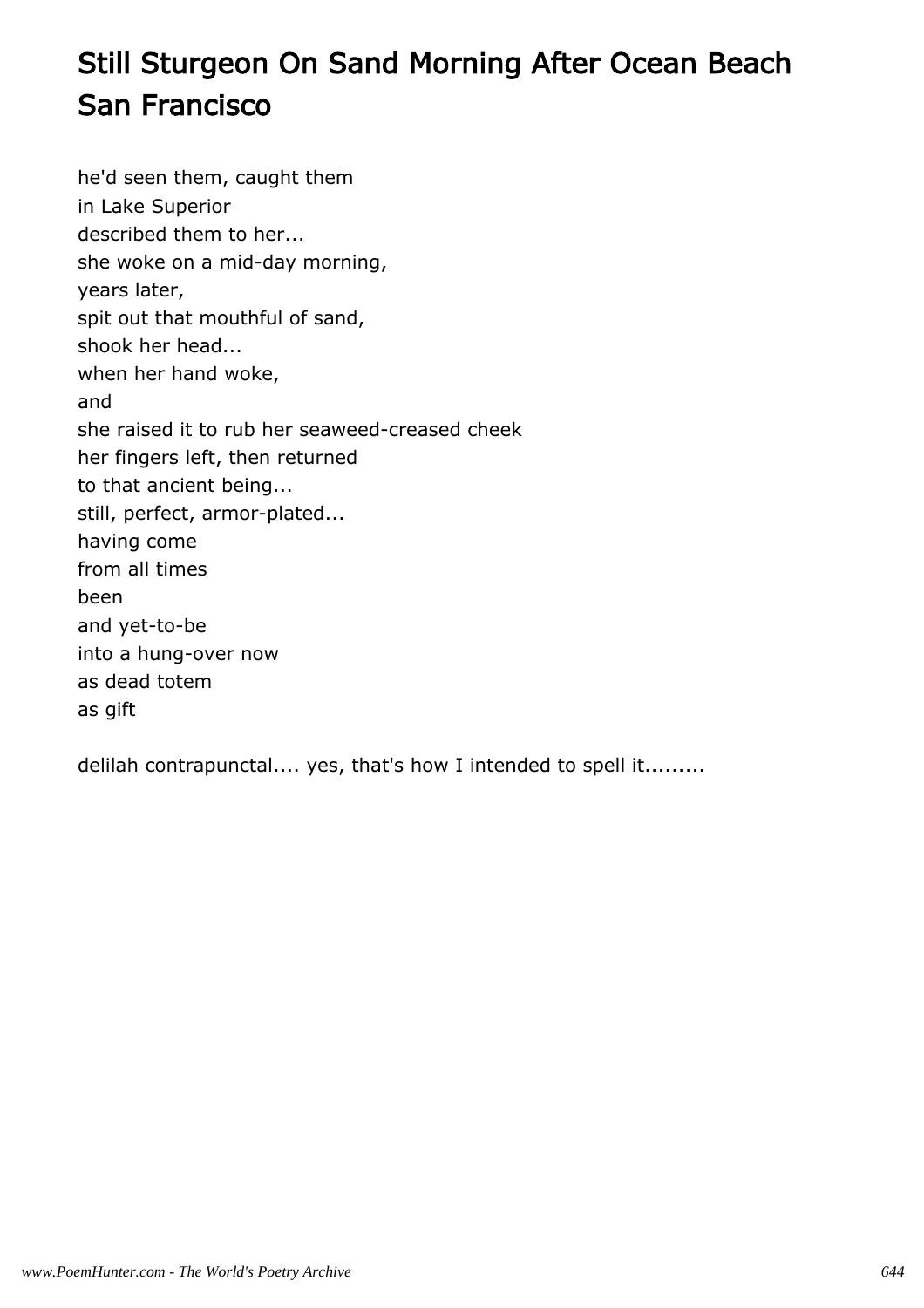# Still Sturgeon On Sand Morning After Ocean Beach San Francisco

he'd seen them, caught them  
in Lake Superior  
described them to her...  
she woke on a mid-day morning,  
years later,  
spit out that mouthful of sand,  
shook her head...  
when her hand woke,  
and  
she raised it to rub her seaweed-creased cheek  
her fingers left, then returned  
to that ancient being...  
still, perfect, armor-plated...  
having come  
from all times  
been  
and yet-to-be  
into a hung-over now  
as dead totem  
as gift

delilah contrapunctal.... yes, that's how I intended to spell it.........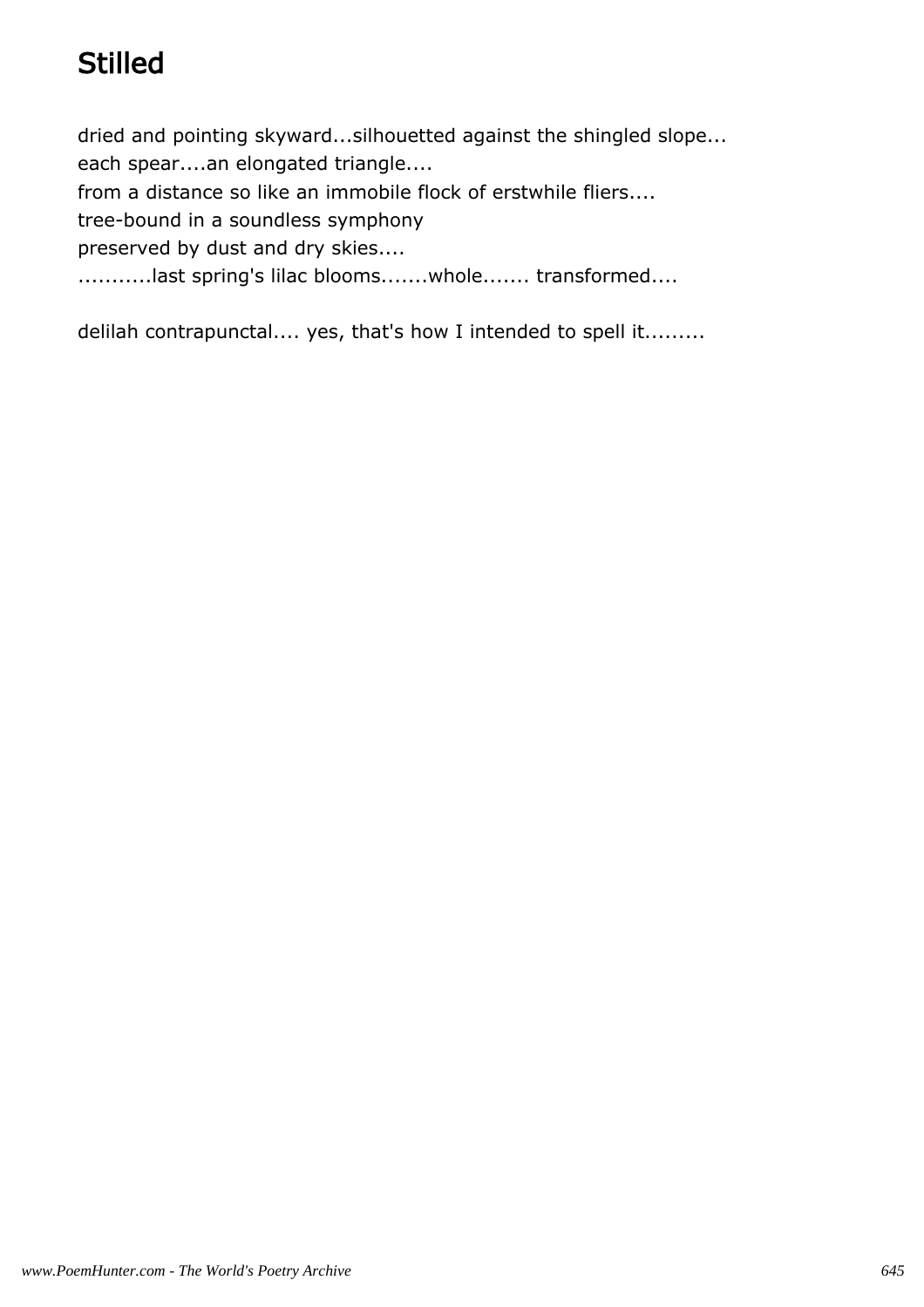# Stilled

dried and pointing skyward...silhouetted against the shingled slope...  
each spear....an elongated triangle....  
from a distance so like an immobile flock of erstwhile fliers....  
tree-bound in a soundless symphony  
preserved by dust and dry skies....  
...........last spring's lilac blooms.......whole....... transformed....

delilah contrapunctal.... yes, that's how I intended to spell it.........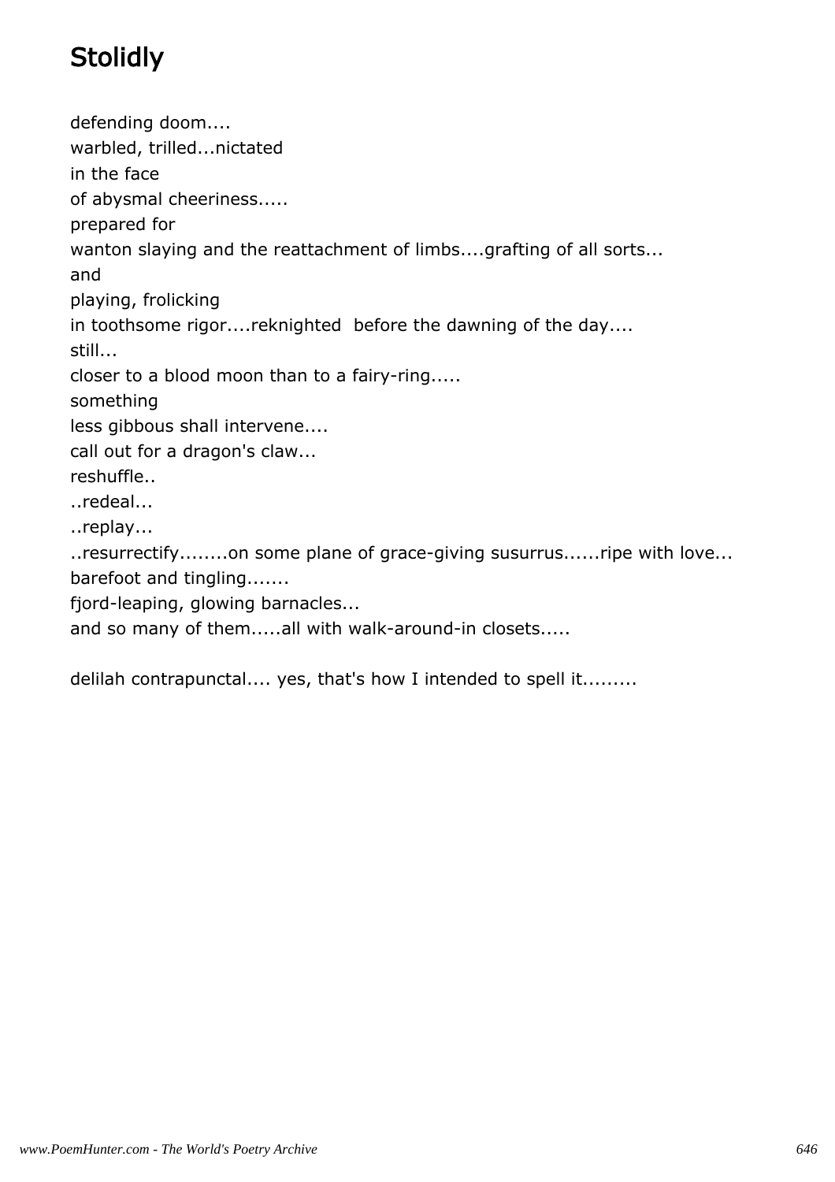# Stolidly

defending doom....
warbled, trilled...nictated
in the face
of abysmal cheeriness.....
prepared for
wanton slaying and the reattachment of limbs....grafting of all sorts...
and
playing, frolicking
in toothsome rigor....reknighted  before the dawning of the day....
still...
closer to a blood moon than to a fairy-ring.....
something
less gibbous shall intervene....
call out for a dragon's claw...
reshuffle..
..redeal...
..replay...
..resurrectify........on some plane of grace-giving susurrus......ripe with love...
barefoot and tingling.......
fjord-leaping, glowing barnacles...
and so many of them.....all with walk-around-in closets.....

delilah contrapunctal.... yes, that's how I intended to spell it.........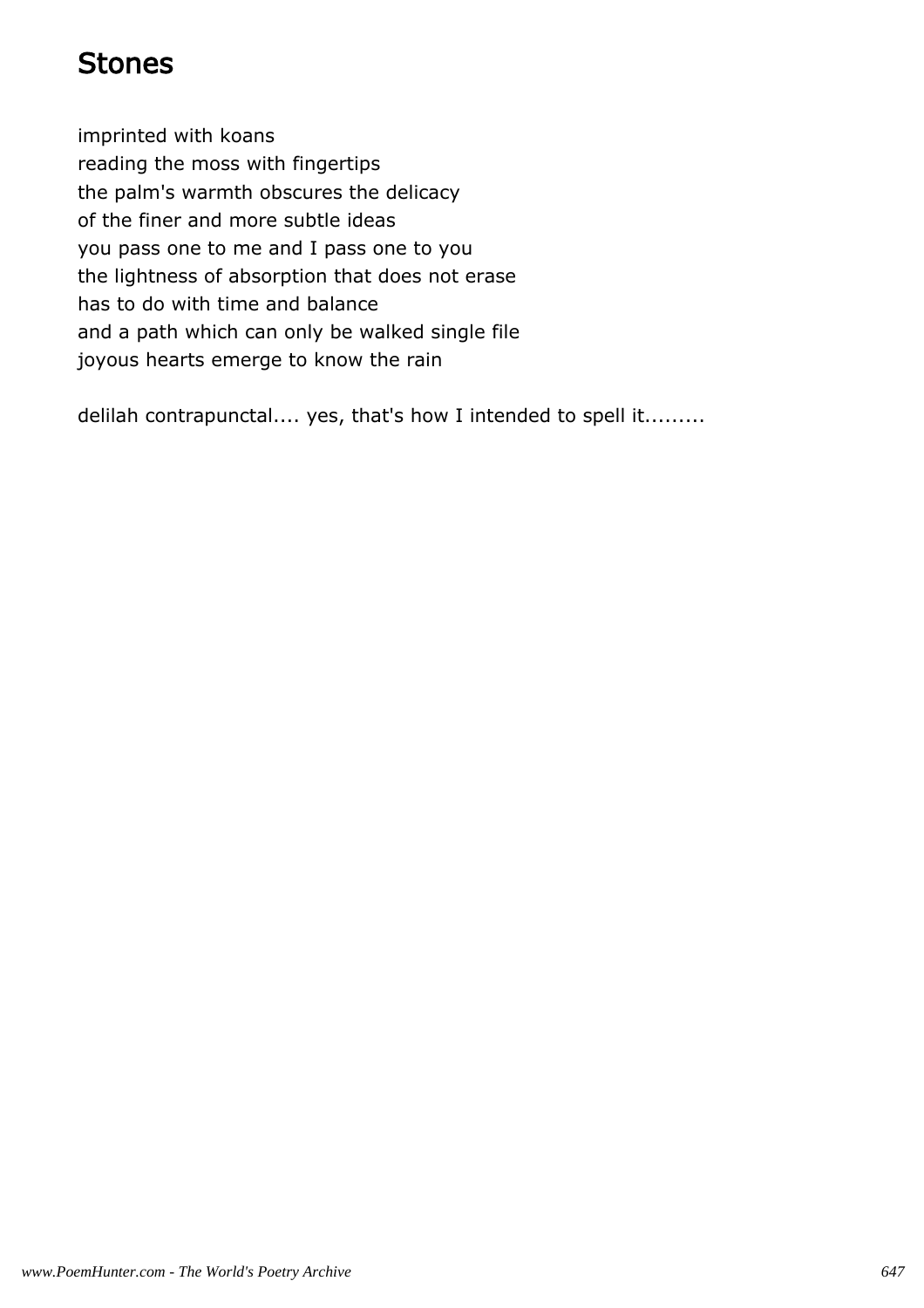# Stones

imprinted with koans
reading the moss with fingertips
the palm's warmth obscures the delicacy
of the finer and more subtle ideas
you pass one to me and I pass one to you
the lightness of absorption that does not erase
has to do with time and balance
and a path which can only be walked single file
joyous hearts emerge to know the rain

delilah contrapunctal.... yes, that's how I intended to spell it.........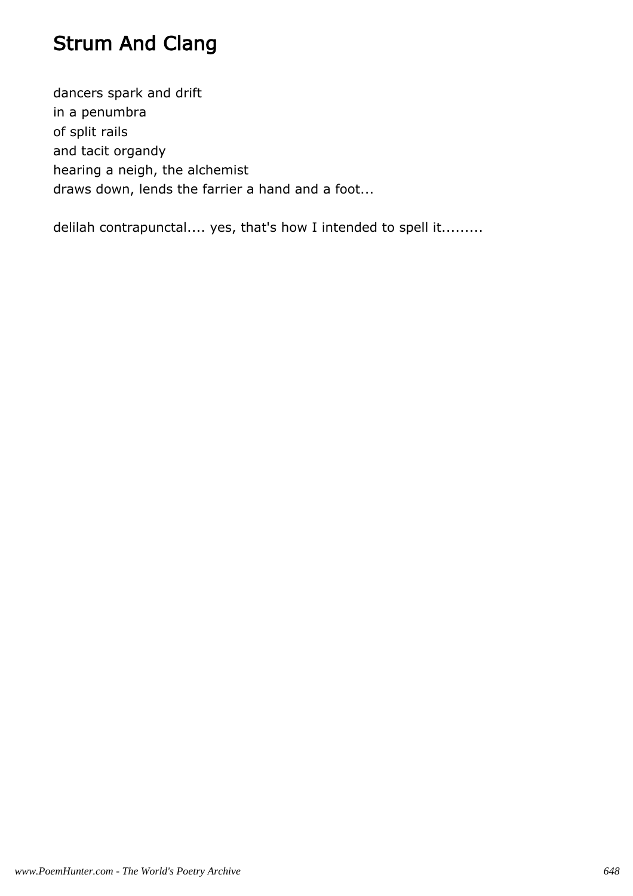# Strum And Clang

dancers spark and drift  
in a penumbra  
of split rails  
and tacit organdy  
hearing a neigh, the alchemist  
draws down, lends the farrier a hand and a foot...

delilah contrapunctal.... yes, that's how I intended to spell it.........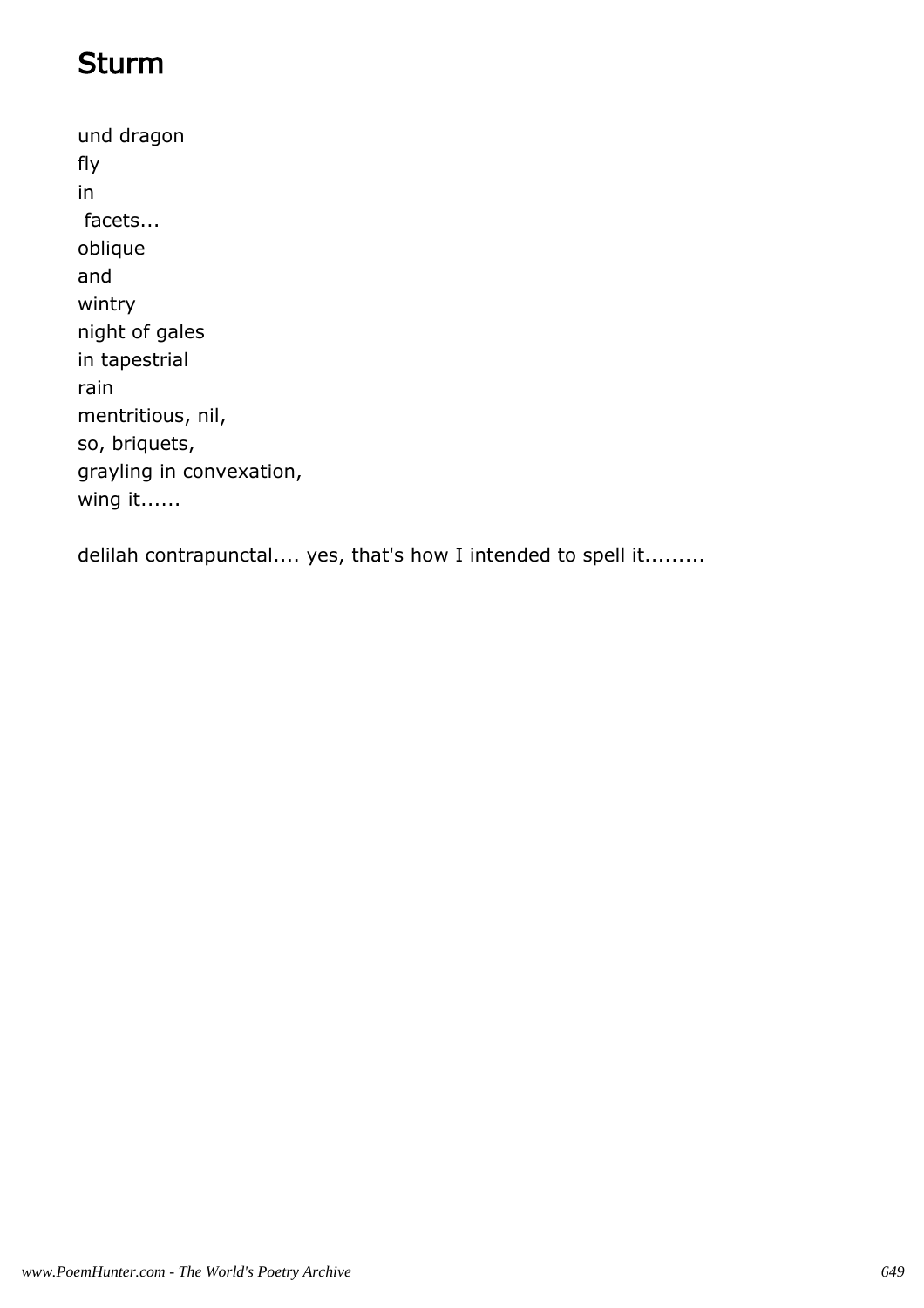# Sturm

und dragon
fly
in
 facets...
oblique
and
wintry
night of gales
in tapestrial
rain
mentritious, nil,
so, briquets,
grayling in convexation,
wing it......

delilah contrapunctal.... yes, that's how I intended to spell it.........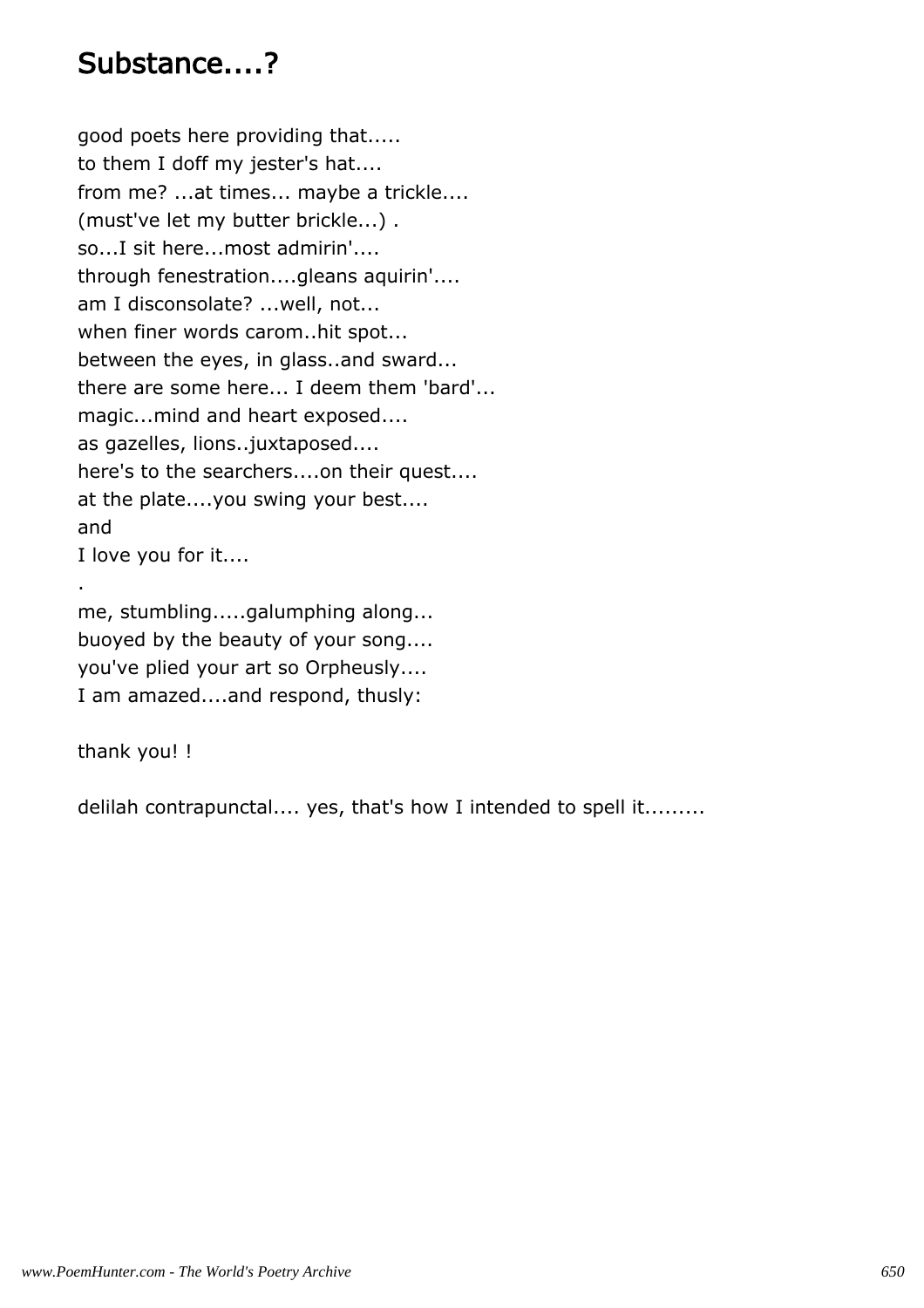# Substance....?

good poets here providing that.....
to them I doff my jester's hat....
from me? ...at times... maybe a trickle....
(must've let my butter brickle...) .
so...I sit here...most admirin'....
through fenestration....gleans aquirin'....
am I disconsolate? ...well, not...
when finer words carom..hit spot...
between the eyes, in glass..and sward...
there are some here... I deem them 'bard'...
magic...mind and heart exposed....
as gazelles, lions..juxtaposed....
here's to the searchers....on their quest....
at the plate....you swing your best....
and
I love you for it....
.
me, stumbling.....galumphing along...
buoyed by the beauty of your song....
you've plied your art so Orpheusly....
I am amazed....and respond, thusly:

thank you! !

delilah contrapunctal.... yes, that's how I intended to spell it.........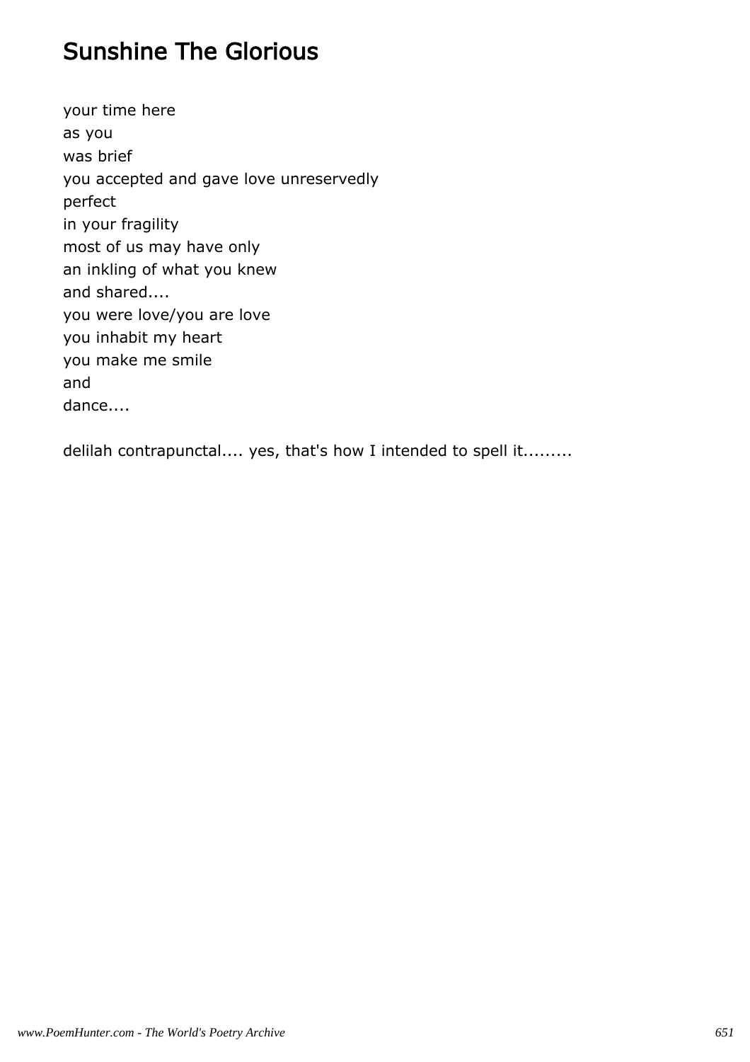# Sunshine The Glorious

your time here
as you
was brief
you accepted and gave love unreservedly
perfect
in your fragility
most of us may have only
an inkling of what you knew
and shared....
you were love/you are love
you inhabit my heart
you make me smile
and
dance....

delilah contrapunctal.... yes, that's how I intended to spell it.........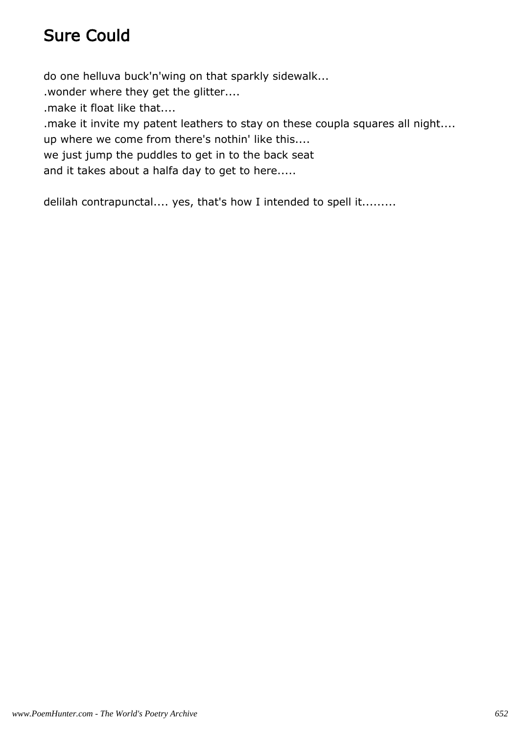# Sure Could

do one helluva buck'n'wing on that sparkly sidewalk...
.wonder where they get the glitter....
.make it float like that....
.make it invite my patent leathers to stay on these coupla squares all night....
up where we come from there's nothin' like this....
we just jump the puddles to get in to the back seat
and it takes about a halfa day to get to here.....

delilah contrapunctal.... yes, that's how I intended to spell it.........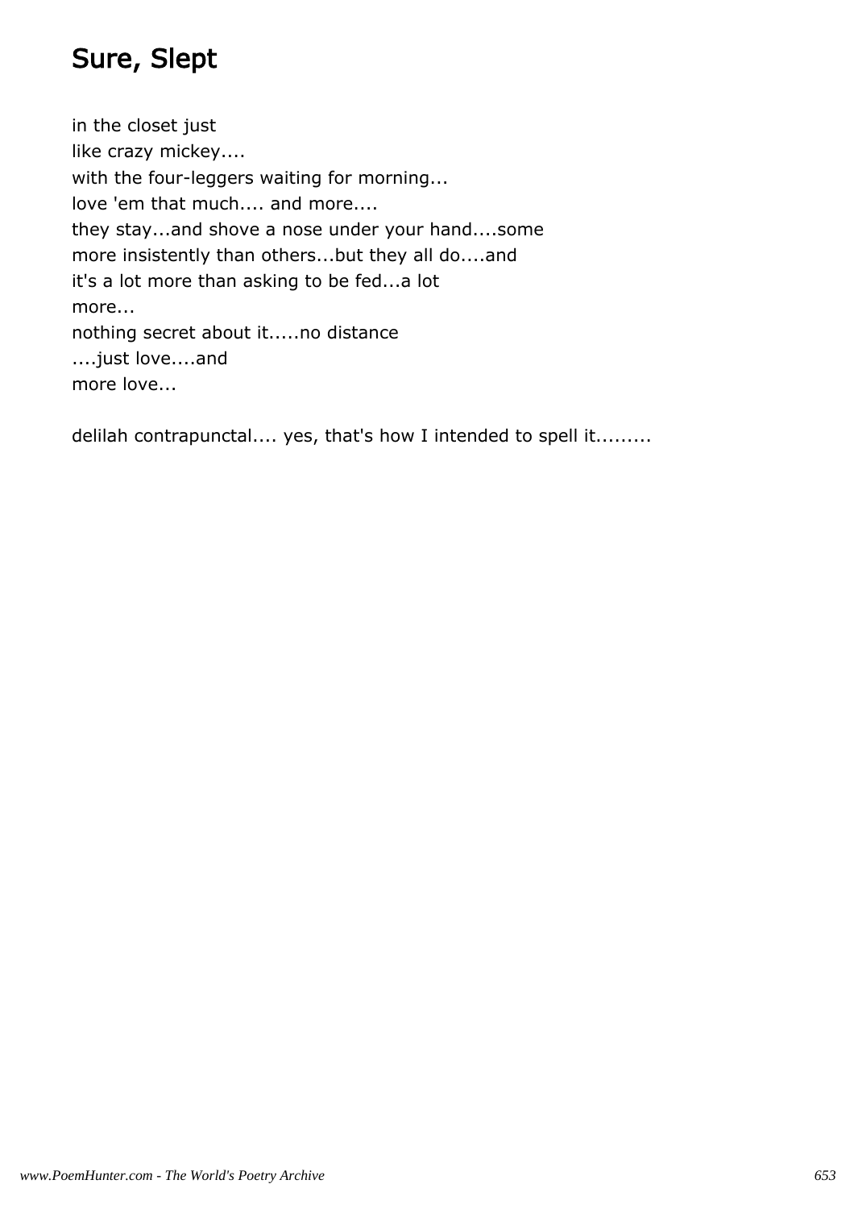# Sure, Slept

in the closet just
like crazy mickey....
with the four-leggers waiting for morning...
love 'em that much.... and more....
they stay...and shove a nose under your hand....some
more insistently than others...but they all do....and
it's a lot more than asking to be fed...a lot
more...
nothing secret about it.....no distance
....just love....and
more love...

delilah contrapunctal.... yes, that's how I intended to spell it.........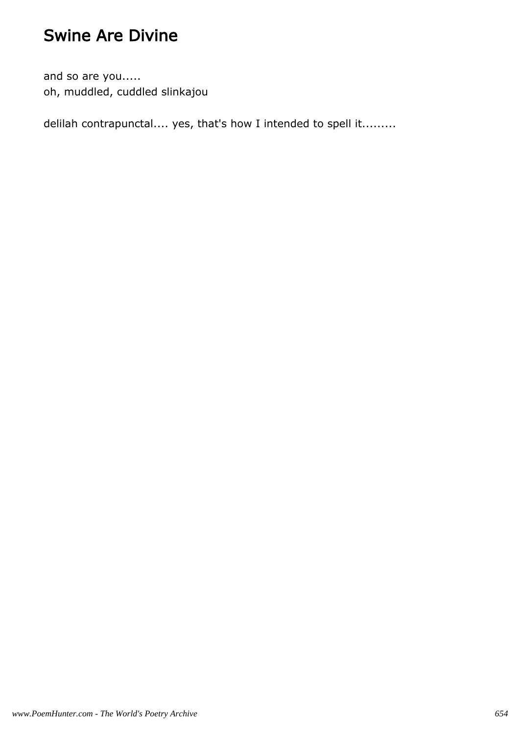# Swine Are Divine

and so are you.....
oh, muddled, cuddled slinkajou

delilah contrapunctal.... yes, that's how I intended to spell it.........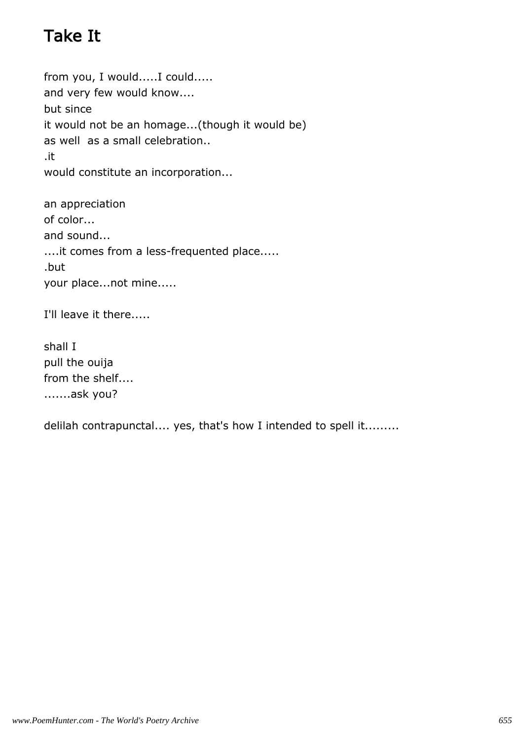# Take It

from you, I would.....I could.....
and very few would know....
but since
it would not be an homage...(though it would be)
as well  as a small celebration..
.it
would constitute an incorporation...

an appreciation
of color...
and sound...
....it comes from a less-frequented place.....
.but
your place...not mine.....

I'll leave it there.....

shall I
pull the ouija
from the shelf....
.......ask you?

delilah contrapunctal.... yes, that's how I intended to spell it.........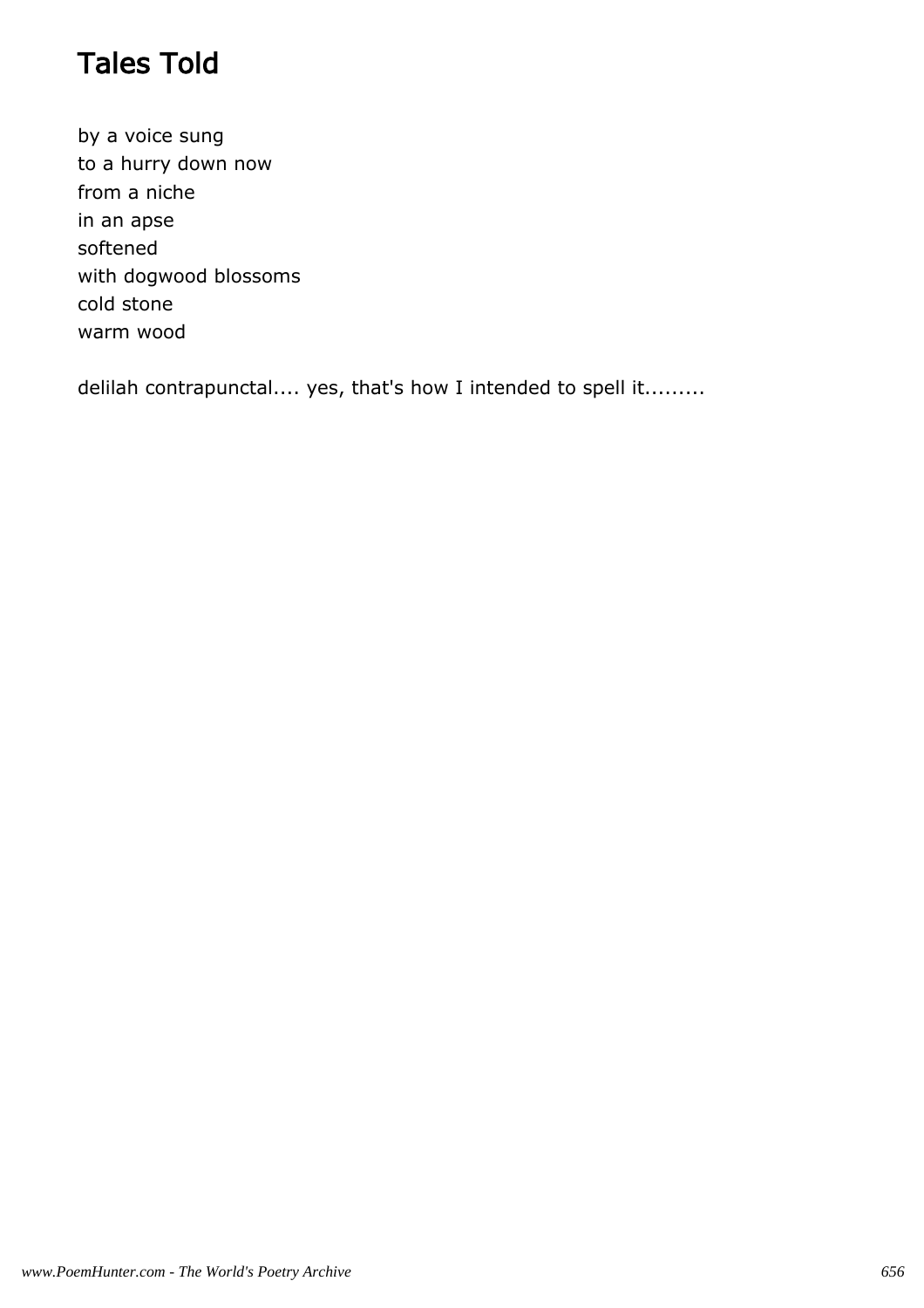# Tales Told

by a voice sung  
to a hurry down now  
from a niche  
in an apse  
softened  
with dogwood blossoms  
cold stone  
warm wood

delilah contrapunctal.... yes, that's how I intended to spell it.........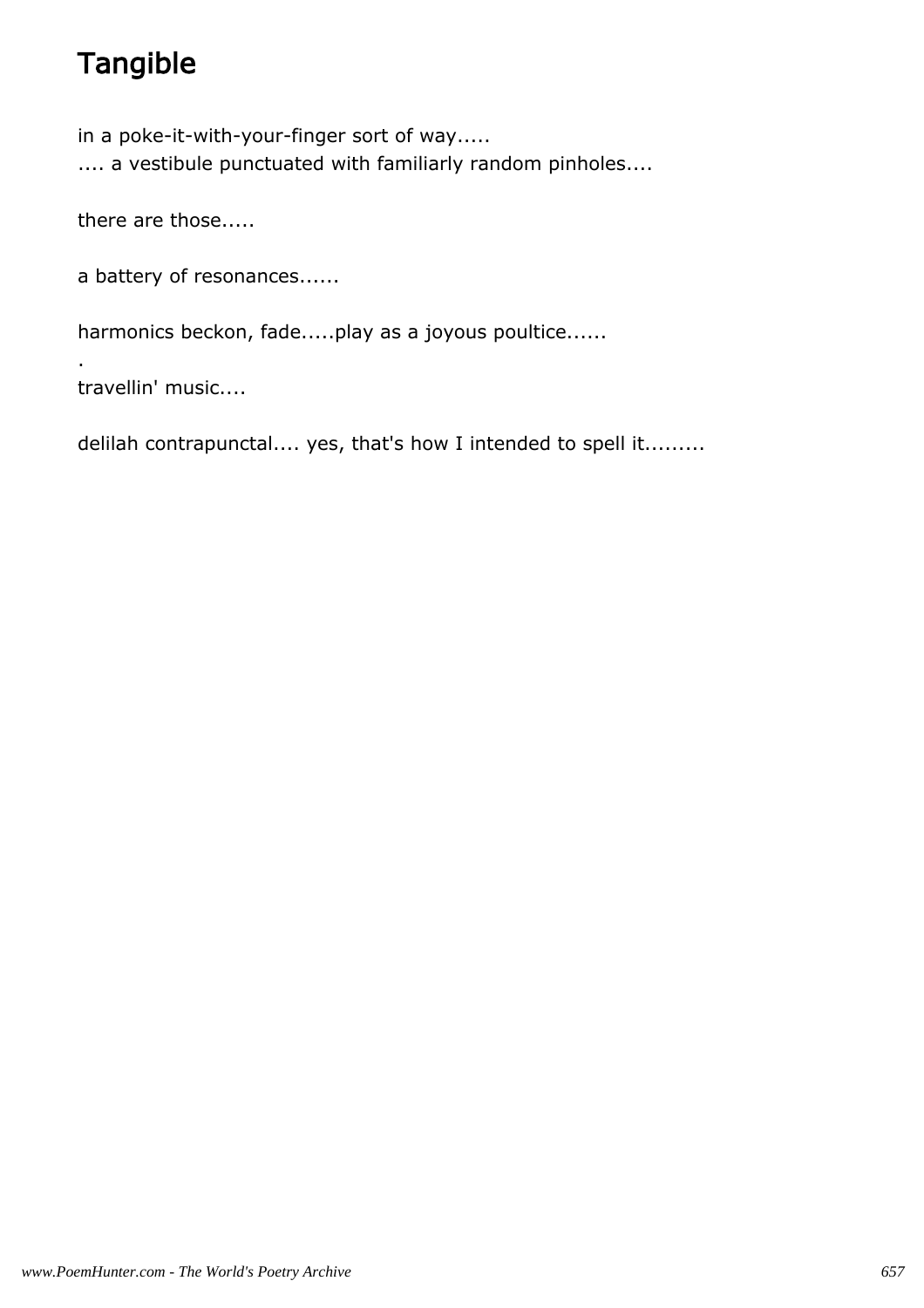# Tangible

in a poke-it-with-your-finger sort of way.....
.... a vestibule punctuated with familiarly random pinholes....

there are those.....

a battery of resonances......

harmonics beckon, fade.....play as a joyous poultice......
.
travellin' music....

delilah contrapunctal.... yes, that's how I intended to spell it.........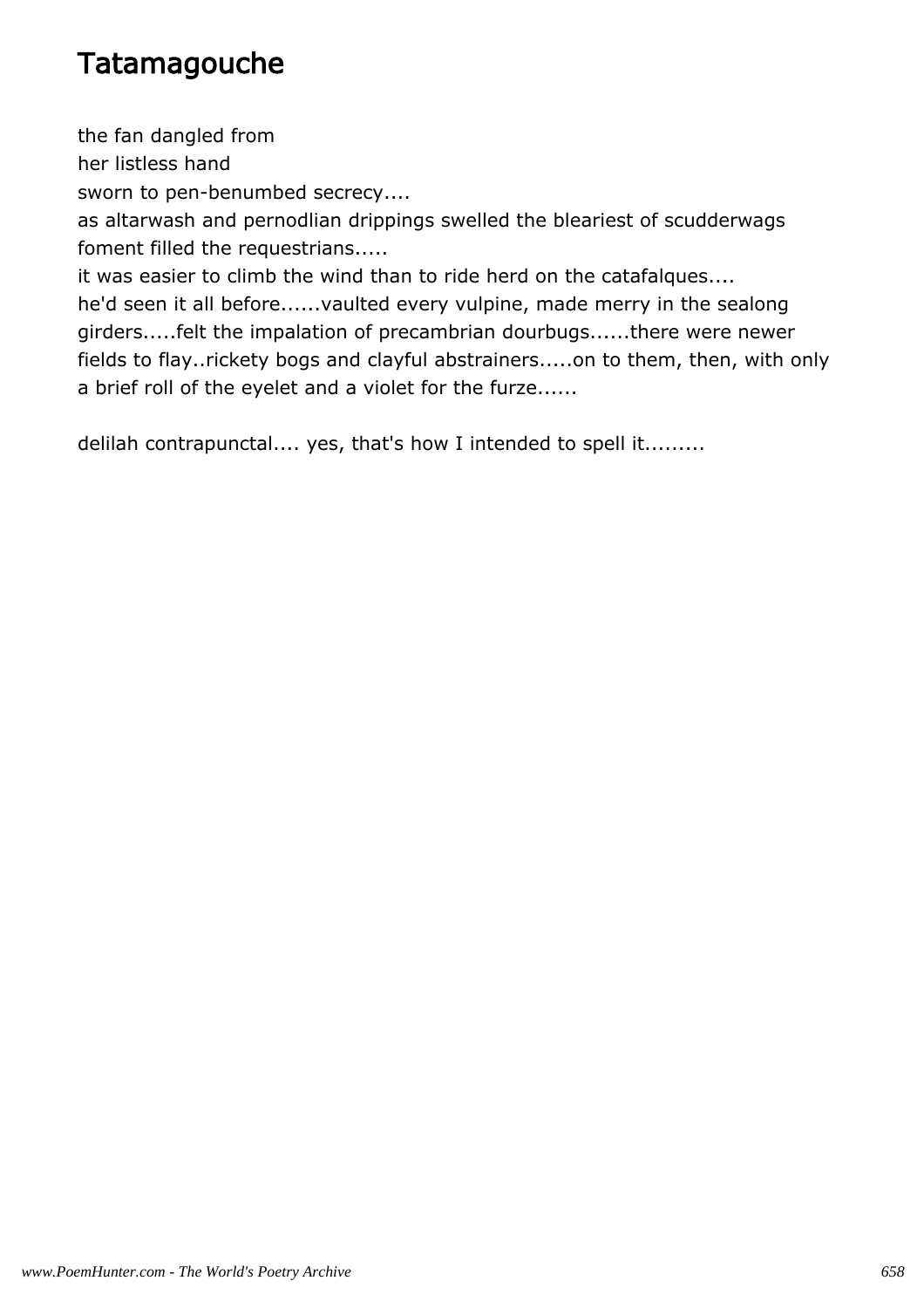# Tatamagouche

the fan dangled from
her listless hand
sworn to pen-benumbed secrecy....
as altarwash and pernodlian drippings swelled the bleariest of scudderwags
foment filled the requestrians.....
it was easier to climb the wind than to ride herd on the catafalques....
he'd seen it all before......vaulted every vulpine, made merry in the sealong girders.....felt the impalation of precambrian dourbugs......there were newer fields to flay..rickety bogs and clayful abstrainers.....on to them, then, with only a brief roll of the eyelet and a violet for the furze......

delilah contrapunctal.... yes, that's how I intended to spell it.........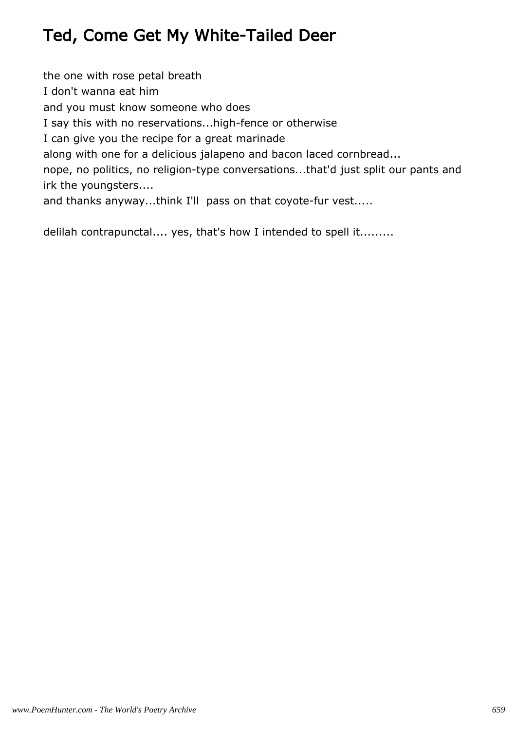# Ted, Come Get My White-Tailed Deer

the one with rose petal breath
I don't wanna eat him
and you must know someone who does
I say this with no reservations...high-fence or otherwise
I can give you the recipe for a great marinade
along with one for a delicious jalapeno and bacon laced cornbread...
nope, no politics, no religion-type conversations...that'd just split our pants and irk the youngsters....
and thanks anyway...think I'll  pass on that coyote-fur vest.....

delilah contrapunctal.... yes, that's how I intended to spell it.........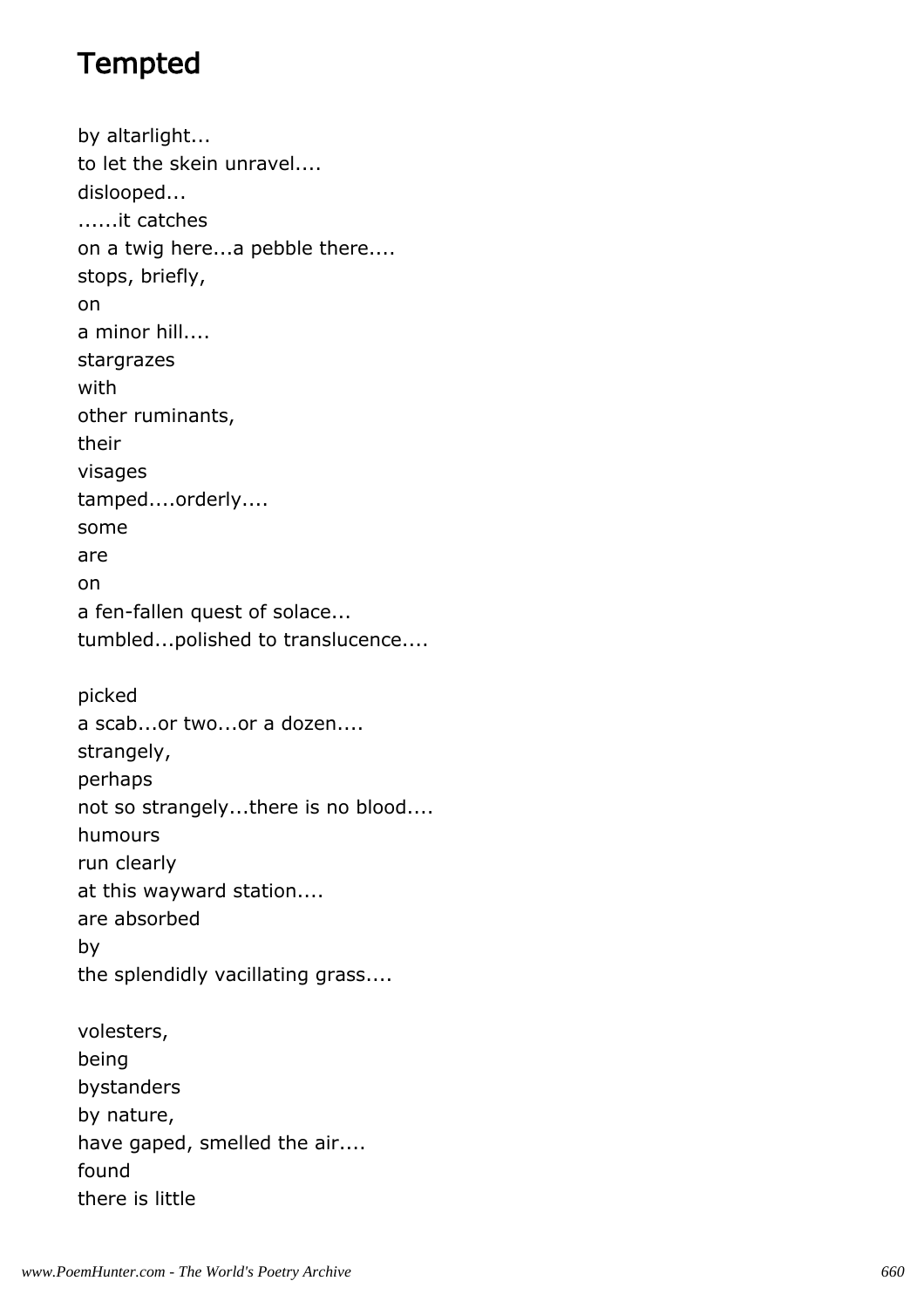# Tempted

by altarlight...
to let the skein unravel....
dislooped...
......it catches
on a twig here...a pebble there....
stops, briefly,
on
a minor hill....
stargrazes
with
other ruminants,
their
visages
tamped....orderly....
some
are
on
a fen-fallen quest of solace...
tumbled...polished to translucence....

picked
a scab...or two...or a dozen....
strangely,
perhaps
not so strangely...there is no blood....
humours
run clearly
at this wayward station....
are absorbed
by
the splendidly vacillating grass....

volesters,
being
bystanders
by nature,
have gaped, smelled the air....
found
there is little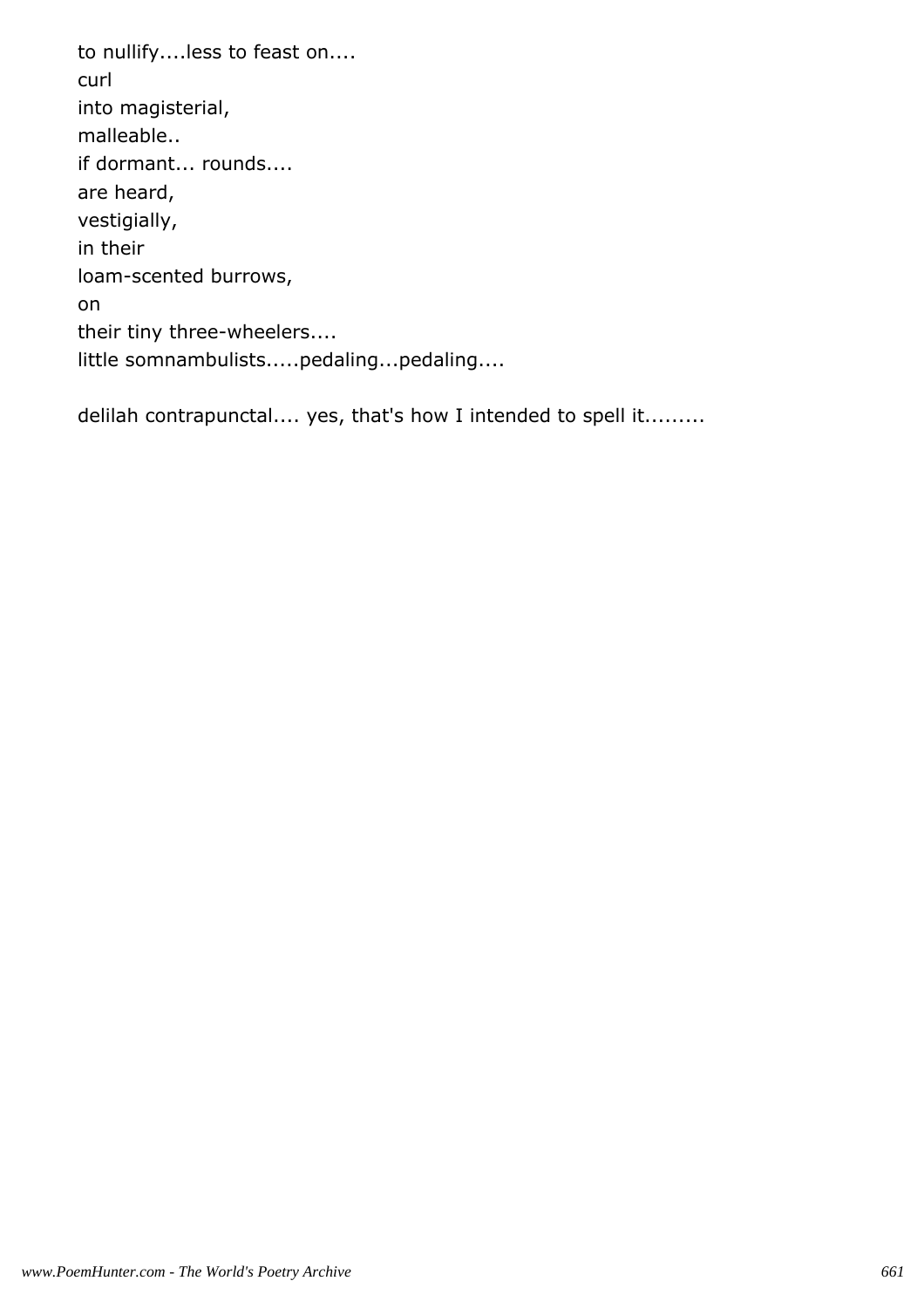to nullify....less to feast on....  
curl  
into magisterial,  
malleable..  
if dormant... rounds....  
are heard,  
vestigially,  
in their  
loam-scented burrows,  
on  
their tiny three-wheelers....  
little somnambulists.....pedaling...pedaling....

delilah contrapunctal.... yes, that's how I intended to spell it.........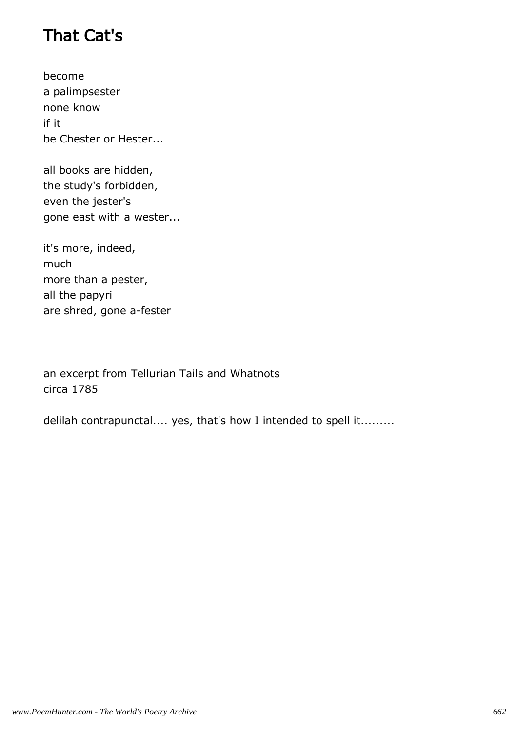# That Cat's

become
a palimpsester
none know
if it
be Chester or Hester...

all books are hidden,
the study's forbidden,
even the jester's
gone east with a wester...

it's more, indeed,
much
more than a pester,
all the papyri
are shred, gone a-fester

an excerpt from Tellurian Tails and Whatnots
circa 1785

delilah contrapunctal.... yes, that's how I intended to spell it.........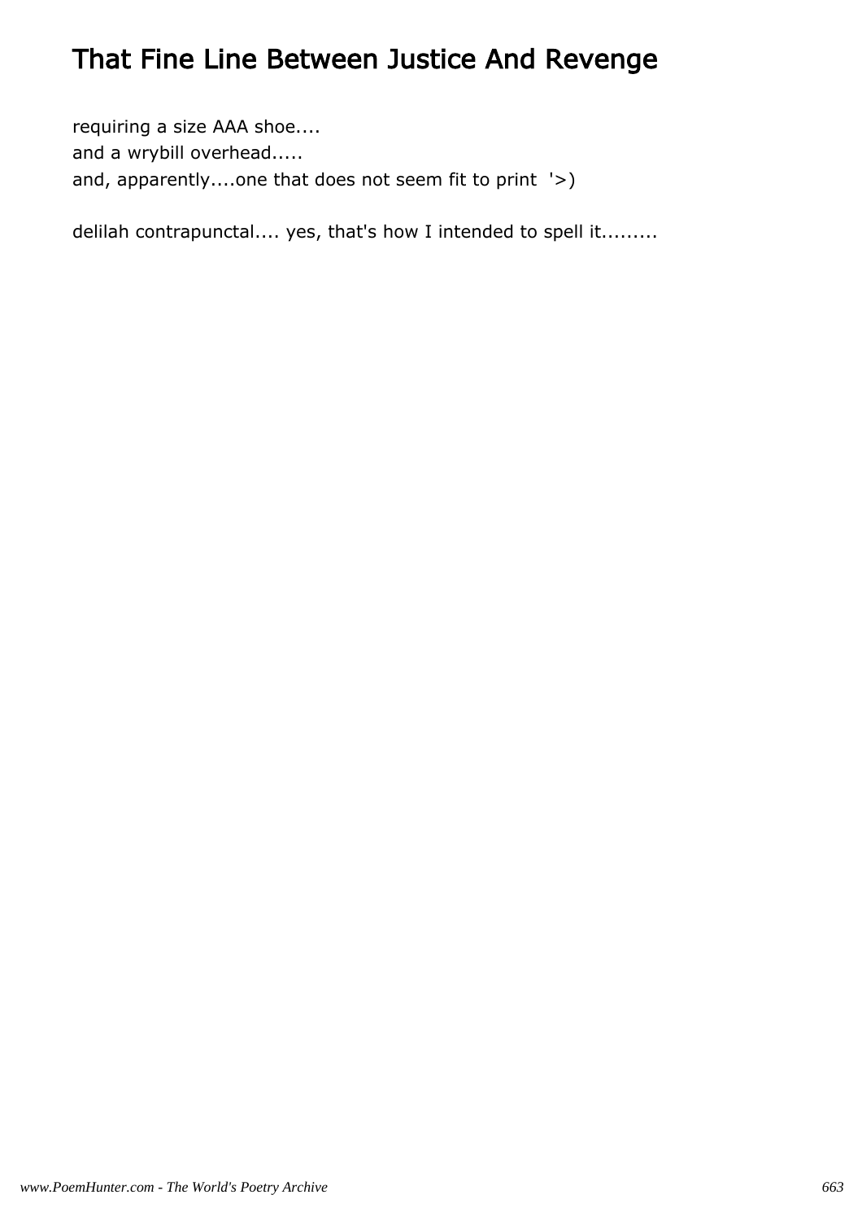# That Fine Line Between Justice And Revenge

requiring a size AAA shoe....  
and a wrybill overhead.....  
and, apparently....one that does not seem fit to print '>)

delilah contrapunctal.... yes, that's how I intended to spell it.........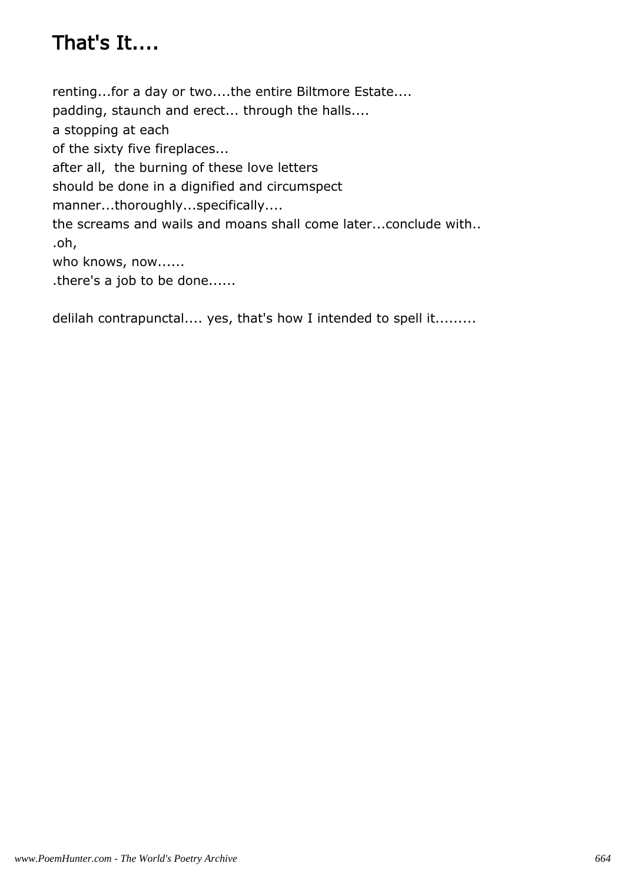# That's It....

renting...for a day or two....the entire Biltmore Estate....
padding, staunch and erect... through the halls....
a stopping at each
of the sixty five fireplaces...
after all, the burning of these love letters
should be done in a dignified and circumspect
manner...thoroughly...specifically....
the screams and wails and moans shall come later...conclude with..
.oh,
who knows, now......
.there's a job to be done......

delilah contrapunctal.... yes, that's how I intended to spell it.........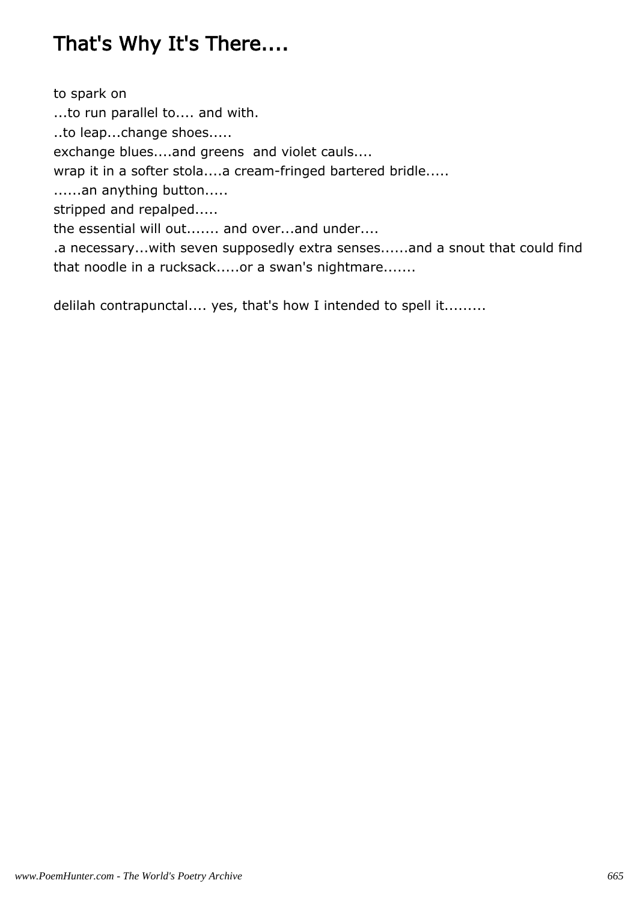# That's Why It's There....

to spark on  
...to run parallel to.... and with.  
..to leap...change shoes.....  
exchange blues....and greens  and violet cauls....  
wrap it in a softer stola....a cream-fringed bartered bridle.....  
......an anything button.....  
stripped and repalped.....  
the essential will out....... and over...and under....  
.a necessary...with seven supposedly extra senses......and a snout that could find that noodle in a rucksack.....or a swan's nightmare.......

delilah contrapunctal.... yes, that's how I intended to spell it.........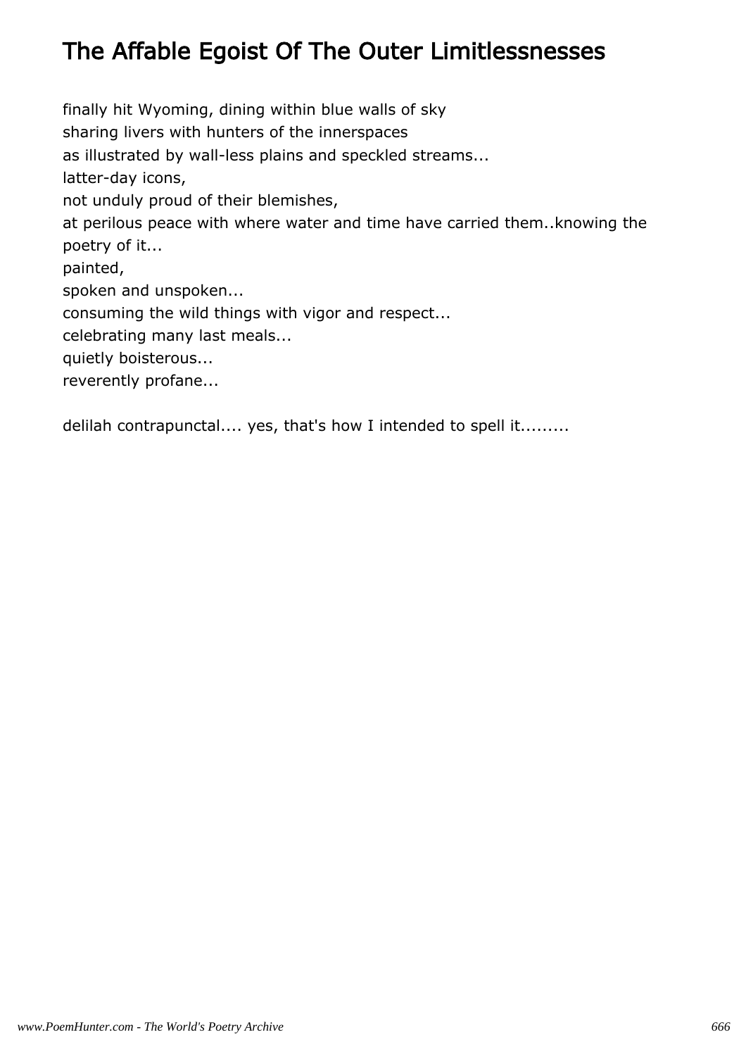# The Affable Egoist Of The Outer Limitlessnesses

finally hit Wyoming, dining within blue walls of sky
sharing livers with hunters of the innerspaces
as illustrated by wall-less plains and speckled streams...
latter-day icons,
not unduly proud of their blemishes,
at perilous peace with where water and time have carried them..knowing the poetry of it...
painted,
spoken and unspoken...
consuming the wild things with vigor and respect...
celebrating many last meals...
quietly boisterous...
reverently profane...

delilah contrapunctal.... yes, that's how I intended to spell it.........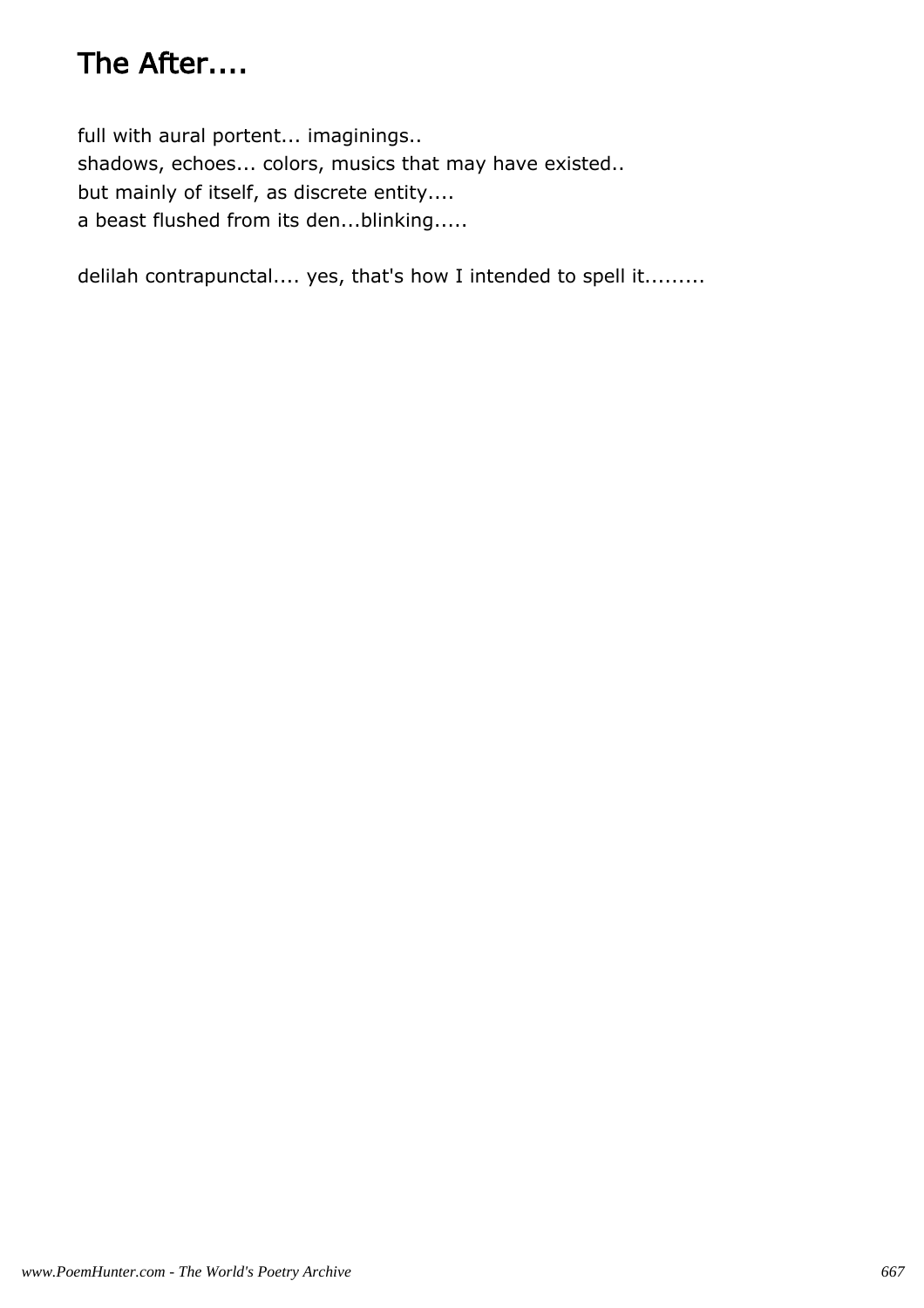# The After....

full with aural portent... imaginings..
shadows, echoes... colors, musics that may have existed..
but mainly of itself, as discrete entity....
a beast flushed from its den...blinking.....

delilah contrapunctal.... yes, that's how I intended to spell it.........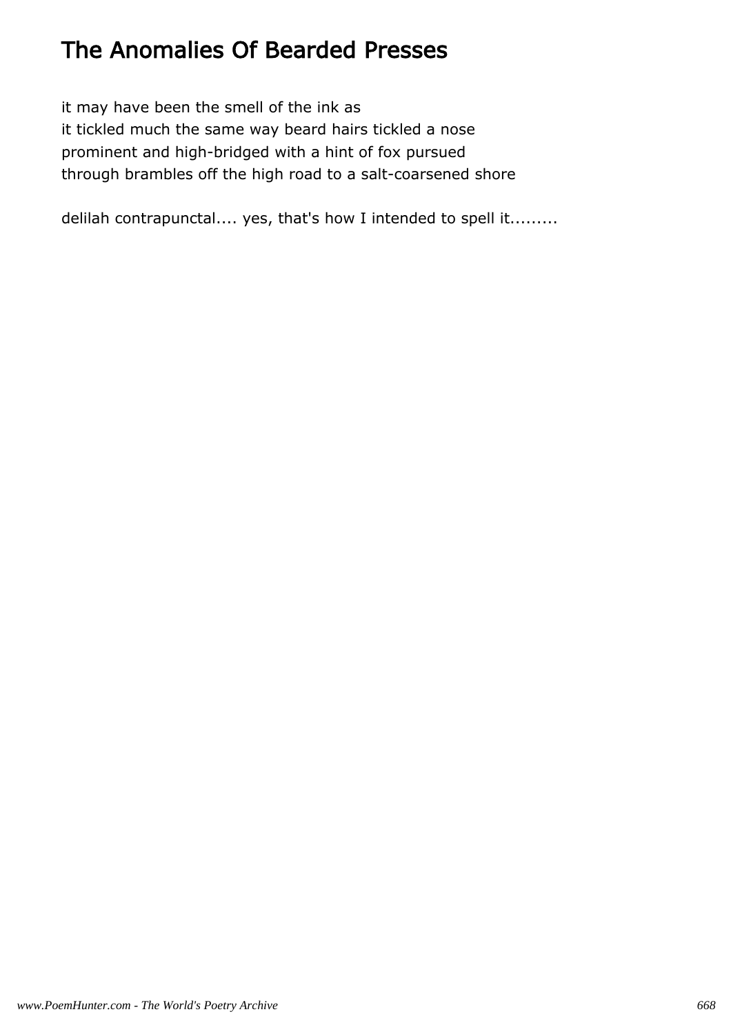# The Anomalies Of Bearded Presses

it may have been the smell of the ink as
it tickled much the same way beard hairs tickled a nose
prominent and high-bridged with a hint of fox pursued
through brambles off the high road to a salt-coarsened shore

delilah contrapunctal.... yes, that's how I intended to spell it.........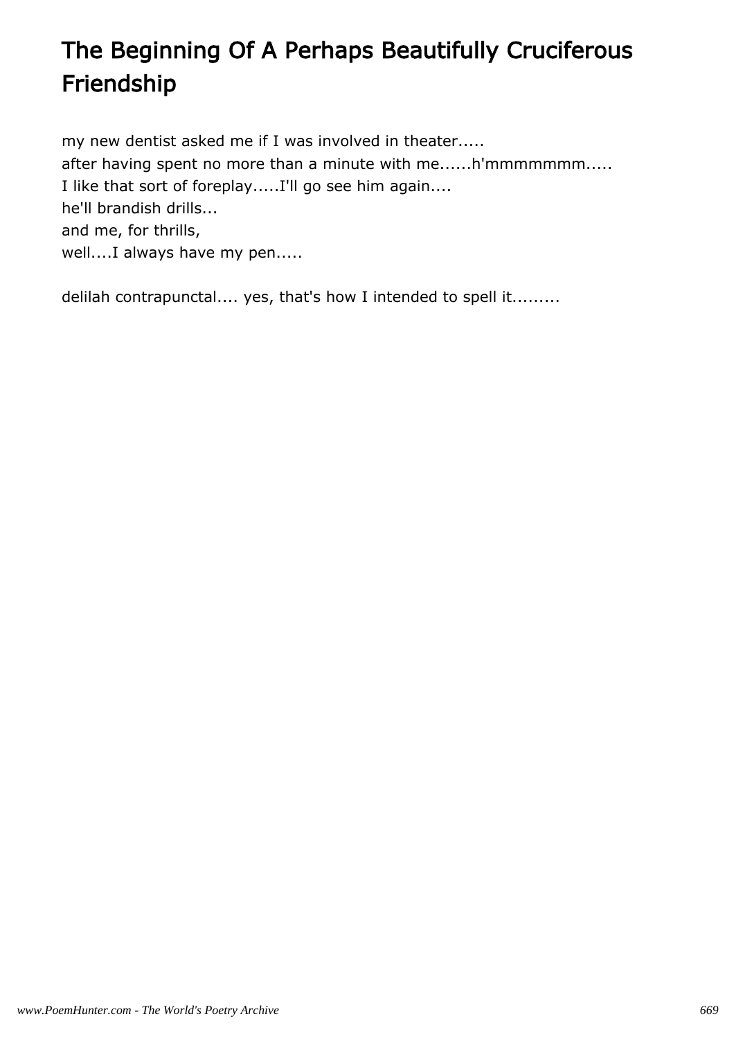# The Beginning Of A Perhaps Beautifully Cruciferous Friendship

my new dentist asked me if I was involved in theater.....
after having spent no more than a minute with me......h'mmmmmmm.....
I like that sort of foreplay.....I'll go see him again....
he'll brandish drills...
and me, for thrills,
well....I always have my pen.....

delilah contrapunctal.... yes, that's how I intended to spell it.........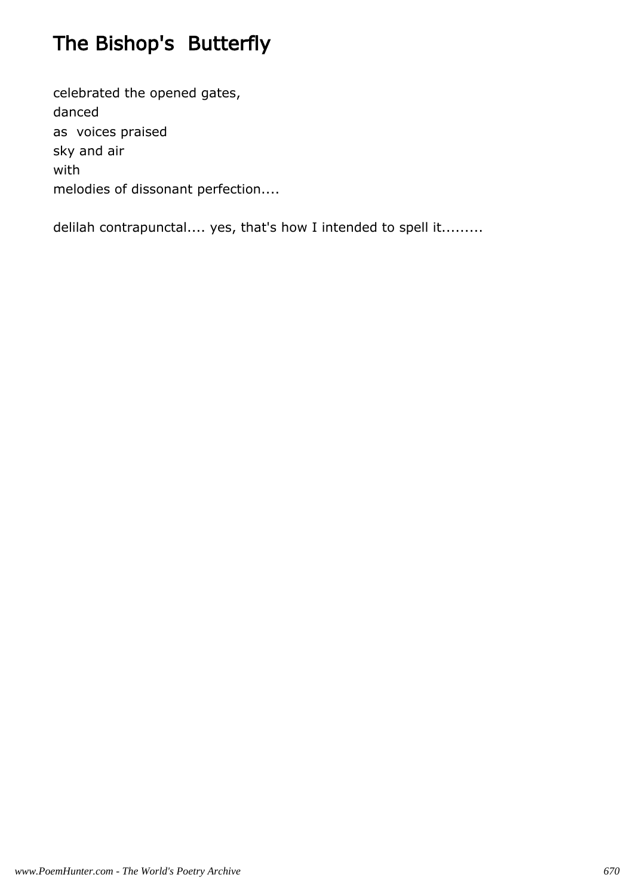# The Bishop's Butterfly

celebrated the opened gates,
danced
as voices praised
sky and air
with
melodies of dissonant perfection....

delilah contrapunctal.... yes, that's how I intended to spell it.........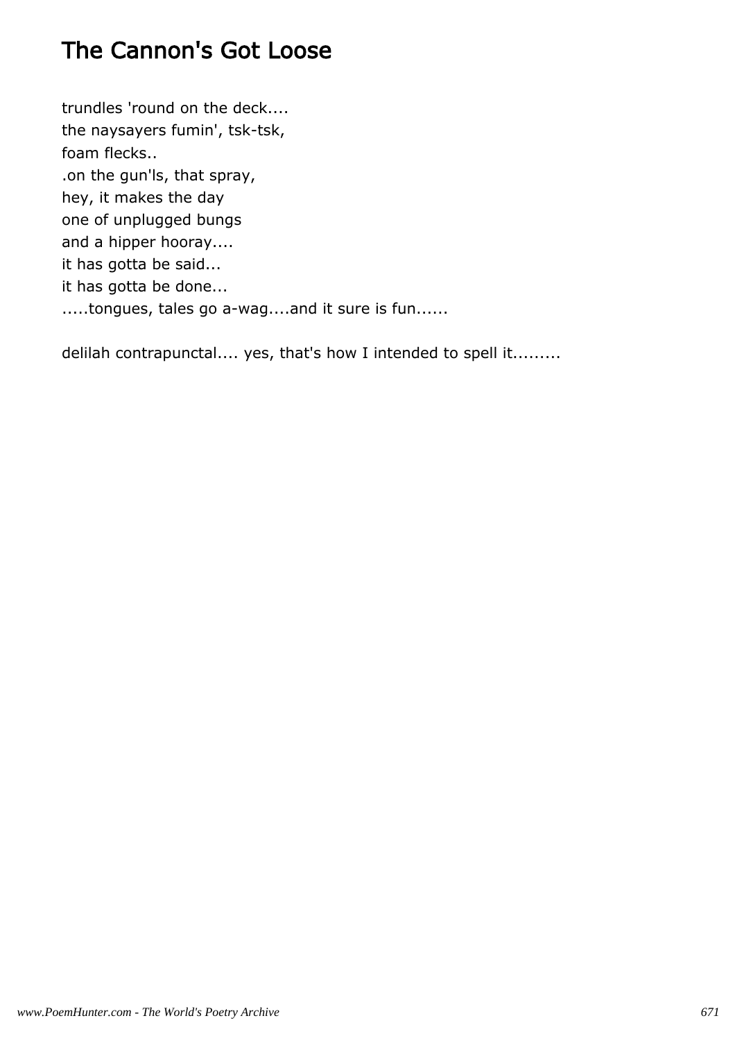# The Cannon's Got Loose

trundles 'round on the deck....
the naysayers fumin', tsk-tsk,
foam flecks..
.on the gun'ls, that spray,
hey, it makes the day
one of unplugged bungs
and a hipper hooray....
it has gotta be said...
it has gotta be done...
.....tongues, tales go a-wag....and it sure is fun......

delilah contrapunctal.... yes, that's how I intended to spell it.........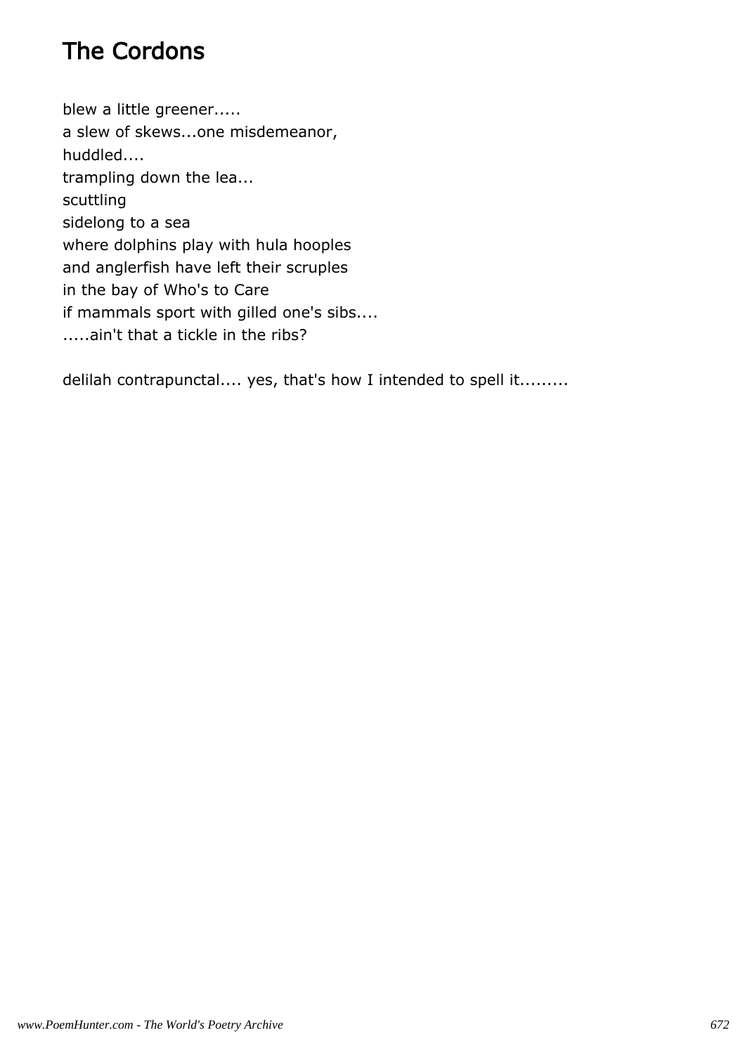# The Cordons

blew a little greener.....
a slew of skews...one misdemeanor,
huddled....
trampling down the lea...
scuttling
sidelong to a sea
where dolphins play with hula hooples
and anglerfish have left their scruples
in the bay of Who's to Care
if mammals sport with gilled one's sibs....
.....ain't that a tickle in the ribs?

delilah contrapunctal.... yes, that's how I intended to spell it.........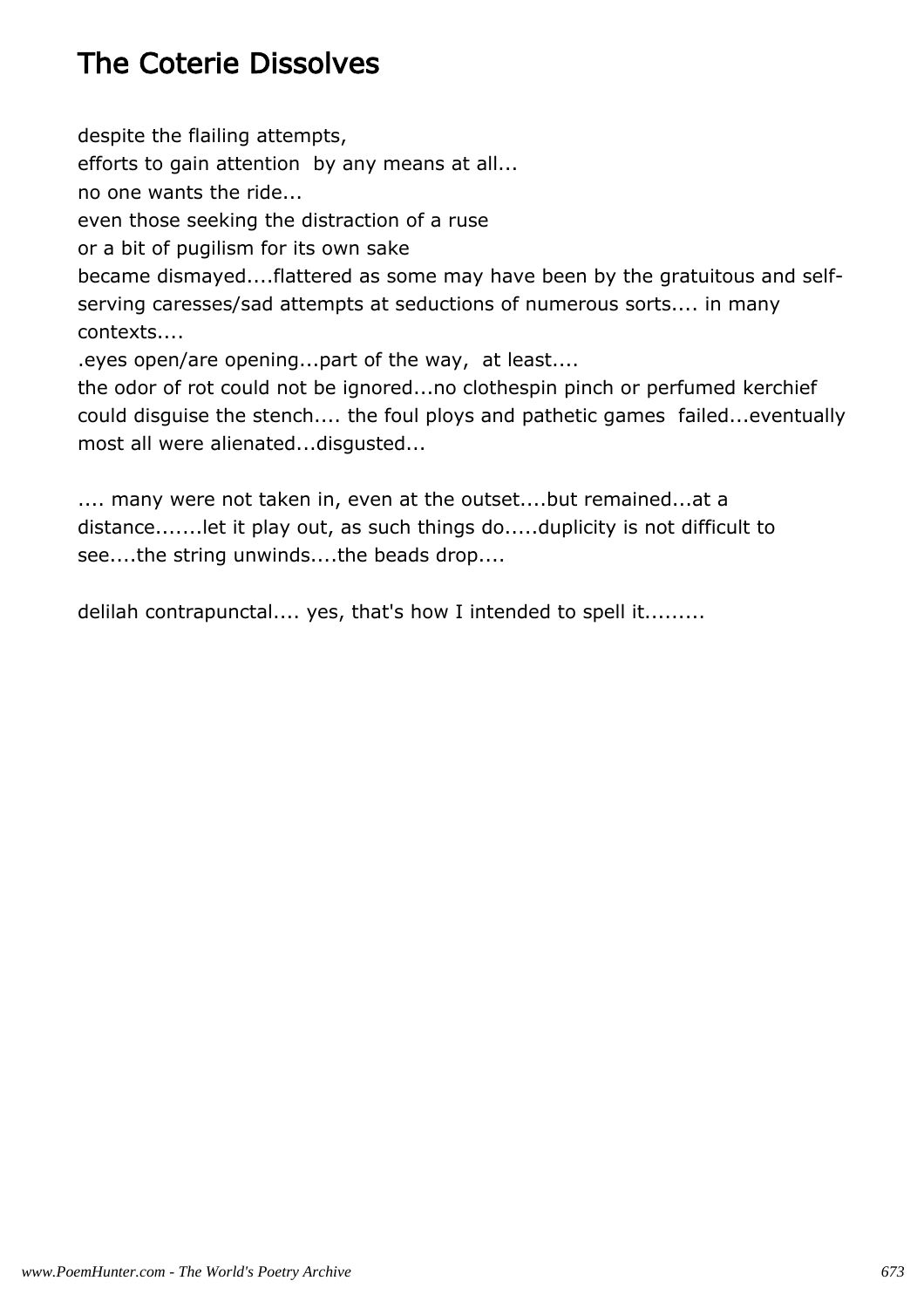# The Coterie Dissolves

despite the flailing attempts,  
efforts to gain attention  by any means at all...  
no one wants the ride...  
even those seeking the distraction of a ruse  
or a bit of pugilism for its own sake  
became dismayed....flattered as some may have been by the gratuitous and self-serving caresses/sad attempts at seductions of numerous sorts.... in many contexts....  
.eyes open/are opening...part of the way,  at least....  
the odor of rot could not be ignored...no clothespin pinch or perfumed kerchief could disguise the stench.... the foul ploys and pathetic games  failed...eventually most all were alienated...disgusted...

.... many were not taken in, even at the outset....but remained...at a distance.......let it play out, as such things do.....duplicity is not difficult to see....the string unwinds....the beads drop....

delilah contrapunctal.... yes, that's how I intended to spell it.........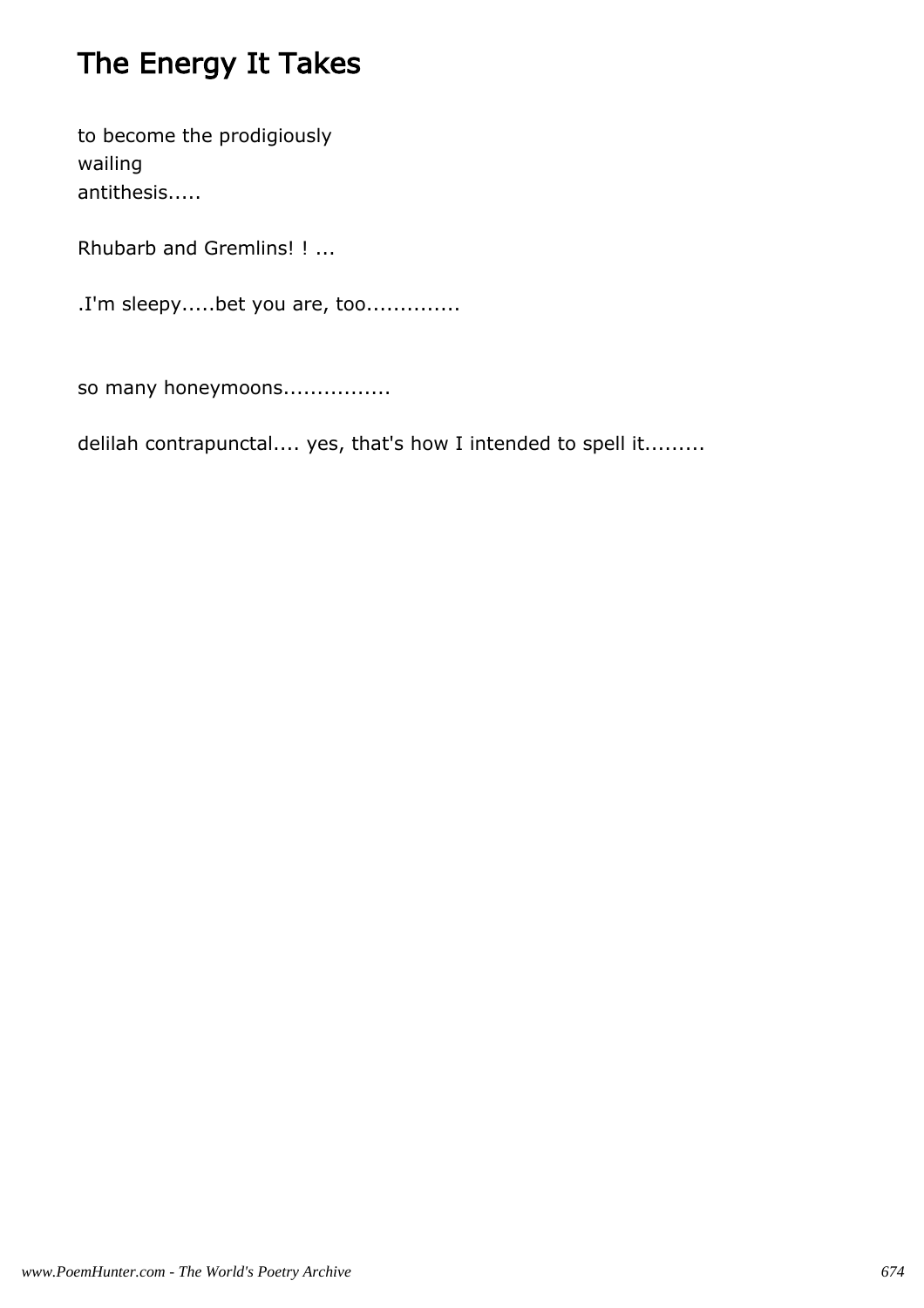# The Energy It Takes

to become the prodigiously
wailing
antithesis.....

Rhubarb and Gremlins! ! ...

.I'm sleepy.....bet you are, too..............

so many honeymoons................

delilah contrapunctal.... yes, that's how I intended to spell it.........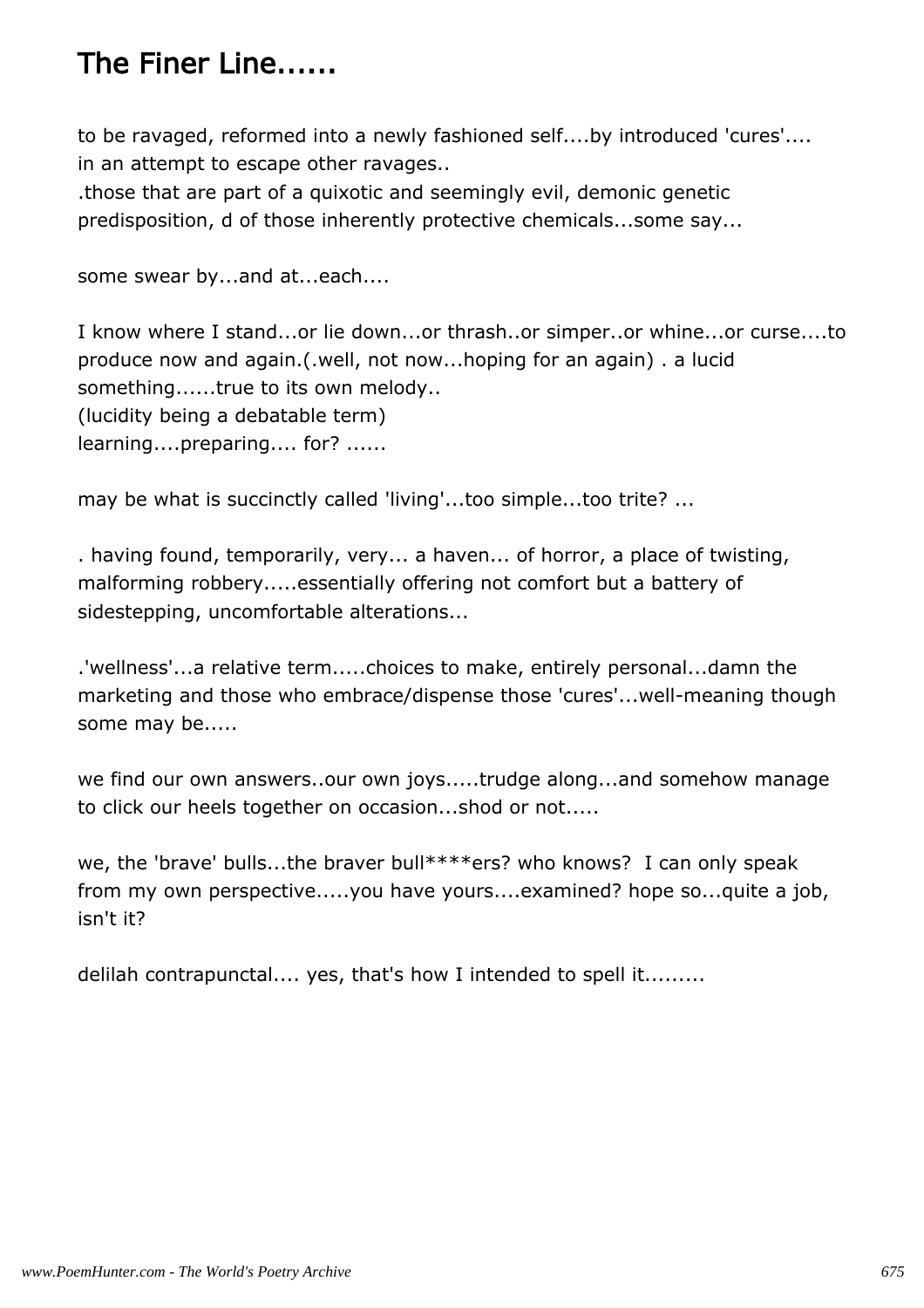# The Finer Line......

to be ravaged, reformed into a newly fashioned self....by introduced 'cures'....
in an attempt to escape other ravages..
.those that are part of a quixotic and seemingly evil, demonic genetic predisposition, d of those inherently protective chemicals...some say...

some swear by...and at...each....

I know where I stand...or lie down...or thrash..or simper..or whine...or curse....to produce now and again.(.well, not now...hoping for an again) . a lucid something......true to its own melody..
(lucidity being a debatable term)
learning....preparing.... for? ......

may be what is succinctly called 'living'...too simple...too trite? ...

. having found, temporarily, very... a haven... of horror, a place of twisting, malforming robbery.....essentially offering not comfort but a battery of sidestepping, uncomfortable alterations...

.'wellness'...a relative term.....choices to make, entirely personal...damn the marketing and those who embrace/dispense those 'cures'...well-meaning though some may be.....

we find our own answers..our own joys.....trudge along...and somehow manage to click our heels together on occasion...shod or not.....

we, the 'brave' bulls...the braver bull****ers? who knows? I can only speak from my own perspective.....you have yours....examined? hope so...quite a job, isn't it?

delilah contrapunctal.... yes, that's how I intended to spell it.........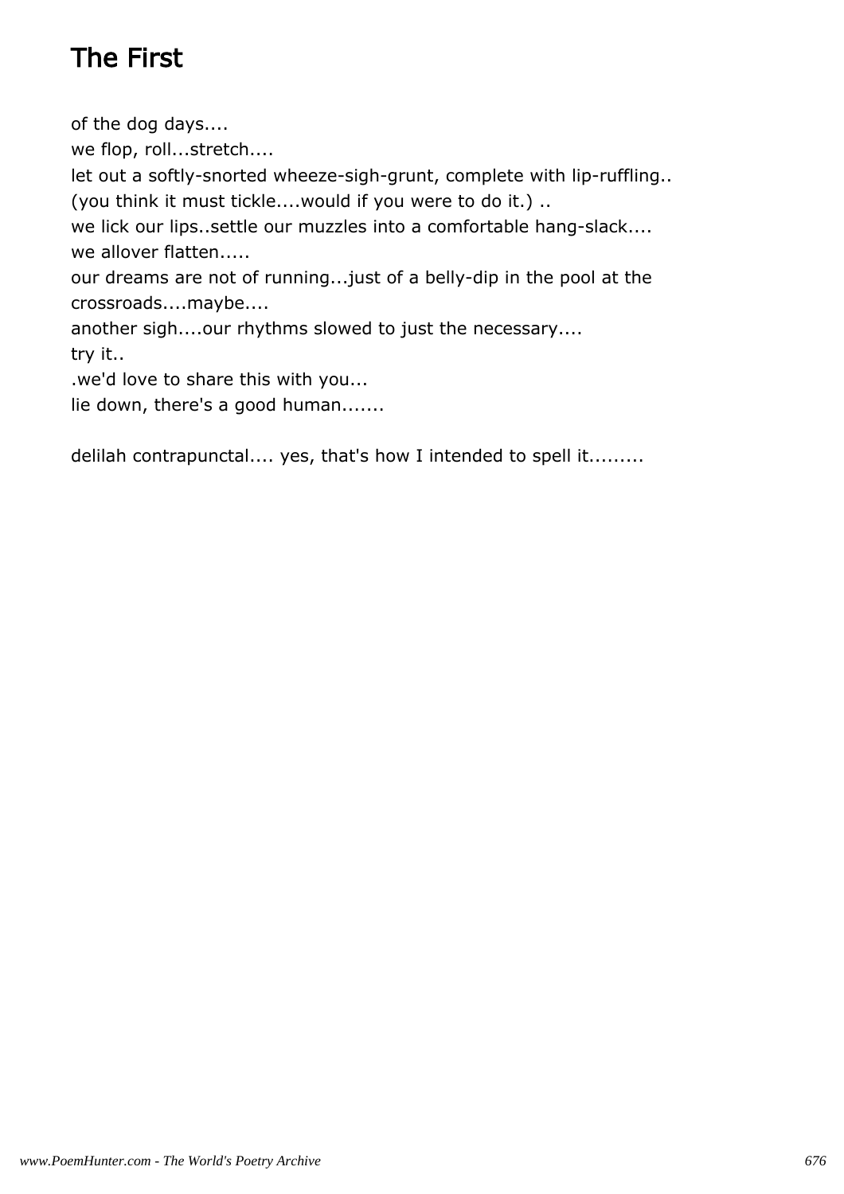# The First

of the dog days....
we flop, roll...stretch....
let out a softly-snorted wheeze-sigh-grunt, complete with lip-ruffling..
(you think it must tickle....would if you were to do it.) ..
we lick our lips..settle our muzzles into a comfortable hang-slack....
we allover flatten.....
our dreams are not of running...just of a belly-dip in the pool at the crossroads....maybe....
another sigh....our rhythms slowed to just the necessary....
try it..
.we'd love to share this with you...
lie down, there's a good human.......

delilah contrapunctal.... yes, that's how I intended to spell it.........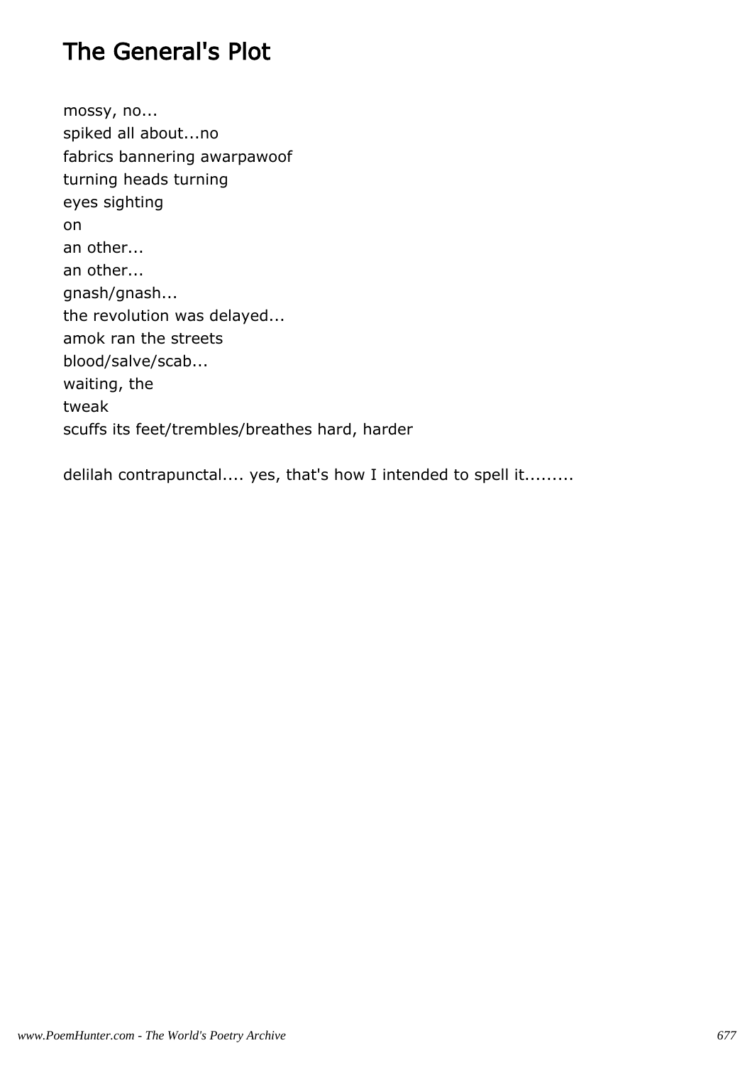# The General's Plot

mossy, no...
spiked all about...no
fabrics bannering awarpawoof
turning heads turning
eyes sighting
on
an other...
an other...
gnash/gnash...
the revolution was delayed...
amok ran the streets
blood/salve/scab...
waiting, the
tweak
scuffs its feet/trembles/breathes hard, harder

delilah contrapunctal.... yes, that's how I intended to spell it.........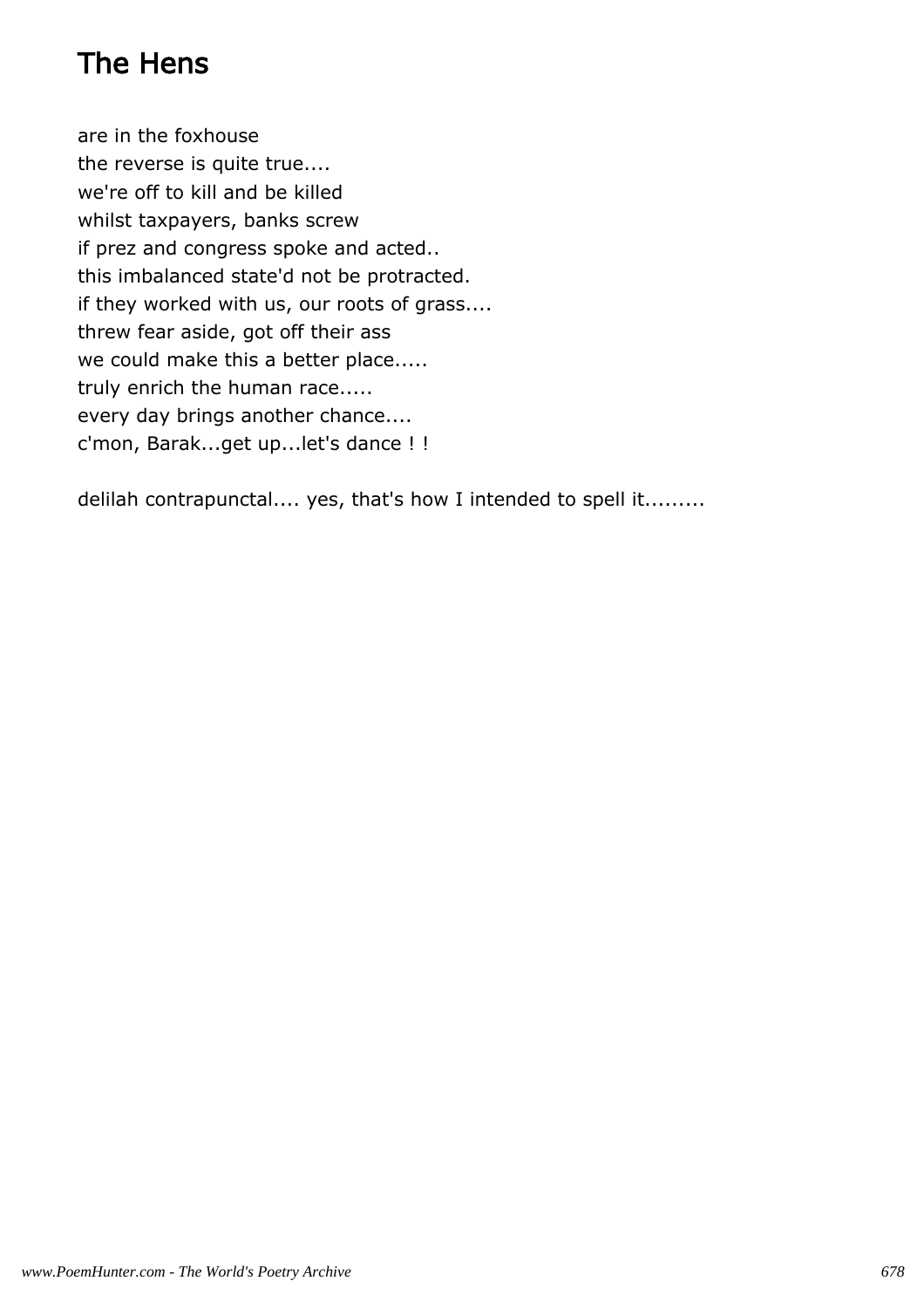# The Hens

are in the foxhouse  
the reverse is quite true....  
we're off to kill and be killed  
whilst taxpayers, banks screw  
if prez and congress spoke and acted..  
this imbalanced state'd not be protracted.  
if they worked with us, our roots of grass....  
threw fear aside, got off their ass  
we could make this a better place.....  
truly enrich the human race.....  
every day brings another chance....  
c'mon, Barak...get up...let's dance ! !

delilah contrapunctal.... yes, that's how I intended to spell it.........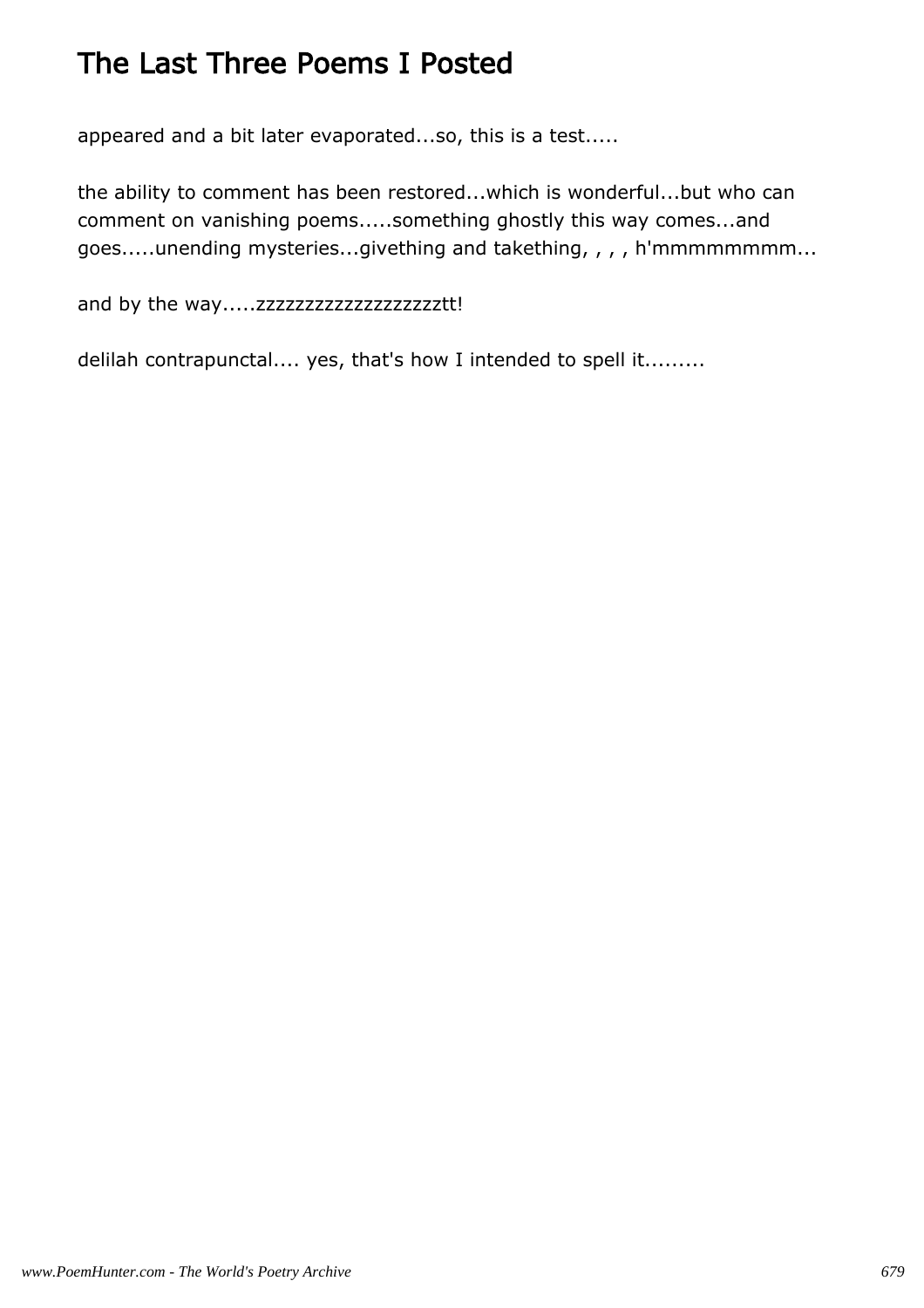# The Last Three Poems I Posted

appeared and a bit later evaporated...so, this is a test.....

the ability to comment has been restored...which is wonderful...but who can comment on vanishing poems.....something ghostly this way comes...and goes.....unending mysteries...givething and takething, , , , h'mmmmmmmm...

and by the way.....zzzzzzzzzzzzzzzzzzzztt!

delilah contrapunctal.... yes, that's how I intended to spell it.........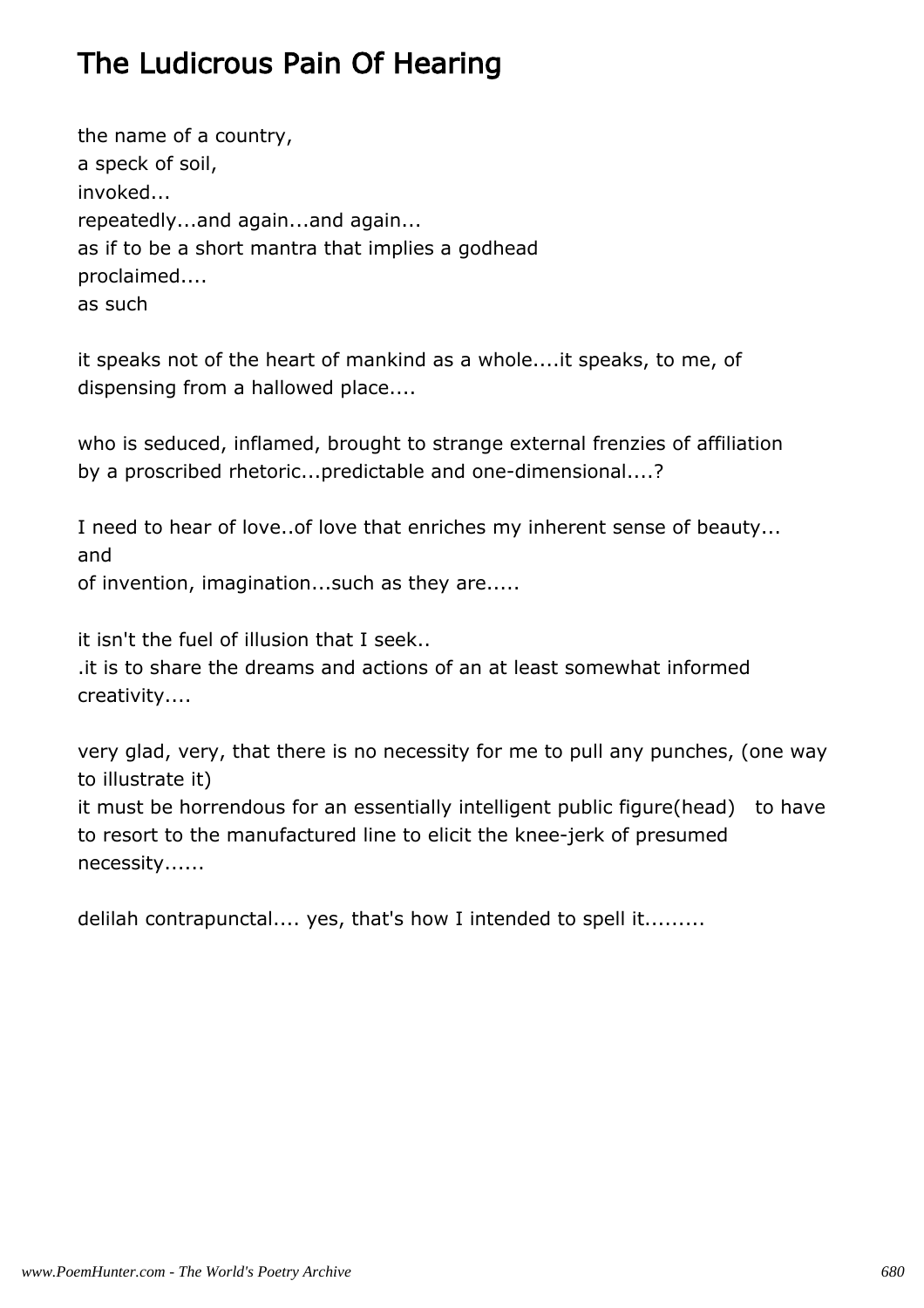# The Ludicrous Pain Of Hearing

the name of a country,
a speck of soil,
invoked...
repeatedly...and again...and again...
as if to be a short mantra that implies a godhead
proclaimed....
as such

it speaks not of the heart of mankind as a whole....it speaks, to me, of dispensing from a hallowed place....

who is seduced, inflamed, brought to strange external frenzies of affiliation by a proscribed rhetoric...predictable and one-dimensional....?

I need to hear of love..of love that enriches my inherent sense of beauty...
and
of invention, imagination...such as they are.....

it isn't the fuel of illusion that I seek..
.it is to share the dreams and actions of an at least somewhat informed creativity....

very glad, very, that there is no necessity for me to pull any punches, (one way to illustrate it)
it must be horrendous for an essentially intelligent public figure(head) to have to resort to the manufactured line to elicit the knee-jerk of presumed necessity......

delilah contrapunctal.... yes, that's how I intended to spell it.........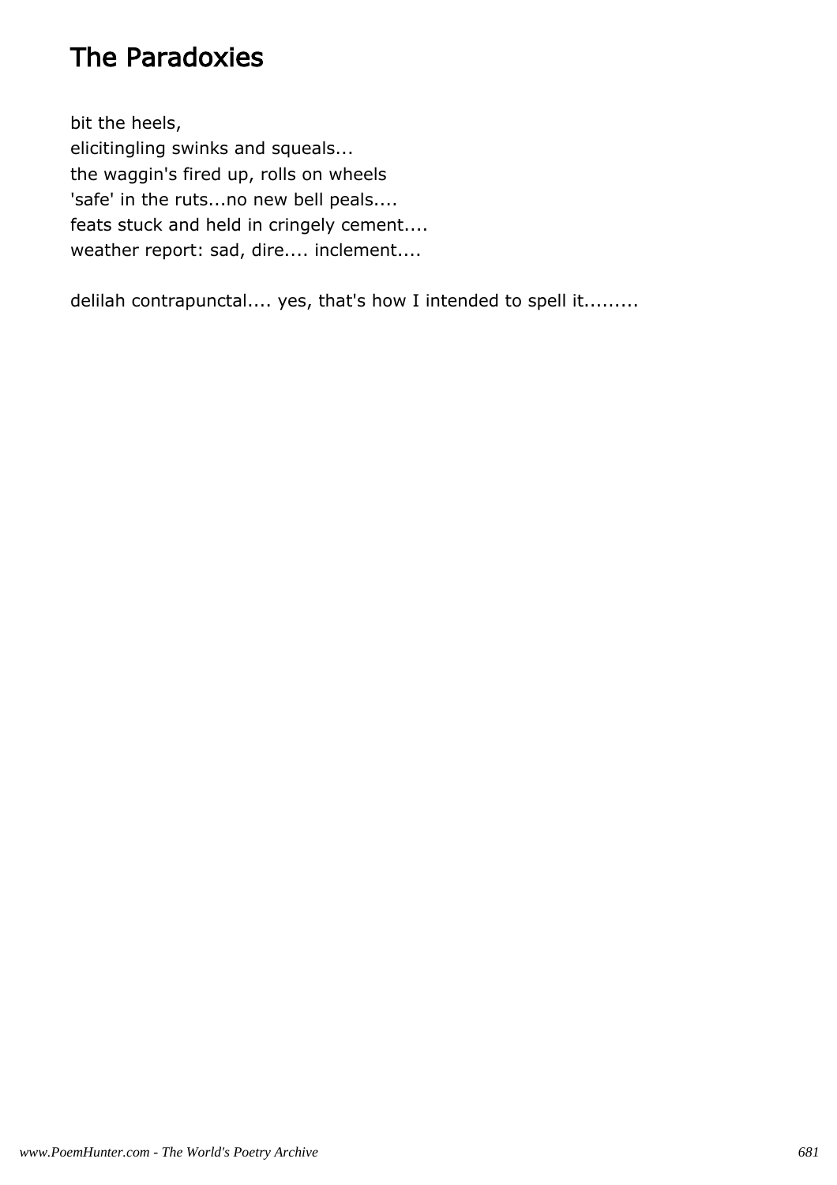# The Paradoxies

bit the heels,  
elicitingling swinks and squeals...  
the waggin's fired up, rolls on wheels  
'safe' in the ruts...no new bell peals....  
feats stuck and held in cringely cement....  
weather report: sad, dire.... inclement....

delilah contrapunctal.... yes, that's how I intended to spell it.........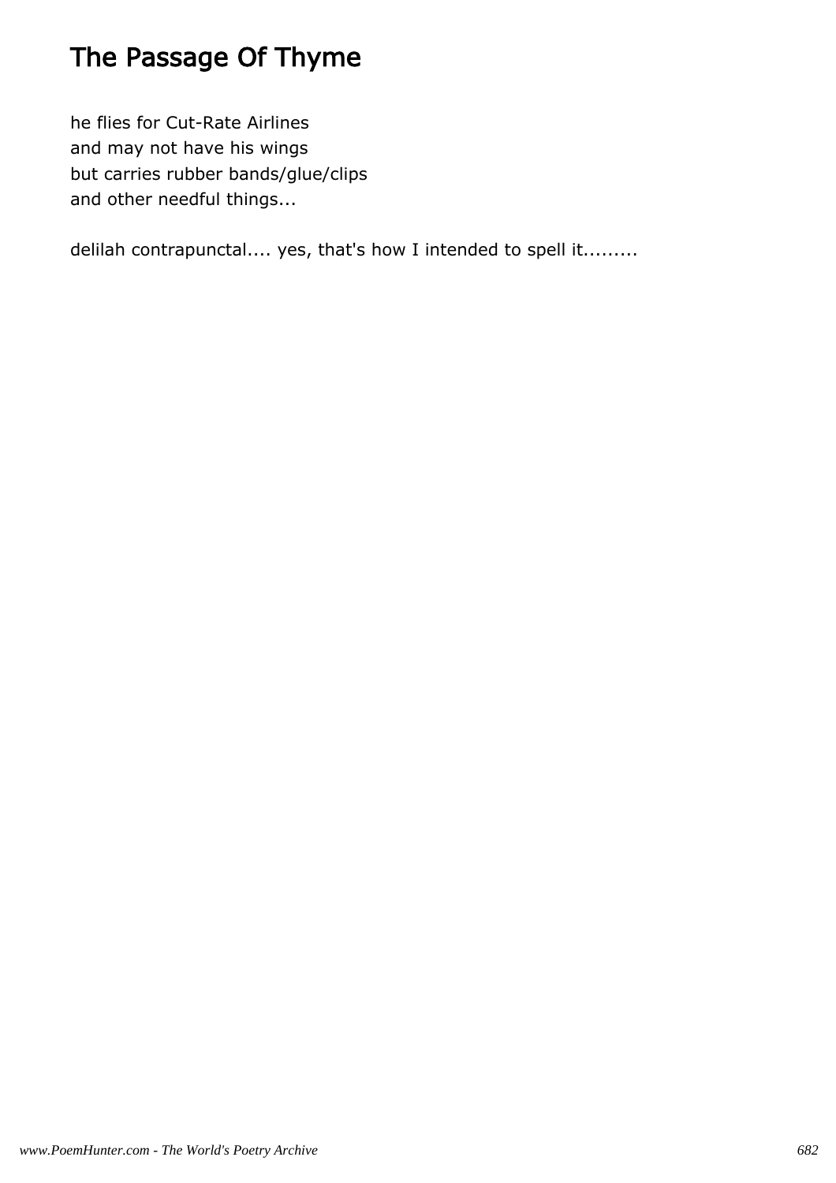# The Passage Of Thyme

he flies for Cut-Rate Airlines
and may not have his wings
but carries rubber bands/glue/clips
and other needful things...

delilah contrapunctal.... yes, that's how I intended to spell it.........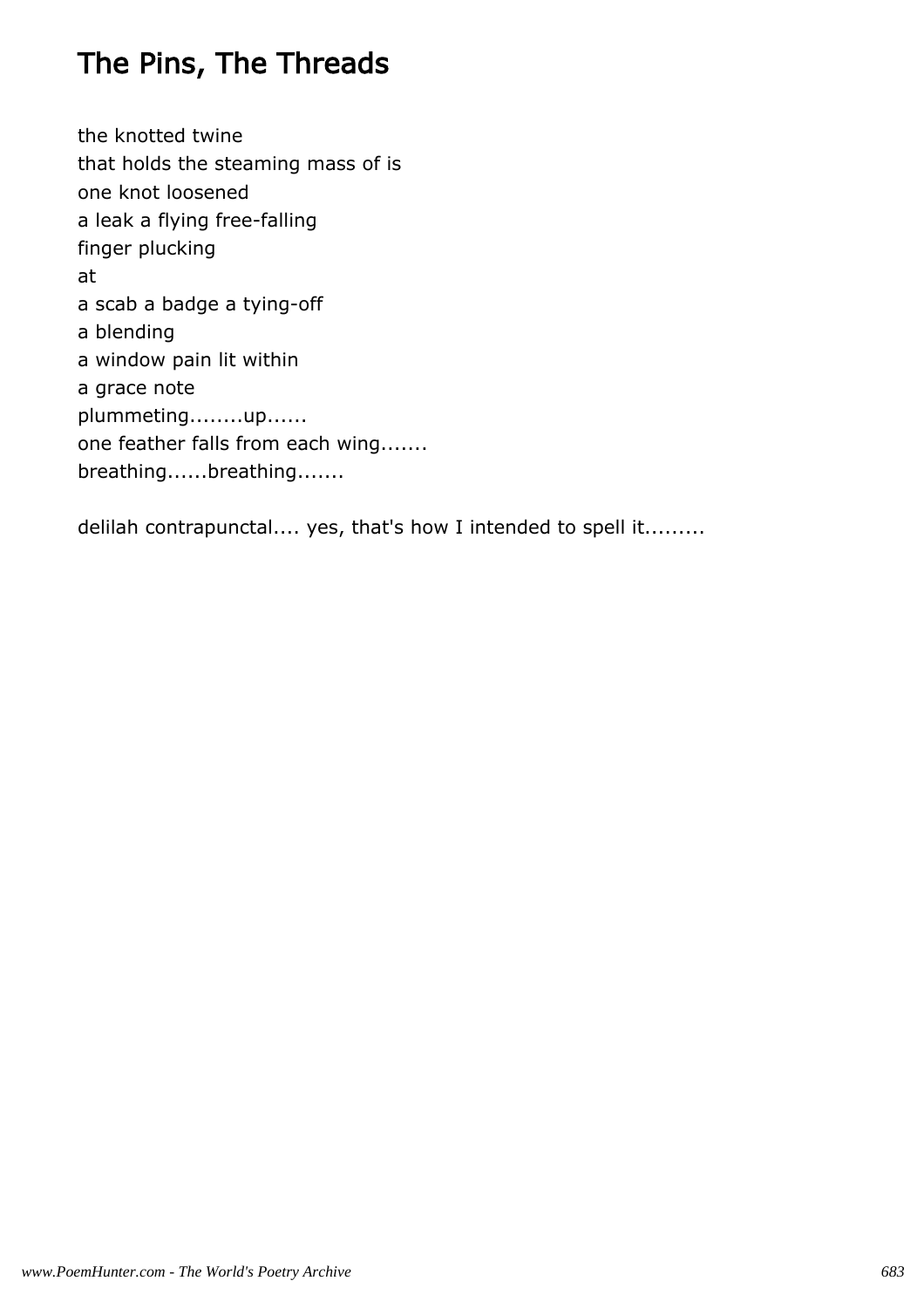# The Pins, The Threads

the knotted twine
that holds the steaming mass of is
one knot loosened
a leak a flying free-falling
finger plucking
at
a scab a badge a tying-off
a blending
a window pain lit within
a grace note
plummeting........up......
one feather falls from each wing.......
breathing......breathing.......

delilah contrapunctal.... yes, that's how I intended to spell it.........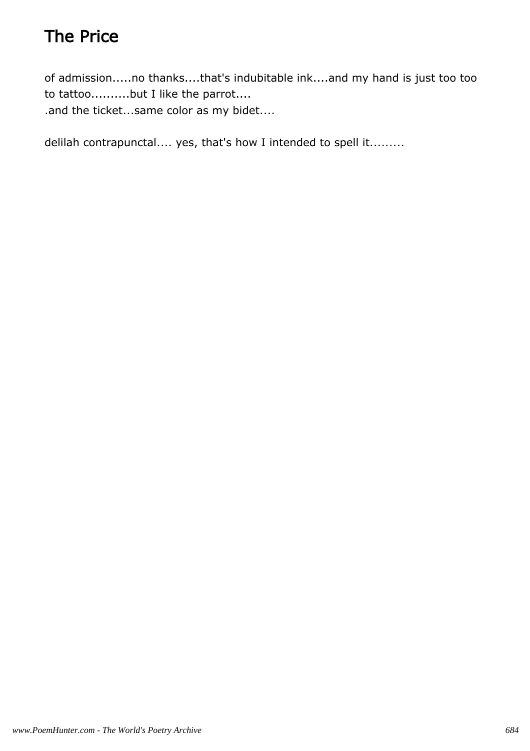# The Price

of admission.....no thanks....that's indubitable ink....and my hand is just too too to tattoo..........but I like the parrot....
.and the ticket...same color as my bidet....

delilah contrapunctal.... yes, that's how I intended to spell it.........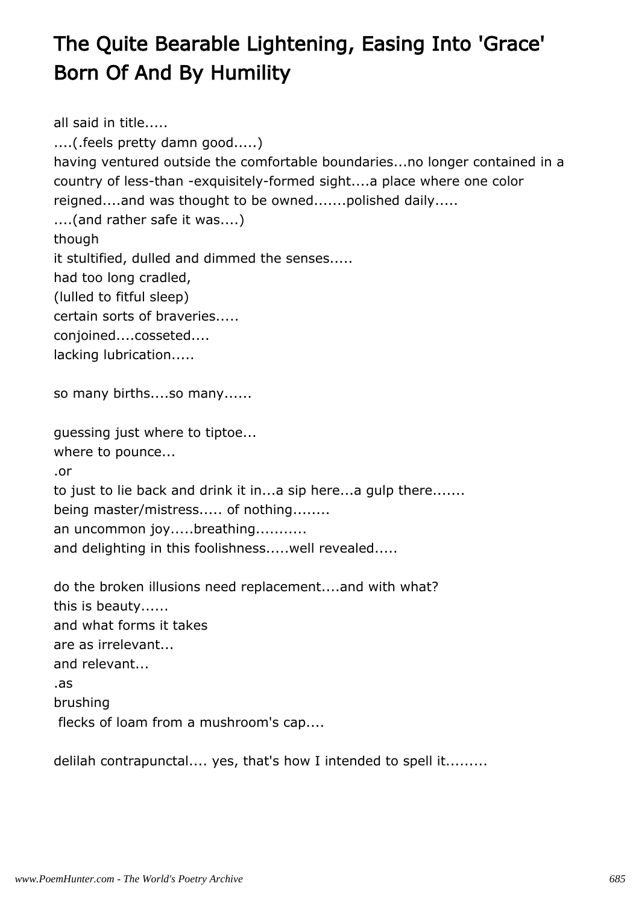# The Quite Bearable Lightening, Easing Into 'Grace' Born Of And By Humility

all said in title.....  
....(.feels pretty damn good.....)  
having ventured outside the comfortable boundaries...no longer contained in a country of less-than -exquisitely-formed sight....a place where one color reigned....and was thought to be owned.......polished daily.....  
....(and rather safe it was....)  
though  
it stultified, dulled and dimmed the senses.....  
had too long cradled,  
(lulled to fitful sleep)  
certain sorts of braveries.....  
conjoined....cosseted....  
lacking lubrication.....

so many births....so many......

guessing just where to tiptoe...  
where to pounce...  
.or  
to just to lie back and drink it in...a sip here...a gulp there.......  
being master/mistress..... of nothing........  
an uncommon joy.....breathing...........  
and delighting in this foolishness.....well revealed.....

do the broken illusions need replacement....and with what?  
this is beauty......  
and what forms it takes  
are as irrelevant...  
and relevant...  
.as  
brushing  
flecks of loam from a mushroom's cap....

delilah contrapunctal.... yes, that's how I intended to spell it.........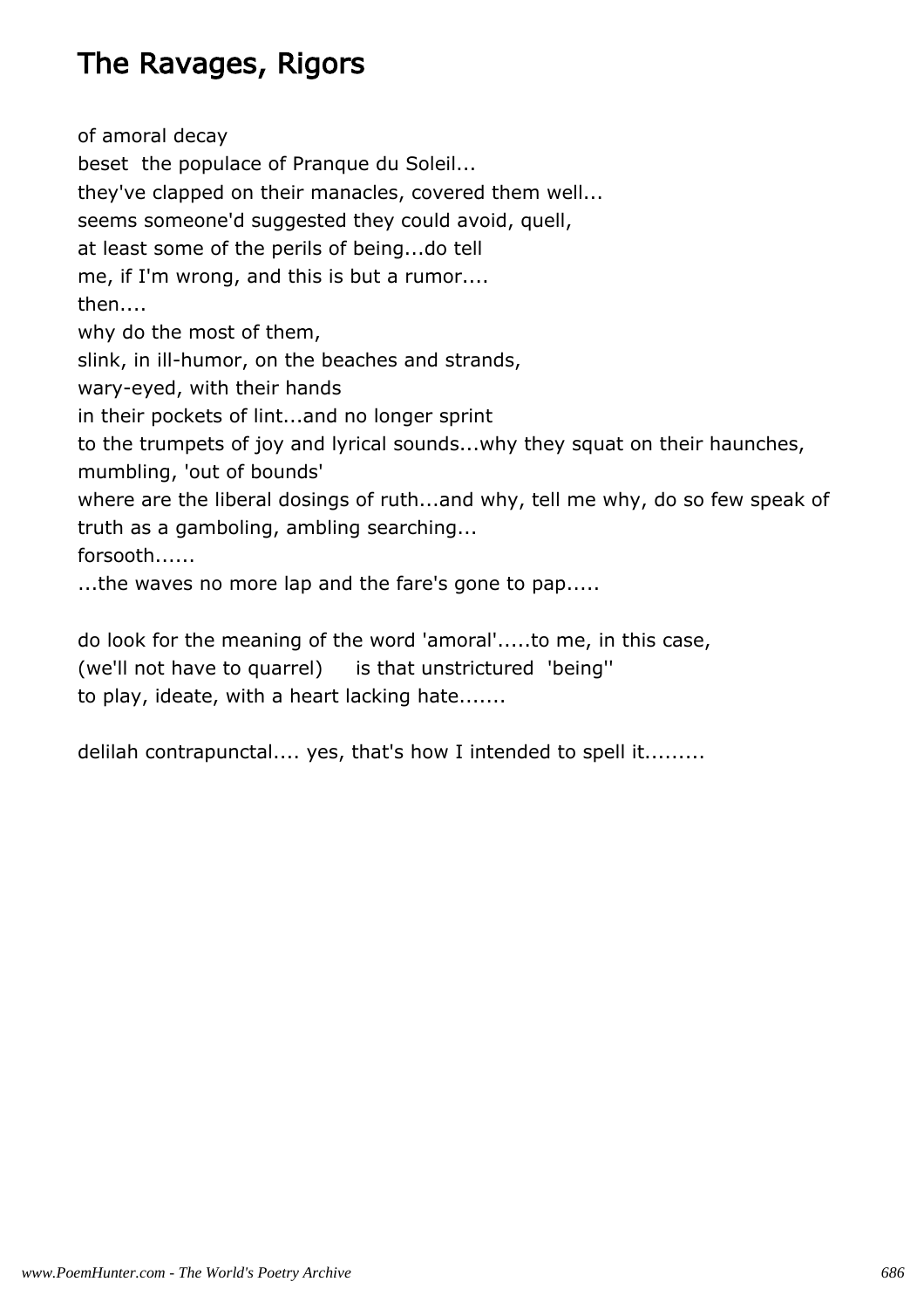# The Ravages, Rigors

of amoral decay
beset the populace of Pranque du Soleil...
they've clapped on their manacles, covered them well...
seems someone'd suggested they could avoid, quell,
at least some of the perils of being...do tell
me, if I'm wrong, and this is but a rumor....
then....
why do the most of them,
slink, in ill-humor, on the beaches and strands,
wary-eyed, with their hands
in their pockets of lint...and no longer sprint
to the trumpets of joy and lyrical sounds...why they squat on their haunches, mumbling, 'out of bounds'
where are the liberal dosings of ruth...and why, tell me why, do so few speak of truth as a gamboling, ambling searching...
forsooth......
...the waves no more lap and the fare's gone to pap.....

do look for the meaning of the word 'amoral'.....to me, in this case,
(we'll not have to quarrel) is that unstrictured 'being''
to play, ideate, with a heart lacking hate.......

delilah contrapunctal.... yes, that's how I intended to spell it.........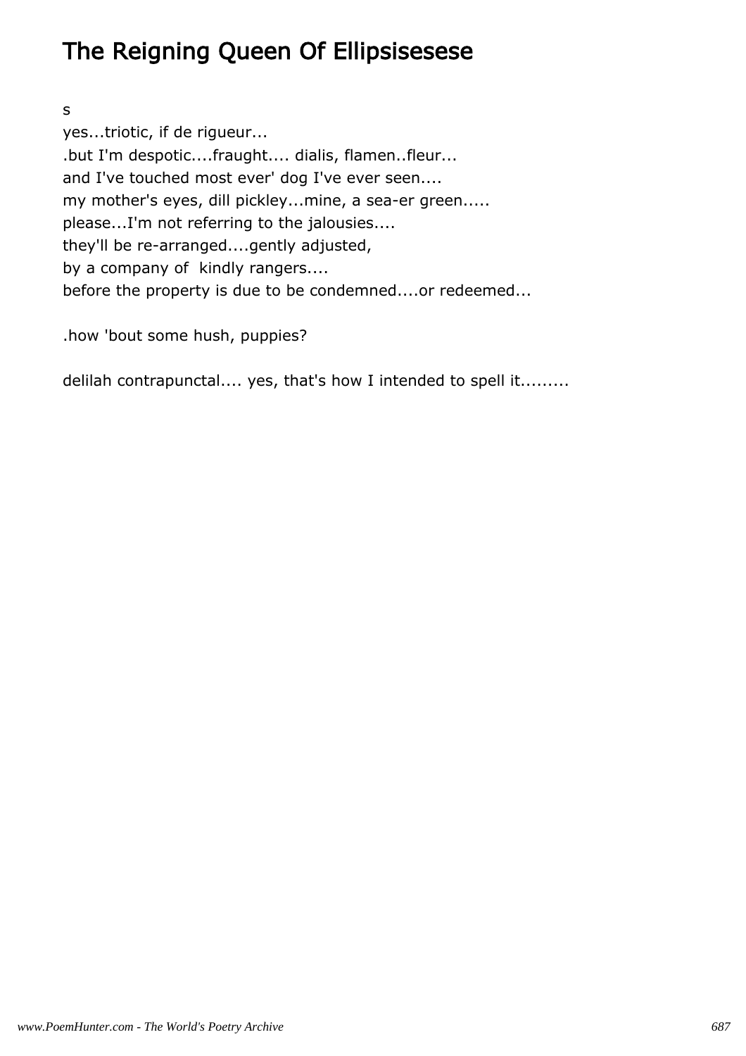# The Reigning Queen Of Ellipsisesese

s
yes...triotic, if de rigueur...
.but I'm despotic....fraught.... dialis, flamen..fleur...
and I've touched most ever' dog I've ever seen....
my mother's eyes, dill pickley...mine, a sea-er green.....
please...I'm not referring to the jalousies....
they'll be re-arranged....gently adjusted,
by a company of  kindly rangers....
before the property is due to be condemned....or redeemed...

.how 'bout some hush, puppies?

delilah contrapunctal.... yes, that's how I intended to spell it.........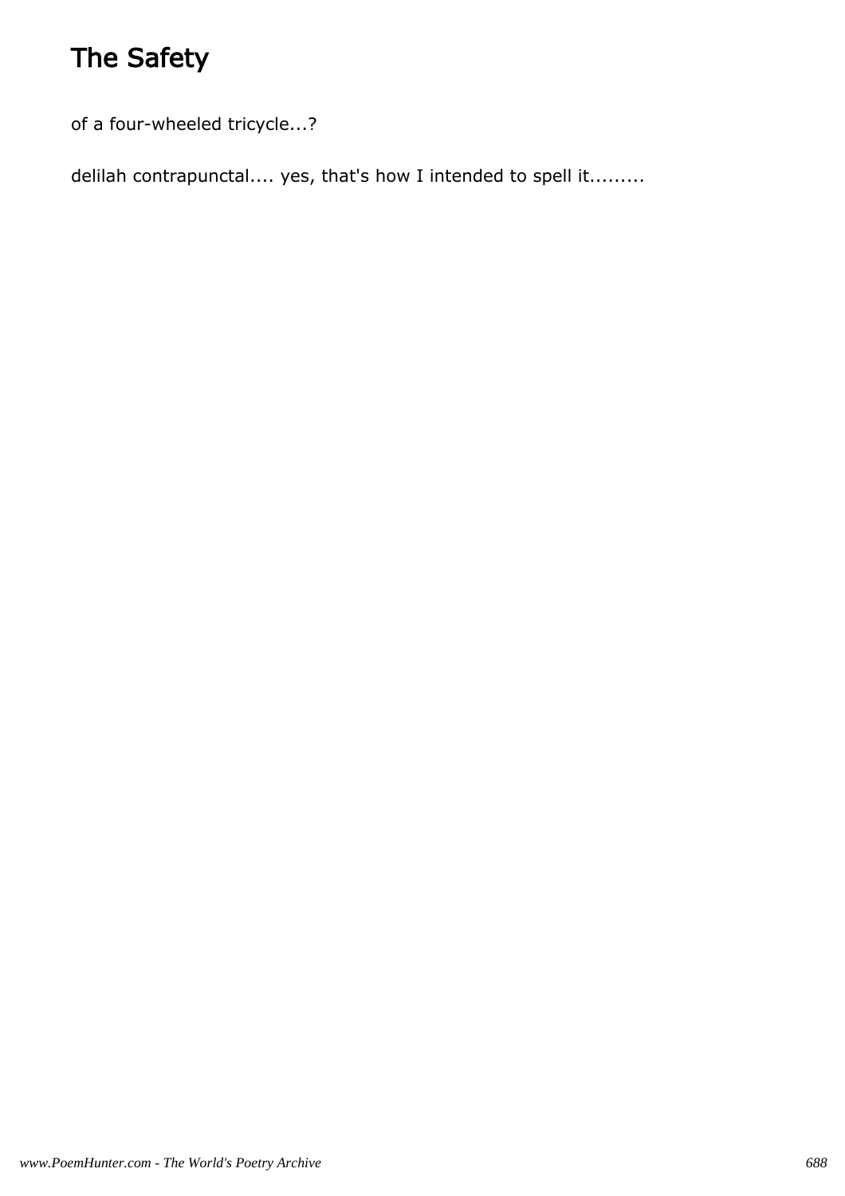# The Safety

of a four-wheeled tricycle...?

delilah contrapunctal.... yes, that's how I intended to spell it.........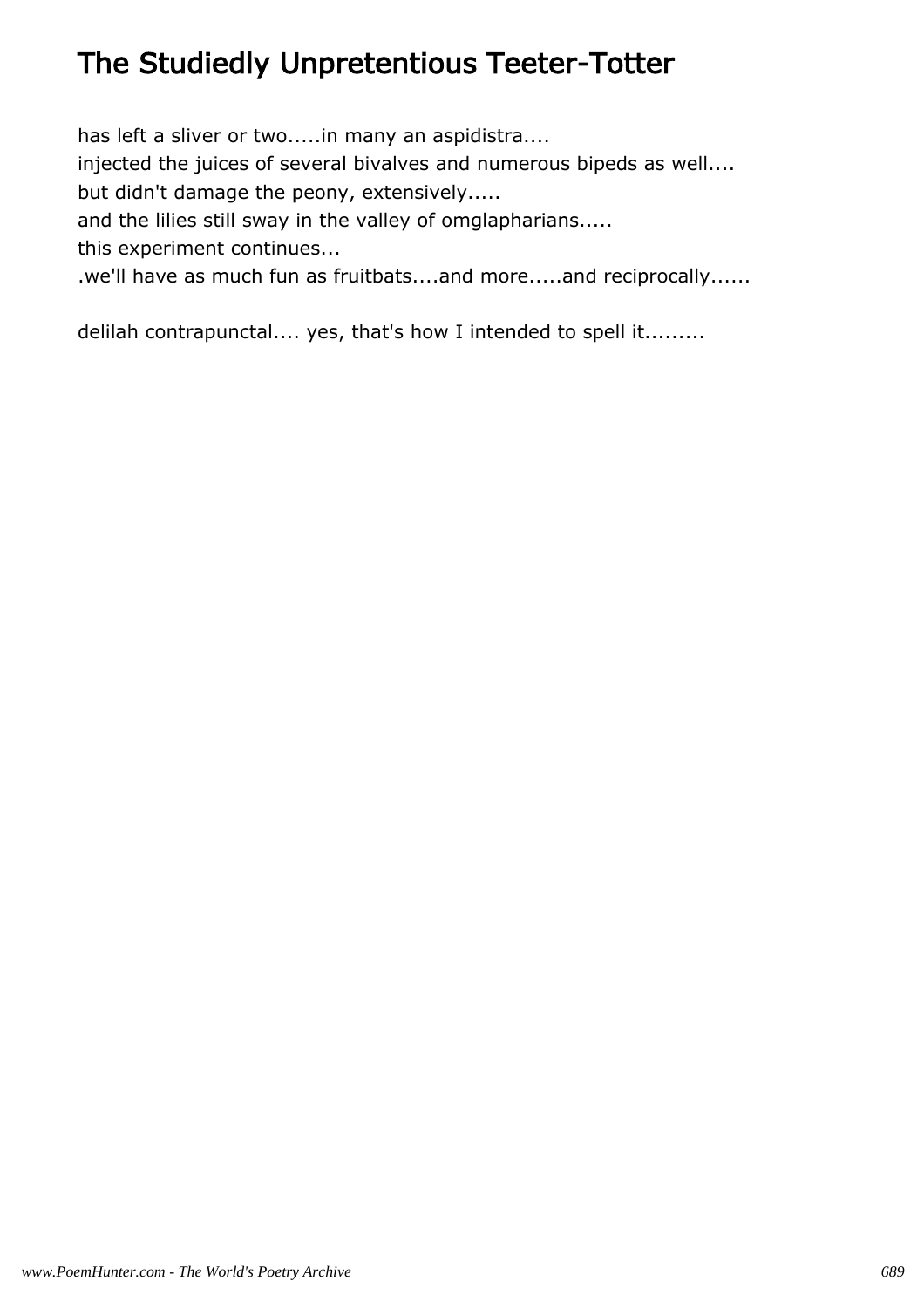# The Studiedly Unpretentious Teeter-Totter

has left a sliver or two.....in many an aspidistra....
injected the juices of several bivalves and numerous bipeds as well....
but didn't damage the peony, extensively.....
and the lilies still sway in the valley of omglapharians.....
this experiment continues...
.we'll have as much fun as fruitbats....and more.....and reciprocally......

delilah contrapunctal.... yes, that's how I intended to spell it.........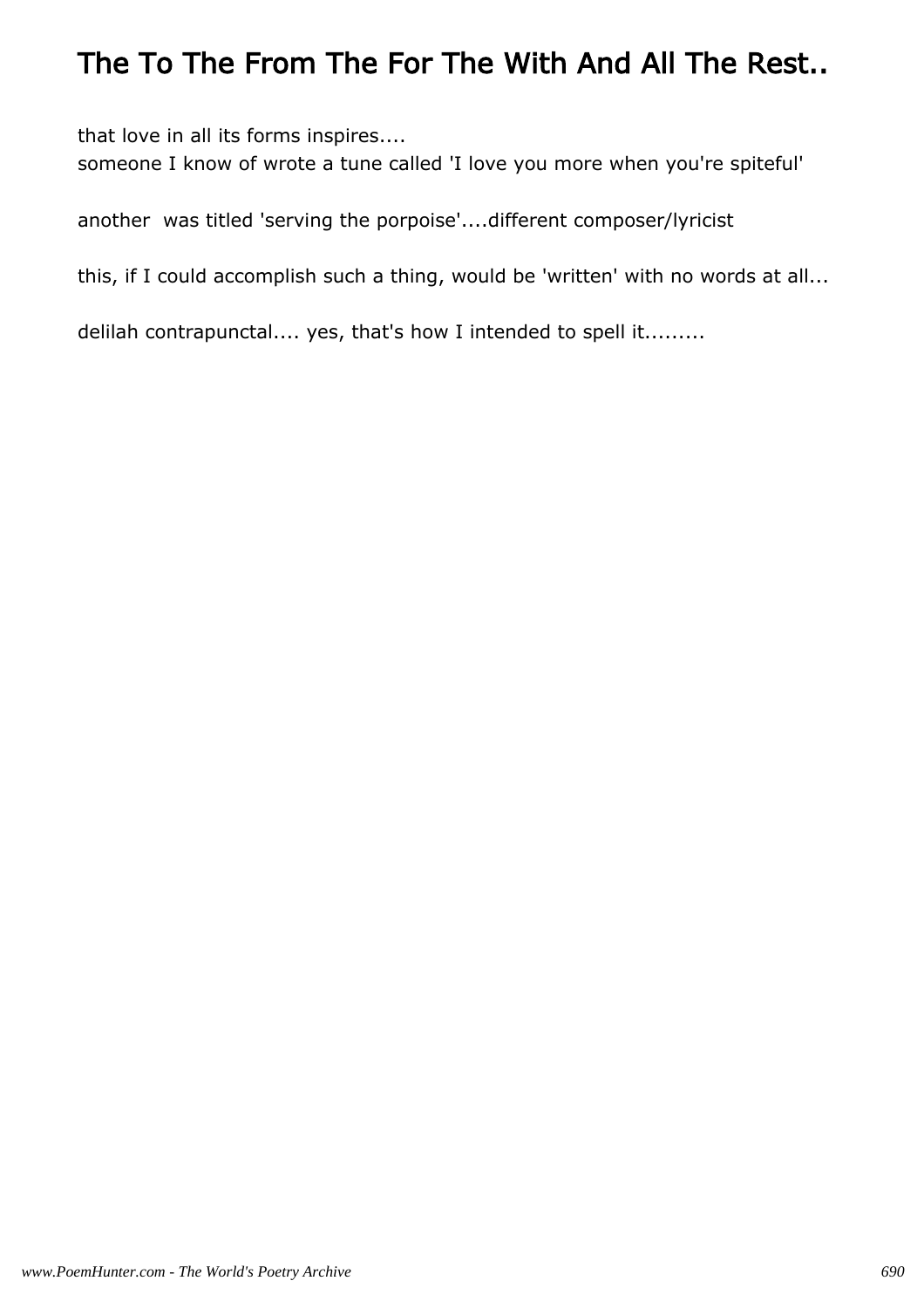# The To The From The For The With And All The Rest..

that love in all its forms inspires....
someone I know of wrote a tune called 'I love you more when you're spiteful'

another  was titled 'serving the porpoise'....different composer/lyricist

this, if I could accomplish such a thing, would be 'written' with no words at all...

delilah contrapunctal.... yes, that's how I intended to spell it.........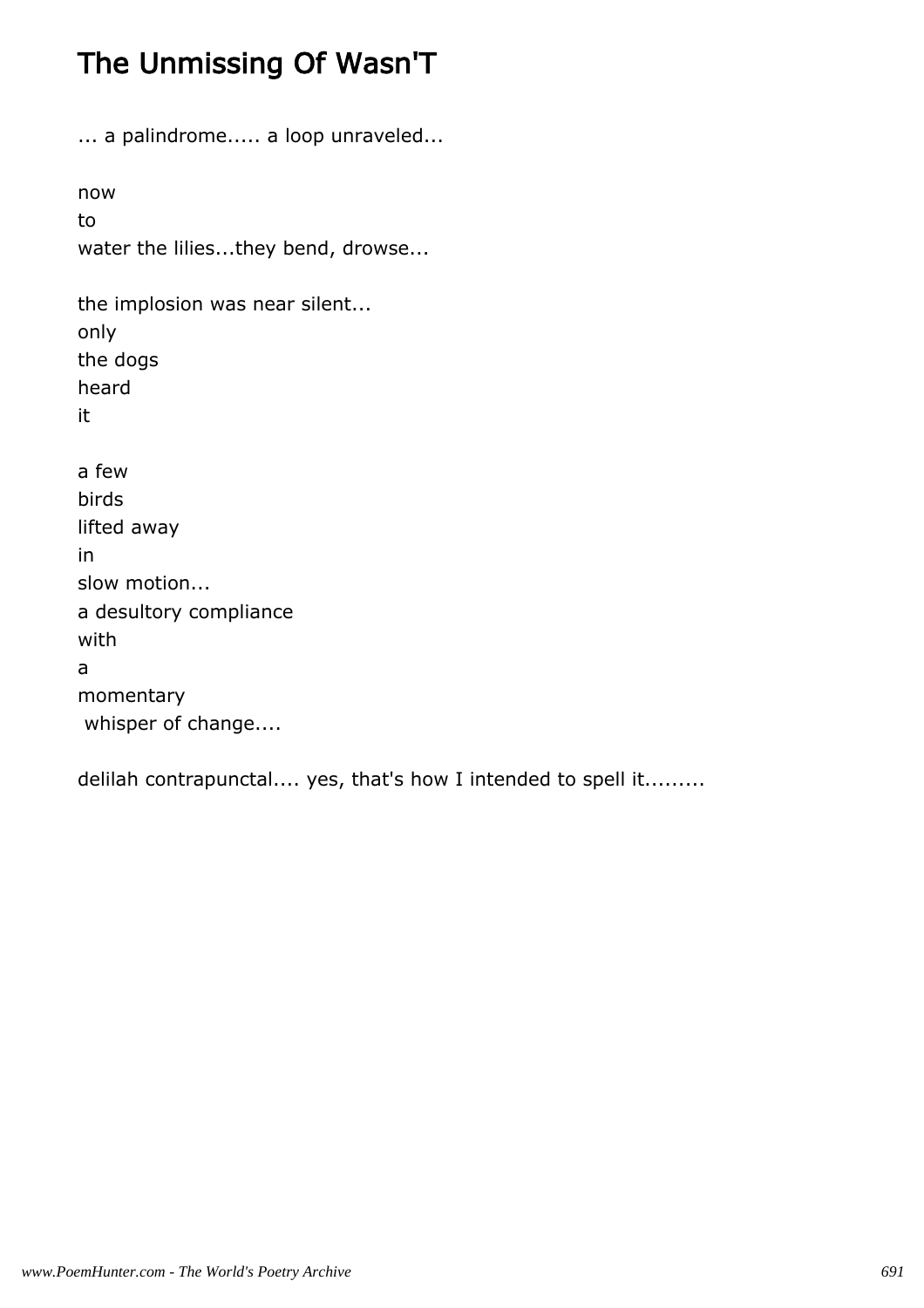# The Unmissing Of Wasn'T

... a palindrome..... a loop unraveled...

now  
to  
water the lilies...they bend, drowse...

the implosion was near silent...  
only  
the dogs  
heard  
it

a few  
birds  
lifted away  
in  
slow motion...  
a desultory compliance  
with  
a  
momentary  
whisper of change....

delilah contrapunctal.... yes, that's how I intended to spell it.........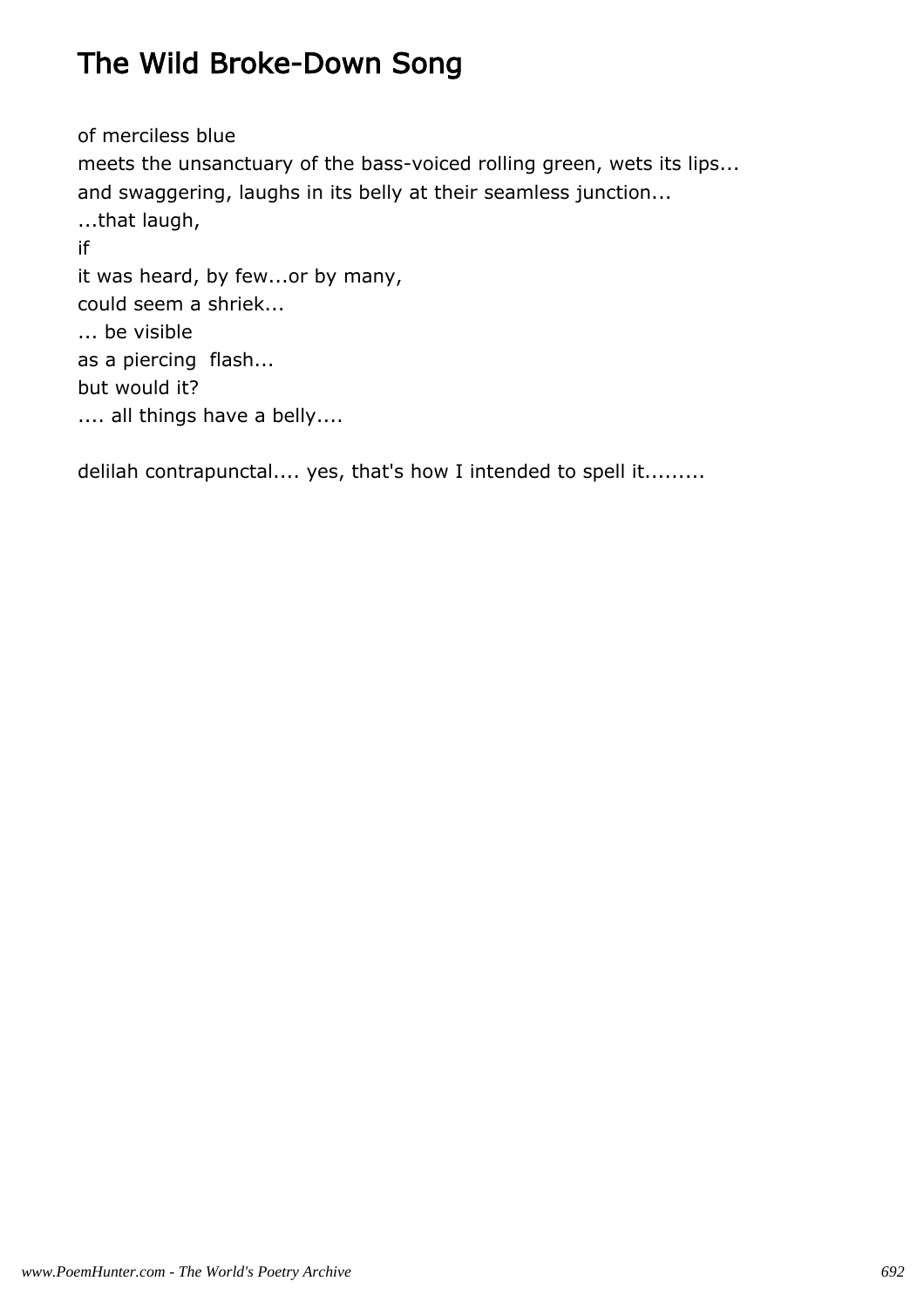# The Wild Broke-Down Song

of merciless blue
meets the unsanctuary of the bass-voiced rolling green, wets its lips...
and swaggering, laughs in its belly at their seamless junction...
...that laugh,
if
it was heard, by few...or by many,
could seem a shriek...
... be visible
as a piercing flash...
but would it?
.... all things have a belly....

delilah contrapunctal.... yes, that's how I intended to spell it.........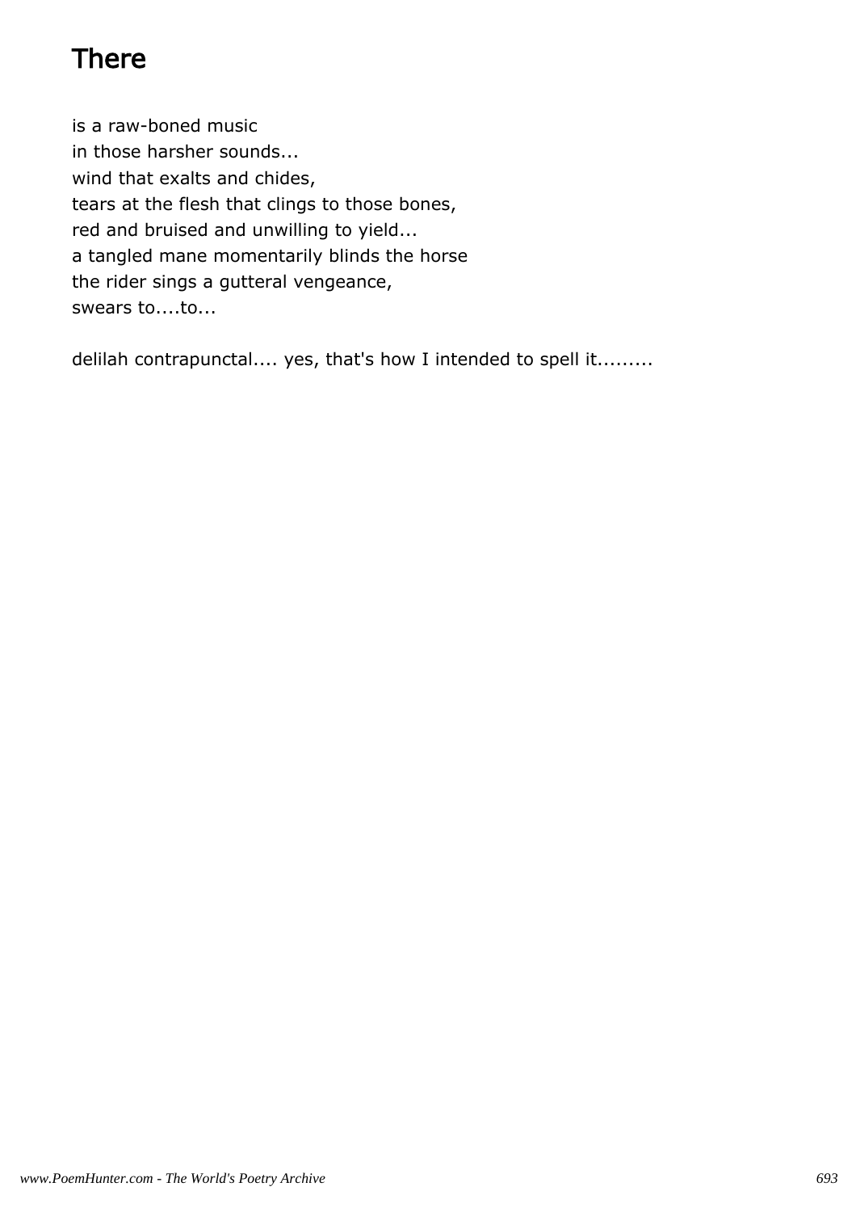# There

is a raw-boned music
in those harsher sounds...
wind that exalts and chides,
tears at the flesh that clings to those bones,
red and bruised and unwilling to yield...
a tangled mane momentarily blinds the horse
the rider sings a gutteral vengeance,
swears to....to...

delilah contrapunctal.... yes, that's how I intended to spell it.........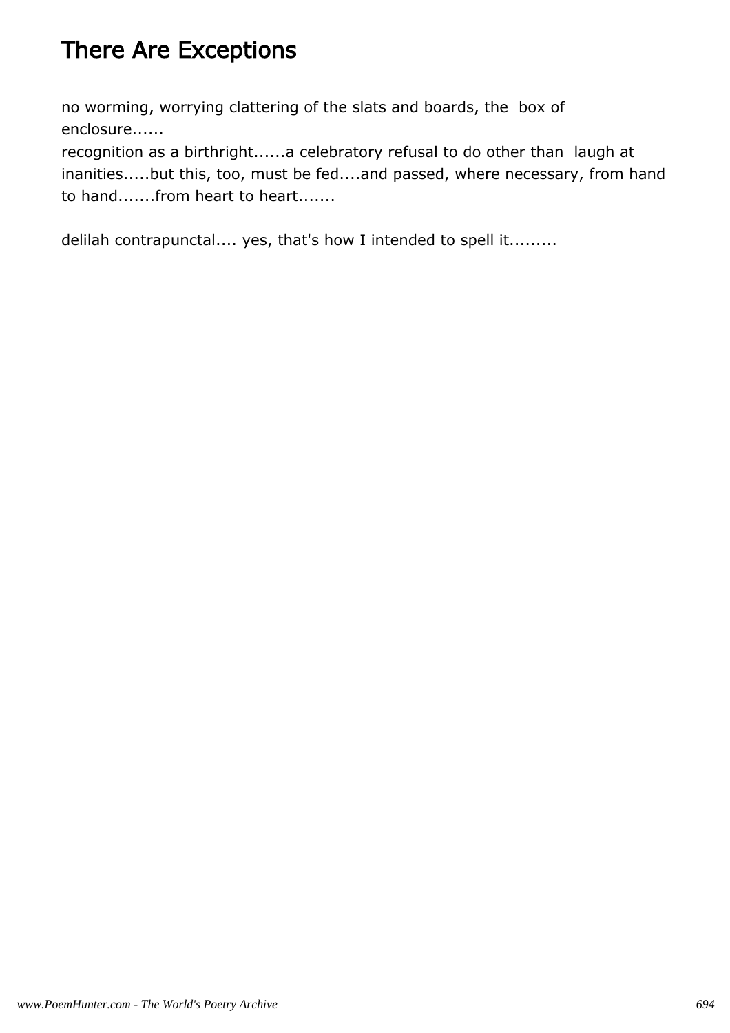# There Are Exceptions

no worming, worrying clattering of the slats and boards, the box of enclosure......
recognition as a birthright......a celebratory refusal to do other than laugh at inanities.....but this, too, must be fed....and passed, where necessary, from hand to hand.......from heart to heart.......

delilah contrapunctal.... yes, that's how I intended to spell it.........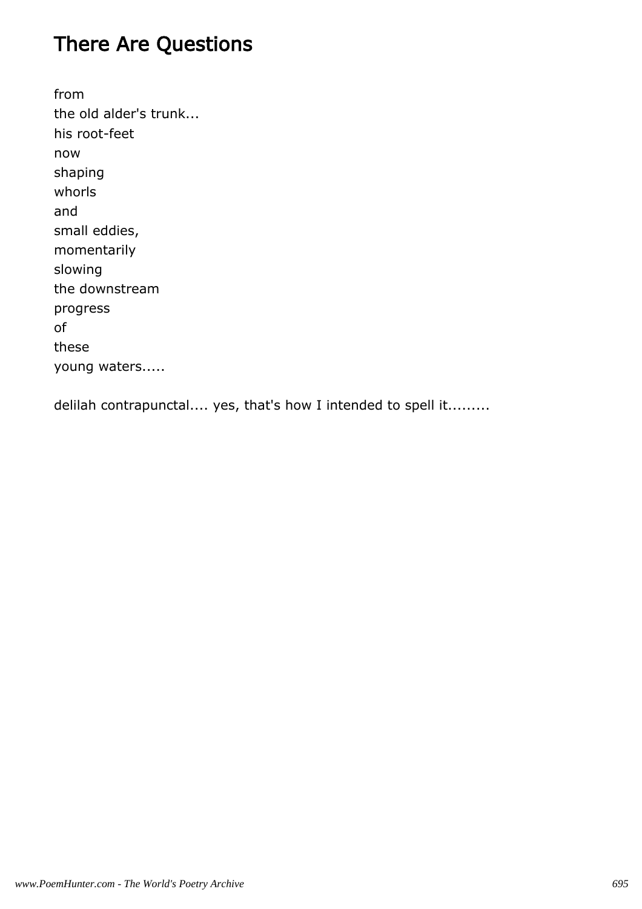# There Are Questions

from  
the old alder's trunk...  
his root-feet  
now  
shaping  
whorls  
and  
small eddies,  
momentarily  
slowing  
the downstream  
progress  
of  
these  
young waters.....

delilah contrapunctal.... yes, that's how I intended to spell it.........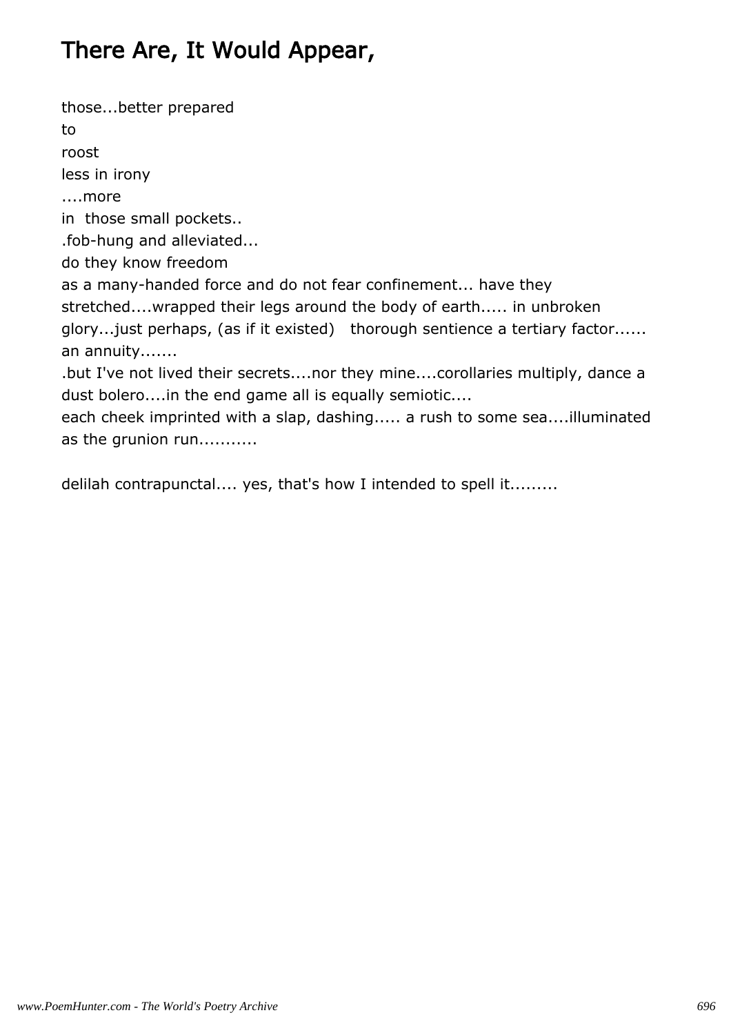# There Are, It Would Appear,

those...better prepared
to
roost
less in irony
....more
in  those small pockets..
.fob-hung and alleviated...
do they know freedom
as a many-handed force and do not fear confinement... have they
stretched....wrapped their legs around the body of earth..... in unbroken
glory...just perhaps, (as if it existed)   thorough sentience a tertiary factor......
an annuity.......
.but I've not lived their secrets....nor they mine....corollaries multiply, dance a
dust bolero....in the end game all is equally semiotic....
each cheek imprinted with a slap, dashing..... a rush to some sea....illuminated
as the grunion run...........

delilah contrapunctal.... yes, that's how I intended to spell it.........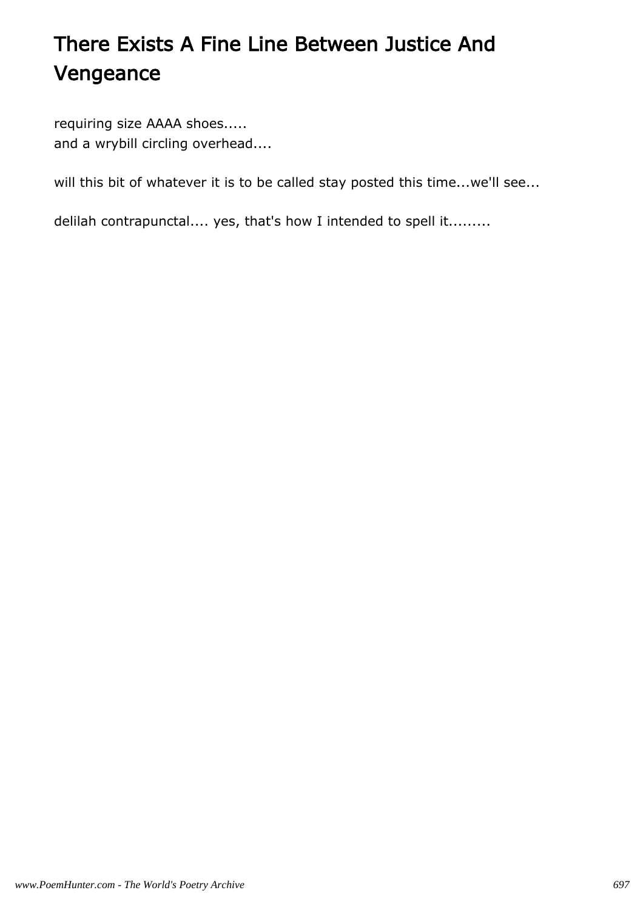# There Exists A Fine Line Between Justice And Vengeance

requiring size AAAA shoes.....
and a wrybill circling overhead....

will this bit of whatever it is to be called stay posted this time...we'll see...

delilah contrapunctal.... yes, that's how I intended to spell it.........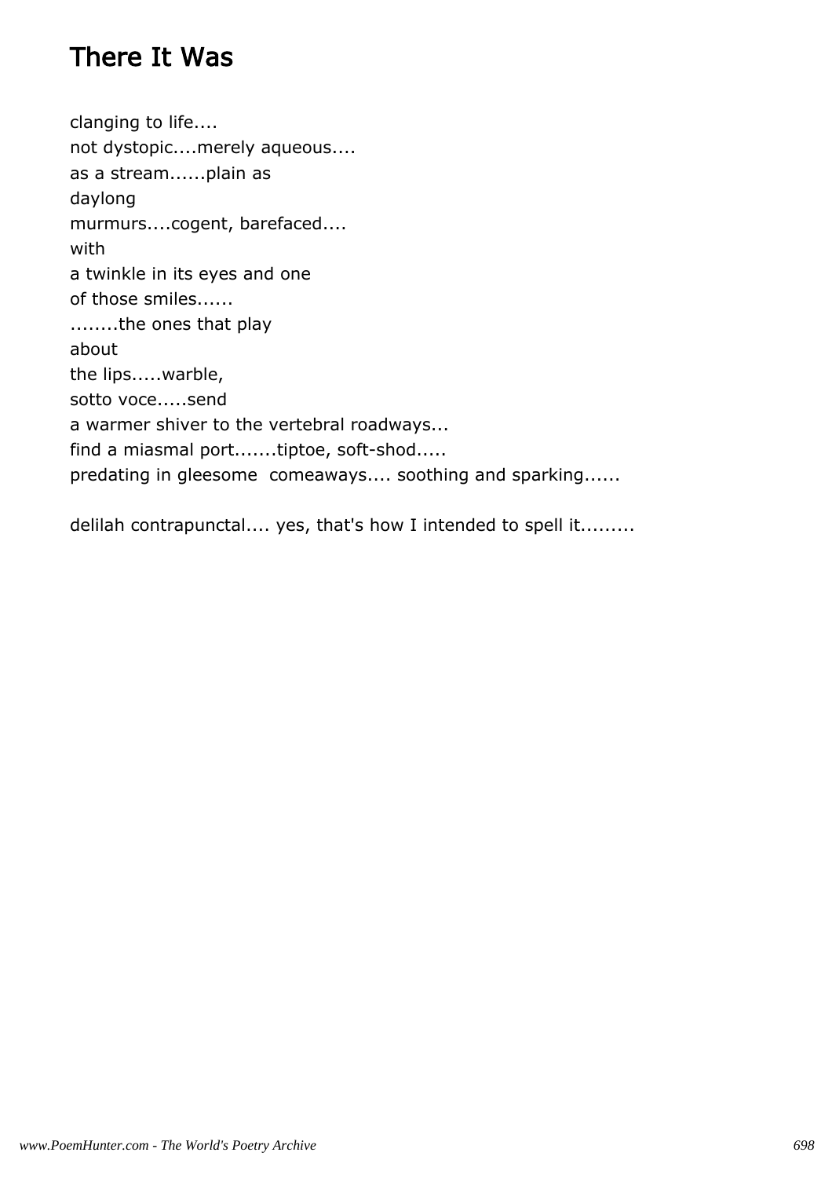# There It Was

clanging to life....  
not dystopic....merely aqueous....  
as a stream......plain as  
daylong  
murmurs....cogent, barefaced....  
with  
a twinkle in its eyes and one  
of those smiles......  
........the ones that play  
about  
the lips.....warble,  
sotto voce.....send  
a warmer shiver to the vertebral roadways...  
find a miasmal port.......tiptoe, soft-shod.....  
predating in gleesome comeaways.... soothing and sparking......

delilah contrapunctal.... yes, that's how I intended to spell it.........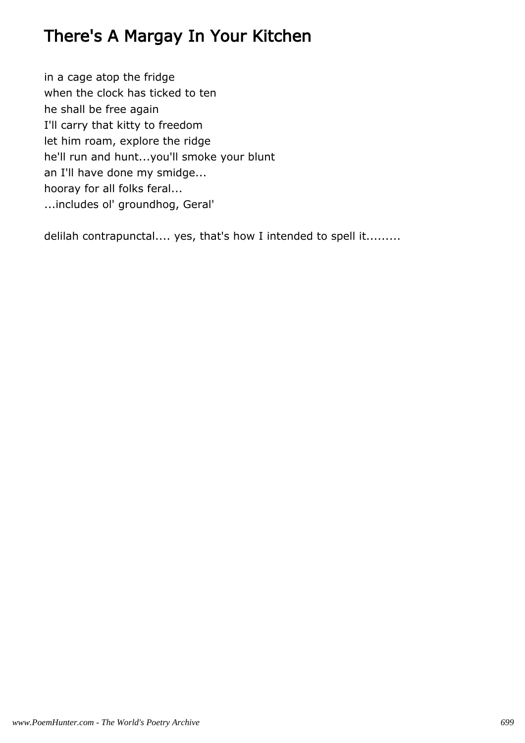# There's A Margay In Your Kitchen

in a cage atop the fridge
when the clock has ticked to ten
he shall be free again
I'll carry that kitty to freedom
let him roam, explore the ridge
he'll run and hunt...you'll smoke your blunt
an I'll have done my smidge...
hooray for all folks feral...
...includes ol' groundhog, Geral'

delilah contrapunctal.... yes, that's how I intended to spell it.........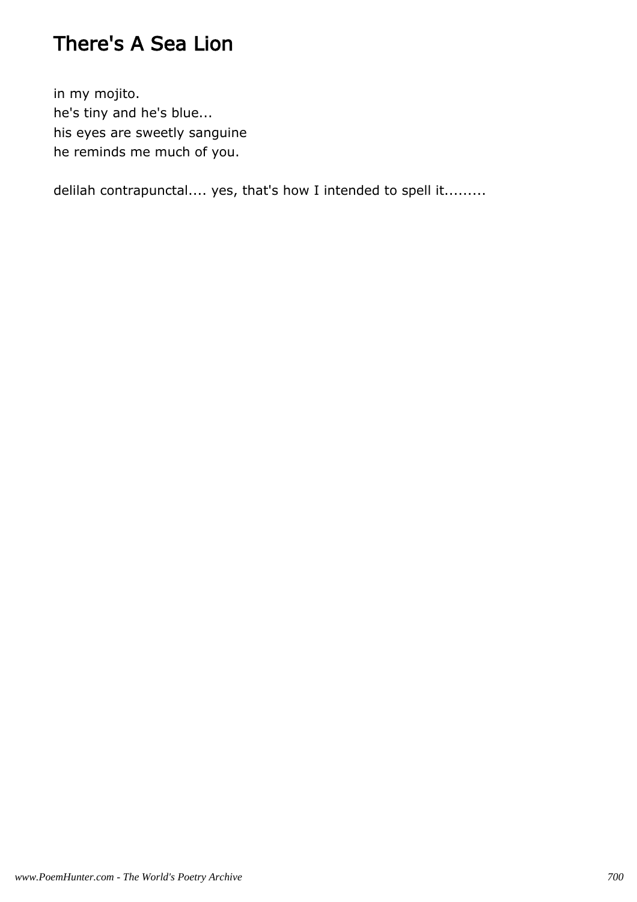# There's A Sea Lion

in my mojito.
he's tiny and he's blue...
his eyes are sweetly sanguine
he reminds me much of you.

delilah contrapunctal.... yes, that's how I intended to spell it.........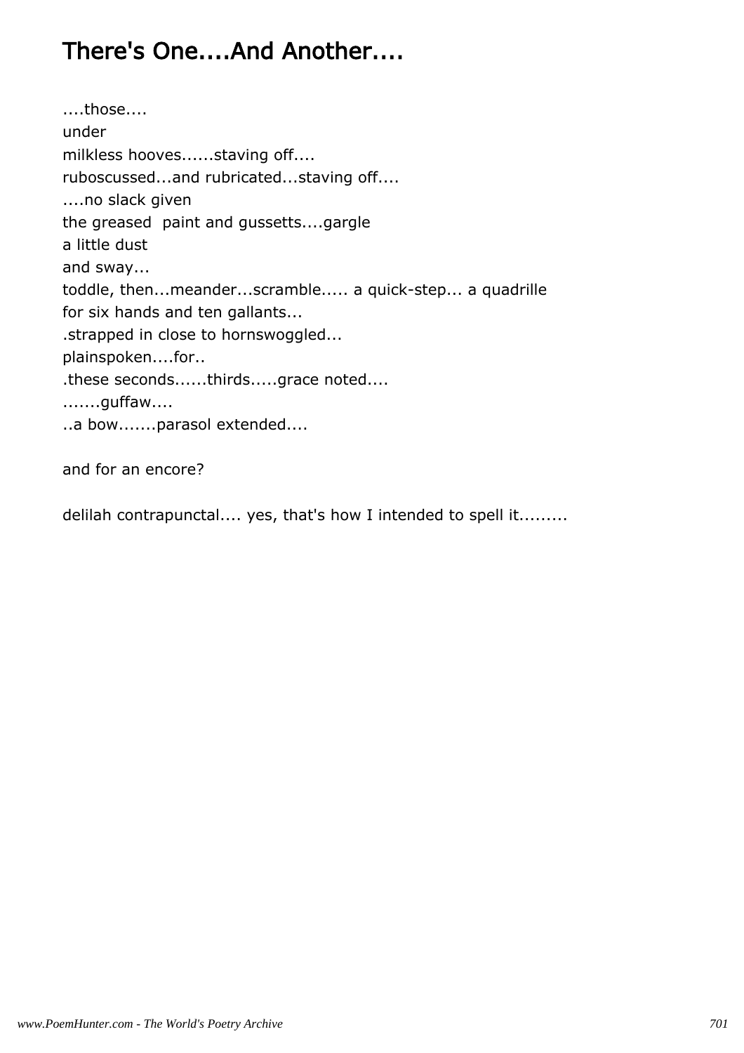# There's One....And Another....

....those....
under
milkless hooves......staving off....
ruboscussed...and rubricated...staving off....
....no slack given
the greased  paint and gussetts....gargle
a little dust
and sway...
toddle, then...meander...scramble..... a quick-step... a quadrille
for six hands and ten gallants...
.strapped in close to hornswoggled...
plainspoken....for..
.these seconds......thirds.....grace noted....
.......guffaw....
..a bow.......parasol extended....

and for an encore?

delilah contrapunctal.... yes, that's how I intended to spell it.........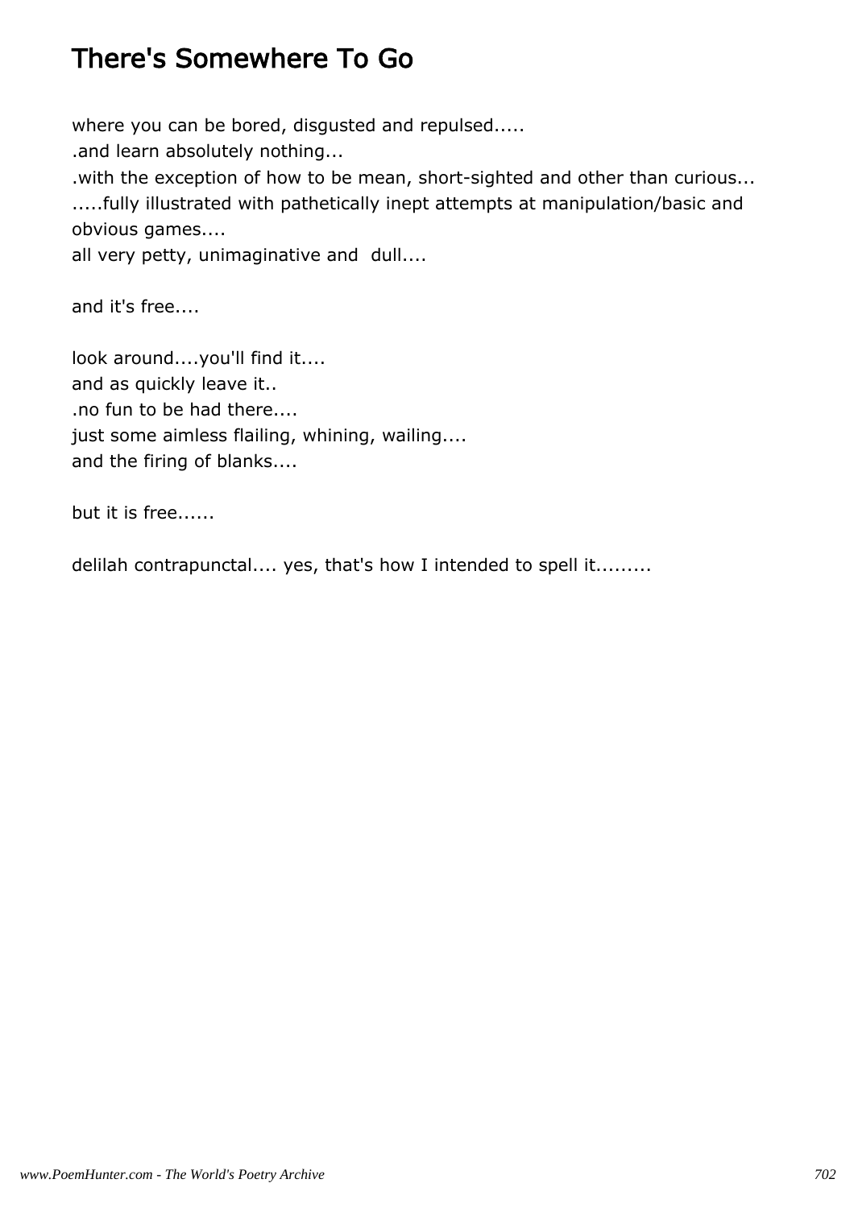# There's Somewhere To Go

where you can be bored, disgusted and repulsed.....
.and learn absolutely nothing...
.with the exception of how to be mean, short-sighted and other than curious...
.....fully illustrated with pathetically inept attempts at manipulation/basic and obvious games....
all very petty, unimaginative and dull....

and it's free....

look around....you'll find it....
and as quickly leave it..
.no fun to be had there....
just some aimless flailing, whining, wailing....
and the firing of blanks....

but it is free......

delilah contrapunctal.... yes, that's how I intended to spell it.........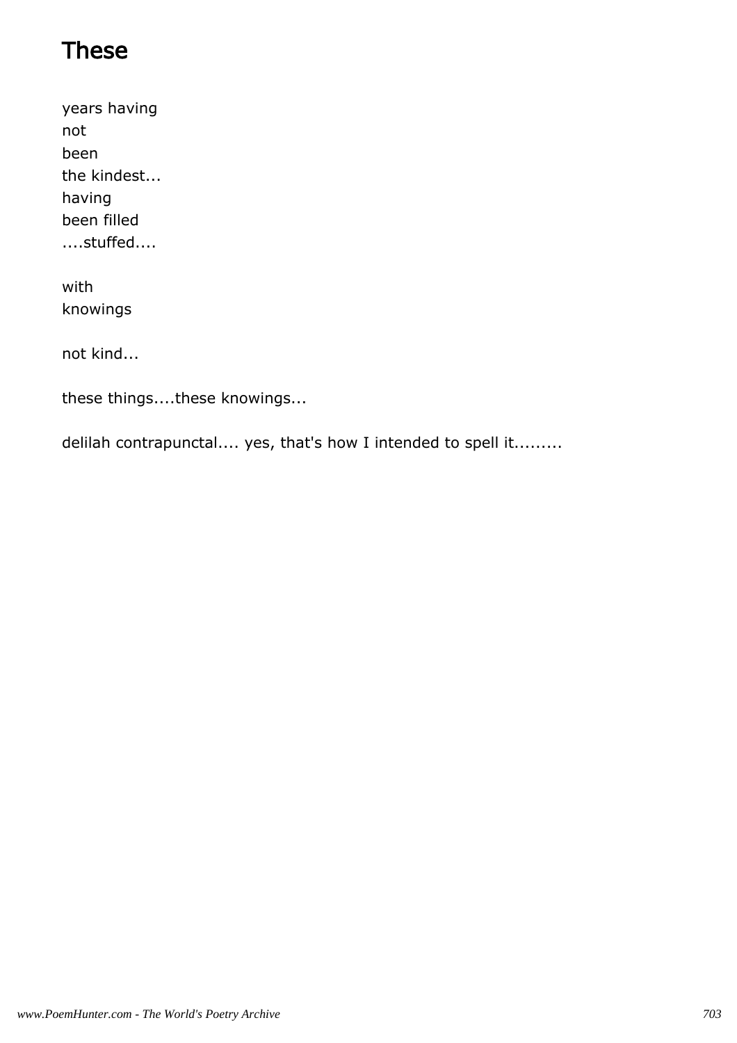# These

years having
not
been
the kindest...
having
been filled
....stuffed....

with
knowings

not kind...

these things....these knowings...

delilah contrapunctal.... yes, that's how I intended to spell it.........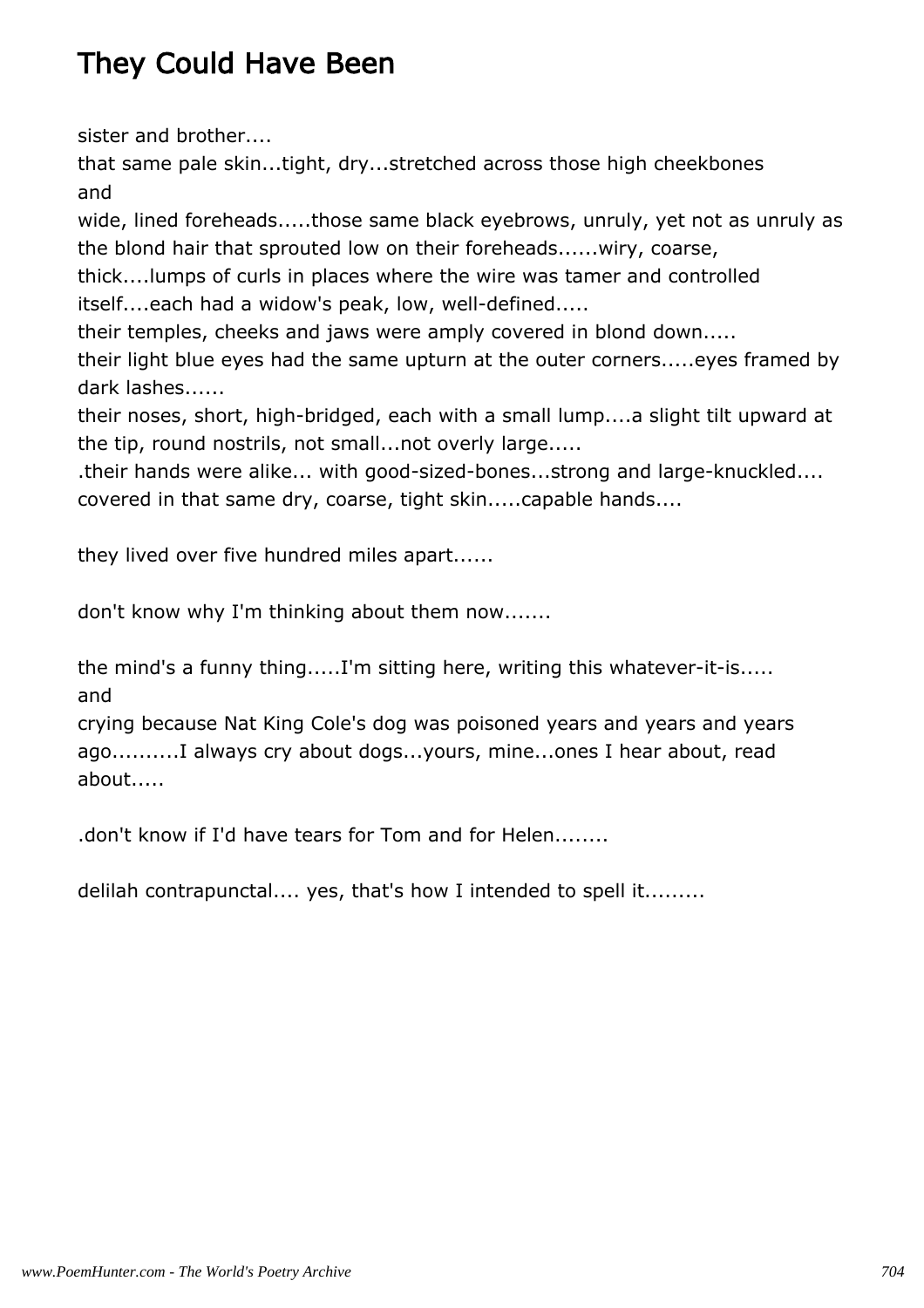# They Could Have Been

sister and brother....  
that same pale skin...tight, dry...stretched across those high cheekbones  
and  
wide, lined foreheads.....those same black eyebrows, unruly, yet not as unruly as the blond hair that sprouted low on their foreheads......wiry, coarse,  
thick....lumps of curls in places where the wire was tamer and controlled  
itself....each had a widow's peak, low, well-defined.....  
their temples, cheeks and jaws were amply covered in blond down.....  
their light blue eyes had the same upturn at the outer corners.....eyes framed by dark lashes......  
their noses, short, high-bridged, each with a small lump....a slight tilt upward at the tip, round nostrils, not small...not overly large.....  
.their hands were alike... with good-sized-bones...strong and large-knuckled....  
covered in that same dry, coarse, tight skin.....capable hands....

they lived over five hundred miles apart......

don't know why I'm thinking about them now.......

the mind's a funny thing.....I'm sitting here, writing this whatever-it-is.....  
and  
crying because Nat King Cole's dog was poisoned years and years and years ago..........I always cry about dogs...yours, mine...ones I hear about, read about.....

.don't know if I'd have tears for Tom and for Helen........

delilah contrapunctal.... yes, that's how I intended to spell it.........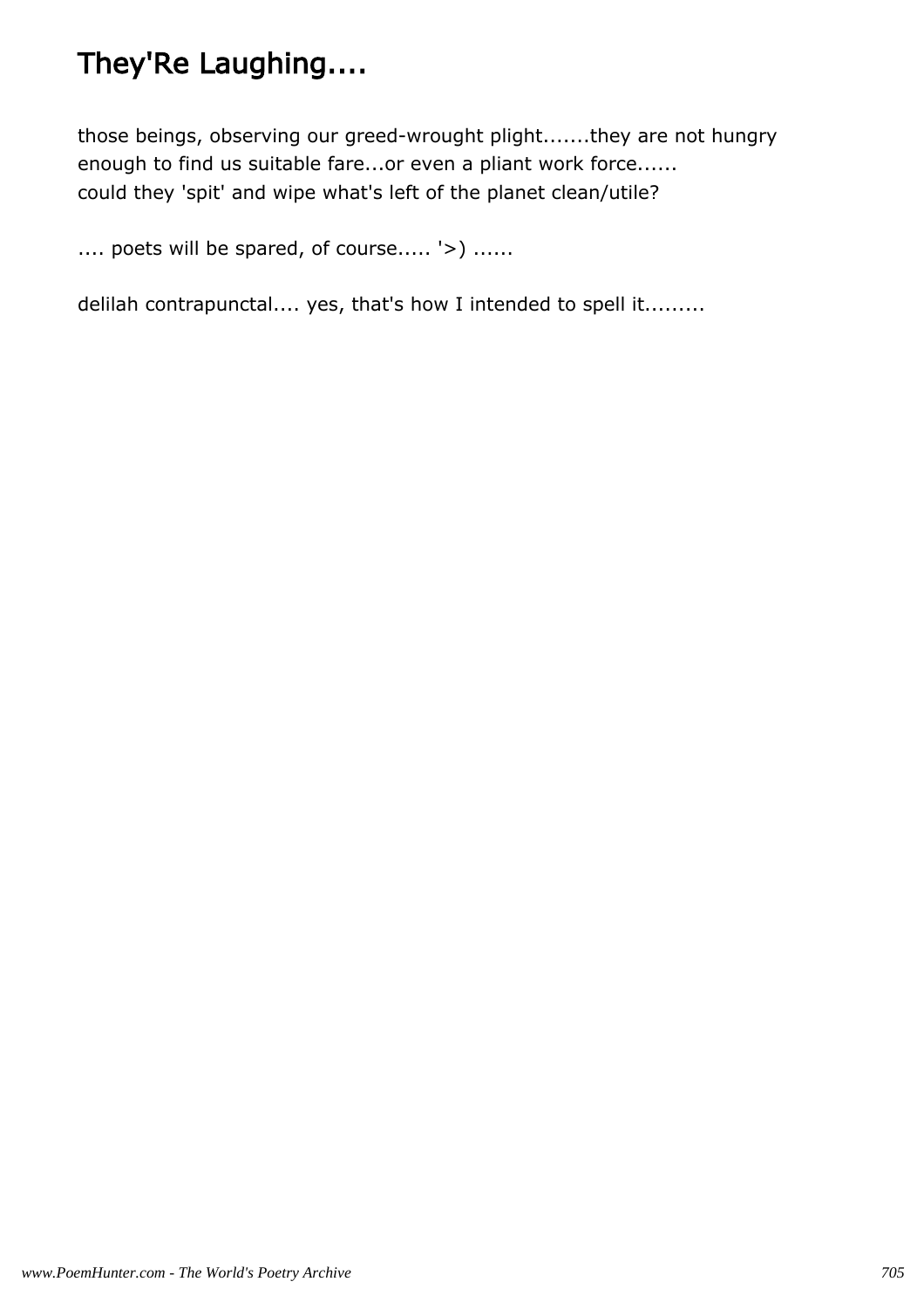# They'Re Laughing....

those beings, observing our greed-wrought plight.......they are not hungry
enough to find us suitable fare...or even a pliant work force......
could they 'spit' and wipe what's left of the planet clean/utile?

.... poets will be spared, of course..... '>) ......

delilah contrapunctal.... yes, that's how I intended to spell it.........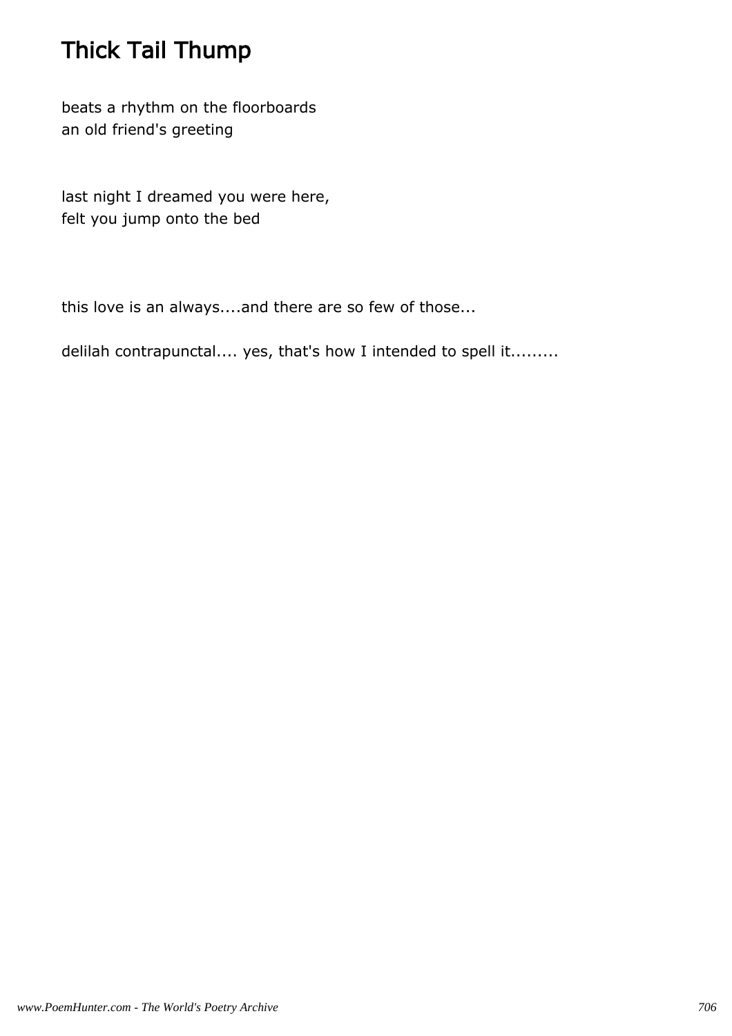# Thick Tail Thump

beats a rhythm on the floorboards
an old friend's greeting

last night I dreamed you were here,
felt you jump onto the bed

this love is an always....and there are so few of those...

delilah contrapunctal.... yes, that's how I intended to spell it.........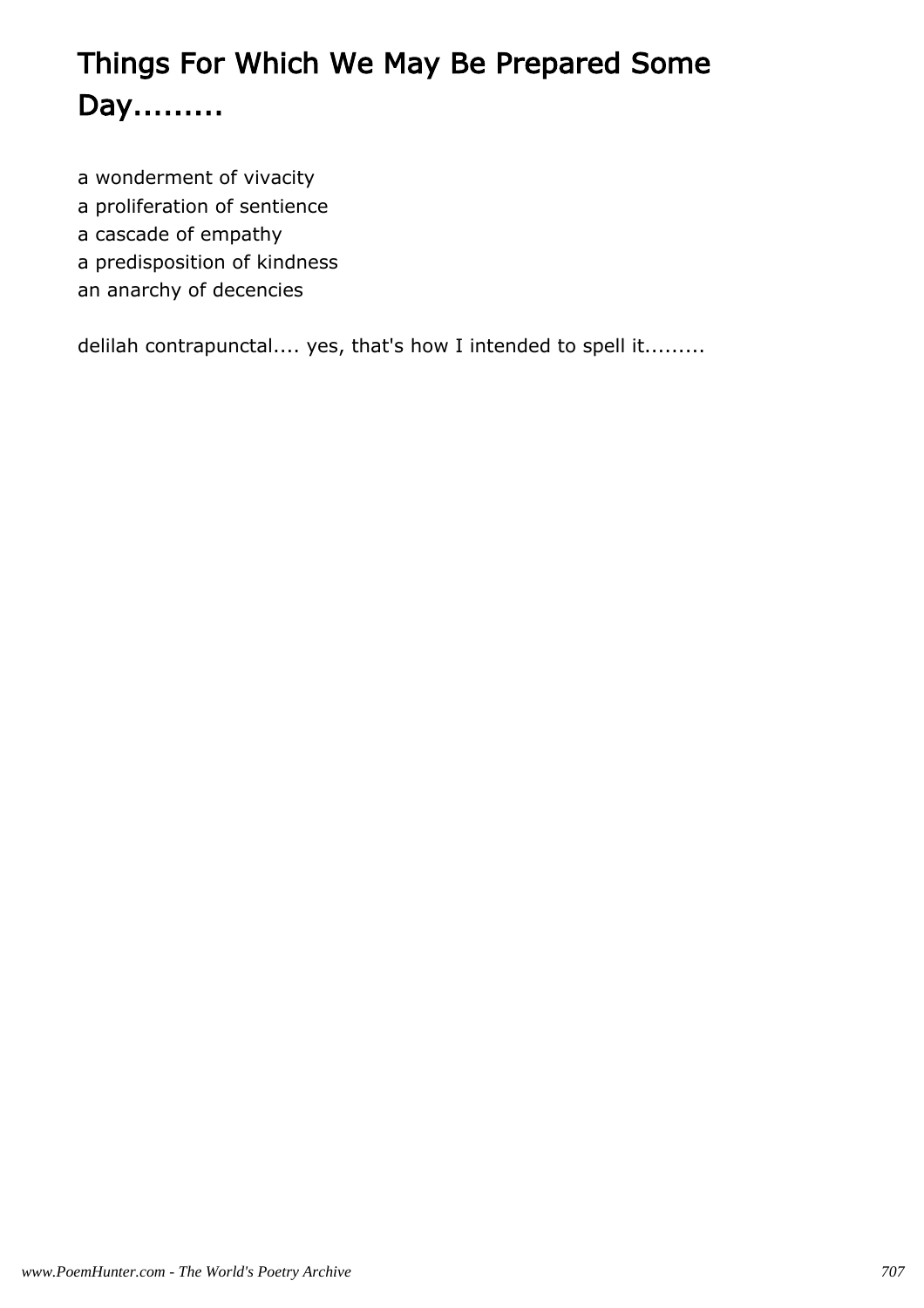# Things For Which We May Be Prepared Some Day.........

a wonderment of vivacity
a proliferation of sentience
a cascade of empathy
a predisposition of kindness
an anarchy of decencies

delilah contrapunctal.... yes, that's how I intended to spell it.........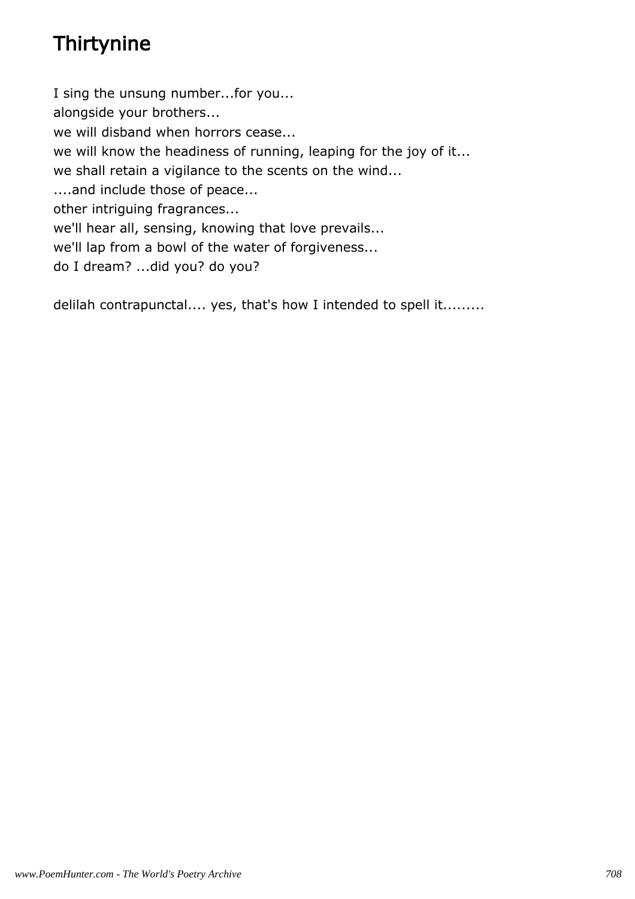# Thirtynine

I sing the unsung number...for you...
alongside your brothers...
we will disband when horrors cease...
we will know the headiness of running, leaping for the joy of it...
we shall retain a vigilance to the scents on the wind...
....and include those of peace...
other intriguing fragrances...
we'll hear all, sensing, knowing that love prevails...
we'll lap from a bowl of the water of forgiveness...
do I dream? ...did you? do you?

delilah contrapunctal.... yes, that's how I intended to spell it.........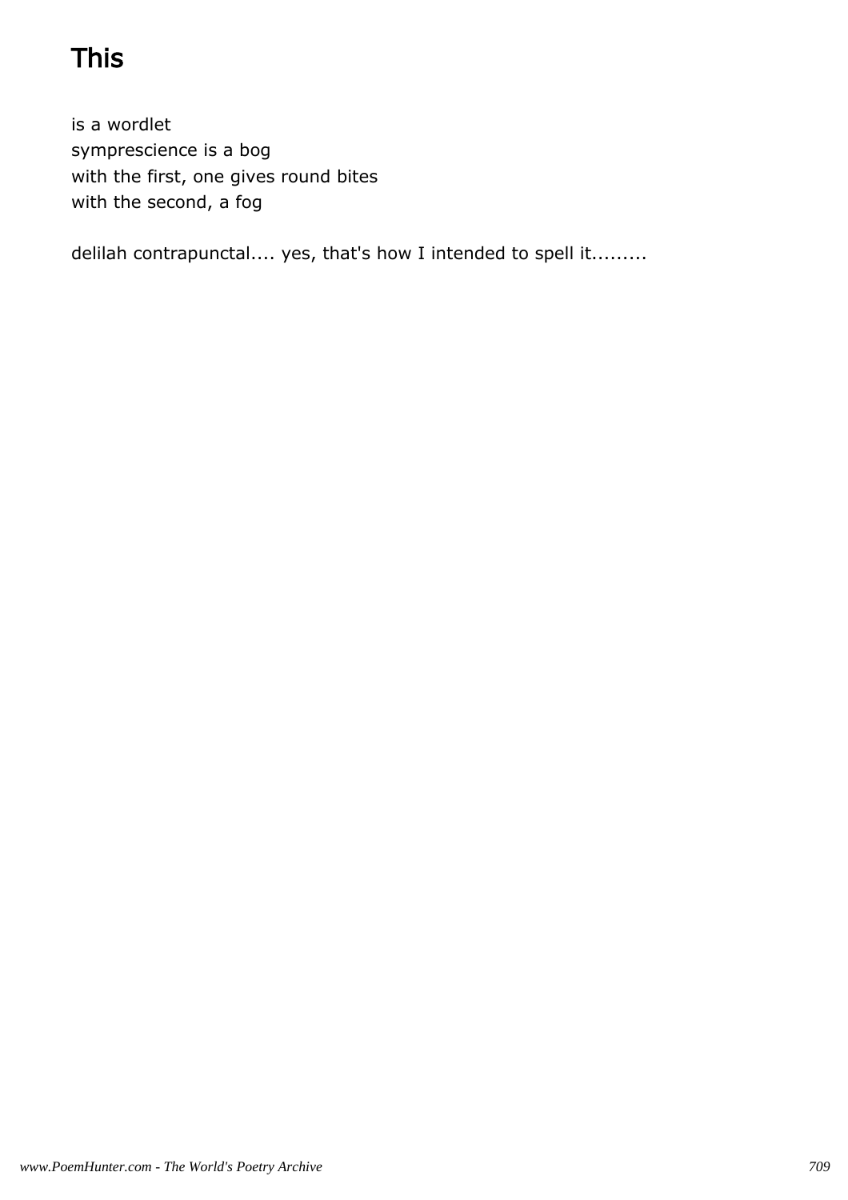# This

is a wordlet
symprescience is a bog
with the first, one gives round bites
with the second, a fog

delilah contrapunctal.... yes, that's how I intended to spell it.........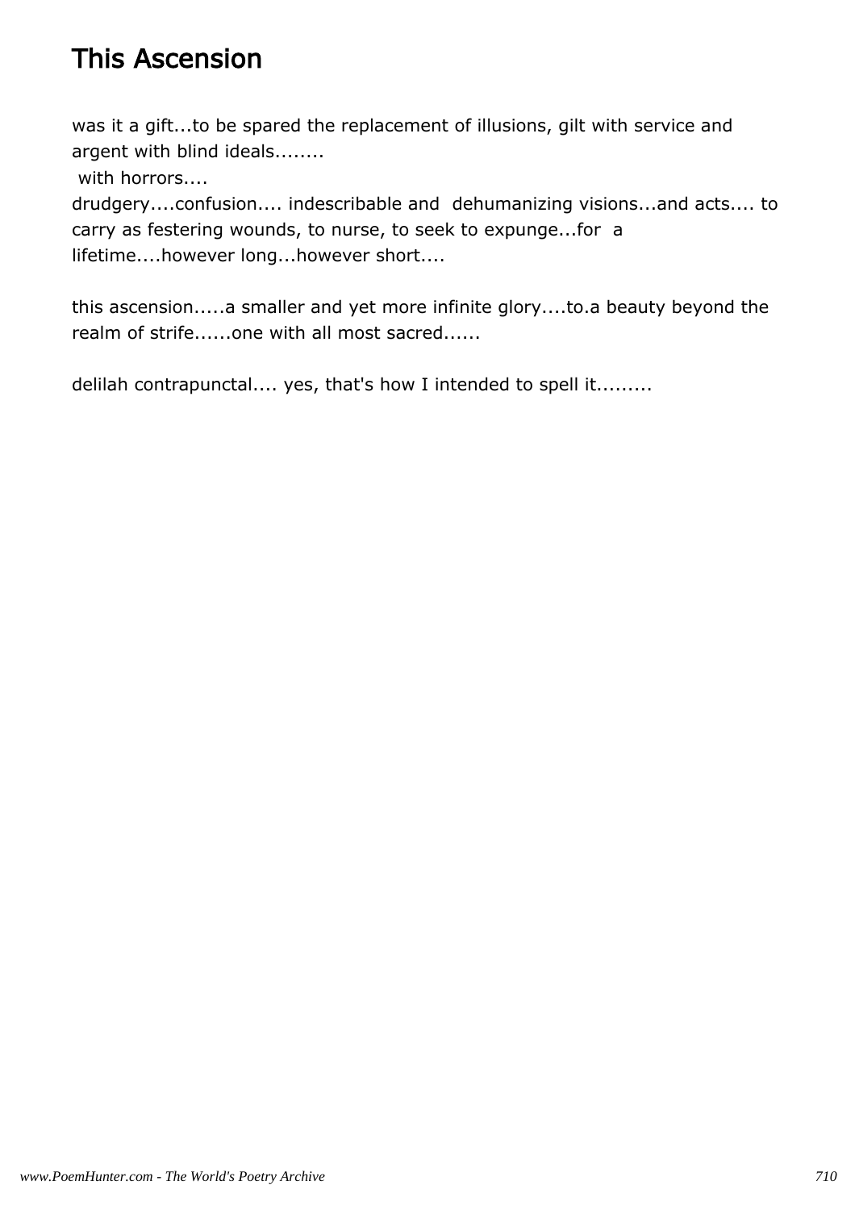# This Ascension

was it a gift...to be spared the replacement of illusions, gilt with service and argent with blind ideals........
 with horrors....
drudgery....confusion.... indescribable and  dehumanizing visions...and acts.... to carry as festering wounds, to nurse, to seek to expunge...for  a lifetime....however long...however short....

this ascension.....a smaller and yet more infinite glory....to.a beauty beyond the realm of strife......one with all most sacred......

delilah contrapunctal.... yes, that's how I intended to spell it.........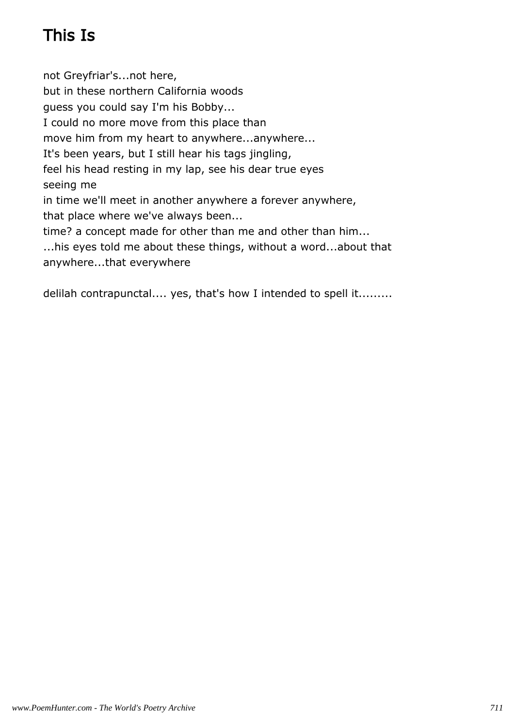# This Is

not Greyfriar's...not here,
but in these northern California woods
guess you could say I'm his Bobby...
I could no more move from this place than
move him from my heart to anywhere...anywhere...
It's been years, but I still hear his tags jingling,
feel his head resting in my lap, see his dear true eyes
seeing me
in time we'll meet in another anywhere a forever anywhere,
that place where we've always been...
time? a concept made for other than me and other than him...
...his eyes told me about these things, without a word...about that
anywhere...that everywhere

delilah contrapunctal.... yes, that's how I intended to spell it.........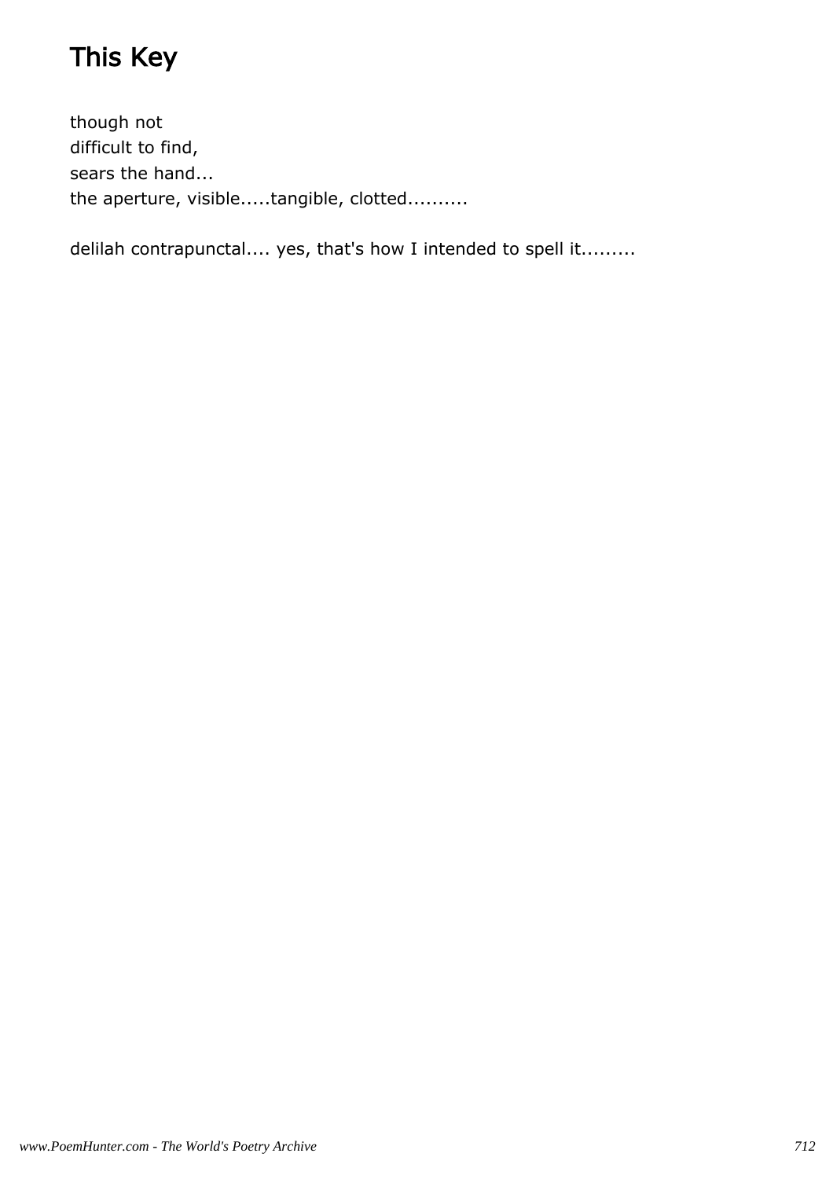# This Key

though not
difficult to find,
sears the hand...
the aperture, visible.....tangible, clotted..........

delilah contrapunctal.... yes, that's how I intended to spell it.........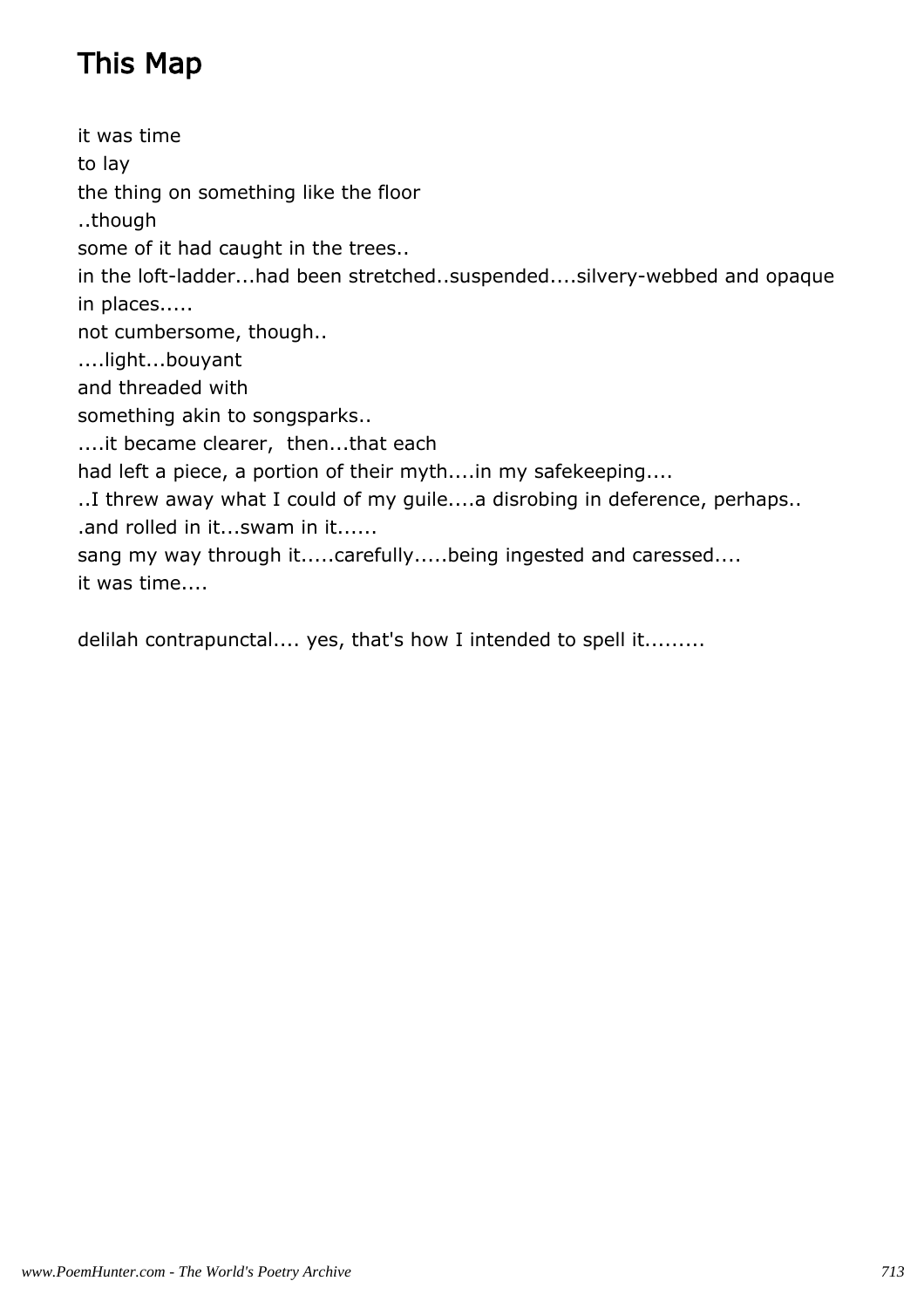# This Map

it was time
to lay
the thing on something like the floor
..though
some of it had caught in the trees..
in the loft-ladder...had been stretched..suspended....silvery-webbed and opaque
in places.....
not cumbersome, though..
....light...bouyant
and threaded with
something akin to songsparks..
....it became clearer,  then...that each
had left a piece, a portion of their myth....in my safekeeping....
..I threw away what I could of my guile....a disrobing in deference, perhaps..
.and rolled in it...swam in it......
sang my way through it.....carefully.....being ingested and caressed....
it was time....

delilah contrapunctal.... yes, that's how I intended to spell it.........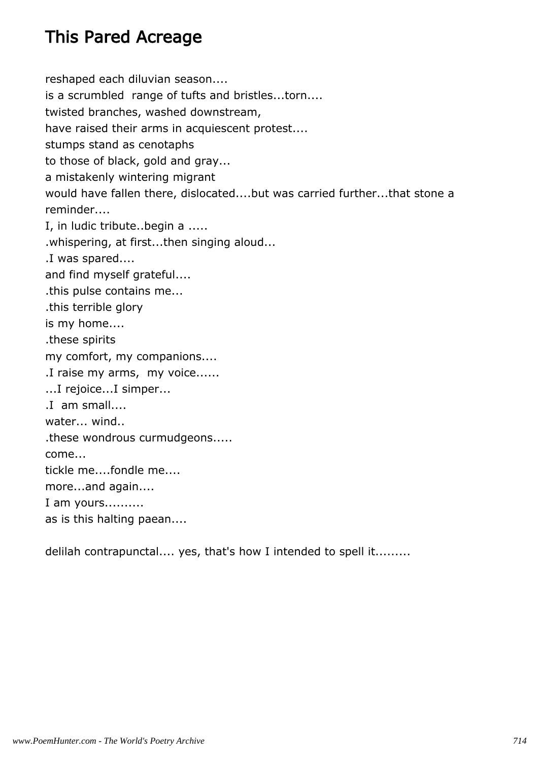# This Pared Acreage

reshaped each diluvian season....
is a scrumbled range of tufts and bristles...torn....
twisted branches, washed downstream,
have raised their arms in acquiescent protest....
stumps stand as cenotaphs
to those of black, gold and gray...
a mistakenly wintering migrant
would have fallen there, dislocated....but was carried further...that stone a reminder....
I, in ludic tribute..begin a .....
.whispering, at first...then singing aloud...
.I was spared....
and find myself grateful....
.this pulse contains me...
.this terrible glory
is my home....
.these spirits
my comfort, my companions....
.I raise my arms, my voice......
...I rejoice...I simper...
.I am small....
water... wind..
.these wondrous curmudgeons.....
come...
tickle me....fondle me....
more...and again....
I am yours..........
as is this halting paean....

delilah contrapunctal.... yes, that's how I intended to spell it.........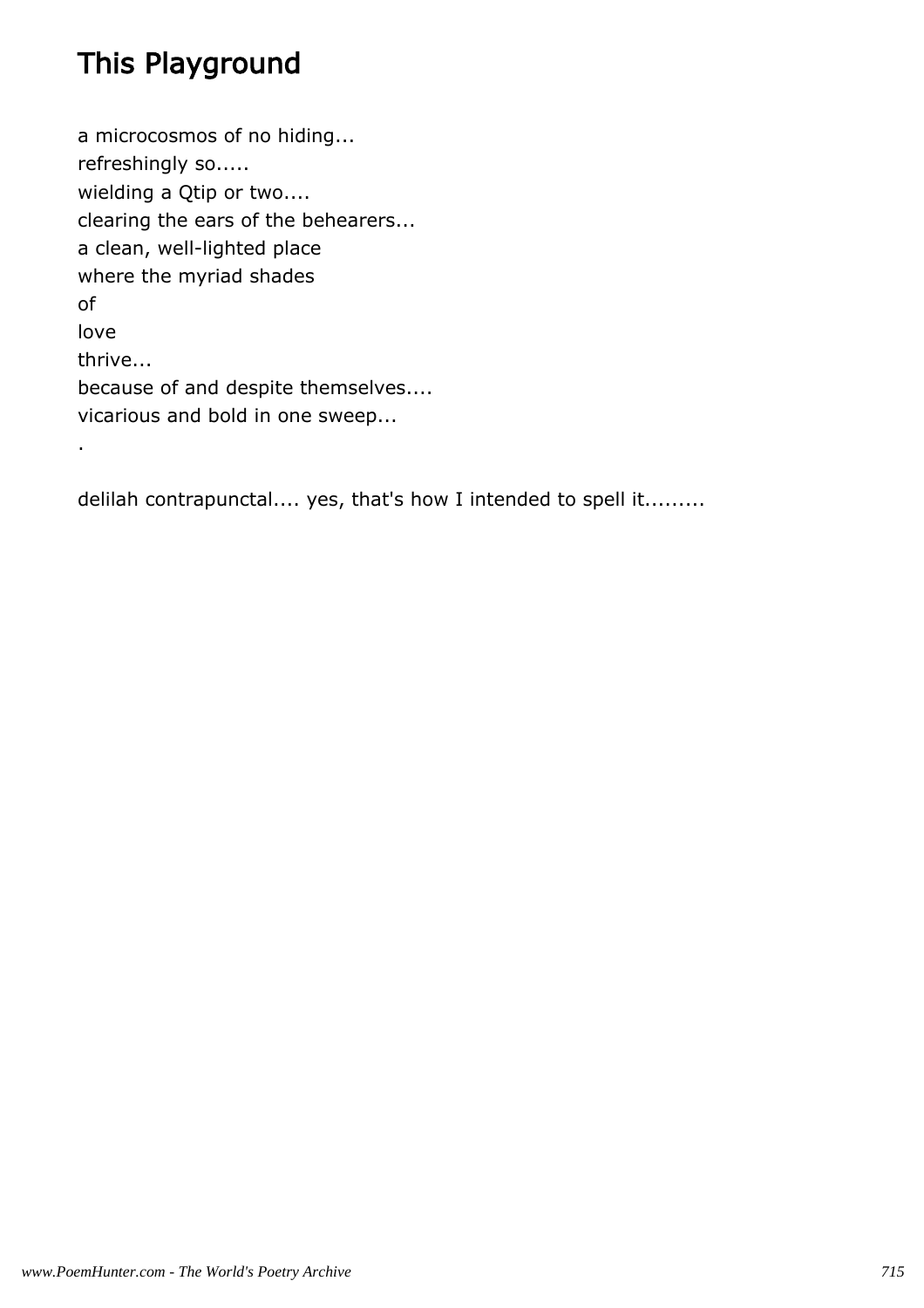# This Playground

a microcosmos of no hiding...
refreshingly so.....
wielding a Qtip or two....
clearing the ears of the behearers...
a clean, well-lighted place
where the myriad shades
of
love
thrive...
because of and despite themselves....
vicarious and bold in one sweep...
.

delilah contrapunctal.... yes, that's how I intended to spell it.........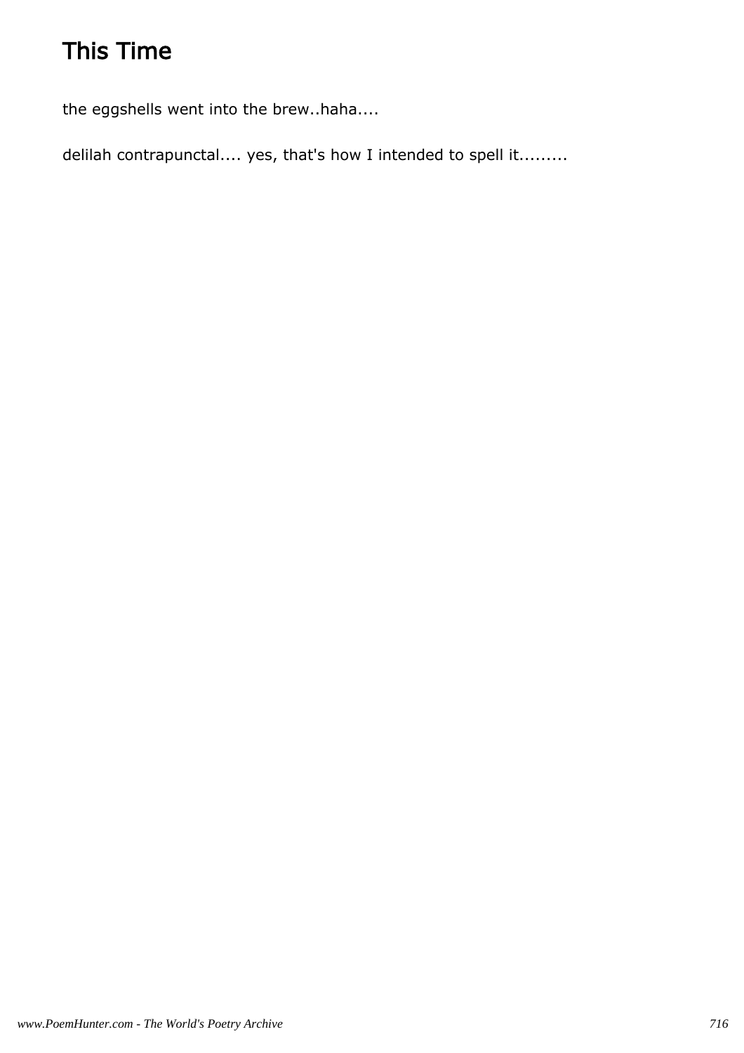# This Time

the eggshells went into the brew..haha....

delilah contrapunctal.... yes, that's how I intended to spell it.........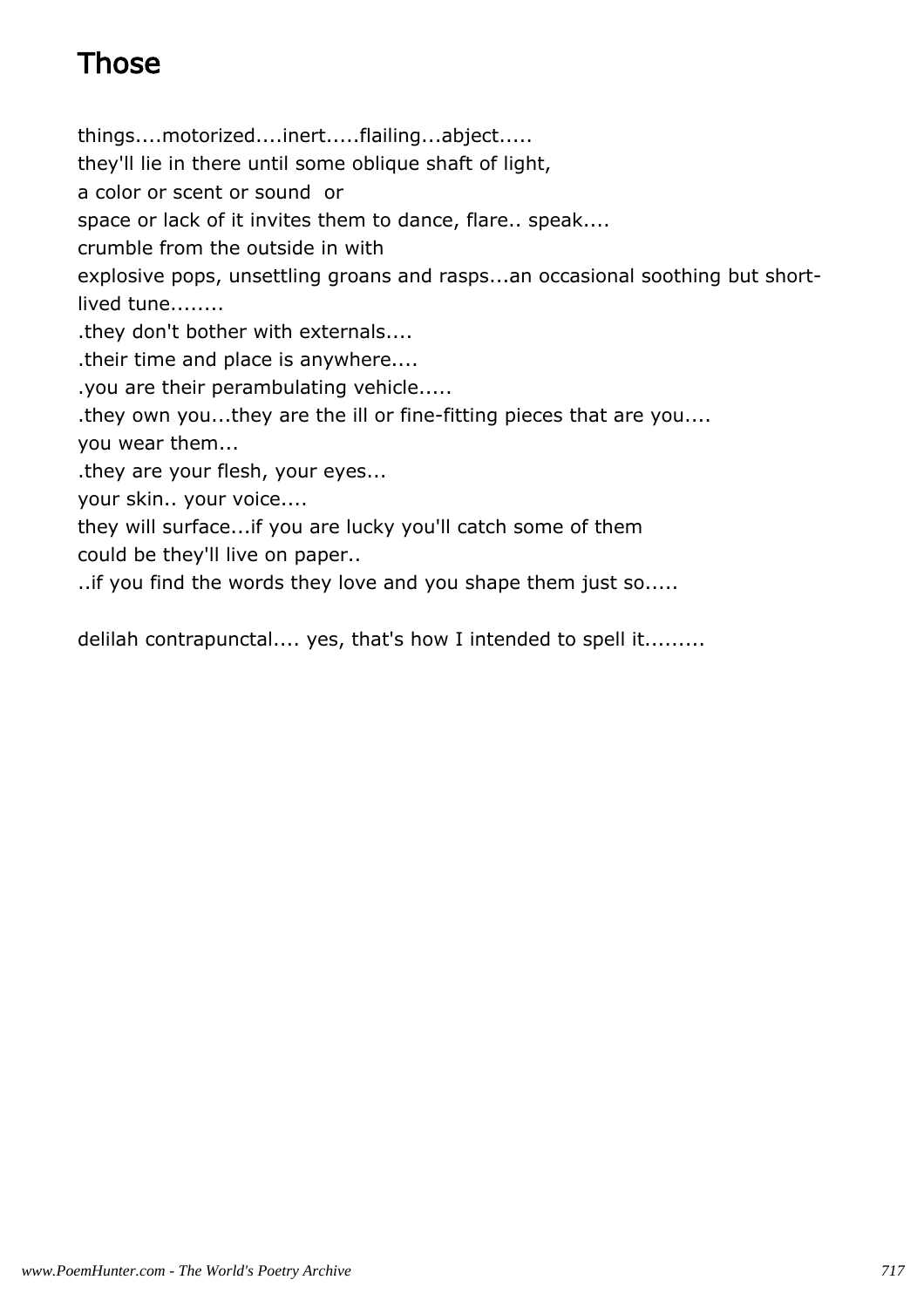# Those

things....motorized....inert.....flailing...abject.....  
they'll lie in there until some oblique shaft of light,  
a color or scent or sound or  
space or lack of it invites them to dance, flare.. speak....  
crumble from the outside in with  
explosive pops, unsettling groans and rasps...an occasional soothing but short-lived tune........  
.they don't bother with externals....  
.their time and place is anywhere....  
.you are their perambulating vehicle.....  
.they own you...they are the ill or fine-fitting pieces that are you....  
you wear them...  
.they are your flesh, your eyes...  
your skin.. your voice....  
they will surface...if you are lucky you'll catch some of them  
could be they'll live on paper..  
..if you find the words they love and you shape them just so.....

delilah contrapunctal.... yes, that's how I intended to spell it.........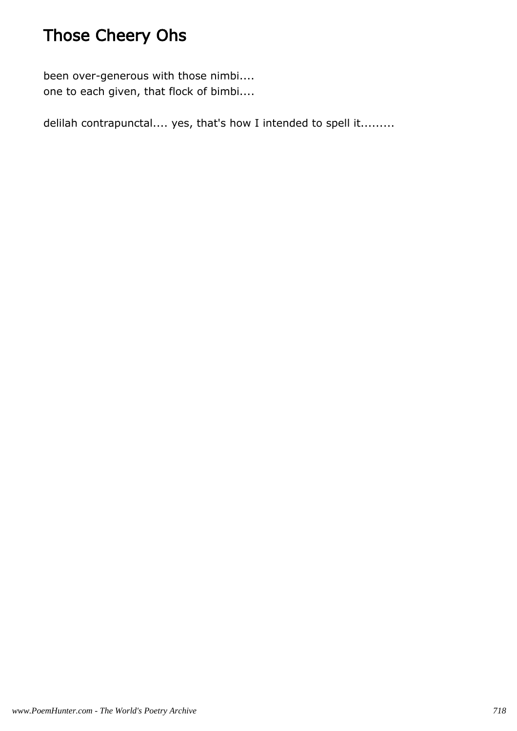# Those Cheery Ohs

been over-generous with those nimbi....
one to each given, that flock of bimbi....

delilah contrapunctal.... yes, that's how I intended to spell it.........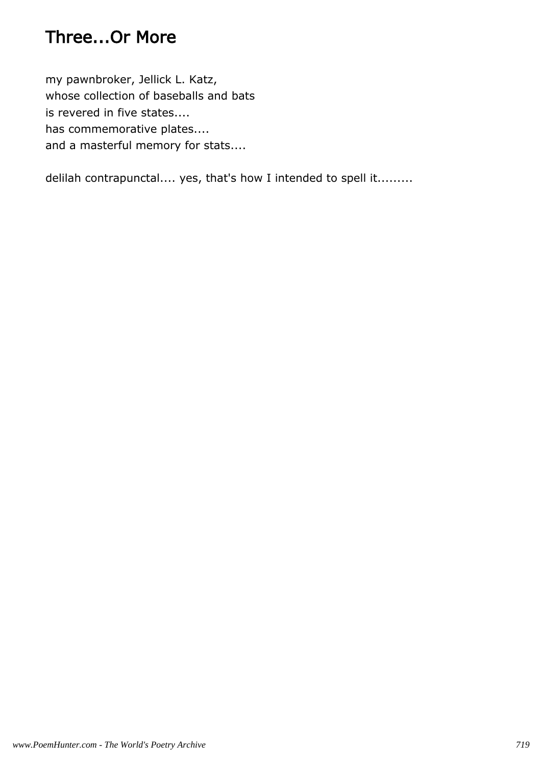# Three...Or More

my pawnbroker, Jellick L. Katz,  
whose collection of baseballs and bats  
is revered in five states....  
has commemorative plates....  
and a masterful memory for stats....

delilah contrapunctal.... yes, that's how I intended to spell it.........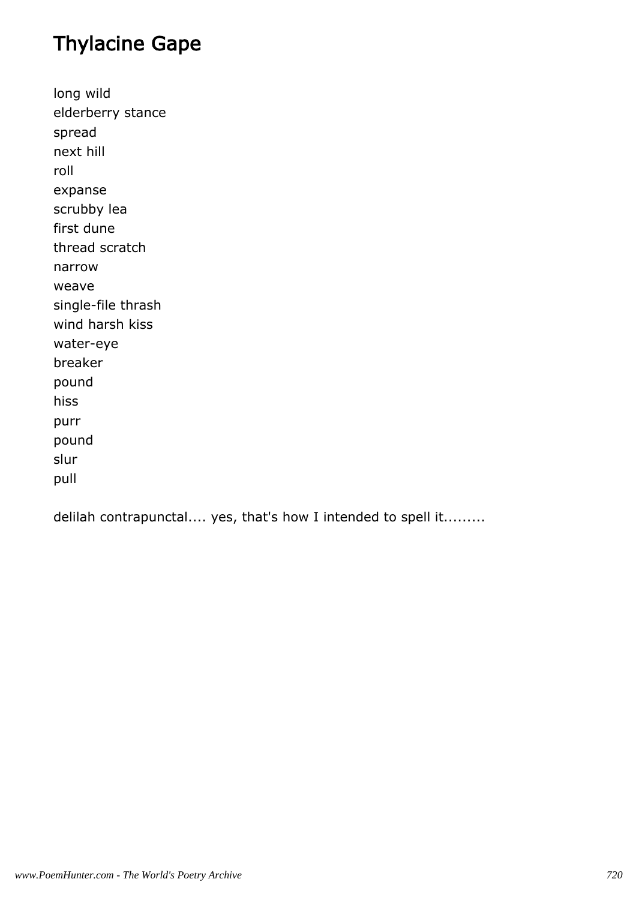# Thylacine Gape

long wild
elderberry stance
spread
next hill
roll
expanse
scrubby lea
first dune
thread scratch
narrow
weave
single-file thrash
wind harsh kiss
water-eye
breaker
pound
hiss
purr
pound
slur
pull

delilah contrapunctal.... yes, that's how I intended to spell it.........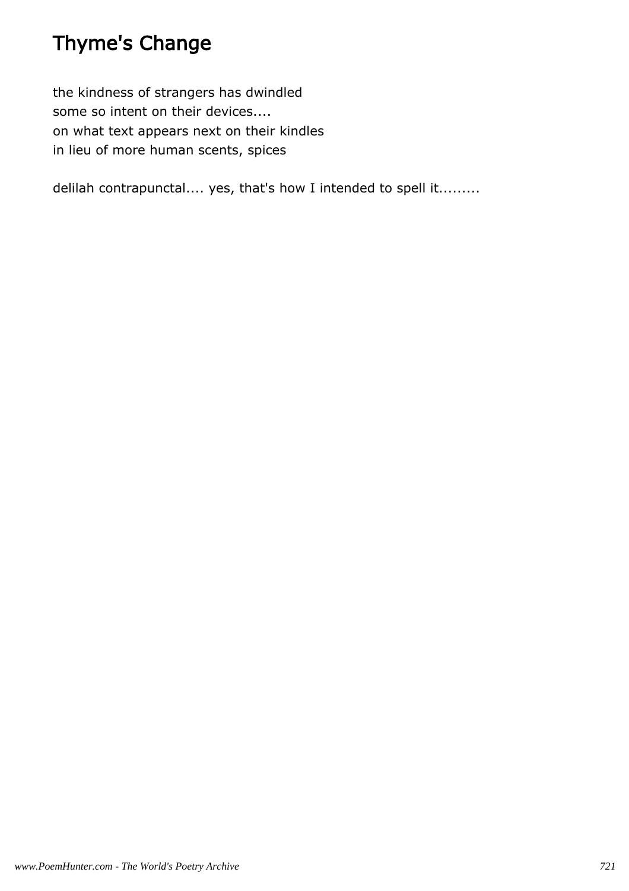# Thyme's Change

the kindness of strangers has dwindled
some so intent on their devices....
on what text appears next on their kindles
in lieu of more human scents, spices

delilah contrapunctal.... yes, that's how I intended to spell it.........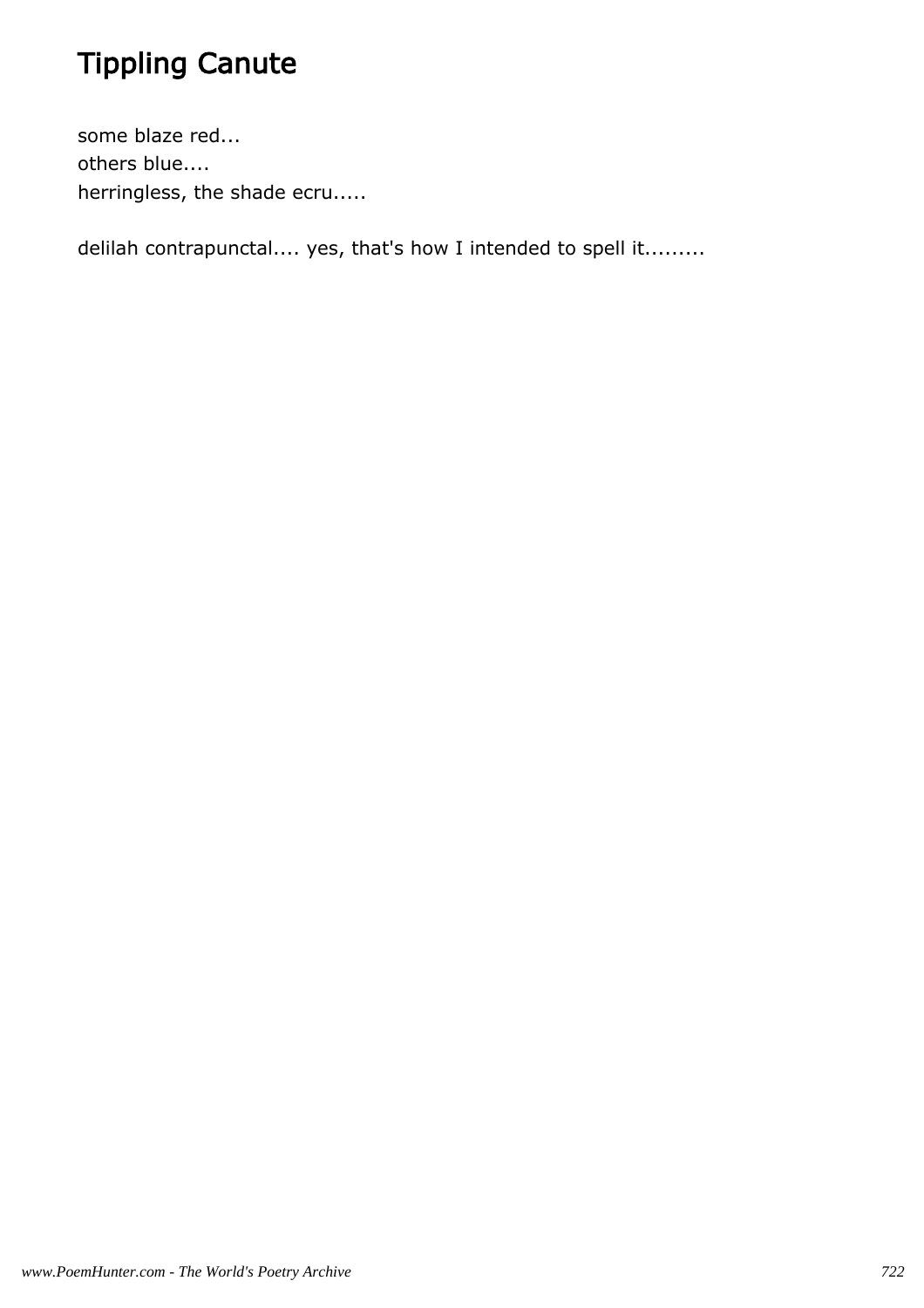# Tippling Canute

some blaze red...
others blue....
herringless, the shade ecru.....

delilah contrapunctal.... yes, that's how I intended to spell it.........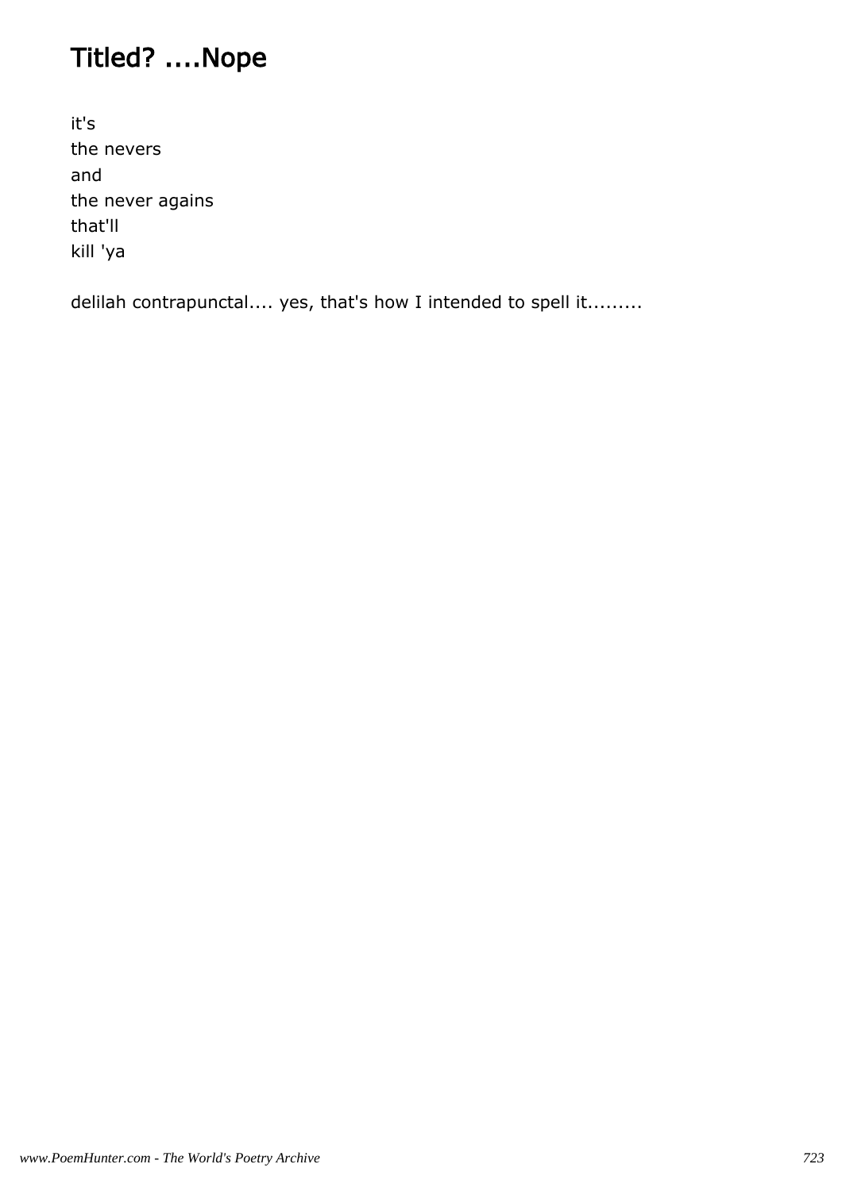# Titled? ....Nope

it's  
the nevers  
and  
the never agains  
that'll  
kill 'ya

delilah contrapunctal.... yes, that's how I intended to spell it.........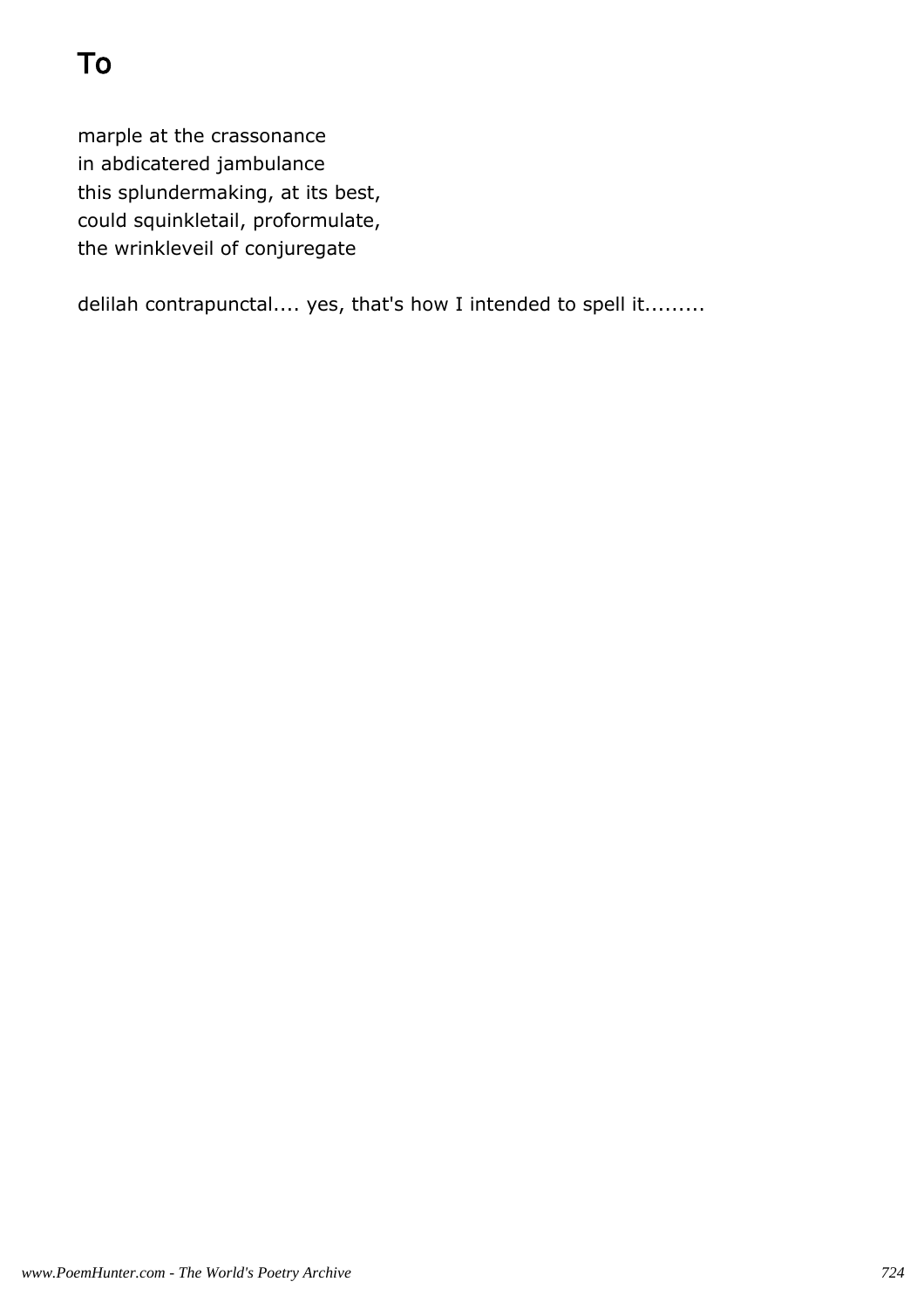# To

marple at the crassonance
in abdicatered jambulance
this splundermaking, at its best,
could squinkletail, proformulate,
the wrinkleveil of conjuregate

delilah contrapunctal.... yes, that's how I intended to spell it.........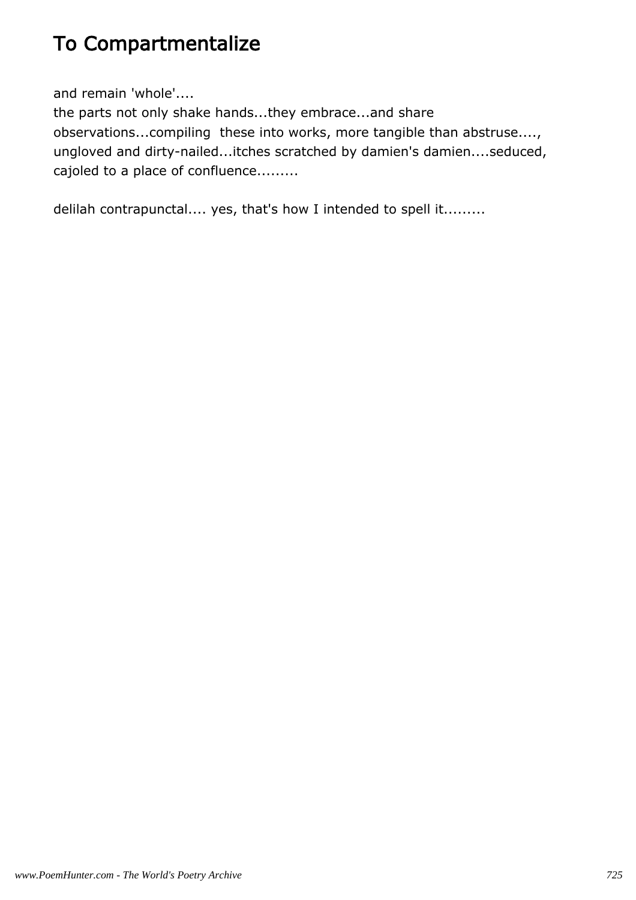# To Compartmentalize

and remain 'whole'....
the parts not only shake hands...they embrace...and share observations...compiling  these into works, more tangible than abstruse....,
ungloved and dirty-nailed...itches scratched by damien's damien....seduced, cajoled to a place of confluence.........

delilah contrapunctal.... yes, that's how I intended to spell it.........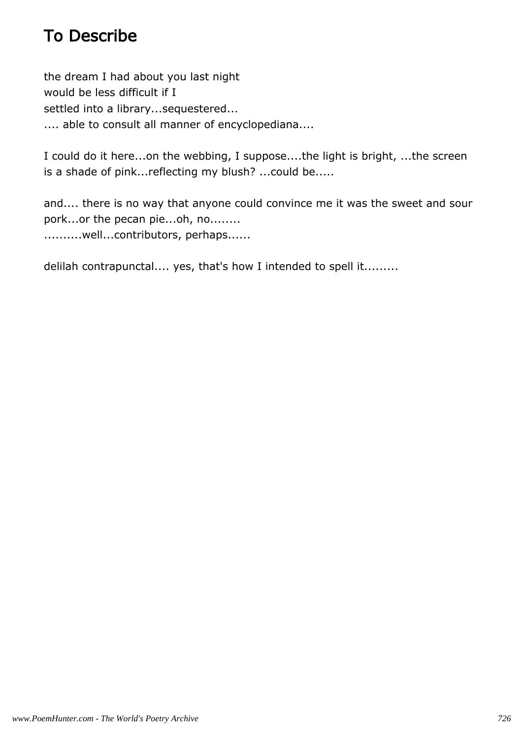# To Describe

the dream I had about you last night
would be less difficult if I
settled into a library...sequestered...
.... able to consult all manner of encyclopediana....

I could do it here...on the webbing, I suppose....the light is bright, ...the screen is a shade of pink...reflecting my blush? ...could be.....

and.... there is no way that anyone could convince me it was the sweet and sour pork...or the pecan pie...oh, no........
..........well...contributors, perhaps......

delilah contrapunctal.... yes, that's how I intended to spell it.........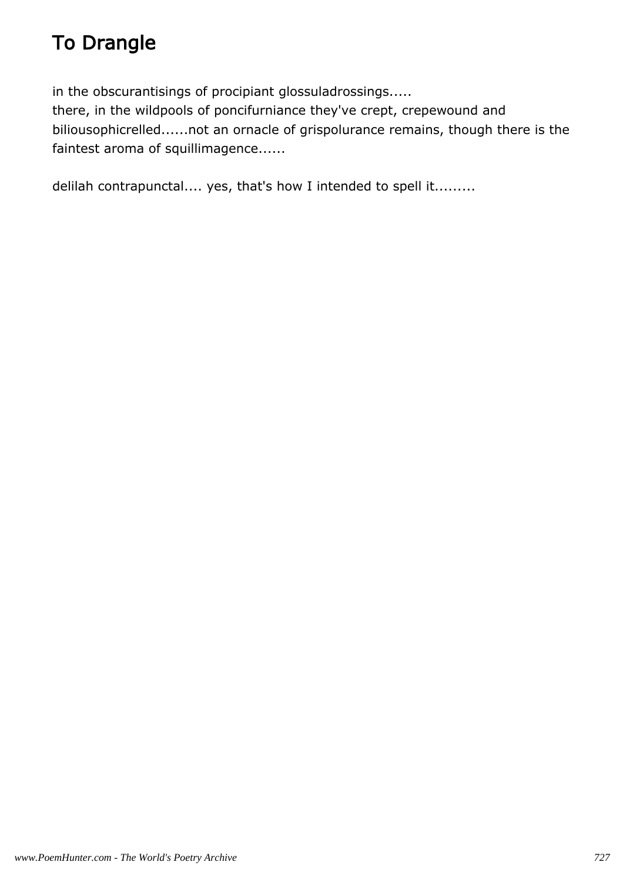# To Drangle

in the obscurantisings of procipiant glossuladrossings.....
there, in the wildpools of poncifurniance they've crept, crepewound and biliousophicrelled......not an ornacle of grispolurance remains, though there is the faintest aroma of squillimagence......

delilah contrapunctal.... yes, that's how I intended to spell it.........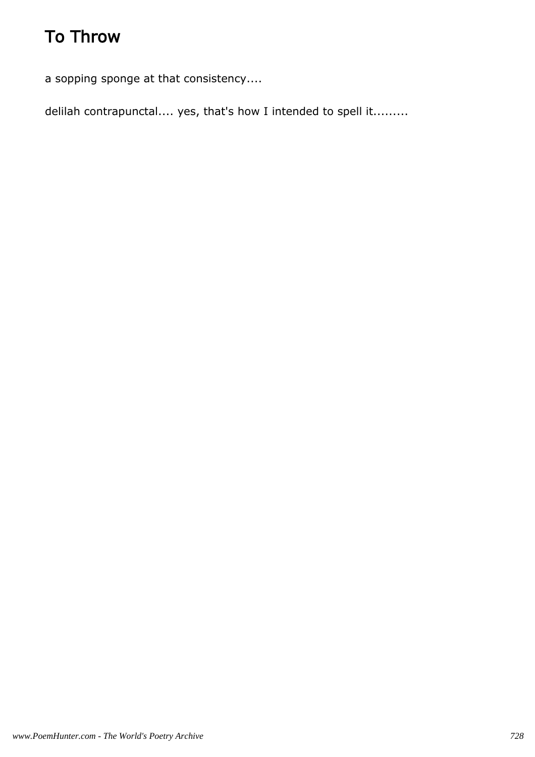# To Throw

a sopping sponge at that consistency....

delilah contrapunctal.... yes, that's how I intended to spell it.........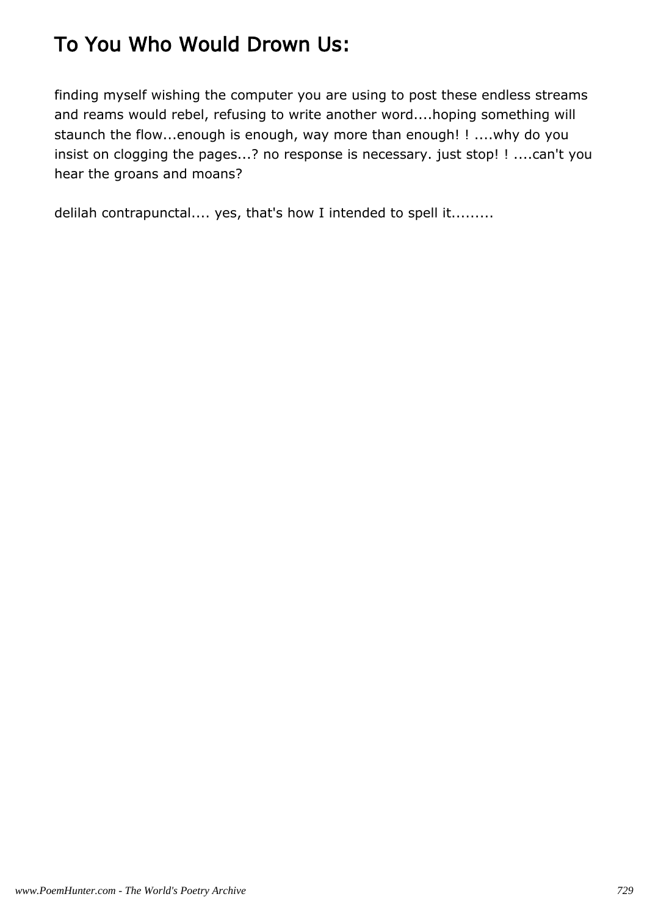# To You Who Would Drown Us:

finding myself wishing the computer you are using to post these endless streams and reams would rebel, refusing to write another word....hoping something will staunch the flow...enough is enough, way more than enough! ! ....why do you insist on clogging the pages...? no response is necessary. just stop! ! ....can't you hear the groans and moans?

delilah contrapunctal.... yes, that's how I intended to spell it.........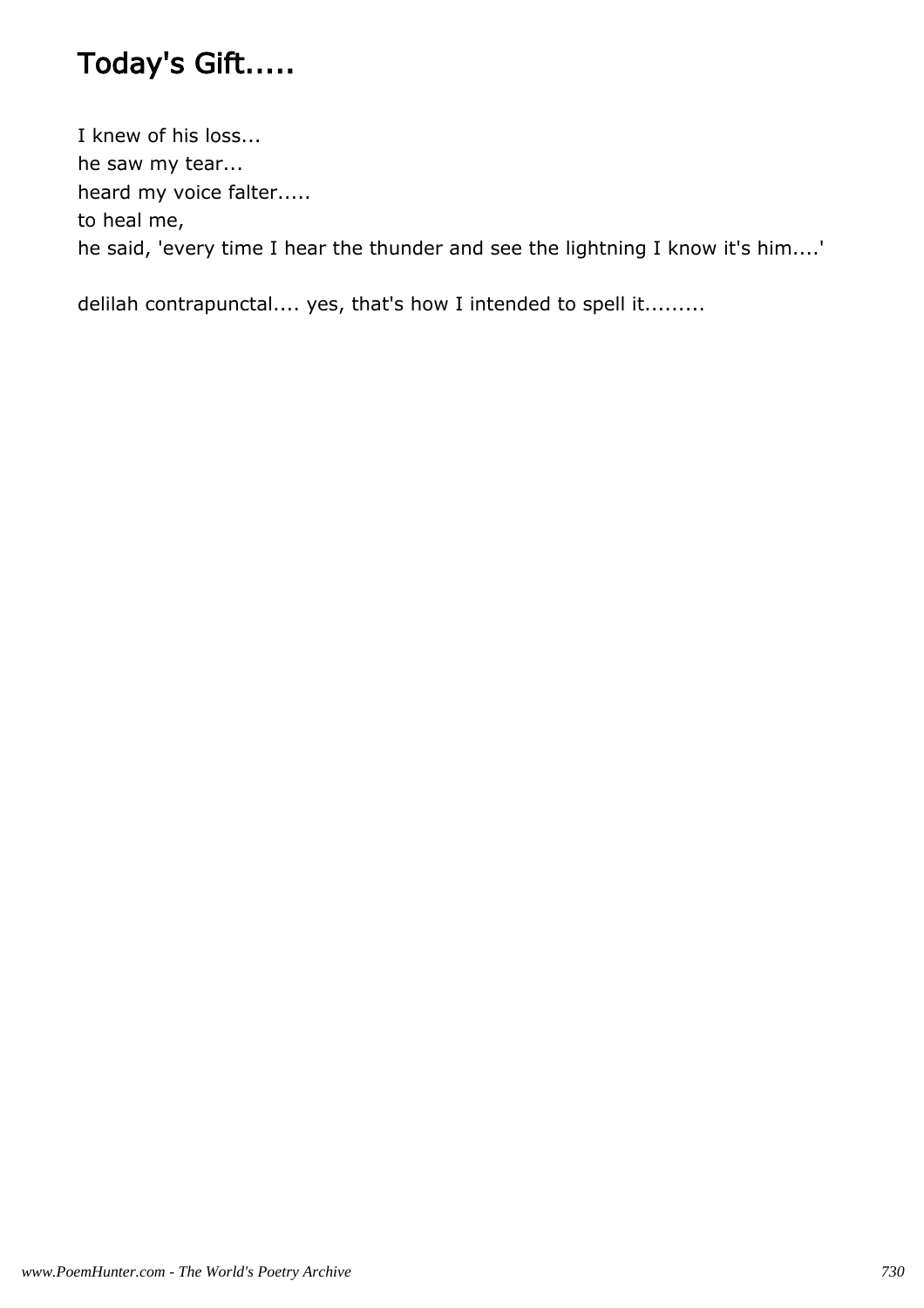# Today's Gift.....

I knew of his loss...  
he saw my tear...  
heard my voice falter.....  
to heal me,  
he said, 'every time I hear the thunder and see the lightning I know it's him....'

delilah contrapunctal.... yes, that's how I intended to spell it.........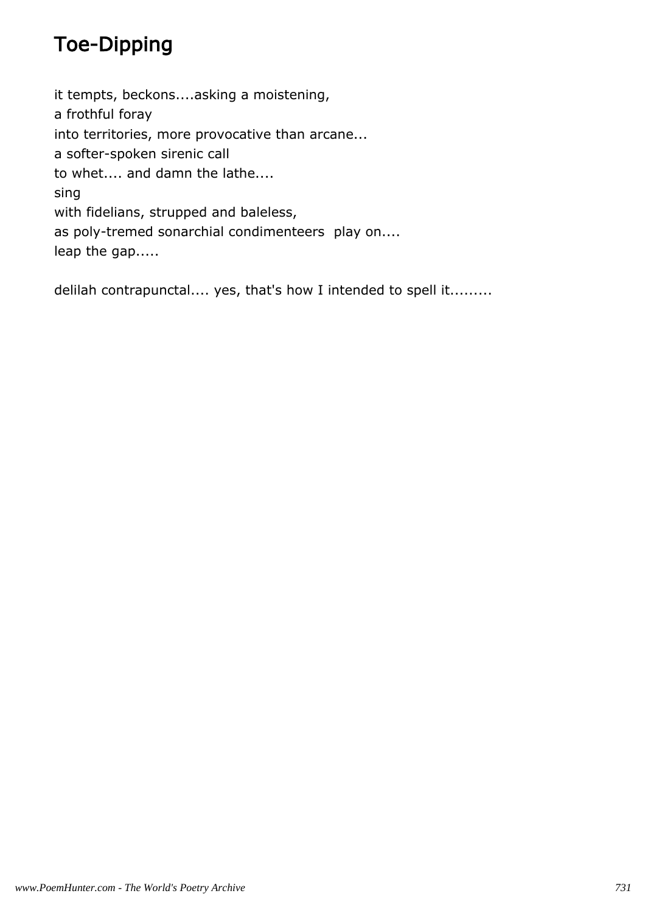# Toe-Dipping

it tempts, beckons....asking a moistening,  
a frothful foray  
into territories, more provocative than arcane...  
a softer-spoken sirenic call  
to whet.... and damn the lathe....  
sing  
with fidelians, strupped and baleless,  
as poly-tremed sonarchial condimenteers  play on....  
leap the gap.....

delilah contrapunctal.... yes, that's how I intended to spell it.........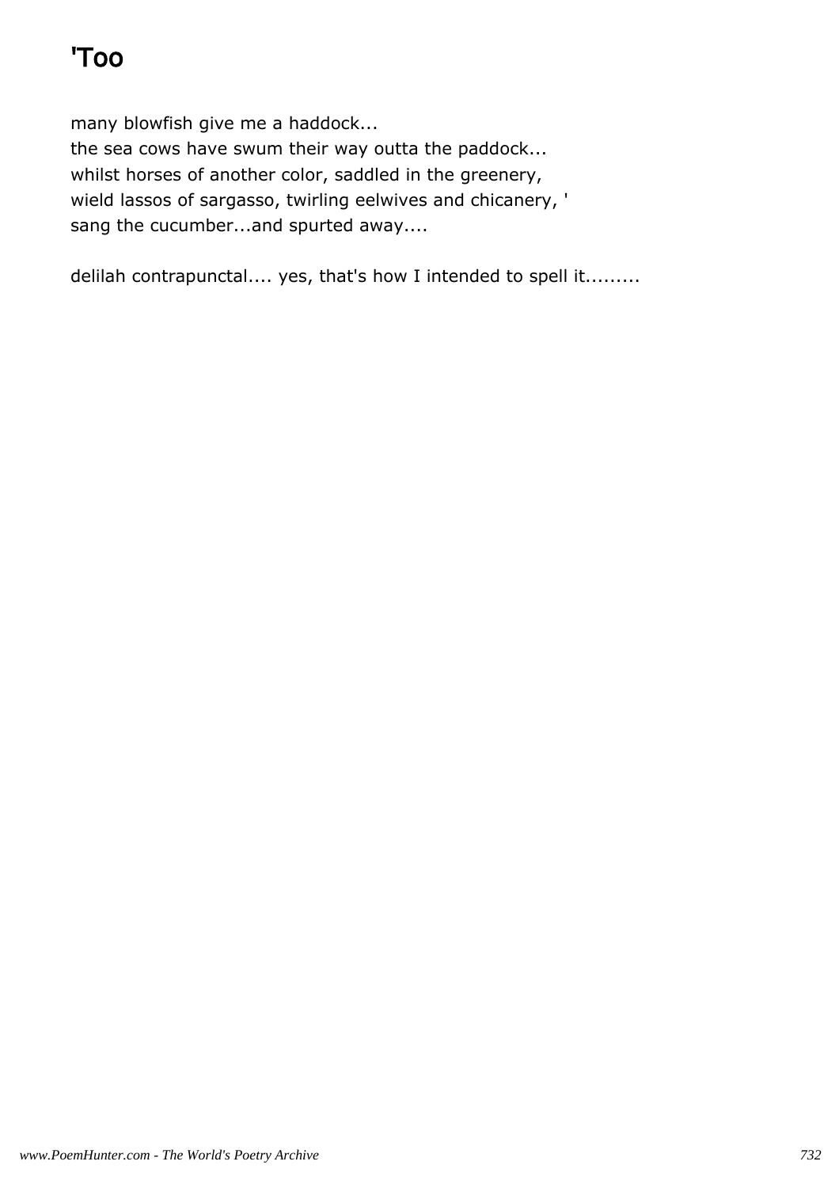# 'Too

many blowfish give me a haddock...
the sea cows have swum their way outta the paddock...
whilst horses of another color, saddled in the greenery,
wield lassos of sargasso, twirling eelwives and chicanery, '
sang the cucumber...and spurted away....

delilah contrapunctal.... yes, that's how I intended to spell it.........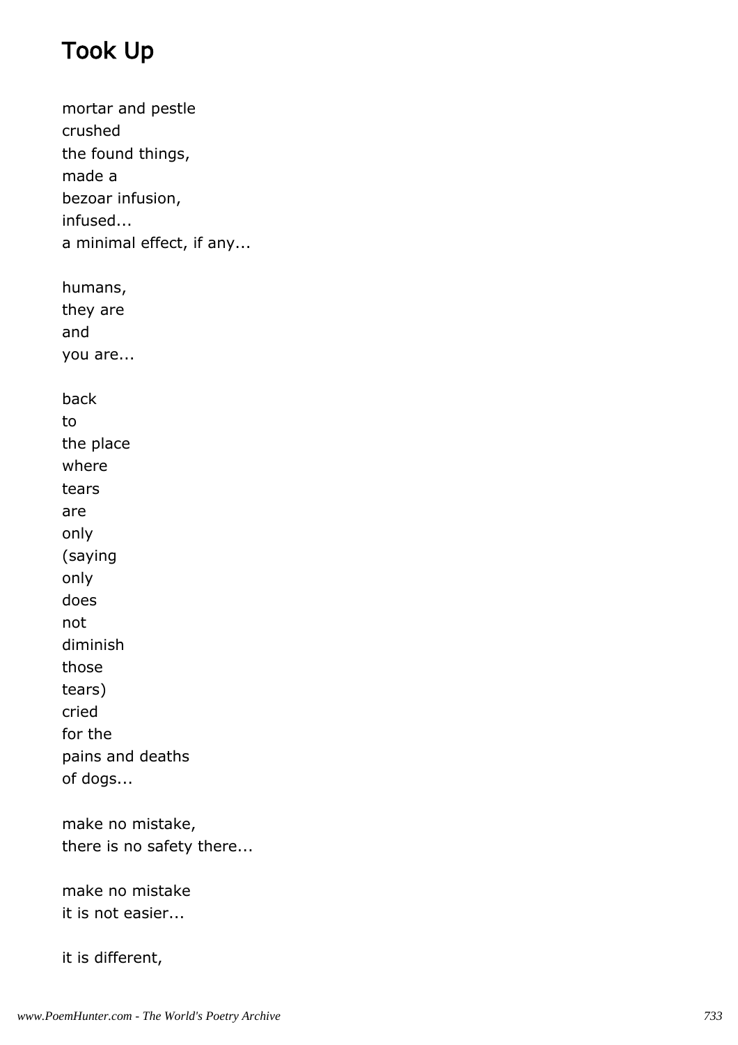# Took Up

mortar and pestle  
crushed  
the found things,  
made a  
bezoar infusion,  
infused...  
a minimal effect, if any...

humans,  
they are  
and  
you are...

back  
to  
the place  
where  
tears  
are  
only  
(saying  
only  
does  
not  
diminish  
those  
tears)  
cried  
for the  
pains and deaths  
of dogs...

make no mistake,  
there is no safety there...

make no mistake  
it is not easier...

it is different,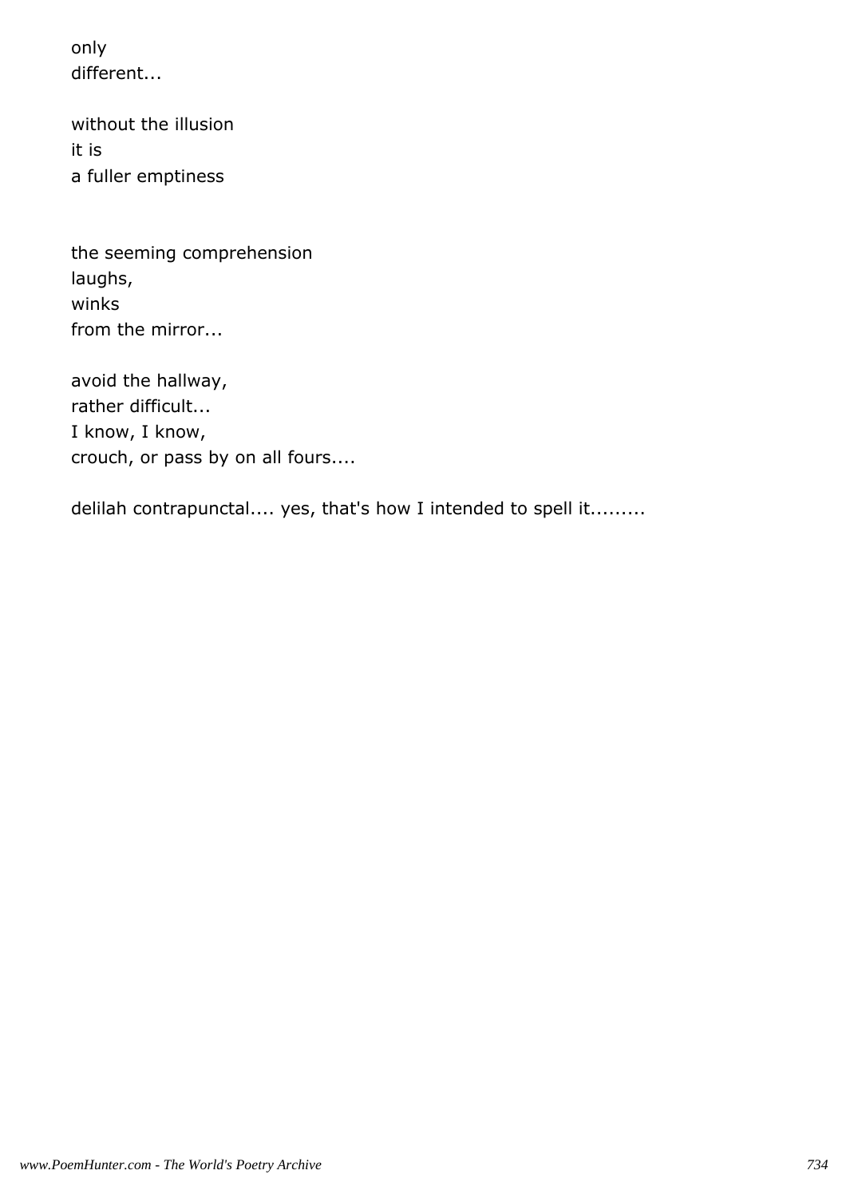only
different...

without the illusion
it is
a fuller emptiness

the seeming comprehension
laughs,
winks
from the mirror...

avoid the hallway,
rather difficult...
I know, I know,
crouch, or pass by on all fours....

delilah contrapunctal.... yes, that's how I intended to spell it.........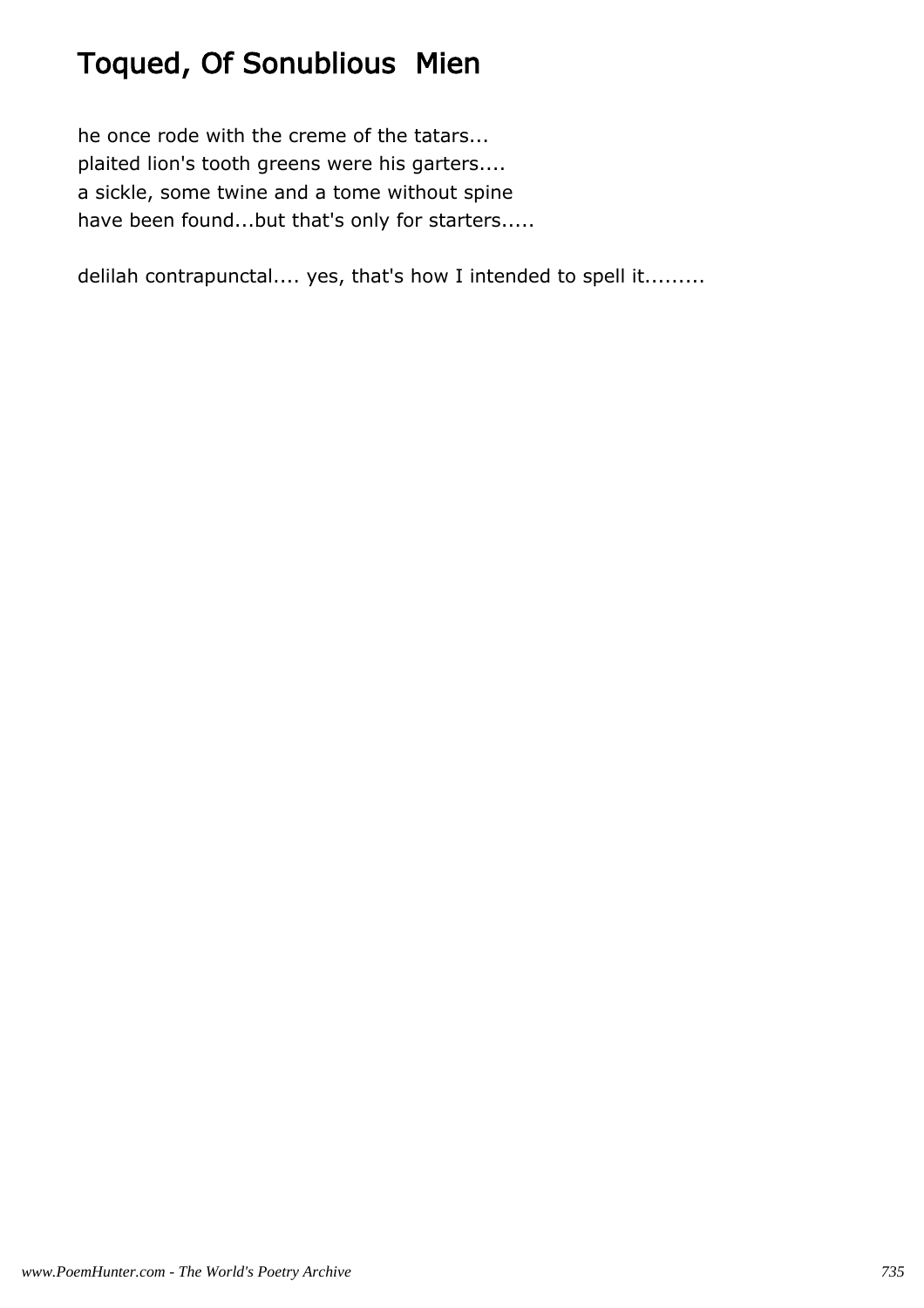# Toqued, Of Sonublious  Mien

he once rode with the creme of the tatars...
plaited lion's tooth greens were his garters....
a sickle, some twine and a tome without spine
have been found...but that's only for starters.....

delilah contrapunctal.... yes, that's how I intended to spell it.........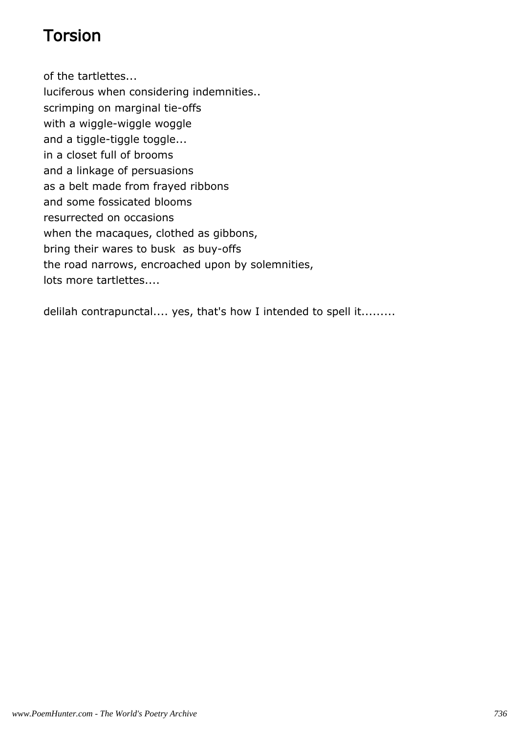# Torsion

of the tartlettes...
luciferous when considering indemnities..
scrimping on marginal tie-offs
with a wiggle-wiggle woggle
and a tiggle-tiggle toggle...
in a closet full of brooms
and a linkage of persuasions
as a belt made from frayed ribbons
and some fossicated blooms
resurrected on occasions
when the macaques, clothed as gibbons,
bring their wares to busk  as buy-offs
the road narrows, encroached upon by solemnities,
lots more tartlettes....

delilah contrapunctal.... yes, that's how I intended to spell it.........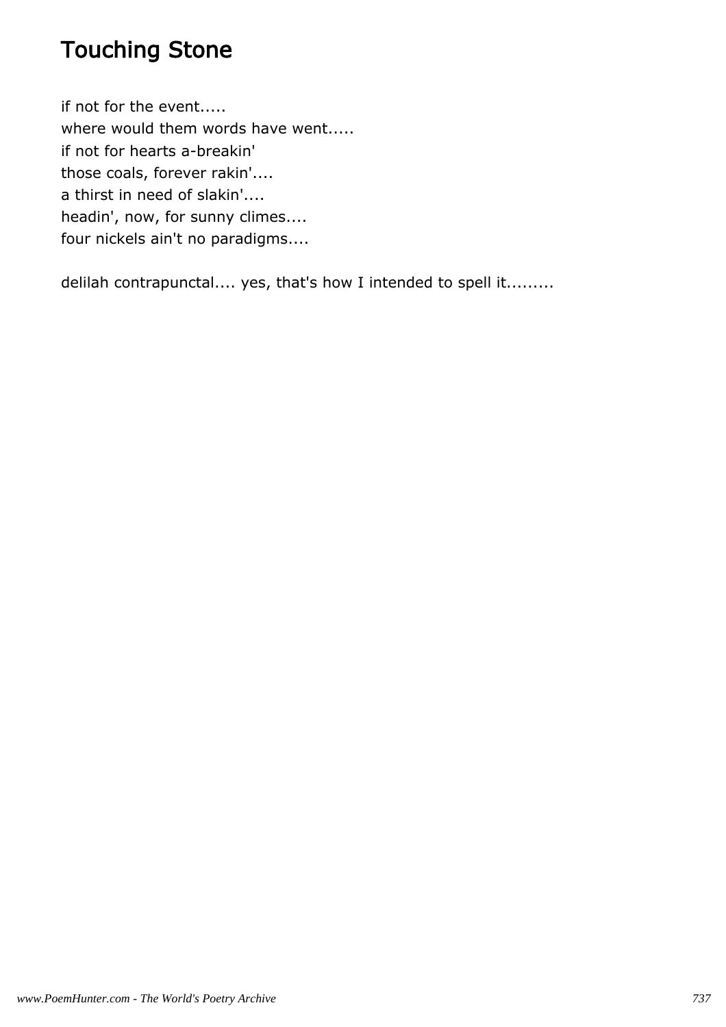# Touching Stone

if not for the event.....
where would them words have went.....
if not for hearts a-breakin'
those coals, forever rakin'....
a thirst in need of slakin'....
headin', now, for sunny climes....
four nickels ain't no paradigms....

delilah contrapunctal.... yes, that's how I intended to spell it.........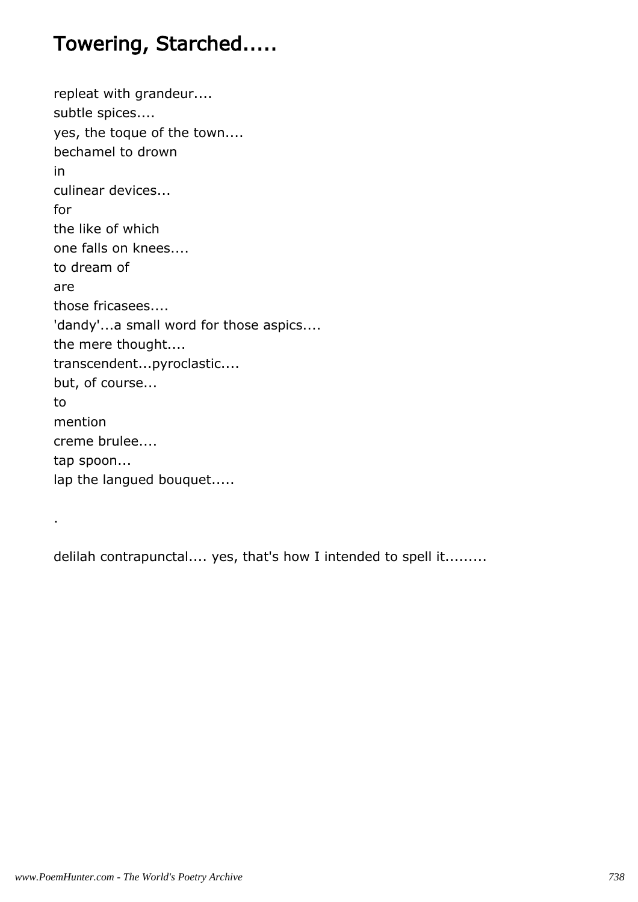# Towering, Starched.....

repleat with grandeur....
subtle spices....
yes, the toque of the town....
bechamel to drown
in
culinear devices...
for
the like of which
one falls on knees....
to dream of
are
those fricasees....
'dandy'...a small word for those aspics....
the mere thought....
transcendent...pyroclastic....
but, of course...
to
mention
creme brulee....
tap spoon...
lap the langued bouquet.....

.

delilah contrapunctal.... yes, that's how I intended to spell it.........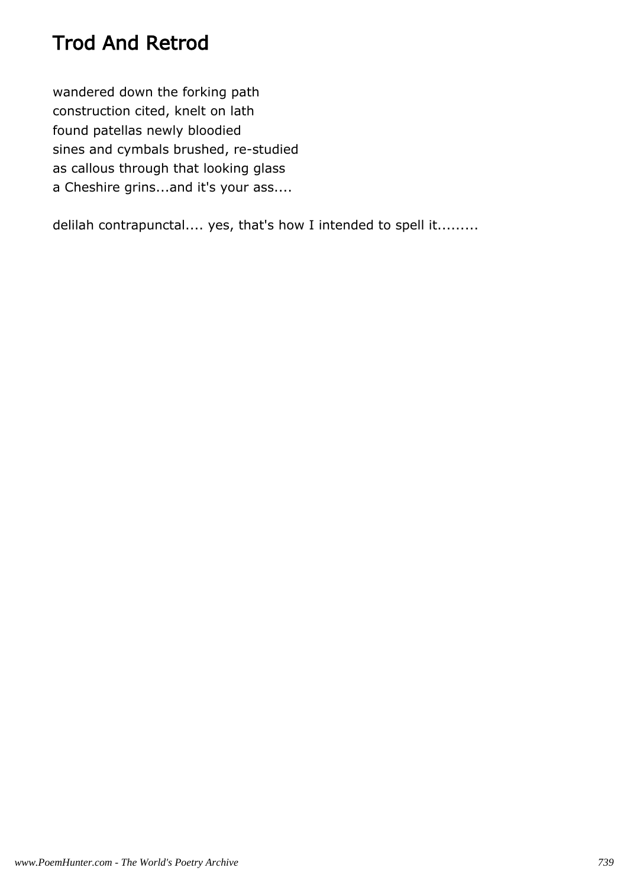# Trod And Retrod

wandered down the forking path
construction cited, knelt on lath
found patellas newly bloodied
sines and cymbals brushed, re-studied
as callous through that looking glass
a Cheshire grins...and it's your ass....

delilah contrapunctal.... yes, that's how I intended to spell it.........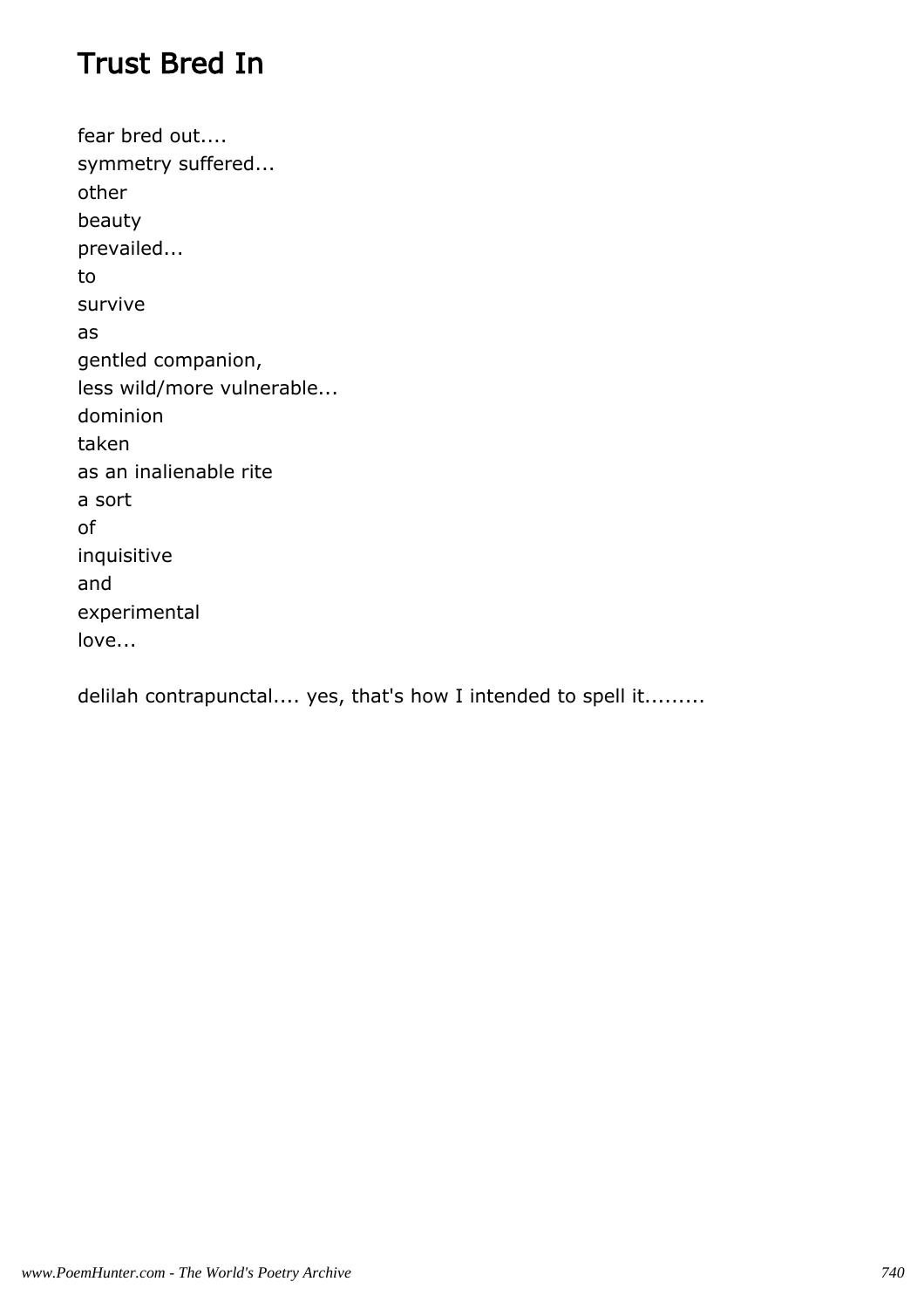# Trust Bred In

fear bred out....
symmetry suffered...
other
beauty
prevailed...
to
survive
as
gentled companion,
less wild/more vulnerable...
dominion
taken
as an inalienable rite
a sort
of
inquisitive
and
experimental
love...

delilah contrapunctal.... yes, that's how I intended to spell it.........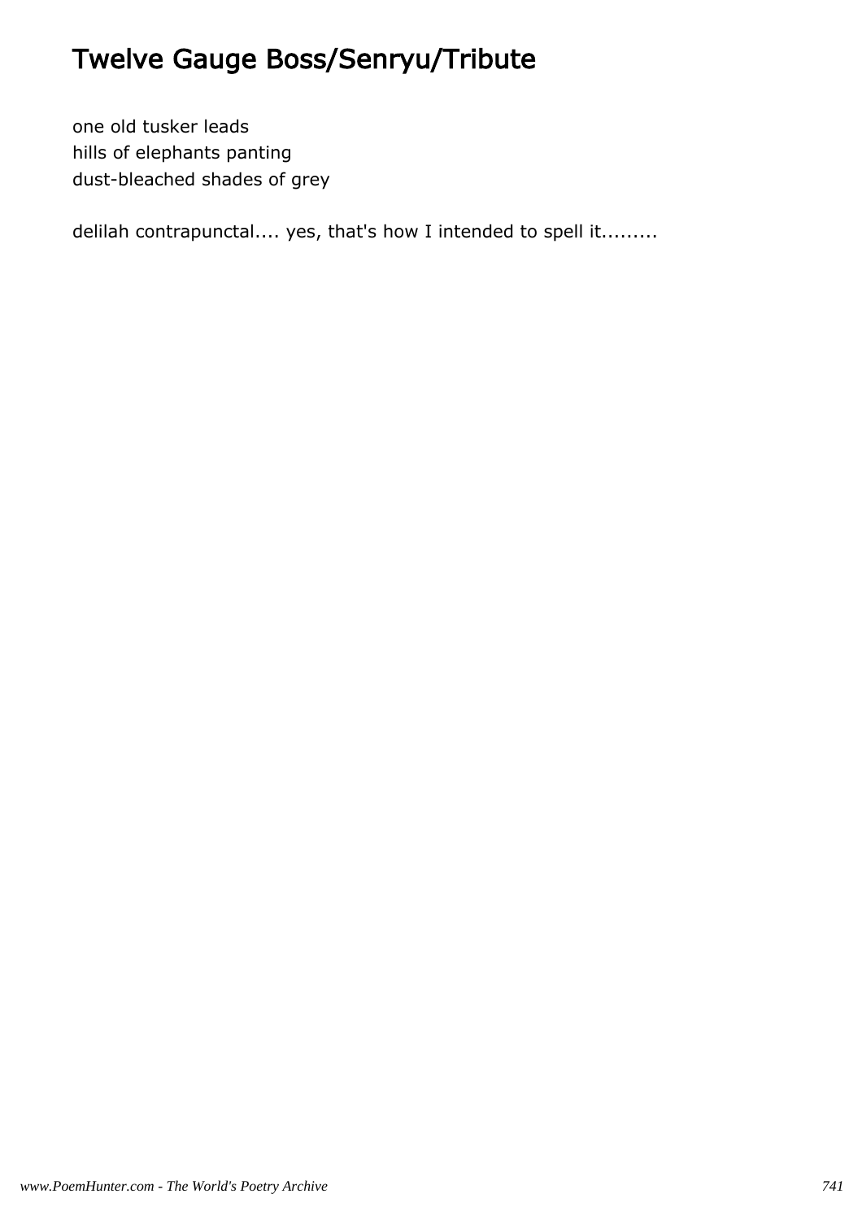# Twelve Gauge Boss/Senryu/Tribute

one old tusker leads
hills of elephants panting
dust-bleached shades of grey

delilah contrapunctal.... yes, that's how I intended to spell it.........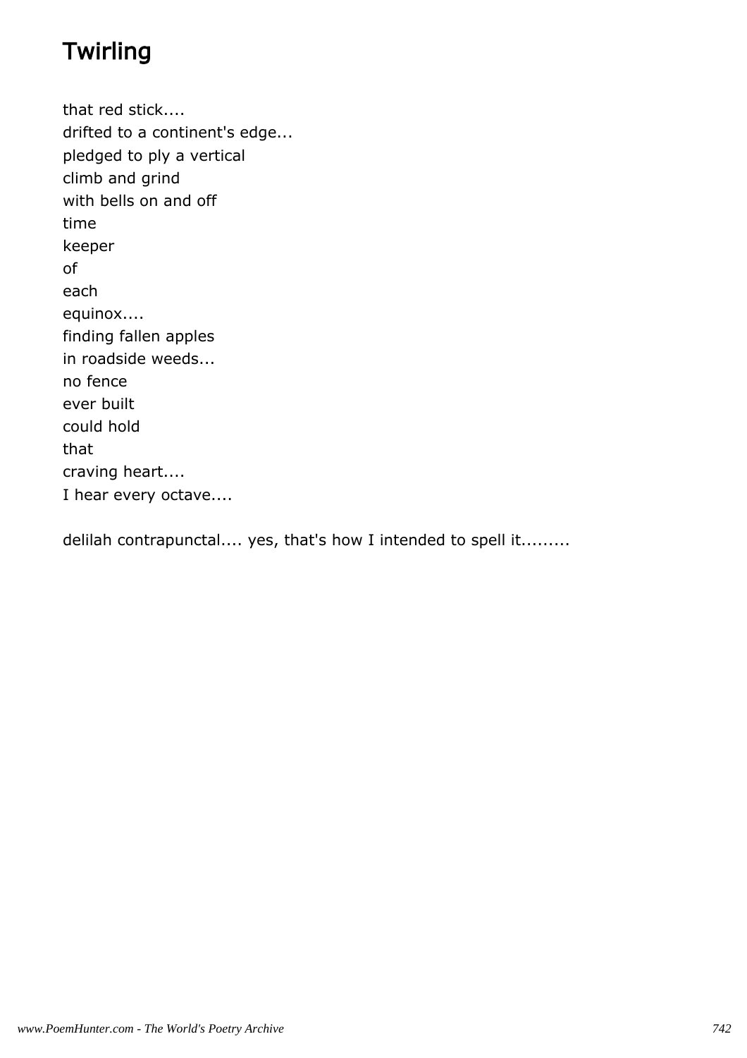# Twirling

that red stick....
drifted to a continent's edge...
pledged to ply a vertical
climb and grind
with bells on and off
time
keeper
of
each
equinox....
finding fallen apples
in roadside weeds...
no fence
ever built
could hold
that
craving heart....
I hear every octave....

delilah contrapunctal.... yes, that's how I intended to spell it.........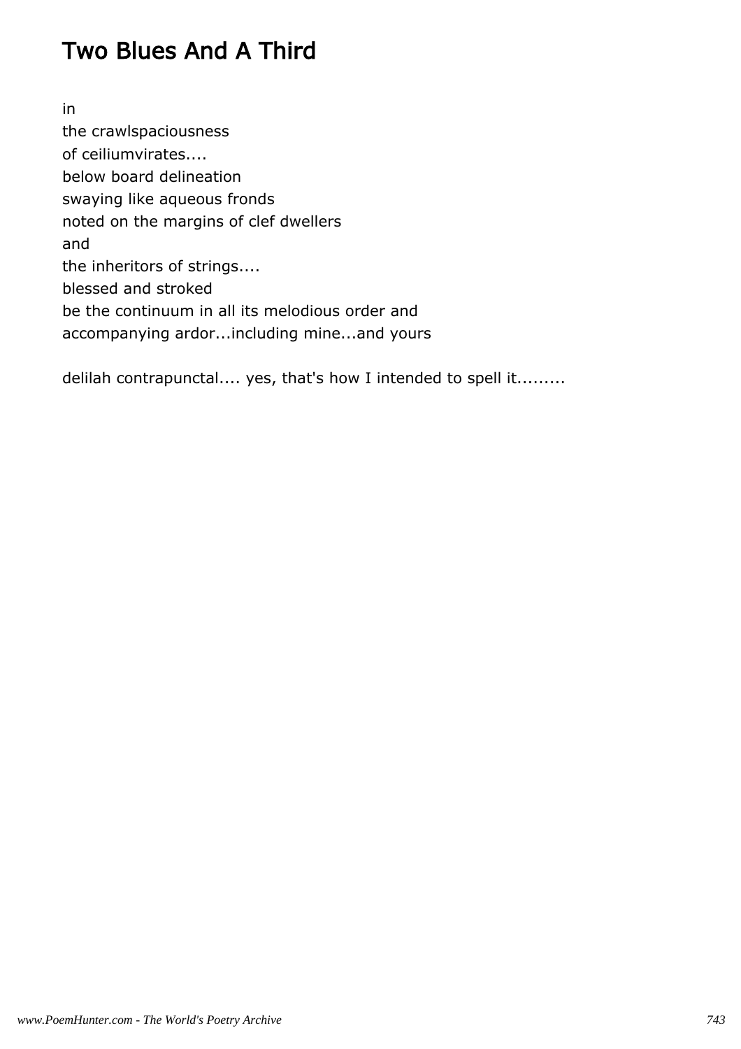## Two Blues And A Third

in
the crawlspaciousness
of ceiliumvirates....
below board delineation
swaying like aqueous fronds
noted on the margins of clef dwellers
and
the inheritors of strings....
blessed and stroked
be the continuum in all its melodious order and
accompanying ardor...including mine...and yours

delilah contrapunctal.... yes, that's how I intended to spell it.........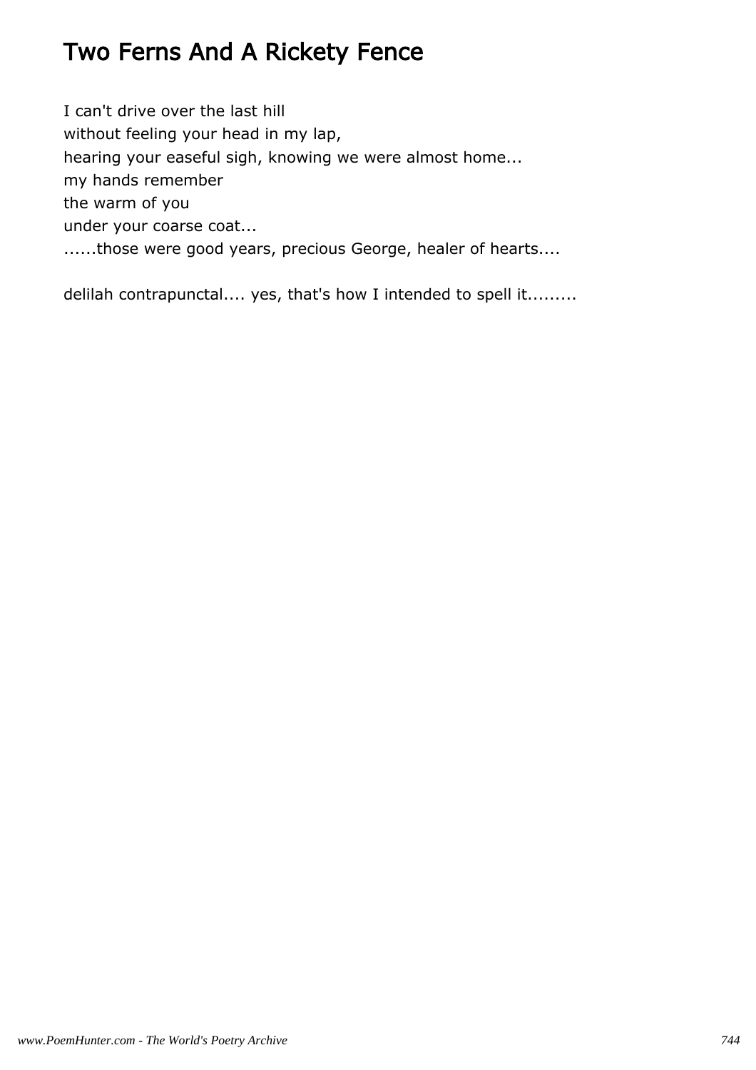# Two Ferns And A Rickety Fence

I can't drive over the last hill
without feeling your head in my lap,
hearing your easeful sigh, knowing we were almost home...
my hands remember
the warm of you
under your coarse coat...
......those were good years, precious George, healer of hearts....

delilah contrapunctal.... yes, that's how I intended to spell it.........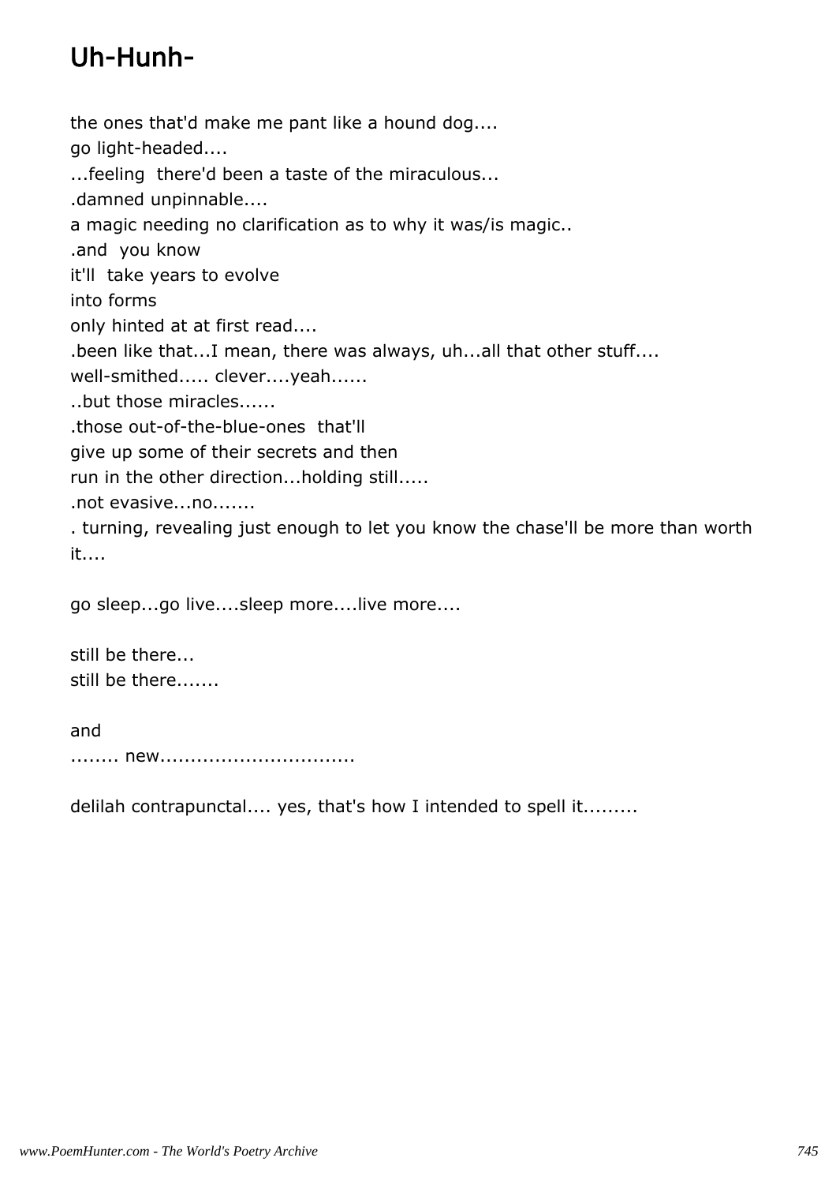## Uh-Hunh-

the ones that'd make me pant like a hound dog....
go light-headed....
...feeling there'd been a taste of the miraculous...
.damned unpinnable....
a magic needing no clarification as to why it was/is magic..
.and you know
it'll take years to evolve
into forms
only hinted at at first read....
.been like that...I mean, there was always, uh...all that other stuff....
well-smithed..... clever....yeah......
..but those miracles......
.those out-of-the-blue-ones that'll
give up some of their secrets and then
run in the other direction...holding still.....
.not evasive...no.......
. turning, revealing just enough to let you know the chase'll be more than worth it....

go sleep...go live....sleep more....live more....

still be there...
still be there.......

and
........ new...............................

delilah contrapunctal.... yes, that's how I intended to spell it.........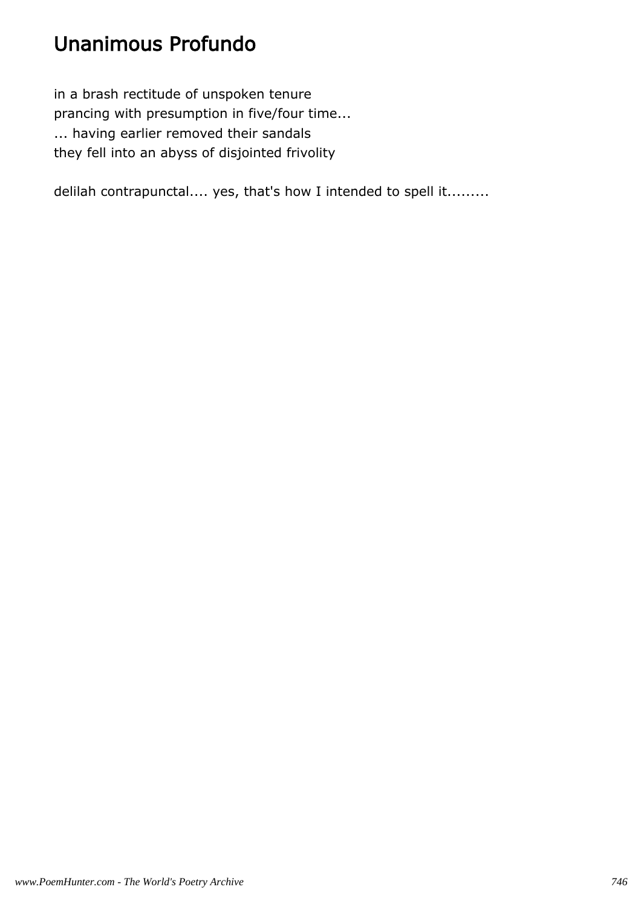# Unanimous Profundo

in a brash rectitude of unspoken tenure  
prancing with presumption in five/four time...  
... having earlier removed their sandals  
they fell into an abyss of disjointed frivolity

delilah contrapunctal.... yes, that's how I intended to spell it.........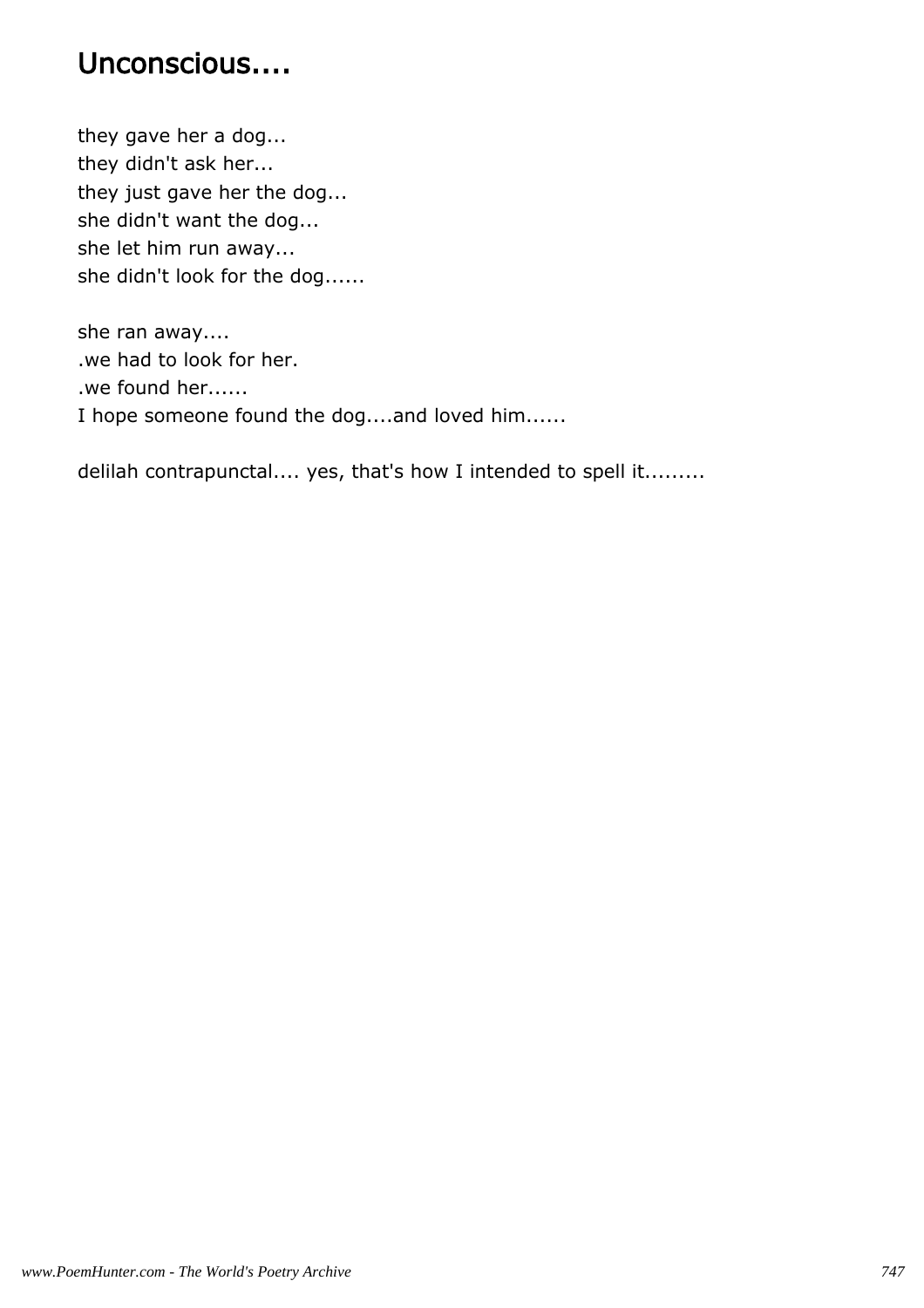# Unconscious....

they gave her a dog...
they didn't ask her...
they just gave her the dog...
she didn't want the dog...
she let him run away...
she didn't look for the dog......

she ran away....
.we had to look for her.
.we found her......
I hope someone found the dog....and loved him......

delilah contrapunctal.... yes, that's how I intended to spell it.........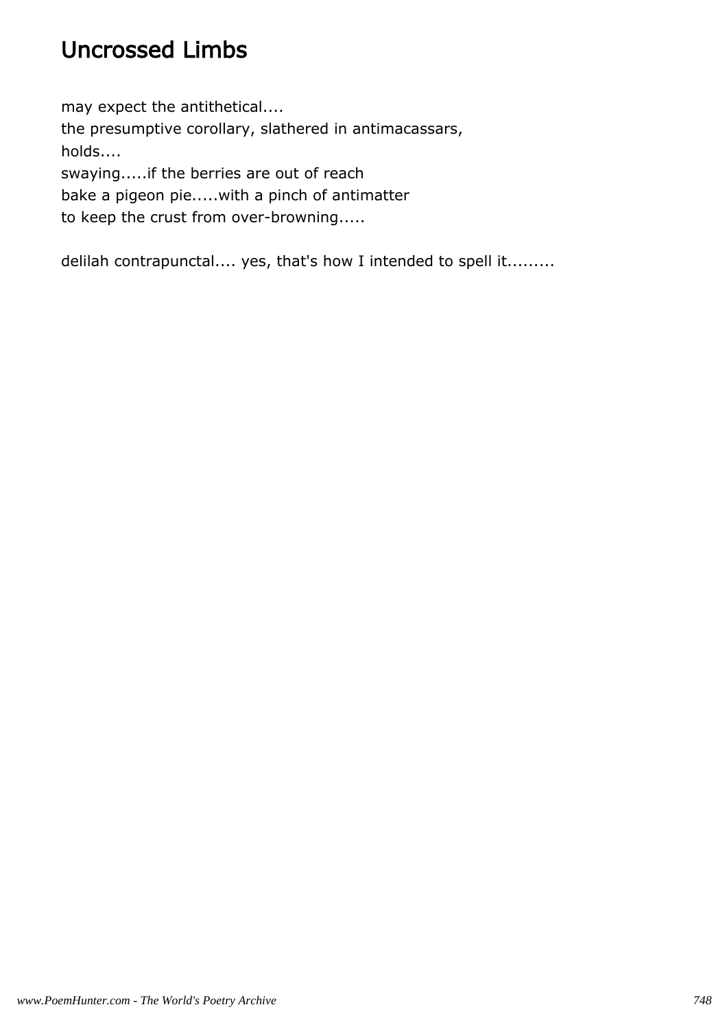# Uncrossed Limbs

may expect the antithetical....  
the presumptive corollary, slathered in antimacassars,  
holds....  
swaying.....if the berries are out of reach  
bake a pigeon pie.....with a pinch of antimatter  
to keep the crust from over-browning.....

delilah contrapunctal.... yes, that's how I intended to spell it.........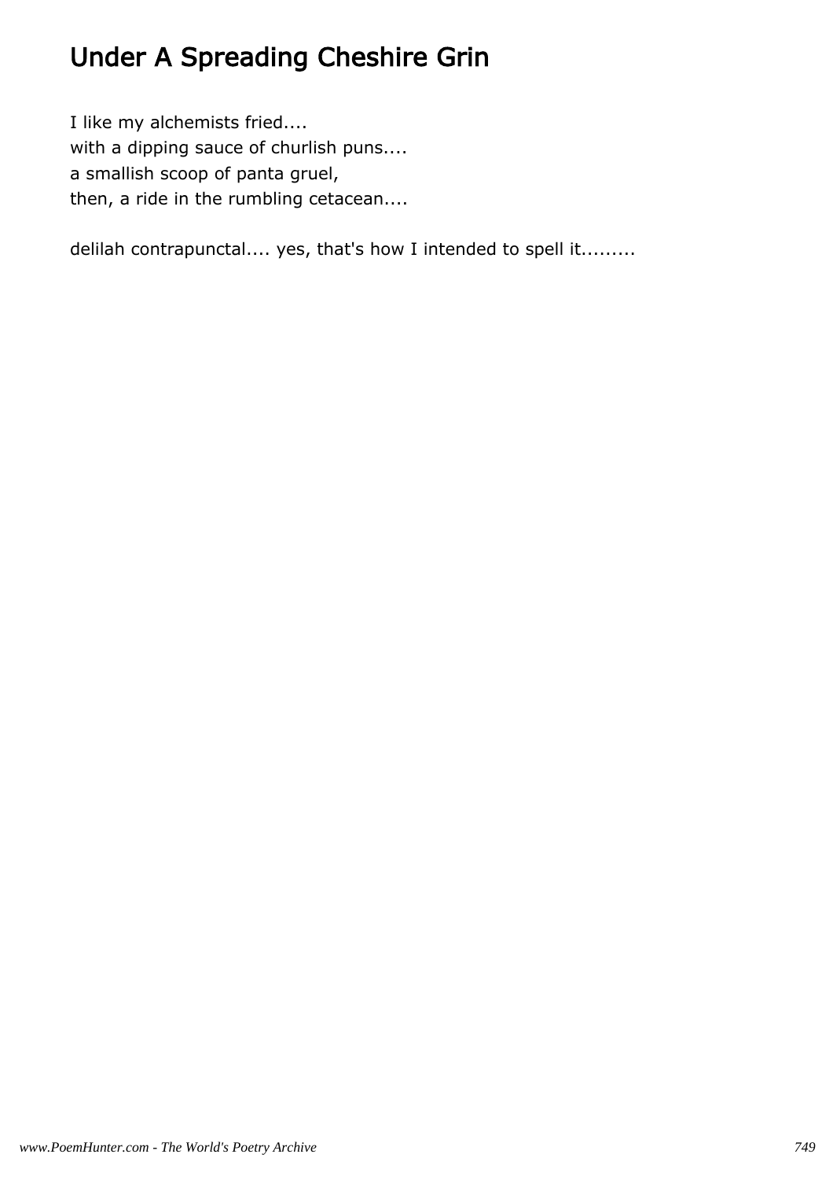# Under A Spreading Cheshire Grin

I like my alchemists fried....  
with a dipping sauce of churlish puns....  
a smallish scoop of panta gruel,  
then, a ride in the rumbling cetacean....

delilah contrapunctal.... yes, that's how I intended to spell it.........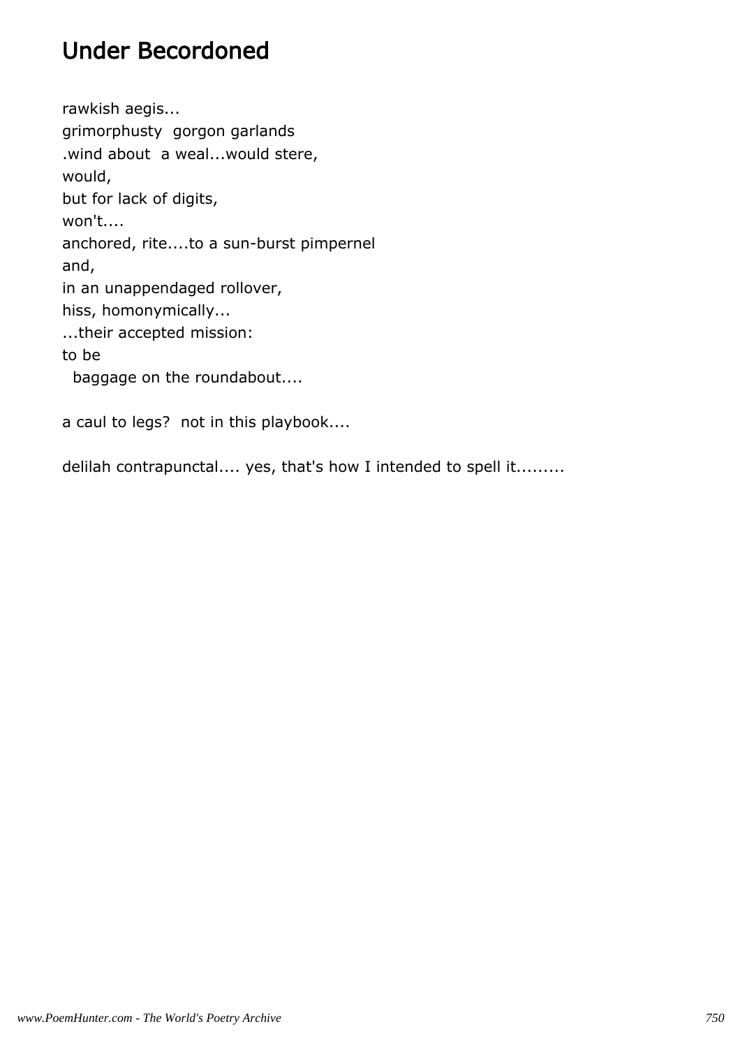# Under Becordoned

rawkish aegis...  
grimorphusty  gorgon garlands  
.wind about  a weal...would stere,  
would,  
but for lack of digits,  
won't....  
anchored, rite....to a sun-burst pimpernel  
and,  
in an unappendaged rollover,  
hiss, homonymically...  
...their accepted mission:  
to be  
  baggage on the roundabout....

a caul to legs?  not in this playbook....

delilah contrapunctal.... yes, that's how I intended to spell it.........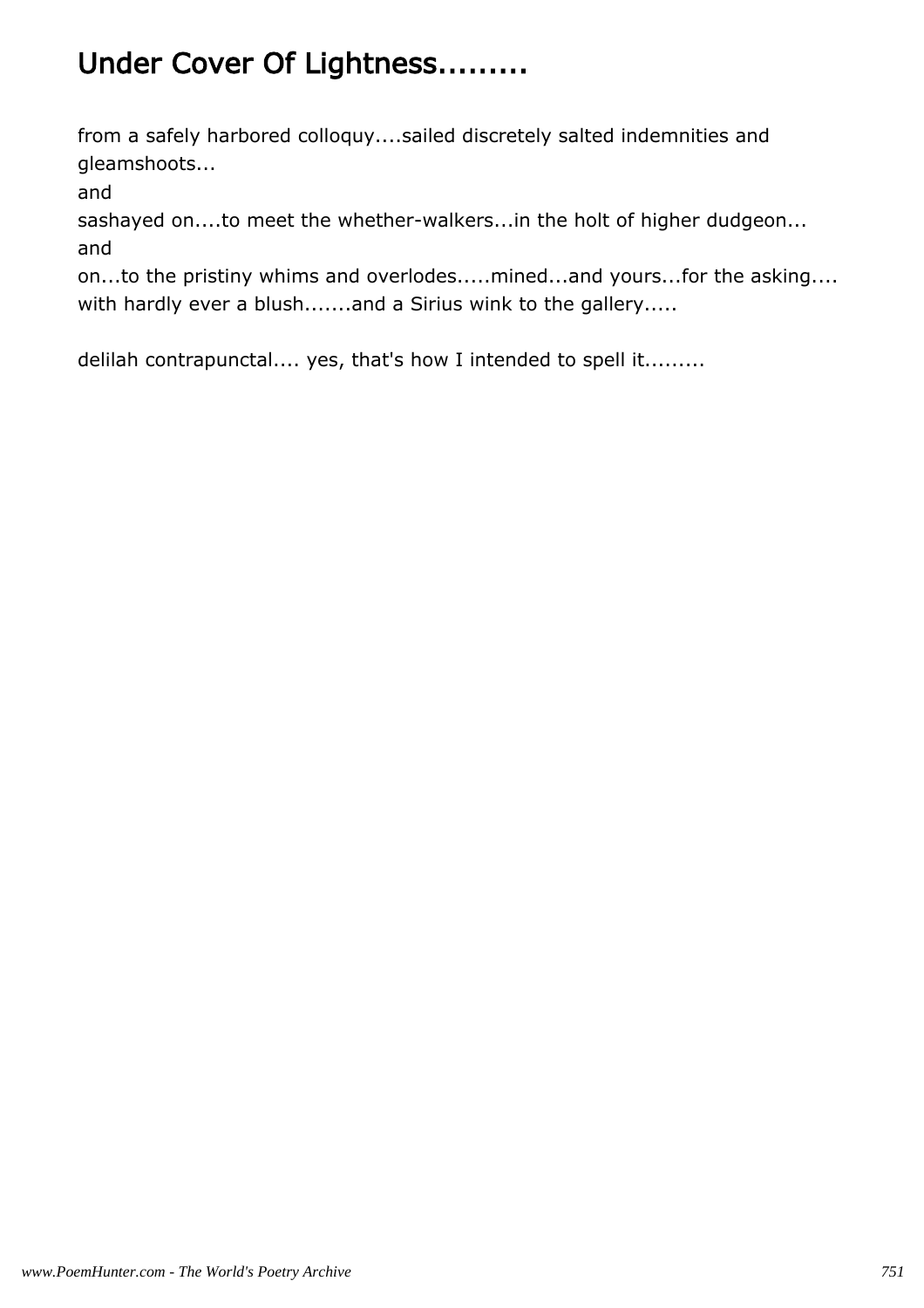# Under Cover Of Lightness.........

from a safely harbored colloquy....sailed discretely salted indemnities and gleamshoots...
and
sashayed on....to meet the whether-walkers...in the holt of higher dudgeon...
and
on...to the pristiny whims and overlodes.....mined...and yours...for the asking....
with hardly ever a blush.......and a Sirius wink to the gallery.....

delilah contrapunctal.... yes, that's how I intended to spell it.........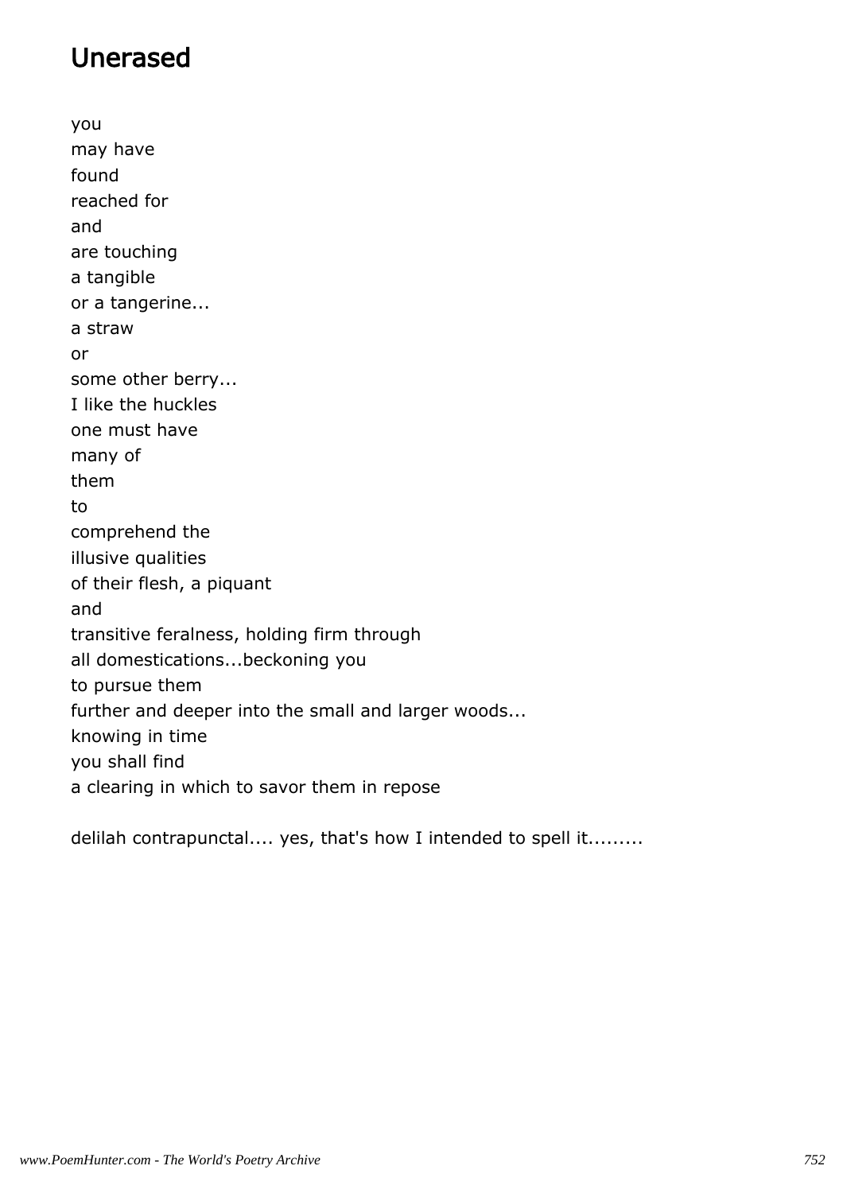## Unerased

you
may have
found
reached for
and
are touching
a tangible
or a tangerine...
a straw
or
some other berry...
I like the huckles
one must have
many of
them
to
comprehend the
illusive qualities
of their flesh, a piquant
and
transitive feralness, holding firm through
all domestications...beckoning you
to pursue them
further and deeper into the small and larger woods...
knowing in time
you shall find
a clearing in which to savor them in repose

delilah contrapunctal.... yes, that's how I intended to spell it.........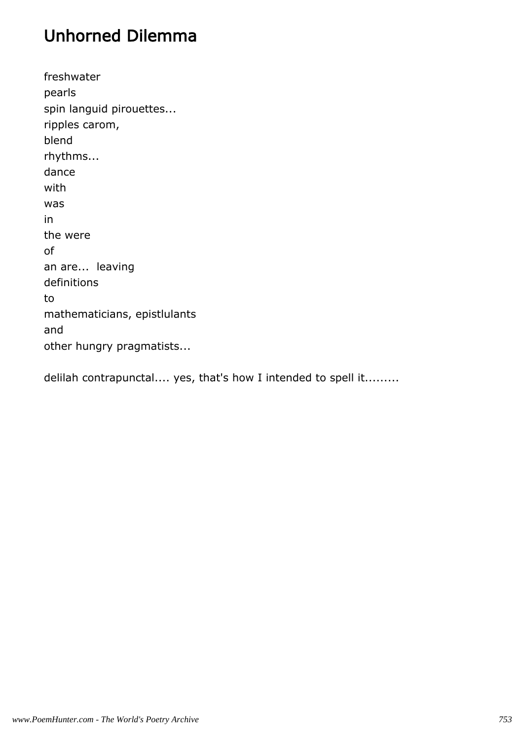# Unhorned Dilemma

freshwater  
pearls  
spin languid pirouettes...  
ripples carom,  
blend  
rhythms...  
dance  
with  
was  
in  
the were  
of  
an are...  leaving  
definitions  
to  
mathematicians, epistlulants  
and  
other hungry pragmatists...

delilah contrapunctal.... yes, that's how I intended to spell it.........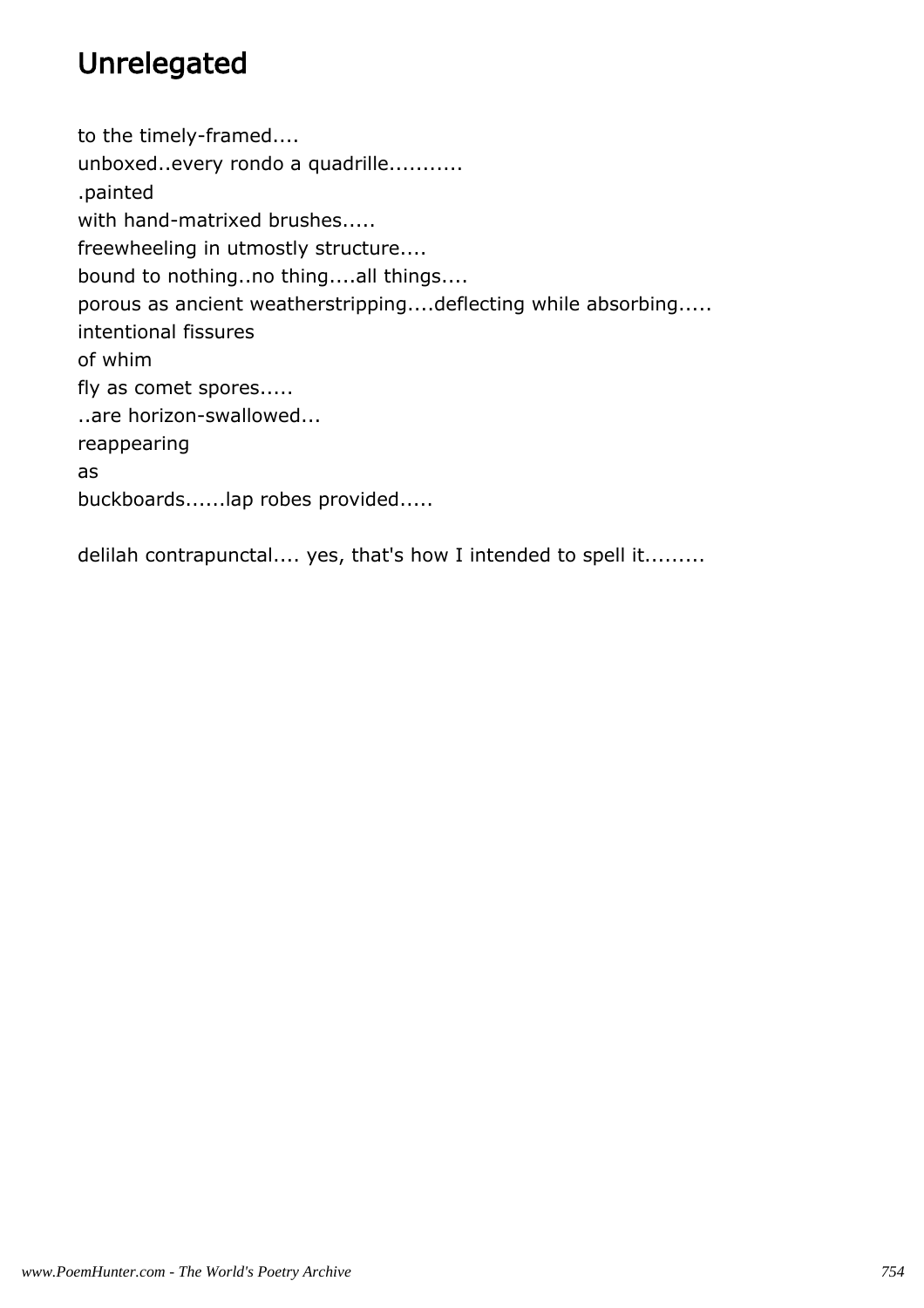# Unrelegated

to the timely-framed....
unboxed..every rondo a quadrille...........
.painted
with hand-matrixed brushes.....
freewheeling in utmostly structure....
bound to nothing..no thing....all things....
porous as ancient weatherstripping....deflecting while absorbing.....
intentional fissures
of whim
fly as comet spores.....
..are horizon-swallowed...
reappearing
as
buckboards......lap robes provided.....

delilah contrapunctal.... yes, that's how I intended to spell it.........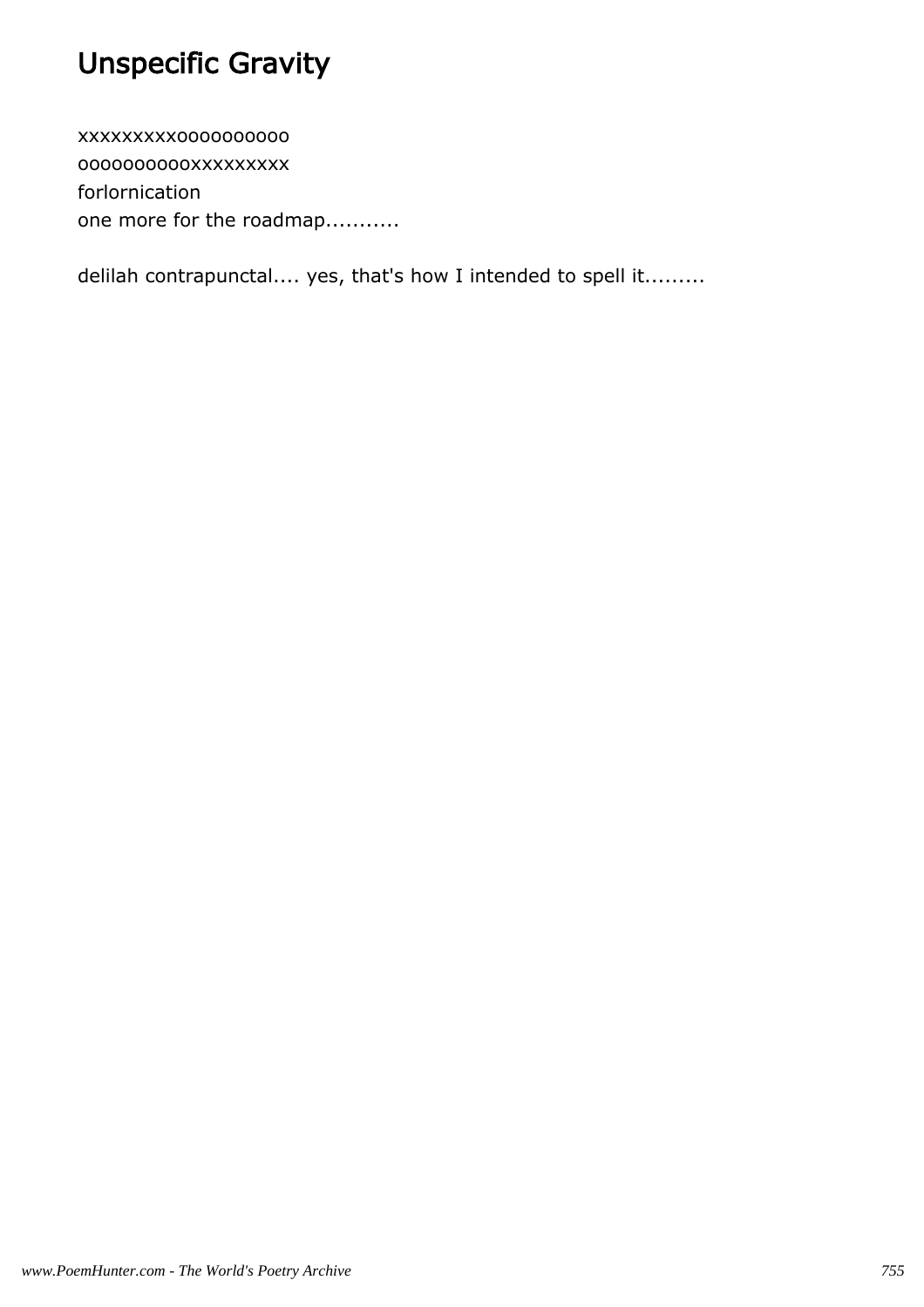# Unspecific Gravity

xxxxxxxxxoooooooooo
oooooooooxxxxxxxxx
forlornication
one more for the roadmap...........

delilah contrapunctal.... yes, that's how I intended to spell it.........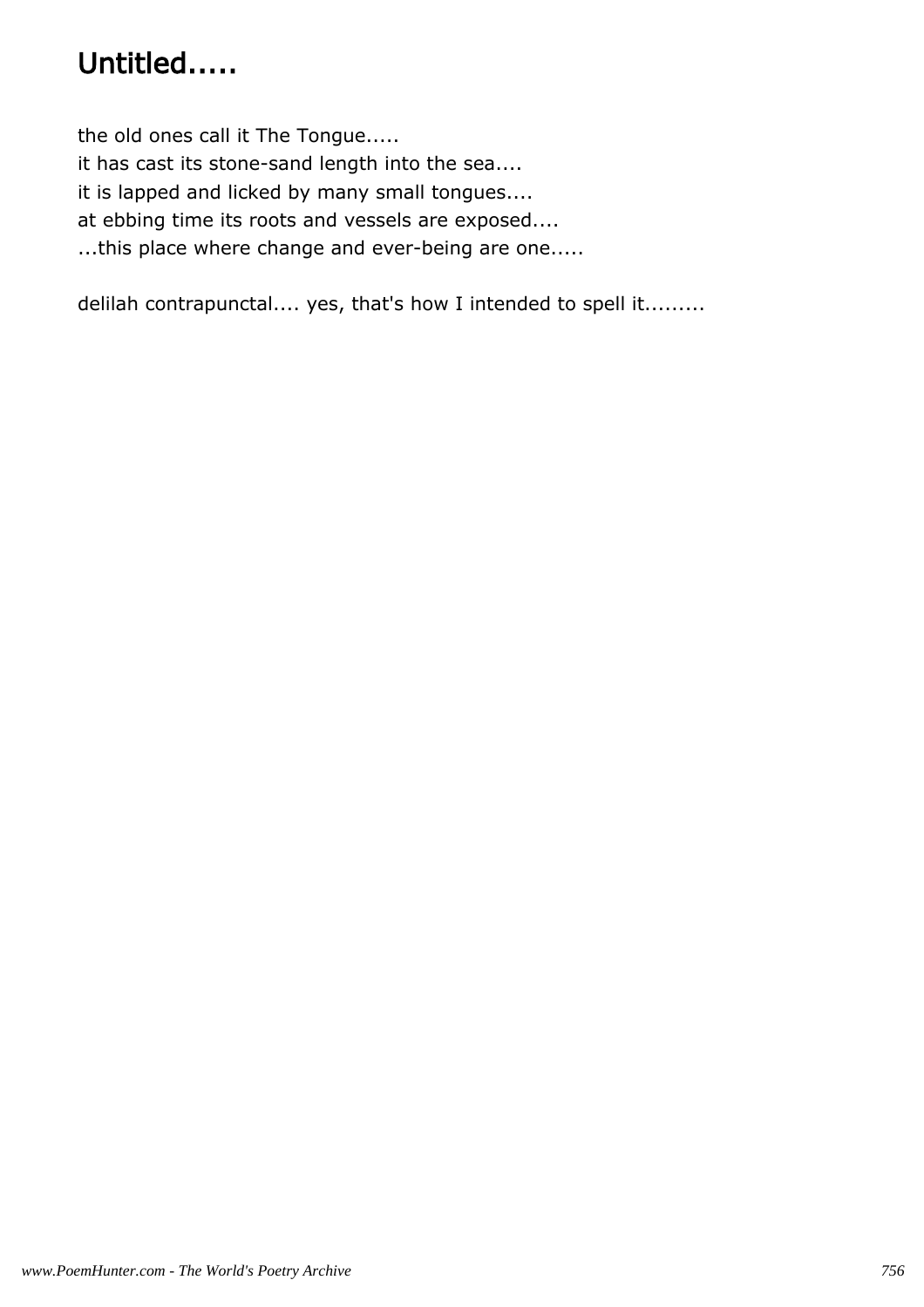# Untitled.....

the old ones call it The Tongue.....
it has cast its stone-sand length into the sea....
it is lapped and licked by many small tongues....
at ebbing time its roots and vessels are exposed....
...this place where change and ever-being are one.....

delilah contrapunctal.... yes, that's how I intended to spell it.........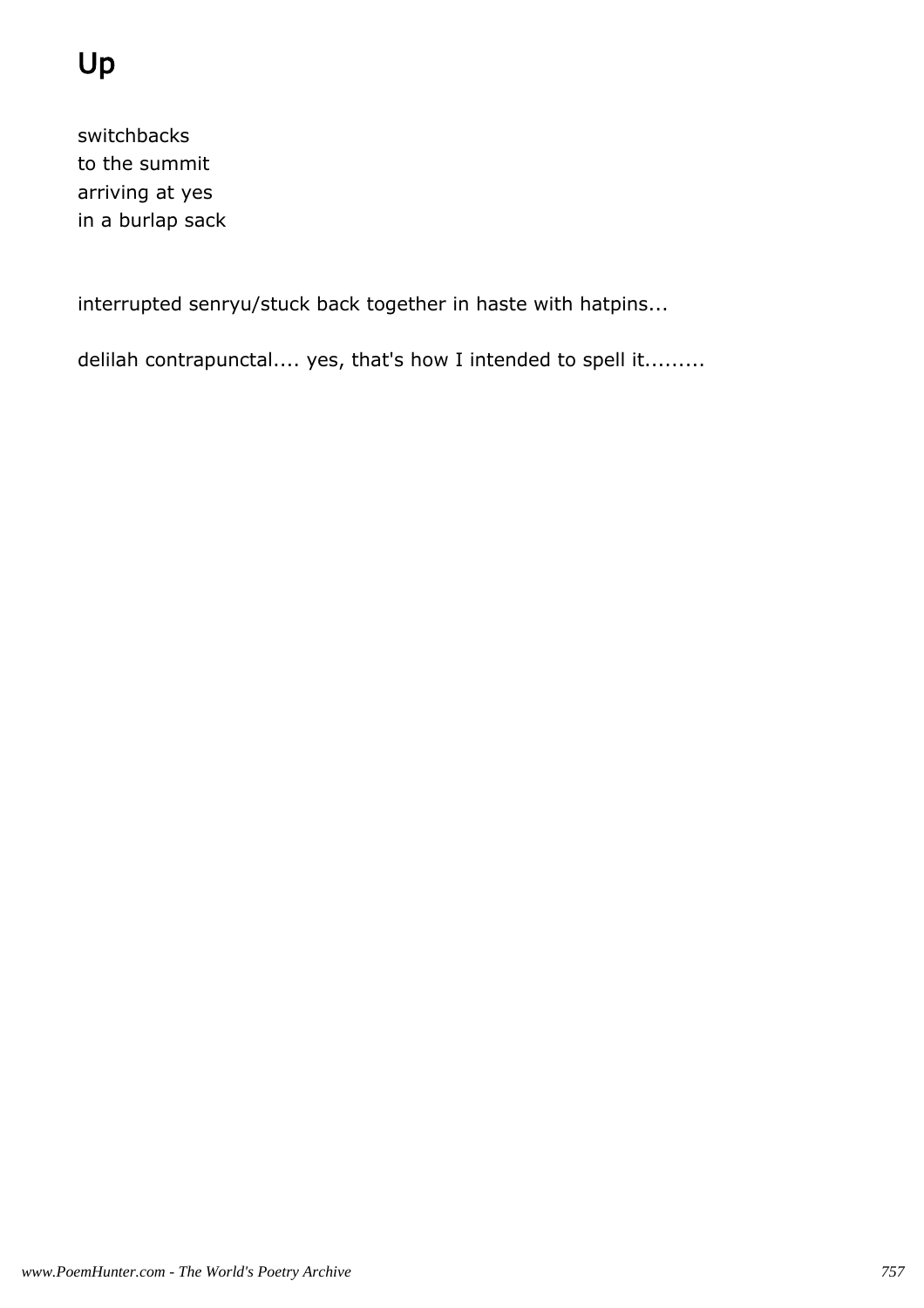# Up

switchbacks
to the summit
arriving at yes
in a burlap sack

interrupted senryu/stuck back together in haste with hatpins...

delilah contrapunctal.... yes, that's how I intended to spell it.........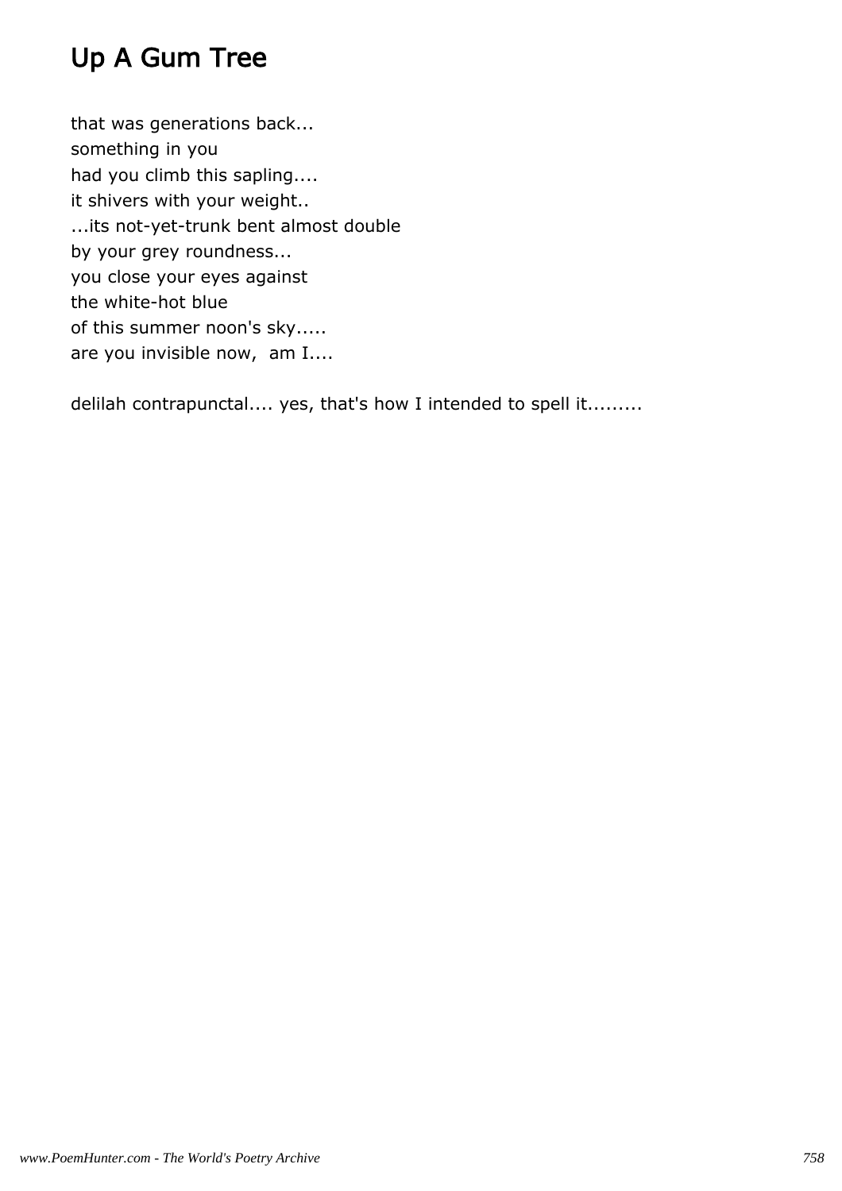# Up A Gum Tree

that was generations back...
something in you
had you climb this sapling....
it shivers with your weight..
...its not-yet-trunk bent almost double
by your grey roundness...
you close your eyes against
the white-hot blue
of this summer noon's sky.....
are you invisible now,  am I....

delilah contrapunctal.... yes, that's how I intended to spell it.........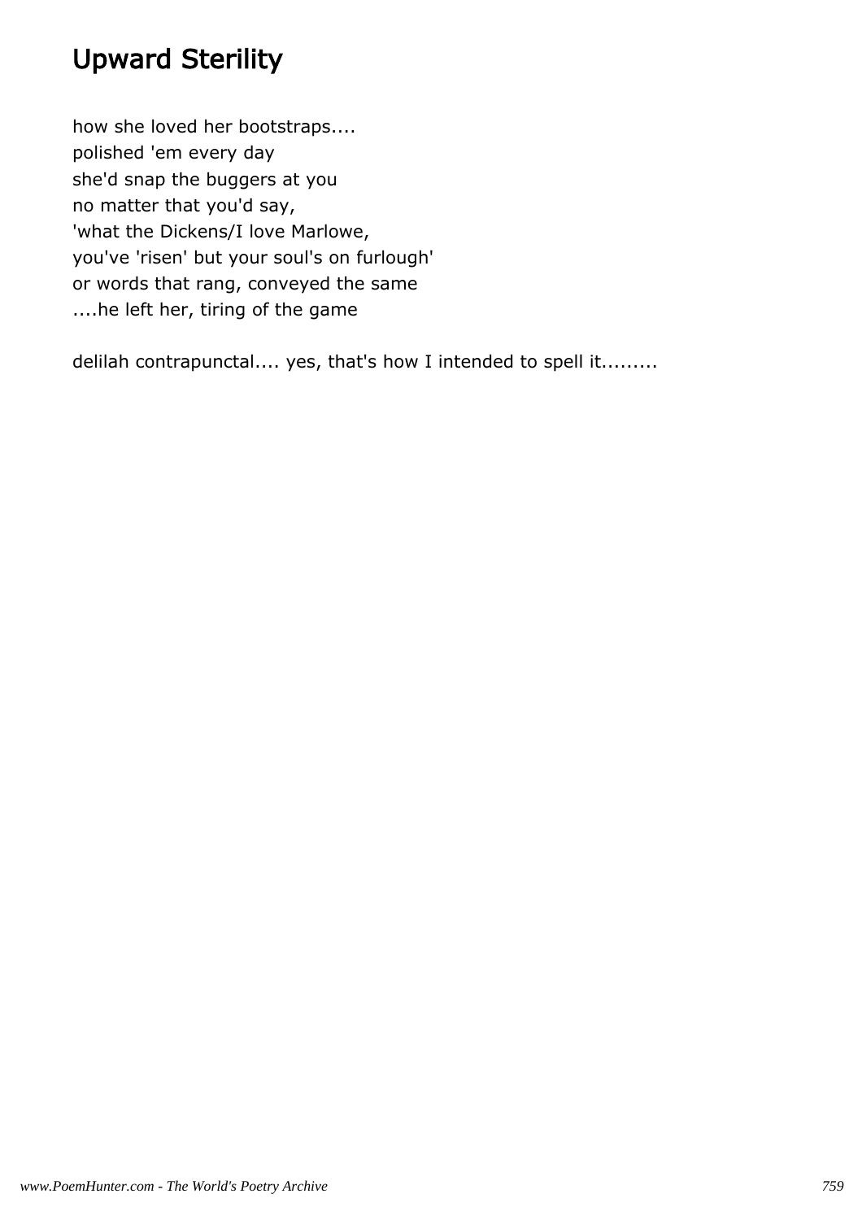# Upward Sterility

how she loved her bootstraps....  
polished 'em every day  
she'd snap the buggers at you  
no matter that you'd say,  
'what the Dickens/I love Marlowe,  
you've 'risen' but your soul's on furlough'  
or words that rang, conveyed the same  
....he left her, tiring of the game

delilah contrapunctal.... yes, that's how I intended to spell it.........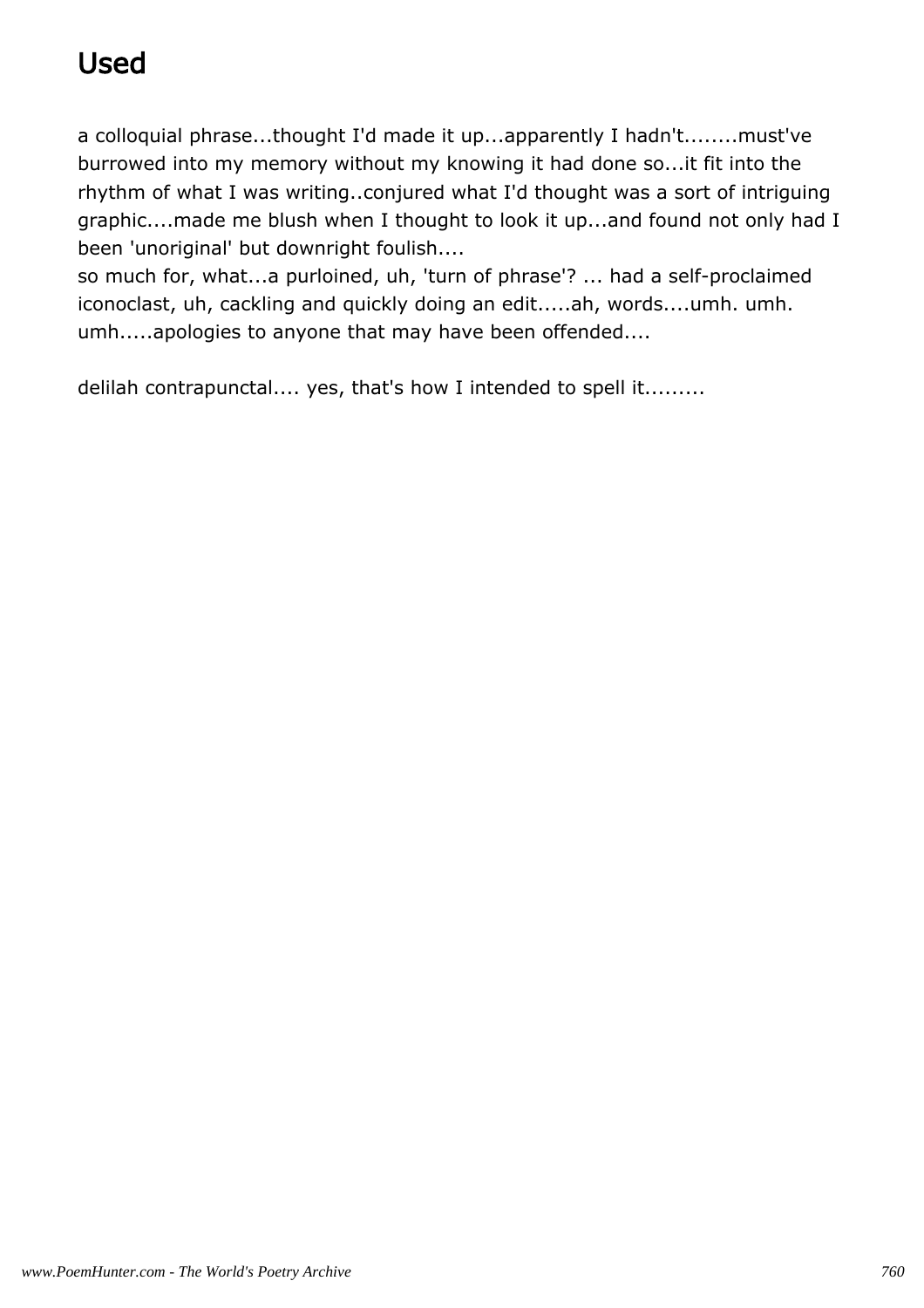# Used

a colloquial phrase...thought I'd made it up...apparently I hadn't........must've burrowed into my memory without my knowing it had done so...it fit into the rhythm of what I was writing..conjured what I'd thought was a sort of intriguing graphic....made me blush when I thought to look it up...and found not only had I been 'unoriginal' but downright foulish....
so much for, what...a purloined, uh, 'turn of phrase'? ... had a self-proclaimed iconoclast, uh, cackling and quickly doing an edit.....ah, words....umh. umh. umh.....apologies to anyone that may have been offended....

delilah contrapunctal.... yes, that's how I intended to spell it.........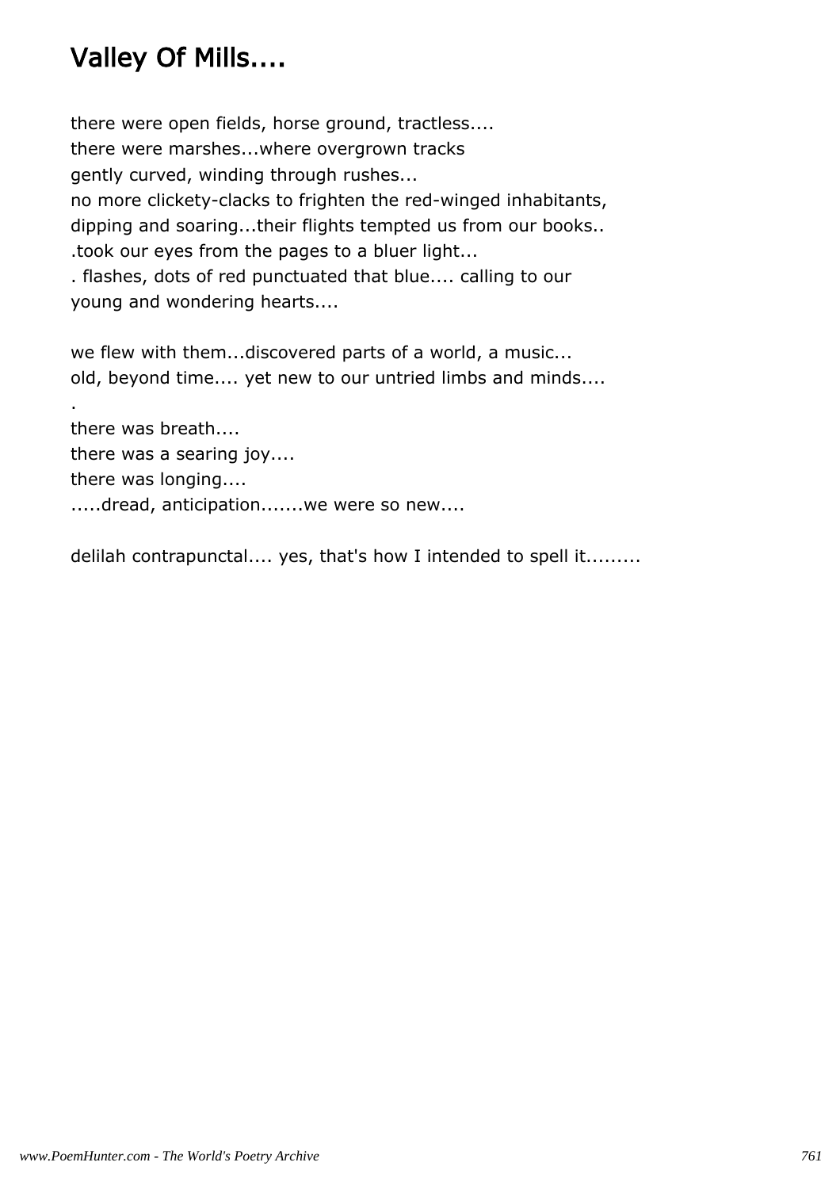# Valley Of Mills....

there were open fields, horse ground, tractless....
there were marshes...where overgrown tracks
gently curved, winding through rushes...
no more clickety-clacks to frighten the red-winged inhabitants,
dipping and soaring...their flights tempted us from our books..
.took our eyes from the pages to a bluer light...
. flashes, dots of red punctuated that blue.... calling to our
young and wondering hearts....

we flew with them...discovered parts of a world, a music...
old, beyond time.... yet new to our untried limbs and minds....
.
there was breath....
there was a searing joy....
there was longing....
.....dread, anticipation.......we were so new....

delilah contrapunctal.... yes, that's how I intended to spell it.........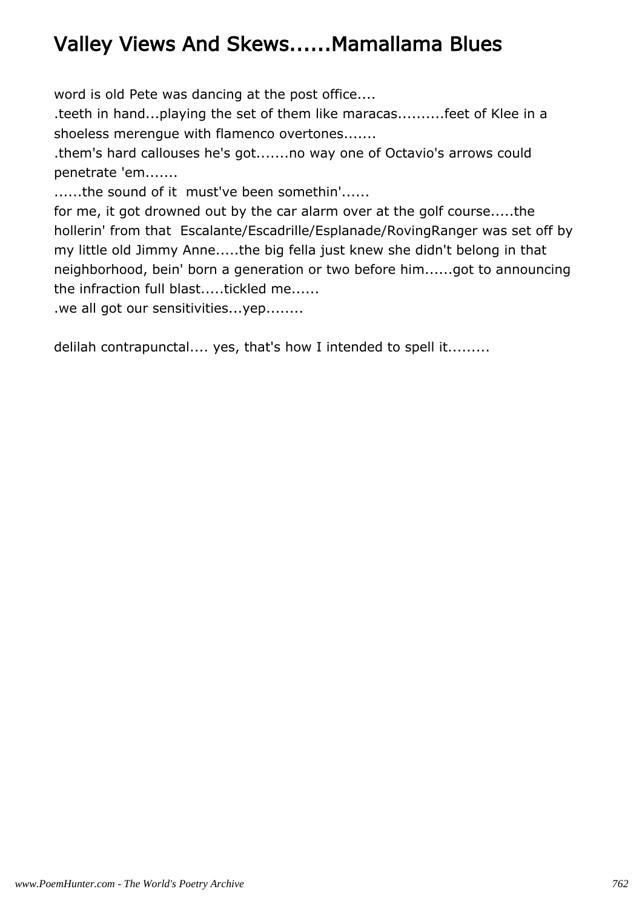# Valley Views And Skews......Mamallama Blues

word is old Pete was dancing at the post office....

.teeth in hand...playing the set of them like maracas..........feet of Klee in a shoeless merengue with flamenco overtones.......

.them's hard callouses he's got.......no way one of Octavio's arrows could penetrate 'em.......

......the sound of it must've been somethin'......

for me, it got drowned out by the car alarm over at the golf course.....the hollerin' from that Escalante/Escadrille/Esplanade/RovingRanger was set off by my little old Jimmy Anne.....the big fella just knew she didn't belong in that neighborhood, bein' born a generation or two before him......got to announcing the infraction full blast.....tickled me......

.we all got our sensitivities...yep........

delilah contrapunctal.... yes, that's how I intended to spell it.........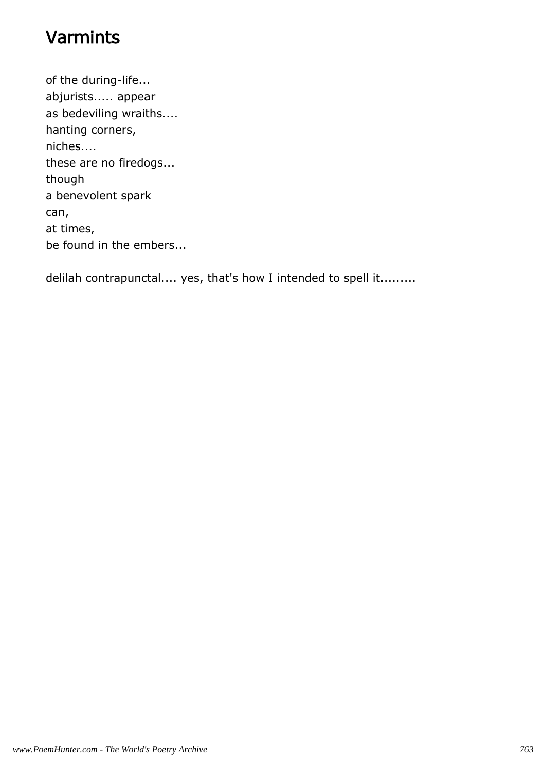# Varmints

of the during-life...  
abjurists..... appear  
as bedeviling wraiths....  
hanting corners,  
niches....  
these are no firedogs...  
though  
a benevolent spark  
can,  
at times,  
be found in the embers...

delilah contrapunctal.... yes, that's how I intended to spell it.........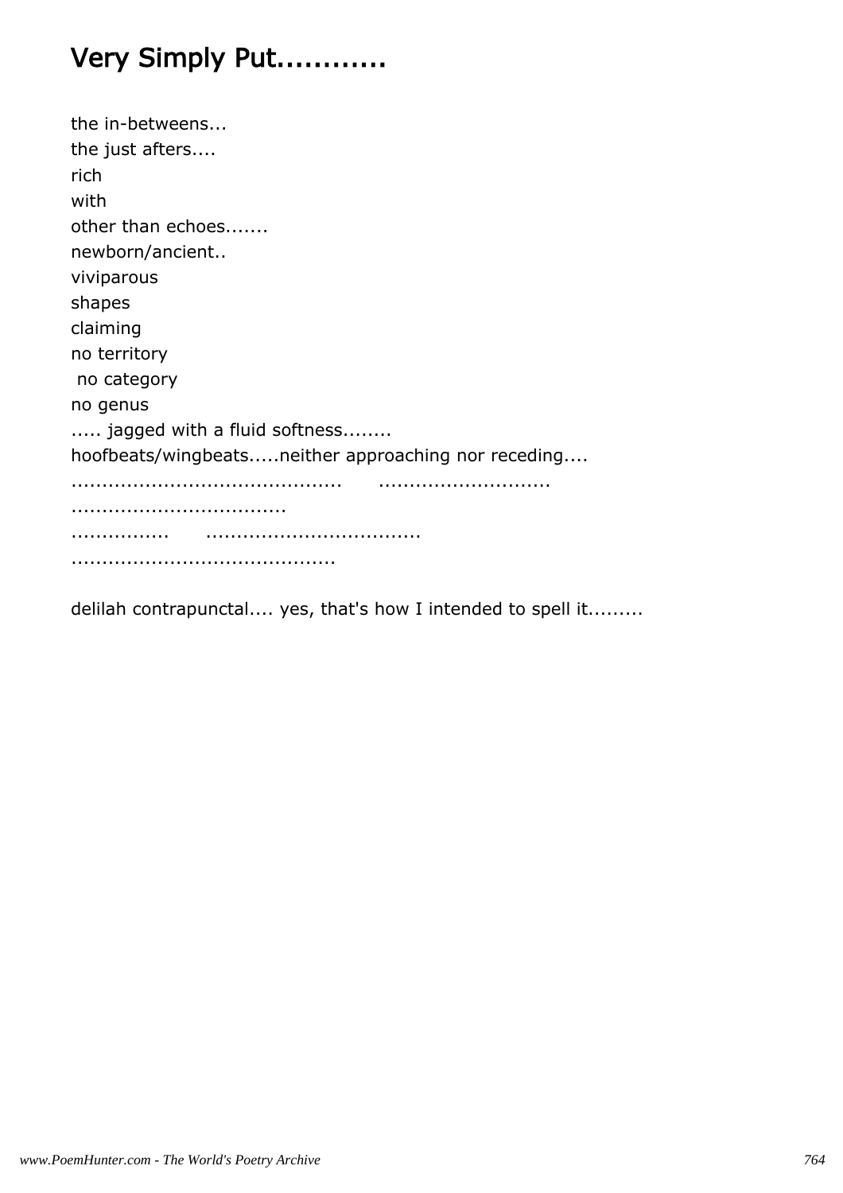# Very Simply Put...........

the in-betweens...
the just afters....
rich
with
other than echoes.......
newborn/ancient..
viviparous
shapes
claiming
no territory
 no category
no genus
..... jagged with a fluid softness........
hoofbeats/wingbeats.....neither approaching nor receding....
...........................................      ...........................
..................................
................      ..................................
..........................................

delilah contrapunctal.... yes, that's how I intended to spell it.........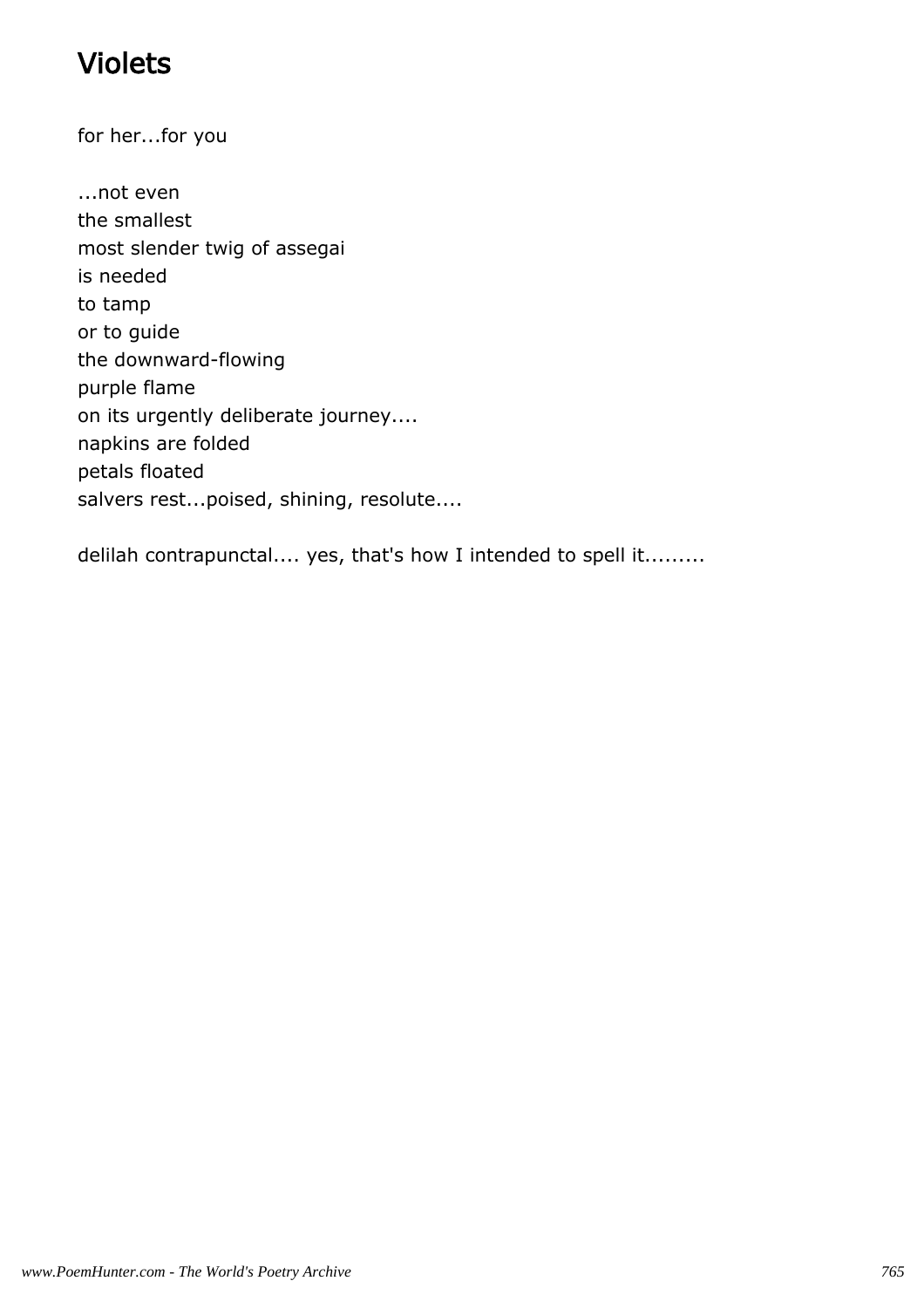# Violets

for her...for you

...not even  
the smallest  
most slender twig of assegai  
is needed  
to tamp  
or to guide  
the downward-flowing  
purple flame  
on its urgently deliberate journey....  
napkins are folded  
petals floated  
salvers rest...poised, shining, resolute....

delilah contrapunctal.... yes, that's how I intended to spell it.........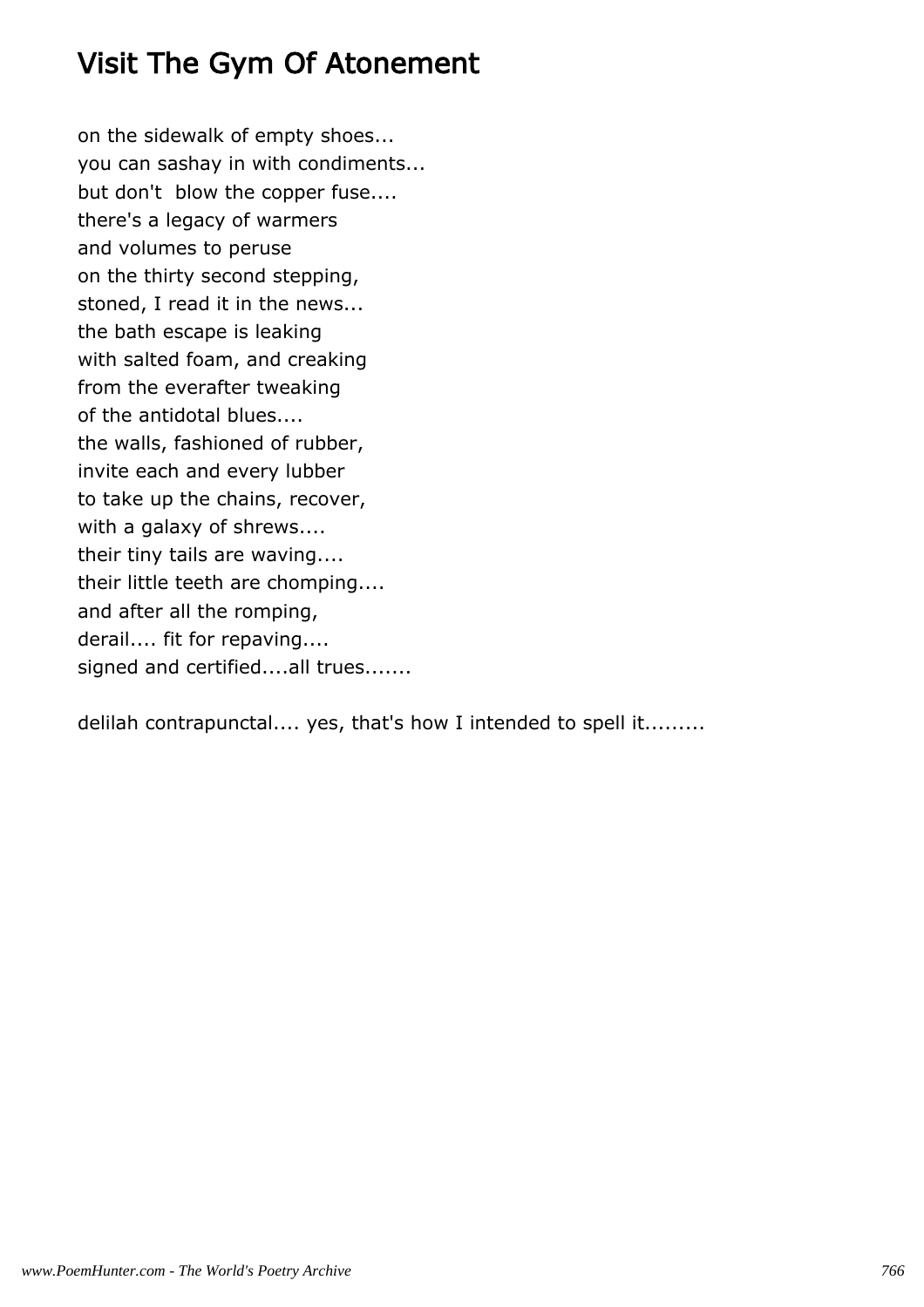# Visit The Gym Of Atonement

on the sidewalk of empty shoes...
you can sashay in with condiments...
but don't  blow the copper fuse....
there's a legacy of warmers
and volumes to peruse
on the thirty second stepping,
stoned, I read it in the news...
the bath escape is leaking
with salted foam, and creaking
from the everafter tweaking
of the antidotal blues....
the walls, fashioned of rubber,
invite each and every lubber
to take up the chains, recover,
with a galaxy of shrews....
their tiny tails are waving....
their little teeth are chomping....
and after all the romping,
derail.... fit for repaving....
signed and certified....all trues.......

delilah contrapunctal.... yes, that's how I intended to spell it.........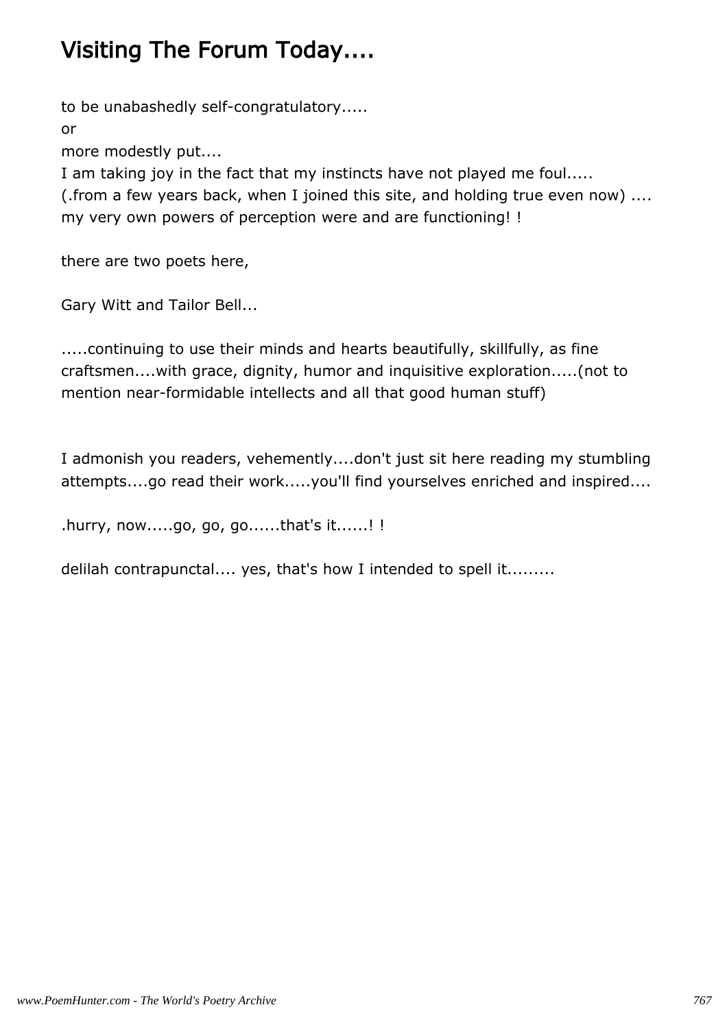# Visiting The Forum Today....

to be unabashedly self-congratulatory.....
or
more modestly put....
I am taking joy in the fact that my instincts have not played me foul.....
(.from a few years back, when I joined this site, and holding true even now) ....
my very own powers of perception were and are functioning! !

there are two poets here,

Gary Witt and Tailor Bell...

.....continuing to use their minds and hearts beautifully, skillfully, as fine craftsmen....with grace, dignity, humor and inquisitive exploration.....(not to mention near-formidable intellects and all that good human stuff)

I admonish you readers, vehemently....don't just sit here reading my stumbling attempts....go read their work.....you'll find yourselves enriched and inspired....

.hurry, now.....go, go, go......that's it......! !

delilah contrapunctal.... yes, that's how I intended to spell it.........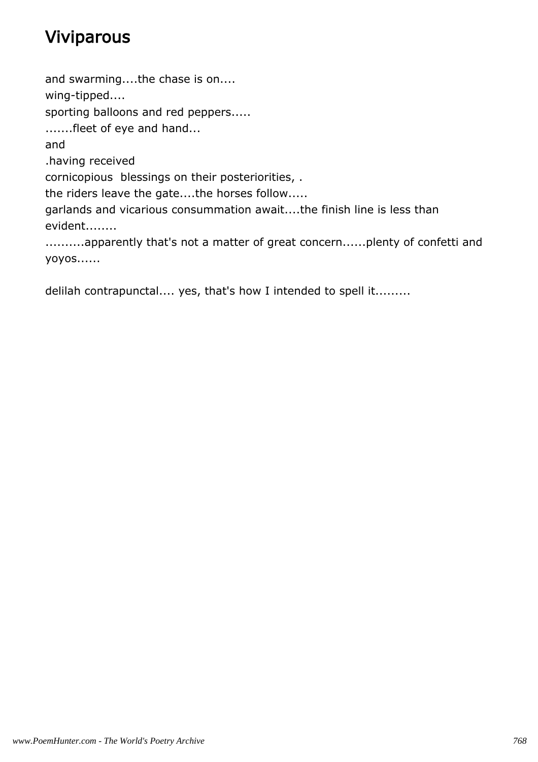# Viviparous

and swarming....the chase is on....  
wing-tipped....  
sporting balloons and red peppers.....  
.......fleet of eye and hand...  
and  
.having received  
cornicopious  blessings on their posteriorities, .  
the riders leave the gate....the horses follow.....  
garlands and vicarious consummation await....the finish line is less than evident........  
..........apparently that's not a matter of great concern......plenty of confetti and yoyos......

delilah contrapunctal.... yes, that's how I intended to spell it.........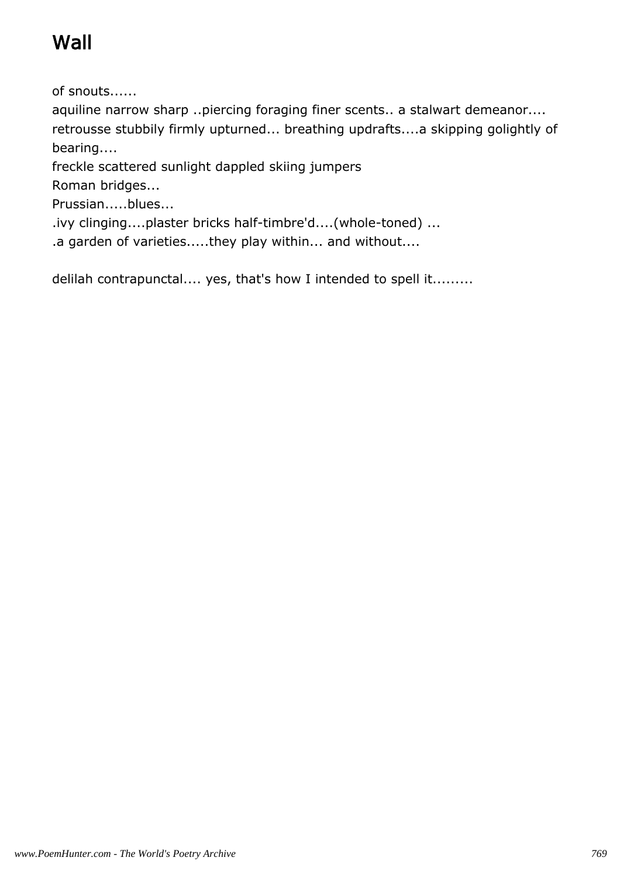# Wall

of snouts......

aquiline narrow sharp ..piercing foraging finer scents.. a stalwart demeanor....

retrousse stubbily firmly upturned... breathing updrafts....a skipping golightly of bearing....

freckle scattered sunlight dappled skiing jumpers

Roman bridges...

Prussian.....blues...

.ivy clinging....plaster bricks half-timbre'd....(whole-toned) ...

.a garden of varieties.....they play within... and without....

delilah contrapunctal.... yes, that's how I intended to spell it.........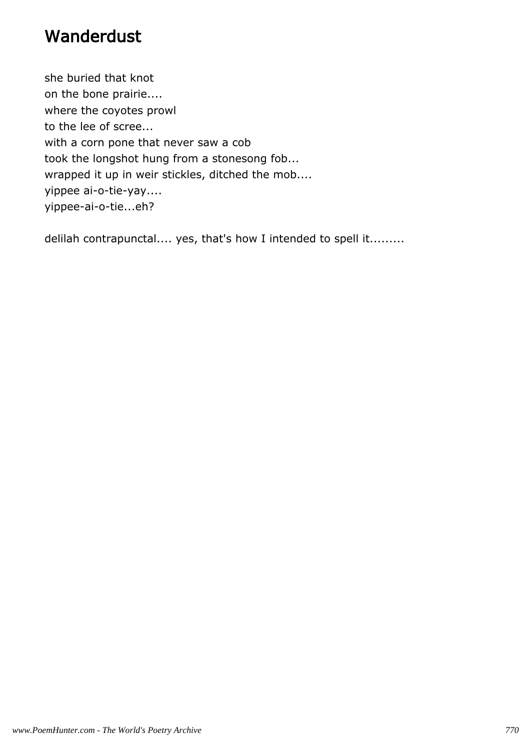# Wanderdust

she buried that knot
on the bone prairie....
where the coyotes prowl
to the lee of scree...
with a corn pone that never saw a cob
took the longshot hung from a stonesong fob...
wrapped it up in weir stickles, ditched the mob....
yippee ai-o-tie-yay....
yippee-ai-o-tie...eh?

delilah contrapunctal.... yes, that's how I intended to spell it.........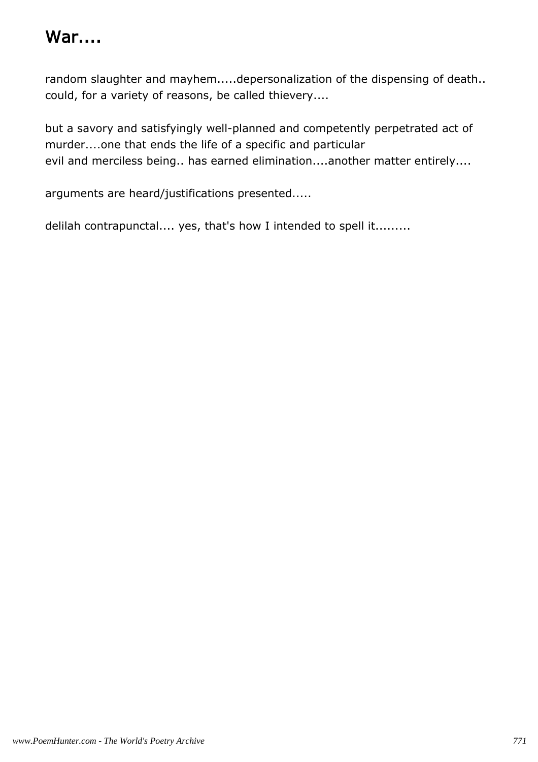# War....

random slaughter and mayhem.....depersonalization of the dispensing of death..
could, for a variety of reasons, be called thievery....

but a savory and satisfyingly well-planned and competently perpetrated act of murder....one that ends the life of a specific and particular
evil and merciless being.. has earned elimination....another matter entirely....

arguments are heard/justifications presented.....

delilah contrapunctal.... yes, that's how I intended to spell it.........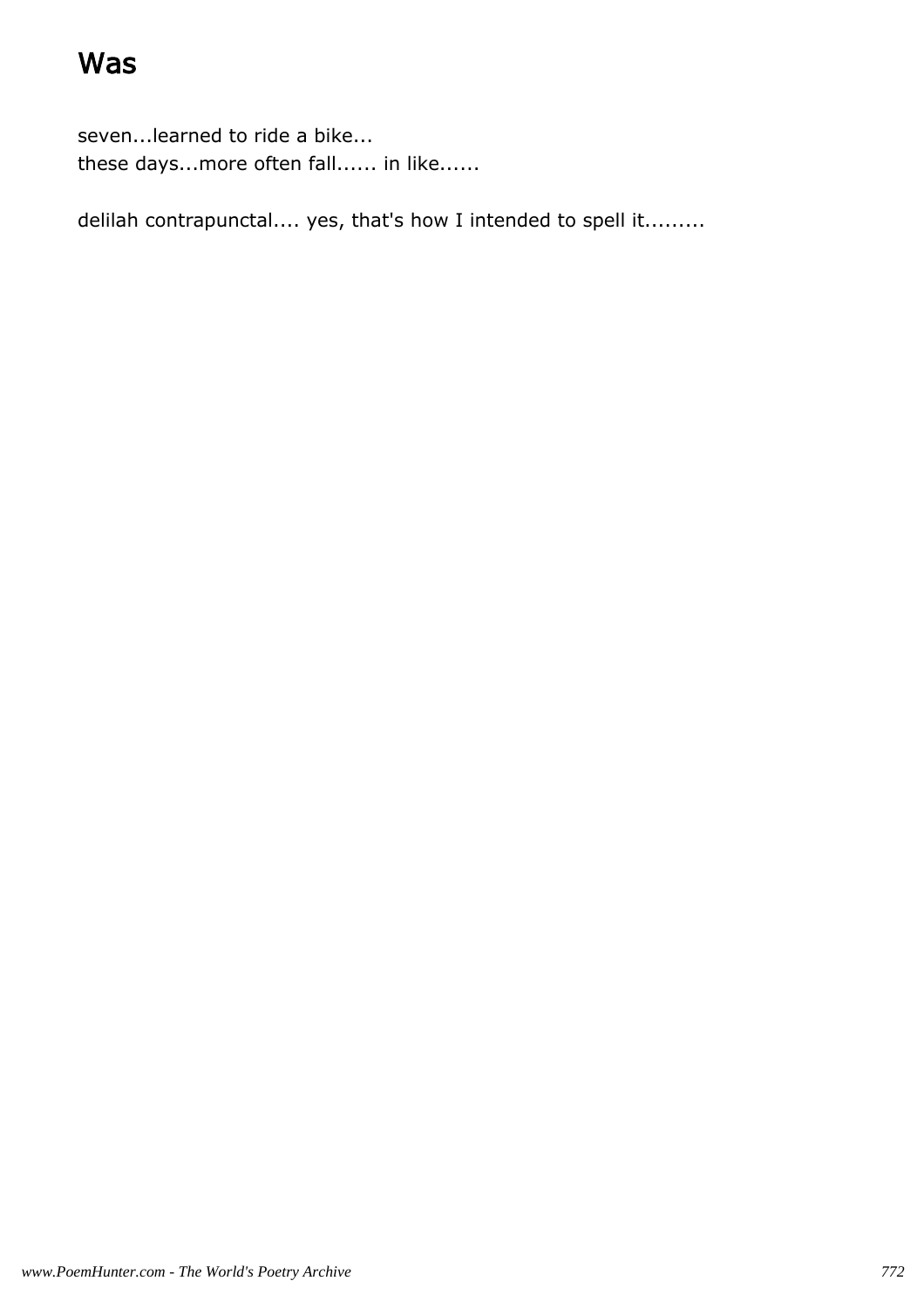# Was

seven...learned to ride a bike...
these days...more often fall...... in like......

delilah contrapunctal.... yes, that's how I intended to spell it.........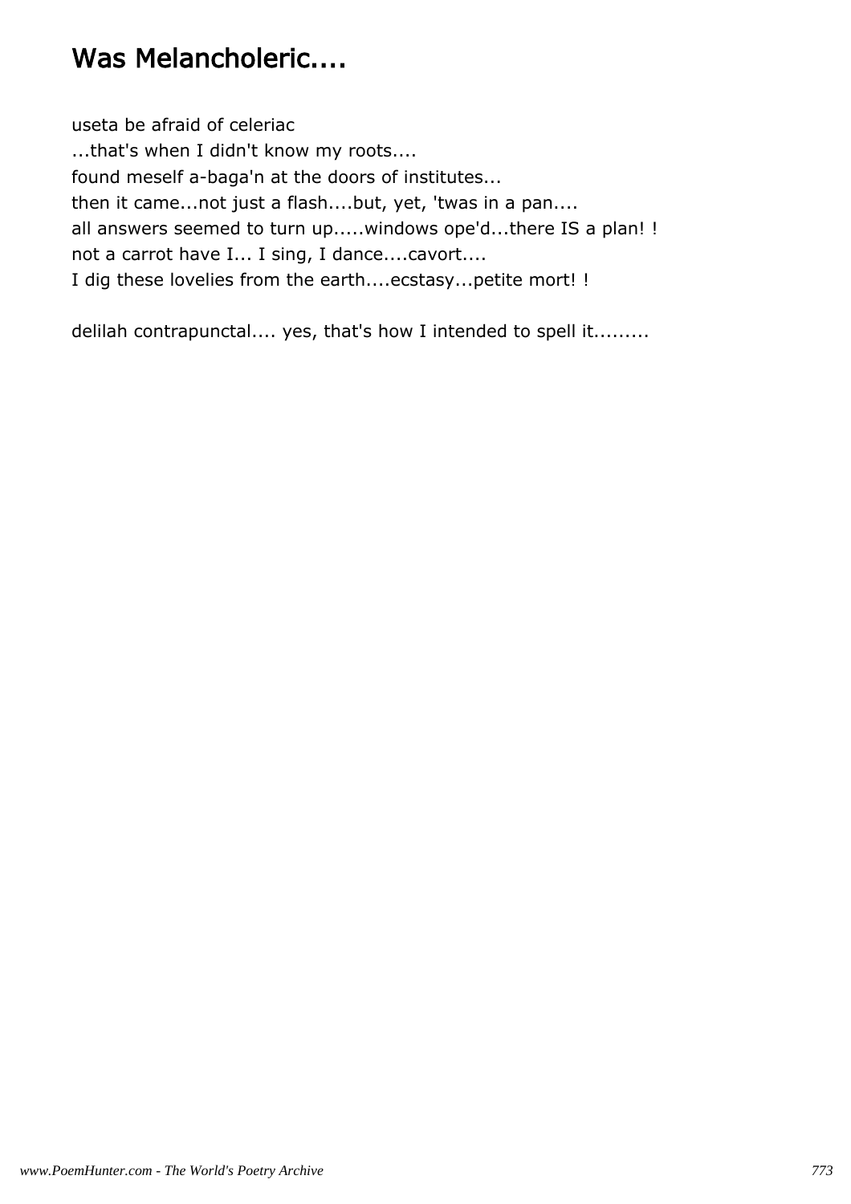# Was Melancholeric....

useta be afraid of celeriac  
...that's when I didn't know my roots....  
found meself a-baga'n at the doors of institutes...  
then it came...not just a flash....but, yet, 'twas in a pan....  
all answers seemed to turn up.....windows ope'd...there IS a plan! !  
not a carrot have I... I sing, I dance....cavort....  
I dig these lovelies from the earth....ecstasy...petite mort! !

delilah contrapunctal.... yes, that's how I intended to spell it.........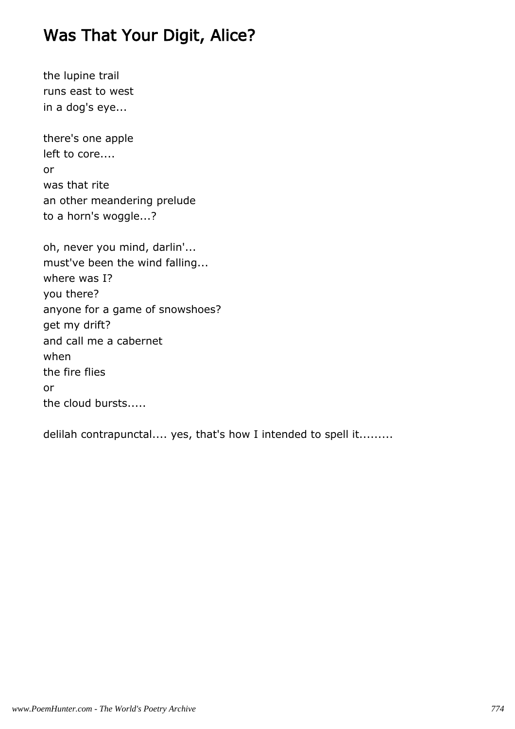# Was That Your Digit, Alice?

the lupine trail
runs east to west
in a dog's eye...

there's one apple
left to core....
or
was that rite
an other meandering prelude
to a horn's woggle...?

oh, never you mind, darlin'...
must've been the wind falling...
where was I?
you there?
anyone for a game of snowshoes?
get my drift?
and call me a cabernet
when
the fire flies
or
the cloud bursts.....

delilah contrapunctal.... yes, that's how I intended to spell it.........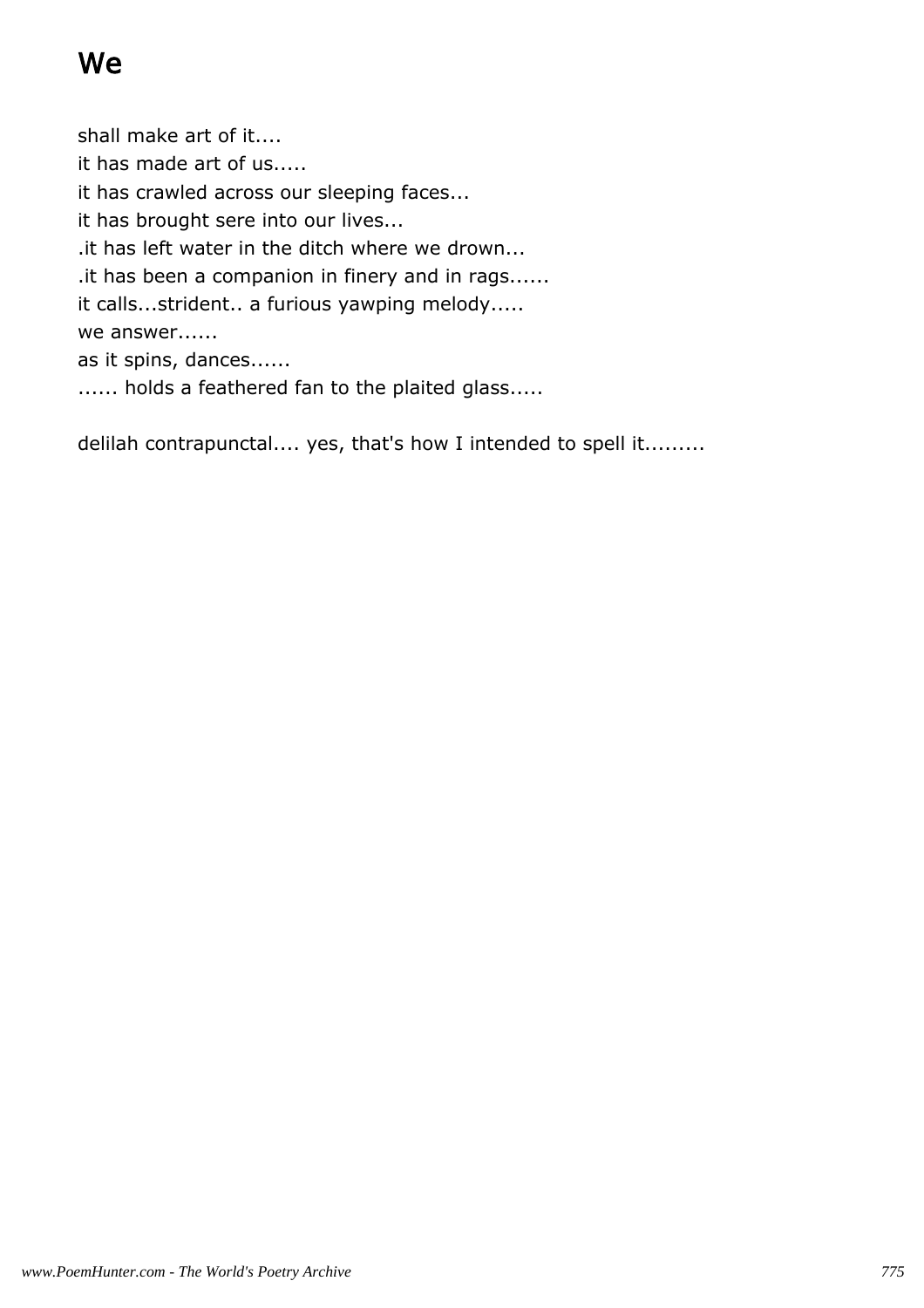# We

shall make art of it....  
it has made art of us.....  
it has crawled across our sleeping faces...  
it has brought sere into our lives...  
.it has left water in the ditch where we drown...  
.it has been a companion in finery and in rags......  
it calls...strident.. a furious yawping melody.....  
we answer......  
as it spins, dances......  
...... holds a feathered fan to the plaited glass.....

delilah contrapunctal.... yes, that's how I intended to spell it.........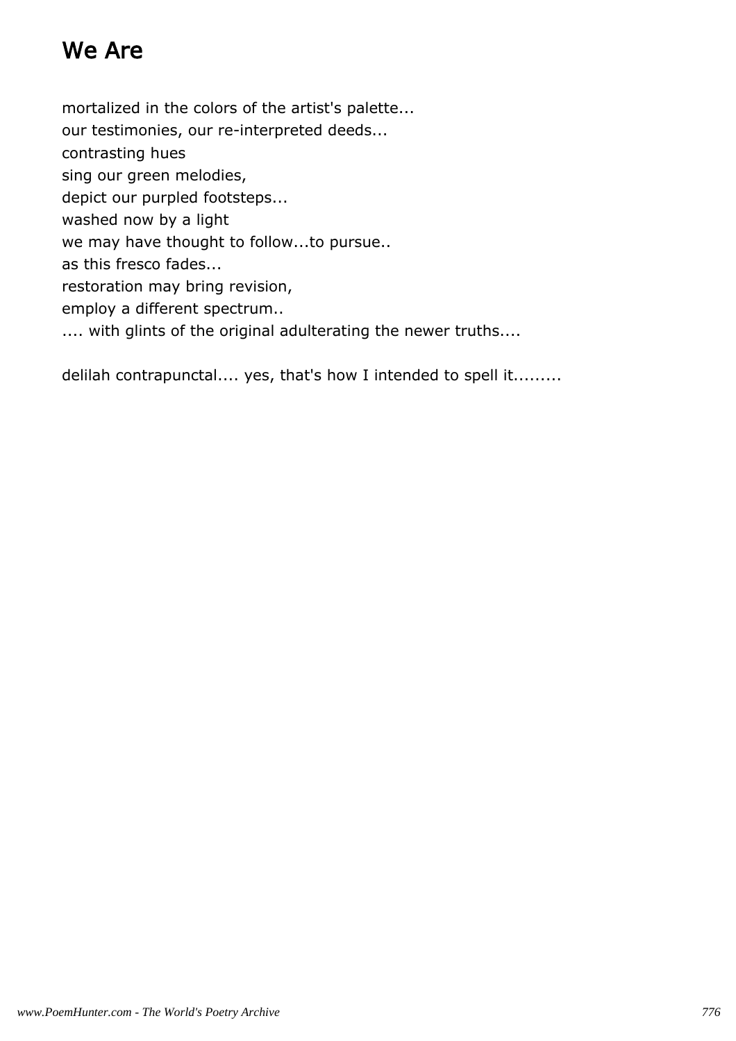# We Are

mortalized in the colors of the artist's palette...
our testimonies, our re-interpreted deeds...
contrasting hues
sing our green melodies,
depict our purpled footsteps...
washed now by a light
we may have thought to follow...to pursue..
as this fresco fades...
restoration may bring revision,
employ a different spectrum..
.... with glints of the original adulterating the newer truths....

delilah contrapunctal.... yes, that's how I intended to spell it.........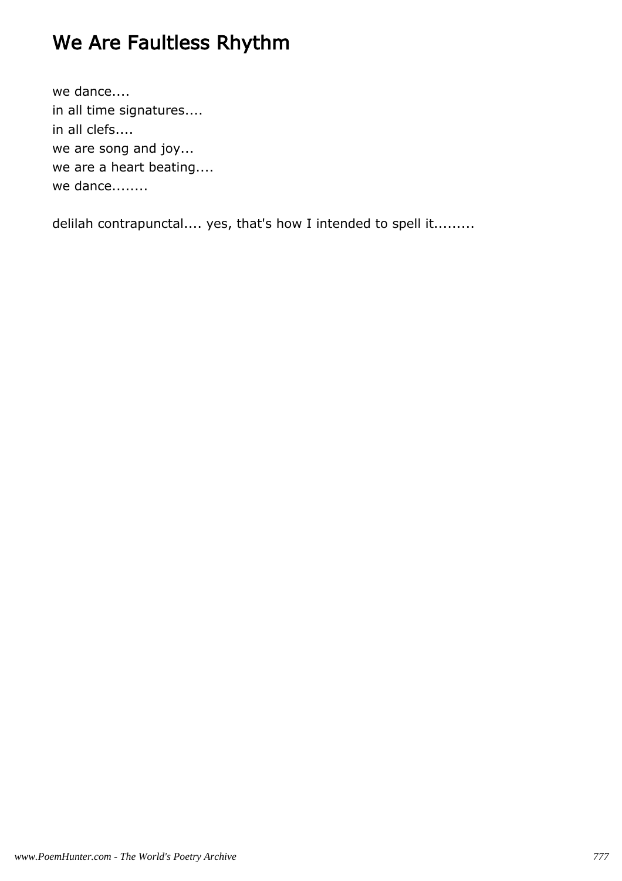# We Are Faultless Rhythm

we dance....  
in all time signatures....  
in all clefs....  
we are song and joy...  
we are a heart beating....  
we dance........

delilah contrapunctal.... yes, that's how I intended to spell it.........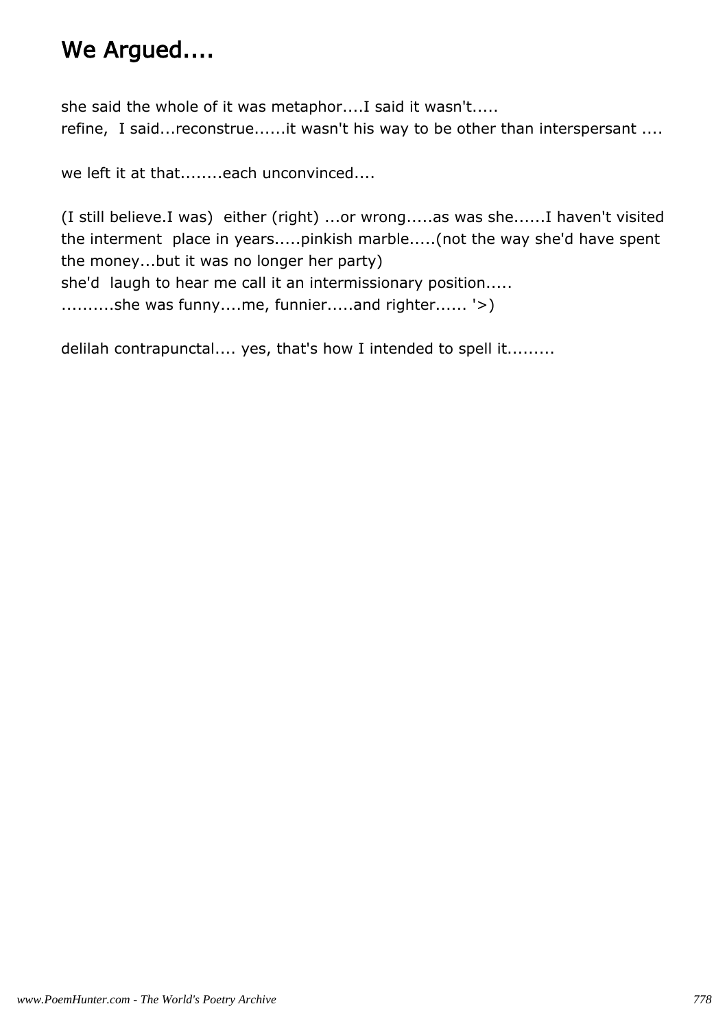# We Argued....

she said the whole of it was metaphor....I said it wasn't.....
refine, I said...reconstrue......it wasn't his way to be other than interspersant ....

we left it at that........each unconvinced....

(I still believe.I was) either (right) ...or wrong.....as was she......I haven't visited the interment place in years.....pinkish marble.....(not the way she'd have spent the money...but it was no longer her party)
she'd laugh to hear me call it an intermissionary position.....
..........she was funny....me, funnier.....and righter...... '>)

delilah contrapunctal.... yes, that's how I intended to spell it.........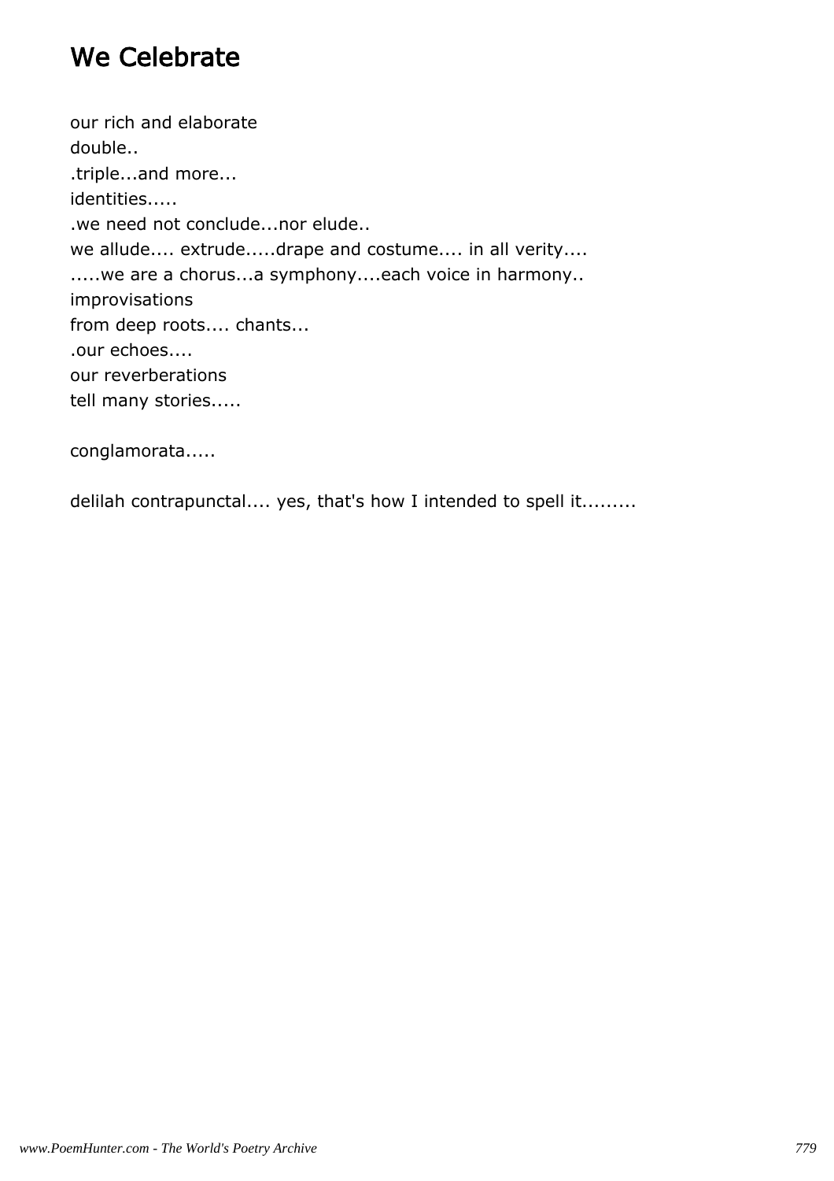## We Celebrate

our rich and elaborate
double..
.triple...and more...
identities.....
.we need not conclude...nor elude..
we allude.... extrude.....drape and costume.... in all verity....
.....we are a chorus...a symphony....each voice in harmony..
improvisations
from deep roots.... chants...
.our echoes....
our reverberations
tell many stories.....

conglamorata.....

delilah contrapunctal.... yes, that's how I intended to spell it.........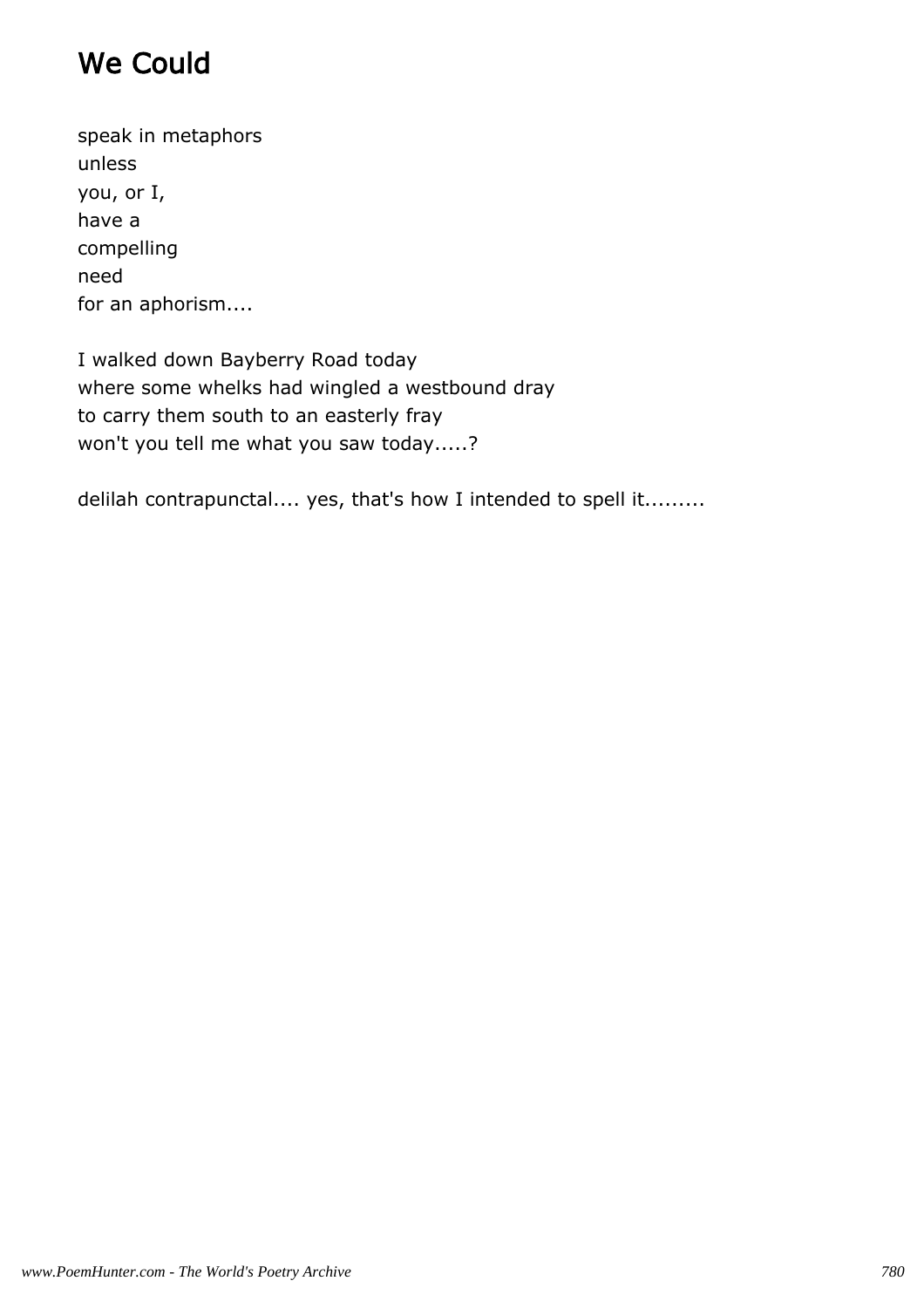# We Could

speak in metaphors
unless
you, or I,
have a
compelling
need
for an aphorism....

I walked down Bayberry Road today
where some whelks had wingled a westbound dray
to carry them south to an easterly fray
won't you tell me what you saw today.....?

delilah contrapunctal.... yes, that's how I intended to spell it.........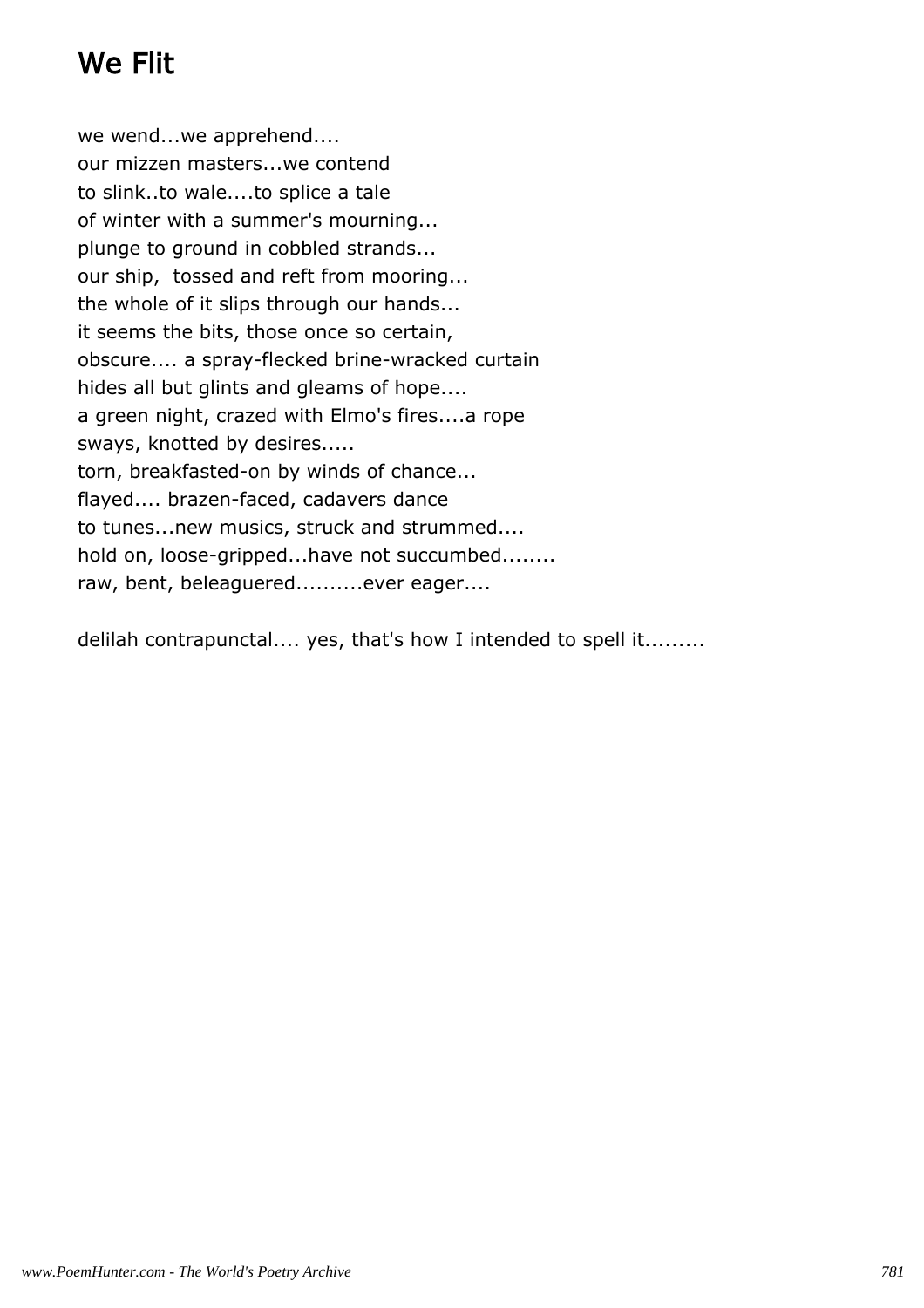# We Flit

we wend...we apprehend....  
our mizzen masters...we contend  
to slink..to wale....to splice a tale  
of winter with a summer's mourning...  
plunge to ground in cobbled strands...  
our ship,  tossed and reft from mooring...  
the whole of it slips through our hands...  
it seems the bits, those once so certain,  
obscure.... a spray-flecked brine-wracked curtain  
hides all but glints and gleams of hope....  
a green night, crazed with Elmo's fires....a rope  
sways, knotted by desires.....  
torn, breakfasted-on by winds of chance...  
flayed.... brazen-faced, cadavers dance  
to tunes...new musics, struck and strummed....  
hold on, loose-gripped...have not succumbed........  
raw, bent, beleaguered..........ever eager....

delilah contrapunctal.... yes, that's how I intended to spell it.........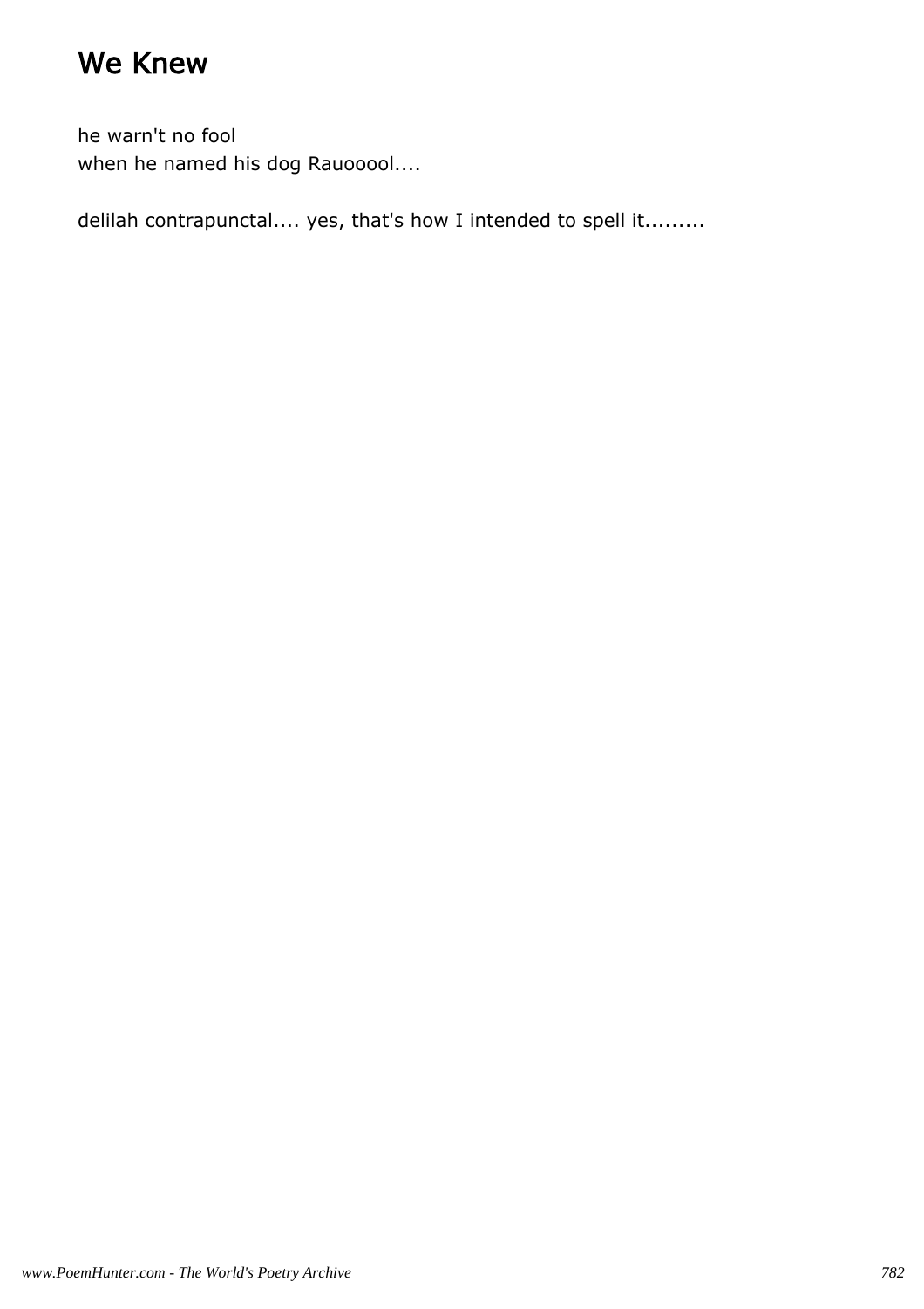# We Knew

he warn't no fool  
when he named his dog Rauooool....

delilah contrapunctal.... yes, that's how I intended to spell it.........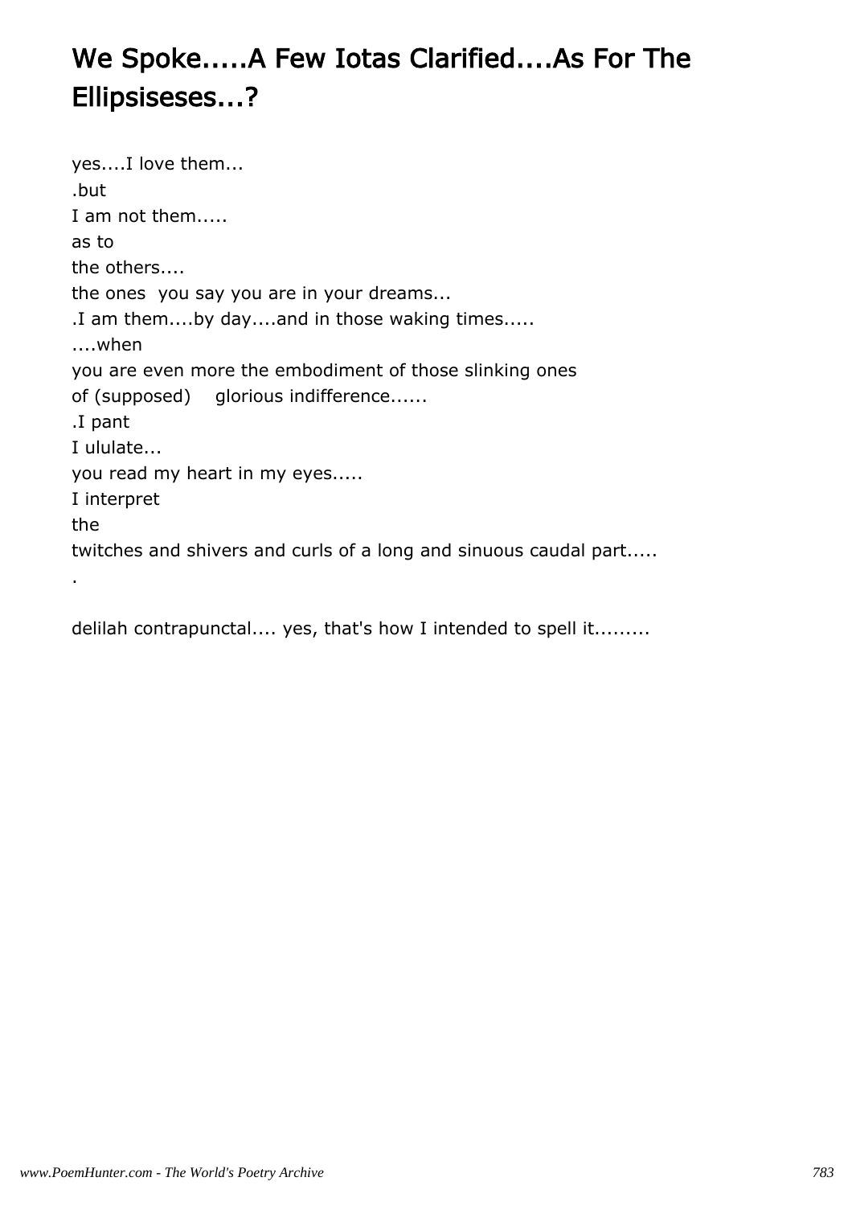# We Spoke.....A Few Iotas Clarified....As For The Ellipsiseses...?

yes....I love them...  
.but  
I am not them.....  
as to  
the others....  
the ones  you say you are in your dreams...  
.I am them....by day....and in those waking times.....  
....when  
you are even more the embodiment of those slinking ones  
of (supposed)    glorious indifference......  
.I pant  
I ululate...  
you read my heart in my eyes.....  
I interpret  
the  
twitches and shivers and curls of a long and sinuous caudal part.....  
.

delilah contrapunctal.... yes, that's how I intended to spell it.........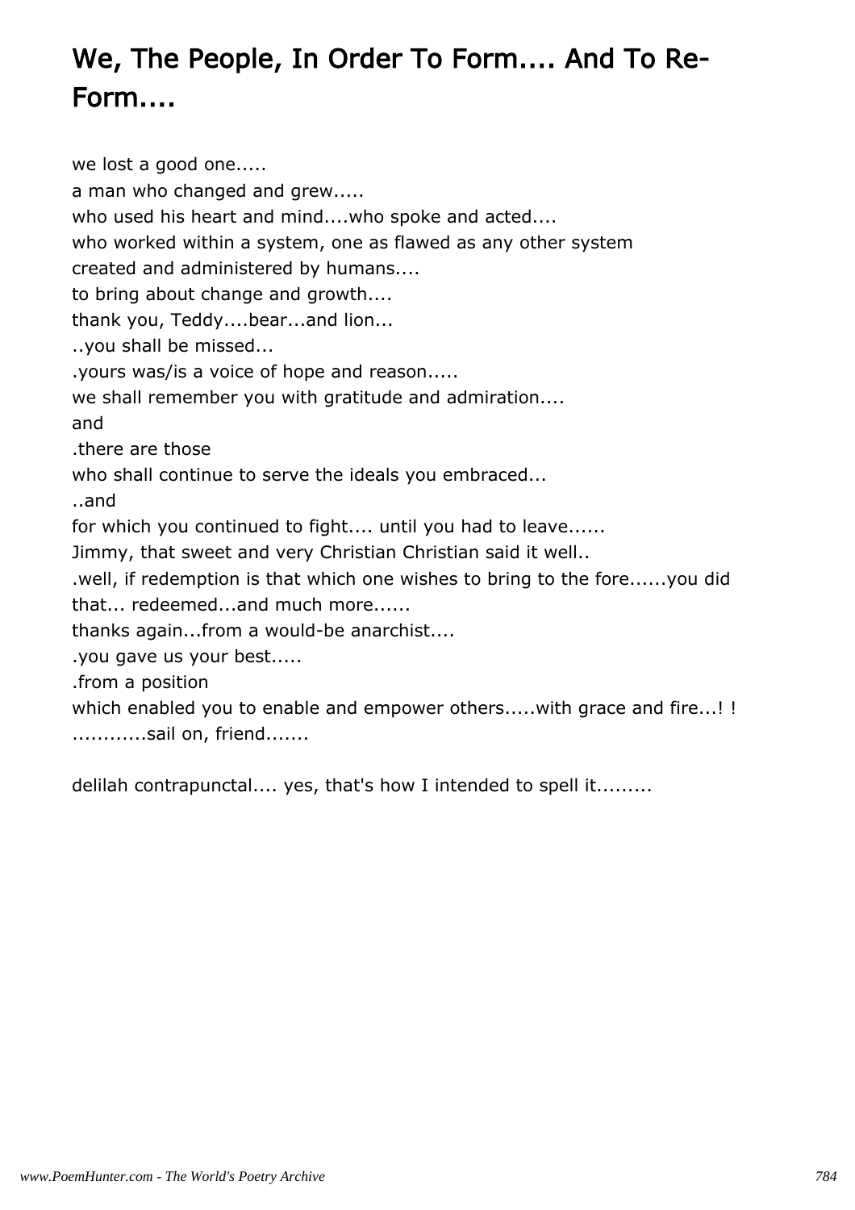# We, The People, In Order To Form.... And To Re-Form....

we lost a good one.....  
a man who changed and grew.....  
who used his heart and mind....who spoke and acted....  
who worked within a system, one as flawed as any other system  
created and administered by humans....  
to bring about change and growth....  
thank you, Teddy....bear...and lion...  
..you shall be missed...  
.yours was/is a voice of hope and reason.....  
we shall remember you with gratitude and admiration....  
and  
.there are those  
who shall continue to serve the ideals you embraced...  
..and  
for which you continued to fight.... until you had to leave......  
Jimmy, that sweet and very Christian Christian said it well..  
.well, if redemption is that which one wishes to bring to the fore......you did  
that... redeemed...and much more......  
thanks again...from a would-be anarchist....  
.you gave us your best.....  
.from a position  
which enabled you to enable and empower others.....with grace and fire...! !  
............sail on, friend.......

delilah contrapunctal.... yes, that's how I intended to spell it.........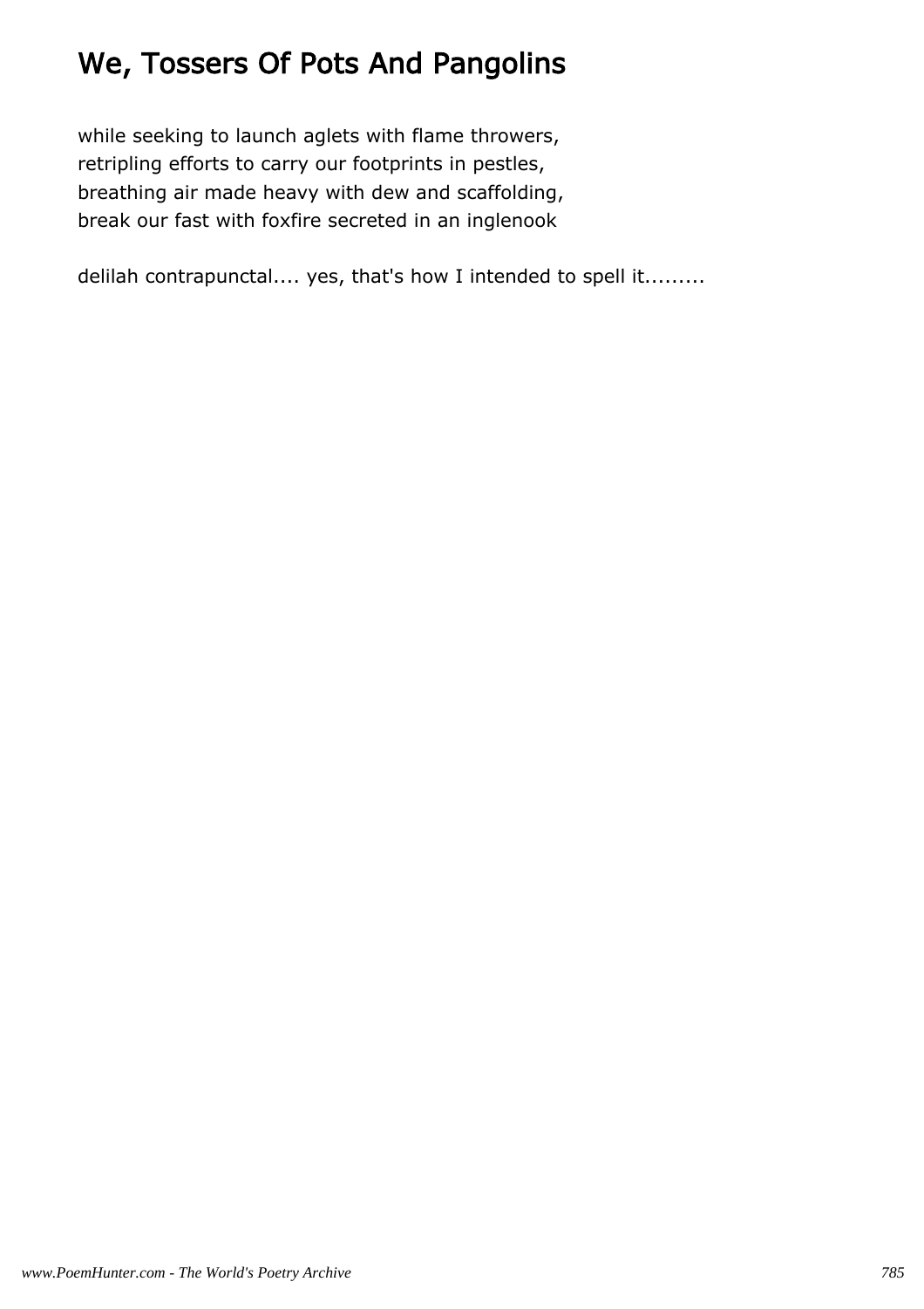# We, Tossers Of Pots And Pangolins

while seeking to launch aglets with flame throwers,
retripling efforts to carry our footprints in pestles,
breathing air made heavy with dew and scaffolding,
break our fast with foxfire secreted in an inglenook

delilah contrapunctal.... yes, that's how I intended to spell it.........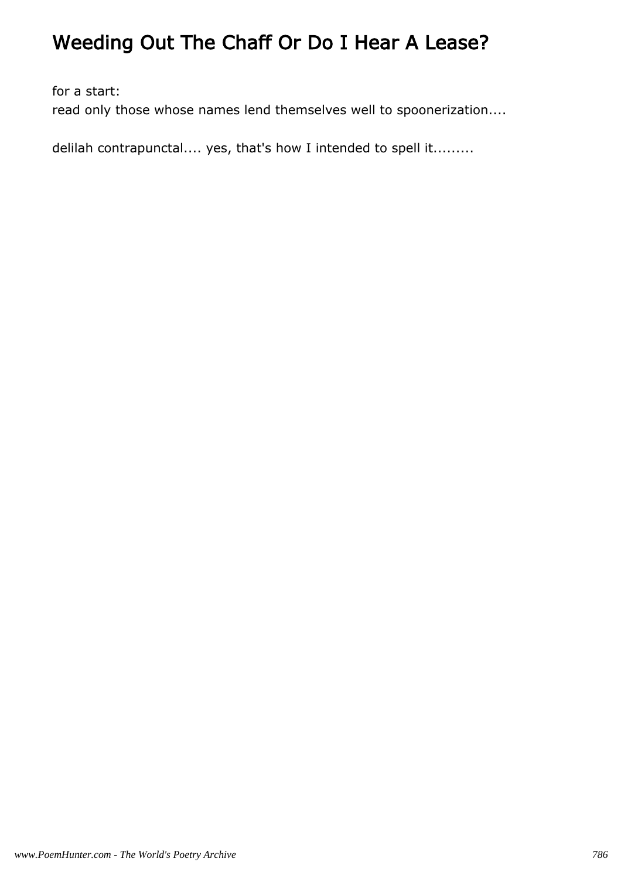# Weeding Out The Chaff Or Do I Hear A Lease?

for a start:
read only those whose names lend themselves well to spoonerization....

delilah contrapunctal.... yes, that's how I intended to spell it.........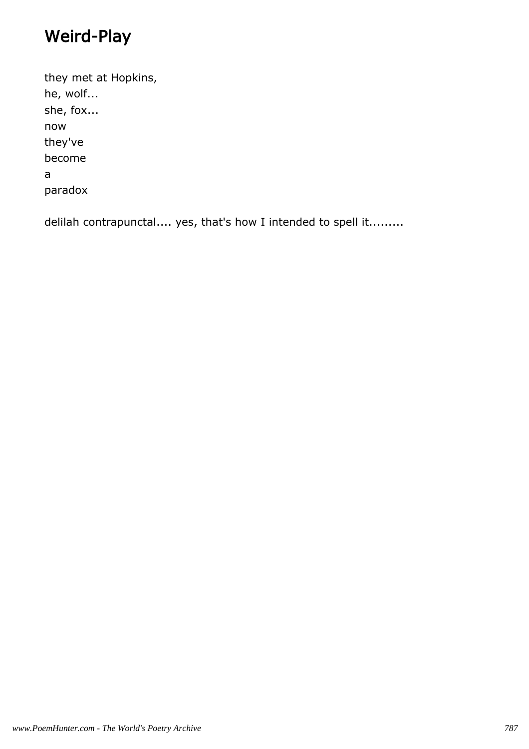# Weird-Play

they met at Hopkins,  
he, wolf...  
she, fox...  
now  
they've  
become  
a  
paradox

delilah contrapunctal.... yes, that's how I intended to spell it.........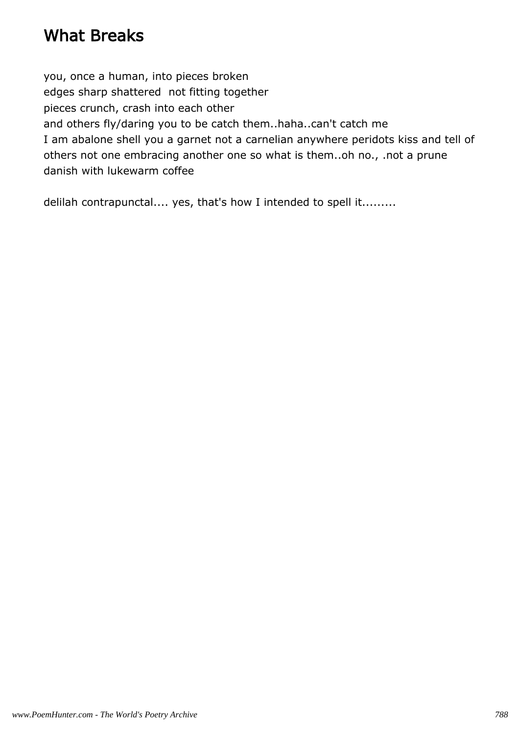## What Breaks

you, once a human, into pieces broken
edges sharp shattered  not fitting together
pieces crunch, crash into each other
and others fly/daring you to be catch them..haha..can't catch me
I am abalone shell you a garnet not a carnelian anywhere peridots kiss and tell of others not one embracing another one so what is them..oh no., .not a prune danish with lukewarm coffee

delilah contrapunctal.... yes, that's how I intended to spell it.........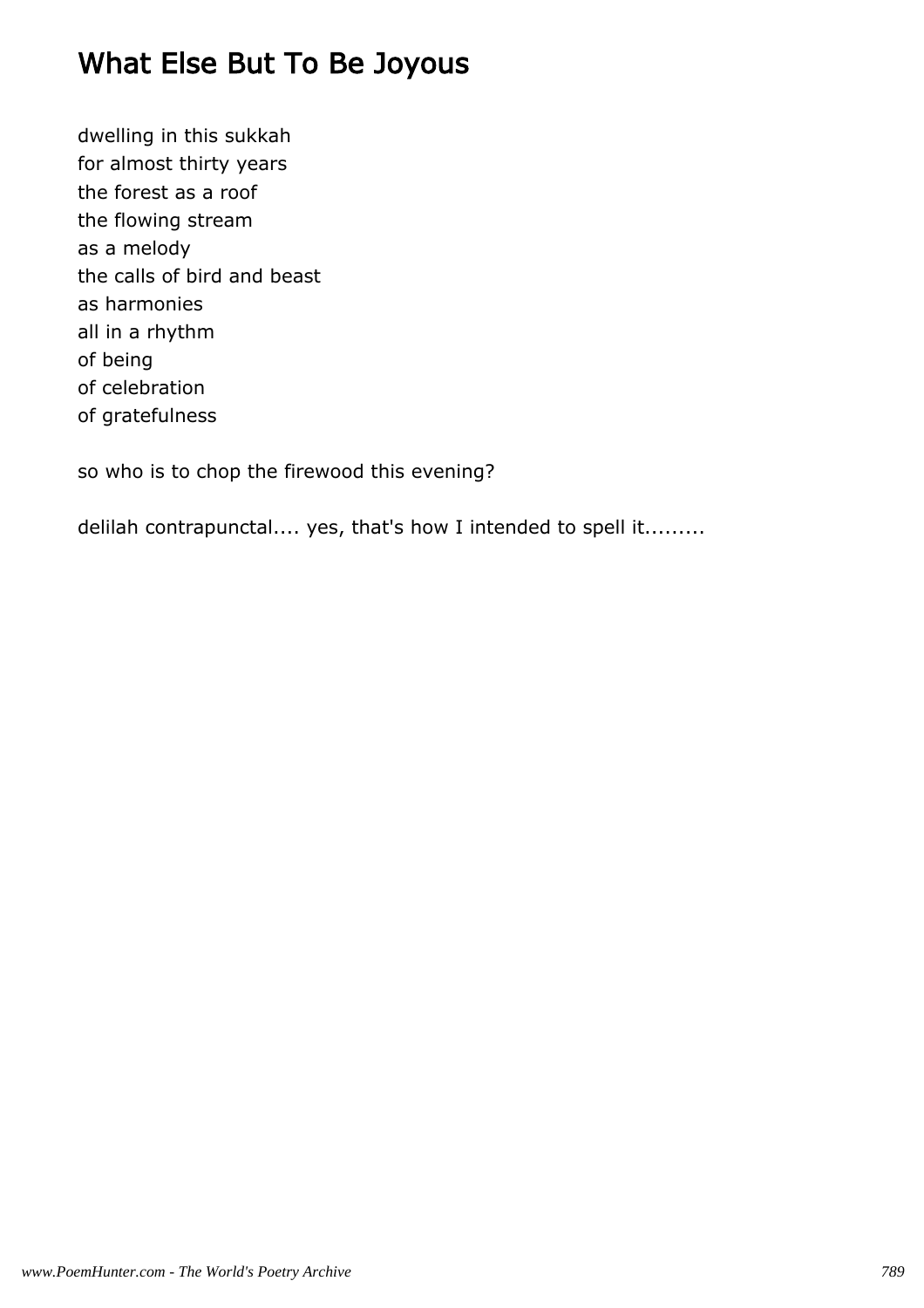# What Else But To Be Joyous

dwelling in this sukkah
for almost thirty years
the forest as a roof
the flowing stream
as a melody
the calls of bird and beast
as harmonies
all in a rhythm
of being
of celebration
of gratefulness

so who is to chop the firewood this evening?

delilah contrapunctal.... yes, that's how I intended to spell it.........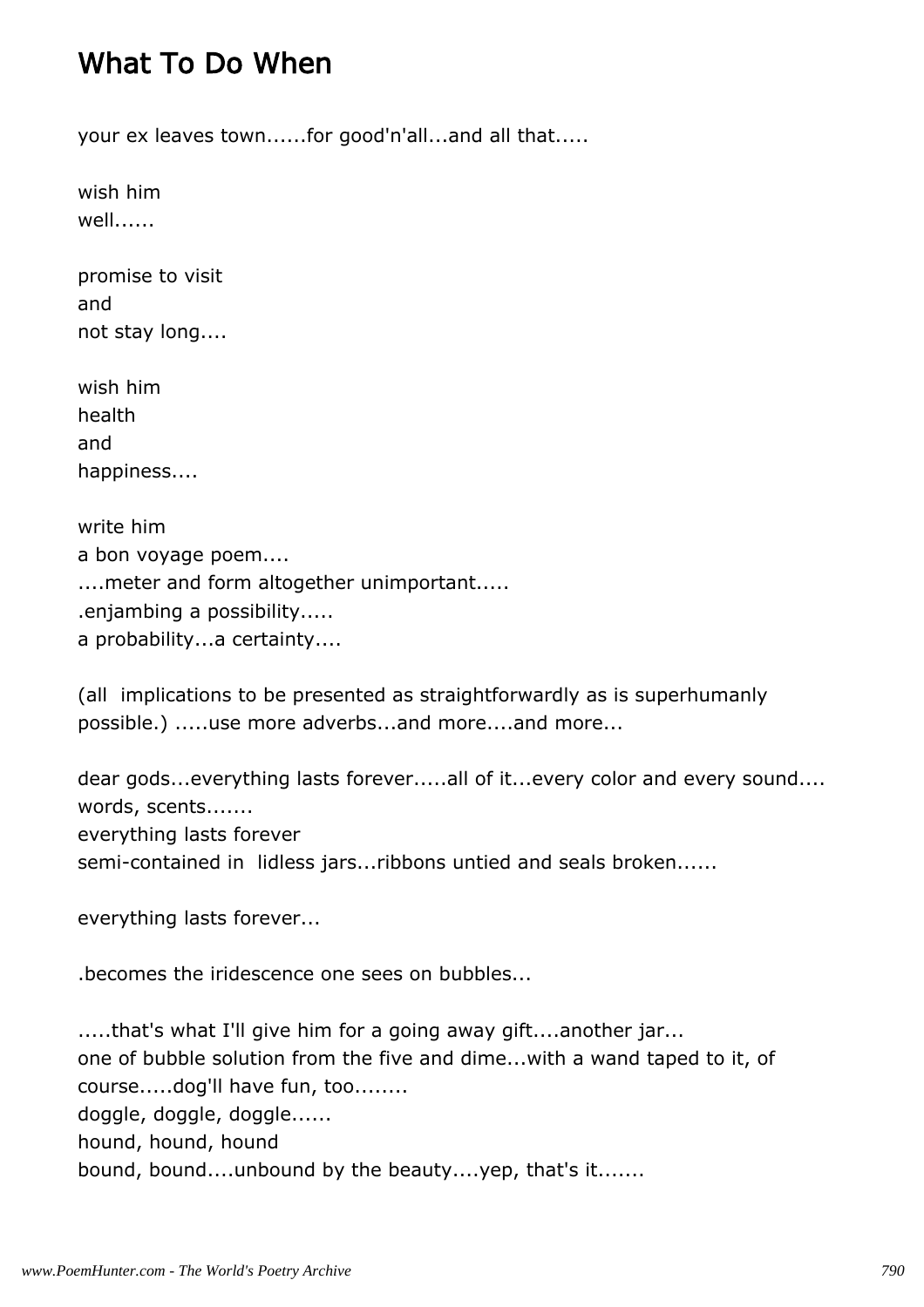## What To Do When

your ex leaves town......for good'n'all...and all that.....

wish him  
well......

promise to visit  
and  
not stay long....

wish him  
health  
and  
happiness....

write him  
a bon voyage poem....  
....meter and form altogether unimportant.....  
.enjambing a possibility.....  
a probability...a certainty....

(all  implications to be presented as straightforwardly as is superhumanly possible.) .....use more adverbs...and more....and more...

dear gods...everything lasts forever.....all of it...every color and every sound....  
words, scents.......  
everything lasts forever  
semi-contained in  lidless jars...ribbons untied and seals broken......

everything lasts forever...

.becomes the iridescence one sees on bubbles...

.....that's what I'll give him for a going away gift....another jar...  
one of bubble solution from the five and dime...with a wand taped to it, of course.....dog'll have fun, too........  
doggle, doggle, doggle......  
hound, hound, hound  
bound, bound....unbound by the beauty....yep, that's it.......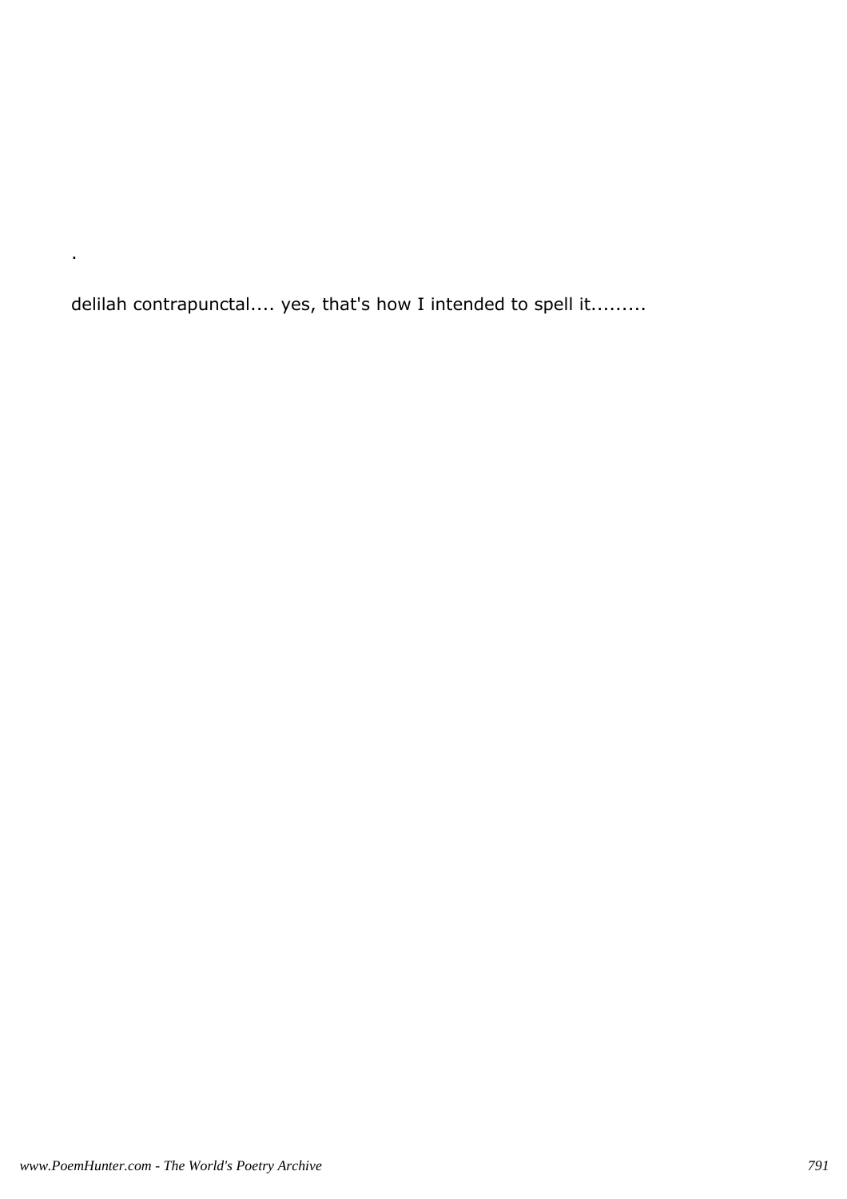.

delilah contrapunctal.... yes, that's how I intended to spell it.........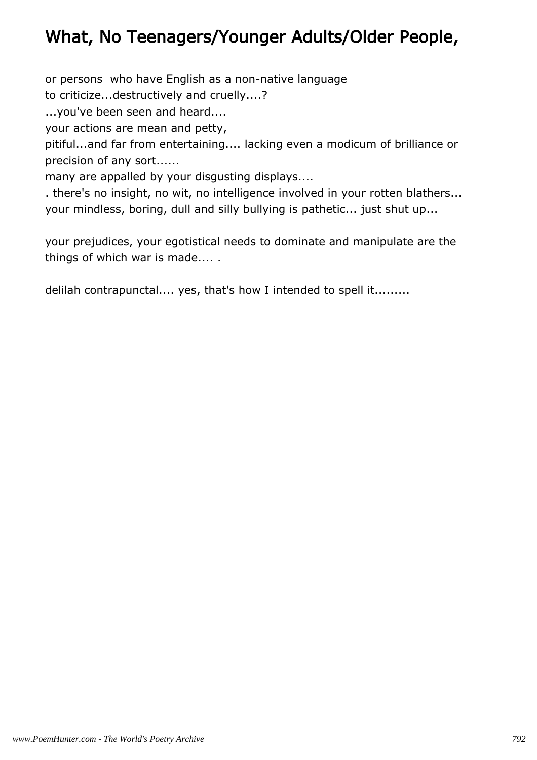# What, No Teenagers/Younger Adults/Older People,

or persons who have English as a non-native language
to criticize...destructively and cruelly....?
...you've been seen and heard....
your actions are mean and petty,
pitiful...and far from entertaining.... lacking even a modicum of brilliance or precision of any sort......
many are appalled by your disgusting displays....
. there's no insight, no wit, no intelligence involved in your rotten blathers...
your mindless, boring, dull and silly bullying is pathetic... just shut up...

your prejudices, your egotistical needs to dominate and manipulate are the things of which war is made.... .

delilah contrapunctal.... yes, that's how I intended to spell it.........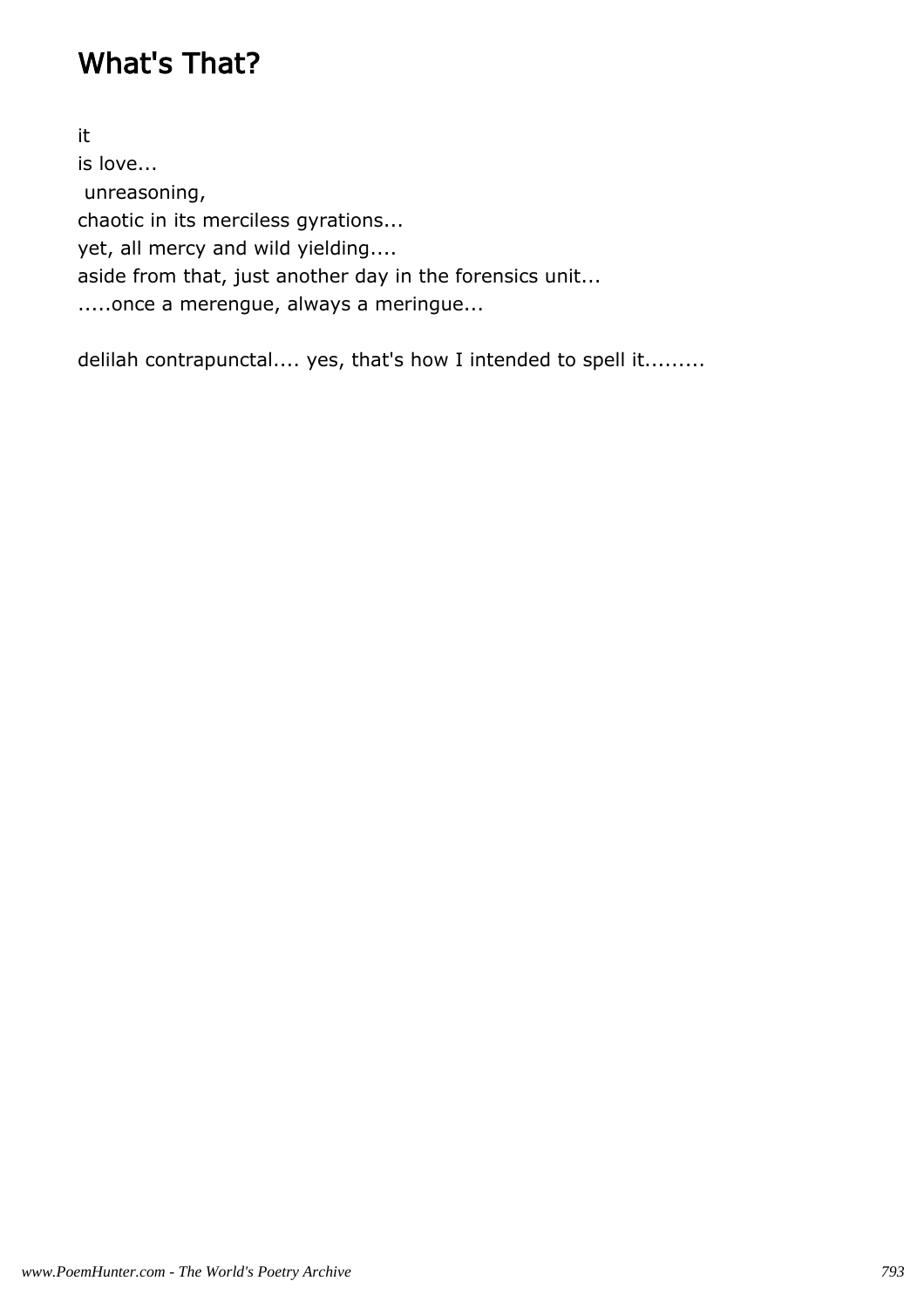# What's That?

it
is love...
 unreasoning,
chaotic in its merciless gyrations...
yet, all mercy and wild yielding....
aside from that, just another day in the forensics unit...
.....once a merengue, always a meringue...

delilah contrapunctal.... yes, that's how I intended to spell it.........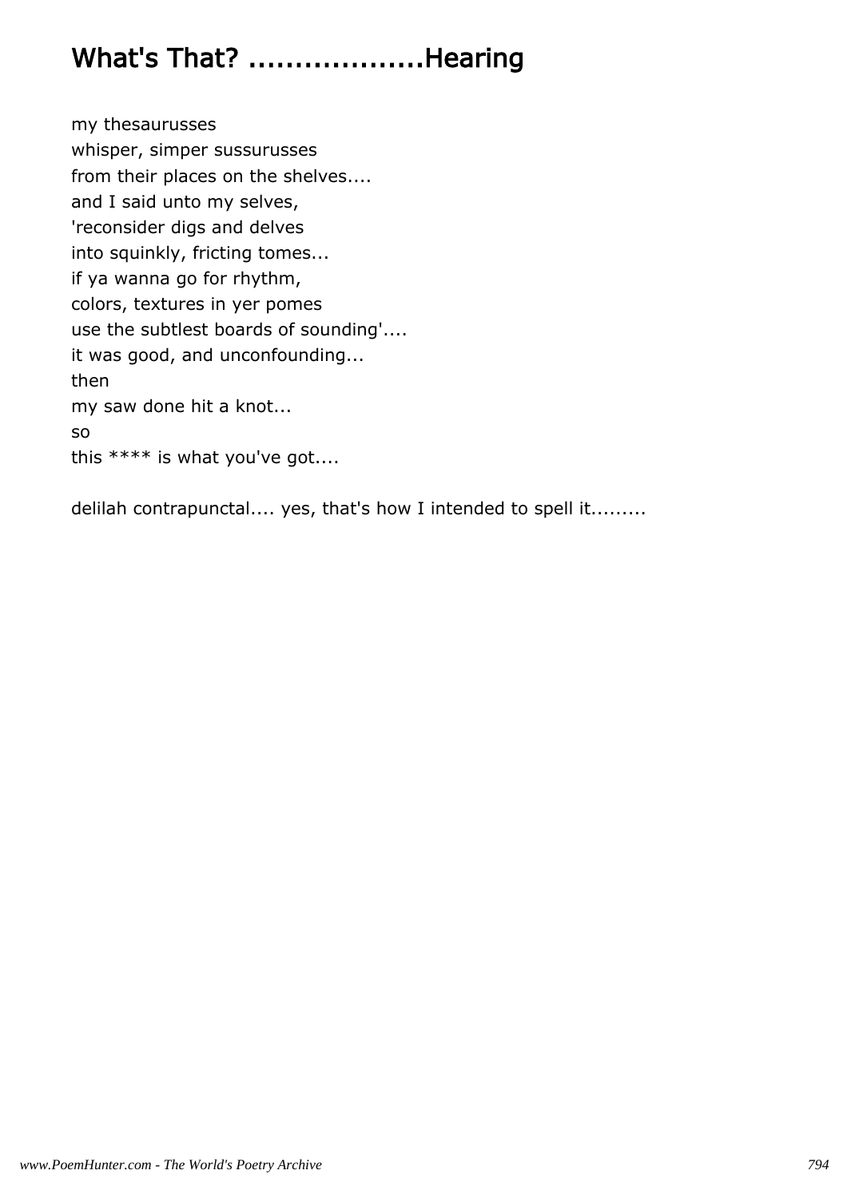# What's That? ...................Hearing

my thesaurusses
whisper, simper sussurusses
from their places on the shelves....
and I said unto my selves,
'reconsider digs and delves
into squinkly, fricting tomes...
if ya wanna go for rhythm,
colors, textures in yer pomes
use the subtlest boards of sounding'....
it was good, and unconfounding...
then
my saw done hit a knot...
so
this **** is what you've got....

delilah contrapunctal.... yes, that's how I intended to spell it.........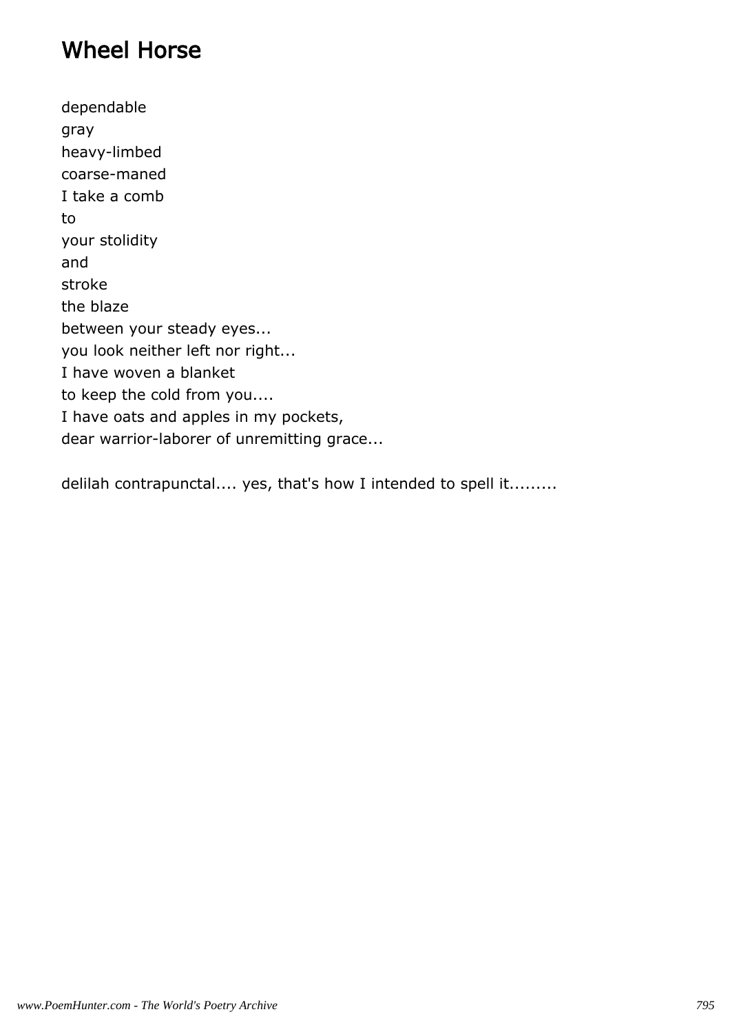# Wheel Horse

dependable
gray
heavy-limbed
coarse-maned
I take a comb
to
your stolidity
and
stroke
the blaze
between your steady eyes...
you look neither left nor right...
I have woven a blanket
to keep the cold from you....
I have oats and apples in my pockets,
dear warrior-laborer of unremitting grace...

delilah contrapunctal.... yes, that's how I intended to spell it.........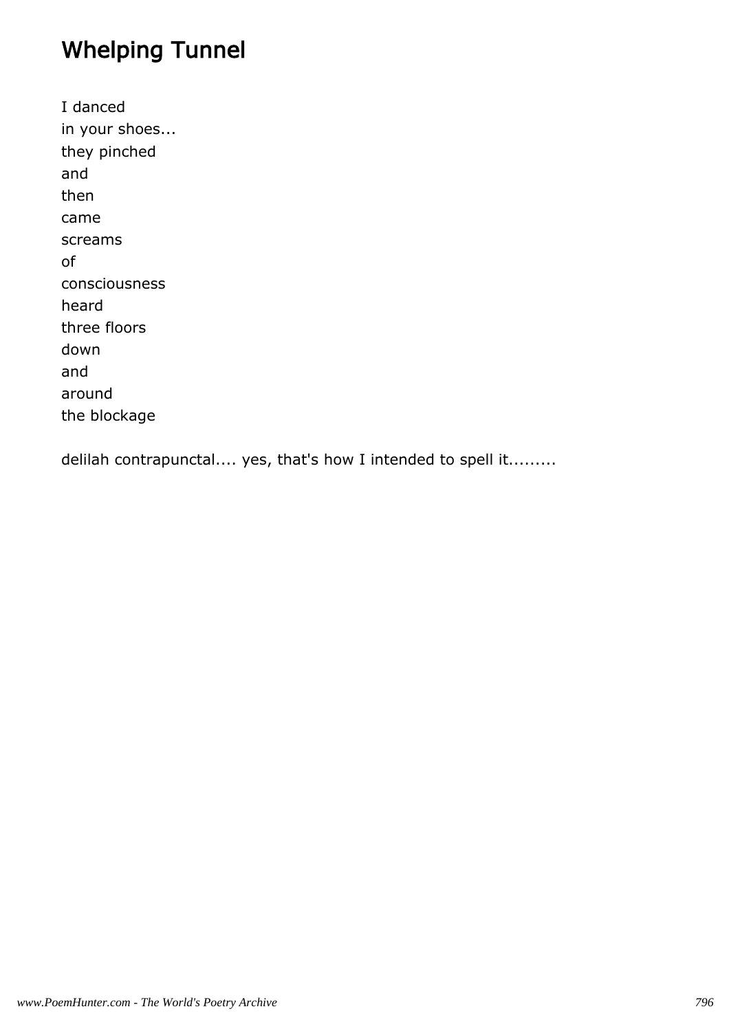# Whelping Tunnel

I danced  
in your shoes...  
they pinched  
and  
then  
came  
screams  
of  
consciousness  
heard  
three floors  
down  
and  
around  
the blockage

delilah contrapunctal.... yes, that's how I intended to spell it.........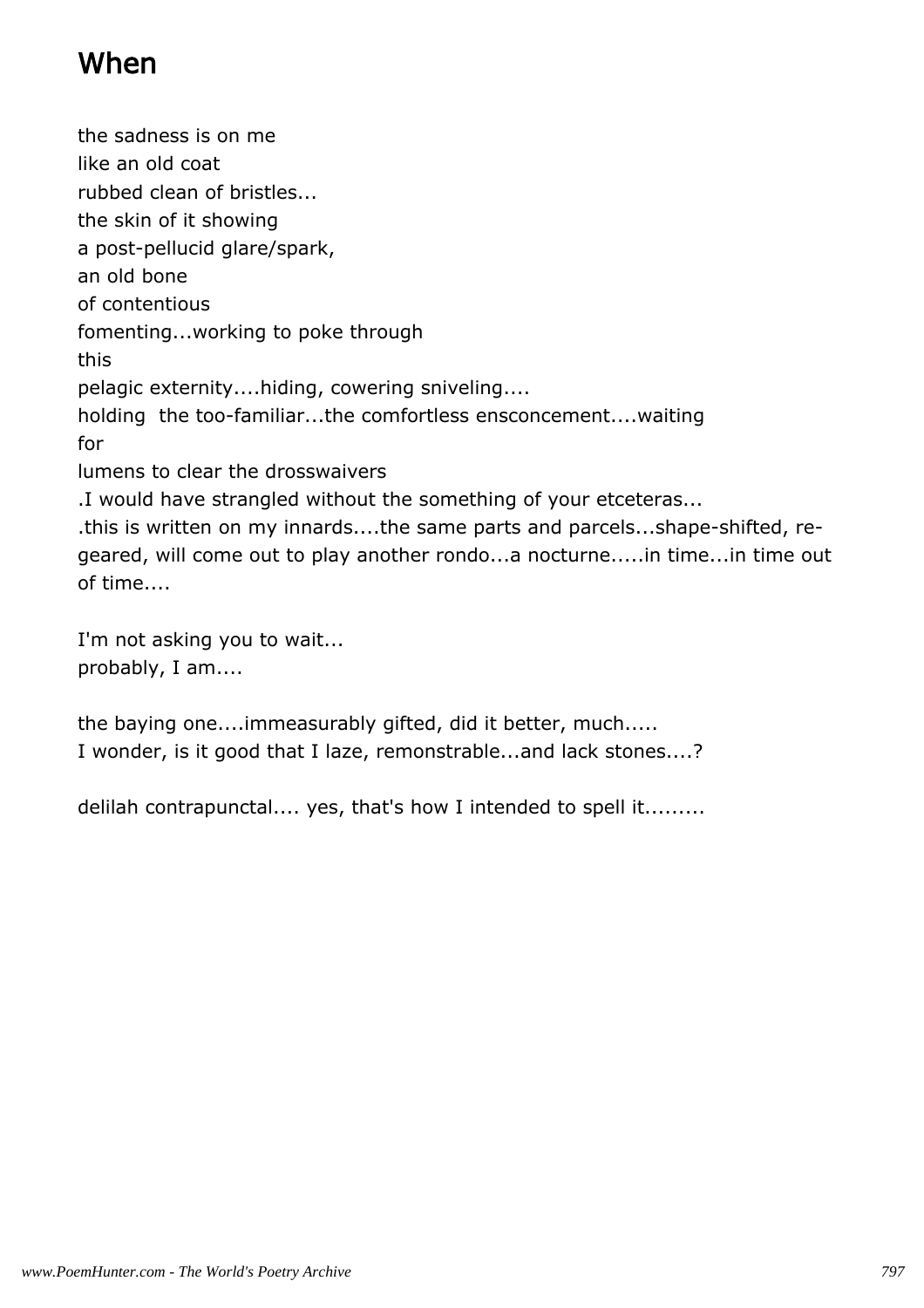# When

the sadness is on me
like an old coat
rubbed clean of bristles...
the skin of it showing
a post-pellucid glare/spark,
an old bone
of contentious
fomenting...working to poke through
this
pelagic externity....hiding, cowering sniveling....
holding  the too-familiar...the comfortless ensconcement....waiting
for
lumens to clear the drosswaivers
.I would have strangled without the something of your etceteras...
.this is written on my innards....the same parts and parcels...shape-shifted, re-geared, will come out to play another rondo...a nocturne.....in time...in time out of time....

I'm not asking you to wait...
probably, I am....

the baying one....immeasurably gifted, did it better, much.....
I wonder, is it good that I laze, remonstrable...and lack stones....?

delilah contrapunctal.... yes, that's how I intended to spell it.........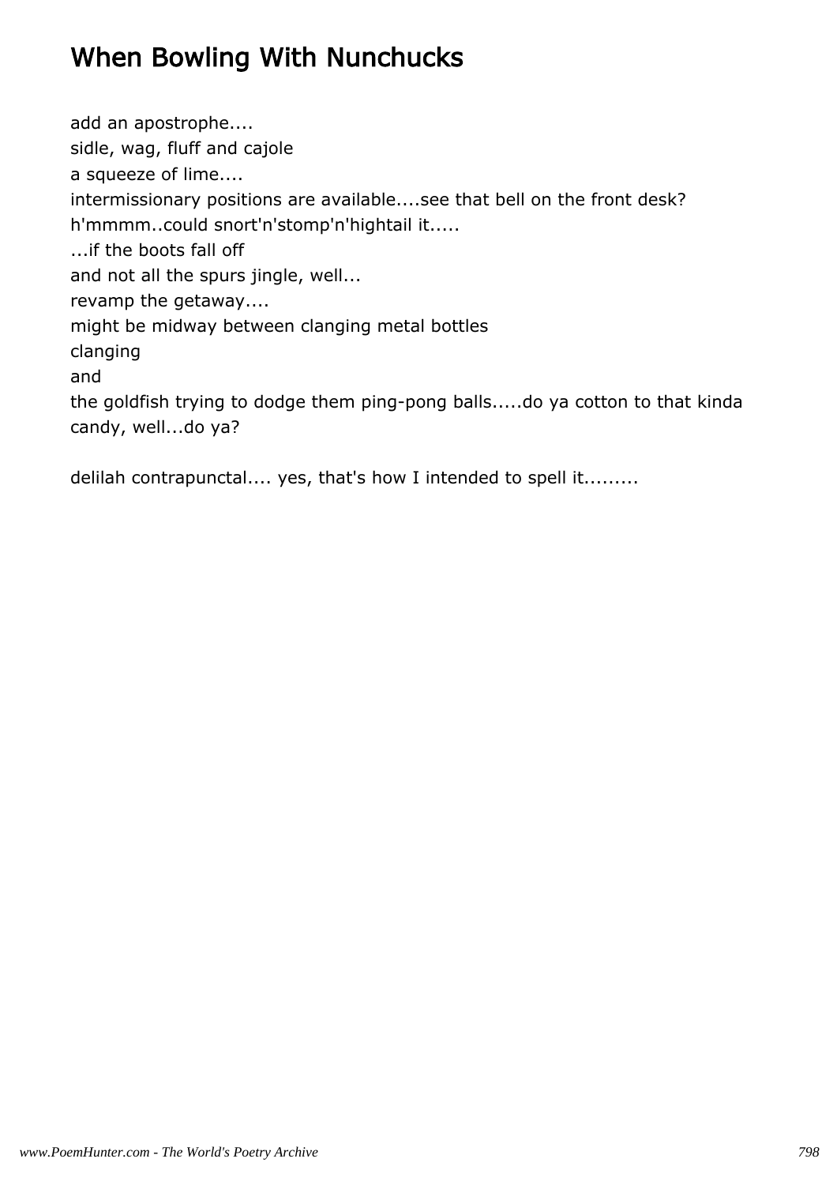# When Bowling With Nunchucks

add an apostrophe....
sidle, wag, fluff and cajole
a squeeze of lime....
intermissionary positions are available....see that bell on the front desk?
h'mmmm..could snort'n'stomp'n'hightail it.....
...if the boots fall off
and not all the spurs jingle, well...
revamp the getaway....
might be midway between clanging metal bottles
clanging
and
the goldfish trying to dodge them ping-pong balls.....do ya cotton to that kinda candy, well...do ya?

delilah contrapunctal.... yes, that's how I intended to spell it.........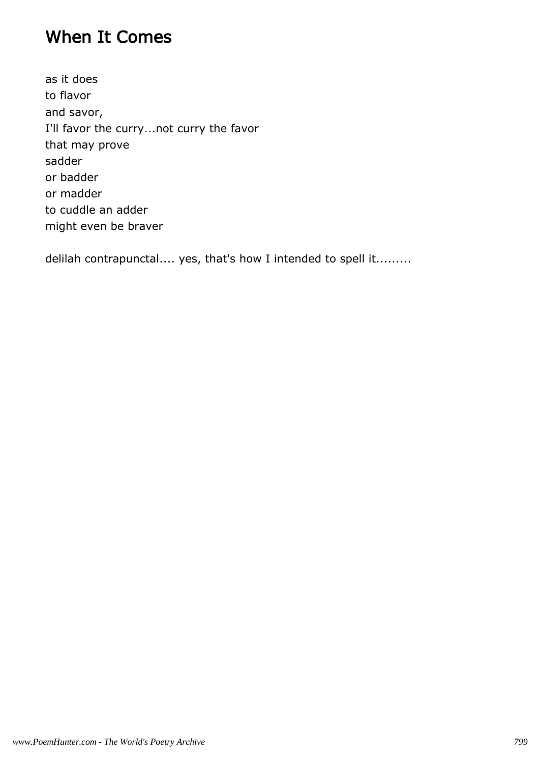## When It Comes

as it does
to flavor
and savor,
I'll favor the curry...not curry the favor
that may prove
sadder
or badder
or madder
to cuddle an adder
might even be braver

delilah contrapunctal.... yes, that's how I intended to spell it.........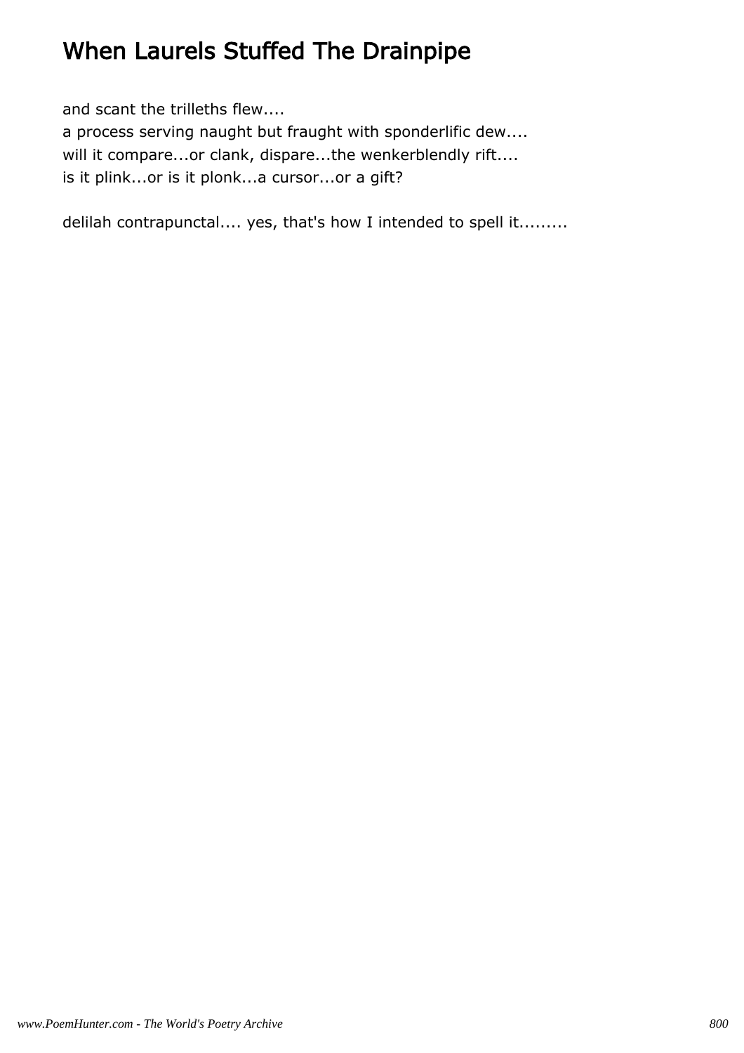# When Laurels Stuffed The Drainpipe

and scant the trilleths flew....
a process serving naught but fraught with sponderlific dew....
will it compare...or clank, dispare...the wenkerblendly rift....
is it plink...or is it plonk...a cursor...or a gift?

delilah contrapunctal.... yes, that's how I intended to spell it.........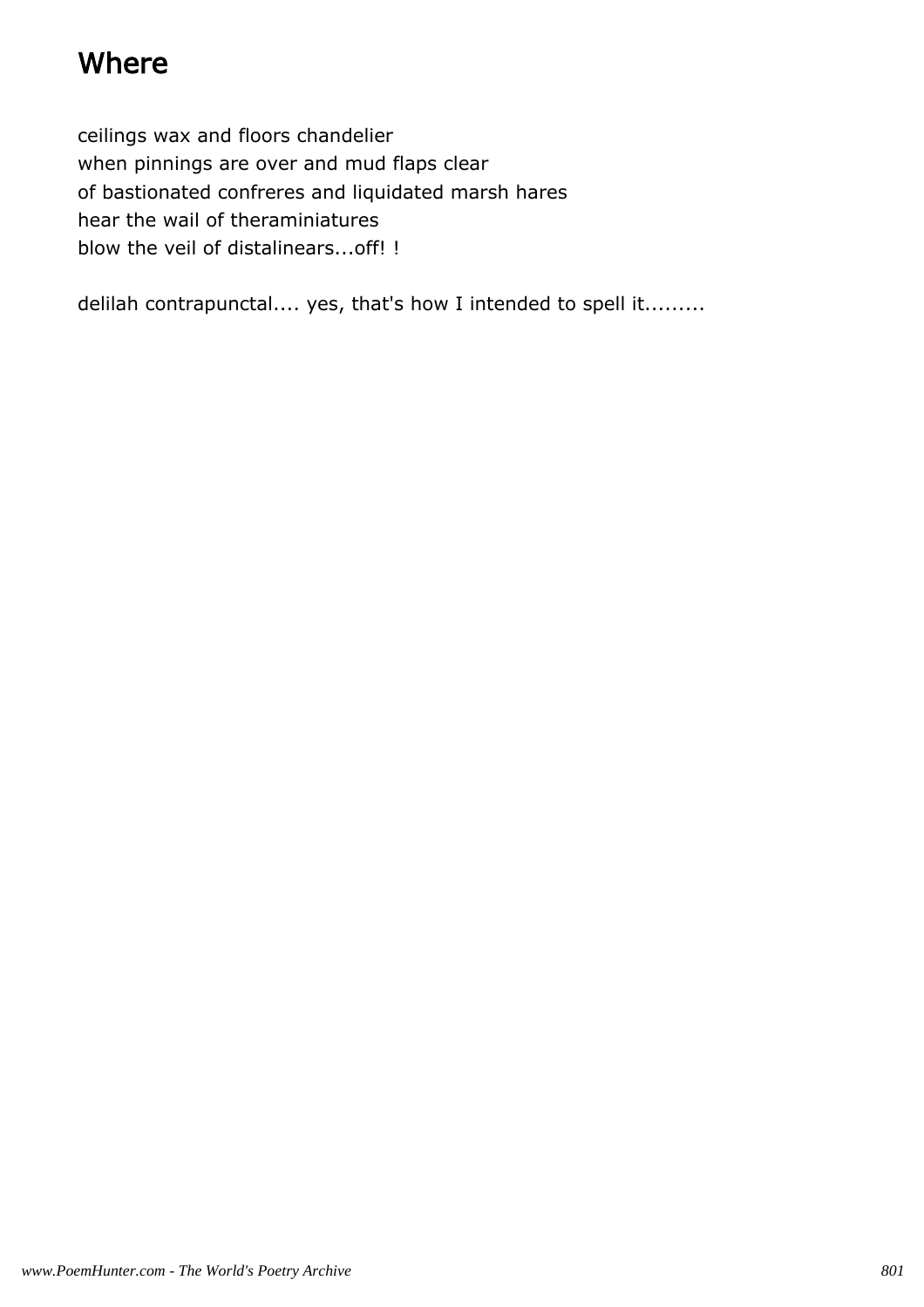# Where

ceilings wax and floors chandelier
when pinnings are over and mud flaps clear
of bastionated confreres and liquidated marsh hares
hear the wail of theraminiatures
blow the veil of distalinears...off! !

delilah contrapunctal.... yes, that's how I intended to spell it.........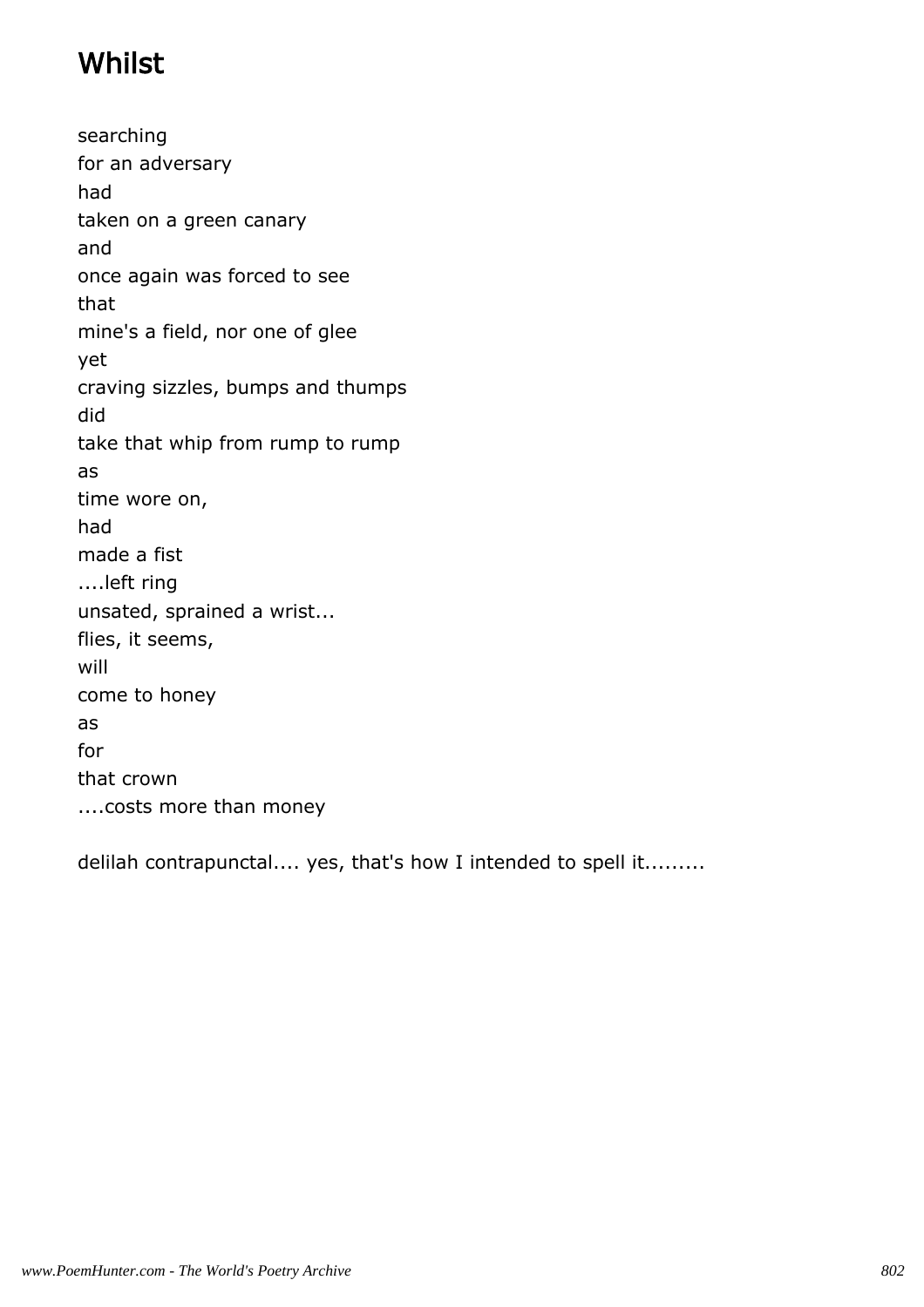# Whilst

searching
for an adversary
had
taken on a green canary
and
once again was forced to see
that
mine's a field, nor one of glee
yet
craving sizzles, bumps and thumps
did
take that whip from rump to rump
as
time wore on,
had
made a fist
....left ring
unsated, sprained a wrist...
flies, it seems,
will
come to honey
as
for
that crown
....costs more than money

delilah contrapunctal.... yes, that's how I intended to spell it.........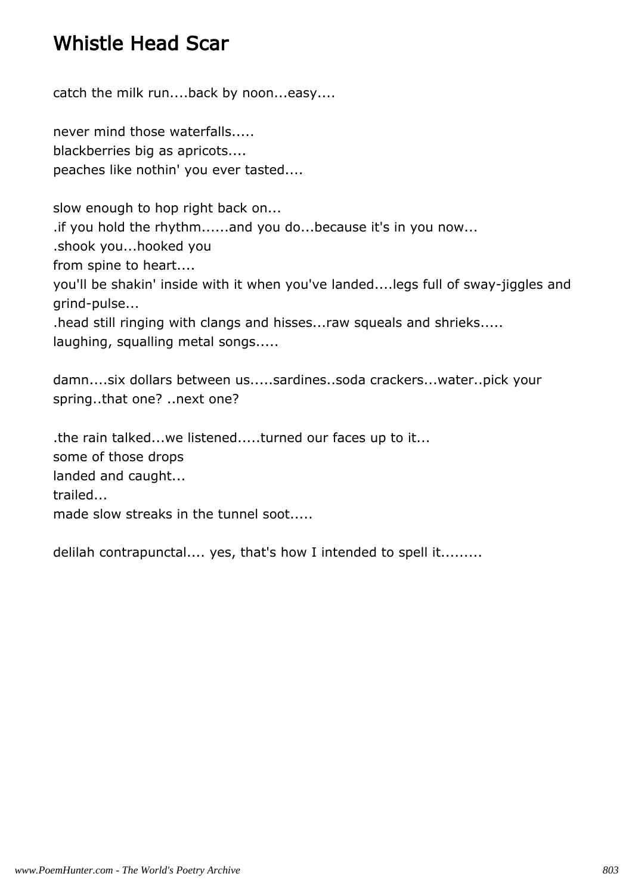# Whistle Head Scar

catch the milk run....back by noon...easy....

never mind those waterfalls.....
blackberries big as apricots....
peaches like nothin' you ever tasted....

slow enough to hop right back on...
.if you hold the rhythm......and you do...because it's in you now...
.shook you...hooked you
from spine to heart....
you'll be shakin' inside with it when you've landed....legs full of sway-jiggles and grind-pulse...
.head still ringing with clangs and hisses...raw squeals and shrieks.....
laughing, squalling metal songs.....

damn....six dollars between us.....sardines..soda crackers...water..pick your spring..that one? ..next one?

.the rain talked...we listened.....turned our faces up to it...
some of those drops
landed and caught...
trailed...
made slow streaks in the tunnel soot.....

delilah contrapunctal.... yes, that's how I intended to spell it.........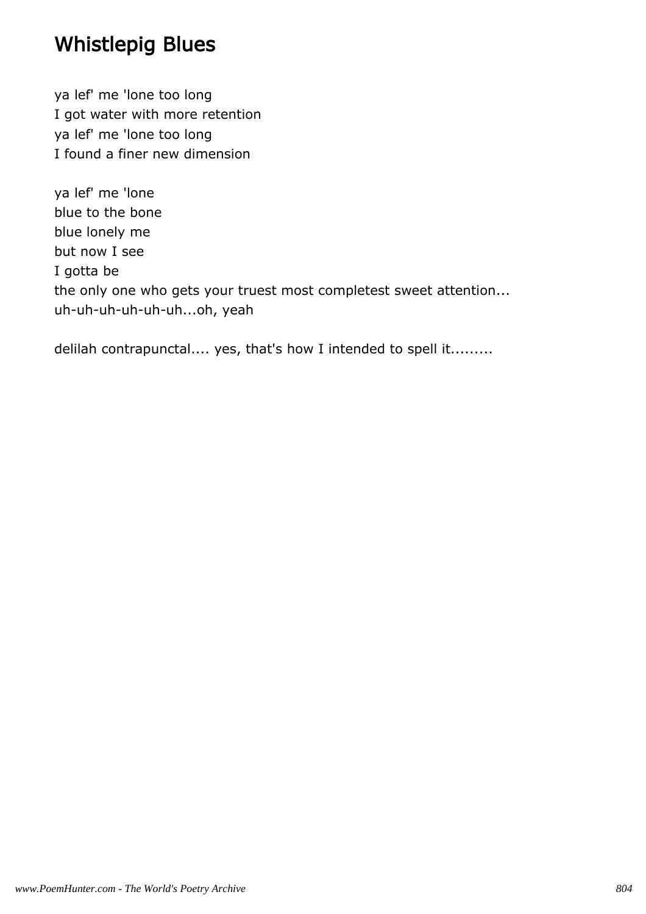# Whistlepig Blues

ya lef' me 'lone too long  
I got water with more retention  
ya lef' me 'lone too long  
I found a finer new dimension

ya lef' me 'lone  
blue to the bone  
blue lonely me  
but now I see  
I gotta be  
the only one who gets your truest most completest sweet attention...  
uh-uh-uh-uh-uh-uh...oh, yeah

delilah contrapunctal.... yes, that's how I intended to spell it.........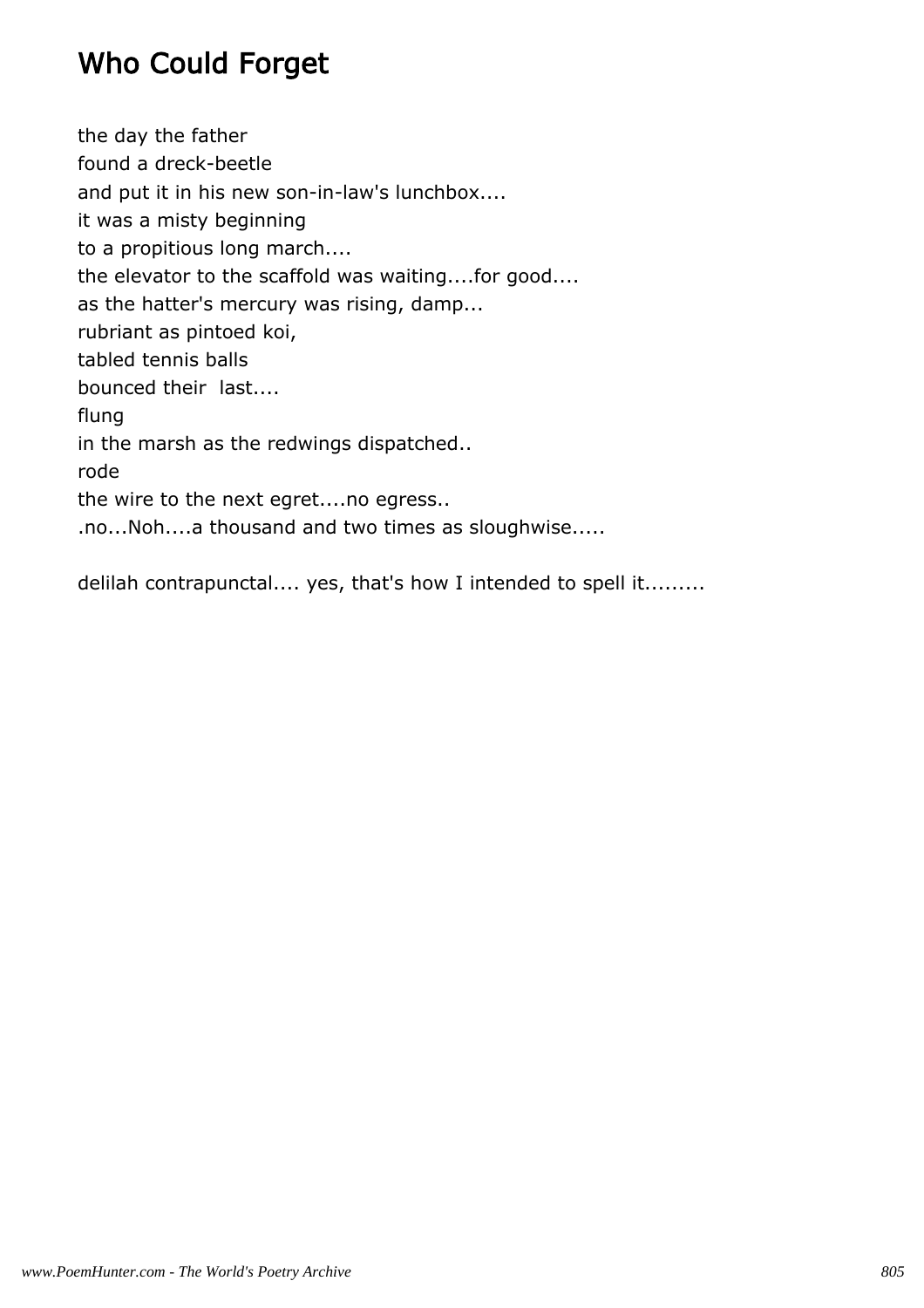# Who Could Forget

the day the father  
found a dreck-beetle  
and put it in his new son-in-law's lunchbox....  
it was a misty beginning  
to a propitious long march....  
the elevator to the scaffold was waiting....for good....  
as the hatter's mercury was rising, damp...  
rubriant as pintoed koi,  
tabled tennis balls  
bounced their  last....  
flung  
in the marsh as the redwings dispatched..  
rode  
the wire to the next egret....no egress..  
.no...Noh....a thousand and two times as sloughwise.....

delilah contrapunctal.... yes, that's how I intended to spell it.........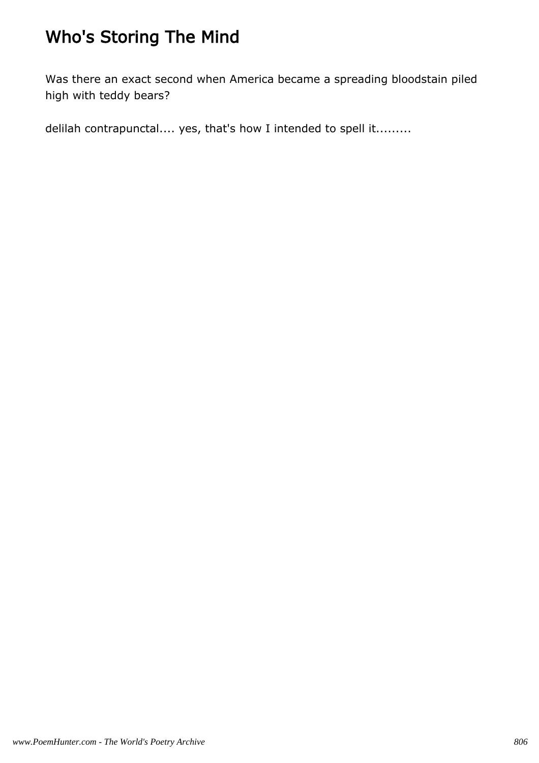# Who's Storing The Mind

Was there an exact second when America became a spreading bloodstain piled high with teddy bears?

delilah contrapunctal.... yes, that's how I intended to spell it.........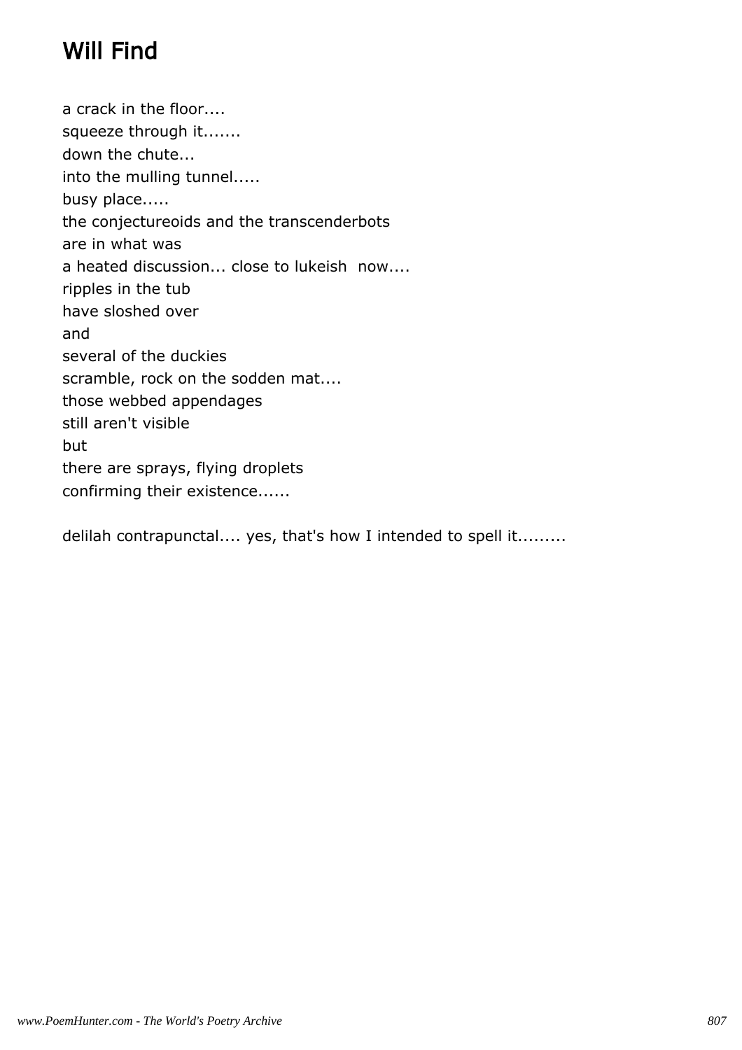# Will Find

a crack in the floor....
squeeze through it.......
down the chute...
into the mulling tunnel.....
busy place.....
the conjectureoids and the transcenderbots
are in what was
a heated discussion... close to lukeish now....
ripples in the tub
have sloshed over
and
several of the duckies
scramble, rock on the sodden mat....
those webbed appendages
still aren't visible
but
there are sprays, flying droplets
confirming their existence......

delilah contrapunctal.... yes, that's how I intended to spell it.........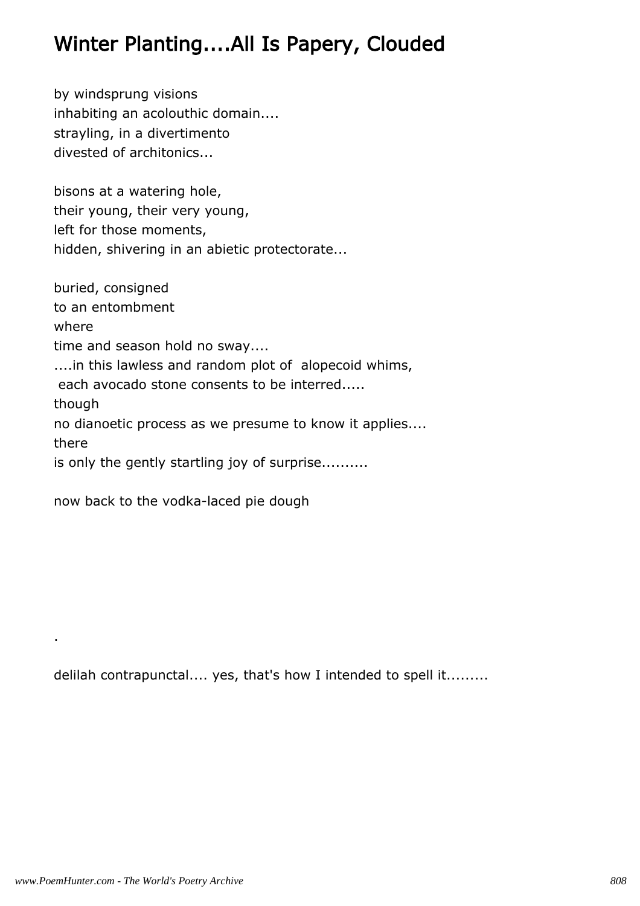# Winter Planting....All Is Papery, Clouded

by windsprung visions
inhabiting an acolouthic domain....
strayling, in a divertimento
divested of architonics...

bisons at a watering hole,
their young, their very young,
left for those moments,
hidden, shivering in an abietic protectorate...

buried, consigned
to an entombment
where
time and season hold no sway....
....in this lawless and random plot of alopecoid whims,
each avocado stone consents to be interred.....
though
no dianoetic process as we presume to know it applies....
there
is only the gently startling joy of surprise..........

now back to the vodka-laced pie dough

.

delilah contrapunctal.... yes, that's how I intended to spell it.........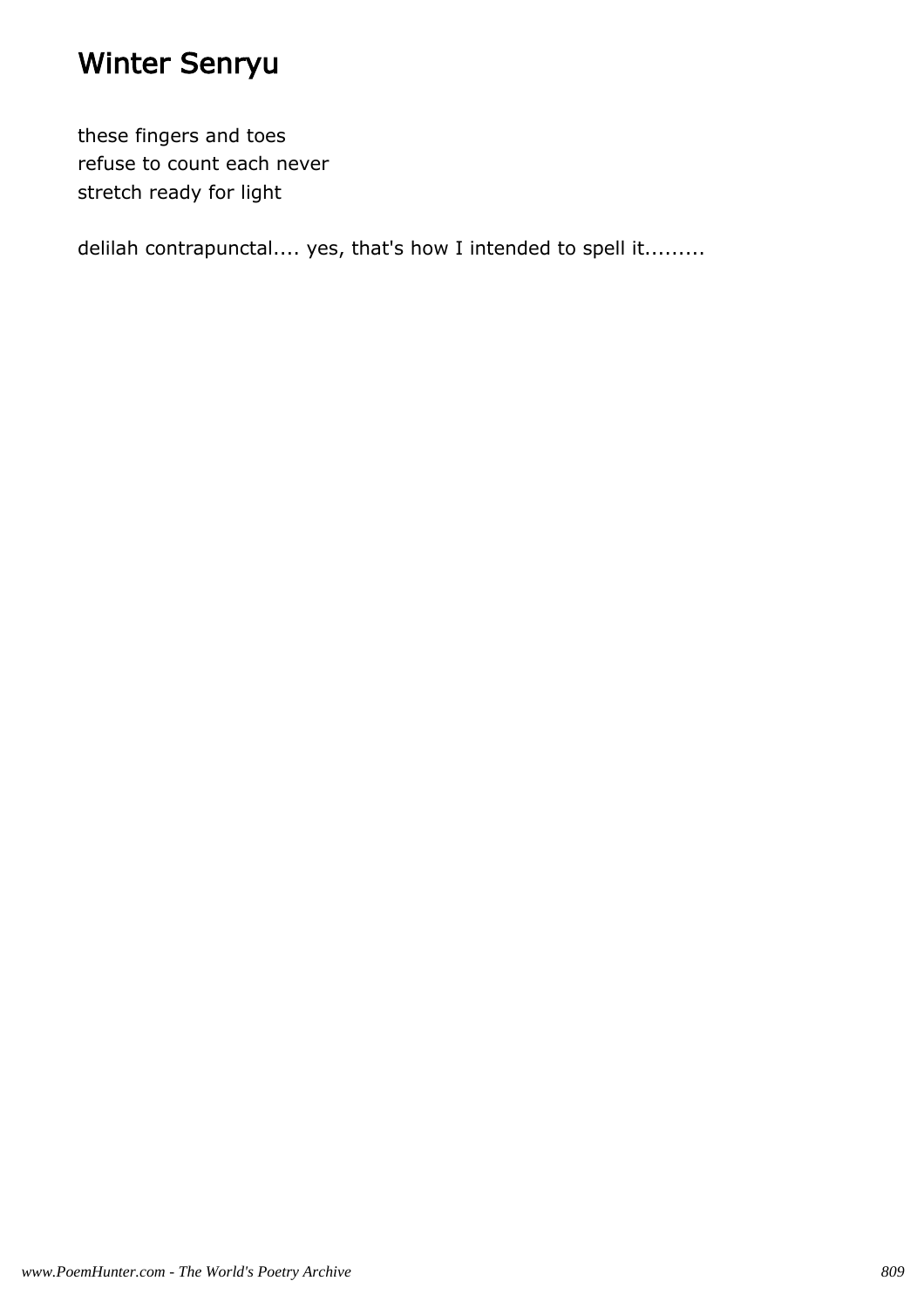# Winter Senryu

these fingers and toes
refuse to count each never
stretch ready for light

delilah contrapunctal.... yes, that's how I intended to spell it.........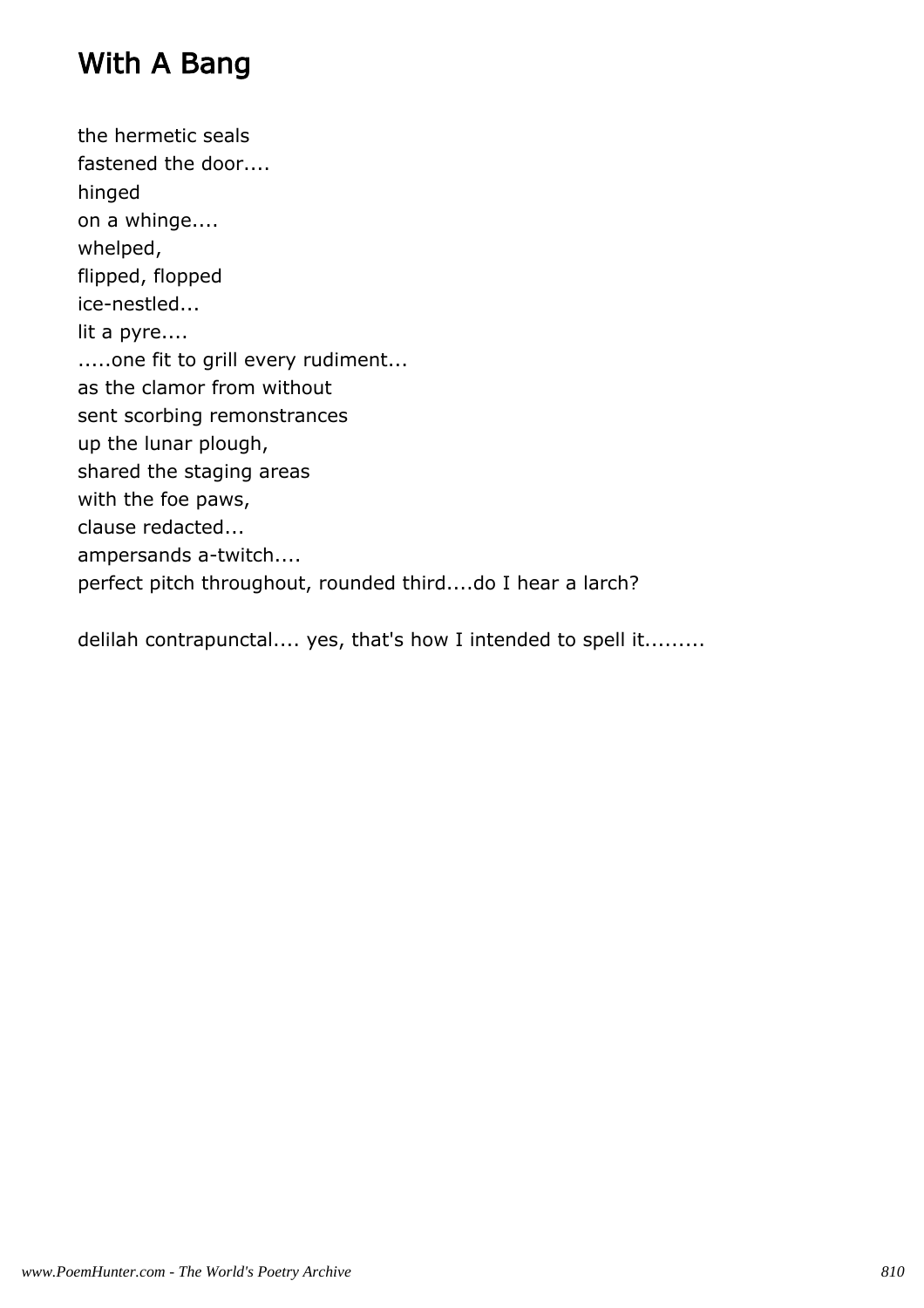# With A Bang

the hermetic seals  
fastened the door....  
hinged  
on a whinge....  
whelped,  
flipped, flopped  
ice-nestled...  
lit a pyre....  
.....one fit to grill every rudiment...  
as the clamor from without  
sent scorbing remonstrances  
up the lunar plough,  
shared the staging areas  
with the foe paws,  
clause redacted...  
ampersands a-twitch....  
perfect pitch throughout, rounded third....do I hear a larch?

delilah contrapunctal.... yes, that's how I intended to spell it.........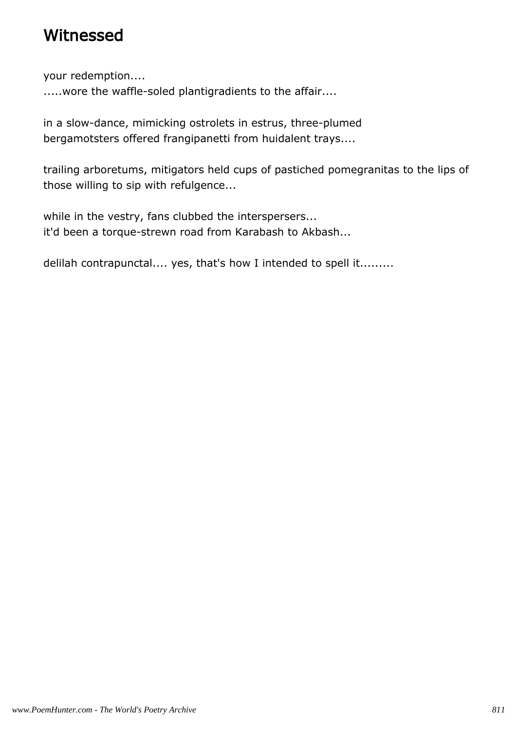# Witnessed

your redemption....
.....wore the waffle-soled plantigradients to the affair....

in a slow-dance, mimicking ostrolets in estrus, three-plumed bergamotsters offered frangipanetti from huidalent trays....

trailing arboretums, mitigators held cups of pastiched pomegranitas to the lips of those willing to sip with refulgence...

while in the vestry, fans clubbed the interspersers...
it'd been a torque-strewn road from Karabash to Akbash...

delilah contrapunctal.... yes, that's how I intended to spell it.........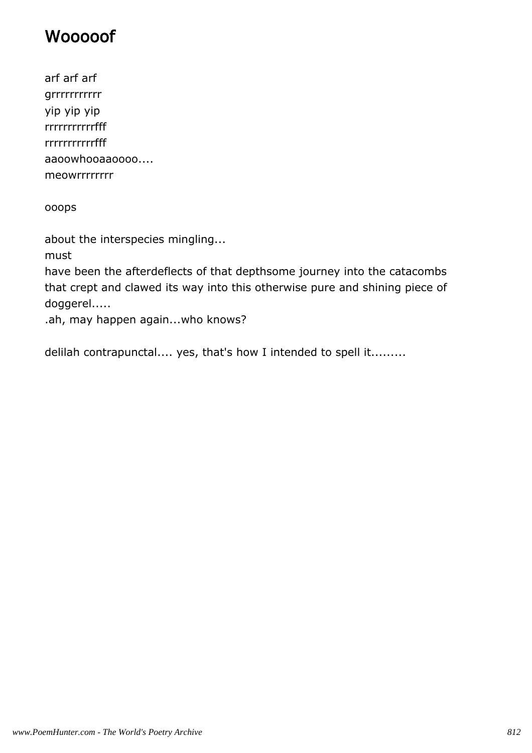# Wooooof

arf arf arf
grrrrrrrrrrr
yip yip yip
rrrrrrrrrrrfff
rrrrrrrrrrrfff
aaoowhooaaoooo....
meowrrrrrrrr

ooops

about the interspecies mingling...
must
have been the afterdeflects of that depthsome journey into the catacombs that crept and clawed its way into this otherwise pure and shining piece of doggerel.....
.ah, may happen again...who knows?

delilah contrapunctal.... yes, that's how I intended to spell it.........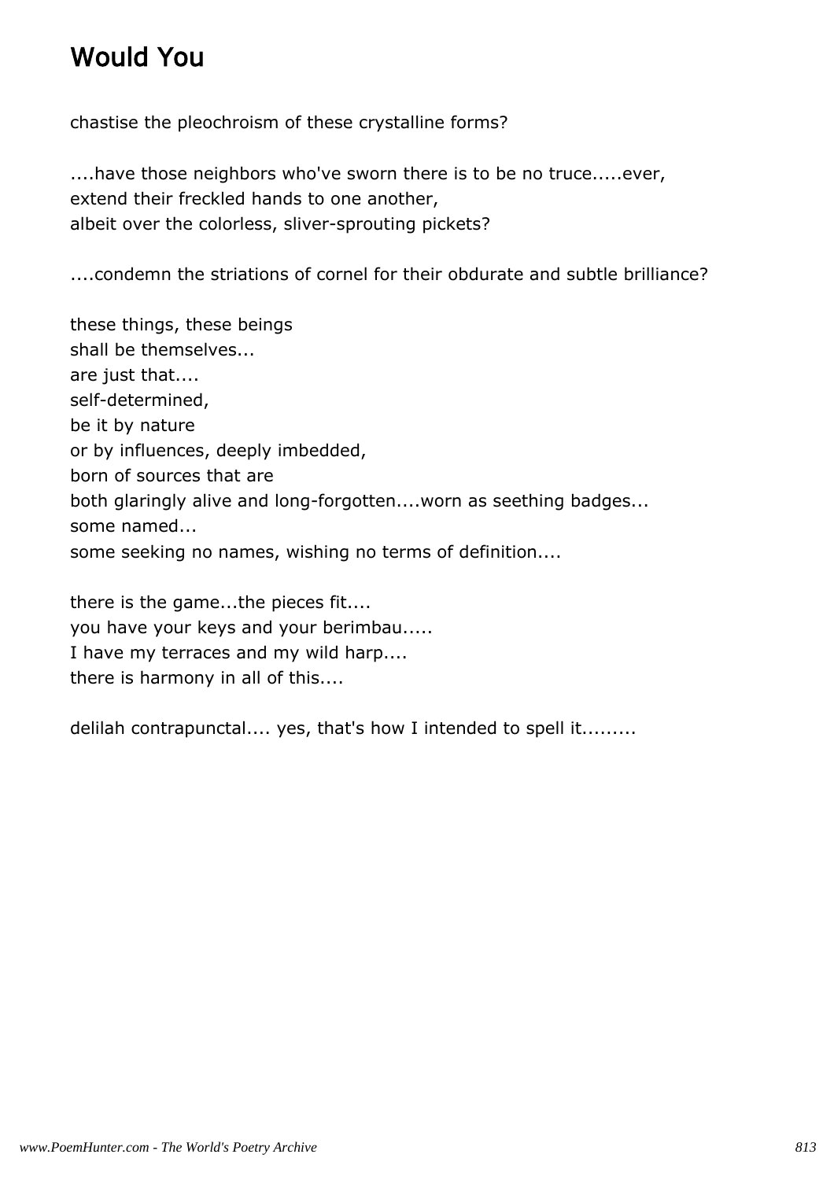# Would You

chastise the pleochroism of these crystalline forms?

....have those neighbors who've sworn there is to be no truce.....ever,
extend their freckled hands to one another,
albeit over the colorless, sliver-sprouting pickets?

....condemn the striations of cornel for their obdurate and subtle brilliance?

these things, these beings
shall be themselves...
are just that....
self-determined,
be it by nature
or by influences, deeply imbedded,
born of sources that are
both glaringly alive and long-forgotten....worn as seething badges...
some named...
some seeking no names, wishing no terms of definition....

there is the game...the pieces fit....
you have your keys and your berimbau.....
I have my terraces and my wild harp....
there is harmony in all of this....

delilah contrapunctal.... yes, that's how I intended to spell it.........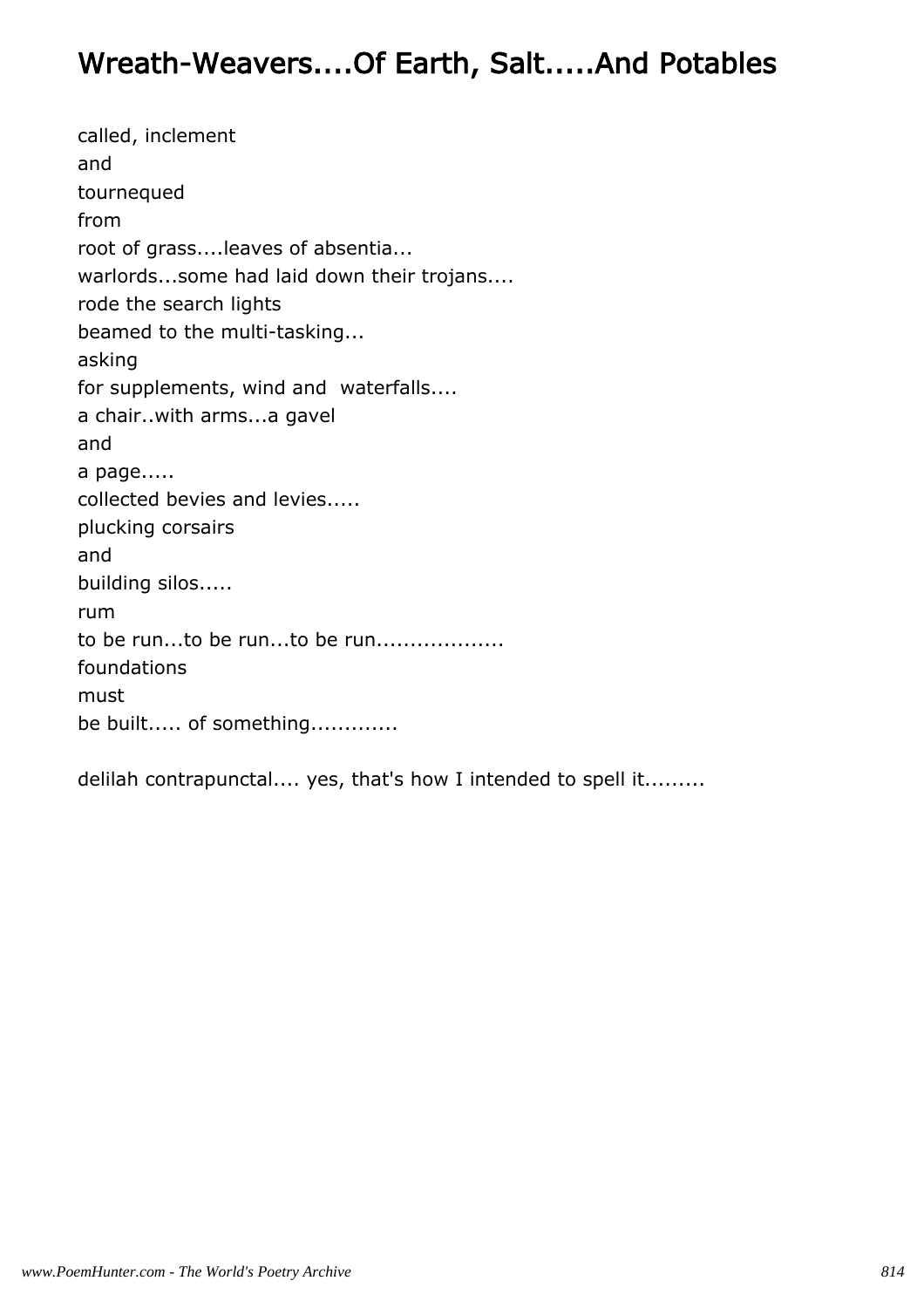# Wreath-Weavers....Of Earth, Salt.....And Potables

called, inclement
and
tournequed
from
root of grass....leaves of absentia...
warlords...some had laid down their trojans....
rode the search lights
beamed to the multi-tasking...
asking
for supplements, wind and  waterfalls....
a chair..with arms...a gavel
and
a page.....
collected bevies and levies.....
plucking corsairs
and
building silos.....
rum
to be run...to be run...to be run..................
foundations
must
be built..... of something............

delilah contrapunctal.... yes, that's how I intended to spell it.........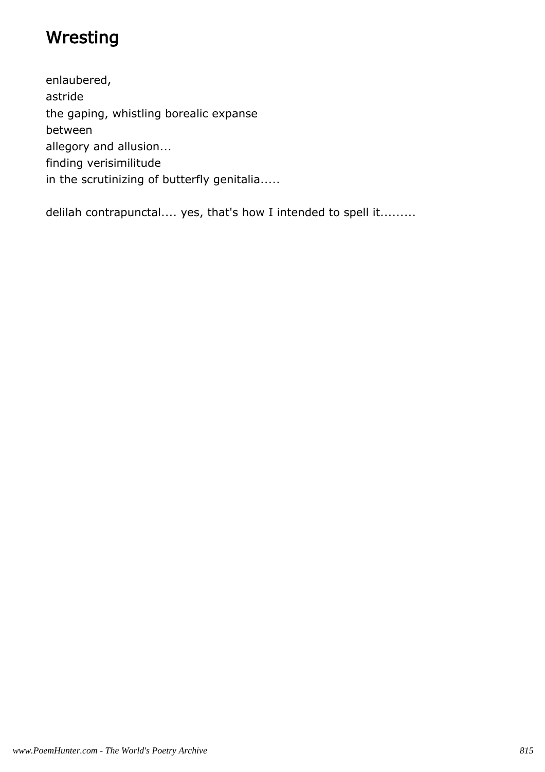# Wresting

enlaubered,
astride
the gaping, whistling borealic expanse
between
allegory and allusion...
finding verisimilitude
in the scrutinizing of butterfly genitalia.....

delilah contrapunctal.... yes, that's how I intended to spell it.........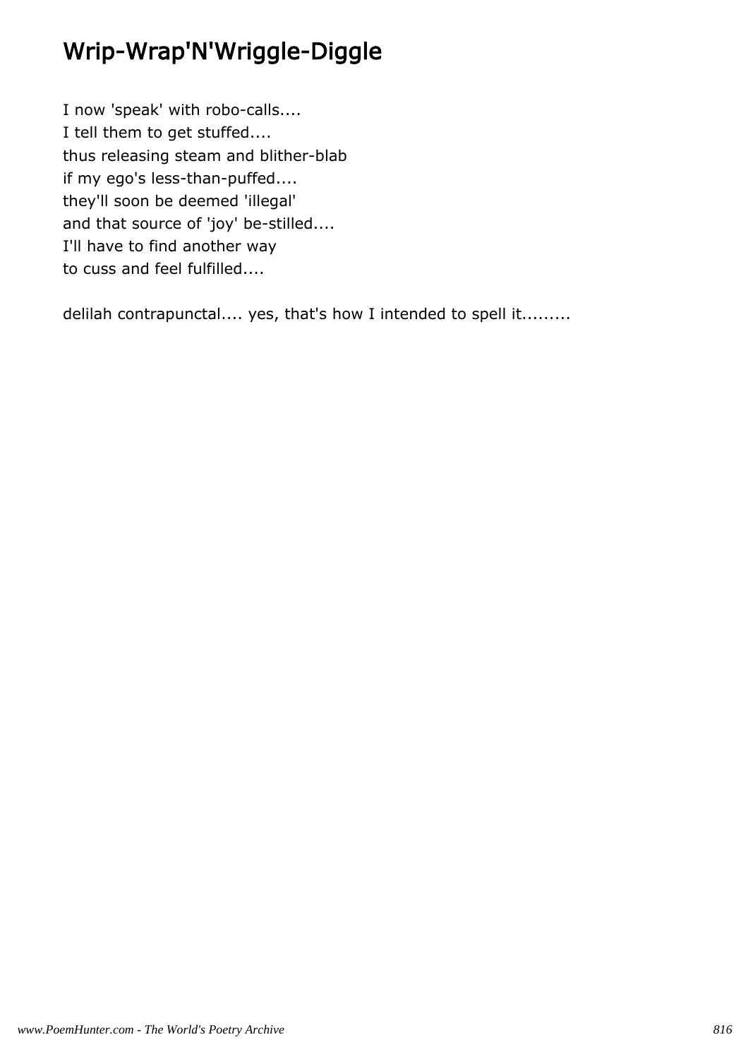# Wrip-Wrap'N'Wriggle-Diggle

I now 'speak' with robo-calls....
I tell them to get stuffed....
thus releasing steam and blither-blab
if my ego's less-than-puffed....
they'll soon be deemed 'illegal'
and that source of 'joy' be-stilled....
I'll have to find another way
to cuss and feel fulfilled....

delilah contrapunctal.... yes, that's how I intended to spell it.........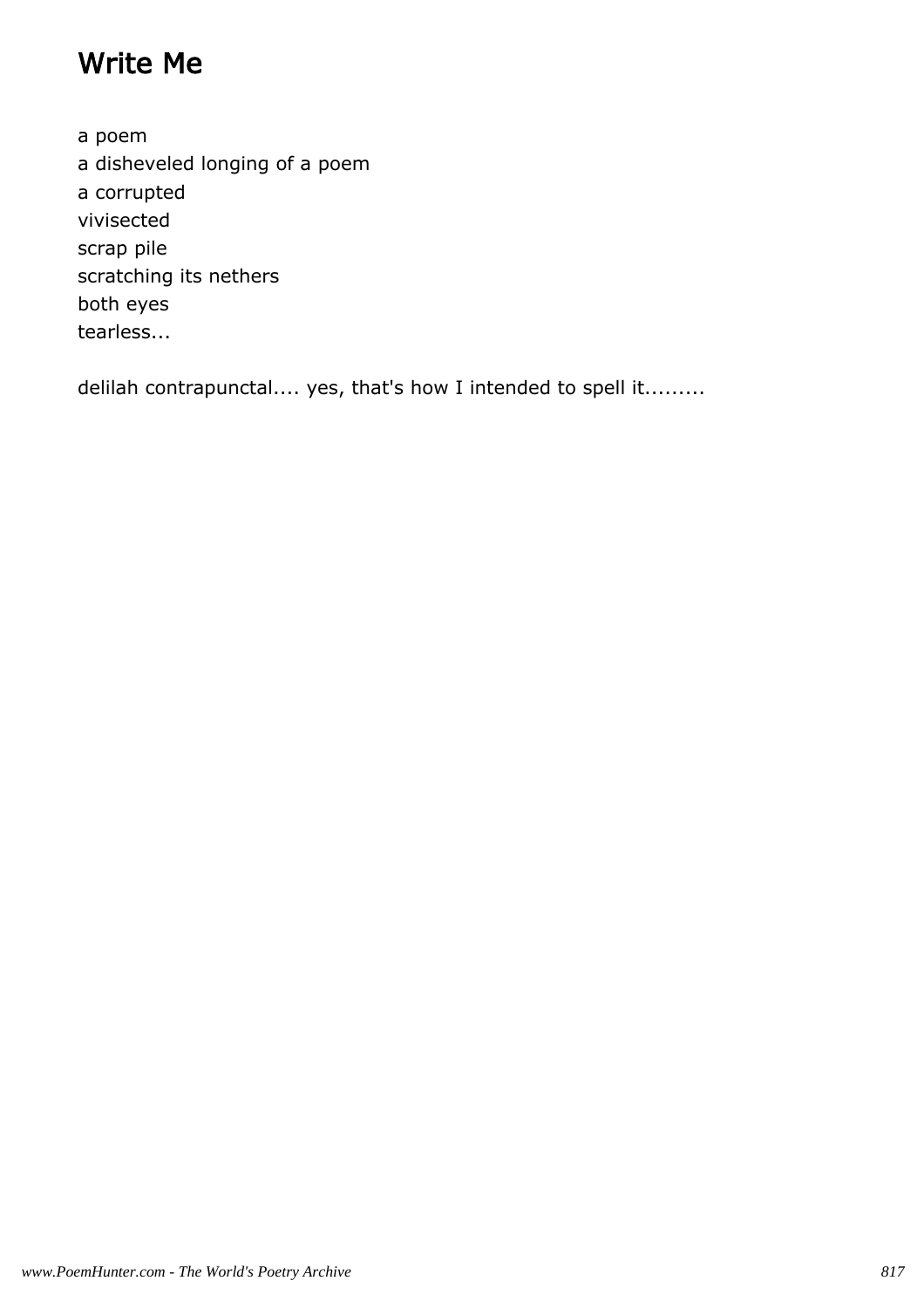# Write Me

a poem  
a disheveled longing of a poem  
a corrupted  
vivisected  
scrap pile  
scratching its nethers  
both eyes  
tearless...

delilah contrapunctal.... yes, that's how I intended to spell it.........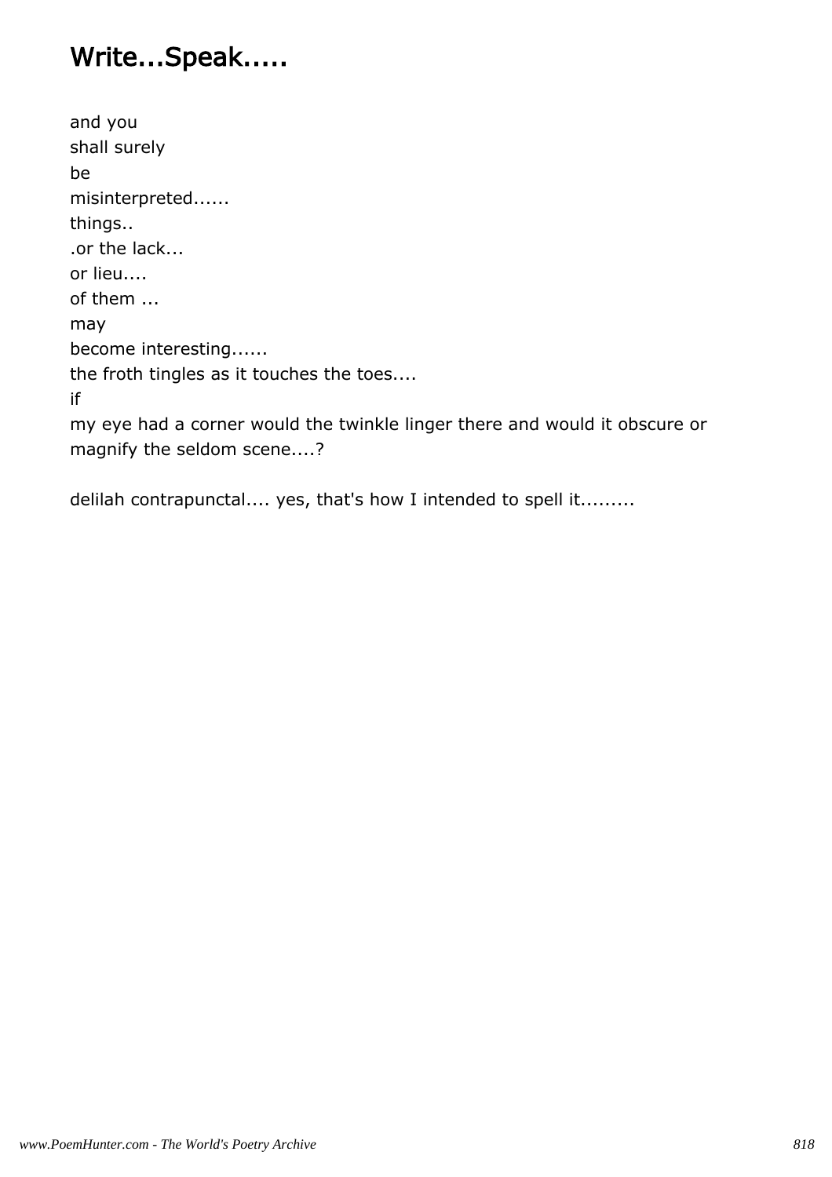# Write...Speak.....

and you  
shall surely  
be  
misinterpreted......  
things..  
.or the lack...  
or lieu....  
of them ...  
may  
become interesting......  
the froth tingles as it touches the toes....  
if  
my eye had a corner would the twinkle linger there and would it obscure or magnify the seldom scene....?

delilah contrapunctal.... yes, that's how I intended to spell it.........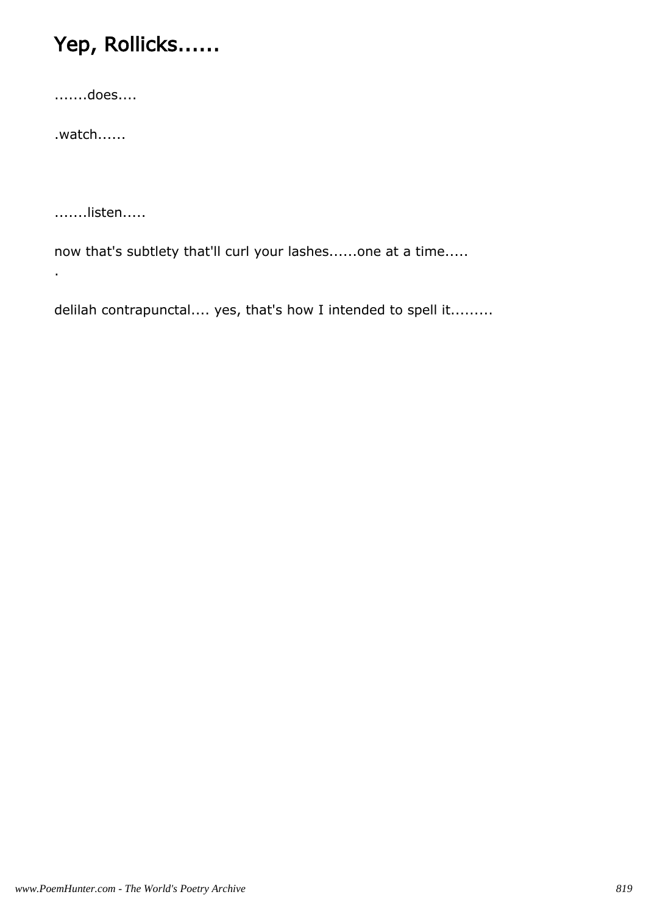# Yep, Rollicks......

.......does....

.watch......

.......listen.....

now that's subtlety that'll curl your lashes......one at a time.....

.

delilah contrapunctal.... yes, that's how I intended to spell it.........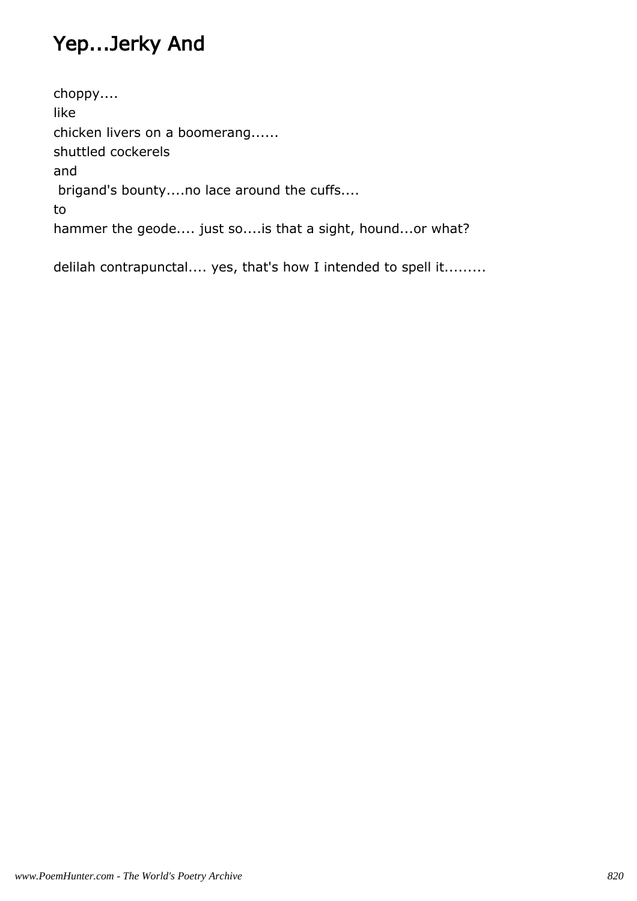# Yep...Jerky And

choppy....
like
chicken livers on a boomerang......
shuttled cockerels
and
brigand's bounty....no lace around the cuffs....
to
hammer the geode.... just so....is that a sight, hound...or what?

delilah contrapunctal.... yes, that's how I intended to spell it.........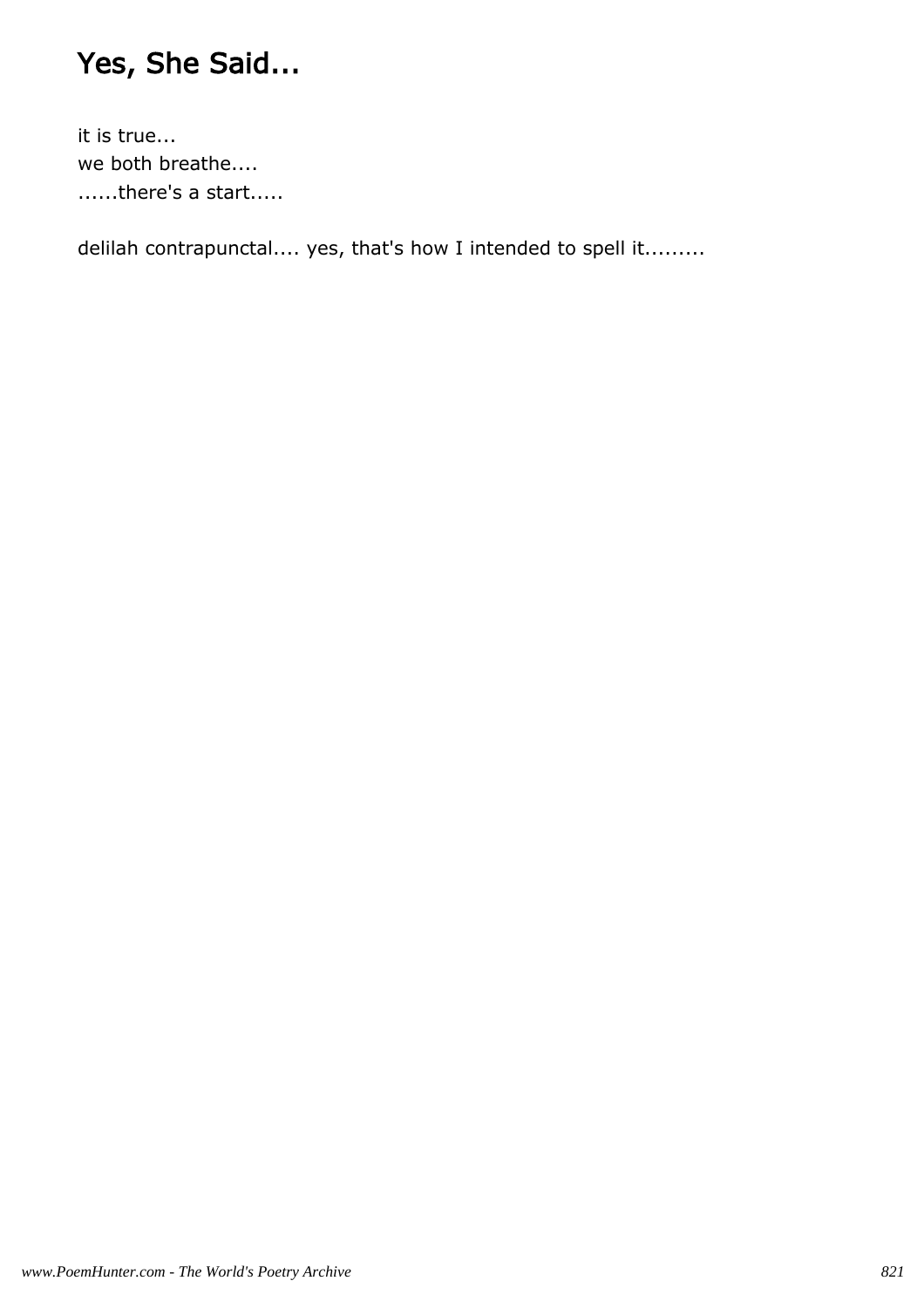# Yes, She Said...

it is true...
we both breathe....
......there's a start.....

delilah contrapunctal.... yes, that's how I intended to spell it.........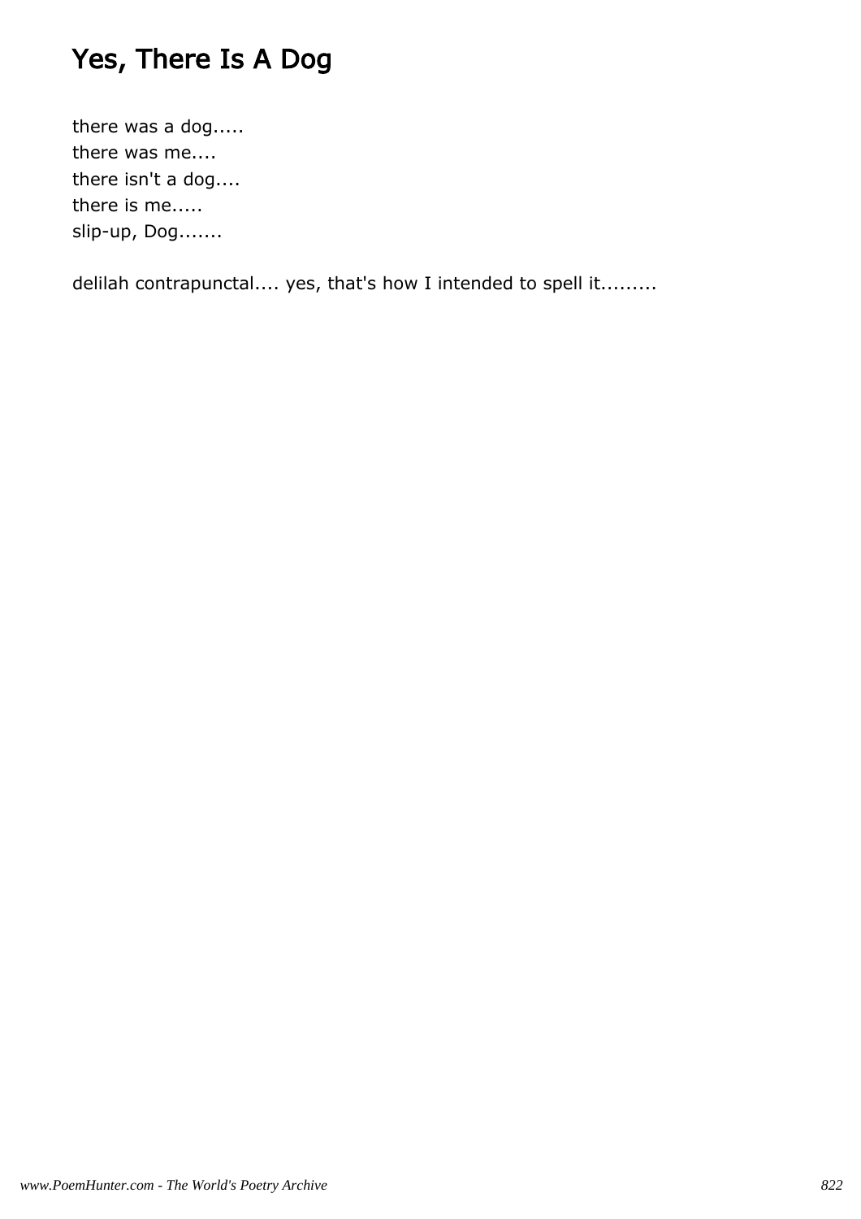# Yes, There Is A Dog

there was a dog.....
there was me....
there isn't a dog....
there is me.....
slip-up, Dog.......

delilah contrapunctal.... yes, that's how I intended to spell it.........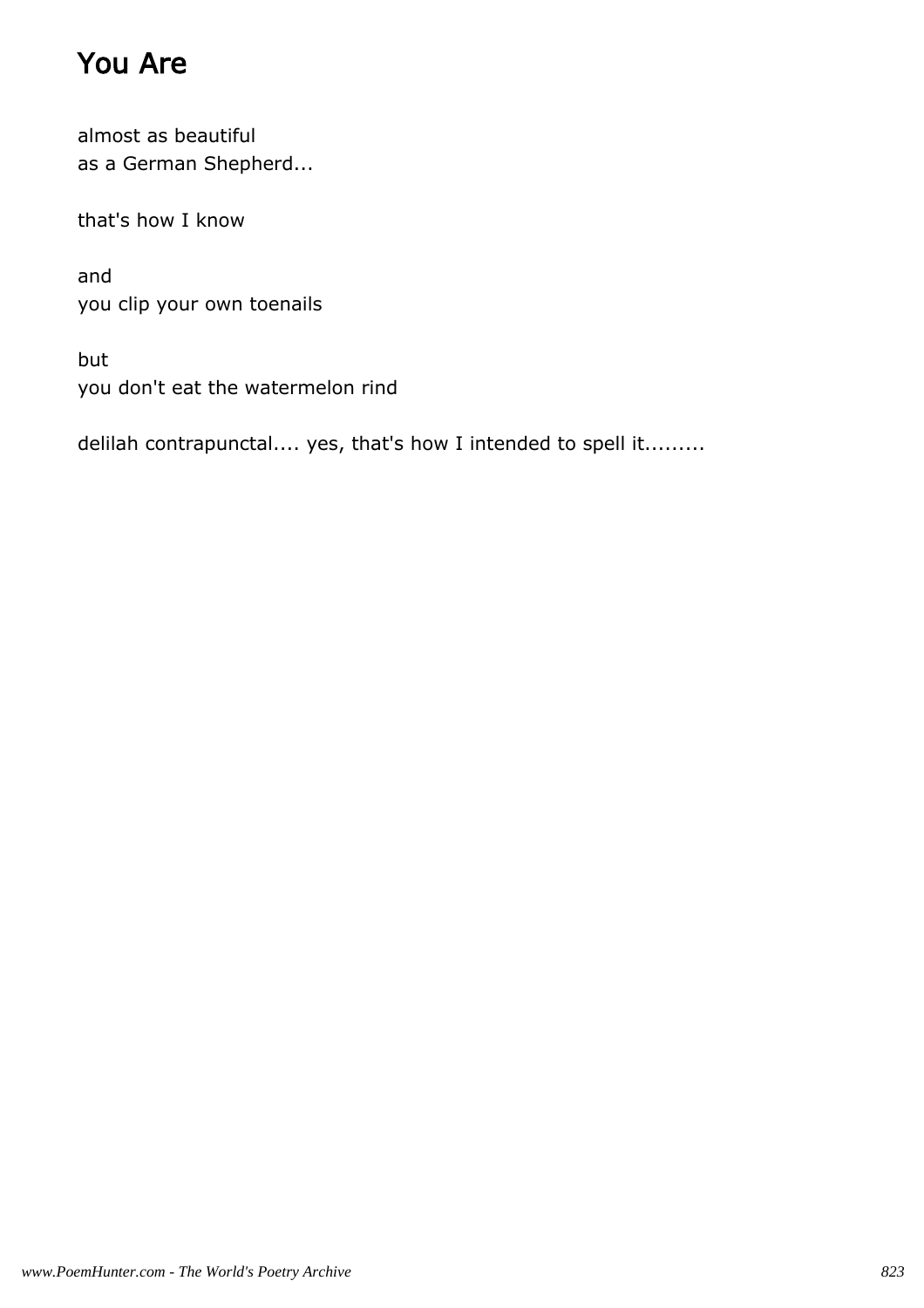# You Are

almost as beautiful
as a German Shepherd...

that's how I know

and
you clip your own toenails

but
you don't eat the watermelon rind

delilah contrapunctal.... yes, that's how I intended to spell it.........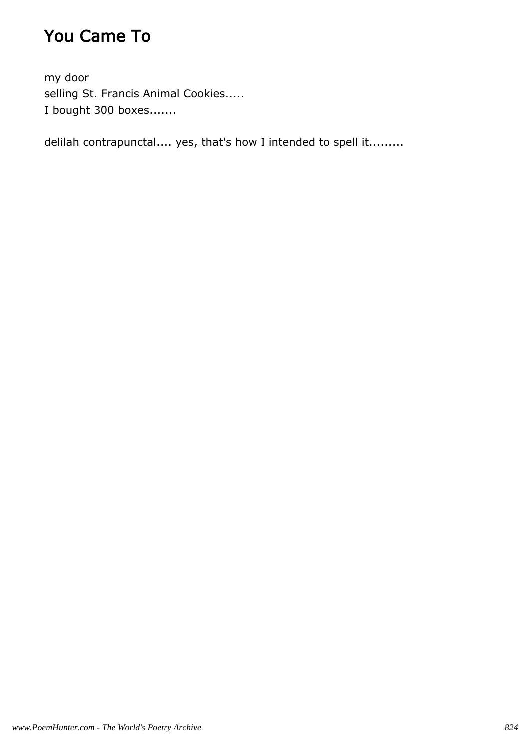# You Came To

my door
selling St. Francis Animal Cookies.....
I bought 300 boxes.......

delilah contrapunctal.... yes, that's how I intended to spell it.........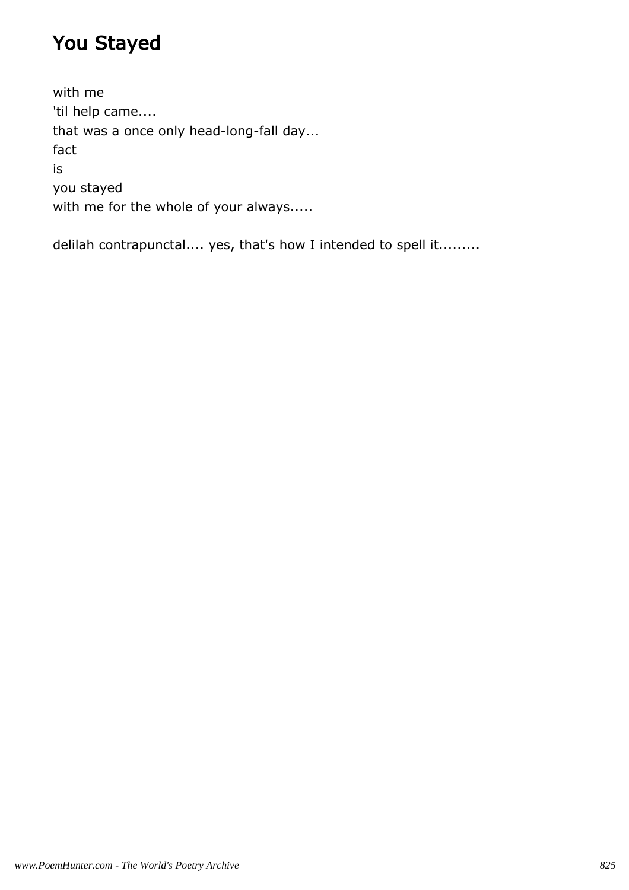# You Stayed

with me
'til help came....
that was a once only head-long-fall day...
fact
is
you stayed
with me for the whole of your always.....

delilah contrapunctal.... yes, that's how I intended to spell it.........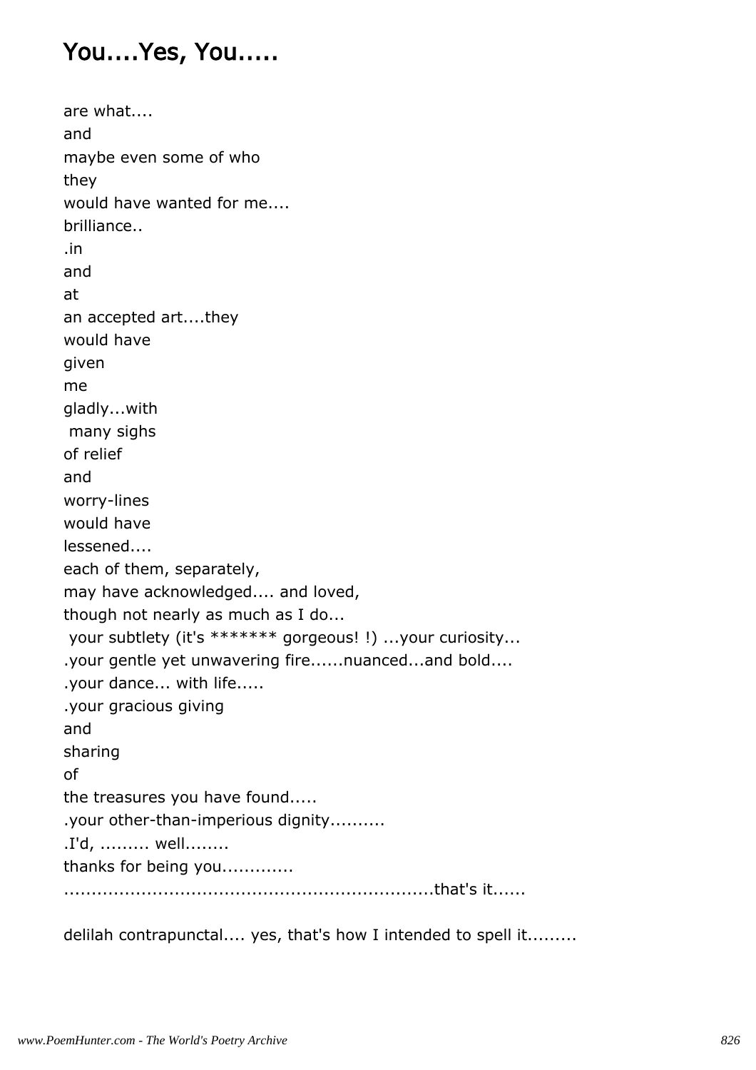# You....Yes, You.....

are what....
and
maybe even some of who
they
would have wanted for me....
brilliance..
.in
and
at
an accepted art....they
would have
given
me
gladly...with
 many sighs
of relief
and
worry-lines
would have
lessened....
each of them, separately,
may have acknowledged.... and loved,
though not nearly as much as I do...
 your subtlety (it's ******* gorgeous! !) ...your curiosity...
.your gentle yet unwavering fire......nuanced...and bold....
.your dance... with life.....
.your gracious giving
and
sharing
of
the treasures you have found.....
.your other-than-imperious dignity..........
.I'd, ......... well........
thanks for being you............
..................................................................that's it......

delilah contrapunctal.... yes, that's how I intended to spell it.........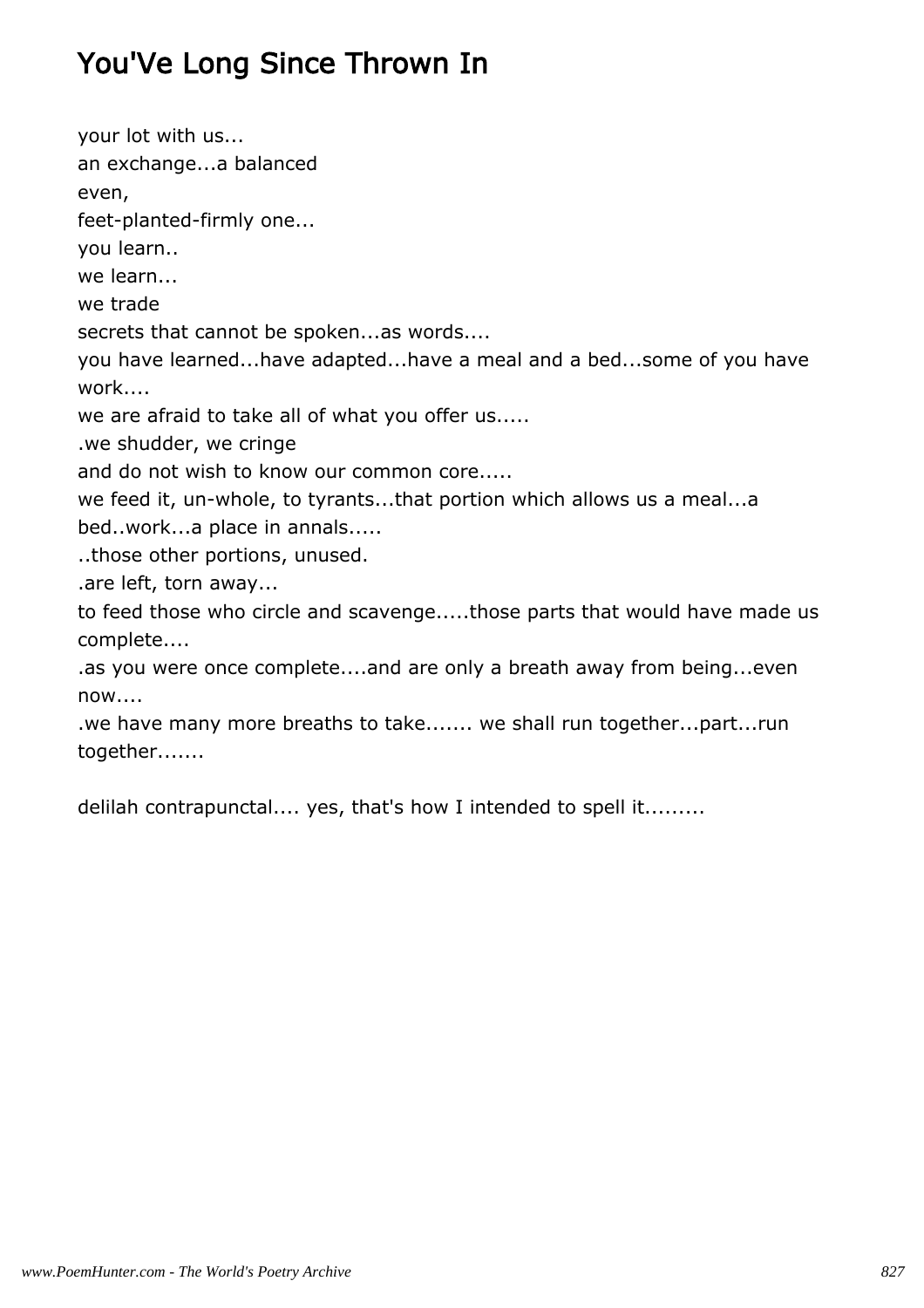# You'Ve Long Since Thrown In

your lot with us...
an exchange...a balanced
even,
feet-planted-firmly one...
you learn..
we learn...
we trade
secrets that cannot be spoken...as words....
you have learned...have adapted...have a meal and a bed...some of you have work....
we are afraid to take all of what you offer us.....
.we shudder, we cringe
and do not wish to know our common core.....
we feed it, un-whole, to tyrants...that portion which allows us a meal...a bed..work...a place in annals.....
..those other portions, unused.
.are left, torn away...
to feed those who circle and scavenge.....those parts that would have made us complete....
.as you were once complete....and are only a breath away from being...even now....
.we have many more breaths to take....... we shall run together...part...run together.......

delilah contrapunctal.... yes, that's how I intended to spell it.........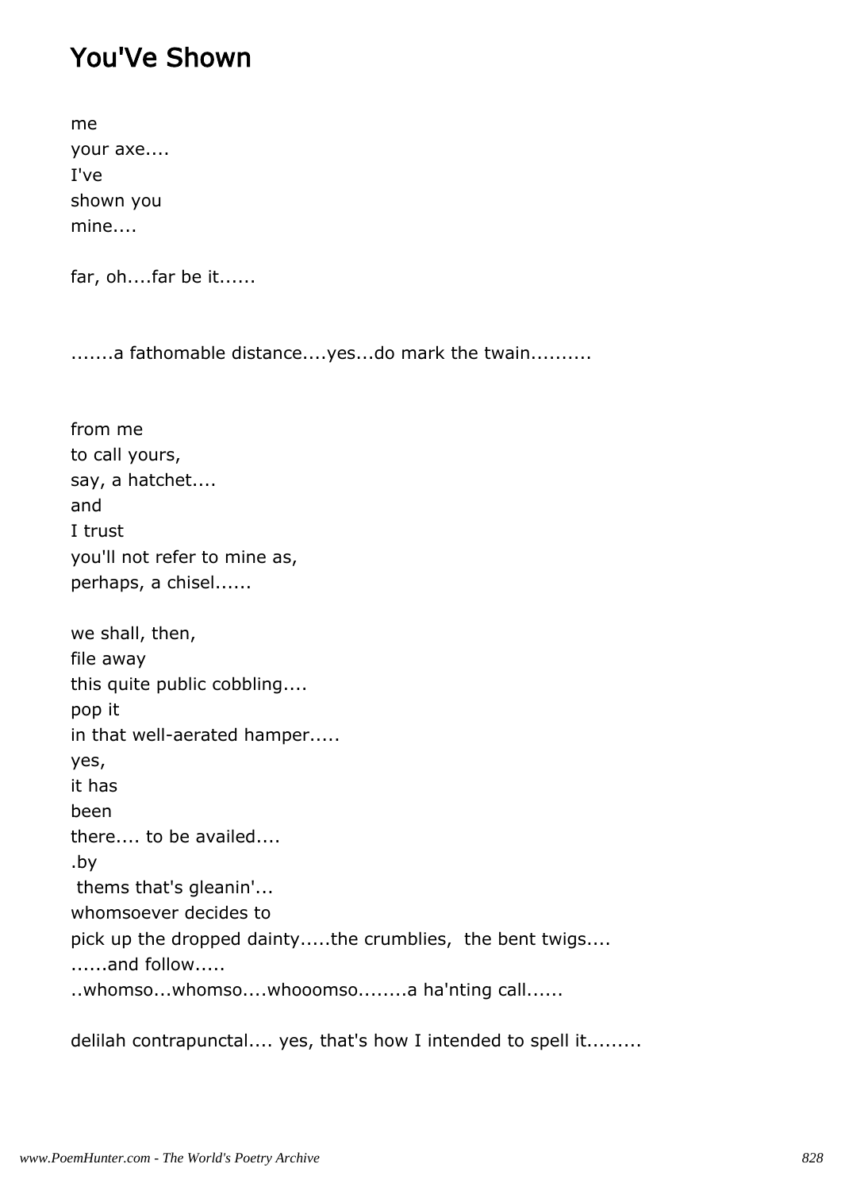# You'Ve Shown

me  
your axe....  
I've  
shown you  
mine....

far, oh....far be it......

.......a fathomable distance....yes...do mark the twain..........

from me  
to call yours,  
say, a hatchet....  
and  
I trust  
you'll not refer to mine as,  
perhaps, a chisel......

we shall, then,  
file away  
this quite public cobbling....  
pop it  
in that well-aerated hamper.....  
yes,  
it has  
been  
there.... to be availed....  
.by  
 thems that's gleanin'...  
whomsoever decides to  
pick up the dropped dainty.....the crumblies,  the bent twigs....  
......and follow.....  
..whomso...whomso....whooomso........a ha'nting call......

delilah contrapunctal.... yes, that's how I intended to spell it.........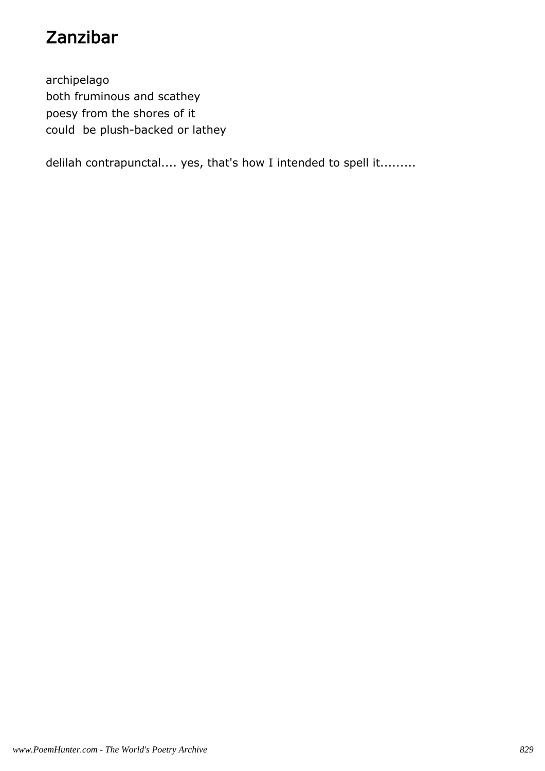# Zanzibar

archipelago
both fruminous and scathey
poesy from the shores of it
could  be plush-backed or lathey

delilah contrapunctal.... yes, that's how I intended to spell it.........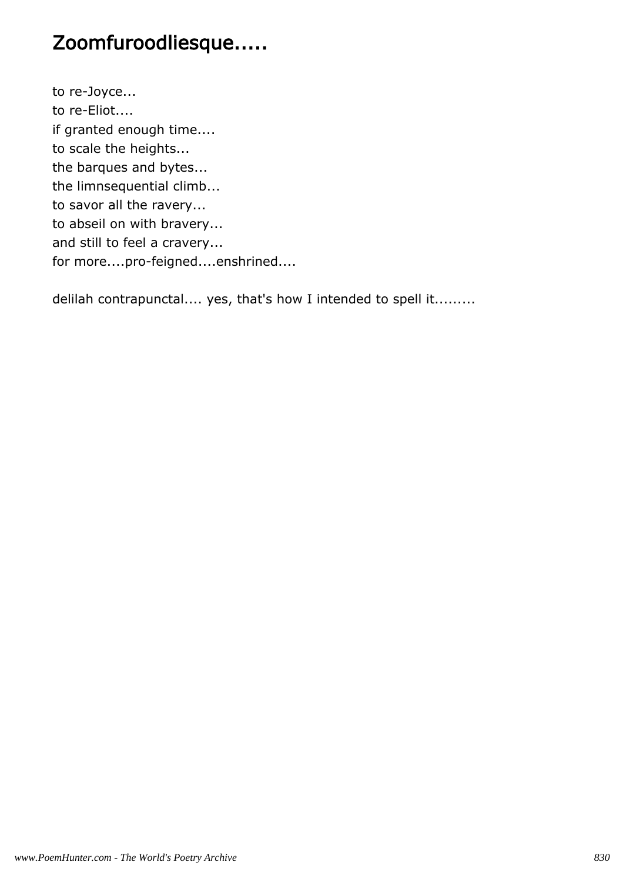# Zoomfuroodliesque.....

to re-Joyce...
to re-Eliot....
if granted enough time....
to scale the heights...
the barques and bytes...
the limnsequential climb...
to savor all the ravery...
to abseil on with bravery...
and still to feel a cravery...
for more....pro-feigned....enshrined....

delilah contrapunctal.... yes, that's how I intended to spell it.........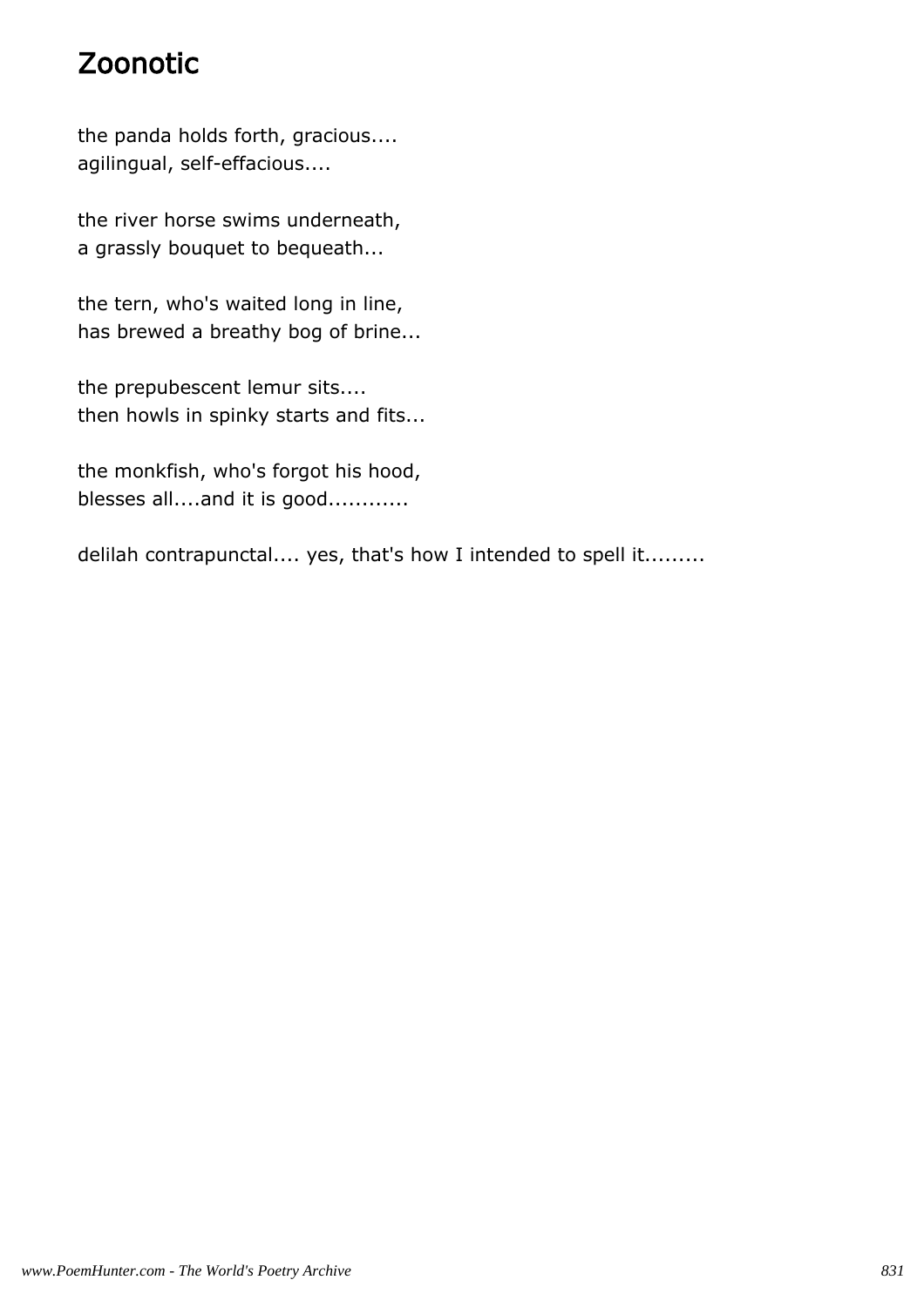# Zoonotic

the panda holds forth, gracious....
agilingual, self-effacious....

the river horse swims underneath,
a grassly bouquet to bequeath...

the tern, who's waited long in line,
has brewed a breathy bog of brine...

the prepubescent lemur sits....
then howls in spinky starts and fits...

the monkfish, who's forgot his hood,
blesses all....and it is good............

delilah contrapunctal.... yes, that's how I intended to spell it.........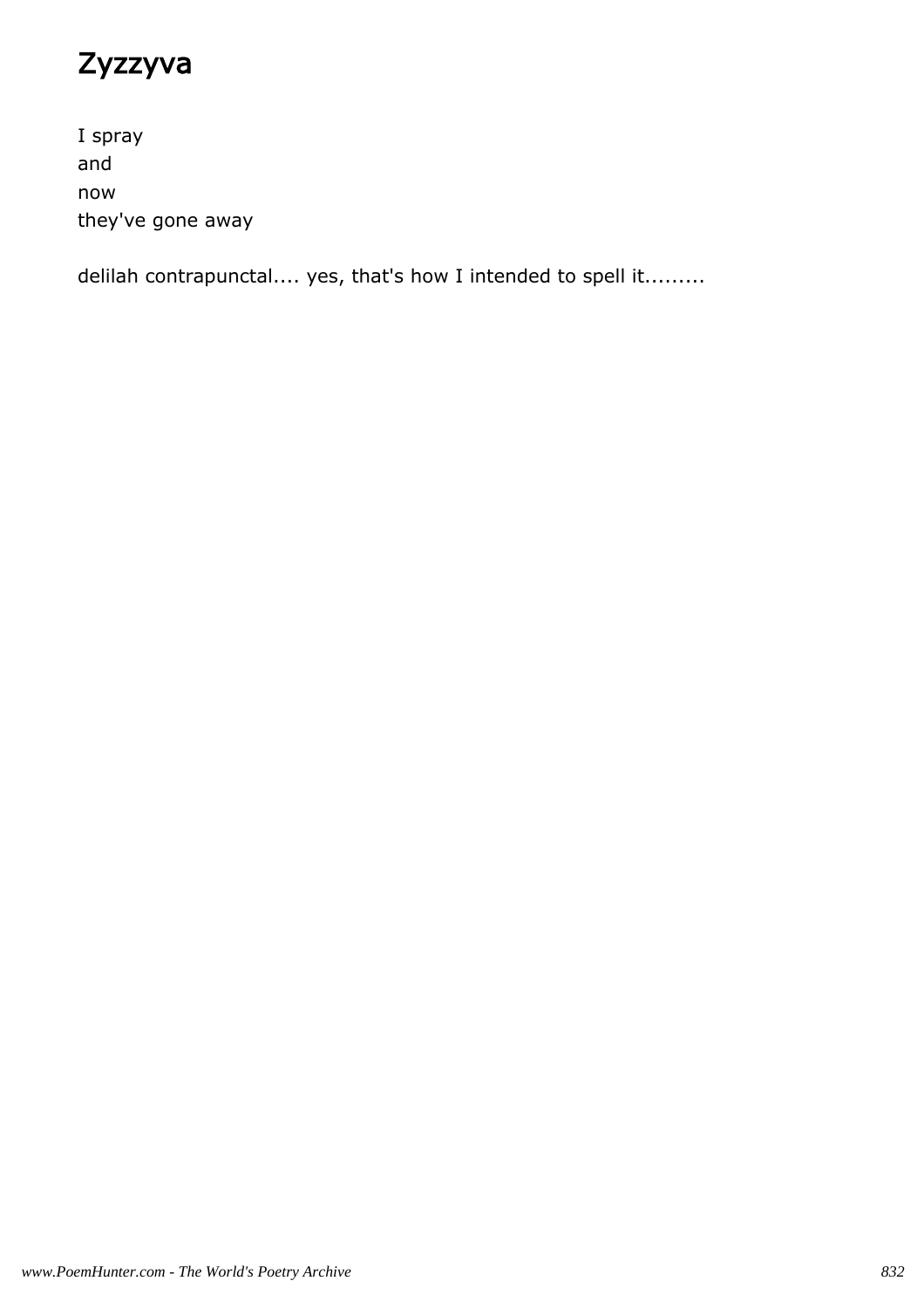# Zyzzyva

I spray
and
now
they've gone away

delilah contrapunctal.... yes, that's how I intended to spell it.........